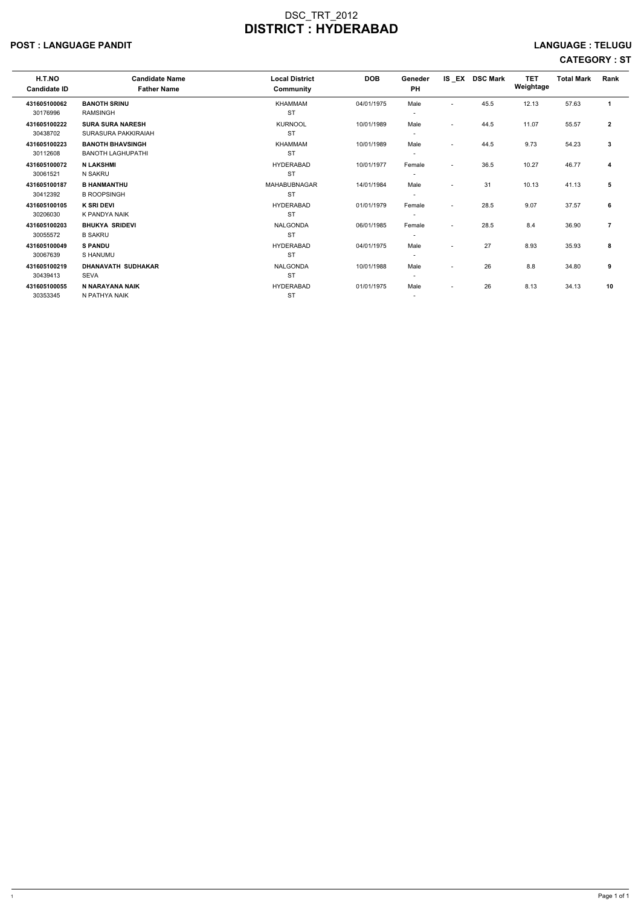# DSC_TRT_2012

# DISTRICT : HYDERABAD

**POST : LANGUAGE PANDIT** **LANGUAGE : TELUGU**

**CATEGORY : ST**

| H.T.NO<br>Candidate ID | Candidate Name<br>Father Name | Local District<br>Community | DOB | Geneder<br>PH | IS _EX | DSC Mark | TET Weightage | Total Mark | Rank |
|---|---|---|---|---|---|---|---|---|---|
| **431605100062**<br>30176996 | **BANOTH SRINU**<br>RAMSINGH | KHAMMAM<br>ST | 04/01/1975 | Male<br>- | - | 45.5 | 12.13 | 57.63 | **1** |
| **431605100222**<br>30438702 | **SURA SURA NARESH**<br>SURASURA PAKKIRAIAH | KURNOOL<br>ST | 10/01/1989 | Male<br>- | - | 44.5 | 11.07 | 55.57 | **2** |
| **431605100223**<br>30112608 | **BANOTH BHAVSINGH**<br>BANOTH LAGHUPATHI | KHAMMAM<br>ST | 10/01/1989 | Male<br>- | - | 44.5 | 9.73 | 54.23 | **3** |
| **431605100072**<br>30061521 | **N LAKSHMI**<br>N SAKRU | HYDERABAD<br>ST | 10/01/1977 | Female<br>- | - | 36.5 | 10.27 | 46.77 | **4** |
| **431605100187**<br>30412392 | **B HANMANTHU**<br>B ROOPSINGH | MAHABUBNAGAR<br>ST | 14/01/1984 | Male<br>- | - | 31 | 10.13 | 41.13 | **5** |
| **431605100105**<br>30206030 | **K SRI DEVI**<br>K PANDYA NAIK | HYDERABAD<br>ST | 01/01/1979 | Female<br>- | - | 28.5 | 9.07 | 37.57 | **6** |
| **431605100203**<br>30055572 | **BHUKYA SRIDEVI**<br>B SAKRU | NALGONDA<br>ST | 06/01/1985 | Female<br>- | - | 28.5 | 8.4 | 36.90 | **7** |
| **431605100049**<br>30067639 | **S PANDU**<br>S HANUMU | HYDERABAD<br>ST | 04/01/1975 | Male<br>- | - | 27 | 8.93 | 35.93 | **8** |
| **431605100219**<br>30439413 | **DHANAVATH SUDHAKAR**<br>SEVA | NALGONDA<br>ST | 10/01/1988 | Male<br>- | - | 26 | 8.8 | 34.80 | **9** |
| **431605100055**<br>30353345 | **N NARAYANA NAIK**<br>N PATHYA NAIK | HYDERABAD<br>ST | 01/01/1975 | Male<br>- | - | 26 | 8.13 | 34.13 | **10** |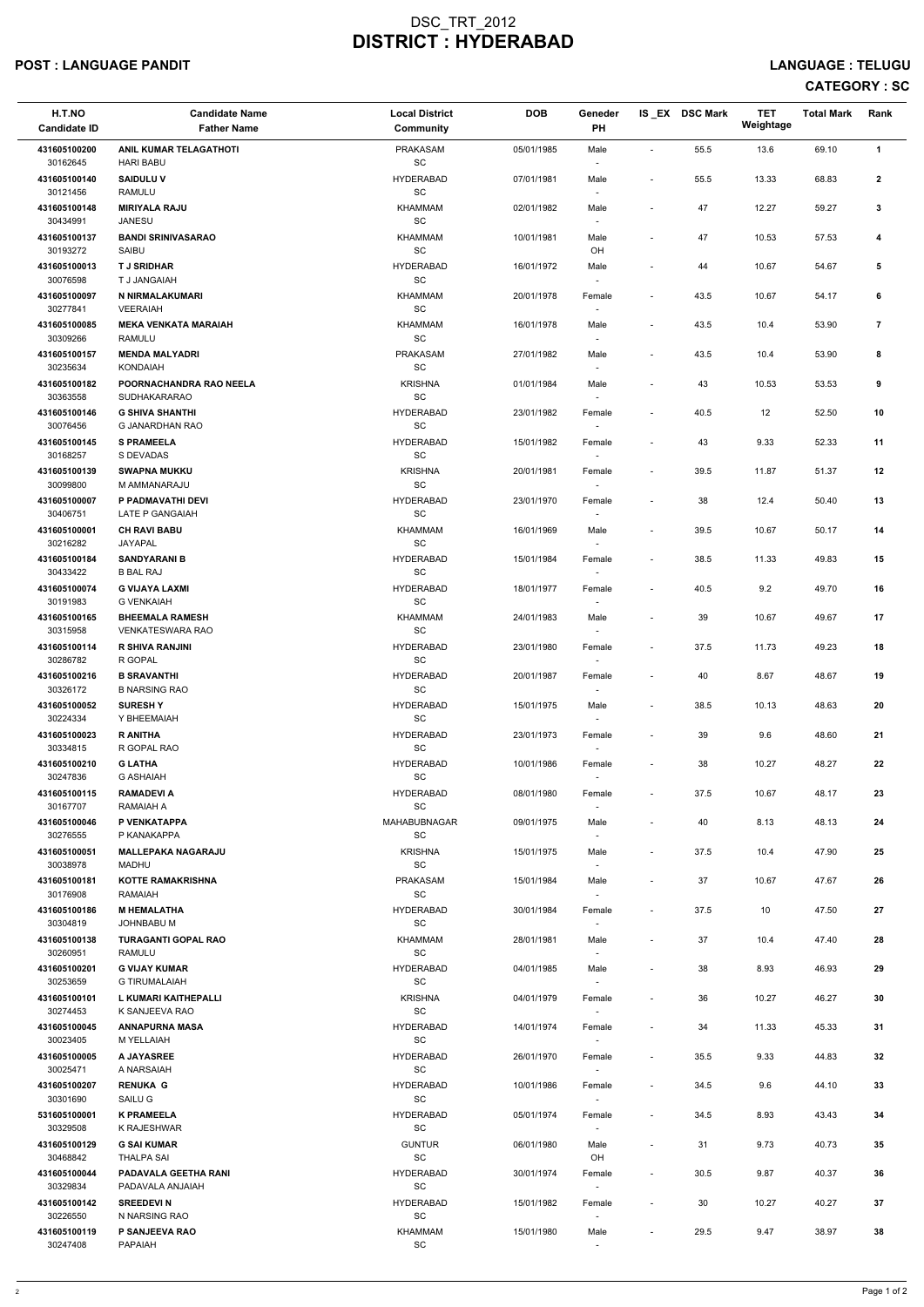# DSC_TRT_2012
# DISTRICT : HYDERABAD

**POST : LANGUAGE PANDIT** | **LANGUAGE : TELUGU**

**CATEGORY : SC**

| H.T.NO<br>Candidate ID | Candidate Name<br>Father Name | Local District<br>Community | DOB | Geneder<br>PH | IS _EX | DSC Mark | TET Weightage | Total Mark | Rank |
|---|---|---|---|---|---|---|---|---|---|
| 431605100200<br>30162645 | ANIL KUMAR TELAGATHOTI<br>HARI BABU | PRAKASAM<br>SC | 05/01/1985 | Male<br>- | - | 55.5 | 13.6 | 69.10 | 1 |
| 431605100140<br>30121456 | SAIDULU V<br>RAMULU | HYDERABAD<br>SC | 07/01/1981 | Male<br>- | - | 55.5 | 13.33 | 68.83 | 2 |
| 431605100148<br>30434991 | MIRIYALA RAJU<br>JANESU | KHAMMAM<br>SC | 02/01/1982 | Male<br>- | - | 47 | 12.27 | 59.27 | 3 |
| 431605100137<br>30193272 | BANDI SRINIVASARAO<br>SAIBU | KHAMMAM<br>SC | 10/01/1981 | Male<br>OH | - | 47 | 10.53 | 57.53 | 4 |
| 431605100013<br>30076598 | T J SRIDHAR<br>T J JANGAIAH | HYDERABAD<br>SC | 16/01/1972 | Male<br>- | - | 44 | 10.67 | 54.67 | 5 |
| 431605100097<br>30277841 | N NIRMALAKUMARI<br>VEERAIAH | KHAMMAM<br>SC | 20/01/1978 | Female<br>- | - | 43.5 | 10.67 | 54.17 | 6 |
| 431605100085<br>30309266 | MEKA VENKATA MARAIAH<br>RAMULU | KHAMMAM<br>SC | 16/01/1978 | Male<br>- | - | 43.5 | 10.4 | 53.90 | 7 |
| 431605100157<br>30235634 | MENDA MALYADRI<br>KONDAIAH | PRAKASAM<br>SC | 27/01/1982 | Male<br>- | - | 43.5 | 10.4 | 53.90 | 8 |
| 431605100182<br>30363558 | POORNACHANDRA RAO NEELA<br>SUDHAKARARAO | KRISHNA<br>SC | 01/01/1984 | Male<br>- | - | 43 | 10.53 | 53.53 | 9 |
| 431605100146<br>30076456 | G SHIVA SHANTHI<br>G JANARDHAN RAO | HYDERABAD<br>SC | 23/01/1982 | Female<br>- | - | 40.5 | 12 | 52.50 | 10 |
| 431605100145<br>30168257 | S PRAMEELA<br>S DEVADAS | HYDERABAD<br>SC | 15/01/1982 | Female<br>- | - | 43 | 9.33 | 52.33 | 11 |
| 431605100139<br>30099800 | SWAPNA MUKKU<br>M AMMANARAJU | KRISHNA<br>SC | 20/01/1981 | Female<br>- | - | 39.5 | 11.87 | 51.37 | 12 |
| 431605100007<br>30406751 | P PADMAVATHI DEVI<br>LATE P GANGAIAH | HYDERABAD<br>SC | 23/01/1970 | Female<br>- | - | 38 | 12.4 | 50.40 | 13 |
| 431605100001<br>30216282 | CH RAVI BABU<br>JAYAPAL | KHAMMAM<br>SC | 16/01/1969 | Male<br>- | - | 39.5 | 10.67 | 50.17 | 14 |
| 431605100184<br>30433422 | SANDYARANI B<br>B BAL RAJ | HYDERABAD<br>SC | 15/01/1984 | Female<br>- | - | 38.5 | 11.33 | 49.83 | 15 |
| 431605100074<br>30191983 | G VIJAYA LAXMI<br>G VENKAIAH | HYDERABAD<br>SC | 18/01/1977 | Female<br>- | - | 40.5 | 9.2 | 49.70 | 16 |
| 431605100165<br>30315958 | BHEEMALA RAMESH<br>VENKATESWARA RAO | KHAMMAM<br>SC | 24/01/1983 | Male<br>- | - | 39 | 10.67 | 49.67 | 17 |
| 431605100114<br>30286782 | R SHIVA RANJINI<br>R GOPAL | HYDERABAD<br>SC | 23/01/1980 | Female<br>- | - | 37.5 | 11.73 | 49.23 | 18 |
| 431605100216<br>30326172 | B SRAVANTHI<br>B NARSING RAO | HYDERABAD<br>SC | 20/01/1987 | Female<br>- | - | 40 | 8.67 | 48.67 | 19 |
| 431605100052<br>30224334 | SURESH Y<br>Y BHEEMAIAH | HYDERABAD<br>SC | 15/01/1975 | Male<br>- | - | 38.5 | 10.13 | 48.63 | 20 |
| 431605100023<br>30334815 | R ANITHA<br>R GOPAL RAO | HYDERABAD<br>SC | 23/01/1973 | Female<br>- | - | 39 | 9.6 | 48.60 | 21 |
| 431605100210<br>30247836 | G LATHA<br>G ASHAIAH | HYDERABAD<br>SC | 10/01/1986 | Female<br>- | - | 38 | 10.27 | 48.27 | 22 |
| 431605100115<br>30167707 | RAMADEVI A<br>RAMAIAH A | HYDERABAD<br>SC | 08/01/1980 | Female<br>- | - | 37.5 | 10.67 | 48.17 | 23 |
| 431605100046<br>30276555 | P VENKATAPPA<br>P KANAKAPPA | MAHABUBNAGAR<br>SC | 09/01/1975 | Male<br>- | - | 40 | 8.13 | 48.13 | 24 |
| 431605100051<br>30038978 | MALLEPAKA NAGARAJU<br>MADHU | KRISHNA<br>SC | 15/01/1975 | Male<br>- | - | 37.5 | 10.4 | 47.90 | 25 |
| 431605100181<br>30176908 | KOTTE RAMAKRISHNA<br>RAMAIAH | PRAKASAM<br>SC | 15/01/1984 | Male<br>- | - | 37 | 10.67 | 47.67 | 26 |
| 431605100186<br>30304819 | M HEMALATHA<br>JOHNBABU M | HYDERABAD<br>SC | 30/01/1984 | Female<br>- | - | 37.5 | 10 | 47.50 | 27 |
| 431605100138<br>30260951 | TURAGANTI GOPAL RAO<br>RAMULU | KHAMMAM<br>SC | 28/01/1981 | Male<br>- | - | 37 | 10.4 | 47.40 | 28 |
| 431605100201<br>30253659 | G VIJAY KUMAR<br>G TIRUMALAIAH | HYDERABAD<br>SC | 04/01/1985 | Male<br>- | - | 38 | 8.93 | 46.93 | 29 |
| 431605100101<br>30274453 | L KUMARI KAITHEPALLI<br>K SANJEEVA RAO | KRISHNA<br>SC | 04/01/1979 | Female<br>- | - | 36 | 10.27 | 46.27 | 30 |
| 431605100045<br>30023405 | ANNAPURNA MASA<br>M YELLAIAH | HYDERABAD<br>SC | 14/01/1974 | Female<br>- | - | 34 | 11.33 | 45.33 | 31 |
| 431605100005<br>30025471 | A JAYASREE<br>A NARSAIAH | HYDERABAD<br>SC | 26/01/1970 | Female<br>- | - | 35.5 | 9.33 | 44.83 | 32 |
| 431605100207<br>30301690 | RENUKA G<br>SAILU G | HYDERABAD<br>SC | 10/01/1986 | Female<br>- | - | 34.5 | 9.6 | 44.10 | 33 |
| 531605100001<br>30329508 | K PRAMEELA<br>K RAJESHWAR | HYDERABAD<br>SC | 05/01/1974 | Female<br>- | - | 34.5 | 8.93 | 43.43 | 34 |
| 431605100129<br>30468842 | G SAI KUMAR<br>THALPA SAI | GUNTUR<br>SC | 06/01/1980 | Male<br>OH | - | 31 | 9.73 | 40.73 | 35 |
| 431605100044<br>30329834 | PADAVALA GEETHA RANI<br>PADAVALA ANJAIAH | HYDERABAD<br>SC | 30/01/1974 | Female<br>- | - | 30.5 | 9.87 | 40.37 | 36 |
| 431605100142<br>30226550 | SREEDEVI N<br>N NARSING RAO | HYDERABAD<br>SC | 15/01/1982 | Female<br>- | - | 30 | 10.27 | 40.27 | 37 |
| 431605100119<br>30247408 | P SANJEEVA RAO<br>PAPAIAH | KHAMMAM<br>SC | 15/01/1980 | Male<br>- | - | 29.5 | 9.47 | 38.97 | 38 |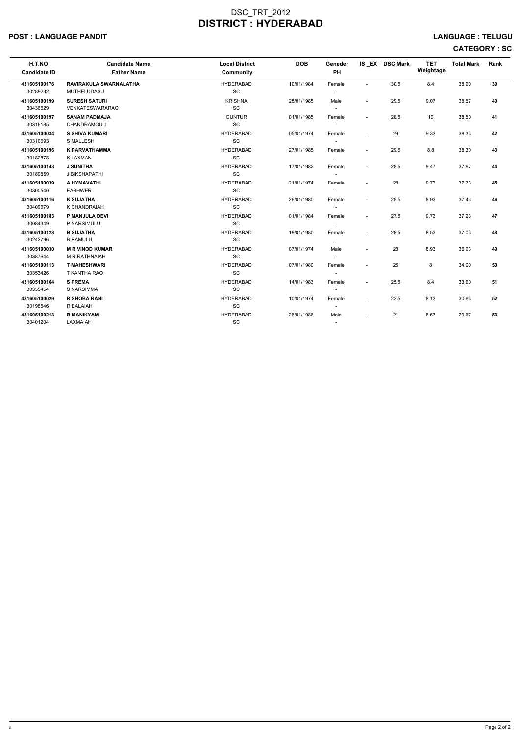# DSC_TRT_2012
# DISTRICT : HYDERABAD

**POST : LANGUAGE PANDIT** **LANGUAGE : TELUGU**

**CATEGORY : SC**

| H.T.NO<br>Candidate ID | Candidate Name<br>Father Name | Local District<br>Community | DOB | Geneder<br>PH | IS_EX | DSC Mark | TET Weightage | Total Mark | Rank |
|---|---|---|---|---|---|---|---|---|---|
| **431605100176**<br>30289232 | **RAVIRAKULA SWARNALATHA**<br>MUTHELUDASU | HYDERABAD<br>SC | 10/01/1984 | Female<br>- | - | 30.5 | 8.4 | 38.90 | **39** |
| **431605100199**<br>30436529 | **SURESH SATURI**<br>VENKATESWARARAO | KRISHNA<br>SC | 25/01/1985 | Male<br>- | - | 29.5 | 9.07 | 38.57 | **40** |
| **431605100197**<br>30316185 | **SANAM PADMAJA**<br>CHANDRAMOULI | GUNTUR<br>SC | 01/01/1985 | Female<br>- | - | 28.5 | 10 | 38.50 | **41** |
| **431605100034**<br>30310693 | **S SHIVA KUMARI**<br>S MALLESH | HYDERABAD<br>SC | 05/01/1974 | Female<br>- | - | 29 | 9.33 | 38.33 | **42** |
| **431605100196**<br>30182878 | **K PARVATHAMMA**<br>K LAXMAN | HYDERABAD<br>SC | 27/01/1985 | Female<br>- | - | 29.5 | 8.8 | 38.30 | **43** |
| **431605100143**<br>30189859 | **J SUNITHA**<br>J BIKSHAPATHI | HYDERABAD<br>SC | 17/01/1982 | Female<br>- | - | 28.5 | 9.47 | 37.97 | **44** |
| **431605100039**<br>30300540 | **A HYMAVATHI**<br>EASHWER | HYDERABAD<br>SC | 21/01/1974 | Female<br>- | - | 28 | 9.73 | 37.73 | **45** |
| **431605100116**<br>30409679 | **K SUJATHA**<br>K CHANDRAIAH | HYDERABAD<br>SC | 26/01/1980 | Female<br>- | - | 28.5 | 8.93 | 37.43 | **46** |
| **431605100183**<br>30084349 | **P MANJULA DEVI**<br>P NARSIMULU | HYDERABAD<br>SC | 01/01/1984 | Female<br>- | - | 27.5 | 9.73 | 37.23 | **47** |
| **431605100128**<br>30242796 | **B SUJATHA**<br>B RAMULU | HYDERABAD<br>SC | 19/01/1980 | Female<br>- | - | 28.5 | 8.53 | 37.03 | **48** |
| **431605100030**<br>30387644 | **M R VINOD KUMAR**<br>M R RATHNAIAH | HYDERABAD<br>SC | 07/01/1974 | Male<br>- | - | 28 | 8.93 | 36.93 | **49** |
| **431605100113**<br>30353426 | **T MAHESHWARI**<br>T KANTHA RAO | HYDERABAD<br>SC | 07/01/1980 | Female<br>- | - | 26 | 8 | 34.00 | **50** |
| **431605100164**<br>30355454 | **S PREMA**<br>S NARSIMMA | HYDERABAD<br>SC | 14/01/1983 | Female<br>- | - | 25.5 | 8.4 | 33.90 | **51** |
| **431605100029**<br>30198546 | **R SHOBA RANI**<br>R BALAIAH | HYDERABAD<br>SC | 10/01/1974 | Female<br>- | - | 22.5 | 8.13 | 30.63 | **52** |
| **431605100213**<br>30401204 | **B MANIKYAM**<br>LAXMAIAH | HYDERABAD<br>SC | 26/01/1986 | Male<br>- | - | 21 | 8.67 | 29.67 | **53** |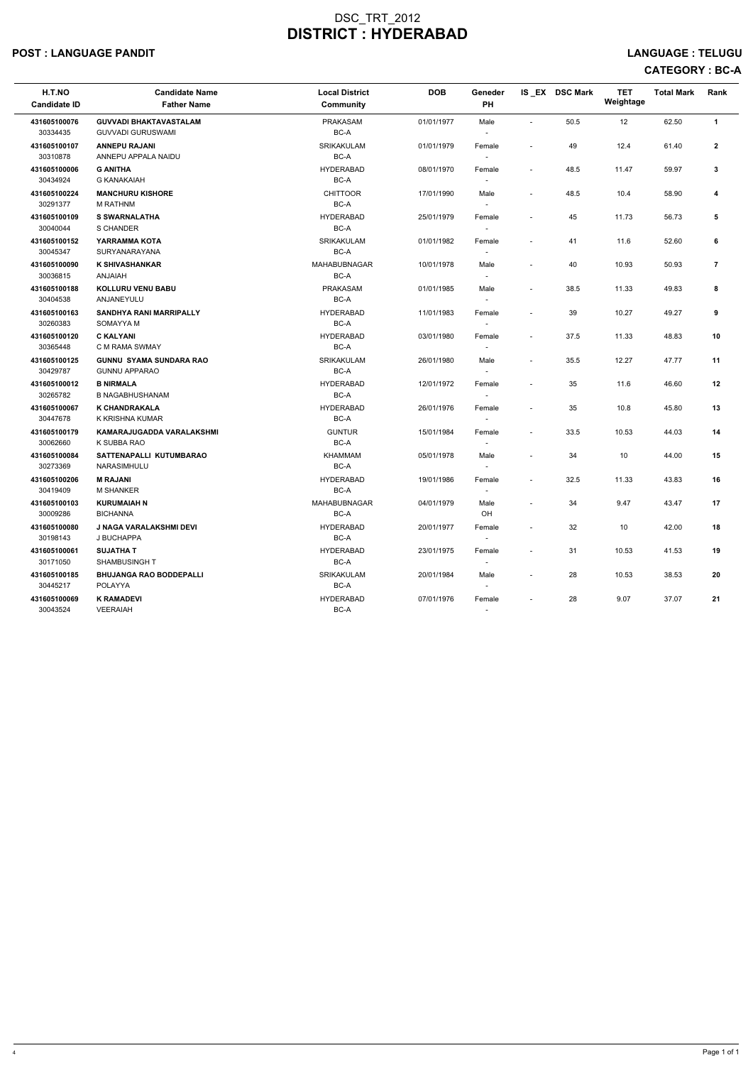# DSC_TRT_2012
# DISTRICT : HYDERABAD

**POST : LANGUAGE PANDIT** | **LANGUAGE : TELUGU**

**CATEGORY : BC-A**

| H.T.NO<br>Candidate ID | Candidate Name<br>Father Name | Local District<br>Community | DOB | Geneder<br>PH | IS _EX | DSC Mark | TET Weightage | Total Mark | Rank |
|---|---|---|---|---|---|---|---|---|---|
| **431605100076**<br>30334435 | **GUVVADI BHAKTAVASTALAM**<br>GUVVADI GURUSWAMI | PRAKASAM<br>BC-A | 01/01/1977 | Male<br>- | - | 50.5 | 12 | 62.50 | **1** |
| **431605100107**<br>30310878 | **ANNEPU RAJANI**<br>ANNEPU APPALA NAIDU | SRIKAKULAM<br>BC-A | 01/01/1979 | Female<br>- | - | 49 | 12.4 | 61.40 | **2** |
| **431605100006**<br>30434924 | **G ANITHA**<br>G KANAKAIAH | HYDERABAD<br>BC-A | 08/01/1970 | Female<br>- | - | 48.5 | 11.47 | 59.97 | **3** |
| **431605100224**<br>30291377 | **MANCHURU KISHORE**<br>M RATHNM | CHITTOOR<br>BC-A | 17/01/1990 | Male<br>- | - | 48.5 | 10.4 | 58.90 | **4** |
| **431605100109**<br>30040044 | **S SWARNALATHA**<br>S CHANDER | HYDERABAD<br>BC-A | 25/01/1979 | Female<br>- | - | 45 | 11.73 | 56.73 | **5** |
| **431605100152**<br>30045347 | **YARRAMMA KOTA**<br>SURYANARAYANA | SRIKAKULAM<br>BC-A | 01/01/1982 | Female<br>- | - | 41 | 11.6 | 52.60 | **6** |
| **431605100090**<br>30036815 | **K SHIVASHANKAR**<br>ANJAIAH | MAHABUBNAGAR<br>BC-A | 10/01/1978 | Male<br>- | - | 40 | 10.93 | 50.93 | **7** |
| **431605100188**<br>30404538 | **KOLLURU VENU BABU**<br>ANJANEYULU | PRAKASAM<br>BC-A | 01/01/1985 | Male<br>- | - | 38.5 | 11.33 | 49.83 | **8** |
| **431605100163**<br>30260383 | **SANDHYA RANI MARRIPALLY**<br>SOMAYYA M | HYDERABAD<br>BC-A | 11/01/1983 | Female<br>- | - | 39 | 10.27 | 49.27 | **9** |
| **431605100120**<br>30365448 | **C KALYANI**<br>C M RAMA SWMAY | HYDERABAD<br>BC-A | 03/01/1980 | Female<br>- | - | 37.5 | 11.33 | 48.83 | **10** |
| **431605100125**<br>30429787 | **GUNNU SYAMA SUNDARA RAO**<br>GUNNU APPARAO | SRIKAKULAM<br>BC-A | 26/01/1980 | Male<br>- | - | 35.5 | 12.27 | 47.77 | **11** |
| **431605100012**<br>30265782 | **B NIRMALA**<br>B NAGABHUSHANAM | HYDERABAD<br>BC-A | 12/01/1972 | Female<br>- | - | 35 | 11.6 | 46.60 | **12** |
| **431605100067**<br>30447678 | **K CHANDRAKALA**<br>K KRISHNA KUMAR | HYDERABAD<br>BC-A | 26/01/1976 | Female<br>- | - | 35 | 10.8 | 45.80 | **13** |
| **431605100179**<br>30062660 | **KAMARAJUGADDA VARALAKSHMI**<br>K SUBBA RAO | GUNTUR<br>BC-A | 15/01/1984 | Female<br>- | - | 33.5 | 10.53 | 44.03 | **14** |
| **431605100084**<br>30273369 | **SATTENAPALLI KUTUMBARAO**<br>NARASIMHULU | KHAMMAM<br>BC-A | 05/01/1978 | Male<br>- | - | 34 | 10 | 44.00 | **15** |
| **431605100206**<br>30419409 | **M RAJANI**<br>M SHANKER | HYDERABAD<br>BC-A | 19/01/1986 | Female<br>- | - | 32.5 | 11.33 | 43.83 | **16** |
| **431605100103**<br>30009286 | **KURUMAIAH N**<br>BICHANNA | MAHABUBNAGAR<br>BC-A | 04/01/1979 | Male<br>OH | - | 34 | 9.47 | 43.47 | **17** |
| **431605100080**<br>30198143 | **J NAGA VARALAKSHMI DEVI**<br>J BUCHAPPA | HYDERABAD<br>BC-A | 20/01/1977 | Female<br>- | - | 32 | 10 | 42.00 | **18** |
| **431605100061**<br>30171050 | **SUJATHA T**<br>SHAMBUSINGH T | HYDERABAD<br>BC-A | 23/01/1975 | Female<br>- | - | 31 | 10.53 | 41.53 | **19** |
| **431605100185**<br>30445217 | **BHUJANGA RAO BODDEPALLI**<br>POLAYYA | SRIKAKULAM<br>BC-A | 20/01/1984 | Male<br>- | - | 28 | 10.53 | 38.53 | **20** |
| **431605100069**<br>30043524 | **K RAMADEVI**<br>VEERAIAH | HYDERABAD<br>BC-A | 07/01/1976 | Female<br>- | - | 28 | 9.07 | 37.07 | **21** |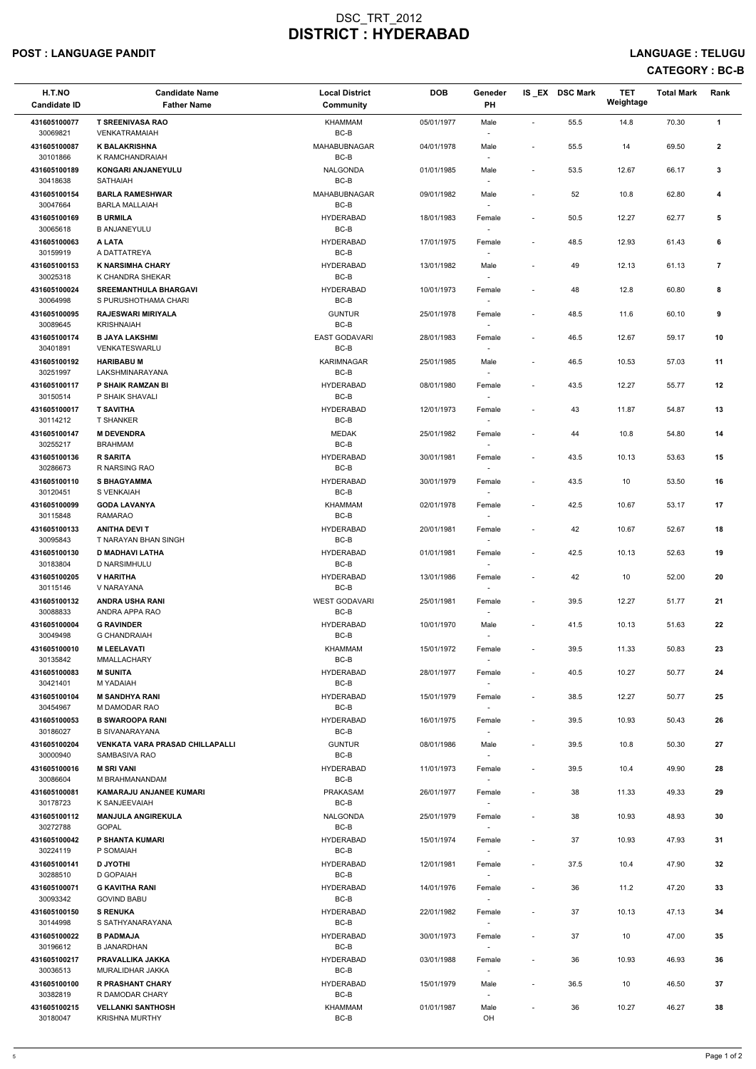# DSC_TRT_2012
# DISTRICT : HYDERABAD

**POST : LANGUAGE PANDIT** **LANGUAGE : TELUGU**

**CATEGORY : BC-B**

| H.T.NO<br>Candidate ID | Candidate Name<br>Father Name | Local District<br>Community | DOB | Geneder<br>PH | IS _EX | DSC Mark | TET Weightage | Total Mark | Rank |
|---|---|---|---|---|---|---|---|---|---|
| 431605100077<br>30069821 | T SREENIVASA RAO<br>VENKATRAMAIAH | KHAMMAM<br>BC-B | 05/01/1977 | Male<br>- | - | 55.5 | 14.8 | 70.30 | 1 |
| 431605100087<br>30101866 | K BALAKRISHNA<br>K RAMCHANDRAIAH | MAHABUBNAGAR<br>BC-B | 04/01/1978 | Male<br>- | - | 55.5 | 14 | 69.50 | 2 |
| 431605100189<br>30418638 | KONGARI ANJANEYULU<br>SATHAIAH | NALGONDA<br>BC-B | 01/01/1985 | Male<br>- | - | 53.5 | 12.67 | 66.17 | 3 |
| 431605100154<br>30047664 | BARLA RAMESHWAR<br>BARLA MALLAIAH | MAHABUBNAGAR<br>BC-B | 09/01/1982 | Male<br>- | - | 52 | 10.8 | 62.80 | 4 |
| 431605100169<br>30065618 | B URMILA<br>B ANJANEYULU | HYDERABAD<br>BC-B | 18/01/1983 | Female<br>- | - | 50.5 | 12.27 | 62.77 | 5 |
| 431605100063<br>30159919 | A LATA<br>A DATTATREYA | HYDERABAD<br>BC-B | 17/01/1975 | Female<br>- | - | 48.5 | 12.93 | 61.43 | 6 |
| 431605100153<br>30025318 | K NARSIMHA CHARY<br>K CHANDRA SHEKAR | HYDERABAD<br>BC-B | 13/01/1982 | Male<br>- | - | 49 | 12.13 | 61.13 | 7 |
| 431605100024<br>30064998 | SREEMANTHULA BHARGAVI<br>S PURUSHOTHAMA CHARI | HYDERABAD<br>BC-B | 10/01/1973 | Female<br>- | - | 48 | 12.8 | 60.80 | 8 |
| 431605100095<br>30089645 | RAJESWARI MIRIYALA<br>KRISHNAIAH | GUNTUR<br>BC-B | 25/01/1978 | Female<br>- | - | 48.5 | 11.6 | 60.10 | 9 |
| 431605100174<br>30401891 | B JAYA LAKSHMI<br>VENKATESWARLU | EAST GODAVARI<br>BC-B | 28/01/1983 | Female<br>- | - | 46.5 | 12.67 | 59.17 | 10 |
| 431605100192<br>30251997 | HARIBABU M<br>LAKSHMINARAYANA | KARIMNAGAR<br>BC-B | 25/01/1985 | Male<br>- | - | 46.5 | 10.53 | 57.03 | 11 |
| 431605100117<br>30150514 | P SHAIK RAMZAN BI<br>P SHAIK SHAVALI | HYDERABAD<br>BC-B | 08/01/1980 | Female<br>- | - | 43.5 | 12.27 | 55.77 | 12 |
| 431605100017<br>30114212 | T SAVITHA<br>T SHANKER | HYDERABAD<br>BC-B | 12/01/1973 | Female<br>- | - | 43 | 11.87 | 54.87 | 13 |
| 431605100147<br>30255217 | M DEVENDRA<br>BRAHMAM | MEDAK<br>BC-B | 25/01/1982 | Female<br>- | - | 44 | 10.8 | 54.80 | 14 |
| 431605100136<br>30286673 | R SARITA<br>R NARSING RAO | HYDERABAD<br>BC-B | 30/01/1981 | Female<br>- | - | 43.5 | 10.13 | 53.63 | 15 |
| 431605100110<br>30120451 | S BHAGYAMMA<br>S VENKAIAH | HYDERABAD<br>BC-B | 30/01/1979 | Female<br>- | - | 43.5 | 10 | 53.50 | 16 |
| 431605100099<br>30115848 | GODA LAVANYA<br>RAMARAO | KHAMMAM<br>BC-B | 02/01/1978 | Female<br>- | - | 42.5 | 10.67 | 53.17 | 17 |
| 431605100133<br>30095843 | ANITHA DEVI T<br>T NARAYAN BHAN SINGH | HYDERABAD<br>BC-B | 20/01/1981 | Female<br>- | - | 42 | 10.67 | 52.67 | 18 |
| 431605100130<br>30183804 | D MADHAVI LATHA<br>D NARSIMHULU | HYDERABAD<br>BC-B | 01/01/1981 | Female<br>- | - | 42.5 | 10.13 | 52.63 | 19 |
| 431605100205<br>30115146 | V HARITHA<br>V NARAYANA | HYDERABAD<br>BC-B | 13/01/1986 | Female<br>- | - | 42 | 10 | 52.00 | 20 |
| 431605100132<br>30088833 | ANDRA USHA RANI<br>ANDRA APPA RAO | WEST GODAVARI<br>BC-B | 25/01/1981 | Female<br>- | - | 39.5 | 12.27 | 51.77 | 21 |
| 431605100004<br>30049498 | G RAVINDER<br>G CHANDRAIAH | HYDERABAD<br>BC-B | 10/01/1970 | Male<br>- | - | 41.5 | 10.13 | 51.63 | 22 |
| 431605100010<br>30135842 | M LEELAVATI<br>MMALLACHARY | KHAMMAM<br>BC-B | 15/01/1972 | Female<br>- | - | 39.5 | 11.33 | 50.83 | 23 |
| 431605100083<br>30421401 | M SUNITA<br>M YADAIAH | HYDERABAD<br>BC-B | 28/01/1977 | Female<br>- | - | 40.5 | 10.27 | 50.77 | 24 |
| 431605100104<br>30454967 | M SANDHYA RANI<br>M DAMODAR RAO | HYDERABAD<br>BC-B | 15/01/1979 | Female<br>- | - | 38.5 | 12.27 | 50.77 | 25 |
| 431605100053<br>30186027 | B SWAROOPA RANI<br>B SIVANARAYANA | HYDERABAD<br>BC-B | 16/01/1975 | Female<br>- | - | 39.5 | 10.93 | 50.43 | 26 |
| 431605100204<br>30000940 | VENKATA VARA PRASAD CHILLAPALLI<br>SAMBASIVA RAO | GUNTUR<br>BC-B | 08/01/1986 | Male<br>- | - | 39.5 | 10.8 | 50.30 | 27 |
| 431605100016<br>30086604 | M SRI VANI<br>M BRAHMANANDAM | HYDERABAD<br>BC-B | 11/01/1973 | Female<br>- | - | 39.5 | 10.4 | 49.90 | 28 |
| 431605100081<br>30178723 | KAMARAJU ANJANEE KUMARI<br>K SANJEEVAIAH | PRAKASAM<br>BC-B | 26/01/1977 | Female<br>- | - | 38 | 11.33 | 49.33 | 29 |
| 431605100112<br>30272788 | MANJULA ANGIREKULA<br>GOPAL | NALGONDA<br>BC-B | 25/01/1979 | Female<br>- | - | 38 | 10.93 | 48.93 | 30 |
| 431605100042<br>30224119 | P SHANTA KUMARI<br>P SOMAIAH | HYDERABAD<br>BC-B | 15/01/1974 | Female<br>- | - | 37 | 10.93 | 47.93 | 31 |
| 431605100141<br>30288510 | D JYOTHI<br>D GOPAIAH | HYDERABAD<br>BC-B | 12/01/1981 | Female<br>- | - | 37.5 | 10.4 | 47.90 | 32 |
| 431605100071<br>30093342 | G KAVITHA RANI<br>GOVIND BABU | HYDERABAD<br>BC-B | 14/01/1976 | Female<br>- | - | 36 | 11.2 | 47.20 | 33 |
| 431605100150<br>30144998 | S RENUKA<br>S SATHYANARAYANA | HYDERABAD<br>BC-B | 22/01/1982 | Female<br>- | - | 37 | 10.13 | 47.13 | 34 |
| 431605100022<br>30196612 | B PADMAJA<br>B JANARDHAN | HYDERABAD<br>BC-B | 30/01/1973 | Female<br>- | - | 37 | 10 | 47.00 | 35 |
| 431605100217<br>30036513 | PRAVALLIKA JAKKA<br>MURALIDHAR JAKKA | HYDERABAD<br>BC-B | 03/01/1988 | Female<br>- | - | 36 | 10.93 | 46.93 | 36 |
| 431605100100<br>30382819 | R PRASHANT CHARY<br>R DAMODAR CHARY | HYDERABAD<br>BC-B | 15/01/1979 | Male<br>- | - | 36.5 | 10 | 46.50 | 37 |
| 431605100215<br>30180047 | VELLANKI SANTHOSH<br>KRISHNA MURTHY | KHAMMAM<br>BC-B | 01/01/1987 | Male<br>OH | - | 36 | 10.27 | 46.27 | 38 |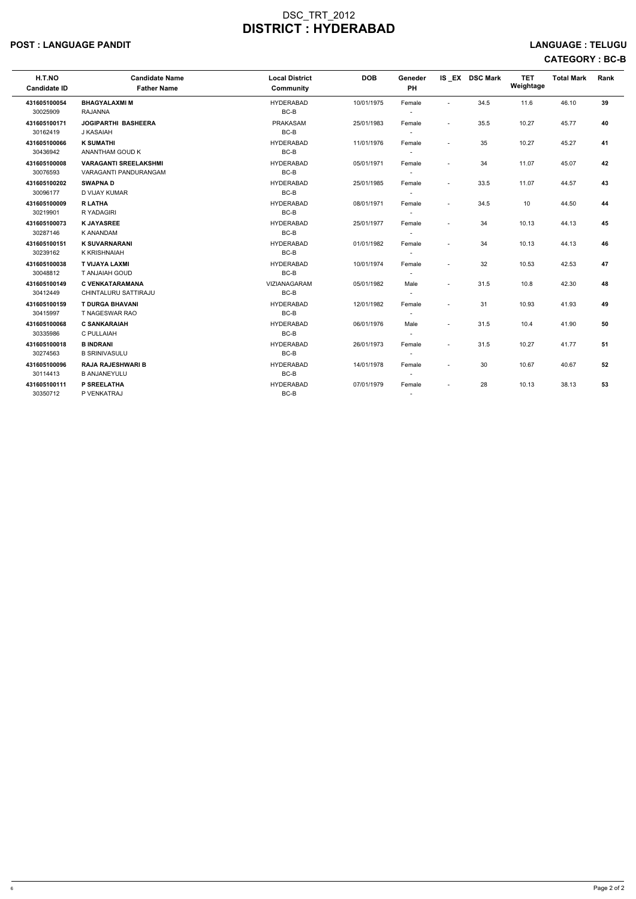# DSC_TRT_2012
# DISTRICT : HYDERABAD

**POST : LANGUAGE PANDIT** **LANGUAGE : TELUGU**

**CATEGORY : BC-B**

| H.T.NO<br>Candidate ID | Candidate Name<br>Father Name | Local District<br>Community | DOB | Geneder<br>PH | IS _EX | DSC Mark | TET Weightage | Total Mark | Rank |
|---|---|---|---|---|---|---|---|---|---|
| **431605100054**<br>30025909 | **BHAGYALAXMI M**<br>RAJANNA | HYDERABAD<br>BC-B | 10/01/1975 | Female<br>- | - | 34.5 | 11.6 | 46.10 | **39** |
| **431605100171**<br>30162419 | **JOGIPARTHI BASHEERA**<br>J KASAIAH | PRAKASAM<br>BC-B | 25/01/1983 | Female<br>- | - | 35.5 | 10.27 | 45.77 | **40** |
| **431605100066**<br>30436942 | **K SUMATHI**<br>ANANTHAM GOUD K | HYDERABAD<br>BC-B | 11/01/1976 | Female<br>- | - | 35 | 10.27 | 45.27 | **41** |
| **431605100008**<br>30076593 | **VARAGANTI SREELAKSHMI**<br>VARAGANTI PANDURANGAM | HYDERABAD<br>BC-B | 05/01/1971 | Female<br>- | - | 34 | 11.07 | 45.07 | **42** |
| **431605100202**<br>30096177 | **SWAPNA D**<br>D VIJAY KUMAR | HYDERABAD<br>BC-B | 25/01/1985 | Female<br>- | - | 33.5 | 11.07 | 44.57 | **43** |
| **431605100009**<br>30219901 | **R LATHA**<br>R YADAGIRI | HYDERABAD<br>BC-B | 08/01/1971 | Female<br>- | - | 34.5 | 10 | 44.50 | **44** |
| **431605100073**<br>30287146 | **K JAYASREE**<br>K ANANDAM | HYDERABAD<br>BC-B | 25/01/1977 | Female<br>- | - | 34 | 10.13 | 44.13 | **45** |
| **431605100151**<br>30239162 | **K SUVARNARANI**<br>K KRISHNAIAH | HYDERABAD<br>BC-B | 01/01/1982 | Female<br>- | - | 34 | 10.13 | 44.13 | **46** |
| **431605100038**<br>30048812 | **T VIJAYA LAXMI**<br>T ANJAIAH GOUD | HYDERABAD<br>BC-B | 10/01/1974 | Female<br>- | - | 32 | 10.53 | 42.53 | **47** |
| **431605100149**<br>30412449 | **C VENKATARAMANA**<br>CHINTALURU SATTIRAJU | VIZIANAGARAM<br>BC-B | 05/01/1982 | Male<br>- | - | 31.5 | 10.8 | 42.30 | **48** |
| **431605100159**<br>30415997 | **T DURGA BHAVANI**<br>T NAGESWAR RAO | HYDERABAD<br>BC-B | 12/01/1982 | Female<br>- | - | 31 | 10.93 | 41.93 | **49** |
| **431605100068**<br>30335986 | **C SANKARAIAH**<br>C PULLAIAH | HYDERABAD<br>BC-B | 06/01/1976 | Male<br>- | - | 31.5 | 10.4 | 41.90 | **50** |
| **431605100018**<br>30274563 | **B INDRANI**<br>B SRINIVASULU | HYDERABAD<br>BC-B | 26/01/1973 | Female<br>- | - | 31.5 | 10.27 | 41.77 | **51** |
| **431605100096**<br>30114413 | **RAJA RAJESHWARI B**<br>B ANJANEYULU | HYDERABAD<br>BC-B | 14/01/1978 | Female<br>- | - | 30 | 10.67 | 40.67 | **52** |
| **431605100111**<br>30350712 | **P SREELATHA**<br>P VENKATRAJ | HYDERABAD<br>BC-B | 07/01/1979 | Female<br>- | - | 28 | 10.13 | 38.13 | **53** |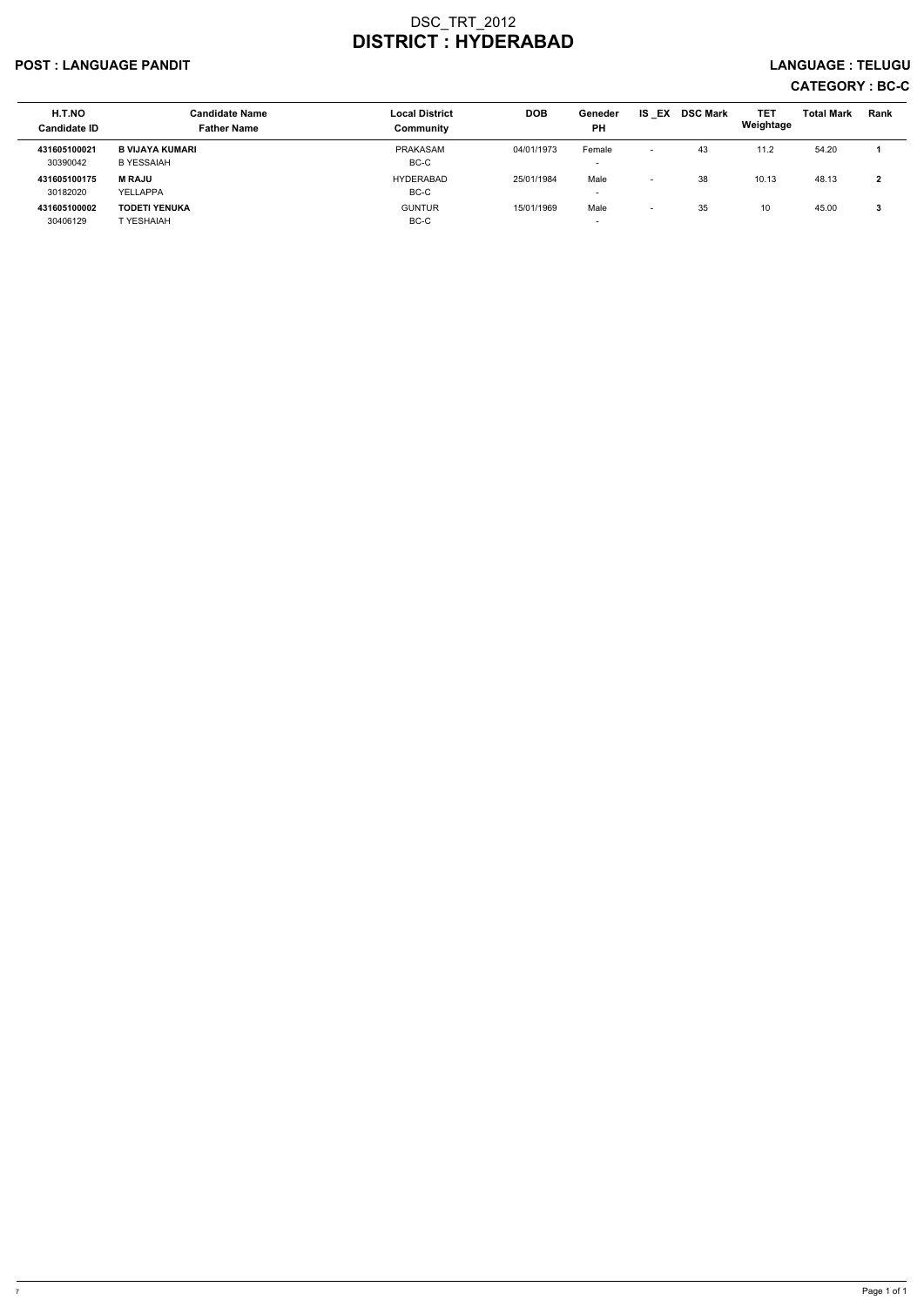# DSC_TRT_2012
# DISTRICT : HYDERABAD

**POST : LANGUAGE PANDIT** **LANGUAGE : TELUGU**

**CATEGORY : BC-C**

| H.T.NO<br>Candidate ID | Candidate Name<br>Father Name | Local District<br>Community | DOB | Geneder<br>PH | IS _EX | DSC Mark | TET Weightage | Total Mark | Rank |
|---|---|---|---|---|---|---|---|---|---|
| **431605100021**<br>30390042 | **B VIJAYA KUMARI**<br>B YESSAIAH | PRAKASAM<br>BC-C | 04/01/1973 | Female<br>- | - | 43 | 11.2 | 54.20 | **1** |
| **431605100175**<br>30182020 | **M RAJU**<br>YELLAPPA | HYDERABAD<br>BC-C | 25/01/1984 | Male<br>- | - | 38 | 10.13 | 48.13 | **2** |
| **431605100002**<br>30406129 | **TODETI YENUKA**<br>T YESHAIAH | GUNTUR<br>BC-C | 15/01/1969 | Male<br>- | - | 35 | 10 | 45.00 | **3** |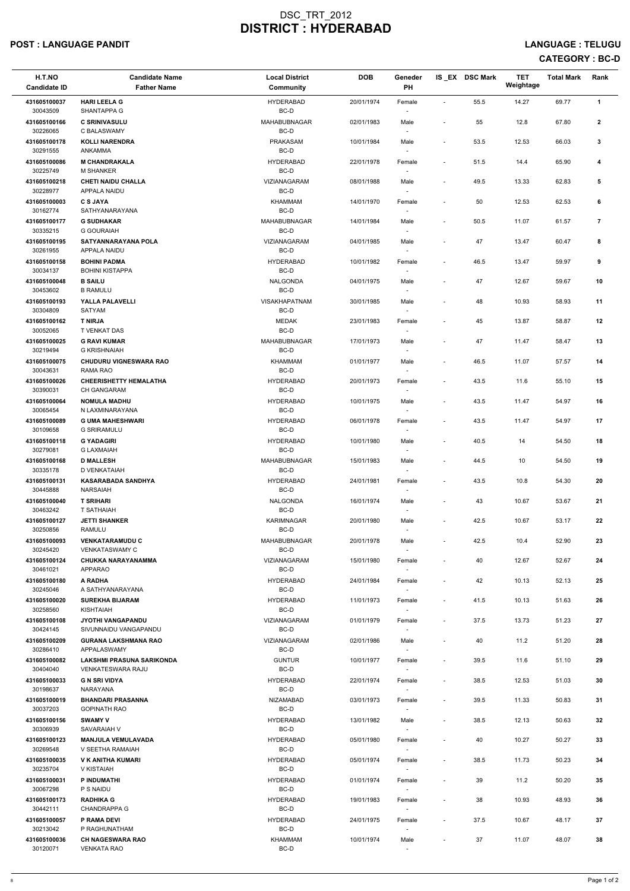# DSC_TRT_2012
# DISTRICT : HYDERABAD

**POST : LANGUAGE PANDIT** **LANGUAGE : TELUGU**

**CATEGORY : BC-D**

| H.T.NO<br>Candidate ID | Candidate Name<br>Father Name | Local District<br>Community | DOB | Geneder<br>PH | IS _EX | DSC Mark | TET Weightage | Total Mark | Rank |
|---|---|---|---|---|---|---|---|---|---|
| 431605100037<br>30043509 | **HARI LEELA G**<br>SHANTAPPA G | HYDERABAD<br>BC-D | 20/01/1974 | Female<br>- | - | 55.5 | 14.27 | 69.77 | **1** |
| 431605100166<br>30226065 | **C SRINIVASULU**<br>C BALASWAMY | MAHABUBNAGAR<br>BC-D | 02/01/1983 | Male<br>- | - | 55 | 12.8 | 67.80 | **2** |
| 431605100178<br>30291555 | **KOLLI NARENDRA**<br>ANKAMMA | PRAKASAM<br>BC-D | 10/01/1984 | Male<br>- | - | 53.5 | 12.53 | 66.03 | **3** |
| 431605100086<br>30225749 | **M CHANDRAKALA**<br>M SHANKER | HYDERABAD<br>BC-D | 22/01/1978 | Female<br>- | - | 51.5 | 14.4 | 65.90 | **4** |
| 431605100218<br>30228977 | **CHETI NAIDU CHALLA**<br>APPALA NAIDU | VIZIANAGARAM<br>BC-D | 08/01/1988 | Male<br>- | - | 49.5 | 13.33 | 62.83 | **5** |
| 431605100003<br>30162774 | **C S JAYA**<br>SATHYANARAYANA | KHAMMAM<br>BC-D | 14/01/1970 | Female<br>- | - | 50 | 12.53 | 62.53 | **6** |
| 431605100177<br>30335215 | **G SUDHAKAR**<br>G GOURAIAH | MAHABUBNAGAR<br>BC-D | 14/01/1984 | Male<br>- | - | 50.5 | 11.07 | 61.57 | **7** |
| 431605100195<br>30261955 | **SATYANNARAYANA POLA**<br>APPALA NAIDU | VIZIANAGARAM<br>BC-D | 04/01/1985 | Male<br>- | - | 47 | 13.47 | 60.47 | **8** |
| 431605100158<br>30034137 | **BOHINI PADMA**<br>BOHINI KISTAPPA | HYDERABAD<br>BC-D | 10/01/1982 | Female<br>- | - | 46.5 | 13.47 | 59.97 | **9** |
| 431605100048<br>30453602 | **B SAILU**<br>B RAMULU | NALGONDA<br>BC-D | 04/01/1975 | Male<br>- | - | 47 | 12.67 | 59.67 | **10** |
| 431605100193<br>30304809 | **YALLA PALAVELLI**<br>SATYAM | VISAKHAPATNAM<br>BC-D | 30/01/1985 | Male<br>- | - | 48 | 10.93 | 58.93 | **11** |
| 431605100162<br>30052065 | **T NIRJA**<br>T VENKAT DAS | MEDAK<br>BC-D | 23/01/1983 | Female<br>- | - | 45 | 13.87 | 58.87 | **12** |
| 431605100025<br>30219494 | **G RAVI KUMAR**<br>G KRISHNAIAH | MAHABUBNAGAR<br>BC-D | 17/01/1973 | Male<br>- | - | 47 | 11.47 | 58.47 | **13** |
| 431605100075<br>30043631 | **CHUDURU VIGNESWARA RAO**<br>RAMA RAO | KHAMMAM<br>BC-D | 01/01/1977 | Male<br>- | - | 46.5 | 11.07 | 57.57 | **14** |
| 431605100026<br>30390031 | **CHEERISHETTY HEMALATHA**<br>CH GANGARAM | HYDERABAD<br>BC-D | 20/01/1973 | Female<br>- | - | 43.5 | 11.6 | 55.10 | **15** |
| 431605100064<br>30065454 | **NOMULA MADHU**<br>N LAXMINARAYANA | HYDERABAD<br>BC-D | 10/01/1975 | Male<br>- | - | 43.5 | 11.47 | 54.97 | **16** |
| 431605100089<br>30109658 | **G UMA MAHESHWARI**<br>G SRIRAMULU | HYDERABAD<br>BC-D | 06/01/1978 | Female<br>- | - | 43.5 | 11.47 | 54.97 | **17** |
| 431605100118<br>30279081 | **G YADAGIRI**<br>G LAXMAIAH | HYDERABAD<br>BC-D | 10/01/1980 | Male<br>- | - | 40.5 | 14 | 54.50 | **18** |
| 431605100168<br>30335178 | **D MALLESH**<br>D VENKATAIAH | MAHABUBNAGAR<br>BC-D | 15/01/1983 | Male<br>- | - | 44.5 | 10 | 54.50 | **19** |
| 431605100131<br>30445888 | **KASARABADA SANDHYA**<br>NARSAIAH | HYDERABAD<br>BC-D | 24/01/1981 | Female<br>- | - | 43.5 | 10.8 | 54.30 | **20** |
| 431605100040<br>30463242 | **T SRIHARI**<br>T SATHAIAH | NALGONDA<br>BC-D | 16/01/1974 | Male<br>- | - | 43 | 10.67 | 53.67 | **21** |
| 431605100127<br>30250856 | **JETTI SHANKER**<br>RAMULU | KARIMNAGAR<br>BC-D | 20/01/1980 | Male<br>- | - | 42.5 | 10.67 | 53.17 | **22** |
| 431605100093<br>30245420 | **VENKATARAMUDU C**<br>VENKATASWAMY C | MAHABUBNAGAR<br>BC-D | 20/01/1978 | Male<br>- | - | 42.5 | 10.4 | 52.90 | **23** |
| 431605100124<br>30461021 | **CHUKKA NARAYANAMMA**<br>APPARAO | VIZIANAGARAM<br>BC-D | 15/01/1980 | Female<br>- | - | 40 | 12.67 | 52.67 | **24** |
| 431605100180<br>30245046 | **A RADHA**<br>A SATHYANARAYANA | HYDERABAD<br>BC-D | 24/01/1984 | Female<br>- | - | 42 | 10.13 | 52.13 | **25** |
| 431605100020<br>30258560 | **SUREKHA BIJARAM**<br>KISHTAIAH | HYDERABAD<br>BC-D | 11/01/1973 | Female<br>- | - | 41.5 | 10.13 | 51.63 | **26** |
| 431605100108<br>30424145 | **JYOTHI VANGAPANDU**<br>SIVUNNAIDU VANGAPANDU | VIZIANAGARAM<br>BC-D | 01/01/1979 | Female<br>- | - | 37.5 | 13.73 | 51.23 | **27** |
| 431605100209<br>30286410 | **GURANA LAKSHMANA RAO**<br>APPALASWAMY | VIZIANAGARAM<br>BC-D | 02/01/1986 | Male<br>- | - | 40 | 11.2 | 51.20 | **28** |
| 431605100082<br>30404040 | **LAKSHMI PRASUNA SARIKONDA**<br>VENKATESWARA RAJU | GUNTUR<br>BC-D | 10/01/1977 | Female<br>- | - | 39.5 | 11.6 | 51.10 | **29** |
| 431605100033<br>30198637 | **G N SRI VIDYA**<br>NARAYANA | HYDERABAD<br>BC-D | 22/01/1974 | Female<br>- | - | 38.5 | 12.53 | 51.03 | **30** |
| 431605100019<br>30037203 | **BHANDARI PRASANNA**<br>GOPINATH RAO | NIZAMABAD<br>BC-D | 03/01/1973 | Female<br>- | - | 39.5 | 11.33 | 50.83 | **31** |
| 431605100156<br>30306939 | **SWAMY V**<br>SAVARAIAH V | HYDERABAD<br>BC-D | 13/01/1982 | Male<br>- | - | 38.5 | 12.13 | 50.63 | **32** |
| 431605100123<br>30269548 | **MANJULA VEMULAVADA**<br>V SEETHA RAMAIAH | HYDERABAD<br>BC-D | 05/01/1980 | Female<br>- | - | 40 | 10.27 | 50.27 | **33** |
| 431605100035<br>30235704 | **V K ANITHA KUMARI**<br>V KISTAIAH | HYDERABAD<br>BC-D | 05/01/1974 | Female<br>- | - | 38.5 | 11.73 | 50.23 | **34** |
| 431605100031<br>30067298 | **P INDUMATHI**<br>P S NAIDU | HYDERABAD<br>BC-D | 01/01/1974 | Female<br>- | - | 39 | 11.2 | 50.20 | **35** |
| 431605100173<br>30442111 | **RADHIKA G**<br>CHANDRAPPA G | HYDERABAD<br>BC-D | 19/01/1983 | Female<br>- | - | 38 | 10.93 | 48.93 | **36** |
| 431605100057<br>30213042 | **P RAMA DEVI**<br>P RAGHUNATHAM | HYDERABAD<br>BC-D | 24/01/1975 | Female<br>- | - | 37.5 | 10.67 | 48.17 | **37** |
| 431605100036<br>30120071 | **CH NAGESWARA RAO**<br>VENKATA RAO | KHAMMAM<br>BC-D | 10/01/1974 | Male<br>- | - | 37 | 11.07 | 48.07 | **38** |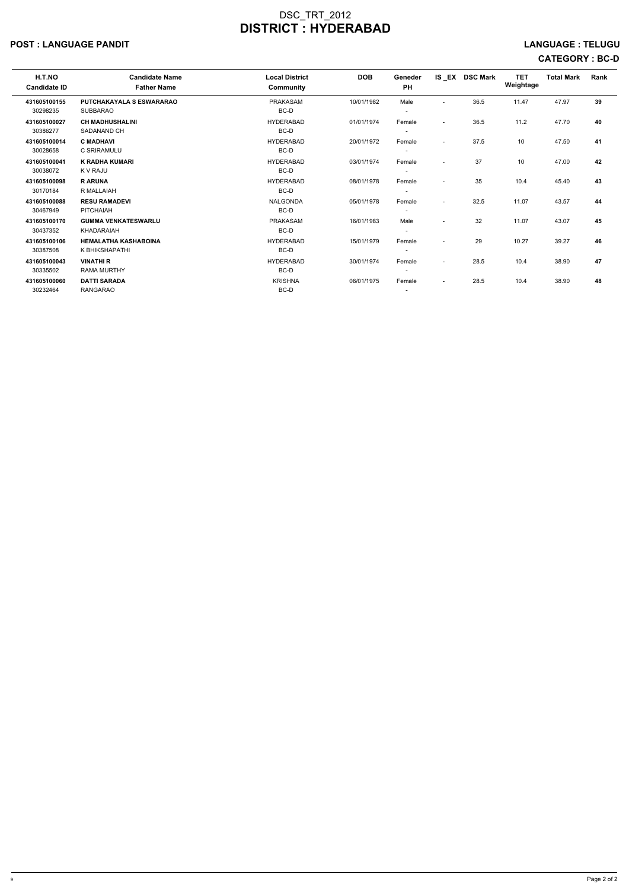# DSC_TRT_2012
# DISTRICT : HYDERABAD

**POST : LANGUAGE PANDIT** **LANGUAGE : TELUGU**

**CATEGORY : BC-D**

| H.T.NO<br>Candidate ID | Candidate Name<br>Father Name | Local District<br>Community | DOB | Geneder<br>PH | IS _EX | DSC Mark | TET Weightage | Total Mark | Rank |
|---|---|---|---|---|---|---|---|---|---|
| **431605100155**<br>30298235 | **PUTCHAKAYALA S ESWARARAO**<br>SUBBARAO | PRAKASAM<br>BC-D | 10/01/1982 | Male<br>- | - | 36.5 | 11.47 | 47.97 | **39** |
| **431605100027**<br>30386277 | **CH MADHUSHALINI**<br>SADANAND CH | HYDERABAD<br>BC-D | 01/01/1974 | Female<br>- | - | 36.5 | 11.2 | 47.70 | **40** |
| **431605100014**<br>30028658 | **C MADHAVI**<br>C SRIRAMULU | HYDERABAD<br>BC-D | 20/01/1972 | Female<br>- | - | 37.5 | 10 | 47.50 | **41** |
| **431605100041**<br>30038072 | **K RADHA KUMARI**<br>K V RAJU | HYDERABAD<br>BC-D | 03/01/1974 | Female<br>- | - | 37 | 10 | 47.00 | **42** |
| **431605100098**<br>30170184 | **R ARUNA**<br>R MALLAIAH | HYDERABAD<br>BC-D | 08/01/1978 | Female<br>- | - | 35 | 10.4 | 45.40 | **43** |
| **431605100088**<br>30467949 | **RESU RAMADEVI**<br>PITCHAIAH | NALGONDA<br>BC-D | 05/01/1978 | Female<br>- | - | 32.5 | 11.07 | 43.57 | **44** |
| **431605100170**<br>30437352 | **GUMMA VENKATESWARLU**<br>KHADARAIAH | PRAKASAM<br>BC-D | 16/01/1983 | Male<br>- | - | 32 | 11.07 | 43.07 | **45** |
| **431605100106**<br>30387508 | **HEMALATHA KASHABOINA**<br>K BHIKSHAPATHI | HYDERABAD<br>BC-D | 15/01/1979 | Female<br>- | - | 29 | 10.27 | 39.27 | **46** |
| **431605100043**<br>30335502 | **VINATHI R**<br>RAMA MURTHY | HYDERABAD<br>BC-D | 30/01/1974 | Female<br>- | - | 28.5 | 10.4 | 38.90 | **47** |
| **431605100060**<br>30232464 | **DATTI SARADA**<br>RANGARAO | KRISHNA<br>BC-D | 06/01/1975 | Female<br>- | - | 28.5 | 10.4 | 38.90 | **48** |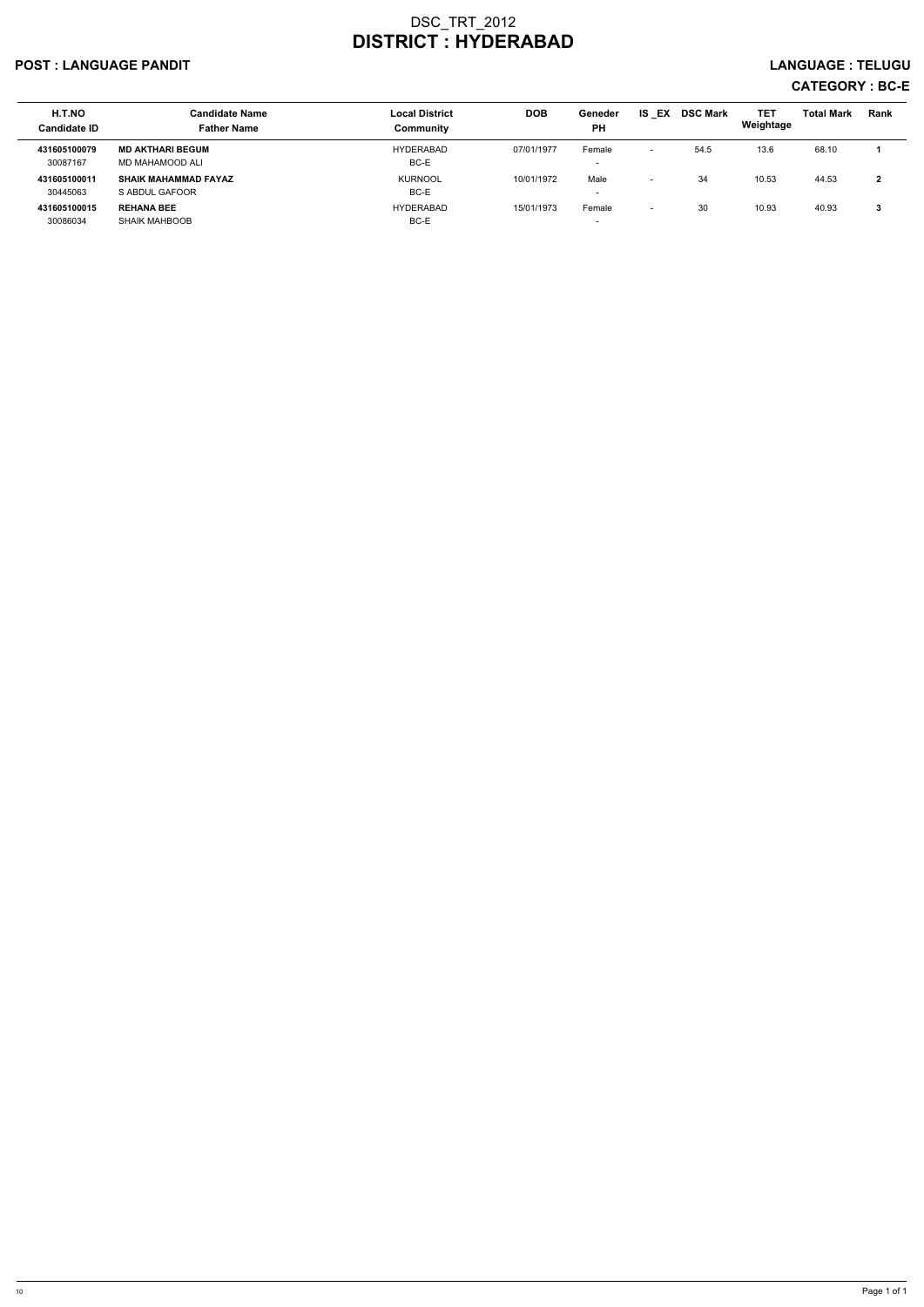# DSC_TRT_2012
# DISTRICT : HYDERABAD

**POST : LANGUAGE PANDIT** **LANGUAGE : TELUGU**

**CATEGORY : BC-E**

| H.T.NO / Candidate ID | Candidate Name / Father Name | Local District / Community | DOB | Geneder / PH | IS _EX | DSC Mark | TET Weightage | Total Mark | Rank |
|---|---|---|---|---|---|---|---|---|---|
| **431605100079** 30087167 | **MD AKTHARI BEGUM** MD MAHAMOOD ALI | HYDERABAD BC-E | 07/01/1977 | Female - | - | 54.5 | 13.6 | 68.10 | **1** |
| **431605100011** 30445063 | **SHAIK MAHAMMAD FAYAZ** S ABDUL GAFOOR | KURNOOL BC-E | 10/01/1972 | Male - | - | 34 | 10.53 | 44.53 | **2** |
| **431605100015** 30086034 | **REHANA BEE** SHAIK MAHBOOB | HYDERABAD BC-E | 15/01/1973 | Female - | - | 30 | 10.93 | 40.93 | **3** |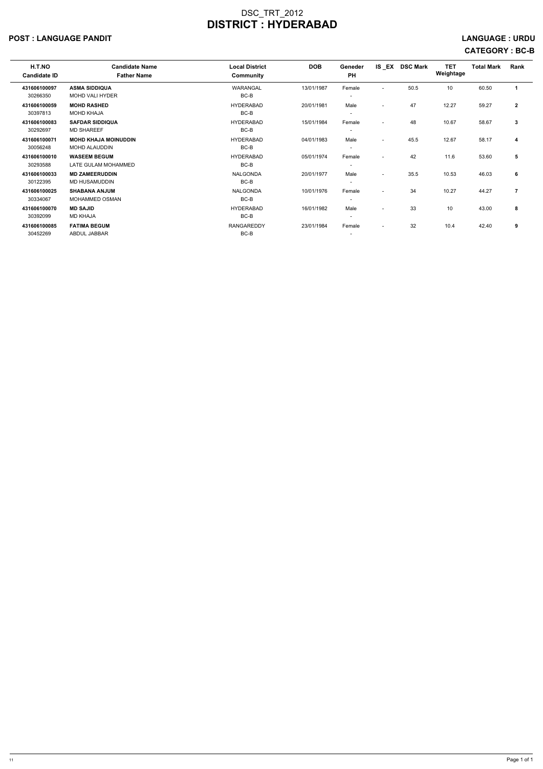# DSC_TRT_2012
# DISTRICT : HYDERABAD

**POST : LANGUAGE PANDIT** **LANGUAGE : URDU**

**CATEGORY : BC-B**

| H.T.NO<br>Candidate ID | Candidate Name<br>Father Name | Local District<br>Community | DOB | Geneder<br>PH | IS _EX | DSC Mark | TET Weightage | Total Mark | Rank |
|---|---|---|---|---|---|---|---|---|---|
| **431606100097**<br>30266350 | **ASMA SIDDIQUA**<br>MOHD VALI HYDER | WARANGAL<br>BC-B | 13/01/1987 | Female<br>- | - | 50.5 | 10 | 60.50 | **1** |
| **431606100059**<br>30397813 | **MOHD RASHED**<br>MOHD KHAJA | HYDERABAD<br>BC-B | 20/01/1981 | Male<br>- | - | 47 | 12.27 | 59.27 | **2** |
| **431606100083**<br>30292697 | **SAFDAR SIDDIQUA**<br>MD SHAREEF | HYDERABAD<br>BC-B | 15/01/1984 | Female<br>- | - | 48 | 10.67 | 58.67 | **3** |
| **431606100071**<br>30056248 | **MOHD KHAJA MOINUDDIN**<br>MOHD ALAUDDIN | HYDERABAD<br>BC-B | 04/01/1983 | Male<br>- | - | 45.5 | 12.67 | 58.17 | **4** |
| **431606100010**<br>30293588 | **WASEEM BEGUM**<br>LATE GULAM MOHAMMED | HYDERABAD<br>BC-B | 05/01/1974 | Female<br>- | - | 42 | 11.6 | 53.60 | **5** |
| **431606100033**<br>30122395 | **MD ZAMEERUDDIN**<br>MD HUSAMUDDIN | NALGONDA<br>BC-B | 20/01/1977 | Male<br>- | - | 35.5 | 10.53 | 46.03 | **6** |
| **431606100025**<br>30334067 | **SHABANA ANJUM**<br>MOHAMMED OSMAN | NALGONDA<br>BC-B | 10/01/1976 | Female<br>- | - | 34 | 10.27 | 44.27 | **7** |
| **431606100070**<br>30392099 | **MD SAJID**<br>MD KHAJA | HYDERABAD<br>BC-B | 16/01/1982 | Male<br>- | - | 33 | 10 | 43.00 | **8** |
| **431606100085**<br>30452269 | **FATIMA BEGUM**<br>ABDUL JABBAR | RANGAREDDY<br>BC-B | 23/01/1984 | Female<br>- | - | 32 | 10.4 | 42.40 | **9** |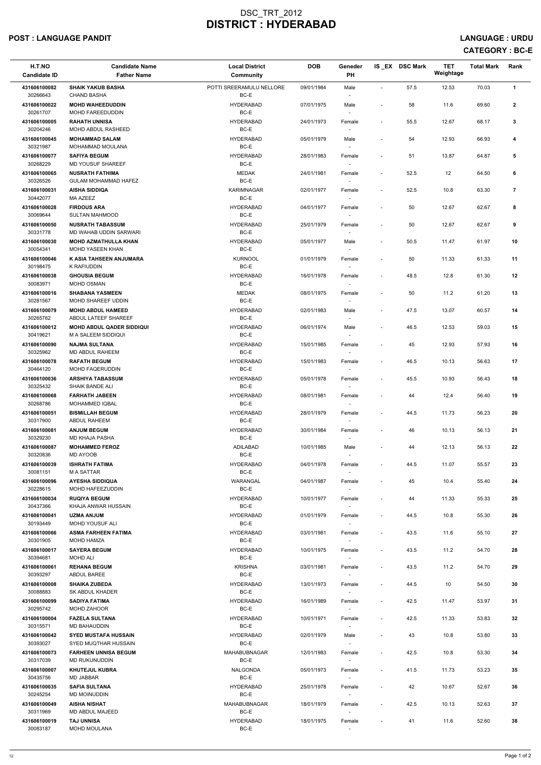# DSC_TRT_2012
# DISTRICT : HYDERABAD

**POST : LANGUAGE PANDIT** **LANGUAGE : URDU**

**CATEGORY : BC-E**

| H.T.NO<br>Candidate ID | Candidate Name<br>Father Name | Local District<br>Community | DOB | Geneder<br>PH | IS _EX | DSC Mark | TET Weightage | Total Mark | Rank |
|---|---|---|---|---|---|---|---|---|---|
| 431606100082<br>30266643 | SHAIK YAKUB BASHA<br>CHAND BASHA | POTTI SREERAMULU NELLORE<br>BC-E | 09/01/1984 | Male<br>- | - | 57.5 | 12.53 | 70.03 | 1 |
| 431606100022<br>30261707 | MOHD WAHEEDUDDIN<br>MOHD FAREEDUDDIN | HYDERABAD<br>BC-E | 07/01/1975 | Male<br>- | - | 58 | 11.6 | 69.60 | 2 |
| 431606100005<br>30204246 | RAHATH UNNISA<br>MOHD ABDUL RASHEED | HYDERABAD<br>BC-E | 24/01/1973 | Female<br>- | - | 55.5 | 12.67 | 68.17 | 3 |
| 431606100045<br>30321987 | MOHAMMAD SALAM<br>MOHAMMAD MOULANA | HYDERABAD<br>BC-E | 05/01/1979 | Male<br>- | - | 54 | 12.93 | 66.93 | 4 |
| 431606100077<br>30268229 | SAFIYA BEGUM<br>MD YOUSUF SHAREEF | HYDERABAD<br>BC-E | 28/01/1983 | Female<br>- | - | 51 | 13.87 | 64.87 | 5 |
| 431606100065<br>30326526 | NUSRATH FATHIMA<br>GULAM MOHAMMAD HAFEZ | MEDAK<br>BC-E | 24/01/1981 | Female<br>- | - | 52.5 | 12 | 64.50 | 6 |
| 431606100031<br>30442077 | AISHA SIDDIQA<br>MA AZEEZ | KARIMNAGAR<br>BC-E | 02/01/1977 | Female<br>- | - | 52.5 | 10.8 | 63.30 | 7 |
| 431606100028<br>30069644 | FIRDOUS ARA<br>SULTAN MAHMOOD | HYDERABAD<br>BC-E | 04/01/1977 | Female<br>- | - | 50 | 12.67 | 62.67 | 8 |
| 431606100050<br>30331778 | NUSRATH TABASSUM<br>MD WAHAB UDDIN SARWARI | HYDERABAD<br>BC-E | 25/01/1979 | Female<br>- | - | 50 | 12.67 | 62.67 | 9 |
| 431606100030<br>30054341 | MOHD AZMATHULLA KHAN<br>MOHD YASEEN KHAN | HYDERABAD<br>BC-E | 05/01/1977 | Male<br>- | - | 50.5 | 11.47 | 61.97 | 10 |
| 431606100046<br>30198475 | K ASIA TAHSEEN ANJUMARA<br>K RAFIUDDIN | KURNOOL<br>BC-E | 01/01/1979 | Female<br>- | - | 50 | 11.33 | 61.33 | 11 |
| 431606100038<br>30083971 | GHOUSIA BEGUM<br>MOHD OSMAN | HYDERABAD<br>BC-E | 16/01/1978 | Female<br>- | - | 48.5 | 12.8 | 61.30 | 12 |
| 431606100016<br>30281567 | SHABANA YASMEEN<br>MOHD SHAREEF UDDIN | MEDAK<br>BC-E | 08/01/1975 | Female<br>- | - | 50 | 11.2 | 61.20 | 13 |
| 431606100079<br>30265762 | MOHD ABDUL HAMEED<br>ABDUL LATEEF SHAREEF | HYDERABAD<br>BC-E | 02/01/1983 | Male<br>- | - | 47.5 | 13.07 | 60.57 | 14 |
| 431606100012<br>30419621 | MOHD ABDUL QADER SIDDIQUI<br>M A SALEEM SIDDIQUI | HYDERABAD<br>BC-E | 06/01/1974 | Male<br>- | - | 46.5 | 12.53 | 59.03 | 15 |
| 431606100090<br>30325962 | NAJMA SULTANA<br>MD ABDUL RAHEEM | HYDERABAD<br>BC-E | 15/01/1985 | Female<br>- | - | 45 | 12.93 | 57.93 | 16 |
| 431606100078<br>30464120 | RAFATH BEGUM<br>MOHD FAQERUDDIN | HYDERABAD<br>BC-E | 15/01/1983 | Female<br>- | - | 46.5 | 10.13 | 56.63 | 17 |
| 431606100036<br>30325432 | ARSHIYA TABASSUM<br>SHAIK BANDE ALI | HYDERABAD<br>BC-E | 05/01/1978 | Female<br>- | - | 45.5 | 10.93 | 56.43 | 18 |
| 431606100068<br>30268786 | FARHATH JABEEN<br>MOHAMMED IQBAL | HYDERABAD<br>BC-E | 08/01/1981 | Female<br>- | - | 44 | 12.4 | 56.40 | 19 |
| 431606100051<br>30317900 | BISMILLAH BEGUM<br>ABDUL RAHEEM | HYDERABAD<br>BC-E | 28/01/1979 | Female<br>- | - | 44.5 | 11.73 | 56.23 | 20 |
| 431606100081<br>30329230 | ANJUM BEGUM<br>MD KHAJA PASHA | HYDERABAD<br>BC-E | 30/01/1984 | Female<br>- | - | 46 | 10.13 | 56.13 | 21 |
| 431606100087<br>30320836 | MOHAMMED FEROZ<br>MD AYOOB | ADILABAD<br>BC-E | 10/01/1985 | Male<br>- | - | 44 | 12.13 | 56.13 | 22 |
| 431606100039<br>30081151 | ISHRATH FATIMA<br>M A SATTAR | HYDERABAD<br>BC-E | 04/01/1978 | Female<br>- | - | 44.5 | 11.07 | 55.57 | 23 |
| 431606100096<br>30228615 | AYESHA SIDDIQUA<br>MOHD HAFEEZUDDIN | WARANGAL<br>BC-E | 04/01/1987 | Female<br>- | - | 45 | 10.4 | 55.40 | 24 |
| 431606100034<br>30437366 | RUQIYA BEGUM<br>KHAJA ANWAR HUSSAIN | HYDERABAD<br>BC-E | 10/01/1977 | Female<br>- | - | 44 | 11.33 | 55.33 | 25 |
| 431606100041<br>30193449 | UZMA ANJUM<br>MOHD YOUSUF ALI | HYDERABAD<br>BC-E | 01/01/1979 | Female<br>- | - | 44.5 | 10.8 | 55.30 | 26 |
| 431606100066<br>30301905 | ASMA FARHEEN FATIMA<br>MOHD HAMZA | HYDERABAD<br>BC-E | 03/01/1981 | Female<br>- | - | 43.5 | 11.6 | 55.10 | 27 |
| 431606100017<br>30394681 | SAYERA BEGUM<br>MOHD ALI | HYDERABAD<br>BC-E | 10/01/1975 | Female<br>- | - | 43.5 | 11.2 | 54.70 | 28 |
| 431606100061<br>30393297 | REHANA BEGUM<br>ABDUL BAREE | KRISHNA<br>BC-E | 03/01/1981 | Female<br>- | - | 43.5 | 11.2 | 54.70 | 29 |
| 431606100008<br>30088883 | SHAIKA ZUBEDA<br>SK ABDUL KHADER | HYDERABAD<br>BC-E | 13/01/1973 | Female<br>- | - | 44.5 | 10 | 54.50 | 30 |
| 431606100099<br>30295742 | SADIYA FATIMA<br>MOHD ZAHOOR | HYDERABAD<br>BC-E | 16/01/1989 | Female<br>- | - | 42.5 | 11.47 | 53.97 | 31 |
| 431606100004<br>30315571 | FAZELA SULTANA<br>MD BAHAUDDIN | HYDERABAD<br>BC-E | 10/01/1971 | Female<br>- | - | 42.5 | 11.33 | 53.83 | 32 |
| 431606100042<br>30393027 | SYED MUSTAFA HUSSAIN<br>SYED MUQTHAR HUSSAIN | HYDERABAD<br>BC-E | 02/01/1979 | Male<br>- | - | 43 | 10.8 | 53.80 | 33 |
| 431606100073<br>30317039 | FARHEEN UNNISA BEGUM<br>MD RUKUNUDDIN | MAHABUBNAGAR<br>BC-E | 12/01/1983 | Female<br>- | - | 42.5 | 10.8 | 53.30 | 34 |
| 431606100007<br>30435756 | KHUTEJUL KUBRA<br>MD JABBAR | NALGONDA<br>BC-E | 05/01/1973 | Female<br>- | - | 41.5 | 11.73 | 53.23 | 35 |
| 431606100035<br>30245254 | SAFIA SULTANA<br>MD MOINUDDIN | HYDERABAD<br>BC-E | 25/01/1978 | Female<br>- | - | 42 | 10.67 | 52.67 | 36 |
| 431606100049<br>30311969 | AISHA NISHAT<br>MD ABDUL MAJEED | MAHABUBNAGAR<br>BC-E | 18/01/1979 | Female<br>- | - | 42.5 | 10.13 | 52.63 | 37 |
| 431606100019<br>30083187 | TAJ UNNISA<br>MOHD MOULANA | HYDERABAD<br>BC-E | 18/01/1975 | Female<br>- | - | 41 | 11.6 | 52.60 | 38 |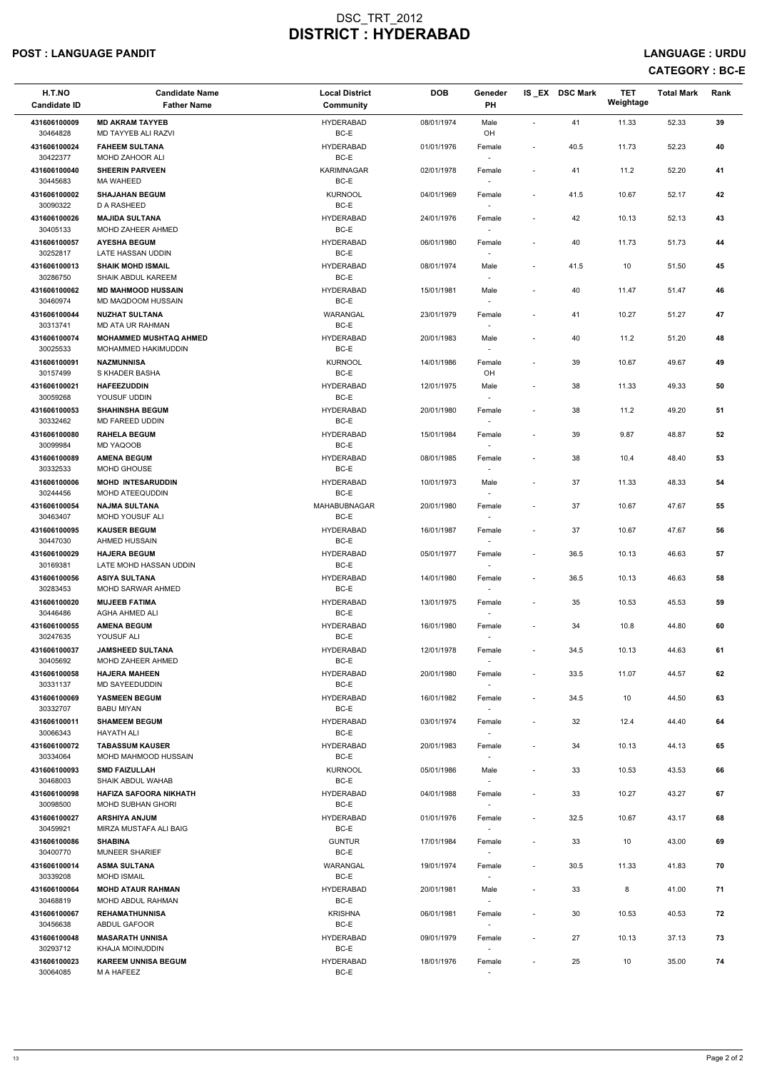# DSC_TRT_2012
# DISTRICT : HYDERABAD

**POST : LANGUAGE PANDIT** **LANGUAGE : URDU**

**CATEGORY : BC-E**

| H.T.NO<br>Candidate ID | Candidate Name<br>Father Name | Local District<br>Community | DOB | Geneder<br>PH | IS _EX | DSC Mark | TET Weightage | Total Mark | Rank |
|---|---|---|---|---|---|---|---|---|---|
| 431606100009<br>30464828 | **MD AKRAM TAYYEB**<br>MD TAYYEB ALI RAZVI | HYDERABAD<br>BC-E | 08/01/1974 | Male<br>OH | - | 41 | 11.33 | 52.33 | 39 |
| 431606100024<br>30422377 | **FAHEEM SULTANA**<br>MOHD ZAHOOR ALI | HYDERABAD<br>BC-E | 01/01/1976 | Female<br>- | - | 40.5 | 11.73 | 52.23 | 40 |
| 431606100040<br>30445683 | **SHEERIN PARVEEN**<br>MA WAHEED | KARIMNAGAR<br>BC-E | 02/01/1978 | Female<br>- | - | 41 | 11.2 | 52.20 | 41 |
| 431606100002<br>30090322 | **SHAJAHAN BEGUM**<br>D A RASHEED | KURNOOL<br>BC-E | 04/01/1969 | Female<br>- | - | 41.5 | 10.67 | 52.17 | 42 |
| 431606100026<br>30405133 | **MAJIDA SULTANA**<br>MOHD ZAHEER AHMED | HYDERABAD<br>BC-E | 24/01/1976 | Female<br>- | - | 42 | 10.13 | 52.13 | 43 |
| 431606100057<br>30252817 | **AYESHA BEGUM**<br>LATE HASSAN UDDIN | HYDERABAD<br>BC-E | 06/01/1980 | Female<br>- | - | 40 | 11.73 | 51.73 | 44 |
| 431606100013<br>30286750 | **SHAIK MOHD ISMAIL**<br>SHAIK ABDUL KAREEM | HYDERABAD<br>BC-E | 08/01/1974 | Male<br>- | - | 41.5 | 10 | 51.50 | 45 |
| 431606100062<br>30460974 | **MD MAHMOOD HUSSAIN**<br>MD MAQDOOM HUSSAIN | HYDERABAD<br>BC-E | 15/01/1981 | Male<br>- | - | 40 | 11.47 | 51.47 | 46 |
| 431606100044<br>30313741 | **NUZHAT SULTANA**<br>MD ATA UR RAHMAN | WARANGAL<br>BC-E | 23/01/1979 | Female<br>- | - | 41 | 10.27 | 51.27 | 47 |
| 431606100074<br>30025533 | **MOHAMMED MUSHTAQ AHMED**<br>MOHAMMED HAKIMUDDIN | HYDERABAD<br>BC-E | 20/01/1983 | Male<br>- | - | 40 | 11.2 | 51.20 | 48 |
| 431606100091<br>30157499 | **NAZMUNNISA**<br>S KHADER BASHA | KURNOOL<br>BC-E | 14/01/1986 | Female<br>OH | - | 39 | 10.67 | 49.67 | 49 |
| 431606100021<br>30059268 | **HAFEEZUDDIN**<br>YOUSUF UDDIN | HYDERABAD<br>BC-E | 12/01/1975 | Male<br>- | - | 38 | 11.33 | 49.33 | 50 |
| 431606100053<br>30332462 | **SHAHINSHA BEGUM**<br>MD FAREED UDDIN | HYDERABAD<br>BC-E | 20/01/1980 | Female<br>- | - | 38 | 11.2 | 49.20 | 51 |
| 431606100080<br>30099984 | **RAHELA BEGUM**<br>MD YAQOOB | HYDERABAD<br>BC-E | 15/01/1984 | Female<br>- | - | 39 | 9.87 | 48.87 | 52 |
| 431606100089<br>30332533 | **AMENA BEGUM**<br>MOHD GHOUSE | HYDERABAD<br>BC-E | 08/01/1985 | Female<br>- | - | 38 | 10.4 | 48.40 | 53 |
| 431606100006<br>30244456 | **MOHD INTESARUDDIN**<br>MOHD ATEEQUDDIN | HYDERABAD<br>BC-E | 10/01/1973 | Male<br>- | - | 37 | 11.33 | 48.33 | 54 |
| 431606100054<br>30463407 | **NAJMA SULTANA**<br>MOHD YOUSUF ALI | MAHABUBNAGAR<br>BC-E | 20/01/1980 | Female<br>- | - | 37 | 10.67 | 47.67 | 55 |
| 431606100095<br>30447030 | **KAUSER BEGUM**<br>AHMED HUSSAIN | HYDERABAD<br>BC-E | 16/01/1987 | Female<br>- | - | 37 | 10.67 | 47.67 | 56 |
| 431606100029<br>30169381 | **HAJERA BEGUM**<br>LATE MOHD HASSAN UDDIN | HYDERABAD<br>BC-E | 05/01/1977 | Female<br>- | - | 36.5 | 10.13 | 46.63 | 57 |
| 431606100056<br>30283453 | **ASIYA SULTANA**<br>MOHD SARWAR AHMED | HYDERABAD<br>BC-E | 14/01/1980 | Female<br>- | - | 36.5 | 10.13 | 46.63 | 58 |
| 431606100020<br>30446486 | **MUJEEB FATIMA**<br>AGHA AHMED ALI | HYDERABAD<br>BC-E | 13/01/1975 | Female<br>- | - | 35 | 10.53 | 45.53 | 59 |
| 431606100055<br>30247635 | **AMENA BEGUM**<br>YOUSUF ALI | HYDERABAD<br>BC-E | 16/01/1980 | Female<br>- | - | 34 | 10.8 | 44.80 | 60 |
| 431606100037<br>30405692 | **JAMSHEED SULTANA**<br>MOHD ZAHEER AHMED | HYDERABAD<br>BC-E | 12/01/1978 | Female<br>- | - | 34.5 | 10.13 | 44.63 | 61 |
| 431606100058<br>30331137 | **HAJERA MAHEEN**<br>MD SAYEEDUDDIN | HYDERABAD<br>BC-E | 20/01/1980 | Female<br>- | - | 33.5 | 11.07 | 44.57 | 62 |
| 431606100069<br>30332707 | **YASMEEN BEGUM**<br>BABU MIYAN | HYDERABAD<br>BC-E | 16/01/1982 | Female<br>- | - | 34.5 | 10 | 44.50 | 63 |
| 431606100011<br>30066343 | **SHAMEEM BEGUM**<br>HAYATH ALI | HYDERABAD<br>BC-E | 03/01/1974 | Female<br>- | - | 32 | 12.4 | 44.40 | 64 |
| 431606100072<br>30334064 | **TABASSUM KAUSER**<br>MOHD MAHMOOD HUSSAIN | HYDERABAD<br>BC-E | 20/01/1983 | Female<br>- | - | 34 | 10.13 | 44.13 | 65 |
| 431606100093<br>30468003 | **SMD FAIZULLAH**<br>SHAIK ABDUL WAHAB | KURNOOL<br>BC-E | 05/01/1986 | Male<br>- | - | 33 | 10.53 | 43.53 | 66 |
| 431606100098<br>30098500 | **HAFIZA SAFOORA NIKHATH**<br>MOHD SUBHAN GHORI | HYDERABAD<br>BC-E | 04/01/1988 | Female<br>- | - | 33 | 10.27 | 43.27 | 67 |
| 431606100027<br>30459921 | **ARSHIYA ANJUM**<br>MIRZA MUSTAFA ALI BAIG | HYDERABAD<br>BC-E | 01/01/1976 | Female<br>- | - | 32.5 | 10.67 | 43.17 | 68 |
| 431606100086<br>30400770 | **SHABINA**<br>MUNEER SHARIEF | GUNTUR<br>BC-E | 17/01/1984 | Female<br>- | - | 33 | 10 | 43.00 | 69 |
| 431606100014<br>30339208 | **ASMA SULTANA**<br>MOHD ISMAIL | WARANGAL<br>BC-E | 19/01/1974 | Female<br>- | - | 30.5 | 11.33 | 41.83 | 70 |
| 431606100064<br>30468819 | **MOHD ATAUR RAHMAN**<br>MOHD ABDUL RAHMAN | HYDERABAD<br>BC-E | 20/01/1981 | Male<br>- | - | 33 | 8 | 41.00 | 71 |
| 431606100067<br>30456638 | **REHAMATHUNNISA**<br>ABDUL GAFOOR | KRISHNA<br>BC-E | 06/01/1981 | Female<br>- | - | 30 | 10.53 | 40.53 | 72 |
| 431606100048<br>30293712 | **MASARATH UNNISA**<br>KHAJA MOINUDDIN | HYDERABAD<br>BC-E | 09/01/1979 | Female<br>- | - | 27 | 10.13 | 37.13 | 73 |
| 431606100023<br>30064085 | **KAREEM UNNISA BEGUM**<br>M A HAFEEZ | HYDERABAD<br>BC-E | 18/01/1976 | Female<br>- | - | 25 | 10 | 35.00 | 74 |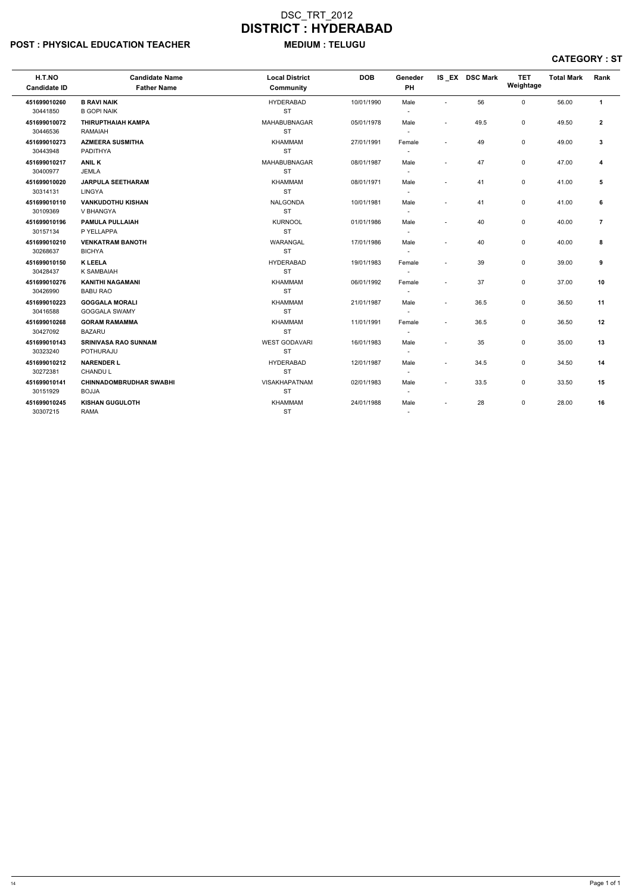# DSC_TRT_2012
# DISTRICT : HYDERABAD

**POST : PHYSICAL EDUCATION TEACHER** **MEDIUM : TELUGU**

**CATEGORY : ST**

| H.T.NO<br>Candidate ID | Candidate Name<br>Father Name | Local District<br>Community | DOB | Geneder<br>PH | IS _EX | DSC Mark | TET Weightage | Total Mark | Rank |
|---|---|---|---|---|---|---|---|---|---|
| **451699010260**<br>30441850 | **B RAVI NAIK**<br>B GOPI NAIK | HYDERABAD<br>ST | 10/01/1990 | Male<br>- | - | 56 | 0 | 56.00 | **1** |
| **451699010072**<br>30446536 | **THIRUPTHAIAH KAMPA**<br>RAMAIAH | MAHABUBNAGAR<br>ST | 05/01/1978 | Male<br>- | - | 49.5 | 0 | 49.50 | **2** |
| **451699010273**<br>30443948 | **AZMEERA SUSMITHA**<br>PADITHYA | KHAMMAM<br>ST | 27/01/1991 | Female<br>- | - | 49 | 0 | 49.00 | **3** |
| **451699010217**<br>30400977 | **ANIL K**<br>JEMLA | MAHABUBNAGAR<br>ST | 08/01/1987 | Male<br>- | - | 47 | 0 | 47.00 | **4** |
| **451699010020**<br>30314131 | **JARPULA SEETHARAM**<br>LINGYA | KHAMMAM<br>ST | 08/01/1971 | Male<br>- | - | 41 | 0 | 41.00 | **5** |
| **451699010110**<br>30109369 | **VANKUDOTHU KISHAN**<br>V BHANGYA | NALGONDA<br>ST | 10/01/1981 | Male<br>- | - | 41 | 0 | 41.00 | **6** |
| **451699010196**<br>30157134 | **PAMULA PULLAIAH**<br>P YELLAPPA | KURNOOL<br>ST | 01/01/1986 | Male<br>- | - | 40 | 0 | 40.00 | **7** |
| **451699010210**<br>30268637 | **VENKATRAM BANOTH**<br>BICHYA | WARANGAL<br>ST | 17/01/1986 | Male<br>- | - | 40 | 0 | 40.00 | **8** |
| **451699010150**<br>30428437 | **K LEELA**<br>K SAMBAIAH | HYDERABAD<br>ST | 19/01/1983 | Female<br>- | - | 39 | 0 | 39.00 | **9** |
| **451699010276**<br>30426990 | **KANITHI NAGAMANI**<br>BABU RAO | KHAMMAM<br>ST | 06/01/1992 | Female<br>- | - | 37 | 0 | 37.00 | **10** |
| **451699010223**<br>30416588 | **GOGGALA MORALI**<br>GOGGALA SWAMY | KHAMMAM<br>ST | 21/01/1987 | Male<br>- | - | 36.5 | 0 | 36.50 | **11** |
| **451699010268**<br>30427092 | **GORAM RAMAMMA**<br>BAZARU | KHAMMAM<br>ST | 11/01/1991 | Female<br>- | - | 36.5 | 0 | 36.50 | **12** |
| **451699010143**<br>30323240 | **SRINIVASA RAO SUNNAM**<br>POTHURAJU | WEST GODAVARI<br>ST | 16/01/1983 | Male<br>- | - | 35 | 0 | 35.00 | **13** |
| **451699010212**<br>30272381 | **NARENDER L**<br>CHANDU L | HYDERABAD<br>ST | 12/01/1987 | Male<br>- | - | 34.5 | 0 | 34.50 | **14** |
| **451699010141**<br>30151929 | **CHINNADOMBRUDHAR SWABHI**<br>BOJJA | VISAKHAPATNAM<br>ST | 02/01/1983 | Male<br>- | - | 33.5 | 0 | 33.50 | **15** |
| **451699010245**<br>30307215 | **KISHAN GUGULOTH**<br>RAMA | KHAMMAM<br>ST | 24/01/1988 | Male<br>- | - | 28 | 0 | 28.00 | **16** |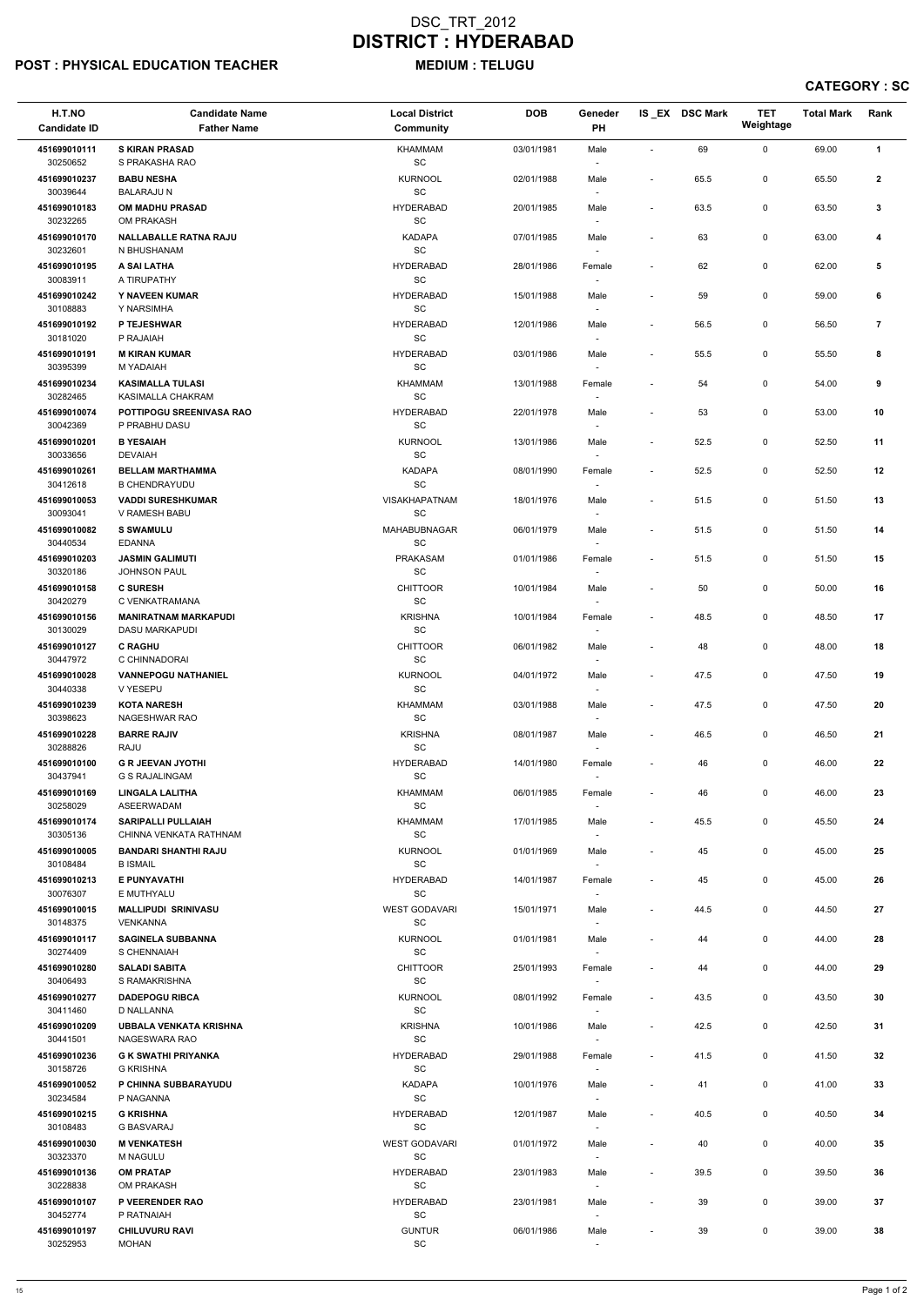# DSC_TRT_2012

# DISTRICT : HYDERABAD

**POST : PHYSICAL EDUCATION TEACHER** **MEDIUM : TELUGU**

**CATEGORY : SC**

| H.T.NO<br>Candidate ID | Candidate Name<br>Father Name | Local District<br>Community | DOB | Geneder<br>PH | IS_EX | DSC Mark | TET Weightage | Total Mark | Rank |
|---|---|---|---|---|---|---|---|---|---|
| 451699010111<br>30250652 | **S KIRAN PRASAD**<br>S PRAKASHA RAO | KHAMMAM<br>SC | 03/01/1981 | Male<br>- | - | 69 | 0 | 69.00 | **1** |
| 451699010237<br>30039644 | **BABU NESHA**<br>BALARAJU N | KURNOOL<br>SC | 02/01/1988 | Male<br>- | - | 65.5 | 0 | 65.50 | **2** |
| 451699010183<br>30232265 | **OM MADHU PRASAD**<br>OM PRAKASH | HYDERABAD<br>SC | 20/01/1985 | Male<br>- | - | 63.5 | 0 | 63.50 | **3** |
| 451699010170<br>30232601 | **NALLABALLE RATNA RAJU**<br>N BHUSHANAM | KADAPA<br>SC | 07/01/1985 | Male<br>- | - | 63 | 0 | 63.00 | **4** |
| 451699010195<br>30083911 | **A SAI LATHA**<br>A TIRUPATHY | HYDERABAD<br>SC | 28/01/1986 | Female<br>- | - | 62 | 0 | 62.00 | **5** |
| 451699010242<br>30108883 | **Y NAVEEN KUMAR**<br>Y NARSIMHA | HYDERABAD<br>SC | 15/01/1988 | Male<br>- | - | 59 | 0 | 59.00 | **6** |
| 451699010192<br>30181020 | **P TEJESHWAR**<br>P RAJAIAH | HYDERABAD<br>SC | 12/01/1986 | Male<br>- | - | 56.5 | 0 | 56.50 | **7** |
| 451699010191<br>30395399 | **M KIRAN KUMAR**<br>M YADAIAH | HYDERABAD<br>SC | 03/01/1986 | Male<br>- | - | 55.5 | 0 | 55.50 | **8** |
| 451699010234<br>30282465 | **KASIMALLA TULASI**<br>KASIMALLA CHAKRAM | KHAMMAM<br>SC | 13/01/1988 | Female<br>- | - | 54 | 0 | 54.00 | **9** |
| 451699010074<br>30042369 | **POTTIPOGU SREENIVASA RAO**<br>P PRABHU DASU | HYDERABAD<br>SC | 22/01/1978 | Male<br>- | - | 53 | 0 | 53.00 | **10** |
| 451699010201<br>30033656 | **B YESAIAH**<br>DEVAIAH | KURNOOL<br>SC | 13/01/1986 | Male<br>- | - | 52.5 | 0 | 52.50 | **11** |
| 451699010261<br>30412618 | **BELLAM MARTHAMMA**<br>B CHENDRAYUDU | KADAPA<br>SC | 08/01/1990 | Female<br>- | - | 52.5 | 0 | 52.50 | **12** |
| 451699010053<br>30093041 | **VADDI SURESHKUMAR**<br>V RAMESH BABU | VISAKHAPATNAM<br>SC | 18/01/1976 | Male<br>- | - | 51.5 | 0 | 51.50 | **13** |
| 451699010082<br>30440534 | **S SWAMULU**<br>EDANNA | MAHABUBNAGAR<br>SC | 06/01/1979 | Male<br>- | - | 51.5 | 0 | 51.50 | **14** |
| 451699010203<br>30320186 | **JASMIN GALIMUTI**<br>JOHNSON PAUL | PRAKASAM<br>SC | 01/01/1986 | Female<br>- | - | 51.5 | 0 | 51.50 | **15** |
| 451699010158<br>30420279 | **C SURESH**<br>C VENKATRAMANA | CHITTOOR<br>SC | 10/01/1984 | Male<br>- | - | 50 | 0 | 50.00 | **16** |
| 451699010156<br>30130029 | **MANIRATNAM MARKAPUDI**<br>DASU MARKAPUDI | KRISHNA<br>SC | 10/01/1984 | Female<br>- | - | 48.5 | 0 | 48.50 | **17** |
| 451699010127<br>30447972 | **C RAGHU**<br>C CHINNADORAI | CHITTOOR<br>SC | 06/01/1982 | Male<br>- | - | 48 | 0 | 48.00 | **18** |
| 451699010028<br>30440338 | **VANNEPOGU NATHANIEL**<br>V YESEPU | KURNOOL<br>SC | 04/01/1972 | Male<br>- | - | 47.5 | 0 | 47.50 | **19** |
| 451699010239<br>30398623 | **KOTA NARESH**<br>NAGESHWAR RAO | KHAMMAM<br>SC | 03/01/1988 | Male<br>- | - | 47.5 | 0 | 47.50 | **20** |
| 451699010228<br>30288826 | **BARRE RAJIV**<br>RAJU | KRISHNA<br>SC | 08/01/1987 | Male<br>- | - | 46.5 | 0 | 46.50 | **21** |
| 451699010100<br>30437941 | **G R JEEVAN JYOTHI**<br>G S RAJALINGAM | HYDERABAD<br>SC | 14/01/1980 | Female<br>- | - | 46 | 0 | 46.00 | **22** |
| 451699010169<br>30258029 | **LINGALA LALITHA**<br>ASEERWADAM | KHAMMAM<br>SC | 06/01/1985 | Female<br>- | - | 46 | 0 | 46.00 | **23** |
| 451699010174<br>30305136 | **SARIPALLI PULLAIAH**<br>CHINNA VENKATA RATHNAM | KHAMMAM<br>SC | 17/01/1985 | Male<br>- | - | 45.5 | 0 | 45.50 | **24** |
| 451699010005<br>30108484 | **BANDARI SHANTHI RAJU**<br>B ISMAIL | KURNOOL<br>SC | 01/01/1969 | Male<br>- | - | 45 | 0 | 45.00 | **25** |
| 451699010213<br>30076307 | **E PUNYAVATHI**<br>E MUTHYALU | HYDERABAD<br>SC | 14/01/1987 | Female<br>- | - | 45 | 0 | 45.00 | **26** |
| 451699010015<br>30148375 | **MALLIPUDI SRINIVASU**<br>VENKANNA | WEST GODAVARI<br>SC | 15/01/1971 | Male<br>- | - | 44.5 | 0 | 44.50 | **27** |
| 451699010117<br>30274409 | **SAGINELA SUBBANNA**<br>S CHENNAIAH | KURNOOL<br>SC | 01/01/1981 | Male<br>- | - | 44 | 0 | 44.00 | **28** |
| 451699010280<br>30406493 | **SALADI SABITA**<br>S RAMAKRISHNA | CHITTOOR<br>SC | 25/01/1993 | Female<br>- | - | 44 | 0 | 44.00 | **29** |
| 451699010277<br>30411460 | **DADEPOGU RIBCA**<br>D NALLANNA | KURNOOL<br>SC | 08/01/1992 | Female<br>- | - | 43.5 | 0 | 43.50 | **30** |
| 451699010209<br>30441501 | **UBBALA VENKATA KRISHNA**<br>NAGESWARA RAO | KRISHNA<br>SC | 10/01/1986 | Male<br>- | - | 42.5 | 0 | 42.50 | **31** |
| 451699010236<br>30158726 | **G K SWATHI PRIYANKA**<br>G KRISHNA | HYDERABAD<br>SC | 29/01/1988 | Female<br>- | - | 41.5 | 0 | 41.50 | **32** |
| 451699010052<br>30234584 | **P CHINNA SUBBARAYUDU**<br>P NAGANNA | KADAPA<br>SC | 10/01/1976 | Male<br>- | - | 41 | 0 | 41.00 | **33** |
| 451699010215<br>30108483 | **G KRISHNA**<br>G BASVARAJ | HYDERABAD<br>SC | 12/01/1987 | Male<br>- | - | 40.5 | 0 | 40.50 | **34** |
| 451699010030<br>30323370 | **M VENKATESH**<br>M NAGULU | WEST GODAVARI<br>SC | 01/01/1972 | Male<br>- | - | 40 | 0 | 40.00 | **35** |
| 451699010136<br>30228838 | **OM PRATAP**<br>OM PRAKASH | HYDERABAD<br>SC | 23/01/1983 | Male<br>- | - | 39.5 | 0 | 39.50 | **36** |
| 451699010107<br>30452774 | **P VEERENDER RAO**<br>P RATNAIAH | HYDERABAD<br>SC | 23/01/1981 | Male<br>- | - | 39 | 0 | 39.00 | **37** |
| 451699010197<br>30252953 | **CHILUVURU RAVI**<br>MOHAN | GUNTUR<br>SC | 06/01/1986 | Male<br>- | - | 39 | 0 | 39.00 | **38** |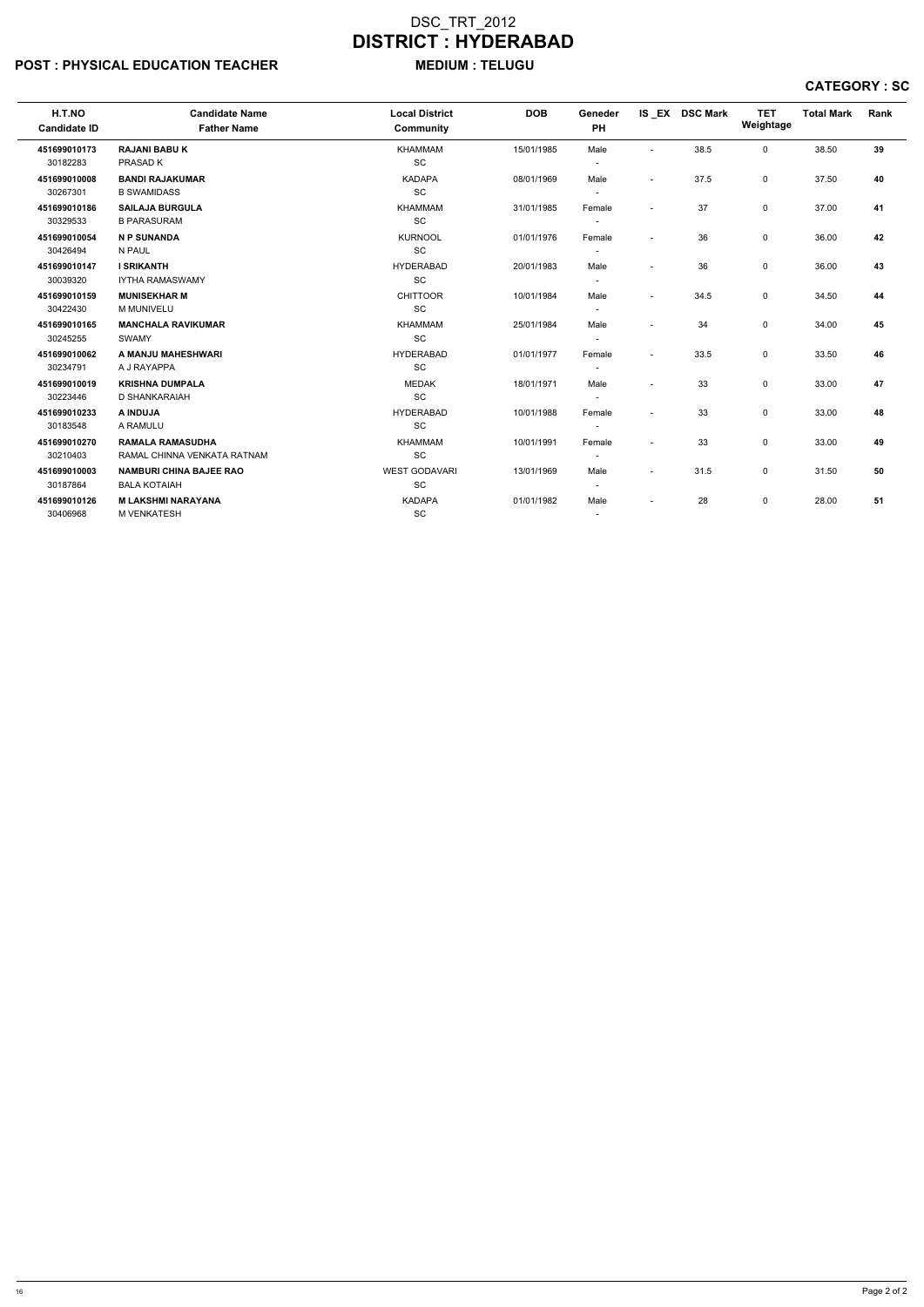# DSC_TRT_2012
# DISTRICT : HYDERABAD

**POST : PHYSICAL EDUCATION TEACHER** **MEDIUM : TELUGU**

**CATEGORY : SC**

| H.T.NO<br>Candidate ID | Candidate Name<br>Father Name | Local District<br>Community | DOB | Geneder<br>PH | IS _EX | DSC Mark | TET Weightage | Total Mark | Rank |
|---|---|---|---|---|---|---|---|---|---|
| **451699010173**<br>30182283 | **RAJANI BABU K**<br>PRASAD K | KHAMMAM<br>SC | 15/01/1985 | Male<br>- | - | 38.5 | 0 | 38.50 | **39** |
| **451699010008**<br>30267301 | **BANDI RAJAKUMAR**<br>B SWAMIDASS | KADAPA<br>SC | 08/01/1969 | Male<br>- | - | 37.5 | 0 | 37.50 | **40** |
| **451699010186**<br>30329533 | **SAILAJA BURGULA**<br>B PARASURAM | KHAMMAM<br>SC | 31/01/1985 | Female<br>- | - | 37 | 0 | 37.00 | **41** |
| **451699010054**<br>30426494 | **N P SUNANDA**<br>N PAUL | KURNOOL<br>SC | 01/01/1976 | Female<br>- | - | 36 | 0 | 36.00 | **42** |
| **451699010147**<br>30039320 | **I SRIKANTH**<br>IYTHA RAMASWAMY | HYDERABAD<br>SC | 20/01/1983 | Male<br>- | - | 36 | 0 | 36.00 | **43** |
| **451699010159**<br>30422430 | **MUNISEKHAR M**<br>M MUNIVELU | CHITTOOR<br>SC | 10/01/1984 | Male<br>- | - | 34.5 | 0 | 34.50 | **44** |
| **451699010165**<br>30245255 | **MANCHALA RAVIKUMAR**<br>SWAMY | KHAMMAM<br>SC | 25/01/1984 | Male<br>- | - | 34 | 0 | 34.00 | **45** |
| **451699010062**<br>30234791 | **A MANJU MAHESHWARI**<br>A J RAYAPPA | HYDERABAD<br>SC | 01/01/1977 | Female<br>- | - | 33.5 | 0 | 33.50 | **46** |
| **451699010019**<br>30223446 | **KRISHNA DUMPALA**<br>D SHANKARAIAH | MEDAK<br>SC | 18/01/1971 | Male<br>- | - | 33 | 0 | 33.00 | **47** |
| **451699010233**<br>30183548 | **A INDUJA**<br>A RAMULU | HYDERABAD<br>SC | 10/01/1988 | Female<br>- | - | 33 | 0 | 33.00 | **48** |
| **451699010270**<br>30210403 | **RAMALA RAMASUDHA**<br>RAMAL CHINNA VENKATA RATNAM | KHAMMAM<br>SC | 10/01/1991 | Female<br>- | - | 33 | 0 | 33.00 | **49** |
| **451699010003**<br>30187864 | **NAMBURI CHINA BAJEE RAO**<br>BALA KOTAIAH | WEST GODAVARI<br>SC | 13/01/1969 | Male<br>- | - | 31.5 | 0 | 31.50 | **50** |
| **451699010126**<br>30406968 | **M LAKSHMI NARAYANA**<br>M VENKATESH | KADAPA<br>SC | 01/01/1982 | Male<br>- | - | 28 | 0 | 28.00 | **51** |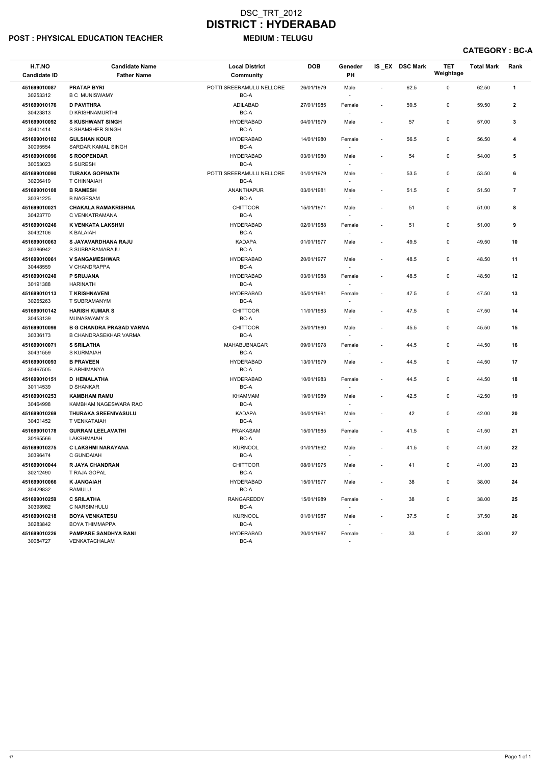# DSC_TRT_2012

# DISTRICT : HYDERABAD

**POST : PHYSICAL EDUCATION TEACHER** **MEDIUM : TELUGU**

**CATEGORY : BC-A**

| H.T.NO<br>Candidate ID | Candidate Name<br>Father Name | Local District<br>Community | DOB | Geneder<br>PH | IS _EX | DSC Mark | TET Weightage | Total Mark | Rank |
|---|---|---|---|---|---|---|---|---|---|
| 451699010087<br>30253312 | **PRATAP BYRI**<br>B C MUNISWAMY | POTTI SREERAMULU NELLORE<br>BC-A | 26/01/1979 | Male<br>- | - | 62.5 | 0 | 62.50 | 1 |
| 451699010176<br>30423813 | **D PAVITHRA**<br>D KRISHNAMURTHI | ADILABAD<br>BC-A | 27/01/1985 | Female<br>- | - | 59.5 | 0 | 59.50 | 2 |
| 451699010092<br>30401414 | **S KUSHWANT SINGH**<br>S SHAMSHER SINGH | HYDERABAD<br>BC-A | 04/01/1979 | Male<br>- | - | 57 | 0 | 57.00 | 3 |
| 451699010102<br>30095554 | **GULSHAN KOUR**<br>SARDAR KAMAL SINGH | HYDERABAD<br>BC-A | 14/01/1980 | Female<br>- | - | 56.5 | 0 | 56.50 | 4 |
| 451699010096<br>30053023 | **S ROOPENDAR**<br>S SURESH | HYDERABAD<br>BC-A | 03/01/1980 | Male<br>- | - | 54 | 0 | 54.00 | 5 |
| 451699010090<br>30206419 | **TURAKA GOPINATH**<br>T CHINNAIAH | POTTI SREERAMULU NELLORE<br>BC-A | 01/01/1979 | Male<br>- | - | 53.5 | 0 | 53.50 | 6 |
| 451699010108<br>30391225 | **B RAMESH**<br>B NAGESAM | ANANTHAPUR<br>BC-A | 03/01/1981 | Male<br>- | - | 51.5 | 0 | 51.50 | 7 |
| 451699010021<br>30423770 | **CHAKALA RAMAKRISHNA**<br>C VENKATRAMANA | CHITTOOR<br>BC-A | 15/01/1971 | Male<br>- | - | 51 | 0 | 51.00 | 8 |
| 451699010246<br>30432106 | **K VENKATA LAKSHMI**<br>K BALAIAH | HYDERABAD<br>BC-A | 02/01/1988 | Female<br>- | - | 51 | 0 | 51.00 | 9 |
| 451699010063<br>30386942 | **S JAYAVARDHANA RAJU**<br>S SUBBARAMARAJU | KADAPA<br>BC-A | 01/01/1977 | Male<br>- | - | 49.5 | 0 | 49.50 | 10 |
| 451699010061<br>30448559 | **V SANGAMESHWAR**<br>V CHANDRAPPA | HYDERABAD<br>BC-A | 20/01/1977 | Male<br>- | - | 48.5 | 0 | 48.50 | 11 |
| 451699010240<br>30191388 | **P SRUJANA**<br>HARINATH | HYDERABAD<br>BC-A | 03/01/1988 | Female<br>- | - | 48.5 | 0 | 48.50 | 12 |
| 451699010113<br>30265263 | **T KRISHNAVENI**<br>T SUBRAMANYM | HYDERABAD<br>BC-A | 05/01/1981 | Female<br>- | - | 47.5 | 0 | 47.50 | 13 |
| 451699010142<br>30453139 | **HARISH KUMAR S**<br>MUNASWAMY S | CHITTOOR<br>BC-A | 11/01/1983 | Male<br>- | - | 47.5 | 0 | 47.50 | 14 |
| 451699010098<br>30336173 | **B G CHANDRA PRASAD VARMA**<br>B CHANDRASEKHAR VARMA | CHITTOOR<br>BC-A | 25/01/1980 | Male<br>- | - | 45.5 | 0 | 45.50 | 15 |
| 451699010071<br>30431559 | **S SRILATHA**<br>S KURMAIAH | MAHABUBNAGAR<br>BC-A | 09/01/1978 | Female<br>- | - | 44.5 | 0 | 44.50 | 16 |
| 451699010093<br>30467505 | **B PRAVEEN**<br>B ABHIMANYA | HYDERABAD<br>BC-A | 13/01/1979 | Male<br>- | - | 44.5 | 0 | 44.50 | 17 |
| 451699010151<br>30114539 | **D HEMALATHA**<br>D SHANKAR | HYDERABAD<br>BC-A | 10/01/1983 | Female<br>- | - | 44.5 | 0 | 44.50 | 18 |
| 451699010253<br>30464998 | **KAMBHAM RAMU**<br>KAMBHAM NAGESWARA RAO | KHAMMAM<br>BC-A | 19/01/1989 | Male<br>- | - | 42.5 | 0 | 42.50 | 19 |
| 451699010269<br>30401452 | **THURAKA SREENIVASULU**<br>T VENKATAIAH | KADAPA<br>BC-A | 04/01/1991 | Male<br>- | - | 42 | 0 | 42.00 | 20 |
| 451699010178<br>30165566 | **GURRAM LEELAVATHI**<br>LAKSHMAIAH | PRAKASAM<br>BC-A | 15/01/1985 | Female<br>- | - | 41.5 | 0 | 41.50 | 21 |
| 451699010275<br>30396474 | **C LAKSHMI NARAYANA**<br>C GUNDAIAH | KURNOOL<br>BC-A | 01/01/1992 | Male<br>- | - | 41.5 | 0 | 41.50 | 22 |
| 451699010044<br>30212490 | **R JAYA CHANDRAN**<br>T RAJA GOPAL | CHITTOOR<br>BC-A | 08/01/1975 | Male<br>- | - | 41 | 0 | 41.00 | 23 |
| 451699010066<br>30429832 | **K JANGAIAH**<br>RAMULU | HYDERABAD<br>BC-A | 15/01/1977 | Male<br>- | - | 38 | 0 | 38.00 | 24 |
| 451699010259<br>30398982 | **C SRILATHA**<br>C NARSIMHULU | RANGAREDDY<br>BC-A | 15/01/1989 | Female<br>- | - | 38 | 0 | 38.00 | 25 |
| 451699010218<br>30283842 | **BOYA VENKATESU**<br>BOYA THIMMAPPA | KURNOOL<br>BC-A | 01/01/1987 | Male<br>- | - | 37.5 | 0 | 37.50 | 26 |
| 451699010226<br>30084727 | **PAMPARE SANDHYA RANI**<br>VENKATACHALAM | HYDERABAD<br>BC-A | 20/01/1987 | Female<br>- | - | 33 | 0 | 33.00 | 27 |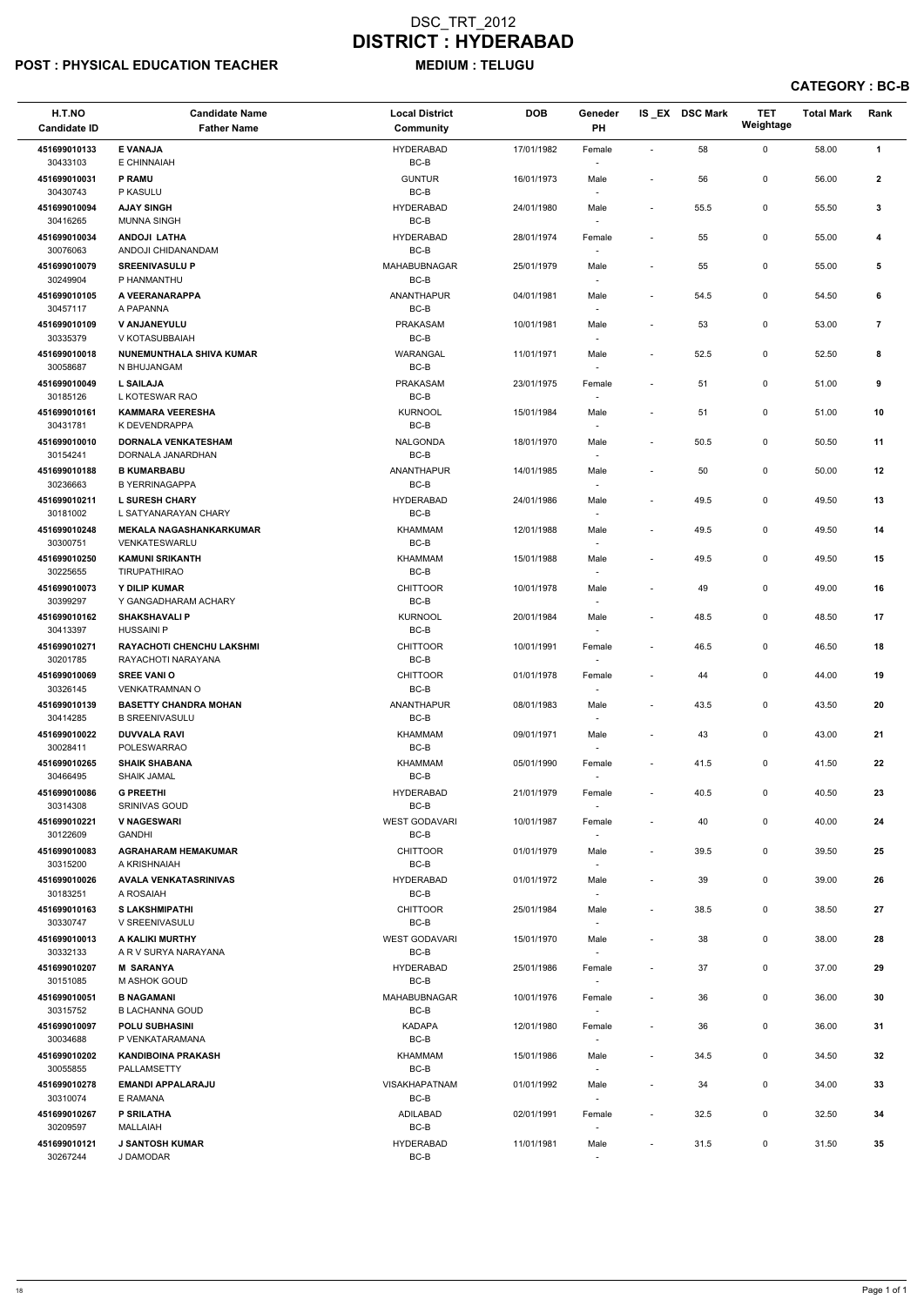# DSC_TRT_2012
# DISTRICT : HYDERABAD

**POST : PHYSICAL EDUCATION TEACHER** **MEDIUM : TELUGU**

**CATEGORY : BC-B**

| H.T.NO<br>Candidate ID | Candidate Name<br>Father Name | Local District<br>Community | DOB | Geneder<br>PH | IS _EX | DSC Mark | TET Weightage | Total Mark | Rank |
|---|---|---|---|---|---|---|---|---|---|
| 451699010133<br>30433103 | **E VANAJA**<br>E CHINNAIAH | HYDERABAD<br>BC-B | 17/01/1982 | Female<br>- | - | 58 | 0 | 58.00 | 1 |
| 451699010031<br>30430743 | **P RAMU**<br>P KASULU | GUNTUR<br>BC-B | 16/01/1973 | Male<br>- | - | 56 | 0 | 56.00 | 2 |
| 451699010094<br>30416265 | **AJAY SINGH**<br>MUNNA SINGH | HYDERABAD<br>BC-B | 24/01/1980 | Male<br>- | - | 55.5 | 0 | 55.50 | 3 |
| 451699010034<br>30076063 | **ANDOJI LATHA**<br>ANDOJI CHIDANANDAM | HYDERABAD<br>BC-B | 28/01/1974 | Female<br>- | - | 55 | 0 | 55.00 | 4 |
| 451699010079<br>30249904 | **SREENIVASULU P**<br>P HANMANTHU | MAHABUBNAGAR<br>BC-B | 25/01/1979 | Male<br>- | - | 55 | 0 | 55.00 | 5 |
| 451699010105<br>30457117 | **A VEERANARAPPA**<br>A PAPANNA | ANANTHAPUR<br>BC-B | 04/01/1981 | Male<br>- | - | 54.5 | 0 | 54.50 | 6 |
| 451699010109<br>30335379 | **V ANJANEYULU**<br>V KOTASUBBAIAH | PRAKASAM<br>BC-B | 10/01/1981 | Male<br>- | - | 53 | 0 | 53.00 | 7 |
| 451699010018<br>30058687 | **NUNEMUNTHALA SHIVA KUMAR**<br>N BHUJANGAM | WARANGAL<br>BC-B | 11/01/1971 | Male<br>- | - | 52.5 | 0 | 52.50 | 8 |
| 451699010049<br>30185126 | **L SAILAJA**<br>L KOTESWAR RAO | PRAKASAM<br>BC-B | 23/01/1975 | Female<br>- | - | 51 | 0 | 51.00 | 9 |
| 451699010161<br>30431781 | **KAMMARA VEERESHA**<br>K DEVENDRAPPA | KURNOOL<br>BC-B | 15/01/1984 | Male<br>- | - | 51 | 0 | 51.00 | 10 |
| 451699010010<br>30154241 | **DORNALA VENKATESHAM**<br>DORNALA JANARDHAN | NALGONDA<br>BC-B | 18/01/1970 | Male<br>- | - | 50.5 | 0 | 50.50 | 11 |
| 451699010188<br>30236663 | **B KUMARBABU**<br>B YERRINAGAPPA | ANANTHAPUR<br>BC-B | 14/01/1985 | Male<br>- | - | 50 | 0 | 50.00 | 12 |
| 451699010211<br>30181002 | **L SURESH CHARY**<br>L SATYANARAYAN CHARY | HYDERABAD<br>BC-B | 24/01/1986 | Male<br>- | - | 49.5 | 0 | 49.50 | 13 |
| 451699010248<br>30300751 | **MEKALA NAGASHANKARKUMAR**<br>VENKATESWARLU | KHAMMAM<br>BC-B | 12/01/1988 | Male<br>- | - | 49.5 | 0 | 49.50 | 14 |
| 451699010250<br>30225655 | **KAMUNI SRIKANTH**<br>TIRUPATHIRAO | KHAMMAM<br>BC-B | 15/01/1988 | Male<br>- | - | 49.5 | 0 | 49.50 | 15 |
| 451699010073<br>30399297 | **Y DILIP KUMAR**<br>Y GANGADHARAM ACHARY | CHITTOOR<br>BC-B | 10/01/1978 | Male<br>- | - | 49 | 0 | 49.00 | 16 |
| 451699010162<br>30413397 | **SHAKSHAVALI P**<br>HUSSAINI P | KURNOOL<br>BC-B | 20/01/1984 | Male<br>- | - | 48.5 | 0 | 48.50 | 17 |
| 451699010271<br>30201785 | **RAYACHOTI CHENCHU LAKSHMI**<br>RAYACHOTI NARAYANA | CHITTOOR<br>BC-B | 10/01/1991 | Female<br>- | - | 46.5 | 0 | 46.50 | 18 |
| 451699010069<br>30326145 | **SREE VANI O**<br>VENKATRAMNAN O | CHITTOOR<br>BC-B | 01/01/1978 | Female<br>- | - | 44 | 0 | 44.00 | 19 |
| 451699010139<br>30414285 | **BASETTY CHANDRA MOHAN**<br>B SREENIVASULU | ANANTHAPUR<br>BC-B | 08/01/1983 | Male<br>- | - | 43.5 | 0 | 43.50 | 20 |
| 451699010022<br>30028411 | **DUVVALA RAVI**<br>POLESWARRAO | KHAMMAM<br>BC-B | 09/01/1971 | Male<br>- | - | 43 | 0 | 43.00 | 21 |
| 451699010265<br>30466495 | **SHAIK SHABANA**<br>SHAIK JAMAL | KHAMMAM<br>BC-B | 05/01/1990 | Female<br>- | - | 41.5 | 0 | 41.50 | 22 |
| 451699010086<br>30314308 | **G PREETHI**<br>SRINIVAS GOUD | HYDERABAD<br>BC-B | 21/01/1979 | Female<br>- | - | 40.5 | 0 | 40.50 | 23 |
| 451699010221<br>30122609 | **V NAGESWARI**<br>GANDHI | WEST GODAVARI<br>BC-B | 10/01/1987 | Female<br>- | - | 40 | 0 | 40.00 | 24 |
| 451699010083<br>30315200 | **AGRAHARAM HEMAKUMAR**<br>A KRISHNAIAH | CHITTOOR<br>BC-B | 01/01/1979 | Male<br>- | - | 39.5 | 0 | 39.50 | 25 |
| 451699010026<br>30183251 | **AVALA VENKATASRINIVAS**<br>A ROSAIAH | HYDERABAD<br>BC-B | 01/01/1972 | Male<br>- | - | 39 | 0 | 39.00 | 26 |
| 451699010163<br>30330747 | **S LAKSHMIPATHI**<br>V SREENIVASULU | CHITTOOR<br>BC-B | 25/01/1984 | Male<br>- | - | 38.5 | 0 | 38.50 | 27 |
| 451699010013<br>30332133 | **A KALIKI MURTHY**<br>A R V SURYA NARAYANA | WEST GODAVARI<br>BC-B | 15/01/1970 | Male<br>- | - | 38 | 0 | 38.00 | 28 |
| 451699010207<br>30151085 | **M SARANYA**<br>M ASHOK GOUD | HYDERABAD<br>BC-B | 25/01/1986 | Female<br>- | - | 37 | 0 | 37.00 | 29 |
| 451699010051<br>30315752 | **B NAGAMANI**<br>B LACHANNA GOUD | MAHABUBNAGAR<br>BC-B | 10/01/1976 | Female<br>- | - | 36 | 0 | 36.00 | 30 |
| 451699010097<br>30034688 | **POLU SUBHASINI**<br>P VENKATARAMANA | KADAPA<br>BC-B | 12/01/1980 | Female<br>- | - | 36 | 0 | 36.00 | 31 |
| 451699010202<br>30055855 | **KANDIBOINA PRAKASH**<br>PALLAMSETTY | KHAMMAM<br>BC-B | 15/01/1986 | Male<br>- | - | 34.5 | 0 | 34.50 | 32 |
| 451699010278<br>30310074 | **EMANDI APPALARAJU**<br>E RAMANA | VISAKHAPATNAM<br>BC-B | 01/01/1992 | Male<br>- | - | 34 | 0 | 34.00 | 33 |
| 451699010267<br>30209597 | **P SRILATHA**<br>MALLAIAH | ADILABAD<br>BC-B | 02/01/1991 | Female<br>- | - | 32.5 | 0 | 32.50 | 34 |
| 451699010121<br>30267244 | **J SANTOSH KUMAR**<br>J DAMODAR | HYDERABAD<br>BC-B | 11/01/1981 | Male<br>- | - | 31.5 | 0 | 31.50 | 35 |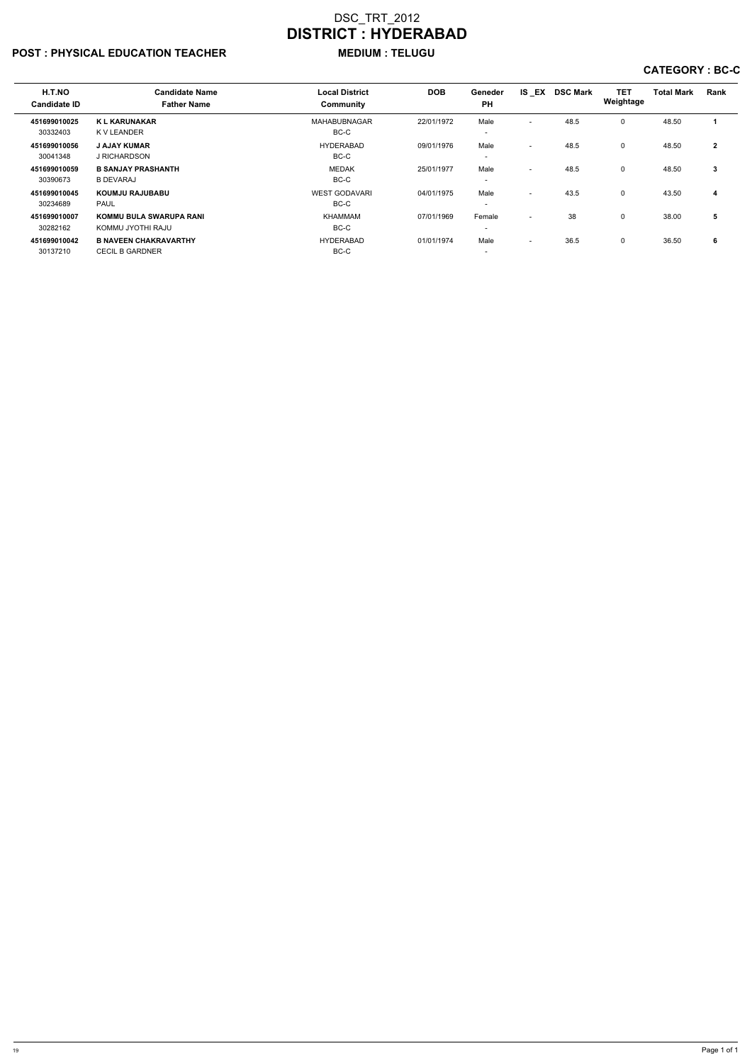# DSC_TRT_2012
# DISTRICT : HYDERABAD

**POST : PHYSICAL EDUCATION TEACHER** **MEDIUM : TELUGU**

**CATEGORY : BC-C**

| H.T.NO<br>Candidate ID | Candidate Name<br>Father Name | Local District<br>Community | DOB | Geneder<br>PH | IS _EX | DSC Mark | TET Weightage | Total Mark | Rank |
|---|---|---|---|---|---|---|---|---|---|
| **451699010025**<br>30332403 | **K L KARUNAKAR**<br>K V LEANDER | MAHABUBNAGAR<br>BC-C | 22/01/1972 | Male<br>- | - | 48.5 | 0 | 48.50 | **1** |
| **451699010056**<br>30041348 | **J AJAY KUMAR**<br>J RICHARDSON | HYDERABAD<br>BC-C | 09/01/1976 | Male<br>- | - | 48.5 | 0 | 48.50 | **2** |
| **451699010059**<br>30390673 | **B SANJAY PRASHANTH**<br>B DEVARAJ | MEDAK<br>BC-C | 25/01/1977 | Male<br>- | - | 48.5 | 0 | 48.50 | **3** |
| **451699010045**<br>30234689 | **KOUMJU RAJUBABU**<br>PAUL | WEST GODAVARI<br>BC-C | 04/01/1975 | Male<br>- | - | 43.5 | 0 | 43.50 | **4** |
| **451699010007**<br>30282162 | **KOMMU BULA SWARUPA RANI**<br>KOMMU JYOTHI RAJU | KHAMMAM<br>BC-C | 07/01/1969 | Female<br>- | - | 38 | 0 | 38.00 | **5** |
| **451699010042**<br>30137210 | **B NAVEEN CHAKRAVARTHY**<br>CECIL B GARDNER | HYDERABAD<br>BC-C | 01/01/1974 | Male<br>- | - | 36.5 | 0 | 36.50 | **6** |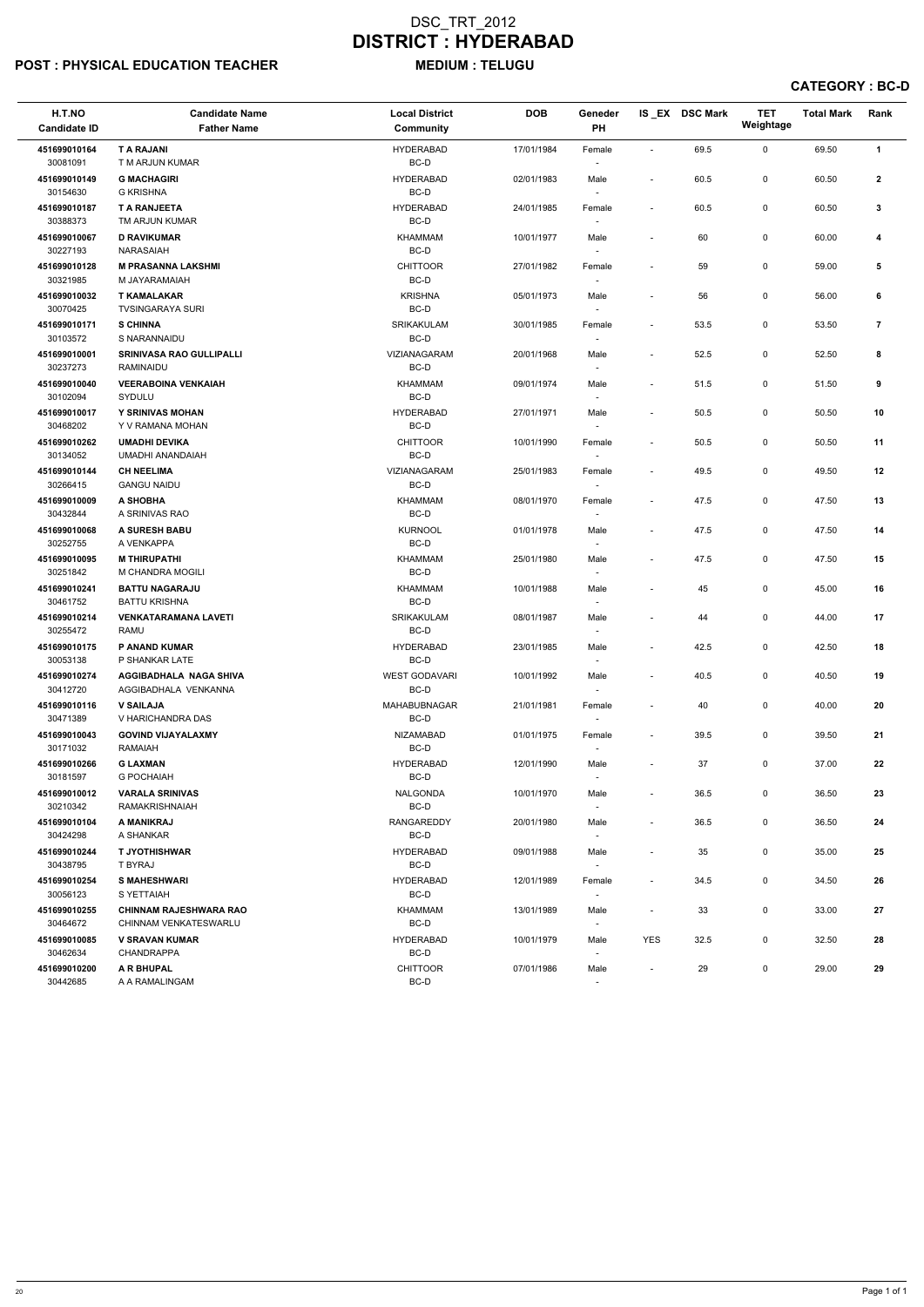# DSC_TRT_2012

# DISTRICT : HYDERABAD

**POST : PHYSICAL EDUCATION TEACHER** **MEDIUM : TELUGU**

**CATEGORY : BC-D**

| H.T.NO<br>Candidate ID | Candidate Name<br>Father Name | Local District<br>Community | DOB | Geneder<br>PH | IS _EX | DSC Mark | TET Weightage | Total Mark | Rank |
|---|---|---|---|---|---|---|---|---|---|
| **451699010164**<br>30081091 | **T A RAJANI**<br>T M ARJUN KUMAR | HYDERABAD<br>BC-D | 17/01/1984 | Female<br>- | - | 69.5 | 0 | 69.50 | **1** |
| **451699010149**<br>30154630 | **G MACHAGIRI**<br>G KRISHNA | HYDERABAD<br>BC-D | 02/01/1983 | Male<br>- | - | 60.5 | 0 | 60.50 | **2** |
| **451699010187**<br>30388373 | **T A RANJEETA**<br>TM ARJUN KUMAR | HYDERABAD<br>BC-D | 24/01/1985 | Female<br>- | - | 60.5 | 0 | 60.50 | **3** |
| **451699010067**<br>30227193 | **D RAVIKUMAR**<br>NARASAIAH | KHAMMAM<br>BC-D | 10/01/1977 | Male<br>- | - | 60 | 0 | 60.00 | **4** |
| **451699010128**<br>30321985 | **M PRASANNA LAKSHMI**<br>M JAYARAMAIAH | CHITTOOR<br>BC-D | 27/01/1982 | Female<br>- | - | 59 | 0 | 59.00 | **5** |
| **451699010032**<br>30070425 | **T KAMALAKAR**<br>TVSINGARAYA SURI | KRISHNA<br>BC-D | 05/01/1973 | Male<br>- | - | 56 | 0 | 56.00 | **6** |
| **451699010171**<br>30103572 | **S CHINNA**<br>S NARANNAIDU | SRIKAKULAM<br>BC-D | 30/01/1985 | Female<br>- | - | 53.5 | 0 | 53.50 | **7** |
| **451699010001**<br>30237273 | **SRINIVASA RAO GULLIPALLI**<br>RAMINAIDU | VIZIANAGARAM<br>BC-D | 20/01/1968 | Male<br>- | - | 52.5 | 0 | 52.50 | **8** |
| **451699010040**<br>30102094 | **VEERABOINA VENKAIAH**<br>SYDULU | KHAMMAM<br>BC-D | 09/01/1974 | Male<br>- | - | 51.5 | 0 | 51.50 | **9** |
| **451699010017**<br>30468202 | **Y SRINIVAS MOHAN**<br>Y V RAMANA MOHAN | HYDERABAD<br>BC-D | 27/01/1971 | Male<br>- | - | 50.5 | 0 | 50.50 | **10** |
| **451699010262**<br>30134052 | **UMADHI DEVIKA**<br>UMADHI ANANDAIAH | CHITTOOR<br>BC-D | 10/01/1990 | Female<br>- | - | 50.5 | 0 | 50.50 | **11** |
| **451699010144**<br>30266415 | **CH NEELIMA**<br>GANGU NAIDU | VIZIANAGARAM<br>BC-D | 25/01/1983 | Female<br>- | - | 49.5 | 0 | 49.50 | **12** |
| **451699010009**<br>30432844 | **A SHOBHA**<br>A SRINIVAS RAO | KHAMMAM<br>BC-D | 08/01/1970 | Female<br>- | - | 47.5 | 0 | 47.50 | **13** |
| **451699010068**<br>30252755 | **A SURESH BABU**<br>A VENKAPPA | KURNOOL<br>BC-D | 01/01/1978 | Male<br>- | - | 47.5 | 0 | 47.50 | **14** |
| **451699010095**<br>30251842 | **M THIRUPATHI**<br>M CHANDRA MOGILI | KHAMMAM<br>BC-D | 25/01/1980 | Male<br>- | - | 47.5 | 0 | 47.50 | **15** |
| **451699010241**<br>30461752 | **BATTU NAGARAJU**<br>BATTU KRISHNA | KHAMMAM<br>BC-D | 10/01/1988 | Male<br>- | - | 45 | 0 | 45.00 | **16** |
| **451699010214**<br>30255472 | **VENKATARAMANA LAVETI**<br>RAMU | SRIKAKULAM<br>BC-D | 08/01/1987 | Male<br>- | - | 44 | 0 | 44.00 | **17** |
| **451699010175**<br>30053138 | **P ANAND KUMAR**<br>P SHANKAR LATE | HYDERABAD<br>BC-D | 23/01/1985 | Male<br>- | - | 42.5 | 0 | 42.50 | **18** |
| **451699010274**<br>30412720 | **AGGIBADHALA NAGA SHIVA**<br>AGGIBADHALA VENKANNA | WEST GODAVARI<br>BC-D | 10/01/1992 | Male<br>- | - | 40.5 | 0 | 40.50 | **19** |
| **451699010116**<br>30471389 | **V SAILAJA**<br>V HARICHANDRA DAS | MAHABUBNAGAR<br>BC-D | 21/01/1981 | Female<br>- | - | 40 | 0 | 40.00 | **20** |
| **451699010043**<br>30171032 | **GOVIND VIJAYALAXMY**<br>RAMAIAH | NIZAMABAD<br>BC-D | 01/01/1975 | Female<br>- | - | 39.5 | 0 | 39.50 | **21** |
| **451699010266**<br>30181597 | **G LAXMAN**<br>G POCHAIAH | HYDERABAD<br>BC-D | 12/01/1990 | Male<br>- | - | 37 | 0 | 37.00 | **22** |
| **451699010012**<br>30210342 | **VARALA SRINIVAS**<br>RAMAKRISHNAIAH | NALGONDA<br>BC-D | 10/01/1970 | Male<br>- | - | 36.5 | 0 | 36.50 | **23** |
| **451699010104**<br>30424298 | **A MANIKRAJ**<br>A SHANKAR | RANGAREDDY<br>BC-D | 20/01/1980 | Male<br>- | - | 36.5 | 0 | 36.50 | **24** |
| **451699010244**<br>30438795 | **T JYOTHISHWAR**<br>T BYRAJ | HYDERABAD<br>BC-D | 09/01/1988 | Male<br>- | - | 35 | 0 | 35.00 | **25** |
| **451699010254**<br>30056123 | **S MAHESHWARI**<br>S YETTAIAH | HYDERABAD<br>BC-D | 12/01/1989 | Female<br>- | - | 34.5 | 0 | 34.50 | **26** |
| **451699010255**<br>30464672 | **CHINNAM RAJESHWARA RAO**<br>CHINNAM VENKATESWARLU | KHAMMAM<br>BC-D | 13/01/1989 | Male<br>- | - | 33 | 0 | 33.00 | **27** |
| **451699010085**<br>30462634 | **V SRAVAN KUMAR**<br>CHANDRAPPA | HYDERABAD<br>BC-D | 10/01/1979 | Male<br>- | YES | 32.5 | 0 | 32.50 | **28** |
| **451699010200**<br>30442685 | **A R BHUPAL**<br>A A RAMALINGAM | CHITTOOR<br>BC-D | 07/01/1986 | Male<br>- | - | 29 | 0 | 29.00 | **29** |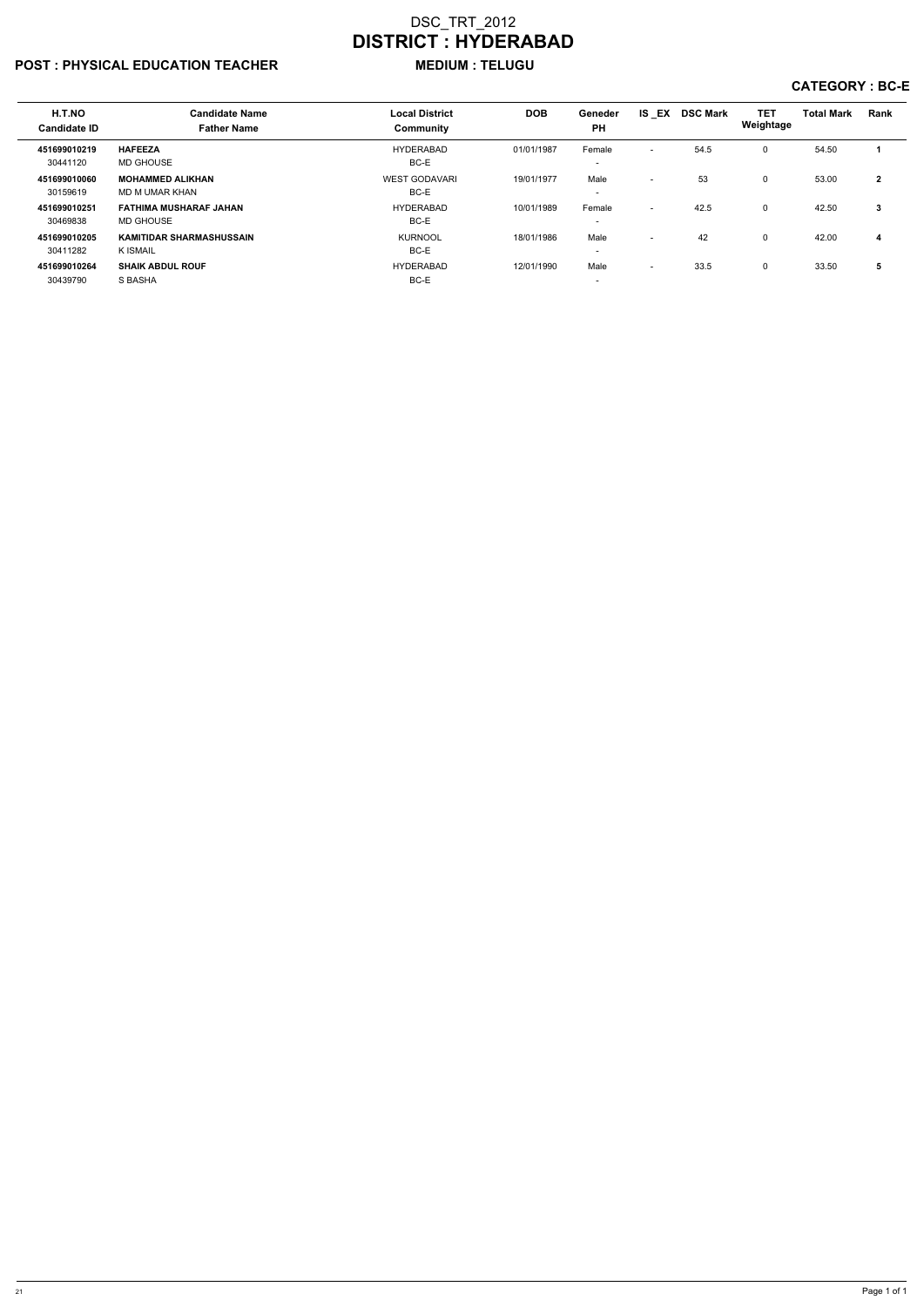# DSC_TRT_2012

# DISTRICT : HYDERABAD

**POST : PHYSICAL EDUCATION TEACHER** **MEDIUM : TELUGU**

**CATEGORY : BC-E**

| H.T.NO<br>Candidate ID | Candidate Name<br>Father Name | Local District<br>Community | DOB | Geneder<br>PH | IS _EX | DSC Mark | TET Weightage | Total Mark | Rank |
|---|---|---|---|---|---|---|---|---|---|
| **451699010219**<br>30441120 | **HAFEEZA**<br>MD GHOUSE | HYDERABAD<br>BC-E | 01/01/1987 | Female<br>- | - | 54.5 | 0 | 54.50 | **1** |
| **451699010060**<br>30159619 | **MOHAMMED ALIKHAN**<br>MD M UMAR KHAN | WEST GODAVARI<br>BC-E | 19/01/1977 | Male<br>- | - | 53 | 0 | 53.00 | **2** |
| **451699010251**<br>30469838 | **FATHIMA MUSHARAF JAHAN**<br>MD GHOUSE | HYDERABAD<br>BC-E | 10/01/1989 | Female<br>- | - | 42.5 | 0 | 42.50 | **3** |
| **451699010205**<br>30411282 | **KAMITIDAR SHARMASHUSSAIN**<br>K ISMAIL | KURNOOL<br>BC-E | 18/01/1986 | Male<br>- | - | 42 | 0 | 42.00 | **4** |
| **451699010264**<br>30439790 | **SHAIK ABDUL ROUF**<br>S BASHA | HYDERABAD<br>BC-E | 12/01/1990 | Male<br>- | - | 33.5 | 0 | 33.50 | **5** |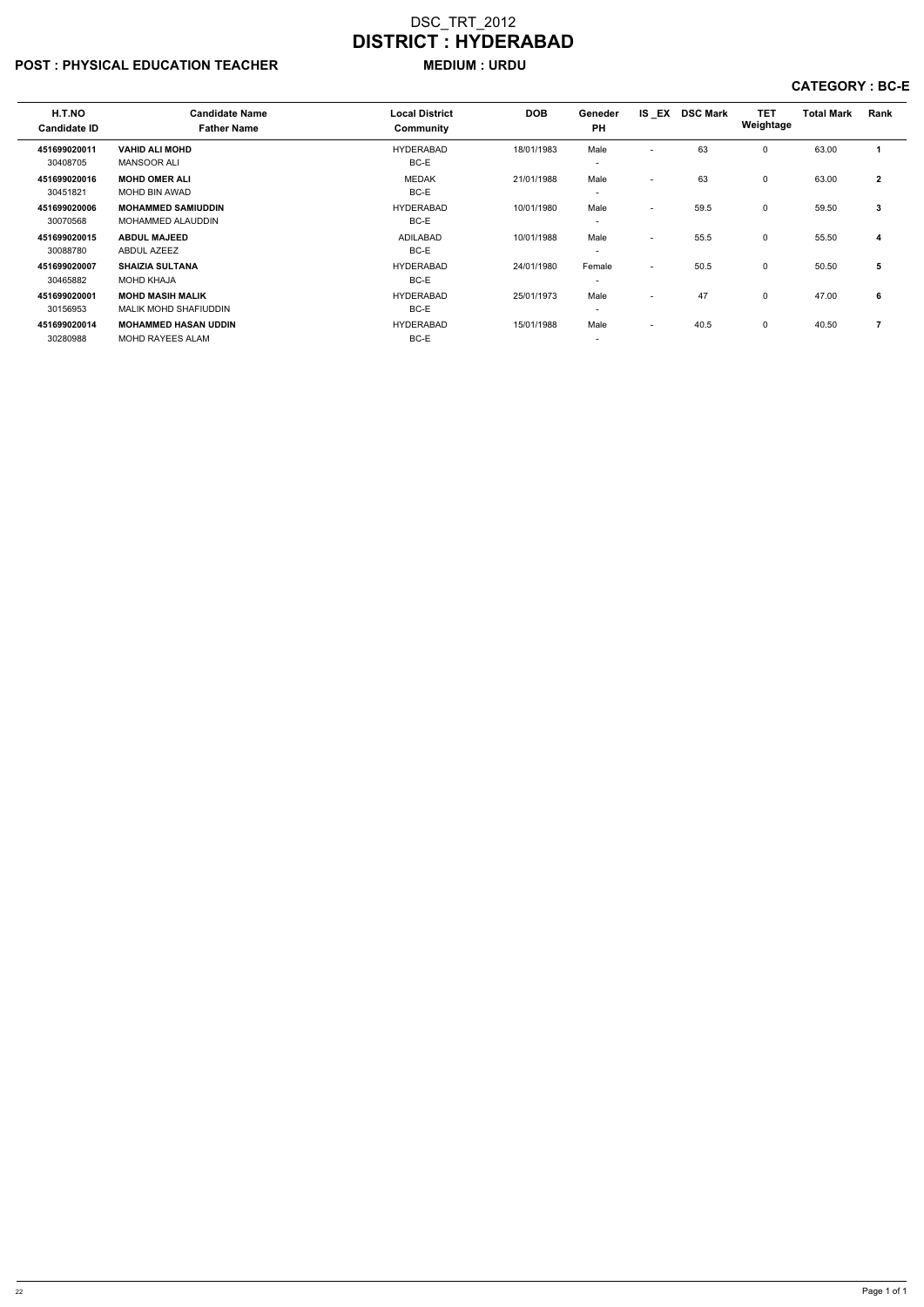# DSC_TRT_2012

# DISTRICT : HYDERABAD

**POST : PHYSICAL EDUCATION TEACHER** **MEDIUM : URDU**

**CATEGORY : BC-E**

| H.T.NO<br>Candidate ID | Candidate Name<br>Father Name | Local District<br>Community | DOB | Geneder<br>PH | IS _EX | DSC Mark | TET Weightage | Total Mark | Rank |
|---|---|---|---|---|---|---|---|---|---|
| **451699020011**<br>30408705 | **VAHID ALI MOHD**<br>MANSOOR ALI | HYDERABAD<br>BC-E | 18/01/1983 | Male<br>- | - | 63 | 0 | 63.00 | **1** |
| **451699020016**<br>30451821 | **MOHD OMER ALI**<br>MOHD BIN AWAD | MEDAK<br>BC-E | 21/01/1988 | Male<br>- | - | 63 | 0 | 63.00 | **2** |
| **451699020006**<br>30070568 | **MOHAMMED SAMIUDDIN**<br>MOHAMMED ALAUDDIN | HYDERABAD<br>BC-E | 10/01/1980 | Male<br>- | - | 59.5 | 0 | 59.50 | **3** |
| **451699020015**<br>30088780 | **ABDUL MAJEED**<br>ABDUL AZEEZ | ADILABAD<br>BC-E | 10/01/1988 | Male<br>- | - | 55.5 | 0 | 55.50 | **4** |
| **451699020007**<br>30465882 | **SHAIZIA SULTANA**<br>MOHD KHAJA | HYDERABAD<br>BC-E | 24/01/1980 | Female<br>- | - | 50.5 | 0 | 50.50 | **5** |
| **451699020001**<br>30156953 | **MOHD MASIH MALIK**<br>MALIK MOHD SHAFIUDDIN | HYDERABAD<br>BC-E | 25/01/1973 | Male<br>- | - | 47 | 0 | 47.00 | **6** |
| **451699020014**<br>30280988 | **MOHAMMED HASAN UDDIN**<br>MOHD RAYEES ALAM | HYDERABAD<br>BC-E | 15/01/1988 | Male<br>- | - | 40.5 | 0 | 40.50 | **7** |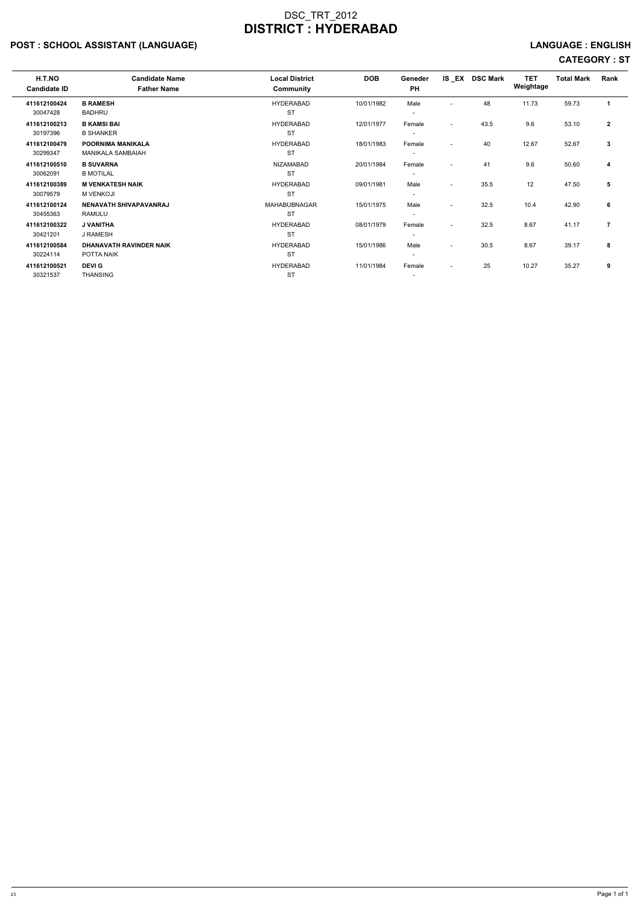DSC_TRT_2012

# DISTRICT : HYDERABAD

## POST : SCHOOL ASSISTANT (LANGUAGE)

**LANGUAGE : ENGLISH**

**CATEGORY : ST**

| H.T.NO<br>Candidate ID | Candidate Name<br>Father Name | Local District<br>Community | DOB | Geneder<br>PH | IS _EX | DSC Mark | TET Weightage | Total Mark | Rank |
|---|---|---|---|---|---|---|---|---|---|
| **411612100424**<br>30047428 | **B RAMESH**<br>BADHRU | HYDERABAD<br>ST | 10/01/1982 | Male<br>- | - | 48 | 11.73 | 59.73 | **1** |
| **411612100213**<br>30197396 | **B KAMSI BAI**<br>B SHANKER | HYDERABAD<br>ST | 12/01/1977 | Female<br>- | - | 43.5 | 9.6 | 53.10 | **2** |
| **411612100479**<br>30299347 | **POORNIMA MANIKALA**<br>MANIKALA SAMBAIAH | HYDERABAD<br>ST | 18/01/1983 | Female<br>- | - | 40 | 12.67 | 52.67 | **3** |
| **411612100510**<br>30062091 | **B SUVARNA**<br>B MOTILAL | NIZAMABAD<br>ST | 20/01/1984 | Female<br>- | - | 41 | 9.6 | 50.60 | **4** |
| **411612100389**<br>30079579 | **M VENKATESH NAIK**<br>M VENKOJI | HYDERABAD<br>ST | 09/01/1981 | Male<br>- | - | 35.5 | 12 | 47.50 | **5** |
| **411612100124**<br>30455363 | **NENAVATH SHIVAPAVANRAJ**<br>RAMULU | MAHABUBNAGAR<br>ST | 15/01/1975 | Male<br>- | - | 32.5 | 10.4 | 42.90 | **6** |
| **411612100322**<br>30421201 | **J VANITHA**<br>J RAMESH | HYDERABAD<br>ST | 08/01/1979 | Female<br>- | - | 32.5 | 8.67 | 41.17 | **7** |
| **411612100584**<br>30224114 | **DHANAVATH RAVINDER NAIK**<br>POTTA NAIK | HYDERABAD<br>ST | 15/01/1986 | Male<br>- | - | 30.5 | 8.67 | 39.17 | **8** |
| **411612100521**<br>30321537 | **DEVI G**<br>THANSING | HYDERABAD<br>ST | 11/01/1984 | Female<br>- | - | 25 | 10.27 | 35.27 | **9** |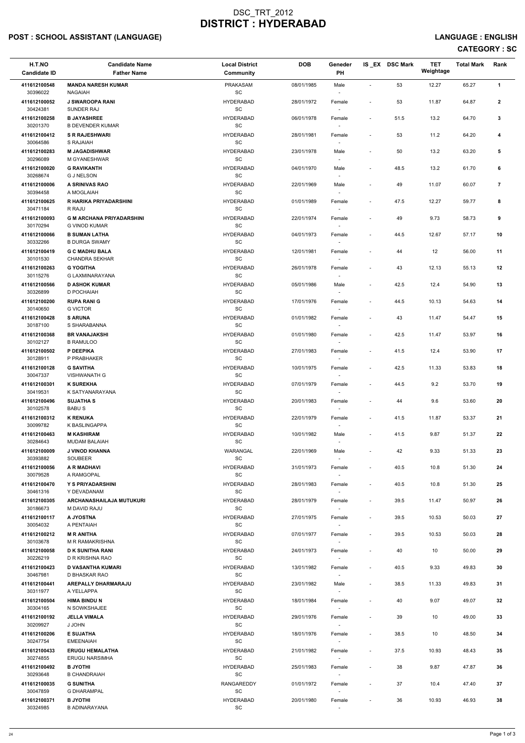# DSC_TRT_2012
# DISTRICT : HYDERABAD

## POST : SCHOOL ASSISTANT (LANGUAGE)

**LANGUAGE : ENGLISH**

**CATEGORY : SC**

| H.T.NO<br>Candidate ID | Candidate Name<br>Father Name | Local District<br>Community | DOB | Geneder<br>PH | IS_EX | DSC Mark | TET Weightage | Total Mark | Rank |
|---|---|---|---|---|---|---|---|---|---|
| 411612100548<br>30396022 | **MANDA NARESH KUMAR**<br>NAGAIAH | PRAKASAM<br>SC | 08/01/1985 | Male<br>- | - | 53 | 12.27 | 65.27 | **1** |
| 411612100052<br>30424381 | **J SWAROOPA RANI**<br>SUNDER RAJ | HYDERABAD<br>SC | 28/01/1972 | Female<br>- | - | 53 | 11.87 | 64.87 | **2** |
| 411612100258<br>30201370 | **B JAYASHREE**<br>B DEVENDER KUMAR | HYDERABAD<br>SC | 06/01/1978 | Female<br>- | - | 51.5 | 13.2 | 64.70 | **3** |
| 411612100412<br>30064586 | **S R RAJESHWARI**<br>S RAJAIAH | HYDERABAD<br>SC | 28/01/1981 | Female<br>- | - | 53 | 11.2 | 64.20 | **4** |
| 411612100283<br>30296089 | **M JAGADISHWAR**<br>M GYANESHWAR | HYDERABAD<br>SC | 23/01/1978 | Male<br>- | - | 50 | 13.2 | 63.20 | **5** |
| 411612100020<br>30268674 | **G RAVIKANTH**<br>G J NELSON | HYDERABAD<br>SC | 04/01/1970 | Male<br>- | - | 48.5 | 13.2 | 61.70 | **6** |
| 411612100006<br>30394458 | **A SRINIVAS RAO**<br>A MOGLAIAH | HYDERABAD<br>SC | 22/01/1969 | Male<br>- | - | 49 | 11.07 | 60.07 | **7** |
| 411612100625<br>30471184 | **R HARIKA PRIYADARSHINI**<br>R RAJU | HYDERABAD<br>SC | 01/01/1989 | Female<br>- | - | 47.5 | 12.27 | 59.77 | **8** |
| 411612100093<br>30170294 | **G M ARCHANA PRIYADARSHINI**<br>G VINOD KUMAR | HYDERABAD<br>SC | 22/01/1974 | Female<br>- | - | 49 | 9.73 | 58.73 | **9** |
| 411612100066<br>30332266 | **B SUMAN LATHA**<br>B DURGA SWAMY | HYDERABAD<br>SC | 04/01/1973 | Female<br>- | - | 44.5 | 12.67 | 57.17 | **10** |
| 411612100419<br>30101530 | **G C MADHU BALA**<br>CHANDRA SEKHAR | HYDERABAD<br>SC | 12/01/1981 | Female<br>- | - | 44 | 12 | 56.00 | **11** |
| 411612100263<br>30115276 | **G YOGITHA**<br>G LAXMINARAYANA | HYDERABAD<br>SC | 26/01/1978 | Female<br>- | - | 43 | 12.13 | 55.13 | **12** |
| 411612100566<br>30326899 | **D ASHOK KUMAR**<br>D POCHAIAH | HYDERABAD<br>SC | 05/01/1986 | Male<br>- | - | 42.5 | 12.4 | 54.90 | **13** |
| 411612100200<br>30140650 | **RUPA RANI G**<br>G VICTOR | HYDERABAD<br>SC | 17/01/1976 | Female<br>- | - | 44.5 | 10.13 | 54.63 | **14** |
| 411612100428<br>30187100 | **S ARUNA**<br>S SHARABANNA | HYDERABAD<br>SC | 01/01/1982 | Female<br>- | - | 43 | 11.47 | 54.47 | **15** |
| 411612100368<br>30102127 | **BR VANAJAKSHI**<br>B RAMULOO | HYDERABAD<br>SC | 01/01/1980 | Female<br>- | - | 42.5 | 11.47 | 53.97 | **16** |
| 411612100502<br>30128911 | **P DEEPIKA**<br>P PRABHAKER | HYDERABAD<br>SC | 27/01/1983 | Female<br>- | - | 41.5 | 12.4 | 53.90 | **17** |
| 411612100128<br>30047337 | **G SAVITHA**<br>VISHWANATH G | HYDERABAD<br>SC | 10/01/1975 | Female<br>- | - | 42.5 | 11.33 | 53.83 | **18** |
| 411612100301<br>30419531 | **K SUREKHA**<br>K SATYANARAYANA | HYDERABAD<br>SC | 07/01/1979 | Female<br>- | - | 44.5 | 9.2 | 53.70 | **19** |
| 411612100496<br>30102578 | **SUJATHA S**<br>BABU S | HYDERABAD<br>SC | 20/01/1983 | Female<br>- | - | 44 | 9.6 | 53.60 | **20** |
| 411612100312<br>30099782 | **K RENUKA**<br>K BASLINGAPPA | HYDERABAD<br>SC | 22/01/1979 | Female<br>- | - | 41.5 | 11.87 | 53.37 | **21** |
| 411612100463<br>30284643 | **M KASHIRAM**<br>MUDAM BALAIAH | HYDERABAD<br>SC | 10/01/1982 | Male<br>- | - | 41.5 | 9.87 | 51.37 | **22** |
| 411612100009<br>30393882 | **J VINOD KHANNA**<br>SOUBEER | WARANGAL<br>SC | 22/01/1969 | Male<br>- | - | 42 | 9.33 | 51.33 | **23** |
| 411612100056<br>30079528 | **A R MADHAVI**<br>A RAMGOPAL | HYDERABAD<br>SC | 31/01/1973 | Female<br>- | - | 40.5 | 10.8 | 51.30 | **24** |
| 411612100470<br>30461316 | **Y S PRIYADARSHINI**<br>Y DEVADANAM | HYDERABAD<br>SC | 28/01/1983 | Female<br>- | - | 40.5 | 10.8 | 51.30 | **25** |
| 411612100305<br>30186673 | **ARCHANASHAILAJA MUTUKURI**<br>M DAVID RAJU | HYDERABAD<br>SC | 28/01/1979 | Female<br>- | - | 39.5 | 11.47 | 50.97 | **26** |
| 411612100117<br>30054032 | **A JYOSTNA**<br>A PENTAIAH | HYDERABAD<br>SC | 27/01/1975 | Female<br>- | - | 39.5 | 10.53 | 50.03 | **27** |
| 411612100212<br>30103678 | **M R ANITHA**<br>M R RAMAKRISHNA | HYDERABAD<br>SC | 07/01/1977 | Female<br>- | - | 39.5 | 10.53 | 50.03 | **28** |
| 411612100058<br>30226219 | **D K SUNITHA RANI**<br>D R KRISHNA RAO | HYDERABAD<br>SC | 24/01/1973 | Female<br>- | - | 40 | 10 | 50.00 | **29** |
| 411612100423<br>30467981 | **D VASANTHA KUMARI**<br>D BHASKAR RAO | HYDERABAD<br>SC | 13/01/1982 | Female<br>- | - | 40.5 | 9.33 | 49.83 | **30** |
| 411612100441<br>30311977 | **AREPALLY DHARMARAJU**<br>A YELLAPPA | HYDERABAD<br>SC | 23/01/1982 | Male<br>- | - | 38.5 | 11.33 | 49.83 | **31** |
| 411612100504<br>30304165 | **HIMA BINDU N**<br>N SOWKSHAJEE | HYDERABAD<br>SC | 18/01/1984 | Female<br>- | - | 40 | 9.07 | 49.07 | **32** |
| 411612100192<br>30209927 | **JELLA VIMALA**<br>J JOHN | HYDERABAD<br>SC | 29/01/1976 | Female<br>- | - | 39 | 10 | 49.00 | **33** |
| 411612100206<br>30247754 | **E SUJATHA**<br>EMEENAIAH | HYDERABAD<br>SC | 18/01/1976 | Female<br>- | - | 38.5 | 10 | 48.50 | **34** |
| 411612100433<br>30274855 | **ERUGU HEMALATHA**<br>ERUGU NARSIMHA | HYDERABAD<br>SC | 21/01/1982 | Female<br>- | - | 37.5 | 10.93 | 48.43 | **35** |
| 411612100492<br>30293648 | **B JYOTHI**<br>B CHANDRAIAH | HYDERABAD<br>SC | 25/01/1983 | Female<br>- | - | 38 | 9.87 | 47.87 | **36** |
| 411612100035<br>30047859 | **G SUNITHA**<br>G DHARAMPAL | RANGAREDDY<br>SC | 01/01/1972 | Female<br>- | - | 37 | 10.4 | 47.40 | **37** |
| 411612100371<br>30324985 | **B JYOTHI**<br>B ADINARAYANA | HYDERABAD<br>SC | 20/01/1980 | Female<br>- | - | 36 | 10.93 | 46.93 | **38** |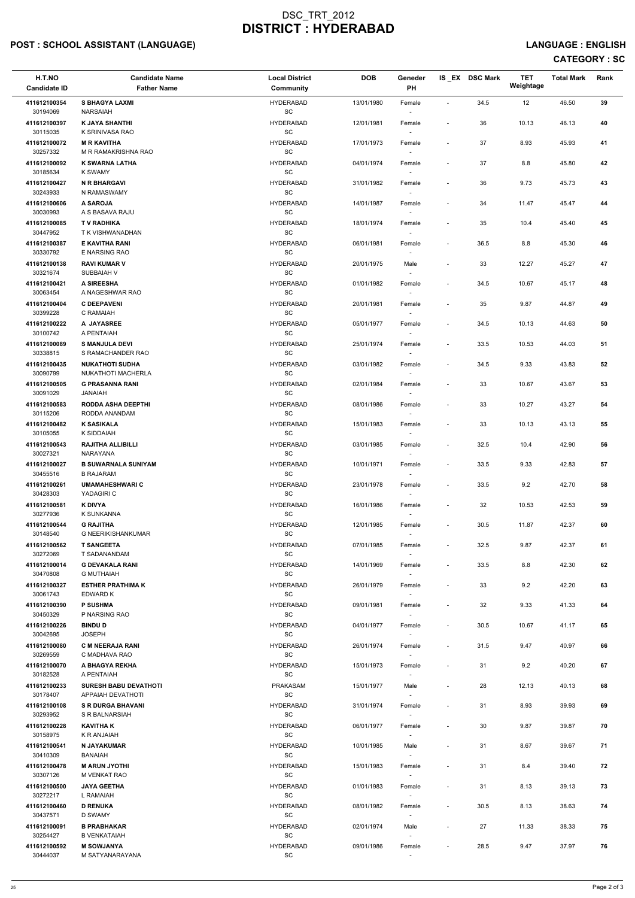# DSC_TRT_2012
# DISTRICT : HYDERABAD

## POST : SCHOOL ASSISTANT (LANGUAGE)

**LANGUAGE : ENGLISH**

**CATEGORY : SC**

| H.T.NO<br>Candidate ID | Candidate Name<br>Father Name | Local District<br>Community | DOB | Geneder<br>PH | IS _EX | DSC Mark | TET Weightage | Total Mark | Rank |
|---|---|---|---|---|---|---|---|---|---|
| 411612100354<br>30194069 | **S BHAGYA LAXMI**<br>NARSAIAH | HYDERABAD<br>SC | 13/01/1980 | Female<br>- | - | 34.5 | 12 | 46.50 | **39** |
| 411612100397<br>30115035 | **K JAYA SHANTHI**<br>K SRINIVASA RAO | HYDERABAD<br>SC | 12/01/1981 | Female<br>- | - | 36 | 10.13 | 46.13 | **40** |
| 411612100072<br>30257332 | **M R KAVITHA**<br>M R RAMAKRISHNA RAO | HYDERABAD<br>SC | 17/01/1973 | Female<br>- | - | 37 | 8.93 | 45.93 | **41** |
| 411612100092<br>30185634 | **K SWARNA LATHA**<br>K SWAMY | HYDERABAD<br>SC | 04/01/1974 | Female<br>- | - | 37 | 8.8 | 45.80 | **42** |
| 411612100427<br>30243933 | **N R BHARGAVI**<br>N RAMASWAMY | HYDERABAD<br>SC | 31/01/1982 | Female<br>- | - | 36 | 9.73 | 45.73 | **43** |
| 411612100606<br>30030993 | **A SAROJA**<br>A S BASAVA RAJU | HYDERABAD<br>SC | 14/01/1987 | Female<br>- | - | 34 | 11.47 | 45.47 | **44** |
| 411612100085<br>30447952 | **T V RADHIKA**<br>T K VISHWANADHAN | HYDERABAD<br>SC | 18/01/1974 | Female<br>- | - | 35 | 10.4 | 45.40 | **45** |
| 411612100387<br>30330792 | **E KAVITHA RANI**<br>E NARSING RAO | HYDERABAD<br>SC | 06/01/1981 | Female<br>- | - | 36.5 | 8.8 | 45.30 | **46** |
| 411612100138<br>30321674 | **RAVI KUMAR V**<br>SUBBAIAH V | HYDERABAD<br>SC | 20/01/1975 | Male<br>- | - | 33 | 12.27 | 45.27 | **47** |
| 411612100421<br>30063454 | **A SIREESHA**<br>A NAGESHWAR RAO | HYDERABAD<br>SC | 01/01/1982 | Female<br>- | - | 34.5 | 10.67 | 45.17 | **48** |
| 411612100404<br>30399228 | **C DEEPAVENI**<br>C RAMAIAH | HYDERABAD<br>SC | 20/01/1981 | Female<br>- | - | 35 | 9.87 | 44.87 | **49** |
| 411612100222<br>30100742 | **A JAYASREE**<br>A PENTAIAH | HYDERABAD<br>SC | 05/01/1977 | Female<br>- | - | 34.5 | 10.13 | 44.63 | **50** |
| 411612100089<br>30338815 | **S MANJULA DEVI**<br>S RAMACHANDER RAO | HYDERABAD<br>SC | 25/01/1974 | Female<br>- | - | 33.5 | 10.53 | 44.03 | **51** |
| 411612100435<br>30090799 | **NUKATHOTI SUDHA**<br>NUKATHOTI MACHERLA | HYDERABAD<br>SC | 03/01/1982 | Female<br>- | - | 34.5 | 9.33 | 43.83 | **52** |
| 411612100505<br>30091029 | **G PRASANNA RANI**<br>JANAIAH | HYDERABAD<br>SC | 02/01/1984 | Female<br>- | - | 33 | 10.67 | 43.67 | **53** |
| 411612100583<br>30115206 | **RODDA ASHA DEEPTHI**<br>RODDA ANANDAM | HYDERABAD<br>SC | 08/01/1986 | Female<br>- | - | 33 | 10.27 | 43.27 | **54** |
| 411612100482<br>30105055 | **K SASIKALA**<br>K SIDDAIAH | HYDERABAD<br>SC | 15/01/1983 | Female<br>- | - | 33 | 10.13 | 43.13 | **55** |
| 411612100543<br>30027321 | **RAJITHA ALLIBILLI**<br>NARAYANA | HYDERABAD<br>SC | 03/01/1985 | Female<br>- | - | 32.5 | 10.4 | 42.90 | **56** |
| 411612100027<br>30455516 | **B SUWARNALA SUNIYAM**<br>B RAJARAM | HYDERABAD<br>SC | 10/01/1971 | Female<br>- | - | 33.5 | 9.33 | 42.83 | **57** |
| 411612100261<br>30428303 | **UMAMAHESHWARI C**<br>YADAGIRI C | HYDERABAD<br>SC | 23/01/1978 | Female<br>- | - | 33.5 | 9.2 | 42.70 | **58** |
| 411612100581<br>30277936 | **K DIVYA**<br>K SUNKANNA | HYDERABAD<br>SC | 16/01/1986 | Female<br>- | - | 32 | 10.53 | 42.53 | **59** |
| 411612100544<br>30148540 | **G RAJITHA**<br>G NEERIKISHANKUMAR | HYDERABAD<br>SC | 12/01/1985 | Female<br>- | - | 30.5 | 11.87 | 42.37 | **60** |
| 411612100562<br>30272069 | **T SANGEETA**<br>T SADANANDAM | HYDERABAD<br>SC | 07/01/1985 | Female<br>- | - | 32.5 | 9.87 | 42.37 | **61** |
| 411612100014<br>30470808 | **G DEVAKALA RANI**<br>G MUTHAIAH | HYDERABAD<br>SC | 14/01/1969 | Female<br>- | - | 33.5 | 8.8 | 42.30 | **62** |
| 411612100327<br>30061743 | **ESTHER PRATHIMA K**<br>EDWARD K | HYDERABAD<br>SC | 26/01/1979 | Female<br>- | - | 33 | 9.2 | 42.20 | **63** |
| 411612100390<br>30450329 | **P SUSHMA**<br>P NARSING RAO | HYDERABAD<br>SC | 09/01/1981 | Female<br>- | - | 32 | 9.33 | 41.33 | **64** |
| 411612100226<br>30042695 | **BINDU D**<br>JOSEPH | HYDERABAD<br>SC | 04/01/1977 | Female<br>- | - | 30.5 | 10.67 | 41.17 | **65** |
| 411612100080<br>30269559 | **C M NEERAJA RANI**<br>C MADHAVA RAO | HYDERABAD<br>SC | 26/01/1974 | Female<br>- | - | 31.5 | 9.47 | 40.97 | **66** |
| 411612100070<br>30182528 | **A BHAGYA REKHA**<br>A PENTAIAH | HYDERABAD<br>SC | 15/01/1973 | Female<br>- | - | 31 | 9.2 | 40.20 | **67** |
| 411612100233<br>30178407 | **SURESH BABU DEVATHOTI**<br>APPAIAH DEVATHOTI | PRAKASAM<br>SC | 15/01/1977 | Male<br>- | - | 28 | 12.13 | 40.13 | **68** |
| 411612100108<br>30293952 | **S R DURGA BHAVANI**<br>S R BALNARSIAH | HYDERABAD<br>SC | 31/01/1974 | Female<br>- | - | 31 | 8.93 | 39.93 | **69** |
| 411612100228<br>30158975 | **KAVITHA K**<br>K R ANJAIAH | HYDERABAD<br>SC | 06/01/1977 | Female<br>- | - | 30 | 9.87 | 39.87 | **70** |
| 411612100541<br>30410309 | **N JAYAKUMAR**<br>BANAIAH | HYDERABAD<br>SC | 10/01/1985 | Male<br>- | - | 31 | 8.67 | 39.67 | **71** |
| 411612100478<br>30307126 | **M ARUN JYOTHI**<br>M VENKAT RAO | HYDERABAD<br>SC | 15/01/1983 | Female<br>- | - | 31 | 8.4 | 39.40 | **72** |
| 411612100500<br>30272217 | **JAYA GEETHA**<br>L RAMAIAH | HYDERABAD<br>SC | 01/01/1983 | Female<br>- | - | 31 | 8.13 | 39.13 | **73** |
| 411612100460<br>30437571 | **D RENUKA**<br>D SWAMY | HYDERABAD<br>SC | 08/01/1982 | Female<br>- | - | 30.5 | 8.13 | 38.63 | **74** |
| 411612100091<br>30254427 | **B PRABHAKAR**<br>B VENKATAIAH | HYDERABAD<br>SC | 02/01/1974 | Male<br>- | - | 27 | 11.33 | 38.33 | **75** |
| 411612100592<br>30444037 | **M SOWJANYA**<br>M SATYANARAYANA | HYDERABAD<br>SC | 09/01/1986 | Female<br>- | - | 28.5 | 9.47 | 37.97 | **76** |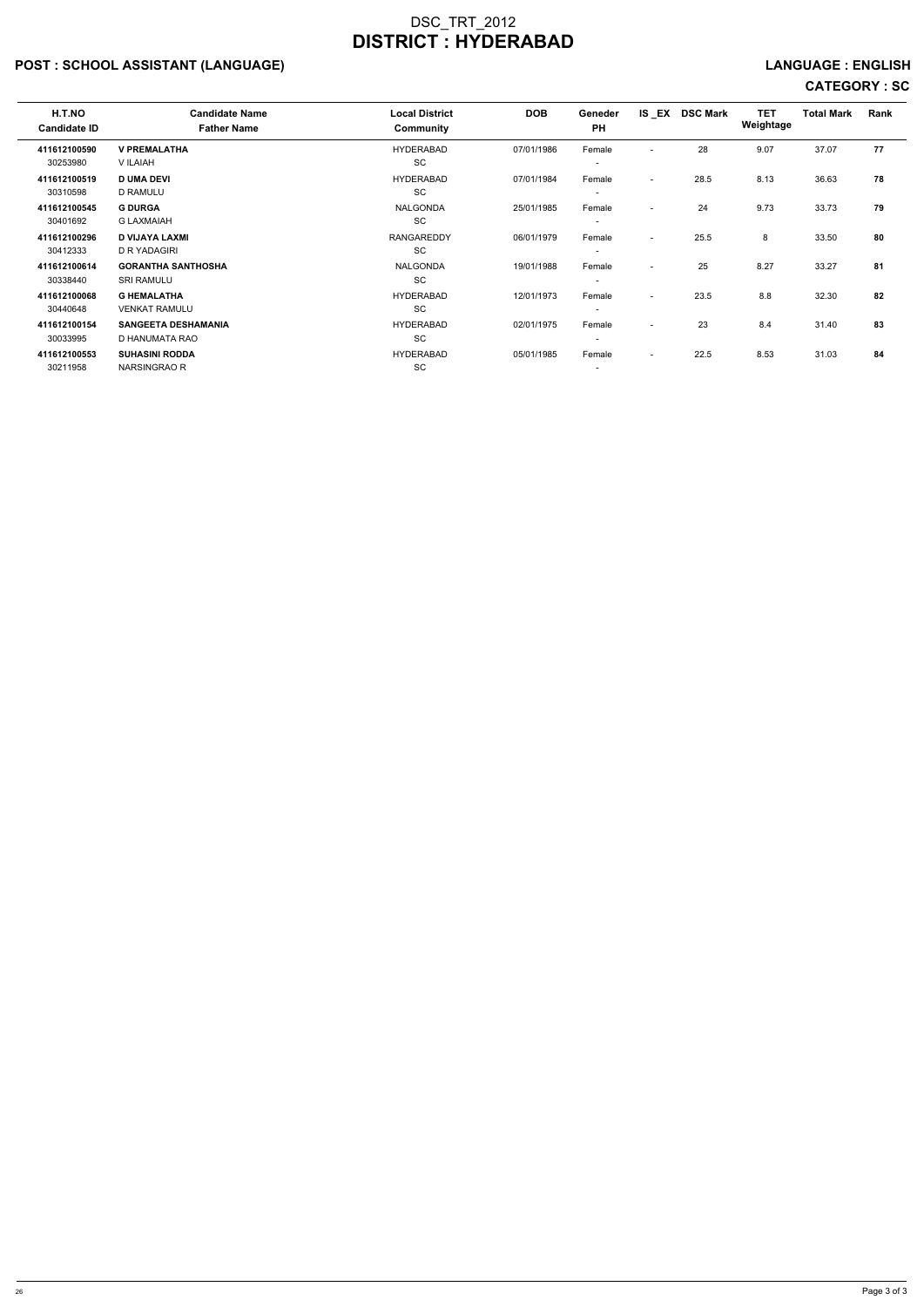# DSC_TRT_2012
# DISTRICT : HYDERABAD

## POST : SCHOOL ASSISTANT (LANGUAGE)

**LANGUAGE : ENGLISH**

**CATEGORY : SC**

| H.T.NO<br>Candidate ID | Candidate Name<br>Father Name | Local District<br>Community | DOB | Geneder<br>PH | IS _EX | DSC Mark | TET Weightage | Total Mark | Rank |
|---|---|---|---|---|---|---|---|---|---|
| **411612100590**<br>30253980 | **V PREMALATHA**<br>V ILAIAH | HYDERABAD<br>SC | 07/01/1986 | Female<br>- | - | 28 | 9.07 | 37.07 | **77** |
| **411612100519**<br>30310598 | **D UMA DEVI**<br>D RAMULU | HYDERABAD<br>SC | 07/01/1984 | Female<br>- | - | 28.5 | 8.13 | 36.63 | **78** |
| **411612100545**<br>30401692 | **G DURGA**<br>G LAXMAIAH | NALGONDA<br>SC | 25/01/1985 | Female<br>- | - | 24 | 9.73 | 33.73 | **79** |
| **411612100296**<br>30412333 | **D VIJAYA LAXMI**<br>D R YADAGIRI | RANGAREDDY<br>SC | 06/01/1979 | Female<br>- | - | 25.5 | 8 | 33.50 | **80** |
| **411612100614**<br>30338440 | **GORANTHA SANTHOSHA**<br>SRI RAMULU | NALGONDA<br>SC | 19/01/1988 | Female<br>- | - | 25 | 8.27 | 33.27 | **81** |
| **411612100068**<br>30440648 | **G HEMALATHA**<br>VENKAT RAMULU | HYDERABAD<br>SC | 12/01/1973 | Female<br>- | - | 23.5 | 8.8 | 32.30 | **82** |
| **411612100154**<br>30033995 | **SANGEETA DESHAMANIA**<br>D HANUMATA RAO | HYDERABAD<br>SC | 02/01/1975 | Female<br>- | - | 23 | 8.4 | 31.40 | **83** |
| **411612100553**<br>30211958 | **SUHASINI RODDA**<br>NARSINGRAO R | HYDERABAD<br>SC | 05/01/1985 | Female<br>- | - | 22.5 | 8.53 | 31.03 | **84** |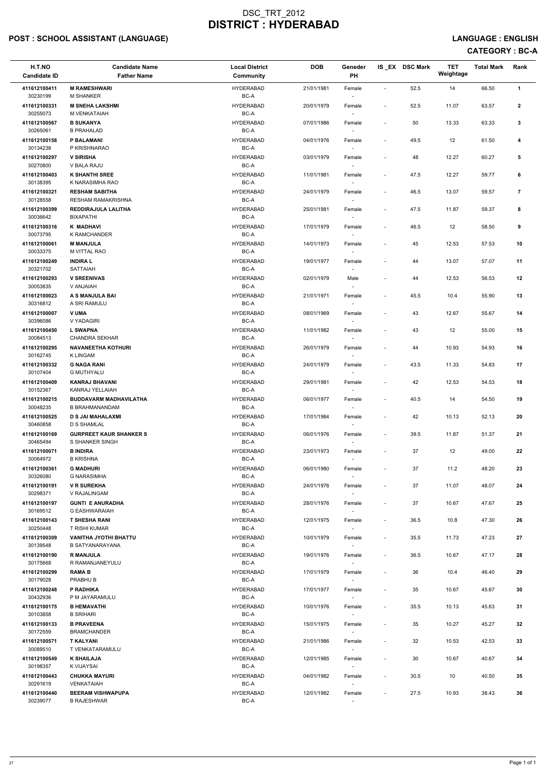# DSC_TRT_2012

# DISTRICT : HYDERABAD

## POST : SCHOOL ASSISTANT (LANGUAGE)

## LANGUAGE : ENGLISH

## CATEGORY : BC-A

| H.T.NO<br>Candidate ID | Candidate Name<br>Father Name | Local District<br>Community | DOB | Geneder<br>PH | IS_EX | DSC Mark | TET Weightage | Total Mark | Rank |
|---|---|---|---|---|---|---|---|---|---|
| 411612100411<br>30230199 | **M RAMESHWARI**<br>M SHANKER | HYDERABAD<br>BC-A | 21/01/1981 | Female<br>- | - | 52.5 | 14 | 66.50 | 1 |
| 411612100331<br>30255073 | **M SNEHA LAKSHMI**<br>M VENKATAIAH | HYDERABAD<br>BC-A | 20/01/1979 | Female<br>- | - | 52.5 | 11.07 | 63.57 | 2 |
| 411612100567<br>30265061 | **B SUKANYA**<br>B PRAHALAD | HYDERABAD<br>BC-A | 07/01/1986 | Female<br>- | - | 50 | 13.33 | 63.33 | 3 |
| 411612100158<br>30134238 | **P BALAMANI**<br>P KRISHNARAO | HYDERABAD<br>BC-A | 04/01/1976 | Female<br>- | - | 49.5 | 12 | 61.50 | 4 |
| 411612100297<br>30270800 | **V SIRISHA**<br>V BALA RAJU | HYDERABAD<br>BC-A | 03/01/1979 | Female<br>- | - | 48 | 12.27 | 60.27 | 5 |
| 411612100403<br>30138395 | **K SHANTHI SREE**<br>K NARASIMHA RAO | HYDERABAD<br>BC-A | 11/01/1981 | Female<br>- | - | 47.5 | 12.27 | 59.77 | 6 |
| 411612100321<br>30128558 | **RESHAM SABITHA**<br>RESHAM RAMAKRISHNA | HYDERABAD<br>BC-A | 24/01/1979 | Female<br>- | - | 46.5 | 13.07 | 59.57 | 7 |
| 411612100399<br>30036642 | **REDDIRAJULA LALITHA**<br>BIXAPATHI | HYDERABAD<br>BC-A | 25/01/1981 | Female<br>- | - | 47.5 | 11.87 | 59.37 | 8 |
| 411612100316<br>30073795 | **K MADHAVI**<br>K RAMCHANDER | HYDERABAD<br>BC-A | 17/01/1979 | Female<br>- | - | 46.5 | 12 | 58.50 | 9 |
| 411612100061<br>30033375 | **M MANJULA**<br>M VITTAL RAO | HYDERABAD<br>BC-A | 14/01/1973 | Female<br>- | - | 45 | 12.53 | 57.53 | 10 |
| 411612100249<br>30321702 | **INDIRA L**<br>SATTAIAH | HYDERABAD<br>BC-A | 19/01/1977 | Female<br>- | - | 44 | 13.07 | 57.07 | 11 |
| 411612100293<br>30053835 | **V SREENIVAS**<br>V ANJAIAH | HYDERABAD<br>BC-A | 02/01/1979 | Male<br>- | - | 44 | 12.53 | 56.53 | 12 |
| 411612100023<br>30316812 | **A S MANJULA BAI**<br>A SRI RAMULU | HYDERABAD<br>BC-A | 21/01/1971 | Female<br>- | - | 45.5 | 10.4 | 55.90 | 13 |
| 411612100007<br>30396086 | **V UMA**<br>V YADAGIRI | HYDERABAD<br>BC-A | 08/01/1969 | Female<br>- | - | 43 | 12.67 | 55.67 | 14 |
| 411612100450<br>30084513 | **L SWAPNA**<br>CHANDRA SEKHAR | HYDERABAD<br>BC-A | 11/01/1982 | Female<br>- | - | 43 | 12 | 55.00 | 15 |
| 411612100295<br>30162745 | **NAVANEETHA KOTHURI**<br>K LINGAM | HYDERABAD<br>BC-A | 26/01/1979 | Female<br>- | - | 44 | 10.93 | 54.93 | 16 |
| 411612100332<br>30107404 | **G NAGA RANI**<br>G MUTHYALU | HYDERABAD<br>BC-A | 24/01/1979 | Female<br>- | - | 43.5 | 11.33 | 54.83 | 17 |
| 411612100409<br>30152367 | **KANRAJ BHAVANI**<br>KANRAJ YELLAIAH | HYDERABAD<br>BC-A | 29/01/1981 | Female<br>- | - | 42 | 12.53 | 54.53 | 18 |
| 411612100215<br>30048235 | **BUDDAVARM MADHAVILATHA**<br>B BRAHMANANDAM | HYDERABAD<br>BC-A | 06/01/1977 | Female<br>- | - | 40.5 | 14 | 54.50 | 19 |
| 411612100525<br>30460858 | **D S JAI MAHALAXMI**<br>D S SHAMLAL | HYDERABAD<br>BC-A | 17/01/1984 | Female<br>- | - | 42 | 10.13 | 52.13 | 20 |
| 411612100169<br>30465494 | **GURPREET KAUR SHANKER S**<br>S SHANKER SINGH | HYDERABAD<br>BC-A | 06/01/1976 | Female<br>- | - | 39.5 | 11.87 | 51.37 | 21 |
| 411612100071<br>30064972 | **B INDIRA**<br>B KRISHNA | HYDERABAD<br>BC-A | 23/01/1973 | Female<br>- | - | 37 | 12 | 49.00 | 22 |
| 411612100361<br>30326080 | **G MADHURI**<br>G NARASIMHA | HYDERABAD<br>BC-A | 06/01/1980 | Female<br>- | - | 37 | 11.2 | 48.20 | 23 |
| 411612100191<br>30298371 | **V R SUREKHA**<br>V RAJALINGAM | HYDERABAD<br>BC-A | 24/01/1976 | Female<br>- | - | 37 | 11.07 | 48.07 | 24 |
| 411612100197<br>30169512 | **GUNTI E ANURADHA**<br>G EASHWARAIAH | HYDERABAD<br>BC-A | 28/01/1976 | Female<br>- | - | 37 | 10.67 | 47.67 | 25 |
| 411612100143<br>30250448 | **T SHESHA RANI**<br>T RISHI KUMAR | HYDERABAD<br>BC-A | 12/01/1975 | Female<br>- | - | 36.5 | 10.8 | 47.30 | 26 |
| 411612100309<br>30139548 | **VANITHA JYOTHI BHATTU**<br>B SATYANARAYANA | HYDERABAD<br>BC-A | 10/01/1979 | Female<br>- | - | 35.5 | 11.73 | 47.23 | 27 |
| 411612100190<br>30175668 | **R MANJULA**<br>R RAMANJANEYULU | HYDERABAD<br>BC-A | 19/01/1976 | Female<br>- | - | 36.5 | 10.67 | 47.17 | 28 |
| 411612100299<br>30179028 | **RAMA B**<br>PRABHU B | HYDERABAD<br>BC-A | 17/01/1979 | Female<br>- | - | 36 | 10.4 | 46.40 | 29 |
| 411612100248<br>30432936 | **P RADHIKA**<br>P M JAYARAMULU | HYDERABAD<br>BC-A | 17/01/1977 | Female<br>- | - | 35 | 10.67 | 45.67 | 30 |
| 411612100175<br>30103858 | **B HEMAVATHI**<br>B SRIHARI | HYDERABAD<br>BC-A | 10/01/1976 | Female<br>- | - | 35.5 | 10.13 | 45.63 | 31 |
| 411612100133<br>30172559 | **B PRAVEENA**<br>BRAMCHANDER | HYDERABAD<br>BC-A | 15/01/1975 | Female<br>- | - | 35 | 10.27 | 45.27 | 32 |
| 411612100571<br>30089510 | **T KALYANI**<br>T VENKATARAMULU | HYDERABAD<br>BC-A | 21/01/1986 | Female<br>- | - | 32 | 10.53 | 42.53 | 33 |
| 411612100549<br>30198357 | **K SHAILAJA**<br>K VIJAYSAI | HYDERABAD<br>BC-A | 12/01/1985 | Female<br>- | - | 30 | 10.67 | 40.67 | 34 |
| 411612100443<br>30291619 | **CHUKKA MAYURI**<br>VENKATAIAH | HYDERABAD<br>BC-A | 04/01/1982 | Female<br>- | - | 30.5 | 10 | 40.50 | 35 |
| 411612100440<br>30239077 | **BEERAM VISHWAPUPA**<br>B RAJESHWAR | HYDERABAD<br>BC-A | 12/01/1982 | Female<br>- | - | 27.5 | 10.93 | 38.43 | 36 |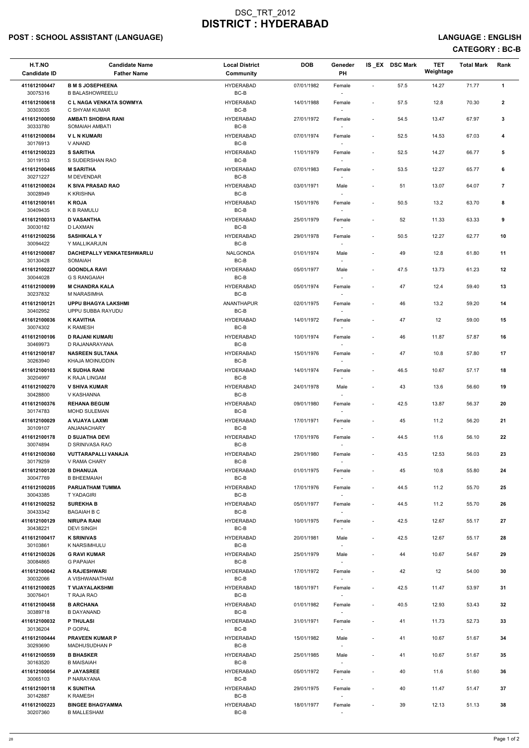# DSC_TRT_2012
# DISTRICT : HYDERABAD

**POST : SCHOOL ASSISTANT (LANGUAGE)** **LANGUAGE : ENGLISH**

**CATEGORY : BC-B**

| H.T.NO<br>Candidate ID | Candidate Name<br>Father Name | Local District<br>Community | DOB | Geneder<br>PH | IS_EX | DSC Mark | TET Weightage | Total Mark | Rank |
|---|---|---|---|---|---|---|---|---|---|
| 411612100447<br>30075316 | **B M S JOSEPHEENA**<br>B BALASHOWREELU | HYDERABAD<br>BC-B | 07/01/1982 | Female<br>- | - | 57.5 | 14.27 | 71.77 | **1** |
| 411612100618<br>30303035 | **C L NAGA VENKATA SOWMYA**<br>C SHYAM KUMAR | HYDERABAD<br>BC-B | 14/01/1988 | Female<br>- | - | 57.5 | 12.8 | 70.30 | **2** |
| 411612100050<br>30333780 | **AMBATI SHOBHA RANI**<br>SOMAIAH AMBATI | HYDERABAD<br>BC-B | 27/01/1972 | Female<br>- | - | 54.5 | 13.47 | 67.97 | **3** |
| 411612100084<br>30176913 | **V L N KUMARI**<br>V ANAND | HYDERABAD<br>BC-B | 07/01/1974 | Female<br>- | - | 52.5 | 14.53 | 67.03 | **4** |
| 411612100323<br>30119153 | **S SARITHA**<br>S SUDERSHAN RAO | HYDERABAD<br>BC-B | 11/01/1979 | Female<br>- | - | 52.5 | 14.27 | 66.77 | **5** |
| 411612100465<br>30271227 | **M SARITHA**<br>M DEVENDAR | HYDERABAD<br>BC-B | 07/01/1983 | Female<br>- | - | 53.5 | 12.27 | 65.77 | **6** |
| 411612100024<br>30028949 | **K SIVA PRASAD RAO**<br>K KRISHNA | HYDERABAD<br>BC-B | 03/01/1971 | Male<br>- | - | 51 | 13.07 | 64.07 | **7** |
| 411612100161<br>30409435 | **K ROJA**<br>K B RAMULU | HYDERABAD<br>BC-B | 15/01/1976 | Female<br>- | - | 50.5 | 13.2 | 63.70 | **8** |
| 411612100313<br>30030182 | **D VASANTHA**<br>D LAXMAN | HYDERABAD<br>BC-B | 25/01/1979 | Female<br>- | - | 52 | 11.33 | 63.33 | **9** |
| 411612100256<br>30094422 | **SASHIKALA Y**<br>Y MALLIKARJUN | HYDERABAD<br>BC-B | 29/01/1978 | Female<br>- | - | 50.5 | 12.27 | 62.77 | **10** |
| 411612100087<br>30130428 | **DACHEPALLY VENKATESHWARLU**<br>SOMAIAH | NALGONDA<br>BC-B | 01/01/1974 | Male<br>- | - | 49 | 12.8 | 61.80 | **11** |
| 411612100227<br>30044028 | **GOONDLA RAVI**<br>G S RANGAIAH | HYDERABAD<br>BC-B | 05/01/1977 | Male<br>- | - | 47.5 | 13.73 | 61.23 | **12** |
| 411612100099<br>30237832 | **M CHANDRA KALA**<br>M NARASIMHA | HYDERABAD<br>BC-B | 05/01/1974 | Female<br>- | - | 47 | 12.4 | 59.40 | **13** |
| 411612100121<br>30402952 | **UPPU BHAGYA LAKSHMI**<br>UPPU SUBBA RAYUDU | ANANTHAPUR<br>BC-B | 02/01/1975 | Female<br>- | - | 46 | 13.2 | 59.20 | **14** |
| 411612100036<br>30074302 | **K KAVITHA**<br>K RAMESH | HYDERABAD<br>BC-B | 14/01/1972 | Female<br>- | - | 47 | 12 | 59.00 | **15** |
| 411612100106<br>30469973 | **D RAJANI KUMARI**<br>D RAJANARAYANA | HYDERABAD<br>BC-B | 10/01/1974 | Female<br>- | - | 46 | 11.87 | 57.87 | **16** |
| 411612100187<br>30263940 | **NASREEN SULTANA**<br>KHAJA MOINUDDIN | HYDERABAD<br>BC-B | 15/01/1976 | Female<br>- | - | 47 | 10.8 | 57.80 | **17** |
| 411612100103<br>30204997 | **K SUDHA RANI**<br>K RAJA LINGAM | HYDERABAD<br>BC-B | 14/01/1974 | Female<br>- | - | 46.5 | 10.67 | 57.17 | **18** |
| 411612100270<br>30428800 | **V SHIVA KUMAR**<br>V KASHANNA | HYDERABAD<br>BC-B | 24/01/1978 | Male<br>- | - | 43 | 13.6 | 56.60 | **19** |
| 411612100376<br>30174783 | **REHANA BEGUM**<br>MOHD SULEMAN | HYDERABAD<br>BC-B | 09/01/1980 | Female<br>- | - | 42.5 | 13.87 | 56.37 | **20** |
| 411612100029<br>30109107 | **A VIJAYA LAXMI**<br>ANJANACHARY | HYDERABAD<br>BC-B | 17/01/1971 | Female<br>- | - | 45 | 11.2 | 56.20 | **21** |
| 411612100178<br>30074894 | **D SUJATHA DEVI**<br>D SRINIVASA RAO | HYDERABAD<br>BC-B | 17/01/1976 | Female<br>- | - | 44.5 | 11.6 | 56.10 | **22** |
| 411612100360<br>30179259 | **VUTTARAPALLI VANAJA**<br>V RAMA CHARY | HYDERABAD<br>BC-B | 29/01/1980 | Female<br>- | - | 43.5 | 12.53 | 56.03 | **23** |
| 411612100120<br>30047769 | **B DHANUJA**<br>B BHEEMAIAH | HYDERABAD<br>BC-B | 01/01/1975 | Female<br>- | - | 45 | 10.8 | 55.80 | **24** |
| 411612100205<br>30043385 | **PARIJATHAM TUMMA**<br>T YADAGIRI | HYDERABAD<br>BC-B | 17/01/1976 | Female<br>- | - | 44.5 | 11.2 | 55.70 | **25** |
| 411612100252<br>30433342 | **SUREKHA B**<br>BAGAIAH B C | HYDERABAD<br>BC-B | 05/01/1977 | Female<br>- | - | 44.5 | 11.2 | 55.70 | **26** |
| 411612100129<br>30438221 | **NIRUPA RANI**<br>DEVI SINGH | HYDERABAD<br>BC-B | 10/01/1975 | Female<br>- | - | 42.5 | 12.67 | 55.17 | **27** |
| 411612100417<br>30103861 | **K SRINIVAS**<br>K NARSIMHULU | HYDERABAD<br>BC-B | 20/01/1981 | Male<br>- | - | 42.5 | 12.67 | 55.17 | **28** |
| 411612100326<br>30084865 | **G RAVI KUMAR**<br>G PAPAIAH | HYDERABAD<br>BC-B | 25/01/1979 | Male<br>- | - | 44 | 10.67 | 54.67 | **29** |
| 411612100042<br>30032066 | **A RAJESHWARI**<br>A VISHWANATHAM | HYDERABAD<br>BC-B | 17/01/1972 | Female<br>- | - | 42 | 12 | 54.00 | **30** |
| 411612100025<br>30076401 | **T VIJAYALAKSHMI**<br>T RAJA RAO | HYDERABAD<br>BC-B | 18/01/1971 | Female<br>- | - | 42.5 | 11.47 | 53.97 | **31** |
| 411612100458<br>30389718 | **B ARCHANA**<br>B DAYANAND | HYDERABAD<br>BC-B | 01/01/1982 | Female<br>- | - | 40.5 | 12.93 | 53.43 | **32** |
| 411612100032<br>30136204 | **P THULASI**<br>P GOPAL | HYDERABAD<br>BC-B | 31/01/1971 | Female<br>- | - | 41 | 11.73 | 52.73 | **33** |
| 411612100444<br>30293690 | **PRAVEEN KUMAR P**<br>MADHUSUDHAN P | HYDERABAD<br>BC-B | 15/01/1982 | Male<br>- | - | 41 | 10.67 | 51.67 | **34** |
| 411612100559<br>30163520 | **B BHASKER**<br>B MAISAIAH | HYDERABAD<br>BC-B | 25/01/1985 | Male<br>- | - | 41 | 10.67 | 51.67 | **35** |
| 411612100054<br>30065103 | **P JAYASREE**<br>P NARAYANA | HYDERABAD<br>BC-B | 05/01/1972 | Female<br>- | - | 40 | 11.6 | 51.60 | **36** |
| 411612100118<br>30142887 | **K SUNITHA**<br>K RAMESH | HYDERABAD<br>BC-B | 29/01/1975 | Female<br>- | - | 40 | 11.47 | 51.47 | **37** |
| 411612100223<br>30207360 | **BINGEE BHAGYAMMA**<br>B MALLESHAM | HYDERABAD<br>BC-B | 18/01/1977 | Female<br>- | - | 39 | 12.13 | 51.13 | **38** |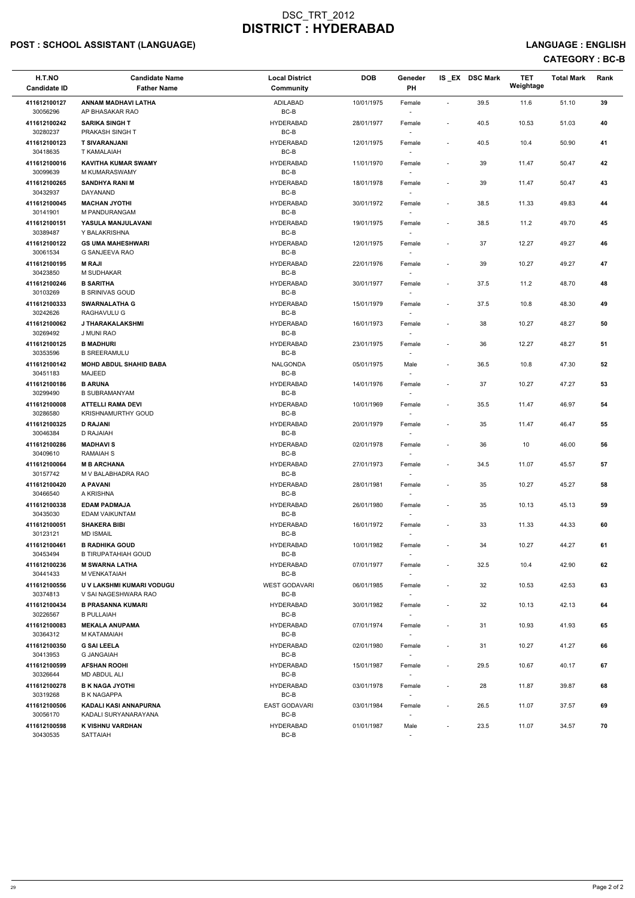# DSC_TRT_2012
# DISTRICT : HYDERABAD

## POST : SCHOOL ASSISTANT (LANGUAGE)

**LANGUAGE : ENGLISH**

**CATEGORY : BC-B**

| H.T.NO / Candidate ID | Candidate Name / Father Name | Local District / Community | DOB | Geneder / PH | IS_EX | DSC Mark | TET Weightage | Total Mark | Rank |
|---|---|---|---|---|---|---|---|---|---|
| 411612100127 / 30056296 | **ANNAM MADHAVI LATHA** / AP BHASAKAR RAO | ADILABAD / BC-B | 10/01/1975 | Female / - | - | 39.5 | 11.6 | 51.10 | 39 |
| 411612100242 / 30280237 | **SARIKA SINGH T** / PRAKASH SINGH T | HYDERABAD / BC-B | 28/01/1977 | Female / - | - | 40.5 | 10.53 | 51.03 | 40 |
| 411612100123 / 30418635 | **T SIVARANJANI** / T KAMALAIAH | HYDERABAD / BC-B | 12/01/1975 | Female / - | - | 40.5 | 10.4 | 50.90 | 41 |
| 411612100016 / 30099639 | **KAVITHA KUMAR SWAMY** / M KUMARASWAMY | HYDERABAD / BC-B | 11/01/1970 | Female / - | - | 39 | 11.47 | 50.47 | 42 |
| 411612100265 / 30432937 | **SANDHYA RANI M** / DAYANAND | HYDERABAD / BC-B | 18/01/1978 | Female / - | - | 39 | 11.47 | 50.47 | 43 |
| 411612100045 / 30141901 | **MACHAN JYOTHI** / M PANDURANGAM | HYDERABAD / BC-B | 30/01/1972 | Female / - | - | 38.5 | 11.33 | 49.83 | 44 |
| 411612100151 / 30389487 | **YASULA MANJULAVANI** / Y BALAKRISHNA | HYDERABAD / BC-B | 19/01/1975 | Female / - | - | 38.5 | 11.2 | 49.70 | 45 |
| 411612100122 / 30061534 | **GS UMA MAHESHWARI** / G SANJEEVA RAO | HYDERABAD / BC-B | 12/01/1975 | Female / - | - | 37 | 12.27 | 49.27 | 46 |
| 411612100195 / 30423850 | **M RAJI** / M SUDHAKAR | HYDERABAD / BC-B | 22/01/1976 | Female / - | - | 39 | 10.27 | 49.27 | 47 |
| 411612100246 / 30103269 | **B SARITHA** / B SRINIVAS GOUD | HYDERABAD / BC-B | 30/01/1977 | Female / - | - | 37.5 | 11.2 | 48.70 | 48 |
| 411612100333 / 30242626 | **SWARNALATHA G** / RAGHAVULU G | HYDERABAD / BC-B | 15/01/1979 | Female / - | - | 37.5 | 10.8 | 48.30 | 49 |
| 411612100062 / 30269492 | **J THARAKALAKSHMI** / J MUNI RAO | HYDERABAD / BC-B | 16/01/1973 | Female / - | - | 38 | 10.27 | 48.27 | 50 |
| 411612100125 / 30353596 | **B MADHURI** / B SREERAMULU | HYDERABAD / BC-B | 23/01/1975 | Female / - | - | 36 | 12.27 | 48.27 | 51 |
| 411612100142 / 30451183 | **MOHD ABDUL SHAHID BABA** / MAJEED | NALGONDA / BC-B | 05/01/1975 | Male / - | - | 36.5 | 10.8 | 47.30 | 52 |
| 411612100186 / 30299490 | **B ARUNA** / B SUBRAMANYAM | HYDERABAD / BC-B | 14/01/1976 | Female / - | - | 37 | 10.27 | 47.27 | 53 |
| 411612100008 / 30286580 | **ATTELLI RAMA DEVI** / KRISHNAMURTHY GOUD | HYDERABAD / BC-B | 10/01/1969 | Female / - | - | 35.5 | 11.47 | 46.97 | 54 |
| 411612100325 / 30046384 | **D RAJANI** / D RAJAIAH | HYDERABAD / BC-B | 20/01/1979 | Female / - | - | 35 | 11.47 | 46.47 | 55 |
| 411612100286 / 30409610 | **MADHAVI S** / RAMAIAH S | HYDERABAD / BC-B | 02/01/1978 | Female / - | - | 36 | 10 | 46.00 | 56 |
| 411612100064 / 30157742 | **M B ARCHANA** / M V BALABHADRA RAO | HYDERABAD / BC-B | 27/01/1973 | Female / - | - | 34.5 | 11.07 | 45.57 | 57 |
| 411612100420 / 30466540 | **A PAVANI** / A KRISHNA | HYDERABAD / BC-B | 28/01/1981 | Female / - | - | 35 | 10.27 | 45.27 | 58 |
| 411612100338 / 30435030 | **EDAM PADMAJA** / EDAM VAIKUNTAM | HYDERABAD / BC-B | 26/01/1980 | Female / - | - | 35 | 10.13 | 45.13 | 59 |
| 411612100051 / 30123121 | **SHAKERA BIBI** / MD ISMAIL | HYDERABAD / BC-B | 16/01/1972 | Female / - | - | 33 | 11.33 | 44.33 | 60 |
| 411612100461 / 30453494 | **B RADHIKA GOUD** / B TIRUPATAHIAH GOUD | HYDERABAD / BC-B | 10/01/1982 | Female / - | - | 34 | 10.27 | 44.27 | 61 |
| 411612100236 / 30441433 | **M SWARNA LATHA** / M VENKATAIAH | HYDERABAD / BC-B | 07/01/1977 | Female / - | - | 32.5 | 10.4 | 42.90 | 62 |
| 411612100556 / 30374813 | **U V LAKSHMI KUMARI VODUGU** / V SAI NAGESHWARA RAO | WEST GODAVARI / BC-B | 06/01/1985 | Female / - | - | 32 | 10.53 | 42.53 | 63 |
| 411612100434 / 30226567 | **B PRASANNA KUMARI** / B PULLAIAH | HYDERABAD / BC-B | 30/01/1982 | Female / - | - | 32 | 10.13 | 42.13 | 64 |
| 411612100083 / 30364312 | **MEKALA ANUPAMA** / M KATAMAIAH | HYDERABAD / BC-B | 07/01/1974 | Female / - | - | 31 | 10.93 | 41.93 | 65 |
| 411612100350 / 30413953 | **G SAI LEELA** / G JANGAIAH | HYDERABAD / BC-B | 02/01/1980 | Female / - | - | 31 | 10.27 | 41.27 | 66 |
| 411612100599 / 30326644 | **AFSHAN ROOHI** / MD ABDUL ALI | HYDERABAD / BC-B | 15/01/1987 | Female / - | - | 29.5 | 10.67 | 40.17 | 67 |
| 411612100278 / 30319268 | **B K NAGA JYOTHI** / B K NAGAPPA | HYDERABAD / BC-B | 03/01/1978 | Female / - | - | 28 | 11.87 | 39.87 | 68 |
| 411612100506 / 30056170 | **KADALI KASI ANNAPURNA** / KADALI SURYANARAYANA | EAST GODAVARI / BC-B | 03/01/1984 | Female / - | - | 26.5 | 11.07 | 37.57 | 69 |
| 411612100598 / 30430535 | **K VISHNU VARDHAN** / SATTAIAH | HYDERABAD / BC-B | 01/01/1987 | Male / - | - | 23.5 | 11.07 | 34.57 | 70 |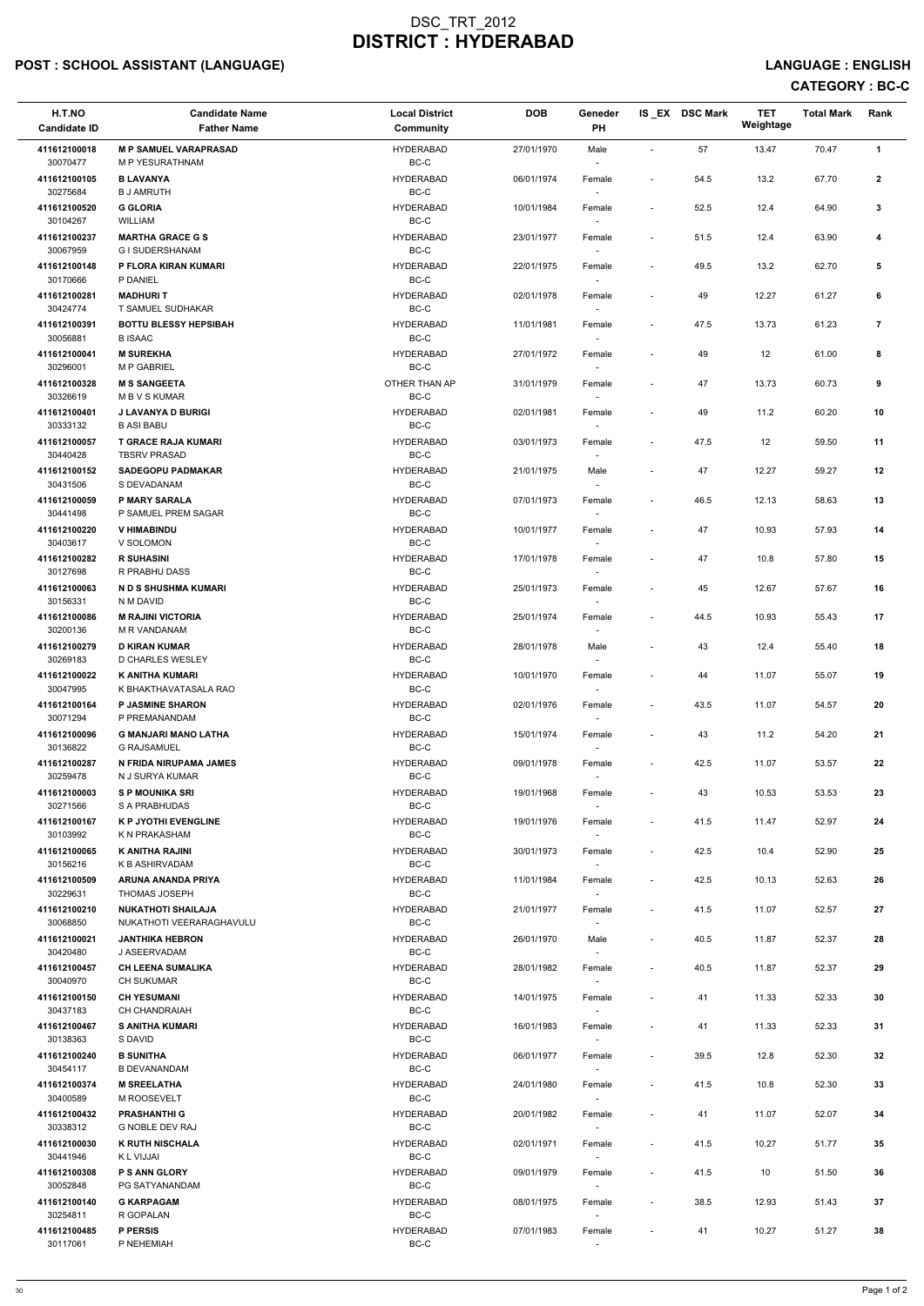# DSC_TRT_2012
# DISTRICT : HYDERABAD

**POST : SCHOOL ASSISTANT (LANGUAGE)** | **LANGUAGE : ENGLISH**

**CATEGORY : BC-C**

| H.T.NO<br>Candidate ID | Candidate Name<br>Father Name | Local District<br>Community | DOB | Geneder<br>PH | IS_EX | DSC Mark | TET Weightage | Total Mark | Rank |
|---|---|---|---|---|---|---|---|---|---|
| 411612100018<br>30070477 | **M P SAMUEL VARAPRASAD**<br>M P YESURATHNAM | HYDERABAD<br>BC-C | 27/01/1970 | Male<br>- | - | 57 | 13.47 | 70.47 | 1 |
| 411612100105<br>30275684 | **B LAVANYA**<br>B J AMRUTH | HYDERABAD<br>BC-C | 06/01/1974 | Female<br>- | - | 54.5 | 13.2 | 67.70 | 2 |
| 411612100520<br>30104267 | **G GLORIA**<br>WILLIAM | HYDERABAD<br>BC-C | 10/01/1984 | Female<br>- | - | 52.5 | 12.4 | 64.90 | 3 |
| 411612100237<br>30067959 | **MARTHA GRACE G S**<br>G I SUDERSHANAM | HYDERABAD<br>BC-C | 23/01/1977 | Female<br>- | - | 51.5 | 12.4 | 63.90 | 4 |
| 411612100148<br>30170666 | **P FLORA KIRAN KUMARI**<br>P DANIEL | HYDERABAD<br>BC-C | 22/01/1975 | Female<br>- | - | 49.5 | 13.2 | 62.70 | 5 |
| 411612100281<br>30424774 | **MADHURI T**<br>T SAMUEL SUDHAKAR | HYDERABAD<br>BC-C | 02/01/1978 | Female<br>- | - | 49 | 12.27 | 61.27 | 6 |
| 411612100391<br>30056881 | **BOTTU BLESSY HEPSIBAH**<br>B ISAAC | HYDERABAD<br>BC-C | 11/01/1981 | Female<br>- | - | 47.5 | 13.73 | 61.23 | 7 |
| 411612100041<br>30296001 | **M SUREKHA**<br>M P GABRIEL | HYDERABAD<br>BC-C | 27/01/1972 | Female<br>- | - | 49 | 12 | 61.00 | 8 |
| 411612100328<br>30326619 | **M S SANGEETA**<br>M B V S KUMAR | OTHER THAN AP<br>BC-C | 31/01/1979 | Female<br>- | - | 47 | 13.73 | 60.73 | 9 |
| 411612100401<br>30333132 | **J LAVANYA D BURIGI**<br>B ASI BABU | HYDERABAD<br>BC-C | 02/01/1981 | Female<br>- | - | 49 | 11.2 | 60.20 | 10 |
| 411612100057<br>30440428 | **T GRACE RAJA KUMARI**<br>TBSRV PRASAD | HYDERABAD<br>BC-C | 03/01/1973 | Female<br>- | - | 47.5 | 12 | 59.50 | 11 |
| 411612100152<br>30431506 | **SADEGOPU PADMAKAR**<br>S DEVADANAM | HYDERABAD<br>BC-C | 21/01/1975 | Male<br>- | - | 47 | 12.27 | 59.27 | 12 |
| 411612100059<br>30441498 | **P MARY SARALA**<br>P SAMUEL PREM SAGAR | HYDERABAD<br>BC-C | 07/01/1973 | Female<br>- | - | 46.5 | 12.13 | 58.63 | 13 |
| 411612100220<br>30403617 | **V HIMABINDU**<br>V SOLOMON | HYDERABAD<br>BC-C | 10/01/1977 | Female<br>- | - | 47 | 10.93 | 57.93 | 14 |
| 411612100282<br>30127698 | **R SUHASINI**<br>R PRABHU DASS | HYDERABAD<br>BC-C | 17/01/1978 | Female<br>- | - | 47 | 10.8 | 57.80 | 15 |
| 411612100063<br>30156331 | **N D S SHUSHMA KUMARI**<br>N M DAVID | HYDERABAD<br>BC-C | 25/01/1973 | Female<br>- | - | 45 | 12.67 | 57.67 | 16 |
| 411612100086<br>30200136 | **M RAJINI VICTORIA**<br>M R VANDANAM | HYDERABAD<br>BC-C | 25/01/1974 | Female<br>- | - | 44.5 | 10.93 | 55.43 | 17 |
| 411612100279<br>30269183 | **D KIRAN KUMAR**<br>D CHARLES WESLEY | HYDERABAD<br>BC-C | 28/01/1978 | Male<br>- | - | 43 | 12.4 | 55.40 | 18 |
| 411612100022<br>30047995 | **K ANITHA KUMARI**<br>K BHAKTHAVATASALA RAO | HYDERABAD<br>BC-C | 10/01/1970 | Female<br>- | - | 44 | 11.07 | 55.07 | 19 |
| 411612100164<br>30071294 | **P JASMINE SHARON**<br>P PREMANANDAM | HYDERABAD<br>BC-C | 02/01/1976 | Female<br>- | - | 43.5 | 11.07 | 54.57 | 20 |
| 411612100096<br>30136822 | **G MANJARI MANO LATHA**<br>G RAJSAMUEL | HYDERABAD<br>BC-C | 15/01/1974 | Female<br>- | - | 43 | 11.2 | 54.20 | 21 |
| 411612100287<br>30259478 | **N FRIDA NIRUPAMA JAMES**<br>N J SURYA KUMAR | HYDERABAD<br>BC-C | 09/01/1978 | Female<br>- | - | 42.5 | 11.07 | 53.57 | 22 |
| 411612100003<br>30271566 | **S P MOUNIKA SRI**<br>S A PRABHUDAS | HYDERABAD<br>BC-C | 19/01/1968 | Female<br>- | - | 43 | 10.53 | 53.53 | 23 |
| 411612100167<br>30103992 | **K P JYOTHI EVENGLINE**<br>K N PRAKASHAM | HYDERABAD<br>BC-C | 19/01/1976 | Female<br>- | - | 41.5 | 11.47 | 52.97 | 24 |
| 411612100065<br>30156216 | **K ANITHA RAJINI**<br>K B ASHIRVADAM | HYDERABAD<br>BC-C | 30/01/1973 | Female<br>- | - | 42.5 | 10.4 | 52.90 | 25 |
| 411612100509<br>30229631 | **ARUNA ANANDA PRIYA**<br>THOMAS JOSEPH | HYDERABAD<br>BC-C | 11/01/1984 | Female<br>- | - | 42.5 | 10.13 | 52.63 | 26 |
| 411612100210<br>30068850 | **NUKATHOTI SHAILAJA**<br>NUKATHOTI VEERARAGHAVULU | HYDERABAD<br>BC-C | 21/01/1977 | Female<br>- | - | 41.5 | 11.07 | 52.57 | 27 |
| 411612100021<br>30420480 | **JANTHIKA HEBRON**<br>J ASEERVADAM | HYDERABAD<br>BC-C | 26/01/1970 | Male<br>- | - | 40.5 | 11.87 | 52.37 | 28 |
| 411612100457<br>30040970 | **CH LEENA SUMALIKA**<br>CH SUKUMAR | HYDERABAD<br>BC-C | 28/01/1982 | Female<br>- | - | 40.5 | 11.87 | 52.37 | 29 |
| 411612100150<br>30437183 | **CH YESUMANI**<br>CH CHANDRAIAH | HYDERABAD<br>BC-C | 14/01/1975 | Female<br>- | - | 41 | 11.33 | 52.33 | 30 |
| 411612100467<br>30138363 | **S ANITHA KUMARI**<br>S DAVID | HYDERABAD<br>BC-C | 16/01/1983 | Female<br>- | - | 41 | 11.33 | 52.33 | 31 |
| 411612100240<br>30454117 | **B SUNITHA**<br>B DEVANANDAM | HYDERABAD<br>BC-C | 06/01/1977 | Female<br>- | - | 39.5 | 12.8 | 52.30 | 32 |
| 411612100374<br>30400589 | **M SREELATHA**<br>M ROOSEVELT | HYDERABAD<br>BC-C | 24/01/1980 | Female<br>- | - | 41.5 | 10.8 | 52.30 | 33 |
| 411612100432<br>30338312 | **PRASHANTHI G**<br>G NOBLE DEV RAJ | HYDERABAD<br>BC-C | 20/01/1982 | Female<br>- | - | 41 | 11.07 | 52.07 | 34 |
| 411612100030<br>30441946 | **K RUTH NISCHALA**<br>K L VIJJAI | HYDERABAD<br>BC-C | 02/01/1971 | Female<br>- | - | 41.5 | 10.27 | 51.77 | 35 |
| 411612100308<br>30052848 | **P S ANN GLORY**<br>PG SATYANANDAM | HYDERABAD<br>BC-C | 09/01/1979 | Female<br>- | - | 41.5 | 10 | 51.50 | 36 |
| 411612100140<br>30254811 | **G KARPAGAM**<br>R GOPALAN | HYDERABAD<br>BC-C | 08/01/1975 | Female<br>- | - | 38.5 | 12.93 | 51.43 | 37 |
| 411612100485<br>30117061 | **P PERSIS**<br>P NEHEMIAH | HYDERABAD<br>BC-C | 07/01/1983 | Female<br>- | - | 41 | 10.27 | 51.27 | 38 |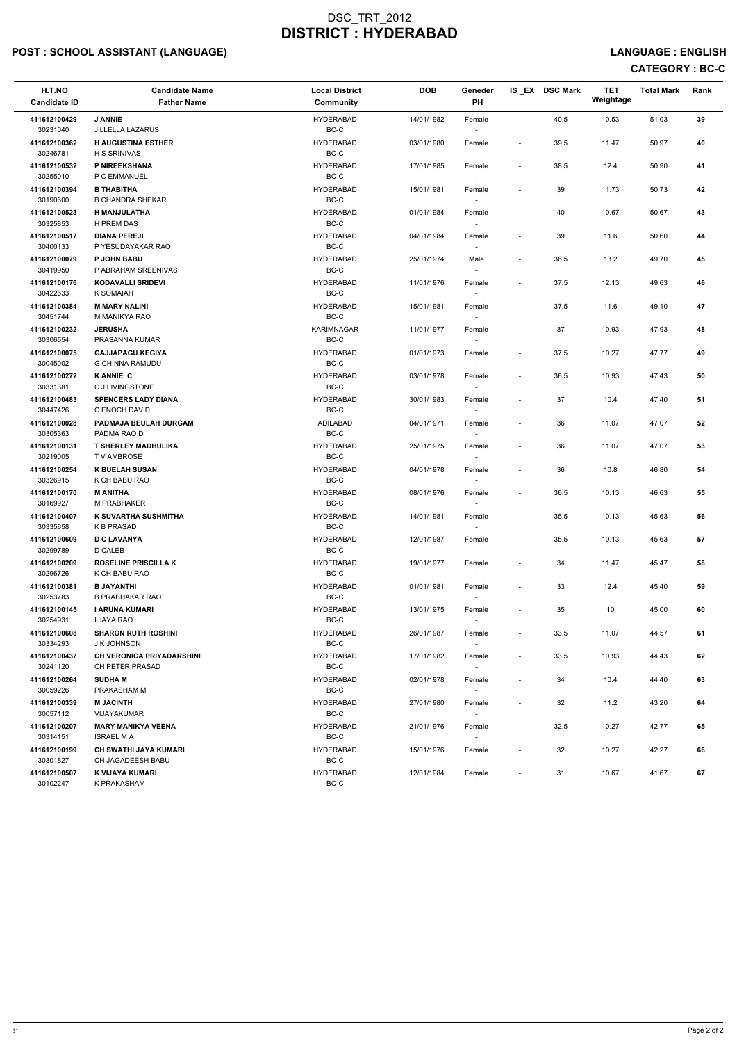# DSC_TRT_2012
# DISTRICT : HYDERABAD

**POST : SCHOOL ASSISTANT (LANGUAGE)** **LANGUAGE : ENGLISH**

**CATEGORY : BC-C**

| H.T.NO<br>Candidate ID | Candidate Name<br>Father Name | Local District<br>Community | DOB | Geneder<br>PH | IS _EX | DSC Mark | TET Weightage | Total Mark | Rank |
|---|---|---|---|---|---|---|---|---|---|
| 411612100429<br>30231040 | **J ANNIE**<br>JILLELLA LAZARUS | HYDERABAD<br>BC-C | 14/01/1982 | Female<br>- | - | 40.5 | 10.53 | 51.03 | **39** |
| 411612100362<br>30246781 | **H AUGUSTINA ESTHER**<br>H S SRINIVAS | HYDERABAD<br>BC-C | 03/01/1980 | Female<br>- | - | 39.5 | 11.47 | 50.97 | **40** |
| 411612100532<br>30255010 | **P NIREEKSHANA**<br>P C EMMANUEL | HYDERABAD<br>BC-C | 17/01/1985 | Female<br>- | - | 38.5 | 12.4 | 50.90 | **41** |
| 411612100394<br>30190600 | **B THABITHA**<br>B CHANDRA SHEKAR | HYDERABAD<br>BC-C | 15/01/1981 | Female<br>- | - | 39 | 11.73 | 50.73 | **42** |
| 411612100523<br>30325853 | **H MANJULATHA**<br>H PREM DAS | HYDERABAD<br>BC-C | 01/01/1984 | Female<br>- | - | 40 | 10.67 | 50.67 | **43** |
| 411612100517<br>30400133 | **DIANA PEREJI**<br>P YESUDAYAKAR RAO | HYDERABAD<br>BC-C | 04/01/1984 | Female<br>- | - | 39 | 11.6 | 50.60 | **44** |
| 411612100079<br>30419950 | **P JOHN BABU**<br>P ABRAHAM SREENIVAS | HYDERABAD<br>BC-C | 25/01/1974 | Male<br>- | - | 36.5 | 13.2 | 49.70 | **45** |
| 411612100176<br>30422633 | **KODAVALLI SRIDEVI**<br>K SOMAIAH | HYDERABAD<br>BC-C | 11/01/1976 | Female<br>- | - | 37.5 | 12.13 | 49.63 | **46** |
| 411612100384<br>30451744 | **M MARY NALINI**<br>M MANIKYA RAO | HYDERABAD<br>BC-C | 15/01/1981 | Female<br>- | - | 37.5 | 11.6 | 49.10 | **47** |
| 411612100232<br>30306554 | **JERUSHA**<br>PRASANNA KUMAR | KARIMNAGAR<br>BC-C | 11/01/1977 | Female<br>- | - | 37 | 10.93 | 47.93 | **48** |
| 411612100075<br>30045002 | **GAJJAPAGU KEGIYA**<br>G CHINNA RAMUDU | HYDERABAD<br>BC-C | 01/01/1973 | Female<br>- | - | 37.5 | 10.27 | 47.77 | **49** |
| 411612100272<br>30331381 | **K ANNIE C**<br>C J LIVINGSTONE | HYDERABAD<br>BC-C | 03/01/1978 | Female<br>- | - | 36.5 | 10.93 | 47.43 | **50** |
| 411612100483<br>30447426 | **SPENCERS LADY DIANA**<br>C ENOCH DAVID | HYDERABAD<br>BC-C | 30/01/1983 | Female<br>- | - | 37 | 10.4 | 47.40 | **51** |
| 411612100028<br>30305363 | **PADMAJA BEULAH DURGAM**<br>PADMA RAO D | ADILABAD<br>BC-C | 04/01/1971 | Female<br>- | - | 36 | 11.07 | 47.07 | **52** |
| 411612100131<br>30219005 | **T SHERLEY MADHULIKA**<br>T V AMBROSE | HYDERABAD<br>BC-C | 25/01/1975 | Female<br>- | - | 36 | 11.07 | 47.07 | **53** |
| 411612100254<br>30326915 | **K BUELAH SUSAN**<br>K CH BABU RAO | HYDERABAD<br>BC-C | 04/01/1978 | Female<br>- | - | 36 | 10.8 | 46.80 | **54** |
| 411612100170<br>30169927 | **M ANITHA**<br>M PRABHAKER | HYDERABAD<br>BC-C | 08/01/1976 | Female<br>- | - | 36.5 | 10.13 | 46.63 | **55** |
| 411612100407<br>30335658 | **K SUVARTHA SUSHMITHA**<br>K B PRASAD | HYDERABAD<br>BC-C | 14/01/1981 | Female<br>- | - | 35.5 | 10.13 | 45.63 | **56** |
| 411612100609<br>30299789 | **D C LAVANYA**<br>D CALEB | HYDERABAD<br>BC-C | 12/01/1987 | Female<br>- | - | 35.5 | 10.13 | 45.63 | **57** |
| 411612100209<br>30296726 | **ROSELINE PRISCILLA K**<br>K CH BABU RAO | HYDERABAD<br>BC-C | 19/01/1977 | Female<br>- | - | 34 | 11.47 | 45.47 | **58** |
| 411612100381<br>30253783 | **B JAYANTHI**<br>B PRABHAKAR RAO | HYDERABAD<br>BC-C | 01/01/1981 | Female<br>- | - | 33 | 12.4 | 45.40 | **59** |
| 411612100145<br>30254931 | **I ARUNA KUMARI**<br>I JAYA RAO | HYDERABAD<br>BC-C | 13/01/1975 | Female<br>- | - | 35 | 10 | 45.00 | **60** |
| 411612100608<br>30334293 | **SHARON RUTH ROSHINI**<br>J K JOHNSON | HYDERABAD<br>BC-C | 26/01/1987 | Female<br>- | - | 33.5 | 11.07 | 44.57 | **61** |
| 411612100437<br>30241120 | **CH VERONICA PRIYADARSHINI**<br>CH PETER PRASAD | HYDERABAD<br>BC-C | 17/01/1982 | Female<br>- | - | 33.5 | 10.93 | 44.43 | **62** |
| 411612100264<br>30059226 | **SUDHA M**<br>PRAKASHAM M | HYDERABAD<br>BC-C | 02/01/1978 | Female<br>- | - | 34 | 10.4 | 44.40 | **63** |
| 411612100339<br>30057112 | **M JACINTH**<br>VIJAYAKUMAR | HYDERABAD<br>BC-C | 27/01/1980 | Female<br>- | - | 32 | 11.2 | 43.20 | **64** |
| 411612100207<br>30314151 | **MARY MANIKYA VEENA**<br>ISRAEL M A | HYDERABAD<br>BC-C | 21/01/1976 | Female<br>- | - | 32.5 | 10.27 | 42.77 | **65** |
| 411612100199<br>30301827 | **CH SWATHI JAYA KUMARI**<br>CH JAGADEESH BABU | HYDERABAD<br>BC-C | 15/01/1976 | Female<br>- | - | 32 | 10.27 | 42.27 | **66** |
| 411612100507<br>30102247 | **K VIJAYA KUMARI**<br>K PRAKASHAM | HYDERABAD<br>BC-C | 12/01/1984 | Female<br>- | - | 31 | 10.67 | 41.67 | **67** |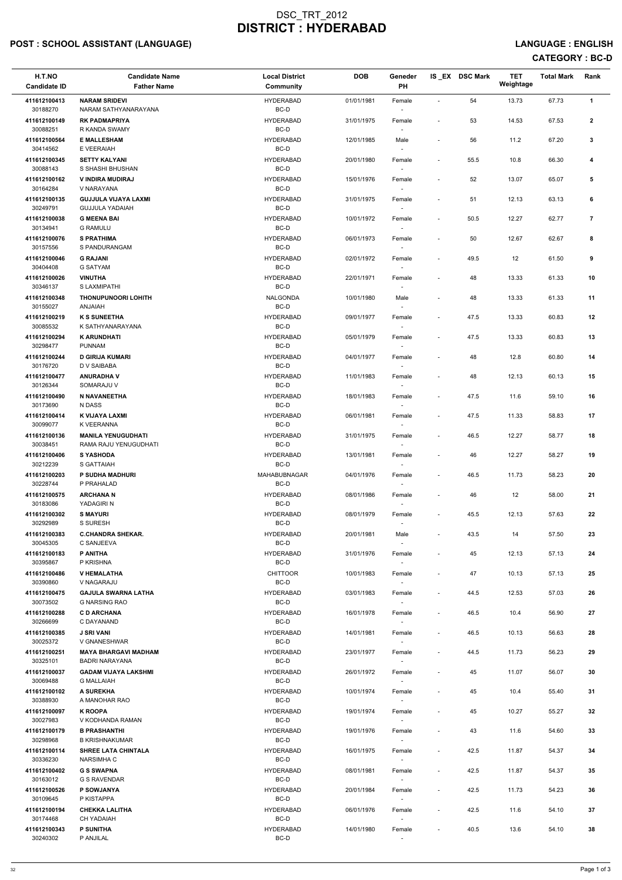# DSC_TRT_2012
# DISTRICT : HYDERABAD

**POST : SCHOOL ASSISTANT (LANGUAGE)** **LANGUAGE : ENGLISH**

**CATEGORY : BC-D**

| H.T.NO<br>Candidate ID | Candidate Name<br>Father Name | Local District<br>Community | DOB | Geneder<br>PH | IS _EX | DSC Mark | TET Weightage | Total Mark | Rank |
|---|---|---|---|---|---|---|---|---|---|
| 411612100413<br>30188270 | **NARAM SRIDEVI**<br>NARAM SATHYANARAYANA | HYDERABAD<br>BC-D | 01/01/1981 | Female<br>- | - | 54 | 13.73 | 67.73 | **1** |
| 411612100149<br>30088251 | **RK PADMAPRIYA**<br>R KANDA SWAMY | HYDERABAD<br>BC-D | 31/01/1975 | Female<br>- | - | 53 | 14.53 | 67.53 | **2** |
| 411612100564<br>30414562 | **E MALLESHAM**<br>E VEERAIAH | HYDERABAD<br>BC-D | 12/01/1985 | Male<br>- | - | 56 | 11.2 | 67.20 | **3** |
| 411612100345<br>30088143 | **SETTY KALYANI**<br>S SHASHI BHUSHAN | HYDERABAD<br>BC-D | 20/01/1980 | Female<br>- | - | 55.5 | 10.8 | 66.30 | **4** |
| 411612100162<br>30164284 | **V INDIRA MUDIRAJ**<br>V NARAYANA | HYDERABAD<br>BC-D | 15/01/1976 | Female<br>- | - | 52 | 13.07 | 65.07 | **5** |
| 411612100135<br>30249791 | **GUJJULA VIJAYA LAXMI**<br>GUJJULA YADAIAH | HYDERABAD<br>BC-D | 31/01/1975 | Female<br>- | - | 51 | 12.13 | 63.13 | **6** |
| 411612100038<br>30134941 | **G MEENA BAI**<br>G RAMULU | HYDERABAD<br>BC-D | 10/01/1972 | Female<br>- | - | 50.5 | 12.27 | 62.77 | **7** |
| 411612100076<br>30157556 | **S PRATHIMA**<br>S PANDURANGAM | HYDERABAD<br>BC-D | 06/01/1973 | Female<br>- | - | 50 | 12.67 | 62.67 | **8** |
| 411612100046<br>30404408 | **G RAJANI**<br>G SATYAM | HYDERABAD<br>BC-D | 02/01/1972 | Female<br>- | - | 49.5 | 12 | 61.50 | **9** |
| 411612100026<br>30346137 | **VINUTHA**<br>S LAXMIPATHI | HYDERABAD<br>BC-D | 22/01/1971 | Female<br>- | - | 48 | 13.33 | 61.33 | **10** |
| 411612100348<br>30155027 | **THONUPUNOORI LOHITH**<br>ANJAIAH | NALGONDA<br>BC-D | 10/01/1980 | Male<br>- | - | 48 | 13.33 | 61.33 | **11** |
| 411612100219<br>30085532 | **K S SUNEETHA**<br>K SATHYANARAYANA | HYDERABAD<br>BC-D | 09/01/1977 | Female<br>- | - | 47.5 | 13.33 | 60.83 | **12** |
| 411612100294<br>30298477 | **K ARUNDHATI**<br>PUNNAM | HYDERABAD<br>BC-D | 05/01/1979 | Female<br>- | - | 47.5 | 13.33 | 60.83 | **13** |
| 411612100244<br>30176720 | **D GIRIJA KUMARI**<br>D V SAIBABA | HYDERABAD<br>BC-D | 04/01/1977 | Female<br>- | - | 48 | 12.8 | 60.80 | **14** |
| 411612100477<br>30126344 | **ANURADHA V**<br>SOMARAJU V | HYDERABAD<br>BC-D | 11/01/1983 | Female<br>- | - | 48 | 12.13 | 60.13 | **15** |
| 411612100490<br>30173690 | **N NAVANEETHA**<br>N DASS | HYDERABAD<br>BC-D | 18/01/1983 | Female<br>- | - | 47.5 | 11.6 | 59.10 | **16** |
| 411612100414<br>30099077 | **K VIJAYA LAXMI**<br>K VEERANNA | HYDERABAD<br>BC-D | 06/01/1981 | Female<br>- | - | 47.5 | 11.33 | 58.83 | **17** |
| 411612100136<br>30038451 | **MANILA YENUGUDHATI**<br>RAMA RAJU YENUGUDHATI | HYDERABAD<br>BC-D | 31/01/1975 | Female<br>- | - | 46.5 | 12.27 | 58.77 | **18** |
| 411612100406<br>30212239 | **S YASHODA**<br>S GATTAIAH | HYDERABAD<br>BC-D | 13/01/1981 | Female<br>- | - | 46 | 12.27 | 58.27 | **19** |
| 411612100203<br>30228744 | **P SUDHA MADHURI**<br>P PRAHALAD | MAHABUBNAGAR<br>BC-D | 04/01/1976 | Female<br>- | - | 46.5 | 11.73 | 58.23 | **20** |
| 411612100575<br>30183086 | **ARCHANA N**<br>YADAGIRI N | HYDERABAD<br>BC-D | 08/01/1986 | Female<br>- | - | 46 | 12 | 58.00 | **21** |
| 411612100302<br>30292989 | **S MAYURI**<br>S SURESH | HYDERABAD<br>BC-D | 08/01/1979 | Female<br>- | - | 45.5 | 12.13 | 57.63 | **22** |
| 411612100383<br>30045305 | **C.CHANDRA SHEKAR.**<br>C SANJEEVA | HYDERABAD<br>BC-D | 20/01/1981 | Male<br>- | - | 43.5 | 14 | 57.50 | **23** |
| 411612100183<br>30395867 | **P ANITHA**<br>P KRISHNA | HYDERABAD<br>BC-D | 31/01/1976 | Female<br>- | - | 45 | 12.13 | 57.13 | **24** |
| 411612100486<br>30390860 | **V HEMALATHA**<br>V NAGARAJU | CHITTOOR<br>BC-D | 10/01/1983 | Female<br>- | - | 47 | 10.13 | 57.13 | **25** |
| 411612100475<br>30073502 | **GAJULA SWARNA LATHA**<br>G NARSING RAO | HYDERABAD<br>BC-D | 03/01/1983 | Female<br>- | - | 44.5 | 12.53 | 57.03 | **26** |
| 411612100288<br>30266699 | **C D ARCHANA**<br>C DAYANAND | HYDERABAD<br>BC-D | 16/01/1978 | Female<br>- | - | 46.5 | 10.4 | 56.90 | **27** |
| 411612100385<br>30025372 | **J SRI VANI**<br>V GNANESHWAR | HYDERABAD<br>BC-D | 14/01/1981 | Female<br>- | - | 46.5 | 10.13 | 56.63 | **28** |
| 411612100251<br>30325101 | **MAYA BHARGAVI MADHAM**<br>BADRI NARAYANA | HYDERABAD<br>BC-D | 23/01/1977 | Female<br>- | - | 44.5 | 11.73 | 56.23 | **29** |
| 411612100037<br>30069488 | **GADAM VIJAYA LAKSHMI**<br>G MALLAIAH | HYDERABAD<br>BC-D | 26/01/1972 | Female<br>- | - | 45 | 11.07 | 56.07 | **30** |
| 411612100102<br>30388930 | **A SUREKHA**<br>A MANOHAR RAO | HYDERABAD<br>BC-D | 10/01/1974 | Female<br>- | - | 45 | 10.4 | 55.40 | **31** |
| 411612100097<br>30027983 | **K ROOPA**<br>V KODHANDA RAMAN | HYDERABAD<br>BC-D | 19/01/1974 | Female<br>- | - | 45 | 10.27 | 55.27 | **32** |
| 411612100179<br>30298968 | **B PRASHANTHI**<br>B KRISHNAKUMAR | HYDERABAD<br>BC-D | 19/01/1976 | Female<br>- | - | 43 | 11.6 | 54.60 | **33** |
| 411612100114<br>30336230 | **SHREE LATA CHINTALA**<br>NARSIMHA C | HYDERABAD<br>BC-D | 16/01/1975 | Female<br>- | - | 42.5 | 11.87 | 54.37 | **34** |
| 411612100402<br>30163012 | **G S SWAPNA**<br>G S RAVENDAR | HYDERABAD<br>BC-D | 08/01/1981 | Female<br>- | - | 42.5 | 11.87 | 54.37 | **35** |
| 411612100526<br>30109645 | **P SOWJANYA**<br>P KISTAPPA | HYDERABAD<br>BC-D | 20/01/1984 | Female<br>- | - | 42.5 | 11.73 | 54.23 | **36** |
| 411612100194<br>30174468 | **CHEKKA LALITHA**<br>CH YADAIAH | HYDERABAD<br>BC-D | 06/01/1976 | Female<br>- | - | 42.5 | 11.6 | 54.10 | **37** |
| 411612100343<br>30240302 | **P SUNITHA**<br>P ANJILAL | HYDERABAD<br>BC-D | 14/01/1980 | Female<br>- | - | 40.5 | 13.6 | 54.10 | **38** |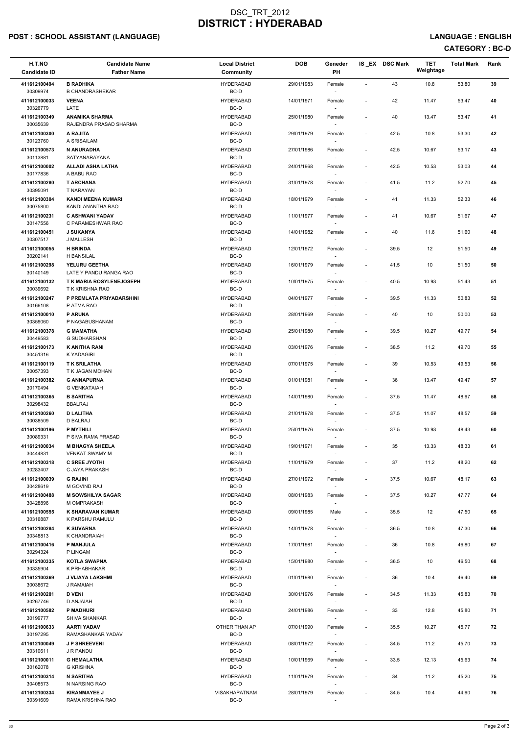# DSC_TRT_2012
# DISTRICT : HYDERABAD

**POST : SCHOOL ASSISTANT (LANGUAGE)** **LANGUAGE : ENGLISH**

**CATEGORY : BC-D**

| H.T.NO<br>Candidate ID | Candidate Name<br>Father Name | Local District<br>Community | DOB | Geneder<br>PH | IS _EX | DSC Mark | TET Weightage | Total Mark | Rank |
|---|---|---|---|---|---|---|---|---|---|
| 411612100494<br>30309974 | **B RADHIKA**<br>B CHANDRASHEKAR | HYDERABAD<br>BC-D | 29/01/1983 | Female<br>- | - | 43 | 10.8 | 53.80 | 39 |
| 411612100033<br>30326779 | **VEENA**<br>LATE | HYDERABAD<br>BC-D | 14/01/1971 | Female<br>- | - | 42 | 11.47 | 53.47 | 40 |
| 411612100349<br>30035639 | **ANAMIKA SHARMA**<br>RAJENDRA PRASAD SHARMA | HYDERABAD<br>BC-D | 25/01/1980 | Female<br>- | - | 40 | 13.47 | 53.47 | 41 |
| 411612100300<br>30123760 | **A RAJITA**<br>A SRISAILAM | HYDERABAD<br>BC-D | 29/01/1979 | Female<br>- | - | 42.5 | 10.8 | 53.30 | 42 |
| 411612100573<br>30113881 | **N ANURADHA**<br>SATYANARAYANA | HYDERABAD<br>BC-D | 27/01/1986 | Female<br>- | - | 42.5 | 10.67 | 53.17 | 43 |
| 411612100002<br>30177836 | **ALLADI ASHA LATHA**<br>A BABU RAO | HYDERABAD<br>BC-D | 24/01/1968 | Female<br>- | - | 42.5 | 10.53 | 53.03 | 44 |
| 411612100280<br>30395091 | **T ARCHANA**<br>T NARAYAN | HYDERABAD<br>BC-D | 31/01/1978 | Female<br>- | - | 41.5 | 11.2 | 52.70 | 45 |
| 411612100304<br>30075800 | **KANDI MEENA KUMARI**<br>KANDI ANANTHA RAO | HYDERABAD<br>BC-D | 18/01/1979 | Female<br>- | - | 41 | 11.33 | 52.33 | 46 |
| 411612100231<br>30147556 | **C ASHWANI YADAV**<br>C PARAMESHWAR RAO | HYDERABAD<br>BC-D | 11/01/1977 | Female<br>- | - | 41 | 10.67 | 51.67 | 47 |
| 411612100451<br>30307517 | **J SUKANYA**<br>J MALLESH | HYDERABAD<br>BC-D | 14/01/1982 | Female<br>- | - | 40 | 11.6 | 51.60 | 48 |
| 411612100055<br>30202141 | **H BRINDA**<br>H BANSILAL | HYDERABAD<br>BC-D | 12/01/1972 | Female<br>- | - | 39.5 | 12 | 51.50 | 49 |
| 411612100298<br>30140149 | **YELURU GEETHA**<br>LATE Y PANDU RANGA RAO | HYDERABAD<br>BC-D | 16/01/1979 | Female<br>- | - | 41.5 | 10 | 51.50 | 50 |
| 411612100132<br>30039692 | **T K MARIA ROSYLENEJOSEPH**<br>T K KRISHNA RAO | HYDERABAD<br>BC-D | 10/01/1975 | Female<br>- | - | 40.5 | 10.93 | 51.43 | 51 |
| 411612100247<br>30166108 | **P PREMLATA PRIYADARSHINI**<br>P ATMA RAO | HYDERABAD<br>BC-D | 04/01/1977 | Female<br>- | - | 39.5 | 11.33 | 50.83 | 52 |
| 411612100010<br>30359060 | **P ARUNA**<br>P NAGABUSHANAM | HYDERABAD<br>BC-D | 28/01/1969 | Female<br>- | - | 40 | 10 | 50.00 | 53 |
| 411612100378<br>30449583 | **G MAMATHA**<br>G SUDHARSHAN | HYDERABAD<br>BC-D | 25/01/1980 | Female<br>- | - | 39.5 | 10.27 | 49.77 | 54 |
| 411612100173<br>30451316 | **K ANITHA RANI**<br>K YADAGIRI | HYDERABAD<br>BC-D | 03/01/1976 | Female<br>- | - | 38.5 | 11.2 | 49.70 | 55 |
| 411612100119<br>30057393 | **T K SRILATHA**<br>T K JAGAN MOHAN | HYDERABAD<br>BC-D | 07/01/1975 | Female<br>- | - | 39 | 10.53 | 49.53 | 56 |
| 411612100382<br>30170494 | **G ANNAPURNA**<br>G VENKATAIAH | HYDERABAD<br>BC-D | 01/01/1981 | Female<br>- | - | 36 | 13.47 | 49.47 | 57 |
| 411612100365<br>30298432 | **B SARITHA**<br>BBALRAJ | HYDERABAD<br>BC-D | 14/01/1980 | Female<br>- | - | 37.5 | 11.47 | 48.97 | 58 |
| 411612100260<br>30038509 | **D LALITHA**<br>D BALRAJ | HYDERABAD<br>BC-D | 21/01/1978 | Female<br>- | - | 37.5 | 11.07 | 48.57 | 59 |
| 411612100196<br>30089331 | **P MYTHILI**<br>P SIVA RAMA PRASAD | HYDERABAD<br>BC-D | 25/01/1976 | Female<br>- | - | 37.5 | 10.93 | 48.43 | 60 |
| 411612100034<br>30444831 | **M BHAGYA SHEELA**<br>VENKAT SWAMY M | HYDERABAD<br>BC-D | 19/01/1971 | Female<br>- | - | 35 | 13.33 | 48.33 | 61 |
| 411612100318<br>30283407 | **C SREE JYOTHI**<br>C JAYA PRAKASH | HYDERABAD<br>BC-D | 11/01/1979 | Female<br>- | - | 37 | 11.2 | 48.20 | 62 |
| 411612100039<br>30428619 | **G RAJINI**<br>M GOVIND RAJ | HYDERABAD<br>BC-D | 27/01/1972 | Female<br>- | - | 37.5 | 10.67 | 48.17 | 63 |
| 411612100488<br>30428896 | **M SOWSHILYA SAGAR**<br>M OMPRAKASH | HYDERABAD<br>BC-D | 08/01/1983 | Female<br>- | - | 37.5 | 10.27 | 47.77 | 64 |
| 411612100555<br>30316887 | **K SHARAVAN KUMAR**<br>K PARSHU RAMULU | HYDERABAD<br>BC-D | 09/01/1985 | Male<br>- | - | 35.5 | 12 | 47.50 | 65 |
| 411612100284<br>30348813 | **K SUVARNA**<br>K CHANDRAIAH | HYDERABAD<br>BC-D | 14/01/1978 | Female<br>- | - | 36.5 | 10.8 | 47.30 | 66 |
| 411612100416<br>30294324 | **P MANJULA**<br>P LINGAM | HYDERABAD<br>BC-D | 17/01/1981 | Female<br>- | - | 36 | 10.8 | 46.80 | 67 |
| 411612100335<br>30335904 | **KOTLA SWAPNA**<br>K PRHABHAKAR | HYDERABAD<br>BC-D | 15/01/1980 | Female<br>- | - | 36.5 | 10 | 46.50 | 68 |
| 411612100369<br>30038672 | **J VIJAYA LAKSHMI**<br>J RAMAIAH | HYDERABAD<br>BC-D | 01/01/1980 | Female<br>- | - | 36 | 10.4 | 46.40 | 69 |
| 411612100201<br>30267746 | **D VENI**<br>D ANJAIAH | HYDERABAD<br>BC-D | 30/01/1976 | Female<br>- | - | 34.5 | 11.33 | 45.83 | 70 |
| 411612100582<br>30199777 | **P MADHURI**<br>SHIVA SHANKAR | HYDERABAD<br>BC-D | 24/01/1986 | Female<br>- | - | 33 | 12.8 | 45.80 | 71 |
| 411612100633<br>30197295 | **AARTI YADAV**<br>RAMASHANKAR YADAV | OTHER THAN AP<br>BC-D | 07/01/1990 | Female<br>- | - | 35.5 | 10.27 | 45.77 | 72 |
| 411612100049<br>30310611 | **J P SHREEVENI**<br>J R PANDU | HYDERABAD<br>BC-D | 08/01/1972 | Female<br>- | - | 34.5 | 11.2 | 45.70 | 73 |
| 411612100011<br>30162078 | **G HEMALATHA**<br>G KRISHNA | HYDERABAD<br>BC-D | 10/01/1969 | Female<br>- | - | 33.5 | 12.13 | 45.63 | 74 |
| 411612100314<br>30408573 | **N SARITHA**<br>N NARSING RAO | HYDERABAD<br>BC-D | 11/01/1979 | Female<br>- | - | 34 | 11.2 | 45.20 | 75 |
| 411612100334<br>30391609 | **KIRANMAYEE J**<br>RAMA KRISHNA RAO | VISAKHAPATNAM<br>BC-D | 28/01/1979 | Female<br>- | - | 34.5 | 10.4 | 44.90 | 76 |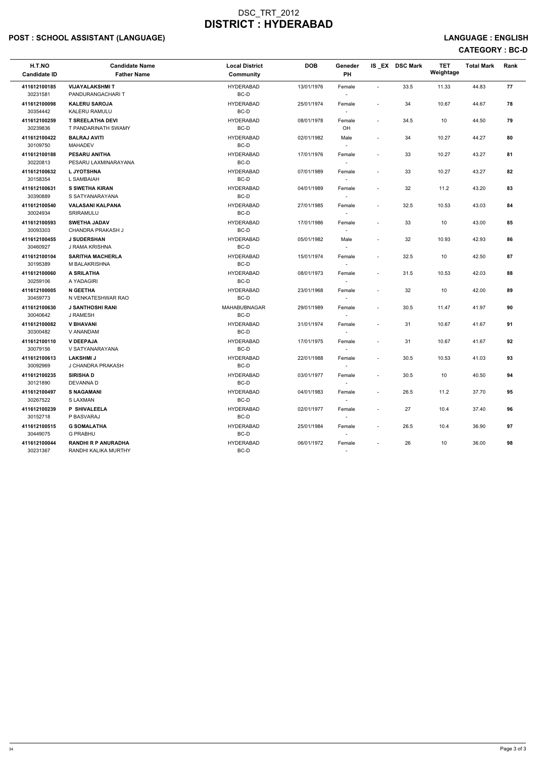# DSC_TRT_2012
# DISTRICT : HYDERABAD

## POST : SCHOOL ASSISTANT (LANGUAGE)

## LANGUAGE : ENGLISH

## CATEGORY : BC-D

| H.T.NO<br>Candidate ID | Candidate Name<br>Father Name | Local District<br>Community | DOB | Geneder<br>PH | IS _EX | DSC Mark | TET Weightage | Total Mark | Rank |
|---|---|---|---|---|---|---|---|---|---|
| 411612100185<br>30231581 | **VIJAYALAKSHMI T**<br>PANDURANGACHARI T | HYDERABAD<br>BC-D | 13/01/1976 | Female<br>- | - | 33.5 | 11.33 | 44.83 | **77** |
| 411612100098<br>30354442 | **KALERU SAROJA**<br>KALERU RAMULU | HYDERABAD<br>BC-D | 25/01/1974 | Female<br>- | - | 34 | 10.67 | 44.67 | **78** |
| 411612100259<br>30239836 | **T SREELATHA DEVI**<br>T PANDARINATH SWAMY | HYDERABAD<br>BC-D | 08/01/1978 | Female<br>OH | - | 34.5 | 10 | 44.50 | **79** |
| 411612100422<br>30109750 | **BALRAJ AVITI**<br>MAHADEV | HYDERABAD<br>BC-D | 02/01/1982 | Male<br>- | - | 34 | 10.27 | 44.27 | **80** |
| 411612100188<br>30220813 | **PESARU ANITHA**<br>PESARU LAXMINARAYANA | HYDERABAD<br>BC-D | 17/01/1976 | Female<br>- | - | 33 | 10.27 | 43.27 | **81** |
| 411612100632<br>30158354 | **L JYOTSHNA**<br>L SAMBAIAH | HYDERABAD<br>BC-D | 07/01/1989 | Female<br>- | - | 33 | 10.27 | 43.27 | **82** |
| 411612100631<br>30390889 | **S SWETHA KIRAN**<br>S SATYANARAYANA | HYDERABAD<br>BC-D | 04/01/1989 | Female<br>- | - | 32 | 11.2 | 43.20 | **83** |
| 411612100540<br>30024934 | **VALASANI KALPANA**<br>SRIRAMULU | HYDERABAD<br>BC-D | 27/01/1985 | Female<br>- | - | 32.5 | 10.53 | 43.03 | **84** |
| 411612100593<br>30093303 | **SWETHA JADAV**<br>CHANDRA PRAKASH J | HYDERABAD<br>BC-D | 17/01/1986 | Female<br>- | - | 33 | 10 | 43.00 | **85** |
| 411612100455<br>30460927 | **J SUDERSHAN**<br>J RAMA KRISHNA | HYDERABAD<br>BC-D | 05/01/1982 | Male<br>- | - | 32 | 10.93 | 42.93 | **86** |
| 411612100104<br>30195389 | **SARITHA MACHERLA**<br>M BALAKRISHNA | HYDERABAD<br>BC-D | 15/01/1974 | Female<br>- | - | 32.5 | 10 | 42.50 | **87** |
| 411612100060<br>30259106 | **A SRILATHA**<br>A YADAGIRI | HYDERABAD<br>BC-D | 08/01/1973 | Female<br>- | - | 31.5 | 10.53 | 42.03 | **88** |
| 411612100005<br>30459773 | **N GEETHA**<br>N VENKATESHWAR RAO | HYDERABAD<br>BC-D | 23/01/1968 | Female<br>- | - | 32 | 10 | 42.00 | **89** |
| 411612100630<br>30040642 | **J SANTHOSHI RANI**<br>J RAMESH | MAHABUBNAGAR<br>BC-D | 29/01/1989 | Female<br>- | - | 30.5 | 11.47 | 41.97 | **90** |
| 411612100082<br>30300482 | **V BHAVANI**<br>V ANANDAM | HYDERABAD<br>BC-D | 31/01/1974 | Female<br>- | - | 31 | 10.67 | 41.67 | **91** |
| 411612100110<br>30079156 | **V DEEPAJA**<br>V SATYANARAYANA | HYDERABAD<br>BC-D | 17/01/1975 | Female<br>- | - | 31 | 10.67 | 41.67 | **92** |
| 411612100613<br>30092969 | **LAKSHMI J**<br>J CHANDRA PRAKASH | HYDERABAD<br>BC-D | 22/01/1988 | Female<br>- | - | 30.5 | 10.53 | 41.03 | **93** |
| 411612100235<br>30121890 | **SIRISHA D**<br>DEVANNA D | HYDERABAD<br>BC-D | 03/01/1977 | Female<br>- | - | 30.5 | 10 | 40.50 | **94** |
| 411612100497<br>30267522 | **S NAGAMANI**<br>S LAXMAN | HYDERABAD<br>BC-D | 04/01/1983 | Female<br>- | - | 26.5 | 11.2 | 37.70 | **95** |
| 411612100239<br>30152718 | **P SHIVALEELA**<br>P BASVARAJ | HYDERABAD<br>BC-D | 02/01/1977 | Female<br>- | - | 27 | 10.4 | 37.40 | **96** |
| 411612100515<br>30449075 | **G SOMALATHA**<br>G PRABHU | HYDERABAD<br>BC-D | 25/01/1984 | Female<br>- | - | 26.5 | 10.4 | 36.90 | **97** |
| 411612100044<br>30231367 | **RANDHI R P ANURADHA**<br>RANDHI KALIKA MURTHY | HYDERABAD<br>BC-D | 06/01/1972 | Female<br>- | - | 26 | 10 | 36.00 | **98** |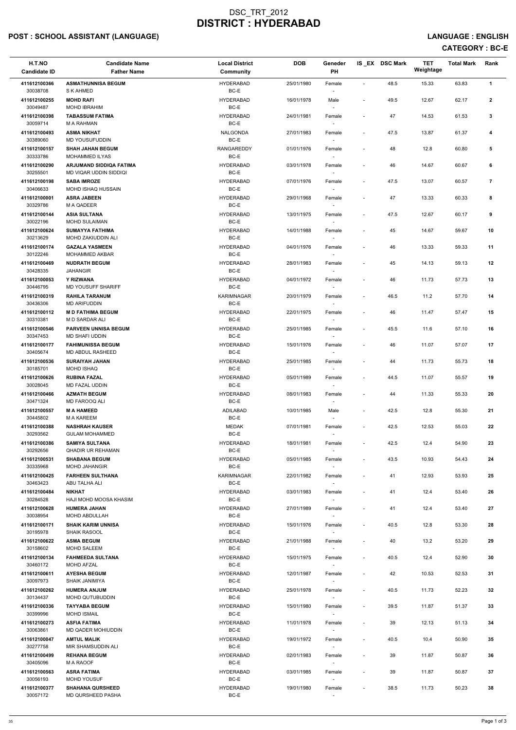# DSC_TRT_2012
# DISTRICT : HYDERABAD

**POST : SCHOOL ASSISTANT (LANGUAGE)**

**LANGUAGE : ENGLISH**

**CATEGORY : BC-E**

| H.T.NO<br>Candidate ID | Candidate Name<br>Father Name | Local District<br>Community | DOB | Geneder<br>PH | IS _EX | DSC Mark | TET Weightage | Total Mark | Rank |
|---|---|---|---|---|---|---|---|---|---|
| 411612100366<br>30038708 | **ASMATHUNNISA BEGUM**<br>S K AHMED | HYDERABAD<br>BC-E | 25/01/1980 | Female<br>- | - | 48.5 | 15.33 | 63.83 | 1 |
| 411612100255<br>30049487 | **MOHD RAFI**<br>MOHD IBRAHIM | HYDERABAD<br>BC-E | 16/01/1978 | Male<br>- | - | 49.5 | 12.67 | 62.17 | 2 |
| 411612100398<br>30059714 | **TABASSUM FATIMA**<br>M A RAHMAN | HYDERABAD<br>BC-E | 24/01/1981 | Female<br>- | - | 47 | 14.53 | 61.53 | 3 |
| 411612100493<br>30389060 | **ASMA NIKHAT**<br>MD YOUSUFUDDIN | NALGONDA<br>BC-E | 27/01/1983 | Female<br>- | - | 47.5 | 13.87 | 61.37 | 4 |
| 411612100157<br>30333786 | **SHAH JAHAN BEGUM**<br>MOHAMMED ILYAS | RANGAREDDY<br>BC-E | 01/01/1976 | Female<br>- | - | 48 | 12.8 | 60.80 | 5 |
| 411612100290<br>30255501 | **ARJUMAND SIDDIQA FATIMA**<br>MD VIQAR UDDIN SIDDIQI | HYDERABAD<br>BC-E | 03/01/1978 | Female<br>- | - | 46 | 14.67 | 60.67 | 6 |
| 411612100198<br>30406633 | **SABA IMROZE**<br>MOHD ISHAQ HUSSAIN | HYDERABAD<br>BC-E | 07/01/1976 | Female<br>- | - | 47.5 | 13.07 | 60.57 | 7 |
| 411612100001<br>30329786 | **ASRA JABEEN**<br>M A QADEER | HYDERABAD<br>BC-E | 29/01/1968 | Female<br>- | - | 47 | 13.33 | 60.33 | 8 |
| 411612100144<br>30022196 | **ASIA SULTANA**<br>MOHD SULAIMAN | HYDERABAD<br>BC-E | 13/01/1975 | Female<br>- | - | 47.5 | 12.67 | 60.17 | 9 |
| 411612100624<br>30213629 | **SUMAYYA FATHIMA**<br>MOHD ZAKIUDDIN ALI | HYDERABAD<br>BC-E | 14/01/1988 | Female<br>- | - | 45 | 14.67 | 59.67 | 10 |
| 411612100174<br>30122246 | **GAZALA YASMEEN**<br>MOHAMMED AKBAR | HYDERABAD<br>BC-E | 04/01/1976 | Female<br>- | - | 46 | 13.33 | 59.33 | 11 |
| 411612100469<br>30428335 | **NUDRATH BEGUM**<br>JAHANGIR | HYDERABAD<br>BC-E | 28/01/1983 | Female<br>- | - | 45 | 14.13 | 59.13 | 12 |
| 411612100053<br>30446795 | **Y RIZWANA**<br>MD YOUSUFF SHARIFF | HYDERABAD<br>BC-E | 04/01/1972 | Female<br>- | - | 46 | 11.73 | 57.73 | 13 |
| 411612100319<br>30436306 | **RAHILA TARANUM**<br>MD ARIFUDDIN | KARIMNAGAR<br>BC-E | 20/01/1979 | Female<br>- | - | 46.5 | 11.2 | 57.70 | 14 |
| 411612100112<br>30310381 | **M D FATHIMA BEGUM**<br>M D SARDAR ALI | HYDERABAD<br>BC-E | 22/01/1975 | Female<br>- | - | 46 | 11.47 | 57.47 | 15 |
| 411612100546<br>30347453 | **PARVEEN UNNISA BEGUM**<br>MD SHAFI UDDIN | HYDERABAD<br>BC-E | 25/01/1985 | Female<br>- | - | 45.5 | 11.6 | 57.10 | 16 |
| 411612100177<br>30405674 | **FAHIMUNISSA BEGUM**<br>MD ABDUL RASHEED | HYDERABAD<br>BC-E | 15/01/1976 | Female<br>- | - | 46 | 11.07 | 57.07 | 17 |
| 411612100536<br>30185701 | **SURAIYAH JAHAN**<br>MOHD ISHAQ | HYDERABAD<br>BC-E | 25/01/1985 | Female<br>- | - | 44 | 11.73 | 55.73 | 18 |
| 411612100626<br>30028045 | **RUBINA FAZAL**<br>MD FAZAL UDDIN | HYDERABAD<br>BC-E | 05/01/1989 | Female<br>- | - | 44.5 | 11.07 | 55.57 | 19 |
| 411612100466<br>30471324 | **AZMATH BEGUM**<br>MD FAROOQ ALI | HYDERABAD<br>BC-E | 08/01/1983 | Female<br>- | - | 44 | 11.33 | 55.33 | 20 |
| 411612100557<br>30445802 | **M A HAMEED**<br>M A KAREEM | ADILABAD<br>BC-E | 10/01/1985 | Male<br>- | - | 42.5 | 12.8 | 55.30 | 21 |
| 411612100388<br>30293562 | **NASHRAH KAUSER**<br>GULAM MOHAMMED | MEDAK<br>BC-E | 07/01/1981 | Female<br>- | - | 42.5 | 12.53 | 55.03 | 22 |
| 411612100386<br>30292656 | **SAMIYA SULTANA**<br>QHADIR UR REHAMAN | HYDERABAD<br>BC-E | 18/01/1981 | Female<br>- | - | 42.5 | 12.4 | 54.90 | 23 |
| 411612100531<br>30335968 | **SHABANA BEGUM**<br>MOHD JAHANGIR | HYDERABAD<br>BC-E | 05/01/1985 | Female<br>- | - | 43.5 | 10.93 | 54.43 | 24 |
| 411612100425<br>30463423 | **FARHEEN SULTHANA**<br>ABU TALHA ALI | KARIMNAGAR<br>BC-E | 22/01/1982 | Female<br>- | - | 41 | 12.93 | 53.93 | 25 |
| 411612100484<br>30284528 | **NIKHAT**<br>HAJI MOHD MOOSA KHASIM | HYDERABAD<br>BC-E | 03/01/1983 | Female<br>- | - | 41 | 12.4 | 53.40 | 26 |
| 411612100628<br>30038954 | **HUMERA JAHAN**<br>MOHD ABDULLAH | HYDERABAD<br>BC-E | 27/01/1989 | Female<br>- | - | 41 | 12.4 | 53.40 | 27 |
| 411612100171<br>30195978 | **SHAIK KARIM UNNISA**<br>SHAIK RASOOL | HYDERABAD<br>BC-E | 15/01/1976 | Female<br>- | - | 40.5 | 12.8 | 53.30 | 28 |
| 411612100622<br>30158602 | **ASMA BEGUM**<br>MOHD SALEEM | HYDERABAD<br>BC-E | 21/01/1988 | Female<br>- | - | 40 | 13.2 | 53.20 | 29 |
| 411612100134<br>30460172 | **FAHMEEDA SULTANA**<br>MOHD AFZAL | HYDERABAD<br>BC-E | 15/01/1975 | Female<br>- | - | 40.5 | 12.4 | 52.90 | 30 |
| 411612100611<br>30097973 | **AYESHA BEGUM**<br>SHAIK JANIMIYA | HYDERABAD<br>BC-E | 12/01/1987 | Female<br>- | - | 42 | 10.53 | 52.53 | 31 |
| 411612100262<br>30134437 | **HUMERA ANJUM**<br>MOHD QUTUBUDDIN | HYDERABAD<br>BC-E | 25/01/1978 | Female<br>- | - | 40.5 | 11.73 | 52.23 | 32 |
| 411612100336<br>30399996 | **TAYYABA BEGUM**<br>MOHD ISMAIL | HYDERABAD<br>BC-E | 15/01/1980 | Female<br>- | - | 39.5 | 11.87 | 51.37 | 33 |
| 411612100273<br>30063861 | **ASFIA FATIMA**<br>MD QADER MOHIUDDIN | HYDERABAD<br>BC-E | 11/01/1978 | Female<br>- | - | 39 | 12.13 | 51.13 | 34 |
| 411612100047<br>30277758 | **AMTUL MALIK**<br>MIR SHAMSUDDIN ALI | HYDERABAD<br>BC-E | 19/01/1972 | Female<br>- | - | 40.5 | 10.4 | 50.90 | 35 |
| 411612100499<br>30405096 | **REHANA BEGUM**<br>M A RAOOF | HYDERABAD<br>BC-E | 02/01/1983 | Female<br>- | - | 39 | 11.87 | 50.87 | 36 |
| 411612100563<br>30056193 | **ASRA FATIMA**<br>MOHD YOUSUF | HYDERABAD<br>BC-E | 03/01/1985 | Female<br>- | - | 39 | 11.87 | 50.87 | 37 |
| 411612100377<br>30057172 | **SHAHANA QURSHEED**<br>MD QURSHEED PASHA | HYDERABAD<br>BC-E | 19/01/1980 | Female<br>- | - | 38.5 | 11.73 | 50.23 | 38 |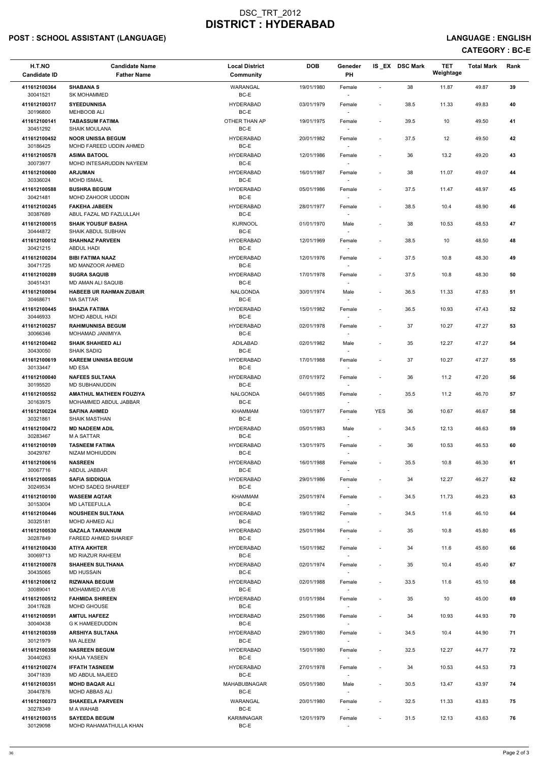# DSC_TRT_2012

# DISTRICT : HYDERABAD

## POST : SCHOOL ASSISTANT (LANGUAGE)

**LANGUAGE : ENGLISH**

**CATEGORY : BC-E**

| H.T.NO<br>Candidate ID | Candidate Name<br>Father Name | Local District<br>Community | DOB | Geneder<br>PH | IS _EX | DSC Mark | TET Weightage | Total Mark | Rank |
|---|---|---|---|---|---|---|---|---|---|
| 411612100364<br>30041521 | SHABANA S<br>SK MOHAMMED | WARANGAL<br>BC-E | 19/01/1980 | Female<br>- | - | 38 | 11.87 | 49.87 | 39 |
| 411612100317<br>30196800 | SYEEDUNNISA<br>MEHBOOB ALI | HYDERABAD<br>BC-E | 03/01/1979 | Female<br>- | - | 38.5 | 11.33 | 49.83 | 40 |
| 411612100141<br>30451292 | TABASSUM FATIMA<br>SHAIK MOULANA | OTHER THAN AP<br>BC-E | 19/01/1975 | Female<br>- | - | 39.5 | 10 | 49.50 | 41 |
| 411612100452<br>30186425 | NOOR UNISSA BEGUM<br>MOHD FAREED UDDIN AHMED | HYDERABAD<br>BC-E | 20/01/1982 | Female<br>- | - | 37.5 | 12 | 49.50 | 42 |
| 411612100578<br>30073977 | ASIMA BATOOL<br>MOHD INTESARUDDIN NAYEEM | HYDERABAD<br>BC-E | 12/01/1986 | Female<br>- | - | 36 | 13.2 | 49.20 | 43 |
| 411612100600<br>30336024 | ARJUMAN<br>MOHD ISMAIL | HYDERABAD<br>BC-E | 16/01/1987 | Female<br>- | - | 38 | 11.07 | 49.07 | 44 |
| 411612100588<br>30421481 | BUSHRA BEGUM<br>MOHD ZAHOOR UDDDIN | HYDERABAD<br>BC-E | 05/01/1986 | Female<br>- | - | 37.5 | 11.47 | 48.97 | 45 |
| 411612100245<br>30387689 | FAKEHA JABEEN<br>ABUL FAZAL MD FAZLULLAH | HYDERABAD<br>BC-E | 28/01/1977 | Female<br>- | - | 38.5 | 10.4 | 48.90 | 46 |
| 411612100015<br>30444872 | SHAIK YOUSUF BASHA<br>SHAIK ABDUL SUBHAN | KURNOOL<br>BC-E | 01/01/1970 | Male<br>- | - | 38 | 10.53 | 48.53 | 47 |
| 411612100012<br>30421215 | SHAHNAZ PARVEEN<br>ABDUL HADI | HYDERABAD<br>BC-E | 12/01/1969 | Female<br>- | - | 38.5 | 10 | 48.50 | 48 |
| 411612100204<br>30471725 | BIBI FATIMA NAAZ<br>MD MANZOOR AHMED | HYDERABAD<br>BC-E | 12/01/1976 | Female<br>- | - | 37.5 | 10.8 | 48.30 | 49 |
| 411612100289<br>30451431 | SUGRA SAQUIB<br>MD AMAN ALI SAQUIB | HYDERABAD<br>BC-E | 17/01/1978 | Female<br>- | - | 37.5 | 10.8 | 48.30 | 50 |
| 411612100094<br>30468671 | HABEEB UR RAHMAN ZUBAIR<br>MA SATTAR | NALGONDA<br>BC-E | 30/01/1974 | Male<br>- | - | 36.5 | 11.33 | 47.83 | 51 |
| 411612100445<br>30446933 | SHAZIA FATIMA<br>MOHD ABDUL HADI | HYDERABAD<br>BC-E | 15/01/1982 | Female<br>- | - | 36.5 | 10.93 | 47.43 | 52 |
| 411612100257<br>30066346 | RAHIMUNNISA BEGUM<br>MOHAMAD JANIMIYA | HYDERABAD<br>BC-E | 02/01/1978 | Female<br>- | - | 37 | 10.27 | 47.27 | 53 |
| 411612100462<br>30430050 | SHAIK SHAHEED ALI<br>SHAIK SADIQ | ADILABAD<br>BC-E | 02/01/1982 | Male<br>- | - | 35 | 12.27 | 47.27 | 54 |
| 411612100619<br>30133447 | KAREEM UNNISA BEGUM<br>MD ESA | HYDERABAD<br>BC-E | 17/01/1988 | Female<br>- | - | 37 | 10.27 | 47.27 | 55 |
| 411612100040<br>30195520 | NAFEES SULTANA<br>MD SUBHANUDDIN | HYDERABAD<br>BC-E | 07/01/1972 | Female<br>- | - | 36 | 11.2 | 47.20 | 56 |
| 411612100552<br>30163975 | AMATHUL MATHEEN FOUZIYA<br>MOHAMMED ABDUL JABBAR | NALGONDA<br>BC-E | 04/01/1985 | Female<br>- | - | 35.5 | 11.2 | 46.70 | 57 |
| 411612100224<br>30321861 | SAFINA AHMED<br>SHAIK MASTHAN | KHAMMAM<br>BC-E | 10/01/1977 | Female<br>- | YES | 36 | 10.67 | 46.67 | 58 |
| 411612100472<br>30283467 | MD NADEEM ADIL<br>M A SATTAR | HYDERABAD<br>BC-E | 05/01/1983 | Male<br>- | - | 34.5 | 12.13 | 46.63 | 59 |
| 411612100109<br>30429767 | TASNEEM FATIMA<br>NIZAM MOHIUDDIN | HYDERABAD<br>BC-E | 13/01/1975 | Female<br>- | - | 36 | 10.53 | 46.53 | 60 |
| 411612100616<br>30067716 | NASREEN<br>ABDUL JABBAR | HYDERABAD<br>BC-E | 16/01/1988 | Female<br>- | - | 35.5 | 10.8 | 46.30 | 61 |
| 411612100585<br>30249534 | SAFIA SIDDIQUA<br>MOHD SADEQ SHAREEF | HYDERABAD<br>BC-E | 29/01/1986 | Female<br>- | - | 34 | 12.27 | 46.27 | 62 |
| 411612100100<br>30153004 | WASEEM AQTAR<br>MD LATEEFULLA | KHAMMAM<br>BC-E | 25/01/1974 | Female<br>- | - | 34.5 | 11.73 | 46.23 | 63 |
| 411612100446<br>30325181 | NOUSHEEN SULTANA<br>MOHD AHMED ALI | HYDERABAD<br>BC-E | 19/01/1982 | Female<br>- | - | 34.5 | 11.6 | 46.10 | 64 |
| 411612100530<br>30287849 | GAZALA TARANNUM<br>FAREED AHMED SHARIEF | HYDERABAD<br>BC-E | 25/01/1984 | Female<br>- | - | 35 | 10.8 | 45.80 | 65 |
| 411612100430<br>30069713 | ATIYA AKHTER<br>MD RIAZUR RAHEEM | HYDERABAD<br>BC-E | 15/01/1982 | Female<br>- | - | 34 | 11.6 | 45.60 | 66 |
| 411612100078<br>30435065 | SHAHEEN SULTHANA<br>MD HUSSAIN | HYDERABAD<br>BC-E | 02/01/1974 | Female<br>- | - | 35 | 10.4 | 45.40 | 67 |
| 411612100612<br>30089041 | RIZWANA BEGUM<br>MOHAMMED AYUB | HYDERABAD<br>BC-E | 02/01/1988 | Female<br>- | - | 33.5 | 11.6 | 45.10 | 68 |
| 411612100512<br>30417628 | FAHMIDA SHIREEN<br>MOHD GHOUSE | HYDERABAD<br>BC-E | 01/01/1984 | Female<br>- | - | 35 | 10 | 45.00 | 69 |
| 411612100591<br>30040438 | AMTUL HAFEEZ<br>G K HAMEEDUDDIN | HYDERABAD<br>BC-E | 25/01/1986 | Female<br>- | - | 34 | 10.93 | 44.93 | 70 |
| 411612100359<br>30121979 | ARSHIYA SULTANA<br>MA ALEEM | HYDERABAD<br>BC-E | 29/01/1980 | Female<br>- | - | 34.5 | 10.4 | 44.90 | 71 |
| 411612100358<br>30440263 | NASREEN BEGUM<br>KHAJA YASEEN | HYDERABAD<br>BC-E | 15/01/1980 | Female<br>- | - | 32.5 | 12.27 | 44.77 | 72 |
| 411612100274<br>30471839 | IFFATH TASNEEM<br>MD ABDUL MAJEED | HYDERABAD<br>BC-E | 27/01/1978 | Female<br>- | - | 34 | 10.53 | 44.53 | 73 |
| 411612100351<br>30447876 | MOHD BAQAR ALI<br>MOHD ABBAS ALI | MAHABUBNAGAR<br>BC-E | 05/01/1980 | Male<br>- | - | 30.5 | 13.47 | 43.97 | 74 |
| 411612100373<br>30278349 | SHAKEELA PARVEEN<br>M A WAHAB | WARANGAL<br>BC-E | 20/01/1980 | Female<br>- | - | 32.5 | 11.33 | 43.83 | 75 |
| 411612100315<br>30129098 | SAYEEDA BEGUM<br>MOHD RAHAMATHULLA KHAN | KARIMNAGAR<br>BC-E | 12/01/1979 | Female<br>- | - | 31.5 | 12.13 | 43.63 | 76 |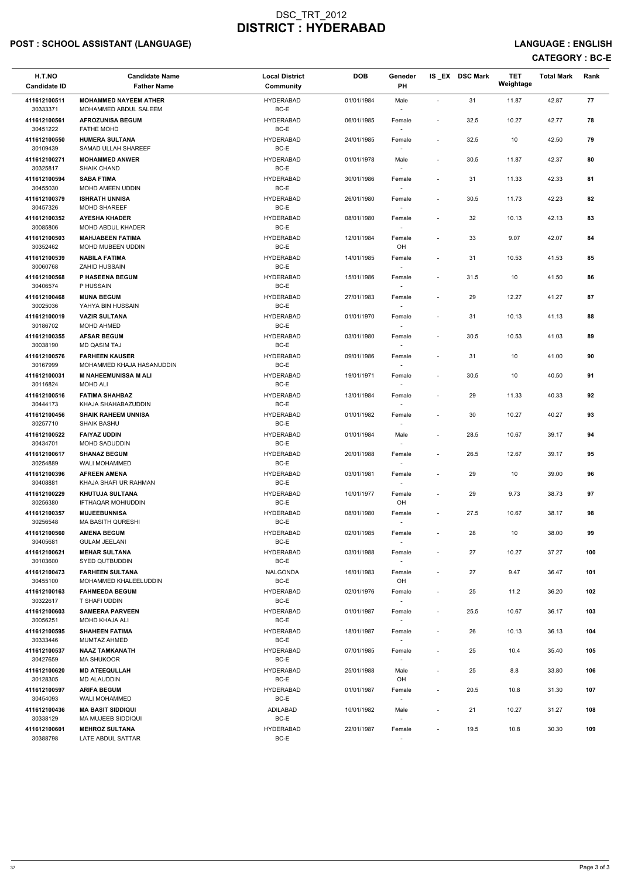# DSC_TRT_2012
# DISTRICT : HYDERABAD

## POST : SCHOOL ASSISTANT (LANGUAGE)

**LANGUAGE : ENGLISH**

**CATEGORY : BC-E**

| H.T.NO<br>Candidate ID | Candidate Name<br>Father Name | Local District<br>Community | DOB | Geneder<br>PH | IS _EX | DSC Mark | TET Weightage | Total Mark | Rank |
|---|---|---|---|---|---|---|---|---|---|
| 411612100511<br>30333371 | **MOHAMMED NAYEEM ATHER**<br>MOHAMMED ABDUL SALEEM | HYDERABAD<br>BC-E | 01/01/1984 | Male<br>- | - | 31 | 11.87 | 42.87 | **77** |
| 411612100561<br>30451222 | **AFROZUNISA BEGUM**<br>FATHE MOHD | HYDERABAD<br>BC-E | 06/01/1985 | Female<br>- | - | 32.5 | 10.27 | 42.77 | **78** |
| 411612100550<br>30109439 | **HUMERA SULTANA**<br>SAMAD ULLAH SHAREEF | HYDERABAD<br>BC-E | 24/01/1985 | Female<br>- | - | 32.5 | 10 | 42.50 | **79** |
| 411612100271<br>30325817 | **MOHAMMED ANWER**<br>SHAIK CHAND | HYDERABAD<br>BC-E | 01/01/1978 | Male<br>- | - | 30.5 | 11.87 | 42.37 | **80** |
| 411612100594<br>30455030 | **SABA FTIMA**<br>MOHD AMEEN UDDIN | HYDERABAD<br>BC-E | 30/01/1986 | Female<br>- | - | 31 | 11.33 | 42.33 | **81** |
| 411612100379<br>30457326 | **ISHRATH UNNISA**<br>MOHD SHAREEF | HYDERABAD<br>BC-E | 26/01/1980 | Female<br>- | - | 30.5 | 11.73 | 42.23 | **82** |
| 411612100352<br>30085806 | **AYESHA KHADER**<br>MOHD ABDUL KHADER | HYDERABAD<br>BC-E | 08/01/1980 | Female<br>- | - | 32 | 10.13 | 42.13 | **83** |
| 411612100503<br>30352462 | **MAHJABEEN FATIMA**<br>MOHD MUBEEN UDDIN | HYDERABAD<br>BC-E | 12/01/1984 | Female<br>OH | - | 33 | 9.07 | 42.07 | **84** |
| 411612100539<br>30060768 | **NABILA FATIMA**<br>ZAHID HUSSAIN | HYDERABAD<br>BC-E | 14/01/1985 | Female<br>- | - | 31 | 10.53 | 41.53 | **85** |
| 411612100568<br>30406574 | **P HASEENA BEGUM**<br>P HUSSAIN | HYDERABAD<br>BC-E | 15/01/1986 | Female<br>- | - | 31.5 | 10 | 41.50 | **86** |
| 411612100468<br>30025036 | **MUNA BEGUM**<br>YAHYA BIN HUSSAIN | HYDERABAD<br>BC-E | 27/01/1983 | Female<br>- | - | 29 | 12.27 | 41.27 | **87** |
| 411612100019<br>30186702 | **VAZIR SULTANA**<br>MOHD AHMED | HYDERABAD<br>BC-E | 01/01/1970 | Female<br>- | - | 31 | 10.13 | 41.13 | **88** |
| 411612100355<br>30038190 | **AFSAR BEGUM**<br>MD QASIM TAJ | HYDERABAD<br>BC-E | 03/01/1980 | Female<br>- | - | 30.5 | 10.53 | 41.03 | **89** |
| 411612100576<br>30167999 | **FARHEEN KAUSER**<br>MOHAMMED KHAJA HASANUDDIN | HYDERABAD<br>BC-E | 09/01/1986 | Female<br>- | - | 31 | 10 | 41.00 | **90** |
| 411612100031<br>30116824 | **M NAHEEMUNISSA M ALI**<br>MOHD ALI | HYDERABAD<br>BC-E | 19/01/1971 | Female<br>- | - | 30.5 | 10 | 40.50 | **91** |
| 411612100516<br>30444173 | **FATIMA SHAHBAZ**<br>KHAJA SHAHABAZUDDIN | HYDERABAD<br>BC-E | 13/01/1984 | Female<br>- | - | 29 | 11.33 | 40.33 | **92** |
| 411612100456<br>30257710 | **SHAIK RAHEEM UNNISA**<br>SHAIK BASHU | HYDERABAD<br>BC-E | 01/01/1982 | Female<br>- | - | 30 | 10.27 | 40.27 | **93** |
| 411612100522<br>30434701 | **FAIYAZ UDDIN**<br>MOHD SADUDDIN | HYDERABAD<br>BC-E | 01/01/1984 | Male<br>- | - | 28.5 | 10.67 | 39.17 | **94** |
| 411612100617<br>30254889 | **SHANAZ BEGUM**<br>WALI MOHAMMED | HYDERABAD<br>BC-E | 20/01/1988 | Female<br>- | - | 26.5 | 12.67 | 39.17 | **95** |
| 411612100396<br>30408881 | **AFREEN AMENA**<br>KHAJA SHAFI UR RAHMAN | HYDERABAD<br>BC-E | 03/01/1981 | Female<br>- | - | 29 | 10 | 39.00 | **96** |
| 411612100229<br>30256380 | **KHUTUJA SULTANA**<br>IFTHAQAR MOHIUDDIN | HYDERABAD<br>BC-E | 10/01/1977 | Female<br>OH | - | 29 | 9.73 | 38.73 | **97** |
| 411612100357<br>30256548 | **MUJEEBUNNISA**<br>MA BASITH QURESHI | HYDERABAD<br>BC-E | 08/01/1980 | Female<br>- | - | 27.5 | 10.67 | 38.17 | **98** |
| 411612100560<br>30405681 | **AMENA BEGUM**<br>GULAM JEELANI | HYDERABAD<br>BC-E | 02/01/1985 | Female<br>- | - | 28 | 10 | 38.00 | **99** |
| 411612100621<br>30103600 | **MEHAR SULTANA**<br>SYED QUTBUDDIN | HYDERABAD<br>BC-E | 03/01/1988 | Female<br>- | - | 27 | 10.27 | 37.27 | **100** |
| 411612100473<br>30455100 | **FARHEEN SULTANA**<br>MOHAMMED KHALEELUDDIN | NALGONDA<br>BC-E | 16/01/1983 | Female<br>OH | - | 27 | 9.47 | 36.47 | **101** |
| 411612100163<br>30322617 | **FAHMEEDA BEGUM**<br>T SHAFI UDDIN | HYDERABAD<br>BC-E | 02/01/1976 | Female<br>- | - | 25 | 11.2 | 36.20 | **102** |
| 411612100603<br>30056251 | **SAMEERA PARVEEN**<br>MOHD KHAJA ALI | HYDERABAD<br>BC-E | 01/01/1987 | Female<br>- | - | 25.5 | 10.67 | 36.17 | **103** |
| 411612100595<br>30333446 | **SHAHEEN FATIMA**<br>MUMTAZ AHMED | HYDERABAD<br>BC-E | 18/01/1987 | Female<br>- | - | 26 | 10.13 | 36.13 | **104** |
| 411612100537<br>30427659 | **NAAZ TAMKANATH**<br>MA SHUKOOR | HYDERABAD<br>BC-E | 07/01/1985 | Female<br>- | - | 25 | 10.4 | 35.40 | **105** |
| 411612100620<br>30128305 | **MD ATEEQULLAH**<br>MD ALAUDDIN | HYDERABAD<br>BC-E | 25/01/1988 | Male<br>OH | - | 25 | 8.8 | 33.80 | **106** |
| 411612100597<br>30454093 | **ARIFA BEGUM**<br>WALI MOHAMMED | HYDERABAD<br>BC-E | 01/01/1987 | Female<br>- | - | 20.5 | 10.8 | 31.30 | **107** |
| 411612100436<br>30338129 | **MA BASIT SIDDIQUI**<br>MA MUJEEB SIDDIQUI | ADILABAD<br>BC-E | 10/01/1982 | Male<br>- | - | 21 | 10.27 | 31.27 | **108** |
| 411612100601<br>30388798 | **MEHROZ SULTANA**<br>LATE ABDUL SATTAR | HYDERABAD<br>BC-E | 22/01/1987 | Female<br>- | - | 19.5 | 10.8 | 30.30 | **109** |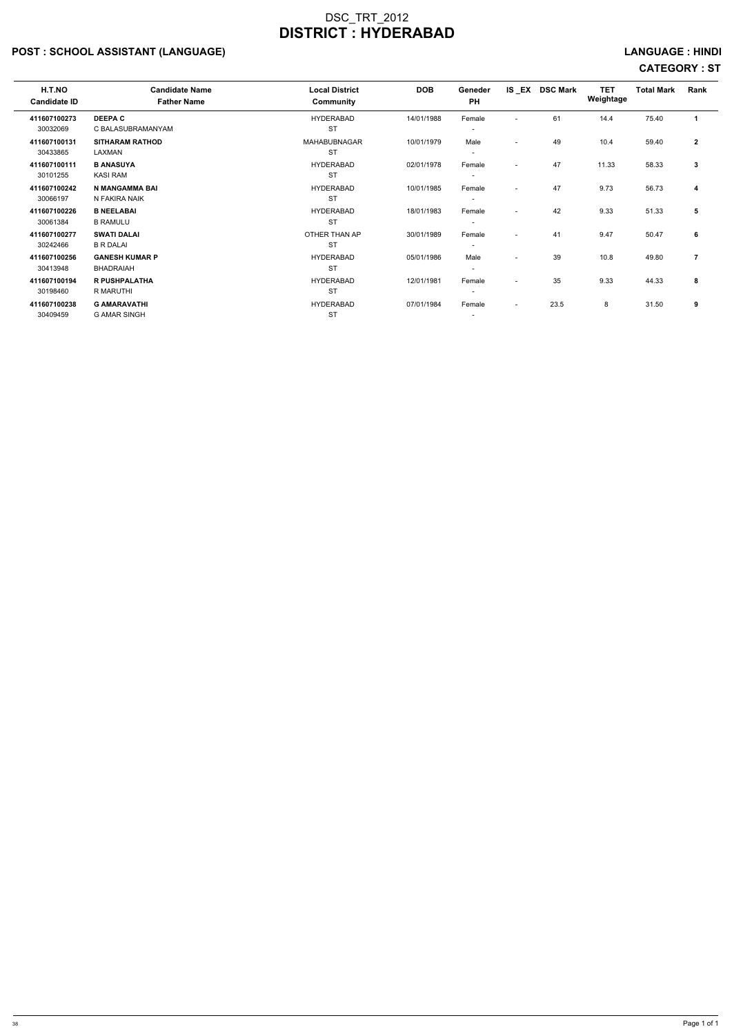# DSC_TRT_2012
# DISTRICT : HYDERABAD

**POST : SCHOOL ASSISTANT (LANGUAGE)** **LANGUAGE : HINDI**

**CATEGORY : ST**

| H.T.NO<br>Candidate ID | Candidate Name<br>Father Name | Local District<br>Community | DOB | Geneder<br>PH | IS _EX | DSC Mark | TET Weightage | Total Mark | Rank |
|---|---|---|---|---|---|---|---|---|---|
| **411607100273**<br>30032069 | **DEEPA C**<br>C BALASUBRAMANYAM | HYDERABAD<br>ST | 14/01/1988 | Female<br>- | - | 61 | 14.4 | 75.40 | **1** |
| **411607100131**<br>30433865 | **SITHARAM RATHOD**<br>LAXMAN | MAHABUBNAGAR<br>ST | 10/01/1979 | Male<br>- | - | 49 | 10.4 | 59.40 | **2** |
| **411607100111**<br>30101255 | **B ANASUYA**<br>KASI RAM | HYDERABAD<br>ST | 02/01/1978 | Female<br>- | - | 47 | 11.33 | 58.33 | **3** |
| **411607100242**<br>30066197 | **N MANGAMMA BAI**<br>N FAKIRA NAIK | HYDERABAD<br>ST | 10/01/1985 | Female<br>- | - | 47 | 9.73 | 56.73 | **4** |
| **411607100226**<br>30061384 | **B NEELABAI**<br>B RAMULU | HYDERABAD<br>ST | 18/01/1983 | Female<br>- | - | 42 | 9.33 | 51.33 | **5** |
| **411607100277**<br>30242466 | **SWATI DALAI**<br>B R DALAI | OTHER THAN AP<br>ST | 30/01/1989 | Female<br>- | - | 41 | 9.47 | 50.47 | **6** |
| **411607100256**<br>30413948 | **GANESH KUMAR P**<br>BHADRAIAH | HYDERABAD<br>ST | 05/01/1986 | Male<br>- | - | 39 | 10.8 | 49.80 | **7** |
| **411607100194**<br>30198460 | **R PUSHPALATHA**<br>R MARUTHI | HYDERABAD<br>ST | 12/01/1981 | Female<br>- | - | 35 | 9.33 | 44.33 | **8** |
| **411607100238**<br>30409459 | **G AMARAVATHI**<br>G AMAR SINGH | HYDERABAD<br>ST | 07/01/1984 | Female<br>- | - | 23.5 | 8 | 31.50 | **9** |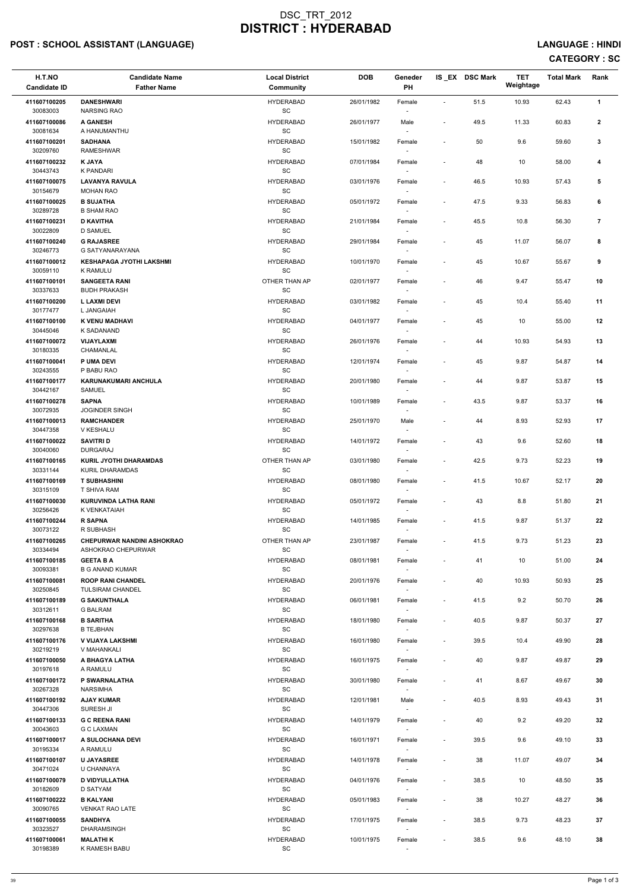# DSC_TRT_2012
# DISTRICT : HYDERABAD

## POST : SCHOOL ASSISTANT (LANGUAGE)

## LANGUAGE : HINDI

## CATEGORY : SC

| H.T.NO<br>Candidate ID | Candidate Name<br>Father Name | Local District<br>Community | DOB | Geneder<br>PH | IS_EX | DSC Mark | TET Weightage | Total Mark | Rank |
|---|---|---|---|---|---|---|---|---|---|
| 411607100205<br>30083003 | DANESHWARI<br>NARSING RAO | HYDERABAD<br>SC | 26/01/1982 | Female<br>- | - | 51.5 | 10.93 | 62.43 | 1 |
| 411607100086<br>30081634 | A GANESH<br>A HANUMANTHU | HYDERABAD<br>SC | 26/01/1977 | Male<br>- | - | 49.5 | 11.33 | 60.83 | 2 |
| 411607100201<br>30209760 | SADHANA<br>RAMESHWAR | HYDERABAD<br>SC | 15/01/1982 | Female<br>- | - | 50 | 9.6 | 59.60 | 3 |
| 411607100232<br>30443743 | K JAYA<br>K PANDARI | HYDERABAD<br>SC | 07/01/1984 | Female<br>- | - | 48 | 10 | 58.00 | 4 |
| 411607100075<br>30154679 | LAVANYA RAVULA<br>MOHAN RAO | HYDERABAD<br>SC | 03/01/1976 | Female<br>- | - | 46.5 | 10.93 | 57.43 | 5 |
| 411607100025<br>30289728 | B SUJATHA<br>B SHAM RAO | HYDERABAD<br>SC | 05/01/1972 | Female<br>- | - | 47.5 | 9.33 | 56.83 | 6 |
| 411607100231<br>30022809 | D KAVITHA<br>D SAMUEL | HYDERABAD<br>SC | 21/01/1984 | Female<br>- | - | 45.5 | 10.8 | 56.30 | 7 |
| 411607100240<br>30246773 | G RAJASREE<br>G SATYANARAYANA | HYDERABAD<br>SC | 29/01/1984 | Female<br>- | - | 45 | 11.07 | 56.07 | 8 |
| 411607100012<br>30059110 | KESHAPAGA JYOTHI LAKSHMI<br>K RAMULU | HYDERABAD<br>SC | 10/01/1970 | Female<br>- | - | 45 | 10.67 | 55.67 | 9 |
| 411607100101<br>30337633 | SANGEETA RANI<br>BUDH PRAKASH | OTHER THAN AP<br>SC | 02/01/1977 | Female<br>- | - | 46 | 9.47 | 55.47 | 10 |
| 411607100200<br>30177477 | L LAXMI DEVI<br>L JANGAIAH | HYDERABAD<br>SC | 03/01/1982 | Female<br>- | - | 45 | 10.4 | 55.40 | 11 |
| 411607100100<br>30445046 | K VENU MADHAVI<br>K SADANAND | HYDERABAD<br>SC | 04/01/1977 | Female<br>- | - | 45 | 10 | 55.00 | 12 |
| 411607100072<br>30180335 | VIJAYLAXMI<br>CHAMANLAL | HYDERABAD<br>SC | 26/01/1976 | Female<br>- | - | 44 | 10.93 | 54.93 | 13 |
| 411607100041<br>30243555 | P UMA DEVI<br>P BABU RAO | HYDERABAD<br>SC | 12/01/1974 | Female<br>- | - | 45 | 9.87 | 54.87 | 14 |
| 411607100177<br>30442167 | KARUNAKUMARI ANCHULA<br>SAMUEL | HYDERABAD<br>SC | 20/01/1980 | Female<br>- | - | 44 | 9.87 | 53.87 | 15 |
| 411607100278<br>30072935 | SAPNA<br>JOGINDER SINGH | HYDERABAD<br>SC | 10/01/1989 | Female<br>- | - | 43.5 | 9.87 | 53.37 | 16 |
| 411607100013<br>30447358 | RAMCHANDER<br>V KESHALU | HYDERABAD<br>SC | 25/01/1970 | Male<br>- | - | 44 | 8.93 | 52.93 | 17 |
| 411607100022<br>30040060 | SAVITRI D<br>DURGARAJ | HYDERABAD<br>SC | 14/01/1972 | Female<br>- | - | 43 | 9.6 | 52.60 | 18 |
| 411607100165<br>30331144 | KURIL JYOTHI DHARAMDAS<br>KURIL DHARAMDAS | OTHER THAN AP<br>SC | 03/01/1980 | Female<br>- | - | 42.5 | 9.73 | 52.23 | 19 |
| 411607100169<br>30315109 | T SUBHASHINI<br>T SHIVA RAM | HYDERABAD<br>SC | 08/01/1980 | Female<br>- | - | 41.5 | 10.67 | 52.17 | 20 |
| 411607100030<br>30256426 | KURUVINDA LATHA RANI<br>K VENKATAIAH | HYDERABAD<br>SC | 05/01/1972 | Female<br>- | - | 43 | 8.8 | 51.80 | 21 |
| 411607100244<br>30073122 | R SAPNA<br>R SUBHASH | HYDERABAD<br>SC | 14/01/1985 | Female<br>- | - | 41.5 | 9.87 | 51.37 | 22 |
| 411607100265<br>30334494 | CHEPURWAR NANDINI ASHOKRAO<br>ASHOKRAO CHEPURWAR | OTHER THAN AP<br>SC | 23/01/1987 | Female<br>- | - | 41.5 | 9.73 | 51.23 | 23 |
| 411607100185<br>30093381 | GEETA B A<br>B G ANAND KUMAR | HYDERABAD<br>SC | 08/01/1981 | Female<br>- | - | 41 | 10 | 51.00 | 24 |
| 411607100081<br>30250845 | ROOP RANI CHANDEL<br>TULSIRAM CHANDEL | HYDERABAD<br>SC | 20/01/1976 | Female<br>- | - | 40 | 10.93 | 50.93 | 25 |
| 411607100189<br>30312611 | G SAKUNTHALA<br>G BALRAM | HYDERABAD<br>SC | 06/01/1981 | Female<br>- | - | 41.5 | 9.2 | 50.70 | 26 |
| 411607100168<br>30297638 | B SARITHA<br>B TEJBHAN | HYDERABAD<br>SC | 18/01/1980 | Female<br>- | - | 40.5 | 9.87 | 50.37 | 27 |
| 411607100176<br>30219219 | V VIJAYA LAKSHMI<br>V MAHANKALI | HYDERABAD<br>SC | 16/01/1980 | Female<br>- | - | 39.5 | 10.4 | 49.90 | 28 |
| 411607100050<br>30197618 | A BHAGYA LATHA<br>A RAMULU | HYDERABAD<br>SC | 16/01/1975 | Female<br>- | - | 40 | 9.87 | 49.87 | 29 |
| 411607100172<br>30267328 | P SWARNALATHA<br>NARSIMHA | HYDERABAD<br>SC | 30/01/1980 | Female<br>- | - | 41 | 8.67 | 49.67 | 30 |
| 411607100192<br>30447306 | AJAY KUMAR<br>SURESH JI | HYDERABAD<br>SC | 12/01/1981 | Male<br>- | - | 40.5 | 8.93 | 49.43 | 31 |
| 411607100133<br>30043603 | G C REENA RANI<br>G C LAXMAN | HYDERABAD<br>SC | 14/01/1979 | Female<br>- | - | 40 | 9.2 | 49.20 | 32 |
| 411607100017<br>30195334 | A SULOCHANA DEVI<br>A RAMULU | HYDERABAD<br>SC | 16/01/1971 | Female<br>- | - | 39.5 | 9.6 | 49.10 | 33 |
| 411607100107<br>30471024 | U JAYASREE<br>U CHANNAYA | HYDERABAD<br>SC | 14/01/1978 | Female<br>- | - | 38 | 11.07 | 49.07 | 34 |
| 411607100079<br>30182609 | D VIDYULLATHA<br>D SATYAM | HYDERABAD<br>SC | 04/01/1976 | Female<br>- | - | 38.5 | 10 | 48.50 | 35 |
| 411607100222<br>30090765 | B KALYANI<br>VENKAT RAO LATE | HYDERABAD<br>SC | 05/01/1983 | Female<br>- | - | 38 | 10.27 | 48.27 | 36 |
| 411607100055<br>30323527 | SANDHYA<br>DHARAMSINGH | HYDERABAD<br>SC | 17/01/1975 | Female<br>- | - | 38.5 | 9.73 | 48.23 | 37 |
| 411607100061<br>30198389 | MALATHI K<br>K RAMESH BABU | HYDERABAD<br>SC | 10/01/1975 | Female<br>- | - | 38.5 | 9.6 | 48.10 | 38 |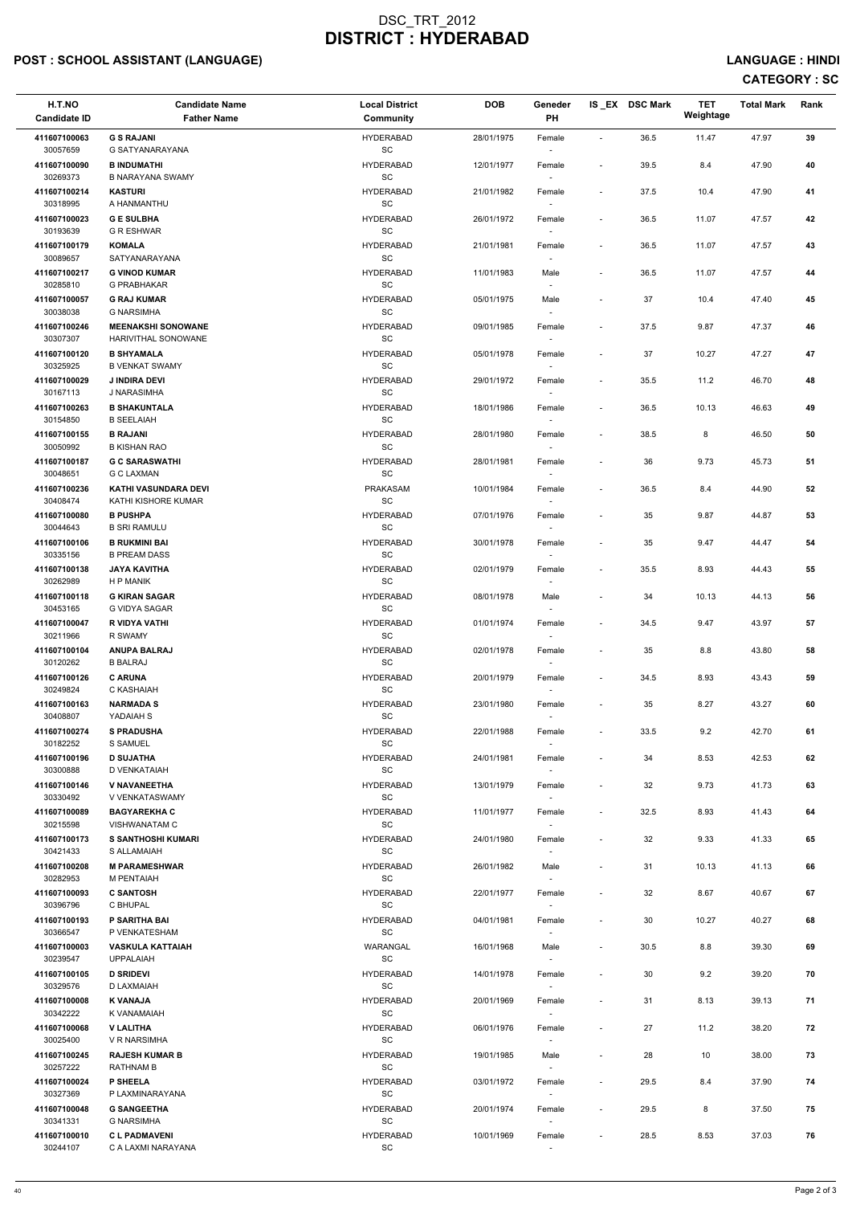# DSC_TRT_2012
# DISTRICT : HYDERABAD

## POST : SCHOOL ASSISTANT (LANGUAGE)

**LANGUAGE : HINDI**

**CATEGORY : SC**

| H.T.NO<br>Candidate ID | Candidate Name<br>Father Name | Local District<br>Community | DOB | Geneder<br>PH | IS _EX | DSC Mark | TET Weightage | Total Mark | Rank |
|---|---|---|---|---|---|---|---|---|---|
| 411607100063<br>30057659 | **G S RAJANI**<br>G SATYANARAYANA | HYDERABAD<br>SC | 28/01/1975 | Female<br>- | - | 36.5 | 11.47 | 47.97 | 39 |
| 411607100090<br>30269373 | **B INDUMATHI**<br>B NARAYANA SWAMY | HYDERABAD<br>SC | 12/01/1977 | Female<br>- | - | 39.5 | 8.4 | 47.90 | 40 |
| 411607100214<br>30318995 | **KASTURI**<br>A HANMANTHU | HYDERABAD<br>SC | 21/01/1982 | Female<br>- | - | 37.5 | 10.4 | 47.90 | 41 |
| 411607100023<br>30193639 | **G E SULBHA**<br>G R ESHWAR | HYDERABAD<br>SC | 26/01/1972 | Female<br>- | - | 36.5 | 11.07 | 47.57 | 42 |
| 411607100179<br>30089657 | **KOMALA**<br>SATYANARAYANA | HYDERABAD<br>SC | 21/01/1981 | Female<br>- | - | 36.5 | 11.07 | 47.57 | 43 |
| 411607100217<br>30285810 | **G VINOD KUMAR**<br>G PRABHAKAR | HYDERABAD<br>SC | 11/01/1983 | Male<br>- | - | 36.5 | 11.07 | 47.57 | 44 |
| 411607100057<br>30038038 | **G RAJ KUMAR**<br>G NARSIMHA | HYDERABAD<br>SC | 05/01/1975 | Male<br>- | - | 37 | 10.4 | 47.40 | 45 |
| 411607100246<br>30307307 | **MEENAKSHI SONOWANE**<br>HARIVITHAL SONOWANE | HYDERABAD<br>SC | 09/01/1985 | Female<br>- | - | 37.5 | 9.87 | 47.37 | 46 |
| 411607100120<br>30325925 | **B SHYAMALA**<br>B VENKAT SWAMY | HYDERABAD<br>SC | 05/01/1978 | Female<br>- | - | 37 | 10.27 | 47.27 | 47 |
| 411607100029<br>30167113 | **J INDIRA DEVI**<br>J NARASIMHA | HYDERABAD<br>SC | 29/01/1972 | Female<br>- | - | 35.5 | 11.2 | 46.70 | 48 |
| 411607100263<br>30154850 | **B SHAKUNTALA**<br>B SEELAIAH | HYDERABAD<br>SC | 18/01/1986 | Female<br>- | - | 36.5 | 10.13 | 46.63 | 49 |
| 411607100155<br>30050992 | **B RAJANI**<br>B KISHAN RAO | HYDERABAD<br>SC | 28/01/1980 | Female<br>- | - | 38.5 | 8 | 46.50 | 50 |
| 411607100187<br>30048651 | **G C SARASWATHI**<br>G C LAXMAN | HYDERABAD<br>SC | 28/01/1981 | Female<br>- | - | 36 | 9.73 | 45.73 | 51 |
| 411607100236<br>30408474 | **KATHI VASUNDARA DEVI**<br>KATHI KISHORE KUMAR | PRAKASAM<br>SC | 10/01/1984 | Female<br>- | - | 36.5 | 8.4 | 44.90 | 52 |
| 411607100080<br>30044643 | **B PUSHPA**<br>B SRI RAMULU | HYDERABAD<br>SC | 07/01/1976 | Female<br>- | - | 35 | 9.87 | 44.87 | 53 |
| 411607100106<br>30335156 | **B RUKMINI BAI**<br>B PREAM DASS | HYDERABAD<br>SC | 30/01/1978 | Female<br>- | - | 35 | 9.47 | 44.47 | 54 |
| 411607100138<br>30262989 | **JAYA KAVITHA**<br>H P MANIK | HYDERABAD<br>SC | 02/01/1979 | Female<br>- | - | 35.5 | 8.93 | 44.43 | 55 |
| 411607100118<br>30453165 | **G KIRAN SAGAR**<br>G VIDYA SAGAR | HYDERABAD<br>SC | 08/01/1978 | Male<br>- | - | 34 | 10.13 | 44.13 | 56 |
| 411607100047<br>30211966 | **R VIDYA VATHI**<br>R SWAMY | HYDERABAD<br>SC | 01/01/1974 | Female<br>- | - | 34.5 | 9.47 | 43.97 | 57 |
| 411607100104<br>30120262 | **ANUPA BALRAJ**<br>B BALRAJ | HYDERABAD<br>SC | 02/01/1978 | Female<br>- | - | 35 | 8.8 | 43.80 | 58 |
| 411607100126<br>30249824 | **C ARUNA**<br>C KASHAIAH | HYDERABAD<br>SC | 20/01/1979 | Female<br>- | - | 34.5 | 8.93 | 43.43 | 59 |
| 411607100163<br>30408807 | **NARMADA S**<br>YADAIAH S | HYDERABAD<br>SC | 23/01/1980 | Female<br>- | - | 35 | 8.27 | 43.27 | 60 |
| 411607100274<br>30182252 | **S PRADUSHA**<br>S SAMUEL | HYDERABAD<br>SC | 22/01/1988 | Female<br>- | - | 33.5 | 9.2 | 42.70 | 61 |
| 411607100196<br>30300888 | **D SUJATHA**<br>D VENKATAIAH | HYDERABAD<br>SC | 24/01/1981 | Female<br>- | - | 34 | 8.53 | 42.53 | 62 |
| 411607100146<br>30330492 | **V NAVANEETHA**<br>V VENKATASWAMY | HYDERABAD<br>SC | 13/01/1979 | Female<br>- | - | 32 | 9.73 | 41.73 | 63 |
| 411607100089<br>30215598 | **BAGYAREKHA C**<br>VISHWANATAM C | HYDERABAD<br>SC | 11/01/1977 | Female<br>- | - | 32.5 | 8.93 | 41.43 | 64 |
| 411607100173<br>30421433 | **S SANTHOSHI KUMARI**<br>S ALLAMAIAH | HYDERABAD<br>SC | 24/01/1980 | Female<br>- | - | 32 | 9.33 | 41.33 | 65 |
| 411607100208<br>30282953 | **M PARAMESHWAR**<br>M PENTAIAH | HYDERABAD<br>SC | 26/01/1982 | Male<br>- | - | 31 | 10.13 | 41.13 | 66 |
| 411607100093<br>30396796 | **C SANTOSH**<br>C BHUPAL | HYDERABAD<br>SC | 22/01/1977 | Female<br>- | - | 32 | 8.67 | 40.67 | 67 |
| 411607100193<br>30366547 | **P SARITHA BAI**<br>P VENKATESHAM | HYDERABAD<br>SC | 04/01/1981 | Female<br>- | - | 30 | 10.27 | 40.27 | 68 |
| 411607100003<br>30239547 | **VASKULA KATTAIAH**<br>UPPALAIAH | WARANGAL<br>SC | 16/01/1968 | Male<br>- | - | 30.5 | 8.8 | 39.30 | 69 |
| 411607100105<br>30329576 | **D SRIDEVI**<br>D LAXMAIAH | HYDERABAD<br>SC | 14/01/1978 | Female<br>- | - | 30 | 9.2 | 39.20 | 70 |
| 411607100008<br>30342222 | **K VANAJA**<br>K VANAMAIAH | HYDERABAD<br>SC | 20/01/1969 | Female<br>- | - | 31 | 8.13 | 39.13 | 71 |
| 411607100068<br>30025400 | **V LALITHA**<br>V R NARSIMHA | HYDERABAD<br>SC | 06/01/1976 | Female<br>- | - | 27 | 11.2 | 38.20 | 72 |
| 411607100245<br>30257222 | **RAJESH KUMAR B**<br>RATHNAM B | HYDERABAD<br>SC | 19/01/1985 | Male<br>- | - | 28 | 10 | 38.00 | 73 |
| 411607100024<br>30327369 | **P SHEELA**<br>P LAXMINARAYANA | HYDERABAD<br>SC | 03/01/1972 | Female<br>- | - | 29.5 | 8.4 | 37.90 | 74 |
| 411607100048<br>30341331 | **G SANGEETHA**<br>G NARSIMHA | HYDERABAD<br>SC | 20/01/1974 | Female<br>- | - | 29.5 | 8 | 37.50 | 75 |
| 411607100010<br>30244107 | **C L PADMAVENI**<br>C A LAXMI NARAYANA | HYDERABAD<br>SC | 10/01/1969 | Female<br>- | - | 28.5 | 8.53 | 37.03 | 76 |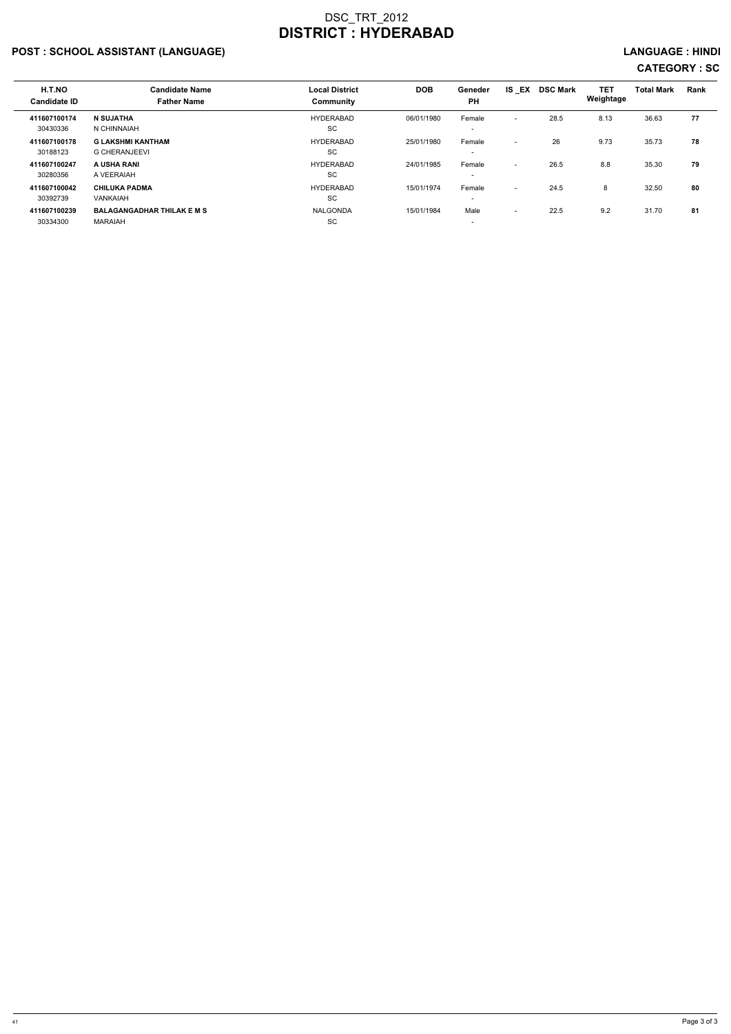DSC_TRT_2012

# DISTRICT : HYDERABAD

**POST : SCHOOL ASSISTANT (LANGUAGE)** **LANGUAGE : HINDI**

**CATEGORY : SC**

| H.T.NO<br>Candidate ID | Candidate Name<br>Father Name | Local District<br>Community | DOB | Geneder<br>PH | IS _EX | DSC Mark | TET Weightage | Total Mark | Rank |
|---|---|---|---|---|---|---|---|---|---|
| **411607100174**<br>30430336 | **N SUJATHA**<br>N CHINNAIAH | HYDERABAD<br>SC | 06/01/1980 | Female<br>- | - | 28.5 | 8.13 | 36.63 | **77** |
| **411607100178**<br>30188123 | **G LAKSHMI KANTHAM**<br>G CHERANJEEVI | HYDERABAD<br>SC | 25/01/1980 | Female<br>- | - | 26 | 9.73 | 35.73 | **78** |
| **411607100247**<br>30280356 | **A USHA RANI**<br>A VEERAIAH | HYDERABAD<br>SC | 24/01/1985 | Female<br>- | - | 26.5 | 8.8 | 35.30 | **79** |
| **411607100042**<br>30392739 | **CHILUKA PADMA**<br>VANKAIAH | HYDERABAD<br>SC | 15/01/1974 | Female<br>- | - | 24.5 | 8 | 32.50 | **80** |
| **411607100239**<br>30334300 | **BALAGANGADHAR THILAK E M S**<br>MARAIAH | NALGONDA<br>SC | 15/01/1984 | Male<br>- | - | 22.5 | 9.2 | 31.70 | **81** |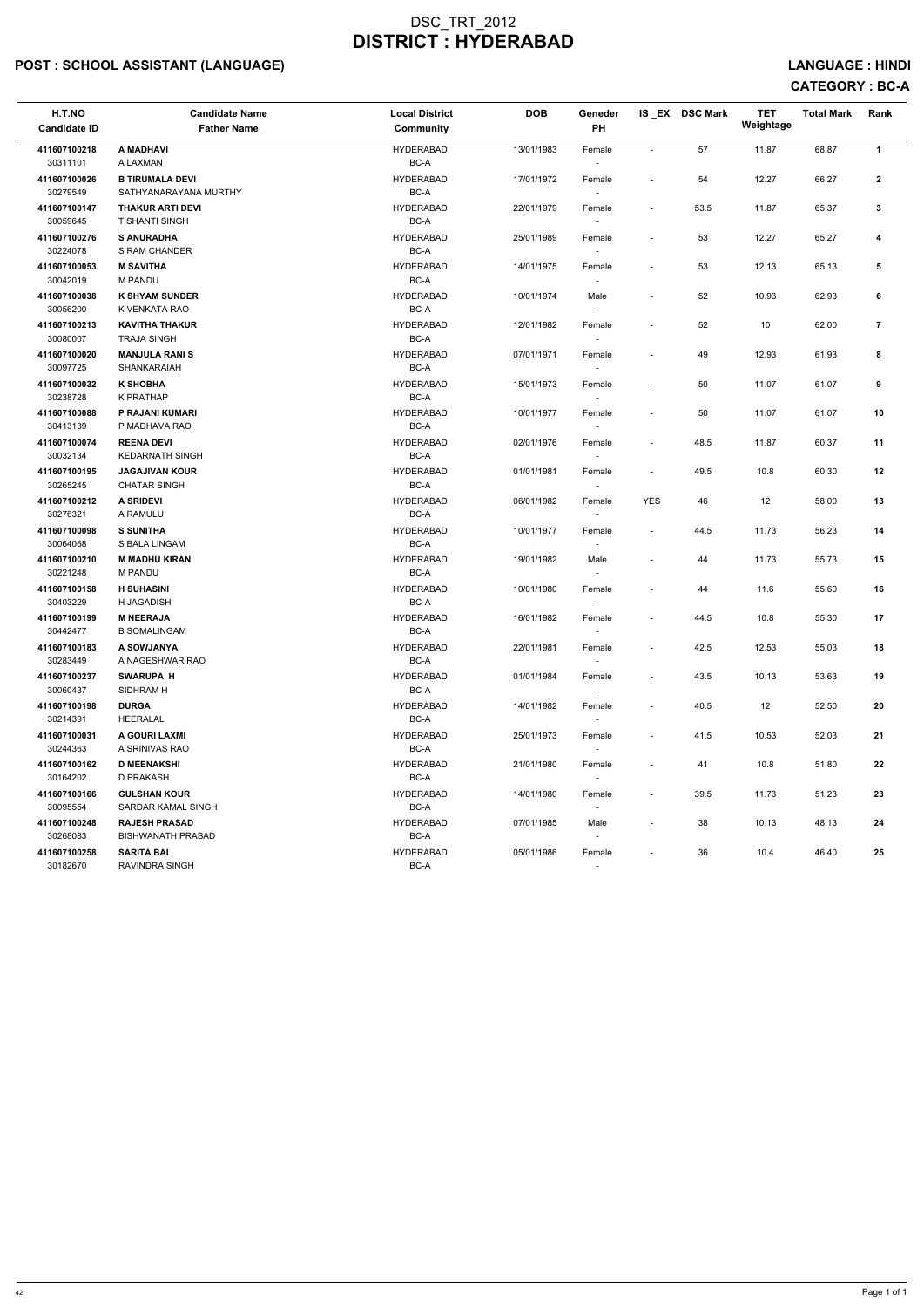# DSC_TRT_2012
# DISTRICT : HYDERABAD

**POST : SCHOOL ASSISTANT (LANGUAGE)** — **LANGUAGE : HINDI**

**CATEGORY : BC-A**

| H.T.NO<br>Candidate ID | Candidate Name<br>Father Name | Local District<br>Community | DOB | Geneder<br>PH | IS _EX | DSC Mark | TET Weightage | Total Mark | Rank |
|---|---|---|---|---|---|---|---|---|---|
| 411607100218<br>30311101 | **A MADHAVI**<br>A LAXMAN | HYDERABAD<br>BC-A | 13/01/1983 | Female<br>- | - | 57 | 11.87 | 68.87 | 1 |
| 411607100026<br>30279549 | **B TIRUMALA DEVI**<br>SATHYANARAYANA MURTHY | HYDERABAD<br>BC-A | 17/01/1972 | Female<br>- | - | 54 | 12.27 | 66.27 | 2 |
| 411607100147<br>30059645 | **THAKUR ARTI DEVI**<br>T SHANTI SINGH | HYDERABAD<br>BC-A | 22/01/1979 | Female<br>- | - | 53.5 | 11.87 | 65.37 | 3 |
| 411607100276<br>30224078 | **S ANURADHA**<br>S RAM CHANDER | HYDERABAD<br>BC-A | 25/01/1989 | Female<br>- | - | 53 | 12.27 | 65.27 | 4 |
| 411607100053<br>30042019 | **M SAVITHA**<br>M PANDU | HYDERABAD<br>BC-A | 14/01/1975 | Female<br>- | - | 53 | 12.13 | 65.13 | 5 |
| 411607100038<br>30056200 | **K SHYAM SUNDER**<br>K VENKATA RAO | HYDERABAD<br>BC-A | 10/01/1974 | Male<br>- | - | 52 | 10.93 | 62.93 | 6 |
| 411607100213<br>30080007 | **KAVITHA THAKUR**<br>TRAJA SINGH | HYDERABAD<br>BC-A | 12/01/1982 | Female<br>- | - | 52 | 10 | 62.00 | 7 |
| 411607100020<br>30097725 | **MANJULA RANI S**<br>SHANKARAIAH | HYDERABAD<br>BC-A | 07/01/1971 | Female<br>- | - | 49 | 12.93 | 61.93 | 8 |
| 411607100032<br>30238728 | **K SHOBHA**<br>K PRATHAP | HYDERABAD<br>BC-A | 15/01/1973 | Female<br>- | - | 50 | 11.07 | 61.07 | 9 |
| 411607100088<br>30413139 | **P RAJANI KUMARI**<br>P MADHAVA RAO | HYDERABAD<br>BC-A | 10/01/1977 | Female<br>- | - | 50 | 11.07 | 61.07 | 10 |
| 411607100074<br>30032134 | **REENA DEVI**<br>KEDARNATH SINGH | HYDERABAD<br>BC-A | 02/01/1976 | Female<br>- | - | 48.5 | 11.87 | 60.37 | 11 |
| 411607100195<br>30265245 | **JAGAJIVAN KOUR**<br>CHATAR SINGH | HYDERABAD<br>BC-A | 01/01/1981 | Female<br>- | - | 49.5 | 10.8 | 60.30 | 12 |
| 411607100212<br>30276321 | **A SRIDEVI**<br>A RAMULU | HYDERABAD<br>BC-A | 06/01/1982 | Female<br>- | YES | 46 | 12 | 58.00 | 13 |
| 411607100098<br>30064068 | **S SUNITHA**<br>S BALA LINGAM | HYDERABAD<br>BC-A | 10/01/1977 | Female<br>- | - | 44.5 | 11.73 | 56.23 | 14 |
| 411607100210<br>30221248 | **M MADHU KIRAN**<br>M PANDU | HYDERABAD<br>BC-A | 19/01/1982 | Male<br>- | - | 44 | 11.73 | 55.73 | 15 |
| 411607100158<br>30403229 | **H SUHASINI**<br>H JAGADISH | HYDERABAD<br>BC-A | 10/01/1980 | Female<br>- | - | 44 | 11.6 | 55.60 | 16 |
| 411607100199<br>30442477 | **M NEERAJA**<br>B SOMALINGAM | HYDERABAD<br>BC-A | 16/01/1982 | Female<br>- | - | 44.5 | 10.8 | 55.30 | 17 |
| 411607100183<br>30283449 | **A SOWJANYA**<br>A NAGESHWAR RAO | HYDERABAD<br>BC-A | 22/01/1981 | Female<br>- | - | 42.5 | 12.53 | 55.03 | 18 |
| 411607100237<br>30060437 | **SWARUPA H**<br>SIDHRAM H | HYDERABAD<br>BC-A | 01/01/1984 | Female<br>- | - | 43.5 | 10.13 | 53.63 | 19 |
| 411607100198<br>30214391 | **DURGA**<br>HEERALAL | HYDERABAD<br>BC-A | 14/01/1982 | Female<br>- | - | 40.5 | 12 | 52.50 | 20 |
| 411607100031<br>30244363 | **A GOURI LAXMI**<br>A SRINIVAS RAO | HYDERABAD<br>BC-A | 25/01/1973 | Female<br>- | - | 41.5 | 10.53 | 52.03 | 21 |
| 411607100162<br>30164202 | **D MEENAKSHI**<br>D PRAKASH | HYDERABAD<br>BC-A | 21/01/1980 | Female<br>- | - | 41 | 10.8 | 51.80 | 22 |
| 411607100166<br>30095554 | **GULSHAN KOUR**<br>SARDAR KAMAL SINGH | HYDERABAD<br>BC-A | 14/01/1980 | Female<br>- | - | 39.5 | 11.73 | 51.23 | 23 |
| 411607100248<br>30268083 | **RAJESH PRASAD**<br>BISHWANATH PRASAD | HYDERABAD<br>BC-A | 07/01/1985 | Male<br>- | - | 38 | 10.13 | 48.13 | 24 |
| 411607100258<br>30182670 | **SARITA BAI**<br>RAVINDRA SINGH | HYDERABAD<br>BC-A | 05/01/1986 | Female<br>- | - | 36 | 10.4 | 46.40 | 25 |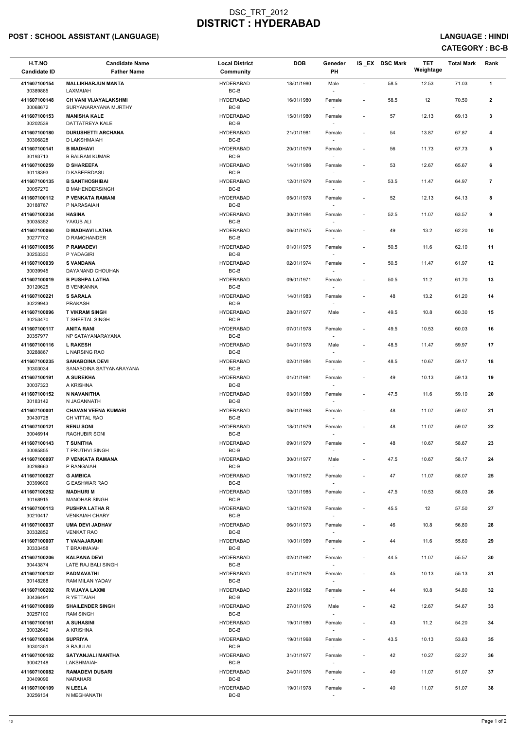# DSC_TRT_2012
# DISTRICT : HYDERABAD

**POST : SCHOOL ASSISTANT (LANGUAGE)** **LANGUAGE : HINDI**

**CATEGORY : BC-B**

| H.T.NO<br>Candidate ID | Candidate Name<br>Father Name | Local District<br>Community | DOB | Geneder<br>PH | IS _EX | DSC Mark | TET Weightage | Total Mark | Rank |
|---|---|---|---|---|---|---|---|---|---|
| 411607100154<br>30389885 | **MALLIKHARJUN MANTA**<br>LAXMAIAH | HYDERABAD<br>BC-B | 18/01/1980 | Male<br>- | - | 58.5 | 12.53 | 71.03 | 1 |
| 411607100148<br>30068672 | **CH VANI VIJAYALAKSHMI**<br>SURYANARAYANA MURTHY | HYDERABAD<br>BC-B | 16/01/1980 | Female<br>- | - | 58.5 | 12 | 70.50 | 2 |
| 411607100153<br>30202539 | **MANISHA KALE**<br>DATTATREYA KALE | HYDERABAD<br>BC-B | 15/01/1980 | Female<br>- | - | 57 | 12.13 | 69.13 | 3 |
| 411607100180<br>30306828 | **DURUSHETTI ARCHANA**<br>D LAKSHMAIAH | HYDERABAD<br>BC-B | 21/01/1981 | Female<br>- | - | 54 | 13.87 | 67.87 | 4 |
| 411607100141<br>30193713 | **B MADHAVI**<br>B BALRAM KUMAR | HYDERABAD<br>BC-B | 20/01/1979 | Female<br>- | - | 56 | 11.73 | 67.73 | 5 |
| 411607100259<br>30118393 | **D SHAREEFA**<br>D KABEERDASU | HYDERABAD<br>BC-B | 14/01/1986 | Female<br>- | - | 53 | 12.67 | 65.67 | 6 |
| 411607100135<br>30057270 | **B SANTHOSHIBAI**<br>B MAHENDERSINGH | HYDERABAD<br>BC-B | 12/01/1979 | Female<br>- | - | 53.5 | 11.47 | 64.97 | 7 |
| 411607100112<br>30188767 | **P VENKATA RAMANI**<br>P NARASAIAH | HYDERABAD<br>BC-B | 05/01/1978 | Female<br>- | - | 52 | 12.13 | 64.13 | 8 |
| 411607100234<br>30035352 | **HASINA**<br>YAKUB ALI | HYDERABAD<br>BC-B | 30/01/1984 | Female<br>- | - | 52.5 | 11.07 | 63.57 | 9 |
| 411607100060<br>30277702 | **D MADHAVI LATHA**<br>D RAMCHANDER | HYDERABAD<br>BC-B | 06/01/1975 | Female<br>- | - | 49 | 13.2 | 62.20 | 10 |
| 411607100056<br>30253330 | **P RAMADEVI**<br>P YADAGIRI | HYDERABAD<br>BC-B | 01/01/1975 | Female<br>- | - | 50.5 | 11.6 | 62.10 | 11 |
| 411607100039<br>30039945 | **S VANDANA**<br>DAYANAND CHOUHAN | HYDERABAD<br>BC-B | 02/01/1974 | Female<br>- | - | 50.5 | 11.47 | 61.97 | 12 |
| 411607100019<br>30120625 | **B PUSHPA LATHA**<br>B VENKANNA | HYDERABAD<br>BC-B | 09/01/1971 | Female<br>- | - | 50.5 | 11.2 | 61.70 | 13 |
| 411607100221<br>30229943 | **S SARALA**<br>PRAKASH | HYDERABAD<br>BC-B | 14/01/1983 | Female<br>- | - | 48 | 13.2 | 61.20 | 14 |
| 411607100096<br>30253470 | **T VIKRAM SINGH**<br>T SHEETAL SINGH | HYDERABAD<br>BC-B | 28/01/1977 | Male<br>- | - | 49.5 | 10.8 | 60.30 | 15 |
| 411607100117<br>30357977 | **ANITA RANI**<br>NP SATAYANARAYANA | HYDERABAD<br>BC-B | 07/01/1978 | Female<br>- | - | 49.5 | 10.53 | 60.03 | 16 |
| 411607100116<br>30288867 | **L RAKESH**<br>L NARSING RAO | HYDERABAD<br>BC-B | 04/01/1978 | Male<br>- | - | 48.5 | 11.47 | 59.97 | 17 |
| 411607100235<br>30303034 | **SANABOINA DEVI**<br>SANABOINA SATYANARAYANA | HYDERABAD<br>BC-B | 02/01/1984 | Female<br>- | - | 48.5 | 10.67 | 59.17 | 18 |
| 411607100191<br>30037323 | **A SUREKHA**<br>A KRISHNA | HYDERABAD<br>BC-B | 01/01/1981 | Female<br>- | - | 49 | 10.13 | 59.13 | 19 |
| 411607100152<br>30183142 | **N NAVANITHA**<br>N JAGANNATH | HYDERABAD<br>BC-B | 03/01/1980 | Female<br>- | - | 47.5 | 11.6 | 59.10 | 20 |
| 411607100001<br>30430728 | **CHAVAN VEENA KUMARI**<br>CH VITTAL RAO | HYDERABAD<br>BC-B | 06/01/1968 | Female<br>- | - | 48 | 11.07 | 59.07 | 21 |
| 411607100121<br>30046914 | **RENU SONI**<br>RAGHUBIR SONI | HYDERABAD<br>BC-B | 18/01/1979 | Female<br>- | - | 48 | 11.07 | 59.07 | 22 |
| 411607100143<br>30085855 | **T SUNITHA**<br>T PRUTHVI SINGH | HYDERABAD<br>BC-B | 09/01/1979 | Female<br>- | - | 48 | 10.67 | 58.67 | 23 |
| 411607100097<br>30298663 | **P VENKATA RAMANA**<br>P RANGAIAH | HYDERABAD<br>BC-B | 30/01/1977 | Male<br>- | - | 47.5 | 10.67 | 58.17 | 24 |
| 411607100027<br>30399609 | **G AMBICA**<br>G EASHWAR RAO | HYDERABAD<br>BC-B | 19/01/1972 | Female<br>- | - | 47 | 11.07 | 58.07 | 25 |
| 411607100252<br>30168915 | **MADHURI M**<br>MANOHAR SINGH | HYDERABAD<br>BC-B | 12/01/1985 | Female<br>- | - | 47.5 | 10.53 | 58.03 | 26 |
| 411607100113<br>30210417 | **PUSHPA LATHA R**<br>VENKAIAH CHARY | HYDERABAD<br>BC-B | 13/01/1978 | Female<br>- | - | 45.5 | 12 | 57.50 | 27 |
| 411607100037<br>30332852 | **UMA DEVI JADHAV**<br>VENKAT RAO | HYDERABAD<br>BC-B | 06/01/1973 | Female<br>- | - | 46 | 10.8 | 56.80 | 28 |
| 411607100007<br>30333458 | **T VANAJARANI**<br>T BRAHMAIAH | HYDERABAD<br>BC-B | 10/01/1969 | Female<br>- | - | 44 | 11.6 | 55.60 | 29 |
| 411607100206<br>30443874 | **KALPANA DEVI**<br>LATE RAJ BALI SINGH | HYDERABAD<br>BC-B | 02/01/1982 | Female<br>- | - | 44.5 | 11.07 | 55.57 | 30 |
| 411607100132<br>30148288 | **PADMAVATHI**<br>RAM MILAN YADAV | HYDERABAD<br>BC-B | 01/01/1979 | Female<br>- | - | 45 | 10.13 | 55.13 | 31 |
| 411607100202<br>30436491 | **R VIJAYA LAXMI**<br>R YETTAIAH | HYDERABAD<br>BC-B | 22/01/1982 | Female<br>- | - | 44 | 10.8 | 54.80 | 32 |
| 411607100069<br>30257100 | **SHAILENDER SINGH**<br>RAM SINGH | HYDERABAD<br>BC-B | 27/01/1976 | Male<br>- | - | 42 | 12.67 | 54.67 | 33 |
| 411607100161<br>30032640 | **A SUHASINI**<br>A KRISHNA | HYDERABAD<br>BC-B | 19/01/1980 | Female<br>- | - | 43 | 11.2 | 54.20 | 34 |
| 411607100004<br>30301351 | **SUPRIYA**<br>S RAJULAL | HYDERABAD<br>BC-B | 19/01/1968 | Female<br>- | - | 43.5 | 10.13 | 53.63 | 35 |
| 411607100102<br>30042148 | **SATYANJALI MANTHA**<br>LAKSHMAIAH | HYDERABAD<br>BC-B | 31/01/1977 | Female<br>- | - | 42 | 10.27 | 52.27 | 36 |
| 411607100082<br>30409096 | **RAMADEVI DUSARI**<br>NARAHARI | HYDERABAD<br>BC-B | 24/01/1976 | Female<br>- | - | 40 | 11.07 | 51.07 | 37 |
| 411607100109<br>30256134 | **N LEELA**<br>N MEGHANATH | HYDERABAD<br>BC-B | 19/01/1978 | Female<br>- | - | 40 | 11.07 | 51.07 | 38 |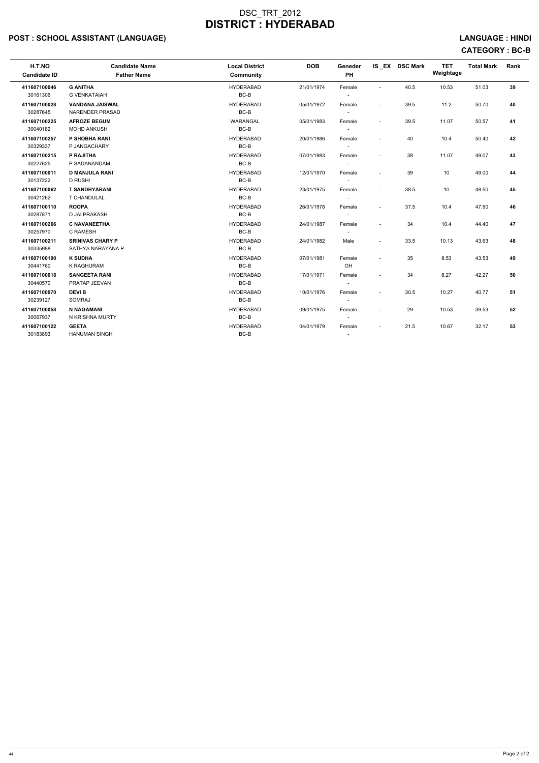# DSC_TRT_2012
# DISTRICT : HYDERABAD

**POST : SCHOOL ASSISTANT (LANGUAGE)** **LANGUAGE : HINDI**

**CATEGORY : BC-B**

| H.T.NO<br>Candidate ID | Candidate Name<br>Father Name | Local District<br>Community | DOB | Geneder<br>PH | IS _EX | DSC Mark | TET Weightage | Total Mark | Rank |
|---|---|---|---|---|---|---|---|---|---|
| **411607100046**<br>30161306 | **G ANITHA**<br>G VENKATAIAH | HYDERABAD<br>BC-B | 21/01/1974 | Female<br>- | - | 40.5 | 10.53 | 51.03 | **39** |
| **411607100028**<br>30287645 | **VANDANA JAISWAL**<br>NARENDER PRASAD | HYDERABAD<br>BC-B | 05/01/1972 | Female<br>- | - | 39.5 | 11.2 | 50.70 | **40** |
| **411607100225**<br>30040182 | **AFROZE BEGUM**<br>MOHD ANKUSH | WARANGAL<br>BC-B | 05/01/1983 | Female<br>- | - | 39.5 | 11.07 | 50.57 | **41** |
| **411607100257**<br>30329337 | **P SHOBHA RANI**<br>P JANGACHARY | HYDERABAD<br>BC-B | 20/01/1986 | Female<br>- | - | 40 | 10.4 | 50.40 | **42** |
| **411607100215**<br>30227625 | **P RAJITHA**<br>P SADANANDAM | HYDERABAD<br>BC-B | 07/01/1983 | Female<br>- | - | 38 | 11.07 | 49.07 | **43** |
| **411607100011**<br>30137222 | **D MANJULA RANI**<br>D RUSHI | HYDERABAD<br>BC-B | 12/01/1970 | Female<br>- | - | 39 | 10 | 49.00 | **44** |
| **411607100062**<br>30421262 | **T SANDHYARANI**<br>T CHANDULAL | HYDERABAD<br>BC-B | 23/01/1975 | Female<br>- | - | 38.5 | 10 | 48.50 | **45** |
| **411607100110**<br>30287871 | **ROOPA**<br>D JAI PRAKASH | HYDERABAD<br>BC-B | 26/01/1978 | Female<br>- | - | 37.5 | 10.4 | 47.90 | **46** |
| **411607100266**<br>30257970 | **C NAVANEETHA**<br>C RAMESH | HYDERABAD<br>BC-B | 24/01/1987 | Female<br>- | - | 34 | 10.4 | 44.40 | **47** |
| **411607100211**<br>30335988 | **SRINIVAS CHARY P**<br>SATHYA NARAYANA P | HYDERABAD<br>BC-B | 24/01/1982 | Male<br>- | - | 33.5 | 10.13 | 43.63 | **48** |
| **411607100190**<br>30441760 | **K SUDHA**<br>K RAGHURAM | HYDERABAD<br>BC-B | 07/01/1981 | Female<br>OH | - | 35 | 8.53 | 43.53 | **49** |
| **411607100018**<br>30440570 | **SANGEETA RANI**<br>PRATAP JEEVAN | HYDERABAD<br>BC-B | 17/01/1971 | Female<br>- | - | 34 | 8.27 | 42.27 | **50** |
| **411607100070**<br>30239127 | **DEVI B**<br>SOMRAJ | HYDERABAD<br>BC-B | 10/01/1976 | Female<br>- | - | 30.5 | 10.27 | 40.77 | **51** |
| **411607100058**<br>30067937 | **N NAGAMANI**<br>N KRISHNA MURTY | HYDERABAD<br>BC-B | 09/01/1975 | Female<br>- | - | 29 | 10.53 | 39.53 | **52** |
| **411607100122**<br>30183893 | **GEETA**<br>HANUMAN SINGH | HYDERABAD<br>BC-B | 04/01/1979 | Female<br>- | - | 21.5 | 10.67 | 32.17 | **53** |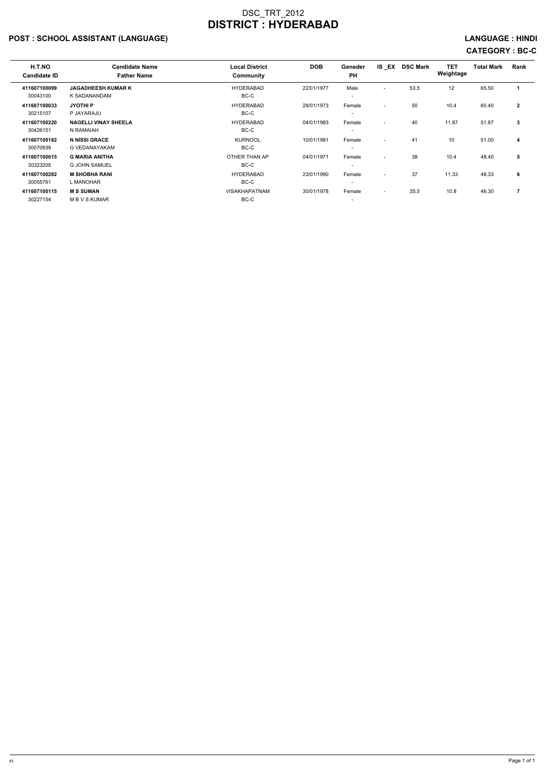# DSC_TRT_2012
# DISTRICT : HYDERABAD

## POST : SCHOOL ASSISTANT (LANGUAGE)

**LANGUAGE : HINDI**

**CATEGORY : BC-C**

| H.T.NO<br>Candidate ID | Candidate Name<br>Father Name | Local District<br>Community | DOB | Geneder<br>PH | IS _EX | DSC Mark | TET Weightage | Total Mark | Rank |
|---|---|---|---|---|---|---|---|---|---|
| **411607100099**<br>30043100 | **JAGADHEESH KUMAR K**<br>K SADANANDAM | HYDERABAD<br>BC-C | 22/01/1977 | Male<br>- | - | 53.5 | 12 | 65.50 | **1** |
| **411607100033**<br>30215107 | **JYOTHI P**<br>P JAYARAJU | HYDERABAD<br>BC-C | 28/01/1973 | Female<br>- | - | 50 | 10.4 | 60.40 | **2** |
| **411607100220**<br>30426151 | **NAGELLI VINAY SHEELA**<br>N RAMAIAH | HYDERABAD<br>BC-C | 04/01/1983 | Female<br>- | - | 40 | 11.87 | 51.87 | **3** |
| **411607100182**<br>30070939 | **N NISSI GRACE**<br>G VEDANAYAKAM | KURNOOL<br>BC-C | 10/01/1981 | Female<br>- | - | 41 | 10 | 51.00 | **4** |
| **411607100015**<br>30323205 | **G MARIA ANITHA**<br>G JOHN SAMUEL | OTHER THAN AP<br>BC-C | 04/01/1971 | Female<br>- | - | 38 | 10.4 | 48.40 | **5** |
| **411607100282**<br>30055761 | **M SHOBHA RANI**<br>L MANOHAR | HYDERABAD<br>BC-C | 23/01/1990 | Female<br>- | - | 37 | 11.33 | 48.33 | **6** |
| **411607100115**<br>30227154 | **M S SUMAN**<br>M B V S KUMAR | VISAKHAPATNAM<br>BC-C | 30/01/1978 | Female<br>- | - | 35.5 | 10.8 | 46.30 | **7** |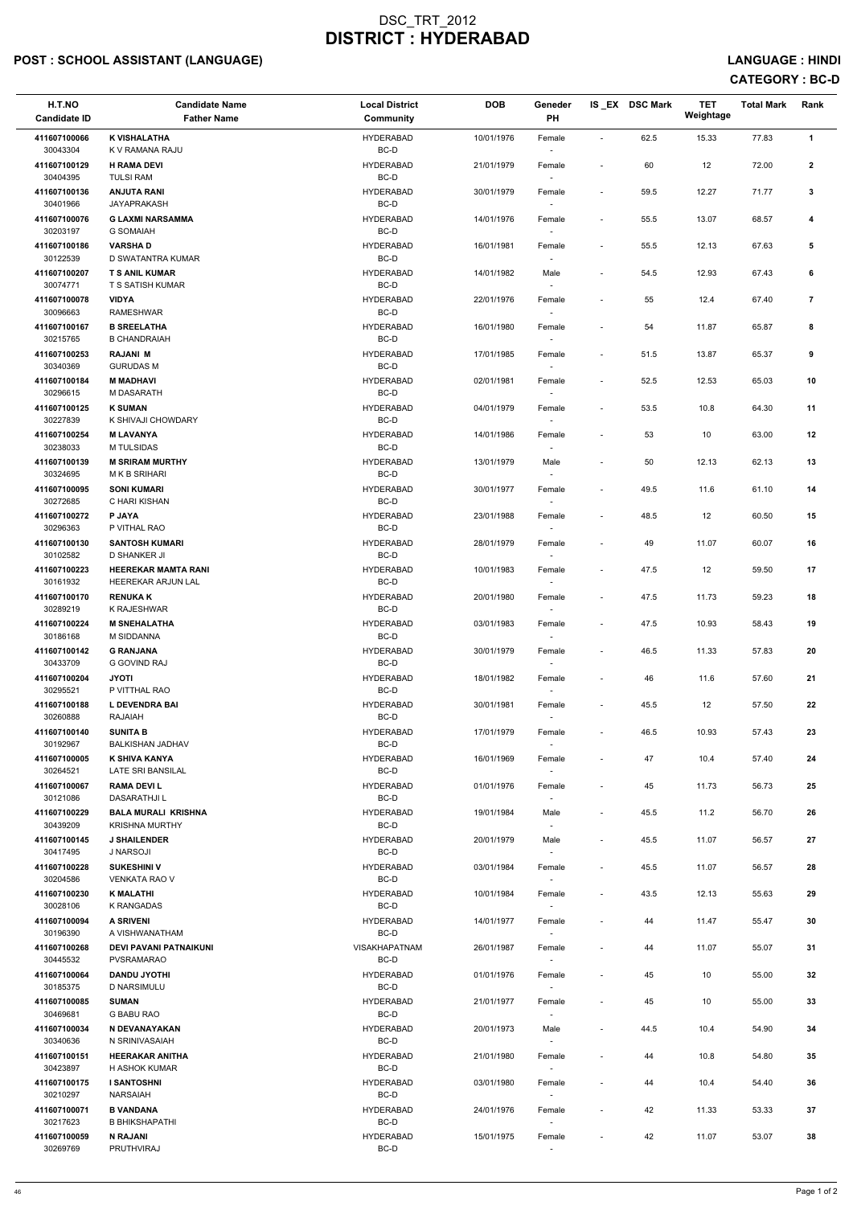# DSC_TRT_2012
# DISTRICT : HYDERABAD

**POST : SCHOOL ASSISTANT (LANGUAGE)** **LANGUAGE : HINDI**

**CATEGORY : BC-D**

| H.T.NO<br>Candidate ID | Candidate Name<br>Father Name | Local District<br>Community | DOB | Geneder<br>PH | IS _EX | DSC Mark | TET Weightage | Total Mark | Rank |
|---|---|---|---|---|---|---|---|---|---|
| 411607100066<br>30043304 | **K VISHALATHA**<br>K V RAMANA RAJU | HYDERABAD<br>BC-D | 10/01/1976 | Female<br>- | - | 62.5 | 15.33 | 77.83 | **1** |
| 411607100129<br>30404395 | **H RAMA DEVI**<br>TULSI RAM | HYDERABAD<br>BC-D | 21/01/1979 | Female<br>- | - | 60 | 12 | 72.00 | **2** |
| 411607100136<br>30401966 | **ANJUTA RANI**<br>JAYAPRAKASH | HYDERABAD<br>BC-D | 30/01/1979 | Female<br>- | - | 59.5 | 12.27 | 71.77 | **3** |
| 411607100076<br>30203197 | **G LAXMI NARSAMMA**<br>G SOMAIAH | HYDERABAD<br>BC-D | 14/01/1976 | Female<br>- | - | 55.5 | 13.07 | 68.57 | **4** |
| 411607100186<br>30122539 | **VARSHA D**<br>D SWATANTRA KUMAR | HYDERABAD<br>BC-D | 16/01/1981 | Female<br>- | - | 55.5 | 12.13 | 67.63 | **5** |
| 411607100207<br>30074771 | **T S ANIL KUMAR**<br>T S SATISH KUMAR | HYDERABAD<br>BC-D | 14/01/1982 | Male<br>- | - | 54.5 | 12.93 | 67.43 | **6** |
| 411607100078<br>30096663 | **VIDYA**<br>RAMESHWAR | HYDERABAD<br>BC-D | 22/01/1976 | Female<br>- | - | 55 | 12.4 | 67.40 | **7** |
| 411607100167<br>30215765 | **B SREELATHA**<br>B CHANDRAIAH | HYDERABAD<br>BC-D | 16/01/1980 | Female<br>- | - | 54 | 11.87 | 65.87 | **8** |
| 411607100253<br>30340369 | **RAJANI M**<br>GURUDAS M | HYDERABAD<br>BC-D | 17/01/1985 | Female<br>- | - | 51.5 | 13.87 | 65.37 | **9** |
| 411607100184<br>30296615 | **M MADHAVI**<br>M DASARATH | HYDERABAD<br>BC-D | 02/01/1981 | Female<br>- | - | 52.5 | 12.53 | 65.03 | **10** |
| 411607100125<br>30227839 | **K SUMAN**<br>K SHIVAJI CHOWDARY | HYDERABAD<br>BC-D | 04/01/1979 | Female<br>- | - | 53.5 | 10.8 | 64.30 | **11** |
| 411607100254<br>30238033 | **M LAVANYA**<br>M TULSIDAS | HYDERABAD<br>BC-D | 14/01/1986 | Female<br>- | - | 53 | 10 | 63.00 | **12** |
| 411607100139<br>30324695 | **M SRIRAM MURTHY**<br>M K B SRIHARI | HYDERABAD<br>BC-D | 13/01/1979 | Male<br>- | - | 50 | 12.13 | 62.13 | **13** |
| 411607100095<br>30272685 | **SONI KUMARI**<br>C HARI KISHAN | HYDERABAD<br>BC-D | 30/01/1977 | Female<br>- | - | 49.5 | 11.6 | 61.10 | **14** |
| 411607100272<br>30296363 | **P JAYA**<br>P VITHAL RAO | HYDERABAD<br>BC-D | 23/01/1988 | Female<br>- | - | 48.5 | 12 | 60.50 | **15** |
| 411607100130<br>30102582 | **SANTOSH KUMARI**<br>D SHANKER JI | HYDERABAD<br>BC-D | 28/01/1979 | Female<br>- | - | 49 | 11.07 | 60.07 | **16** |
| 411607100223<br>30161932 | **HEEREKAR MAMTA RANI**<br>HEEREKAR ARJUN LAL | HYDERABAD<br>BC-D | 10/01/1983 | Female<br>- | - | 47.5 | 12 | 59.50 | **17** |
| 411607100170<br>30289219 | **RENUKA K**<br>K RAJESHWAR | HYDERABAD<br>BC-D | 20/01/1980 | Female<br>- | - | 47.5 | 11.73 | 59.23 | **18** |
| 411607100224<br>30186168 | **M SNEHALATHA**<br>M SIDDANNA | HYDERABAD<br>BC-D | 03/01/1983 | Female<br>- | - | 47.5 | 10.93 | 58.43 | **19** |
| 411607100142<br>30433709 | **G RANJANA**<br>G GOVIND RAJ | HYDERABAD<br>BC-D | 30/01/1979 | Female<br>- | - | 46.5 | 11.33 | 57.83 | **20** |
| 411607100204<br>30295521 | **JYOTI**<br>P VITTHAL RAO | HYDERABAD<br>BC-D | 18/01/1982 | Female<br>- | - | 46 | 11.6 | 57.60 | **21** |
| 411607100188<br>30260888 | **L DEVENDRA BAI**<br>RAJAIAH | HYDERABAD<br>BC-D | 30/01/1981 | Female<br>- | - | 45.5 | 12 | 57.50 | **22** |
| 411607100140<br>30192967 | **SUNITA B**<br>BALKISHAN JADHAV | HYDERABAD<br>BC-D | 17/01/1979 | Female<br>- | - | 46.5 | 10.93 | 57.43 | **23** |
| 411607100005<br>30264521 | **K SHIVA KANYA**<br>LATE SRI BANSILAL | HYDERABAD<br>BC-D | 16/01/1969 | Female<br>- | - | 47 | 10.4 | 57.40 | **24** |
| 411607100067<br>30121086 | **RAMA DEVI L**<br>DASARATHJI L | HYDERABAD<br>BC-D | 01/01/1976 | Female<br>- | - | 45 | 11.73 | 56.73 | **25** |
| 411607100229<br>30439209 | **BALA MURALI KRISHNA**<br>KRISHNA MURTHY | HYDERABAD<br>BC-D | 19/01/1984 | Male<br>- | - | 45.5 | 11.2 | 56.70 | **26** |
| 411607100145<br>30417495 | **J SHAILENDER**<br>J NARSOJI | HYDERABAD<br>BC-D | 20/01/1979 | Male<br>- | - | 45.5 | 11.07 | 56.57 | **27** |
| 411607100228<br>30204586 | **SUKESHINI V**<br>VENKATA RAO V | HYDERABAD<br>BC-D | 03/01/1984 | Female<br>- | - | 45.5 | 11.07 | 56.57 | **28** |
| 411607100230<br>30028106 | **K MALATHI**<br>K RANGADAS | HYDERABAD<br>BC-D | 10/01/1984 | Female<br>- | - | 43.5 | 12.13 | 55.63 | **29** |
| 411607100094<br>30196390 | **A SRIVENI**<br>A VISHWANATHAM | HYDERABAD<br>BC-D | 14/01/1977 | Female<br>- | - | 44 | 11.47 | 55.47 | **30** |
| 411607100268<br>30445532 | **DEVI PAVANI PATNAIKUNI**<br>PVSRAMARAO | VISAKHAPATNAM<br>BC-D | 26/01/1987 | Female<br>- | - | 44 | 11.07 | 55.07 | **31** |
| 411607100064<br>30185375 | **DANDU JYOTHI**<br>D NARSIMULU | HYDERABAD<br>BC-D | 01/01/1976 | Female<br>- | - | 45 | 10 | 55.00 | **32** |
| 411607100085<br>30469681 | **SUMAN**<br>G BABU RAO | HYDERABAD<br>BC-D | 21/01/1977 | Female<br>- | - | 45 | 10 | 55.00 | **33** |
| 411607100034<br>30340636 | **N DEVANAYAKAN**<br>N SRINIVASAIAH | HYDERABAD<br>BC-D | 20/01/1973 | Male<br>- | - | 44.5 | 10.4 | 54.90 | **34** |
| 411607100151<br>30423897 | **HEERAKAR ANITHA**<br>H ASHOK KUMAR | HYDERABAD<br>BC-D | 21/01/1980 | Female<br>- | - | 44 | 10.8 | 54.80 | **35** |
| 411607100175<br>30210297 | **I SANTOSHNI**<br>NARSAIAH | HYDERABAD<br>BC-D | 03/01/1980 | Female<br>- | - | 44 | 10.4 | 54.40 | **36** |
| 411607100071<br>30217623 | **B VANDANA**<br>B BHIKSHAPATHI | HYDERABAD<br>BC-D | 24/01/1976 | Female<br>- | - | 42 | 11.33 | 53.33 | **37** |
| 411607100059<br>30269769 | **N RAJANI**<br>PRUTHVIRAJ | HYDERABAD<br>BC-D | 15/01/1975 | Female<br>- | - | 42 | 11.07 | 53.07 | **38** |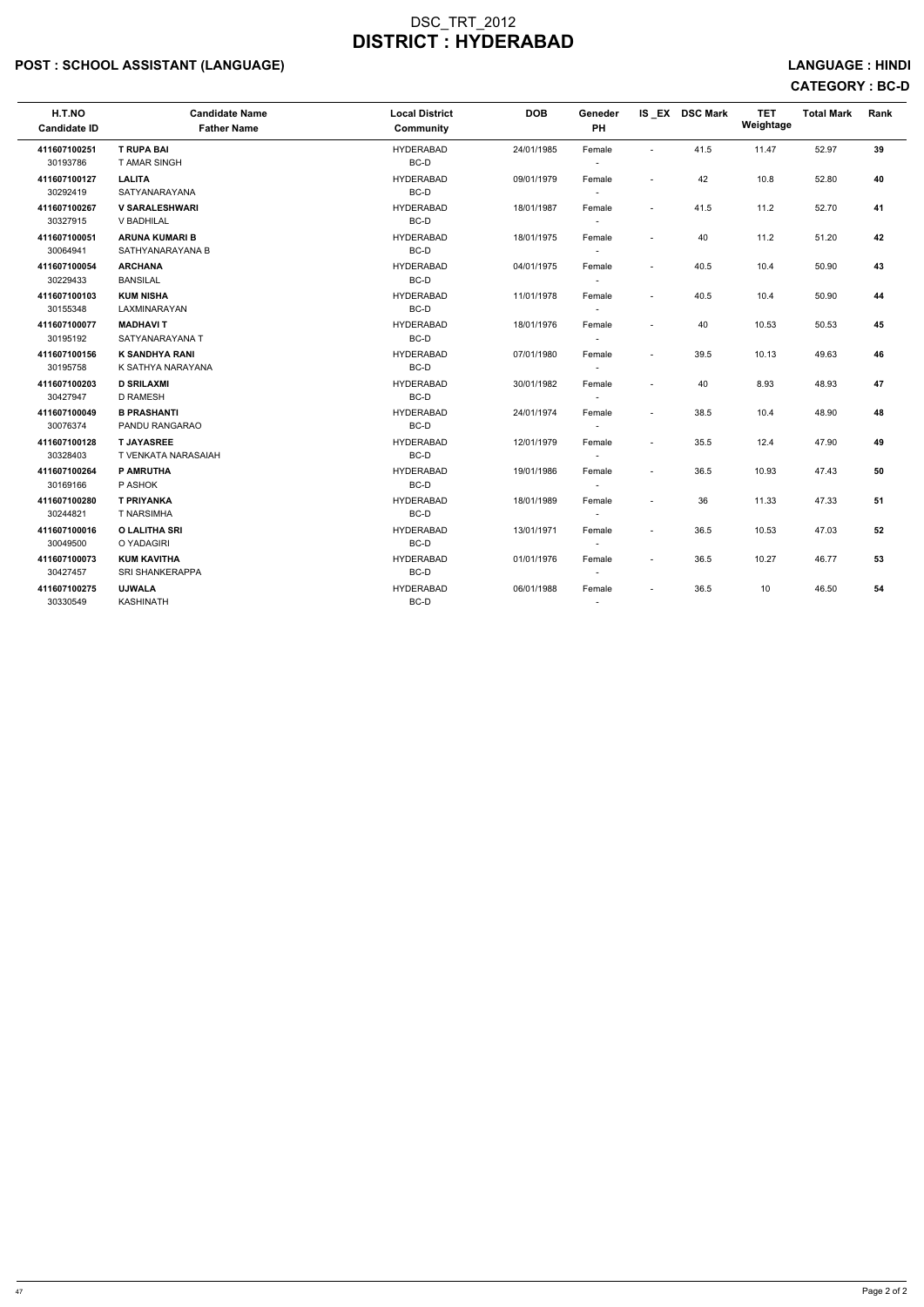# DSC_TRT_2012
# DISTRICT : HYDERABAD

## POST : SCHOOL ASSISTANT (LANGUAGE)

**LANGUAGE : HINDI**

**CATEGORY : BC-D**

| H.T.NO<br>Candidate ID | Candidate Name<br>Father Name | Local District<br>Community | DOB | Geneder<br>PH | IS _EX | DSC Mark | TET Weightage | Total Mark | Rank |
|---|---|---|---|---|---|---|---|---|---|
| **411607100251**<br>30193786 | **T RUPA BAI**<br>T AMAR SINGH | HYDERABAD<br>BC-D | 24/01/1985 | Female<br>- | - | 41.5 | 11.47 | 52.97 | **39** |
| **411607100127**<br>30292419 | **LALITA**<br>SATYANARAYANA | HYDERABAD<br>BC-D | 09/01/1979 | Female<br>- | - | 42 | 10.8 | 52.80 | **40** |
| **411607100267**<br>30327915 | **V SARALESHWARI**<br>V BADHILAL | HYDERABAD<br>BC-D | 18/01/1987 | Female<br>- | - | 41.5 | 11.2 | 52.70 | **41** |
| **411607100051**<br>30064941 | **ARUNA KUMARI B**<br>SATHYANARAYANA B | HYDERABAD<br>BC-D | 18/01/1975 | Female<br>- | - | 40 | 11.2 | 51.20 | **42** |
| **411607100054**<br>30229433 | **ARCHANA**<br>BANSILAL | HYDERABAD<br>BC-D | 04/01/1975 | Female<br>- | - | 40.5 | 10.4 | 50.90 | **43** |
| **411607100103**<br>30155348 | **KUM NISHA**<br>LAXMINARAYAN | HYDERABAD<br>BC-D | 11/01/1978 | Female<br>- | - | 40.5 | 10.4 | 50.90 | **44** |
| **411607100077**<br>30195192 | **MADHAVI T**<br>SATYANARAYANA T | HYDERABAD<br>BC-D | 18/01/1976 | Female<br>- | - | 40 | 10.53 | 50.53 | **45** |
| **411607100156**<br>30195758 | **K SANDHYA RANI**<br>K SATHYA NARAYANA | HYDERABAD<br>BC-D | 07/01/1980 | Female<br>- | - | 39.5 | 10.13 | 49.63 | **46** |
| **411607100203**<br>30427947 | **D SRILAXMI**<br>D RAMESH | HYDERABAD<br>BC-D | 30/01/1982 | Female<br>- | - | 40 | 8.93 | 48.93 | **47** |
| **411607100049**<br>30076374 | **B PRASHANTI**<br>PANDU RANGARAO | HYDERABAD<br>BC-D | 24/01/1974 | Female<br>- | - | 38.5 | 10.4 | 48.90 | **48** |
| **411607100128**<br>30328403 | **T JAYASREE**<br>T VENKATA NARASAIAH | HYDERABAD<br>BC-D | 12/01/1979 | Female<br>- | - | 35.5 | 12.4 | 47.90 | **49** |
| **411607100264**<br>30169166 | **P AMRUTHA**<br>P ASHOK | HYDERABAD<br>BC-D | 19/01/1986 | Female<br>- | - | 36.5 | 10.93 | 47.43 | **50** |
| **411607100280**<br>30244821 | **T PRIYANKA**<br>T NARSIMHA | HYDERABAD<br>BC-D | 18/01/1989 | Female<br>- | - | 36 | 11.33 | 47.33 | **51** |
| **411607100016**<br>30049500 | **O LALITHA SRI**<br>O YADAGIRI | HYDERABAD<br>BC-D | 13/01/1971 | Female<br>- | - | 36.5 | 10.53 | 47.03 | **52** |
| **411607100073**<br>30427457 | **KUM KAVITHA**<br>SRI SHANKERAPPA | HYDERABAD<br>BC-D | 01/01/1976 | Female<br>- | - | 36.5 | 10.27 | 46.77 | **53** |
| **411607100275**<br>30330549 | **UJWALA**<br>KASHINATH | HYDERABAD<br>BC-D | 06/01/1988 | Female<br>- | - | 36.5 | 10 | 46.50 | **54** |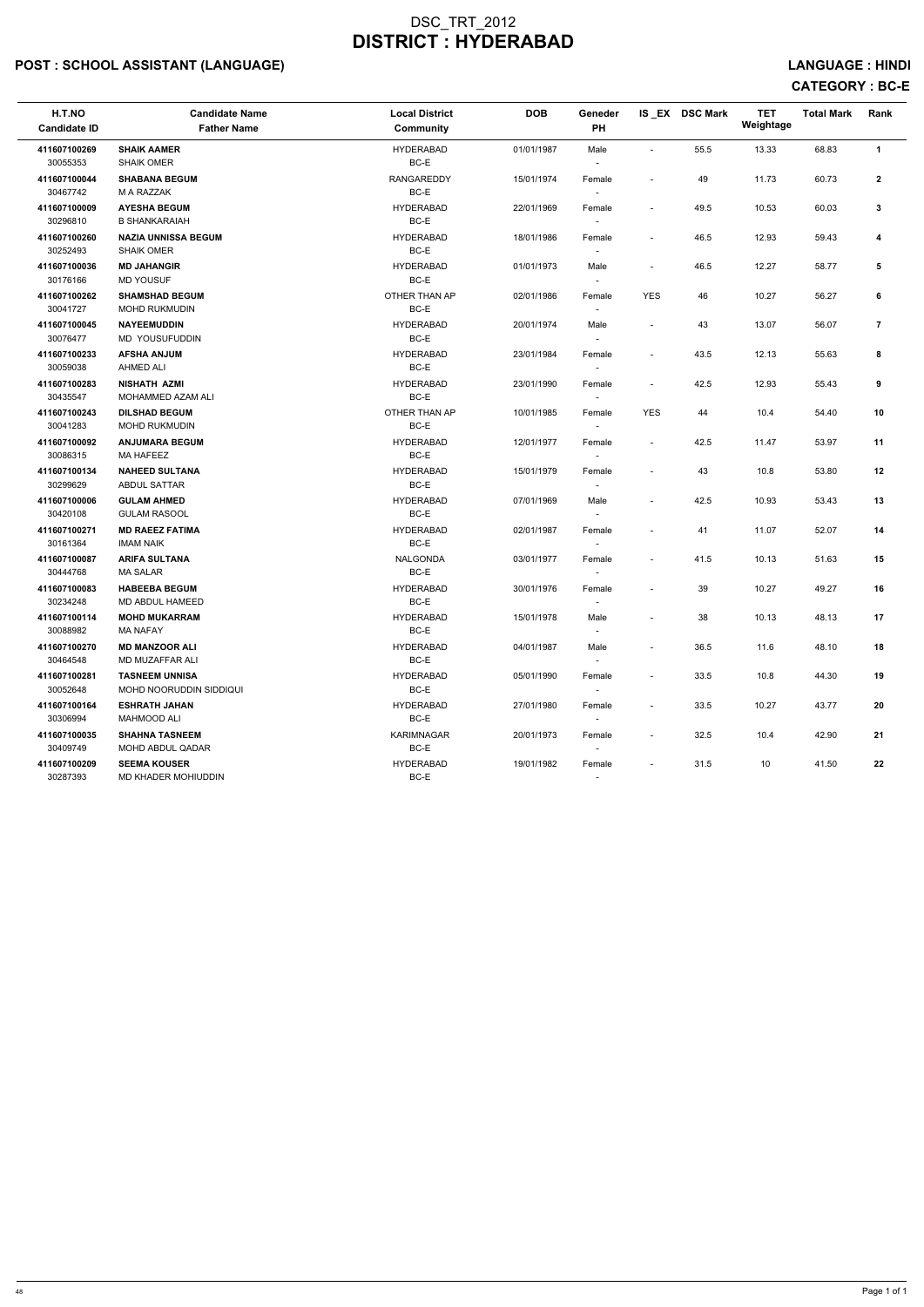# DSC_TRT_2012
# DISTRICT : HYDERABAD

**POST : SCHOOL ASSISTANT (LANGUAGE)** **LANGUAGE : HINDI**

**CATEGORY : BC-E**

| H.T.NO<br>Candidate ID | Candidate Name<br>Father Name | Local District<br>Community | DOB | Geneder<br>PH | IS _EX | DSC Mark | TET Weightage | Total Mark | Rank |
|---|---|---|---|---|---|---|---|---|---|
| **411607100269**<br>30055353 | **SHAIK AAMER**<br>SHAIK OMER | HYDERABAD<br>BC-E | 01/01/1987 | Male<br>- | - | 55.5 | 13.33 | 68.83 | **1** |
| **411607100044**<br>30467742 | **SHABANA BEGUM**<br>M A RAZZAK | RANGAREDDY<br>BC-E | 15/01/1974 | Female<br>- | - | 49 | 11.73 | 60.73 | **2** |
| **411607100009**<br>30296810 | **AYESHA BEGUM**<br>B SHANKARAIAH | HYDERABAD<br>BC-E | 22/01/1969 | Female<br>- | - | 49.5 | 10.53 | 60.03 | **3** |
| **411607100260**<br>30252493 | **NAZIA UNNISSA BEGUM**<br>SHAIK OMER | HYDERABAD<br>BC-E | 18/01/1986 | Female<br>- | - | 46.5 | 12.93 | 59.43 | **4** |
| **411607100036**<br>30176166 | **MD JAHANGIR**<br>MD YOUSUF | HYDERABAD<br>BC-E | 01/01/1973 | Male<br>- | - | 46.5 | 12.27 | 58.77 | **5** |
| **411607100262**<br>30041727 | **SHAMSHAD BEGUM**<br>MOHD RUKMUDIN | OTHER THAN AP<br>BC-E | 02/01/1986 | Female<br>- | YES | 46 | 10.27 | 56.27 | **6** |
| **411607100045**<br>30076477 | **NAYEEMUDDIN**<br>MD YOUSUFUDDIN | HYDERABAD<br>BC-E | 20/01/1974 | Male<br>- | - | 43 | 13.07 | 56.07 | **7** |
| **411607100233**<br>30059038 | **AFSHA ANJUM**<br>AHMED ALI | HYDERABAD<br>BC-E | 23/01/1984 | Female<br>- | - | 43.5 | 12.13 | 55.63 | **8** |
| **411607100283**<br>30435547 | **NISHATH AZMI**<br>MOHAMMED AZAM ALI | HYDERABAD<br>BC-E | 23/01/1990 | Female<br>- | - | 42.5 | 12.93 | 55.43 | **9** |
| **411607100243**<br>30041283 | **DILSHAD BEGUM**<br>MOHD RUKMUDIN | OTHER THAN AP<br>BC-E | 10/01/1985 | Female<br>- | YES | 44 | 10.4 | 54.40 | **10** |
| **411607100092**<br>30086315 | **ANJUMARA BEGUM**<br>MA HAFEEZ | HYDERABAD<br>BC-E | 12/01/1977 | Female<br>- | - | 42.5 | 11.47 | 53.97 | **11** |
| **411607100134**<br>30299629 | **NAHEED SULTANA**<br>ABDUL SATTAR | HYDERABAD<br>BC-E | 15/01/1979 | Female<br>- | - | 43 | 10.8 | 53.80 | **12** |
| **411607100006**<br>30420108 | **GULAM AHMED**<br>GULAM RASOOL | HYDERABAD<br>BC-E | 07/01/1969 | Male<br>- | - | 42.5 | 10.93 | 53.43 | **13** |
| **411607100271**<br>30161364 | **MD RAEEZ FATIMA**<br>IMAM NAIK | HYDERABAD<br>BC-E | 02/01/1987 | Female<br>- | - | 41 | 11.07 | 52.07 | **14** |
| **411607100087**<br>30444768 | **ARIFA SULTANA**<br>MA SALAR | NALGONDA<br>BC-E | 03/01/1977 | Female<br>- | - | 41.5 | 10.13 | 51.63 | **15** |
| **411607100083**<br>30234248 | **HABEEBA BEGUM**<br>MD ABDUL HAMEED | HYDERABAD<br>BC-E | 30/01/1976 | Female<br>- | - | 39 | 10.27 | 49.27 | **16** |
| **411607100114**<br>30088982 | **MOHD MUKARRAM**<br>MA NAFAY | HYDERABAD<br>BC-E | 15/01/1978 | Male<br>- | - | 38 | 10.13 | 48.13 | **17** |
| **411607100270**<br>30464548 | **MD MANZOOR ALI**<br>MD MUZAFFAR ALI | HYDERABAD<br>BC-E | 04/01/1987 | Male<br>- | - | 36.5 | 11.6 | 48.10 | **18** |
| **411607100281**<br>30052648 | **TASNEEM UNNISA**<br>MOHD NOORUDDIN SIDDIQUI | HYDERABAD<br>BC-E | 05/01/1990 | Female<br>- | - | 33.5 | 10.8 | 44.30 | **19** |
| **411607100164**<br>30306994 | **ESHRATH JAHAN**<br>MAHMOOD ALI | HYDERABAD<br>BC-E | 27/01/1980 | Female<br>- | - | 33.5 | 10.27 | 43.77 | **20** |
| **411607100035**<br>30409749 | **SHAHNA TASNEEM**<br>MOHD ABDUL QADAR | KARIMNAGAR<br>BC-E | 20/01/1973 | Female<br>- | - | 32.5 | 10.4 | 42.90 | **21** |
| **411607100209**<br>30287393 | **SEEMA KOUSER**<br>MD KHADER MOHIUDDIN | HYDERABAD<br>BC-E | 19/01/1982 | Female<br>- | - | 31.5 | 10 | 41.50 | **22** |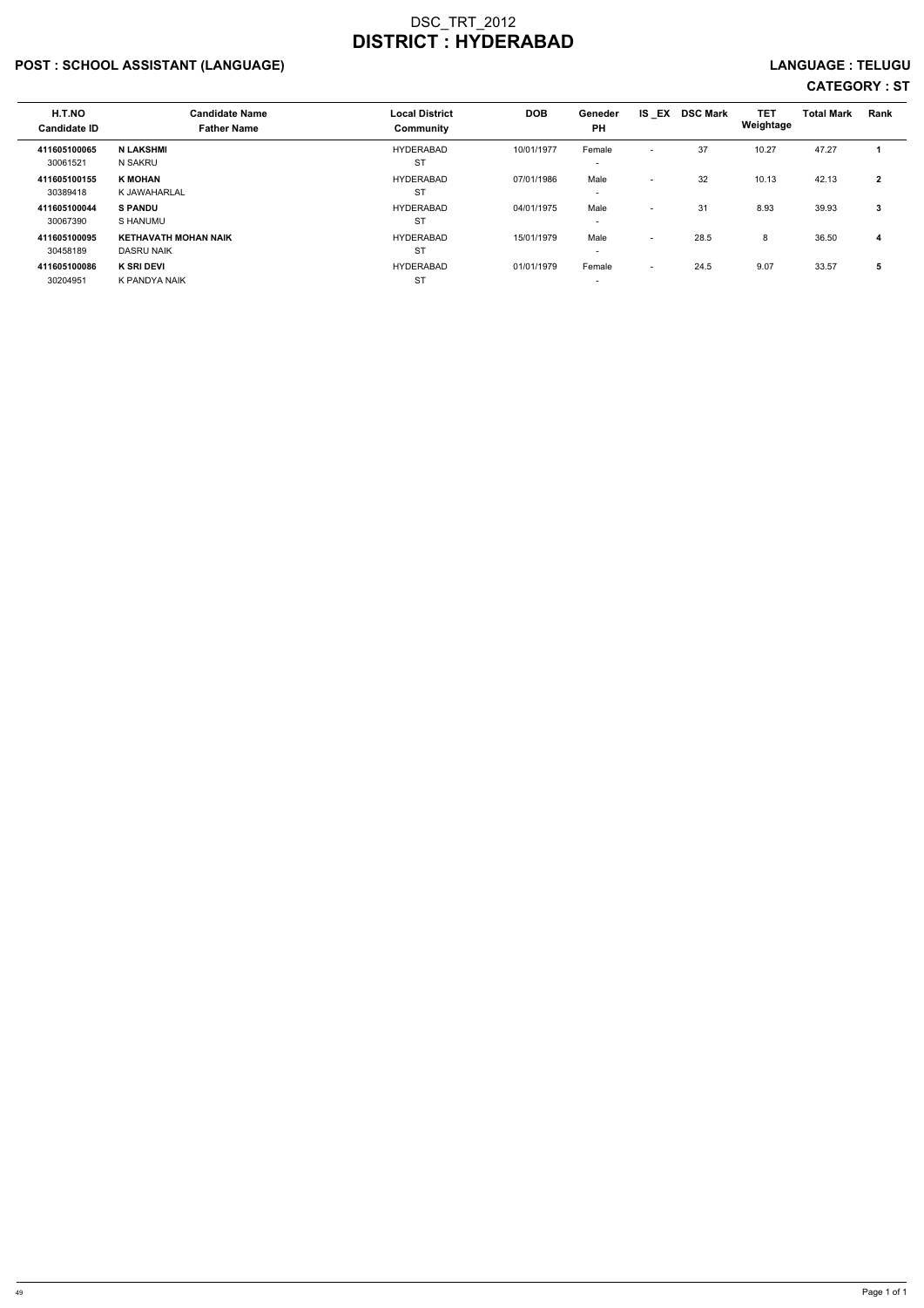# DSC_TRT_2012
# DISTRICT : HYDERABAD

**POST : SCHOOL ASSISTANT (LANGUAGE)** **LANGUAGE : TELUGU**

**CATEGORY : ST**

| H.T.NO<br>Candidate ID | Candidate Name<br>Father Name | Local District<br>Community | DOB | Geneder<br>PH | IS _EX | DSC Mark | TET Weightage | Total Mark | Rank |
|---|---|---|---|---|---|---|---|---|---|
| **411605100065**<br>30061521 | **N LAKSHMI**<br>N SAKRU | HYDERABAD<br>ST | 10/01/1977 | Female<br>- | - | 37 | 10.27 | 47.27 | **1** |
| **411605100155**<br>30389418 | **K MOHAN**<br>K JAWAHARLAL | HYDERABAD<br>ST | 07/01/1986 | Male<br>- | - | 32 | 10.13 | 42.13 | **2** |
| **411605100044**<br>30067390 | **S PANDU**<br>S HANUMU | HYDERABAD<br>ST | 04/01/1975 | Male<br>- | - | 31 | 8.93 | 39.93 | **3** |
| **411605100095**<br>30458189 | **KETHAVATH MOHAN NAIK**<br>DASRU NAIK | HYDERABAD<br>ST | 15/01/1979 | Male<br>- | - | 28.5 | 8 | 36.50 | **4** |
| **411605100086**<br>30204951 | **K SRI DEVI**<br>K PANDYA NAIK | HYDERABAD<br>ST | 01/01/1979 | Female<br>- | - | 24.5 | 9.07 | 33.57 | **5** |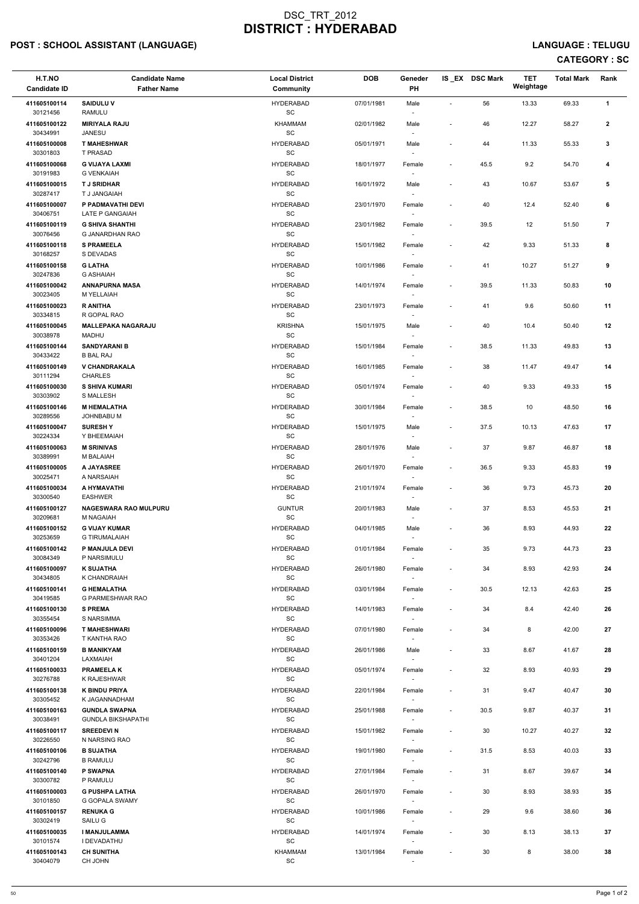# DSC_TRT_2012
# DISTRICT : HYDERABAD

**POST : SCHOOL ASSISTANT (LANGUAGE)** **LANGUAGE : TELUGU**

**CATEGORY : SC**

| H.T.NO<br>Candidate ID | Candidate Name<br>Father Name | Local District<br>Community | DOB | Geneder<br>PH | IS _EX | DSC Mark | TET Weightage | Total Mark | Rank |
|---|---|---|---|---|---|---|---|---|---|
| 411605100114<br>30121456 | **SAIDULU V**<br>RAMULU | HYDERABAD<br>SC | 07/01/1981 | Male<br>- | - | 56 | 13.33 | 69.33 | **1** |
| 411605100122<br>30434991 | **MIRIYALA RAJU**<br>JANESU | KHAMMAM<br>SC | 02/01/1982 | Male<br>- | - | 46 | 12.27 | 58.27 | **2** |
| 411605100008<br>30301803 | **T MAHESHWAR**<br>T PRASAD | HYDERABAD<br>SC | 05/01/1971 | Male<br>- | - | 44 | 11.33 | 55.33 | **3** |
| 411605100068<br>30191983 | **G VIJAYA LAXMI**<br>G VENKAIAH | HYDERABAD<br>SC | 18/01/1977 | Female<br>- | - | 45.5 | 9.2 | 54.70 | **4** |
| 411605100015<br>30287417 | **T J SRIDHAR**<br>T J JANGAIAH | HYDERABAD<br>SC | 16/01/1972 | Male<br>- | - | 43 | 10.67 | 53.67 | **5** |
| 411605100007<br>30406751 | **P PADMAVATHI DEVI**<br>LATE P GANGAIAH | HYDERABAD<br>SC | 23/01/1970 | Female<br>- | - | 40 | 12.4 | 52.40 | **6** |
| 411605100119<br>30076456 | **G SHIVA SHANTHI**<br>G JANARDHAN RAO | HYDERABAD<br>SC | 23/01/1982 | Female<br>- | - | 39.5 | 12 | 51.50 | **7** |
| 411605100118<br>30168257 | **S PRAMEELA**<br>S DEVADAS | HYDERABAD<br>SC | 15/01/1982 | Female<br>- | - | 42 | 9.33 | 51.33 | **8** |
| 411605100158<br>30247836 | **G LATHA**<br>G ASHAIAH | HYDERABAD<br>SC | 10/01/1986 | Female<br>- | - | 41 | 10.27 | 51.27 | **9** |
| 411605100042<br>30023405 | **ANNAPURNA MASA**<br>M YELLAIAH | HYDERABAD<br>SC | 14/01/1974 | Female<br>- | - | 39.5 | 11.33 | 50.83 | **10** |
| 411605100023<br>30334815 | **R ANITHA**<br>R GOPAL RAO | HYDERABAD<br>SC | 23/01/1973 | Female<br>- | - | 41 | 9.6 | 50.60 | **11** |
| 411605100045<br>30038978 | **MALLEPAKA NAGARAJU**<br>MADHU | KRISHNA<br>SC | 15/01/1975 | Male<br>- | - | 40 | 10.4 | 50.40 | **12** |
| 411605100144<br>30433422 | **SANDYARANI B**<br>B BAL RAJ | HYDERABAD<br>SC | 15/01/1984 | Female<br>- | - | 38.5 | 11.33 | 49.83 | **13** |
| 411605100149<br>30111294 | **V CHANDRAKALA**<br>CHARLES | HYDERABAD<br>SC | 16/01/1985 | Female<br>- | - | 38 | 11.47 | 49.47 | **14** |
| 411605100030<br>30303902 | **S SHIVA KUMARI**<br>S MALLESH | HYDERABAD<br>SC | 05/01/1974 | Female<br>- | - | 40 | 9.33 | 49.33 | **15** |
| 411605100146<br>30289556 | **M HEMALATHA**<br>JOHNBABU M | HYDERABAD<br>SC | 30/01/1984 | Female<br>- | - | 38.5 | 10 | 48.50 | **16** |
| 411605100047<br>30224334 | **SURESH Y**<br>Y BHEEMAIAH | HYDERABAD<br>SC | 15/01/1975 | Male<br>- | - | 37.5 | 10.13 | 47.63 | **17** |
| 411605100063<br>30389991 | **M SRINIVAS**<br>M BALAIAH | HYDERABAD<br>SC | 28/01/1976 | Male<br>- | - | 37 | 9.87 | 46.87 | **18** |
| 411605100005<br>30025471 | **A JAYASREE**<br>A NARSAIAH | HYDERABAD<br>SC | 26/01/1970 | Female<br>- | - | 36.5 | 9.33 | 45.83 | **19** |
| 411605100034<br>30300540 | **A HYMAVATHI**<br>EASHWER | HYDERABAD<br>SC | 21/01/1974 | Female<br>- | - | 36 | 9.73 | 45.73 | **20** |
| 411605100127<br>30209681 | **NAGESWARA RAO MULPURU**<br>M NAGAIAH | GUNTUR<br>SC | 20/01/1983 | Male<br>- | - | 37 | 8.53 | 45.53 | **21** |
| 411605100152<br>30253659 | **G VIJAY KUMAR**<br>G TIRUMALAIAH | HYDERABAD<br>SC | 04/01/1985 | Male<br>- | - | 36 | 8.93 | 44.93 | **22** |
| 411605100142<br>30084349 | **P MANJULA DEVI**<br>P NARSIMULU | HYDERABAD<br>SC | 01/01/1984 | Female<br>- | - | 35 | 9.73 | 44.73 | **23** |
| 411605100097<br>30434805 | **K SUJATHA**<br>K CHANDRAIAH | HYDERABAD<br>SC | 26/01/1980 | Female<br>- | - | 34 | 8.93 | 42.93 | **24** |
| 411605100141<br>30419585 | **G HEMALATHA**<br>G PARMESHWAR RAO | HYDERABAD<br>SC | 03/01/1984 | Female<br>- | - | 30.5 | 12.13 | 42.63 | **25** |
| 411605100130<br>30355454 | **S PREMA**<br>S NARSIMMA | HYDERABAD<br>SC | 14/01/1983 | Female<br>- | - | 34 | 8.4 | 42.40 | **26** |
| 411605100096<br>30353426 | **T MAHESHWARI**<br>T KANTHA RAO | HYDERABAD<br>SC | 07/01/1980 | Female<br>- | - | 34 | 8 | 42.00 | **27** |
| 411605100159<br>30401204 | **B MANIKYAM**<br>LAXMAIAH | HYDERABAD<br>SC | 26/01/1986 | Male<br>- | - | 33 | 8.67 | 41.67 | **28** |
| 411605100033<br>30276788 | **PRAMEELA K**<br>K RAJESHWAR | HYDERABAD<br>SC | 05/01/1974 | Female<br>- | - | 32 | 8.93 | 40.93 | **29** |
| 411605100138<br>30305452 | **K BINDU PRIYA**<br>K JAGANNADHAM | HYDERABAD<br>SC | 22/01/1984 | Female<br>- | - | 31 | 9.47 | 40.47 | **30** |
| 411605100163<br>30038491 | **GUNDLA SWAPNA**<br>GUNDLA BIKSHAPATHI | HYDERABAD<br>SC | 25/01/1988 | Female<br>- | - | 30.5 | 9.87 | 40.37 | **31** |
| 411605100117<br>30226550 | **SREEDEVI N**<br>N NARSING RAO | HYDERABAD<br>SC | 15/01/1982 | Female<br>- | - | 30 | 10.27 | 40.27 | **32** |
| 411605100106<br>30242796 | **B SUJATHA**<br>B RAMULU | HYDERABAD<br>SC | 19/01/1980 | Female<br>- | - | 31.5 | 8.53 | 40.03 | **33** |
| 411605100140<br>30300782 | **P SWAPNA**<br>P RAMULU | HYDERABAD<br>SC | 27/01/1984 | Female<br>- | - | 31 | 8.67 | 39.67 | **34** |
| 411605100003<br>30101850 | **G PUSHPA LATHA**<br>G GOPALA SWAMY | HYDERABAD<br>SC | 26/01/1970 | Female<br>- | - | 30 | 8.93 | 38.93 | **35** |
| 411605100157<br>30302419 | **RENUKA G**<br>SAILU G | HYDERABAD<br>SC | 10/01/1986 | Female<br>- | - | 29 | 9.6 | 38.60 | **36** |
| 411605100035<br>30101574 | **I MANJULAMMA**<br>I DEVADATHU | HYDERABAD<br>SC | 14/01/1974 | Female<br>- | - | 30 | 8.13 | 38.13 | **37** |
| 411605100143<br>30404079 | **CH SUNITHA**<br>CH JOHN | KHAMMAM<br>SC | 13/01/1984 | Female<br>- | - | 30 | 8 | 38.00 | **38** |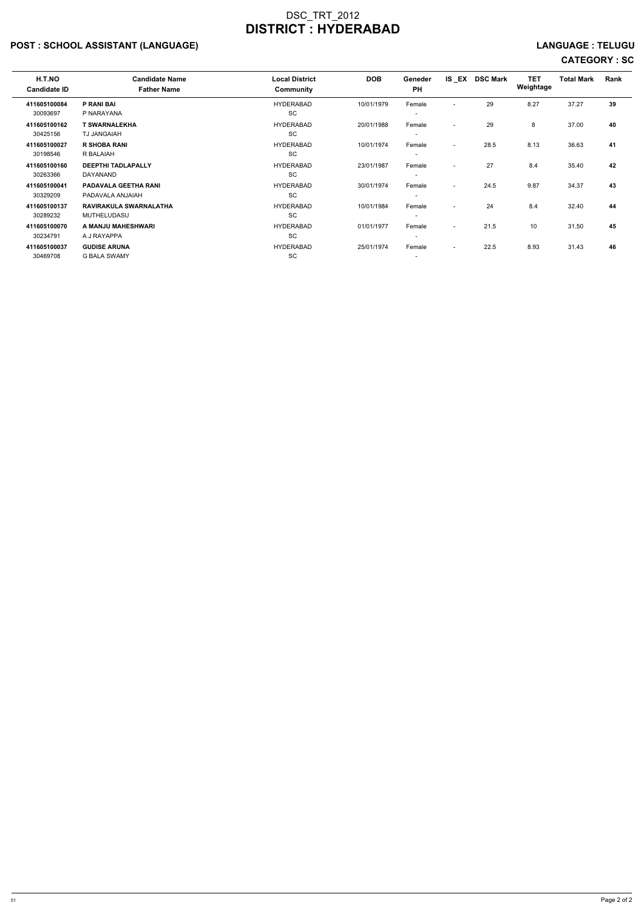# DSC_TRT_2012
# DISTRICT : HYDERABAD

## POST : SCHOOL ASSISTANT (LANGUAGE) LANGUAGE : TELUGU

## CATEGORY : SC

| H.T.NO<br>Candidate ID | Candidate Name<br>Father Name | Local District<br>Community | DOB | Geneder<br>PH | IS _EX | DSC Mark | TET Weightage | Total Mark | Rank |
|---|---|---|---|---|---|---|---|---|---|
| **411605100084**<br>30093697 | **P RANI BAI**<br>P NARAYANA | HYDERABAD<br>SC | 10/01/1979 | Female<br>- | - | 29 | 8.27 | 37.27 | **39** |
| **411605100162**<br>30425156 | **T SWARNALEKHA**<br>TJ JANGAIAH | HYDERABAD<br>SC | 20/01/1988 | Female<br>- | - | 29 | 8 | 37.00 | **40** |
| **411605100027**<br>30198546 | **R SHOBA RANI**<br>R BALAIAH | HYDERABAD<br>SC | 10/01/1974 | Female<br>- | - | 28.5 | 8.13 | 36.63 | **41** |
| **411605100160**<br>30263366 | **DEEPTHI TADLAPALLY**<br>DAYANAND | HYDERABAD<br>SC | 23/01/1987 | Female<br>- | - | 27 | 8.4 | 35.40 | **42** |
| **411605100041**<br>30329209 | **PADAVALA GEETHA RANI**<br>PADAVALA ANJAIAH | HYDERABAD<br>SC | 30/01/1974 | Female<br>- | - | 24.5 | 9.87 | 34.37 | **43** |
| **411605100137**<br>30289232 | **RAVIRAKULA SWARNALATHA**<br>MUTHELUDASU | HYDERABAD<br>SC | 10/01/1984 | Female<br>- | - | 24 | 8.4 | 32.40 | **44** |
| **411605100070**<br>30234791 | **A MANJU MAHESHWARI**<br>A J RAYAPPA | HYDERABAD<br>SC | 01/01/1977 | Female<br>- | - | 21.5 | 10 | 31.50 | **45** |
| **411605100037**<br>30469708 | **GUDISE ARUNA**<br>G BALA SWAMY | HYDERABAD<br>SC | 25/01/1974 | Female<br>- | - | 22.5 | 8.93 | 31.43 | **46** |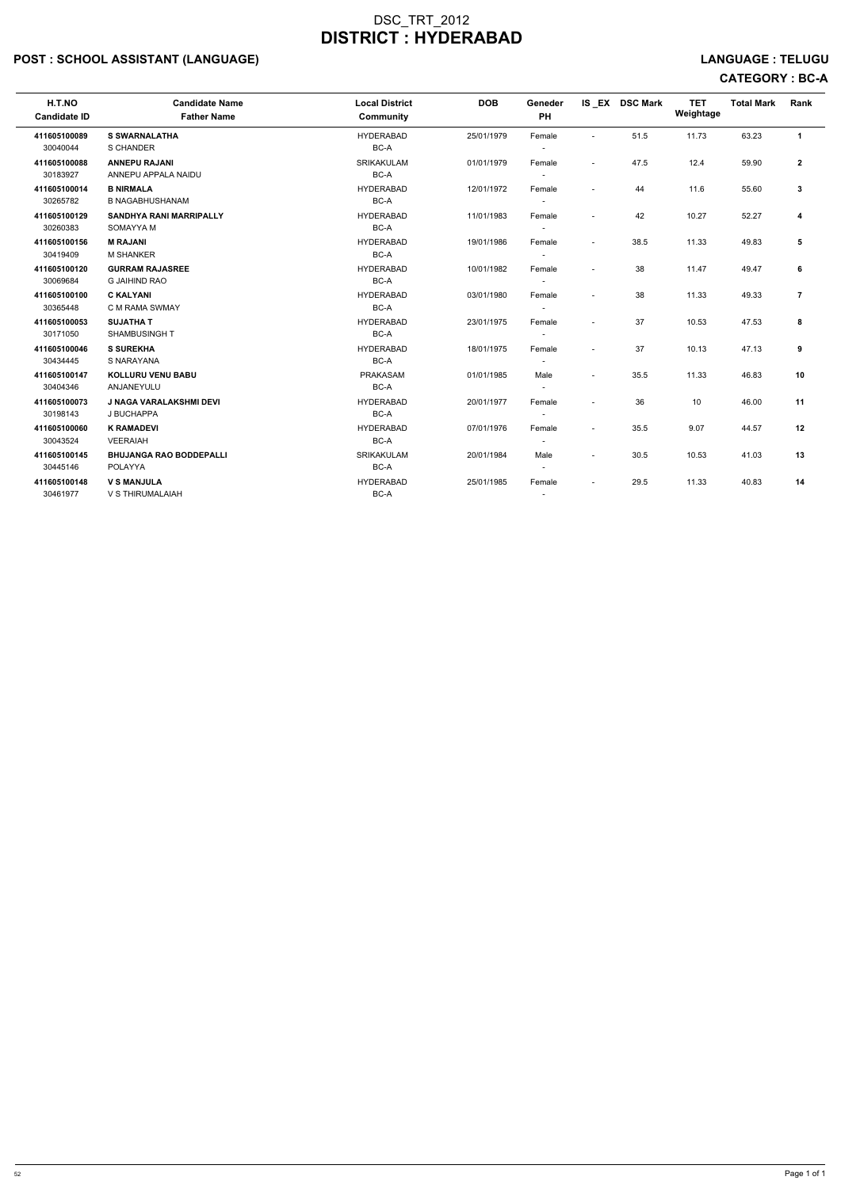# DSC_TRT_2012
# DISTRICT : HYDERABAD

**POST : SCHOOL ASSISTANT (LANGUAGE)** **LANGUAGE : TELUGU**

**CATEGORY : BC-A**

| H.T.NO<br>Candidate ID | Candidate Name<br>Father Name | Local District<br>Community | DOB | Geneder<br>PH | IS_EX | DSC Mark | TET Weightage | Total Mark | Rank |
|---|---|---|---|---|---|---|---|---|---|
| **411605100089**<br>30040044 | **S SWARNALATHA**<br>S CHANDER | HYDERABAD<br>BC-A | 25/01/1979 | Female<br>- | - | 51.5 | 11.73 | 63.23 | **1** |
| **411605100088**<br>30183927 | **ANNEPU RAJANI**<br>ANNEPU APPALA NAIDU | SRIKAKULAM<br>BC-A | 01/01/1979 | Female<br>- | - | 47.5 | 12.4 | 59.90 | **2** |
| **411605100014**<br>30265782 | **B NIRMALA**<br>B NAGABHUSHANAM | HYDERABAD<br>BC-A | 12/01/1972 | Female<br>- | - | 44 | 11.6 | 55.60 | **3** |
| **411605100129**<br>30260383 | **SANDHYA RANI MARRIPALLY**<br>SOMAYYA M | HYDERABAD<br>BC-A | 11/01/1983 | Female<br>- | - | 42 | 10.27 | 52.27 | **4** |
| **411605100156**<br>30419409 | **M RAJANI**<br>M SHANKER | HYDERABAD<br>BC-A | 19/01/1986 | Female<br>- | - | 38.5 | 11.33 | 49.83 | **5** |
| **411605100120**<br>30069684 | **GURRAM RAJASREE**<br>G JAIHIND RAO | HYDERABAD<br>BC-A | 10/01/1982 | Female<br>- | - | 38 | 11.47 | 49.47 | **6** |
| **411605100100**<br>30365448 | **C KALYANI**<br>C M RAMA SWMAY | HYDERABAD<br>BC-A | 03/01/1980 | Female<br>- | - | 38 | 11.33 | 49.33 | **7** |
| **411605100053**<br>30171050 | **SUJATHA T**<br>SHAMBUSINGH T | HYDERABAD<br>BC-A | 23/01/1975 | Female<br>- | - | 37 | 10.53 | 47.53 | **8** |
| **411605100046**<br>30434445 | **S SUREKHA**<br>S NARAYANA | HYDERABAD<br>BC-A | 18/01/1975 | Female<br>- | - | 37 | 10.13 | 47.13 | **9** |
| **411605100147**<br>30404346 | **KOLLURU VENU BABU**<br>ANJANEYULU | PRAKASAM<br>BC-A | 01/01/1985 | Male<br>- | - | 35.5 | 11.33 | 46.83 | **10** |
| **411605100073**<br>30198143 | **J NAGA VARALAKSHMI DEVI**<br>J BUCHAPPA | HYDERABAD<br>BC-A | 20/01/1977 | Female<br>- | - | 36 | 10 | 46.00 | **11** |
| **411605100060**<br>30043524 | **K RAMADEVI**<br>VEERAIAH | HYDERABAD<br>BC-A | 07/01/1976 | Female<br>- | - | 35.5 | 9.07 | 44.57 | **12** |
| **411605100145**<br>30445146 | **BHUJANGA RAO BODDEPALLI**<br>POLAYYA | SRIKAKULAM<br>BC-A | 20/01/1984 | Male<br>- | - | 30.5 | 10.53 | 41.03 | **13** |
| **411605100148**<br>30461977 | **V S MANJULA**<br>V S THIRUMALAIAH | HYDERABAD<br>BC-A | 25/01/1985 | Female<br>- | - | 29.5 | 11.33 | 40.83 | **14** |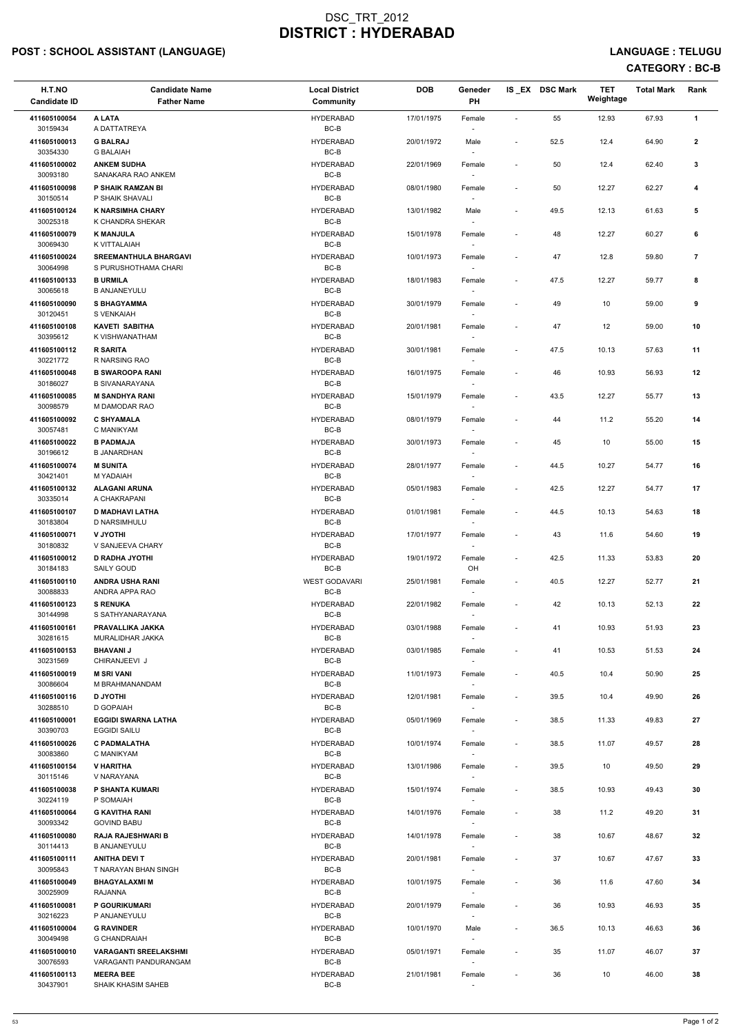# DSC_TRT_2012
# DISTRICT : HYDERABAD

**POST : SCHOOL ASSISTANT (LANGUAGE)** **LANGUAGE : TELUGU**

**CATEGORY : BC-B**

| H.T.NO<br>Candidate ID | Candidate Name<br>Father Name | Local District<br>Community | DOB | Geneder<br>PH | IS _EX | DSC Mark | TET Weightage | Total Mark | Rank |
|---|---|---|---|---|---|---|---|---|---|
| 411605100054<br>30159434 | **A LATA**<br>A DATTATREYA | HYDERABAD<br>BC-B | 17/01/1975 | Female<br>- | - | 55 | 12.93 | 67.93 | **1** |
| 411605100013<br>30354330 | **G BALRAJ**<br>G BALAIAH | HYDERABAD<br>BC-B | 20/01/1972 | Male<br>- | - | 52.5 | 12.4 | 64.90 | **2** |
| 411605100002<br>30093180 | **ANKEM SUDHA**<br>SANAKARA RAO ANKEM | HYDERABAD<br>BC-B | 22/01/1969 | Female<br>- | - | 50 | 12.4 | 62.40 | **3** |
| 411605100098<br>30150514 | **P SHAIK RAMZAN BI**<br>P SHAIK SHAVALI | HYDERABAD<br>BC-B | 08/01/1980 | Female<br>- | - | 50 | 12.27 | 62.27 | **4** |
| 411605100124<br>30025318 | **K NARSIMHA CHARY**<br>K CHANDRA SHEKAR | HYDERABAD<br>BC-B | 13/01/1982 | Male<br>- | - | 49.5 | 12.13 | 61.63 | **5** |
| 411605100079<br>30069430 | **K MANJULA**<br>K VITTALAIAH | HYDERABAD<br>BC-B | 15/01/1978 | Female<br>- | - | 48 | 12.27 | 60.27 | **6** |
| 411605100024<br>30064998 | **SREEMANTHULA BHARGAVI**<br>S PURUSHOTHAMA CHARI | HYDERABAD<br>BC-B | 10/01/1973 | Female<br>- | - | 47 | 12.8 | 59.80 | **7** |
| 411605100133<br>30065618 | **B URMILA**<br>B ANJANEYULU | HYDERABAD<br>BC-B | 18/01/1983 | Female<br>- | - | 47.5 | 12.27 | 59.77 | **8** |
| 411605100090<br>30120451 | **S BHAGYAMMA**<br>S VENKAIAH | HYDERABAD<br>BC-B | 30/01/1979 | Female<br>- | - | 49 | 10 | 59.00 | **9** |
| 411605100108<br>30395612 | **KAVETI SABITHA**<br>K VISHWANATHAM | HYDERABAD<br>BC-B | 20/01/1981 | Female<br>- | - | 47 | 12 | 59.00 | **10** |
| 411605100112<br>30221772 | **R SARITA**<br>R NARSING RAO | HYDERABAD<br>BC-B | 30/01/1981 | Female<br>- | - | 47.5 | 10.13 | 57.63 | **11** |
| 411605100048<br>30186027 | **B SWAROOPA RANI**<br>B SIVANARAYANA | HYDERABAD<br>BC-B | 16/01/1975 | Female<br>- | - | 46 | 10.93 | 56.93 | **12** |
| 411605100085<br>30098579 | **M SANDHYA RANI**<br>M DAMODAR RAO | HYDERABAD<br>BC-B | 15/01/1979 | Female<br>- | - | 43.5 | 12.27 | 55.77 | **13** |
| 411605100092<br>30057481 | **C SHYAMALA**<br>C MANIKYAM | HYDERABAD<br>BC-B | 08/01/1979 | Female<br>- | - | 44 | 11.2 | 55.20 | **14** |
| 411605100022<br>30196612 | **B PADMAJA**<br>B JANARDHAN | HYDERABAD<br>BC-B | 30/01/1973 | Female<br>- | - | 45 | 10 | 55.00 | **15** |
| 411605100074<br>30421401 | **M SUNITA**<br>M YADAIAH | HYDERABAD<br>BC-B | 28/01/1977 | Female<br>- | - | 44.5 | 10.27 | 54.77 | **16** |
| 411605100132<br>30335014 | **ALAGANI ARUNA**<br>A CHAKRAPANI | HYDERABAD<br>BC-B | 05/01/1983 | Female<br>- | - | 42.5 | 12.27 | 54.77 | **17** |
| 411605100107<br>30183804 | **D MADHAVI LATHA**<br>D NARSIMHULU | HYDERABAD<br>BC-B | 01/01/1981 | Female<br>- | - | 44.5 | 10.13 | 54.63 | **18** |
| 411605100071<br>30180832 | **V JYOTHI**<br>V SANJEEVA CHARY | HYDERABAD<br>BC-B | 17/01/1977 | Female<br>- | - | 43 | 11.6 | 54.60 | **19** |
| 411605100012<br>30184183 | **D RADHA JYOTHI**<br>SAILY GOUD | HYDERABAD<br>BC-B | 19/01/1972 | Female<br>OH | - | 42.5 | 11.33 | 53.83 | **20** |
| 411605100110<br>30088833 | **ANDRA USHA RANI**<br>ANDRA APPA RAO | WEST GODAVARI<br>BC-B | 25/01/1981 | Female<br>- | - | 40.5 | 12.27 | 52.77 | **21** |
| 411605100123<br>30144998 | **S RENUKA**<br>S SATHYANARAYANA | HYDERABAD<br>BC-B | 22/01/1982 | Female<br>- | - | 42 | 10.13 | 52.13 | **22** |
| 411605100161<br>30281615 | **PRAVALLIKA JAKKA**<br>MURALIDHAR JAKKA | HYDERABAD<br>BC-B | 03/01/1988 | Female<br>- | - | 41 | 10.93 | 51.93 | **23** |
| 411605100153<br>30231569 | **BHAVANI J**<br>CHIRANJEEVI J | HYDERABAD<br>BC-B | 03/01/1985 | Female<br>- | - | 41 | 10.53 | 51.53 | **24** |
| 411605100019<br>30086604 | **M SRI VANI**<br>M BRAHMANANDAM | HYDERABAD<br>BC-B | 11/01/1973 | Female<br>- | - | 40.5 | 10.4 | 50.90 | **25** |
| 411605100116<br>30288510 | **D JYOTHI**<br>D GOPAIAH | HYDERABAD<br>BC-B | 12/01/1981 | Female<br>- | - | 39.5 | 10.4 | 49.90 | **26** |
| 411605100001<br>30390703 | **EGGIDI SWARNA LATHA**<br>EGGIDI SAILU | HYDERABAD<br>BC-B | 05/01/1969 | Female<br>- | - | 38.5 | 11.33 | 49.83 | **27** |
| 411605100026<br>30083860 | **C PADMALATHA**<br>C MANIKYAM | HYDERABAD<br>BC-B | 10/01/1974 | Female<br>- | - | 38.5 | 11.07 | 49.57 | **28** |
| 411605100154<br>30115146 | **V HARITHA**<br>V NARAYANA | HYDERABAD<br>BC-B | 13/01/1986 | Female<br>- | - | 39.5 | 10 | 49.50 | **29** |
| 411605100038<br>30224119 | **P SHANTA KUMARI**<br>P SOMAIAH | HYDERABAD<br>BC-B | 15/01/1974 | Female<br>- | - | 38.5 | 10.93 | 49.43 | **30** |
| 411605100064<br>30093342 | **G KAVITHA RANI**<br>GOVIND BABU | HYDERABAD<br>BC-B | 14/01/1976 | Female<br>- | - | 38 | 11.2 | 49.20 | **31** |
| 411605100080<br>30114413 | **RAJA RAJESHWARI B**<br>B ANJANEYULU | HYDERABAD<br>BC-B | 14/01/1978 | Female<br>- | - | 38 | 10.67 | 48.67 | **32** |
| 411605100111<br>30095843 | **ANITHA DEVI T**<br>T NARAYAN BHAN SINGH | HYDERABAD<br>BC-B | 20/01/1981 | Female<br>- | - | 37 | 10.67 | 47.67 | **33** |
| 411605100049<br>30025909 | **BHAGYALAXMI M**<br>RAJANNA | HYDERABAD<br>BC-B | 10/01/1975 | Female<br>- | - | 36 | 11.6 | 47.60 | **34** |
| 411605100081<br>30216223 | **P GOURIKUMARI**<br>P ANJANEYULU | HYDERABAD<br>BC-B | 20/01/1979 | Female<br>- | - | 36 | 10.93 | 46.93 | **35** |
| 411605100004<br>30049498 | **G RAVINDER**<br>G CHANDRAIAH | HYDERABAD<br>BC-B | 10/01/1970 | Male<br>- | - | 36.5 | 10.13 | 46.63 | **36** |
| 411605100010<br>30076593 | **VARAGANTI SREELAKSHMI**<br>VARAGANTI PANDURANGAM | HYDERABAD<br>BC-B | 05/01/1971 | Female<br>- | - | 35 | 11.07 | 46.07 | **37** |
| 411605100113<br>30437901 | **MEERA BEE**<br>SHAIK KHASIM SAHEB | HYDERABAD<br>BC-B | 21/01/1981 | Female<br>- | - | 36 | 10 | 46.00 | **38** |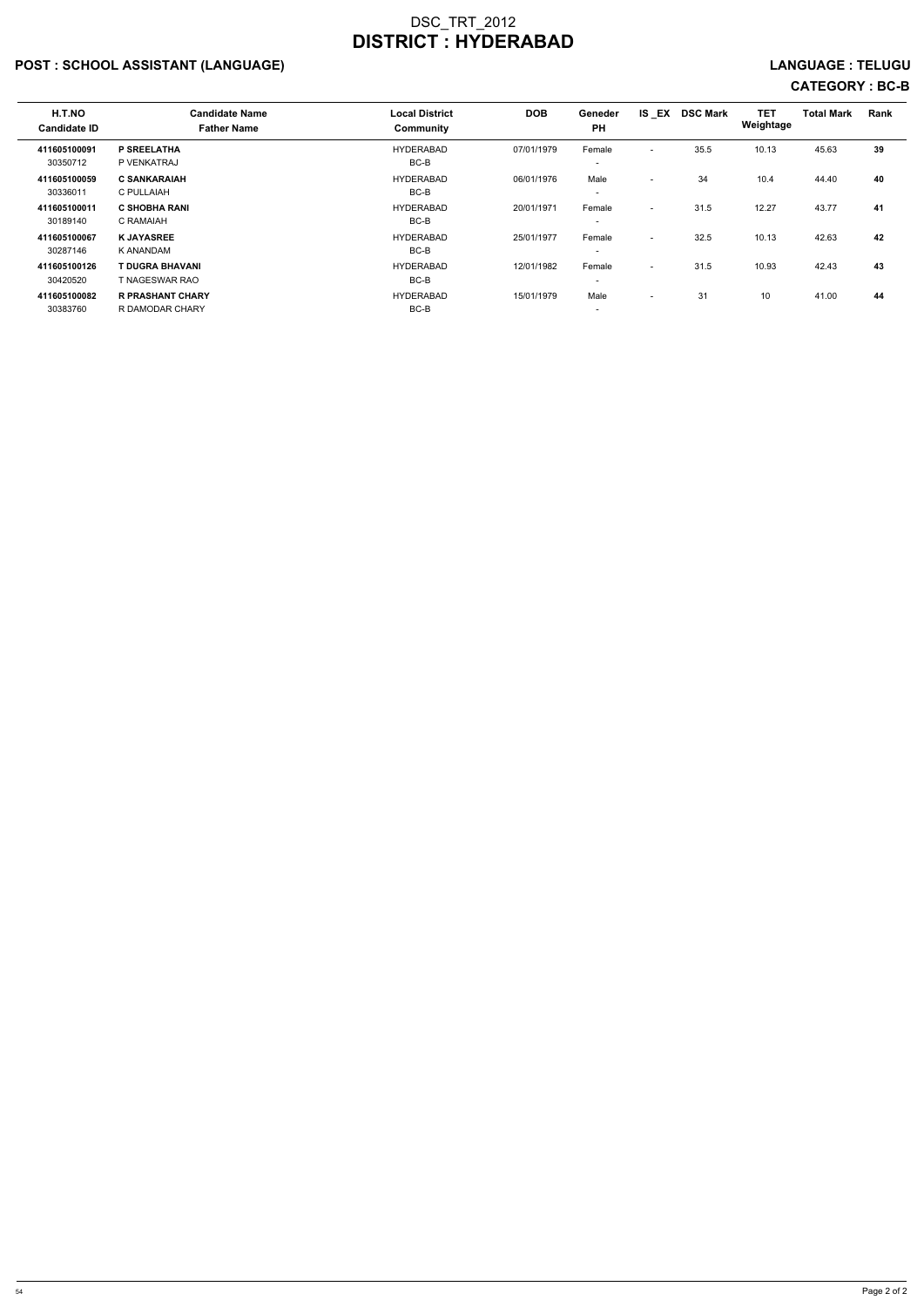DSC_TRT_2012

# DISTRICT : HYDERABAD

**POST : SCHOOL ASSISTANT (LANGUAGE)** **LANGUAGE : TELUGU**

**CATEGORY : BC-B**

| H.T.NO<br>Candidate ID | Candidate Name<br>Father Name | Local District<br>Community | DOB | Geneder<br>PH | IS _EX | DSC Mark | TET Weightage | Total Mark | Rank |
|---|---|---|---|---|---|---|---|---|---|
| **411605100091**<br>30350712 | **P SREELATHA**<br>P VENKATRAJ | HYDERABAD<br>BC-B | 07/01/1979 | Female<br>- | - | 35.5 | 10.13 | 45.63 | **39** |
| **411605100059**<br>30336011 | **C SANKARAIAH**<br>C PULLAIAH | HYDERABAD<br>BC-B | 06/01/1976 | Male<br>- | - | 34 | 10.4 | 44.40 | **40** |
| **411605100011**<br>30189140 | **C SHOBHA RANI**<br>C RAMAIAH | HYDERABAD<br>BC-B | 20/01/1971 | Female<br>- | - | 31.5 | 12.27 | 43.77 | **41** |
| **411605100067**<br>30287146 | **K JAYASREE**<br>K ANANDAM | HYDERABAD<br>BC-B | 25/01/1977 | Female<br>- | - | 32.5 | 10.13 | 42.63 | **42** |
| **411605100126**<br>30420520 | **T DUGRA BHAVANI**<br>T NAGESWAR RAO | HYDERABAD<br>BC-B | 12/01/1982 | Female<br>- | - | 31.5 | 10.93 | 42.43 | **43** |
| **411605100082**<br>30383760 | **R PRASHANT CHARY**<br>R DAMODAR CHARY | HYDERABAD<br>BC-B | 15/01/1979 | Male<br>- | - | 31 | 10 | 41.00 | **44** |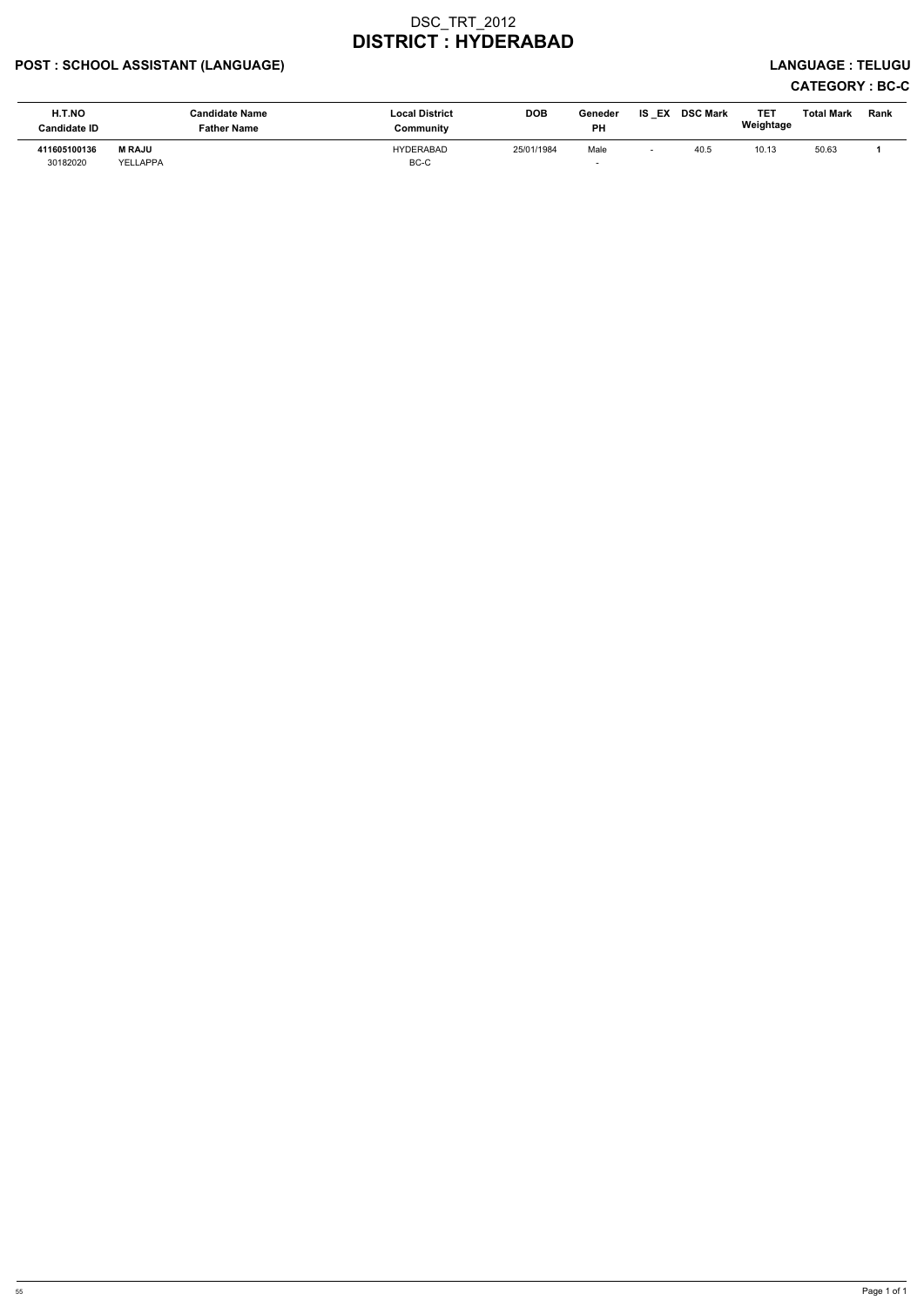# DSC_TRT_2012
# DISTRICT : HYDERABAD

**POST : SCHOOL ASSISTANT (LANGUAGE)** **LANGUAGE : TELUGU**

**CATEGORY : BC-C**

| H.T.NO<br>Candidate ID | Candidate Name<br>Father Name | Local District<br>Community | DOB | Geneder<br>PH | IS _EX | DSC Mark | TET Weightage | Total Mark | Rank |
|---|---|---|---|---|---|---|---|---|---|
| **411605100136**<br>30182020 | **M RAJU**<br>YELLAPPA | HYDERABAD<br>BC-C | 25/01/1984 | Male<br>- | - | 40.5 | 10.13 | 50.63 | **1** |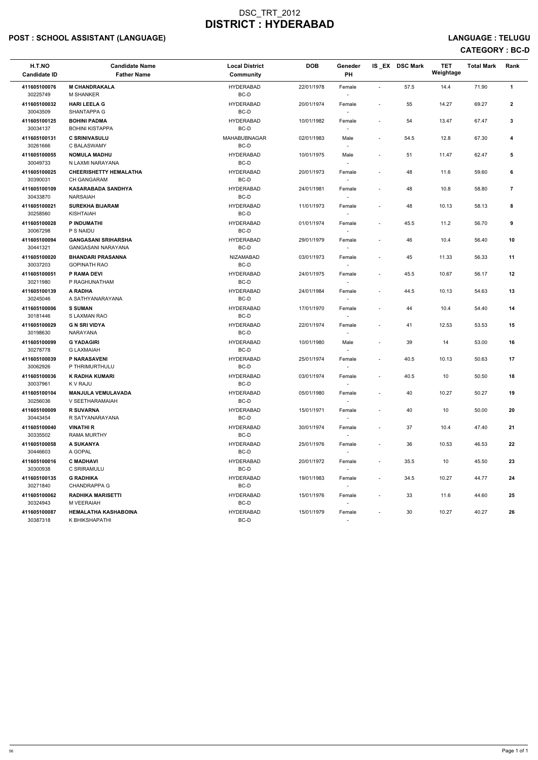# DSC_TRT_2012
# DISTRICT : HYDERABAD

**POST : SCHOOL ASSISTANT (LANGUAGE)** | **LANGUAGE : TELUGU**

**CATEGORY : BC-D**

| H.T.NO<br>Candidate ID | Candidate Name<br>Father Name | Local District<br>Community | DOB | Geneder<br>PH | IS _EX | DSC Mark | TET Weightage | Total Mark | Rank |
|---|---|---|---|---|---|---|---|---|---|
| 411605100076<br>30225749 | **M CHANDRAKALA**<br>M SHANKER | HYDERABAD<br>BC-D | 22/01/1978 | Female<br>- | - | 57.5 | 14.4 | 71.90 | 1 |
| 411605100032<br>30043509 | **HARI LEELA G**<br>SHANTAPPA G | HYDERABAD<br>BC-D | 20/01/1974 | Female<br>- | - | 55 | 14.27 | 69.27 | 2 |
| 411605100125<br>30034137 | **BOHINI PADMA**<br>BOHINI KISTAPPA | HYDERABAD<br>BC-D | 10/01/1982 | Female<br>- | - | 54 | 13.47 | 67.47 | 3 |
| 411605100131<br>30261666 | **C SRINIVASULU**<br>C BALASWAMY | MAHABUBNAGAR<br>BC-D | 02/01/1983 | Male<br>- | - | 54.5 | 12.8 | 67.30 | 4 |
| 411605100055<br>30049733 | **NOMULA MADHU**<br>N LAXMI NARAYANA | HYDERABAD<br>BC-D | 10/01/1975 | Male<br>- | - | 51 | 11.47 | 62.47 | 5 |
| 411605100025<br>30390031 | **CHEERISHETTY HEMALATHA**<br>CH GANGARAM | HYDERABAD<br>BC-D | 20/01/1973 | Female<br>- | - | 48 | 11.6 | 59.60 | 6 |
| 411605100109<br>30433870 | **KASARABADA SANDHYA**<br>NARSAIAH | HYDERABAD<br>BC-D | 24/01/1981 | Female<br>- | - | 48 | 10.8 | 58.80 | 7 |
| 411605100021<br>30258560 | **SUREKHA BIJARAM**<br>KISHTAIAH | HYDERABAD<br>BC-D | 11/01/1973 | Female<br>- | - | 48 | 10.13 | 58.13 | 8 |
| 411605100028<br>30067298 | **P INDUMATHI**<br>P S NAIDU | HYDERABAD<br>BC-D | 01/01/1974 | Female<br>- | - | 45.5 | 11.2 | 56.70 | 9 |
| 411605100094<br>30441321 | **GANGASANI SRIHARSHA**<br>GANGASANI NARAYANA | HYDERABAD<br>BC-D | 29/01/1979 | Female<br>- | - | 46 | 10.4 | 56.40 | 10 |
| 411605100020<br>30037203 | **BHANDARI PRASANNA**<br>GOPINATH RAO | NIZAMABAD<br>BC-D | 03/01/1973 | Female<br>- | - | 45 | 11.33 | 56.33 | 11 |
| 411605100051<br>30211980 | **P RAMA DEVI**<br>P RAGHUNATHAM | HYDERABAD<br>BC-D | 24/01/1975 | Female<br>- | - | 45.5 | 10.67 | 56.17 | 12 |
| 411605100139<br>30245046 | **A RADHA**<br>A SATHYANARAYANA | HYDERABAD<br>BC-D | 24/01/1984 | Female<br>- | - | 44.5 | 10.13 | 54.63 | 13 |
| 411605100006<br>30181446 | **S SUMAN**<br>S LAXMAN RAO | HYDERABAD<br>BC-D | 17/01/1970 | Female<br>- | - | 44 | 10.4 | 54.40 | 14 |
| 411605100029<br>30198630 | **G N SRI VIDYA**<br>NARAYANA | HYDERABAD<br>BC-D | 22/01/1974 | Female<br>- | - | 41 | 12.53 | 53.53 | 15 |
| 411605100099<br>30278778 | **G YADAGIRI**<br>G LAXMAIAH | HYDERABAD<br>BC-D | 10/01/1980 | Male<br>- | - | 39 | 14 | 53.00 | 16 |
| 411605100039<br>30062926 | **P NARASAVENI**<br>P THRIMURTHULU | HYDERABAD<br>BC-D | 25/01/1974 | Female<br>- | - | 40.5 | 10.13 | 50.63 | 17 |
| 411605100036<br>30037961 | **K RADHA KUMARI**<br>K V RAJU | HYDERABAD<br>BC-D | 03/01/1974 | Female<br>- | - | 40.5 | 10 | 50.50 | 18 |
| 411605100104<br>30256036 | **MANJULA VEMULAVADA**<br>V SEETHARAMAIAH | HYDERABAD<br>BC-D | 05/01/1980 | Female<br>- | - | 40 | 10.27 | 50.27 | 19 |
| 411605100009<br>30443454 | **R SUVARNA**<br>R SATYANARAYANA | HYDERABAD<br>BC-D | 15/01/1971 | Female<br>- | - | 40 | 10 | 50.00 | 20 |
| 411605100040<br>30335502 | **VINATHI R**<br>RAMA MURTHY | HYDERABAD<br>BC-D | 30/01/1974 | Female<br>- | - | 37 | 10.4 | 47.40 | 21 |
| 411605100058<br>30446603 | **A SUKANYA**<br>A GOPAL | HYDERABAD<br>BC-D | 25/01/1976 | Female<br>- | - | 36 | 10.53 | 46.53 | 22 |
| 411605100016<br>30300938 | **C MADHAVI**<br>C SRIRAMULU | HYDERABAD<br>BC-D | 20/01/1972 | Female<br>- | - | 35.5 | 10 | 45.50 | 23 |
| 411605100135<br>30271840 | **G RADHIKA**<br>CHANDRAPPA G | HYDERABAD<br>BC-D | 19/01/1983 | Female<br>- | - | 34.5 | 10.27 | 44.77 | 24 |
| 411605100062<br>30324943 | **RADHIKA MARISETTI**<br>M VEERAIAH | HYDERABAD<br>BC-D | 15/01/1976 | Female<br>- | - | 33 | 11.6 | 44.60 | 25 |
| 411605100087<br>30387318 | **HEMALATHA KASHABOINA**<br>K BHIKSHAPATHI | HYDERABAD<br>BC-D | 15/01/1979 | Female<br>- | - | 30 | 10.27 | 40.27 | 26 |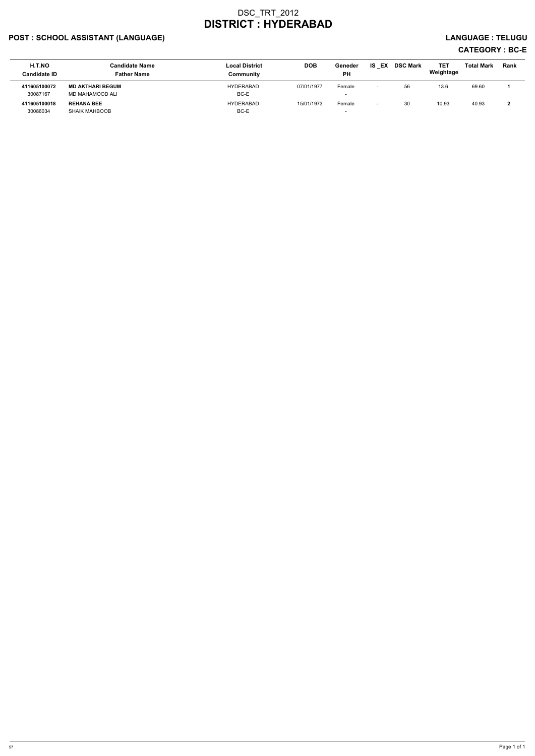# DSC_TRT_2012
# DISTRICT : HYDERABAD

**POST : SCHOOL ASSISTANT (LANGUAGE)** **LANGUAGE : TELUGU**

**CATEGORY : BC-E**

| H.T.NO<br>Candidate ID | Candidate Name<br>Father Name | Local District<br>Community | DOB | Geneder<br>PH | IS _EX | DSC Mark | TET Weightage | Total Mark | Rank |
|---|---|---|---|---|---|---|---|---|---|
| **411605100072**<br>30087167 | **MD AKTHARI BEGUM**<br>MD MAHAMOOD ALI | HYDERABAD<br>BC-E | 07/01/1977 | Female<br>- | - | 56 | 13.6 | 69.60 | **1** |
| **411605100018**<br>30086034 | **REHANA BEE**<br>SHAIK MAHBOOB | HYDERABAD<br>BC-E | 15/01/1973 | Female<br>- | - | 30 | 10.93 | 40.93 | **2** |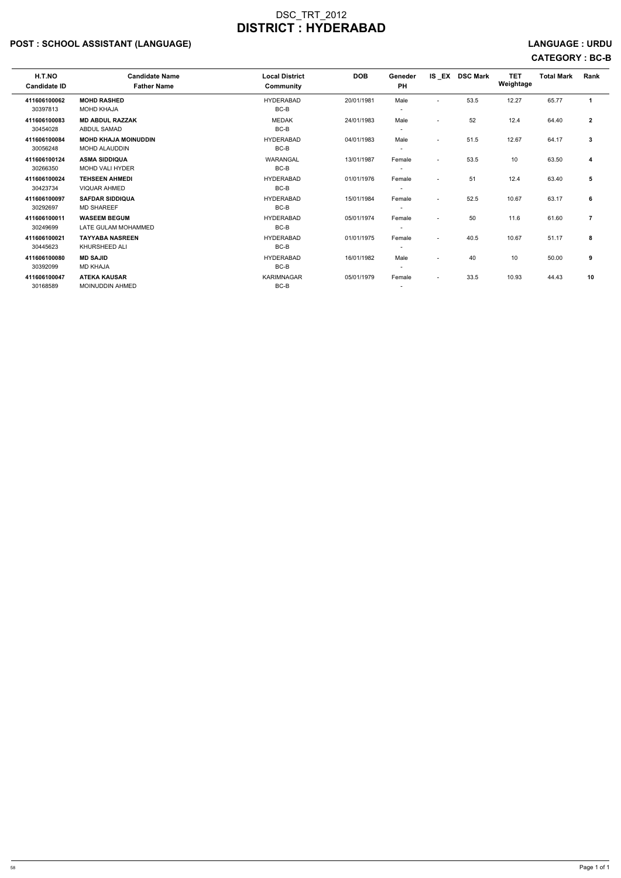# DSC_TRT_2012
# DISTRICT : HYDERABAD

**POST : SCHOOL ASSISTANT (LANGUAGE)** **LANGUAGE : URDU**

**CATEGORY : BC-B**

| H.T.NO<br>Candidate ID | Candidate Name<br>Father Name | Local District<br>Community | DOB | Geneder<br>PH | IS _EX | DSC Mark | TET Weightage | Total Mark | Rank |
|---|---|---|---|---|---|---|---|---|---|
| **411606100062**<br>30397813 | **MOHD RASHED**<br>MOHD KHAJA | HYDERABAD<br>BC-B | 20/01/1981 | Male<br>- | - | 53.5 | 12.27 | 65.77 | **1** |
| **411606100083**<br>30454028 | **MD ABDUL RAZZAK**<br>ABDUL SAMAD | MEDAK<br>BC-B | 24/01/1983 | Male<br>- | - | 52 | 12.4 | 64.40 | **2** |
| **411606100084**<br>30056248 | **MOHD KHAJA MOINUDDIN**<br>MOHD ALAUDDIN | HYDERABAD<br>BC-B | 04/01/1983 | Male<br>- | - | 51.5 | 12.67 | 64.17 | **3** |
| **411606100124**<br>30266350 | **ASMA SIDDIQUA**<br>MOHD VALI HYDER | WARANGAL<br>BC-B | 13/01/1987 | Female<br>- | - | 53.5 | 10 | 63.50 | **4** |
| **411606100024**<br>30423734 | **TEHSEEN AHMEDI**<br>VIQUAR AHMED | HYDERABAD<br>BC-B | 01/01/1976 | Female<br>- | - | 51 | 12.4 | 63.40 | **5** |
| **411606100097**<br>30292697 | **SAFDAR SIDDIQUA**<br>MD SHAREEF | HYDERABAD<br>BC-B | 15/01/1984 | Female<br>- | - | 52.5 | 10.67 | 63.17 | **6** |
| **411606100011**<br>30249699 | **WASEEM BEGUM**<br>LATE GULAM MOHAMMED | HYDERABAD<br>BC-B | 05/01/1974 | Female<br>- | - | 50 | 11.6 | 61.60 | **7** |
| **411606100021**<br>30445623 | **TAYYABA NASREEN**<br>KHURSHEED ALI | HYDERABAD<br>BC-B | 01/01/1975 | Female<br>- | - | 40.5 | 10.67 | 51.17 | **8** |
| **411606100080**<br>30392099 | **MD SAJID**<br>MD KHAJA | HYDERABAD<br>BC-B | 16/01/1982 | Male<br>- | - | 40 | 10 | 50.00 | **9** |
| **411606100047**<br>30168589 | **ATEKA KAUSAR**<br>MOINUDDIN AHMED | KARIMNAGAR<br>BC-B | 05/01/1979 | Female<br>- | - | 33.5 | 10.93 | 44.43 | **10** |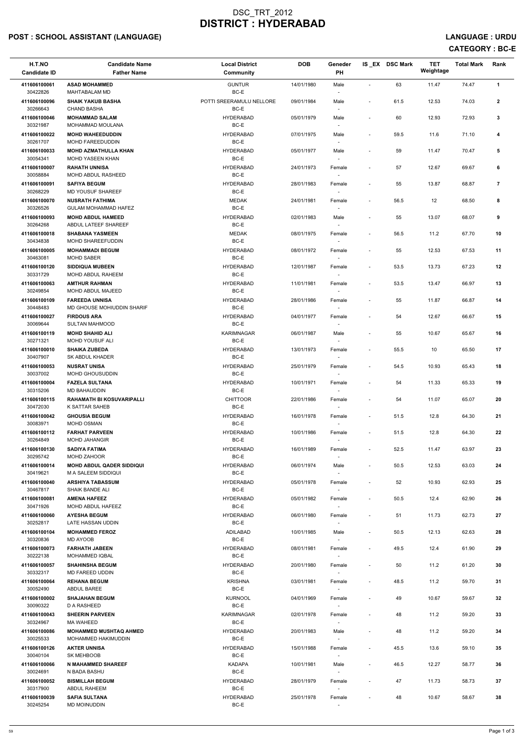# DSC_TRT_2012
# DISTRICT : HYDERABAD

## POST : SCHOOL ASSISTANT (LANGUAGE)

## LANGUAGE : URDU

## CATEGORY : BC-E

| H.T.NO<br>Candidate ID | Candidate Name<br>Father Name | Local District<br>Community | DOB | Geneder<br>PH | IS _EX | DSC Mark | TET Weightage | Total Mark | Rank |
|---|---|---|---|---|---|---|---|---|---|
| 411606100061<br>30422826 | **ASAD MOHAMMED**<br>MAHTABALAM MD | GUNTUR<br>BC-E | 14/01/1980 | Male<br>- | - | 63 | 11.47 | 74.47 | 1 |
| 411606100096<br>30266643 | **SHAIK YAKUB BASHA**<br>CHAND BASHA | POTTI SREERAMULU NELLORE<br>BC-E | 09/01/1984 | Male<br>- | - | 61.5 | 12.53 | 74.03 | 2 |
| 411606100046<br>30321987 | **MOHAMMAD SALAM**<br>MOHAMMAD MOULANA | HYDERABAD<br>BC-E | 05/01/1979 | Male<br>- | - | 60 | 12.93 | 72.93 | 3 |
| 411606100022<br>30261707 | **MOHD WAHEEDUDDIN**<br>MOHD FAREEDUDDIN | HYDERABAD<br>BC-E | 07/01/1975 | Male<br>- | - | 59.5 | 11.6 | 71.10 | 4 |
| 411606100033<br>30054341 | **MOHD AZMATHULLA KHAN**<br>MOHD YASEEN KHAN | HYDERABAD<br>BC-E | 05/01/1977 | Male<br>- | - | 59 | 11.47 | 70.47 | 5 |
| 411606100007<br>30058884 | **RAHATH UNNISA**<br>MOHD ABDUL RASHEED | HYDERABAD<br>BC-E | 24/01/1973 | Female<br>- | - | 57 | 12.67 | 69.67 | 6 |
| 411606100091<br>30268229 | **SAFIYA BEGUM**<br>MD YOUSUF SHAREEF | HYDERABAD<br>BC-E | 28/01/1983 | Female<br>- | - | 55 | 13.87 | 68.87 | 7 |
| 411606100070<br>30326526 | **NUSRATH FATHIMA**<br>GULAM MOHAMMAD HAFEZ | MEDAK<br>BC-E | 24/01/1981 | Female<br>- | - | 56.5 | 12 | 68.50 | 8 |
| 411606100093<br>30264268 | **MOHD ABDUL HAMEED**<br>ABDUL LATEEF SHAREEF | HYDERABAD<br>BC-E | 02/01/1983 | Male<br>- | - | 55 | 13.07 | 68.07 | 9 |
| 411606100018<br>30434838 | **SHABANA YASMEEN**<br>MOHD SHAREEFUDDIN | MEDAK<br>BC-E | 08/01/1975 | Female<br>- | - | 56.5 | 11.2 | 67.70 | 10 |
| 411606100005<br>30463081 | **MOHAMMADI BEGUM**<br>MOHD SABER | HYDERABAD<br>BC-E | 08/01/1972 | Female<br>- | - | 55 | 12.53 | 67.53 | 11 |
| 411606100120<br>30331729 | **SIDDIQUA MUBEEN**<br>MOHD ABDUL RAHEEM | HYDERABAD<br>BC-E | 12/01/1987 | Female<br>- | - | 53.5 | 13.73 | 67.23 | 12 |
| 411606100063<br>30249854 | **AMTHUR RAHMAN**<br>MOHD ABDUL MAJEED | HYDERABAD<br>BC-E | 11/01/1981 | Female<br>- | - | 53.5 | 13.47 | 66.97 | 13 |
| 411606100109<br>30448483 | **FAREEDA UNNISA**<br>MD GHOUSE MOHIUDDIN SHARIF | HYDERABAD<br>BC-E | 28/01/1986 | Female<br>- | - | 55 | 11.87 | 66.87 | 14 |
| 411606100027<br>30069644 | **FIRDOUS ARA**<br>SULTAN MAHMOOD | HYDERABAD<br>BC-E | 04/01/1977 | Female<br>- | - | 54 | 12.67 | 66.67 | 15 |
| 411606100119<br>30271321 | **MOHD SHAHID ALI**<br>MOHD YOUSUF ALI | KARIMNAGAR<br>BC-E | 06/01/1987 | Male<br>- | - | 55 | 10.67 | 65.67 | 16 |
| 411606100010<br>30407907 | **SHAIKA ZUBEDA**<br>SK ABDUL KHADER | HYDERABAD<br>BC-E | 13/01/1973 | Female<br>- | - | 55.5 | 10 | 65.50 | 17 |
| 411606100053<br>30037002 | **NUSRAT UNISA**<br>MOHD GHOUSUDDIN | HYDERABAD<br>BC-E | 25/01/1979 | Female<br>- | - | 54.5 | 10.93 | 65.43 | 18 |
| 411606100004<br>30315206 | **FAZELA SULTANA**<br>MD BAHAUDDIN | HYDERABAD<br>BC-E | 10/01/1971 | Female<br>- | - | 54 | 11.33 | 65.33 | 19 |
| 411606100115<br>30472030 | **RAHAMATH BI KOSUVARIPALLI**<br>K SATTAR SAHEB | CHITTOOR<br>BC-E | 22/01/1986 | Female<br>- | - | 54 | 11.07 | 65.07 | 20 |
| 411606100042<br>30083971 | **GHOUSIA BEGUM**<br>MOHD OSMAN | HYDERABAD<br>BC-E | 16/01/1978 | Female<br>- | - | 51.5 | 12.8 | 64.30 | 21 |
| 411606100112<br>30264849 | **FARHAT PARVEEN**<br>MOHD JAHANGIR | HYDERABAD<br>BC-E | 10/01/1986 | Female<br>- | - | 51.5 | 12.8 | 64.30 | 22 |
| 411606100130<br>30295742 | **SADIYA FATIMA**<br>MOHD ZAHOOR | HYDERABAD<br>BC-E | 16/01/1989 | Female<br>- | - | 52.5 | 11.47 | 63.97 | 23 |
| 411606100014<br>30419621 | **MOHD ABDUL QADER SIDDIQUI**<br>M A SALEEM SIDDIQUI | HYDERABAD<br>BC-E | 06/01/1974 | Male<br>- | - | 50.5 | 12.53 | 63.03 | 24 |
| 411606100040<br>30467817 | **ARSHIYA TABASSUM**<br>SHAIK BANDE ALI | HYDERABAD<br>BC-E | 05/01/1978 | Female<br>- | - | 52 | 10.93 | 62.93 | 25 |
| 411606100081<br>30471926 | **AMENA HAFEEZ**<br>MOHD ABDUL HAFEEZ | HYDERABAD<br>BC-E | 05/01/1982 | Female<br>- | - | 50.5 | 12.4 | 62.90 | 26 |
| 411606100060<br>30252817 | **AYESHA BEGUM**<br>LATE HASSAN UDDIN | HYDERABAD<br>BC-E | 06/01/1980 | Female<br>- | - | 51 | 11.73 | 62.73 | 27 |
| 411606100104<br>30320836 | **MOHAMMED FEROZ**<br>MD AYOOB | ADILABAD<br>BC-E | 10/01/1985 | Male<br>- | - | 50.5 | 12.13 | 62.63 | 28 |
| 411606100073<br>30222138 | **FARHATH JABEEN**<br>MOHAMMED IQBAL | HYDERABAD<br>BC-E | 08/01/1981 | Female<br>- | - | 49.5 | 12.4 | 61.90 | 29 |
| 411606100057<br>30332317 | **SHAHINSHA BEGUM**<br>MD FAREED UDDIN | HYDERABAD<br>BC-E | 20/01/1980 | Female<br>- | - | 50 | 11.2 | 61.20 | 30 |
| 411606100064<br>30052490 | **REHANA BEGUM**<br>ABDUL BAREE | KRISHNA<br>BC-E | 03/01/1981 | Female<br>- | - | 48.5 | 11.2 | 59.70 | 31 |
| 411606100002<br>30090322 | **SHAJAHAN BEGUM**<br>D A RASHEED | KURNOOL<br>BC-E | 04/01/1969 | Female<br>- | - | 49 | 10.67 | 59.67 | 32 |
| 411606100043<br>30324967 | **SHEERIN PARVEEN**<br>MA WAHEED | KARIMNAGAR<br>BC-E | 02/01/1978 | Female<br>- | - | 48 | 11.2 | 59.20 | 33 |
| 411606100086<br>30025533 | **MOHAMMED MUSHTAQ AHMED**<br>MOHAMMED HAKIMUDDIN | HYDERABAD<br>BC-E | 20/01/1983 | Male<br>- | - | 48 | 11.2 | 59.20 | 34 |
| 411606100126<br>30040104 | **AKTER UNNISA**<br>SK MEHBOOB | HYDERABAD<br>BC-E | 15/01/1988 | Female<br>- | - | 45.5 | 13.6 | 59.10 | 35 |
| 411606100066<br>30024691 | **N MAHAMMED SHAREEF**<br>N BADA BASHU | KADAPA<br>BC-E | 10/01/1981 | Male<br>- | - | 46.5 | 12.27 | 58.77 | 36 |
| 411606100052<br>30317900 | **BISMILLAH BEGUM**<br>ABDUL RAHEEM | HYDERABAD<br>BC-E | 28/01/1979 | Female<br>- | - | 47 | 11.73 | 58.73 | 37 |
| 411606100039<br>30245254 | **SAFIA SULTANA**<br>MD MOINUDDIN | HYDERABAD<br>BC-E | 25/01/1978 | Female<br>- | - | 48 | 10.67 | 58.67 | 38 |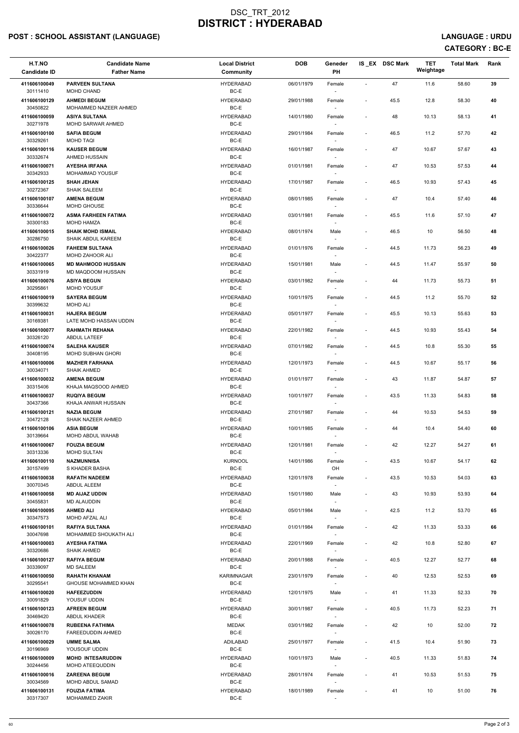# DSC_TRT_2012
# DISTRICT : HYDERABAD

**POST : SCHOOL ASSISTANT (LANGUAGE)** **LANGUAGE : URDU**

**CATEGORY : BC-E**

| H.T.NO<br>Candidate ID | Candidate Name<br>Father Name | Local District<br>Community | DOB | Geneder<br>PH | IS_EX | DSC Mark | TET Weightage | Total Mark | Rank |
|---|---|---|---|---|---|---|---|---|---|
| 411606100049<br>30111410 | **PARVEEN SULTANA**<br>MOHD CHAND | HYDERABAD<br>BC-E | 06/01/1979 | Female<br>- | - | 47 | 11.6 | 58.60 | 39 |
| 411606100129<br>30450822 | **AHMEDI BEGUM**<br>MOHAMMED NAZEER AHMED | HYDERABAD<br>BC-E | 29/01/1988 | Female<br>- | - | 45.5 | 12.8 | 58.30 | 40 |
| 411606100059<br>30271978 | **ASIYA SULTANA**<br>MOHD SARWAR AHMED | HYDERABAD<br>BC-E | 14/01/1980 | Female<br>- | - | 48 | 10.13 | 58.13 | 41 |
| 411606100100<br>30329261 | **SAFIA BEGUM**<br>MOHD TAQI | HYDERABAD<br>BC-E | 29/01/1984 | Female<br>- | - | 46.5 | 11.2 | 57.70 | 42 |
| 411606100116<br>30332674 | **KAUSER BEGUM**<br>AHMED HUSSAIN | HYDERABAD<br>BC-E | 16/01/1987 | Female<br>- | - | 47 | 10.67 | 57.67 | 43 |
| 411606100071<br>30342933 | **AYESHA IRFANA**<br>MOHAMMAD YOUSUF | HYDERABAD<br>BC-E | 01/01/1981 | Female<br>- | - | 47 | 10.53 | 57.53 | 44 |
| 411606100125<br>30272367 | **SHAH JEHAN**<br>SHAIK SALEEM | HYDERABAD<br>BC-E | 17/01/1987 | Female<br>- | - | 46.5 | 10.93 | 57.43 | 45 |
| 411606100107<br>30336644 | **AMENA BEGUM**<br>MOHD GHOUSE | HYDERABAD<br>BC-E | 08/01/1985 | Female<br>- | - | 47 | 10.4 | 57.40 | 46 |
| 411606100072<br>30300183 | **ASMA FARHEEN FATIMA**<br>MOHD HAMZA | HYDERABAD<br>BC-E | 03/01/1981 | Female<br>- | - | 45.5 | 11.6 | 57.10 | 47 |
| 411606100015<br>30286750 | **SHAIK MOHD ISMAIL**<br>SHAIK ABDUL KAREEM | HYDERABAD<br>BC-E | 08/01/1974 | Male<br>- | - | 46.5 | 10 | 56.50 | 48 |
| 411606100026<br>30422377 | **FAHEEM SULTANA**<br>MOHD ZAHOOR ALI | HYDERABAD<br>BC-E | 01/01/1976 | Female<br>- | - | 44.5 | 11.73 | 56.23 | 49 |
| 411606100065<br>30331919 | **MD MAHMOOD HUSSAIN**<br>MD MAQDOOM HUSSAIN | HYDERABAD<br>BC-E | 15/01/1981 | Male<br>- | - | 44.5 | 11.47 | 55.97 | 50 |
| 411606100076<br>30295861 | **ASIYA BEGUN**<br>MOHD YOUSUF | HYDERABAD<br>BC-E | 03/01/1982 | Female<br>- | - | 44 | 11.73 | 55.73 | 51 |
| 411606100019<br>30399632 | **SAYERA BEGUM**<br>MOHD ALI | HYDERABAD<br>BC-E | 10/01/1975 | Female<br>- | - | 44.5 | 11.2 | 55.70 | 52 |
| 411606100031<br>30169381 | **HAJERA BEGUM**<br>LATE MOHD HASSAN UDDIN | HYDERABAD<br>BC-E | 05/01/1977 | Female<br>- | - | 45.5 | 10.13 | 55.63 | 53 |
| 411606100077<br>30326120 | **RAHMATH REHANA**<br>ABDUL LATEEF | HYDERABAD<br>BC-E | 22/01/1982 | Female<br>- | - | 44.5 | 10.93 | 55.43 | 54 |
| 411606100074<br>30408195 | **SALEHA KAUSER**<br>MOHD SUBHAN GHORI | HYDERABAD<br>BC-E | 07/01/1982 | Female<br>- | - | 44.5 | 10.8 | 55.30 | 55 |
| 411606100006<br>30034071 | **MAZHER FARHANA**<br>SHAIK AHMED | HYDERABAD<br>BC-E | 12/01/1973 | Female<br>- | - | 44.5 | 10.67 | 55.17 | 56 |
| 411606100032<br>30315406 | **AMENA BEGUM**<br>KHAJA MAQSOOD AHMED | HYDERABAD<br>BC-E | 01/01/1977 | Female<br>- | - | 43 | 11.87 | 54.87 | 57 |
| 411606100037<br>30437366 | **RUQIYA BEGUM**<br>KHAJA ANWAR HUSSAIN | HYDERABAD<br>BC-E | 10/01/1977 | Female<br>- | - | 43.5 | 11.33 | 54.83 | 58 |
| 411606100121<br>30472128 | **NAZIA BEGUM**<br>SHAIK NAZEER AHMED | HYDERABAD<br>BC-E | 27/01/1987 | Female<br>- | - | 44 | 10.53 | 54.53 | 59 |
| 411606100106<br>30139664 | **ASIA BEGUM**<br>MOHD ABDUL WAHAB | HYDERABAD<br>BC-E | 10/01/1985 | Female<br>- | - | 44 | 10.4 | 54.40 | 60 |
| 411606100067<br>30313336 | **FOUZIA BEGUM**<br>MOHD SULTAN | HYDERABAD<br>BC-E | 12/01/1981 | Female<br>- | - | 42 | 12.27 | 54.27 | 61 |
| 411606100110<br>30157499 | **NAZMUNNISA**<br>S KHADER BASHA | KURNOOL<br>BC-E | 14/01/1986 | Female<br>OH | - | 43.5 | 10.67 | 54.17 | 62 |
| 411606100038<br>30070345 | **RAFATH NADEEM**<br>ABDUL ALEEM | HYDERABAD<br>BC-E | 12/01/1978 | Female<br>- | - | 43.5 | 10.53 | 54.03 | 63 |
| 411606100058<br>30455831 | **MD AIJAZ UDDIN**<br>MD ALAUDDIN | HYDERABAD<br>BC-E | 15/01/1980 | Male<br>- | - | 43 | 10.93 | 53.93 | 64 |
| 411606100095<br>30347573 | **AHMED ALI**<br>MOHD AFZAL ALI | HYDERABAD<br>BC-E | 05/01/1984 | Male<br>- | - | 42.5 | 11.2 | 53.70 | 65 |
| 411606100101<br>30047698 | **RAFIYA SULTANA**<br>MOHAMMED SHOUKATH ALI | HYDERABAD<br>BC-E | 01/01/1984 | Female<br>- | - | 42 | 11.33 | 53.33 | 66 |
| 411606100003<br>30320686 | **AYESHA FATIMA**<br>SHAIK AHMED | HYDERABAD<br>BC-E | 22/01/1969 | Female<br>- | - | 42 | 10.8 | 52.80 | 67 |
| 411606100127<br>30339097 | **RAFIYA BEGUM**<br>MD SALEEM | HYDERABAD<br>BC-E | 20/01/1988 | Female<br>- | - | 40.5 | 12.27 | 52.77 | 68 |
| 411606100050<br>30295541 | **RAHATH KHANAM**<br>GHOUSE MOHAMMED KHAN | KARIMNAGAR<br>BC-E | 23/01/1979 | Female<br>- | - | 40 | 12.53 | 52.53 | 69 |
| 411606100020<br>30091829 | **HAFEEZUDDIN**<br>YOUSUF UDDIN | HYDERABAD<br>BC-E | 12/01/1975 | Male<br>- | - | 41 | 11.33 | 52.33 | 70 |
| 411606100123<br>30469420 | **AFREEN BEGUM**<br>ABDUL KHADER | HYDERABAD<br>BC-E | 30/01/1987 | Female<br>- | - | 40.5 | 11.73 | 52.23 | 71 |
| 411606100078<br>30026170 | **RUBEENA FATHIMA**<br>FAREEDUDDIN AHMED | MEDAK<br>BC-E | 03/01/1982 | Female<br>- | - | 42 | 10 | 52.00 | 72 |
| 411606100029<br>30196969 | **UMME SALMA**<br>YOUSOUF UDDIN | ADILABAD<br>BC-E | 25/01/1977 | Female<br>- | - | 41.5 | 10.4 | 51.90 | 73 |
| 411606100009<br>30244456 | **MOHD INTESARUDDIN**<br>MOHD ATEEQUDDIN | HYDERABAD<br>BC-E | 10/01/1973 | Male<br>- | - | 40.5 | 11.33 | 51.83 | 74 |
| 411606100016<br>30034569 | **ZAREENA BEGUM**<br>MOHD ABDUL SAMAD | HYDERABAD<br>BC-E | 28/01/1974 | Female<br>- | - | 41 | 10.53 | 51.53 | 75 |
| 411606100131<br>30317307 | **FOUZIA FATIMA**<br>MOHAMMED ZAKIR | HYDERABAD<br>BC-E | 18/01/1989 | Female<br>- | - | 41 | 10 | 51.00 | 76 |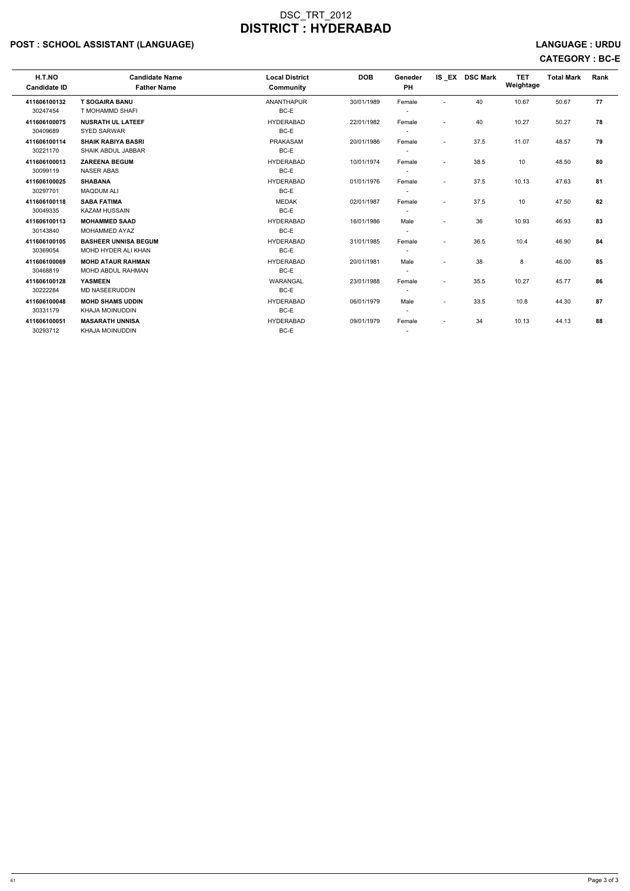# DSC_TRT_2012
# DISTRICT : HYDERABAD

## POST : SCHOOL ASSISTANT (LANGUAGE)

**LANGUAGE : URDU**

**CATEGORY : BC-E**

| H.T.NO<br>Candidate ID | Candidate Name<br>Father Name | Local District<br>Community | DOB | Geneder<br>PH | IS _EX | DSC Mark | TET Weightage | Total Mark | Rank |
|---|---|---|---|---|---|---|---|---|---|
| 411606100132<br>30247454 | T SOGAIRA BANU<br>T MOHAMMD SHAFI | ANANTHAPUR<br>BC-E | 30/01/1989 | Female<br>- | - | 40 | 10.67 | 50.67 | 77 |
| 411606100075<br>30409689 | NUSRATH UL LATEEF<br>SYED SARWAR | HYDERABAD<br>BC-E | 22/01/1982 | Female<br>- | - | 40 | 10.27 | 50.27 | 78 |
| 411606100114<br>30221170 | SHAIK RABIYA BASRI<br>SHAIK ABDUL JABBAR | PRAKASAM<br>BC-E | 20/01/1986 | Female<br>- | - | 37.5 | 11.07 | 48.57 | 79 |
| 411606100013<br>30099119 | ZAREENA BEGUM<br>NASER ABAS | HYDERABAD<br>BC-E | 10/01/1974 | Female<br>- | - | 38.5 | 10 | 48.50 | 80 |
| 411606100025<br>30297701 | SHABANA<br>MAQDUM ALI | HYDERABAD<br>BC-E | 01/01/1976 | Female<br>- | - | 37.5 | 10.13 | 47.63 | 81 |
| 411606100118<br>30049335 | SABA FATIMA<br>KAZAM HUSSAIN | MEDAK<br>BC-E | 02/01/1987 | Female<br>- | - | 37.5 | 10 | 47.50 | 82 |
| 411606100113<br>30143840 | MOHAMMED SAAD<br>MOHAMMED AYAZ | HYDERABAD<br>BC-E | 16/01/1986 | Male<br>- | - | 36 | 10.93 | 46.93 | 83 |
| 411606100105<br>30369054 | BASHEER UNNISA BEGUM<br>MOHD HYDER ALI KHAN | HYDERABAD<br>BC-E | 31/01/1985 | Female<br>- | - | 36.5 | 10.4 | 46.90 | 84 |
| 411606100069<br>30468819 | MOHD ATAUR RAHMAN<br>MOHD ABDUL RAHMAN | HYDERABAD<br>BC-E | 20/01/1981 | Male<br>- | - | 38 | 8 | 46.00 | 85 |
| 411606100128<br>30222284 | YASMEEN<br>MD NASEERUDDIN | WARANGAL<br>BC-E | 23/01/1988 | Female<br>- | - | 35.5 | 10.27 | 45.77 | 86 |
| 411606100048<br>30331179 | MOHD SHAMS UDDIN<br>KHAJA MOINUDDIN | HYDERABAD<br>BC-E | 06/01/1979 | Male<br>- | - | 33.5 | 10.8 | 44.30 | 87 |
| 411606100051<br>30293712 | MASARATH UNNISA<br>KHAJA MOINUDDIN | HYDERABAD<br>BC-E | 09/01/1979 | Female<br>- | - | 34 | 10.13 | 44.13 | 88 |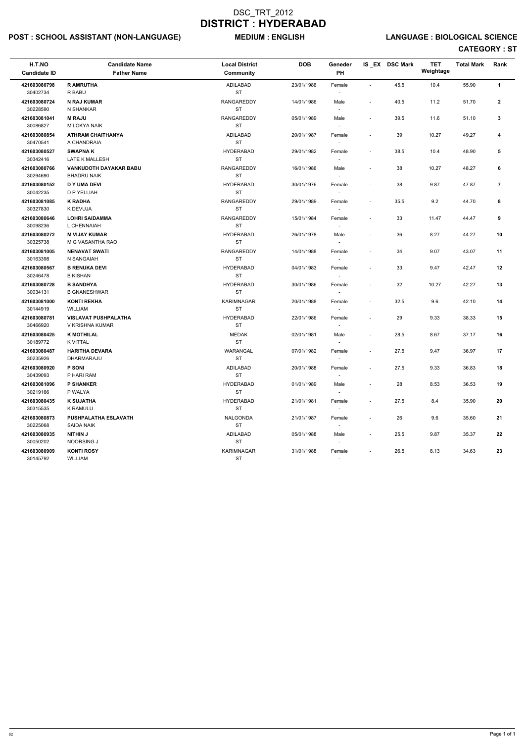# DSC_TRT_2012
# DISTRICT : HYDERABAD

**POST : SCHOOL ASSISTANT (NON-LANGUAGE)** **MEDIUM : ENGLISH** **LANGUAGE : BIOLOGICAL SCIENCE**

**CATEGORY : ST**

| H.T.NO<br>Candidate ID | Candidate Name<br>Father Name | Local District<br>Community | DOB | Geneder<br>PH | IS _EX | DSC Mark | TET Weightage | Total Mark | Rank |
|---|---|---|---|---|---|---|---|---|---|
| **421603080798**<br>30402734 | **R AMRUTHA**<br>R BABU | ADILABAD<br>ST | 23/01/1986 | Female<br>- | - | 45.5 | 10.4 | 55.90 | **1** |
| **421603080724**<br>30228590 | **N RAJ KUMAR**<br>N SHANKAR | RANGAREDDY<br>ST | 14/01/1986 | Male<br>- | - | 40.5 | 11.2 | 51.70 | **2** |
| **421603081041**<br>30086827 | **M RAJU**<br>M LOKYA NAIK | RANGAREDDY<br>ST | 05/01/1989 | Male<br>- | - | 39.5 | 11.6 | 51.10 | **3** |
| **421603080854**<br>30470541 | **ATHRAM CHAITHANYA**<br>A CHANDRAIA | ADILABAD<br>ST | 20/01/1987 | Female<br>- | - | 39 | 10.27 | 49.27 | **4** |
| **421603080527**<br>30342416 | **SWAPNA K**<br>LATE K MALLESH | HYDERABAD<br>ST | 29/01/1982 | Female<br>- | - | 38.5 | 10.4 | 48.90 | **5** |
| **421603080766**<br>30294690 | **VANKUDOTH DAYAKAR BABU**<br>BHADRU NAIK | RANGAREDDY<br>ST | 16/01/1986 | Male<br>- | - | 38 | 10.27 | 48.27 | **6** |
| **421603080152**<br>30042235 | **D Y UMA DEVI**<br>D P YELLIAH | HYDERABAD<br>ST | 30/01/1976 | Female<br>- | - | 38 | 9.87 | 47.87 | **7** |
| **421603081085**<br>30327830 | **K RADHA**<br>K DEVUJA | RANGAREDDY<br>ST | 29/01/1989 | Female<br>- | - | 35.5 | 9.2 | 44.70 | **8** |
| **421603080646**<br>30098236 | **LOHRI SAIDAMMA**<br>L CHENNAIAH | RANGAREDDY<br>ST | 15/01/1984 | Female<br>- | - | 33 | 11.47 | 44.47 | **9** |
| **421603080272**<br>30325738 | **M VIJAY KUMAR**<br>M G VASANTHA RAO | HYDERABAD<br>ST | 26/01/1978 | Male<br>- | - | 36 | 8.27 | 44.27 | **10** |
| **421603081005**<br>30163398 | **NENAVAT SWATI**<br>N SANGAIAH | RANGAREDDY<br>ST | 14/01/1988 | Female<br>- | - | 34 | 9.07 | 43.07 | **11** |
| **421603080567**<br>30246478 | **B RENUKA DEVI**<br>B KISHAN | HYDERABAD<br>ST | 04/01/1983 | Female<br>- | - | 33 | 9.47 | 42.47 | **12** |
| **421603080728**<br>30034131 | **B SANDHYA**<br>B GNANESHWAR | HYDERABAD<br>ST | 30/01/1986 | Female<br>- | - | 32 | 10.27 | 42.27 | **13** |
| **421603081000**<br>30144919 | **KONTI REKHA**<br>WILLIAM | KARIMNAGAR<br>ST | 20/01/1988 | Female<br>- | - | 32.5 | 9.6 | 42.10 | **14** |
| **421603080781**<br>30466920 | **VISLAVAT PUSHPALATHA**<br>V KRISHNA KUMAR | HYDERABAD<br>ST | 22/01/1986 | Female<br>- | - | 29 | 9.33 | 38.33 | **15** |
| **421603080425**<br>30189772 | **K MOTHILAL**<br>K VITTAL | MEDAK<br>ST | 02/01/1981 | Male<br>- | - | 28.5 | 8.67 | 37.17 | **16** |
| **421603080487**<br>30235926 | **HARITHA DEVARA**<br>DHARMARAJU | WARANGAL<br>ST | 07/01/1982 | Female<br>- | - | 27.5 | 9.47 | 36.97 | **17** |
| **421603080920**<br>30439093 | **P SONI**<br>P HARI RAM | ADILABAD<br>ST | 20/01/1988 | Female<br>- | - | 27.5 | 9.33 | 36.83 | **18** |
| **421603081096**<br>30219166 | **P SHANKER**<br>P WALYA | HYDERABAD<br>ST | 01/01/1989 | Male<br>- | - | 28 | 8.53 | 36.53 | **19** |
| **421603080435**<br>30315535 | **K SUJATHA**<br>K RAMULU | HYDERABAD<br>ST | 21/01/1981 | Female<br>- | - | 27.5 | 8.4 | 35.90 | **20** |
| **421603080873**<br>30225068 | **PUSHPALATHA ESLAVATH**<br>SAIDA NAIK | NALGONDA<br>ST | 21/01/1987 | Female<br>- | - | 26 | 9.6 | 35.60 | **21** |
| **421603080935**<br>30050202 | **NITHIN J**<br>NOORSING J | ADILABAD<br>ST | 05/01/1988 | Male<br>- | - | 25.5 | 9.87 | 35.37 | **22** |
| **421603080909**<br>30145792 | **KONTI ROSY**<br>WILLIAM | KARIMNAGAR<br>ST | 31/01/1988 | Female<br>- | - | 26.5 | 8.13 | 34.63 | **23** |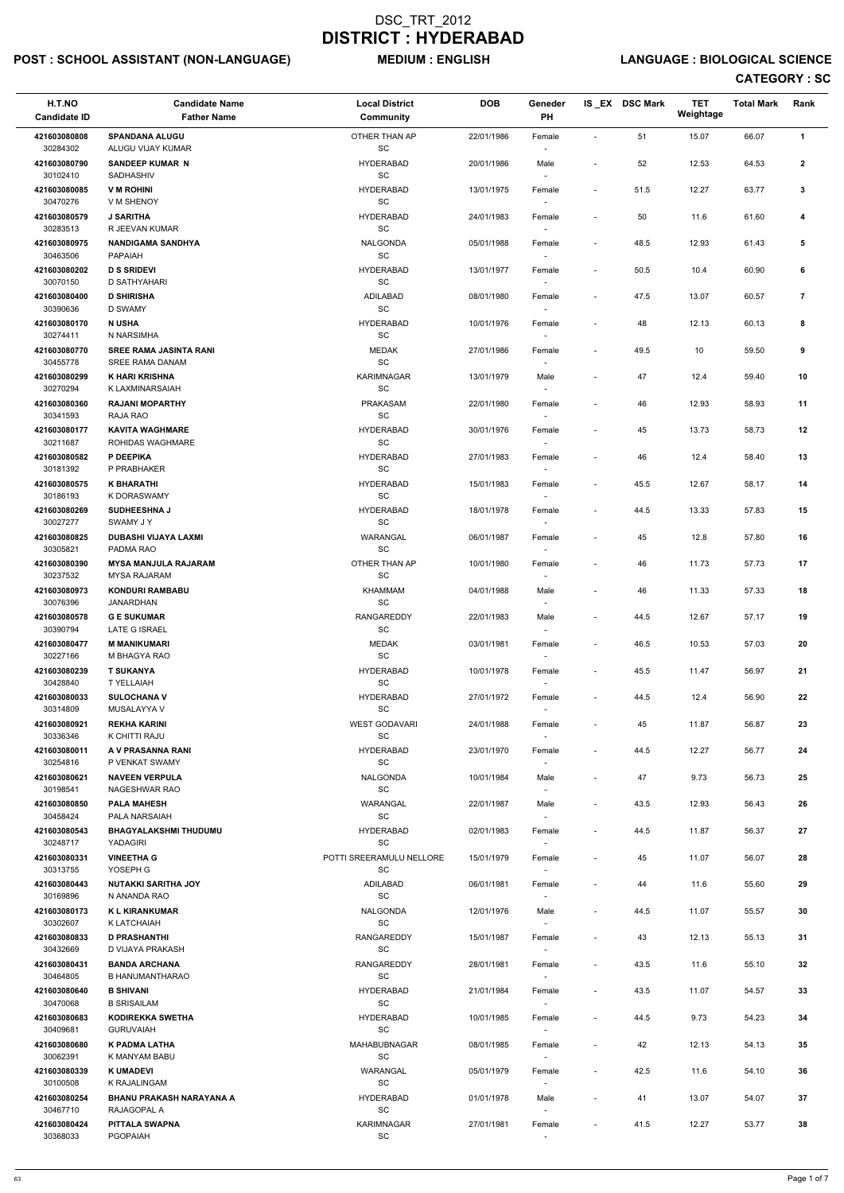# DSC_TRT_2012
# DISTRICT : HYDERABAD

**POST : SCHOOL ASSISTANT (NON-LANGUAGE)** **MEDIUM : ENGLISH** **LANGUAGE : BIOLOGICAL SCIENCE**

**CATEGORY : SC**

| H.T.NO<br>Candidate ID | Candidate Name<br>Father Name | Local District<br>Community | DOB | Geneder<br>PH | IS _EX | DSC Mark | TET Weightage | Total Mark | Rank |
|---|---|---|---|---|---|---|---|---|---|
| 421603080808<br>30284302 | **SPANDANA ALUGU**<br>ALUGU VIJAY KUMAR | OTHER THAN AP<br>SC | 22/01/1986 | Female<br>- | - | 51 | 15.07 | 66.07 | **1** |
| 421603080790<br>30102410 | **SANDEEP KUMAR N**<br>SADHASHIV | HYDERABAD<br>SC | 20/01/1986 | Male<br>- | - | 52 | 12.53 | 64.53 | **2** |
| 421603080085<br>30470276 | **V M ROHINI**<br>V M SHENOY | HYDERABAD<br>SC | 13/01/1975 | Female<br>- | - | 51.5 | 12.27 | 63.77 | **3** |
| 421603080579<br>30283513 | **J SARITHA**<br>R JEEVAN KUMAR | HYDERABAD<br>SC | 24/01/1983 | Female<br>- | - | 50 | 11.6 | 61.60 | **4** |
| 421603080975<br>30463506 | **NANDIGAMA SANDHYA**<br>PAPAIAH | NALGONDA<br>SC | 05/01/1988 | Female<br>- | - | 48.5 | 12.93 | 61.43 | **5** |
| 421603080202<br>30070150 | **D S SRIDEVI**<br>D SATHYAHARI | HYDERABAD<br>SC | 13/01/1977 | Female<br>- | - | 50.5 | 10.4 | 60.90 | **6** |
| 421603080400<br>30390636 | **D SHIRISHA**<br>D SWAMY | ADILABAD<br>SC | 08/01/1980 | Female<br>- | - | 47.5 | 13.07 | 60.57 | **7** |
| 421603080170<br>30274411 | **N USHA**<br>N NARSIMHA | HYDERABAD<br>SC | 10/01/1976 | Female<br>- | - | 48 | 12.13 | 60.13 | **8** |
| 421603080770<br>30455778 | **SREE RAMA JASINTA RANI**<br>SREE RAMA DANAM | MEDAK<br>SC | 27/01/1986 | Female<br>- | - | 49.5 | 10 | 59.50 | **9** |
| 421603080299<br>30270294 | **K HARI KRISHNA**<br>K LAXMINARSAIAH | KARIMNAGAR<br>SC | 13/01/1979 | Male<br>- | - | 47 | 12.4 | 59.40 | **10** |
| 421603080360<br>30341593 | **RAJANI MOPARTHY**<br>RAJA RAO | PRAKASAM<br>SC | 22/01/1980 | Female<br>- | - | 46 | 12.93 | 58.93 | **11** |
| 421603080177<br>30211687 | **KAVITA WAGHMARE**<br>ROHIDAS WAGHMARE | HYDERABAD<br>SC | 30/01/1976 | Female<br>- | - | 45 | 13.73 | 58.73 | **12** |
| 421603080582<br>30181392 | **P DEEPIKA**<br>P PRABHAKER | HYDERABAD<br>SC | 27/01/1983 | Female<br>- | - | 46 | 12.4 | 58.40 | **13** |
| 421603080575<br>30186193 | **K BHARATHI**<br>K DORASWAMY | HYDERABAD<br>SC | 15/01/1983 | Female<br>- | - | 45.5 | 12.67 | 58.17 | **14** |
| 421603080269<br>30027277 | **SUDHEESHNA J**<br>SWAMY J Y | HYDERABAD<br>SC | 18/01/1978 | Female<br>- | - | 44.5 | 13.33 | 57.83 | **15** |
| 421603080825<br>30305821 | **DUBASHI VIJAYA LAXMI**<br>PADMA RAO | WARANGAL<br>SC | 06/01/1987 | Female<br>- | - | 45 | 12.8 | 57.80 | **16** |
| 421603080390<br>30237532 | **MYSA MANJULA RAJARAM**<br>MYSA RAJARAM | OTHER THAN AP<br>SC | 10/01/1980 | Female<br>- | - | 46 | 11.73 | 57.73 | **17** |
| 421603080973<br>30076396 | **KONDURI RAMBABU**<br>JANARDHAN | KHAMMAM<br>SC | 04/01/1988 | Male<br>- | - | 46 | 11.33 | 57.33 | **18** |
| 421603080578<br>30390794 | **G E SUKUMAR**<br>LATE G ISRAEL | RANGAREDDY<br>SC | 22/01/1983 | Male<br>- | - | 44.5 | 12.67 | 57.17 | **19** |
| 421603080477<br>30227166 | **M MANIKUMARI**<br>M BHAGYA RAO | MEDAK<br>SC | 03/01/1981 | Female<br>- | - | 46.5 | 10.53 | 57.03 | **20** |
| 421603080239<br>30428840 | **T SUKANYA**<br>T YELLAIAH | HYDERABAD<br>SC | 10/01/1978 | Female<br>- | - | 45.5 | 11.47 | 56.97 | **21** |
| 421603080033<br>30314809 | **SULOCHANA V**<br>MUSALAYYA V | HYDERABAD<br>SC | 27/01/1972 | Female<br>- | - | 44.5 | 12.4 | 56.90 | **22** |
| 421603080921<br>30336346 | **REKHA KARINI**<br>K CHITTI RAJU | WEST GODAVARI<br>SC | 24/01/1988 | Female<br>- | - | 45 | 11.87 | 56.87 | **23** |
| 421603080011<br>30254816 | **A V PRASANNA RANI**<br>P VENKAT SWAMY | HYDERABAD<br>SC | 23/01/1970 | Female<br>- | - | 44.5 | 12.27 | 56.77 | **24** |
| 421603080621<br>30198541 | **NAVEEN VERPULA**<br>NAGESHWAR RAO | NALGONDA<br>SC | 10/01/1984 | Male<br>- | - | 47 | 9.73 | 56.73 | **25** |
| 421603080850<br>30458424 | **PALA MAHESH**<br>PALA NARSAIAH | WARANGAL<br>SC | 22/01/1987 | Male<br>- | - | 43.5 | 12.93 | 56.43 | **26** |
| 421603080543<br>30248717 | **BHAGYALAKSHMI THUDUMU**<br>YADAGIRI | HYDERABAD<br>SC | 02/01/1983 | Female<br>- | - | 44.5 | 11.87 | 56.37 | **27** |
| 421603080331<br>30313755 | **VINEETHA G**<br>YOSEPH G | POTTI SREERAMULU NELLORE<br>SC | 15/01/1979 | Female<br>- | - | 45 | 11.07 | 56.07 | **28** |
| 421603080443<br>30169896 | **NUTAKKI SARITHA JOY**<br>N ANANDA RAO | ADILABAD<br>SC | 06/01/1981 | Female<br>- | - | 44 | 11.6 | 55.60 | **29** |
| 421603080173<br>30302607 | **K L KIRANKUMAR**<br>K LATCHAIAH | NALGONDA<br>SC | 12/01/1976 | Male<br>- | - | 44.5 | 11.07 | 55.57 | **30** |
| 421603080833<br>30432669 | **D PRASHANTHI**<br>D VIJAYA PRAKASH | RANGAREDDY<br>SC | 15/01/1987 | Female<br>- | - | 43 | 12.13 | 55.13 | **31** |
| 421603080431<br>30464805 | **BANDA ARCHANA**<br>B HANUMANTHARAO | RANGAREDDY<br>SC | 28/01/1981 | Female<br>- | - | 43.5 | 11.6 | 55.10 | **32** |
| 421603080640<br>30470068 | **B SHIVANI**<br>B SRISAILAM | HYDERABAD<br>SC | 21/01/1984 | Female<br>- | - | 43.5 | 11.07 | 54.57 | **33** |
| 421603080683<br>30409681 | **KODIREKKA SWETHA**<br>GURUVAIAH | HYDERABAD<br>SC | 10/01/1985 | Female<br>- | - | 44.5 | 9.73 | 54.23 | **34** |
| 421603080680<br>30062391 | **K PADMA LATHA**<br>K MANYAM BABU | MAHABUBNAGAR<br>SC | 08/01/1985 | Female<br>- | - | 42 | 12.13 | 54.13 | **35** |
| 421603080339<br>30100508 | **K UMADEVI**<br>K RAJALINGAM | WARANGAL<br>SC | 05/01/1979 | Female<br>- | - | 42.5 | 11.6 | 54.10 | **36** |
| 421603080254<br>30467710 | **BHANU PRAKASH NARAYANA A**<br>RAJAGOPAL A | HYDERABAD<br>SC | 01/01/1978 | Male<br>- | - | 41 | 13.07 | 54.07 | **37** |
| 421603080424<br>30368033 | **PITTALA SWAPNA**<br>PGOPAIAH | KARIMNAGAR<br>SC | 27/01/1981 | Female<br>- | - | 41.5 | 12.27 | 53.77 | **38** |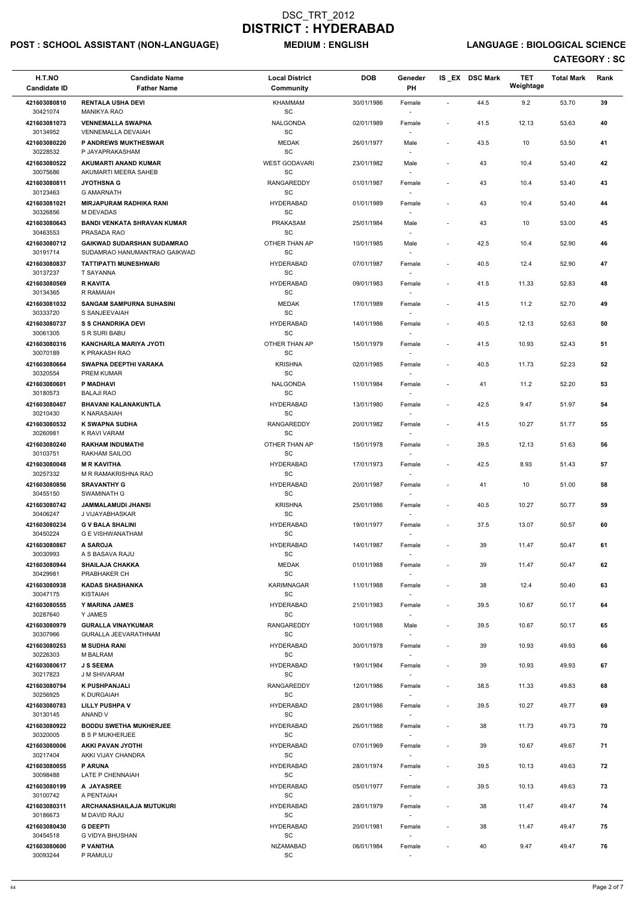# DSC_TRT_2012
# DISTRICT : HYDERABAD

**POST : SCHOOL ASSISTANT (NON-LANGUAGE)** **MEDIUM : ENGLISH** **LANGUAGE : BIOLOGICAL SCIENCE**

**CATEGORY : SC**

| H.T.NO / Candidate ID | Candidate Name / Father Name | Local District / Community | DOB | Geneder / PH | IS_EX | DSC Mark | TET Weightage | Total Mark | Rank |
|---|---|---|---|---|---|---|---|---|---|
| 421603080810 / 30421074 | **RENTALA USHA DEVI** / MANIKYA RAO | KHAMMAM / SC | 30/01/1986 | Female / - | - | 44.5 | 9.2 | 53.70 | 39 |
| 421603081073 / 30134952 | **VENNEMALLA SWAPNA** / VENNEMALLA DEVAIAH | NALGONDA / SC | 02/01/1989 | Female / - | - | 41.5 | 12.13 | 53.63 | 40 |
| 421603080220 / 30228532 | **P ANDREWS MUKTHESWAR** / P JAYAPRAKASHAM | MEDAK / SC | 26/01/1977 | Male / - | - | 43.5 | 10 | 53.50 | 41 |
| 421603080522 / 30075686 | **AKUMARTI ANAND KUMAR** / AKUMARTI MEERA SAHEB | WEST GODAVARI / SC | 23/01/1982 | Male / - | - | 43 | 10.4 | 53.40 | 42 |
| 421603080811 / 30123463 | **JYOTHSNA G** / G AMARNATH | RANGAREDDY / SC | 01/01/1987 | Female / - | - | 43 | 10.4 | 53.40 | 43 |
| 421603081021 / 30326856 | **MIRJAPURAM RADHIKA RANI** / M DEVADAS | HYDERABAD / SC | 01/01/1989 | Female / - | - | 43 | 10.4 | 53.40 | 44 |
| 421603080643 / 30463553 | **BANDI VENKATA SHRAVAN KUMAR** / PRASADA RAO | PRAKASAM / SC | 25/01/1984 | Male / - | - | 43 | 10 | 53.00 | 45 |
| 421603080712 / 30191714 | **GAIKWAD SUDARSHAN SUDAMRAO** / SUDAMRAO HANUMANTRAO GAIKWAD | OTHER THAN AP / SC | 10/01/1985 | Male / - | - | 42.5 | 10.4 | 52.90 | 46 |
| 421603080837 / 30137237 | **TATTIPATTI MUNESHWARI** / T SAYANNA | HYDERABAD / SC | 07/01/1987 | Female / - | - | 40.5 | 12.4 | 52.90 | 47 |
| 421603080569 / 30134365 | **R KAVITA** / R RAMAIAH | HYDERABAD / SC | 09/01/1983 | Female / - | - | 41.5 | 11.33 | 52.83 | 48 |
| 421603081032 / 30333720 | **SANGAM SAMPURNA SUHASINI** / S SANJEEVAIAH | MEDAK / SC | 17/01/1989 | Female / - | - | 41.5 | 11.2 | 52.70 | 49 |
| 421603080737 / 30061305 | **S S CHANDRIKA DEVI** / S R SURI BABU | HYDERABAD / SC | 14/01/1986 | Female / - | - | 40.5 | 12.13 | 52.63 | 50 |
| 421603080316 / 30070189 | **KANCHARLA MARIYA JYOTI** / K PRAKASH RAO | OTHER THAN AP / SC | 15/01/1979 | Female / - | - | 41.5 | 10.93 | 52.43 | 51 |
| 421603080664 / 30320554 | **SWAPNA DEEPTHI VARAKA** / PREM KUMAR | KRISHNA / SC | 02/01/1985 | Female / - | - | 40.5 | 11.73 | 52.23 | 52 |
| 421603080601 / 30180573 | **P MADHAVI** / BALAJI RAO | NALGONDA / SC | 11/01/1984 | Female / - | - | 41 | 11.2 | 52.20 | 53 |
| 421603080407 / 30210430 | **BHAVANI KALANAKUNTLA** / K NARASAIAH | HYDERABAD / SC | 13/01/1980 | Female / - | - | 42.5 | 9.47 | 51.97 | 54 |
| 421603080532 / 30260981 | **K SWAPNA SUDHA** / K RAVI VARAM | RANGAREDDY / SC | 20/01/1982 | Female / - | - | 41.5 | 10.27 | 51.77 | 55 |
| 421603080240 / 30103751 | **RAKHAM INDUMATHI** / RAKHAM SAILOO | OTHER THAN AP / SC | 15/01/1978 | Female / - | - | 39.5 | 12.13 | 51.63 | 56 |
| 421603080048 / 30257332 | **M R KAVITHA** / M R RAMAKRISHNA RAO | HYDERABAD / SC | 17/01/1973 | Female / - | - | 42.5 | 8.93 | 51.43 | 57 |
| 421603080856 / 30455150 | **SRAVANTHY G** / SWAMINATH G | HYDERABAD / SC | 20/01/1987 | Female / - | - | 41 | 10 | 51.00 | 58 |
| 421603080742 / 30406247 | **JAMMALAMUDI JHANSI** / J VIJAYABHASKAR | KRISHNA / SC | 25/01/1986 | Female / - | - | 40.5 | 10.27 | 50.77 | 59 |
| 421603080234 / 30450224 | **G V BALA SHALINI** / G E VISHWANATHAM | HYDERABAD / SC | 19/01/1977 | Female / - | - | 37.5 | 13.07 | 50.57 | 60 |
| 421603080867 / 30030993 | **A SAROJA** / A S BASAVA RAJU | HYDERABAD / SC | 14/01/1987 | Female / - | - | 39 | 11.47 | 50.47 | 61 |
| 421603080944 / 30429981 | **SHAILAJA CHAKKA** / PRABHAKER CH | MEDAK / SC | 01/01/1988 | Female / - | - | 39 | 11.47 | 50.47 | 62 |
| 421603080938 / 30047175 | **KADAS SHASHANKA** / KISTAIAH | KARIMNAGAR / SC | 11/01/1988 | Female / - | - | 38 | 12.4 | 50.40 | 63 |
| 421603080555 / 30287640 | **Y MARINA JAMES** / Y JAMES | HYDERABAD / SC | 21/01/1983 | Female / - | - | 39.5 | 10.67 | 50.17 | 64 |
| 421603080979 / 30307966 | **GURALLA VINAYKUMAR** / GURALLA JEEVARATHNAM | RANGAREDDY / SC | 10/01/1988 | Male / - | - | 39.5 | 10.67 | 50.17 | 65 |
| 421603080253 / 30226303 | **M SUDHA RANI** / M BALRAM | HYDERABAD / SC | 30/01/1978 | Female / - | - | 39 | 10.93 | 49.93 | 66 |
| 421603080617 / 30217823 | **J S SEEMA** / J M SHIVARAM | HYDERABAD / SC | 19/01/1984 | Female / - | - | 39 | 10.93 | 49.93 | 67 |
| 421603080794 / 30256925 | **K PUSHPANJALI** / K DURGAIAH | RANGAREDDY / SC | 12/01/1986 | Female / - | - | 38.5 | 11.33 | 49.83 | 68 |
| 421603080783 / 30130145 | **LILLY PUSHPA V** / ANAND V | HYDERABAD / SC | 28/01/1986 | Female / - | - | 39.5 | 10.27 | 49.77 | 69 |
| 421603080922 / 30320005 | **BODDU SWETHA MUKHERJEE** / B S P MUKHERJEE | HYDERABAD / SC | 26/01/1988 | Female / - | - | 38 | 11.73 | 49.73 | 70 |
| 421603080006 / 30217404 | **AKKI PAVAN JYOTHI** / AKKI VIJAY CHANDRA | HYDERABAD / SC | 07/01/1969 | Female / - | - | 39 | 10.67 | 49.67 | 71 |
| 421603080055 / 30098488 | **P ARUNA** / LATE P CHENNAIAH | HYDERABAD / SC | 28/01/1974 | Female / - | - | 39.5 | 10.13 | 49.63 | 72 |
| 421603080199 / 30100742 | **A JAYASREE** / A PENTAIAH | HYDERABAD / SC | 05/01/1977 | Female / - | - | 39.5 | 10.13 | 49.63 | 73 |
| 421603080311 / 30186673 | **ARCHANASHAILAJA MUTUKURI** / M DAVID RAJU | HYDERABAD / SC | 28/01/1979 | Female / - | - | 38 | 11.47 | 49.47 | 74 |
| 421603080430 / 30454518 | **G DEEPTI** / G VIDYA BHUSHAN | HYDERABAD / SC | 20/01/1981 | Female / - | - | 38 | 11.47 | 49.47 | 75 |
| 421603080600 / 30093244 | **P VANITHA** / P RAMULU | NIZAMABAD / SC | 06/01/1984 | Female / - | - | 40 | 9.47 | 49.47 | 76 |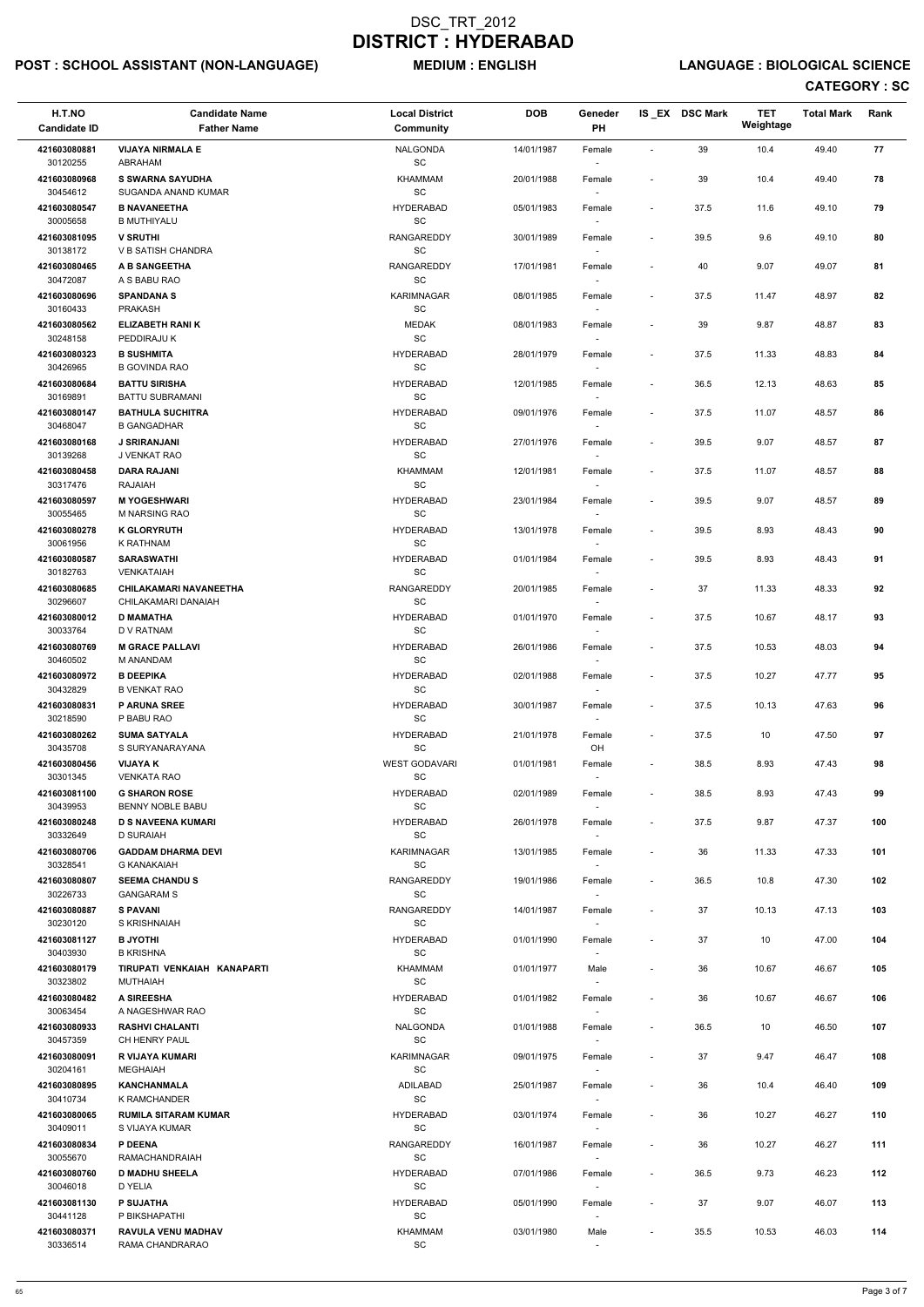# DSC_TRT_2012
# DISTRICT : HYDERABAD

**POST : SCHOOL ASSISTANT (NON-LANGUAGE)** **MEDIUM : ENGLISH** **LANGUAGE : BIOLOGICAL SCIENCE**

**CATEGORY : SC**

| H.T.NO<br>Candidate ID | Candidate Name<br>Father Name | Local District<br>Community | DOB | Geneder<br>PH | IS _EX | DSC Mark | TET Weightage | Total Mark | Rank |
|---|---|---|---|---|---|---|---|---|---|
| 421603080881<br>30120255 | **VIJAYA NIRMALA E**<br>ABRAHAM | NALGONDA<br>SC | 14/01/1987 | Female<br>- | - | 39 | 10.4 | 49.40 | 77 |
| 421603080968<br>30454612 | **S SWARNA SAYUDHA**<br>SUGANDA ANAND KUMAR | KHAMMAM<br>SC | 20/01/1988 | Female<br>- | - | 39 | 10.4 | 49.40 | 78 |
| 421603080547<br>30005658 | **B NAVANEETHA**<br>B MUTHIYALU | HYDERABAD<br>SC | 05/01/1983 | Female<br>- | - | 37.5 | 11.6 | 49.10 | 79 |
| 421603081095<br>30138172 | **V SRUTHI**<br>V B SATISH CHANDRA | RANGAREDDY<br>SC | 30/01/1989 | Female<br>- | - | 39.5 | 9.6 | 49.10 | 80 |
| 421603080465<br>30472087 | **A B SANGEETHA**<br>A S BABU RAO | RANGAREDDY<br>SC | 17/01/1981 | Female<br>- | - | 40 | 9.07 | 49.07 | 81 |
| 421603080696<br>30160433 | **SPANDANA S**<br>PRAKASH | KARIMNAGAR<br>SC | 08/01/1985 | Female<br>- | - | 37.5 | 11.47 | 48.97 | 82 |
| 421603080562<br>30248158 | **ELIZABETH RANI K**<br>PEDDIRAJU K | MEDAK<br>SC | 08/01/1983 | Female<br>- | - | 39 | 9.87 | 48.87 | 83 |
| 421603080323<br>30426965 | **B SUSHMITA**<br>B GOVINDA RAO | HYDERABAD<br>SC | 28/01/1979 | Female<br>- | - | 37.5 | 11.33 | 48.83 | 84 |
| 421603080684<br>30169891 | **BATTU SIRISHA**<br>BATTU SUBRAMANI | HYDERABAD<br>SC | 12/01/1985 | Female<br>- | - | 36.5 | 12.13 | 48.63 | 85 |
| 421603080147<br>30468047 | **BATHULA SUCHITRA**<br>B GANGADHAR | HYDERABAD<br>SC | 09/01/1976 | Female<br>- | - | 37.5 | 11.07 | 48.57 | 86 |
| 421603080168<br>30139268 | **J SRIRANJANI**<br>J VENKAT RAO | HYDERABAD<br>SC | 27/01/1976 | Female<br>- | - | 39.5 | 9.07 | 48.57 | 87 |
| 421603080458<br>30317476 | **DARA RAJANI**<br>RAJAIAH | KHAMMAM<br>SC | 12/01/1981 | Female<br>- | - | 37.5 | 11.07 | 48.57 | 88 |
| 421603080597<br>30055465 | **M YOGESHWARI**<br>M NARSING RAO | HYDERABAD<br>SC | 23/01/1984 | Female<br>- | - | 39.5 | 9.07 | 48.57 | 89 |
| 421603080278<br>30061956 | **K GLORYRUTH**<br>K RATHNAM | HYDERABAD<br>SC | 13/01/1978 | Female<br>- | - | 39.5 | 8.93 | 48.43 | 90 |
| 421603080587<br>30182763 | **SARASWATHI**<br>VENKATAIAH | HYDERABAD<br>SC | 01/01/1984 | Female<br>- | - | 39.5 | 8.93 | 48.43 | 91 |
| 421603080685<br>30296607 | **CHILAKAMARI NAVANEETHA**<br>CHILAKAMARI DANAIAH | RANGAREDDY<br>SC | 20/01/1985 | Female<br>- | - | 37 | 11.33 | 48.33 | 92 |
| 421603080012<br>30033764 | **D MAMATHA**<br>D V RATNAM | HYDERABAD<br>SC | 01/01/1970 | Female<br>- | - | 37.5 | 10.67 | 48.17 | 93 |
| 421603080769<br>30460502 | **M GRACE PALLAVI**<br>M ANANDAM | HYDERABAD<br>SC | 26/01/1986 | Female<br>- | - | 37.5 | 10.53 | 48.03 | 94 |
| 421603080972<br>30432829 | **B DEEPIKA**<br>B VENKAT RAO | HYDERABAD<br>SC | 02/01/1988 | Female<br>- | - | 37.5 | 10.27 | 47.77 | 95 |
| 421603080831<br>30218590 | **P ARUNA SREE**<br>P BABU RAO | HYDERABAD<br>SC | 30/01/1987 | Female<br>- | - | 37.5 | 10.13 | 47.63 | 96 |
| 421603080262<br>30435708 | **SUMA SATYALA**<br>S SURYANARAYANA | HYDERABAD<br>SC | 21/01/1978 | Female<br>OH | - | 37.5 | 10 | 47.50 | 97 |
| 421603080456<br>30301345 | **VIJAYA K**<br>VENKATA RAO | WEST GODAVARI<br>SC | 01/01/1981 | Female<br>- | - | 38.5 | 8.93 | 47.43 | 98 |
| 421603081100<br>30439953 | **G SHARON ROSE**<br>BENNY NOBLE BABU | HYDERABAD<br>SC | 02/01/1989 | Female<br>- | - | 38.5 | 8.93 | 47.43 | 99 |
| 421603080248<br>30332649 | **D S NAVEENA KUMARI**<br>D SURAIAH | HYDERABAD<br>SC | 26/01/1978 | Female<br>- | - | 37.5 | 9.87 | 47.37 | 100 |
| 421603080706<br>30328541 | **GADDAM DHARMA DEVI**<br>G KANAKAIAH | KARIMNAGAR<br>SC | 13/01/1985 | Female<br>- | - | 36 | 11.33 | 47.33 | 101 |
| 421603080807<br>30226733 | **SEEMA CHANDU S**<br>GANGARAM S | RANGAREDDY<br>SC | 19/01/1986 | Female<br>- | - | 36.5 | 10.8 | 47.30 | 102 |
| 421603080887<br>30230120 | **S PAVANI**<br>S KRISHNAIAH | RANGAREDDY<br>SC | 14/01/1987 | Female<br>- | - | 37 | 10.13 | 47.13 | 103 |
| 421603081127<br>30403930 | **B JYOTHI**<br>B KRISHNA | HYDERABAD<br>SC | 01/01/1990 | Female<br>- | - | 37 | 10 | 47.00 | 104 |
| 421603080179<br>30323802 | **TIRUPATI VENKAIAH KANAPARTI**<br>MUTHAIAH | KHAMMAM<br>SC | 01/01/1977 | Male<br>- | - | 36 | 10.67 | 46.67 | 105 |
| 421603080482<br>30063454 | **A SIREESHA**<br>A NAGESHWAR RAO | HYDERABAD<br>SC | 01/01/1982 | Female<br>- | - | 36 | 10.67 | 46.67 | 106 |
| 421603080933<br>30457359 | **RASHVI CHALANTI**<br>CH HENRY PAUL | NALGONDA<br>SC | 01/01/1988 | Female<br>- | - | 36.5 | 10 | 46.50 | 107 |
| 421603080091<br>30204161 | **R VIJAYA KUMARI**<br>MEGHAIAH | KARIMNAGAR<br>SC | 09/01/1975 | Female<br>- | - | 37 | 9.47 | 46.47 | 108 |
| 421603080895<br>30410734 | **KANCHANMALA**<br>K RAMCHANDER | ADILABAD<br>SC | 25/01/1987 | Female<br>- | - | 36 | 10.4 | 46.40 | 109 |
| 421603080065<br>30409011 | **RUMILA SITARAM KUMAR**<br>S VIJAYA KUMAR | HYDERABAD<br>SC | 03/01/1974 | Female<br>- | - | 36 | 10.27 | 46.27 | 110 |
| 421603080834<br>30055670 | **P DEENA**<br>RAMACHANDRAIAH | RANGAREDDY<br>SC | 16/01/1987 | Female<br>- | - | 36 | 10.27 | 46.27 | 111 |
| 421603080760<br>30046018 | **D MADHU SHEELA**<br>D YELIA | HYDERABAD<br>SC | 07/01/1986 | Female<br>- | - | 36.5 | 9.73 | 46.23 | 112 |
| 421603081130<br>30441128 | **P SUJATHA**<br>P BIKSHAPATHI | HYDERABAD<br>SC | 05/01/1990 | Female<br>- | - | 37 | 9.07 | 46.07 | 113 |
| 421603080371<br>30336514 | **RAVULA VENU MADHAV**<br>RAMA CHANDRARAO | KHAMMAM<br>SC | 03/01/1980 | Male<br>- | - | 35.5 | 10.53 | 46.03 | 114 |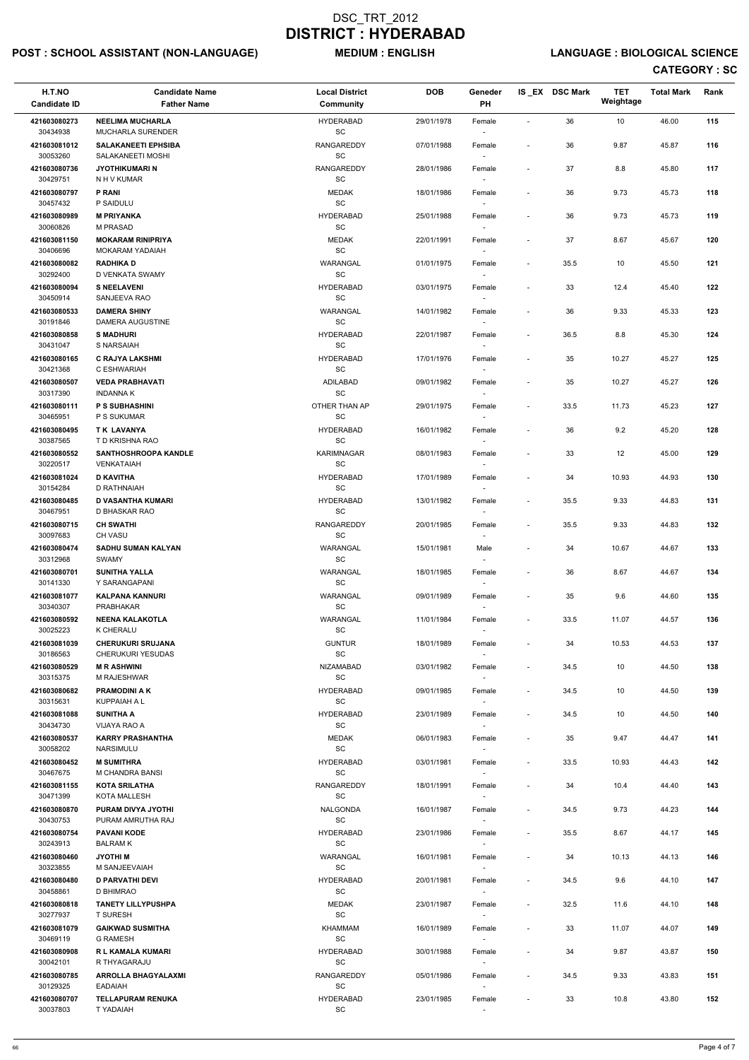# DSC_TRT_2012
# DISTRICT : HYDERABAD

**POST : SCHOOL ASSISTANT (NON-LANGUAGE)** **MEDIUM : ENGLISH** **LANGUAGE : BIOLOGICAL SCIENCE**

**CATEGORY : SC**

| H.T.NO<br>Candidate ID | Candidate Name<br>Father Name | Local District<br>Community | DOB | Geneder<br>PH | IS _EX | DSC Mark | TET Weightage | Total Mark | Rank |
|---|---|---|---|---|---|---|---|---|---|
| 421603080273<br>30434938 | **NEELIMA MUCHARLA**<br>MUCHARLA SURENDER | HYDERABAD<br>SC | 29/01/1978 | Female<br>- | - | 36 | 10 | 46.00 | 115 |
| 421603081012<br>30053260 | **SALAKANEETI EPHSIBA**<br>SALAKANEETI MOSHI | RANGAREDDY<br>SC | 07/01/1988 | Female<br>- | - | 36 | 9.87 | 45.87 | 116 |
| 421603080736<br>30429751 | **JYOTHIKUMARI N**<br>N H V KUMAR | RANGAREDDY<br>SC | 28/01/1986 | Female<br>- | - | 37 | 8.8 | 45.80 | 117 |
| 421603080797<br>30457432 | **P RANI**<br>P SAIDULU | MEDAK<br>SC | 18/01/1986 | Female<br>- | - | 36 | 9.73 | 45.73 | 118 |
| 421603080989<br>30060826 | **M PRIYANKA**<br>M PRASAD | HYDERABAD<br>SC | 25/01/1988 | Female<br>- | - | 36 | 9.73 | 45.73 | 119 |
| 421603081150<br>30406696 | **MOKARAM RINIPRIYA**<br>MOKARAM YADAIAH | MEDAK<br>SC | 22/01/1991 | Female<br>- | - | 37 | 8.67 | 45.67 | 120 |
| 421603080082<br>30292400 | **RADHIKA D**<br>D VENKATA SWAMY | WARANGAL<br>SC | 01/01/1975 | Female<br>- | - | 35.5 | 10 | 45.50 | 121 |
| 421603080094<br>30450914 | **S NEELAVENI**<br>SANJEEVA RAO | HYDERABAD<br>SC | 03/01/1975 | Female<br>- | - | 33 | 12.4 | 45.40 | 122 |
| 421603080533<br>30191846 | **DAMERA SHINY**<br>DAMERA AUGUSTINE | WARANGAL<br>SC | 14/01/1982 | Female<br>- | - | 36 | 9.33 | 45.33 | 123 |
| 421603080858<br>30431047 | **S MADHURI**<br>S NARSAIAH | HYDERABAD<br>SC | 22/01/1987 | Female<br>- | - | 36.5 | 8.8 | 45.30 | 124 |
| 421603080165<br>30421368 | **C RAJYA LAKSHMI**<br>C ESHWARIAH | HYDERABAD<br>SC | 17/01/1976 | Female<br>- | - | 35 | 10.27 | 45.27 | 125 |
| 421603080507<br>30317390 | **VEDA PRABHAVATI**<br>INDANNA K | ADILABAD<br>SC | 09/01/1982 | Female<br>- | - | 35 | 10.27 | 45.27 | 126 |
| 421603080111<br>30465951 | **P S SUBHASHINI**<br>P S SUKUMAR | OTHER THAN AP<br>SC | 29/01/1975 | Female<br>- | - | 33.5 | 11.73 | 45.23 | 127 |
| 421603080495<br>30387565 | **T K LAVANYA**<br>T D KRISHNA RAO | HYDERABAD<br>SC | 16/01/1982 | Female<br>- | - | 36 | 9.2 | 45.20 | 128 |
| 421603080552<br>30220517 | **SANTHOSHROOPA KANDLE**<br>VENKATAIAH | KARIMNAGAR<br>SC | 08/01/1983 | Female<br>- | - | 33 | 12 | 45.00 | 129 |
| 421603081024<br>30154284 | **D KAVITHA**<br>D RATHNAIAH | HYDERABAD<br>SC | 17/01/1989 | Female<br>- | - | 34 | 10.93 | 44.93 | 130 |
| 421603080485<br>30467951 | **D VASANTHA KUMARI**<br>D BHASKAR RAO | HYDERABAD<br>SC | 13/01/1982 | Female<br>- | - | 35.5 | 9.33 | 44.83 | 131 |
| 421603080715<br>30097683 | **CH SWATHI**<br>CH VASU | RANGAREDDY<br>SC | 20/01/1985 | Female<br>- | - | 35.5 | 9.33 | 44.83 | 132 |
| 421603080474<br>30312968 | **SADHU SUMAN KALYAN**<br>SWAMY | WARANGAL<br>SC | 15/01/1981 | Male<br>- | - | 34 | 10.67 | 44.67 | 133 |
| 421603080701<br>30141330 | **SUNITHA YALLA**<br>Y SARANGAPANI | WARANGAL<br>SC | 18/01/1985 | Female<br>- | - | 36 | 8.67 | 44.67 | 134 |
| 421603081077<br>30340307 | **KALPANA KANNURI**<br>PRABHAKAR | WARANGAL<br>SC | 09/01/1989 | Female<br>- | - | 35 | 9.6 | 44.60 | 135 |
| 421603080592<br>30025223 | **NEENA KALAKOTLA**<br>K CHERALU | WARANGAL<br>SC | 11/01/1984 | Female<br>- | - | 33.5 | 11.07 | 44.57 | 136 |
| 421603081039<br>30186563 | **CHERUKURI SRUJANA**<br>CHERUKURI YESUDAS | GUNTUR<br>SC | 18/01/1989 | Female<br>- | - | 34 | 10.53 | 44.53 | 137 |
| 421603080529<br>30315375 | **M R ASHWINI**<br>M RAJESHWAR | NIZAMABAD<br>SC | 03/01/1982 | Female<br>- | - | 34.5 | 10 | 44.50 | 138 |
| 421603080682<br>30315631 | **PRAMODINI A K**<br>KUPPAIAH A L | HYDERABAD<br>SC | 09/01/1985 | Female<br>- | - | 34.5 | 10 | 44.50 | 139 |
| 421603081088<br>30434730 | **SUNITHA A**<br>VIJAYA RAO A | HYDERABAD<br>SC | 23/01/1989 | Female<br>- | - | 34.5 | 10 | 44.50 | 140 |
| 421603080537<br>30058202 | **KARRY PRASHANTHA**<br>NARSIMULU | MEDAK<br>SC | 06/01/1983 | Female<br>- | - | 35 | 9.47 | 44.47 | 141 |
| 421603080452<br>30467675 | **M SUMITHRA**<br>M CHANDRA BANSI | HYDERABAD<br>SC | 03/01/1981 | Female<br>- | - | 33.5 | 10.93 | 44.43 | 142 |
| 421603081155<br>30471399 | **KOTA SRILATHA**<br>KOTA MALLESH | RANGAREDDY<br>SC | 18/01/1991 | Female<br>- | - | 34 | 10.4 | 44.40 | 143 |
| 421603080870<br>30430753 | **PURAM DIVYA JYOTHI**<br>PURAM AMRUTHA RAJ | NALGONDA<br>SC | 16/01/1987 | Female<br>- | - | 34.5 | 9.73 | 44.23 | 144 |
| 421603080754<br>30243913 | **PAVANI KODE**<br>BALRAM K | HYDERABAD<br>SC | 23/01/1986 | Female<br>- | - | 35.5 | 8.67 | 44.17 | 145 |
| 421603080460<br>30323855 | **JYOTHI M**<br>M SANJEEVAIAH | WARANGAL<br>SC | 16/01/1981 | Female<br>- | - | 34 | 10.13 | 44.13 | 146 |
| 421603080480<br>30458861 | **D PARVATHI DEVI**<br>D BHIMRAO | HYDERABAD<br>SC | 20/01/1981 | Female<br>- | - | 34.5 | 9.6 | 44.10 | 147 |
| 421603080818<br>30277937 | **TANETY LILLYPUSHPA**<br>T SURESH | MEDAK<br>SC | 23/01/1987 | Female<br>- | - | 32.5 | 11.6 | 44.10 | 148 |
| 421603081079<br>30469119 | **GAIKWAD SUSMITHA**<br>G RAMESH | KHAMMAM<br>SC | 16/01/1989 | Female<br>- | - | 33 | 11.07 | 44.07 | 149 |
| 421603080908<br>30042101 | **R L KAMALA KUMARI**<br>R THYAGARAJU | HYDERABAD<br>SC | 30/01/1988 | Female<br>- | - | 34 | 9.87 | 43.87 | 150 |
| 421603080785<br>30129325 | **ARROLLA BHAGYALAXMI**<br>EADAIAH | RANGAREDDY<br>SC | 05/01/1986 | Female<br>- | - | 34.5 | 9.33 | 43.83 | 151 |
| 421603080707<br>30037803 | **TELLAPURAM RENUKA**<br>T YADAIAH | HYDERABAD<br>SC | 23/01/1985 | Female<br>- | - | 33 | 10.8 | 43.80 | 152 |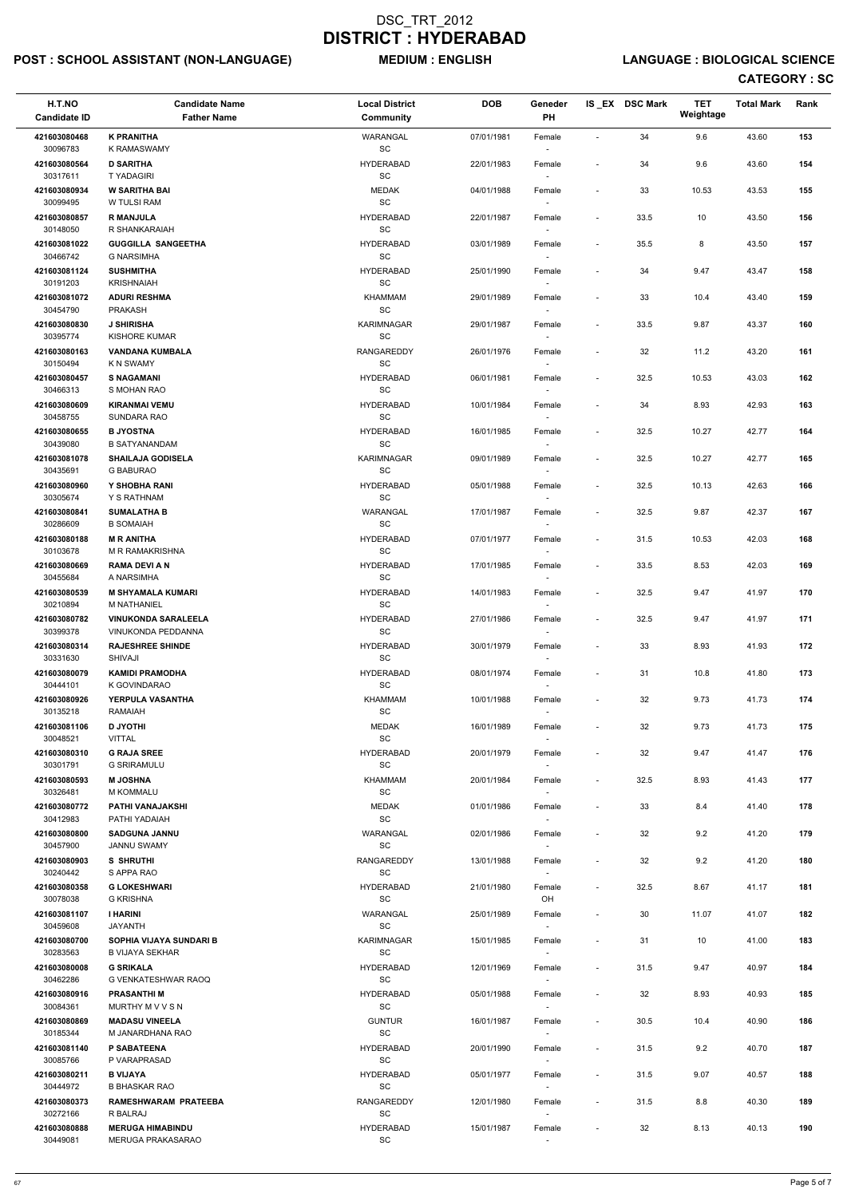# DSC_TRT_2012
# DISTRICT : HYDERABAD

**POST : SCHOOL ASSISTANT (NON-LANGUAGE)** **MEDIUM : ENGLISH** **LANGUAGE : BIOLOGICAL SCIENCE**

**CATEGORY : SC**

| H.T.NO<br>Candidate ID | Candidate Name<br>Father Name | Local District<br>Community | DOB | Geneder<br>PH | IS _EX | DSC Mark | TET Weightage | Total Mark | Rank |
|---|---|---|---|---|---|---|---|---|---|
| 421603080468<br>30096783 | **K PRANITHA**<br>K RAMASWAMY | WARANGAL<br>SC | 07/01/1981 | Female<br>- | - | 34 | 9.6 | 43.60 | 153 |
| 421603080564<br>30317611 | **D SARITHA**<br>T YADAGIRI | HYDERABAD<br>SC | 22/01/1983 | Female<br>- | - | 34 | 9.6 | 43.60 | 154 |
| 421603080934<br>30099495 | **W SARITHA BAI**<br>W TULSI RAM | MEDAK<br>SC | 04/01/1988 | Female<br>- | - | 33 | 10.53 | 43.53 | 155 |
| 421603080857<br>30148050 | **R MANJULA**<br>R SHANKARAIAH | HYDERABAD<br>SC | 22/01/1987 | Female<br>- | - | 33.5 | 10 | 43.50 | 156 |
| 421603081022<br>30466742 | **GUGGILLA SANGEETHA**<br>G NARSIMHA | HYDERABAD<br>SC | 03/01/1989 | Female<br>- | - | 35.5 | 8 | 43.50 | 157 |
| 421603081124<br>30191203 | **SUSHMITHA**<br>KRISHNAIAH | HYDERABAD<br>SC | 25/01/1990 | Female<br>- | - | 34 | 9.47 | 43.47 | 158 |
| 421603081072<br>30454790 | **ADURI RESHMA**<br>PRAKASH | KHAMMAM<br>SC | 29/01/1989 | Female<br>- | - | 33 | 10.4 | 43.40 | 159 |
| 421603080830<br>30395774 | **J SHIRISHA**<br>KISHORE KUMAR | KARIMNAGAR<br>SC | 29/01/1987 | Female<br>- | - | 33.5 | 9.87 | 43.37 | 160 |
| 421603080163<br>30150494 | **VANDANA KUMBALA**<br>K N SWAMY | RANGAREDDY<br>SC | 26/01/1976 | Female<br>- | - | 32 | 11.2 | 43.20 | 161 |
| 421603080457<br>30466313 | **S NAGAMANI**<br>S MOHAN RAO | HYDERABAD<br>SC | 06/01/1981 | Female<br>- | - | 32.5 | 10.53 | 43.03 | 162 |
| 421603080609<br>30458755 | **KIRANMAI VEMU**<br>SUNDARA RAO | HYDERABAD<br>SC | 10/01/1984 | Female<br>- | - | 34 | 8.93 | 42.93 | 163 |
| 421603080655<br>30439080 | **B JYOSTNA**<br>B SATYANANDAM | HYDERABAD<br>SC | 16/01/1985 | Female<br>- | - | 32.5 | 10.27 | 42.77 | 164 |
| 421603081078<br>30435691 | **SHAILAJA GODISELA**<br>G BABURAO | KARIMNAGAR<br>SC | 09/01/1989 | Female<br>- | - | 32.5 | 10.27 | 42.77 | 165 |
| 421603080960<br>30305674 | **Y SHOBHA RANI**<br>Y S RATHNAM | HYDERABAD<br>SC | 05/01/1988 | Female<br>- | - | 32.5 | 10.13 | 42.63 | 166 |
| 421603080841<br>30286609 | **SUMALATHA B**<br>B SOMAIAH | WARANGAL<br>SC | 17/01/1987 | Female<br>- | - | 32.5 | 9.87 | 42.37 | 167 |
| 421603080188<br>30103678 | **M R ANITHA**<br>M R RAMAKRISHNA | HYDERABAD<br>SC | 07/01/1977 | Female<br>- | - | 31.5 | 10.53 | 42.03 | 168 |
| 421603080669<br>30455684 | **RAMA DEVI A N**<br>A NARSIMHA | HYDERABAD<br>SC | 17/01/1985 | Female<br>- | - | 33.5 | 8.53 | 42.03 | 169 |
| 421603080539<br>30210894 | **M SHYAMALA KUMARI**<br>M NATHANIEL | HYDERABAD<br>SC | 14/01/1983 | Female<br>- | - | 32.5 | 9.47 | 41.97 | 170 |
| 421603080782<br>30399378 | **VINUKONDA SARALEELA**<br>VINUKONDA PEDDANNA | HYDERABAD<br>SC | 27/01/1986 | Female<br>- | - | 32.5 | 9.47 | 41.97 | 171 |
| 421603080314<br>30331630 | **RAJESHREE SHINDE**<br>SHIVAJI | HYDERABAD<br>SC | 30/01/1979 | Female<br>- | - | 33 | 8.93 | 41.93 | 172 |
| 421603080079<br>30444101 | **KAMIDI PRAMODHA**<br>K GOVINDARAO | HYDERABAD<br>SC | 08/01/1974 | Female<br>- | - | 31 | 10.8 | 41.80 | 173 |
| 421603080926<br>30135218 | **YERPULA VASANTHA**<br>RAMAIAH | KHAMMAM<br>SC | 10/01/1988 | Female<br>- | - | 32 | 9.73 | 41.73 | 174 |
| 421603081106<br>30048521 | **D JYOTHI**<br>VITTAL | MEDAK<br>SC | 16/01/1989 | Female<br>- | - | 32 | 9.73 | 41.73 | 175 |
| 421603080310<br>30301791 | **G RAJA SREE**<br>G SRIRAMULU | HYDERABAD<br>SC | 20/01/1979 | Female<br>- | - | 32 | 9.47 | 41.47 | 176 |
| 421603080593<br>30326481 | **M JOSHNA**<br>M KOMMALU | KHAMMAM<br>SC | 20/01/1984 | Female<br>- | - | 32.5 | 8.93 | 41.43 | 177 |
| 421603080772<br>30412983 | **PATHI VANAJAKSHI**<br>PATHI YADAIAH | MEDAK<br>SC | 01/01/1986 | Female<br>- | - | 33 | 8.4 | 41.40 | 178 |
| 421603080800<br>30457900 | **SADGUNA JANNU**<br>JANNU SWAMY | WARANGAL<br>SC | 02/01/1986 | Female<br>- | - | 32 | 9.2 | 41.20 | 179 |
| 421603080903<br>30240442 | **S SHRUTHI**<br>S APPA RAO | RANGAREDDY<br>SC | 13/01/1988 | Female<br>- | - | 32 | 9.2 | 41.20 | 180 |
| 421603080358<br>30078038 | **G LOKESHWARI**<br>G KRISHNA | HYDERABAD<br>SC | 21/01/1980 | Female<br>OH | - | 32.5 | 8.67 | 41.17 | 181 |
| 421603081107<br>30459608 | **I HARINI**<br>JAYANTH | WARANGAL<br>SC | 25/01/1989 | Female<br>- | - | 30 | 11.07 | 41.07 | 182 |
| 421603080700<br>30283563 | **SOPHIA VIJAYA SUNDARI B**<br>B VIJAYA SEKHAR | KARIMNAGAR<br>SC | 15/01/1985 | Female<br>- | - | 31 | 10 | 41.00 | 183 |
| 421603080008<br>30462286 | **G SRIKALA**<br>G VENKATESHWAR RAOQ | HYDERABAD<br>SC | 12/01/1969 | Female<br>- | - | 31.5 | 9.47 | 40.97 | 184 |
| 421603080916<br>30084361 | **PRASANTHI M**<br>MURTHY M V V S N | HYDERABAD<br>SC | 05/01/1988 | Female<br>- | - | 32 | 8.93 | 40.93 | 185 |
| 421603080869<br>30185344 | **MADASU VINEELA**<br>M JANARDHANA RAO | GUNTUR<br>SC | 16/01/1987 | Female<br>- | - | 30.5 | 10.4 | 40.90 | 186 |
| 421603081140<br>30085766 | **P SABATEENA**<br>P VARAPRASAD | HYDERABAD<br>SC | 20/01/1990 | Female<br>- | - | 31.5 | 9.2 | 40.70 | 187 |
| 421603080211<br>30444972 | **B VIJAYA**<br>B BHASKAR RAO | HYDERABAD<br>SC | 05/01/1977 | Female<br>- | - | 31.5 | 9.07 | 40.57 | 188 |
| 421603080373<br>30272166 | **RAMESHWARAM PRATEEBA**<br>R BALRAJ | RANGAREDDY<br>SC | 12/01/1980 | Female<br>- | - | 31.5 | 8.8 | 40.30 | 189 |
| 421603080888<br>30449081 | **MERUGA HIMABINDU**<br>MERUGA PRAKASARAO | HYDERABAD<br>SC | 15/01/1987 | Female<br>- | - | 32 | 8.13 | 40.13 | 190 |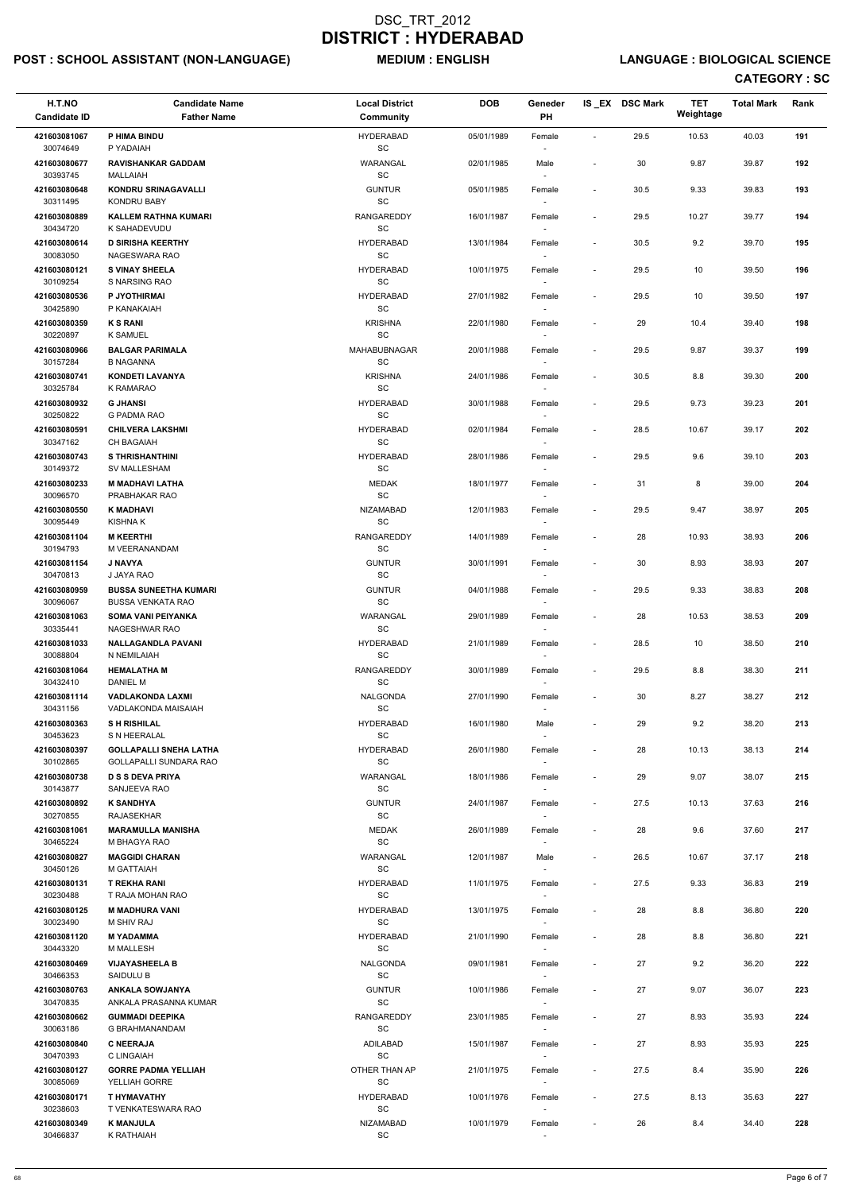# DSC_TRT_2012
# DISTRICT : HYDERABAD

**POST : SCHOOL ASSISTANT (NON-LANGUAGE)** **MEDIUM : ENGLISH** **LANGUAGE : BIOLOGICAL SCIENCE**

**CATEGORY : SC**

| H.T.NO / Candidate ID | Candidate Name / Father Name | Local District / Community | DOB | Geneder / PH | IS_EX | DSC Mark | TET Weightage | Total Mark | Rank |
|---|---|---|---|---|---|---|---|---|---|
| 421603081067 / 30074649 | **P HIMA BINDU** / P YADAIAH | HYDERABAD / SC | 05/01/1989 | Female / - | - | 29.5 | 10.53 | 40.03 | 191 |
| 421603080677 / 30393745 | **RAVISHANKAR GADDAM** / MALLAIAH | WARANGAL / SC | 02/01/1985 | Male / - | - | 30 | 9.87 | 39.87 | 192 |
| 421603080648 / 30311495 | **KONDRU SRINAGAVALLI** / KONDRU BABY | GUNTUR / SC | 05/01/1985 | Female / - | - | 30.5 | 9.33 | 39.83 | 193 |
| 421603080889 / 30434720 | **KALLEM RATHNA KUMARI** / K SAHADEVUDU | RANGAREDDY / SC | 16/01/1987 | Female / - | - | 29.5 | 10.27 | 39.77 | 194 |
| 421603080614 / 30083050 | **D SIRISHA KEERTHY** / NAGESWARA RAO | HYDERABAD / SC | 13/01/1984 | Female / - | - | 30.5 | 9.2 | 39.70 | 195 |
| 421603080121 / 30109254 | **S VINAY SHEELA** / S NARSING RAO | HYDERABAD / SC | 10/01/1975 | Female / - | - | 29.5 | 10 | 39.50 | 196 |
| 421603080536 / 30425890 | **P JYOTHIRMAI** / P KANAKAIAH | HYDERABAD / SC | 27/01/1982 | Female / - | - | 29.5 | 10 | 39.50 | 197 |
| 421603080359 / 30220897 | **K S RANI** / K SAMUEL | KRISHNA / SC | 22/01/1980 | Female / - | - | 29 | 10.4 | 39.40 | 198 |
| 421603080966 / 30157284 | **BALGAR PARIMALA** / B NAGANNA | MAHABUBNAGAR / SC | 20/01/1988 | Female / - | - | 29.5 | 9.87 | 39.37 | 199 |
| 421603080741 / 30325784 | **KONDETI LAVANYA** / K RAMARAO | KRISHNA / SC | 24/01/1986 | Female / - | - | 30.5 | 8.8 | 39.30 | 200 |
| 421603080932 / 30250822 | **G JHANSI** / G PADMA RAO | HYDERABAD / SC | 30/01/1988 | Female / - | - | 29.5 | 9.73 | 39.23 | 201 |
| 421603080591 / 30347162 | **CHILVERA LAKSHMI** / CH BAGAIAH | HYDERABAD / SC | 02/01/1984 | Female / - | - | 28.5 | 10.67 | 39.17 | 202 |
| 421603080743 / 30149372 | **S THRISHANTHINI** / SV MALLESHAM | HYDERABAD / SC | 28/01/1986 | Female / - | - | 29.5 | 9.6 | 39.10 | 203 |
| 421603080233 / 30096570 | **M MADHAVI LATHA** / PRABHAKAR RAO | MEDAK / SC | 18/01/1977 | Female / - | - | 31 | 8 | 39.00 | 204 |
| 421603080550 / 30095449 | **K MADHAVI** / KISHNA K | NIZAMABAD / SC | 12/01/1983 | Female / - | - | 29.5 | 9.47 | 38.97 | 205 |
| 421603081104 / 30194793 | **M KEERTHI** / M VEERANANDAM | RANGAREDDY / SC | 14/01/1989 | Female / - | - | 28 | 10.93 | 38.93 | 206 |
| 421603081154 / 30470813 | **J NAVYA** / J JAYA RAO | GUNTUR / SC | 30/01/1991 | Female / - | - | 30 | 8.93 | 38.93 | 207 |
| 421603080959 / 30096067 | **BUSSA SUNEETHA KUMARI** / BUSSA VENKATA RAO | GUNTUR / SC | 04/01/1988 | Female / - | - | 29.5 | 9.33 | 38.83 | 208 |
| 421603081063 / 30335441 | **SOMA VANI PEIYANKA** / NAGESHWAR RAO | WARANGAL / SC | 29/01/1989 | Female / - | - | 28 | 10.53 | 38.53 | 209 |
| 421603081033 / 30088804 | **NALLAGANDLA PAVANI** / N NEMILAIAH | HYDERABAD / SC | 21/01/1989 | Female / - | - | 28.5 | 10 | 38.50 | 210 |
| 421603081064 / 30432410 | **HEMALATHA M** / DANIEL M | RANGAREDDY / SC | 30/01/1989 | Female / - | - | 29.5 | 8.8 | 38.30 | 211 |
| 421603081114 / 30431156 | **VADLAKONDA LAXMI** / VADLAKONDA MAISAIAH | NALGONDA / SC | 27/01/1990 | Female / - | - | 30 | 8.27 | 38.27 | 212 |
| 421603080363 / 30453623 | **S H RISHILAL** / S N HEERALAL | HYDERABAD / SC | 16/01/1980 | Male / - | - | 29 | 9.2 | 38.20 | 213 |
| 421603080397 / 30102865 | **GOLLAPALLI SNEHA LATHA** / GOLLAPALLI SUNDARA RAO | HYDERABAD / SC | 26/01/1980 | Female / - | - | 28 | 10.13 | 38.13 | 214 |
| 421603080738 / 30143877 | **D S S DEVA PRIYA** / SANJEEVA RAO | WARANGAL / SC | 18/01/1986 | Female / - | - | 29 | 9.07 | 38.07 | 215 |
| 421603080892 / 30270855 | **K SANDHYA** / RAJASEKHAR | GUNTUR / SC | 24/01/1987 | Female / - | - | 27.5 | 10.13 | 37.63 | 216 |
| 421603081061 / 30465224 | **MARAMULLA MANISHA** / M BHAGYA RAO | MEDAK / SC | 26/01/1989 | Female / - | - | 28 | 9.6 | 37.60 | 217 |
| 421603080827 / 30450126 | **MAGGIDI CHARAN** / M GATTAIAH | WARANGAL / SC | 12/01/1987 | Male / - | - | 26.5 | 10.67 | 37.17 | 218 |
| 421603080131 / 30230488 | **T REKHA RANI** / T RAJA MOHAN RAO | HYDERABAD / SC | 11/01/1975 | Female / - | - | 27.5 | 9.33 | 36.83 | 219 |
| 421603080125 / 30023490 | **M MADHURA VANI** / M SHIV RAJ | HYDERABAD / SC | 13/01/1975 | Female / - | - | 28 | 8.8 | 36.80 | 220 |
| 421603081120 / 30443320 | **M YADAMMA** / M MALLESH | HYDERABAD / SC | 21/01/1990 | Female / - | - | 28 | 8.8 | 36.80 | 221 |
| 421603080469 / 30466353 | **VIJAYASHEELA B** / SAIDULU B | NALGONDA / SC | 09/01/1981 | Female / - | - | 27 | 9.2 | 36.20 | 222 |
| 421603080763 / 30470835 | **ANKALA SOWJANYA** / ANKALA PRASANNA KUMAR | GUNTUR / SC | 10/01/1986 | Female / - | - | 27 | 9.07 | 36.07 | 223 |
| 421603080662 / 30063186 | **GUMMADI DEEPIKA** / G BRAHMANANDAM | RANGAREDDY / SC | 23/01/1985 | Female / - | - | 27 | 8.93 | 35.93 | 224 |
| 421603080840 / 30470393 | **C NEERAJA** / C LINGAIAH | ADILABAD / SC | 15/01/1987 | Female / - | - | 27 | 8.93 | 35.93 | 225 |
| 421603080127 / 30085069 | **GORRE PADMA YELLIAH** / YELLIAH GORRE | OTHER THAN AP / SC | 21/01/1975 | Female / - | - | 27.5 | 8.4 | 35.90 | 226 |
| 421603080171 / 30238603 | **T HYMAVATHY** / T VENKATESWARA RAO | HYDERABAD / SC | 10/01/1976 | Female / - | - | 27.5 | 8.13 | 35.63 | 227 |
| 421603080349 / 30466837 | **K MANJULA** / K RATHAIAH | NIZAMABAD / SC | 10/01/1979 | Female / - | - | 26 | 8.4 | 34.40 | 228 |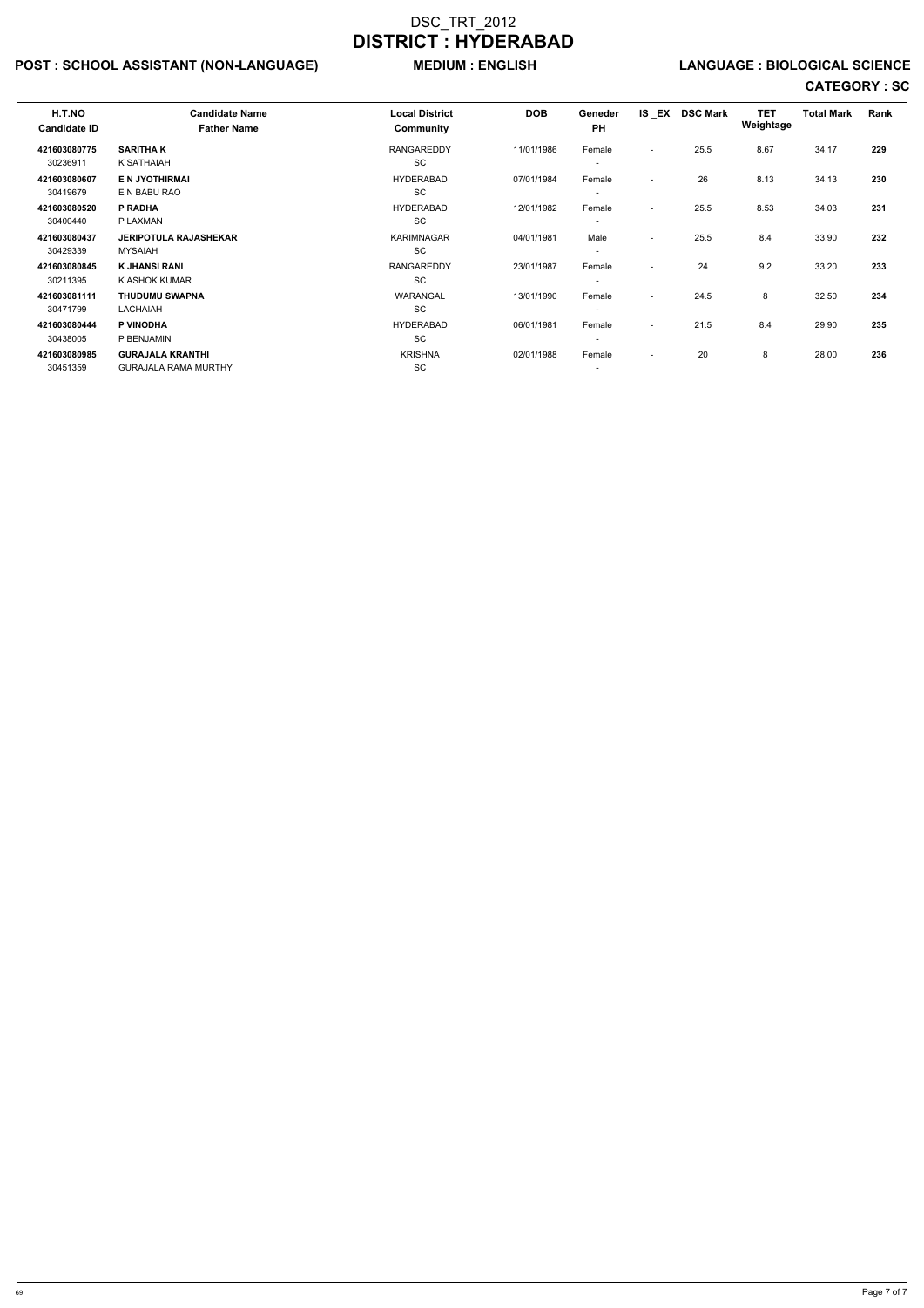# DSC_TRT_2012
# DISTRICT : HYDERABAD

**POST : SCHOOL ASSISTANT (NON-LANGUAGE)** **MEDIUM : ENGLISH** **LANGUAGE : BIOLOGICAL SCIENCE**

**CATEGORY : SC**

| H.T.NO<br>Candidate ID | Candidate Name<br>Father Name | Local District<br>Community | DOB | Geneder<br>PH | IS _EX | DSC Mark | TET Weightage | Total Mark | Rank |
|---|---|---|---|---|---|---|---|---|---|
| **421603080775**<br>30236911 | **SARITHA K**<br>K SATHAIAH | RANGAREDDY<br>SC | 11/01/1986 | Female<br>- | - | 25.5 | 8.67 | 34.17 | **229** |
| **421603080607**<br>30419679 | **E N JYOTHIRMAI**<br>E N BABU RAO | HYDERABAD<br>SC | 07/01/1984 | Female<br>- | - | 26 | 8.13 | 34.13 | **230** |
| **421603080520**<br>30400440 | **P RADHA**<br>P LAXMAN | HYDERABAD<br>SC | 12/01/1982 | Female<br>- | - | 25.5 | 8.53 | 34.03 | **231** |
| **421603080437**<br>30429339 | **JERIPOTULA RAJASHEKAR**<br>MYSAIAH | KARIMNAGAR<br>SC | 04/01/1981 | Male<br>- | - | 25.5 | 8.4 | 33.90 | **232** |
| **421603080845**<br>30211395 | **K JHANSI RANI**<br>K ASHOK KUMAR | RANGAREDDY<br>SC | 23/01/1987 | Female<br>- | - | 24 | 9.2 | 33.20 | **233** |
| **421603081111**<br>30471799 | **THUDUMU SWAPNA**<br>LACHAIAH | WARANGAL<br>SC | 13/01/1990 | Female<br>- | - | 24.5 | 8 | 32.50 | **234** |
| **421603080444**<br>30438005 | **P VINODHA**<br>P BENJAMIN | HYDERABAD<br>SC | 06/01/1981 | Female<br>- | - | 21.5 | 8.4 | 29.90 | **235** |
| **421603080985**<br>30451359 | **GURAJALA KRANTHI**<br>GURAJALA RAMA MURTHY | KRISHNA<br>SC | 02/01/1988 | Female<br>- | - | 20 | 8 | 28.00 | **236** |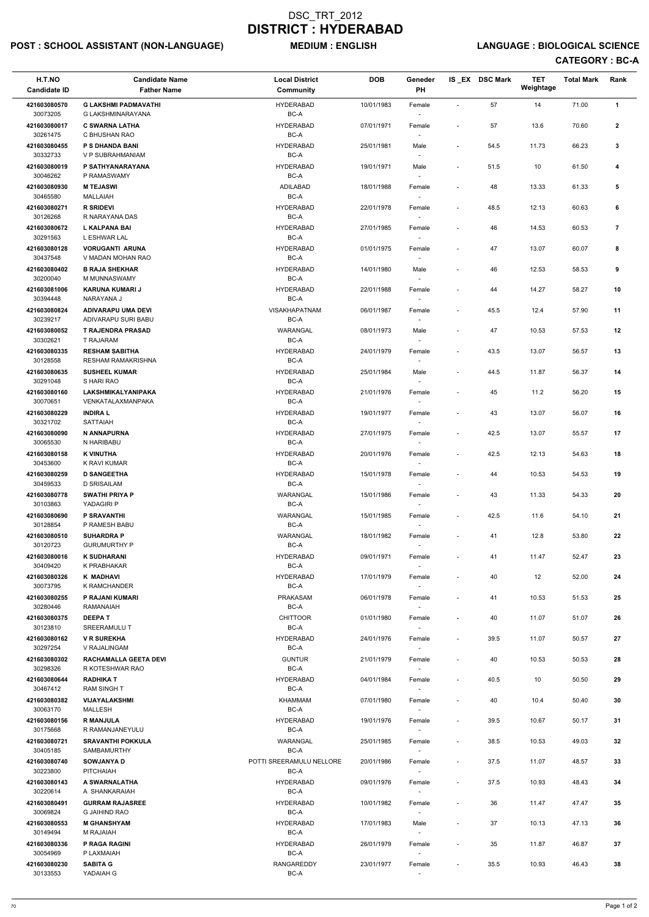# DSC_TRT_2012
# DISTRICT : HYDERABAD

**POST : SCHOOL ASSISTANT (NON-LANGUAGE)** **MEDIUM : ENGLISH** **LANGUAGE : BIOLOGICAL SCIENCE**

**CATEGORY : BC-A**

| H.T.NO<br>Candidate ID | Candidate Name<br>Father Name | Local District<br>Community | DOB | Geneder<br>PH | IS _EX | DSC Mark | TET Weightage | Total Mark | Rank |
|---|---|---|---|---|---|---|---|---|---|
| 421603080570<br>30073205 | **G LAKSHMI PADMAVATHI**<br>G LAKSHMINARAYANA | HYDERABAD<br>BC-A | 10/01/1983 | Female<br>- | - | 57 | 14 | 71.00 | 1 |
| 421603080017<br>30261475 | **C SWARNA LATHA**<br>C BHUSHAN RAO | HYDERABAD<br>BC-A | 07/01/1971 | Female<br>- | - | 57 | 13.6 | 70.60 | 2 |
| 421603080455<br>30332733 | **P S DHANDA BANI**<br>V P SUBRAHMANIAM | HYDERABAD<br>BC-A | 25/01/1981 | Male<br>- | - | 54.5 | 11.73 | 66.23 | 3 |
| 421603080019<br>30046262 | **P SATHYANARAYANA**<br>P RAMASWAMY | HYDERABAD<br>BC-A | 19/01/1971 | Male<br>- | - | 51.5 | 10 | 61.50 | 4 |
| 421603080930<br>30465580 | **M TEJASWI**<br>MALLAIAH | ADILABAD<br>BC-A | 18/01/1988 | Female<br>- | - | 48 | 13.33 | 61.33 | 5 |
| 421603080271<br>30126268 | **R SRIDEVI**<br>R NARAYANA DAS | HYDERABAD<br>BC-A | 22/01/1978 | Female<br>- | - | 48.5 | 12.13 | 60.63 | 6 |
| 421603080672<br>30291563 | **L KALPANA BAI**<br>L ESHWAR LAL | HYDERABAD<br>BC-A | 27/01/1985 | Female<br>- | - | 46 | 14.53 | 60.53 | 7 |
| 421603080128<br>30437548 | **VORUGANTI ARUNA**<br>V MADAN MOHAN RAO | HYDERABAD<br>BC-A | 01/01/1975 | Female<br>- | - | 47 | 13.07 | 60.07 | 8 |
| 421603080402<br>30200040 | **B RAJA SHEKHAR**<br>M MUNNASWAMY | HYDERABAD<br>BC-A | 14/01/1980 | Male<br>- | - | 46 | 12.53 | 58.53 | 9 |
| 421603081006<br>30394448 | **KARUNA KUMARI J**<br>NARAYANA J | HYDERABAD<br>BC-A | 22/01/1988 | Female<br>- | - | 44 | 14.27 | 58.27 | 10 |
| 421603080824<br>30239217 | **ADIVARAPU UMA DEVI**<br>ADIVARAPU SURI BABU | VISAKHAPATNAM<br>BC-A | 06/01/1987 | Female<br>- | - | 45.5 | 12.4 | 57.90 | 11 |
| 421603080052<br>30302621 | **T RAJENDRA PRASAD**<br>T RAJARAM | WARANGAL<br>BC-A | 08/01/1973 | Male<br>- | - | 47 | 10.53 | 57.53 | 12 |
| 421603080335<br>30128558 | **RESHAM SABITHA**<br>RESHAM RAMAKRISHNA | HYDERABAD<br>BC-A | 24/01/1979 | Female<br>- | - | 43.5 | 13.07 | 56.57 | 13 |
| 421603080635<br>30291048 | **SUSHEEL KUMAR**<br>S HARI RAO | HYDERABAD<br>BC-A | 25/01/1984 | Male<br>- | - | 44.5 | 11.87 | 56.37 | 14 |
| 421603080160<br>30070651 | **LAKSHMIKALYANIPAKA**<br>VENKATALAXMANPAKA | HYDERABAD<br>BC-A | 21/01/1976 | Female<br>- | - | 45 | 11.2 | 56.20 | 15 |
| 421603080229<br>30321702 | **INDIRA L**<br>SATTAIAH | HYDERABAD<br>BC-A | 19/01/1977 | Female<br>- | - | 43 | 13.07 | 56.07 | 16 |
| 421603080090<br>30065530 | **N ANNAPURNA**<br>N HARIBABU | HYDERABAD<br>BC-A | 27/01/1975 | Female<br>- | - | 42.5 | 13.07 | 55.57 | 17 |
| 421603080158<br>30453600 | **K VINUTHA**<br>K RAVI KUMAR | HYDERABAD<br>BC-A | 20/01/1976 | Female<br>- | - | 42.5 | 12.13 | 54.63 | 18 |
| 421603080259<br>30459533 | **D SANGEETHA**<br>D SRISAILAM | HYDERABAD<br>BC-A | 15/01/1978 | Female<br>- | - | 44 | 10.53 | 54.53 | 19 |
| 421603080778<br>30103863 | **SWATHI PRIYA P**<br>YADAGIRI P | WARANGAL<br>BC-A | 15/01/1986 | Female<br>- | - | 43 | 11.33 | 54.33 | 20 |
| 421603080690<br>30128854 | **P SRAVANTHI**<br>P RAMESH BABU | WARANGAL<br>BC-A | 15/01/1985 | Female<br>- | - | 42.5 | 11.6 | 54.10 | 21 |
| 421603080510<br>30120723 | **SUHARDRA P**<br>GURUMURTHY P | WARANGAL<br>BC-A | 18/01/1982 | Female<br>- | - | 41 | 12.8 | 53.80 | 22 |
| 421603080016<br>30409420 | **K SUDHARANI**<br>K PRABHAKAR | HYDERABAD<br>BC-A | 09/01/1971 | Female<br>- | - | 41 | 11.47 | 52.47 | 23 |
| 421603080326<br>30073795 | **K MADHAVI**<br>K RAMCHANDER | HYDERABAD<br>BC-A | 17/01/1979 | Female<br>- | - | 40 | 12 | 52.00 | 24 |
| 421603080255<br>30280446 | **P RAJANI KUMARI**<br>RAMANAIAH | PRAKASAM<br>BC-A | 06/01/1978 | Female<br>- | - | 41 | 10.53 | 51.53 | 25 |
| 421603080375<br>30123810 | **DEEPA T**<br>SREERAMULU T | CHITTOOR<br>BC-A | 01/01/1980 | Female<br>- | - | 40 | 11.07 | 51.07 | 26 |
| 421603080162<br>30297254 | **V R SUREKHA**<br>V RAJALINGAM | HYDERABAD<br>BC-A | 24/01/1976 | Female<br>- | - | 39.5 | 11.07 | 50.57 | 27 |
| 421603080302<br>30298326 | **RACHAMALLA GEETA DEVI**<br>R KOTESHWAR RAO | GUNTUR<br>BC-A | 21/01/1979 | Female<br>- | - | 40 | 10.53 | 50.53 | 28 |
| 421603080644<br>30467412 | **RADHIKA T**<br>RAM SINGH T | HYDERABAD<br>BC-A | 04/01/1984 | Female<br>- | - | 40.5 | 10 | 50.50 | 29 |
| 421603080382<br>30063170 | **VIJAYALAKSHMI**<br>MALLESH | KHAMMAM<br>BC-A | 07/01/1980 | Female<br>- | - | 40 | 10.4 | 50.40 | 30 |
| 421603080156<br>30175668 | **R MANJULA**<br>R RAMANJANEYULU | HYDERABAD<br>BC-A | 19/01/1976 | Female<br>- | - | 39.5 | 10.67 | 50.17 | 31 |
| 421603080721<br>30405185 | **SRAVANTHI POKKULA**<br>SAMBAMURTHY | WARANGAL<br>BC-A | 25/01/1985 | Female<br>- | - | 38.5 | 10.53 | 49.03 | 32 |
| 421603080740<br>30223800 | **SOWJANYA D**<br>PITCHAIAH | POTTI SREERAMULU NELLORE<br>BC-A | 20/01/1986 | Female<br>- | - | 37.5 | 11.07 | 48.57 | 33 |
| 421603080143<br>30220614 | **A SWARNALATHA**<br>A SHANKARAIAH | HYDERABAD<br>BC-A | 09/01/1976 | Female<br>- | - | 37.5 | 10.93 | 48.43 | 34 |
| 421603080491<br>30069824 | **GURRAM RAJASREE**<br>G JAIHIND RAO | HYDERABAD<br>BC-A | 10/01/1982 | Female<br>- | - | 36 | 11.47 | 47.47 | 35 |
| 421603080553<br>30149494 | **M GHANSHYAM**<br>M RAJAIAH | HYDERABAD<br>BC-A | 17/01/1983 | Male<br>- | - | 37 | 10.13 | 47.13 | 36 |
| 421603080336<br>30054969 | **P RAGA RAGINI**<br>P LAXMAIAH | HYDERABAD<br>BC-A | 26/01/1979 | Female<br>- | - | 35 | 11.87 | 46.87 | 37 |
| 421603080230<br>30133553 | **SABITA G**<br>YADAIAH G | RANGAREDDY<br>BC-A | 23/01/1977 | Female<br>- | - | 35.5 | 10.93 | 46.43 | 38 |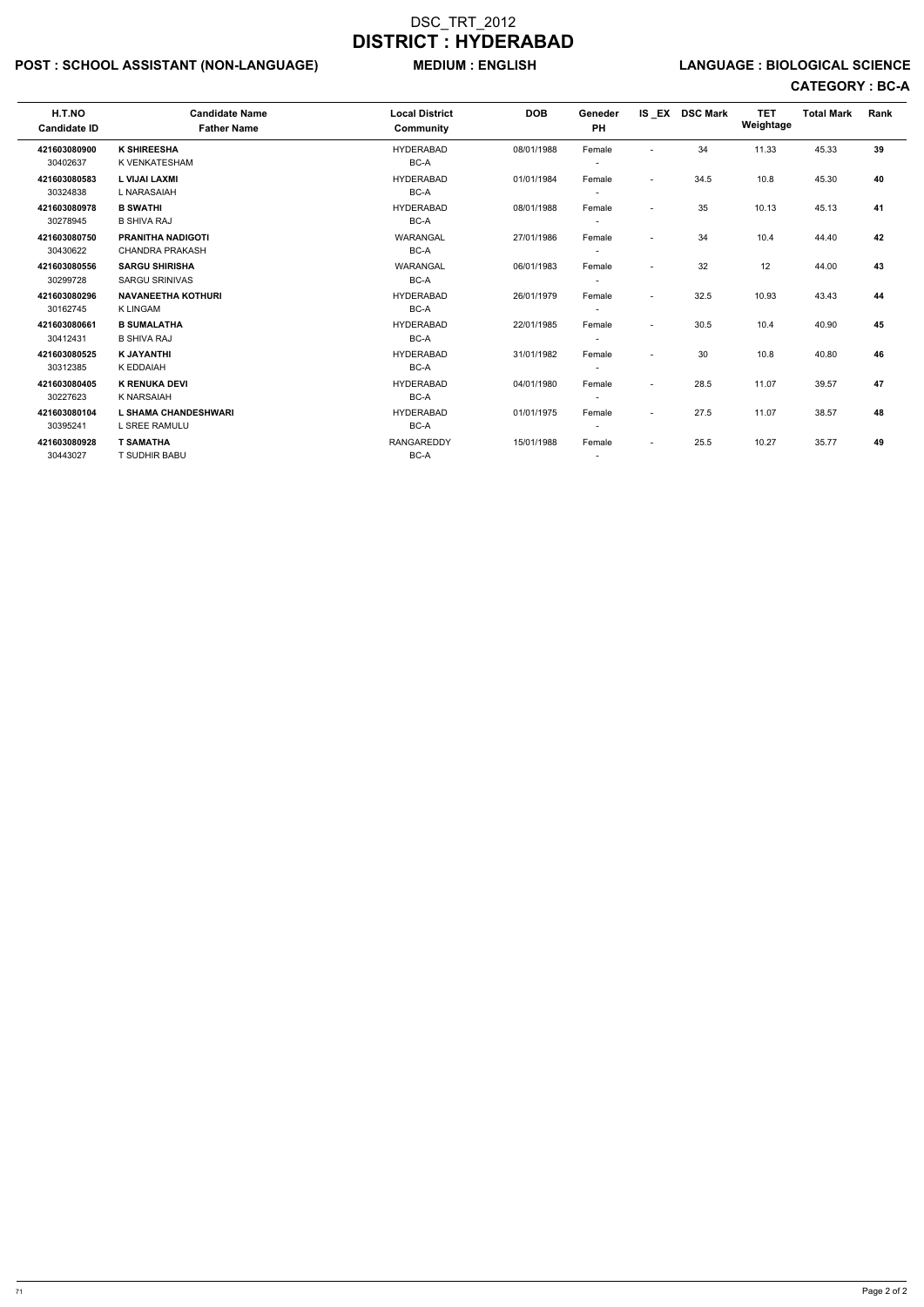# DSC_TRT_2012
# DISTRICT : HYDERABAD

**POST : SCHOOL ASSISTANT (NON-LANGUAGE)** **MEDIUM : ENGLISH** **LANGUAGE : BIOLOGICAL SCIENCE**

**CATEGORY : BC-A**

| H.T.NO<br>Candidate ID | Candidate Name<br>Father Name | Local District<br>Community | DOB | Geneder<br>PH | IS _EX | DSC Mark | TET Weightage | Total Mark | Rank |
|---|---|---|---|---|---|---|---|---|---|
| **421603080900**<br>30402637 | **K SHIREESHA**<br>K VENKATESHAM | HYDERABAD<br>BC-A | 08/01/1988 | Female<br>- | - | 34 | 11.33 | 45.33 | **39** |
| **421603080583**<br>30324838 | **L VIJAI LAXMI**<br>L NARASAIAH | HYDERABAD<br>BC-A | 01/01/1984 | Female<br>- | - | 34.5 | 10.8 | 45.30 | **40** |
| **421603080978**<br>30278945 | **B SWATHI**<br>B SHIVA RAJ | HYDERABAD<br>BC-A | 08/01/1988 | Female<br>- | - | 35 | 10.13 | 45.13 | **41** |
| **421603080750**<br>30430622 | **PRANITHA NADIGOTI**<br>CHANDRA PRAKASH | WARANGAL<br>BC-A | 27/01/1986 | Female<br>- | - | 34 | 10.4 | 44.40 | **42** |
| **421603080556**<br>30299728 | **SARGU SHIRISHA**<br>SARGU SRINIVAS | WARANGAL<br>BC-A | 06/01/1983 | Female<br>- | - | 32 | 12 | 44.00 | **43** |
| **421603080296**<br>30162745 | **NAVANEETHA KOTHURI**<br>K LINGAM | HYDERABAD<br>BC-A | 26/01/1979 | Female<br>- | - | 32.5 | 10.93 | 43.43 | **44** |
| **421603080661**<br>30412431 | **B SUMALATHA**<br>B SHIVA RAJ | HYDERABAD<br>BC-A | 22/01/1985 | Female<br>- | - | 30.5 | 10.4 | 40.90 | **45** |
| **421603080525**<br>30312385 | **K JAYANTHI**<br>K EDDAIAH | HYDERABAD<br>BC-A | 31/01/1982 | Female<br>- | - | 30 | 10.8 | 40.80 | **46** |
| **421603080405**<br>30227623 | **K RENUKA DEVI**<br>K NARSAIAH | HYDERABAD<br>BC-A | 04/01/1980 | Female<br>- | - | 28.5 | 11.07 | 39.57 | **47** |
| **421603080104**<br>30395241 | **L SHAMA CHANDESHWARI**<br>L SREE RAMULU | HYDERABAD<br>BC-A | 01/01/1975 | Female<br>- | - | 27.5 | 11.07 | 38.57 | **48** |
| **421603080928**<br>30443027 | **T SAMATHA**<br>T SUDHIR BABU | RANGAREDDY<br>BC-A | 15/01/1988 | Female<br>- | - | 25.5 | 10.27 | 35.77 | **49** |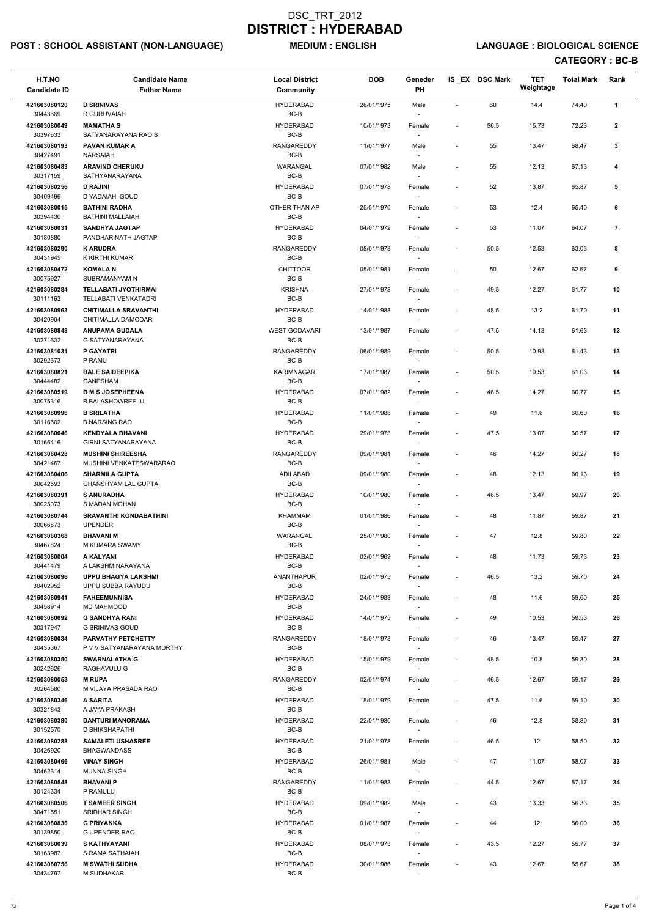# DSC_TRT_2012
# DISTRICT : HYDERABAD

**POST : SCHOOL ASSISTANT (NON-LANGUAGE)** **MEDIUM : ENGLISH** **LANGUAGE : BIOLOGICAL SCIENCE**

**CATEGORY : BC-B**

| H.T.NO / Candidate ID | Candidate Name / Father Name | Local District / Community | DOB | Geneder / PH | IS_EX | DSC Mark | TET Weightage | Total Mark | Rank |
|---|---|---|---|---|---|---|---|---|---|
| 421603080120 / 30443669 | **D SRINIVAS** / D GURUVAIAH | HYDERABAD / BC-B | 26/01/1975 | Male / - | - | 60 | 14.4 | 74.40 | 1 |
| 421603080049 / 30397633 | **MAMATHA S** / SATYANARAYANA RAO S | HYDERABAD / BC-B | 10/01/1973 | Female / - | - | 56.5 | 15.73 | 72.23 | 2 |
| 421603080193 / 30427491 | **PAVAN KUMAR A** / NARSAIAH | RANGAREDDY / BC-B | 11/01/1977 | Male / - | - | 55 | 13.47 | 68.47 | 3 |
| 421603080483 / 30317159 | **ARAVIND CHERUKU** / SATHYANARAYANA | WARANGAL / BC-B | 07/01/1982 | Male / - | - | 55 | 12.13 | 67.13 | 4 |
| 421603080256 / 30409496 | **D RAJINI** / D YADAIAH GOUD | HYDERABAD / BC-B | 07/01/1978 | Female / - | - | 52 | 13.87 | 65.87 | 5 |
| 421603080015 / 30394430 | **BATHINI RADHA** / BATHINI MALLAIAH | OTHER THAN AP / BC-B | 25/01/1970 | Female / - | - | 53 | 12.4 | 65.40 | 6 |
| 421603080031 / 30180880 | **SANDHYA JAGTAP** / PANDHARINATH JAGTAP | HYDERABAD / BC-B | 04/01/1972 | Female / - | - | 53 | 11.07 | 64.07 | 7 |
| 421603080290 / 30431945 | **K ARUDRA** / K KIRTHI KUMAR | RANGAREDDY / BC-B | 08/01/1978 | Female / - | - | 50.5 | 12.53 | 63.03 | 8 |
| 421603080472 / 30075927 | **KOMALA N** / SUBRAMANYAM N | CHITTOOR / BC-B | 05/01/1981 | Female / - | - | 50 | 12.67 | 62.67 | 9 |
| 421603080284 / 30111163 | **TELLABATI JYOTHIRMAI** / TELLABATI VENKATADRI | KRISHNA / BC-B | 27/01/1978 | Female / - | - | 49.5 | 12.27 | 61.77 | 10 |
| 421603080963 / 30420904 | **CHITIMALLA SRAVANTHI** / CHITIMALLA DAMODAR | HYDERABAD / BC-B | 14/01/1988 | Female / - | - | 48.5 | 13.2 | 61.70 | 11 |
| 421603080848 / 30271632 | **ANUPAMA GUDALA** / G SATYANARAYANA | WEST GODAVARI / BC-B | 13/01/1987 | Female / - | - | 47.5 | 14.13 | 61.63 | 12 |
| 421603081031 / 30292373 | **P GAYATRI** / P RAMU | RANGAREDDY / BC-B | 06/01/1989 | Female / - | - | 50.5 | 10.93 | 61.43 | 13 |
| 421603080821 / 30444482 | **BALE SAIDEEPIKA** / GANESHAM | KARIMNAGAR / BC-B | 17/01/1987 | Female / - | - | 50.5 | 10.53 | 61.03 | 14 |
| 421603080519 / 30075316 | **B M S JOSEPHEENA** / B BALASHOWREELU | HYDERABAD / BC-B | 07/01/1982 | Female / - | - | 46.5 | 14.27 | 60.77 | 15 |
| 421603080996 / 30116602 | **B SRILATHA** / B NARSING RAO | HYDERABAD / BC-B | 11/01/1988 | Female / - | - | 49 | 11.6 | 60.60 | 16 |
| 421603080046 / 30165416 | **KENDYALA BHAVANI** / GIRNI SATYANARAYANA | HYDERABAD / BC-B | 29/01/1973 | Female / - | - | 47.5 | 13.07 | 60.57 | 17 |
| 421603080428 / 30421467 | **MUSHINI SHIREESHA** / MUSHINI VENKATESWARARAO | RANGAREDDY / BC-B | 09/01/1981 | Female / - | - | 46 | 14.27 | 60.27 | 18 |
| 421603080406 / 30042593 | **SHARMILA GUPTA** / GHANSHYAM LAL GUPTA | ADILABAD / BC-B | 09/01/1980 | Female / - | - | 48 | 12.13 | 60.13 | 19 |
| 421603080391 / 30025073 | **S ANURADHA** / S MADAN MOHAN | HYDERABAD / BC-B | 10/01/1980 | Female / - | - | 46.5 | 13.47 | 59.97 | 20 |
| 421603080744 / 30066873 | **SRAVANTHI KONDABATHINI** / UPENDER | KHAMMAM / BC-B | 01/01/1986 | Female / - | - | 48 | 11.87 | 59.87 | 21 |
| 421603080368 / 30467824 | **BHAVANI M** / M KUMARA SWAMY | WARANGAL / BC-B | 25/01/1980 | Female / - | - | 47 | 12.8 | 59.80 | 22 |
| 421603080004 / 30441479 | **A KALYANI** / A LAKSHMINARAYANA | HYDERABAD / BC-B | 03/01/1969 | Female / - | - | 48 | 11.73 | 59.73 | 23 |
| 421603080096 / 30402952 | **UPPU BHAGYA LAKSHMI** / UPPU SUBBA RAYUDU | ANANTHAPUR / BC-B | 02/01/1975 | Female / - | - | 46.5 | 13.2 | 59.70 | 24 |
| 421603080941 / 30458914 | **FAHEEMUNNISA** / MD MAHMOOD | HYDERABAD / BC-B | 24/01/1988 | Female / - | - | 48 | 11.6 | 59.60 | 25 |
| 421603080092 / 30317947 | **G SANDHYA RANI** / G SRINIVAS GOUD | HYDERABAD / BC-B | 14/01/1975 | Female / - | - | 49 | 10.53 | 59.53 | 26 |
| 421603080034 / 30435367 | **PARVATHY PETCHETTY** / P V V SATYANARAYANA MURTHY | RANGAREDDY / BC-B | 18/01/1973 | Female / - | - | 46 | 13.47 | 59.47 | 27 |
| 421603080350 / 30242626 | **SWARNALATHA G** / RAGHAVULU G | HYDERABAD / BC-B | 15/01/1979 | Female / - | - | 48.5 | 10.8 | 59.30 | 28 |
| 421603080053 / 30264580 | **M RUPA** / M VIJAYA PRASADA RAO | RANGAREDDY / BC-B | 02/01/1974 | Female / - | - | 46.5 | 12.67 | 59.17 | 29 |
| 421603080346 / 30321843 | **A SARITA** / A JAYA PRAKASH | HYDERABAD / BC-B | 18/01/1979 | Female / - | - | 47.5 | 11.6 | 59.10 | 30 |
| 421603080380 / 30152570 | **DANTURI MANORAMA** / D BHIKSHAPATHI | HYDERABAD / BC-B | 22/01/1980 | Female / - | - | 46 | 12.8 | 58.80 | 31 |
| 421603080288 / 30426920 | **SAMALETI USHASREE** / BHAGWANDASS | HYDERABAD / BC-B | 21/01/1978 | Female / - | - | 46.5 | 12 | 58.50 | 32 |
| 421603080466 / 30462314 | **VINAY SINGH** / MUNNA SINGH | HYDERABAD / BC-B | 26/01/1981 | Male / - | - | 47 | 11.07 | 58.07 | 33 |
| 421603080548 / 30124334 | **BHAVANI P** / P RAMULU | RANGAREDDY / BC-B | 11/01/1983 | Female / - | - | 44.5 | 12.67 | 57.17 | 34 |
| 421603080506 / 30471551 | **T SAMEER SINGH** / SRIDHAR SINGH | HYDERABAD / BC-B | 09/01/1982 | Male / - | - | 43 | 13.33 | 56.33 | 35 |
| 421603080836 / 30139850 | **G PRIYANKA** / G UPENDER RAO | HYDERABAD / BC-B | 01/01/1987 | Female / - | - | 44 | 12 | 56.00 | 36 |
| 421603080039 / 30163987 | **S KATHYAYANI** / S RAMA SATHAIAH | HYDERABAD / BC-B | 08/01/1973 | Female / - | - | 43.5 | 12.27 | 55.77 | 37 |
| 421603080756 / 30434797 | **M SWATHI SUDHA** / M SUDHAKAR | HYDERABAD / BC-B | 30/01/1986 | Female / - | - | 43 | 12.67 | 55.67 | 38 |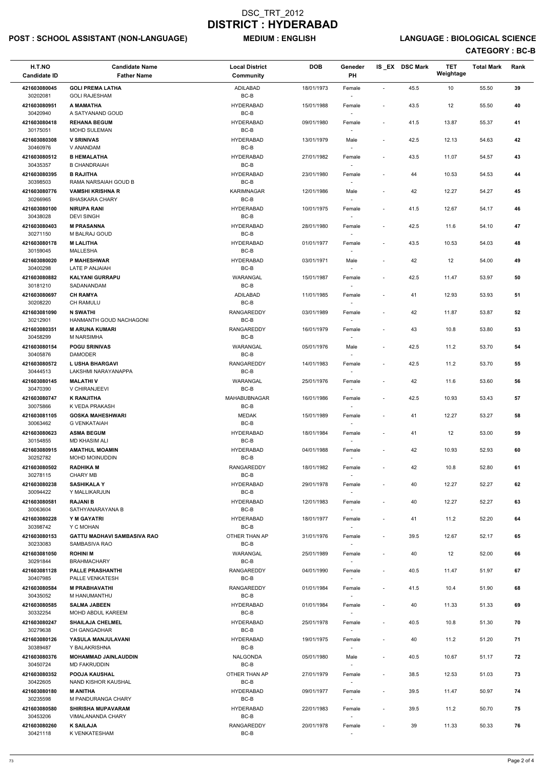# DSC_TRT_2012
# DISTRICT : HYDERABAD

**POST : SCHOOL ASSISTANT (NON-LANGUAGE)** **MEDIUM : ENGLISH** **LANGUAGE : BIOLOGICAL SCIENCE**

**CATEGORY : BC-B**

| H.T.NO<br>Candidate ID | Candidate Name<br>Father Name | Local District<br>Community | DOB | Geneder<br>PH | IS_EX | DSC Mark | TET Weightage | Total Mark | Rank |
|---|---|---|---|---|---|---|---|---|---|
| 421603080045<br>30202081 | GOLI PREMA LATHA<br>GOLI RAJESHAM | ADILABAD<br>BC-B | 18/01/1973 | Female<br>- | - | 45.5 | 10 | 55.50 | 39 |
| 421603080951<br>30420940 | A MAMATHA<br>A SATYANAND GOUD | HYDERABAD<br>BC-B | 15/01/1988 | Female<br>- | - | 43.5 | 12 | 55.50 | 40 |
| 421603080418<br>30175051 | REHANA BEGUM<br>MOHD SULEMAN | HYDERABAD<br>BC-B | 09/01/1980 | Female<br>- | - | 41.5 | 13.87 | 55.37 | 41 |
| 421603080308<br>30460976 | V SRINIVAS<br>V ANANDAM | HYDERABAD<br>BC-B | 13/01/1979 | Male<br>- | - | 42.5 | 12.13 | 54.63 | 42 |
| 421603080512<br>30435357 | B HEMALATHA<br>B CHANDRAIAH | HYDERABAD<br>BC-B | 27/01/1982 | Female<br>- | - | 43.5 | 11.07 | 54.57 | 43 |
| 421603080395<br>30398503 | B RAJITHA<br>RAMA NARSAIAH GOUD B | HYDERABAD<br>BC-B | 23/01/1980 | Female<br>- | - | 44 | 10.53 | 54.53 | 44 |
| 421603080776<br>30266965 | VAMSHI KRISHNA R<br>BHASKARA CHARY | KARIMNAGAR<br>BC-B | 12/01/1986 | Male<br>- | - | 42 | 12.27 | 54.27 | 45 |
| 421603080100<br>30438028 | NIRUPA RANI<br>DEVI SINGH | HYDERABAD<br>BC-B | 10/01/1975 | Female<br>- | - | 41.5 | 12.67 | 54.17 | 46 |
| 421603080403<br>30271150 | M PRASANNA<br>M BALRAJ GOUD | HYDERABAD<br>BC-B | 28/01/1980 | Female<br>- | - | 42.5 | 11.6 | 54.10 | 47 |
| 421603080178<br>30159045 | M LALITHA<br>MALLESHA | HYDERABAD<br>BC-B | 01/01/1977 | Female<br>- | - | 43.5 | 10.53 | 54.03 | 48 |
| 421603080020<br>30400298 | P MAHESHWAR<br>LATE P ANJAIAH | HYDERABAD<br>BC-B | 03/01/1971 | Male<br>- | - | 42 | 12 | 54.00 | 49 |
| 421603080882<br>30181210 | KALYANI GURRAPU<br>SADANANDAM | WARANGAL<br>BC-B | 15/01/1987 | Female<br>- | - | 42.5 | 11.47 | 53.97 | 50 |
| 421603080697<br>30208220 | CH RAMYA<br>CH RAMULU | ADILABAD<br>BC-B | 11/01/1985 | Female<br>- | - | 41 | 12.93 | 53.93 | 51 |
| 421603081090<br>30212901 | N SWATHI<br>HANMANTH GOUD NACHAGONI | RANGAREDDY<br>BC-B | 03/01/1989 | Female<br>- | - | 42 | 11.87 | 53.87 | 52 |
| 421603080351<br>30458299 | M ARUNA KUMARI<br>M NARSIMHA | RANGAREDDY<br>BC-B | 16/01/1979 | Female<br>- | - | 43 | 10.8 | 53.80 | 53 |
| 421603080154<br>30405876 | POGU SRINIVAS<br>DAMODER | WARANGAL<br>BC-B | 05/01/1976 | Male<br>- | - | 42.5 | 11.2 | 53.70 | 54 |
| 421603080572<br>30444513 | L USHA BHARGAVI<br>LAKSHMI NARAYANAPPA | RANGAREDDY<br>BC-B | 14/01/1983 | Female<br>- | - | 42.5 | 11.2 | 53.70 | 55 |
| 421603080145<br>30470390 | MALATHI V<br>V CHIRANJEEVI | WARANGAL<br>BC-B | 25/01/1976 | Female<br>- | - | 42 | 11.6 | 53.60 | 56 |
| 421603080747<br>30075866 | K RANJITHA<br>K VEDA PRAKASH | MAHABUBNAGAR<br>BC-B | 16/01/1986 | Female<br>- | - | 42.5 | 10.93 | 53.43 | 57 |
| 421603081105<br>30063462 | GOSKA MAHESHWARI<br>G VENKATAIAH | MEDAK<br>BC-B | 15/01/1989 | Female<br>- | - | 41 | 12.27 | 53.27 | 58 |
| 421603080623<br>30154855 | ASMA BEGUM<br>MD KHASIM ALI | HYDERABAD<br>BC-B | 18/01/1984 | Female<br>- | - | 41 | 12 | 53.00 | 59 |
| 421603080915<br>30252782 | AMATHUL MOAMIN<br>MOHD MOINUDDIN | HYDERABAD<br>BC-B | 04/01/1988 | Female<br>- | - | 42 | 10.93 | 52.93 | 60 |
| 421603080502<br>30278115 | RADHIKA M<br>CHARY MB | RANGAREDDY<br>BC-B | 18/01/1982 | Female<br>- | - | 42 | 10.8 | 52.80 | 61 |
| 421603080238<br>30094422 | SASHIKALA Y<br>Y MALLIKARJUN | HYDERABAD<br>BC-B | 29/01/1978 | Female<br>- | - | 40 | 12.27 | 52.27 | 62 |
| 421603080581<br>30063604 | RAJANI B<br>SATHYANARAYANA B | HYDERABAD<br>BC-B | 12/01/1983 | Female<br>- | - | 40 | 12.27 | 52.27 | 63 |
| 421603080228<br>30398742 | Y M GAYATRI<br>Y C MOHAN | HYDERABAD<br>BC-B | 18/01/1977 | Female<br>- | - | 41 | 11.2 | 52.20 | 64 |
| 421603080153<br>30233083 | GATTU MADHAVI SAMBASIVA RAO<br>SAMBASIVA RAO | OTHER THAN AP<br>BC-B | 31/01/1976 | Female<br>- | - | 39.5 | 12.67 | 52.17 | 65 |
| 421603081050<br>30291844 | ROHINI M<br>BRAHMACHARY | WARANGAL<br>BC-B | 25/01/1989 | Female<br>- | - | 40 | 12 | 52.00 | 66 |
| 421603081128<br>30407985 | PALLE PRASHANTHI<br>PALLE VENKATESH | RANGAREDDY<br>BC-B | 04/01/1990 | Female<br>- | - | 40.5 | 11.47 | 51.97 | 67 |
| 421603080584<br>30435052 | M PRABHAVATHI<br>M HANUMANTHU | RANGAREDDY<br>BC-B | 01/01/1984 | Female<br>- | - | 41.5 | 10.4 | 51.90 | 68 |
| 421603080585<br>30332254 | SALMA JABEEN<br>MOHD ABDUL KAREEM | HYDERABAD<br>BC-B | 01/01/1984 | Female<br>- | - | 40 | 11.33 | 51.33 | 69 |
| 421603080247<br>30279638 | SHAILAJA CHELMEL<br>CH GANGADHAR | HYDERABAD<br>BC-B | 25/01/1978 | Female<br>- | - | 40.5 | 10.8 | 51.30 | 70 |
| 421603080126<br>30389487 | YASULA MANJULAVANI<br>Y BALAKRISHNA | HYDERABAD<br>BC-B | 19/01/1975 | Female<br>- | - | 40 | 11.2 | 51.20 | 71 |
| 421603080376<br>30450724 | MOHAMMAD JAINLAUDDIN<br>MD FAKRUDDIN | NALGONDA<br>BC-B | 05/01/1980 | Male<br>- | - | 40.5 | 10.67 | 51.17 | 72 |
| 421603080352<br>30422605 | POOJA KAUSHAL<br>NAND KISHOR KAUSHAL | OTHER THAN AP<br>BC-B | 27/01/1979 | Female<br>- | - | 38.5 | 12.53 | 51.03 | 73 |
| 421603080180<br>30235598 | M ANITHA<br>M PANDURANGA CHARY | HYDERABAD<br>BC-B | 09/01/1977 | Female<br>- | - | 39.5 | 11.47 | 50.97 | 74 |
| 421603080580<br>30453206 | SHIRISHA MUPAVARAM<br>VIMALANANDA CHARY | HYDERABAD<br>BC-B | 22/01/1983 | Female<br>- | - | 39.5 | 11.2 | 50.70 | 75 |
| 421603080260<br>30421118 | K SAILAJA<br>K VENKATESHAM | RANGAREDDY<br>BC-B | 20/01/1978 | Female<br>- | - | 39 | 11.33 | 50.33 | 76 |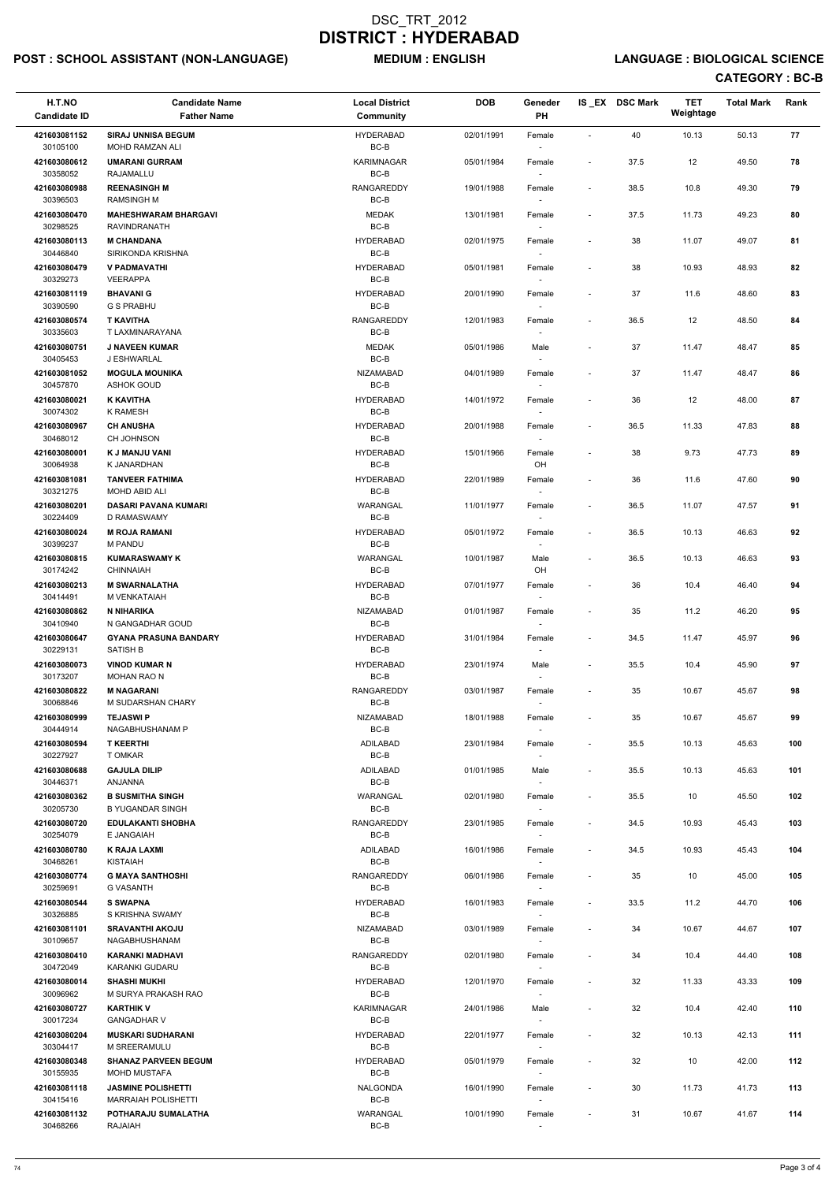# DSC_TRT_2012
# DISTRICT : HYDERABAD

**POST : SCHOOL ASSISTANT (NON-LANGUAGE)** **MEDIUM : ENGLISH** **LANGUAGE : BIOLOGICAL SCIENCE**

**CATEGORY : BC-B**

| H.T.NO<br>Candidate ID | Candidate Name<br>Father Name | Local District<br>Community | DOB | Geneder<br>PH | IS_EX | DSC Mark | TET Weightage | Total Mark | Rank |
|---|---|---|---|---|---|---|---|---|---|
| 421603081152<br>30105100 | SIRAJ UNNISA BEGUM<br>MOHD RAMZAN ALI | HYDERABAD<br>BC-B | 02/01/1991 | Female<br>- | - | 40 | 10.13 | 50.13 | 77 |
| 421603080612<br>30358052 | UMARANI GURRAM<br>RAJAMALLU | KARIMNAGAR<br>BC-B | 05/01/1984 | Female<br>- | - | 37.5 | 12 | 49.50 | 78 |
| 421603080988<br>30396503 | REENASINGH M<br>RAMSINGH M | RANGAREDDY<br>BC-B | 19/01/1988 | Female<br>- | - | 38.5 | 10.8 | 49.30 | 79 |
| 421603080470<br>30298525 | MAHESHWARAM BHARGAVI<br>RAVINDRANATH | MEDAK<br>BC-B | 13/01/1981 | Female<br>- | - | 37.5 | 11.73 | 49.23 | 80 |
| 421603080113<br>30446840 | M CHANDANA<br>SIRIKONDA KRISHNA | HYDERABAD<br>BC-B | 02/01/1975 | Female<br>- | - | 38 | 11.07 | 49.07 | 81 |
| 421603080479<br>30329273 | V PADMAVATHI<br>VEERAPPA | HYDERABAD<br>BC-B | 05/01/1981 | Female<br>- | - | 38 | 10.93 | 48.93 | 82 |
| 421603081119<br>30390590 | BHAVANI G<br>G S PRABHU | HYDERABAD<br>BC-B | 20/01/1990 | Female<br>- | - | 37 | 11.6 | 48.60 | 83 |
| 421603080574<br>30335603 | T KAVITHA<br>T LAXMINARAYANA | RANGAREDDY<br>BC-B | 12/01/1983 | Female<br>- | - | 36.5 | 12 | 48.50 | 84 |
| 421603080751<br>30405453 | J NAVEEN KUMAR<br>J ESHWARLAL | MEDAK<br>BC-B | 05/01/1986 | Male<br>- | - | 37 | 11.47 | 48.47 | 85 |
| 421603081052<br>30457870 | MOGULA MOUNIKA<br>ASHOK GOUD | NIZAMABAD<br>BC-B | 04/01/1989 | Female<br>- | - | 37 | 11.47 | 48.47 | 86 |
| 421603080021<br>30074302 | K KAVITHA<br>K RAMESH | HYDERABAD<br>BC-B | 14/01/1972 | Female<br>- | - | 36 | 12 | 48.00 | 87 |
| 421603080967<br>30468012 | CH ANUSHA<br>CH JOHNSON | HYDERABAD<br>BC-B | 20/01/1988 | Female<br>- | - | 36.5 | 11.33 | 47.83 | 88 |
| 421603080001<br>30064938 | K J MANJU VANI<br>K JANARDHAN | HYDERABAD<br>BC-B | 15/01/1966 | Female<br>OH | - | 38 | 9.73 | 47.73 | 89 |
| 421603081081<br>30321275 | TANVEER FATHIMA<br>MOHD ABID ALI | HYDERABAD<br>BC-B | 22/01/1989 | Female<br>- | - | 36 | 11.6 | 47.60 | 90 |
| 421603080201<br>30224409 | DASARI PAVANA KUMARI<br>D RAMASWAMY | WARANGAL<br>BC-B | 11/01/1977 | Female<br>- | - | 36.5 | 11.07 | 47.57 | 91 |
| 421603080024<br>30399237 | M ROJA RAMANI<br>M PANDU | HYDERABAD<br>BC-B | 05/01/1972 | Female<br>- | - | 36.5 | 10.13 | 46.63 | 92 |
| 421603080815<br>30174242 | KUMARASWAMY K<br>CHINNAIAH | WARANGAL<br>BC-B | 10/01/1987 | Male<br>OH | - | 36.5 | 10.13 | 46.63 | 93 |
| 421603080213<br>30414491 | M SWARNALATHA<br>M VENKATAIAH | HYDERABAD<br>BC-B | 07/01/1977 | Female<br>- | - | 36 | 10.4 | 46.40 | 94 |
| 421603080862<br>30410940 | N NIHARIKA<br>N GANGADHAR GOUD | NIZAMABAD<br>BC-B | 01/01/1987 | Female<br>- | - | 35 | 11.2 | 46.20 | 95 |
| 421603080647<br>30229131 | GYANA PRASUNA BANDARY<br>SATISH B | HYDERABAD<br>BC-B | 31/01/1984 | Female<br>- | - | 34.5 | 11.47 | 45.97 | 96 |
| 421603080073<br>30173207 | VINOD KUMAR N<br>MOHAN RAO N | HYDERABAD<br>BC-B | 23/01/1974 | Male<br>- | - | 35.5 | 10.4 | 45.90 | 97 |
| 421603080822<br>30068846 | M NAGARANI<br>M SUDARSHAN CHARY | RANGAREDDY<br>BC-B | 03/01/1987 | Female<br>- | - | 35 | 10.67 | 45.67 | 98 |
| 421603080999<br>30444914 | TEJASWI P<br>NAGABHUSHANAM P | NIZAMABAD<br>BC-B | 18/01/1988 | Female<br>- | - | 35 | 10.67 | 45.67 | 99 |
| 421603080594<br>30227927 | T KEERTHI<br>T OMKAR | ADILABAD<br>BC-B | 23/01/1984 | Female<br>- | - | 35.5 | 10.13 | 45.63 | 100 |
| 421603080688<br>30446371 | GAJULA DILIP<br>ANJANNA | ADILABAD<br>BC-B | 01/01/1985 | Male<br>- | - | 35.5 | 10.13 | 45.63 | 101 |
| 421603080362<br>30205730 | B SUSMITHA SINGH<br>B YUGANDAR SINGH | WARANGAL<br>BC-B | 02/01/1980 | Female<br>- | - | 35.5 | 10 | 45.50 | 102 |
| 421603080720<br>30254079 | EDULAKANTI SHOBHA<br>E JANGAIAH | RANGAREDDY<br>BC-B | 23/01/1985 | Female<br>- | - | 34.5 | 10.93 | 45.43 | 103 |
| 421603080780<br>30468261 | K RAJA LAXMI<br>KISTAIAH | ADILABAD<br>BC-B | 16/01/1986 | Female<br>- | - | 34.5 | 10.93 | 45.43 | 104 |
| 421603080774<br>30259691 | G MAYA SANTHOSHI<br>G VASANTH | RANGAREDDY<br>BC-B | 06/01/1986 | Female<br>- | - | 35 | 10 | 45.00 | 105 |
| 421603080544<br>30326885 | S SWAPNA<br>S KRISHNA SWAMY | HYDERABAD<br>BC-B | 16/01/1983 | Female<br>- | - | 33.5 | 11.2 | 44.70 | 106 |
| 421603081101<br>30109657 | SRAVANTHI AKOJU<br>NAGABHUSHANAM | NIZAMABAD<br>BC-B | 03/01/1989 | Female<br>- | - | 34 | 10.67 | 44.67 | 107 |
| 421603080410<br>30472049 | KARANKI MADHAVI<br>KARANKI GUDARU | RANGAREDDY<br>BC-B | 02/01/1980 | Female<br>- | - | 34 | 10.4 | 44.40 | 108 |
| 421603080014<br>30096962 | SHASHI MUKHI<br>M SURYA PRAKASH RAO | HYDERABAD<br>BC-B | 12/01/1970 | Female<br>- | - | 32 | 11.33 | 43.33 | 109 |
| 421603080727<br>30017234 | KARTHIK V<br>GANGADHAR V | KARIMNAGAR<br>BC-B | 24/01/1986 | Male<br>- | - | 32 | 10.4 | 42.40 | 110 |
| 421603080204<br>30304417 | MUSKARI SUDHARANI<br>M SREERAMULU | HYDERABAD<br>BC-B | 22/01/1977 | Female<br>- | - | 32 | 10.13 | 42.13 | 111 |
| 421603080348<br>30155935 | SHANAZ PARVEEN BEGUM<br>MOHD MUSTAFA | HYDERABAD<br>BC-B | 05/01/1979 | Female<br>- | - | 32 | 10 | 42.00 | 112 |
| 421603081118<br>30415416 | JASMINE POLISHETTI<br>MARRAIAH POLISHETTI | NALGONDA<br>BC-B | 16/01/1990 | Female<br>- | - | 30 | 11.73 | 41.73 | 113 |
| 421603081132<br>30468266 | POTHARAJU SUMALATHA<br>RAJAIAH | WARANGAL<br>BC-B | 10/01/1990 | Female<br>- | - | 31 | 10.67 | 41.67 | 114 |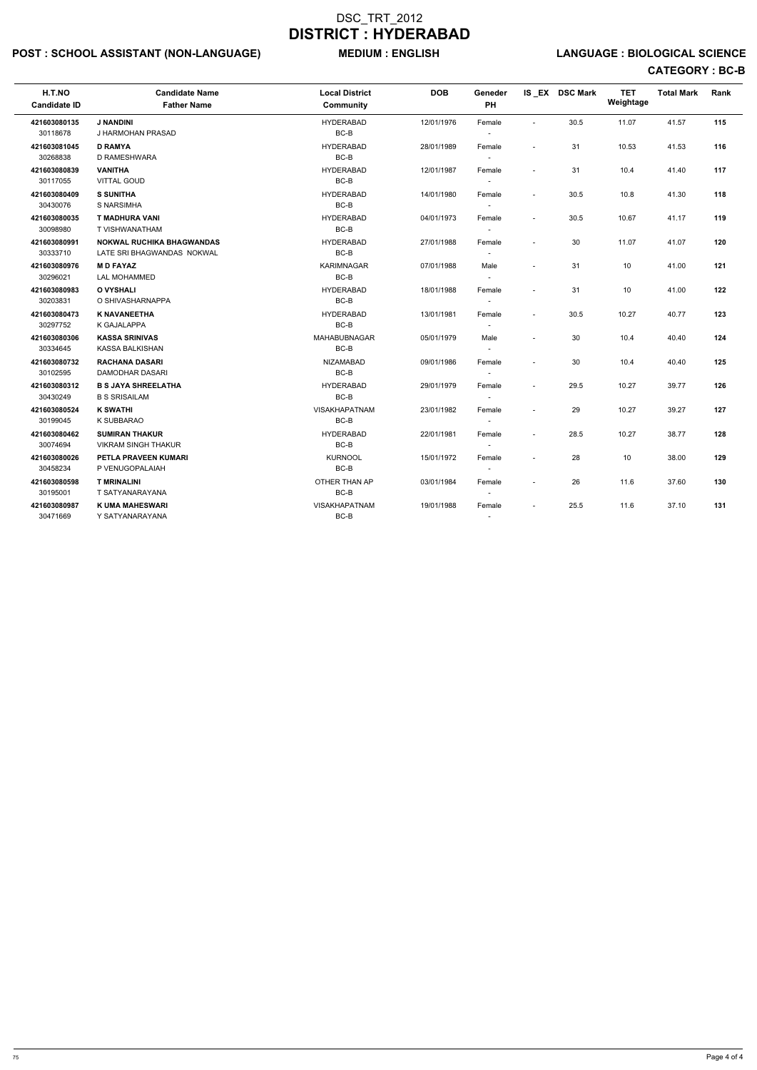# DSC_TRT_2012

# DISTRICT : HYDERABAD

**POST : SCHOOL ASSISTANT (NON-LANGUAGE)** **MEDIUM : ENGLISH** **LANGUAGE : BIOLOGICAL SCIENCE**

**CATEGORY : BC-B**

| H.T.NO<br>Candidate ID | Candidate Name<br>Father Name | Local District<br>Community | DOB | Geneder<br>PH | IS _EX | DSC Mark | TET Weightage | Total Mark | Rank |
|---|---|---|---|---|---|---|---|---|---|
| **421603080135**<br>30118678 | **J NANDINI**<br>J HARMOHAN PRASAD | HYDERABAD<br>BC-B | 12/01/1976 | Female<br>- | - | 30.5 | 11.07 | 41.57 | **115** |
| **421603081045**<br>30268838 | **D RAMYA**<br>D RAMESHWARA | HYDERABAD<br>BC-B | 28/01/1989 | Female<br>- | - | 31 | 10.53 | 41.53 | **116** |
| **421603080839**<br>30117055 | **VANITHA**<br>VITTAL GOUD | HYDERABAD<br>BC-B | 12/01/1987 | Female<br>- | - | 31 | 10.4 | 41.40 | **117** |
| **421603080409**<br>30430076 | **S SUNITHA**<br>S NARSIMHA | HYDERABAD<br>BC-B | 14/01/1980 | Female<br>- | - | 30.5 | 10.8 | 41.30 | **118** |
| **421603080035**<br>30098980 | **T MADHURA VANI**<br>T VISHWANATHAM | HYDERABAD<br>BC-B | 04/01/1973 | Female<br>- | - | 30.5 | 10.67 | 41.17 | **119** |
| **421603080991**<br>30333710 | **NOKWAL RUCHIKA BHAGWANDAS**<br>LATE SRI BHAGWANDAS NOKWAL | HYDERABAD<br>BC-B | 27/01/1988 | Female<br>- | - | 30 | 11.07 | 41.07 | **120** |
| **421603080976**<br>30296021 | **M D FAYAZ**<br>LAL MOHAMMED | KARIMNAGAR<br>BC-B | 07/01/1988 | Male<br>- | - | 31 | 10 | 41.00 | **121** |
| **421603080983**<br>30203831 | **O VYSHALI**<br>O SHIVASHARNAPPA | HYDERABAD<br>BC-B | 18/01/1988 | Female<br>- | - | 31 | 10 | 41.00 | **122** |
| **421603080473**<br>30297752 | **K NAVANEETHA**<br>K GAJALAPPA | HYDERABAD<br>BC-B | 13/01/1981 | Female<br>- | - | 30.5 | 10.27 | 40.77 | **123** |
| **421603080306**<br>30334645 | **KASSA SRINIVAS**<br>KASSA BALKISHAN | MAHABUBNAGAR<br>BC-B | 05/01/1979 | Male<br>- | - | 30 | 10.4 | 40.40 | **124** |
| **421603080732**<br>30102595 | **RACHANA DASARI**<br>DAMODHAR DASARI | NIZAMABAD<br>BC-B | 09/01/1986 | Female<br>- | - | 30 | 10.4 | 40.40 | **125** |
| **421603080312**<br>30430249 | **B S JAYA SHREELATHA**<br>B S SRISAILAM | HYDERABAD<br>BC-B | 29/01/1979 | Female<br>- | - | 29.5 | 10.27 | 39.77 | **126** |
| **421603080524**<br>30199045 | **K SWATHI**<br>K SUBBARAO | VISAKHAPATNAM<br>BC-B | 23/01/1982 | Female<br>- | - | 29 | 10.27 | 39.27 | **127** |
| **421603080462**<br>30074694 | **SUMIRAN THAKUR**<br>VIKRAM SINGH THAKUR | HYDERABAD<br>BC-B | 22/01/1981 | Female<br>- | - | 28.5 | 10.27 | 38.77 | **128** |
| **421603080026**<br>30458234 | **PETLA PRAVEEN KUMARI**<br>P VENUGOPALAIAH | KURNOOL<br>BC-B | 15/01/1972 | Female<br>- | - | 28 | 10 | 38.00 | **129** |
| **421603080598**<br>30195001 | **T MRINALINI**<br>T SATYANARAYANA | OTHER THAN AP<br>BC-B | 03/01/1984 | Female<br>- | - | 26 | 11.6 | 37.60 | **130** |
| **421603080987**<br>30471669 | **K UMA MAHESWARI**<br>Y SATYANARAYANA | VISAKHAPATNAM<br>BC-B | 19/01/1988 | Female<br>- | - | 25.5 | 11.6 | 37.10 | **131** |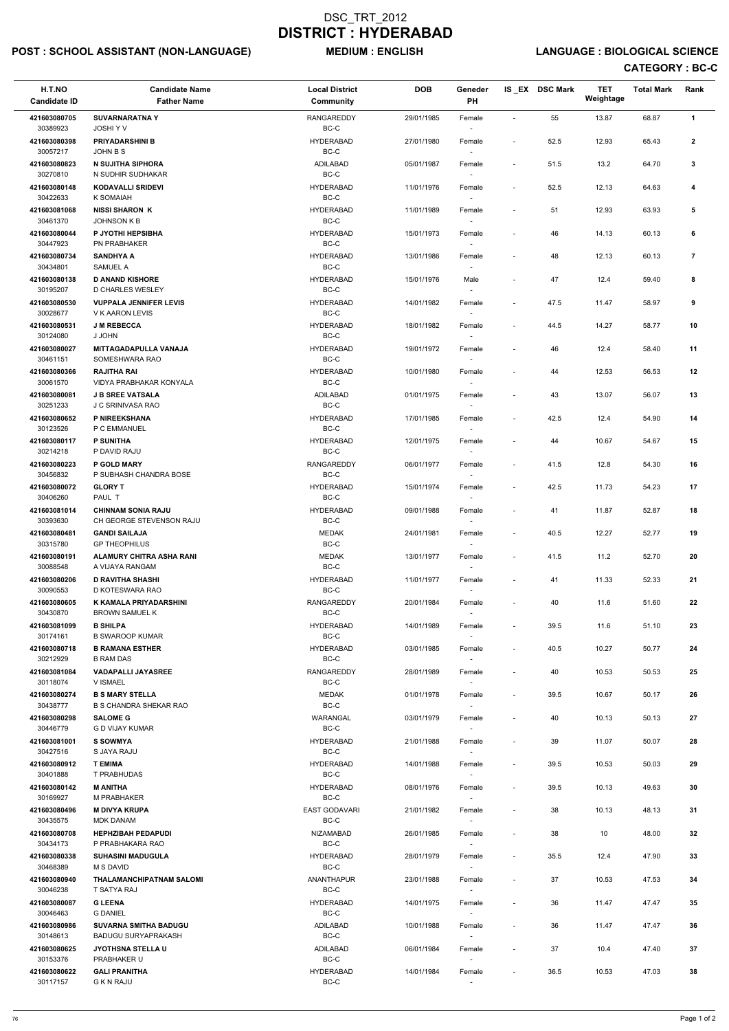# DSC_TRT_2012
# DISTRICT : HYDERABAD

**POST : SCHOOL ASSISTANT (NON-LANGUAGE)** **MEDIUM : ENGLISH** **LANGUAGE : BIOLOGICAL SCIENCE**

**CATEGORY : BC-C**

| H.T.NO<br>Candidate ID | Candidate Name<br>Father Name | Local District<br>Community | DOB | Geneder<br>PH | IS_EX | DSC Mark | TET Weightage | Total Mark | Rank |
|---|---|---|---|---|---|---|---|---|---|
| 421603080705<br>30389923 | **SUVARNARATNA Y**<br>JOSHI Y V | RANGAREDDY<br>BC-C | 29/01/1985 | Female<br>- | - | 55 | 13.87 | 68.87 | 1 |
| 421603080398<br>30057217 | **PRIYADARSHINI B**<br>JOHN B S | HYDERABAD<br>BC-C | 27/01/1980 | Female<br>- | - | 52.5 | 12.93 | 65.43 | 2 |
| 421603080823<br>30270810 | **N SUJITHA SIPHORA**<br>N SUDHIR SUDHAKAR | ADILABAD<br>BC-C | 05/01/1987 | Female<br>- | - | 51.5 | 13.2 | 64.70 | 3 |
| 421603080148<br>30422633 | **KODAVALLI SRIDEVI**<br>K SOMAIAH | HYDERABAD<br>BC-C | 11/01/1976 | Female<br>- | - | 52.5 | 12.13 | 64.63 | 4 |
| 421603081068<br>30461370 | **NISSI SHARON K**<br>JOHNSON K B | HYDERABAD<br>BC-C | 11/01/1989 | Female<br>- | - | 51 | 12.93 | 63.93 | 5 |
| 421603080044<br>30447923 | **P JYOTHI HEPSIBHA**<br>PN PRABHAKER | HYDERABAD<br>BC-C | 15/01/1973 | Female<br>- | - | 46 | 14.13 | 60.13 | 6 |
| 421603080734<br>30434801 | **SANDHYA A**<br>SAMUEL A | HYDERABAD<br>BC-C | 13/01/1986 | Female<br>- | - | 48 | 12.13 | 60.13 | 7 |
| 421603080138<br>30195207 | **D ANAND KISHORE**<br>D CHARLES WESLEY | HYDERABAD<br>BC-C | 15/01/1976 | Male<br>- | - | 47 | 12.4 | 59.40 | 8 |
| 421603080530<br>30028677 | **VUPPALA JENNIFER LEVIS**<br>V K AARON LEVIS | HYDERABAD<br>BC-C | 14/01/1982 | Female<br>- | - | 47.5 | 11.47 | 58.97 | 9 |
| 421603080531<br>30124080 | **J M REBECCA**<br>J JOHN | HYDERABAD<br>BC-C | 18/01/1982 | Female<br>- | - | 44.5 | 14.27 | 58.77 | 10 |
| 421603080027<br>30461151 | **MITTAGADAPULLA VANAJA**<br>SOMESHWARA RAO | HYDERABAD<br>BC-C | 19/01/1972 | Female<br>- | - | 46 | 12.4 | 58.40 | 11 |
| 421603080366<br>30061570 | **RAJITHA RAI**<br>VIDYA PRABHAKAR KONYALA | HYDERABAD<br>BC-C | 10/01/1980 | Female<br>- | - | 44 | 12.53 | 56.53 | 12 |
| 421603080081<br>30251233 | **J B SREE VATSALA**<br>J C SRINIVASA RAO | ADILABAD<br>BC-C | 01/01/1975 | Female<br>- | - | 43 | 13.07 | 56.07 | 13 |
| 421603080652<br>30123526 | **P NIREEKSHANA**<br>P C EMMANUEL | HYDERABAD<br>BC-C | 17/01/1985 | Female<br>- | - | 42.5 | 12.4 | 54.90 | 14 |
| 421603080117<br>30214218 | **P SUNITHA**<br>P DAVID RAJU | HYDERABAD<br>BC-C | 12/01/1975 | Female<br>- | - | 44 | 10.67 | 54.67 | 15 |
| 421603080223<br>30456832 | **P GOLD MARY**<br>P SUBHASH CHANDRA BOSE | RANGAREDDY<br>BC-C | 06/01/1977 | Female<br>- | - | 41.5 | 12.8 | 54.30 | 16 |
| 421603080072<br>30406260 | **GLORY T**<br>PAUL T | HYDERABAD<br>BC-C | 15/01/1974 | Female<br>- | - | 42.5 | 11.73 | 54.23 | 17 |
| 421603081014<br>30393630 | **CHINNAM SONIA RAJU**<br>CH GEORGE STEVENSON RAJU | HYDERABAD<br>BC-C | 09/01/1988 | Female<br>- | - | 41 | 11.87 | 52.87 | 18 |
| 421603080481<br>30315780 | **GANDI SAILAJA**<br>GP THEOPHILUS | MEDAK<br>BC-C | 24/01/1981 | Female<br>- | - | 40.5 | 12.27 | 52.77 | 19 |
| 421603080191<br>30088548 | **ALAMURY CHITRA ASHA RANI**<br>A VIJAYA RANGAM | MEDAK<br>BC-C | 13/01/1977 | Female<br>- | - | 41.5 | 11.2 | 52.70 | 20 |
| 421603080206<br>30090553 | **D RAVITHA SHASHI**<br>D KOTESWARA RAO | HYDERABAD<br>BC-C | 11/01/1977 | Female<br>- | - | 41 | 11.33 | 52.33 | 21 |
| 421603080605<br>30430870 | **K KAMALA PRIYADARSHINI**<br>BROWN SAMUEL K | RANGAREDDY<br>BC-C | 20/01/1984 | Female<br>- | - | 40 | 11.6 | 51.60 | 22 |
| 421603081099<br>30174161 | **B SHILPA**<br>B SWAROOP KUMAR | HYDERABAD<br>BC-C | 14/01/1989 | Female<br>- | - | 39.5 | 11.6 | 51.10 | 23 |
| 421603080718<br>30212929 | **B RAMANA ESTHER**<br>B RAM DAS | HYDERABAD<br>BC-C | 03/01/1985 | Female<br>- | - | 40.5 | 10.27 | 50.77 | 24 |
| 421603081084<br>30118074 | **VADAPALLI JAYASREE**<br>V ISMAEL | RANGAREDDY<br>BC-C | 28/01/1989 | Female<br>- | - | 40 | 10.53 | 50.53 | 25 |
| 421603080274<br>30438777 | **B S MARY STELLA**<br>B S CHANDRA SHEKAR RAO | MEDAK<br>BC-C | 01/01/1978 | Female<br>- | - | 39.5 | 10.67 | 50.17 | 26 |
| 421603080298<br>30446779 | **SALOME G**<br>G D VIJAY KUMAR | WARANGAL<br>BC-C | 03/01/1979 | Female<br>- | - | 40 | 10.13 | 50.13 | 27 |
| 421603081001<br>30427516 | **S SOWMYA**<br>S JAYA RAJU | HYDERABAD<br>BC-C | 21/01/1988 | Female<br>- | - | 39 | 11.07 | 50.07 | 28 |
| 421603080912<br>30401888 | **T EMIMA**<br>T PRABHUDAS | HYDERABAD<br>BC-C | 14/01/1988 | Female<br>- | - | 39.5 | 10.53 | 50.03 | 29 |
| 421603080142<br>30169927 | **M ANITHA**<br>M PRABHAKER | HYDERABAD<br>BC-C | 08/01/1976 | Female<br>- | - | 39.5 | 10.13 | 49.63 | 30 |
| 421603080496<br>30435575 | **M DIVYA KRUPA**<br>MDK DANAM | EAST GODAVARI<br>BC-C | 21/01/1982 | Female<br>- | - | 38 | 10.13 | 48.13 | 31 |
| 421603080708<br>30434173 | **HEPHZIBAH PEDAPUDI**<br>P PRABHAKARA RAO | NIZAMABAD<br>BC-C | 26/01/1985 | Female<br>- | - | 38 | 10 | 48.00 | 32 |
| 421603080338<br>30468389 | **SUHASINI MADUGULA**<br>M S DAVID | HYDERABAD<br>BC-C | 28/01/1979 | Female<br>- | - | 35.5 | 12.4 | 47.90 | 33 |
| 421603080940<br>30046238 | **THALAMANCHIPATNAM SALOMI**<br>T SATYA RAJ | ANANTHAPUR<br>BC-C | 23/01/1988 | Female<br>- | - | 37 | 10.53 | 47.53 | 34 |
| 421603080087<br>30046463 | **G LEENA**<br>G DANIEL | HYDERABAD<br>BC-C | 14/01/1975 | Female<br>- | - | 36 | 11.47 | 47.47 | 35 |
| 421603080986<br>30148613 | **SUVARNA SMITHA BADUGU**<br>BADUGU SURYAPRAKASH | ADILABAD<br>BC-C | 10/01/1988 | Female<br>- | - | 36 | 11.47 | 47.47 | 36 |
| 421603080625<br>30153376 | **JYOTHSNA STELLA U**<br>PRABHAKER U | ADILABAD<br>BC-C | 06/01/1984 | Female<br>- | - | 37 | 10.4 | 47.40 | 37 |
| 421603080622<br>30117157 | **GALI PRANITHA**<br>G K N RAJU | HYDERABAD<br>BC-C | 14/01/1984 | Female<br>- | - | 36.5 | 10.53 | 47.03 | 38 |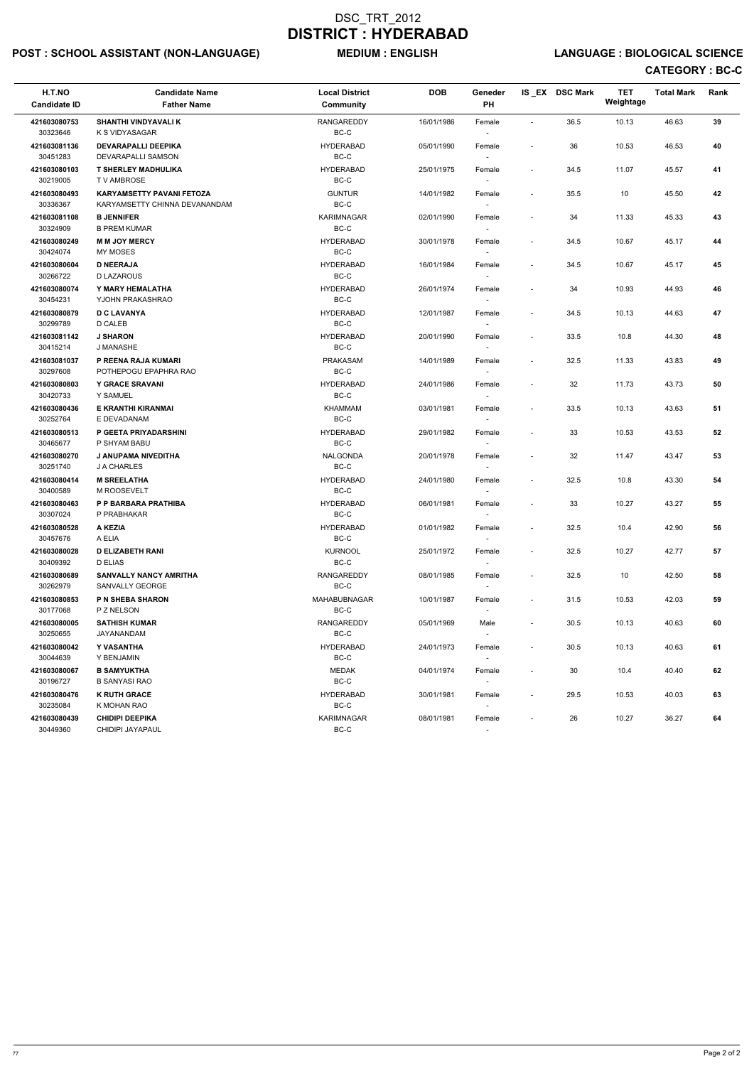# DSC_TRT_2012

# DISTRICT : HYDERABAD

**POST : SCHOOL ASSISTANT (NON-LANGUAGE)** **MEDIUM : ENGLISH** **LANGUAGE : BIOLOGICAL SCIENCE**

**CATEGORY : BC-C**

| H.T.NO<br>Candidate ID | Candidate Name<br>Father Name | Local District<br>Community | DOB | Geneder<br>PH | IS _EX | DSC Mark | TET Weightage | Total Mark | Rank |
|---|---|---|---|---|---|---|---|---|---|
| 421603080753<br>30323646 | **SHANTHI VINDYAVALI K**<br>K S VIDYASAGAR | RANGAREDDY<br>BC-C | 16/01/1986 | Female<br>- | - | 36.5 | 10.13 | 46.63 | 39 |
| 421603081136<br>30451283 | **DEVARAPALLI DEEPIKA**<br>DEVARAPALLI SAMSON | HYDERABAD<br>BC-C | 05/01/1990 | Female<br>- | - | 36 | 10.53 | 46.53 | 40 |
| 421603080103<br>30219005 | **T SHERLEY MADHULIKA**<br>T V AMBROSE | HYDERABAD<br>BC-C | 25/01/1975 | Female<br>- | - | 34.5 | 11.07 | 45.57 | 41 |
| 421603080493<br>30336367 | **KARYAMSETTY PAVANI FETOZA**<br>KARYAMSETTY CHINNA DEVANANDAM | GUNTUR<br>BC-C | 14/01/1982 | Female<br>- | - | 35.5 | 10 | 45.50 | 42 |
| 421603081108<br>30324909 | **B JENNIFER**<br>B PREM KUMAR | KARIMNAGAR<br>BC-C | 02/01/1990 | Female<br>- | - | 34 | 11.33 | 45.33 | 43 |
| 421603080249<br>30424074 | **M M JOY MERCY**<br>MY MOSES | HYDERABAD<br>BC-C | 30/01/1978 | Female<br>- | - | 34.5 | 10.67 | 45.17 | 44 |
| 421603080604<br>30266722 | **D NEERAJA**<br>D LAZAROUS | HYDERABAD<br>BC-C | 16/01/1984 | Female<br>- | - | 34.5 | 10.67 | 45.17 | 45 |
| 421603080074<br>30454231 | **Y MARY HEMALATHA**<br>YJOHN PRAKASHRAO | HYDERABAD<br>BC-C | 26/01/1974 | Female<br>- | - | 34 | 10.93 | 44.93 | 46 |
| 421603080879<br>30299789 | **D C LAVANYA**<br>D CALEB | HYDERABAD<br>BC-C | 12/01/1987 | Female<br>- | - | 34.5 | 10.13 | 44.63 | 47 |
| 421603081142<br>30415214 | **J SHARON**<br>J MANASHE | HYDERABAD<br>BC-C | 20/01/1990 | Female<br>- | - | 33.5 | 10.8 | 44.30 | 48 |
| 421603081037<br>30297608 | **P REENA RAJA KUMARI**<br>POTHEPOGU EPAPHRA RAO | PRAKASAM<br>BC-C | 14/01/1989 | Female<br>- | - | 32.5 | 11.33 | 43.83 | 49 |
| 421603080803<br>30420733 | **Y GRACE SRAVANI**<br>Y SAMUEL | HYDERABAD<br>BC-C | 24/01/1986 | Female<br>- | - | 32 | 11.73 | 43.73 | 50 |
| 421603080436<br>30252764 | **E KRANTHI KIRANMAI**<br>E DEVADANAM | KHAMMAM<br>BC-C | 03/01/1981 | Female<br>- | - | 33.5 | 10.13 | 43.63 | 51 |
| 421603080513<br>30465677 | **P GEETA PRIYADARSHINI**<br>P SHYAM BABU | HYDERABAD<br>BC-C | 29/01/1982 | Female<br>- | - | 33 | 10.53 | 43.53 | 52 |
| 421603080270<br>30251740 | **J ANUPAMA NIVEDITHA**<br>J A CHARLES | NALGONDA<br>BC-C | 20/01/1978 | Female<br>- | - | 32 | 11.47 | 43.47 | 53 |
| 421603080414<br>30400589 | **M SREELATHA**<br>M ROOSEVELT | HYDERABAD<br>BC-C | 24/01/1980 | Female<br>- | - | 32.5 | 10.8 | 43.30 | 54 |
| 421603080463<br>30307024 | **P P BARBARA PRATHIBA**<br>P PRABHAKAR | HYDERABAD<br>BC-C | 06/01/1981 | Female<br>- | - | 33 | 10.27 | 43.27 | 55 |
| 421603080528<br>30457676 | **A KEZIA**<br>A ELIA | HYDERABAD<br>BC-C | 01/01/1982 | Female<br>- | - | 32.5 | 10.4 | 42.90 | 56 |
| 421603080028<br>30409392 | **D ELIZABETH RANI**<br>D ELIAS | KURNOOL<br>BC-C | 25/01/1972 | Female<br>- | - | 32.5 | 10.27 | 42.77 | 57 |
| 421603080689<br>30262979 | **SANVALLY NANCY AMRITHA**<br>SANVALLY GEORGE | RANGAREDDY<br>BC-C | 08/01/1985 | Female<br>- | - | 32.5 | 10 | 42.50 | 58 |
| 421603080853<br>30177068 | **P N SHEBA SHARON**<br>P Z NELSON | MAHABUBNAGAR<br>BC-C | 10/01/1987 | Female<br>- | - | 31.5 | 10.53 | 42.03 | 59 |
| 421603080005<br>30250655 | **SATHISH KUMAR**<br>JAYANANDAM | RANGAREDDY<br>BC-C | 05/01/1969 | Male<br>- | - | 30.5 | 10.13 | 40.63 | 60 |
| 421603080042<br>30044639 | **Y VASANTHA**<br>Y BENJAMIN | HYDERABAD<br>BC-C | 24/01/1973 | Female<br>- | - | 30.5 | 10.13 | 40.63 | 61 |
| 421603080067<br>30196727 | **B SAMYUKTHA**<br>B SANYASI RAO | MEDAK<br>BC-C | 04/01/1974 | Female<br>- | - | 30 | 10.4 | 40.40 | 62 |
| 421603080476<br>30235084 | **K RUTH GRACE**<br>K MOHAN RAO | HYDERABAD<br>BC-C | 30/01/1981 | Female<br>- | - | 29.5 | 10.53 | 40.03 | 63 |
| 421603080439<br>30449360 | **CHIDIPI DEEPIKA**<br>CHIDIPI JAYAPAUL | KARIMNAGAR<br>BC-C | 08/01/1981 | Female<br>- | - | 26 | 10.27 | 36.27 | 64 |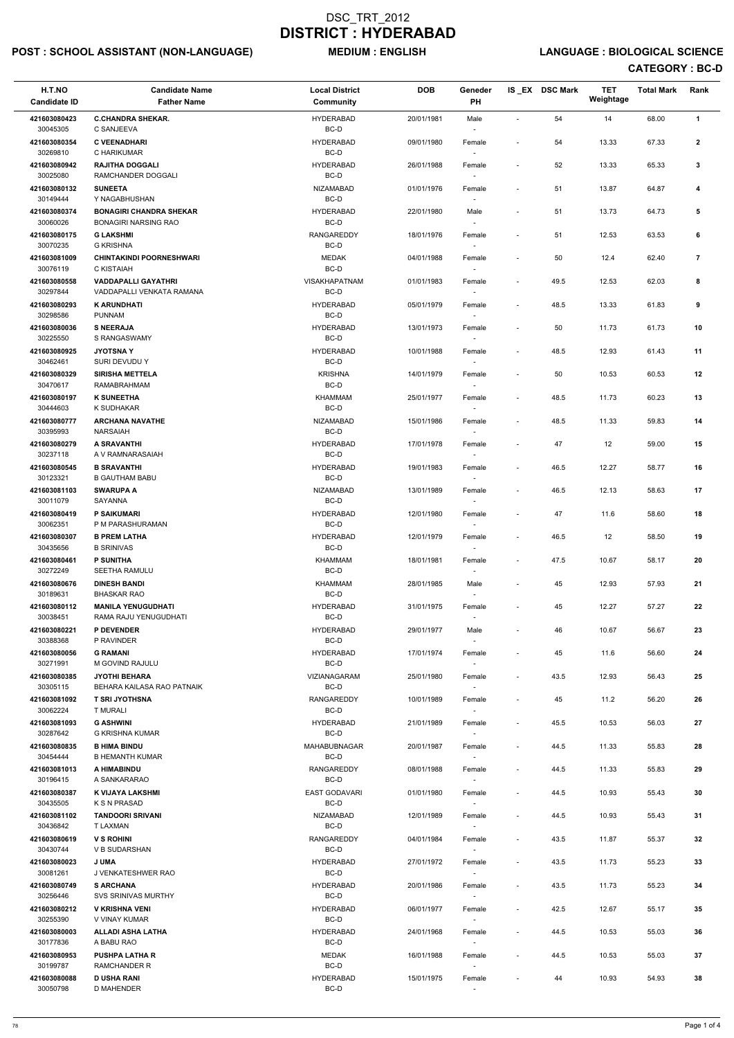# DSC_TRT_2012
# DISTRICT : HYDERABAD

**POST : SCHOOL ASSISTANT (NON-LANGUAGE)** **MEDIUM : ENGLISH** **LANGUAGE : BIOLOGICAL SCIENCE**

**CATEGORY : BC-D**

| H.T.NO / Candidate ID | Candidate Name / Father Name | Local District / Community | DOB | Geneder / PH | IS_EX | DSC Mark | TET Weightage | Total Mark | Rank |
|---|---|---|---|---|---|---|---|---|---|
| 421603080423 / 30045305 | **C.CHANDRA SHEKAR.** / C SANJEEVA | HYDERABAD / BC-D | 20/01/1981 | Male / - | - | 54 | 14 | 68.00 | 1 |
| 421603080354 / 30269810 | **C VEENADHARI** / C HARIKUMAR | HYDERABAD / BC-D | 09/01/1980 | Female / - | - | 54 | 13.33 | 67.33 | 2 |
| 421603080942 / 30025080 | **RAJITHA DOGGALI** / RAMCHANDER DOGGALI | HYDERABAD / BC-D | 26/01/1988 | Female / - | - | 52 | 13.33 | 65.33 | 3 |
| 421603080132 / 30149444 | **SUNEETA** / Y NAGABHUSHAN | NIZAMABAD / BC-D | 01/01/1976 | Female / - | - | 51 | 13.87 | 64.87 | 4 |
| 421603080374 / 30060026 | **BONAGIRI CHANDRA SHEKAR** / BONAGIRI NARSING RAO | HYDERABAD / BC-D | 22/01/1980 | Male / - | - | 51 | 13.73 | 64.73 | 5 |
| 421603080175 / 30070235 | **G LAKSHMI** / G KRISHNA | RANGAREDDY / BC-D | 18/01/1976 | Female / - | - | 51 | 12.53 | 63.53 | 6 |
| 421603081009 / 30076119 | **CHINTAKINDI POORNESHWARI** / C KISTAIAH | MEDAK / BC-D | 04/01/1988 | Female / - | - | 50 | 12.4 | 62.40 | 7 |
| 421603080558 / 30297844 | **VADDAPALLI GAYATHRI** / VADDAPALLI VENKATA RAMANA | VISAKHAPATNAM / BC-D | 01/01/1983 | Female / - | - | 49.5 | 12.53 | 62.03 | 8 |
| 421603080293 / 30298586 | **K ARUNDHATI** / PUNNAM | HYDERABAD / BC-D | 05/01/1979 | Female / - | - | 48.5 | 13.33 | 61.83 | 9 |
| 421603080036 / 30225550 | **S NEERAJA** / S RANGASWAMY | HYDERABAD / BC-D | 13/01/1973 | Female / - | - | 50 | 11.73 | 61.73 | 10 |
| 421603080925 / 30462461 | **JYOTSNA Y** / SURI DEVUDU Y | HYDERABAD / BC-D | 10/01/1988 | Female / - | - | 48.5 | 12.93 | 61.43 | 11 |
| 421603080329 / 30470617 | **SIRISHA METTELA** / RAMABRAHMAM | KRISHNA / BC-D | 14/01/1979 | Female / - | - | 50 | 10.53 | 60.53 | 12 |
| 421603080197 / 30444603 | **K SUNEETHA** / K SUDHAKAR | KHAMMAM / BC-D | 25/01/1977 | Female / - | - | 48.5 | 11.73 | 60.23 | 13 |
| 421603080777 / 30395993 | **ARCHANA NAVATHE** / NARSAIAH | NIZAMABAD / BC-D | 15/01/1986 | Female / - | - | 48.5 | 11.33 | 59.83 | 14 |
| 421603080279 / 30237118 | **A SRAVANTHI** / A V RAMNARASAIAH | HYDERABAD / BC-D | 17/01/1978 | Female / - | - | 47 | 12 | 59.00 | 15 |
| 421603080545 / 30123321 | **B SRAVANTHI** / B GAUTHAM BABU | HYDERABAD / BC-D | 19/01/1983 | Female / - | - | 46.5 | 12.27 | 58.77 | 16 |
| 421603081103 / 30011079 | **SWARUPA A** / SAYANNA | NIZAMABAD / BC-D | 13/01/1989 | Female / - | - | 46.5 | 12.13 | 58.63 | 17 |
| 421603080419 / 30062351 | **P SAIKUMARI** / P M PARASHURAMAN | HYDERABAD / BC-D | 12/01/1980 | Female / - | - | 47 | 11.6 | 58.60 | 18 |
| 421603080307 / 30435656 | **B PREM LATHA** / B SRINIVAS | HYDERABAD / BC-D | 12/01/1979 | Female / - | - | 46.5 | 12 | 58.50 | 19 |
| 421603080461 / 30272249 | **P SUNITHA** / SEETHA RAMULU | KHAMMAM / BC-D | 18/01/1981 | Female / - | - | 47.5 | 10.67 | 58.17 | 20 |
| 421603080676 / 30189631 | **DINESH BANDI** / BHASKAR RAO | KHAMMAM / BC-D | 28/01/1985 | Male / - | - | 45 | 12.93 | 57.93 | 21 |
| 421603080112 / 30038451 | **MANILA YENUGUDHATI** / RAMA RAJU YENUGUDHATI | HYDERABAD / BC-D | 31/01/1975 | Female / - | - | 45 | 12.27 | 57.27 | 22 |
| 421603080221 / 30388368 | **P DEVENDER** / P RAVINDER | HYDERABAD / BC-D | 29/01/1977 | Male / - | - | 46 | 10.67 | 56.67 | 23 |
| 421603080056 / 30271991 | **G RAMANI** / M GOVIND RAJULU | HYDERABAD / BC-D | 17/01/1974 | Female / - | - | 45 | 11.6 | 56.60 | 24 |
| 421603080385 / 30305115 | **JYOTHI BEHARA** / BEHARA KAILASA RAO PATNAIK | VIZIANAGARAM / BC-D | 25/01/1980 | Female / - | - | 43.5 | 12.93 | 56.43 | 25 |
| 421603081092 / 30062224 | **T SRI JYOTHSNA** / T MURALI | RANGAREDDY / BC-D | 10/01/1989 | Female / - | - | 45 | 11.2 | 56.20 | 26 |
| 421603081093 / 30287642 | **G ASHWINI** / G KRISHNA KUMAR | HYDERABAD / BC-D | 21/01/1989 | Female / - | - | 45.5 | 10.53 | 56.03 | 27 |
| 421603080835 / 30454444 | **B HIMA BINDU** / B HEMANTH KUMAR | MAHABUBNAGAR / BC-D | 20/01/1987 | Female / - | - | 44.5 | 11.33 | 55.83 | 28 |
| 421603081013 / 30196415 | **A HIMABINDU** / A SANKARARAO | RANGAREDDY / BC-D | 08/01/1988 | Female / - | - | 44.5 | 11.33 | 55.83 | 29 |
| 421603080387 / 30435505 | **K VIJAYA LAKSHMI** / K S N PRASAD | EAST GODAVARI / BC-D | 01/01/1980 | Female / - | - | 44.5 | 10.93 | 55.43 | 30 |
| 421603081102 / 30436842 | **TANDOORI SRIVANI** / T LAXMAN | NIZAMABAD / BC-D | 12/01/1989 | Female / - | - | 44.5 | 10.93 | 55.43 | 31 |
| 421603080619 / 30430744 | **V S ROHINI** / V B SUDARSHAN | RANGAREDDY / BC-D | 04/01/1984 | Female / - | - | 43.5 | 11.87 | 55.37 | 32 |
| 421603080023 / 30081261 | **J UMA** / J VENKATESHWER RAO | HYDERABAD / BC-D | 27/01/1972 | Female / - | - | 43.5 | 11.73 | 55.23 | 33 |
| 421603080749 / 30256446 | **S ARCHANA** / SVS SRINIVAS MURTHY | HYDERABAD / BC-D | 20/01/1986 | Female / - | - | 43.5 | 11.73 | 55.23 | 34 |
| 421603080212 / 30255390 | **V KRISHNA VENI** / V VINAY KUMAR | HYDERABAD / BC-D | 06/01/1977 | Female / - | - | 42.5 | 12.67 | 55.17 | 35 |
| 421603080003 / 30177836 | **ALLADI ASHA LATHA** / A BABU RAO | HYDERABAD / BC-D | 24/01/1968 | Female / - | - | 44.5 | 10.53 | 55.03 | 36 |
| 421603080953 / 30199787 | **PUSHPA LATHA R** / RAMCHANDER R | MEDAK / BC-D | 16/01/1988 | Female / - | - | 44.5 | 10.53 | 55.03 | 37 |
| 421603080088 / 30050798 | **D USHA RANI** / D MAHENDER | HYDERABAD / BC-D | 15/01/1975 | Female / - | - | 44 | 10.93 | 54.93 | 38 |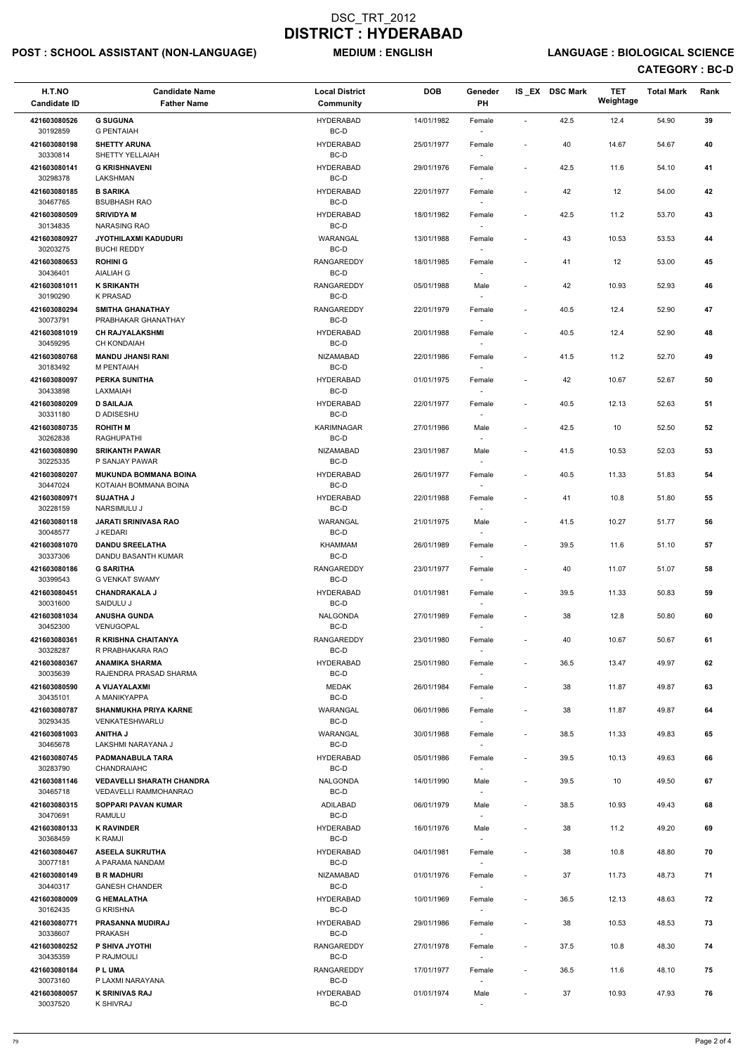# DSC_TRT_2012
# DISTRICT : HYDERABAD

**POST : SCHOOL ASSISTANT (NON-LANGUAGE)** **MEDIUM : ENGLISH** **LANGUAGE : BIOLOGICAL SCIENCE**

**CATEGORY : BC-D**

| H.T.NO<br>Candidate ID | Candidate Name<br>Father Name | Local District<br>Community | DOB | Geneder<br>PH | IS _EX | DSC Mark | TET Weightage | Total Mark | Rank |
|---|---|---|---|---|---|---|---|---|---|
| 421603080526<br>30192859 | **G SUGUNA**<br>G PENTAIAH | HYDERABAD<br>BC-D | 14/01/1982 | Female<br>- | - | 42.5 | 12.4 | 54.90 | 39 |
| 421603080198<br>30330814 | **SHETTY ARUNA**<br>SHETTY YELLAIAH | HYDERABAD<br>BC-D | 25/01/1977 | Female<br>- | - | 40 | 14.67 | 54.67 | 40 |
| 421603080141<br>30298378 | **G KRISHNAVENI**<br>LAKSHMAN | HYDERABAD<br>BC-D | 29/01/1976 | Female<br>- | - | 42.5 | 11.6 | 54.10 | 41 |
| 421603080185<br>30467765 | **B SARIKA**<br>BSUBHASH RAO | HYDERABAD<br>BC-D | 22/01/1977 | Female<br>- | - | 42 | 12 | 54.00 | 42 |
| 421603080509<br>30134835 | **SRIVIDYA M**<br>NARASING RAO | HYDERABAD<br>BC-D | 18/01/1982 | Female<br>- | - | 42.5 | 11.2 | 53.70 | 43 |
| 421603080927<br>30203275 | **JYOTHILAXMI KADUDURI**<br>BUCHI REDDY | WARANGAL<br>BC-D | 13/01/1988 | Female<br>- | - | 43 | 10.53 | 53.53 | 44 |
| 421603080653<br>30436401 | **ROHINI G**<br>AIALIAH G | RANGAREDDY<br>BC-D | 18/01/1985 | Female<br>- | - | 41 | 12 | 53.00 | 45 |
| 421603081011<br>30190290 | **K SRIKANTH**<br>K PRASAD | RANGAREDDY<br>BC-D | 05/01/1988 | Male<br>- | - | 42 | 10.93 | 52.93 | 46 |
| 421603080294<br>30073791 | **SMITHA GHANATHAY**<br>PRABHAKAR GHANATHAY | RANGAREDDY<br>BC-D | 22/01/1979 | Female<br>- | - | 40.5 | 12.4 | 52.90 | 47 |
| 421603081019<br>30459295 | **CH RAJYALAKSHMI**<br>CH KONDAIAH | HYDERABAD<br>BC-D | 20/01/1988 | Female<br>- | - | 40.5 | 12.4 | 52.90 | 48 |
| 421603080768<br>30183492 | **MANDU JHANSI RANI**<br>M PENTAIAH | NIZAMABAD<br>BC-D | 22/01/1986 | Female<br>- | - | 41.5 | 11.2 | 52.70 | 49 |
| 421603080097<br>30433898 | **PERKA SUNITHA**<br>LAXMAIAH | HYDERABAD<br>BC-D | 01/01/1975 | Female<br>- | - | 42 | 10.67 | 52.67 | 50 |
| 421603080209<br>30331180 | **D SAILAJA**<br>D ADISESHU | HYDERABAD<br>BC-D | 22/01/1977 | Female<br>- | - | 40.5 | 12.13 | 52.63 | 51 |
| 421603080735<br>30262838 | **ROHITH M**<br>RAGHUPATHI | KARIMNAGAR<br>BC-D | 27/01/1986 | Male<br>- | - | 42.5 | 10 | 52.50 | 52 |
| 421603080890<br>30225335 | **SRIKANTH PAWAR**<br>P SANJAY PAWAR | NIZAMABAD<br>BC-D | 23/01/1987 | Male<br>- | - | 41.5 | 10.53 | 52.03 | 53 |
| 421603080207<br>30447024 | **MUKUNDA BOMMANA BOINA**<br>KOTAIAH BOMMANA BOINA | HYDERABAD<br>BC-D | 26/01/1977 | Female<br>- | - | 40.5 | 11.33 | 51.83 | 54 |
| 421603080971<br>30228159 | **SUJATHA J**<br>NARSIMULU J | HYDERABAD<br>BC-D | 22/01/1988 | Female<br>- | - | 41 | 10.8 | 51.80 | 55 |
| 421603080118<br>30048577 | **JARATI SRINIVASA RAO**<br>J KEDARI | WARANGAL<br>BC-D | 21/01/1975 | Male<br>- | - | 41.5 | 10.27 | 51.77 | 56 |
| 421603081070<br>30337306 | **DANDU SREELATHA**<br>DANDU BASANTH KUMAR | KHAMMAM<br>BC-D | 26/01/1989 | Female<br>- | - | 39.5 | 11.6 | 51.10 | 57 |
| 421603080186<br>30399543 | **G SARITHA**<br>G VENKAT SWAMY | RANGAREDDY<br>BC-D | 23/01/1977 | Female<br>- | - | 40 | 11.07 | 51.07 | 58 |
| 421603080451<br>30031600 | **CHANDRAKALA J**<br>SAIDULU J | HYDERABAD<br>BC-D | 01/01/1981 | Female<br>- | - | 39.5 | 11.33 | 50.83 | 59 |
| 421603081034<br>30452300 | **ANUSHA GUNDA**<br>VENUGOPAL | NALGONDA<br>BC-D | 27/01/1989 | Female<br>- | - | 38 | 12.8 | 50.80 | 60 |
| 421603080361<br>30328287 | **R KRISHNA CHAITANYA**<br>R PRABHAKARA RAO | RANGAREDDY<br>BC-D | 23/01/1980 | Female<br>- | - | 40 | 10.67 | 50.67 | 61 |
| 421603080367<br>30035639 | **ANAMIKA SHARMA**<br>RAJENDRA PRASAD SHARMA | HYDERABAD<br>BC-D | 25/01/1980 | Female<br>- | - | 36.5 | 13.47 | 49.97 | 62 |
| 421603080590<br>30435101 | **A VIJAYALAXMI**<br>A MANIKYAPPA | MEDAK<br>BC-D | 26/01/1984 | Female<br>- | - | 38 | 11.87 | 49.87 | 63 |
| 421603080787<br>30293435 | **SHANMUKHA PRIYA KARNE**<br>VENKATESHWARLU | WARANGAL<br>BC-D | 06/01/1986 | Female<br>- | - | 38 | 11.87 | 49.87 | 64 |
| 421603081003<br>30465678 | **ANITHA J**<br>LAKSHMI NARAYANA J | WARANGAL<br>BC-D | 30/01/1988 | Female<br>- | - | 38.5 | 11.33 | 49.83 | 65 |
| 421603080745<br>30283790 | **PADMANABULA TARA**<br>CHANDRAIAHC | HYDERABAD<br>BC-D | 05/01/1986 | Female<br>- | - | 39.5 | 10.13 | 49.63 | 66 |
| 421603081146<br>30465718 | **VEDAVELLI SHARATH CHANDRA**<br>VEDAVELLI RAMMOHANRAO | NALGONDA<br>BC-D | 14/01/1990 | Male<br>- | - | 39.5 | 10 | 49.50 | 67 |
| 421603080315<br>30470691 | **SOPPARI PAVAN KUMAR**<br>RAMULU | ADILABAD<br>BC-D | 06/01/1979 | Male<br>- | - | 38.5 | 10.93 | 49.43 | 68 |
| 421603080133<br>30368459 | **K RAVINDER**<br>K RAMJI | HYDERABAD<br>BC-D | 16/01/1976 | Male<br>- | - | 38 | 11.2 | 49.20 | 69 |
| 421603080467<br>30077181 | **ASEELA SUKRUTHA**<br>A PARAMA NANDAM | HYDERABAD<br>BC-D | 04/01/1981 | Female<br>- | - | 38 | 10.8 | 48.80 | 70 |
| 421603080149<br>30440317 | **B R MADHURI**<br>GANESH CHANDER | NIZAMABAD<br>BC-D | 01/01/1976 | Female<br>- | - | 37 | 11.73 | 48.73 | 71 |
| 421603080009<br>30162435 | **G HEMALATHA**<br>G KRISHNA | HYDERABAD<br>BC-D | 10/01/1969 | Female<br>- | - | 36.5 | 12.13 | 48.63 | 72 |
| 421603080771<br>30338607 | **PRASANNA MUDIRAJ**<br>PRAKASH | HYDERABAD<br>BC-D | 29/01/1986 | Female<br>- | - | 38 | 10.53 | 48.53 | 73 |
| 421603080252<br>30435359 | **P SHIVA JYOTHI**<br>P RAJMOULI | RANGAREDDY<br>BC-D | 27/01/1978 | Female<br>- | - | 37.5 | 10.8 | 48.30 | 74 |
| 421603080184<br>30073160 | **P L UMA**<br>P LAXMI NARAYANA | RANGAREDDY<br>BC-D | 17/01/1977 | Female<br>- | - | 36.5 | 11.6 | 48.10 | 75 |
| 421603080057<br>30037520 | **K SRINIVAS RAJ**<br>K SHIVRAJ | HYDERABAD<br>BC-D | 01/01/1974 | Male<br>- | - | 37 | 10.93 | 47.93 | 76 |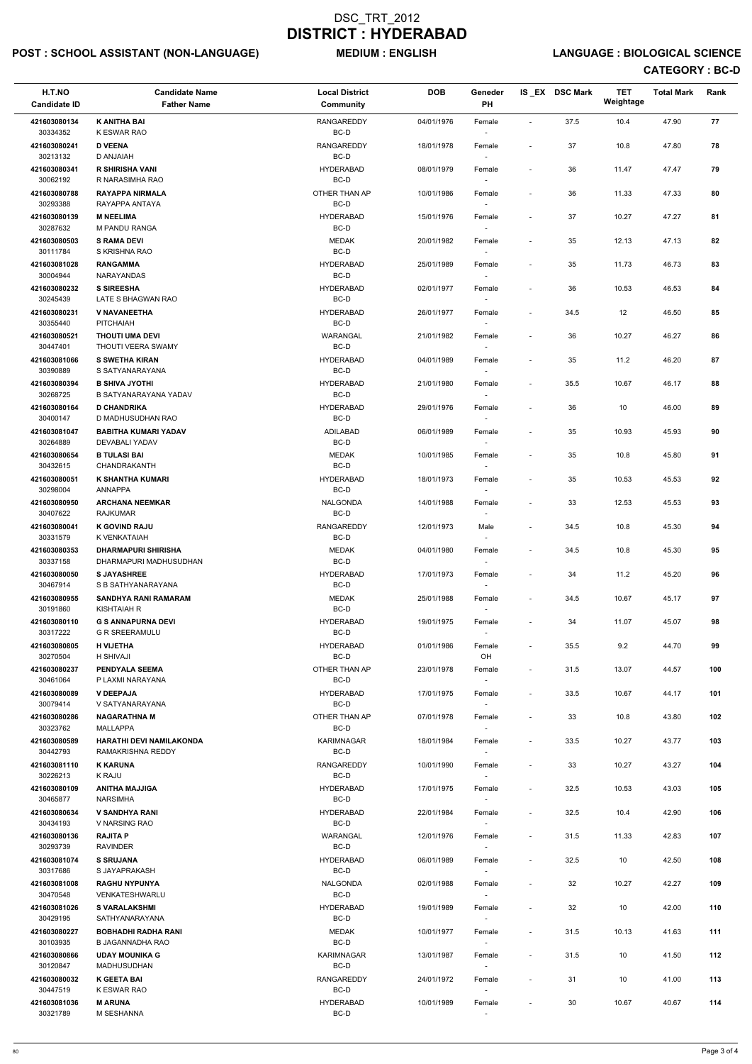# DSC_TRT_2012
# DISTRICT : HYDERABAD

**POST : SCHOOL ASSISTANT (NON-LANGUAGE)** **MEDIUM : ENGLISH** **LANGUAGE : BIOLOGICAL SCIENCE**

**CATEGORY : BC-D**

| H.T.NO<br>Candidate ID | Candidate Name<br>Father Name | Local District<br>Community | DOB | Geneder<br>PH | IS_EX | DSC Mark | TET Weightage | Total Mark | Rank |
|---|---|---|---|---|---|---|---|---|---|
| 421603080134<br>30334352 | **K ANITHA BAI**<br>K ESWAR RAO | RANGAREDDY<br>BC-D | 04/01/1976 | Female<br>- | - | 37.5 | 10.4 | 47.90 | 77 |
| 421603080241<br>30213132 | **D VEENA**<br>D ANJAIAH | RANGAREDDY<br>BC-D | 18/01/1978 | Female<br>- | - | 37 | 10.8 | 47.80 | 78 |
| 421603080341<br>30062192 | **R SHIRISHA VANI**<br>R NARASIMHA RAO | HYDERABAD<br>BC-D | 08/01/1979 | Female<br>- | - | 36 | 11.47 | 47.47 | 79 |
| 421603080788<br>30293388 | **RAYAPPA NIRMALA**<br>RAYAPPA ANTAYA | OTHER THAN AP<br>BC-D | 10/01/1986 | Female<br>- | - | 36 | 11.33 | 47.33 | 80 |
| 421603080139<br>30287632 | **M NEELIMA**<br>M PANDU RANGA | HYDERABAD<br>BC-D | 15/01/1976 | Female<br>- | - | 37 | 10.27 | 47.27 | 81 |
| 421603080503<br>30111784 | **S RAMA DEVI**<br>S KRISHNA RAO | MEDAK<br>BC-D | 20/01/1982 | Female<br>- | - | 35 | 12.13 | 47.13 | 82 |
| 421603081028<br>30004944 | **RANGAMMA**<br>NARAYANDAS | HYDERABAD<br>BC-D | 25/01/1989 | Female<br>- | - | 35 | 11.73 | 46.73 | 83 |
| 421603080232<br>30245439 | **S SIREESHA**<br>LATE S BHAGWAN RAO | HYDERABAD<br>BC-D | 02/01/1977 | Female<br>- | - | 36 | 10.53 | 46.53 | 84 |
| 421603080231<br>30355440 | **V NAVANEETHA**<br>PITCHAIAH | HYDERABAD<br>BC-D | 26/01/1977 | Female<br>- | - | 34.5 | 12 | 46.50 | 85 |
| 421603080521<br>30447401 | **THOUTI UMA DEVI**<br>THOUTI VEERA SWAMY | WARANGAL<br>BC-D | 21/01/1982 | Female<br>- | - | 36 | 10.27 | 46.27 | 86 |
| 421603081066<br>30390889 | **S SWETHA KIRAN**<br>S SATYANARAYANA | HYDERABAD<br>BC-D | 04/01/1989 | Female<br>- | - | 35 | 11.2 | 46.20 | 87 |
| 421603080394<br>30268725 | **B SHIVA JYOTHI**<br>B SATYANARAYANA YADAV | HYDERABAD<br>BC-D | 21/01/1980 | Female<br>- | - | 35.5 | 10.67 | 46.17 | 88 |
| 421603080164<br>30400147 | **D CHANDRIKA**<br>D MADHUSUDHAN RAO | HYDERABAD<br>BC-D | 29/01/1976 | Female<br>- | - | 36 | 10 | 46.00 | 89 |
| 421603081047<br>30264889 | **BABITHA KUMARI YADAV**<br>DEVABALI YADAV | ADILABAD<br>BC-D | 06/01/1989 | Female<br>- | - | 35 | 10.93 | 45.93 | 90 |
| 421603080654<br>30432615 | **B TULASI BAI**<br>CHANDRAKANTH | MEDAK<br>BC-D | 10/01/1985 | Female<br>- | - | 35 | 10.8 | 45.80 | 91 |
| 421603080051<br>30298004 | **K SHANTHA KUMARI**<br>ANNAPPA | HYDERABAD<br>BC-D | 18/01/1973 | Female<br>- | - | 35 | 10.53 | 45.53 | 92 |
| 421603080950<br>30407622 | **ARCHANA NEEMKAR**<br>RAJKUMAR | NALGONDA<br>BC-D | 14/01/1988 | Female<br>- | - | 33 | 12.53 | 45.53 | 93 |
| 421603080041<br>30331579 | **K GOVIND RAJU**<br>K VENKATAIAH | RANGAREDDY<br>BC-D | 12/01/1973 | Male<br>- | - | 34.5 | 10.8 | 45.30 | 94 |
| 421603080353<br>30337158 | **DHARMAPURI SHIRISHA**<br>DHARMAPURI MADHUSUDHAN | MEDAK<br>BC-D | 04/01/1980 | Female<br>- | - | 34.5 | 10.8 | 45.30 | 95 |
| 421603080050<br>30467914 | **S JAYASHREE**<br>S B SATHYANARAYANA | HYDERABAD<br>BC-D | 17/01/1973 | Female<br>- | - | 34 | 11.2 | 45.20 | 96 |
| 421603080955<br>30191860 | **SANDHYA RANI RAMARAM**<br>KISHTAIAH R | MEDAK<br>BC-D | 25/01/1988 | Female<br>- | - | 34.5 | 10.67 | 45.17 | 97 |
| 421603080110<br>30317222 | **G S ANNAPURNA DEVI**<br>G R SREERAMULU | HYDERABAD<br>BC-D | 19/01/1975 | Female<br>- | - | 34 | 11.07 | 45.07 | 98 |
| 421603080805<br>30270504 | **H VIJETHA**<br>H SHIVAJI | HYDERABAD<br>BC-D | 01/01/1986 | Female<br>OH | - | 35.5 | 9.2 | 44.70 | 99 |
| 421603080237<br>30461064 | **PENDYALA SEEMA**<br>P LAXMI NARAYANA | OTHER THAN AP<br>BC-D | 23/01/1978 | Female<br>- | - | 31.5 | 13.07 | 44.57 | 100 |
| 421603080089<br>30079414 | **V DEEPAJA**<br>V SATYANARAYANA | HYDERABAD<br>BC-D | 17/01/1975 | Female<br>- | - | 33.5 | 10.67 | 44.17 | 101 |
| 421603080286<br>30323762 | **NAGARATHNA M**<br>MALLAPPA | OTHER THAN AP<br>BC-D | 07/01/1978 | Female<br>- | - | 33 | 10.8 | 43.80 | 102 |
| 421603080589<br>30442793 | **HARATHI DEVI NAMILAKONDA**<br>RAMAKRISHNA REDDY | KARIMNAGAR<br>BC-D | 18/01/1984 | Female<br>- | - | 33.5 | 10.27 | 43.77 | 103 |
| 421603081110<br>30226213 | **K KARUNA**<br>K RAJU | RANGAREDDY<br>BC-D | 10/01/1990 | Female<br>- | - | 33 | 10.27 | 43.27 | 104 |
| 421603080109<br>30465877 | **ANITHA MAJJIGA**<br>NARSIMHA | HYDERABAD<br>BC-D | 17/01/1975 | Female<br>- | - | 32.5 | 10.53 | 43.03 | 105 |
| 421603080634<br>30434193 | **V SANDHYA RANI**<br>V NARSING RAO | HYDERABAD<br>BC-D | 22/01/1984 | Female<br>- | - | 32.5 | 10.4 | 42.90 | 106 |
| 421603080136<br>30293739 | **RAJITA P**<br>RAVINDER | WARANGAL<br>BC-D | 12/01/1976 | Female<br>- | - | 31.5 | 11.33 | 42.83 | 107 |
| 421603081074<br>30317686 | **S SRUJANA**<br>S JAYAPRAKASH | HYDERABAD<br>BC-D | 06/01/1989 | Female<br>- | - | 32.5 | 10 | 42.50 | 108 |
| 421603081008<br>30470548 | **RAGHU NYPUNYA**<br>VENKATESHWARLU | NALGONDA<br>BC-D | 02/01/1988 | Female<br>- | - | 32 | 10.27 | 42.27 | 109 |
| 421603081026<br>30429195 | **S VARALAKSHMI**<br>SATHYANARAYANA | HYDERABAD<br>BC-D | 19/01/1989 | Female<br>- | - | 32 | 10 | 42.00 | 110 |
| 421603080227<br>30103935 | **BOBHADHI RADHA RANI**<br>B JAGANNADHA RAO | MEDAK<br>BC-D | 10/01/1977 | Female<br>- | - | 31.5 | 10.13 | 41.63 | 111 |
| 421603080866<br>30120847 | **UDAY MOUNIKA G**<br>MADHUSUDHAN | KARIMNAGAR<br>BC-D | 13/01/1987 | Female<br>- | - | 31.5 | 10 | 41.50 | 112 |
| 421603080032<br>30447519 | **K GEETA BAI**<br>K ESWAR RAO | RANGAREDDY<br>BC-D | 24/01/1972 | Female<br>- | - | 31 | 10 | 41.00 | 113 |
| 421603081036<br>30321789 | **M ARUNA**<br>M SESHANNA | HYDERABAD<br>BC-D | 10/01/1989 | Female<br>- | - | 30 | 10.67 | 40.67 | 114 |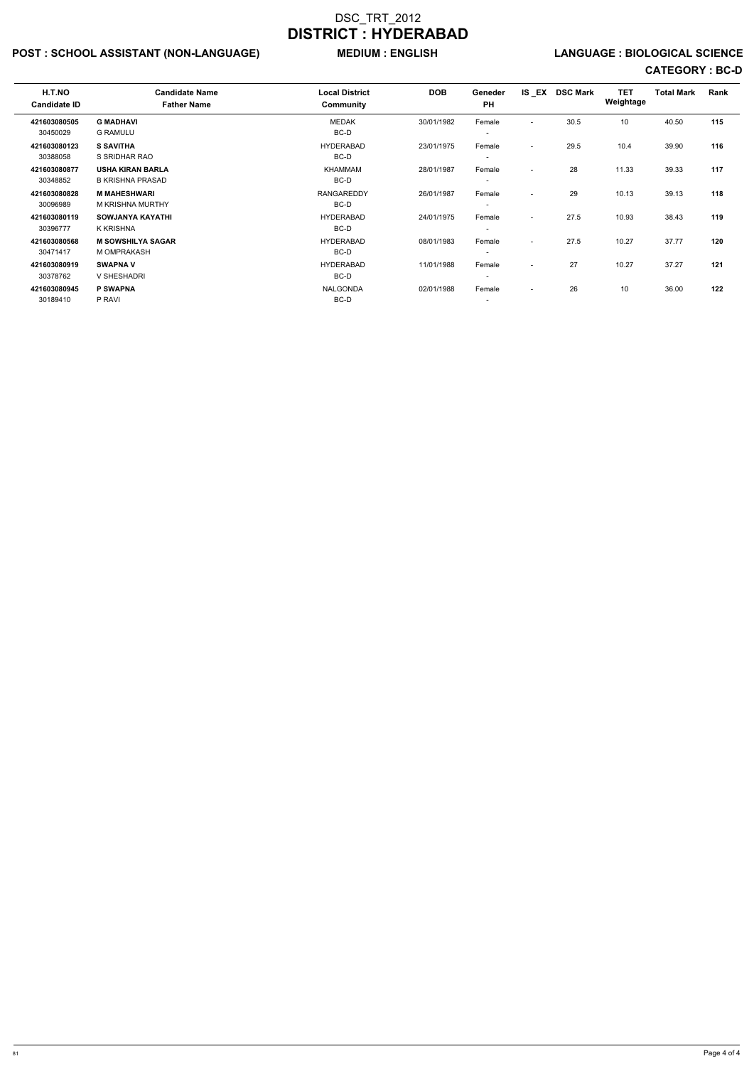# DSC_TRT_2012
# DISTRICT : HYDERABAD

**POST : SCHOOL ASSISTANT (NON-LANGUAGE)** **MEDIUM : ENGLISH** **LANGUAGE : BIOLOGICAL SCIENCE**

**CATEGORY : BC-D**

| H.T.NO<br>Candidate ID | Candidate Name<br>Father Name | Local District<br>Community | DOB | Geneder<br>PH | IS _EX | DSC Mark | TET Weightage | Total Mark | Rank |
|---|---|---|---|---|---|---|---|---|---|
| **421603080505**<br>30450029 | **G MADHAVI**<br>G RAMULU | MEDAK<br>BC-D | 30/01/1982 | Female<br>- | - | 30.5 | 10 | 40.50 | **115** |
| **421603080123**<br>30388058 | **S SAVITHA**<br>S SRIDHAR RAO | HYDERABAD<br>BC-D | 23/01/1975 | Female<br>- | - | 29.5 | 10.4 | 39.90 | **116** |
| **421603080877**<br>30348852 | **USHA KIRAN BARLA**<br>B KRISHNA PRASAD | KHAMMAM<br>BC-D | 28/01/1987 | Female<br>- | - | 28 | 11.33 | 39.33 | **117** |
| **421603080828**<br>30096989 | **M MAHESHWARI**<br>M KRISHNA MURTHY | RANGAREDDY<br>BC-D | 26/01/1987 | Female<br>- | - | 29 | 10.13 | 39.13 | **118** |
| **421603080119**<br>30396777 | **SOWJANYA KAYATHI**<br>K KRISHNA | HYDERABAD<br>BC-D | 24/01/1975 | Female<br>- | - | 27.5 | 10.93 | 38.43 | **119** |
| **421603080568**<br>30471417 | **M SOWSHILYA SAGAR**<br>M OMPRAKASH | HYDERABAD<br>BC-D | 08/01/1983 | Female<br>- | - | 27.5 | 10.27 | 37.77 | **120** |
| **421603080919**<br>30378762 | **SWAPNA V**<br>V SHESHADRI | HYDERABAD<br>BC-D | 11/01/1988 | Female<br>- | - | 27 | 10.27 | 37.27 | **121** |
| **421603080945**<br>30189410 | **P SWAPNA**<br>P RAVI | NALGONDA<br>BC-D | 02/01/1988 | Female<br>- | - | 26 | 10 | 36.00 | **122** |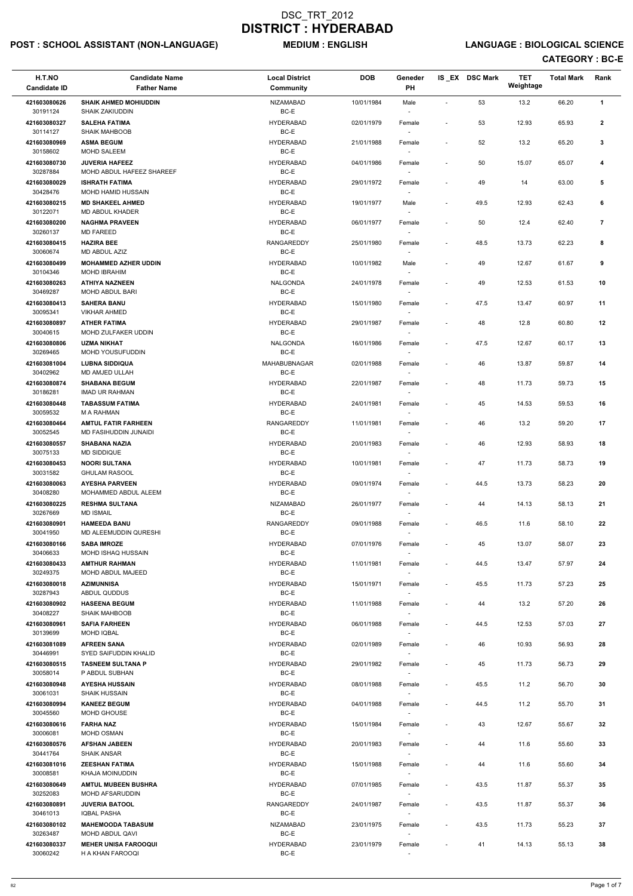# DSC_TRT_2012
# DISTRICT : HYDERABAD

**POST : SCHOOL ASSISTANT (NON-LANGUAGE)** **MEDIUM : ENGLISH** **LANGUAGE : BIOLOGICAL SCIENCE**

**CATEGORY : BC-E**

| H.T.NO<br>Candidate ID | Candidate Name<br>Father Name | Local District<br>Community | DOB | Geneder<br>PH | IS_EX | DSC Mark | TET Weightage | Total Mark | Rank |
|---|---|---|---|---|---|---|---|---|---|
| 421603080626<br>30191124 | **SHAIK AHMED MOHIUDDIN**<br>SHAIK ZAKIUDDIN | NIZAMABAD<br>BC-E | 10/01/1984 | Male<br>- | - | 53 | 13.2 | 66.20 | 1 |
| 421603080327<br>30114127 | **SALEHA FATIMA**<br>SHAIK MAHBOOB | HYDERABAD<br>BC-E | 02/01/1979 | Female<br>- | - | 53 | 12.93 | 65.93 | 2 |
| 421603080969<br>30158602 | **ASMA BEGUM**<br>MOHD SALEEM | HYDERABAD<br>BC-E | 21/01/1988 | Female<br>- | - | 52 | 13.2 | 65.20 | 3 |
| 421603080730<br>30287884 | **JUVERIA HAFEEZ**<br>MOHD ABDUL HAFEEZ SHAREEF | HYDERABAD<br>BC-E | 04/01/1986 | Female<br>- | - | 50 | 15.07 | 65.07 | 4 |
| 421603080029<br>30428476 | **ISHRATH FATIMA**<br>MOHD HAMID HUSSAIN | HYDERABAD<br>BC-E | 29/01/1972 | Female<br>- | - | 49 | 14 | 63.00 | 5 |
| 421603080215<br>30122071 | **MD SHAKEEL AHMED**<br>MD ABDUL KHADER | HYDERABAD<br>BC-E | 19/01/1977 | Male<br>- | - | 49.5 | 12.93 | 62.43 | 6 |
| 421603080200<br>30260137 | **NAGHMA PRAVEEN**<br>MD FAREED | HYDERABAD<br>BC-E | 06/01/1977 | Female<br>- | - | 50 | 12.4 | 62.40 | 7 |
| 421603080415<br>30060674 | **HAZIRA BEE**<br>MD ABDUL AZIZ | RANGAREDDY<br>BC-E | 25/01/1980 | Female<br>- | - | 48.5 | 13.73 | 62.23 | 8 |
| 421603080499<br>30104346 | **MOHAMMED AZHER UDDIN**<br>MOHD IBRAHIM | HYDERABAD<br>BC-E | 10/01/1982 | Male<br>- | - | 49 | 12.67 | 61.67 | 9 |
| 421603080263<br>30469287 | **ATHIYA NAZNEEN**<br>MOHD ABDUL BARI | NALGONDA<br>BC-E | 24/01/1978 | Female<br>- | - | 49 | 12.53 | 61.53 | 10 |
| 421603080413<br>30095341 | **SAHERA BANU**<br>VIKHAR AHMED | HYDERABAD<br>BC-E | 15/01/1980 | Female<br>- | - | 47.5 | 13.47 | 60.97 | 11 |
| 421603080897<br>30040615 | **ATHER FATIMA**<br>MOHD ZULFAKER UDDIN | HYDERABAD<br>BC-E | 29/01/1987 | Female<br>- | - | 48 | 12.8 | 60.80 | 12 |
| 421603080806<br>30269465 | **UZMA NIKHAT**<br>MOHD YOUSUFUDDIN | NALGONDA<br>BC-E | 16/01/1986 | Female<br>- | - | 47.5 | 12.67 | 60.17 | 13 |
| 421603081004<br>30402962 | **LUBNA SIDDIQUA**<br>MD AMJED ULLAH | MAHABUBNAGAR<br>BC-E | 02/01/1988 | Female<br>- | - | 46 | 13.87 | 59.87 | 14 |
| 421603080874<br>30186281 | **SHABANA BEGUM**<br>IMAD UR RAHMAN | HYDERABAD<br>BC-E | 22/01/1987 | Female<br>- | - | 48 | 11.73 | 59.73 | 15 |
| 421603080448<br>30059532 | **TABASSUM FATIMA**<br>M A RAHMAN | HYDERABAD<br>BC-E | 24/01/1981 | Female<br>- | - | 45 | 14.53 | 59.53 | 16 |
| 421603080464<br>30052545 | **AMTUL FATIR FARHEEN**<br>MD FASIHUDDIN JUNAIDI | RANGAREDDY<br>BC-E | 11/01/1981 | Female<br>- | - | 46 | 13.2 | 59.20 | 17 |
| 421603080557<br>30075133 | **SHABANA NAZIA**<br>MD SIDDIQUE | HYDERABAD<br>BC-E | 20/01/1983 | Female<br>- | - | 46 | 12.93 | 58.93 | 18 |
| 421603080453<br>30031582 | **NOORI SULTANA**<br>GHULAM RASOOL | HYDERABAD<br>BC-E | 10/01/1981 | Female<br>- | - | 47 | 11.73 | 58.73 | 19 |
| 421603080063<br>30408280 | **AYESHA PARVEEN**<br>MOHAMMED ABDUL ALEEM | HYDERABAD<br>BC-E | 09/01/1974 | Female<br>- | - | 44.5 | 13.73 | 58.23 | 20 |
| 421603080225<br>30267669 | **RESHMA SULTANA**<br>MD ISMAIL | NIZAMABAD<br>BC-E | 26/01/1977 | Female<br>- | - | 44 | 14.13 | 58.13 | 21 |
| 421603080901<br>30041950 | **HAMEEDA BANU**<br>MD ALEEMUDDIN QURESHI | RANGAREDDY<br>BC-E | 09/01/1988 | Female<br>- | - | 46.5 | 11.6 | 58.10 | 22 |
| 421603080166<br>30406633 | **SABA IMROZE**<br>MOHD ISHAQ HUSSAIN | HYDERABAD<br>BC-E | 07/01/1976 | Female<br>- | - | 45 | 13.07 | 58.07 | 23 |
| 421603080433<br>30249375 | **AMTHUR RAHMAN**<br>MOHD ABDUL MAJEED | HYDERABAD<br>BC-E | 11/01/1981 | Female<br>- | - | 44.5 | 13.47 | 57.97 | 24 |
| 421603080018<br>30287943 | **AZIMUNNISA**<br>ABDUL QUDDUS | HYDERABAD<br>BC-E | 15/01/1971 | Female<br>- | - | 45.5 | 11.73 | 57.23 | 25 |
| 421603080902<br>30408227 | **HASEENA BEGUM**<br>SHAIK MAHBOOB | HYDERABAD<br>BC-E | 11/01/1988 | Female<br>- | - | 44 | 13.2 | 57.20 | 26 |
| 421603080961<br>30139699 | **SAFIA FARHEEN**<br>MOHD IQBAL | HYDERABAD<br>BC-E | 06/01/1988 | Female<br>- | - | 44.5 | 12.53 | 57.03 | 27 |
| 421603081089<br>30446991 | **AFREEN SANA**<br>SYED SAIFUDDIN KHALID | HYDERABAD<br>BC-E | 02/01/1989 | Female<br>- | - | 46 | 10.93 | 56.93 | 28 |
| 421603080515<br>30058014 | **TASNEEM SULTANA P**<br>P ABDUL SUBHAN | HYDERABAD<br>BC-E | 29/01/1982 | Female<br>- | - | 45 | 11.73 | 56.73 | 29 |
| 421603080948<br>30061031 | **AYESHA HUSSAIN**<br>SHAIK HUSSAIN | HYDERABAD<br>BC-E | 08/01/1988 | Female<br>- | - | 45.5 | 11.2 | 56.70 | 30 |
| 421603080994<br>30045560 | **KANEEZ BEGUM**<br>MOHD GHOUSE | HYDERABAD<br>BC-E | 04/01/1988 | Female<br>- | - | 44.5 | 11.2 | 55.70 | 31 |
| 421603080616<br>30006081 | **FARHA NAZ**<br>MOHD OSMAN | HYDERABAD<br>BC-E | 15/01/1984 | Female<br>- | - | 43 | 12.67 | 55.67 | 32 |
| 421603080576<br>30441764 | **AFSHAN JABEEN**<br>SHAIK ANSAR | HYDERABAD<br>BC-E | 20/01/1983 | Female<br>- | - | 44 | 11.6 | 55.60 | 33 |
| 421603081016<br>30008581 | **ZEESHAN FATIMA**<br>KHAJA MOINUDDIN | HYDERABAD<br>BC-E | 15/01/1988 | Female<br>- | - | 44 | 11.6 | 55.60 | 34 |
| 421603080649<br>30252083 | **AMTUL MUBEEN BUSHRA**<br>MOHD AFSARUDDIN | HYDERABAD<br>BC-E | 07/01/1985 | Female<br>- | - | 43.5 | 11.87 | 55.37 | 35 |
| 421603080891<br>30461013 | **JUVERIA BATOOL**<br>IQBAL PASHA | RANGAREDDY<br>BC-E | 24/01/1987 | Female<br>- | - | 43.5 | 11.87 | 55.37 | 36 |
| 421603080102<br>30263487 | **MAHEMOODA TABASUM**<br>MOHD ABDUL QAVI | NIZAMABAD<br>BC-E | 23/01/1975 | Female<br>- | - | 43.5 | 11.73 | 55.23 | 37 |
| 421603080337<br>30060242 | **MEHER UNISA FAROOQUI**<br>H A KHAN FAROOQI | HYDERABAD<br>BC-E | 23/01/1979 | Female<br>- | - | 41 | 14.13 | 55.13 | 38 |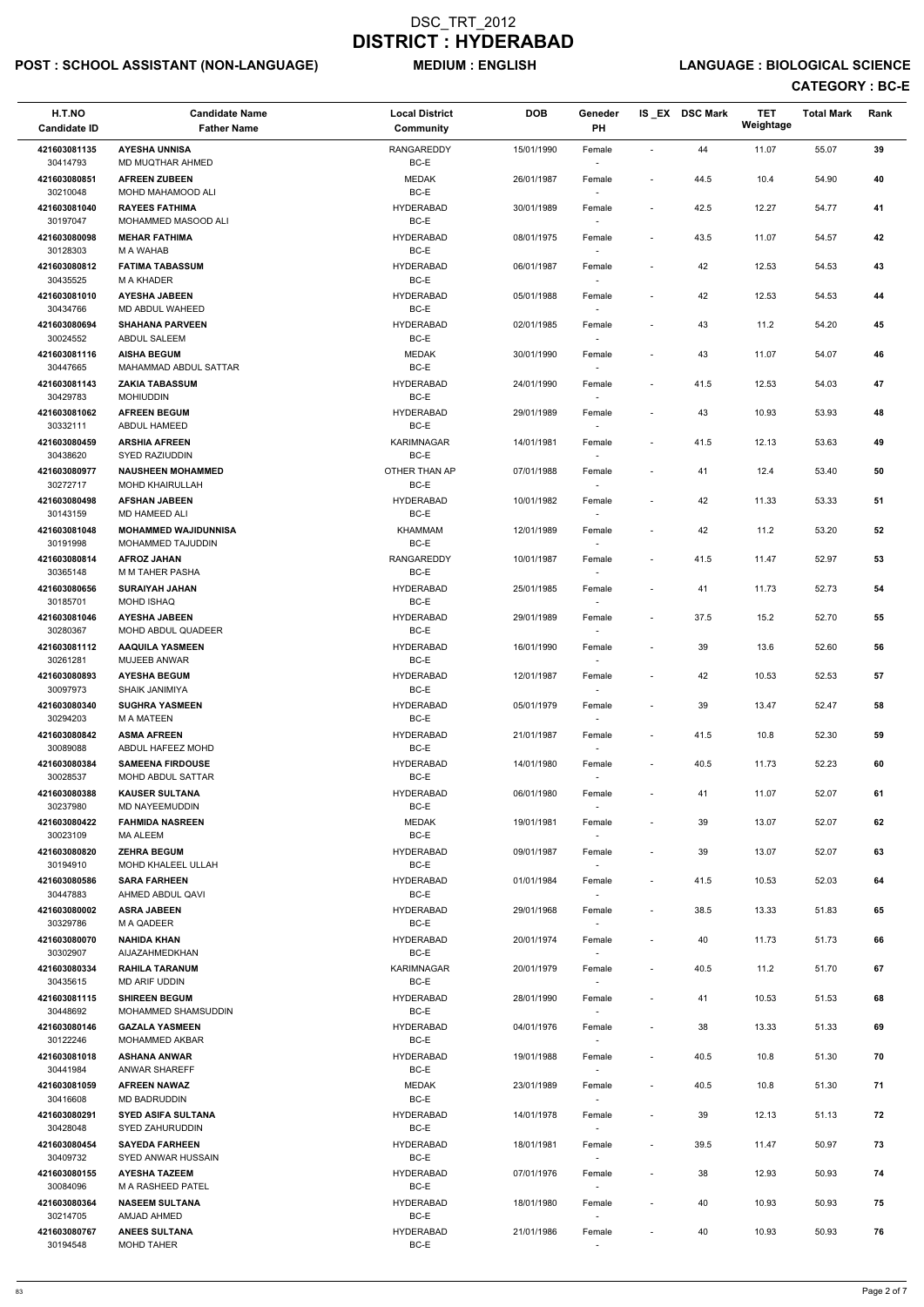# DSC_TRT_2012
# DISTRICT : HYDERABAD

**POST : SCHOOL ASSISTANT (NON-LANGUAGE)** **MEDIUM : ENGLISH** **LANGUAGE : BIOLOGICAL SCIENCE**

**CATEGORY : BC-E**

| H.T.NO<br>Candidate ID | Candidate Name<br>Father Name | Local District<br>Community | DOB | Geneder<br>PH | IS _EX | DSC Mark | TET Weightage | Total Mark | Rank |
|---|---|---|---|---|---|---|---|---|---|
| 421603081135<br>30414793 | AYESHA UNNISA<br>MD MUQTHAR AHMED | RANGAREDDY<br>BC-E | 15/01/1990 | Female<br>- | - | 44 | 11.07 | 55.07 | 39 |
| 421603080851<br>30210048 | AFREEN ZUBEEN<br>MOHD MAHAMOOD ALI | MEDAK<br>BC-E | 26/01/1987 | Female<br>- | - | 44.5 | 10.4 | 54.90 | 40 |
| 421603081040<br>30197047 | RAYEES FATHIMA<br>MOHAMMED MASOOD ALI | HYDERABAD<br>BC-E | 30/01/1989 | Female<br>- | - | 42.5 | 12.27 | 54.77 | 41 |
| 421603080098<br>30128303 | MEHAR FATHIMA<br>M A WAHAB | HYDERABAD<br>BC-E | 08/01/1975 | Female<br>- | - | 43.5 | 11.07 | 54.57 | 42 |
| 421603080812<br>30435525 | FATIMA TABASSUM<br>M A KHADER | HYDERABAD<br>BC-E | 06/01/1987 | Female<br>- | - | 42 | 12.53 | 54.53 | 43 |
| 421603081010<br>30434766 | AYESHA JABEEN<br>MD ABDUL WAHEED | HYDERABAD<br>BC-E | 05/01/1988 | Female<br>- | - | 42 | 12.53 | 54.53 | 44 |
| 421603080694<br>30024552 | SHAHANA PARVEEN<br>ABDUL SALEEM | HYDERABAD<br>BC-E | 02/01/1985 | Female<br>- | - | 43 | 11.2 | 54.20 | 45 |
| 421603081116<br>30447665 | AISHA BEGUM<br>MAHAMMAD ABDUL SATTAR | MEDAK<br>BC-E | 30/01/1990 | Female<br>- | - | 43 | 11.07 | 54.07 | 46 |
| 421603081143<br>30429783 | ZAKIA TABASSUM<br>MOHIUDDIN | HYDERABAD<br>BC-E | 24/01/1990 | Female<br>- | - | 41.5 | 12.53 | 54.03 | 47 |
| 421603081062<br>30332111 | AFREEN BEGUM<br>ABDUL HAMEED | HYDERABAD<br>BC-E | 29/01/1989 | Female<br>- | - | 43 | 10.93 | 53.93 | 48 |
| 421603080459<br>30438620 | ARSHIA AFREEN<br>SYED RAZIUDDIN | KARIMNAGAR<br>BC-E | 14/01/1981 | Female<br>- | - | 41.5 | 12.13 | 53.63 | 49 |
| 421603080977<br>30272717 | NAUSHEEN MOHAMMED<br>MOHD KHAIRULLAH | OTHER THAN AP<br>BC-E | 07/01/1988 | Female<br>- | - | 41 | 12.4 | 53.40 | 50 |
| 421603080498<br>30143159 | AFSHAN JABEEN<br>MD HAMEED ALI | HYDERABAD<br>BC-E | 10/01/1982 | Female<br>- | - | 42 | 11.33 | 53.33 | 51 |
| 421603081048<br>30191998 | MOHAMMED WAJIDUNNISA<br>MOHAMMED TAJUDDIN | KHAMMAM<br>BC-E | 12/01/1989 | Female<br>- | - | 42 | 11.2 | 53.20 | 52 |
| 421603080814<br>30365148 | AFROZ JAHAN<br>M M TAHER PASHA | RANGAREDDY<br>BC-E | 10/01/1987 | Female<br>- | - | 41.5 | 11.47 | 52.97 | 53 |
| 421603080656<br>30185701 | SURAIYAH JAHAN<br>MOHD ISHAQ | HYDERABAD<br>BC-E | 25/01/1985 | Female<br>- | - | 41 | 11.73 | 52.73 | 54 |
| 421603081046<br>30280367 | AYESHA JABEEN<br>MOHD ABDUL QUADEER | HYDERABAD<br>BC-E | 29/01/1989 | Female<br>- | - | 37.5 | 15.2 | 52.70 | 55 |
| 421603081112<br>30261281 | AAQUILA YASMEEN<br>MUJEEB ANWAR | HYDERABAD<br>BC-E | 16/01/1990 | Female<br>- | - | 39 | 13.6 | 52.60 | 56 |
| 421603080893<br>30097973 | AYESHA BEGUM<br>SHAIK JANIMIYA | HYDERABAD<br>BC-E | 12/01/1987 | Female<br>- | - | 42 | 10.53 | 52.53 | 57 |
| 421603080340<br>30294203 | SUGHRA YASMEEN<br>M A MATEEN | HYDERABAD<br>BC-E | 05/01/1979 | Female<br>- | - | 39 | 13.47 | 52.47 | 58 |
| 421603080842<br>30089088 | ASMA AFREEN<br>ABDUL HAFEEZ MOHD | HYDERABAD<br>BC-E | 21/01/1987 | Female<br>- | - | 41.5 | 10.8 | 52.30 | 59 |
| 421603080384<br>30028537 | SAMEENA FIRDOUSE<br>MOHD ABDUL SATTAR | HYDERABAD<br>BC-E | 14/01/1980 | Female<br>- | - | 40.5 | 11.73 | 52.23 | 60 |
| 421603080388<br>30237980 | KAUSER SULTANA<br>MD NAYEEMUDDIN | HYDERABAD<br>BC-E | 06/01/1980 | Female<br>- | - | 41 | 11.07 | 52.07 | 61 |
| 421603080422<br>30023109 | FAHMIDA NASREEN<br>MA ALEEM | MEDAK<br>BC-E | 19/01/1981 | Female<br>- | - | 39 | 13.07 | 52.07 | 62 |
| 421603080820<br>30194910 | ZEHRA BEGUM<br>MOHD KHALEEL ULLAH | HYDERABAD<br>BC-E | 09/01/1987 | Female<br>- | - | 39 | 13.07 | 52.07 | 63 |
| 421603080586<br>30447883 | SARA FARHEEN<br>AHMED ABDUL QAVI | HYDERABAD<br>BC-E | 01/01/1984 | Female<br>- | - | 41.5 | 10.53 | 52.03 | 64 |
| 421603080002<br>30329786 | ASRA JABEEN<br>M A QADEER | HYDERABAD<br>BC-E | 29/01/1968 | Female<br>- | - | 38.5 | 13.33 | 51.83 | 65 |
| 421603080070<br>30302907 | NAHIDA KHAN<br>AIJAZAHMEDKHAN | HYDERABAD<br>BC-E | 20/01/1974 | Female<br>- | - | 40 | 11.73 | 51.73 | 66 |
| 421603080334<br>30435615 | RAHILA TARANUM<br>MD ARIF UDDIN | KARIMNAGAR<br>BC-E | 20/01/1979 | Female<br>- | - | 40.5 | 11.2 | 51.70 | 67 |
| 421603081115<br>30448692 | SHIREEN BEGUM<br>MOHAMMED SHAMSUDDIN | HYDERABAD<br>BC-E | 28/01/1990 | Female<br>- | - | 41 | 10.53 | 51.53 | 68 |
| 421603080146<br>30122246 | GAZALA YASMEEN<br>MOHAMMED AKBAR | HYDERABAD<br>BC-E | 04/01/1976 | Female<br>- | - | 38 | 13.33 | 51.33 | 69 |
| 421603081018<br>30441984 | ASHANA ANWAR<br>ANWAR SHAREFF | HYDERABAD<br>BC-E | 19/01/1988 | Female<br>- | - | 40.5 | 10.8 | 51.30 | 70 |
| 421603081059<br>30416608 | AFREEN NAWAZ<br>MD BADRUDDIN | MEDAK<br>BC-E | 23/01/1989 | Female<br>- | - | 40.5 | 10.8 | 51.30 | 71 |
| 421603080291<br>30428048 | SYED ASIFA SULTANA<br>SYED ZAHURUDDIN | HYDERABAD<br>BC-E | 14/01/1978 | Female<br>- | - | 39 | 12.13 | 51.13 | 72 |
| 421603080454<br>30409732 | SAYEDA FARHEEN<br>SYED ANWAR HUSSAIN | HYDERABAD<br>BC-E | 18/01/1981 | Female<br>- | - | 39.5 | 11.47 | 50.97 | 73 |
| 421603080155<br>30084096 | AYESHA TAZEEM<br>M A RASHEED PATEL | HYDERABAD<br>BC-E | 07/01/1976 | Female<br>- | - | 38 | 12.93 | 50.93 | 74 |
| 421603080364<br>30214705 | NASEEM SULTANA<br>AMJAD AHMED | HYDERABAD<br>BC-E | 18/01/1980 | Female<br>- | - | 40 | 10.93 | 50.93 | 75 |
| 421603080767<br>30194548 | ANEES SULTANA<br>MOHD TAHER | HYDERABAD<br>BC-E | 21/01/1986 | Female<br>- | - | 40 | 10.93 | 50.93 | 76 |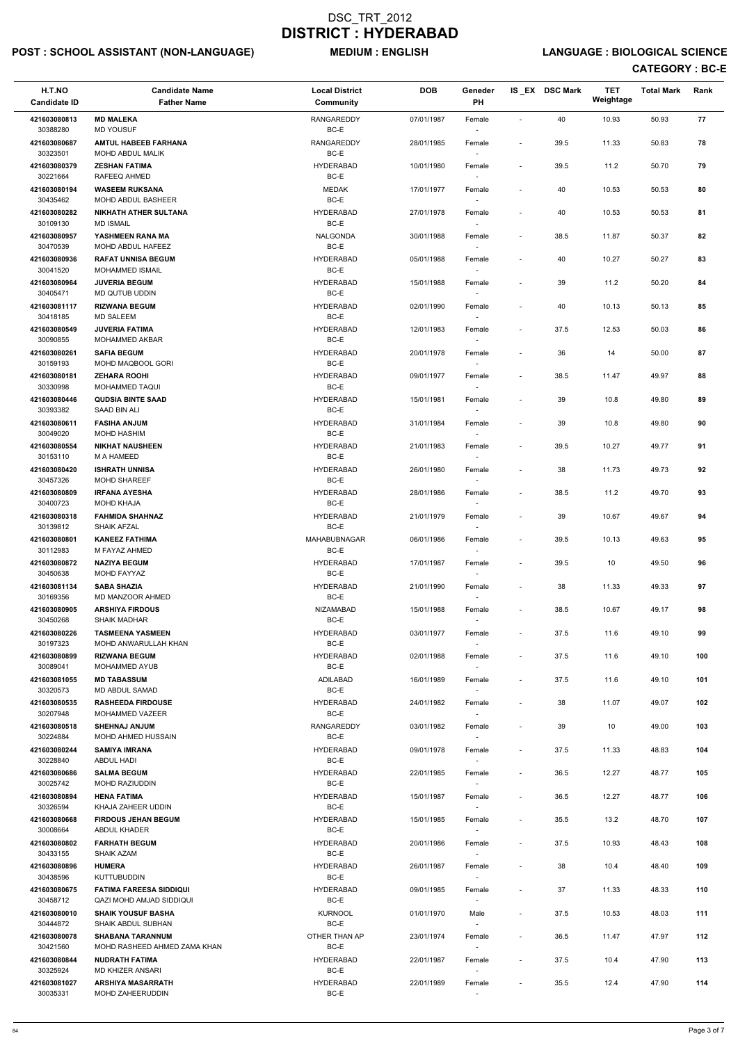# DSC_TRT_2012
# DISTRICT : HYDERABAD

**POST : SCHOOL ASSISTANT (NON-LANGUAGE)** **MEDIUM : ENGLISH** **LANGUAGE : BIOLOGICAL SCIENCE**

**CATEGORY : BC-E**

| H.T.NO<br>Candidate ID | Candidate Name<br>Father Name | Local District<br>Community | DOB | Geneder<br>PH | IS _EX | DSC Mark | TET Weightage | Total Mark | Rank |
|---|---|---|---|---|---|---|---|---|---|
| 421603080813<br>30388280 | **MD MALEKA**<br>MD YOUSUF | RANGAREDDY<br>BC-E | 07/01/1987 | Female<br>- | - | 40 | 10.93 | 50.93 | 77 |
| 421603080687<br>30323501 | **AMTUL HABEEB FARHANA**<br>MOHD ABDUL MALIK | RANGAREDDY<br>BC-E | 28/01/1985 | Female<br>- | - | 39.5 | 11.33 | 50.83 | 78 |
| 421603080379<br>30221664 | **ZESHAN FATIMA**<br>RAFEEQ AHMED | HYDERABAD<br>BC-E | 10/01/1980 | Female<br>- | - | 39.5 | 11.2 | 50.70 | 79 |
| 421603080194<br>30435462 | **WASEEM RUKSANA**<br>MOHD ABDUL BASHEER | MEDAK<br>BC-E | 17/01/1977 | Female<br>- | - | 40 | 10.53 | 50.53 | 80 |
| 421603080282<br>30109130 | **NIKHATH ATHER SULTANA**<br>MD ISMAIL | HYDERABAD<br>BC-E | 27/01/1978 | Female<br>- | - | 40 | 10.53 | 50.53 | 81 |
| 421603080957<br>30470539 | **YASHMEEN RANA MA**<br>MOHD ABDUL HAFEEZ | NALGONDA<br>BC-E | 30/01/1988 | Female<br>- | - | 38.5 | 11.87 | 50.37 | 82 |
| 421603080936<br>30041520 | **RAFAT UNNISA BEGUM**<br>MOHAMMED ISMAIL | HYDERABAD<br>BC-E | 05/01/1988 | Female<br>- | - | 40 | 10.27 | 50.27 | 83 |
| 421603080964<br>30405471 | **JUVERIA BEGUM**<br>MD QUTUB UDDIN | HYDERABAD<br>BC-E | 15/01/1988 | Female<br>- | - | 39 | 11.2 | 50.20 | 84 |
| 421603081117<br>30418185 | **RIZWANA BEGUM**<br>MD SALEEM | HYDERABAD<br>BC-E | 02/01/1990 | Female<br>- | - | 40 | 10.13 | 50.13 | 85 |
| 421603080549<br>30090855 | **JUVERIA FATIMA**<br>MOHAMMED AKBAR | HYDERABAD<br>BC-E | 12/01/1983 | Female<br>- | - | 37.5 | 12.53 | 50.03 | 86 |
| 421603080261<br>30159193 | **SAFIA BEGUM**<br>MOHD MAQBOOL GORI | HYDERABAD<br>BC-E | 20/01/1978 | Female<br>- | - | 36 | 14 | 50.00 | 87 |
| 421603080181<br>30330998 | **ZEHARA ROOHI**<br>MOHAMMED TAQUI | HYDERABAD<br>BC-E | 09/01/1977 | Female<br>- | - | 38.5 | 11.47 | 49.97 | 88 |
| 421603080446<br>30393382 | **QUDSIA BINTE SAAD**<br>SAAD BIN ALI | HYDERABAD<br>BC-E | 15/01/1981 | Female<br>- | - | 39 | 10.8 | 49.80 | 89 |
| 421603080611<br>30049020 | **FASIHA ANJUM**<br>MOHD HASHIM | HYDERABAD<br>BC-E | 31/01/1984 | Female<br>- | - | 39 | 10.8 | 49.80 | 90 |
| 421603080554<br>30153110 | **NIKHAT NAUSHEEN**<br>M A HAMEED | HYDERABAD<br>BC-E | 21/01/1983 | Female<br>- | - | 39.5 | 10.27 | 49.77 | 91 |
| 421603080420<br>30457326 | **ISHRATH UNNISA**<br>MOHD SHAREEF | HYDERABAD<br>BC-E | 26/01/1980 | Female<br>- | - | 38 | 11.73 | 49.73 | 92 |
| 421603080809<br>30400723 | **IRFANA AYESHA**<br>MOHD KHAJA | HYDERABAD<br>BC-E | 28/01/1986 | Female<br>- | - | 38.5 | 11.2 | 49.70 | 93 |
| 421603080318<br>30139812 | **FAHMIDA SHAHNAZ**<br>SHAIK AFZAL | HYDERABAD<br>BC-E | 21/01/1979 | Female<br>- | - | 39 | 10.67 | 49.67 | 94 |
| 421603080801<br>30112983 | **KANEEZ FATHIMA**<br>M FAYAZ AHMED | MAHABUBNAGAR<br>BC-E | 06/01/1986 | Female<br>- | - | 39.5 | 10.13 | 49.63 | 95 |
| 421603080872<br>30450638 | **NAZIYA BEGUM**<br>MOHD FAYYAZ | HYDERABAD<br>BC-E | 17/01/1987 | Female<br>- | - | 39.5 | 10 | 49.50 | 96 |
| 421603081134<br>30169356 | **SABA SHAZIA**<br>MD MANZOOR AHMED | HYDERABAD<br>BC-E | 21/01/1990 | Female<br>- | - | 38 | 11.33 | 49.33 | 97 |
| 421603080905<br>30450268 | **ARSHIYA FIRDOUS**<br>SHAIK MADHAR | NIZAMABAD<br>BC-E | 15/01/1988 | Female<br>- | - | 38.5 | 10.67 | 49.17 | 98 |
| 421603080226<br>30197323 | **TASMEENA YASMEEN**<br>MOHD ANWARULLAH KHAN | HYDERABAD<br>BC-E | 03/01/1977 | Female<br>- | - | 37.5 | 11.6 | 49.10 | 99 |
| 421603080899<br>30089041 | **RIZWANA BEGUM**<br>MOHAMMED AYUB | HYDERABAD<br>BC-E | 02/01/1988 | Female<br>- | - | 37.5 | 11.6 | 49.10 | 100 |
| 421603081055<br>30320573 | **MD TABASSUM**<br>MD ABDUL SAMAD | ADILABAD<br>BC-E | 16/01/1989 | Female<br>- | - | 37.5 | 11.6 | 49.10 | 101 |
| 421603080535<br>30207948 | **RASHEEDA FIRDOUSE**<br>MOHAMMED VAZEER | HYDERABAD<br>BC-E | 24/01/1982 | Female<br>- | - | 38 | 11.07 | 49.07 | 102 |
| 421603080518<br>30224884 | **SHEHNAJ ANJUM**<br>MOHD AHMED HUSSAIN | RANGAREDDY<br>BC-E | 03/01/1982 | Female<br>- | - | 39 | 10 | 49.00 | 103 |
| 421603080244<br>30228840 | **SAMIYA IMRANA**<br>ABDUL HADI | HYDERABAD<br>BC-E | 09/01/1978 | Female<br>- | - | 37.5 | 11.33 | 48.83 | 104 |
| 421603080686<br>30025742 | **SALMA BEGUM**<br>MOHD RAZIUDDIN | HYDERABAD<br>BC-E | 22/01/1985 | Female<br>- | - | 36.5 | 12.27 | 48.77 | 105 |
| 421603080894<br>30326594 | **HENA FATIMA**<br>KHAJA ZAHEER UDDIN | HYDERABAD<br>BC-E | 15/01/1987 | Female<br>- | - | 36.5 | 12.27 | 48.77 | 106 |
| 421603080668<br>30008664 | **FIRDOUS JEHAN BEGUM**<br>ABDUL KHADER | HYDERABAD<br>BC-E | 15/01/1985 | Female<br>- | - | 35.5 | 13.2 | 48.70 | 107 |
| 421603080802<br>30433155 | **FARHATH BEGUM**<br>SHAIK AZAM | HYDERABAD<br>BC-E | 20/01/1986 | Female<br>- | - | 37.5 | 10.93 | 48.43 | 108 |
| 421603080896<br>30438596 | **HUMERA**<br>KUTTUBUDDIN | HYDERABAD<br>BC-E | 26/01/1987 | Female<br>- | - | 38 | 10.4 | 48.40 | 109 |
| 421603080675<br>30458712 | **FATIMA FAREESA SIDDIQUI**<br>QAZI MOHD AMJAD SIDDIQUI | HYDERABAD<br>BC-E | 09/01/1985 | Female<br>- | - | 37 | 11.33 | 48.33 | 110 |
| 421603080010<br>30444872 | **SHAIK YOUSUF BASHA**<br>SHAIK ABDUL SUBHAN | KURNOOL<br>BC-E | 01/01/1970 | Male<br>- | - | 37.5 | 10.53 | 48.03 | 111 |
| 421603080078<br>30421560 | **SHABANA TARANNUM**<br>MOHD RASHEED AHMED ZAMA KHAN | OTHER THAN AP<br>BC-E | 23/01/1974 | Female<br>- | - | 36.5 | 11.47 | 47.97 | 112 |
| 421603080844<br>30325924 | **NUDRATH FATIMA**<br>MD KHIZER ANSARI | HYDERABAD<br>BC-E | 22/01/1987 | Female<br>- | - | 37.5 | 10.4 | 47.90 | 113 |
| 421603081027<br>30035331 | **ARSHIYA MASARRATH**<br>MOHD ZAHEERUDDIN | HYDERABAD<br>BC-E | 22/01/1989 | Female<br>- | - | 35.5 | 12.4 | 47.90 | 114 |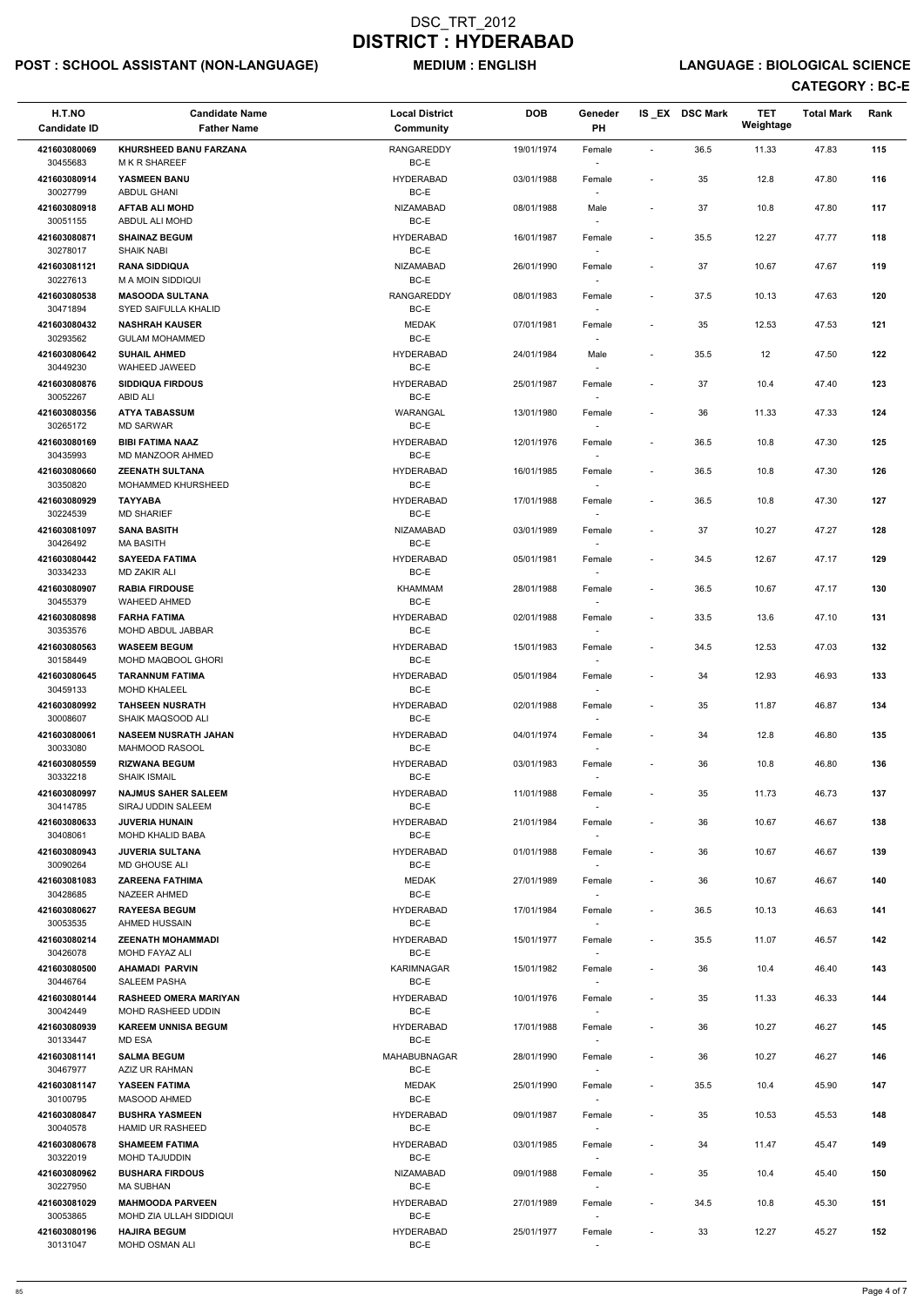# DSC_TRT_2012
# DISTRICT : HYDERABAD

**POST : SCHOOL ASSISTANT (NON-LANGUAGE)** **MEDIUM : ENGLISH** **LANGUAGE : BIOLOGICAL SCIENCE**

**CATEGORY : BC-E**

| H.T.NO<br>Candidate ID | Candidate Name<br>Father Name | Local District<br>Community | DOB | Geneder<br>PH | IS_EX | DSC Mark | TET Weightage | Total Mark | Rank |
|---|---|---|---|---|---|---|---|---|---|
| 421603080069<br>30455683 | KHURSHEED BANU FARZANA<br>M K R SHAREEF | RANGAREDDY<br>BC-E | 19/01/1974 | Female<br>- | - | 36.5 | 11.33 | 47.83 | 115 |
| 421603080914<br>30027799 | YASMEEN BANU<br>ABDUL GHANI | HYDERABAD<br>BC-E | 03/01/1988 | Female<br>- | - | 35 | 12.8 | 47.80 | 116 |
| 421603080918<br>30051155 | AFTAB ALI MOHD<br>ABDUL ALI MOHD | NIZAMABAD<br>BC-E | 08/01/1988 | Male<br>- | - | 37 | 10.8 | 47.80 | 117 |
| 421603080871<br>30278017 | SHAINAZ BEGUM<br>SHAIK NABI | HYDERABAD<br>BC-E | 16/01/1987 | Female<br>- | - | 35.5 | 12.27 | 47.77 | 118 |
| 421603081121<br>30227613 | RANA SIDDIQUA<br>M A MOIN SIDDIQUI | NIZAMABAD<br>BC-E | 26/01/1990 | Female<br>- | - | 37 | 10.67 | 47.67 | 119 |
| 421603080538<br>30471894 | MASOODA SULTANA<br>SYED SAIFULLA KHALID | RANGAREDDY<br>BC-E | 08/01/1983 | Female<br>- | - | 37.5 | 10.13 | 47.63 | 120 |
| 421603080432<br>30293562 | NASHRAH KAUSER<br>GULAM MOHAMMED | MEDAK<br>BC-E | 07/01/1981 | Female<br>- | - | 35 | 12.53 | 47.53 | 121 |
| 421603080642<br>30449230 | SUHAIL AHMED<br>WAHEED JAWEED | HYDERABAD<br>BC-E | 24/01/1984 | Male<br>- | - | 35.5 | 12 | 47.50 | 122 |
| 421603080876<br>30052267 | SIDDIQUA FIRDOUS<br>ABID ALI | HYDERABAD<br>BC-E | 25/01/1987 | Female<br>- | - | 37 | 10.4 | 47.40 | 123 |
| 421603080356<br>30265172 | ATYA TABASSUM<br>MD SARWAR | WARANGAL<br>BC-E | 13/01/1980 | Female<br>- | - | 36 | 11.33 | 47.33 | 124 |
| 421603080169<br>30435993 | BIBI FATIMA NAAZ<br>MD MANZOOR AHMED | HYDERABAD<br>BC-E | 12/01/1976 | Female<br>- | - | 36.5 | 10.8 | 47.30 | 125 |
| 421603080660<br>30350820 | ZEENATH SULTANA<br>MOHAMMED KHURSHEED | HYDERABAD<br>BC-E | 16/01/1985 | Female<br>- | - | 36.5 | 10.8 | 47.30 | 126 |
| 421603080929<br>30224539 | TAYYABA<br>MD SHARIEF | HYDERABAD<br>BC-E | 17/01/1988 | Female<br>- | - | 36.5 | 10.8 | 47.30 | 127 |
| 421603081097<br>30426492 | SANA BASITH<br>MA BASITH | NIZAMABAD<br>BC-E | 03/01/1989 | Female<br>- | - | 37 | 10.27 | 47.27 | 128 |
| 421603080442<br>30334233 | SAYEEDA FATIMA<br>MD ZAKIR ALI | HYDERABAD<br>BC-E | 05/01/1981 | Female<br>- | - | 34.5 | 12.67 | 47.17 | 129 |
| 421603080907<br>30455379 | RABIA FIRDOUSE<br>WAHEED AHMED | KHAMMAM<br>BC-E | 28/01/1988 | Female<br>- | - | 36.5 | 10.67 | 47.17 | 130 |
| 421603080898<br>30353576 | FARHA FATIMA<br>MOHD ABDUL JABBAR | HYDERABAD<br>BC-E | 02/01/1988 | Female<br>- | - | 33.5 | 13.6 | 47.10 | 131 |
| 421603080563<br>30158449 | WASEEM BEGUM<br>MOHD MAQBOOL GHORI | HYDERABAD<br>BC-E | 15/01/1983 | Female<br>- | - | 34.5 | 12.53 | 47.03 | 132 |
| 421603080645<br>30459133 | TARANNUM FATIMA<br>MOHD KHALEEL | HYDERABAD<br>BC-E | 05/01/1984 | Female<br>- | - | 34 | 12.93 | 46.93 | 133 |
| 421603080992<br>30008607 | TAHSEEN NUSRATH<br>SHAIK MAQSOOD ALI | HYDERABAD<br>BC-E | 02/01/1988 | Female<br>- | - | 35 | 11.87 | 46.87 | 134 |
| 421603080061<br>30033080 | NASEEM NUSRATH JAHAN<br>MAHMOOD RASOOL | HYDERABAD<br>BC-E | 04/01/1974 | Female<br>- | - | 34 | 12.8 | 46.80 | 135 |
| 421603080559<br>30332218 | RIZWANA BEGUM<br>SHAIK ISMAIL | HYDERABAD<br>BC-E | 03/01/1983 | Female<br>- | - | 36 | 10.8 | 46.80 | 136 |
| 421603080997<br>30414785 | NAJMUS SAHER SALEEM<br>SIRAJ UDDIN SALEEM | HYDERABAD<br>BC-E | 11/01/1988 | Female<br>- | - | 35 | 11.73 | 46.73 | 137 |
| 421603080633<br>30408061 | JUVERIA HUNAIN<br>MOHD KHALID BABA | HYDERABAD<br>BC-E | 21/01/1984 | Female<br>- | - | 36 | 10.67 | 46.67 | 138 |
| 421603080943<br>30090264 | JUVERIA SULTANA<br>MD GHOUSE ALI | HYDERABAD<br>BC-E | 01/01/1988 | Female<br>- | - | 36 | 10.67 | 46.67 | 139 |
| 421603081083<br>30428685 | ZAREENA FATHIMA<br>NAZEER AHMED | MEDAK<br>BC-E | 27/01/1989 | Female<br>- | - | 36 | 10.67 | 46.67 | 140 |
| 421603080627<br>30053535 | RAYEESA BEGUM<br>AHMED HUSSAIN | HYDERABAD<br>BC-E | 17/01/1984 | Female<br>- | - | 36.5 | 10.13 | 46.63 | 141 |
| 421603080214<br>30426078 | ZEENATH MOHAMMADI<br>MOHD FAYAZ ALI | HYDERABAD<br>BC-E | 15/01/1977 | Female<br>- | - | 35.5 | 11.07 | 46.57 | 142 |
| 421603080500<br>30446764 | AHAMADI PARVIN<br>SALEEM PASHA | KARIMNAGAR<br>BC-E | 15/01/1982 | Female<br>- | - | 36 | 10.4 | 46.40 | 143 |
| 421603080144<br>30042449 | RASHEED OMERA MARIYAN<br>MOHD RASHEED UDDIN | HYDERABAD<br>BC-E | 10/01/1976 | Female<br>- | - | 35 | 11.33 | 46.33 | 144 |
| 421603080939<br>30133447 | KAREEM UNNISA BEGUM<br>MD ESA | HYDERABAD<br>BC-E | 17/01/1988 | Female<br>- | - | 36 | 10.27 | 46.27 | 145 |
| 421603081141<br>30467977 | SALMA BEGUM<br>AZIZ UR RAHMAN | MAHABUBNAGAR<br>BC-E | 28/01/1990 | Female<br>- | - | 36 | 10.27 | 46.27 | 146 |
| 421603081147<br>30100795 | YASEEN FATIMA<br>MASOOD AHMED | MEDAK<br>BC-E | 25/01/1990 | Female<br>- | - | 35.5 | 10.4 | 45.90 | 147 |
| 421603080847<br>30040578 | BUSHRA YASMEEN<br>HAMID UR RASHEED | HYDERABAD<br>BC-E | 09/01/1987 | Female<br>- | - | 35 | 10.53 | 45.53 | 148 |
| 421603080678<br>30322019 | SHAMEEM FATIMA<br>MOHD TAJUDDIN | HYDERABAD<br>BC-E | 03/01/1985 | Female<br>- | - | 34 | 11.47 | 45.47 | 149 |
| 421603080962<br>30227950 | BUSHARA FIRDOUS<br>MA SUBHAN | NIZAMABAD<br>BC-E | 09/01/1988 | Female<br>- | - | 35 | 10.4 | 45.40 | 150 |
| 421603081029<br>30053865 | MAHMOODA PARVEEN<br>MOHD ZIA ULLAH SIDDIQUI | HYDERABAD<br>BC-E | 27/01/1989 | Female<br>- | - | 34.5 | 10.8 | 45.30 | 151 |
| 421603080196<br>30131047 | HAJIRA BEGUM<br>MOHD OSMAN ALI | HYDERABAD<br>BC-E | 25/01/1977 | Female<br>- | - | 33 | 12.27 | 45.27 | 152 |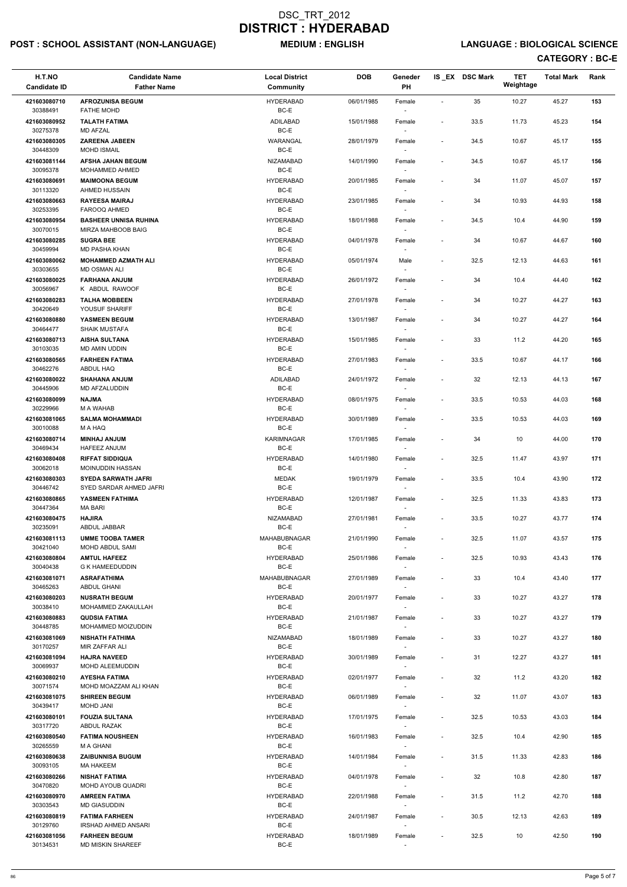# DSC_TRT_2012
# DISTRICT : HYDERABAD

**POST : SCHOOL ASSISTANT (NON-LANGUAGE)** **MEDIUM : ENGLISH** **LANGUAGE : BIOLOGICAL SCIENCE**

**CATEGORY : BC-E**

| H.T.NO<br>Candidate ID | Candidate Name<br>Father Name | Local District<br>Community | DOB | Geneder<br>PH | IS _EX | DSC Mark | TET Weightage | Total Mark | Rank |
|---|---|---|---|---|---|---|---|---|---|
| 421603080710<br>30388491 | **AFROZUNISA BEGUM**<br>FATHE MOHD | HYDERABAD<br>BC-E | 06/01/1985 | Female<br>- | - | 35 | 10.27 | 45.27 | 153 |
| 421603080952<br>30275378 | **TALATH FATIMA**<br>MD AFZAL | ADILABAD<br>BC-E | 15/01/1988 | Female<br>- | - | 33.5 | 11.73 | 45.23 | 154 |
| 421603080305<br>30448309 | **ZAREENA JABEEN**<br>MOHD ISMAIL | WARANGAL<br>BC-E | 28/01/1979 | Female<br>- | - | 34.5 | 10.67 | 45.17 | 155 |
| 421603081144<br>30095378 | **AFSHA JAHAN BEGUM**<br>MOHAMMED AHMED | NIZAMABAD<br>BC-E | 14/01/1990 | Female<br>- | - | 34.5 | 10.67 | 45.17 | 156 |
| 421603080691<br>30113320 | **MAIMOONA BEGUM**<br>AHMED HUSSAIN | HYDERABAD<br>BC-E | 20/01/1985 | Female<br>- | - | 34 | 11.07 | 45.07 | 157 |
| 421603080663<br>30253395 | **RAYEESA MAIRAJ**<br>FAROOQ AHMED | HYDERABAD<br>BC-E | 23/01/1985 | Female<br>- | - | 34 | 10.93 | 44.93 | 158 |
| 421603080954<br>30070015 | **BASHEER UNNISA RUHINA**<br>MIRZA MAHBOOB BAIG | HYDERABAD<br>BC-E | 18/01/1988 | Female<br>- | - | 34.5 | 10.4 | 44.90 | 159 |
| 421603080285<br>30459994 | **SUGRA BEE**<br>MD PASHA KHAN | HYDERABAD<br>BC-E | 04/01/1978 | Female<br>- | - | 34 | 10.67 | 44.67 | 160 |
| 421603080062<br>30303655 | **MOHAMMED AZMATH ALI**<br>MD OSMAN ALI | HYDERABAD<br>BC-E | 05/01/1974 | Male<br>- | - | 32.5 | 12.13 | 44.63 | 161 |
| 421603080025<br>30056967 | **FARHANA ANJUM**<br>K ABDUL RAWOOF | HYDERABAD<br>BC-E | 26/01/1972 | Female<br>- | - | 34 | 10.4 | 44.40 | 162 |
| 421603080283<br>30420649 | **TALHA MOBBEEN**<br>YOUSUF SHARIFF | HYDERABAD<br>BC-E | 27/01/1978 | Female<br>- | - | 34 | 10.27 | 44.27 | 163 |
| 421603080880<br>30464477 | **YASMEEN BEGUM**<br>SHAIK MUSTAFA | HYDERABAD<br>BC-E | 13/01/1987 | Female<br>- | - | 34 | 10.27 | 44.27 | 164 |
| 421603080713<br>30103035 | **AISHA SULTANA**<br>MD AMIN UDDIN | HYDERABAD<br>BC-E | 15/01/1985 | Female<br>- | - | 33 | 11.2 | 44.20 | 165 |
| 421603080565<br>30462276 | **FARHEEN FATIMA**<br>ABDUL HAQ | HYDERABAD<br>BC-E | 27/01/1983 | Female<br>- | - | 33.5 | 10.67 | 44.17 | 166 |
| 421603080022<br>30445906 | **SHAHANA ANJUM**<br>MD AFZALUDDIN | ADILABAD<br>BC-E | 24/01/1972 | Female<br>- | - | 32 | 12.13 | 44.13 | 167 |
| 421603080099<br>30229966 | **NAJMA**<br>M A WAHAB | HYDERABAD<br>BC-E | 08/01/1975 | Female<br>- | - | 33.5 | 10.53 | 44.03 | 168 |
| 421603081065<br>30010088 | **SALMA MOHAMMADI**<br>M A HAQ | HYDERABAD<br>BC-E | 30/01/1989 | Female<br>- | - | 33.5 | 10.53 | 44.03 | 169 |
| 421603080714<br>30469434 | **MINHAJ ANJUM**<br>HAFEEZ ANJUM | KARIMNAGAR<br>BC-E | 17/01/1985 | Female<br>- | - | 34 | 10 | 44.00 | 170 |
| 421603080408<br>30062018 | **RIFFAT SIDDIQUA**<br>MOINUDDIN HASSAN | HYDERABAD<br>BC-E | 14/01/1980 | Female<br>- | - | 32.5 | 11.47 | 43.97 | 171 |
| 421603080303<br>30446742 | **SYEDA SARWATH JAFRI**<br>SYED SARDAR AHMED JAFRI | MEDAK<br>BC-E | 19/01/1979 | Female<br>- | - | 33.5 | 10.4 | 43.90 | 172 |
| 421603080865<br>30447364 | **YASMEEN FATHIMA**<br>MA BARI | HYDERABAD<br>BC-E | 12/01/1987 | Female<br>- | - | 32.5 | 11.33 | 43.83 | 173 |
| 421603080475<br>30235091 | **HAJIRA**<br>ABDUL JABBAR | NIZAMABAD<br>BC-E | 27/01/1981 | Female<br>- | - | 33.5 | 10.27 | 43.77 | 174 |
| 421603081113<br>30421040 | **UMME TOOBA TAMER**<br>MOHD ABDUL SAMI | MAHABUBNAGAR<br>BC-E | 21/01/1990 | Female<br>- | - | 32.5 | 11.07 | 43.57 | 175 |
| 421603080804<br>30040438 | **AMTUL HAFEEZ**<br>G K HAMEEDUDDIN | HYDERABAD<br>BC-E | 25/01/1986 | Female<br>- | - | 32.5 | 10.93 | 43.43 | 176 |
| 421603081071<br>30465263 | **ASRAFATHIMA**<br>ABDUL GHANI | MAHABUBNAGAR<br>BC-E | 27/01/1989 | Female<br>- | - | 33 | 10.4 | 43.40 | 177 |
| 421603080203<br>30038410 | **NUSRATH BEGUM**<br>MOHAMMED ZAKAULLAH | HYDERABAD<br>BC-E | 20/01/1977 | Female<br>- | - | 33 | 10.27 | 43.27 | 178 |
| 421603080883<br>30448785 | **QUDSIA FATIMA**<br>MOHAMMED MOIZUDDIN | HYDERABAD<br>BC-E | 21/01/1987 | Female<br>- | - | 33 | 10.27 | 43.27 | 179 |
| 421603081069<br>30170257 | **NISHATH FATHIMA**<br>MIR ZAFFAR ALI | NIZAMABAD<br>BC-E | 18/01/1989 | Female<br>- | - | 33 | 10.27 | 43.27 | 180 |
| 421603081094<br>30069937 | **HAJRA NAVEED**<br>MOHD ALEEMUDDIN | HYDERABAD<br>BC-E | 30/01/1989 | Female<br>- | - | 31 | 12.27 | 43.27 | 181 |
| 421603080210<br>30071574 | **AYESHA FATIMA**<br>MOHD MOAZZAM ALI KHAN | HYDERABAD<br>BC-E | 02/01/1977 | Female<br>- | - | 32 | 11.2 | 43.20 | 182 |
| 421603081075<br>30439417 | **SHIREEN BEGUM**<br>MOHD JANI | HYDERABAD<br>BC-E | 06/01/1989 | Female<br>- | - | 32 | 11.07 | 43.07 | 183 |
| 421603080101<br>30317720 | **FOUZIA SULTANA**<br>ABDUL RAZAK | HYDERABAD<br>BC-E | 17/01/1975 | Female<br>- | - | 32.5 | 10.53 | 43.03 | 184 |
| 421603080540<br>30265559 | **FATIMA NOUSHEEN**<br>M A GHANI | HYDERABAD<br>BC-E | 16/01/1983 | Female<br>- | - | 32.5 | 10.4 | 42.90 | 185 |
| 421603080638<br>30093105 | **ZAIBUNNISA BUGUM**<br>MA HAKEEM | HYDERABAD<br>BC-E | 14/01/1984 | Female<br>- | - | 31.5 | 11.33 | 42.83 | 186 |
| 421603080266<br>30470820 | **NISHAT FATIMA**<br>MOHD AYOUB QUADRI | HYDERABAD<br>BC-E | 04/01/1978 | Female<br>- | - | 32 | 10.8 | 42.80 | 187 |
| 421603080970<br>30303543 | **AMREEN FATIMA**<br>MD GIASUDDIN | HYDERABAD<br>BC-E | 22/01/1988 | Female<br>- | - | 31.5 | 11.2 | 42.70 | 188 |
| 421603080819<br>30129760 | **FATIMA FARHEEN**<br>IRSHAD AHMED ANSARI | HYDERABAD<br>BC-E | 24/01/1987 | Female<br>- | - | 30.5 | 12.13 | 42.63 | 189 |
| 421603081056<br>30134531 | **FARHEEN BEGUM**<br>MD MISKIN SHAREEF | HYDERABAD<br>BC-E | 18/01/1989 | Female<br>- | - | 32.5 | 10 | 42.50 | 190 |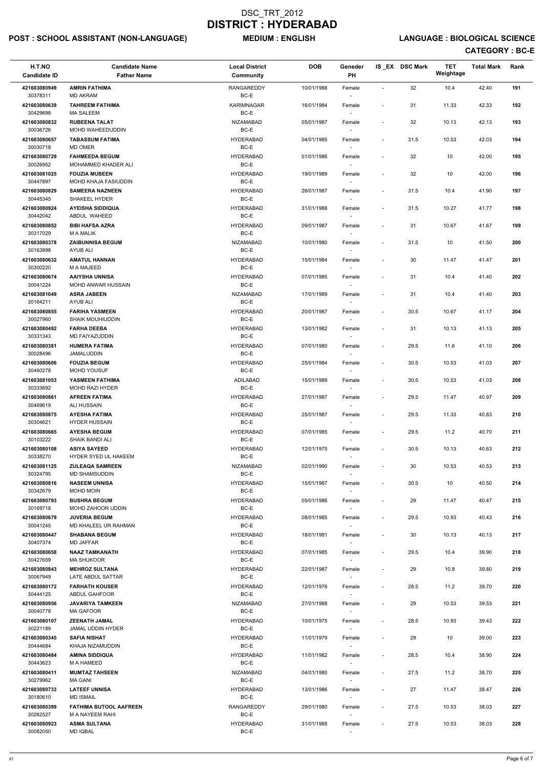# DSC_TRT_2012

# DISTRICT : HYDERABAD

**POST : SCHOOL ASSISTANT (NON-LANGUAGE)** **MEDIUM : ENGLISH** **LANGUAGE : BIOLOGICAL SCIENCE**

**CATEGORY : BC-E**

| H.T.NO / Candidate ID | Candidate Name / Father Name | Local District / Community | DOB | Geneder / PH | IS_EX | DSC Mark | TET Weightage | Total Mark | Rank |
|---|---|---|---|---|---|---|---|---|---|
| 421603080949 / 30378311 | AMRIN FATHIMA / MD AKRAM | RANGAREDDY / BC-E | 10/01/1988 | Female / - | - | 32 | 10.4 | 42.40 | 191 |
| 421603080639 / 30429698 | TAHREEM FATHIMA / MA SALEEM | KARIMNAGAR / BC-E | 16/01/1984 | Female / - | - | 31 | 11.33 | 42.33 | 192 |
| 421603080832 / 30036726 | RUBEENA TALAT / MOHD WAHEEDUDDIN | NIZAMABAD / BC-E | 05/01/1987 | Female / - | - | 32 | 10.13 | 42.13 | 193 |
| 421603080657 / 30030718 | TABASSUM FATIMA / MD OMER | HYDERABAD / BC-E | 04/01/1985 | Female / - | - | 31.5 | 10.53 | 42.03 | 194 |
| 421603080729 / 30026952 | FAHMEEDA BEGUM / MOHAMMED KHADER ALI | HYDERABAD / BC-E | 01/01/1986 | Female / - | - | 32 | 10 | 42.00 | 195 |
| 421603081025 / 30447897 | FOUZIA MUBEEN / MOHD KHAJA FASIUDDIN | HYDERABAD / BC-E | 19/01/1989 | Female / - | - | 32 | 10 | 42.00 | 196 |
| 421603080829 / 30445345 | SAMEERA NAZNEEN / SHAKEEL HYDER | HYDERABAD / BC-E | 26/01/1987 | Female / - | - | 31.5 | 10.4 | 41.90 | 197 |
| 421603080924 / 30442042 | AYEISHA SIDDIQUA / ABDUL WAHEED | HYDERABAD / BC-E | 31/01/1988 | Female / - | - | 31.5 | 10.27 | 41.77 | 198 |
| 421603080852 / 30317029 | BIBI HAFSA AZRA / M A MALIK | HYDERABAD / BC-E | 09/01/1987 | Female / - | - | 31 | 10.67 | 41.67 | 199 |
| 421603080378 / 30163898 | ZAIBUNNISA BEGUM / AYUB ALI | NIZAMABAD / BC-E | 10/01/1980 | Female / - | - | 31.5 | 10 | 41.50 | 200 |
| 421603080632 / 30300220 | AMATUL HANNAN / M A MAJEED | HYDERABAD / BC-E | 15/01/1984 | Female / - | - | 30 | 11.47 | 41.47 | 201 |
| 421603080674 / 30041224 | AAIYSHA UNNISA / MOHD ANWAR HUSSAIN | HYDERABAD / BC-E | 07/01/1985 | Female / - | - | 31 | 10.4 | 41.40 | 202 |
| 421603081049 / 30164211 | ASRA JABEEN / AYUB ALI | NIZAMABAD / BC-E | 17/01/1989 | Female / - | - | 31 | 10.4 | 41.40 | 203 |
| 421603080855 / 30027960 | FARIHA YASMEEN / SHAIK MOUHIUDDIN | HYDERABAD / BC-E | 20/01/1987 | Female / - | - | 30.5 | 10.67 | 41.17 | 204 |
| 421603080492 / 30331343 | FARHA DEEBA / MD FAIYAZUDDIN | HYDERABAD / BC-E | 13/01/1982 | Female / - | - | 31 | 10.13 | 41.13 | 205 |
| 421603080381 / 30028496 | HUMERA FATIMA / JAMALUDDIN | HYDERABAD / BC-E | 07/01/1980 | Female / - | - | 29.5 | 11.6 | 41.10 | 206 |
| 421603080606 / 30460278 | FOUZIA BEGUM / MOHD YOUSUF | HYDERABAD / BC-E | 25/01/1984 | Female / - | - | 30.5 | 10.53 | 41.03 | 207 |
| 421603081053 / 30333692 | YASMEEN FATHIMA / MOHD RAZI HYDER | ADILABAD / BC-E | 15/01/1989 | Female / - | - | 30.5 | 10.53 | 41.03 | 208 |
| 421603080861 / 30469619 | AFREEN FATIMA / ALI HUSSAIN | HYDERABAD / BC-E | 27/01/1987 | Female / - | - | 29.5 | 11.47 | 40.97 | 209 |
| 421603080875 / 30304621 | AYESHA FATIMA / HYDER HUSSAIN | HYDERABAD / BC-E | 25/01/1987 | Female / - | - | 29.5 | 11.33 | 40.83 | 210 |
| 421603080665 / 30103222 | AYESHA BEGUM / SHAIK BANDI ALI | HYDERABAD / BC-E | 07/01/1985 | Female / - | - | 29.5 | 11.2 | 40.70 | 211 |
| 421603080108 / 30338270 | ASIYA SAYEED / HYDER SYED UL HAKEEM | HYDERABAD / BC-E | 12/01/1975 | Female / - | - | 30.5 | 10.13 | 40.63 | 212 |
| 421603081125 / 30324795 | ZULEAQA SAMREEN / MD SHAMSUDDIN | NIZAMABAD / BC-E | 02/01/1990 | Female / - | - | 30 | 10.53 | 40.53 | 213 |
| 421603080816 / 30342679 | NASEEM UNNISA / MOHD MOIN | HYDERABAD / BC-E | 15/01/1987 | Female / - | - | 30.5 | 10 | 40.50 | 214 |
| 421603080793 / 30169718 | BUSHRA BEGUM / MOHD ZAHOOR UDDIN | HYDERABAD / BC-E | 05/01/1986 | Female / - | - | 29 | 11.47 | 40.47 | 215 |
| 421603080679 / 30041245 | JUVERIA BEGUM / MD KHALEEL UR RAHMAN | HYDERABAD / BC-E | 08/01/1985 | Female / - | - | 29.5 | 10.93 | 40.43 | 216 |
| 421603080447 / 30407374 | SHABANA BEGUM / MD JAFFAR | HYDERABAD / BC-E | 18/01/1981 | Female / - | - | 30 | 10.13 | 40.13 | 217 |
| 421603080658 / 30427659 | NAAZ TAMKANATH / MA SHUKOOR | HYDERABAD / BC-E | 07/01/1985 | Female / - | - | 29.5 | 10.4 | 39.90 | 218 |
| 421603080843 / 30067949 | MEHROZ SULTANA / LATE ABDUL SATTAR | HYDERABAD / BC-E | 22/01/1987 | Female / - | - | 29 | 10.8 | 39.80 | 219 |
| 421603080172 / 30444125 | FARHATH KOUSER / ABDUL GAHFOOR | HYDERABAD / BC-E | 12/01/1976 | Female / - | - | 28.5 | 11.2 | 39.70 | 220 |
| 421603080956 / 30040778 | JAVARIYA TAMKEEN / MA GAFOOR | NIZAMABAD / BC-E | 27/01/1988 | Female / - | - | 29 | 10.53 | 39.53 | 221 |
| 421603080107 / 30221189 | ZEENATH JAMAL / JAMAL UDDIN HYDER | HYDERABAD / BC-E | 10/01/1975 | Female / - | - | 28.5 | 10.93 | 39.43 | 222 |
| 421603080345 / 30444684 | SAFIA NISHAT / KHAJA NIZAMUDDIN | HYDERABAD / BC-E | 11/01/1979 | Female / - | - | 29 | 10 | 39.00 | 223 |
| 421603080484 / 30443623 | AMINA SIDDIQUA / M A HAMEED | HYDERABAD / BC-E | 11/01/1982 | Female / - | - | 28.5 | 10.4 | 38.90 | 224 |
| 421603080411 / 30279962 | MUMTAZ TAHSEEN / MA GANI | NIZAMABAD / BC-E | 04/01/1980 | Female / - | - | 27.5 | 11.2 | 38.70 | 225 |
| 421603080733 / 30180610 | LATEEF UNNISA / MD ISMAIL | HYDERABAD / BC-E | 13/01/1986 | Female / - | - | 27 | 11.47 | 38.47 | 226 |
| 421603080399 / 30262527 | FATHIMA BUTOOL AAFREEN / M A NAYEEM RAHI | RANGAREDDY / BC-E | 29/01/1980 | Female / - | - | 27.5 | 10.53 | 38.03 | 227 |
| 421603080923 / 30082050 | ASMA SULTANA / MD IQBAL | HYDERABAD / BC-E | 31/01/1988 | Female / - | - | 27.5 | 10.53 | 38.03 | 228 |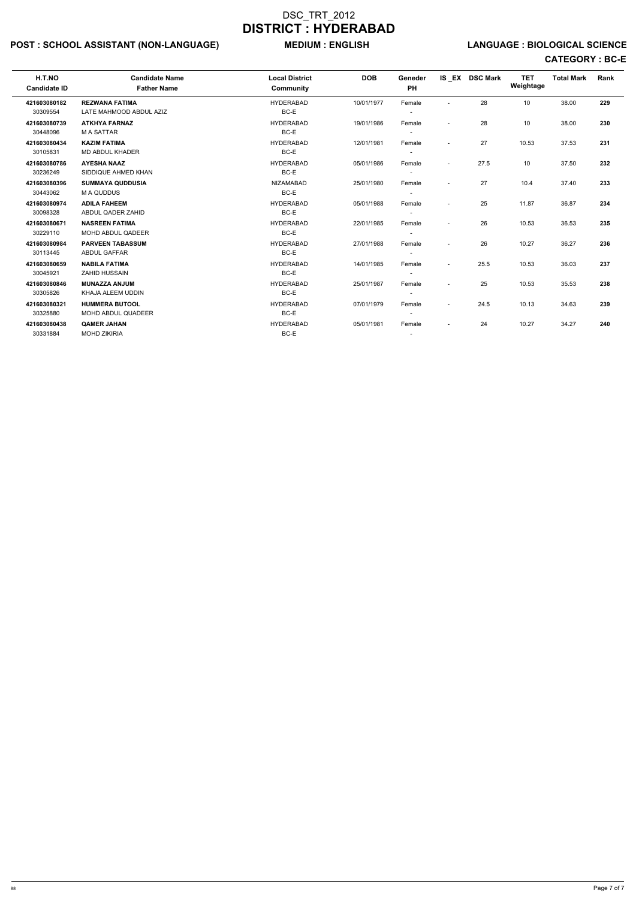# DSC_TRT_2012

# DISTRICT : HYDERABAD

**POST : SCHOOL ASSISTANT (NON-LANGUAGE)** **MEDIUM : ENGLISH** **LANGUAGE : BIOLOGICAL SCIENCE**

**CATEGORY : BC-E**

| H.T.NO / Candidate ID | Candidate Name / Father Name | Local District / Community | DOB | Geneder / PH | IS _EX | DSC Mark | TET Weightage | Total Mark | Rank |
|---|---|---|---|---|---|---|---|---|---|
| **421603080182** 30309554 | **REZWANA FATIMA** LATE MAHMOOD ABDUL AZIZ | HYDERABAD BC-E | 10/01/1977 | Female - | - | 28 | 10 | 38.00 | **229** |
| **421603080739** 30448096 | **ATKHYA FARNAZ** M A SATTAR | HYDERABAD BC-E | 19/01/1986 | Female - | - | 28 | 10 | 38.00 | **230** |
| **421603080434** 30105831 | **KAZIM FATIMA** MD ABDUL KHADER | HYDERABAD BC-E | 12/01/1981 | Female - | - | 27 | 10.53 | 37.53 | **231** |
| **421603080786** 30236249 | **AYESHA NAAZ** SIDDIQUE AHMED KHAN | HYDERABAD BC-E | 05/01/1986 | Female - | - | 27.5 | 10 | 37.50 | **232** |
| **421603080396** 30443062 | **SUMMAYA QUDDUSIA** M A QUDDUS | NIZAMABAD BC-E | 25/01/1980 | Female - | - | 27 | 10.4 | 37.40 | **233** |
| **421603080974** 30098328 | **ADILA FAHEEM** ABDUL QADER ZAHID | HYDERABAD BC-E | 05/01/1988 | Female - | - | 25 | 11.87 | 36.87 | **234** |
| **421603080671** 30229110 | **NASREEN FATIMA** MOHD ABDUL QADEER | HYDERABAD BC-E | 22/01/1985 | Female - | - | 26 | 10.53 | 36.53 | **235** |
| **421603080984** 30113445 | **PARVEEN TABASSUM** ABDUL GAFFAR | HYDERABAD BC-E | 27/01/1988 | Female - | - | 26 | 10.27 | 36.27 | **236** |
| **421603080659** 30045921 | **NABILA FATIMA** ZAHID HUSSAIN | HYDERABAD BC-E | 14/01/1985 | Female - | - | 25.5 | 10.53 | 36.03 | **237** |
| **421603080846** 30305826 | **MUNAZZA ANJUM** KHAJA ALEEM UDDIN | HYDERABAD BC-E | 25/01/1987 | Female - | - | 25 | 10.53 | 35.53 | **238** |
| **421603080321** 30325880 | **HUMMERA BUTOOL** MOHD ABDUL QUADEER | HYDERABAD BC-E | 07/01/1979 | Female - | - | 24.5 | 10.13 | 34.63 | **239** |
| **421603080438** 30331884 | **QAMER JAHAN** MOHD ZIKIRIA | HYDERABAD BC-E | 05/01/1981 | Female - | - | 24 | 10.27 | 34.27 | **240** |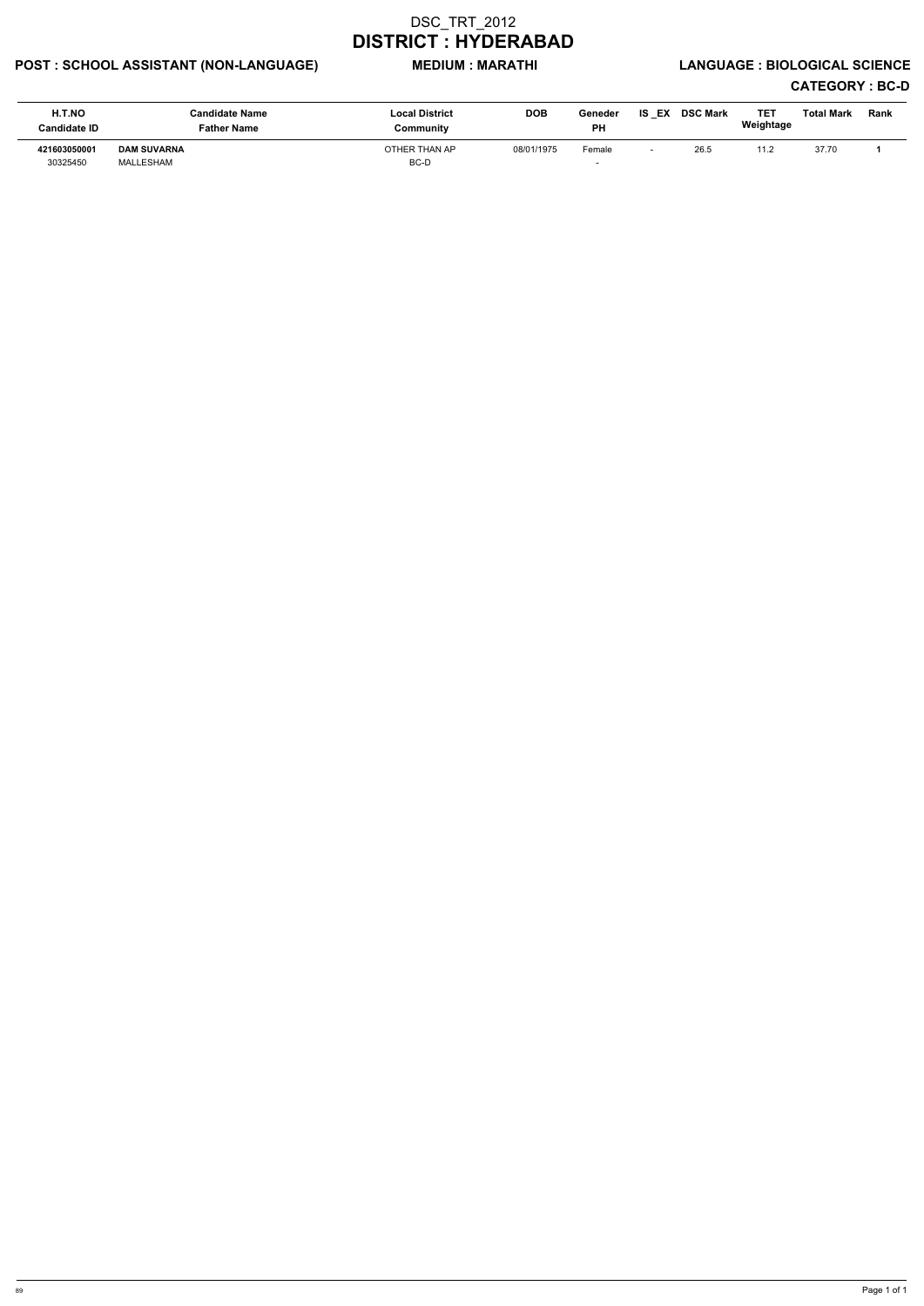# DSC_TRT_2012
# DISTRICT : HYDERABAD

**POST : SCHOOL ASSISTANT (NON-LANGUAGE)** **MEDIUM : MARATHI** **LANGUAGE : BIOLOGICAL SCIENCE**

**CATEGORY : BC-D**

| H.T.NO<br>Candidate ID | Candidate Name<br>Father Name | Local District<br>Community | DOB | Geneder<br>PH | IS _EX | DSC Mark | TET Weightage | Total Mark | Rank |
|---|---|---|---|---|---|---|---|---|---|
| **421603050001**<br>30325450 | **DAM SUVARNA**<br>MALLESHAM | OTHER THAN AP<br>BC-D | 08/01/1975 | Female<br>- | - | 26.5 | 11.2 | 37.70 | **1** |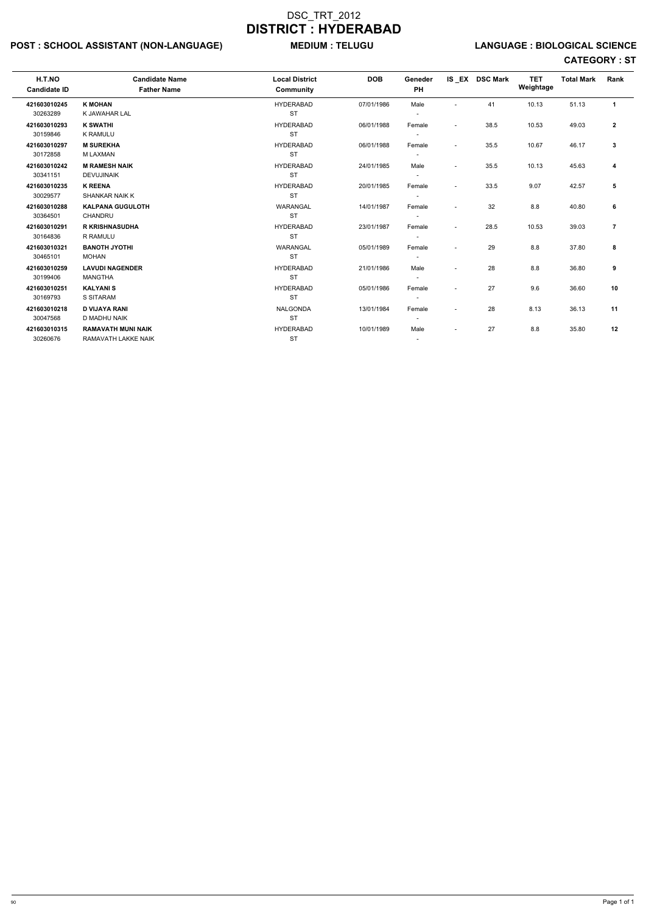# DSC_TRT_2012

# DISTRICT : HYDERABAD

**POST : SCHOOL ASSISTANT (NON-LANGUAGE)** **MEDIUM : TELUGU** **LANGUAGE : BIOLOGICAL SCIENCE**

**CATEGORY : ST**

| H.T.NO<br>Candidate ID | Candidate Name<br>Father Name | Local District<br>Community | DOB | Geneder<br>PH | IS _EX | DSC Mark | TET Weightage | Total Mark | Rank |
|---|---|---|---|---|---|---|---|---|---|
| **421603010245**<br>30263289 | **K MOHAN**<br>K JAWAHAR LAL | HYDERABAD<br>ST | 07/01/1986 | Male<br>- | - | 41 | 10.13 | 51.13 | **1** |
| **421603010293**<br>30159846 | **K SWATHI**<br>K RAMULU | HYDERABAD<br>ST | 06/01/1988 | Female<br>- | - | 38.5 | 10.53 | 49.03 | **2** |
| **421603010297**<br>30172858 | **M SUREKHA**<br>M LAXMAN | HYDERABAD<br>ST | 06/01/1988 | Female<br>- | - | 35.5 | 10.67 | 46.17 | **3** |
| **421603010242**<br>30341151 | **M RAMESH NAIK**<br>DEVUJINAIK | HYDERABAD<br>ST | 24/01/1985 | Male<br>- | - | 35.5 | 10.13 | 45.63 | **4** |
| **421603010235**<br>30029577 | **K REENA**<br>SHANKAR NAIK K | HYDERABAD<br>ST | 20/01/1985 | Female<br>- | - | 33.5 | 9.07 | 42.57 | **5** |
| **421603010288**<br>30364501 | **KALPANA GUGULOTH**<br>CHANDRU | WARANGAL<br>ST | 14/01/1987 | Female<br>- | - | 32 | 8.8 | 40.80 | **6** |
| **421603010291**<br>30164836 | **R KRISHNASUDHA**<br>R RAMULU | HYDERABAD<br>ST | 23/01/1987 | Female<br>- | - | 28.5 | 10.53 | 39.03 | **7** |
| **421603010321**<br>30465101 | **BANOTH JYOTHI**<br>MOHAN | WARANGAL<br>ST | 05/01/1989 | Female<br>- | - | 29 | 8.8 | 37.80 | **8** |
| **421603010259**<br>30199406 | **LAVUDI NAGENDER**<br>MANGTHA | HYDERABAD<br>ST | 21/01/1986 | Male<br>- | - | 28 | 8.8 | 36.80 | **9** |
| **421603010251**<br>30169793 | **KALYANI S**<br>S SITARAM | HYDERABAD<br>ST | 05/01/1986 | Female<br>- | - | 27 | 9.6 | 36.60 | **10** |
| **421603010218**<br>30047568 | **D VIJAYA RANI**<br>D MADHU NAIK | NALGONDA<br>ST | 13/01/1984 | Female<br>- | - | 28 | 8.13 | 36.13 | **11** |
| **421603010315**<br>30260676 | **RAMAVATH MUNI NAIK**<br>RAMAVATH LAKKE NAIK | HYDERABAD<br>ST | 10/01/1989 | Male<br>- | - | 27 | 8.8 | 35.80 | **12** |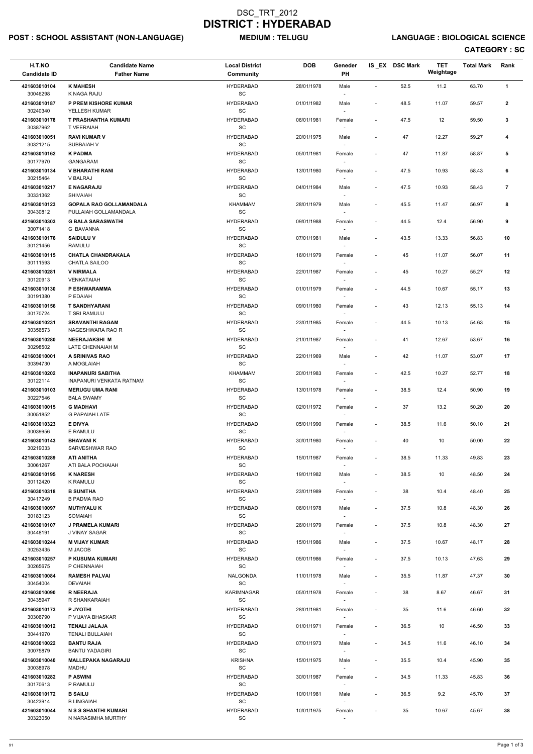# DSC_TRT_2012

# DISTRICT : HYDERABAD

**POST : SCHOOL ASSISTANT (NON-LANGUAGE)** **MEDIUM : TELUGU** **LANGUAGE : BIOLOGICAL SCIENCE**

**CATEGORY : SC**

| H.T.NO<br>Candidate ID | Candidate Name<br>Father Name | Local District<br>Community | DOB | Geneder<br>PH | IS_EX | DSC Mark | TET Weightage | Total Mark | Rank |
|---|---|---|---|---|---|---|---|---|---|
| 421603010104<br>30046298 | **K MAHESH**<br>K NAGA RAJU | HYDERABAD<br>SC | 28/01/1978 | Male<br>- | - | 52.5 | 11.2 | 63.70 | 1 |
| 421603010187<br>30240340 | **P PREM KISHORE KUMAR**<br>YELLESH KUMAR | HYDERABAD<br>SC | 01/01/1982 | Male<br>- | - | 48.5 | 11.07 | 59.57 | 2 |
| 421603010178<br>30387962 | **T PRASHANTHA KUMARI**<br>T VEERAIAH | HYDERABAD<br>SC | 06/01/1981 | Female<br>- | - | 47.5 | 12 | 59.50 | 3 |
| 421603010051<br>30321215 | **RAVI KUMAR V**<br>SUBBAIAH V | HYDERABAD<br>SC | 20/01/1975 | Male<br>- | - | 47 | 12.27 | 59.27 | 4 |
| 421603010162<br>30177970 | **K PADMA**<br>GANGARAM | HYDERABAD<br>SC | 05/01/1981 | Female<br>- | - | 47 | 11.87 | 58.87 | 5 |
| 421603010134<br>30215464 | **V BHARATHI RANI**<br>V BALRAJ | HYDERABAD<br>SC | 13/01/1980 | Female<br>- | - | 47.5 | 10.93 | 58.43 | 6 |
| 421603010217<br>30331362 | **E NAGARAJU**<br>SHIVAIAH | HYDERABAD<br>SC | 04/01/1984 | Male<br>- | - | 47.5 | 10.93 | 58.43 | 7 |
| 421603010123<br>30430812 | **GOPALA RAO GOLLAMANDALA**<br>PULLAIAH GOLLAMANDALA | KHAMMAM<br>SC | 28/01/1979 | Male<br>- | - | 45.5 | 11.47 | 56.97 | 8 |
| 421603010303<br>30071418 | **G BALA SARASWATHI**<br>G BAVANNA | HYDERABAD<br>SC | 09/01/1988 | Female<br>- | - | 44.5 | 12.4 | 56.90 | 9 |
| 421603010176<br>30121456 | **SAIDULU V**<br>RAMULU | HYDERABAD<br>SC | 07/01/1981 | Male<br>- | - | 43.5 | 13.33 | 56.83 | 10 |
| 421603010115<br>30111593 | **CHATLA CHANDRAKALA**<br>CHATLA SAILOO | HYDERABAD<br>SC | 16/01/1979 | Female<br>- | - | 45 | 11.07 | 56.07 | 11 |
| 421603010281<br>30120913 | **V NIRMALA**<br>VENKATAIAH | HYDERABAD<br>SC | 22/01/1987 | Female<br>- | - | 45 | 10.27 | 55.27 | 12 |
| 421603010130<br>30191380 | **P ESHWARAMMA**<br>P EDAIAH | HYDERABAD<br>SC | 01/01/1979 | Female<br>- | - | 44.5 | 10.67 | 55.17 | 13 |
| 421603010156<br>30170724 | **T SANDHYARANI**<br>T SRI RAMULU | HYDERABAD<br>SC | 09/01/1980 | Female<br>- | - | 43 | 12.13 | 55.13 | 14 |
| 421603010231<br>30356573 | **SRAVANTHI RAGAM**<br>NAGESHWARA RAO R | HYDERABAD<br>SC | 23/01/1985 | Female<br>- | - | 44.5 | 10.13 | 54.63 | 15 |
| 421603010280<br>30298502 | **NEERAJAKSHI M**<br>LATE CHENNAIAH M | HYDERABAD<br>SC | 21/01/1987 | Female<br>- | - | 41 | 12.67 | 53.67 | 16 |
| 421603010001<br>30394730 | **A SRINIVAS RAO**<br>A MOGLAIAH | HYDERABAD<br>SC | 22/01/1969 | Male<br>- | - | 42 | 11.07 | 53.07 | 17 |
| 421603010202<br>30122114 | **INAPANURI SABITHA**<br>INAPANURI VENKATA RATNAM | KHAMMAM<br>SC | 20/01/1983 | Female<br>- | - | 42.5 | 10.27 | 52.77 | 18 |
| 421603010103<br>30227546 | **MERUGU UMA RANI**<br>BALA SWAMY | HYDERABAD<br>SC | 13/01/1978 | Female<br>- | - | 38.5 | 12.4 | 50.90 | 19 |
| 421603010015<br>30051852 | **G MADHAVI**<br>G PAPAIAH LATE | HYDERABAD<br>SC | 02/01/1972 | Female<br>- | - | 37 | 13.2 | 50.20 | 20 |
| 421603010323<br>30039956 | **E DIVYA**<br>E RAMULU | HYDERABAD<br>SC | 05/01/1990 | Female<br>- | - | 38.5 | 11.6 | 50.10 | 21 |
| 421603010143<br>30219033 | **BHAVANI K**<br>SARVESHWAR RAO | HYDERABAD<br>SC | 30/01/1980 | Female<br>- | - | 40 | 10 | 50.00 | 22 |
| 421603010289<br>30061267 | **ATI ANITHA**<br>ATI BALA POCHAIAH | HYDERABAD<br>SC | 15/01/1987 | Female<br>- | - | 38.5 | 11.33 | 49.83 | 23 |
| 421603010195<br>30112420 | **K NARESH**<br>K RAMULU | HYDERABAD<br>SC | 19/01/1982 | Male<br>- | - | 38.5 | 10 | 48.50 | 24 |
| 421603010318<br>30417249 | **B SUNITHA**<br>B PADMA RAO | HYDERABAD<br>SC | 23/01/1989 | Female<br>- | - | 38 | 10.4 | 48.40 | 25 |
| 421603010097<br>30183123 | **MUTHYALU K**<br>SOMAIAH | HYDERABAD<br>SC | 06/01/1978 | Male<br>- | - | 37.5 | 10.8 | 48.30 | 26 |
| 421603010107<br>30448191 | **J PRAMELA KUMARI**<br>J VINAY SAGAR | HYDERABAD<br>SC | 26/01/1979 | Female<br>- | - | 37.5 | 10.8 | 48.30 | 27 |
| 421603010244<br>30253435 | **M VIJAY KUMAR**<br>M JACOB | HYDERABAD<br>SC | 15/01/1986 | Male<br>- | - | 37.5 | 10.67 | 48.17 | 28 |
| 421603010257<br>30265675 | **P KUSUMA KUMARI**<br>P CHENNAIAH | HYDERABAD<br>SC | 05/01/1986 | Female<br>- | - | 37.5 | 10.13 | 47.63 | 29 |
| 421603010084<br>30454004 | **RAMESH PALVAI**<br>DEVAIAH | NALGONDA<br>SC | 11/01/1978 | Male<br>- | - | 35.5 | 11.87 | 47.37 | 30 |
| 421603010090<br>30435947 | **R NEERAJA**<br>R SHANKARAIAH | KARIMNAGAR<br>SC | 05/01/1978 | Female<br>- | - | 38 | 8.67 | 46.67 | 31 |
| 421603010173<br>30306790 | **P JYOTHI**<br>P VIJAYA BHASKAR | HYDERABAD<br>SC | 28/01/1981 | Female<br>- | - | 35 | 11.6 | 46.60 | 32 |
| 421603010012<br>30441970 | **TENALI JALAJA**<br>TENALI BULLAIAH | HYDERABAD<br>SC | 01/01/1971 | Female<br>- | - | 36.5 | 10 | 46.50 | 33 |
| 421603010022<br>30075879 | **BANTU RAJA**<br>BANTU YADAGIRI | HYDERABAD<br>SC | 07/01/1973 | Male<br>- | - | 34.5 | 11.6 | 46.10 | 34 |
| 421603010040<br>30038978 | **MALLEPAKA NAGARAJU**<br>MADHU | KRISHNA<br>SC | 15/01/1975 | Male<br>- | - | 35.5 | 10.4 | 45.90 | 35 |
| 421603010282<br>30170613 | **P ASWINI**<br>P RAMULU | HYDERABAD<br>SC | 30/01/1987 | Female<br>- | - | 34.5 | 11.33 | 45.83 | 36 |
| 421603010172<br>30423914 | **B SAILU**<br>B LINGAIAH | HYDERABAD<br>SC | 10/01/1981 | Male<br>- | - | 36.5 | 9.2 | 45.70 | 37 |
| 421603010044<br>30323050 | **N S S SHANTHI KUMARI**<br>N NARASIMHA MURTHY | HYDERABAD<br>SC | 10/01/1975 | Female<br>- | - | 35 | 10.67 | 45.67 | 38 |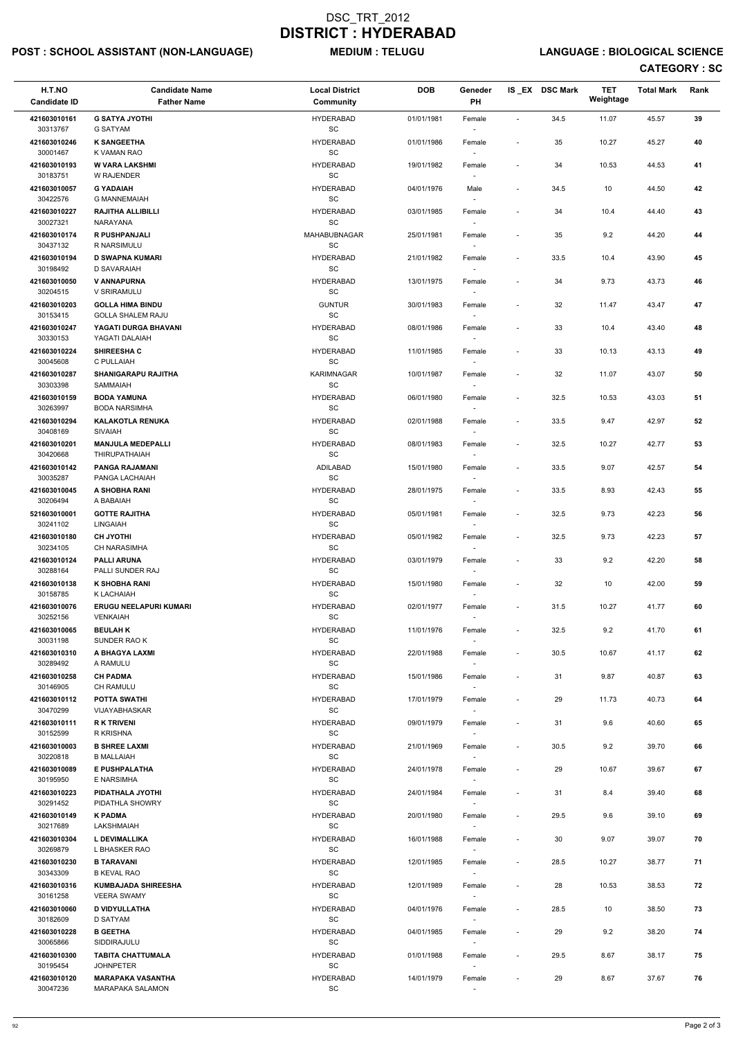# DSC_TRT_2012
# DISTRICT : HYDERABAD

**POST : SCHOOL ASSISTANT (NON-LANGUAGE)** **MEDIUM : TELUGU** **LANGUAGE : BIOLOGICAL SCIENCE**

**CATEGORY : SC**

| H.T.NO<br>Candidate ID | Candidate Name<br>Father Name | Local District<br>Community | DOB | Geneder<br>PH | IS_EX | DSC Mark | TET Weightage | Total Mark | Rank |
|---|---|---|---|---|---|---|---|---|---|
| 421603010161<br>30313767 | G SATYA JYOTHI<br>G SATYAM | HYDERABAD<br>SC | 01/01/1981 | Female<br>- | - | 34.5 | 11.07 | 45.57 | 39 |
| 421603010246<br>30001467 | K SANGEETHA<br>K VAMAN RAO | HYDERABAD<br>SC | 01/01/1986 | Female<br>- | - | 35 | 10.27 | 45.27 | 40 |
| 421603010193<br>30183751 | W VARA LAKSHMI<br>W RAJENDER | HYDERABAD<br>SC | 19/01/1982 | Female<br>- | - | 34 | 10.53 | 44.53 | 41 |
| 421603010057<br>30422576 | G YADAIAH<br>G MANNEMAIAH | HYDERABAD<br>SC | 04/01/1976 | Male<br>- | - | 34.5 | 10 | 44.50 | 42 |
| 421603010227<br>30027321 | RAJITHA ALLIBILLI<br>NARAYANA | HYDERABAD<br>SC | 03/01/1985 | Female<br>- | - | 34 | 10.4 | 44.40 | 43 |
| 421603010174<br>30437132 | R PUSHPANJALI<br>R NARSIMULU | MAHABUBNAGAR<br>SC | 25/01/1981 | Female<br>- | - | 35 | 9.2 | 44.20 | 44 |
| 421603010194<br>30198492 | D SWAPNA KUMARI<br>D SAVARAIAH | HYDERABAD<br>SC | 21/01/1982 | Female<br>- | - | 33.5 | 10.4 | 43.90 | 45 |
| 421603010050<br>30204515 | V ANNAPURNA<br>V SRIRAMULU | HYDERABAD<br>SC | 13/01/1975 | Female<br>- | - | 34 | 9.73 | 43.73 | 46 |
| 421603010203<br>30153415 | GOLLA HIMA BINDU<br>GOLLA SHALEM RAJU | GUNTUR<br>SC | 30/01/1983 | Female<br>- | - | 32 | 11.47 | 43.47 | 47 |
| 421603010247<br>30330153 | YAGATI DURGA BHAVANI<br>YAGATI DALAIAH | HYDERABAD<br>SC | 08/01/1986 | Female<br>- | - | 33 | 10.4 | 43.40 | 48 |
| 421603010224<br>30045608 | SHIREESHA C<br>C PULLAIAH | HYDERABAD<br>SC | 11/01/1985 | Female<br>- | - | 33 | 10.13 | 43.13 | 49 |
| 421603010287<br>30303398 | SHANIGARAPU RAJITHA<br>SAMMAIAH | KARIMNAGAR<br>SC | 10/01/1987 | Female<br>- | - | 32 | 11.07 | 43.07 | 50 |
| 421603010159<br>30263997 | BODA YAMUNA<br>BODA NARSIMHA | HYDERABAD<br>SC | 06/01/1980 | Female<br>- | - | 32.5 | 10.53 | 43.03 | 51 |
| 421603010294<br>30408169 | KALAKOTLA RENUKA<br>SIVAIAH | HYDERABAD<br>SC | 02/01/1988 | Female<br>- | - | 33.5 | 9.47 | 42.97 | 52 |
| 421603010201<br>30420668 | MANJULA MEDEPALLI<br>THIRUPATHAIAH | HYDERABAD<br>SC | 08/01/1983 | Female<br>- | - | 32.5 | 10.27 | 42.77 | 53 |
| 421603010142<br>30035287 | PANGA RAJAMANI<br>PANGA LACHAIAH | ADILABAD<br>SC | 15/01/1980 | Female<br>- | - | 33.5 | 9.07 | 42.57 | 54 |
| 421603010045<br>30206494 | A SHOBHA RANI<br>A BABAIAH | HYDERABAD<br>SC | 28/01/1975 | Female<br>- | - | 33.5 | 8.93 | 42.43 | 55 |
| 521603010001<br>30241102 | GOTTE RAJITHA<br>LINGAIAH | HYDERABAD<br>SC | 05/01/1981 | Female<br>- | - | 32.5 | 9.73 | 42.23 | 56 |
| 421603010180<br>30234105 | CH JYOTHI<br>CH NARASIMHA | HYDERABAD<br>SC | 05/01/1982 | Female<br>- | - | 32.5 | 9.73 | 42.23 | 57 |
| 421603010124<br>30288164 | PALLI ARUNA<br>PALLI SUNDER RAJ | HYDERABAD<br>SC | 03/01/1979 | Female<br>- | - | 33 | 9.2 | 42.20 | 58 |
| 421603010138<br>30158785 | K SHOBHA RANI<br>K LACHAIAH | HYDERABAD<br>SC | 15/01/1980 | Female<br>- | - | 32 | 10 | 42.00 | 59 |
| 421603010076<br>30252156 | ERUGU NEELAPURI KUMARI<br>VENKAIAH | HYDERABAD<br>SC | 02/01/1977 | Female<br>- | - | 31.5 | 10.27 | 41.77 | 60 |
| 421603010065<br>30031198 | BEULAH K<br>SUNDER RAO K | HYDERABAD<br>SC | 11/01/1976 | Female<br>- | - | 32.5 | 9.2 | 41.70 | 61 |
| 421603010310<br>30289492 | A BHAGYA LAXMI<br>A RAMULU | HYDERABAD<br>SC | 22/01/1988 | Female<br>- | - | 30.5 | 10.67 | 41.17 | 62 |
| 421603010258<br>30146905 | CH PADMA<br>CH RAMULU | HYDERABAD<br>SC | 15/01/1986 | Female<br>- | - | 31 | 9.87 | 40.87 | 63 |
| 421603010112<br>30470299 | POTTA SWATHI<br>VIJAYABHASKAR | HYDERABAD<br>SC | 17/01/1979 | Female<br>- | - | 29 | 11.73 | 40.73 | 64 |
| 421603010111<br>30152599 | R K TRIVENI<br>R KRISHNA | HYDERABAD<br>SC | 09/01/1979 | Female<br>- | - | 31 | 9.6 | 40.60 | 65 |
| 421603010003<br>30220818 | B SHREE LAXMI<br>B MALLAIAH | HYDERABAD<br>SC | 21/01/1969 | Female<br>- | - | 30.5 | 9.2 | 39.70 | 66 |
| 421603010089<br>30195950 | E PUSHPALATHA<br>E NARSIMHA | HYDERABAD<br>SC | 24/01/1978 | Female<br>- | - | 29 | 10.67 | 39.67 | 67 |
| 421603010223<br>30291452 | PIDATHALA JYOTHI<br>PIDATHLA SHOWRY | HYDERABAD<br>SC | 24/01/1984 | Female<br>- | - | 31 | 8.4 | 39.40 | 68 |
| 421603010149<br>30217689 | K PADMA<br>LAKSHMAIAH | HYDERABAD<br>SC | 20/01/1980 | Female<br>- | - | 29.5 | 9.6 | 39.10 | 69 |
| 421603010304<br>30269879 | L DEVIMALLIKA<br>L BHASKER RAO | HYDERABAD<br>SC | 16/01/1988 | Female<br>- | - | 30 | 9.07 | 39.07 | 70 |
| 421603010230<br>30343309 | B TARAVANI<br>B KEVAL RAO | HYDERABAD<br>SC | 12/01/1985 | Female<br>- | - | 28.5 | 10.27 | 38.77 | 71 |
| 421603010316<br>30161258 | KUMBAJADA SHIREESHA<br>VEERA SWAMY | HYDERABAD<br>SC | 12/01/1989 | Female<br>- | - | 28 | 10.53 | 38.53 | 72 |
| 421603010060<br>30182609 | D VIDYULLATHA<br>D SATYAM | HYDERABAD<br>SC | 04/01/1976 | Female<br>- | - | 28.5 | 10 | 38.50 | 73 |
| 421603010228<br>30065866 | B GEETHA<br>SIDDIRAJULU | HYDERABAD<br>SC | 04/01/1985 | Female<br>- | - | 29 | 9.2 | 38.20 | 74 |
| 421603010300<br>30195454 | TABITA CHATTUMALA<br>JOHNPETER | HYDERABAD<br>SC | 01/01/1988 | Female<br>- | - | 29.5 | 8.67 | 38.17 | 75 |
| 421603010120<br>30047236 | MARAPAKA VASANTHA<br>MARAPAKA SALAMON | HYDERABAD<br>SC | 14/01/1979 | Female<br>- | - | 29 | 8.67 | 37.67 | 76 |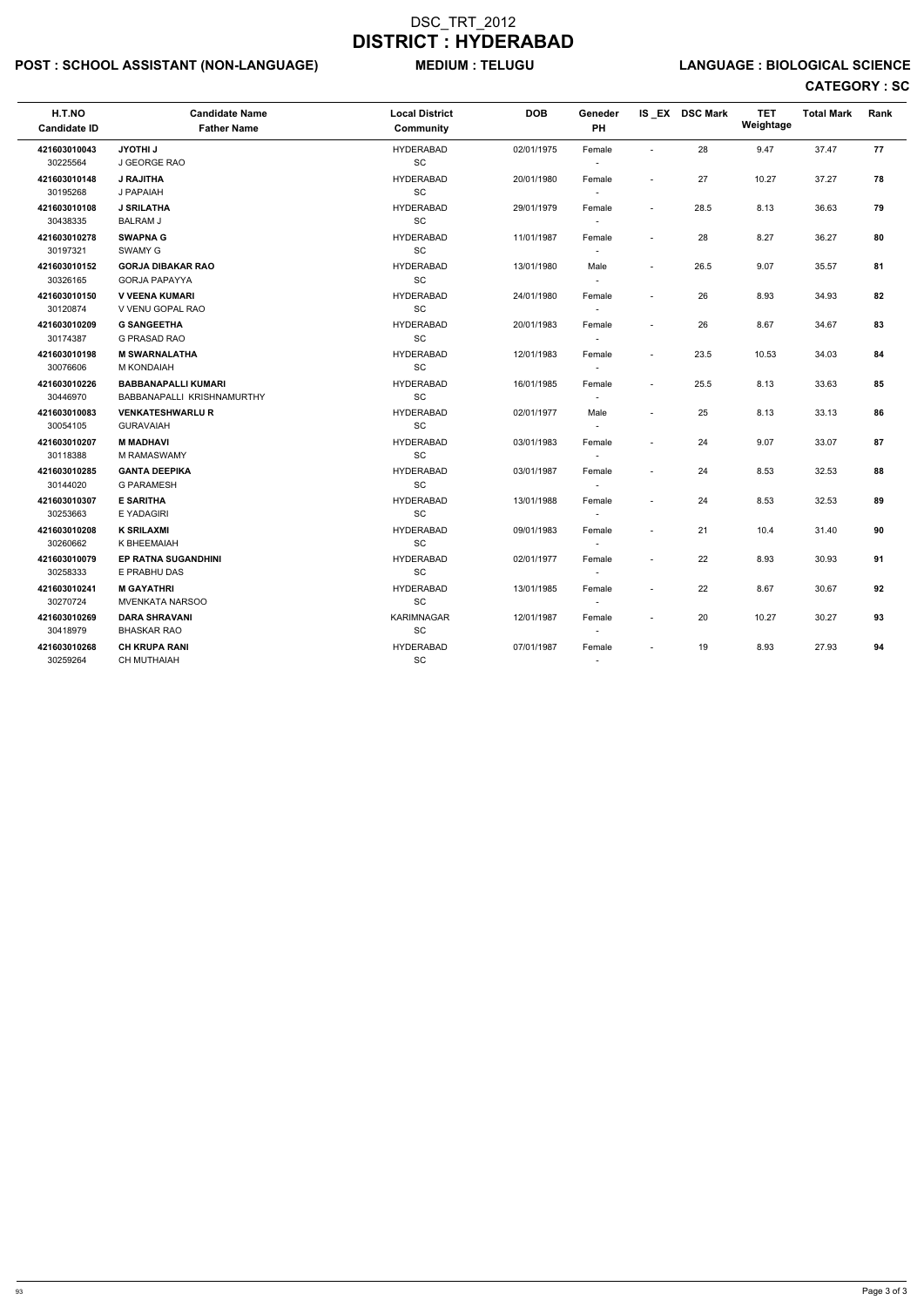# DSC_TRT_2012
# DISTRICT : HYDERABAD

**POST : SCHOOL ASSISTANT (NON-LANGUAGE)** **MEDIUM : TELUGU** **LANGUAGE : BIOLOGICAL SCIENCE**

**CATEGORY : SC**

| H.T.NO<br>Candidate ID | Candidate Name<br>Father Name | Local District<br>Community | DOB | Geneder<br>PH | IS _EX | DSC Mark | TET Weightage | Total Mark | Rank |
|---|---|---|---|---|---|---|---|---|---|
| **421603010043**<br>30225564 | **JYOTHI J**<br>J GEORGE RAO | HYDERABAD<br>SC | 02/01/1975 | Female<br>- | - | 28 | 9.47 | 37.47 | **77** |
| **421603010148**<br>30195268 | **J RAJITHA**<br>J PAPAIAH | HYDERABAD<br>SC | 20/01/1980 | Female<br>- | - | 27 | 10.27 | 37.27 | **78** |
| **421603010108**<br>30438335 | **J SRILATHA**<br>BALRAM J | HYDERABAD<br>SC | 29/01/1979 | Female<br>- | - | 28.5 | 8.13 | 36.63 | **79** |
| **421603010278**<br>30197321 | **SWAPNA G**<br>SWAMY G | HYDERABAD<br>SC | 11/01/1987 | Female<br>- | - | 28 | 8.27 | 36.27 | **80** |
| **421603010152**<br>30326165 | **GORJA DIBAKAR RAO**<br>GORJA PAPAYYA | HYDERABAD<br>SC | 13/01/1980 | Male<br>- | - | 26.5 | 9.07 | 35.57 | **81** |
| **421603010150**<br>30120874 | **V VEENA KUMARI**<br>V VENU GOPAL RAO | HYDERABAD<br>SC | 24/01/1980 | Female<br>- | - | 26 | 8.93 | 34.93 | **82** |
| **421603010209**<br>30174387 | **G SANGEETHA**<br>G PRASAD RAO | HYDERABAD<br>SC | 20/01/1983 | Female<br>- | - | 26 | 8.67 | 34.67 | **83** |
| **421603010198**<br>30076606 | **M SWARNALATHA**<br>M KONDAIAH | HYDERABAD<br>SC | 12/01/1983 | Female<br>- | - | 23.5 | 10.53 | 34.03 | **84** |
| **421603010226**<br>30446970 | **BABBANAPALLI KUMARI**<br>BABBANAPALLI KRISHNAMURTHY | HYDERABAD<br>SC | 16/01/1985 | Female<br>- | - | 25.5 | 8.13 | 33.63 | **85** |
| **421603010083**<br>30054105 | **VENKATESHWARLU R**<br>GURAVAIAH | HYDERABAD<br>SC | 02/01/1977 | Male<br>- | - | 25 | 8.13 | 33.13 | **86** |
| **421603010207**<br>30118388 | **M MADHAVI**<br>M RAMASWAMY | HYDERABAD<br>SC | 03/01/1983 | Female<br>- | - | 24 | 9.07 | 33.07 | **87** |
| **421603010285**<br>30144020 | **GANTA DEEPIKA**<br>G PARAMESH | HYDERABAD<br>SC | 03/01/1987 | Female<br>- | - | 24 | 8.53 | 32.53 | **88** |
| **421603010307**<br>30253663 | **E SARITHA**<br>E YADAGIRI | HYDERABAD<br>SC | 13/01/1988 | Female<br>- | - | 24 | 8.53 | 32.53 | **89** |
| **421603010208**<br>30260662 | **K SRILAXMI**<br>K BHEEMAIAH | HYDERABAD<br>SC | 09/01/1983 | Female<br>- | - | 21 | 10.4 | 31.40 | **90** |
| **421603010079**<br>30258333 | **EP RATNA SUGANDHINI**<br>E PRABHU DAS | HYDERABAD<br>SC | 02/01/1977 | Female<br>- | - | 22 | 8.93 | 30.93 | **91** |
| **421603010241**<br>30270724 | **M GAYATHRI**<br>MVENKATA NARSOO | HYDERABAD<br>SC | 13/01/1985 | Female<br>- | - | 22 | 8.67 | 30.67 | **92** |
| **421603010269**<br>30418979 | **DARA SHRAVANI**<br>BHASKAR RAO | KARIMNAGAR<br>SC | 12/01/1987 | Female<br>- | - | 20 | 10.27 | 30.27 | **93** |
| **421603010268**<br>30259264 | **CH KRUPA RANI**<br>CH MUTHAIAH | HYDERABAD<br>SC | 07/01/1987 | Female<br>- | - | 19 | 8.93 | 27.93 | **94** |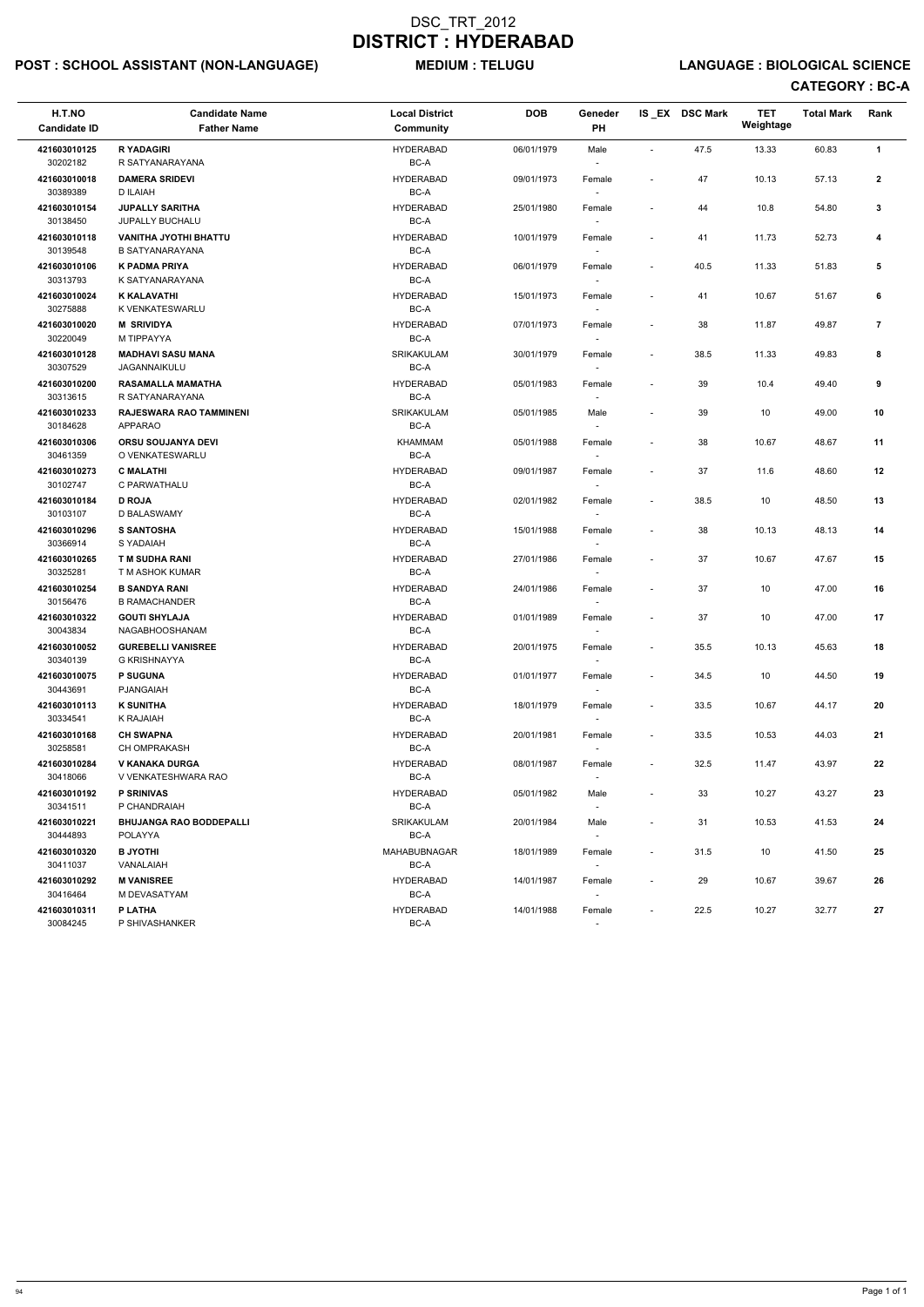# DSC_TRT_2012
# DISTRICT : HYDERABAD

**POST : SCHOOL ASSISTANT (NON-LANGUAGE)** **MEDIUM : TELUGU** **LANGUAGE : BIOLOGICAL SCIENCE**

**CATEGORY : BC-A**

| H.T.NO / Candidate ID | Candidate Name / Father Name | Local District / Community | DOB | Geneder / PH | IS _EX | DSC Mark | TET Weightage | Total Mark | Rank |
|---|---|---|---|---|---|---|---|---|---|
| 421603010125 / 30202182 | **R YADAGIRI** / R SATYANARAYANA | HYDERABAD / BC-A | 06/01/1979 | Male / - | - | 47.5 | 13.33 | 60.83 | 1 |
| 421603010018 / 30389389 | **DAMERA SRIDEVI** / D ILAIAH | HYDERABAD / BC-A | 09/01/1973 | Female / - | - | 47 | 10.13 | 57.13 | 2 |
| 421603010154 / 30138450 | **JUPALLY SARITHA** / JUPALLY BUCHALU | HYDERABAD / BC-A | 25/01/1980 | Female / - | - | 44 | 10.8 | 54.80 | 3 |
| 421603010118 / 30139548 | **VANITHA JYOTHI BHATTU** / B SATYANARAYANA | HYDERABAD / BC-A | 10/01/1979 | Female / - | - | 41 | 11.73 | 52.73 | 4 |
| 421603010106 / 30313793 | **K PADMA PRIYA** / K SATYANARAYANA | HYDERABAD / BC-A | 06/01/1979 | Female / - | - | 40.5 | 11.33 | 51.83 | 5 |
| 421603010024 / 30275888 | **K KALAVATHI** / K VENKATESWARLU | HYDERABAD / BC-A | 15/01/1973 | Female / - | - | 41 | 10.67 | 51.67 | 6 |
| 421603010020 / 30220049 | **M SRIVIDYA** / M TIPPAYYA | HYDERABAD / BC-A | 07/01/1973 | Female / - | - | 38 | 11.87 | 49.87 | 7 |
| 421603010128 / 30307529 | **MADHAVI SASU MANA** / JAGANNAIKULU | SRIKAKULAM / BC-A | 30/01/1979 | Female / - | - | 38.5 | 11.33 | 49.83 | 8 |
| 421603010200 / 30313615 | **RASAMALLA MAMATHA** / R SATYANARAYANA | HYDERABAD / BC-A | 05/01/1983 | Female / - | - | 39 | 10.4 | 49.40 | 9 |
| 421603010233 / 30184628 | **RAJESWARA RAO TAMMINENI** / APPARAO | SRIKAKULAM / BC-A | 05/01/1985 | Male / - | - | 39 | 10 | 49.00 | 10 |
| 421603010306 / 30461359 | **ORSU SOUJANYA DEVI** / O VENKATESWARLU | KHAMMAM / BC-A | 05/01/1988 | Female / - | - | 38 | 10.67 | 48.67 | 11 |
| 421603010273 / 30102747 | **C MALATHI** / C PARWATHALU | HYDERABAD / BC-A | 09/01/1987 | Female / - | - | 37 | 11.6 | 48.60 | 12 |
| 421603010184 / 30103107 | **D ROJA** / D BALASWAMY | HYDERABAD / BC-A | 02/01/1982 | Female / - | - | 38.5 | 10 | 48.50 | 13 |
| 421603010296 / 30366914 | **S SANTOSHA** / S YADAIAH | HYDERABAD / BC-A | 15/01/1988 | Female / - | - | 38 | 10.13 | 48.13 | 14 |
| 421603010265 / 30325281 | **T M SUDHA RANI** / T M ASHOK KUMAR | HYDERABAD / BC-A | 27/01/1986 | Female / - | - | 37 | 10.67 | 47.67 | 15 |
| 421603010254 / 30156476 | **B SANDYA RANI** / B RAMACHANDER | HYDERABAD / BC-A | 24/01/1986 | Female / - | - | 37 | 10 | 47.00 | 16 |
| 421603010322 / 30043834 | **GOUTI SHYLAJA** / NAGABHOOSHANAM | HYDERABAD / BC-A | 01/01/1989 | Female / - | - | 37 | 10 | 47.00 | 17 |
| 421603010052 / 30340139 | **GUREBELLI VANISREE** / G KRISHNAYYA | HYDERABAD / BC-A | 20/01/1975 | Female / - | - | 35.5 | 10.13 | 45.63 | 18 |
| 421603010075 / 30443691 | **P SUGUNA** / PJANGAIAH | HYDERABAD / BC-A | 01/01/1977 | Female / - | - | 34.5 | 10 | 44.50 | 19 |
| 421603010113 / 30334541 | **K SUNITHA** / K RAJAIAH | HYDERABAD / BC-A | 18/01/1979 | Female / - | - | 33.5 | 10.67 | 44.17 | 20 |
| 421603010168 / 30258581 | **CH SWAPNA** / CH OMPRAKASH | HYDERABAD / BC-A | 20/01/1981 | Female / - | - | 33.5 | 10.53 | 44.03 | 21 |
| 421603010284 / 30418066 | **V KANAKA DURGA** / V VENKATESHWARA RAO | HYDERABAD / BC-A | 08/01/1987 | Female / - | - | 32.5 | 11.47 | 43.97 | 22 |
| 421603010192 / 30341511 | **P SRINIVAS** / P CHANDRAIAH | HYDERABAD / BC-A | 05/01/1982 | Male / - | - | 33 | 10.27 | 43.27 | 23 |
| 421603010221 / 30444893 | **BHUJANGA RAO BODDEPALLI** / POLAYYA | SRIKAKULAM / BC-A | 20/01/1984 | Male / - | - | 31 | 10.53 | 41.53 | 24 |
| 421603010320 / 30411037 | **B JYOTHI** / VANALAIAH | MAHABUBNAGAR / BC-A | 18/01/1989 | Female / - | - | 31.5 | 10 | 41.50 | 25 |
| 421603010292 / 30416464 | **M VANISREE** / M DEVASATYAM | HYDERABAD / BC-A | 14/01/1987 | Female / - | - | 29 | 10.67 | 39.67 | 26 |
| 421603010311 / 30084245 | **P LATHA** / P SHIVASHANKER | HYDERABAD / BC-A | 14/01/1988 | Female / - | - | 22.5 | 10.27 | 32.77 | 27 |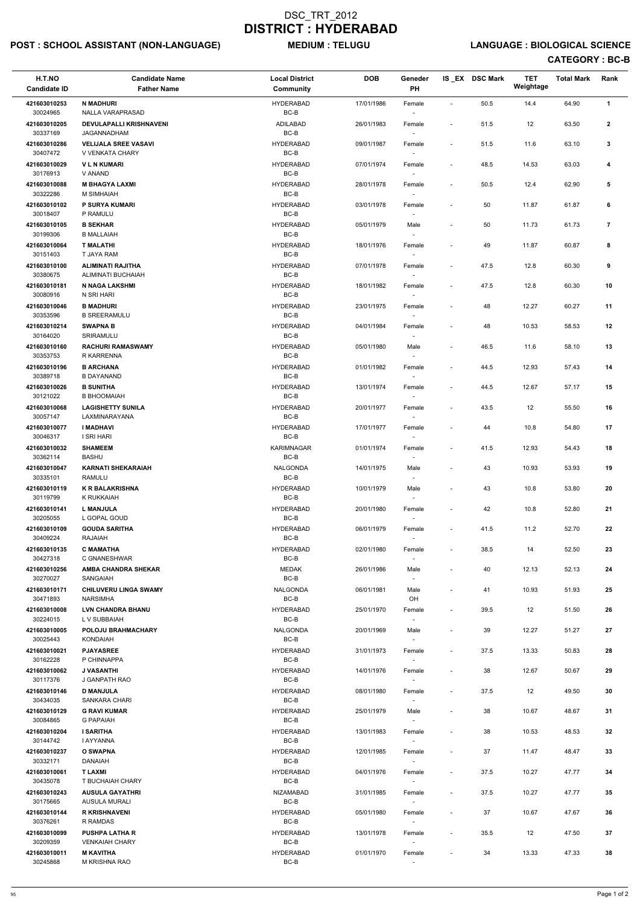# DSC_TRT_2012
# DISTRICT : HYDERABAD

**POST : SCHOOL ASSISTANT (NON-LANGUAGE)** **MEDIUM : TELUGU** **LANGUAGE : BIOLOGICAL SCIENCE**

**CATEGORY : BC-B**

| H.T.NO<br>Candidate ID | Candidate Name<br>Father Name | Local District<br>Community | DOB | Geneder<br>PH | IS _EX | DSC Mark | TET Weightage | Total Mark | Rank |
|---|---|---|---|---|---|---|---|---|---|
| 421603010253<br>30024965 | **N MADHURI**<br>NALLA VARAPRASAD | HYDERABAD<br>BC-B | 17/01/1986 | Female<br>- | - | 50.5 | 14.4 | 64.90 | **1** |
| 421603010205<br>30337169 | **DEVULAPALLI KRISHNAVENI**<br>JAGANNADHAM | ADILABAD<br>BC-B | 26/01/1983 | Female<br>- | - | 51.5 | 12 | 63.50 | **2** |
| 421603010286<br>30407472 | **VELIJALA SREE VASAVI**<br>V VENKATA CHARY | HYDERABAD<br>BC-B | 09/01/1987 | Female<br>- | - | 51.5 | 11.6 | 63.10 | **3** |
| 421603010029<br>30176913 | **V L N KUMARI**<br>V ANAND | HYDERABAD<br>BC-B | 07/01/1974 | Female<br>- | - | 48.5 | 14.53 | 63.03 | **4** |
| 421603010088<br>30322286 | **M BHAGYA LAXMI**<br>M SIMHAIAH | HYDERABAD<br>BC-B | 28/01/1978 | Female<br>- | - | 50.5 | 12.4 | 62.90 | **5** |
| 421603010102<br>30018407 | **P SURYA KUMARI**<br>P RAMULU | HYDERABAD<br>BC-B | 03/01/1978 | Female<br>- | - | 50 | 11.87 | 61.87 | **6** |
| 421603010105<br>30199306 | **B SEKHAR**<br>B MALLAIAH | HYDERABAD<br>BC-B | 05/01/1979 | Male<br>- | - | 50 | 11.73 | 61.73 | **7** |
| 421603010064<br>30151403 | **T MALATHI**<br>T JAYA RAM | HYDERABAD<br>BC-B | 18/01/1976 | Female<br>- | - | 49 | 11.87 | 60.87 | **8** |
| 421603010100<br>30380675 | **ALIMINATI RAJITHA**<br>ALIMINATI BUCHAIAH | HYDERABAD<br>BC-B | 07/01/1978 | Female<br>- | - | 47.5 | 12.8 | 60.30 | **9** |
| 421603010181<br>30080916 | **N NAGA LAKSHMI**<br>N SRI HARI | HYDERABAD<br>BC-B | 18/01/1982 | Female<br>- | - | 47.5 | 12.8 | 60.30 | **10** |
| 421603010046<br>30353596 | **B MADHURI**<br>B SREERAMULU | HYDERABAD<br>BC-B | 23/01/1975 | Female<br>- | - | 48 | 12.27 | 60.27 | **11** |
| 421603010214<br>30164020 | **SWAPNA B**<br>SRIRAMULU | HYDERABAD<br>BC-B | 04/01/1984 | Female<br>- | - | 48 | 10.53 | 58.53 | **12** |
| 421603010160<br>30353753 | **RACHURI RAMASWAMY**<br>R KARRENNA | HYDERABAD<br>BC-B | 05/01/1980 | Male<br>- | - | 46.5 | 11.6 | 58.10 | **13** |
| 421603010196<br>30389718 | **B ARCHANA**<br>B DAYANAND | HYDERABAD<br>BC-B | 01/01/1982 | Female<br>- | - | 44.5 | 12.93 | 57.43 | **14** |
| 421603010026<br>30121022 | **B SUNITHA**<br>B BHOOMAIAH | HYDERABAD<br>BC-B | 13/01/1974 | Female<br>- | - | 44.5 | 12.67 | 57.17 | **15** |
| 421603010068<br>30057147 | **LAGISHETTY SUNILA**<br>LAXMINARAYANA | HYDERABAD<br>BC-B | 20/01/1977 | Female<br>- | - | 43.5 | 12 | 55.50 | **16** |
| 421603010077<br>30046317 | **I MADHAVI**<br>I SRI HARI | HYDERABAD<br>BC-B | 17/01/1977 | Female<br>- | - | 44 | 10.8 | 54.80 | **17** |
| 421603010032<br>30362114 | **SHAMEEM**<br>BASHU | KARIMNAGAR<br>BC-B | 01/01/1974 | Female<br>- | - | 41.5 | 12.93 | 54.43 | **18** |
| 421603010047<br>30335101 | **KARNATI SHEKARAIAH**<br>RAMULU | NALGONDA<br>BC-B | 14/01/1975 | Male<br>- | - | 43 | 10.93 | 53.93 | **19** |
| 421603010119<br>30119799 | **K R BALAKRISHNA**<br>K RUKKAIAH | HYDERABAD<br>BC-B | 10/01/1979 | Male<br>- | - | 43 | 10.8 | 53.80 | **20** |
| 421603010141<br>30205055 | **L MANJULA**<br>L GOPAL GOUD | HYDERABAD<br>BC-B | 20/01/1980 | Female<br>- | - | 42 | 10.8 | 52.80 | **21** |
| 421603010109<br>30409224 | **GOUDA SARITHA**<br>RAJAIAH | HYDERABAD<br>BC-B | 06/01/1979 | Female<br>- | - | 41.5 | 11.2 | 52.70 | **22** |
| 421603010135<br>30427318 | **C MAMATHA**<br>C GNANESHWAR | HYDERABAD<br>BC-B | 02/01/1980 | Female<br>- | - | 38.5 | 14 | 52.50 | **23** |
| 421603010256<br>30270027 | **AMBA CHANDRA SHEKAR**<br>SANGAIAH | MEDAK<br>BC-B | 26/01/1986 | Male<br>- | - | 40 | 12.13 | 52.13 | **24** |
| 421603010171<br>30471893 | **CHILUVERU LINGA SWAMY**<br>NARSIMHA | NALGONDA<br>BC-B | 06/01/1981 | Male<br>OH | - | 41 | 10.93 | 51.93 | **25** |
| 421603010008<br>30224015 | **LVN CHANDRA BHANU**<br>L V SUBBAIAH | HYDERABAD<br>BC-B | 25/01/1970 | Female<br>- | - | 39.5 | 12 | 51.50 | **26** |
| 421603010005<br>30025443 | **POLOJU BRAHMACHARY**<br>KONDAIAH | NALGONDA<br>BC-B | 20/01/1969 | Male<br>- | - | 39 | 12.27 | 51.27 | **27** |
| 421603010021<br>30162228 | **PJAYASREE**<br>P CHINNAPPA | HYDERABAD<br>BC-B | 31/01/1973 | Female<br>- | - | 37.5 | 13.33 | 50.83 | **28** |
| 421603010062<br>30117376 | **J VASANTHI**<br>J GANPATH RAO | HYDERABAD<br>BC-B | 14/01/1976 | Female<br>- | - | 38 | 12.67 | 50.67 | **29** |
| 421603010146<br>30434035 | **D MANJULA**<br>SANKARA CHARI | HYDERABAD<br>BC-B | 08/01/1980 | Female<br>- | - | 37.5 | 12 | 49.50 | **30** |
| 421603010129<br>30084865 | **G RAVI KUMAR**<br>G PAPAIAH | HYDERABAD<br>BC-B | 25/01/1979 | Male<br>- | - | 38 | 10.67 | 48.67 | **31** |
| 421603010204<br>30144742 | **I SARITHA**<br>I AYYANNA | HYDERABAD<br>BC-B | 13/01/1983 | Female<br>- | - | 38 | 10.53 | 48.53 | **32** |
| 421603010237<br>30332171 | **O SWAPNA**<br>DANAIAH | HYDERABAD<br>BC-B | 12/01/1985 | Female<br>- | - | 37 | 11.47 | 48.47 | **33** |
| 421603010061<br>30435078 | **T LAXMI**<br>T BUCHAIAH CHARY | HYDERABAD<br>BC-B | 04/01/1976 | Female<br>- | - | 37.5 | 10.27 | 47.77 | **34** |
| 421603010243<br>30175665 | **AUSULA GAYATHRI**<br>AUSULA MURALI | NIZAMABAD<br>BC-B | 31/01/1985 | Female<br>- | - | 37.5 | 10.27 | 47.77 | **35** |
| 421603010144<br>30376261 | **R KRISHNAVENI**<br>R RAMDAS | HYDERABAD<br>BC-B | 05/01/1980 | Female<br>- | - | 37 | 10.67 | 47.67 | **36** |
| 421603010099<br>30209359 | **PUSHPA LATHA R**<br>VENKAIAH CHARY | HYDERABAD<br>BC-B | 13/01/1978 | Female<br>- | - | 35.5 | 12 | 47.50 | **37** |
| 421603010011<br>30245868 | **M KAVITHA**<br>M KRISHNA RAO | HYDERABAD<br>BC-B | 01/01/1970 | Female<br>- | - | 34 | 13.33 | 47.33 | **38** |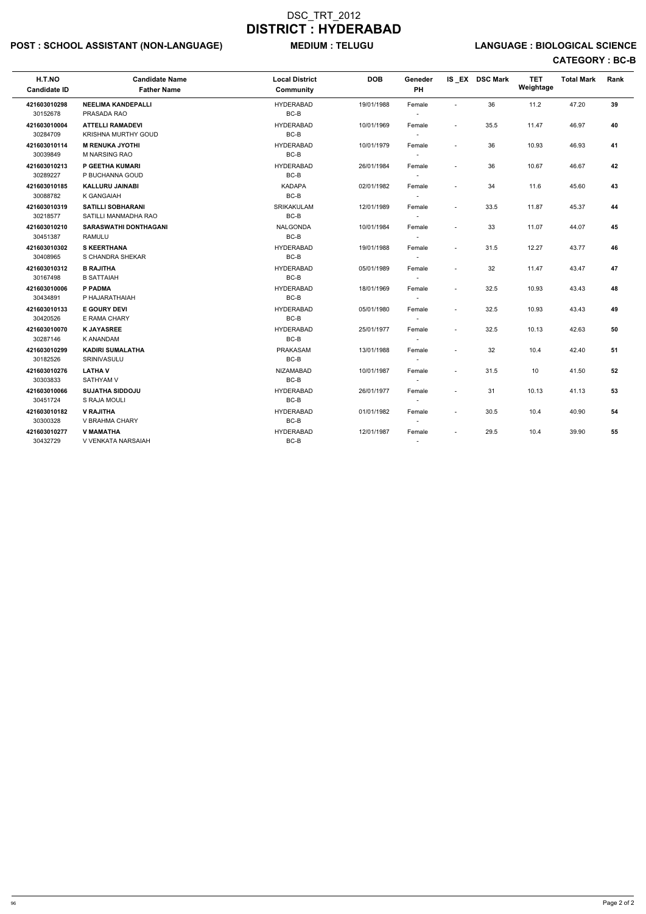# DSC_TRT_2012

# DISTRICT : HYDERABAD

**POST : SCHOOL ASSISTANT (NON-LANGUAGE)** **MEDIUM : TELUGU** **LANGUAGE : BIOLOGICAL SCIENCE**

**CATEGORY : BC-B**

| H.T.NO<br>Candidate ID | Candidate Name<br>Father Name | Local District<br>Community | DOB | Geneder<br>PH | IS _EX | DSC Mark | TET Weightage | Total Mark | Rank |
|---|---|---|---|---|---|---|---|---|---|
| 421603010298<br>30152678 | **NEELIMA KANDEPALLI**<br>PRASADA RAO | HYDERABAD<br>BC-B | 19/01/1988 | Female<br>- | - | 36 | 11.2 | 47.20 | 39 |
| 421603010004<br>30284709 | **ATTELLI RAMADEVI**<br>KRISHNA MURTHY GOUD | HYDERABAD<br>BC-B | 10/01/1969 | Female<br>- | - | 35.5 | 11.47 | 46.97 | 40 |
| 421603010114<br>30039849 | **M RENUKA JYOTHI**<br>M NARSING RAO | HYDERABAD<br>BC-B | 10/01/1979 | Female<br>- | - | 36 | 10.93 | 46.93 | 41 |
| 421603010213<br>30289227 | **P GEETHA KUMARI**<br>P BUCHANNA GOUD | HYDERABAD<br>BC-B | 26/01/1984 | Female<br>- | - | 36 | 10.67 | 46.67 | 42 |
| 421603010185<br>30088782 | **KALLURU JAINABI**<br>K GANGAIAH | KADAPA<br>BC-B | 02/01/1982 | Female<br>- | - | 34 | 11.6 | 45.60 | 43 |
| 421603010319<br>30218577 | **SATILLI SOBHARANI**<br>SATILLI MANMADHA RAO | SRIKAKULAM<br>BC-B | 12/01/1989 | Female<br>- | - | 33.5 | 11.87 | 45.37 | 44 |
| 421603010210<br>30451387 | **SARASWATHI DONTHAGANI**<br>RAMULU | NALGONDA<br>BC-B | 10/01/1984 | Female<br>- | - | 33 | 11.07 | 44.07 | 45 |
| 421603010302<br>30408965 | **S KEERTHANA**<br>S CHANDRA SHEKAR | HYDERABAD<br>BC-B | 19/01/1988 | Female<br>- | - | 31.5 | 12.27 | 43.77 | 46 |
| 421603010312<br>30167498 | **B RAJITHA**<br>B SATTAIAH | HYDERABAD<br>BC-B | 05/01/1989 | Female<br>- | - | 32 | 11.47 | 43.47 | 47 |
| 421603010006<br>30434891 | **P PADMA**<br>P HAJARATHAIAH | HYDERABAD<br>BC-B | 18/01/1969 | Female<br>- | - | 32.5 | 10.93 | 43.43 | 48 |
| 421603010133<br>30420526 | **E GOURY DEVI**<br>E RAMA CHARY | HYDERABAD<br>BC-B | 05/01/1980 | Female<br>- | - | 32.5 | 10.93 | 43.43 | 49 |
| 421603010070<br>30287146 | **K JAYASREE**<br>K ANANDAM | HYDERABAD<br>BC-B | 25/01/1977 | Female<br>- | - | 32.5 | 10.13 | 42.63 | 50 |
| 421603010299<br>30182526 | **KADIRI SUMALATHA**<br>SRINIVASULU | PRAKASAM<br>BC-B | 13/01/1988 | Female<br>- | - | 32 | 10.4 | 42.40 | 51 |
| 421603010276<br>30303833 | **LATHA V**<br>SATHYAM V | NIZAMABAD<br>BC-B | 10/01/1987 | Female<br>- | - | 31.5 | 10 | 41.50 | 52 |
| 421603010066<br>30451724 | **SUJATHA SIDDOJU**<br>S RAJA MOULI | HYDERABAD<br>BC-B | 26/01/1977 | Female<br>- | - | 31 | 10.13 | 41.13 | 53 |
| 421603010182<br>30300328 | **V RAJITHA**<br>V BRAHMA CHARY | HYDERABAD<br>BC-B | 01/01/1982 | Female<br>- | - | 30.5 | 10.4 | 40.90 | 54 |
| 421603010277<br>30432729 | **V MAMATHA**<br>V VENKATA NARSAIAH | HYDERABAD<br>BC-B | 12/01/1987 | Female<br>- | - | 29.5 | 10.4 | 39.90 | 55 |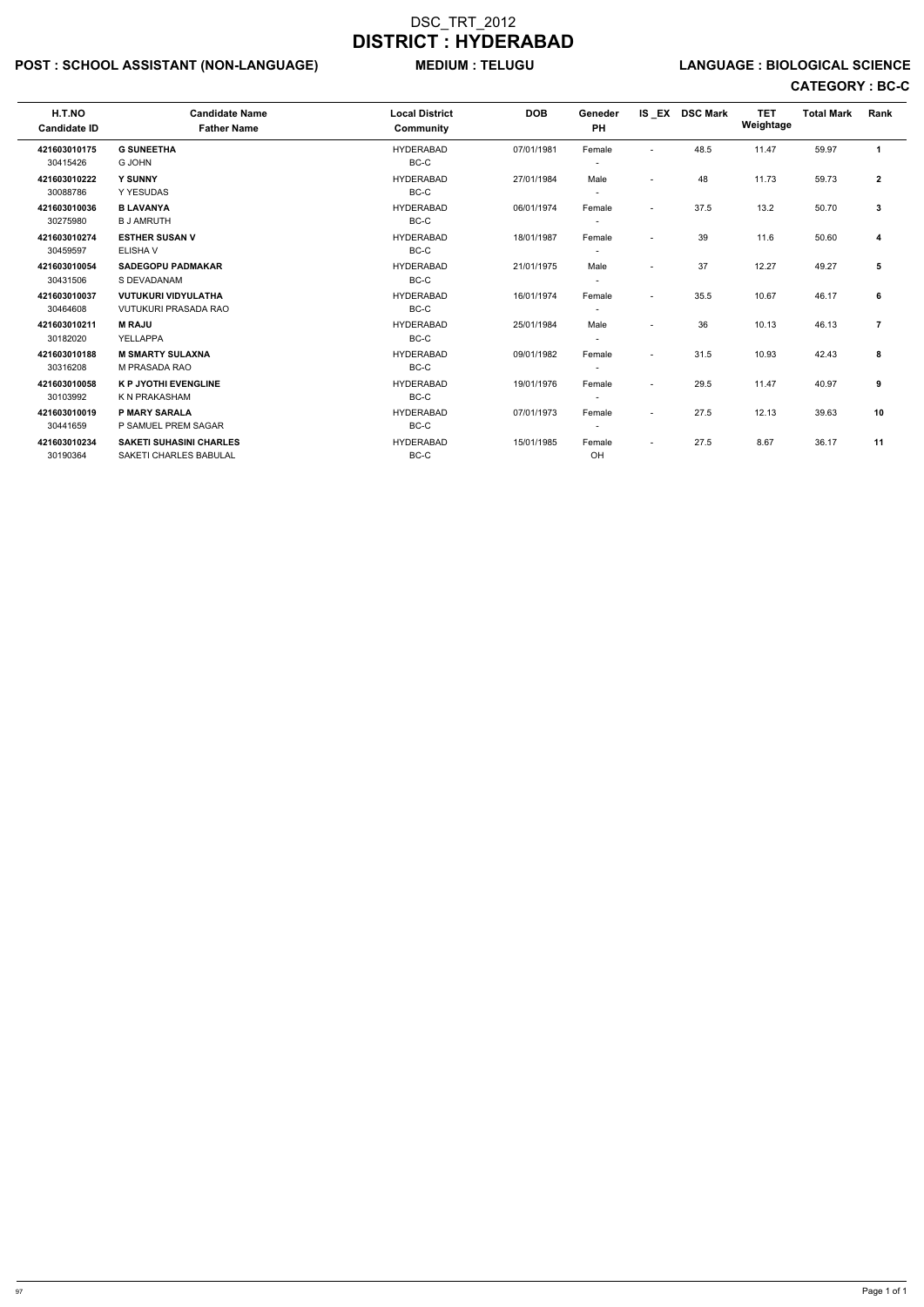# DSC_TRT_2012

# DISTRICT : HYDERABAD

**POST : SCHOOL ASSISTANT (NON-LANGUAGE)** **MEDIUM : TELUGU** **LANGUAGE : BIOLOGICAL SCIENCE**

**CATEGORY : BC-C**

| H.T.NO<br>Candidate ID | Candidate Name<br>Father Name | Local District<br>Community | DOB | Geneder<br>PH | IS_EX | DSC Mark | TET Weightage | Total Mark | Rank |
|---|---|---|---|---|---|---|---|---|---|
| **421603010175**<br>30415426 | **G SUNEETHA**<br>G JOHN | HYDERABAD<br>BC-C | 07/01/1981 | Female<br>- | - | 48.5 | 11.47 | 59.97 | **1** |
| **421603010222**<br>30088786 | **Y SUNNY**<br>Y YESUDAS | HYDERABAD<br>BC-C | 27/01/1984 | Male<br>- | - | 48 | 11.73 | 59.73 | **2** |
| **421603010036**<br>30275980 | **B LAVANYA**<br>B J AMRUTH | HYDERABAD<br>BC-C | 06/01/1974 | Female<br>- | - | 37.5 | 13.2 | 50.70 | **3** |
| **421603010274**<br>30459597 | **ESTHER SUSAN V**<br>ELISHA V | HYDERABAD<br>BC-C | 18/01/1987 | Female<br>- | - | 39 | 11.6 | 50.60 | **4** |
| **421603010054**<br>30431506 | **SADEGOPU PADMAKAR**<br>S DEVADANAM | HYDERABAD<br>BC-C | 21/01/1975 | Male<br>- | - | 37 | 12.27 | 49.27 | **5** |
| **421603010037**<br>30464608 | **VUTUKURI VIDYULATHA**<br>VUTUKURI PRASADA RAO | HYDERABAD<br>BC-C | 16/01/1974 | Female<br>- | - | 35.5 | 10.67 | 46.17 | **6** |
| **421603010211**<br>30182020 | **M RAJU**<br>YELLAPPA | HYDERABAD<br>BC-C | 25/01/1984 | Male<br>- | - | 36 | 10.13 | 46.13 | **7** |
| **421603010188**<br>30316208 | **M SMARTY SULAXNA**<br>M PRASADA RAO | HYDERABAD<br>BC-C | 09/01/1982 | Female<br>- | - | 31.5 | 10.93 | 42.43 | **8** |
| **421603010058**<br>30103992 | **K P JYOTHI EVENGLINE**<br>K N PRAKASHAM | HYDERABAD<br>BC-C | 19/01/1976 | Female<br>- | - | 29.5 | 11.47 | 40.97 | **9** |
| **421603010019**<br>30441659 | **P MARY SARALA**<br>P SAMUEL PREM SAGAR | HYDERABAD<br>BC-C | 07/01/1973 | Female<br>- | - | 27.5 | 12.13 | 39.63 | **10** |
| **421603010234**<br>30190364 | **SAKETI SUHASINI CHARLES**<br>SAKETI CHARLES BABULAL | HYDERABAD<br>BC-C | 15/01/1985 | Female<br>OH | - | 27.5 | 8.67 | 36.17 | **11** |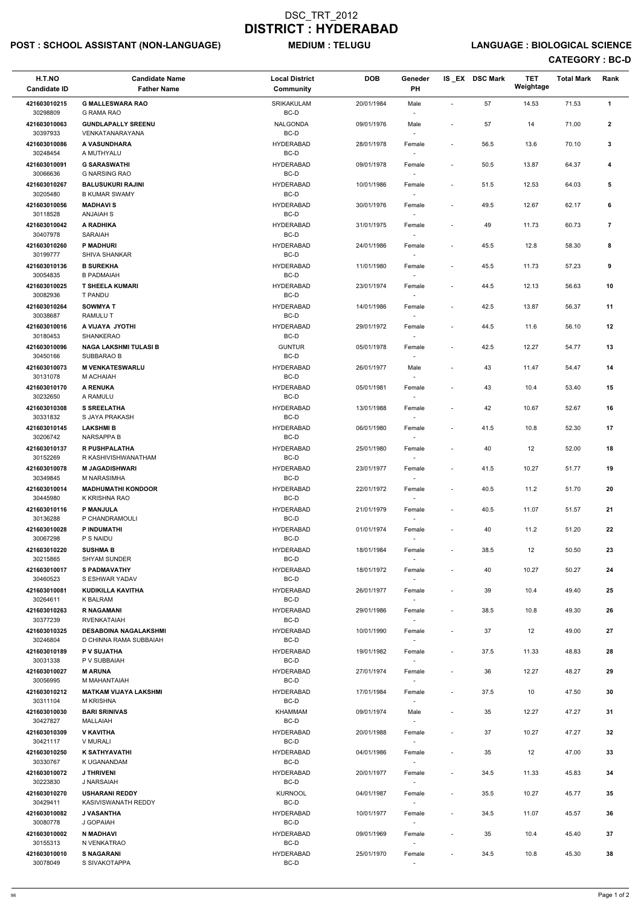# DSC_TRT_2012
# DISTRICT : HYDERABAD

**POST : SCHOOL ASSISTANT (NON-LANGUAGE)** **MEDIUM : TELUGU** **LANGUAGE : BIOLOGICAL SCIENCE**

**CATEGORY : BC-D**

| H.T.NO<br>Candidate ID | Candidate Name<br>Father Name | Local District<br>Community | DOB | Geneder<br>PH | IS_EX | DSC Mark | TET Weightage | Total Mark | Rank |
|---|---|---|---|---|---|---|---|---|---|
| 421603010215<br>30298809 | **G MALLESWARA RAO**<br>G RAMA RAO | SRIKAKULAM<br>BC-D | 20/01/1984 | Male<br>- | - | 57 | 14.53 | 71.53 | 1 |
| 421603010063<br>30397933 | **GUNDLAPALLY SREENU**<br>VENKATANARAYANA | NALGONDA<br>BC-D | 09/01/1976 | Male<br>- | - | 57 | 14 | 71.00 | 2 |
| 421603010086<br>30248454 | **A VASUNDHARA**<br>A MUTHYALU | HYDERABAD<br>BC-D | 28/01/1978 | Female<br>- | - | 56.5 | 13.6 | 70.10 | 3 |
| 421603010091<br>30066636 | **G SARASWATHI**<br>G NARSING RAO | HYDERABAD<br>BC-D | 09/01/1978 | Female<br>- | - | 50.5 | 13.87 | 64.37 | 4 |
| 421603010267<br>30205480 | **BALUSUKURI RAJINI**<br>B KUMAR SWAMY | HYDERABAD<br>BC-D | 10/01/1986 | Female<br>- | - | 51.5 | 12.53 | 64.03 | 5 |
| 421603010056<br>30118528 | **MADHAVI S**<br>ANJAIAH S | HYDERABAD<br>BC-D | 30/01/1976 | Female<br>- | - | 49.5 | 12.67 | 62.17 | 6 |
| 421603010042<br>30407978 | **A RADHIKA**<br>SARAIAH | HYDERABAD<br>BC-D | 31/01/1975 | Female<br>- | - | 49 | 11.73 | 60.73 | 7 |
| 421603010260<br>30199777 | **P MADHURI**<br>SHIVA SHANKAR | HYDERABAD<br>BC-D | 24/01/1986 | Female<br>- | - | 45.5 | 12.8 | 58.30 | 8 |
| 421603010136<br>30054835 | **B SUREKHA**<br>B PADMAIAH | HYDERABAD<br>BC-D | 11/01/1980 | Female<br>- | - | 45.5 | 11.73 | 57.23 | 9 |
| 421603010025<br>30082936 | **T SHEELA KUMARI**<br>T PANDU | HYDERABAD<br>BC-D | 23/01/1974 | Female<br>- | - | 44.5 | 12.13 | 56.63 | 10 |
| 421603010264<br>30038687 | **SOWMYA T**<br>RAMULU T | HYDERABAD<br>BC-D | 14/01/1986 | Female<br>- | - | 42.5 | 13.87 | 56.37 | 11 |
| 421603010016<br>30180453 | **A VIJAYA JYOTHI**<br>SHANKERAO | HYDERABAD<br>BC-D | 29/01/1972 | Female<br>- | - | 44.5 | 11.6 | 56.10 | 12 |
| 421603010096<br>30450166 | **NAGA LAKSHMI TULASI B**<br>SUBBARAO B | GUNTUR<br>BC-D | 05/01/1978 | Female<br>- | - | 42.5 | 12.27 | 54.77 | 13 |
| 421603010073<br>30131078 | **M VENKATESWARLU**<br>M ACHAIAH | HYDERABAD<br>BC-D | 26/01/1977 | Male<br>- | - | 43 | 11.47 | 54.47 | 14 |
| 421603010170<br>30232650 | **A RENUKA**<br>A RAMULU | HYDERABAD<br>BC-D | 05/01/1981 | Female<br>- | - | 43 | 10.4 | 53.40 | 15 |
| 421603010308<br>30331832 | **S SREELATHA**<br>S JAYA PRAKASH | HYDERABAD<br>BC-D | 13/01/1988 | Female<br>- | - | 42 | 10.67 | 52.67 | 16 |
| 421603010145<br>30206742 | **LAKSHMI B**<br>NARSAPPA B | HYDERABAD<br>BC-D | 06/01/1980 | Female<br>- | - | 41.5 | 10.8 | 52.30 | 17 |
| 421603010137<br>30152269 | **R PUSHPALATHA**<br>R KASHIVISHWANATHAM | HYDERABAD<br>BC-D | 25/01/1980 | Female<br>- | - | 40 | 12 | 52.00 | 18 |
| 421603010078<br>30349845 | **M JAGADISHWARI**<br>M NARASIMHA | HYDERABAD<br>BC-D | 23/01/1977 | Female<br>- | - | 41.5 | 10.27 | 51.77 | 19 |
| 421603010014<br>30445980 | **MADHUMATHI KONDOOR**<br>K KRISHNA RAO | HYDERABAD<br>BC-D | 22/01/1972 | Female<br>- | - | 40.5 | 11.2 | 51.70 | 20 |
| 421603010116<br>30136288 | **P MANJULA**<br>P CHANDRAMOULI | HYDERABAD<br>BC-D | 21/01/1979 | Female<br>- | - | 40.5 | 11.07 | 51.57 | 21 |
| 421603010028<br>30067298 | **P INDUMATHI**<br>P S NAIDU | HYDERABAD<br>BC-D | 01/01/1974 | Female<br>- | - | 40 | 11.2 | 51.20 | 22 |
| 421603010220<br>30215865 | **SUSHMA B**<br>SHYAM SUNDER | HYDERABAD<br>BC-D | 18/01/1984 | Female<br>- | - | 38.5 | 12 | 50.50 | 23 |
| 421603010017<br>30460523 | **S PADMAVATHY**<br>S ESHWAR YADAV | HYDERABAD<br>BC-D | 18/01/1972 | Female<br>- | - | 40 | 10.27 | 50.27 | 24 |
| 421603010081<br>30264611 | **KUDIKILLA KAVITHA**<br>K BALRAM | HYDERABAD<br>BC-D | 26/01/1977 | Female<br>- | - | 39 | 10.4 | 49.40 | 25 |
| 421603010263<br>30377239 | **R NAGAMANI**<br>RVENKATAIAH | HYDERABAD<br>BC-D | 29/01/1986 | Female<br>- | - | 38.5 | 10.8 | 49.30 | 26 |
| 421603010325<br>30246804 | **DESABOINA NAGALAKSHMI**<br>D CHINNA RAMA SUBBAIAH | HYDERABAD<br>BC-D | 10/01/1990 | Female<br>- | - | 37 | 12 | 49.00 | 27 |
| 421603010189<br>30031338 | **P V SUJATHA**<br>P V SUBBAIAH | HYDERABAD<br>BC-D | 19/01/1982 | Female<br>- | - | 37.5 | 11.33 | 48.83 | 28 |
| 421603010027<br>30056995 | **M ARUNA**<br>M MAHANTAIAH | HYDERABAD<br>BC-D | 27/01/1974 | Female<br>- | - | 36 | 12.27 | 48.27 | 29 |
| 421603010212<br>30311104 | **MATKAM VIJAYA LAKSHMI**<br>M KRISHNA | HYDERABAD<br>BC-D | 17/01/1984 | Female<br>- | - | 37.5 | 10 | 47.50 | 30 |
| 421603010030<br>30427827 | **BARI SRINIVAS**<br>MALLAIAH | KHAMMAM<br>BC-D | 09/01/1974 | Male<br>- | - | 35 | 12.27 | 47.27 | 31 |
| 421603010309<br>30421117 | **V KAVITHA**<br>V MURALI | HYDERABAD<br>BC-D | 20/01/1988 | Female<br>- | - | 37 | 10.27 | 47.27 | 32 |
| 421603010250<br>30330767 | **K SATHYAVATHI**<br>K UGANANDAM | HYDERABAD<br>BC-D | 04/01/1986 | Female<br>- | - | 35 | 12 | 47.00 | 33 |
| 421603010072<br>30223830 | **J THRIVENI**<br>J NARSAIAH | HYDERABAD<br>BC-D | 20/01/1977 | Female<br>- | - | 34.5 | 11.33 | 45.83 | 34 |
| 421603010270<br>30429411 | **USHARANI REDDY**<br>KASIVISWANATH REDDY | KURNOOL<br>BC-D | 04/01/1987 | Female<br>- | - | 35.5 | 10.27 | 45.77 | 35 |
| 421603010082<br>30080778 | **J VASANTHA**<br>J GOPAIAH | HYDERABAD<br>BC-D | 10/01/1977 | Female<br>- | - | 34.5 | 11.07 | 45.57 | 36 |
| 421603010002<br>30155313 | **N MADHAVI**<br>N VENKATRAO | HYDERABAD<br>BC-D | 09/01/1969 | Female<br>- | - | 35 | 10.4 | 45.40 | 37 |
| 421603010010<br>30078049 | **S NAGARANI**<br>S SIVAKOTAPPA | HYDERABAD<br>BC-D | 25/01/1970 | Female<br>- | - | 34.5 | 10.8 | 45.30 | 38 |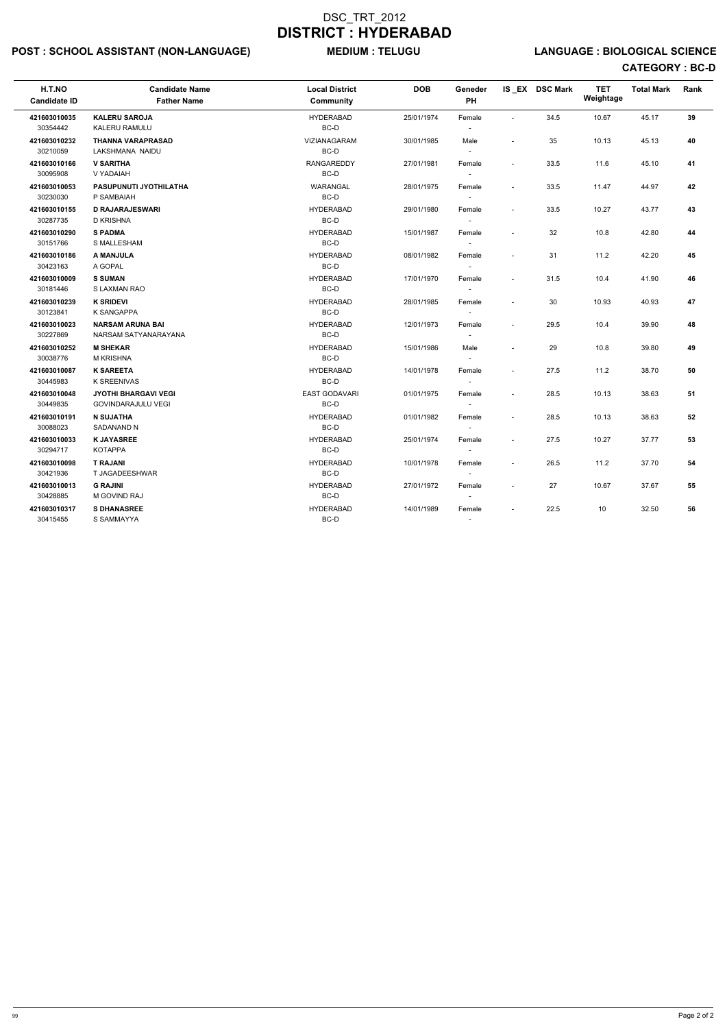# DSC_TRT_2012
# DISTRICT : HYDERABAD

**POST : SCHOOL ASSISTANT (NON-LANGUAGE)** **MEDIUM : TELUGU** **LANGUAGE : BIOLOGICAL SCIENCE**

**CATEGORY : BC-D**

| H.T.NO<br>Candidate ID | Candidate Name<br>Father Name | Local District<br>Community | DOB | Geneder<br>PH | IS _EX | DSC Mark | TET Weightage | Total Mark | Rank |
|---|---|---|---|---|---|---|---|---|---|
| **421603010035**<br>30354442 | **KALERU SAROJA**<br>KALERU RAMULU | HYDERABAD<br>BC-D | 25/01/1974 | Female<br>- | - | 34.5 | 10.67 | 45.17 | **39** |
| **421603010232**<br>30210059 | **THANNA VARAPRASAD**<br>LAKSHMANA NAIDU | VIZIANAGARAM<br>BC-D | 30/01/1985 | Male<br>- | - | 35 | 10.13 | 45.13 | **40** |
| **421603010166**<br>30095908 | **V SARITHA**<br>V YADAIAH | RANGAREDDY<br>BC-D | 27/01/1981 | Female<br>- | - | 33.5 | 11.6 | 45.10 | **41** |
| **421603010053**<br>30230030 | **PASUPUNUTI JYOTHILATHA**<br>P SAMBAIAH | WARANGAL<br>BC-D | 28/01/1975 | Female<br>- | - | 33.5 | 11.47 | 44.97 | **42** |
| **421603010155**<br>30287735 | **D RAJARAJESWARI**<br>D KRISHNA | HYDERABAD<br>BC-D | 29/01/1980 | Female<br>- | - | 33.5 | 10.27 | 43.77 | **43** |
| **421603010290**<br>30151766 | **S PADMA**<br>S MALLESHAM | HYDERABAD<br>BC-D | 15/01/1987 | Female<br>- | - | 32 | 10.8 | 42.80 | **44** |
| **421603010186**<br>30423163 | **A MANJULA**<br>A GOPAL | HYDERABAD<br>BC-D | 08/01/1982 | Female<br>- | - | 31 | 11.2 | 42.20 | **45** |
| **421603010009**<br>30181446 | **S SUMAN**<br>S LAXMAN RAO | HYDERABAD<br>BC-D | 17/01/1970 | Female<br>- | - | 31.5 | 10.4 | 41.90 | **46** |
| **421603010239**<br>30123841 | **K SRIDEVI**<br>K SANGAPPA | HYDERABAD<br>BC-D | 28/01/1985 | Female<br>- | - | 30 | 10.93 | 40.93 | **47** |
| **421603010023**<br>30227869 | **NARSAM ARUNA BAI**<br>NARSAM SATYANARAYANA | HYDERABAD<br>BC-D | 12/01/1973 | Female<br>- | - | 29.5 | 10.4 | 39.90 | **48** |
| **421603010252**<br>30038776 | **M SHEKAR**<br>M KRISHNA | HYDERABAD<br>BC-D | 15/01/1986 | Male<br>- | - | 29 | 10.8 | 39.80 | **49** |
| **421603010087**<br>30445983 | **K SAREETA**<br>K SREENIVAS | HYDERABAD<br>BC-D | 14/01/1978 | Female<br>- | - | 27.5 | 11.2 | 38.70 | **50** |
| **421603010048**<br>30449835 | **JYOTHI BHARGAVI VEGI**<br>GOVINDARAJULU VEGI | EAST GODAVARI<br>BC-D | 01/01/1975 | Female<br>- | - | 28.5 | 10.13 | 38.63 | **51** |
| **421603010191**<br>30088023 | **N SUJATHA**<br>SADANAND N | HYDERABAD<br>BC-D | 01/01/1982 | Female<br>- | - | 28.5 | 10.13 | 38.63 | **52** |
| **421603010033**<br>30294717 | **K JAYASREE**<br>KOTAPPA | HYDERABAD<br>BC-D | 25/01/1974 | Female<br>- | - | 27.5 | 10.27 | 37.77 | **53** |
| **421603010098**<br>30421936 | **T RAJANI**<br>T JAGADEESHWAR | HYDERABAD<br>BC-D | 10/01/1978 | Female<br>- | - | 26.5 | 11.2 | 37.70 | **54** |
| **421603010013**<br>30428885 | **G RAJINI**<br>M GOVIND RAJ | HYDERABAD<br>BC-D | 27/01/1972 | Female<br>- | - | 27 | 10.67 | 37.67 | **55** |
| **421603010317**<br>30415455 | **S DHANASREE**<br>S SAMMAYYA | HYDERABAD<br>BC-D | 14/01/1989 | Female<br>- | - | 22.5 | 10 | 32.50 | **56** |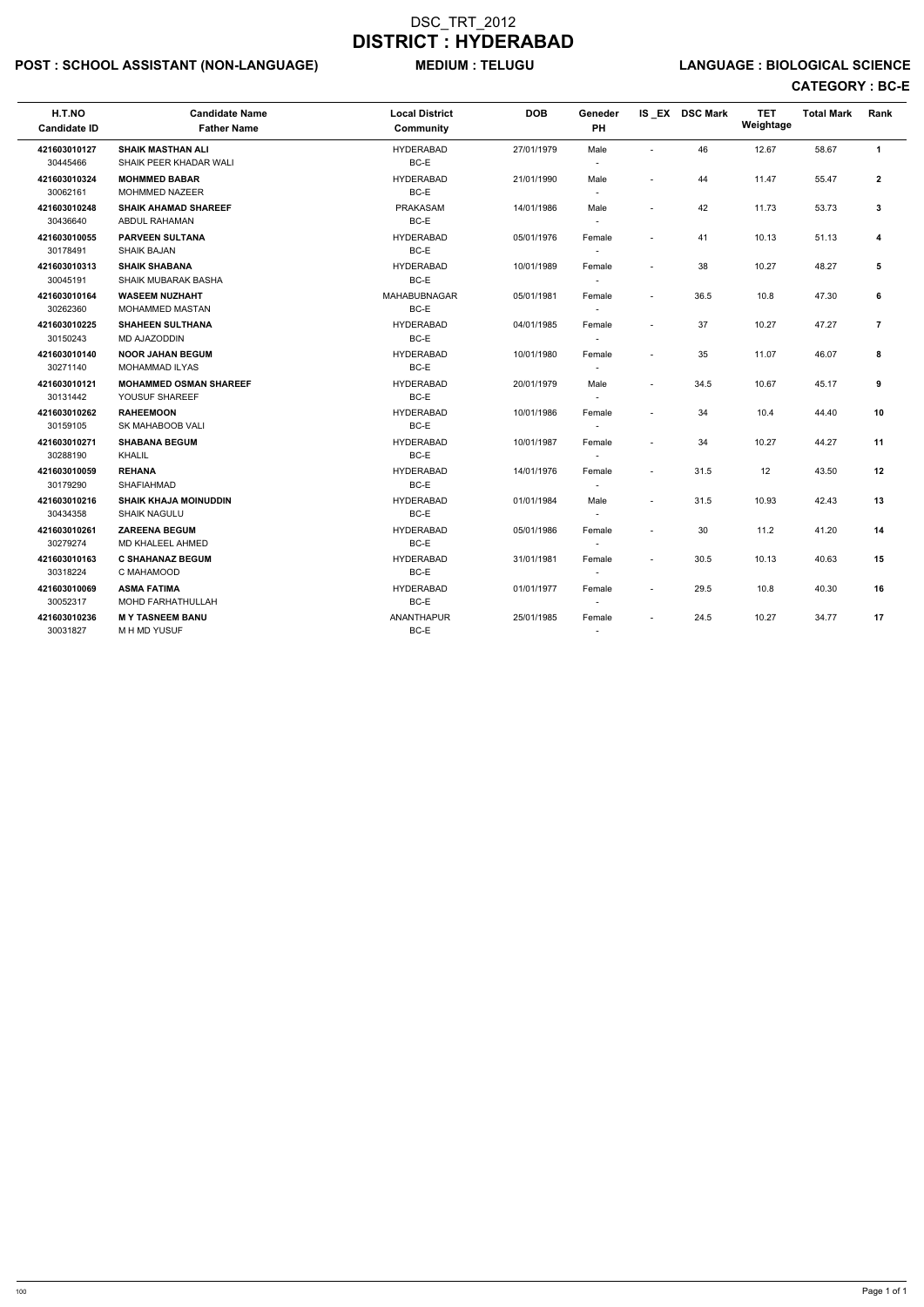# DSC_TRT_2012

# DISTRICT : HYDERABAD

**POST : SCHOOL ASSISTANT (NON-LANGUAGE)** **MEDIUM : TELUGU** **LANGUAGE : BIOLOGICAL SCIENCE**

**CATEGORY : BC-E**

| H.T.NO<br>Candidate ID | Candidate Name<br>Father Name | Local District<br>Community | DOB | Geneder<br>PH | IS _EX | DSC Mark | TET Weightage | Total Mark | Rank |
|---|---|---|---|---|---|---|---|---|---|
| 421603010127<br>30445466 | **SHAIK MASTHAN ALI**<br>SHAIK PEER KHADAR WALI | HYDERABAD<br>BC-E | 27/01/1979 | Male<br>- | - | 46 | 12.67 | 58.67 | 1 |
| 421603010324<br>30062161 | **MOHMMED BABAR**<br>MOHMMED NAZEER | HYDERABAD<br>BC-E | 21/01/1990 | Male<br>- | - | 44 | 11.47 | 55.47 | 2 |
| 421603010248<br>30436640 | **SHAIK AHAMAD SHAREEF**<br>ABDUL RAHAMAN | PRAKASAM<br>BC-E | 14/01/1986 | Male<br>- | - | 42 | 11.73 | 53.73 | 3 |
| 421603010055<br>30178491 | **PARVEEN SULTANA**<br>SHAIK BAJAN | HYDERABAD<br>BC-E | 05/01/1976 | Female<br>- | - | 41 | 10.13 | 51.13 | 4 |
| 421603010313<br>30045191 | **SHAIK SHABANA**<br>SHAIK MUBARAK BASHA | HYDERABAD<br>BC-E | 10/01/1989 | Female<br>- | - | 38 | 10.27 | 48.27 | 5 |
| 421603010164<br>30262360 | **WASEEM NUZHAHT**<br>MOHAMMED MASTAN | MAHABUBNAGAR<br>BC-E | 05/01/1981 | Female<br>- | - | 36.5 | 10.8 | 47.30 | 6 |
| 421603010225<br>30150243 | **SHAHEEN SULTHANA**<br>MD AJAZODDIN | HYDERABAD<br>BC-E | 04/01/1985 | Female<br>- | - | 37 | 10.27 | 47.27 | 7 |
| 421603010140<br>30271140 | **NOOR JAHAN BEGUM**<br>MOHAMMAD ILYAS | HYDERABAD<br>BC-E | 10/01/1980 | Female<br>- | - | 35 | 11.07 | 46.07 | 8 |
| 421603010121<br>30131442 | **MOHAMMED OSMAN SHAREEF**<br>YOUSUF SHAREEF | HYDERABAD<br>BC-E | 20/01/1979 | Male<br>- | - | 34.5 | 10.67 | 45.17 | 9 |
| 421603010262<br>30159105 | **RAHEEMOON**<br>SK MAHABOOB VALI | HYDERABAD<br>BC-E | 10/01/1986 | Female<br>- | - | 34 | 10.4 | 44.40 | 10 |
| 421603010271<br>30288190 | **SHABANA BEGUM**<br>KHALIL | HYDERABAD<br>BC-E | 10/01/1987 | Female<br>- | - | 34 | 10.27 | 44.27 | 11 |
| 421603010059<br>30179290 | **REHANA**<br>SHAFIAHMAD | HYDERABAD<br>BC-E | 14/01/1976 | Female<br>- | - | 31.5 | 12 | 43.50 | 12 |
| 421603010216<br>30434358 | **SHAIK KHAJA MOINUDDIN**<br>SHAIK NAGULU | HYDERABAD<br>BC-E | 01/01/1984 | Male<br>- | - | 31.5 | 10.93 | 42.43 | 13 |
| 421603010261<br>30279274 | **ZAREENA BEGUM**<br>MD KHALEEL AHMED | HYDERABAD<br>BC-E | 05/01/1986 | Female<br>- | - | 30 | 11.2 | 41.20 | 14 |
| 421603010163<br>30318224 | **C SHAHANAZ BEGUM**<br>C MAHAMOOD | HYDERABAD<br>BC-E | 31/01/1981 | Female<br>- | - | 30.5 | 10.13 | 40.63 | 15 |
| 421603010069<br>30052317 | **ASMA FATIMA**<br>MOHD FARHATHULLAH | HYDERABAD<br>BC-E | 01/01/1977 | Female<br>- | - | 29.5 | 10.8 | 40.30 | 16 |
| 421603010236<br>30031827 | **M Y TASNEEM BANU**<br>M H MD YUSUF | ANANTHAPUR<br>BC-E | 25/01/1985 | Female<br>- | - | 24.5 | 10.27 | 34.77 | 17 |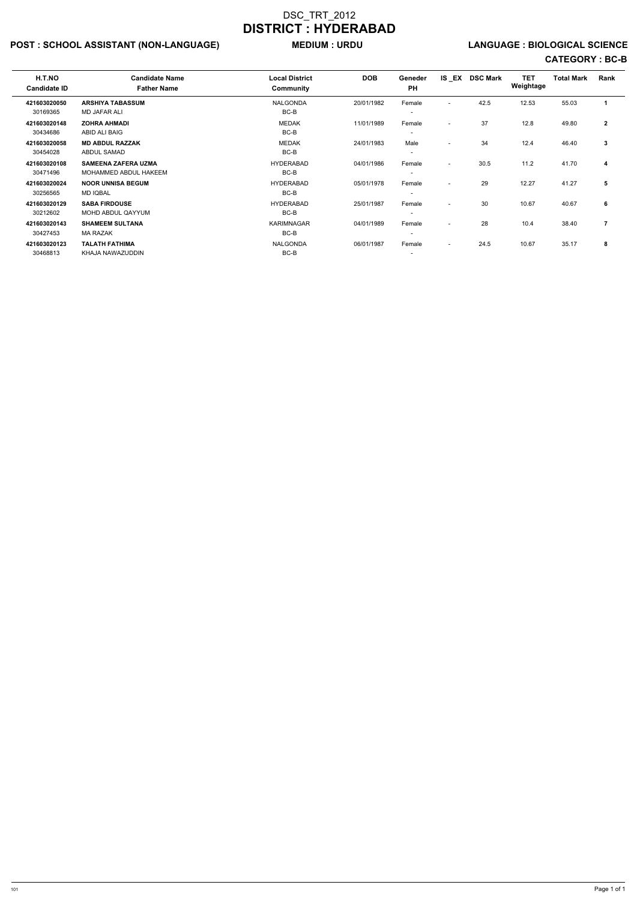# DSC_TRT_2012

# DISTRICT : HYDERABAD

**POST : SCHOOL ASSISTANT (NON-LANGUAGE)** **MEDIUM : URDU** **LANGUAGE : BIOLOGICAL SCIENCE**

**CATEGORY : BC-B**

| H.T.NO<br>Candidate ID | Candidate Name<br>Father Name | Local District<br>Community | DOB | Geneder<br>PH | IS _EX | DSC Mark | TET Weightage | Total Mark | Rank |
|---|---|---|---|---|---|---|---|---|---|
| **421603020050**<br>30169365 | **ARSHIYA TABASSUM**<br>MD JAFAR ALI | NALGONDA<br>BC-B | 20/01/1982 | Female<br>- | - | 42.5 | 12.53 | 55.03 | **1** |
| **421603020148**<br>30434686 | **ZOHRA AHMADI**<br>ABID ALI BAIG | MEDAK<br>BC-B | 11/01/1989 | Female<br>- | - | 37 | 12.8 | 49.80 | **2** |
| **421603020058**<br>30454028 | **MD ABDUL RAZZAK**<br>ABDUL SAMAD | MEDAK<br>BC-B | 24/01/1983 | Male<br>- | - | 34 | 12.4 | 46.40 | **3** |
| **421603020108**<br>30471496 | **SAMEENA ZAFERA UZMA**<br>MOHAMMED ABDUL HAKEEM | HYDERABAD<br>BC-B | 04/01/1986 | Female<br>- | - | 30.5 | 11.2 | 41.70 | **4** |
| **421603020024**<br>30256565 | **NOOR UNNISA BEGUM**<br>MD IQBAL | HYDERABAD<br>BC-B | 05/01/1978 | Female<br>- | - | 29 | 12.27 | 41.27 | **5** |
| **421603020129**<br>30212602 | **SABA FIRDOUSE**<br>MOHD ABDUL QAYYUM | HYDERABAD<br>BC-B | 25/01/1987 | Female<br>- | - | 30 | 10.67 | 40.67 | **6** |
| **421603020143**<br>30427453 | **SHAMEEM SULTANA**<br>MA RAZAK | KARIMNAGAR<br>BC-B | 04/01/1989 | Female<br>- | - | 28 | 10.4 | 38.40 | **7** |
| **421603020123**<br>30468813 | **TALATH FATHIMA**<br>KHAJA NAWAZUDDIN | NALGONDA<br>BC-B | 06/01/1987 | Female<br>- | - | 24.5 | 10.67 | 35.17 | **8** |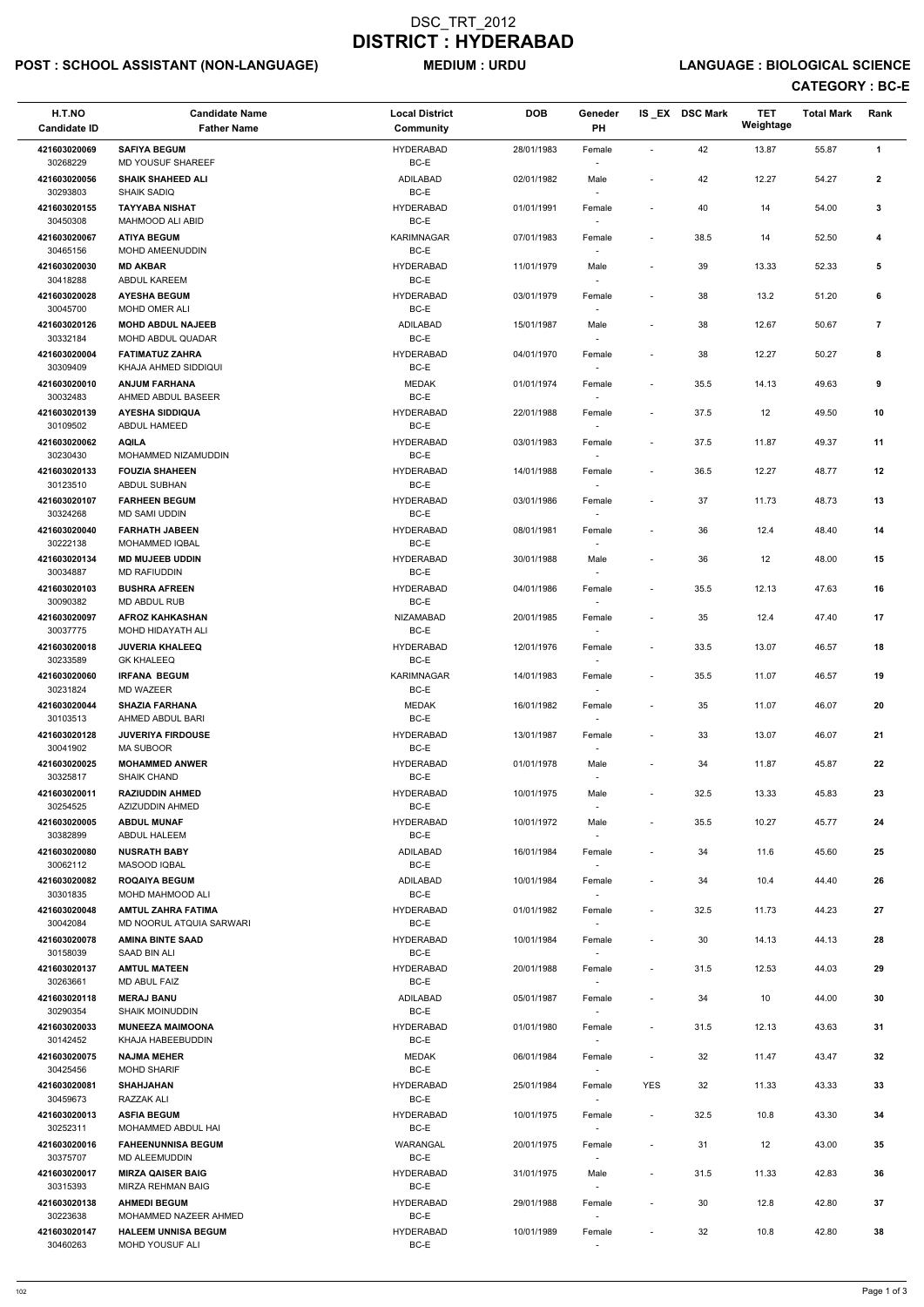# DSC_TRT_2012
# DISTRICT : HYDERABAD

**POST : SCHOOL ASSISTANT (NON-LANGUAGE)** **MEDIUM : URDU** **LANGUAGE : BIOLOGICAL SCIENCE**

**CATEGORY : BC-E**

| H.T.NO<br>Candidate ID | Candidate Name<br>Father Name | Local District<br>Community | DOB | Geneder<br>PH | IS _EX | DSC Mark | TET Weightage | Total Mark | Rank |
|---|---|---|---|---|---|---|---|---|---|
| 421603020069<br>30268229 | SAFIYA BEGUM<br>MD YOUSUF SHAREEF | HYDERABAD<br>BC-E | 28/01/1983 | Female<br>- | - | 42 | 13.87 | 55.87 | 1 |
| 421603020056<br>30293803 | SHAIK SHAHEED ALI<br>SHAIK SADIQ | ADILABAD<br>BC-E | 02/01/1982 | Male<br>- | - | 42 | 12.27 | 54.27 | 2 |
| 421603020155<br>30450308 | TAYYABA NISHAT<br>MAHMOOD ALI ABID | HYDERABAD<br>BC-E | 01/01/1991 | Female<br>- | - | 40 | 14 | 54.00 | 3 |
| 421603020067<br>30465156 | ATIYA BEGUM<br>MOHD AMEENUDDIN | KARIMNAGAR<br>BC-E | 07/01/1983 | Female<br>- | - | 38.5 | 14 | 52.50 | 4 |
| 421603020030<br>30418288 | MD AKBAR<br>ABDUL KAREEM | HYDERABAD<br>BC-E | 11/01/1979 | Male<br>- | - | 39 | 13.33 | 52.33 | 5 |
| 421603020028<br>30045700 | AYESHA BEGUM<br>MOHD OMER ALI | HYDERABAD<br>BC-E | 03/01/1979 | Female<br>- | - | 38 | 13.2 | 51.20 | 6 |
| 421603020126<br>30332184 | MOHD ABDUL NAJEEB<br>MOHD ABDUL QUADAR | ADILABAD<br>BC-E | 15/01/1987 | Male<br>- | - | 38 | 12.67 | 50.67 | 7 |
| 421603020004<br>30309409 | FATIMATUZ ZAHRA<br>KHAJA AHMED SIDDIQUI | HYDERABAD<br>BC-E | 04/01/1970 | Female<br>- | - | 38 | 12.27 | 50.27 | 8 |
| 421603020010<br>30032483 | ANJUM FARHANA<br>AHMED ABDUL BASEER | MEDAK<br>BC-E | 01/01/1974 | Female<br>- | - | 35.5 | 14.13 | 49.63 | 9 |
| 421603020139<br>30109502 | AYESHA SIDDIQUA<br>ABDUL HAMEED | HYDERABAD<br>BC-E | 22/01/1988 | Female<br>- | - | 37.5 | 12 | 49.50 | 10 |
| 421603020062<br>30230430 | AQILA<br>MOHAMMED NIZAMUDDIN | HYDERABAD<br>BC-E | 03/01/1983 | Female<br>- | - | 37.5 | 11.87 | 49.37 | 11 |
| 421603020133<br>30123510 | FOUZIA SHAHEEN<br>ABDUL SUBHAN | HYDERABAD<br>BC-E | 14/01/1988 | Female<br>- | - | 36.5 | 12.27 | 48.77 | 12 |
| 421603020107<br>30324268 | FARHEEN BEGUM<br>MD SAMI UDDIN | HYDERABAD<br>BC-E | 03/01/1986 | Female<br>- | - | 37 | 11.73 | 48.73 | 13 |
| 421603020040<br>30222138 | FARHATH JABEEN<br>MOHAMMED IQBAL | HYDERABAD<br>BC-E | 08/01/1981 | Female<br>- | - | 36 | 12.4 | 48.40 | 14 |
| 421603020134<br>30034887 | MD MUJEEB UDDIN<br>MD RAFIUDDIN | HYDERABAD<br>BC-E | 30/01/1988 | Male<br>- | - | 36 | 12 | 48.00 | 15 |
| 421603020103<br>30090382 | BUSHRA AFREEN<br>MD ABDUL RUB | HYDERABAD<br>BC-E | 04/01/1986 | Female<br>- | - | 35.5 | 12.13 | 47.63 | 16 |
| 421603020097<br>30037775 | AFROZ KAHKASHAN<br>MOHD HIDAYATH ALI | NIZAMABAD<br>BC-E | 20/01/1985 | Female<br>- | - | 35 | 12.4 | 47.40 | 17 |
| 421603020018<br>30233589 | JUVERIA KHALEEQ<br>GK KHALEEQ | HYDERABAD<br>BC-E | 12/01/1976 | Female<br>- | - | 33.5 | 13.07 | 46.57 | 18 |
| 421603020060<br>30231824 | IRFANA BEGUM<br>MD WAZEER | KARIMNAGAR<br>BC-E | 14/01/1983 | Female<br>- | - | 35.5 | 11.07 | 46.57 | 19 |
| 421603020044<br>30103513 | SHAZIA FARHANA<br>AHMED ABDUL BARI | MEDAK<br>BC-E | 16/01/1982 | Female<br>- | - | 35 | 11.07 | 46.07 | 20 |
| 421603020128<br>30041902 | JUVERIYA FIRDOUSE<br>MA SUBOOR | HYDERABAD<br>BC-E | 13/01/1987 | Female<br>- | - | 33 | 13.07 | 46.07 | 21 |
| 421603020025<br>30325817 | MOHAMMED ANWER<br>SHAIK CHAND | HYDERABAD<br>BC-E | 01/01/1978 | Male<br>- | - | 34 | 11.87 | 45.87 | 22 |
| 421603020011<br>30254525 | RAZIUDDIN AHMED<br>AZIZUDDIN AHMED | HYDERABAD<br>BC-E | 10/01/1975 | Male<br>- | - | 32.5 | 13.33 | 45.83 | 23 |
| 421603020005<br>30382899 | ABDUL MUNAF<br>ABDUL HALEEM | HYDERABAD<br>BC-E | 10/01/1972 | Male<br>- | - | 35.5 | 10.27 | 45.77 | 24 |
| 421603020080<br>30062112 | NUSRATH BABY<br>MASOOD IQBAL | ADILABAD<br>BC-E | 16/01/1984 | Female<br>- | - | 34 | 11.6 | 45.60 | 25 |
| 421603020082<br>30301835 | ROQAIYA BEGUM<br>MOHD MAHMOOD ALI | ADILABAD<br>BC-E | 10/01/1984 | Female<br>- | - | 34 | 10.4 | 44.40 | 26 |
| 421603020048<br>30042084 | AMTUL ZAHRA FATIMA<br>MD NOORUL ATQUIA SARWARI | HYDERABAD<br>BC-E | 01/01/1982 | Female<br>- | - | 32.5 | 11.73 | 44.23 | 27 |
| 421603020078<br>30158039 | AMINA BINTE SAAD<br>SAAD BIN ALI | HYDERABAD<br>BC-E | 10/01/1984 | Female<br>- | - | 30 | 14.13 | 44.13 | 28 |
| 421603020137<br>30263661 | AMTUL MATEEN<br>MD ABUL FAIZ | HYDERABAD<br>BC-E | 20/01/1988 | Female<br>- | - | 31.5 | 12.53 | 44.03 | 29 |
| 421603020118<br>30290354 | MERAJ BANU<br>SHAIK MOINUDDIN | ADILABAD<br>BC-E | 05/01/1987 | Female<br>- | - | 34 | 10 | 44.00 | 30 |
| 421603020033<br>30142452 | MUNEEZA MAIMOONA<br>KHAJA HABEEBUDDIN | HYDERABAD<br>BC-E | 01/01/1980 | Female<br>- | - | 31.5 | 12.13 | 43.63 | 31 |
| 421603020075<br>30425456 | NAJMA MEHER<br>MOHD SHARIF | MEDAK<br>BC-E | 06/01/1984 | Female<br>- | - | 32 | 11.47 | 43.47 | 32 |
| 421603020081<br>30459673 | SHAHJAHAN<br>RAZZAK ALI | HYDERABAD<br>BC-E | 25/01/1984 | Female<br>- | YES | 32 | 11.33 | 43.33 | 33 |
| 421603020013<br>30252311 | ASFIA BEGUM<br>MOHAMMED ABDUL HAI | HYDERABAD<br>BC-E | 10/01/1975 | Female<br>- | - | 32.5 | 10.8 | 43.30 | 34 |
| 421603020016<br>30375707 | FAHEENUNNISA BEGUM<br>MD ALEEMUDDIN | WARANGAL<br>BC-E | 20/01/1975 | Female<br>- | - | 31 | 12 | 43.00 | 35 |
| 421603020017<br>30315393 | MIRZA QAISER BAIG<br>MIRZA REHMAN BAIG | HYDERABAD<br>BC-E | 31/01/1975 | Male<br>- | - | 31.5 | 11.33 | 42.83 | 36 |
| 421603020138<br>30223638 | AHMEDI BEGUM<br>MOHAMMED NAZEER AHMED | HYDERABAD<br>BC-E | 29/01/1988 | Female<br>- | - | 30 | 12.8 | 42.80 | 37 |
| 421603020147<br>30460263 | HALEEM UNNISA BEGUM<br>MOHD YOUSUF ALI | HYDERABAD<br>BC-E | 10/01/1989 | Female<br>- | - | 32 | 10.8 | 42.80 | 38 |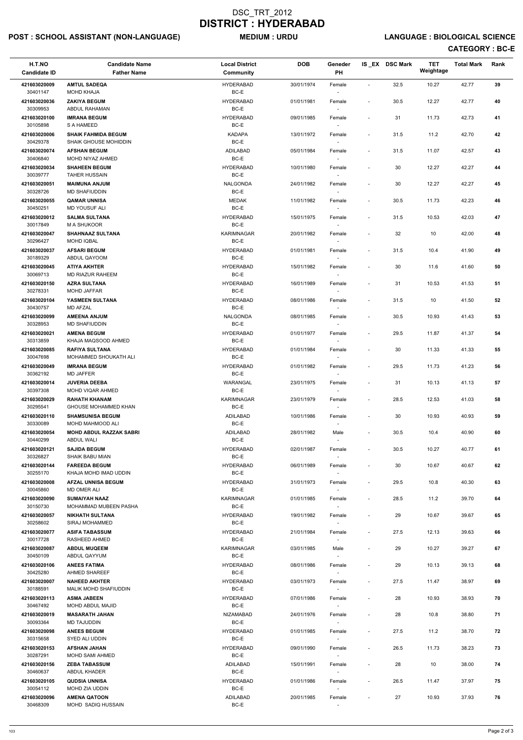# DSC_TRT_2012
# DISTRICT : HYDERABAD

**POST : SCHOOL ASSISTANT (NON-LANGUAGE)** **MEDIUM : URDU** **LANGUAGE : BIOLOGICAL SCIENCE**

**CATEGORY : BC-E**

| H.T.NO<br>Candidate ID | Candidate Name<br>Father Name | Local District<br>Community | DOB | Geneder<br>PH | IS_EX | DSC Mark | TET Weightage | Total Mark | Rank |
|---|---|---|---|---|---|---|---|---|---|
| 421603020009<br>30401147 | **AMTUL SADEQA**<br>MOHD KHAJA | HYDERABAD<br>BC-E | 30/01/1974 | Female<br>- | - | 32.5 | 10.27 | 42.77 | 39 |
| 421603020036<br>30309953 | **ZAKIYA BEGUM**<br>ABDUL RAHAMAN | HYDERABAD<br>BC-E | 01/01/1981 | Female<br>- | - | 30.5 | 12.27 | 42.77 | 40 |
| 421603020100<br>30105898 | **IMRANA BEGUM**<br>S A HAMEED | HYDERABAD<br>BC-E | 09/01/1985 | Female<br>- | - | 31 | 11.73 | 42.73 | 41 |
| 421603020006<br>30429378 | **SHAIK FAHMIDA BEGUM**<br>SHAIK GHOUSE MOHIDDIN | KADAPA<br>BC-E | 13/01/1972 | Female<br>- | - | 31.5 | 11.2 | 42.70 | 42 |
| 421603020074<br>30406840 | **AFSHAN BEGUM**<br>MOHD NIYAZ AHMED | ADILABAD<br>BC-E | 05/01/1984 | Female<br>- | - | 31.5 | 11.07 | 42.57 | 43 |
| 421603020034<br>30039777 | **SHAHEEN BEGUM**<br>TAHER HUSSAIN | HYDERABAD<br>BC-E | 10/01/1980 | Female<br>- | - | 30 | 12.27 | 42.27 | 44 |
| 421603020051<br>30328726 | **MAIMUNA ANJUM**<br>MD SHAFIUDDIN | NALGONDA<br>BC-E | 24/01/1982 | Female<br>- | - | 30 | 12.27 | 42.27 | 45 |
| 421603020055<br>30450251 | **QAMAR UNNISA**<br>MD YOUSUF ALI | MEDAK<br>BC-E | 11/01/1982 | Female<br>- | - | 30.5 | 11.73 | 42.23 | 46 |
| 421603020012<br>30017849 | **SALMA SULTANA**<br>M A SHUKOOR | HYDERABAD<br>BC-E | 15/01/1975 | Female<br>- | - | 31.5 | 10.53 | 42.03 | 47 |
| 421603020047<br>30296427 | **SHAHNAAZ SULTANA**<br>MOHD IQBAL | KARIMNAGAR<br>BC-E | 20/01/1982 | Female<br>- | - | 32 | 10 | 42.00 | 48 |
| 421603020037<br>30189329 | **AFSARI BEGUM**<br>ABDUL QAYOOM | HYDERABAD<br>BC-E | 01/01/1981 | Female<br>- | - | 31.5 | 10.4 | 41.90 | 49 |
| 421603020045<br>30069713 | **ATIYA AKHTER**<br>MD RIAZUR RAHEEM | HYDERABAD<br>BC-E | 15/01/1982 | Female<br>- | - | 30 | 11.6 | 41.60 | 50 |
| 421603020150<br>30278331 | **AZRA SULTANA**<br>MOHD JAFFAR | HYDERABAD<br>BC-E | 16/01/1989 | Female<br>- | - | 31 | 10.53 | 41.53 | 51 |
| 421603020104<br>30430757 | **YASMEEN SULTANA**<br>MD AFZAL | HYDERABAD<br>BC-E | 08/01/1986 | Female<br>- | - | 31.5 | 10 | 41.50 | 52 |
| 421603020099<br>30328953 | **AMEENA ANJUM**<br>MD SHAFIUDDIN | NALGONDA<br>BC-E | 08/01/1985 | Female<br>- | - | 30.5 | 10.93 | 41.43 | 53 |
| 421603020021<br>30313859 | **AMENA BEGUM**<br>KHAJA MAQSOOD AHMED | HYDERABAD<br>BC-E | 01/01/1977 | Female<br>- | - | 29.5 | 11.87 | 41.37 | 54 |
| 421603020085<br>30047698 | **RAFIYA SULTANA**<br>MOHAMMED SHOUKATH ALI | HYDERABAD<br>BC-E | 01/01/1984 | Female<br>- | - | 30 | 11.33 | 41.33 | 55 |
| 421603020049<br>30362192 | **IMRANA BEGUM**<br>MD JAFFER | HYDERABAD<br>BC-E | 01/01/1982 | Female<br>- | - | 29.5 | 11.73 | 41.23 | 56 |
| 421603020014<br>30397308 | **JUVERIA DEEBA**<br>MOHD VIQAR AHMED | WARANGAL<br>BC-E | 23/01/1975 | Female<br>- | - | 31 | 10.13 | 41.13 | 57 |
| 421603020029<br>30295541 | **RAHATH KHANAM**<br>GHOUSE MOHAMMED KHAN | KARIMNAGAR<br>BC-E | 23/01/1979 | Female<br>- | - | 28.5 | 12.53 | 41.03 | 58 |
| 421603020110<br>30330089 | **SHAMSUNISA BEGUM**<br>MOHD MAHMOOD ALI | ADILABAD<br>BC-E | 10/01/1986 | Female<br>- | - | 30 | 10.93 | 40.93 | 59 |
| 421603020054<br>30440299 | **MOHD ABDUL RAZZAK SABRI**<br>ABDUL WALI | ADILABAD<br>BC-E | 28/01/1982 | Male<br>- | - | 30.5 | 10.4 | 40.90 | 60 |
| 421603020121<br>30326827 | **SAJIDA BEGUM**<br>SHAIK BABU MIAN | HYDERABAD<br>BC-E | 02/01/1987 | Female<br>- | - | 30.5 | 10.27 | 40.77 | 61 |
| 421603020144<br>30255170 | **FAREEDA BEGUM**<br>KHAJA MOHD IMAD UDDIN | HYDERABAD<br>BC-E | 06/01/1989 | Female<br>- | - | 30 | 10.67 | 40.67 | 62 |
| 421603020008<br>30045860 | **AFZAL UNNISA BEGUM**<br>MD OMER ALI | HYDERABAD<br>BC-E | 31/01/1973 | Female<br>- | - | 29.5 | 10.8 | 40.30 | 63 |
| 421603020090<br>30150730 | **SUMAIYAH NAAZ**<br>MOHAMMAD MUBEEN PASHA | KARIMNAGAR<br>BC-E | 01/01/1985 | Female<br>- | - | 28.5 | 11.2 | 39.70 | 64 |
| 421603020057<br>30258602 | **NIKHATH SULTANA**<br>SIRAJ MOHAMMED | HYDERABAD<br>BC-E | 19/01/1982 | Female<br>- | - | 29 | 10.67 | 39.67 | 65 |
| 421603020077<br>30017728 | **ASIFA TABASSUM**<br>RASHEED AHMED | HYDERABAD<br>BC-E | 21/01/1984 | Female<br>- | - | 27.5 | 12.13 | 39.63 | 66 |
| 421603020087<br>30450109 | **ABDUL MUQEEM**<br>ABDUL QAYYUM | KARIMNAGAR<br>BC-E | 03/01/1985 | Male<br>- | - | 29 | 10.27 | 39.27 | 67 |
| 421603020106<br>30425280 | **ANEES FATIMA**<br>AHMED SHAREEF | HYDERABAD<br>BC-E | 08/01/1986 | Female<br>- | - | 29 | 10.13 | 39.13 | 68 |
| 421603020007<br>30188591 | **NAHEED AKHTER**<br>MALIK MOHD SHAFIUDDIN | HYDERABAD<br>BC-E | 03/01/1973 | Female<br>- | - | 27.5 | 11.47 | 38.97 | 69 |
| 421603020113<br>30467492 | **ASMA JABEEN**<br>MOHD ABDUL MAJID | HYDERABAD<br>BC-E | 07/01/1986 | Female<br>- | - | 28 | 10.93 | 38.93 | 70 |
| 421603020019<br>30093364 | **MASARATH JAHAN**<br>MD TAJUDDIN | NIZAMABAD<br>BC-E | 24/01/1976 | Female<br>- | - | 28 | 10.8 | 38.80 | 71 |
| 421603020098<br>30315658 | **ANEES BEGUM**<br>SYED ALI UDDIN | HYDERABAD<br>BC-E | 01/01/1985 | Female<br>- | - | 27.5 | 11.2 | 38.70 | 72 |
| 421603020153<br>30287291 | **AFSHAN JAHAN**<br>MOHD SAMI AHMED | HYDERABAD<br>BC-E | 09/01/1990 | Female<br>- | - | 26.5 | 11.73 | 38.23 | 73 |
| 421603020156<br>30460637 | **ZEBA TABASSUM**<br>ABDUL KHADER | ADILABAD<br>BC-E | 15/01/1991 | Female<br>- | - | 28 | 10 | 38.00 | 74 |
| 421603020105<br>30054112 | **QUDSIA UNNISA**<br>MOHD ZIA UDDIN | HYDERABAD<br>BC-E | 01/01/1986 | Female<br>- | - | 26.5 | 11.47 | 37.97 | 75 |
| 421603020096<br>30468309 | **AMENA QATOON**<br>MOHD SADIQ HUSSAIN | ADILABAD<br>BC-E | 20/01/1985 | Female<br>- | - | 27 | 10.93 | 37.93 | 76 |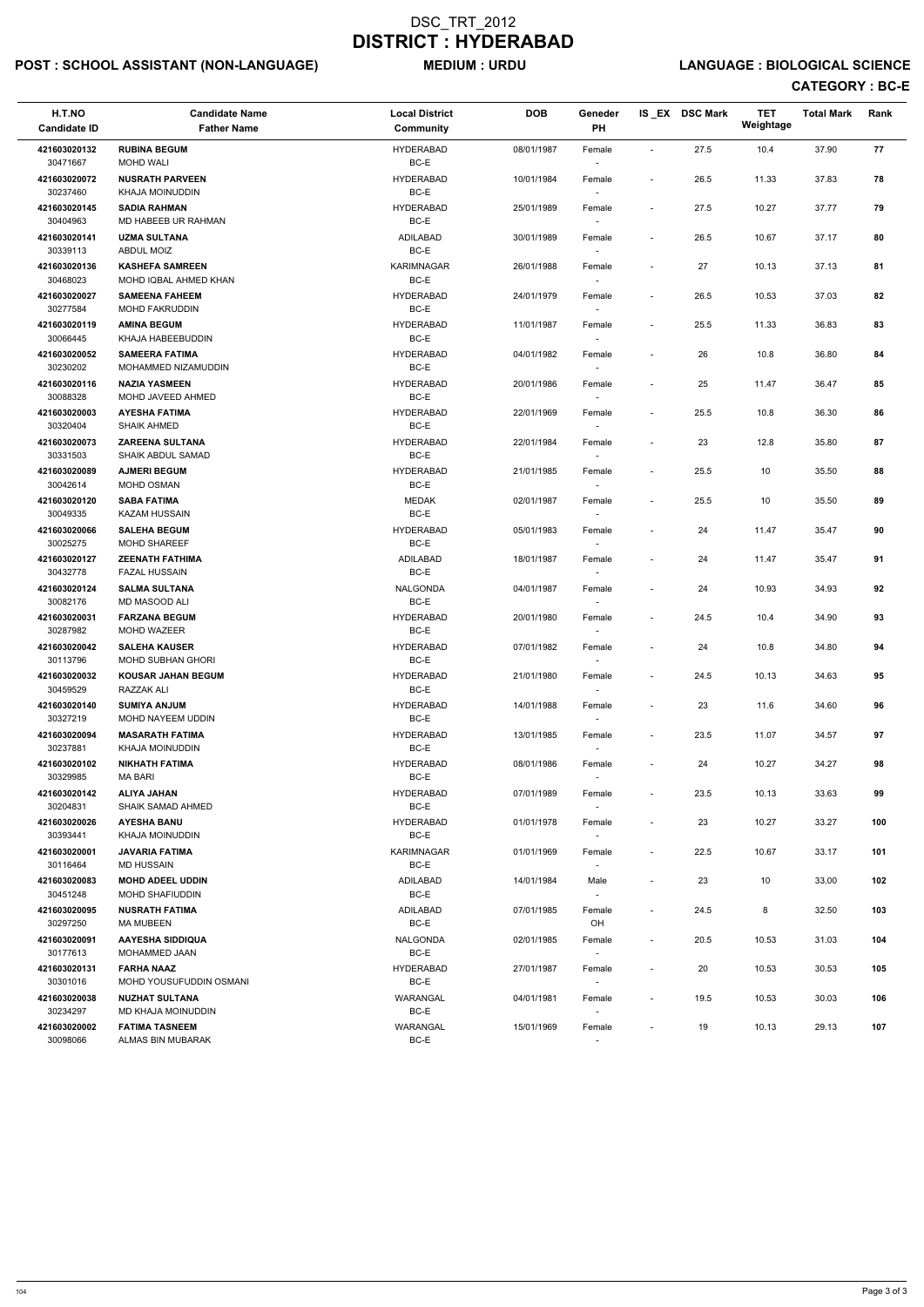# DSC_TRT_2012
# DISTRICT : HYDERABAD

**POST : SCHOOL ASSISTANT (NON-LANGUAGE)** **MEDIUM : URDU** **LANGUAGE : BIOLOGICAL SCIENCE**

**CATEGORY : BC-E**

| H.T.NO<br>Candidate ID | Candidate Name<br>Father Name | Local District<br>Community | DOB | Geneder<br>PH | IS _EX | DSC Mark | TET Weightage | Total Mark | Rank |
|---|---|---|---|---|---|---|---|---|---|
| **421603020132**<br>30471667 | **RUBINA BEGUM**<br>MOHD WALI | HYDERABAD<br>BC-E | 08/01/1987 | Female<br>- | - | 27.5 | 10.4 | 37.90 | **77** |
| **421603020072**<br>30237460 | **NUSRATH PARVEEN**<br>KHAJA MOINUDDIN | HYDERABAD<br>BC-E | 10/01/1984 | Female<br>- | - | 26.5 | 11.33 | 37.83 | **78** |
| **421603020145**<br>30404963 | **SADIA RAHMAN**<br>MD HABEEB UR RAHMAN | HYDERABAD<br>BC-E | 25/01/1989 | Female<br>- | - | 27.5 | 10.27 | 37.77 | **79** |
| **421603020141**<br>30339113 | **UZMA SULTANA**<br>ABDUL MOIZ | ADILABAD<br>BC-E | 30/01/1989 | Female<br>- | - | 26.5 | 10.67 | 37.17 | **80** |
| **421603020136**<br>30468023 | **KASHEFA SAMREEN**<br>MOHD IQBAL AHMED KHAN | KARIMNAGAR<br>BC-E | 26/01/1988 | Female<br>- | - | 27 | 10.13 | 37.13 | **81** |
| **421603020027**<br>30277584 | **SAMEENA FAHEEM**<br>MOHD FAKRUDDIN | HYDERABAD<br>BC-E | 24/01/1979 | Female<br>- | - | 26.5 | 10.53 | 37.03 | **82** |
| **421603020119**<br>30066445 | **AMINA BEGUM**<br>KHAJA HABEEBUDDIN | HYDERABAD<br>BC-E | 11/01/1987 | Female<br>- | - | 25.5 | 11.33 | 36.83 | **83** |
| **421603020052**<br>30230202 | **SAMEERA FATIMA**<br>MOHAMMED NIZAMUDDIN | HYDERABAD<br>BC-E | 04/01/1982 | Female<br>- | - | 26 | 10.8 | 36.80 | **84** |
| **421603020116**<br>30088328 | **NAZIA YASMEEN**<br>MOHD JAVEED AHMED | HYDERABAD<br>BC-E | 20/01/1986 | Female<br>- | - | 25 | 11.47 | 36.47 | **85** |
| **421603020003**<br>30320404 | **AYESHA FATIMA**<br>SHAIK AHMED | HYDERABAD<br>BC-E | 22/01/1969 | Female<br>- | - | 25.5 | 10.8 | 36.30 | **86** |
| **421603020073**<br>30331503 | **ZAREENA SULTANA**<br>SHAIK ABDUL SAMAD | HYDERABAD<br>BC-E | 22/01/1984 | Female<br>- | - | 23 | 12.8 | 35.80 | **87** |
| **421603020089**<br>30042614 | **AJMERI BEGUM**<br>MOHD OSMAN | HYDERABAD<br>BC-E | 21/01/1985 | Female<br>- | - | 25.5 | 10 | 35.50 | **88** |
| **421603020120**<br>30049335 | **SABA FATIMA**<br>KAZAM HUSSAIN | MEDAK<br>BC-E | 02/01/1987 | Female<br>- | - | 25.5 | 10 | 35.50 | **89** |
| **421603020066**<br>30025275 | **SALEHA BEGUM**<br>MOHD SHAREEF | HYDERABAD<br>BC-E | 05/01/1983 | Female<br>- | - | 24 | 11.47 | 35.47 | **90** |
| **421603020127**<br>30432778 | **ZEENATH FATHIMA**<br>FAZAL HUSSAIN | ADILABAD<br>BC-E | 18/01/1987 | Female<br>- | - | 24 | 11.47 | 35.47 | **91** |
| **421603020124**<br>30082176 | **SALMA SULTANA**<br>MD MASOOD ALI | NALGONDA<br>BC-E | 04/01/1987 | Female<br>- | - | 24 | 10.93 | 34.93 | **92** |
| **421603020031**<br>30287982 | **FARZANA BEGUM**<br>MOHD WAZEER | HYDERABAD<br>BC-E | 20/01/1980 | Female<br>- | - | 24.5 | 10.4 | 34.90 | **93** |
| **421603020042**<br>30113796 | **SALEHA KAUSER**<br>MOHD SUBHAN GHORI | HYDERABAD<br>BC-E | 07/01/1982 | Female<br>- | - | 24 | 10.8 | 34.80 | **94** |
| **421603020032**<br>30459529 | **KOUSAR JAHAN BEGUM**<br>RAZZAK ALI | HYDERABAD<br>BC-E | 21/01/1980 | Female<br>- | - | 24.5 | 10.13 | 34.63 | **95** |
| **421603020140**<br>30327219 | **SUMIYA ANJUM**<br>MOHD NAYEEM UDDIN | HYDERABAD<br>BC-E | 14/01/1988 | Female<br>- | - | 23 | 11.6 | 34.60 | **96** |
| **421603020094**<br>30237881 | **MASARATH FATIMA**<br>KHAJA MOINUDDIN | HYDERABAD<br>BC-E | 13/01/1985 | Female<br>- | - | 23.5 | 11.07 | 34.57 | **97** |
| **421603020102**<br>30329985 | **NIKHATH FATIMA**<br>MA BARI | HYDERABAD<br>BC-E | 08/01/1986 | Female<br>- | - | 24 | 10.27 | 34.27 | **98** |
| **421603020142**<br>30204831 | **ALIYA JAHAN**<br>SHAIK SAMAD AHMED | HYDERABAD<br>BC-E | 07/01/1989 | Female<br>- | - | 23.5 | 10.13 | 33.63 | **99** |
| **421603020026**<br>30393441 | **AYESHA BANU**<br>KHAJA MOINUDDIN | HYDERABAD<br>BC-E | 01/01/1978 | Female<br>- | - | 23 | 10.27 | 33.27 | **100** |
| **421603020001**<br>30116464 | **JAVARIA FATIMA**<br>MD HUSSAIN | KARIMNAGAR<br>BC-E | 01/01/1969 | Female<br>- | - | 22.5 | 10.67 | 33.17 | **101** |
| **421603020083**<br>30451248 | **MOHD ADEEL UDDIN**<br>MOHD SHAFIUDDIN | ADILABAD<br>BC-E | 14/01/1984 | Male<br>- | - | 23 | 10 | 33.00 | **102** |
| **421603020095**<br>30297250 | **NUSRATH FATIMA**<br>MA MUBEEN | ADILABAD<br>BC-E | 07/01/1985 | Female<br>OH | - | 24.5 | 8 | 32.50 | **103** |
| **421603020091**<br>30177613 | **AAYESHA SIDDIQUA**<br>MOHAMMED JAAN | NALGONDA<br>BC-E | 02/01/1985 | Female<br>- | - | 20.5 | 10.53 | 31.03 | **104** |
| **421603020131**<br>30301016 | **FARHA NAAZ**<br>MOHD YOUSUFUDDIN OSMANI | HYDERABAD<br>BC-E | 27/01/1987 | Female<br>- | - | 20 | 10.53 | 30.53 | **105** |
| **421603020038**<br>30234297 | **NUZHAT SULTANA**<br>MD KHAJA MOINUDDIN | WARANGAL<br>BC-E | 04/01/1981 | Female<br>- | - | 19.5 | 10.53 | 30.03 | **106** |
| **421603020002**<br>30098066 | **FATIMA TASNEEM**<br>ALMAS BIN MUBARAK | WARANGAL<br>BC-E | 15/01/1969 | Female<br>- | - | 19 | 10.13 | 29.13 | **107** |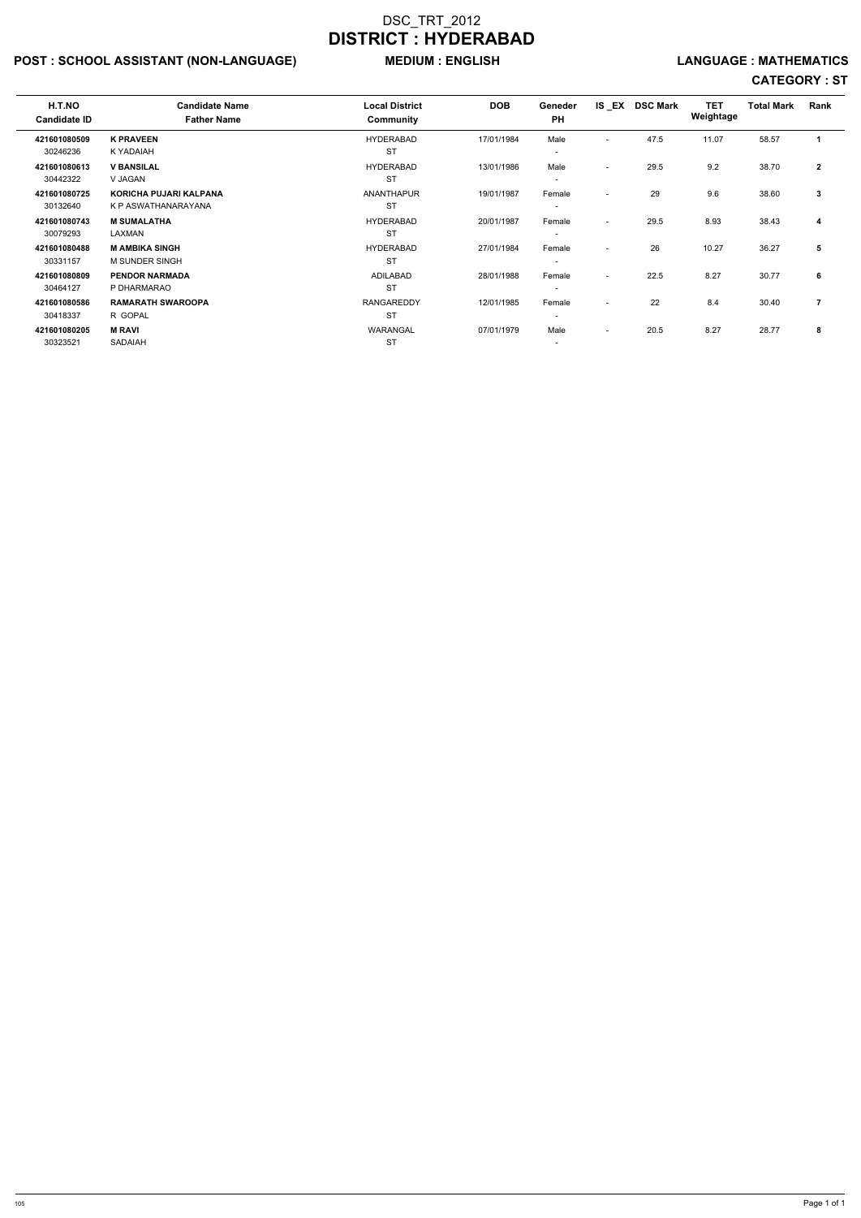# DSC_TRT_2012

# DISTRICT : HYDERABAD

**POST : SCHOOL ASSISTANT (NON-LANGUAGE)** **MEDIUM : ENGLISH** **LANGUAGE : MATHEMATICS**

**CATEGORY : ST**

| H.T.NO<br>Candidate ID | Candidate Name<br>Father Name | Local District<br>Community | DOB | Geneder<br>PH | IS _EX | DSC Mark | TET Weightage | Total Mark | Rank |
|---|---|---|---|---|---|---|---|---|---|
| 421601080509<br>30246236 | **K PRAVEEN**<br>K YADAIAH | HYDERABAD<br>ST | 17/01/1984 | Male<br>- | - | 47.5 | 11.07 | 58.57 | 1 |
| 421601080613<br>30442322 | **V BANSILAL**<br>V JAGAN | HYDERABAD<br>ST | 13/01/1986 | Male<br>- | - | 29.5 | 9.2 | 38.70 | 2 |
| 421601080725<br>30132640 | **KORICHA PUJARI KALPANA**<br>K P ASWATHANARAYANA | ANANTHAPUR<br>ST | 19/01/1987 | Female<br>- | - | 29 | 9.6 | 38.60 | 3 |
| 421601080743<br>30079293 | **M SUMALATHA**<br>LAXMAN | HYDERABAD<br>ST | 20/01/1987 | Female<br>- | - | 29.5 | 8.93 | 38.43 | 4 |
| 421601080488<br>30331157 | **M AMBIKA SINGH**<br>M SUNDER SINGH | HYDERABAD<br>ST | 27/01/1984 | Female<br>- | - | 26 | 10.27 | 36.27 | 5 |
| 421601080809<br>30464127 | **PENDOR NARMADA**<br>P DHARMARAO | ADILABAD<br>ST | 28/01/1988 | Female<br>- | - | 22.5 | 8.27 | 30.77 | 6 |
| 421601080586<br>30418337 | **RAMARATH SWAROOPA**<br>R GOPAL | RANGAREDDY<br>ST | 12/01/1985 | Female<br>- | - | 22 | 8.4 | 30.40 | 7 |
| 421601080205<br>30323521 | **M RAVI**<br>SADAIAH | WARANGAL<br>ST | 07/01/1979 | Male<br>- | - | 20.5 | 8.27 | 28.77 | 8 |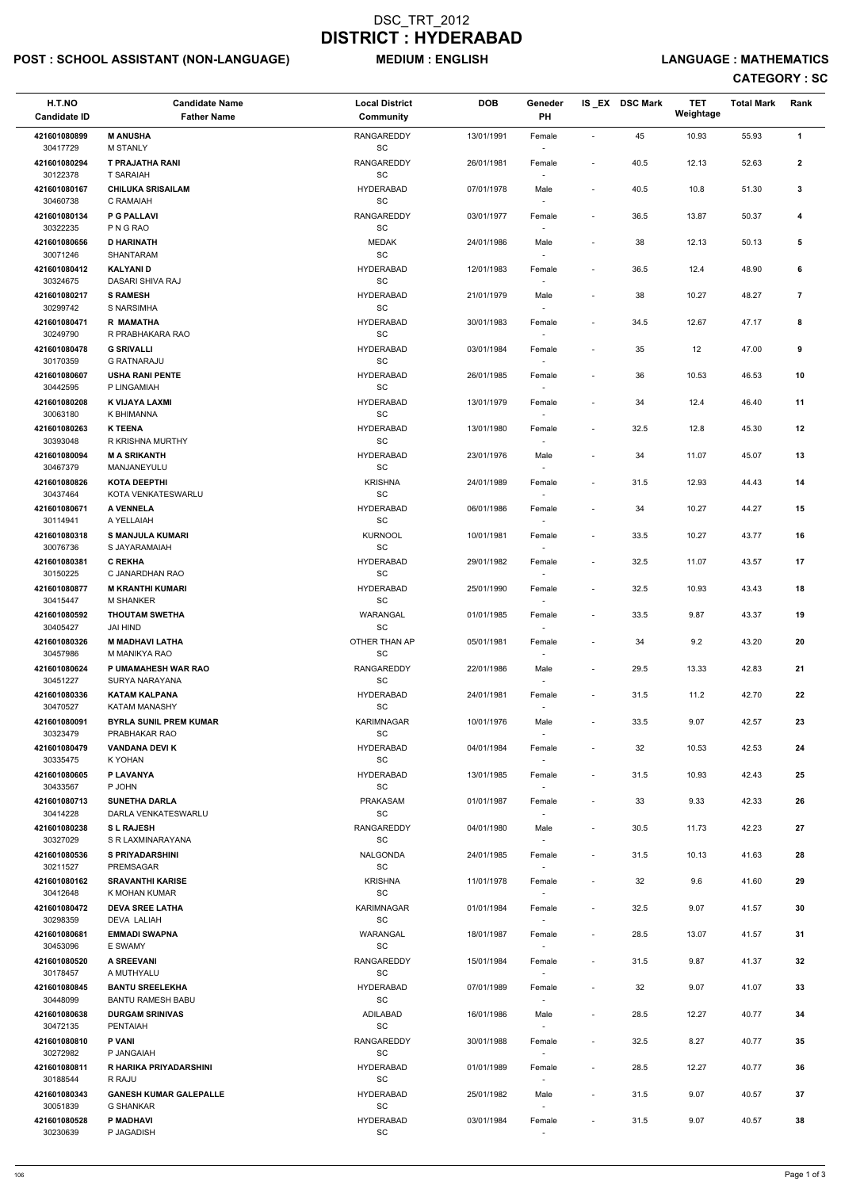# DSC_TRT_2012
# DISTRICT : HYDERABAD

**POST : SCHOOL ASSISTANT (NON-LANGUAGE)** **MEDIUM : ENGLISH** **LANGUAGE : MATHEMATICS**

**CATEGORY : SC**

| H.T.NO<br>Candidate ID | Candidate Name<br>Father Name | Local District<br>Community | DOB | Geneder<br>PH | IS _EX | DSC Mark | TET Weightage | Total Mark | Rank |
|---|---|---|---|---|---|---|---|---|---|
| 421601080899<br>30417729 | **M ANUSHA**<br>M STANLY | RANGAREDDY<br>SC | 13/01/1991 | Female<br>- | - | 45 | 10.93 | 55.93 | **1** |
| 421601080294<br>30122378 | **T PRAJATHA RANI**<br>T SARAIAH | RANGAREDDY<br>SC | 26/01/1981 | Female<br>- | - | 40.5 | 12.13 | 52.63 | **2** |
| 421601080167<br>30460738 | **CHILUKA SRISAILAM**<br>C RAMAIAH | HYDERABAD<br>SC | 07/01/1978 | Male<br>- | - | 40.5 | 10.8 | 51.30 | **3** |
| 421601080134<br>30322235 | **P G PALLAVI**<br>P N G RAO | RANGAREDDY<br>SC | 03/01/1977 | Female<br>- | - | 36.5 | 13.87 | 50.37 | **4** |
| 421601080656<br>30071246 | **D HARINATH**<br>SHANTARAM | MEDAK<br>SC | 24/01/1986 | Male<br>- | - | 38 | 12.13 | 50.13 | **5** |
| 421601080412<br>30324675 | **KALYANI D**<br>DASARI SHIVA RAJ | HYDERABAD<br>SC | 12/01/1983 | Female<br>- | - | 36.5 | 12.4 | 48.90 | **6** |
| 421601080217<br>30299742 | **S RAMESH**<br>S NARSIMHA | HYDERABAD<br>SC | 21/01/1979 | Male<br>- | - | 38 | 10.27 | 48.27 | **7** |
| 421601080471<br>30249790 | **R MAMATHA**<br>R PRABHAKARA RAO | HYDERABAD<br>SC | 30/01/1983 | Female<br>- | - | 34.5 | 12.67 | 47.17 | **8** |
| 421601080478<br>30170359 | **G SRIVALLI**<br>G RATNARAJU | HYDERABAD<br>SC | 03/01/1984 | Female<br>- | - | 35 | 12 | 47.00 | **9** |
| 421601080607<br>30442595 | **USHA RANI PENTE**<br>P LINGAMIAH | HYDERABAD<br>SC | 26/01/1985 | Female<br>- | - | 36 | 10.53 | 46.53 | **10** |
| 421601080208<br>30063180 | **K VIJAYA LAXMI**<br>K BHIMANNA | HYDERABAD<br>SC | 13/01/1979 | Female<br>- | - | 34 | 12.4 | 46.40 | **11** |
| 421601080263<br>30393048 | **K TEENA**<br>R KRISHNA MURTHY | HYDERABAD<br>SC | 13/01/1980 | Female<br>- | - | 32.5 | 12.8 | 45.30 | **12** |
| 421601080094<br>30467379 | **M A SRIKANTH**<br>MANJANEYULU | HYDERABAD<br>SC | 23/01/1976 | Male<br>- | - | 34 | 11.07 | 45.07 | **13** |
| 421601080826<br>30437464 | **KOTA DEEPTHI**<br>KOTA VENKATESWARLU | KRISHNA<br>SC | 24/01/1989 | Female<br>- | - | 31.5 | 12.93 | 44.43 | **14** |
| 421601080671<br>30114941 | **A VENNELA**<br>A YELLAIAH | HYDERABAD<br>SC | 06/01/1986 | Female<br>- | - | 34 | 10.27 | 44.27 | **15** |
| 421601080318<br>30076736 | **S MANJULA KUMARI**<br>S JAYARAMAIAH | KURNOOL<br>SC | 10/01/1981 | Female<br>- | - | 33.5 | 10.27 | 43.77 | **16** |
| 421601080381<br>30150225 | **C REKHA**<br>C JANARDHAN RAO | HYDERABAD<br>SC | 29/01/1982 | Female<br>- | - | 32.5 | 11.07 | 43.57 | **17** |
| 421601080877<br>30415447 | **M KRANTHI KUMARI**<br>M SHANKER | HYDERABAD<br>SC | 25/01/1990 | Female<br>- | - | 32.5 | 10.93 | 43.43 | **18** |
| 421601080592<br>30405427 | **THOUTAM SWETHA**<br>JAI HIND | WARANGAL<br>SC | 01/01/1985 | Female<br>- | - | 33.5 | 9.87 | 43.37 | **19** |
| 421601080326<br>30457986 | **M MADHAVI LATHA**<br>M MANIKYA RAO | OTHER THAN AP<br>SC | 05/01/1981 | Female<br>- | - | 34 | 9.2 | 43.20 | **20** |
| 421601080624<br>30451227 | **P UMAMAHESH WAR RAO**<br>SURYA NARAYANA | RANGAREDDY<br>SC | 22/01/1986 | Male<br>- | - | 29.5 | 13.33 | 42.83 | **21** |
| 421601080336<br>30470527 | **KATAM KALPANA**<br>KATAM MANASHY | HYDERABAD<br>SC | 24/01/1981 | Female<br>- | - | 31.5 | 11.2 | 42.70 | **22** |
| 421601080091<br>30323479 | **BYRLA SUNIL PREM KUMAR**<br>PRABHAKAR RAO | KARIMNAGAR<br>SC | 10/01/1976 | Male<br>- | - | 33.5 | 9.07 | 42.57 | **23** |
| 421601080479<br>30335475 | **VANDANA DEVI K**<br>K YOHAN | HYDERABAD<br>SC | 04/01/1984 | Female<br>- | - | 32 | 10.53 | 42.53 | **24** |
| 421601080605<br>30433567 | **P LAVANYA**<br>P JOHN | HYDERABAD<br>SC | 13/01/1985 | Female<br>- | - | 31.5 | 10.93 | 42.43 | **25** |
| 421601080713<br>30414228 | **SUNETHA DARLA**<br>DARLA VENKATESWARLU | PRAKASAM<br>SC | 01/01/1987 | Female<br>- | - | 33 | 9.33 | 42.33 | **26** |
| 421601080238<br>30327029 | **S L RAJESH**<br>S R LAXMINARAYANA | RANGAREDDY<br>SC | 04/01/1980 | Male<br>- | - | 30.5 | 11.73 | 42.23 | **27** |
| 421601080536<br>30211527 | **S PRIYADARSHINI**<br>PREMSAGAR | NALGONDA<br>SC | 24/01/1985 | Female<br>- | - | 31.5 | 10.13 | 41.63 | **28** |
| 421601080162<br>30412648 | **SRAVANTHI KARISE**<br>K MOHAN KUMAR | KRISHNA<br>SC | 11/01/1978 | Female<br>- | - | 32 | 9.6 | 41.60 | **29** |
| 421601080472<br>30298359 | **DEVA SREE LATHA**<br>DEVA LALIAH | KARIMNAGAR<br>SC | 01/01/1984 | Female<br>- | - | 32.5 | 9.07 | 41.57 | **30** |
| 421601080681<br>30453096 | **EMMADI SWAPNA**<br>E SWAMY | WARANGAL<br>SC | 18/01/1987 | Female<br>- | - | 28.5 | 13.07 | 41.57 | **31** |
| 421601080520<br>30178457 | **A SREEVANI**<br>A MUTHYALU | RANGAREDDY<br>SC | 15/01/1984 | Female<br>- | - | 31.5 | 9.87 | 41.37 | **32** |
| 421601080845<br>30448099 | **BANTU SREELEKHA**<br>BANTU RAMESH BABU | HYDERABAD<br>SC | 07/01/1989 | Female<br>- | - | 32 | 9.07 | 41.07 | **33** |
| 421601080638<br>30472135 | **DURGAM SRINIVAS**<br>PENTAIAH | ADILABAD<br>SC | 16/01/1986 | Male<br>- | - | 28.5 | 12.27 | 40.77 | **34** |
| 421601080810<br>30272982 | **P VANI**<br>P JANGAIAH | RANGAREDDY<br>SC | 30/01/1988 | Female<br>- | - | 32.5 | 8.27 | 40.77 | **35** |
| 421601080811<br>30188544 | **R HARIKA PRIYADARSHINI**<br>R RAJU | HYDERABAD<br>SC | 01/01/1989 | Female<br>- | - | 28.5 | 12.27 | 40.77 | **36** |
| 421601080343<br>30051839 | **GANESH KUMAR GALEPALLE**<br>G SHANKAR | HYDERABAD<br>SC | 25/01/1982 | Male<br>- | - | 31.5 | 9.07 | 40.57 | **37** |
| 421601080528<br>30230639 | **P MADHAVI**<br>P JAGADISH | HYDERABAD<br>SC | 03/01/1984 | Female<br>- | - | 31.5 | 9.07 | 40.57 | **38** |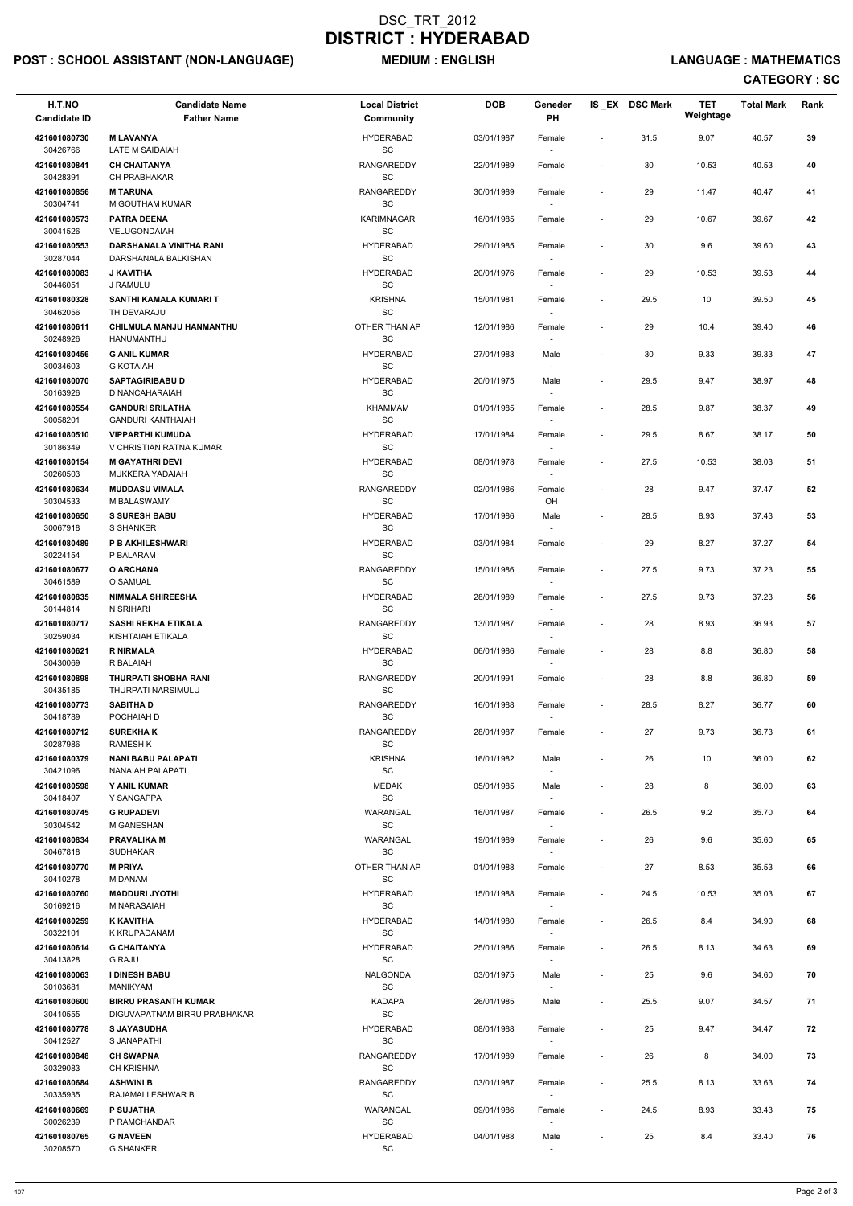# DSC_TRT_2012
# DISTRICT : HYDERABAD

**POST : SCHOOL ASSISTANT (NON-LANGUAGE)** **MEDIUM : ENGLISH** **LANGUAGE : MATHEMATICS**

**CATEGORY : SC**

| H.T.NO<br>Candidate ID | Candidate Name<br>Father Name | Local District<br>Community | DOB | Geneder<br>PH | IS_EX | DSC Mark | TET Weightage | Total Mark | Rank |
|---|---|---|---|---|---|---|---|---|---|
| 421601080730<br>30426766 | **M LAVANYA**<br>LATE M SAIDAIAH | HYDERABAD<br>SC | 03/01/1987 | Female<br>- | - | 31.5 | 9.07 | 40.57 | 39 |
| 421601080841<br>30428391 | **CH CHAITANYA**<br>CH PRABHAKAR | RANGAREDDY<br>SC | 22/01/1989 | Female<br>- | - | 30 | 10.53 | 40.53 | 40 |
| 421601080856<br>30304741 | **M TARUNA**<br>M GOUTHAM KUMAR | RANGAREDDY<br>SC | 30/01/1989 | Female<br>- | - | 29 | 11.47 | 40.47 | 41 |
| 421601080573<br>30041526 | **PATRA DEENA**<br>VELUGONDAIAH | KARIMNAGAR<br>SC | 16/01/1985 | Female<br>- | - | 29 | 10.67 | 39.67 | 42 |
| 421601080553<br>30287044 | **DARSHANALA VINITHA RANI**<br>DARSHANALA BALKISHAN | HYDERABAD<br>SC | 29/01/1985 | Female<br>- | - | 30 | 9.6 | 39.60 | 43 |
| 421601080083<br>30446051 | **J KAVITHA**<br>J RAMULU | HYDERABAD<br>SC | 20/01/1976 | Female<br>- | - | 29 | 10.53 | 39.53 | 44 |
| 421601080328<br>30462056 | **SANTHI KAMALA KUMARI T**<br>TH DEVARAJU | KRISHNA<br>SC | 15/01/1981 | Female<br>- | - | 29.5 | 10 | 39.50 | 45 |
| 421601080611<br>30248926 | **CHILMULA MANJU HANMANTHU**<br>HANUMANTHU | OTHER THAN AP<br>SC | 12/01/1986 | Female<br>- | - | 29 | 10.4 | 39.40 | 46 |
| 421601080456<br>30034603 | **G ANIL KUMAR**<br>G KOTAIAH | HYDERABAD<br>SC | 27/01/1983 | Male<br>- | - | 30 | 9.33 | 39.33 | 47 |
| 421601080070<br>30163926 | **SAPTAGIRIBABU D**<br>D NANCAHARAIAH | HYDERABAD<br>SC | 20/01/1975 | Male<br>- | - | 29.5 | 9.47 | 38.97 | 48 |
| 421601080554<br>30058201 | **GANDURI SRILATHA**<br>GANDURI KANTHAIAH | KHAMMAM<br>SC | 01/01/1985 | Female<br>- | - | 28.5 | 9.87 | 38.37 | 49 |
| 421601080510<br>30186349 | **VIPPARTHI KUMUDA**<br>V CHRISTIAN RATNA KUMAR | HYDERABAD<br>SC | 17/01/1984 | Female<br>- | - | 29.5 | 8.67 | 38.17 | 50 |
| 421601080154<br>30260503 | **M GAYATHRI DEVI**<br>MUKKERA YADAIAH | HYDERABAD<br>SC | 08/01/1978 | Female<br>- | - | 27.5 | 10.53 | 38.03 | 51 |
| 421601080634<br>30304533 | **MUDDASU VIMALA**<br>M BALASWAMY | RANGAREDDY<br>SC | 02/01/1986 | Female<br>OH | - | 28 | 9.47 | 37.47 | 52 |
| 421601080650<br>30067918 | **S SURESH BABU**<br>S SHANKER | HYDERABAD<br>SC | 17/01/1986 | Male<br>- | - | 28.5 | 8.93 | 37.43 | 53 |
| 421601080489<br>30224154 | **P B AKHILESHWARI**<br>P BALARAM | HYDERABAD<br>SC | 03/01/1984 | Female<br>- | - | 29 | 8.27 | 37.27 | 54 |
| 421601080677<br>30461589 | **O ARCHANA**<br>O SAMUAL | RANGAREDDY<br>SC | 15/01/1986 | Female<br>- | - | 27.5 | 9.73 | 37.23 | 55 |
| 421601080835<br>30144814 | **NIMMALA SHIREESHA**<br>N SRIHARI | HYDERABAD<br>SC | 28/01/1989 | Female<br>- | - | 27.5 | 9.73 | 37.23 | 56 |
| 421601080717<br>30259034 | **SASHI REKHA ETIKALA**<br>KISHTAIAH ETIKALA | RANGAREDDY<br>SC | 13/01/1987 | Female<br>- | - | 28 | 8.93 | 36.93 | 57 |
| 421601080621<br>30430069 | **R NIRMALA**<br>R BALAIAH | HYDERABAD<br>SC | 06/01/1986 | Female<br>- | - | 28 | 8.8 | 36.80 | 58 |
| 421601080898<br>30435185 | **THURPATI SHOBHA RANI**<br>THURPATI NARSIMULU | RANGAREDDY<br>SC | 20/01/1991 | Female<br>- | - | 28 | 8.8 | 36.80 | 59 |
| 421601080773<br>30418789 | **SABITHA D**<br>POCHAIAH D | RANGAREDDY<br>SC | 16/01/1988 | Female<br>- | - | 28.5 | 8.27 | 36.77 | 60 |
| 421601080712<br>30287986 | **SUREKHA K**<br>RAMESH K | RANGAREDDY<br>SC | 28/01/1987 | Female<br>- | - | 27 | 9.73 | 36.73 | 61 |
| 421601080379<br>30421096 | **NANI BABU PALAPATI**<br>NANAIAH PALAPATI | KRISHNA<br>SC | 16/01/1982 | Male<br>- | - | 26 | 10 | 36.00 | 62 |
| 421601080598<br>30418407 | **Y ANIL KUMAR**<br>Y SANGAPPA | MEDAK<br>SC | 05/01/1985 | Male<br>- | - | 28 | 8 | 36.00 | 63 |
| 421601080745<br>30304542 | **G RUPADEVI**<br>M GANESHAN | WARANGAL<br>SC | 16/01/1987 | Female<br>- | - | 26.5 | 9.2 | 35.70 | 64 |
| 421601080834<br>30467818 | **PRAVALIKA M**<br>SUDHAKAR | WARANGAL<br>SC | 19/01/1989 | Female<br>- | - | 26 | 9.6 | 35.60 | 65 |
| 421601080770<br>30410278 | **M PRIYA**<br>M DANAM | OTHER THAN AP<br>SC | 01/01/1988 | Female<br>- | - | 27 | 8.53 | 35.53 | 66 |
| 421601080760<br>30169216 | **MADDURI JYOTHI**<br>M NARASAIAH | HYDERABAD<br>SC | 15/01/1988 | Female<br>- | - | 24.5 | 10.53 | 35.03 | 67 |
| 421601080259<br>30322101 | **K KAVITHA**<br>K KRUPADANAM | HYDERABAD<br>SC | 14/01/1980 | Female<br>- | - | 26.5 | 8.4 | 34.90 | 68 |
| 421601080614<br>30413828 | **G CHAITANYA**<br>G RAJU | HYDERABAD<br>SC | 25/01/1986 | Female<br>- | - | 26.5 | 8.13 | 34.63 | 69 |
| 421601080063<br>30103681 | **I DINESH BABU**<br>MANIKYAM | NALGONDA<br>SC | 03/01/1975 | Male<br>- | - | 25 | 9.6 | 34.60 | 70 |
| 421601080600<br>30410555 | **BIRRU PRASANTH KUMAR**<br>DIGUVAPATNAM BIRRU PRABHAKAR | KADAPA<br>SC | 26/01/1985 | Male<br>- | - | 25.5 | 9.07 | 34.57 | 71 |
| 421601080778<br>30412527 | **S JAYASUDHA**<br>S JANAPATHI | HYDERABAD<br>SC | 08/01/1988 | Female<br>- | - | 25 | 9.47 | 34.47 | 72 |
| 421601080848<br>30329083 | **CH SWAPNA**<br>CH KRISHNA | RANGAREDDY<br>SC | 17/01/1989 | Female<br>- | - | 26 | 8 | 34.00 | 73 |
| 421601080684<br>30335935 | **ASHWINI B**<br>RAJAMALLESHWAR B | RANGAREDDY<br>SC | 03/01/1987 | Female<br>- | - | 25.5 | 8.13 | 33.63 | 74 |
| 421601080669<br>30026239 | **P SUJATHA**<br>P RAMCHANDAR | WARANGAL<br>SC | 09/01/1986 | Female<br>- | - | 24.5 | 8.93 | 33.43 | 75 |
| 421601080765<br>30208570 | **G NAVEEN**<br>G SHANKER | HYDERABAD<br>SC | 04/01/1988 | Male<br>- | - | 25 | 8.4 | 33.40 | 76 |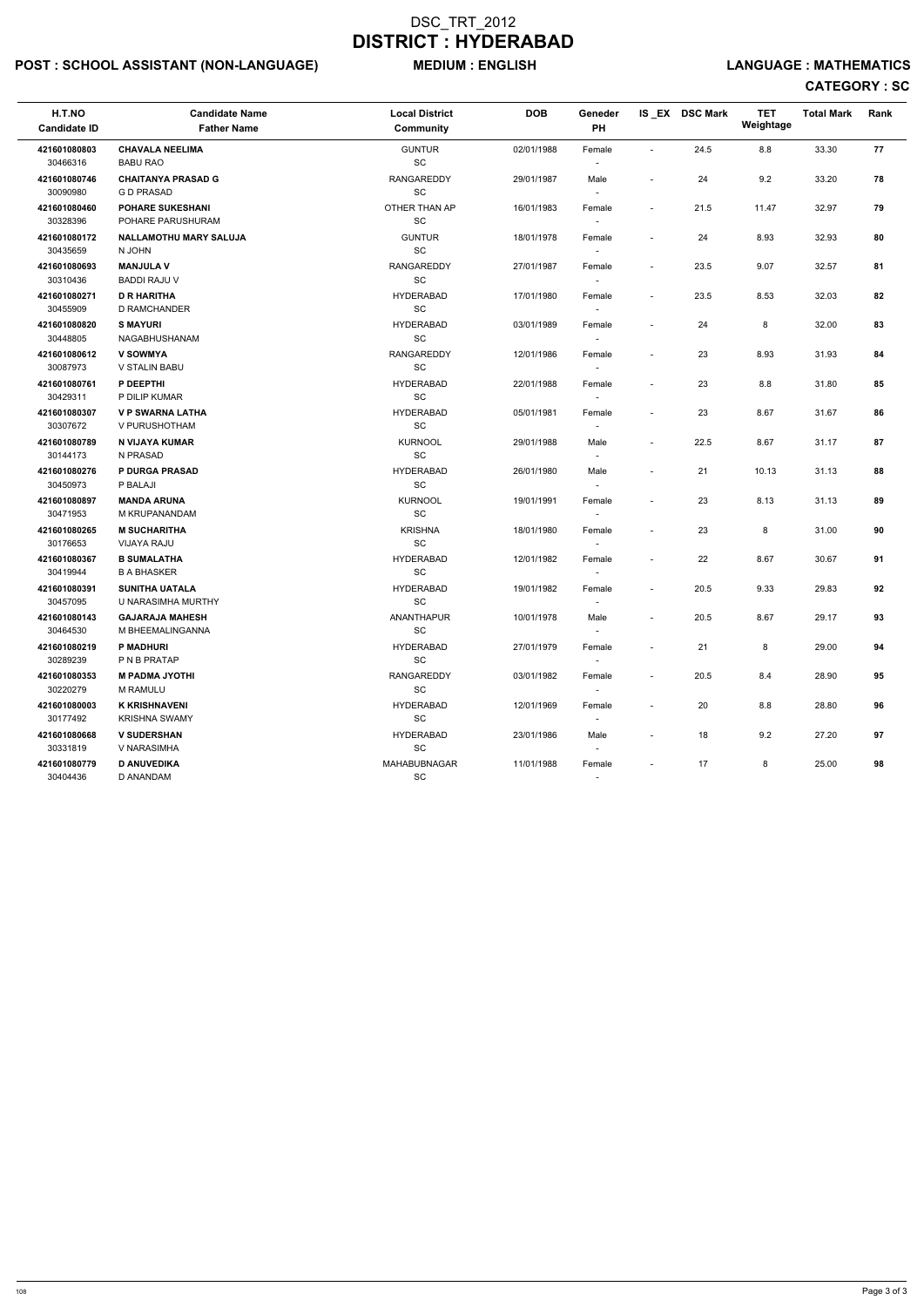# DSC_TRT_2012
# DISTRICT : HYDERABAD

**POST : SCHOOL ASSISTANT (NON-LANGUAGE)** **MEDIUM : ENGLISH** **LANGUAGE : MATHEMATICS**

**CATEGORY : SC**

| H.T.NO<br>Candidate ID | Candidate Name<br>Father Name | Local District<br>Community | DOB | Geneder<br>PH | IS _EX | DSC Mark | TET Weightage | Total Mark | Rank |
|---|---|---|---|---|---|---|---|---|---|
| 421601080803<br>30466316 | **CHAVALA NEELIMA**<br>BABU RAO | GUNTUR<br>SC | 02/01/1988 | Female<br>- | - | 24.5 | 8.8 | 33.30 | 77 |
| 421601080746<br>30090980 | **CHAITANYA PRASAD G**<br>G D PRASAD | RANGAREDDY<br>SC | 29/01/1987 | Male<br>- | - | 24 | 9.2 | 33.20 | 78 |
| 421601080460<br>30328396 | **POHARE SUKESHANI**<br>POHARE PARUSHURAM | OTHER THAN AP<br>SC | 16/01/1983 | Female<br>- | - | 21.5 | 11.47 | 32.97 | 79 |
| 421601080172<br>30435659 | **NALLAMOTHU MARY SALUJA**<br>N JOHN | GUNTUR<br>SC | 18/01/1978 | Female<br>- | - | 24 | 8.93 | 32.93 | 80 |
| 421601080693<br>30310436 | **MANJULA V**<br>BADDI RAJU V | RANGAREDDY<br>SC | 27/01/1987 | Female<br>- | - | 23.5 | 9.07 | 32.57 | 81 |
| 421601080271<br>30455909 | **D R HARITHA**<br>D RAMCHANDER | HYDERABAD<br>SC | 17/01/1980 | Female<br>- | - | 23.5 | 8.53 | 32.03 | 82 |
| 421601080820<br>30448805 | **S MAYURI**<br>NAGABHUSHANAM | HYDERABAD<br>SC | 03/01/1989 | Female<br>- | - | 24 | 8 | 32.00 | 83 |
| 421601080612<br>30087973 | **V SOWMYA**<br>V STALIN BABU | RANGAREDDY<br>SC | 12/01/1986 | Female<br>- | - | 23 | 8.93 | 31.93 | 84 |
| 421601080761<br>30429311 | **P DEEPTHI**<br>P DILIP KUMAR | HYDERABAD<br>SC | 22/01/1988 | Female<br>- | - | 23 | 8.8 | 31.80 | 85 |
| 421601080307<br>30307672 | **V P SWARNA LATHA**<br>V PURUSHOTHAM | HYDERABAD<br>SC | 05/01/1981 | Female<br>- | - | 23 | 8.67 | 31.67 | 86 |
| 421601080789<br>30144173 | **N VIJAYA KUMAR**<br>N PRASAD | KURNOOL<br>SC | 29/01/1988 | Male<br>- | - | 22.5 | 8.67 | 31.17 | 87 |
| 421601080276<br>30450973 | **P DURGA PRASAD**<br>P BALAJI | HYDERABAD<br>SC | 26/01/1980 | Male<br>- | - | 21 | 10.13 | 31.13 | 88 |
| 421601080897<br>30471953 | **MANDA ARUNA**<br>M KRUPANANDAM | KURNOOL<br>SC | 19/01/1991 | Female<br>- | - | 23 | 8.13 | 31.13 | 89 |
| 421601080265<br>30176653 | **M SUCHARITHA**<br>VIJAYA RAJU | KRISHNA<br>SC | 18/01/1980 | Female<br>- | - | 23 | 8 | 31.00 | 90 |
| 421601080367<br>30419944 | **B SUMALATHA**<br>B A BHASKER | HYDERABAD<br>SC | 12/01/1982 | Female<br>- | - | 22 | 8.67 | 30.67 | 91 |
| 421601080391<br>30457095 | **SUNITHA UATALA**<br>U NARASIMHA MURTHY | HYDERABAD<br>SC | 19/01/1982 | Female<br>- | - | 20.5 | 9.33 | 29.83 | 92 |
| 421601080143<br>30464530 | **GAJARAJA MAHESH**<br>M BHEEMALINGANNA | ANANTHAPUR<br>SC | 10/01/1978 | Male<br>- | - | 20.5 | 8.67 | 29.17 | 93 |
| 421601080219<br>30289239 | **P MADHURI**<br>P N B PRATAP | HYDERABAD<br>SC | 27/01/1979 | Female<br>- | - | 21 | 8 | 29.00 | 94 |
| 421601080353<br>30220279 | **M PADMA JYOTHI**<br>M RAMULU | RANGAREDDY<br>SC | 03/01/1982 | Female<br>- | - | 20.5 | 8.4 | 28.90 | 95 |
| 421601080003<br>30177492 | **K KRISHNAVENI**<br>KRISHNA SWAMY | HYDERABAD<br>SC | 12/01/1969 | Female<br>- | - | 20 | 8.8 | 28.80 | 96 |
| 421601080668<br>30331819 | **V SUDERSHAN**<br>V NARASIMHA | HYDERABAD<br>SC | 23/01/1986 | Male<br>- | - | 18 | 9.2 | 27.20 | 97 |
| 421601080779<br>30404436 | **D ANUVEDIKA**<br>D ANANDAM | MAHABUBNAGAR<br>SC | 11/01/1988 | Female<br>- | - | 17 | 8 | 25.00 | 98 |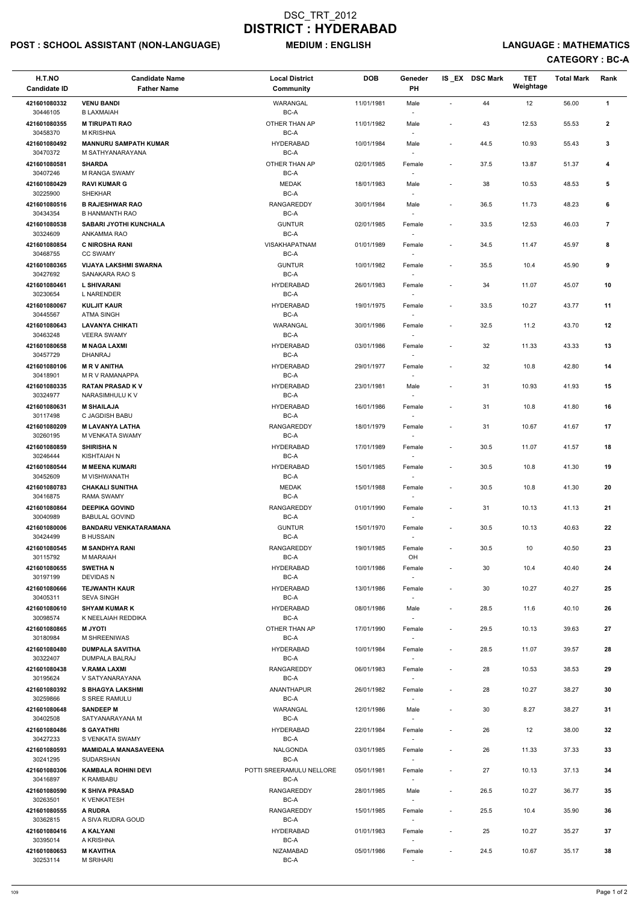# DSC_TRT_2012
# DISTRICT : HYDERABAD

**POST : SCHOOL ASSISTANT (NON-LANGUAGE)** **MEDIUM : ENGLISH** **LANGUAGE : MATHEMATICS**

**CATEGORY : BC-A**

| H.T.NO<br>Candidate ID | Candidate Name<br>Father Name | Local District<br>Community | DOB | Geneder<br>PH | IS _EX | DSC Mark | TET Weightage | Total Mark | Rank |
|---|---|---|---|---|---|---|---|---|---|
| 421601080332<br>30446105 | **VENU BANDI**<br>B LAXMAIAH | WARANGAL<br>BC-A | 11/01/1981 | Male<br>- | - | 44 | 12 | 56.00 | 1 |
| 421601080355<br>30458370 | **M TIRUPATI RAO**<br>M KRISHNA | OTHER THAN AP<br>BC-A | 11/01/1982 | Male<br>- | - | 43 | 12.53 | 55.53 | 2 |
| 421601080492<br>30470372 | **MANNURU SAMPATH KUMAR**<br>M SATHYANARAYANA | HYDERABAD<br>BC-A | 10/01/1984 | Male<br>- | - | 44.5 | 10.93 | 55.43 | 3 |
| 421601080581<br>30407246 | **SHARDA**<br>M RANGA SWAMY | OTHER THAN AP<br>BC-A | 02/01/1985 | Female<br>- | - | 37.5 | 13.87 | 51.37 | 4 |
| 421601080429<br>30225900 | **RAVI KUMAR G**<br>SHEKHAR | MEDAK<br>BC-A | 18/01/1983 | Male<br>- | - | 38 | 10.53 | 48.53 | 5 |
| 421601080516<br>30434354 | **B RAJESHWAR RAO**<br>B HANMANTH RAO | RANGAREDDY<br>BC-A | 30/01/1984 | Male<br>- | - | 36.5 | 11.73 | 48.23 | 6 |
| 421601080538<br>30324609 | **SABARI JYOTHI KUNCHALA**<br>ANKAMMA RAO | GUNTUR<br>BC-A | 02/01/1985 | Female<br>- | - | 33.5 | 12.53 | 46.03 | 7 |
| 421601080854<br>30468755 | **C NIROSHA RANI**<br>CC SWAMY | VISAKHAPATNAM<br>BC-A | 01/01/1989 | Female<br>- | - | 34.5 | 11.47 | 45.97 | 8 |
| 421601080365<br>30427692 | **VIJAYA LAKSHMI SWARNA**<br>SANAKARA RAO S | GUNTUR<br>BC-A | 10/01/1982 | Female<br>- | - | 35.5 | 10.4 | 45.90 | 9 |
| 421601080461<br>30230654 | **L SHIVARANI**<br>L NARENDER | HYDERABAD<br>BC-A | 26/01/1983 | Female<br>- | - | 34 | 11.07 | 45.07 | 10 |
| 421601080067<br>30445567 | **KULJIT KAUR**<br>ATMA SINGH | HYDERABAD<br>BC-A | 19/01/1975 | Female<br>- | - | 33.5 | 10.27 | 43.77 | 11 |
| 421601080643<br>30463248 | **LAVANYA CHIKATI**<br>VEERA SWAMY | WARANGAL<br>BC-A | 30/01/1986 | Female<br>- | - | 32.5 | 11.2 | 43.70 | 12 |
| 421601080658<br>30457729 | **M NAGA LAXMI**<br>DHANRAJ | HYDERABAD<br>BC-A | 03/01/1986 | Female<br>- | - | 32 | 11.33 | 43.33 | 13 |
| 421601080106<br>30418901 | **M R V ANITHA**<br>M R V RAMANAPPA | HYDERABAD<br>BC-A | 29/01/1977 | Female<br>- | - | 32 | 10.8 | 42.80 | 14 |
| 421601080335<br>30324977 | **RATAN PRASAD K V**<br>NARASIMHULU K V | HYDERABAD<br>BC-A | 23/01/1981 | Male<br>- | - | 31 | 10.93 | 41.93 | 15 |
| 421601080631<br>30117498 | **M SHAILAJA**<br>C JAGDISH BABU | HYDERABAD<br>BC-A | 16/01/1986 | Female<br>- | - | 31 | 10.8 | 41.80 | 16 |
| 421601080209<br>30260195 | **M LAVANYA LATHA**<br>M VENKATA SWAMY | RANGAREDDY<br>BC-A | 18/01/1979 | Female<br>- | - | 31 | 10.67 | 41.67 | 17 |
| 421601080859<br>30246444 | **SHIRISHA N**<br>KISHTAIAH N | HYDERABAD<br>BC-A | 17/01/1989 | Female<br>- | - | 30.5 | 11.07 | 41.57 | 18 |
| 421601080544<br>30452609 | **M MEENA KUMARI**<br>M VISHWANATH | HYDERABAD<br>BC-A | 15/01/1985 | Female<br>- | - | 30.5 | 10.8 | 41.30 | 19 |
| 421601080783<br>30416875 | **CHAKALI SUNITHA**<br>RAMA SWAMY | MEDAK<br>BC-A | 15/01/1988 | Female<br>- | - | 30.5 | 10.8 | 41.30 | 20 |
| 421601080864<br>30040989 | **DEEPIKA GOVIND**<br>BABULAL GOVIND | RANGAREDDY<br>BC-A | 01/01/1990 | Female<br>- | - | 31 | 10.13 | 41.13 | 21 |
| 421601080006<br>30424499 | **BANDARU VENKATARAMANA**<br>B HUSSAIN | GUNTUR<br>BC-A | 15/01/1970 | Female<br>- | - | 30.5 | 10.13 | 40.63 | 22 |
| 421601080545<br>30115792 | **M SANDHYA RANI**<br>M MARAIAH | RANGAREDDY<br>BC-A | 19/01/1985 | Female<br>OH | - | 30.5 | 10 | 40.50 | 23 |
| 421601080655<br>30197199 | **SWETHA N**<br>DEVIDAS N | HYDERABAD<br>BC-A | 10/01/1986 | Female<br>- | - | 30 | 10.4 | 40.40 | 24 |
| 421601080666<br>30405311 | **TEJWANTH KAUR**<br>SEVA SINGH | HYDERABAD<br>BC-A | 13/01/1986 | Female<br>- | - | 30 | 10.27 | 40.27 | 25 |
| 421601080610<br>30098574 | **SHYAM KUMAR K**<br>K NEELAIAH REDDIKA | HYDERABAD<br>BC-A | 08/01/1986 | Male<br>- | - | 28.5 | 11.6 | 40.10 | 26 |
| 421601080865<br>30180984 | **M JYOTI**<br>M SHREENIWAS | OTHER THAN AP<br>BC-A | 17/01/1990 | Female<br>- | - | 29.5 | 10.13 | 39.63 | 27 |
| 421601080480<br>30322407 | **DUMPALA SAVITHA**<br>DUMPALA BALRAJ | HYDERABAD<br>BC-A | 10/01/1984 | Female<br>- | - | 28.5 | 11.07 | 39.57 | 28 |
| 421601080438<br>30195624 | **V.RAMA LAXMI**<br>V SATYANARAYANA | RANGAREDDY<br>BC-A | 06/01/1983 | Female<br>- | - | 28 | 10.53 | 38.53 | 29 |
| 421601080392<br>30259866 | **S BHAGYA LAKSHMI**<br>S SREE RAMULU | ANANTHAPUR<br>BC-A | 26/01/1982 | Female<br>- | - | 28 | 10.27 | 38.27 | 30 |
| 421601080648<br>30402508 | **SANDEEP M**<br>SATYANARAYANA M | WARANGAL<br>BC-A | 12/01/1986 | Male<br>- | - | 30 | 8.27 | 38.27 | 31 |
| 421601080486<br>30427233 | **S GAYATHRI**<br>S VENKATA SWAMY | HYDERABAD<br>BC-A | 22/01/1984 | Female<br>- | - | 26 | 12 | 38.00 | 32 |
| 421601080593<br>30241295 | **MAMIDALA MANASAVEENA**<br>SUDARSHAN | NALGONDA<br>BC-A | 03/01/1985 | Female<br>- | - | 26 | 11.33 | 37.33 | 33 |
| 421601080306<br>30416897 | **KAMBALA ROHINI DEVI**<br>K RAMBABU | POTTI SREERAMULU NELLORE<br>BC-A | 05/01/1981 | Female<br>- | - | 27 | 10.13 | 37.13 | 34 |
| 421601080590<br>30263501 | **K SHIVA PRASAD**<br>K VENKATESH | RANGAREDDY<br>BC-A | 28/01/1985 | Male<br>- | - | 26.5 | 10.27 | 36.77 | 35 |
| 421601080555<br>30362815 | **A RUDRA**<br>A SIVA RUDRA GOUD | RANGAREDDY<br>BC-A | 15/01/1985 | Female<br>- | - | 25.5 | 10.4 | 35.90 | 36 |
| 421601080416<br>30395014 | **A KALYANI**<br>A KRISHNA | HYDERABAD<br>BC-A | 01/01/1983 | Female<br>- | - | 25 | 10.27 | 35.27 | 37 |
| 421601080653<br>30253114 | **M KAVITHA**<br>M SRIHARI | NIZAMABAD<br>BC-A | 05/01/1986 | Female<br>- | - | 24.5 | 10.67 | 35.17 | 38 |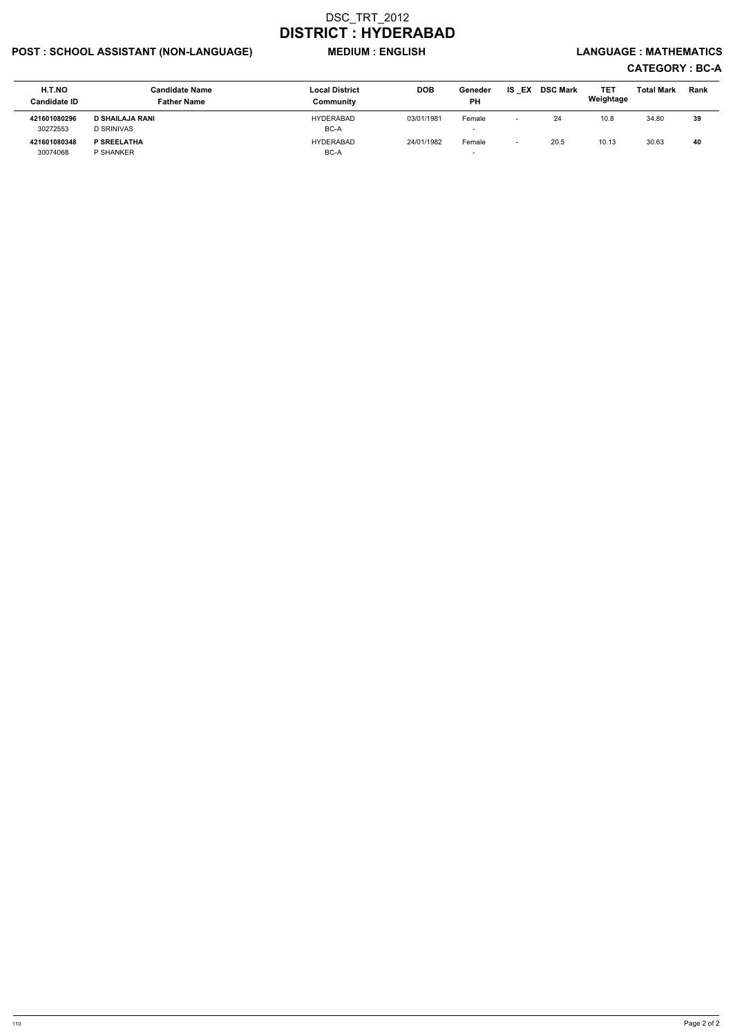# DSC_TRT_2012

# DISTRICT : HYDERABAD

**POST : SCHOOL ASSISTANT (NON-LANGUAGE)** **MEDIUM : ENGLISH** **LANGUAGE : MATHEMATICS**

**CATEGORY : BC-A**

| H.T.NO<br>Candidate ID | Candidate Name<br>Father Name | Local District<br>Community | DOB | Geneder<br>PH | IS _EX | DSC Mark | TET Weightage | Total Mark | Rank |
|---|---|---|---|---|---|---|---|---|---|
| **421601080296**<br>30272553 | **D SHAILAJA RANI**<br>D SRINIVAS | HYDERABAD<br>BC-A | 03/01/1981 | Female<br>- | - | 24 | 10.8 | 34.80 | **39** |
| **421601080348**<br>30074068 | **P SREELATHA**<br>P SHANKER | HYDERABAD<br>BC-A | 24/01/1982 | Female<br>- | - | 20.5 | 10.13 | 30.63 | **40** |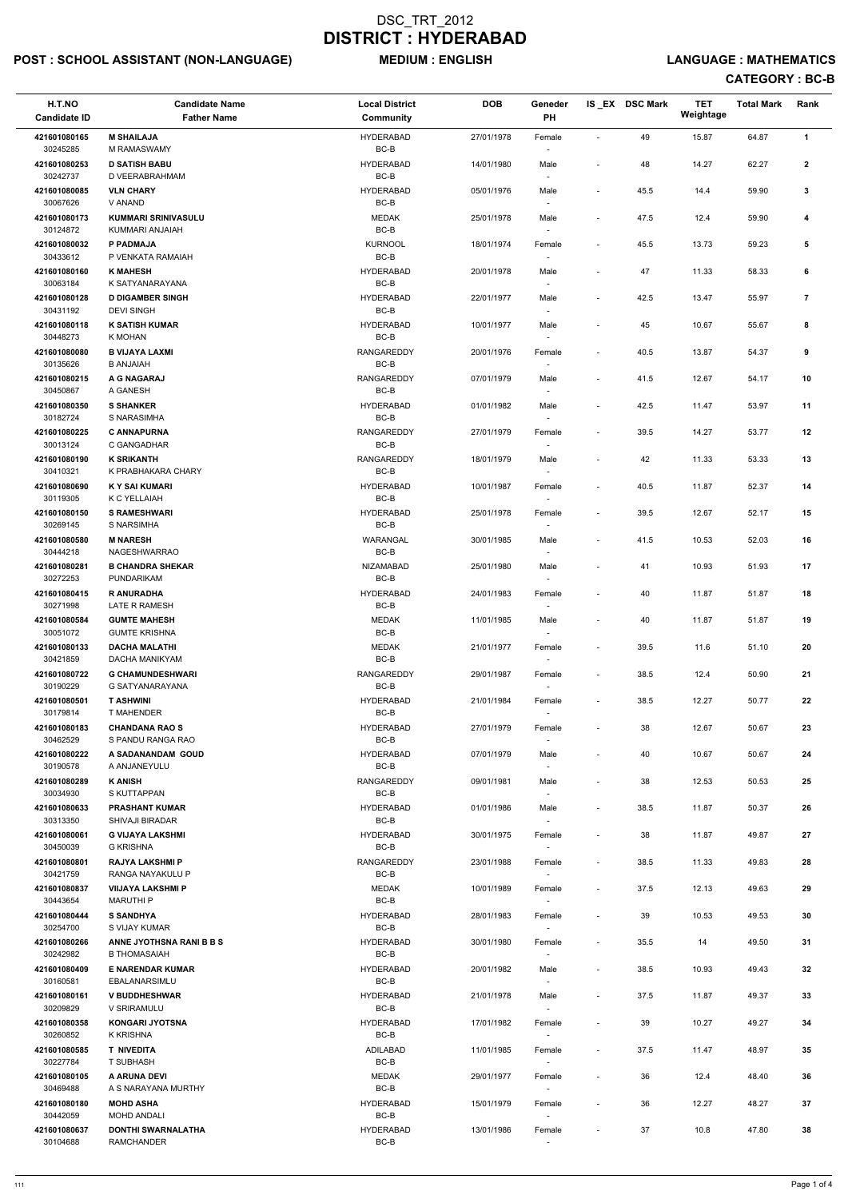# DSC_TRT_2012
# DISTRICT : HYDERABAD

**POST : SCHOOL ASSISTANT (NON-LANGUAGE)** **MEDIUM : ENGLISH** **LANGUAGE : MATHEMATICS**

**CATEGORY : BC-B**

| H.T.NO / Candidate ID | Candidate Name / Father Name | Local District / Community | DOB | Geneder / PH | IS _EX | DSC Mark | TET Weightage | Total Mark | Rank |
|---|---|---|---|---|---|---|---|---|---|
| 421601080165 / 30245285 | **M SHAILAJA** / M RAMASWAMY | HYDERABAD / BC-B | 27/01/1978 | Female / - | - | 49 | 15.87 | 64.87 | 1 |
| 421601080253 / 30242737 | **D SATISH BABU** / D VEERABRAHMAM | HYDERABAD / BC-B | 14/01/1980 | Male / - | - | 48 | 14.27 | 62.27 | 2 |
| 421601080085 / 30067626 | **VLN CHARY** / V ANAND | HYDERABAD / BC-B | 05/01/1976 | Male / - | - | 45.5 | 14.4 | 59.90 | 3 |
| 421601080173 / 30124872 | **KUMMARI SRINIVASULU** / KUMMARI ANJAIAH | MEDAK / BC-B | 25/01/1978 | Male / - | - | 47.5 | 12.4 | 59.90 | 4 |
| 421601080032 / 30433612 | **P PADMAJA** / P VENKATA RAMAIAH | KURNOOL / BC-B | 18/01/1974 | Female / - | - | 45.5 | 13.73 | 59.23 | 5 |
| 421601080160 / 30063184 | **K MAHESH** / K SATYANARAYANA | HYDERABAD / BC-B | 20/01/1978 | Male / - | - | 47 | 11.33 | 58.33 | 6 |
| 421601080128 / 30431192 | **D DIGAMBER SINGH** / DEVI SINGH | HYDERABAD / BC-B | 22/01/1977 | Male / - | - | 42.5 | 13.47 | 55.97 | 7 |
| 421601080118 / 30448273 | **K SATISH KUMAR** / K MOHAN | HYDERABAD / BC-B | 10/01/1977 | Male / - | - | 45 | 10.67 | 55.67 | 8 |
| 421601080080 / 30135626 | **B VIJAYA LAXMI** / B ANJAIAH | RANGAREDDY / BC-B | 20/01/1976 | Female / - | - | 40.5 | 13.87 | 54.37 | 9 |
| 421601080215 / 30450867 | **A G NAGARAJ** / A GANESH | RANGAREDDY / BC-B | 07/01/1979 | Male / - | - | 41.5 | 12.67 | 54.17 | 10 |
| 421601080350 / 30182724 | **S SHANKER** / S NARASIMHA | HYDERABAD / BC-B | 01/01/1982 | Male / - | - | 42.5 | 11.47 | 53.97 | 11 |
| 421601080225 / 30013124 | **C ANNAPURNA** / C GANGADHAR | RANGAREDDY / BC-B | 27/01/1979 | Female / - | - | 39.5 | 14.27 | 53.77 | 12 |
| 421601080190 / 30410321 | **K SRIKANTH** / K PRABHAKARA CHARY | RANGAREDDY / BC-B | 18/01/1979 | Male / - | - | 42 | 11.33 | 53.33 | 13 |
| 421601080690 / 30119305 | **K Y SAI KUMARI** / K C YELLAIAH | HYDERABAD / BC-B | 10/01/1987 | Female / - | - | 40.5 | 11.87 | 52.37 | 14 |
| 421601080150 / 30269145 | **S RAMESHWARI** / S NARSIMHA | HYDERABAD / BC-B | 25/01/1978 | Female / - | - | 39.5 | 12.67 | 52.17 | 15 |
| 421601080580 / 30444218 | **M NARESH** / NAGESHWARRAO | WARANGAL / BC-B | 30/01/1985 | Male / - | - | 41.5 | 10.53 | 52.03 | 16 |
| 421601080281 / 30272253 | **B CHANDRA SHEKAR** / PUNDARIKAM | NIZAMABAD / BC-B | 25/01/1980 | Male / - | - | 41 | 10.93 | 51.93 | 17 |
| 421601080415 / 30271998 | **R ANURADHA** / LATE R RAMESH | HYDERABAD / BC-B | 24/01/1983 | Female / - | - | 40 | 11.87 | 51.87 | 18 |
| 421601080584 / 30051072 | **GUMTE MAHESH** / GUMTE KRISHNA | MEDAK / BC-B | 11/01/1985 | Male / - | - | 40 | 11.87 | 51.87 | 19 |
| 421601080133 / 30421859 | **DACHA MALATHI** / DACHA MANIKYAM | MEDAK / BC-B | 21/01/1977 | Female / - | - | 39.5 | 11.6 | 51.10 | 20 |
| 421601080722 / 30190229 | **G CHAMUNDESHWARI** / G SATYANARAYANA | RANGAREDDY / BC-B | 29/01/1987 | Female / - | - | 38.5 | 12.4 | 50.90 | 21 |
| 421601080501 / 30179814 | **T ASHWINI** / T MAHENDER | HYDERABAD / BC-B | 21/01/1984 | Female / - | - | 38.5 | 12.27 | 50.77 | 22 |
| 421601080183 / 30462529 | **CHANDANA RAO S** / S PANDU RANGA RAO | HYDERABAD / BC-B | 27/01/1979 | Female / - | - | 38 | 12.67 | 50.67 | 23 |
| 421601080222 / 30190578 | **A SADANANDAM GOUD** / A ANJANEYULU | HYDERABAD / BC-B | 07/01/1979 | Male / - | - | 40 | 10.67 | 50.67 | 24 |
| 421601080289 / 30034930 | **K ANISH** / S KUTTAPPAN | RANGAREDDY / BC-B | 09/01/1981 | Male / - | - | 38 | 12.53 | 50.53 | 25 |
| 421601080633 / 30313350 | **PRASHANT KUMAR** / SHIVAJI BIRADAR | HYDERABAD / BC-B | 01/01/1986 | Male / - | - | 38.5 | 11.87 | 50.37 | 26 |
| 421601080061 / 30450039 | **G VIJAYA LAKSHMI** / G KRISHNA | HYDERABAD / BC-B | 30/01/1975 | Female / - | - | 38 | 11.87 | 49.87 | 27 |
| 421601080801 / 30421759 | **RAJYA LAKSHMI P** / RANGA NAYAKULU P | RANGAREDDY / BC-B | 23/01/1988 | Female / - | - | 38.5 | 11.33 | 49.83 | 28 |
| 421601080837 / 30443654 | **VIJAYA LAKSHMI P** / MARUTHI P | MEDAK / BC-B | 10/01/1989 | Female / - | - | 37.5 | 12.13 | 49.63 | 29 |
| 421601080444 / 30254700 | **S SANDHYA** / S VIJAY KUMAR | HYDERABAD / BC-B | 28/01/1983 | Female / - | - | 39 | 10.53 | 49.53 | 30 |
| 421601080266 / 30242982 | **ANNE JYOTHSNA RANI B B S** / B THOMASAIAH | HYDERABAD / BC-B | 30/01/1980 | Female / - | - | 35.5 | 14 | 49.50 | 31 |
| 421601080409 / 30160581 | **E NARENDAR KUMAR** / EBALANARSIMLU | HYDERABAD / BC-B | 20/01/1982 | Male / - | - | 38.5 | 10.93 | 49.43 | 32 |
| 421601080161 / 30209829 | **V BUDDHESHWAR** / V SRIRAMULU | HYDERABAD / BC-B | 21/01/1978 | Male / - | - | 37.5 | 11.87 | 49.37 | 33 |
| 421601080358 / 30260852 | **KONGARI JYOTSNA** / K KRISHNA | HYDERABAD / BC-B | 17/01/1982 | Female / - | - | 39 | 10.27 | 49.27 | 34 |
| 421601080585 / 30227784 | **T NIVEDITA** / T SUBHASH | ADILABAD / BC-B | 11/01/1985 | Female / - | - | 37.5 | 11.47 | 48.97 | 35 |
| 421601080105 / 30469488 | **A ARUNA DEVI** / A S NARAYANA MURTHY | MEDAK / BC-B | 29/01/1977 | Female / - | - | 36 | 12.4 | 48.40 | 36 |
| 421601080180 / 30442059 | **MOHD ASHA** / MOHD ANDALI | HYDERABAD / BC-B | 15/01/1979 | Female / - | - | 36 | 12.27 | 48.27 | 37 |
| 421601080637 / 30104688 | **DONTHI SWARNALATHA** / RAMCHANDER | HYDERABAD / BC-B | 13/01/1986 | Female / - | - | 37 | 10.8 | 47.80 | 38 |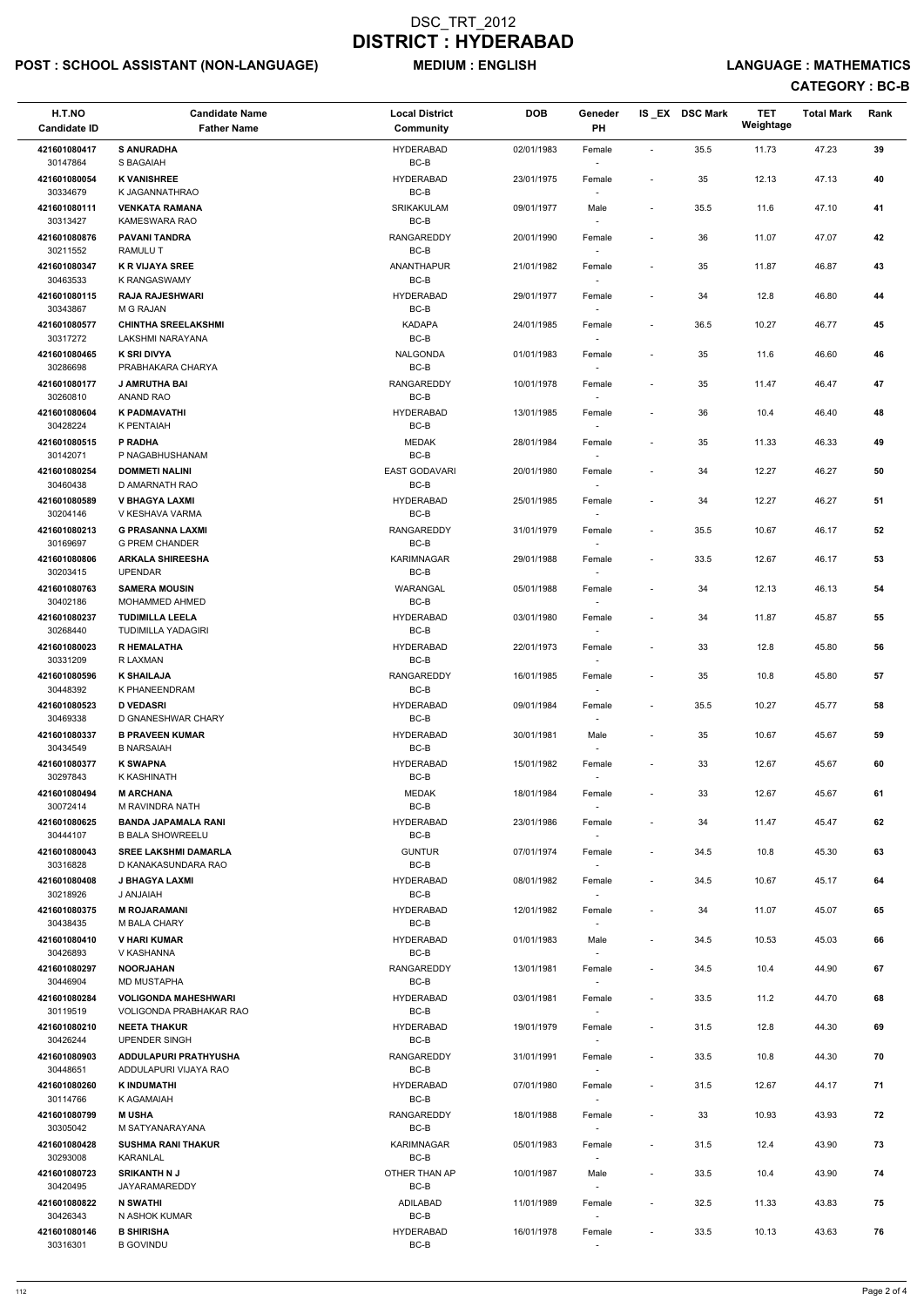# DSC_TRT_2012
# DISTRICT : HYDERABAD

**POST : SCHOOL ASSISTANT (NON-LANGUAGE)** **MEDIUM : ENGLISH** **LANGUAGE : MATHEMATICS**

**CATEGORY : BC-B**

| H.T.NO<br>Candidate ID | Candidate Name<br>Father Name | Local District<br>Community | DOB | Geneder<br>PH | IS _EX | DSC Mark | TET Weightage | Total Mark | Rank |
|---|---|---|---|---|---|---|---|---|---|
| 421601080417<br>30147864 | **S ANURADHA**<br>S BAGAIAH | HYDERABAD<br>BC-B | 02/01/1983 | Female<br>- | - | 35.5 | 11.73 | 47.23 | 39 |
| 421601080054<br>30334679 | **K VANISHREE**<br>K JAGANNATHRAO | HYDERABAD<br>BC-B | 23/01/1975 | Female<br>- | - | 35 | 12.13 | 47.13 | 40 |
| 421601080111<br>30313427 | **VENKATA RAMANA**<br>KAMESWARA RAO | SRIKAKULAM<br>BC-B | 09/01/1977 | Male<br>- | - | 35.5 | 11.6 | 47.10 | 41 |
| 421601080876<br>30211552 | **PAVANI TANDRA**<br>RAMULU T | RANGAREDDY<br>BC-B | 20/01/1990 | Female<br>- | - | 36 | 11.07 | 47.07 | 42 |
| 421601080347<br>30463533 | **K R VIJAYA SREE**<br>K RANGASWAMY | ANANTHAPUR<br>BC-B | 21/01/1982 | Female<br>- | - | 35 | 11.87 | 46.87 | 43 |
| 421601080115<br>30343867 | **RAJA RAJESHWARI**<br>M G RAJAN | HYDERABAD<br>BC-B | 29/01/1977 | Female<br>- | - | 34 | 12.8 | 46.80 | 44 |
| 421601080577<br>30317272 | **CHINTHA SREELAKSHMI**<br>LAKSHMI NARAYANA | KADAPA<br>BC-B | 24/01/1985 | Female<br>- | - | 36.5 | 10.27 | 46.77 | 45 |
| 421601080465<br>30286698 | **K SRI DIVYA**<br>PRABHAKARA CHARYA | NALGONDA<br>BC-B | 01/01/1983 | Female<br>- | - | 35 | 11.6 | 46.60 | 46 |
| 421601080177<br>30260810 | **J AMRUTHA BAI**<br>ANAND RAO | RANGAREDDY<br>BC-B | 10/01/1978 | Female<br>- | - | 35 | 11.47 | 46.47 | 47 |
| 421601080604<br>30428224 | **K PADMAVATHI**<br>K PENTAIAH | HYDERABAD<br>BC-B | 13/01/1985 | Female<br>- | - | 36 | 10.4 | 46.40 | 48 |
| 421601080515<br>30142071 | **P RADHA**<br>P NAGABHUSHANAM | MEDAK<br>BC-B | 28/01/1984 | Female<br>- | - | 35 | 11.33 | 46.33 | 49 |
| 421601080254<br>30460438 | **DOMMETI NALINI**<br>D AMARNATH RAO | EAST GODAVARI<br>BC-B | 20/01/1980 | Female<br>- | - | 34 | 12.27 | 46.27 | 50 |
| 421601080589<br>30204146 | **V BHAGYA LAXMI**<br>V KESHAVA VARMA | HYDERABAD<br>BC-B | 25/01/1985 | Female<br>- | - | 34 | 12.27 | 46.27 | 51 |
| 421601080213<br>30169697 | **G PRASANNA LAXMI**<br>G PREM CHANDER | RANGAREDDY<br>BC-B | 31/01/1979 | Female<br>- | - | 35.5 | 10.67 | 46.17 | 52 |
| 421601080806<br>30203415 | **ARKALA SHIREESHA**<br>UPENDAR | KARIMNAGAR<br>BC-B | 29/01/1988 | Female<br>- | - | 33.5 | 12.67 | 46.17 | 53 |
| 421601080763<br>30402186 | **SAMERA MOUSIN**<br>MOHAMMED AHMED | WARANGAL<br>BC-B | 05/01/1988 | Female<br>- | - | 34 | 12.13 | 46.13 | 54 |
| 421601080237<br>30268440 | **TUDIMILLA LEELA**<br>TUDIMILLA YADAGIRI | HYDERABAD<br>BC-B | 03/01/1980 | Female<br>- | - | 34 | 11.87 | 45.87 | 55 |
| 421601080023<br>30331209 | **R HEMALATHA**<br>R LAXMAN | HYDERABAD<br>BC-B | 22/01/1973 | Female<br>- | - | 33 | 12.8 | 45.80 | 56 |
| 421601080596<br>30448392 | **K SHAILAJA**<br>K PHANEENDRAM | RANGAREDDY<br>BC-B | 16/01/1985 | Female<br>- | - | 35 | 10.8 | 45.80 | 57 |
| 421601080523<br>30469338 | **D VEDASRI**<br>D GNANESHWAR CHARY | HYDERABAD<br>BC-B | 09/01/1984 | Female<br>- | - | 35.5 | 10.27 | 45.77 | 58 |
| 421601080337<br>30434549 | **B PRAVEEN KUMAR**<br>B NARSAIAH | HYDERABAD<br>BC-B | 30/01/1981 | Male<br>- | - | 35 | 10.67 | 45.67 | 59 |
| 421601080377<br>30297843 | **K SWAPNA**<br>K KASHINATH | HYDERABAD<br>BC-B | 15/01/1982 | Female<br>- | - | 33 | 12.67 | 45.67 | 60 |
| 421601080494<br>30072414 | **M ARCHANA**<br>M RAVINDRA NATH | MEDAK<br>BC-B | 18/01/1984 | Female<br>- | - | 33 | 12.67 | 45.67 | 61 |
| 421601080625<br>30444107 | **BANDA JAPAMALA RANI**<br>B BALA SHOWREELU | HYDERABAD<br>BC-B | 23/01/1986 | Female<br>- | - | 34 | 11.47 | 45.47 | 62 |
| 421601080043<br>30316828 | **SREE LAKSHMI DAMARLA**<br>D KANAKASUNDARA RAO | GUNTUR<br>BC-B | 07/01/1974 | Female<br>- | - | 34.5 | 10.8 | 45.30 | 63 |
| 421601080408<br>30218926 | **J BHAGYA LAXMI**<br>J ANJAIAH | HYDERABAD<br>BC-B | 08/01/1982 | Female<br>- | - | 34.5 | 10.67 | 45.17 | 64 |
| 421601080375<br>30438435 | **M ROJARAMANI**<br>M BALA CHARY | HYDERABAD<br>BC-B | 12/01/1982 | Female<br>- | - | 34 | 11.07 | 45.07 | 65 |
| 421601080410<br>30426893 | **V HARI KUMAR**<br>V KASHANNA | HYDERABAD<br>BC-B | 01/01/1983 | Male<br>- | - | 34.5 | 10.53 | 45.03 | 66 |
| 421601080297<br>30446904 | **NOORJAHAN**<br>MD MUSTAPHA | RANGAREDDY<br>BC-B | 13/01/1981 | Female<br>- | - | 34.5 | 10.4 | 44.90 | 67 |
| 421601080284<br>30119519 | **VOLIGONDA MAHESHWARI**<br>VOLIGONDA PRABHAKAR RAO | HYDERABAD<br>BC-B | 03/01/1981 | Female<br>- | - | 33.5 | 11.2 | 44.70 | 68 |
| 421601080210<br>30426244 | **NEETA THAKUR**<br>UPENDER SINGH | HYDERABAD<br>BC-B | 19/01/1979 | Female<br>- | - | 31.5 | 12.8 | 44.30 | 69 |
| 421601080903<br>30448651 | **ADDULAPURI PRATHYUSHA**<br>ADDULAPURI VIJAYA RAO | RANGAREDDY<br>BC-B | 31/01/1991 | Female<br>- | - | 33.5 | 10.8 | 44.30 | 70 |
| 421601080260<br>30114766 | **K INDUMATHI**<br>K AGAMAIAH | HYDERABAD<br>BC-B | 07/01/1980 | Female<br>- | - | 31.5 | 12.67 | 44.17 | 71 |
| 421601080799<br>30305042 | **M USHA**<br>M SATYANARAYANA | RANGAREDDY<br>BC-B | 18/01/1988 | Female<br>- | - | 33 | 10.93 | 43.93 | 72 |
| 421601080428<br>30293008 | **SUSHMA RANI THAKUR**<br>KARANLAL | KARIMNAGAR<br>BC-B | 05/01/1983 | Female<br>- | - | 31.5 | 12.4 | 43.90 | 73 |
| 421601080723<br>30420495 | **SRIKANTH N J**<br>JAYARAMAREDDY | OTHER THAN AP<br>BC-B | 10/01/1987 | Male<br>- | - | 33.5 | 10.4 | 43.90 | 74 |
| 421601080822<br>30426343 | **N SWATHI**<br>N ASHOK KUMAR | ADILABAD<br>BC-B | 11/01/1989 | Female<br>- | - | 32.5 | 11.33 | 43.83 | 75 |
| 421601080146<br>30316301 | **B SHIRISHA**<br>B GOVINDU | HYDERABAD<br>BC-B | 16/01/1978 | Female<br>- | - | 33.5 | 10.13 | 43.63 | 76 |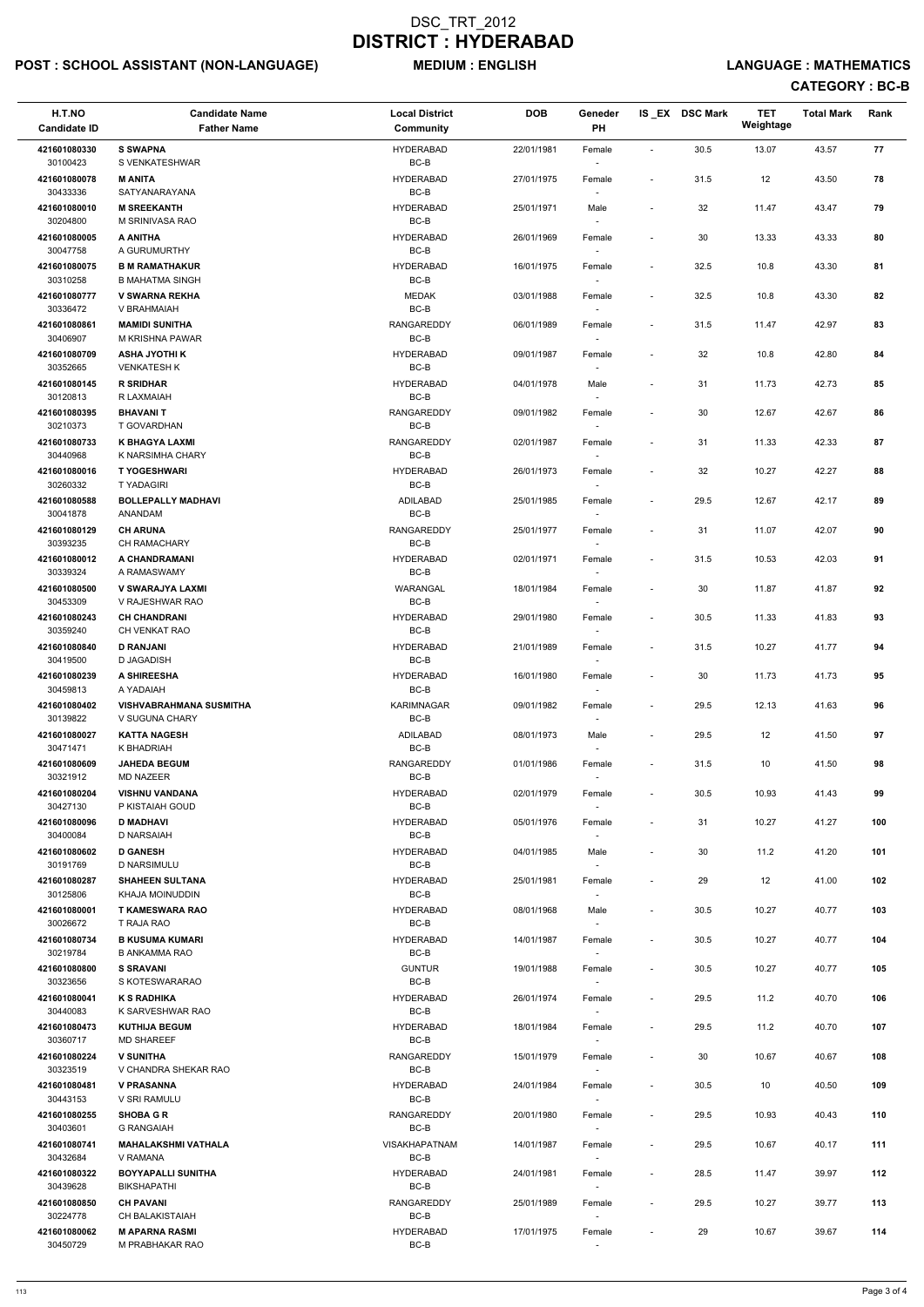# DSC_TRT_2012
# DISTRICT : HYDERABAD

**POST : SCHOOL ASSISTANT (NON-LANGUAGE)** **MEDIUM : ENGLISH** **LANGUAGE : MATHEMATICS**

**CATEGORY : BC-B**

| H.T.NO<br>Candidate ID | Candidate Name<br>Father Name | Local District<br>Community | DOB | Geneder<br>PH | IS_EX | DSC Mark | TET Weightage | Total Mark | Rank |
|---|---|---|---|---|---|---|---|---|---|
| 421601080330<br>30100423 | **S SWAPNA**<br>S VENKATESHWAR | HYDERABAD<br>BC-B | 22/01/1981 | Female<br>- | - | 30.5 | 13.07 | 43.57 | 77 |
| 421601080078<br>30433336 | **M ANITA**<br>SATYANARAYANA | HYDERABAD<br>BC-B | 27/01/1975 | Female<br>- | - | 31.5 | 12 | 43.50 | 78 |
| 421601080010<br>30204800 | **M SREEKANTH**<br>M SRINIVASA RAO | HYDERABAD<br>BC-B | 25/01/1971 | Male<br>- | - | 32 | 11.47 | 43.47 | 79 |
| 421601080005<br>30047758 | **A ANITHA**<br>A GURUMURTHY | HYDERABAD<br>BC-B | 26/01/1969 | Female<br>- | - | 30 | 13.33 | 43.33 | 80 |
| 421601080075<br>30310258 | **B M RAMATHAKUR**<br>B MAHATMA SINGH | HYDERABAD<br>BC-B | 16/01/1975 | Female<br>- | - | 32.5 | 10.8 | 43.30 | 81 |
| 421601080777<br>30336472 | **V SWARNA REKHA**<br>V BRAHMAIAH | MEDAK<br>BC-B | 03/01/1988 | Female<br>- | - | 32.5 | 10.8 | 43.30 | 82 |
| 421601080861<br>30406907 | **MAMIDI SUNITHA**<br>M KRISHNA PAWAR | RANGAREDDY<br>BC-B | 06/01/1989 | Female<br>- | - | 31.5 | 11.47 | 42.97 | 83 |
| 421601080709<br>30352665 | **ASHA JYOTHI K**<br>VENKATESH K | HYDERABAD<br>BC-B | 09/01/1987 | Female<br>- | - | 32 | 10.8 | 42.80 | 84 |
| 421601080145<br>30120813 | **R SRIDHAR**<br>R LAXMAIAH | HYDERABAD<br>BC-B | 04/01/1978 | Male<br>- | - | 31 | 11.73 | 42.73 | 85 |
| 421601080395<br>30210373 | **BHAVANI T**<br>T GOVARDHAN | RANGAREDDY<br>BC-B | 09/01/1982 | Female<br>- | - | 30 | 12.67 | 42.67 | 86 |
| 421601080733<br>30440968 | **K BHAGYA LAXMI**<br>K NARSIMHA CHARY | RANGAREDDY<br>BC-B | 02/01/1987 | Female<br>- | - | 31 | 11.33 | 42.33 | 87 |
| 421601080016<br>30260332 | **T YOGESHWARI**<br>T YADAGIRI | HYDERABAD<br>BC-B | 26/01/1973 | Female<br>- | - | 32 | 10.27 | 42.27 | 88 |
| 421601080588<br>30041878 | **BOLLEPALLY MADHAVI**<br>ANANDAM | ADILABAD<br>BC-B | 25/01/1985 | Female<br>- | - | 29.5 | 12.67 | 42.17 | 89 |
| 421601080129<br>30393235 | **CH ARUNA**<br>CH RAMACHARY | RANGAREDDY<br>BC-B | 25/01/1977 | Female<br>- | - | 31 | 11.07 | 42.07 | 90 |
| 421601080012<br>30339324 | **A CHANDRAMANI**<br>A RAMASWAMY | HYDERABAD<br>BC-B | 02/01/1971 | Female<br>- | - | 31.5 | 10.53 | 42.03 | 91 |
| 421601080500<br>30453309 | **V SWARAJYA LAXMI**<br>V RAJESHWAR RAO | WARANGAL<br>BC-B | 18/01/1984 | Female<br>- | - | 30 | 11.87 | 41.87 | 92 |
| 421601080243<br>30359240 | **CH CHANDRANI**<br>CH VENKAT RAO | HYDERABAD<br>BC-B | 29/01/1980 | Female<br>- | - | 30.5 | 11.33 | 41.83 | 93 |
| 421601080840<br>30419500 | **D RANJANI**<br>D JAGADISH | HYDERABAD<br>BC-B | 21/01/1989 | Female<br>- | - | 31.5 | 10.27 | 41.77 | 94 |
| 421601080239<br>30459813 | **A SHIREESHA**<br>A YADAIAH | HYDERABAD<br>BC-B | 16/01/1980 | Female<br>- | - | 30 | 11.73 | 41.73 | 95 |
| 421601080402<br>30139822 | **VISHVABRAHMANA SUSMITHA**<br>V SUGUNA CHARY | KARIMNAGAR<br>BC-B | 09/01/1982 | Female<br>- | - | 29.5 | 12.13 | 41.63 | 96 |
| 421601080027<br>30471471 | **KATTA NAGESH**<br>K BHADRIAH | ADILABAD<br>BC-B | 08/01/1973 | Male<br>- | - | 29.5 | 12 | 41.50 | 97 |
| 421601080609<br>30321912 | **JAHEDA BEGUM**<br>MD NAZEER | RANGAREDDY<br>BC-B | 01/01/1986 | Female<br>- | - | 31.5 | 10 | 41.50 | 98 |
| 421601080204<br>30427130 | **VISHNU VANDANA**<br>P KISTAIAH GOUD | HYDERABAD<br>BC-B | 02/01/1979 | Female<br>- | - | 30.5 | 10.93 | 41.43 | 99 |
| 421601080096<br>30400084 | **D MADHAVI**<br>D NARSAIAH | HYDERABAD<br>BC-B | 05/01/1976 | Female<br>- | - | 31 | 10.27 | 41.27 | 100 |
| 421601080602<br>30191769 | **D GANESH**<br>D NARSIMULU | HYDERABAD<br>BC-B | 04/01/1985 | Male<br>- | - | 30 | 11.2 | 41.20 | 101 |
| 421601080287<br>30125806 | **SHAHEEN SULTANA**<br>KHAJA MOINUDDIN | HYDERABAD<br>BC-B | 25/01/1981 | Female<br>- | - | 29 | 12 | 41.00 | 102 |
| 421601080001<br>30026672 | **T KAMESWARA RAO**<br>T RAJA RAO | HYDERABAD<br>BC-B | 08/01/1968 | Male<br>- | - | 30.5 | 10.27 | 40.77 | 103 |
| 421601080734<br>30219784 | **B KUSUMA KUMARI**<br>B ANKAMMA RAO | HYDERABAD<br>BC-B | 14/01/1987 | Female<br>- | - | 30.5 | 10.27 | 40.77 | 104 |
| 421601080800<br>30323656 | **S SRAVANI**<br>S KOTESWARARAO | GUNTUR<br>BC-B | 19/01/1988 | Female<br>- | - | 30.5 | 10.27 | 40.77 | 105 |
| 421601080041<br>30440083 | **K S RADHIKA**<br>K SARVESHWAR RAO | HYDERABAD<br>BC-B | 26/01/1974 | Female<br>- | - | 29.5 | 11.2 | 40.70 | 106 |
| 421601080473<br>30360717 | **KUTHIJA BEGUM**<br>MD SHAREEF | HYDERABAD<br>BC-B | 18/01/1984 | Female<br>- | - | 29.5 | 11.2 | 40.70 | 107 |
| 421601080224<br>30323519 | **V SUNITHA**<br>V CHANDRA SHEKAR RAO | RANGAREDDY<br>BC-B | 15/01/1979 | Female<br>- | - | 30 | 10.67 | 40.67 | 108 |
| 421601080481<br>30443153 | **V PRASANNA**<br>V SRI RAMULU | HYDERABAD<br>BC-B | 24/01/1984 | Female<br>- | - | 30.5 | 10 | 40.50 | 109 |
| 421601080255<br>30403601 | **SHOBA G R**<br>G RANGAIAH | RANGAREDDY<br>BC-B | 20/01/1980 | Female<br>- | - | 29.5 | 10.93 | 40.43 | 110 |
| 421601080741<br>30432684 | **MAHALAKSHMI VATHALA**<br>V RAMANA | VISAKHAPATNAM<br>BC-B | 14/01/1987 | Female<br>- | - | 29.5 | 10.67 | 40.17 | 111 |
| 421601080322<br>30439628 | **BOYYAPALLI SUNITHA**<br>BIKSHAPATHI | HYDERABAD<br>BC-B | 24/01/1981 | Female<br>- | - | 28.5 | 11.47 | 39.97 | 112 |
| 421601080850<br>30224778 | **CH PAVANI**<br>CH BALAKISTAIAH | RANGAREDDY<br>BC-B | 25/01/1989 | Female<br>- | - | 29.5 | 10.27 | 39.77 | 113 |
| 421601080062<br>30450729 | **M APARNA RASMI**<br>M PRABHAKAR RAO | HYDERABAD<br>BC-B | 17/01/1975 | Female<br>- | - | 29 | 10.67 | 39.67 | 114 |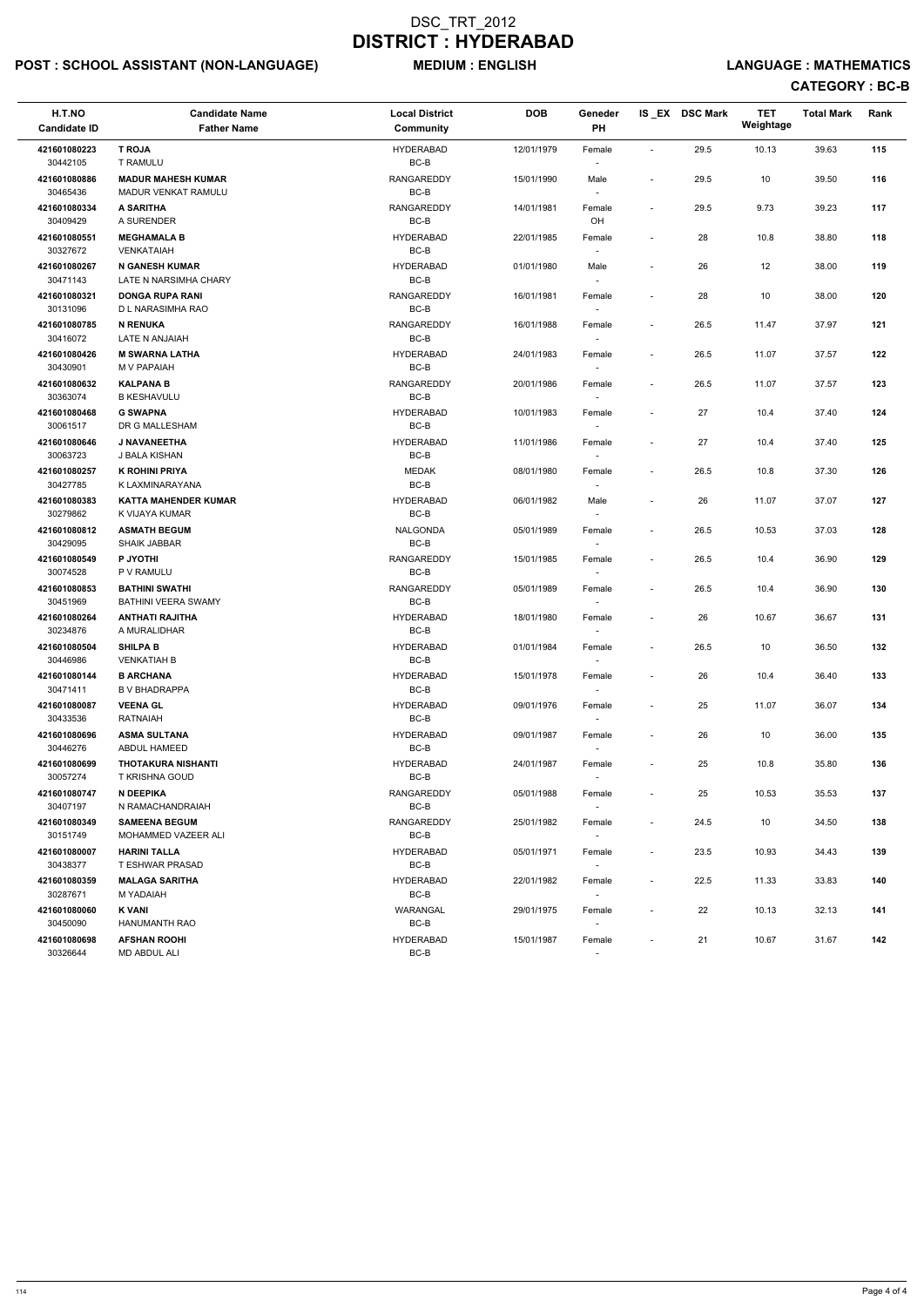# DSC_TRT_2012
# DISTRICT : HYDERABAD

**POST : SCHOOL ASSISTANT (NON-LANGUAGE)** **MEDIUM : ENGLISH** **LANGUAGE : MATHEMATICS**

**CATEGORY : BC-B**

| H.T.NO<br>Candidate ID | Candidate Name<br>Father Name | Local District<br>Community | DOB | Geneder<br>PH | IS_EX | DSC Mark | TET Weightage | Total Mark | Rank |
|---|---|---|---|---|---|---|---|---|---|
| 421601080223<br>30442105 | **T ROJA**<br>T RAMULU | HYDERABAD<br>BC-B | 12/01/1979 | Female<br>- | - | 29.5 | 10.13 | 39.63 | 115 |
| 421601080886<br>30465436 | **MADUR MAHESH KUMAR**<br>MADUR VENKAT RAMULU | RANGAREDDY<br>BC-B | 15/01/1990 | Male<br>- | - | 29.5 | 10 | 39.50 | 116 |
| 421601080334<br>30409429 | **A SARITHA**<br>A SURENDER | RANGAREDDY<br>BC-B | 14/01/1981 | Female<br>OH | - | 29.5 | 9.73 | 39.23 | 117 |
| 421601080551<br>30327672 | **MEGHAMALA B**<br>VENKATAIAH | HYDERABAD<br>BC-B | 22/01/1985 | Female<br>- | - | 28 | 10.8 | 38.80 | 118 |
| 421601080267<br>30471143 | **N GANESH KUMAR**<br>LATE N NARSIMHA CHARY | HYDERABAD<br>BC-B | 01/01/1980 | Male<br>- | - | 26 | 12 | 38.00 | 119 |
| 421601080321<br>30131096 | **DONGA RUPA RANI**<br>D L NARASIMHA RAO | RANGAREDDY<br>BC-B | 16/01/1981 | Female<br>- | - | 28 | 10 | 38.00 | 120 |
| 421601080785<br>30416072 | **N RENUKA**<br>LATE N ANJAIAH | RANGAREDDY<br>BC-B | 16/01/1988 | Female<br>- | - | 26.5 | 11.47 | 37.97 | 121 |
| 421601080426<br>30430901 | **M SWARNA LATHA**<br>M V PAPAIAH | HYDERABAD<br>BC-B | 24/01/1983 | Female<br>- | - | 26.5 | 11.07 | 37.57 | 122 |
| 421601080632<br>30363074 | **KALPANA B**<br>B KESHAVULU | RANGAREDDY<br>BC-B | 20/01/1986 | Female<br>- | - | 26.5 | 11.07 | 37.57 | 123 |
| 421601080468<br>30061517 | **G SWAPNA**<br>DR G MALLESHAM | HYDERABAD<br>BC-B | 10/01/1983 | Female<br>- | - | 27 | 10.4 | 37.40 | 124 |
| 421601080646<br>30063723 | **J NAVANEETHA**<br>J BALA KISHAN | HYDERABAD<br>BC-B | 11/01/1986 | Female<br>- | - | 27 | 10.4 | 37.40 | 125 |
| 421601080257<br>30427785 | **K ROHINI PRIYA**<br>K LAXMINARAYANA | MEDAK<br>BC-B | 08/01/1980 | Female<br>- | - | 26.5 | 10.8 | 37.30 | 126 |
| 421601080383<br>30279862 | **KATTA MAHENDER KUMAR**<br>K VIJAYA KUMAR | HYDERABAD<br>BC-B | 06/01/1982 | Male<br>- | - | 26 | 11.07 | 37.07 | 127 |
| 421601080812<br>30429095 | **ASMATH BEGUM**<br>SHAIK JABBAR | NALGONDA<br>BC-B | 05/01/1989 | Female<br>- | - | 26.5 | 10.53 | 37.03 | 128 |
| 421601080549<br>30074528 | **P JYOTHI**<br>P V RAMULU | RANGAREDDY<br>BC-B | 15/01/1985 | Female<br>- | - | 26.5 | 10.4 | 36.90 | 129 |
| 421601080853<br>30451969 | **BATHINI SWATHI**<br>BATHINI VEERA SWAMY | RANGAREDDY<br>BC-B | 05/01/1989 | Female<br>- | - | 26.5 | 10.4 | 36.90 | 130 |
| 421601080264<br>30234876 | **ANTHATI RAJITHA**<br>A MURALIDHAR | HYDERABAD<br>BC-B | 18/01/1980 | Female<br>- | - | 26 | 10.67 | 36.67 | 131 |
| 421601080504<br>30446986 | **SHILPA B**<br>VENKATIAH B | HYDERABAD<br>BC-B | 01/01/1984 | Female<br>- | - | 26.5 | 10 | 36.50 | 132 |
| 421601080144<br>30471411 | **B ARCHANA**<br>B V BHADRAPPA | HYDERABAD<br>BC-B | 15/01/1978 | Female<br>- | - | 26 | 10.4 | 36.40 | 133 |
| 421601080087<br>30433536 | **VEENA GL**<br>RATNAIAH | HYDERABAD<br>BC-B | 09/01/1976 | Female<br>- | - | 25 | 11.07 | 36.07 | 134 |
| 421601080696<br>30446276 | **ASMA SULTANA**<br>ABDUL HAMEED | HYDERABAD<br>BC-B | 09/01/1987 | Female<br>- | - | 26 | 10 | 36.00 | 135 |
| 421601080699<br>30057274 | **THOTAKURA NISHANTI**<br>T KRISHNA GOUD | HYDERABAD<br>BC-B | 24/01/1987 | Female<br>- | - | 25 | 10.8 | 35.80 | 136 |
| 421601080747<br>30407197 | **N DEEPIKA**<br>N RAMACHANDRAIAH | RANGAREDDY<br>BC-B | 05/01/1988 | Female<br>- | - | 25 | 10.53 | 35.53 | 137 |
| 421601080349<br>30151749 | **SAMEENA BEGUM**<br>MOHAMMED VAZEER ALI | RANGAREDDY<br>BC-B | 25/01/1982 | Female<br>- | - | 24.5 | 10 | 34.50 | 138 |
| 421601080007<br>30438377 | **HARINI TALLA**<br>T ESHWAR PRASAD | HYDERABAD<br>BC-B | 05/01/1971 | Female<br>- | - | 23.5 | 10.93 | 34.43 | 139 |
| 421601080359<br>30287671 | **MALAGA SARITHA**<br>M YADAIAH | HYDERABAD<br>BC-B | 22/01/1982 | Female<br>- | - | 22.5 | 11.33 | 33.83 | 140 |
| 421601080060<br>30450090 | **K VANI**<br>HANUMANTH RAO | WARANGAL<br>BC-B | 29/01/1975 | Female<br>- | - | 22 | 10.13 | 32.13 | 141 |
| 421601080698<br>30326644 | **AFSHAN ROOHI**<br>MD ABDUL ALI | HYDERABAD<br>BC-B | 15/01/1987 | Female<br>- | - | 21 | 10.67 | 31.67 | 142 |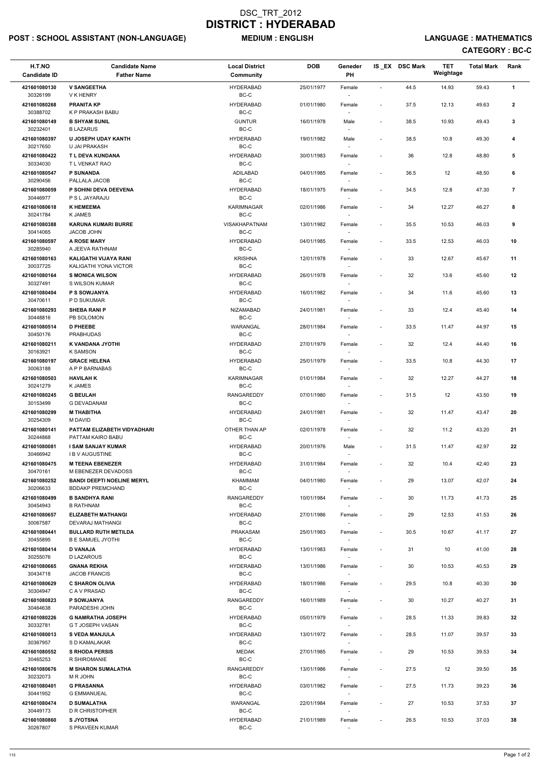# DSC_TRT_2012
# DISTRICT : HYDERABAD

**POST : SCHOOL ASSISTANT (NON-LANGUAGE)** **MEDIUM : ENGLISH** **LANGUAGE : MATHEMATICS**

**CATEGORY : BC-C**

| H.T.NO<br>Candidate ID | Candidate Name<br>Father Name | Local District<br>Community | DOB | Geneder<br>PH | IS _EX | DSC Mark | TET Weightage | Total Mark | Rank |
|---|---|---|---|---|---|---|---|---|---|
| 421601080130<br>30326199 | **V SANGEETHA**<br>V K HENRY | HYDERABAD<br>BC-C | 25/01/1977 | Female<br>- | - | 44.5 | 14.93 | 59.43 | 1 |
| 421601080268<br>30388702 | **PRANITA KP**<br>K P PRAKASH BABU | HYDERABAD<br>BC-C | 01/01/1980 | Female<br>- | - | 37.5 | 12.13 | 49.63 | 2 |
| 421601080149<br>30232401 | **B SHYAM SUNIL**<br>B LAZARUS | GUNTUR<br>BC-C | 16/01/1978 | Male<br>- | - | 38.5 | 10.93 | 49.43 | 3 |
| 421601080397<br>30217650 | **U JOSEPH UDAY KANTH**<br>U JAI PRAKASH | HYDERABAD<br>BC-C | 19/01/1982 | Male<br>- | - | 38.5 | 10.8 | 49.30 | 4 |
| 421601080422<br>30334030 | **T L DEVA KUNDANA**<br>T L VENKAT RAO | HYDERABAD<br>BC-C | 30/01/1983 | Female<br>- | - | 36 | 12.8 | 48.80 | 5 |
| 421601080547<br>30290456 | **P SUNANDA**<br>PALLALA JACOB | ADILABAD<br>BC-C | 04/01/1985 | Female<br>- | - | 36.5 | 12 | 48.50 | 6 |
| 421601080059<br>30446977 | **P SOHINI DEVA DEEVENA**<br>P S L JAYARAJU | HYDERABAD<br>BC-C | 18/01/1975 | Female<br>- | - | 34.5 | 12.8 | 47.30 | 7 |
| 421601080618<br>30241784 | **K HEMEEMA**<br>K JAMES | KARIMNAGAR<br>BC-C | 02/01/1986 | Female<br>- | - | 34 | 12.27 | 46.27 | 8 |
| 421601080388<br>30414065 | **KARUNA KUMARI BURRE**<br>JACOB JOHN | VISAKHAPATNAM<br>BC-C | 13/01/1982 | Female<br>- | - | 35.5 | 10.53 | 46.03 | 9 |
| 421601080597<br>30285940 | **A ROSE MARY**<br>A JEEVA RATHNAM | HYDERABAD<br>BC-C | 04/01/1985 | Female<br>- | - | 33.5 | 12.53 | 46.03 | 10 |
| 421601080163<br>30037725 | **KALIGATHI VIJAYA RANI**<br>KALIGATHI YONA VICTOR | KRISHNA<br>BC-C | 12/01/1978 | Female<br>- | - | 33 | 12.67 | 45.67 | 11 |
| 421601080164<br>30327491 | **S MONICA WILSON**<br>S WILSON KUMAR | HYDERABAD<br>BC-C | 26/01/1978 | Female<br>- | - | 32 | 13.6 | 45.60 | 12 |
| 421601080404<br>30470611 | **P S SOWJANYA**<br>P D SUKUMAR | HYDERABAD<br>BC-C | 16/01/1982 | Female<br>- | - | 34 | 11.6 | 45.60 | 13 |
| 421601080293<br>30448816 | **SHEBA RANI P**<br>PB SOLOMON | NIZAMABAD<br>BC-C | 24/01/1981 | Female<br>- | - | 33 | 12.4 | 45.40 | 14 |
| 421601080514<br>30450176 | **D PHEEBE**<br>PRABHUDAS | WARANGAL<br>BC-C | 28/01/1984 | Female<br>- | - | 33.5 | 11.47 | 44.97 | 15 |
| 421601080211<br>30163921 | **K VANDANA JYOTHI**<br>K SAMSON | HYDERABAD<br>BC-C | 27/01/1979 | Female<br>- | - | 32 | 12.4 | 44.40 | 16 |
| 421601080197<br>30063188 | **GRACE HELENA**<br>A P P BARNABAS | HYDERABAD<br>BC-C | 25/01/1979 | Female<br>- | - | 33.5 | 10.8 | 44.30 | 17 |
| 421601080503<br>30241279 | **HAVILAH K**<br>K JAMES | KARIMNAGAR<br>BC-C | 01/01/1984 | Female<br>- | - | 32 | 12.27 | 44.27 | 18 |
| 421601080245<br>30153499 | **G BEULAH**<br>G DEVADANAM | RANGAREDDY<br>BC-C | 07/01/1980 | Female<br>- | - | 31.5 | 12 | 43.50 | 19 |
| 421601080299<br>30254309 | **M THABITHA**<br>M DAVID | HYDERABAD<br>BC-C | 24/01/1981 | Female<br>- | - | 32 | 11.47 | 43.47 | 20 |
| 421601080141<br>30244868 | **PATTAM ELIZABETH VIDYADHARI**<br>PATTAM KAIRO BABU | OTHER THAN AP<br>BC-C | 02/01/1978 | Female<br>- | - | 32 | 11.2 | 43.20 | 21 |
| 421601080081<br>30466942 | **I SAM SANJAY KUMAR**<br>I B V AUGUSTINE | HYDERABAD<br>BC-C | 20/01/1976 | Male<br>- | - | 31.5 | 11.47 | 42.97 | 22 |
| 421601080475<br>30470161 | **M TEENA EBENEZER**<br>M EBENEZER DEVADOSS | HYDERABAD<br>BC-C | 31/01/1984 | Female<br>- | - | 32 | 10.4 | 42.40 | 23 |
| 421601080252<br>30206633 | **BANDI DEEPTI NOELINE MERYL**<br>BDDAKP PREMCHAND | KHAMMAM<br>BC-C | 04/01/1980 | Female<br>- | - | 29 | 13.07 | 42.07 | 24 |
| 421601080499<br>30454943 | **B SANDHYA RANI**<br>B RATHNAM | RANGAREDDY<br>BC-C | 10/01/1984 | Female<br>- | - | 30 | 11.73 | 41.73 | 25 |
| 421601080657<br>30067587 | **ELIZABETH MATHANGI**<br>DEVARAJ MATHANGI | HYDERABAD<br>BC-C | 27/01/1986 | Female<br>- | - | 29 | 12.53 | 41.53 | 26 |
| 421601080441<br>30455895 | **BULLARD RUTH METILDA**<br>B E SAMUEL JYOTHI | PRAKASAM<br>BC-C | 25/01/1983 | Female<br>- | - | 30.5 | 10.67 | 41.17 | 27 |
| 421601080414<br>30255076 | **D VANAJA**<br>D LAZAROUS | HYDERABAD<br>BC-C | 13/01/1983 | Female<br>- | - | 31 | 10 | 41.00 | 28 |
| 421601080665<br>30434718 | **GNANA REKHA**<br>JACOB FRANCIS | HYDERABAD<br>BC-C | 13/01/1986 | Female<br>- | - | 30 | 10.53 | 40.53 | 29 |
| 421601080629<br>30304947 | **C SHARON OLIVIA**<br>C A V PRASAD | HYDERABAD<br>BC-C | 18/01/1986 | Female<br>- | - | 29.5 | 10.8 | 40.30 | 30 |
| 421601080823<br>30464638 | **P SOWJANYA**<br>PARADESHI JOHN | RANGAREDDY<br>BC-C | 16/01/1989 | Female<br>- | - | 30 | 10.27 | 40.27 | 31 |
| 421601080226<br>30332781 | **G NAMRATHA JOSEPH**<br>G T JOSEPH VASAN | HYDERABAD<br>BC-C | 05/01/1979 | Female<br>- | - | 28.5 | 11.33 | 39.83 | 32 |
| 421601080013<br>30367957 | **S VEDA MANJULA**<br>S D KAMALAKAR | HYDERABAD<br>BC-C | 13/01/1972 | Female<br>- | - | 28.5 | 11.07 | 39.57 | 33 |
| 421601080552<br>30465253 | **S RHODA PERSIS**<br>R SHIROMANIE | MEDAK<br>BC-C | 27/01/1985 | Female<br>- | - | 29 | 10.53 | 39.53 | 34 |
| 421601080676<br>30232073 | **M SHARON SUMALATHA**<br>M R JOHN | RANGAREDDY<br>BC-C | 13/01/1986 | Female<br>- | - | 27.5 | 12 | 39.50 | 35 |
| 421601080401<br>30441952 | **G PRASANNA**<br>G EMMANUEAL | HYDERABAD<br>BC-C | 03/01/1982 | Female<br>- | - | 27.5 | 11.73 | 39.23 | 36 |
| 421601080474<br>30449173 | **D SUMALATHA**<br>D R CHRISTOPHER | WARANGAL<br>BC-C | 22/01/1984 | Female<br>- | - | 27 | 10.53 | 37.53 | 37 |
| 421601080860<br>30267807 | **S JYOTSNA**<br>S PRAVEEN KUMAR | HYDERABAD<br>BC-C | 21/01/1989 | Female<br>- | - | 26.5 | 10.53 | 37.03 | 38 |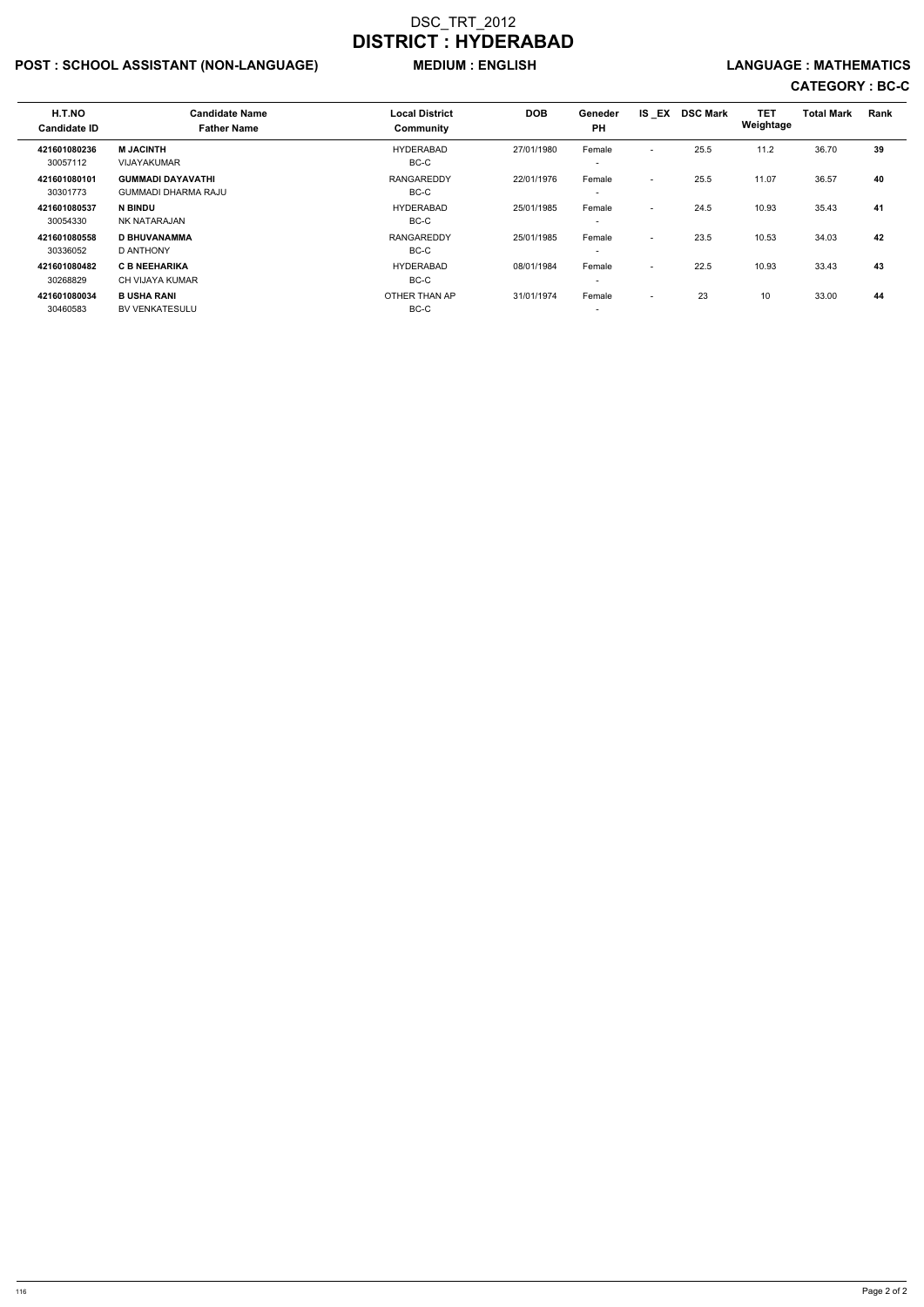# DSC_TRT_2012

# DISTRICT : HYDERABAD

**POST : SCHOOL ASSISTANT (NON-LANGUAGE)** **MEDIUM : ENGLISH** **LANGUAGE : MATHEMATICS**

**CATEGORY : BC-C**

| H.T.NO<br>Candidate ID | Candidate Name<br>Father Name | Local District<br>Community | DOB | Geneder<br>PH | IS _EX | DSC Mark | TET Weightage | Total Mark | Rank |
|---|---|---|---|---|---|---|---|---|---|
| **421601080236**<br>30057112 | **M JACINTH**<br>VIJAYAKUMAR | HYDERABAD<br>BC-C | 27/01/1980 | Female<br>- | - | 25.5 | 11.2 | 36.70 | **39** |
| **421601080101**<br>30301773 | **GUMMADI DAYAVATHI**<br>GUMMADI DHARMA RAJU | RANGAREDDY<br>BC-C | 22/01/1976 | Female<br>- | - | 25.5 | 11.07 | 36.57 | **40** |
| **421601080537**<br>30054330 | **N BINDU**<br>NK NATARAJAN | HYDERABAD<br>BC-C | 25/01/1985 | Female<br>- | - | 24.5 | 10.93 | 35.43 | **41** |
| **421601080558**<br>30336052 | **D BHUVANAMMA**<br>D ANTHONY | RANGAREDDY<br>BC-C | 25/01/1985 | Female<br>- | - | 23.5 | 10.53 | 34.03 | **42** |
| **421601080482**<br>30268829 | **C B NEEHARIKA**<br>CH VIJAYA KUMAR | HYDERABAD<br>BC-C | 08/01/1984 | Female<br>- | - | 22.5 | 10.93 | 33.43 | **43** |
| **421601080034**<br>30460583 | **B USHA RANI**<br>BV VENKATESULU | OTHER THAN AP<br>BC-C | 31/01/1974 | Female<br>- | - | 23 | 10 | 33.00 | **44** |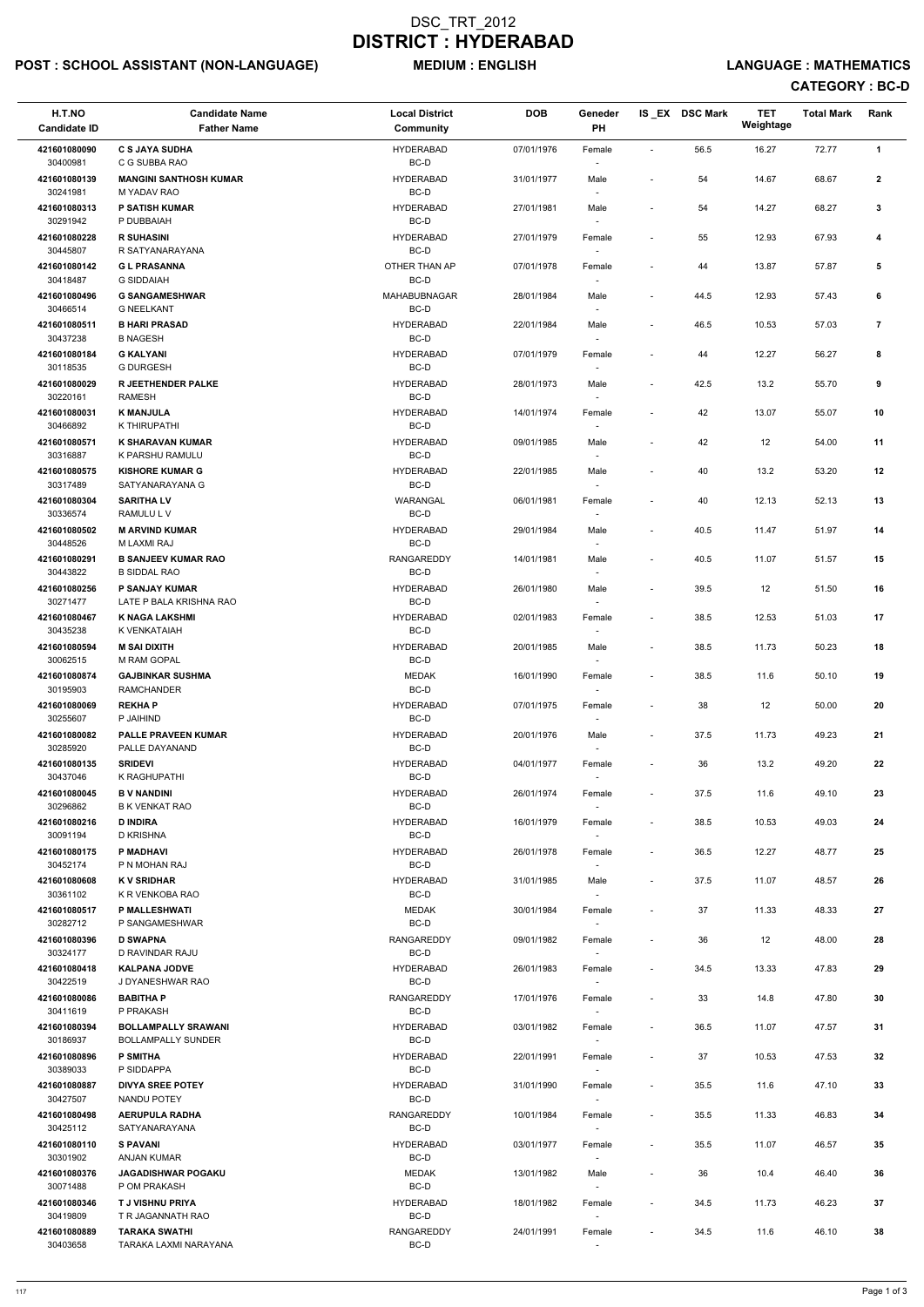# DSC_TRT_2012
# DISTRICT : HYDERABAD

**POST : SCHOOL ASSISTANT (NON-LANGUAGE)** **MEDIUM : ENGLISH** **LANGUAGE : MATHEMATICS**

**CATEGORY : BC-D**

| H.T.NO<br>Candidate ID | Candidate Name<br>Father Name | Local District<br>Community | DOB | Geneder<br>PH | IS_EX | DSC Mark | TET Weightage | Total Mark | Rank |
|---|---|---|---|---|---|---|---|---|---|
| 421601080090<br>30400981 | **C S JAYA SUDHA**<br>C G SUBBA RAO | HYDERABAD<br>BC-D | 07/01/1976 | Female<br>- | - | 56.5 | 16.27 | 72.77 | 1 |
| 421601080139<br>30241981 | **MANGINI SANTHOSH KUMAR**<br>M YADAV RAO | HYDERABAD<br>BC-D | 31/01/1977 | Male<br>- | - | 54 | 14.67 | 68.67 | 2 |
| 421601080313<br>30291942 | **P SATISH KUMAR**<br>P DUBBAIAH | HYDERABAD<br>BC-D | 27/01/1981 | Male<br>- | - | 54 | 14.27 | 68.27 | 3 |
| 421601080228<br>30445807 | **R SUHASINI**<br>R SATYANARAYANA | HYDERABAD<br>BC-D | 27/01/1979 | Female<br>- | - | 55 | 12.93 | 67.93 | 4 |
| 421601080142<br>30418487 | **G L PRASANNA**<br>G SIDDAIAH | OTHER THAN AP<br>BC-D | 07/01/1978 | Female<br>- | - | 44 | 13.87 | 57.87 | 5 |
| 421601080496<br>30466514 | **G SANGAMESHWAR**<br>G NEELKANT | MAHABUBNAGAR<br>BC-D | 28/01/1984 | Male<br>- | - | 44.5 | 12.93 | 57.43 | 6 |
| 421601080511<br>30437238 | **B HARI PRASAD**<br>B NAGESH | HYDERABAD<br>BC-D | 22/01/1984 | Male<br>- | - | 46.5 | 10.53 | 57.03 | 7 |
| 421601080184<br>30118535 | **G KALYANI**<br>G DURGESH | HYDERABAD<br>BC-D | 07/01/1979 | Female<br>- | - | 44 | 12.27 | 56.27 | 8 |
| 421601080029<br>30220161 | **R JEETHENDER PALKE**<br>RAMESH | HYDERABAD<br>BC-D | 28/01/1973 | Male<br>- | - | 42.5 | 13.2 | 55.70 | 9 |
| 421601080031<br>30466892 | **K MANJULA**<br>K THIRUPATHI | HYDERABAD<br>BC-D | 14/01/1974 | Female<br>- | - | 42 | 13.07 | 55.07 | 10 |
| 421601080571<br>30316887 | **K SHARAVAN KUMAR**<br>K PARSHU RAMULU | HYDERABAD<br>BC-D | 09/01/1985 | Male<br>- | - | 42 | 12 | 54.00 | 11 |
| 421601080575<br>30317489 | **KISHORE KUMAR G**<br>SATYANARAYANA G | HYDERABAD<br>BC-D | 22/01/1985 | Male<br>- | - | 40 | 13.2 | 53.20 | 12 |
| 421601080304<br>30336574 | **SARITHA LV**<br>RAMULU L V | WARANGAL<br>BC-D | 06/01/1981 | Female<br>- | - | 40 | 12.13 | 52.13 | 13 |
| 421601080502<br>30448526 | **M ARVIND KUMAR**<br>M LAXMI RAJ | HYDERABAD<br>BC-D | 29/01/1984 | Male<br>- | - | 40.5 | 11.47 | 51.97 | 14 |
| 421601080291<br>30443822 | **B SANJEEV KUMAR RAO**<br>B SIDDAL RAO | RANGAREDDY<br>BC-D | 14/01/1981 | Male<br>- | - | 40.5 | 11.07 | 51.57 | 15 |
| 421601080256<br>30271477 | **P SANJAY KUMAR**<br>LATE P BALA KRISHNA RAO | HYDERABAD<br>BC-D | 26/01/1980 | Male<br>- | - | 39.5 | 12 | 51.50 | 16 |
| 421601080467<br>30435238 | **K NAGA LAKSHMI**<br>K VENKATAIAH | HYDERABAD<br>BC-D | 02/01/1983 | Female<br>- | - | 38.5 | 12.53 | 51.03 | 17 |
| 421601080594<br>30062515 | **M SAI DIXITH**<br>M RAM GOPAL | HYDERABAD<br>BC-D | 20/01/1985 | Male<br>- | - | 38.5 | 11.73 | 50.23 | 18 |
| 421601080874<br>30195903 | **GAJBINKAR SUSHMA**<br>RAMCHANDER | MEDAK<br>BC-D | 16/01/1990 | Female<br>- | - | 38.5 | 11.6 | 50.10 | 19 |
| 421601080069<br>30255607 | **REKHA P**<br>P JAIHIND | HYDERABAD<br>BC-D | 07/01/1975 | Female<br>- | - | 38 | 12 | 50.00 | 20 |
| 421601080082<br>30285920 | **PALLE PRAVEEN KUMAR**<br>PALLE DAYANAND | HYDERABAD<br>BC-D | 20/01/1976 | Male<br>- | - | 37.5 | 11.73 | 49.23 | 21 |
| 421601080135<br>30437046 | **SRIDEVI**<br>K RAGHUPATHI | HYDERABAD<br>BC-D | 04/01/1977 | Female<br>- | - | 36 | 13.2 | 49.20 | 22 |
| 421601080045<br>30296862 | **B V NANDINI**<br>B K VENKAT RAO | HYDERABAD<br>BC-D | 26/01/1974 | Female<br>- | - | 37.5 | 11.6 | 49.10 | 23 |
| 421601080216<br>30091194 | **D INDIRA**<br>D KRISHNA | HYDERABAD<br>BC-D | 16/01/1979 | Female<br>- | - | 38.5 | 10.53 | 49.03 | 24 |
| 421601080175<br>30452174 | **P MADHAVI**<br>P N MOHAN RAJ | HYDERABAD<br>BC-D | 26/01/1978 | Female<br>- | - | 36.5 | 12.27 | 48.77 | 25 |
| 421601080608<br>30361102 | **K V SRIDHAR**<br>K R VENKOBA RAO | HYDERABAD<br>BC-D | 31/01/1985 | Male<br>- | - | 37.5 | 11.07 | 48.57 | 26 |
| 421601080517<br>30282712 | **P MALLESHWATI**<br>P SANGAMESHWAR | MEDAK<br>BC-D | 30/01/1984 | Female<br>- | - | 37 | 11.33 | 48.33 | 27 |
| 421601080396<br>30324177 | **D SWAPNA**<br>D RAVINDAR RAJU | RANGAREDDY<br>BC-D | 09/01/1982 | Female<br>- | - | 36 | 12 | 48.00 | 28 |
| 421601080418<br>30422519 | **KALPANA JODVE**<br>J DYANESHWAR RAO | HYDERABAD<br>BC-D | 26/01/1983 | Female<br>- | - | 34.5 | 13.33 | 47.83 | 29 |
| 421601080086<br>30411619 | **BABITHA P**<br>P PRAKASH | RANGAREDDY<br>BC-D | 17/01/1976 | Female<br>- | - | 33 | 14.8 | 47.80 | 30 |
| 421601080394<br>30186937 | **BOLLAMPALLY SRAWANI**<br>BOLLAMPALLY SUNDER | HYDERABAD<br>BC-D | 03/01/1982 | Female<br>- | - | 36.5 | 11.07 | 47.57 | 31 |
| 421601080896<br>30389033 | **P SMITHA**<br>P SIDDAPPA | HYDERABAD<br>BC-D | 22/01/1991 | Female<br>- | - | 37 | 10.53 | 47.53 | 32 |
| 421601080887<br>30427507 | **DIVYA SREE POTEY**<br>NANDU POTEY | HYDERABAD<br>BC-D | 31/01/1990 | Female<br>- | - | 35.5 | 11.6 | 47.10 | 33 |
| 421601080498<br>30425112 | **AERUPULA RADHA**<br>SATYANARAYANA | RANGAREDDY<br>BC-D | 10/01/1984 | Female<br>- | - | 35.5 | 11.33 | 46.83 | 34 |
| 421601080110<br>30301902 | **S PAVANI**<br>ANJAN KUMAR | HYDERABAD<br>BC-D | 03/01/1977 | Female<br>- | - | 35.5 | 11.07 | 46.57 | 35 |
| 421601080376<br>30071488 | **JAGADISHWAR POGAKU**<br>P OM PRAKASH | MEDAK<br>BC-D | 13/01/1982 | Male<br>- | - | 36 | 10.4 | 46.40 | 36 |
| 421601080346<br>30419809 | **T J VISHNU PRIYA**<br>T R JAGANNATH RAO | HYDERABAD<br>BC-D | 18/01/1982 | Female<br>- | - | 34.5 | 11.73 | 46.23 | 37 |
| 421601080889<br>30403658 | **TARAKA SWATHI**<br>TARAKA LAXMI NARAYANA | RANGAREDDY<br>BC-D | 24/01/1991 | Female<br>- | - | 34.5 | 11.6 | 46.10 | 38 |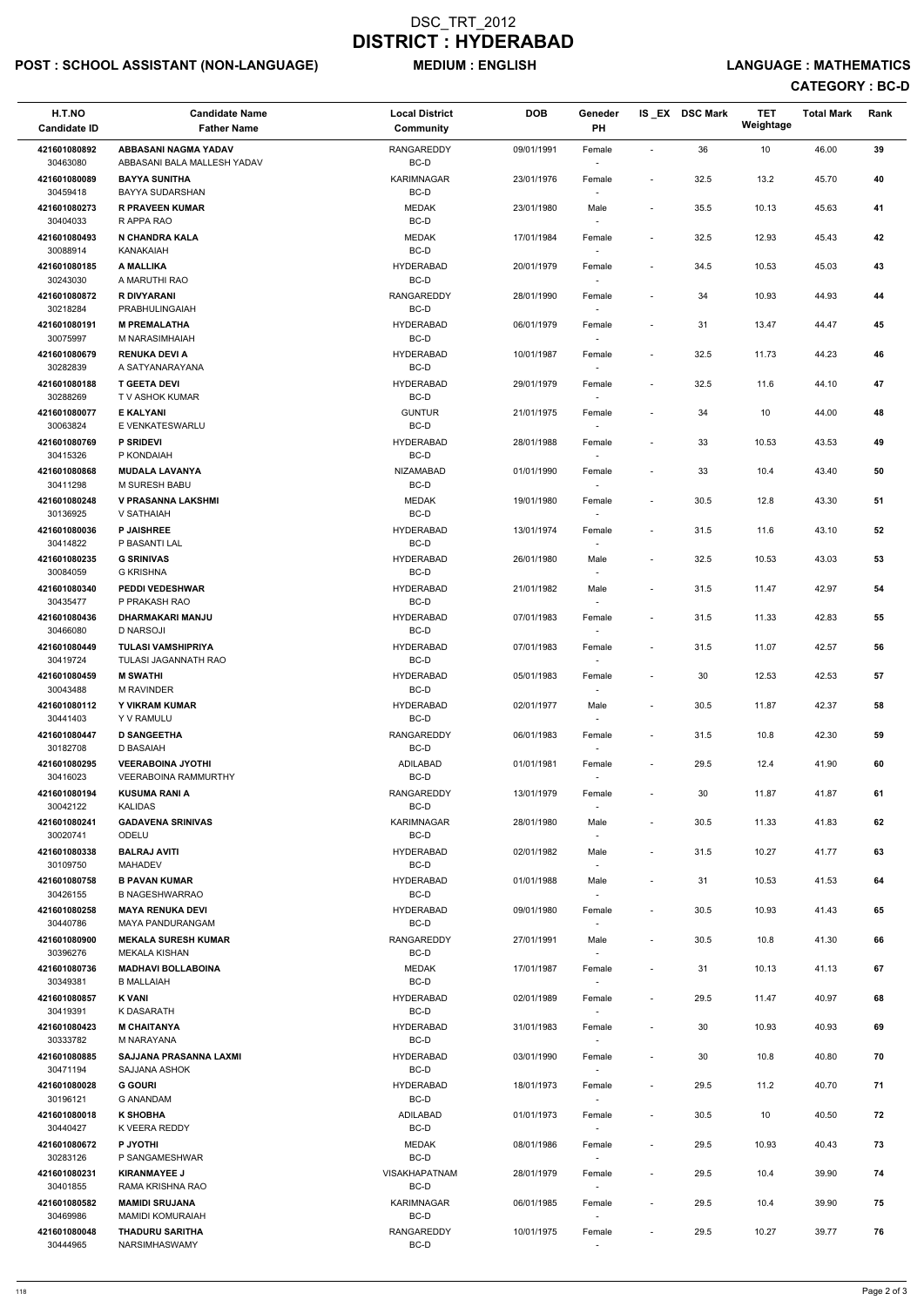# DSC_TRT_2012
# DISTRICT : HYDERABAD

**POST : SCHOOL ASSISTANT (NON-LANGUAGE)** **MEDIUM : ENGLISH** **LANGUAGE : MATHEMATICS**

**CATEGORY : BC-D**

| H.T.NO<br>Candidate ID | Candidate Name<br>Father Name | Local District<br>Community | DOB | Geneder<br>PH | IS_EX | DSC Mark | TET Weightage | Total Mark | Rank |
|---|---|---|---|---|---|---|---|---|---|
| 421601080892<br>30463080 | **ABBASANI NAGMA YADAV**<br>ABBASANI BALA MALLESH YADAV | RANGAREDDY<br>BC-D | 09/01/1991 | Female<br>- | - | 36 | 10 | 46.00 | 39 |
| 421601080089<br>30459418 | **BAYYA SUNITHA**<br>BAYYA SUDARSHAN | KARIMNAGAR<br>BC-D | 23/01/1976 | Female<br>- | - | 32.5 | 13.2 | 45.70 | 40 |
| 421601080273<br>30404033 | **R PRAVEEN KUMAR**<br>R APPA RAO | MEDAK<br>BC-D | 23/01/1980 | Male<br>- | - | 35.5 | 10.13 | 45.63 | 41 |
| 421601080493<br>30088914 | **N CHANDRA KALA**<br>KANAKAIAH | MEDAK<br>BC-D | 17/01/1984 | Female<br>- | - | 32.5 | 12.93 | 45.43 | 42 |
| 421601080185<br>30243030 | **A MALLIKA**<br>A MARUTHI RAO | HYDERABAD<br>BC-D | 20/01/1979 | Female<br>- | - | 34.5 | 10.53 | 45.03 | 43 |
| 421601080872<br>30218284 | **R DIVYARANI**<br>PRABHULINGAIAH | RANGAREDDY<br>BC-D | 28/01/1990 | Female<br>- | - | 34 | 10.93 | 44.93 | 44 |
| 421601080191<br>30075997 | **M PREMALATHA**<br>M NARASIMHAIAH | HYDERABAD<br>BC-D | 06/01/1979 | Female<br>- | - | 31 | 13.47 | 44.47 | 45 |
| 421601080679<br>30282839 | **RENUKA DEVI A**<br>A SATYANARAYANA | HYDERABAD<br>BC-D | 10/01/1987 | Female<br>- | - | 32.5 | 11.73 | 44.23 | 46 |
| 421601080188<br>30288269 | **T GEETA DEVI**<br>T V ASHOK KUMAR | HYDERABAD<br>BC-D | 29/01/1979 | Female<br>- | - | 32.5 | 11.6 | 44.10 | 47 |
| 421601080077<br>30063824 | **E KALYANI**<br>E VENKATESWARLU | GUNTUR<br>BC-D | 21/01/1975 | Female<br>- | - | 34 | 10 | 44.00 | 48 |
| 421601080769<br>30415326 | **P SRIDEVI**<br>P KONDAIAH | HYDERABAD<br>BC-D | 28/01/1988 | Female<br>- | - | 33 | 10.53 | 43.53 | 49 |
| 421601080868<br>30411298 | **MUDALA LAVANYA**<br>M SURESH BABU | NIZAMABAD<br>BC-D | 01/01/1990 | Female<br>- | - | 33 | 10.4 | 43.40 | 50 |
| 421601080248<br>30136925 | **V PRASANNA LAKSHMI**<br>V SATHAIAH | MEDAK<br>BC-D | 19/01/1980 | Female<br>- | - | 30.5 | 12.8 | 43.30 | 51 |
| 421601080036<br>30414822 | **P JAISHREE**<br>P BASANTI LAL | HYDERABAD<br>BC-D | 13/01/1974 | Female<br>- | - | 31.5 | 11.6 | 43.10 | 52 |
| 421601080235<br>30084059 | **G SRINIVAS**<br>G KRISHNA | HYDERABAD<br>BC-D | 26/01/1980 | Male<br>- | - | 32.5 | 10.53 | 43.03 | 53 |
| 421601080340<br>30435477 | **PEDDI VEDESHWAR**<br>P PRAKASH RAO | HYDERABAD<br>BC-D | 21/01/1982 | Male<br>- | - | 31.5 | 11.47 | 42.97 | 54 |
| 421601080436<br>30466080 | **DHARMAKARI MANJU**<br>D NARSOJI | HYDERABAD<br>BC-D | 07/01/1983 | Female<br>- | - | 31.5 | 11.33 | 42.83 | 55 |
| 421601080449<br>30419724 | **TULASI VAMSHIPRIYA**<br>TULASI JAGANNATH RAO | HYDERABAD<br>BC-D | 07/01/1983 | Female<br>- | - | 31.5 | 11.07 | 42.57 | 56 |
| 421601080459<br>30043488 | **M SWATHI**<br>M RAVINDER | HYDERABAD<br>BC-D | 05/01/1983 | Female<br>- | - | 30 | 12.53 | 42.53 | 57 |
| 421601080112<br>30441403 | **Y VIKRAM KUMAR**<br>Y V RAMULU | HYDERABAD<br>BC-D | 02/01/1977 | Male<br>- | - | 30.5 | 11.87 | 42.37 | 58 |
| 421601080447<br>30182708 | **D SANGEETHA**<br>D BASAIAH | RANGAREDDY<br>BC-D | 06/01/1983 | Female<br>- | - | 31.5 | 10.8 | 42.30 | 59 |
| 421601080295<br>30416023 | **VEERABOINA JYOTHI**<br>VEERABOINA RAMMURTHY | ADILABAD<br>BC-D | 01/01/1981 | Female<br>- | - | 29.5 | 12.4 | 41.90 | 60 |
| 421601080194<br>30042122 | **KUSUMA RANI A**<br>KALIDAS | RANGAREDDY<br>BC-D | 13/01/1979 | Female<br>- | - | 30 | 11.87 | 41.87 | 61 |
| 421601080241<br>30020741 | **GADAVENA SRINIVAS**<br>ODELU | KARIMNAGAR<br>BC-D | 28/01/1980 | Male<br>- | - | 30.5 | 11.33 | 41.83 | 62 |
| 421601080338<br>30109750 | **BALRAJ AVITI**<br>MAHADEV | HYDERABAD<br>BC-D | 02/01/1982 | Male<br>- | - | 31.5 | 10.27 | 41.77 | 63 |
| 421601080758<br>30426155 | **B PAVAN KUMAR**<br>B NAGESHWARRAO | HYDERABAD<br>BC-D | 01/01/1988 | Male<br>- | - | 31 | 10.53 | 41.53 | 64 |
| 421601080258<br>30440786 | **MAYA RENUKA DEVI**<br>MAYA PANDURANGAM | HYDERABAD<br>BC-D | 09/01/1980 | Female<br>- | - | 30.5 | 10.93 | 41.43 | 65 |
| 421601080900<br>30396276 | **MEKALA SURESH KUMAR**<br>MEKALA KISHAN | RANGAREDDY<br>BC-D | 27/01/1991 | Male<br>- | - | 30.5 | 10.8 | 41.30 | 66 |
| 421601080736<br>30349381 | **MADHAVI BOLLABOINA**<br>B MALLAIAH | MEDAK<br>BC-D | 17/01/1987 | Female<br>- | - | 31 | 10.13 | 41.13 | 67 |
| 421601080857<br>30419391 | **K VANI**<br>K DASARATH | HYDERABAD<br>BC-D | 02/01/1989 | Female<br>- | - | 29.5 | 11.47 | 40.97 | 68 |
| 421601080423<br>30333782 | **M CHAITANYA**<br>M NARAYANA | HYDERABAD<br>BC-D | 31/01/1983 | Female<br>- | - | 30 | 10.93 | 40.93 | 69 |
| 421601080885<br>30471194 | **SAJJANA PRASANNA LAXMI**<br>SAJJANA ASHOK | HYDERABAD<br>BC-D | 03/01/1990 | Female<br>- | - | 30 | 10.8 | 40.80 | 70 |
| 421601080028<br>30196121 | **G GOURI**<br>G ANANDAM | HYDERABAD<br>BC-D | 18/01/1973 | Female<br>- | - | 29.5 | 11.2 | 40.70 | 71 |
| 421601080018<br>30440427 | **K SHOBHA**<br>K VEERA REDDY | ADILABAD<br>BC-D | 01/01/1973 | Female<br>- | - | 30.5 | 10 | 40.50 | 72 |
| 421601080672<br>30283126 | **P JYOTHI**<br>P SANGAMESHWAR | MEDAK<br>BC-D | 08/01/1986 | Female<br>- | - | 29.5 | 10.93 | 40.43 | 73 |
| 421601080231<br>30401855 | **KIRANMAYEE J**<br>RAMA KRISHNA RAO | VISAKHAPATNAM<br>BC-D | 28/01/1979 | Female<br>- | - | 29.5 | 10.4 | 39.90 | 74 |
| 421601080582<br>30469986 | **MAMIDI SRUJANA**<br>MAMIDI KOMURAIAH | KARIMNAGAR<br>BC-D | 06/01/1985 | Female<br>- | - | 29.5 | 10.4 | 39.90 | 75 |
| 421601080048<br>30444965 | **THADURU SARITHA**<br>NARSIMHASWAMY | RANGAREDDY<br>BC-D | 10/01/1975 | Female<br>- | - | 29.5 | 10.27 | 39.77 | 76 |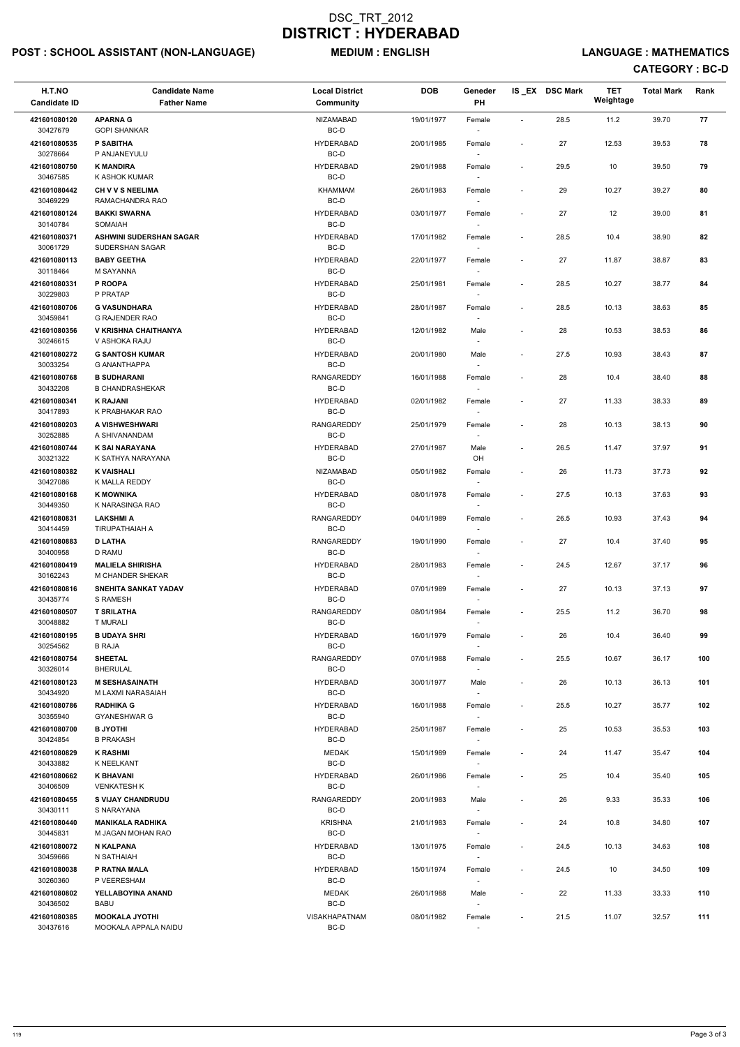# DSC_TRT_2012
# DISTRICT : HYDERABAD

**POST : SCHOOL ASSISTANT (NON-LANGUAGE)** **MEDIUM : ENGLISH** **LANGUAGE : MATHEMATICS**

**CATEGORY : BC-D**

| H.T.NO<br>Candidate ID | Candidate Name<br>Father Name | Local District<br>Community | DOB | Geneder<br>PH | IS_EX | DSC Mark | TET Weightage | Total Mark | Rank |
|---|---|---|---|---|---|---|---|---|---|
| 421601080120<br>30427679 | **APARNA G**<br>GOPI SHANKAR | NIZAMABAD<br>BC-D | 19/01/1977 | Female<br>- | - | 28.5 | 11.2 | 39.70 | **77** |
| 421601080535<br>30278664 | **P SABITHA**<br>P ANJANEYULU | HYDERABAD<br>BC-D | 20/01/1985 | Female<br>- | - | 27 | 12.53 | 39.53 | **78** |
| 421601080750<br>30467585 | **K MANDIRA**<br>K ASHOK KUMAR | HYDERABAD<br>BC-D | 29/01/1988 | Female<br>- | - | 29.5 | 10 | 39.50 | **79** |
| 421601080442<br>30469229 | **CH V V S NEELIMA**<br>RAMACHANDRA RAO | KHAMMAM<br>BC-D | 26/01/1983 | Female<br>- | - | 29 | 10.27 | 39.27 | **80** |
| 421601080124<br>30140784 | **BAKKI SWARNA**<br>SOMAIAH | HYDERABAD<br>BC-D | 03/01/1977 | Female<br>- | - | 27 | 12 | 39.00 | **81** |
| 421601080371<br>30061729 | **ASHWINI SUDERSHAN SAGAR**<br>SUDERSHAN SAGAR | HYDERABAD<br>BC-D | 17/01/1982 | Female<br>- | - | 28.5 | 10.4 | 38.90 | **82** |
| 421601080113<br>30118464 | **BABY GEETHA**<br>M SAYANNA | HYDERABAD<br>BC-D | 22/01/1977 | Female<br>- | - | 27 | 11.87 | 38.87 | **83** |
| 421601080331<br>30229803 | **P ROOPA**<br>P PRATAP | HYDERABAD<br>BC-D | 25/01/1981 | Female<br>- | - | 28.5 | 10.27 | 38.77 | **84** |
| 421601080706<br>30459841 | **G VASUNDHARA**<br>G RAJENDER RAO | HYDERABAD<br>BC-D | 28/01/1987 | Female<br>- | - | 28.5 | 10.13 | 38.63 | **85** |
| 421601080356<br>30246615 | **V KRISHNA CHAITHANYA**<br>V ASHOKA RAJU | HYDERABAD<br>BC-D | 12/01/1982 | Male<br>- | - | 28 | 10.53 | 38.53 | **86** |
| 421601080272<br>30033254 | **G SANTOSH KUMAR**<br>G ANANTHAPPA | HYDERABAD<br>BC-D | 20/01/1980 | Male<br>- | - | 27.5 | 10.93 | 38.43 | **87** |
| 421601080768<br>30432208 | **B SUDHARANI**<br>B CHANDRASHEKER | RANGAREDDY<br>BC-D | 16/01/1988 | Female<br>- | - | 28 | 10.4 | 38.40 | **88** |
| 421601080341<br>30417893 | **K RAJANI**<br>K PRABHAKAR RAO | HYDERABAD<br>BC-D | 02/01/1982 | Female<br>- | - | 27 | 11.33 | 38.33 | **89** |
| 421601080203<br>30252885 | **A VISHWESHWARI**<br>A SHIVANANDAM | RANGAREDDY<br>BC-D | 25/01/1979 | Female<br>- | - | 28 | 10.13 | 38.13 | **90** |
| 421601080744<br>30321322 | **K SAI NARAYANA**<br>K SATHYA NARAYANA | HYDERABAD<br>BC-D | 27/01/1987 | Male<br>OH | - | 26.5 | 11.47 | 37.97 | **91** |
| 421601080382<br>30427086 | **K VAISHALI**<br>K MALLA REDDY | NIZAMABAD<br>BC-D | 05/01/1982 | Female<br>- | - | 26 | 11.73 | 37.73 | **92** |
| 421601080168<br>30449350 | **K MOWNIKA**<br>K NARASINGA RAO | HYDERABAD<br>BC-D | 08/01/1978 | Female<br>- | - | 27.5 | 10.13 | 37.63 | **93** |
| 421601080831<br>30414459 | **LAKSHMI A**<br>TIRUPATHAIAH A | RANGAREDDY<br>BC-D | 04/01/1989 | Female<br>- | - | 26.5 | 10.93 | 37.43 | **94** |
| 421601080883<br>30400958 | **D LATHA**<br>D RAMU | RANGAREDDY<br>BC-D | 19/01/1990 | Female<br>- | - | 27 | 10.4 | 37.40 | **95** |
| 421601080419<br>30162243 | **MALIELA SHIRISHA**<br>M CHANDER SHEKAR | HYDERABAD<br>BC-D | 28/01/1983 | Female<br>- | - | 24.5 | 12.67 | 37.17 | **96** |
| 421601080816<br>30435774 | **SNEHITA SANKAT YADAV**<br>S RAMESH | HYDERABAD<br>BC-D | 07/01/1989 | Female<br>- | - | 27 | 10.13 | 37.13 | **97** |
| 421601080507<br>30048882 | **T SRILATHA**<br>T MURALI | RANGAREDDY<br>BC-D | 08/01/1984 | Female<br>- | - | 25.5 | 11.2 | 36.70 | **98** |
| 421601080195<br>30254562 | **B UDAYA SHRI**<br>B RAJA | HYDERABAD<br>BC-D | 16/01/1979 | Female<br>- | - | 26 | 10.4 | 36.40 | **99** |
| 421601080754<br>30326014 | **SHEETAL**<br>BHERULAL | RANGAREDDY<br>BC-D | 07/01/1988 | Female<br>- | - | 25.5 | 10.67 | 36.17 | **100** |
| 421601080123<br>30434920 | **M SESHASAINATH**<br>M LAXMI NARASAIAH | HYDERABAD<br>BC-D | 30/01/1977 | Male<br>- | - | 26 | 10.13 | 36.13 | **101** |
| 421601080786<br>30355940 | **RADHIKA G**<br>GYANESHWAR G | HYDERABAD<br>BC-D | 16/01/1988 | Female<br>- | - | 25.5 | 10.27 | 35.77 | **102** |
| 421601080700<br>30424854 | **B JYOTHI**<br>B PRAKASH | HYDERABAD<br>BC-D | 25/01/1987 | Female<br>- | - | 25 | 10.53 | 35.53 | **103** |
| 421601080829<br>30433882 | **K RASHMI**<br>K NEELKANT | MEDAK<br>BC-D | 15/01/1989 | Female<br>- | - | 24 | 11.47 | 35.47 | **104** |
| 421601080662<br>30406509 | **K BHAVANI**<br>VENKATESH K | HYDERABAD<br>BC-D | 26/01/1986 | Female<br>- | - | 25 | 10.4 | 35.40 | **105** |
| 421601080455<br>30430111 | **S VIJAY CHANDRUDU**<br>S NARAYANA | RANGAREDDY<br>BC-D | 20/01/1983 | Male<br>- | - | 26 | 9.33 | 35.33 | **106** |
| 421601080440<br>30445831 | **MANIKALA RADHIKA**<br>M JAGAN MOHAN RAO | KRISHNA<br>BC-D | 21/01/1983 | Female<br>- | - | 24 | 10.8 | 34.80 | **107** |
| 421601080072<br>30459666 | **N KALPANA**<br>N SATHAIAH | HYDERABAD<br>BC-D | 13/01/1975 | Female<br>- | - | 24.5 | 10.13 | 34.63 | **108** |
| 421601080038<br>30260360 | **P RATNA MALA**<br>P VEERESHAM | HYDERABAD<br>BC-D | 15/01/1974 | Female<br>- | - | 24.5 | 10 | 34.50 | **109** |
| 421601080802<br>30436502 | **YELLABOYINA ANAND**<br>BABU | MEDAK<br>BC-D | 26/01/1988 | Male<br>- | - | 22 | 11.33 | 33.33 | **110** |
| 421601080385<br>30437616 | **MOOKALA JYOTHI**<br>MOOKALA APPALA NAIDU | VISAKHAPATNAM<br>BC-D | 08/01/1982 | Female<br>- | - | 21.5 | 11.07 | 32.57 | **111** |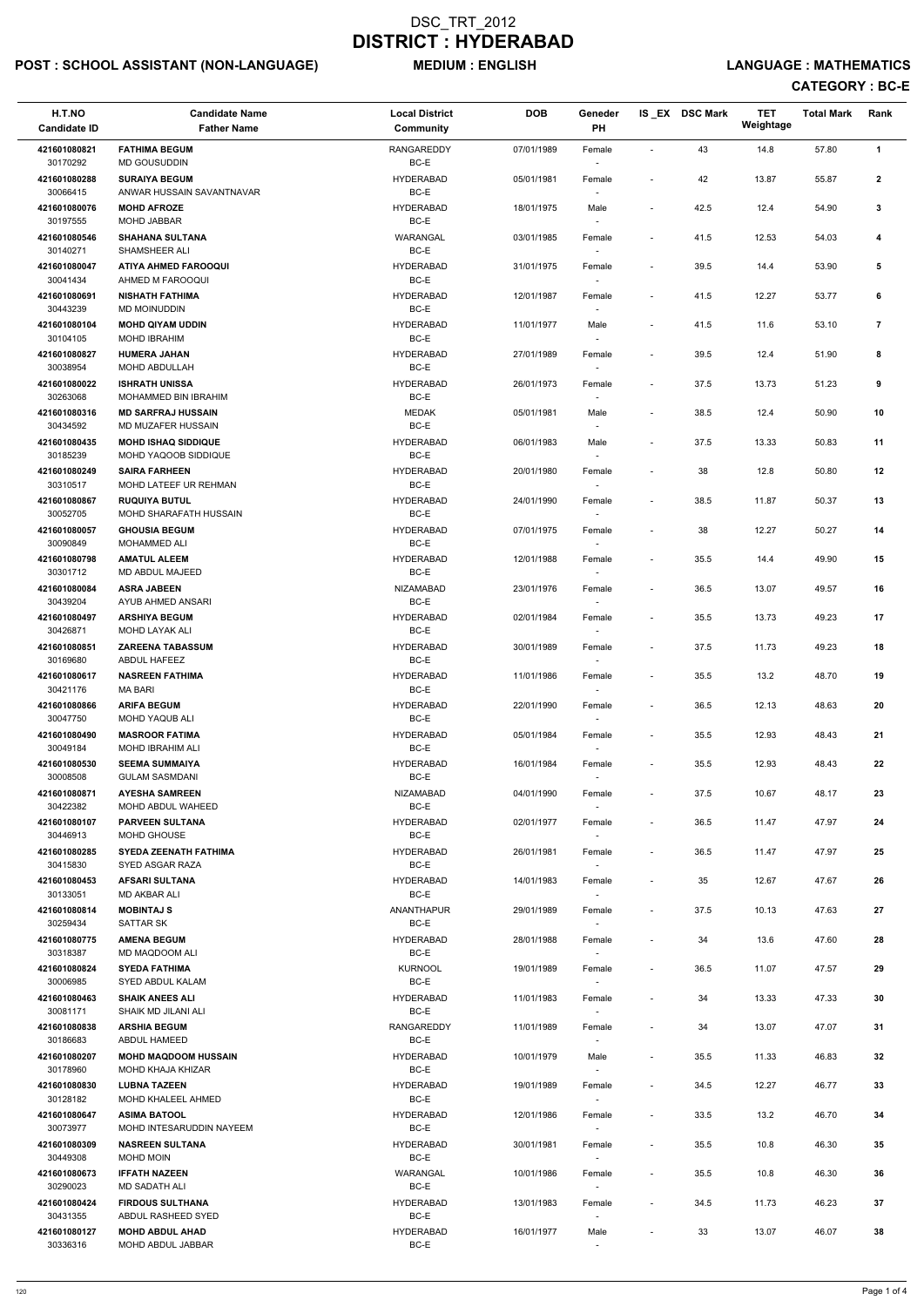# DSC_TRT_2012
# DISTRICT : HYDERABAD

**POST : SCHOOL ASSISTANT (NON-LANGUAGE)** **MEDIUM : ENGLISH** **LANGUAGE : MATHEMATICS**

**CATEGORY : BC-E**

| H.T.NO<br>Candidate ID | Candidate Name<br>Father Name | Local District<br>Community | DOB | Geneder<br>PH | IS_EX | DSC Mark | TET Weightage | Total Mark | Rank |
|---|---|---|---|---|---|---|---|---|---|
| 421601080821<br>30170292 | **FATHIMA BEGUM**<br>MD GOUSUDDIN | RANGAREDDY<br>BC-E | 07/01/1989 | Female<br>- | - | 43 | 14.8 | 57.80 | 1 |
| 421601080288<br>30066415 | **SURAIYA BEGUM**<br>ANWAR HUSSAIN SAVANTNAVAR | HYDERABAD<br>BC-E | 05/01/1981 | Female<br>- | - | 42 | 13.87 | 55.87 | 2 |
| 421601080076<br>30197555 | **MOHD AFROZE**<br>MOHD JABBAR | HYDERABAD<br>BC-E | 18/01/1975 | Male<br>- | - | 42.5 | 12.4 | 54.90 | 3 |
| 421601080546<br>30140271 | **SHAHANA SULTANA**<br>SHAMSHEER ALI | WARANGAL<br>BC-E | 03/01/1985 | Female<br>- | - | 41.5 | 12.53 | 54.03 | 4 |
| 421601080047<br>30041434 | **ATIYA AHMED FAROOQUI**<br>AHMED M FAROOQUI | HYDERABAD<br>BC-E | 31/01/1975 | Female<br>- | - | 39.5 | 14.4 | 53.90 | 5 |
| 421601080691<br>30443239 | **NISHATH FATHIMA**<br>MD MOINUDDIN | HYDERABAD<br>BC-E | 12/01/1987 | Female<br>- | - | 41.5 | 12.27 | 53.77 | 6 |
| 421601080104<br>30104105 | **MOHD QIYAM UDDIN**<br>MOHD IBRAHIM | HYDERABAD<br>BC-E | 11/01/1977 | Male<br>- | - | 41.5 | 11.6 | 53.10 | 7 |
| 421601080827<br>30038954 | **HUMERA JAHAN**<br>MOHD ABDULLAH | HYDERABAD<br>BC-E | 27/01/1989 | Female<br>- | - | 39.5 | 12.4 | 51.90 | 8 |
| 421601080022<br>30263068 | **ISHRATH UNISSA**<br>MOHAMMED BIN IBRAHIM | HYDERABAD<br>BC-E | 26/01/1973 | Female<br>- | - | 37.5 | 13.73 | 51.23 | 9 |
| 421601080316<br>30434592 | **MD SARFRAJ HUSSAIN**<br>MD MUZAFER HUSSAIN | MEDAK<br>BC-E | 05/01/1981 | Male<br>- | - | 38.5 | 12.4 | 50.90 | 10 |
| 421601080435<br>30185239 | **MOHD ISHAQ SIDDIQUE**<br>MOHD YAQOOB SIDDIQUE | HYDERABAD<br>BC-E | 06/01/1983 | Male<br>- | - | 37.5 | 13.33 | 50.83 | 11 |
| 421601080249<br>30310517 | **SAIRA FARHEEN**<br>MOHD LATEEF UR REHMAN | HYDERABAD<br>BC-E | 20/01/1980 | Female<br>- | - | 38 | 12.8 | 50.80 | 12 |
| 421601080867<br>30052705 | **RUQUIYA BUTUL**<br>MOHD SHARAFATH HUSSAIN | HYDERABAD<br>BC-E | 24/01/1990 | Female<br>- | - | 38.5 | 11.87 | 50.37 | 13 |
| 421601080057<br>30090849 | **GHOUSIA BEGUM**<br>MOHAMMED ALI | HYDERABAD<br>BC-E | 07/01/1975 | Female<br>- | - | 38 | 12.27 | 50.27 | 14 |
| 421601080798<br>30301712 | **AMATUL ALEEM**<br>MD ABDUL MAJEED | HYDERABAD<br>BC-E | 12/01/1988 | Female<br>- | - | 35.5 | 14.4 | 49.90 | 15 |
| 421601080084<br>30439204 | **ASRA JABEEN**<br>AYUB AHMED ANSARI | NIZAMABAD<br>BC-E | 23/01/1976 | Female<br>- | - | 36.5 | 13.07 | 49.57 | 16 |
| 421601080497<br>30426871 | **ARSHIYA BEGUM**<br>MOHD LAYAK ALI | HYDERABAD<br>BC-E | 02/01/1984 | Female<br>- | - | 35.5 | 13.73 | 49.23 | 17 |
| 421601080851<br>30169680 | **ZAREENA TABASSUM**<br>ABDUL HAFEEZ | HYDERABAD<br>BC-E | 30/01/1989 | Female<br>- | - | 37.5 | 11.73 | 49.23 | 18 |
| 421601080617<br>30421176 | **NASREEN FATHIMA**<br>MA BARI | HYDERABAD<br>BC-E | 11/01/1986 | Female<br>- | - | 35.5 | 13.2 | 48.70 | 19 |
| 421601080866<br>30047750 | **ARIFA BEGUM**<br>MOHD YAQUB ALI | HYDERABAD<br>BC-E | 22/01/1990 | Female<br>- | - | 36.5 | 12.13 | 48.63 | 20 |
| 421601080490<br>30049184 | **MASROOR FATIMA**<br>MOHD IBRAHIM ALI | HYDERABAD<br>BC-E | 05/01/1984 | Female<br>- | - | 35.5 | 12.93 | 48.43 | 21 |
| 421601080530<br>30008508 | **SEEMA SUMMAIYA**<br>GULAM SASMDANI | HYDERABAD<br>BC-E | 16/01/1984 | Female<br>- | - | 35.5 | 12.93 | 48.43 | 22 |
| 421601080871<br>30422382 | **AYESHA SAMREEN**<br>MOHD ABDUL WAHEED | NIZAMABAD<br>BC-E | 04/01/1990 | Female<br>- | - | 37.5 | 10.67 | 48.17 | 23 |
| 421601080107<br>30446913 | **PARVEEN SULTANA**<br>MOHD GHOUSE | HYDERABAD<br>BC-E | 02/01/1977 | Female<br>- | - | 36.5 | 11.47 | 47.97 | 24 |
| 421601080285<br>30415830 | **SYEDA ZEENATH FATHIMA**<br>SYED ASGAR RAZA | HYDERABAD<br>BC-E | 26/01/1981 | Female<br>- | - | 36.5 | 11.47 | 47.97 | 25 |
| 421601080453<br>30133051 | **AFSARI SULTANA**<br>MD AKBAR ALI | HYDERABAD<br>BC-E | 14/01/1983 | Female<br>- | - | 35 | 12.67 | 47.67 | 26 |
| 421601080814<br>30259434 | **MOBINTAJ S**<br>SATTAR SK | ANANTHAPUR<br>BC-E | 29/01/1989 | Female<br>- | - | 37.5 | 10.13 | 47.63 | 27 |
| 421601080775<br>30318387 | **AMENA BEGUM**<br>MD MAQDOOM ALI | HYDERABAD<br>BC-E | 28/01/1988 | Female<br>- | - | 34 | 13.6 | 47.60 | 28 |
| 421601080824<br>30006985 | **SYEDA FATHIMA**<br>SYED ABDUL KALAM | KURNOOL<br>BC-E | 19/01/1989 | Female<br>- | - | 36.5 | 11.07 | 47.57 | 29 |
| 421601080463<br>30081171 | **SHAIK ANEES ALI**<br>SHAIK MD JILANI ALI | HYDERABAD<br>BC-E | 11/01/1983 | Female<br>- | - | 34 | 13.33 | 47.33 | 30 |
| 421601080838<br>30186683 | **ARSHIA BEGUM**<br>ABDUL HAMEED | RANGAREDDY<br>BC-E | 11/01/1989 | Female<br>- | - | 34 | 13.07 | 47.07 | 31 |
| 421601080207<br>30178960 | **MOHD MAQDOOM HUSSAIN**<br>MOHD KHAJA KHIZAR | HYDERABAD<br>BC-E | 10/01/1979 | Male<br>- | - | 35.5 | 11.33 | 46.83 | 32 |
| 421601080830<br>30128182 | **LUBNA TAZEEN**<br>MOHD KHALEEL AHMED | HYDERABAD<br>BC-E | 19/01/1989 | Female<br>- | - | 34.5 | 12.27 | 46.77 | 33 |
| 421601080647<br>30073977 | **ASIMA BATOOL**<br>MOHD INTESARUDDIN NAYEEM | HYDERABAD<br>BC-E | 12/01/1986 | Female<br>- | - | 33.5 | 13.2 | 46.70 | 34 |
| 421601080309<br>30449308 | **NASREEN SULTANA**<br>MOHD MOIN | HYDERABAD<br>BC-E | 30/01/1981 | Female<br>- | - | 35.5 | 10.8 | 46.30 | 35 |
| 421601080673<br>30290023 | **IFFATH NAZEEN**<br>MD SADATH ALI | WARANGAL<br>BC-E | 10/01/1986 | Female<br>- | - | 35.5 | 10.8 | 46.30 | 36 |
| 421601080424<br>30431355 | **FIRDOUS SULTHANA**<br>ABDUL RASHEED SYED | HYDERABAD<br>BC-E | 13/01/1983 | Female<br>- | - | 34.5 | 11.73 | 46.23 | 37 |
| 421601080127<br>30336316 | **MOHD ABDUL AHAD**<br>MOHD ABDUL JABBAR | HYDERABAD<br>BC-E | 16/01/1977 | Male<br>- | - | 33 | 13.07 | 46.07 | 38 |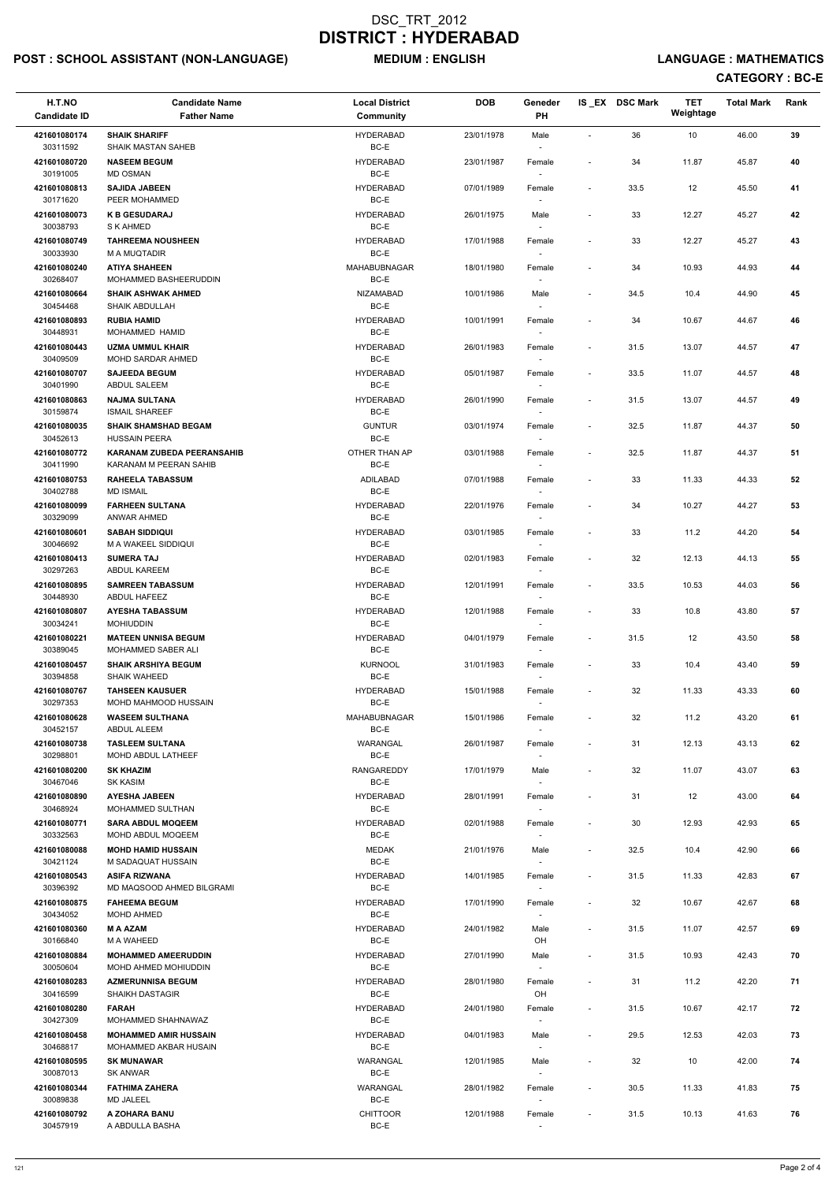# DSC_TRT_2012
# DISTRICT : HYDERABAD

**POST : SCHOOL ASSISTANT (NON-LANGUAGE)** **MEDIUM : ENGLISH** **LANGUAGE : MATHEMATICS**

**CATEGORY : BC-E**

| H.T.NO<br>Candidate ID | Candidate Name<br>Father Name | Local District<br>Community | DOB | Geneder<br>PH | IS _EX | DSC Mark | TET Weightage | Total Mark | Rank |
|---|---|---|---|---|---|---|---|---|---|
| 421601080174<br>30311592 | **SHAIK SHARIFF**<br>SHAIK MASTAN SAHEB | HYDERABAD<br>BC-E | 23/01/1978 | Male<br>- | - | 36 | 10 | 46.00 | 39 |
| 421601080720<br>30191005 | **NASEEM BEGUM**<br>MD OSMAN | HYDERABAD<br>BC-E | 23/01/1987 | Female<br>- | - | 34 | 11.87 | 45.87 | 40 |
| 421601080813<br>30171620 | **SAJIDA JABEEN**<br>PEER MOHAMMED | HYDERABAD<br>BC-E | 07/01/1989 | Female<br>- | - | 33.5 | 12 | 45.50 | 41 |
| 421601080073<br>30038793 | **K B GESUDARAJ**<br>S K AHMED | HYDERABAD<br>BC-E | 26/01/1975 | Male<br>- | - | 33 | 12.27 | 45.27 | 42 |
| 421601080749<br>30033930 | **TAHREEMA NOUSHEEN**<br>M A MUQTADIR | HYDERABAD<br>BC-E | 17/01/1988 | Female<br>- | - | 33 | 12.27 | 45.27 | 43 |
| 421601080240<br>30268407 | **ATIYA SHAHEEN**<br>MOHAMMED BASHEERUDDIN | MAHABUBNAGAR<br>BC-E | 18/01/1980 | Female<br>- | - | 34 | 10.93 | 44.93 | 44 |
| 421601080664<br>30454468 | **SHAIK ASHWAK AHMED**<br>SHAIK ABDULLAH | NIZAMABAD<br>BC-E | 10/01/1986 | Male<br>- | - | 34.5 | 10.4 | 44.90 | 45 |
| 421601080893<br>30448931 | **RUBIA HAMID**<br>MOHAMMED HAMID | HYDERABAD<br>BC-E | 10/01/1991 | Female<br>- | - | 34 | 10.67 | 44.67 | 46 |
| 421601080443<br>30409509 | **UZMA UMMUL KHAIR**<br>MOHD SARDAR AHMED | HYDERABAD<br>BC-E | 26/01/1983 | Female<br>- | - | 31.5 | 13.07 | 44.57 | 47 |
| 421601080707<br>30401990 | **SAJEEDA BEGUM**<br>ABDUL SALEEM | HYDERABAD<br>BC-E | 05/01/1987 | Female<br>- | - | 33.5 | 11.07 | 44.57 | 48 |
| 421601080863<br>30159874 | **NAJMA SULTANA**<br>ISMAIL SHAREEF | HYDERABAD<br>BC-E | 26/01/1990 | Female<br>- | - | 31.5 | 13.07 | 44.57 | 49 |
| 421601080035<br>30452613 | **SHAIK SHAMSHAD BEGAM**<br>HUSSAIN PEERA | GUNTUR<br>BC-E | 03/01/1974 | Female<br>- | - | 32.5 | 11.87 | 44.37 | 50 |
| 421601080772<br>30411990 | **KARANAM ZUBEDA PEERANSAHIB**<br>KARANAM M PEERAN SAHIB | OTHER THAN AP<br>BC-E | 03/01/1988 | Female<br>- | - | 32.5 | 11.87 | 44.37 | 51 |
| 421601080753<br>30402788 | **RAHEELA TABASSUM**<br>MD ISMAIL | ADILABAD<br>BC-E | 07/01/1988 | Female<br>- | - | 33 | 11.33 | 44.33 | 52 |
| 421601080099<br>30329099 | **FARHEEN SULTANA**<br>ANWAR AHMED | HYDERABAD<br>BC-E | 22/01/1976 | Female<br>- | - | 34 | 10.27 | 44.27 | 53 |
| 421601080601<br>30446692 | **SABAH SIDDIQUI**<br>M A WAKEEL SIDDIQUI | HYDERABAD<br>BC-E | 03/01/1985 | Female<br>- | - | 33 | 11.2 | 44.20 | 54 |
| 421601080413<br>30297263 | **SUMERA TAJ**<br>ABDUL KAREEM | HYDERABAD<br>BC-E | 02/01/1983 | Female<br>- | - | 32 | 12.13 | 44.13 | 55 |
| 421601080895<br>30448930 | **SAMREEN TABASSUM**<br>ABDUL HAFEEZ | HYDERABAD<br>BC-E | 12/01/1991 | Female<br>- | - | 33.5 | 10.53 | 44.03 | 56 |
| 421601080807<br>30034241 | **AYESHA TABASSUM**<br>MOHIUDDIN | HYDERABAD<br>BC-E | 12/01/1988 | Female<br>- | - | 33 | 10.8 | 43.80 | 57 |
| 421601080221<br>30389045 | **MATEEN UNNISA BEGUM**<br>MOHAMMED SABER ALI | HYDERABAD<br>BC-E | 04/01/1979 | Female<br>- | - | 31.5 | 12 | 43.50 | 58 |
| 421601080457<br>30394858 | **SHAIK ARSHIYA BEGUM**<br>SHAIK WAHEED | KURNOOL<br>BC-E | 31/01/1983 | Female<br>- | - | 33 | 10.4 | 43.40 | 59 |
| 421601080767<br>30297353 | **TAHSEEN KAUSUER**<br>MOHD MAHMOOD HUSSAIN | HYDERABAD<br>BC-E | 15/01/1988 | Female<br>- | - | 32 | 11.33 | 43.33 | 60 |
| 421601080628<br>30452157 | **WASEEM SULTHANA**<br>ABDUL ALEEM | MAHABUBNAGAR<br>BC-E | 15/01/1986 | Female<br>- | - | 32 | 11.2 | 43.20 | 61 |
| 421601080738<br>30298801 | **TASLEEM SULTANA**<br>MOHD ABDUL LATHEEF | WARANGAL<br>BC-E | 26/01/1987 | Female<br>- | - | 31 | 12.13 | 43.13 | 62 |
| 421601080200<br>30467046 | **SK KHAZIM**<br>SK KASIM | RANGAREDDY<br>BC-E | 17/01/1979 | Male<br>- | - | 32 | 11.07 | 43.07 | 63 |
| 421601080890<br>30468924 | **AYESHA JABEEN**<br>MOHAMMED SULTHAN | HYDERABAD<br>BC-E | 28/01/1991 | Female<br>- | - | 31 | 12 | 43.00 | 64 |
| 421601080771<br>30332563 | **SARA ABDUL MOQEEM**<br>MOHD ABDUL MOQEEM | HYDERABAD<br>BC-E | 02/01/1988 | Female<br>- | - | 30 | 12.93 | 42.93 | 65 |
| 421601080088<br>30421124 | **MOHD HAMID HUSSAIN**<br>M SADAQUAT HUSSAIN | MEDAK<br>BC-E | 21/01/1976 | Male<br>- | - | 32.5 | 10.4 | 42.90 | 66 |
| 421601080543<br>30396392 | **ASIFA RIZWANA**<br>MD MAQSOOD AHMED BILGRAMI | HYDERABAD<br>BC-E | 14/01/1985 | Female<br>- | - | 31.5 | 11.33 | 42.83 | 67 |
| 421601080875<br>30434052 | **FAHEEMA BEGUM**<br>MOHD AHMED | HYDERABAD<br>BC-E | 17/01/1990 | Female<br>- | - | 32 | 10.67 | 42.67 | 68 |
| 421601080360<br>30166840 | **M A AZAM**<br>M A WAHEED | HYDERABAD<br>BC-E | 24/01/1982 | Male<br>OH | - | 31.5 | 11.07 | 42.57 | 69 |
| 421601080884<br>30050604 | **MOHAMMED AMEERUDDIN**<br>MOHD AHMED MOHIUDDIN | HYDERABAD<br>BC-E | 27/01/1990 | Male<br>- | - | 31.5 | 10.93 | 42.43 | 70 |
| 421601080283<br>30416599 | **AZMERUNNISA BEGUM**<br>SHAIKH DASTAGIR | HYDERABAD<br>BC-E | 28/01/1980 | Female<br>OH | - | 31 | 11.2 | 42.20 | 71 |
| 421601080280<br>30427309 | **FARAH**<br>MOHAMMED SHAHNAWAZ | HYDERABAD<br>BC-E | 24/01/1980 | Female<br>- | - | 31.5 | 10.67 | 42.17 | 72 |
| 421601080458<br>30468817 | **MOHAMMED AMIR HUSSAIN**<br>MOHAMMED AKBAR HUSAIN | HYDERABAD<br>BC-E | 04/01/1983 | Male<br>- | - | 29.5 | 12.53 | 42.03 | 73 |
| 421601080595<br>30087013 | **SK MUNAWAR**<br>SK ANWAR | WARANGAL<br>BC-E | 12/01/1985 | Male<br>- | - | 32 | 10 | 42.00 | 74 |
| 421601080344<br>30089838 | **FATHIMA ZAHERA**<br>MD JALEEL | WARANGAL<br>BC-E | 28/01/1982 | Female<br>- | - | 30.5 | 11.33 | 41.83 | 75 |
| 421601080792<br>30457919 | **A ZOHARA BANU**<br>A ABDULLA BASHA | CHITTOOR<br>BC-E | 12/01/1988 | Female<br>- | - | 31.5 | 10.13 | 41.63 | 76 |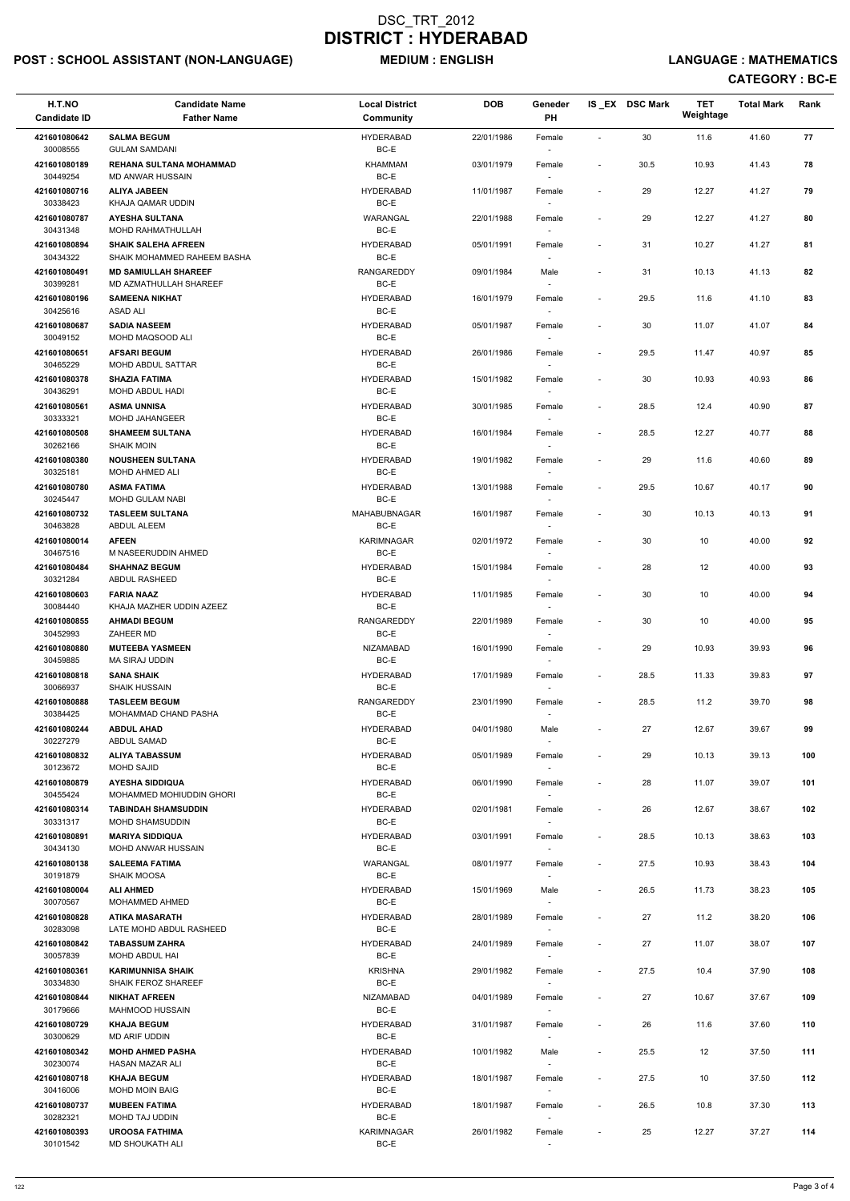# DSC_TRT_2012
# DISTRICT : HYDERABAD

**POST : SCHOOL ASSISTANT (NON-LANGUAGE)** **MEDIUM : ENGLISH** **LANGUAGE : MATHEMATICS**

**CATEGORY : BC-E**

| H.T.NO<br>Candidate ID | Candidate Name<br>Father Name | Local District<br>Community | DOB | Geneder<br>PH | IS_EX | DSC Mark | TET Weightage | Total Mark | Rank |
|---|---|---|---|---|---|---|---|---|---|
| 421601080642<br>30008555 | **SALMA BEGUM**<br>GULAM SAMDANI | HYDERABAD<br>BC-E | 22/01/1986 | Female<br>- | - | 30 | 11.6 | 41.60 | 77 |
| 421601080189<br>30449254 | **REHANA SULTANA MOHAMMAD**<br>MD ANWAR HUSSAIN | KHAMMAM<br>BC-E | 03/01/1979 | Female<br>- | - | 30.5 | 10.93 | 41.43 | 78 |
| 421601080716<br>30338423 | **ALIYA JABEEN**<br>KHAJA QAMAR UDDIN | HYDERABAD<br>BC-E | 11/01/1987 | Female<br>- | - | 29 | 12.27 | 41.27 | 79 |
| 421601080787<br>30431348 | **AYESHA SULTANA**<br>MOHD RAHMATHULLAH | WARANGAL<br>BC-E | 22/01/1988 | Female<br>- | - | 29 | 12.27 | 41.27 | 80 |
| 421601080894<br>30434322 | **SHAIK SALEHA AFREEN**<br>SHAIK MOHAMMED RAHEEM BASHA | HYDERABAD<br>BC-E | 05/01/1991 | Female<br>- | - | 31 | 10.27 | 41.27 | 81 |
| 421601080491<br>30399281 | **MD SAMIULLAH SHAREEF**<br>MD AZMATHULLAH SHAREEF | RANGAREDDY<br>BC-E | 09/01/1984 | Male<br>- | - | 31 | 10.13 | 41.13 | 82 |
| 421601080196<br>30425616 | **SAMEENA NIKHAT**<br>ASAD ALI | HYDERABAD<br>BC-E | 16/01/1979 | Female<br>- | - | 29.5 | 11.6 | 41.10 | 83 |
| 421601080687<br>30049152 | **SADIA NASEEM**<br>MOHD MAQSOOD ALI | HYDERABAD<br>BC-E | 05/01/1987 | Female<br>- | - | 30 | 11.07 | 41.07 | 84 |
| 421601080651<br>30465229 | **AFSARI BEGUM**<br>MOHD ABDUL SATTAR | HYDERABAD<br>BC-E | 26/01/1986 | Female<br>- | - | 29.5 | 11.47 | 40.97 | 85 |
| 421601080378<br>30436291 | **SHAZIA FATIMA**<br>MOHD ABDUL HADI | HYDERABAD<br>BC-E | 15/01/1982 | Female<br>- | - | 30 | 10.93 | 40.93 | 86 |
| 421601080561<br>30333321 | **ASMA UNNISA**<br>MOHD JAHANGEER | HYDERABAD<br>BC-E | 30/01/1985 | Female<br>- | - | 28.5 | 12.4 | 40.90 | 87 |
| 421601080508<br>30262166 | **SHAMEEM SULTANA**<br>SHAIK MOIN | HYDERABAD<br>BC-E | 16/01/1984 | Female<br>- | - | 28.5 | 12.27 | 40.77 | 88 |
| 421601080380<br>30325181 | **NOUSHEEN SULTANA**<br>MOHD AHMED ALI | HYDERABAD<br>BC-E | 19/01/1982 | Female<br>- | - | 29 | 11.6 | 40.60 | 89 |
| 421601080780<br>30245447 | **ASMA FATIMA**<br>MOHD GULAM NABI | HYDERABAD<br>BC-E | 13/01/1988 | Female<br>- | - | 29.5 | 10.67 | 40.17 | 90 |
| 421601080732<br>30463828 | **TASLEEM SULTANA**<br>ABDUL ALEEM | MAHABUBNAGAR<br>BC-E | 16/01/1987 | Female<br>- | - | 30 | 10.13 | 40.13 | 91 |
| 421601080014<br>30467516 | **AFEEN**<br>M NASEERUDDIN AHMED | KARIMNAGAR<br>BC-E | 02/01/1972 | Female<br>- | - | 30 | 10 | 40.00 | 92 |
| 421601080484<br>30321284 | **SHAHNAZ BEGUM**<br>ABDUL RASHEED | HYDERABAD<br>BC-E | 15/01/1984 | Female<br>- | - | 28 | 12 | 40.00 | 93 |
| 421601080603<br>30084440 | **FARIA NAAZ**<br>KHAJA MAZHER UDDIN AZEEZ | HYDERABAD<br>BC-E | 11/01/1985 | Female<br>- | - | 30 | 10 | 40.00 | 94 |
| 421601080855<br>30452993 | **AHMADI BEGUM**<br>ZAHEER MD | RANGAREDDY<br>BC-E | 22/01/1989 | Female<br>- | - | 30 | 10 | 40.00 | 95 |
| 421601080880<br>30459885 | **MUTEEBA YASMEEN**<br>MA SIRAJ UDDIN | NIZAMABAD<br>BC-E | 16/01/1990 | Female<br>- | - | 29 | 10.93 | 39.93 | 96 |
| 421601080818<br>30066937 | **SANA SHAIK**<br>SHAIK HUSSAIN | HYDERABAD<br>BC-E | 17/01/1989 | Female<br>- | - | 28.5 | 11.33 | 39.83 | 97 |
| 421601080888<br>30384425 | **TASLEEM BEGUM**<br>MOHAMMAD CHAND PASHA | RANGAREDDY<br>BC-E | 23/01/1990 | Female<br>- | - | 28.5 | 11.2 | 39.70 | 98 |
| 421601080244<br>30227279 | **ABDUL AHAD**<br>ABDUL SAMAD | HYDERABAD<br>BC-E | 04/01/1980 | Male<br>- | - | 27 | 12.67 | 39.67 | 99 |
| 421601080832<br>30123672 | **ALIYA TABASSUM**<br>MOHD SAJID | HYDERABAD<br>BC-E | 05/01/1989 | Female<br>- | - | 29 | 10.13 | 39.13 | 100 |
| 421601080879<br>30455424 | **AYESHA SIDDIQUA**<br>MOHAMMED MOHIUDDIN GHORI | HYDERABAD<br>BC-E | 06/01/1990 | Female<br>- | - | 28 | 11.07 | 39.07 | 101 |
| 421601080314<br>30331317 | **TABINDAH SHAMSUDDIN**<br>MOHD SHAMSUDDIN | HYDERABAD<br>BC-E | 02/01/1981 | Female<br>- | - | 26 | 12.67 | 38.67 | 102 |
| 421601080891<br>30434130 | **MARIYA SIDDIQUA**<br>MOHD ANWAR HUSSAIN | HYDERABAD<br>BC-E | 03/01/1991 | Female<br>- | - | 28.5 | 10.13 | 38.63 | 103 |
| 421601080138<br>30191879 | **SALEEMA FATIMA**<br>SHAIK MOOSA | WARANGAL<br>BC-E | 08/01/1977 | Female<br>- | - | 27.5 | 10.93 | 38.43 | 104 |
| 421601080004<br>30070567 | **ALI AHMED**<br>MOHAMMED AHMED | HYDERABAD<br>BC-E | 15/01/1969 | Male<br>- | - | 26.5 | 11.73 | 38.23 | 105 |
| 421601080828<br>30283098 | **ATIKA MASARATH**<br>LATE MOHD ABDUL RASHEED | HYDERABAD<br>BC-E | 28/01/1989 | Female<br>- | - | 27 | 11.2 | 38.20 | 106 |
| 421601080842<br>30057839 | **TABASSUM ZAHRA**<br>MOHD ABDUL HAI | HYDERABAD<br>BC-E | 24/01/1989 | Female<br>- | - | 27 | 11.07 | 38.07 | 107 |
| 421601080361<br>30334830 | **KARIMUNNISA SHAIK**<br>SHAIK FEROZ SHAREEF | KRISHNA<br>BC-E | 29/01/1982 | Female<br>- | - | 27.5 | 10.4 | 37.90 | 108 |
| 421601080844<br>30179666 | **NIKHAT AFREEN**<br>MAHMOOD HUSSAIN | NIZAMABAD<br>BC-E | 04/01/1989 | Female<br>- | - | 27 | 10.67 | 37.67 | 109 |
| 421601080729<br>30300629 | **KHAJA BEGUM**<br>MD ARIF UDDIN | HYDERABAD<br>BC-E | 31/01/1987 | Female<br>- | - | 26 | 11.6 | 37.60 | 110 |
| 421601080342<br>30230074 | **MOHD AHMED PASHA**<br>HASAN MAZAR ALI | HYDERABAD<br>BC-E | 10/01/1982 | Male<br>- | - | 25.5 | 12 | 37.50 | 111 |
| 421601080718<br>30416006 | **KHAJA BEGUM**<br>MOHD MOIN BAIG | HYDERABAD<br>BC-E | 18/01/1987 | Female<br>- | - | 27.5 | 10 | 37.50 | 112 |
| 421601080737<br>30282321 | **MUBEEN FATIMA**<br>MOHD TAJ UDDIN | HYDERABAD<br>BC-E | 18/01/1987 | Female<br>- | - | 26.5 | 10.8 | 37.30 | 113 |
| 421601080393<br>30101542 | **UROOSA FATHIMA**<br>MD SHOUKATH ALI | KARIMNAGAR<br>BC-E | 26/01/1982 | Female<br>- | - | 25 | 12.27 | 37.27 | 114 |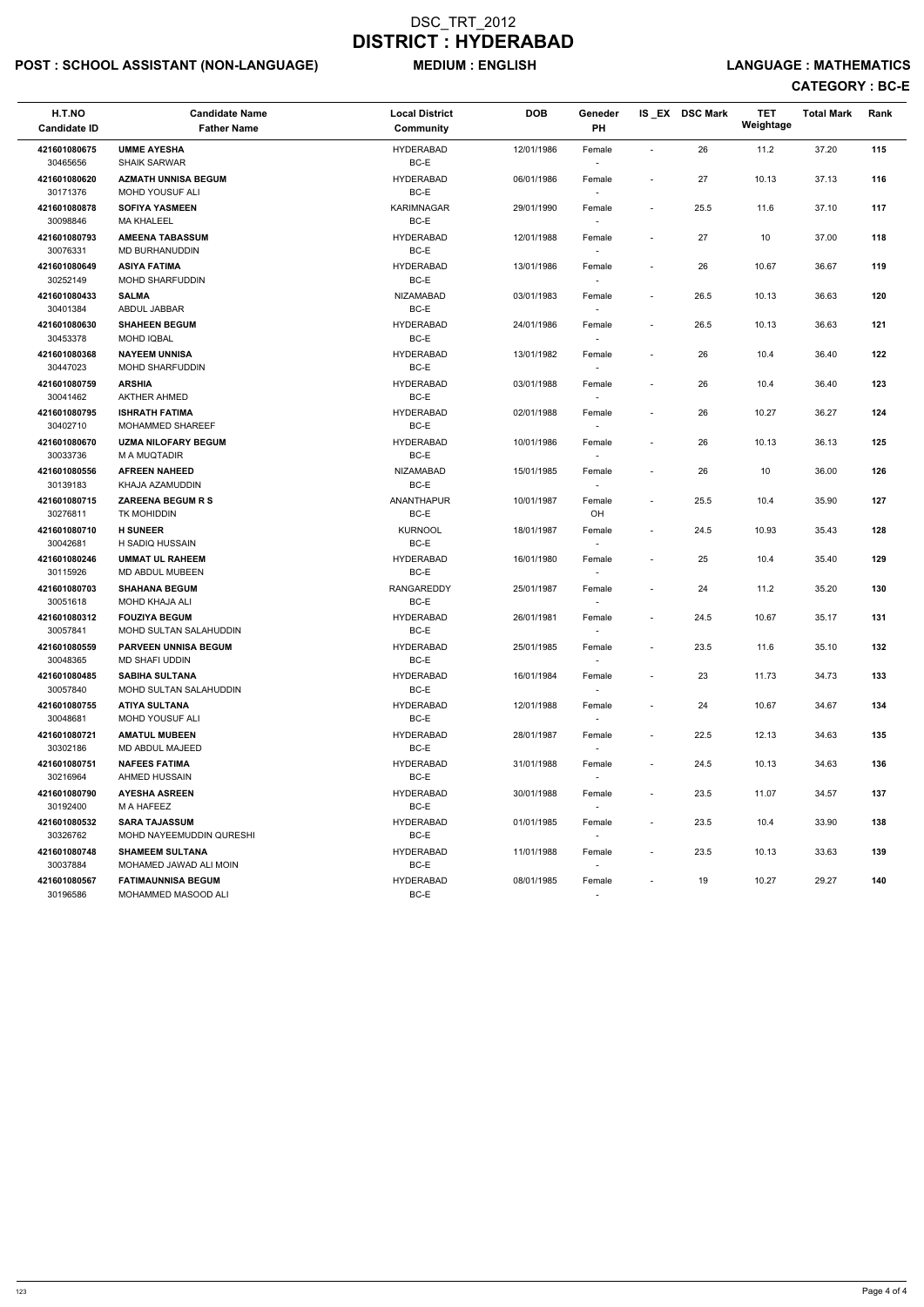# DSC_TRT_2012

# DISTRICT : HYDERABAD

## POST : SCHOOL ASSISTANT (NON-LANGUAGE) MEDIUM : ENGLISH LANGUAGE : MATHEMATICS

### CATEGORY : BC-E

| H.T.NO<br>Candidate ID | Candidate Name<br>Father Name | Local District<br>Community | DOB | Geneder<br>PH | IS _EX | DSC Mark | TET Weightage | Total Mark | Rank |
|---|---|---|---|---|---|---|---|---|---|
| 421601080675<br>30465656 | UMME AYESHA<br>SHAIK SARWAR | HYDERABAD<br>BC-E | 12/01/1986 | Female<br>- | - | 26 | 11.2 | 37.20 | 115 |
| 421601080620<br>30171376 | AZMATH UNNISA BEGUM<br>MOHD YOUSUF ALI | HYDERABAD<br>BC-E | 06/01/1986 | Female<br>- | - | 27 | 10.13 | 37.13 | 116 |
| 421601080878<br>30098846 | SOFIYA YASMEEN<br>MA KHALEEL | KARIMNAGAR<br>BC-E | 29/01/1990 | Female<br>- | - | 25.5 | 11.6 | 37.10 | 117 |
| 421601080793<br>30076331 | AMEENA TABASSUM<br>MD BURHANUDDIN | HYDERABAD<br>BC-E | 12/01/1988 | Female<br>- | - | 27 | 10 | 37.00 | 118 |
| 421601080649<br>30252149 | ASIYA FATIMA<br>MOHD SHARFUDDIN | HYDERABAD<br>BC-E | 13/01/1986 | Female<br>- | - | 26 | 10.67 | 36.67 | 119 |
| 421601080433<br>30401384 | SALMA<br>ABDUL JABBAR | NIZAMABAD<br>BC-E | 03/01/1983 | Female<br>- | - | 26.5 | 10.13 | 36.63 | 120 |
| 421601080630<br>30453378 | SHAHEEN BEGUM<br>MOHD IQBAL | HYDERABAD<br>BC-E | 24/01/1986 | Female<br>- | - | 26.5 | 10.13 | 36.63 | 121 |
| 421601080368<br>30447023 | NAYEEM UNNISA<br>MOHD SHARFUDDIN | HYDERABAD<br>BC-E | 13/01/1982 | Female<br>- | - | 26 | 10.4 | 36.40 | 122 |
| 421601080759<br>30041462 | ARSHIA<br>AKTHER AHMED | HYDERABAD<br>BC-E | 03/01/1988 | Female<br>- | - | 26 | 10.4 | 36.40 | 123 |
| 421601080795<br>30402710 | ISHRATH FATIMA<br>MOHAMMED SHAREEF | HYDERABAD<br>BC-E | 02/01/1988 | Female<br>- | - | 26 | 10.27 | 36.27 | 124 |
| 421601080670<br>30033736 | UZMA NILOFARY BEGUM<br>M A MUQTADIR | HYDERABAD<br>BC-E | 10/01/1986 | Female<br>- | - | 26 | 10.13 | 36.13 | 125 |
| 421601080556<br>30139183 | AFREEN NAHEED<br>KHAJA AZAMUDDIN | NIZAMABAD<br>BC-E | 15/01/1985 | Female<br>- | - | 26 | 10 | 36.00 | 126 |
| 421601080715<br>30276811 | ZAREENA BEGUM R S<br>TK MOHIDDIN | ANANTHAPUR<br>BC-E | 10/01/1987 | Female<br>OH | - | 25.5 | 10.4 | 35.90 | 127 |
| 421601080710<br>30042681 | H SUNEER<br>H SADIQ HUSSAIN | KURNOOL<br>BC-E | 18/01/1987 | Female<br>- | - | 24.5 | 10.93 | 35.43 | 128 |
| 421601080246<br>30115926 | UMMAT UL RAHEEM<br>MD ABDUL MUBEEN | HYDERABAD<br>BC-E | 16/01/1980 | Female<br>- | - | 25 | 10.4 | 35.40 | 129 |
| 421601080703<br>30051618 | SHAHANA BEGUM<br>MOHD KHAJA ALI | RANGAREDDY<br>BC-E | 25/01/1987 | Female<br>- | - | 24 | 11.2 | 35.20 | 130 |
| 421601080312<br>30057841 | FOUZIYA BEGUM<br>MOHD SULTAN SALAHUDDIN | HYDERABAD<br>BC-E | 26/01/1981 | Female<br>- | - | 24.5 | 10.67 | 35.17 | 131 |
| 421601080559<br>30048365 | PARVEEN UNNISA BEGUM<br>MD SHAFI UDDIN | HYDERABAD<br>BC-E | 25/01/1985 | Female<br>- | - | 23.5 | 11.6 | 35.10 | 132 |
| 421601080485<br>30057840 | SABIHA SULTANA<br>MOHD SULTAN SALAHUDDIN | HYDERABAD<br>BC-E | 16/01/1984 | Female<br>- | - | 23 | 11.73 | 34.73 | 133 |
| 421601080755<br>30048681 | ATIYA SULTANA<br>MOHD YOUSUF ALI | HYDERABAD<br>BC-E | 12/01/1988 | Female<br>- | - | 24 | 10.67 | 34.67 | 134 |
| 421601080721<br>30302186 | AMATUL MUBEEN<br>MD ABDUL MAJEED | HYDERABAD<br>BC-E | 28/01/1987 | Female<br>- | - | 22.5 | 12.13 | 34.63 | 135 |
| 421601080751<br>30216964 | NAFEES FATIMA<br>AHMED HUSSAIN | HYDERABAD<br>BC-E | 31/01/1988 | Female<br>- | - | 24.5 | 10.13 | 34.63 | 136 |
| 421601080790<br>30192400 | AYESHA ASREEN<br>M A HAFEEZ | HYDERABAD<br>BC-E | 30/01/1988 | Female<br>- | - | 23.5 | 11.07 | 34.57 | 137 |
| 421601080532<br>30326762 | SARA TAJASSUM<br>MOHD NAYEEMUDDIN QURESHI | HYDERABAD<br>BC-E | 01/01/1985 | Female<br>- | - | 23.5 | 10.4 | 33.90 | 138 |
| 421601080748<br>30037884 | SHAMEEM SULTANA<br>MOHAMED JAWAD ALI MOIN | HYDERABAD<br>BC-E | 11/01/1988 | Female<br>- | - | 23.5 | 10.13 | 33.63 | 139 |
| 421601080567<br>30196586 | FATIMAUNNISA BEGUM<br>MOHAMMED MASOOD ALI | HYDERABAD<br>BC-E | 08/01/1985 | Female<br>- | - | 19 | 10.27 | 29.27 | 140 |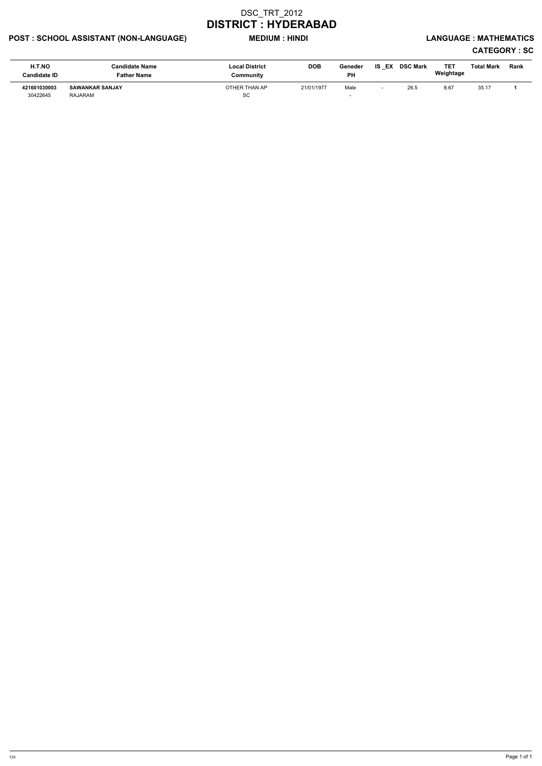# DSC_TRT_2012

## DISTRICT : HYDERABAD

**POST : SCHOOL ASSISTANT (NON-LANGUAGE)** **MEDIUM : HINDI** **LANGUAGE : MATHEMATICS**

**CATEGORY : SC**

| H.T.NO<br>Candidate ID | Candidate Name<br>Father Name | Local District<br>Community | DOB | Geneder<br>PH | IS _EX | DSC Mark | TET Weightage | Total Mark | Rank |
|---|---|---|---|---|---|---|---|---|---|
| **421601030003**<br>30422645 | **SAWANKAR SANJAY**<br>RAJARAM | OTHER THAN AP<br>SC | 21/01/1977 | Male<br>- | - | 26.5 | 8.67 | 35.17 | **1** |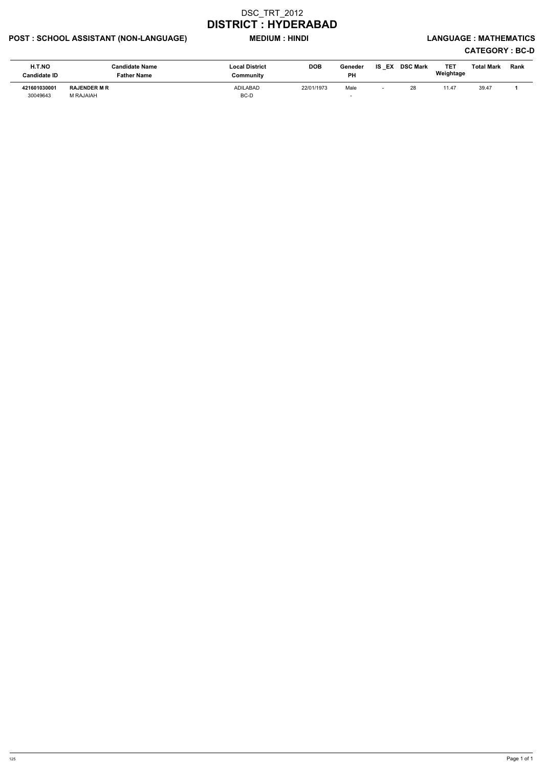# DSC_TRT_2012

# DISTRICT : HYDERABAD

**POST : SCHOOL ASSISTANT (NON-LANGUAGE)** **MEDIUM : HINDI** **LANGUAGE : MATHEMATICS**

**CATEGORY : BC-D**

| H.T.NO<br>Candidate ID | Candidate Name<br>Father Name | Local District<br>Community | DOB | Geneder<br>PH | IS _EX | DSC Mark | TET<br>Weightage | Total Mark | Rank |
|---|---|---|---|---|---|---|---|---|---|
| **421601030001**<br>30049643 | **RAJENDER M R**<br>M RAJAIAH | ADILABAD<br>BC-D | 22/01/1973 | Male<br>- | - | 28 | 11.47 | 39.47 | **1** |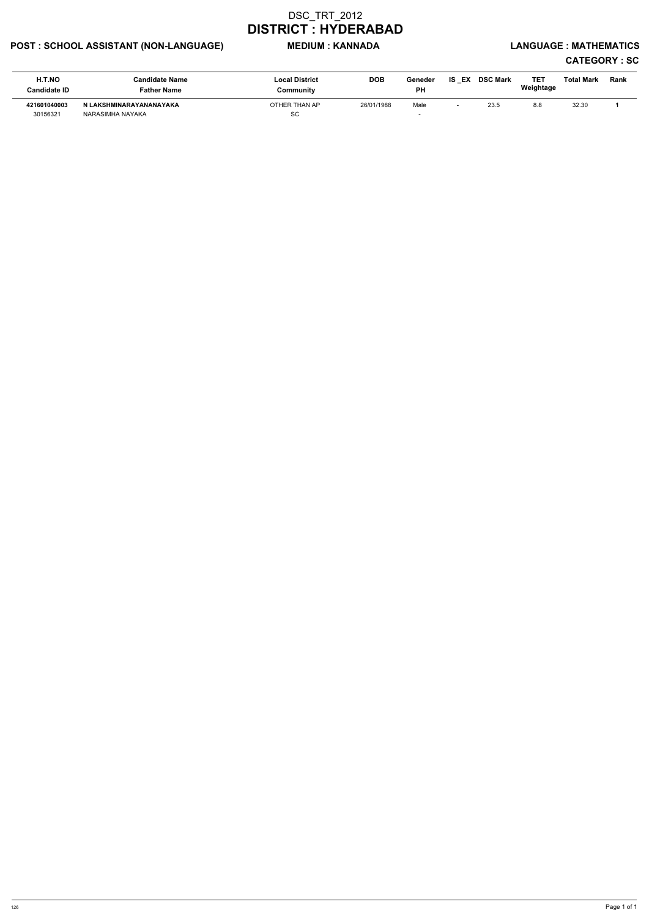# DSC_TRT_2012

## DISTRICT : HYDERABAD

**POST : SCHOOL ASSISTANT (NON-LANGUAGE)** **MEDIUM : KANNADA** **LANGUAGE : MATHEMATICS**

**CATEGORY : SC**

| H.T.NO<br>Candidate ID | Candidate Name<br>Father Name | Local District<br>Community | DOB | Geneder<br>PH | IS _EX | DSC Mark | TET Weightage | Total Mark | Rank |
|---|---|---|---|---|---|---|---|---|---|
| **421601040003**<br>30156321 | **N LAKSHMINARAYANANAYAKA**<br>NARASIMHA NAYAKA | OTHER THAN AP<br>SC | 26/01/1988 | Male<br>- | - | 23.5 | 8.8 | 32.30 | **1** |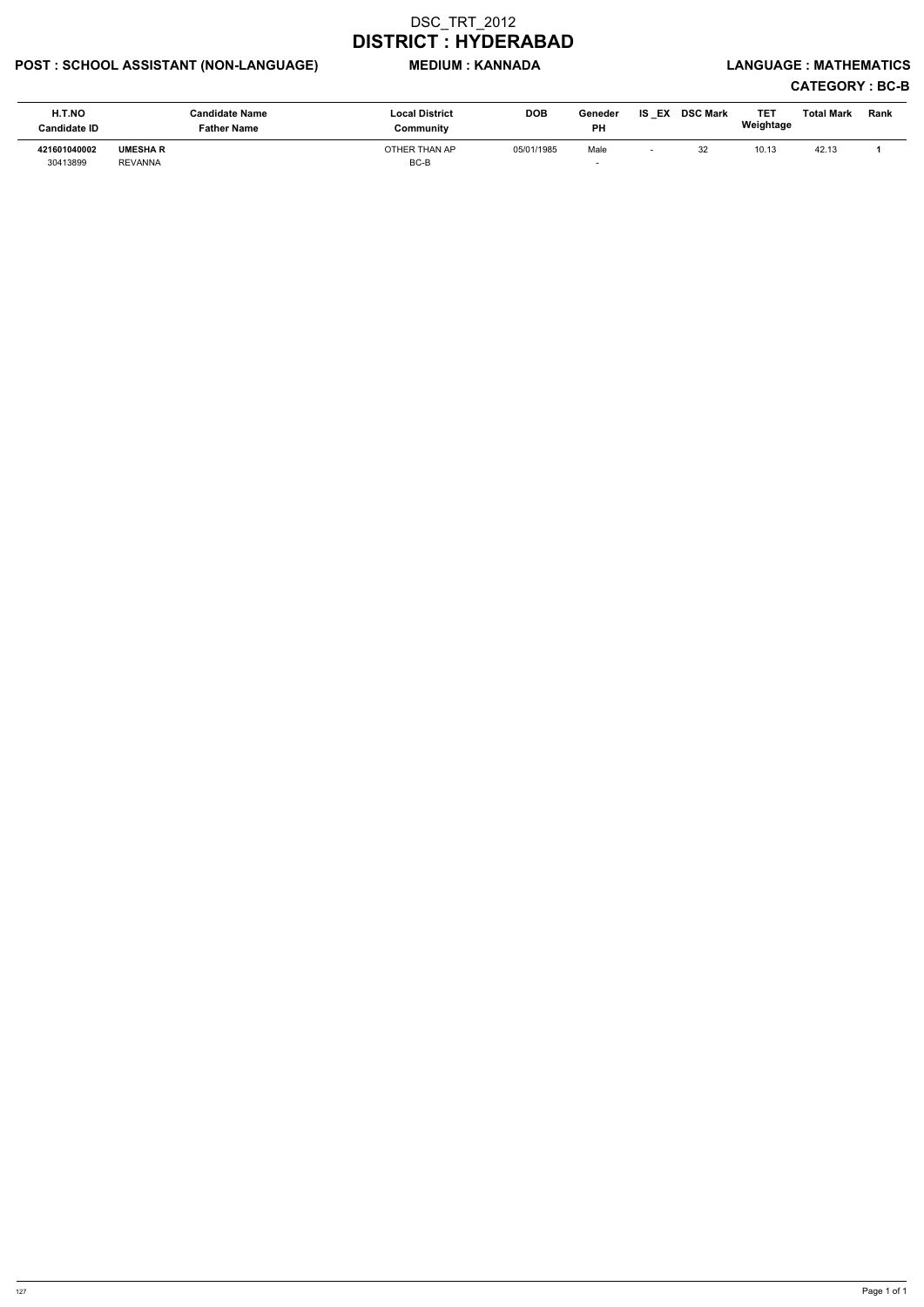# DSC_TRT_2012

# DISTRICT : HYDERABAD

**POST : SCHOOL ASSISTANT (NON-LANGUAGE)** **MEDIUM : KANNADA** **LANGUAGE : MATHEMATICS**

**CATEGORY : BC-B**

| H.T.NO<br>Candidate ID | Candidate Name<br>Father Name | Local District<br>Community | DOB | Geneder<br>PH | IS _EX | DSC Mark | TET Weightage | Total Mark | Rank |
|---|---|---|---|---|---|---|---|---|---|
| **421601040002**<br>30413899 | **UMESHA R**<br>REVANNA | OTHER THAN AP<br>BC-B | 05/01/1985 | Male<br>- | - | 32 | 10.13 | 42.13 | **1** |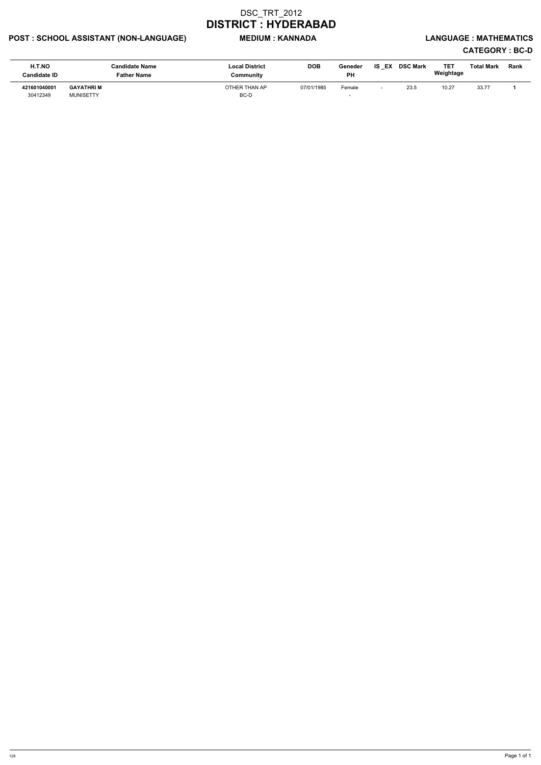# DSC_TRT_2012

# DISTRICT : HYDERABAD

**POST : SCHOOL ASSISTANT (NON-LANGUAGE)** **MEDIUM : KANNADA** **LANGUAGE : MATHEMATICS**

**CATEGORY : BC-D**

| H.T.NO<br>Candidate ID | Candidate Name<br>Father Name | Local District<br>Community | DOB | Geneder<br>PH | IS _EX | DSC Mark | TET Weightage | Total Mark | Rank |
|---|---|---|---|---|---|---|---|---|---|
| **421601040001**<br>30412349 | **GAYATHRI M**<br>MUNISETTY | OTHER THAN AP<br>BC-D | 07/01/1985 | Female<br>- | - | 23.5 | 10.27 | 33.77 | **1** |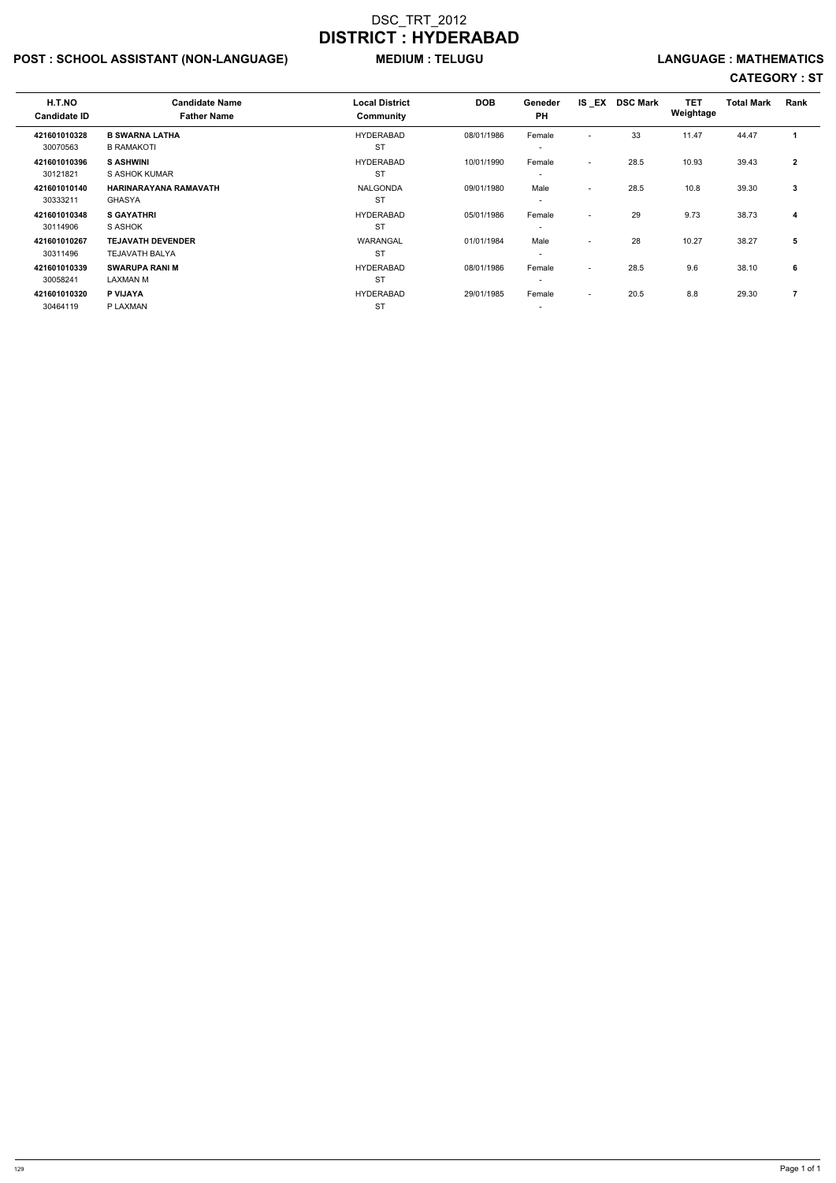# DSC_TRT_2012
# DISTRICT : HYDERABAD

**POST : SCHOOL ASSISTANT (NON-LANGUAGE)** **MEDIUM : TELUGU** **LANGUAGE : MATHEMATICS**

**CATEGORY : ST**

| H.T.NO<br>Candidate ID | Candidate Name<br>Father Name | Local District<br>Community | DOB | Geneder<br>PH | IS _EX | DSC Mark | TET Weightage | Total Mark | Rank |
|---|---|---|---|---|---|---|---|---|---|
| **421601010328**<br>30070563 | **B SWARNA LATHA**<br>B RAMAKOTI | HYDERABAD<br>ST | 08/01/1986 | Female<br>- | - | 33 | 11.47 | 44.47 | **1** |
| **421601010396**<br>30121821 | **S ASHWINI**<br>S ASHOK KUMAR | HYDERABAD<br>ST | 10/01/1990 | Female<br>- | - | 28.5 | 10.93 | 39.43 | **2** |
| **421601010140**<br>30333211 | **HARINARAYANA RAMAVATH**<br>GHASYA | NALGONDA<br>ST | 09/01/1980 | Male<br>- | - | 28.5 | 10.8 | 39.30 | **3** |
| **421601010348**<br>30114906 | **S GAYATHRI**<br>S ASHOK | HYDERABAD<br>ST | 05/01/1986 | Female<br>- | - | 29 | 9.73 | 38.73 | **4** |
| **421601010267**<br>30311496 | **TEJAVATH DEVENDER**<br>TEJAVATH BALYA | WARANGAL<br>ST | 01/01/1984 | Male<br>- | - | 28 | 10.27 | 38.27 | **5** |
| **421601010339**<br>30058241 | **SWARUPA RANI M**<br>LAXMAN M | HYDERABAD<br>ST | 08/01/1986 | Female<br>- | - | 28.5 | 9.6 | 38.10 | **6** |
| **421601010320**<br>30464119 | **P VIJAYA**<br>P LAXMAN | HYDERABAD<br>ST | 29/01/1985 | Female<br>- | - | 20.5 | 8.8 | 29.30 | **7** |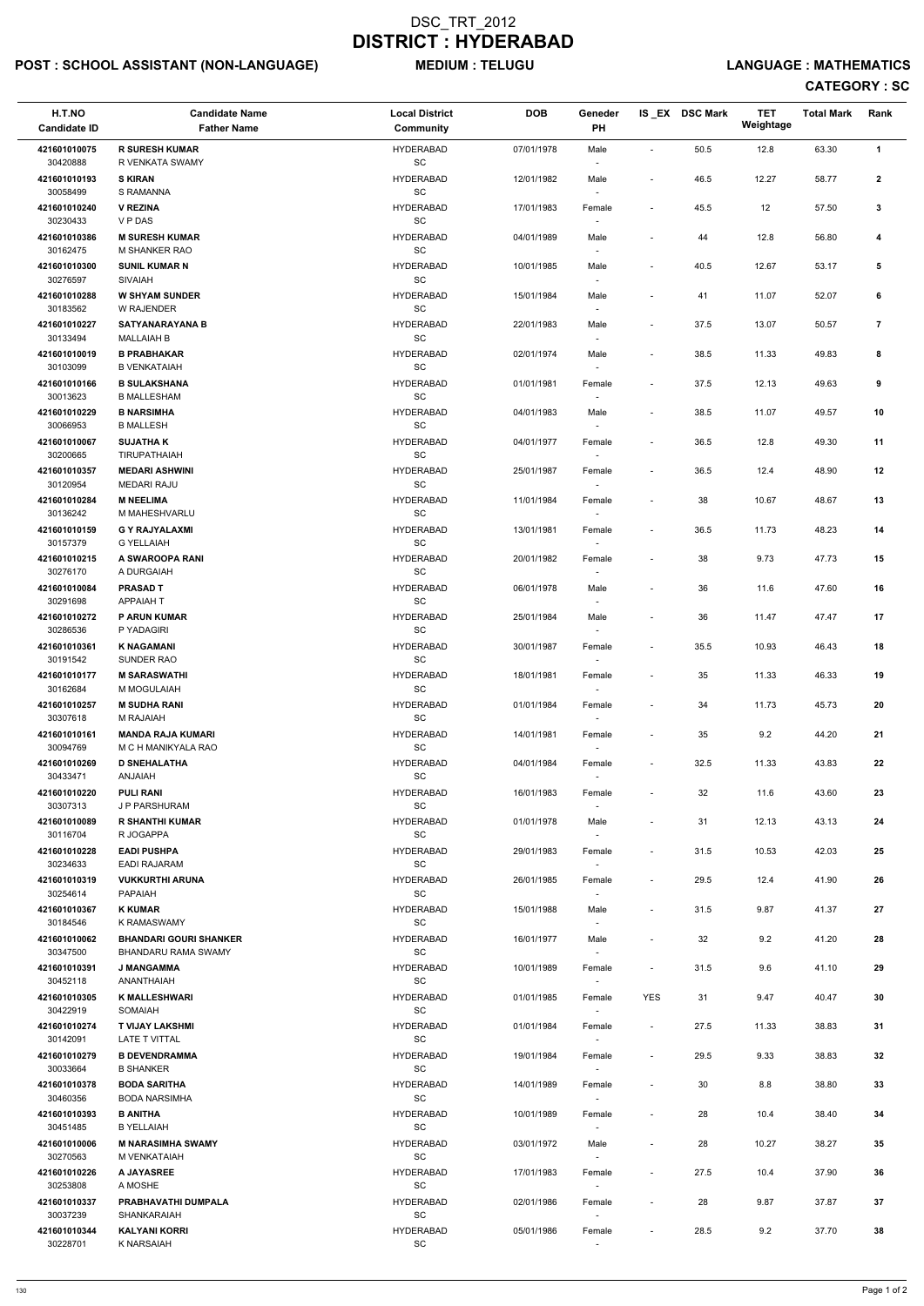# DSC_TRT_2012

# DISTRICT : HYDERABAD

**POST : SCHOOL ASSISTANT (NON-LANGUAGE)** **MEDIUM : TELUGU** **LANGUAGE : MATHEMATICS**

**CATEGORY : SC**

| H.T.NO<br>Candidate ID | Candidate Name<br>Father Name | Local District<br>Community | DOB | Geneder<br>PH | IS_EX | DSC Mark | TET Weightage | Total Mark | Rank |
|---|---|---|---|---|---|---|---|---|---|
| 421601010075<br>30420888 | **R SURESH KUMAR**<br>R VENKATA SWAMY | HYDERABAD<br>SC | 07/01/1978 | Male<br>- | - | 50.5 | 12.8 | 63.30 | **1** |
| 421601010193<br>30058499 | **S KIRAN**<br>S RAMANNA | HYDERABAD<br>SC | 12/01/1982 | Male<br>- | - | 46.5 | 12.27 | 58.77 | **2** |
| 421601010240<br>30230433 | **V REZINA**<br>V P DAS | HYDERABAD<br>SC | 17/01/1983 | Female<br>- | - | 45.5 | 12 | 57.50 | **3** |
| 421601010386<br>30162475 | **M SURESH KUMAR**<br>M SHANKER RAO | HYDERABAD<br>SC | 04/01/1989 | Male<br>- | - | 44 | 12.8 | 56.80 | **4** |
| 421601010300<br>30276597 | **SUNIL KUMAR N**<br>SIVAIAH | HYDERABAD<br>SC | 10/01/1985 | Male<br>- | - | 40.5 | 12.67 | 53.17 | **5** |
| 421601010288<br>30183562 | **W SHYAM SUNDER**<br>W RAJENDER | HYDERABAD<br>SC | 15/01/1984 | Male<br>- | - | 41 | 11.07 | 52.07 | **6** |
| 421601010227<br>30133494 | **SATYANARAYANA B**<br>MALLAIAH B | HYDERABAD<br>SC | 22/01/1983 | Male<br>- | - | 37.5 | 13.07 | 50.57 | **7** |
| 421601010019<br>30103099 | **B PRABHAKAR**<br>B VENKATAIAH | HYDERABAD<br>SC | 02/01/1974 | Male<br>- | - | 38.5 | 11.33 | 49.83 | **8** |
| 421601010166<br>30013623 | **B SULAKSHANA**<br>B MALLESHAM | HYDERABAD<br>SC | 01/01/1981 | Female<br>- | - | 37.5 | 12.13 | 49.63 | **9** |
| 421601010229<br>30066953 | **B NARSIMHA**<br>B MALLESH | HYDERABAD<br>SC | 04/01/1983 | Male<br>- | - | 38.5 | 11.07 | 49.57 | **10** |
| 421601010067<br>30200665 | **SUJATHA K**<br>TIRUPATHAIAH | HYDERABAD<br>SC | 04/01/1977 | Female<br>- | - | 36.5 | 12.8 | 49.30 | **11** |
| 421601010357<br>30120954 | **MEDARI ASHWINI**<br>MEDARI RAJU | HYDERABAD<br>SC | 25/01/1987 | Female<br>- | - | 36.5 | 12.4 | 48.90 | **12** |
| 421601010284<br>30136242 | **M NEELIMA**<br>M MAHESHVARLU | HYDERABAD<br>SC | 11/01/1984 | Female<br>- | - | 38 | 10.67 | 48.67 | **13** |
| 421601010159<br>30157379 | **G Y RAJYALAXMI**<br>G YELLAIAH | HYDERABAD<br>SC | 13/01/1981 | Female<br>- | - | 36.5 | 11.73 | 48.23 | **14** |
| 421601010215<br>30276170 | **A SWAROOPA RANI**<br>A DURGAIAH | HYDERABAD<br>SC | 20/01/1982 | Female<br>- | - | 38 | 9.73 | 47.73 | **15** |
| 421601010084<br>30291698 | **PRASAD T**<br>APPAIAH T | HYDERABAD<br>SC | 06/01/1978 | Male<br>- | - | 36 | 11.6 | 47.60 | **16** |
| 421601010272<br>30286536 | **P ARUN KUMAR**<br>P YADAGIRI | HYDERABAD<br>SC | 25/01/1984 | Male<br>- | - | 36 | 11.47 | 47.47 | **17** |
| 421601010361<br>30191542 | **K NAGAMANI**<br>SUNDER RAO | HYDERABAD<br>SC | 30/01/1987 | Female<br>- | - | 35.5 | 10.93 | 46.43 | **18** |
| 421601010177<br>30162684 | **M SARASWATHI**<br>M MOGULAIAH | HYDERABAD<br>SC | 18/01/1981 | Female<br>- | - | 35 | 11.33 | 46.33 | **19** |
| 421601010257<br>30307618 | **M SUDHA RANI**<br>M RAJAIAH | HYDERABAD<br>SC | 01/01/1984 | Female<br>- | - | 34 | 11.73 | 45.73 | **20** |
| 421601010161<br>30094769 | **MANDA RAJA KUMARI**<br>M C H MANIKYALA RAO | HYDERABAD<br>SC | 14/01/1981 | Female<br>- | - | 35 | 9.2 | 44.20 | **21** |
| 421601010269<br>30433471 | **D SNEHALATHA**<br>ANJAIAH | HYDERABAD<br>SC | 04/01/1984 | Female<br>- | - | 32.5 | 11.33 | 43.83 | **22** |
| 421601010220<br>30307313 | **PULI RANI**<br>J P PARSHURAM | HYDERABAD<br>SC | 16/01/1983 | Female<br>- | - | 32 | 11.6 | 43.60 | **23** |
| 421601010089<br>30116704 | **R SHANTHI KUMAR**<br>R JOGAPPA | HYDERABAD<br>SC | 01/01/1978 | Male<br>- | - | 31 | 12.13 | 43.13 | **24** |
| 421601010228<br>30234633 | **EADI PUSHPA**<br>EADI RAJARAM | HYDERABAD<br>SC | 29/01/1983 | Female<br>- | - | 31.5 | 10.53 | 42.03 | **25** |
| 421601010319<br>30254614 | **VUKKURTHI ARUNA**<br>PAPAIAH | HYDERABAD<br>SC | 26/01/1985 | Female<br>- | - | 29.5 | 12.4 | 41.90 | **26** |
| 421601010367<br>30184546 | **K KUMAR**<br>K RAMASWAMY | HYDERABAD<br>SC | 15/01/1988 | Male<br>- | - | 31.5 | 9.87 | 41.37 | **27** |
| 421601010062<br>30347500 | **BHANDARI GOURI SHANKER**<br>BHANDARU RAMA SWAMY | HYDERABAD<br>SC | 16/01/1977 | Male<br>- | - | 32 | 9.2 | 41.20 | **28** |
| 421601010391<br>30452118 | **J MANGAMMA**<br>ANANTHAIAH | HYDERABAD<br>SC | 10/01/1989 | Female<br>- | - | 31.5 | 9.6 | 41.10 | **29** |
| 421601010305<br>30422919 | **K MALLESHWARI**<br>SOMAIAH | HYDERABAD<br>SC | 01/01/1985 | Female<br>- | YES | 31 | 9.47 | 40.47 | **30** |
| 421601010274<br>30142091 | **T VIJAY LAKSHMI**<br>LATE T VITTAL | HYDERABAD<br>SC | 01/01/1984 | Female<br>- | - | 27.5 | 11.33 | 38.83 | **31** |
| 421601010279<br>30033664 | **B DEVENDRAMMA**<br>B SHANKER | HYDERABAD<br>SC | 19/01/1984 | Female<br>- | - | 29.5 | 9.33 | 38.83 | **32** |
| 421601010378<br>30460356 | **BODA SARITHA**<br>BODA NARSIMHA | HYDERABAD<br>SC | 14/01/1989 | Female<br>- | - | 30 | 8.8 | 38.80 | **33** |
| 421601010393<br>30451485 | **B ANITHA**<br>B YELLAIAH | HYDERABAD<br>SC | 10/01/1989 | Female<br>- | - | 28 | 10.4 | 38.40 | **34** |
| 421601010006<br>30270563 | **M NARASIMHA SWAMY**<br>M VENKATAIAH | HYDERABAD<br>SC | 03/01/1972 | Male<br>- | - | 28 | 10.27 | 38.27 | **35** |
| 421601010226<br>30253808 | **A JAYASREE**<br>A MOSHE | HYDERABAD<br>SC | 17/01/1983 | Female<br>- | - | 27.5 | 10.4 | 37.90 | **36** |
| 421601010337<br>30037239 | **PRABHAVATHI DUMPALA**<br>SHANKARAIAH | HYDERABAD<br>SC | 02/01/1986 | Female<br>- | - | 28 | 9.87 | 37.87 | **37** |
| 421601010344<br>30228701 | **KALYANI KORRI**<br>K NARSAIAH | HYDERABAD<br>SC | 05/01/1986 | Female<br>- | - | 28.5 | 9.2 | 37.70 | **38** |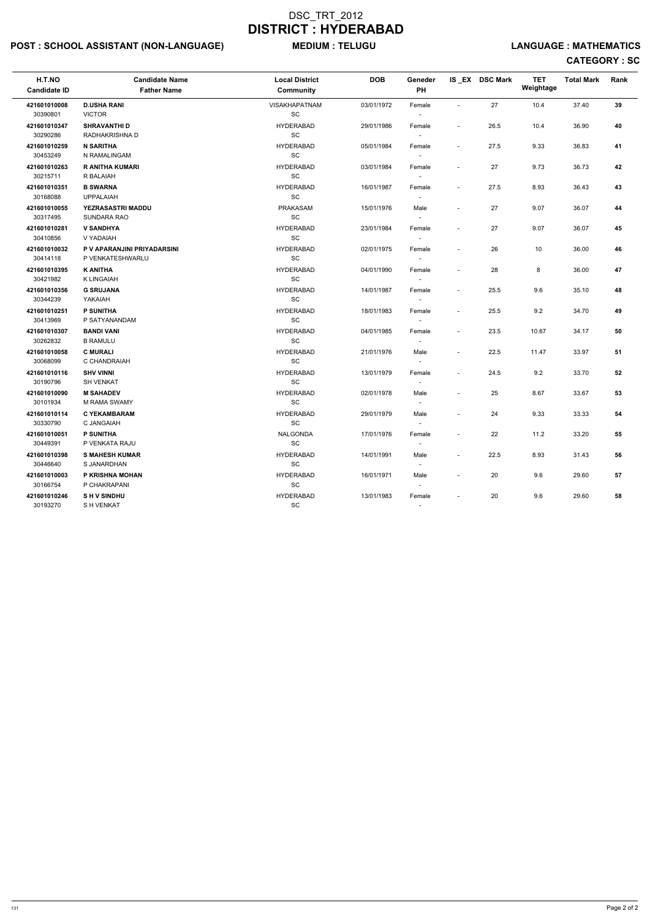# DSC_TRT_2012

# DISTRICT : HYDERABAD

**POST : SCHOOL ASSISTANT (NON-LANGUAGE)** **MEDIUM : TELUGU** **LANGUAGE : MATHEMATICS**

**CATEGORY : SC**

| H.T.NO<br>Candidate ID | Candidate Name<br>Father Name | Local District<br>Community | DOB | Geneder<br>PH | IS _EX | DSC Mark | TET Weightage | Total Mark | Rank |
|---|---|---|---|---|---|---|---|---|---|
| **421601010008**<br>30390801 | **D.USHA RANI**<br>VICTOR | VISAKHAPATNAM<br>SC | 03/01/1972 | Female<br>- | - | 27 | 10.4 | 37.40 | **39** |
| **421601010347**<br>30290286 | **SHRAVANTHI D**<br>RADHAKRISHNA D | HYDERABAD<br>SC | 29/01/1986 | Female<br>- | - | 26.5 | 10.4 | 36.90 | **40** |
| **421601010259**<br>30453249 | **N SARITHA**<br>N RAMALINGAM | HYDERABAD<br>SC | 05/01/1984 | Female<br>- | - | 27.5 | 9.33 | 36.83 | **41** |
| **421601010263**<br>30215711 | **R ANITHA KUMARI**<br>R BALAIAH | HYDERABAD<br>SC | 03/01/1984 | Female<br>- | - | 27 | 9.73 | 36.73 | **42** |
| **421601010351**<br>30168088 | **B SWARNA**<br>UPPALAIAH | HYDERABAD<br>SC | 16/01/1987 | Female<br>- | - | 27.5 | 8.93 | 36.43 | **43** |
| **421601010055**<br>30317495 | **YEZRASASTRI MADDU**<br>SUNDARA RAO | PRAKASAM<br>SC | 15/01/1976 | Male<br>- | - | 27 | 9.07 | 36.07 | **44** |
| **421601010281**<br>30410856 | **V SANDHYA**<br>V YADAIAH | HYDERABAD<br>SC | 23/01/1984 | Female<br>- | - | 27 | 9.07 | 36.07 | **45** |
| **421601010032**<br>30414118 | **P V APARANJINI PRIYADARSINI**<br>P VENKATESHWARLU | HYDERABAD<br>SC | 02/01/1975 | Female<br>- | - | 26 | 10 | 36.00 | **46** |
| **421601010395**<br>30421982 | **K ANITHA**<br>K LINGAIAH | HYDERABAD<br>SC | 04/01/1990 | Female<br>- | - | 28 | 8 | 36.00 | **47** |
| **421601010356**<br>30344239 | **G SRUJANA**<br>YAKAIAH | HYDERABAD<br>SC | 14/01/1987 | Female<br>- | - | 25.5 | 9.6 | 35.10 | **48** |
| **421601010251**<br>30413969 | **P SUNITHA**<br>P SATYANANDAM | HYDERABAD<br>SC | 18/01/1983 | Female<br>- | - | 25.5 | 9.2 | 34.70 | **49** |
| **421601010307**<br>30262832 | **BANDI VANI**<br>B RAMULU | HYDERABAD<br>SC | 04/01/1985 | Female<br>- | - | 23.5 | 10.67 | 34.17 | **50** |
| **421601010058**<br>30068099 | **C MURALI**<br>C CHANDRAIAH | HYDERABAD<br>SC | 21/01/1976 | Male<br>- | - | 22.5 | 11.47 | 33.97 | **51** |
| **421601010116**<br>30190796 | **SHV VINNI**<br>SH VENKAT | HYDERABAD<br>SC | 13/01/1979 | Female<br>- | - | 24.5 | 9.2 | 33.70 | **52** |
| **421601010090**<br>30101934 | **M SAHADEV**<br>M RAMA SWAMY | HYDERABAD<br>SC | 02/01/1978 | Male<br>- | - | 25 | 8.67 | 33.67 | **53** |
| **421601010114**<br>30330790 | **C YEKAMBARAM**<br>C JANGAIAH | HYDERABAD<br>SC | 29/01/1979 | Male<br>- | - | 24 | 9.33 | 33.33 | **54** |
| **421601010051**<br>30449391 | **P SUNITHA**<br>P VENKATA RAJU | NALGONDA<br>SC | 17/01/1976 | Female<br>- | - | 22 | 11.2 | 33.20 | **55** |
| **421601010398**<br>30446640 | **S MAHESH KUMAR**<br>S JANARDHAN | HYDERABAD<br>SC | 14/01/1991 | Male<br>- | - | 22.5 | 8.93 | 31.43 | **56** |
| **421601010003**<br>30166754 | **P KRISHNA MOHAN**<br>P CHAKRAPANI | HYDERABAD<br>SC | 16/01/1971 | Male<br>- | - | 20 | 9.6 | 29.60 | **57** |
| **421601010246**<br>30193270 | **S H V SINDHU**<br>S H VENKAT | HYDERABAD<br>SC | 13/01/1983 | Female<br>- | - | 20 | 9.6 | 29.60 | **58** |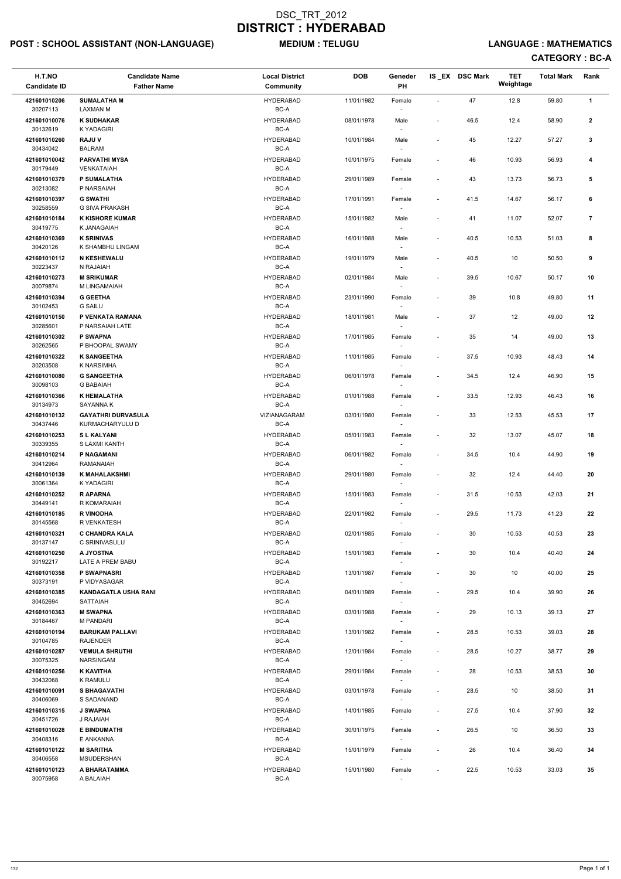# DSC_TRT_2012
# DISTRICT : HYDERABAD

**POST : SCHOOL ASSISTANT (NON-LANGUAGE)** **MEDIUM : TELUGU** **LANGUAGE : MATHEMATICS**

**CATEGORY : BC-A**

| H.T.NO<br>Candidate ID | Candidate Name<br>Father Name | Local District<br>Community | DOB | Geneder<br>PH | IS_EX | DSC Mark | TET Weightage | Total Mark | Rank |
|---|---|---|---|---|---|---|---|---|---|
| 421601010206<br>30207113 | **SUMALATHA M**<br>LAXMAN M | HYDERABAD<br>BC-A | 11/01/1982 | Female<br>- | - | 47 | 12.8 | 59.80 | **1** |
| 421601010076<br>30132619 | **K SUDHAKAR**<br>K YADAGIRI | HYDERABAD<br>BC-A | 08/01/1978 | Male<br>- | - | 46.5 | 12.4 | 58.90 | **2** |
| 421601010260<br>30434042 | **RAJU V**<br>BALRAM | HYDERABAD<br>BC-A | 10/01/1984 | Male<br>- | - | 45 | 12.27 | 57.27 | **3** |
| 421601010042<br>30179449 | **PARVATHI MYSA**<br>VENKATAIAH | HYDERABAD<br>BC-A | 10/01/1975 | Female<br>- | - | 46 | 10.93 | 56.93 | **4** |
| 421601010379<br>30213082 | **P SUMALATHA**<br>P NARSAIAH | HYDERABAD<br>BC-A | 29/01/1989 | Female<br>- | - | 43 | 13.73 | 56.73 | **5** |
| 421601010397<br>30258559 | **G SWATHI**<br>G SIVA PRAKASH | HYDERABAD<br>BC-A | 17/01/1991 | Female<br>- | - | 41.5 | 14.67 | 56.17 | **6** |
| 421601010184<br>30419775 | **K KISHORE KUMAR**<br>K JANAGAIAH | HYDERABAD<br>BC-A | 15/01/1982 | Male<br>- | - | 41 | 11.07 | 52.07 | **7** |
| 421601010369<br>30420126 | **K SRINIVAS**<br>K SHAMBHU LINGAM | HYDERABAD<br>BC-A | 16/01/1988 | Male<br>- | - | 40.5 | 10.53 | 51.03 | **8** |
| 421601010112<br>30223437 | **N KESHEWALU**<br>N RAJAIAH | HYDERABAD<br>BC-A | 19/01/1979 | Male<br>- | - | 40.5 | 10 | 50.50 | **9** |
| 421601010273<br>30079874 | **M SRIKUMAR**<br>M LINGAMAIAH | HYDERABAD<br>BC-A | 02/01/1984 | Male<br>- | - | 39.5 | 10.67 | 50.17 | **10** |
| 421601010394<br>30102453 | **G GEETHA**<br>G SAILU | HYDERABAD<br>BC-A | 23/01/1990 | Female<br>- | - | 39 | 10.8 | 49.80 | **11** |
| 421601010150<br>30285601 | **P VENKATA RAMANA**<br>P NARSAIAH LATE | HYDERABAD<br>BC-A | 18/01/1981 | Male<br>- | - | 37 | 12 | 49.00 | **12** |
| 421601010302<br>30262565 | **P SWAPNA**<br>P BHOOPAL SWAMY | HYDERABAD<br>BC-A | 17/01/1985 | Female<br>- | - | 35 | 14 | 49.00 | **13** |
| 421601010322<br>30203508 | **K SANGEETHA**<br>K NARSIMHA | HYDERABAD<br>BC-A | 11/01/1985 | Female<br>- | - | 37.5 | 10.93 | 48.43 | **14** |
| 421601010080<br>30098103 | **G SANGEETHA**<br>G BABAIAH | HYDERABAD<br>BC-A | 06/01/1978 | Female<br>- | - | 34.5 | 12.4 | 46.90 | **15** |
| 421601010366<br>30134973 | **K HEMALATHA**<br>SAYANNA K | HYDERABAD<br>BC-A | 01/01/1988 | Female<br>- | - | 33.5 | 12.93 | 46.43 | **16** |
| 421601010132<br>30437446 | **GAYATHRI DURVASULA**<br>KURMACHARYULU D | VIZIANAGARAM<br>BC-A | 03/01/1980 | Female<br>- | - | 33 | 12.53 | 45.53 | **17** |
| 421601010253<br>30339355 | **S L KALYANI**<br>S LAXMI KANTH | HYDERABAD<br>BC-A | 05/01/1983 | Female<br>- | - | 32 | 13.07 | 45.07 | **18** |
| 421601010214<br>30412964 | **P NAGAMANI**<br>RAMANAIAH | HYDERABAD<br>BC-A | 06/01/1982 | Female<br>- | - | 34.5 | 10.4 | 44.90 | **19** |
| 421601010139<br>30061364 | **K MAHALAKSHMI**<br>K YADAGIRI | HYDERABAD<br>BC-A | 29/01/1980 | Female<br>- | - | 32 | 12.4 | 44.40 | **20** |
| 421601010252<br>30449141 | **R APARNA**<br>R KOMARAIAH | HYDERABAD<br>BC-A | 15/01/1983 | Female<br>- | - | 31.5 | 10.53 | 42.03 | **21** |
| 421601010185<br>30145568 | **R VINODHA**<br>R VENKATESH | HYDERABAD<br>BC-A | 22/01/1982 | Female<br>- | - | 29.5 | 11.73 | 41.23 | **22** |
| 421601010321<br>30137147 | **C CHANDRA KALA**<br>C SRINIVASULU | HYDERABAD<br>BC-A | 02/01/1985 | Female<br>- | - | 30 | 10.53 | 40.53 | **23** |
| 421601010250<br>30192217 | **A JYOSTNA**<br>LATE A PREM BABU | HYDERABAD<br>BC-A | 15/01/1983 | Female<br>- | - | 30 | 10.4 | 40.40 | **24** |
| 421601010358<br>30373191 | **P SWAPNASRI**<br>P VIDYASAGAR | HYDERABAD<br>BC-A | 13/01/1987 | Female<br>- | - | 30 | 10 | 40.00 | **25** |
| 421601010385<br>30452694 | **KANDAGATLA USHA RANI**<br>SATTAIAH | HYDERABAD<br>BC-A | 04/01/1989 | Female<br>- | - | 29.5 | 10.4 | 39.90 | **26** |
| 421601010363<br>30184467 | **M SWAPNA**<br>M PANDARI | HYDERABAD<br>BC-A | 03/01/1988 | Female<br>- | - | 29 | 10.13 | 39.13 | **27** |
| 421601010194<br>30104785 | **BARUKAM PALLAVI**<br>RAJENDER | HYDERABAD<br>BC-A | 13/01/1982 | Female<br>- | - | 28.5 | 10.53 | 39.03 | **28** |
| 421601010287<br>30075325 | **VEMULA SHRUTHI**<br>NARSINGAM | HYDERABAD<br>BC-A | 12/01/1984 | Female<br>- | - | 28.5 | 10.27 | 38.77 | **29** |
| 421601010256<br>30432068 | **K KAVITHA**<br>K RAMULU | HYDERABAD<br>BC-A | 29/01/1984 | Female<br>- | - | 28 | 10.53 | 38.53 | **30** |
| 421601010091<br>30406069 | **S BHAGAVATHI**<br>S SADANAND | HYDERABAD<br>BC-A | 03/01/1978 | Female<br>- | - | 28.5 | 10 | 38.50 | **31** |
| 421601010315<br>30451726 | **J SWAPNA**<br>J RAJAIAH | HYDERABAD<br>BC-A | 14/01/1985 | Female<br>- | - | 27.5 | 10.4 | 37.90 | **32** |
| 421601010028<br>30408316 | **E BINDUMATHI**<br>E ANKANNA | HYDERABAD<br>BC-A | 30/01/1975 | Female<br>- | - | 26.5 | 10 | 36.50 | **33** |
| 421601010122<br>30406558 | **M SARITHA**<br>MSUDERSHAN | HYDERABAD<br>BC-A | 15/01/1979 | Female<br>- | - | 26 | 10.4 | 36.40 | **34** |
| 421601010123<br>30075958 | **A BHARATAMMA**<br>A BALAIAH | HYDERABAD<br>BC-A | 15/01/1980 | Female<br>- | - | 22.5 | 10.53 | 33.03 | **35** |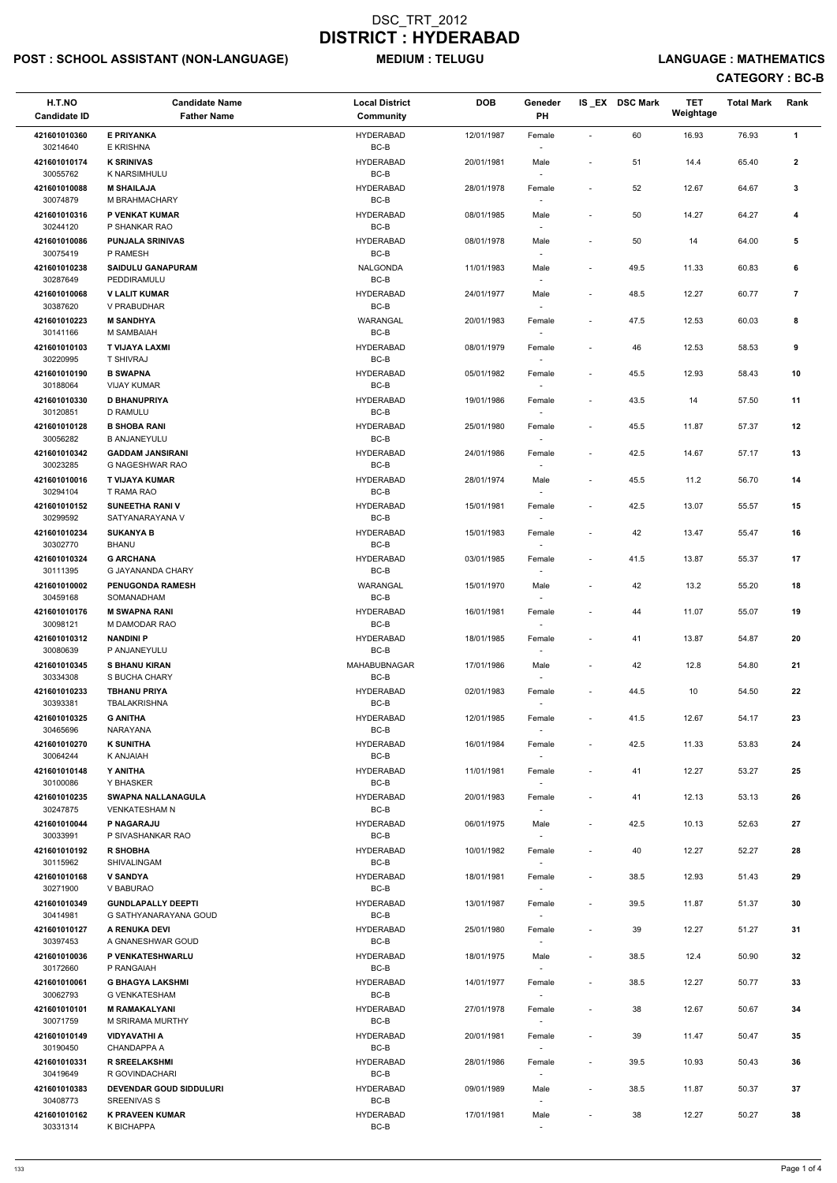# DSC_TRT_2012
# DISTRICT : HYDERABAD

**POST : SCHOOL ASSISTANT (NON-LANGUAGE)** **MEDIUM : TELUGU** **LANGUAGE : MATHEMATICS**

**CATEGORY : BC-B**

| H.T.NO<br>Candidate ID | Candidate Name<br>Father Name | Local District<br>Community | DOB | Geneder<br>PH | IS _EX | DSC Mark | TET Weightage | Total Mark | Rank |
|---|---|---|---|---|---|---|---|---|---|
| 421601010360<br>30214640 | **E PRIYANKA**<br>E KRISHNA | HYDERABAD<br>BC-B | 12/01/1987 | Female<br>- | - | 60 | 16.93 | 76.93 | 1 |
| 421601010174<br>30055762 | **K SRINIVAS**<br>K NARSIMHULU | HYDERABAD<br>BC-B | 20/01/1981 | Male<br>- | - | 51 | 14.4 | 65.40 | 2 |
| 421601010088<br>30074879 | **M SHAILAJA**<br>M BRAHMACHARY | HYDERABAD<br>BC-B | 28/01/1978 | Female<br>- | - | 52 | 12.67 | 64.67 | 3 |
| 421601010316<br>30244120 | **P VENKAT KUMAR**<br>P SHANKAR RAO | HYDERABAD<br>BC-B | 08/01/1985 | Male<br>- | - | 50 | 14.27 | 64.27 | 4 |
| 421601010086<br>30075419 | **PUNJALA SRINIVAS**<br>P RAMESH | HYDERABAD<br>BC-B | 08/01/1978 | Male<br>- | - | 50 | 14 | 64.00 | 5 |
| 421601010238<br>30287649 | **SAIDULU GANAPURAM**<br>PEDDIRAMULU | NALGONDA<br>BC-B | 11/01/1983 | Male<br>- | - | 49.5 | 11.33 | 60.83 | 6 |
| 421601010068<br>30387620 | **V LALIT KUMAR**<br>V PRABUDHAR | HYDERABAD<br>BC-B | 24/01/1977 | Male<br>- | - | 48.5 | 12.27 | 60.77 | 7 |
| 421601010223<br>30141166 | **M SANDHYA**<br>M SAMBAIAH | WARANGAL<br>BC-B | 20/01/1983 | Female<br>- | - | 47.5 | 12.53 | 60.03 | 8 |
| 421601010103<br>30220995 | **T VIJAYA LAXMI**<br>T SHIVRAJ | HYDERABAD<br>BC-B | 08/01/1979 | Female<br>- | - | 46 | 12.53 | 58.53 | 9 |
| 421601010190<br>30188064 | **B SWAPNA**<br>VIJAY KUMAR | HYDERABAD<br>BC-B | 05/01/1982 | Female<br>- | - | 45.5 | 12.93 | 58.43 | 10 |
| 421601010330<br>30120851 | **D BHANUPRIYA**<br>D RAMULU | HYDERABAD<br>BC-B | 19/01/1986 | Female<br>- | - | 43.5 | 14 | 57.50 | 11 |
| 421601010128<br>30056282 | **B SHOBA RANI**<br>B ANJANEYULU | HYDERABAD<br>BC-B | 25/01/1980 | Female<br>- | - | 45.5 | 11.87 | 57.37 | 12 |
| 421601010342<br>30023285 | **GADDAM JANSIRANI**<br>G NAGESHWAR RAO | HYDERABAD<br>BC-B | 24/01/1986 | Female<br>- | - | 42.5 | 14.67 | 57.17 | 13 |
| 421601010016<br>30294104 | **T VIJAYA KUMAR**<br>T RAMA RAO | HYDERABAD<br>BC-B | 28/01/1974 | Male<br>- | - | 45.5 | 11.2 | 56.70 | 14 |
| 421601010152<br>30299592 | **SUNEETHA RANI V**<br>SATYANARAYANA V | HYDERABAD<br>BC-B | 15/01/1981 | Female<br>- | - | 42.5 | 13.07 | 55.57 | 15 |
| 421601010234<br>30302770 | **SUKANYA B**<br>BHANU | HYDERABAD<br>BC-B | 15/01/1983 | Female<br>- | - | 42 | 13.47 | 55.47 | 16 |
| 421601010324<br>30111395 | **G ARCHANA**<br>G JAYANANDA CHARY | HYDERABAD<br>BC-B | 03/01/1985 | Female<br>- | - | 41.5 | 13.87 | 55.37 | 17 |
| 421601010002<br>30459168 | **PENUGONDA RAMESH**<br>SOMANADHAM | WARANGAL<br>BC-B | 15/01/1970 | Male<br>- | - | 42 | 13.2 | 55.20 | 18 |
| 421601010176<br>30098121 | **M SWAPNA RANI**<br>M DAMODAR RAO | HYDERABAD<br>BC-B | 16/01/1981 | Female<br>- | - | 44 | 11.07 | 55.07 | 19 |
| 421601010312<br>30080639 | **NANDINI P**<br>P ANJANEYULU | HYDERABAD<br>BC-B | 18/01/1985 | Female<br>- | - | 41 | 13.87 | 54.87 | 20 |
| 421601010345<br>30334308 | **S BHANU KIRAN**<br>S BUCHA CHARY | MAHABUBNAGAR<br>BC-B | 17/01/1986 | Male<br>- | - | 42 | 12.8 | 54.80 | 21 |
| 421601010233<br>30393381 | **TBHANU PRIYA**<br>TBALAKRISHNA | HYDERABAD<br>BC-B | 02/01/1983 | Female<br>- | - | 44.5 | 10 | 54.50 | 22 |
| 421601010325<br>30465696 | **G ANITHA**<br>NARAYANA | HYDERABAD<br>BC-B | 12/01/1985 | Female<br>- | - | 41.5 | 12.67 | 54.17 | 23 |
| 421601010270<br>30064244 | **K SUNITHA**<br>K ANJAIAH | HYDERABAD<br>BC-B | 16/01/1984 | Female<br>- | - | 42.5 | 11.33 | 53.83 | 24 |
| 421601010148<br>30100086 | **Y ANITHA**<br>Y BHASKER | HYDERABAD<br>BC-B | 11/01/1981 | Female<br>- | - | 41 | 12.27 | 53.27 | 25 |
| 421601010235<br>30247875 | **SWAPNA NALLANAGULA**<br>VENKATESHAM N | HYDERABAD<br>BC-B | 20/01/1983 | Female<br>- | - | 41 | 12.13 | 53.13 | 26 |
| 421601010044<br>30033991 | **P NAGARAJU**<br>P SIVASHANKAR RAO | HYDERABAD<br>BC-B | 06/01/1975 | Male<br>- | - | 42.5 | 10.13 | 52.63 | 27 |
| 421601010192<br>30115962 | **R SHOBHA**<br>SHIVALINGAM | HYDERABAD<br>BC-B | 10/01/1982 | Female<br>- | - | 40 | 12.27 | 52.27 | 28 |
| 421601010168<br>30271900 | **V SANDYA**<br>V BABURAO | HYDERABAD<br>BC-B | 18/01/1981 | Female<br>- | - | 38.5 | 12.93 | 51.43 | 29 |
| 421601010349<br>30414981 | **GUNDLAPALLY DEEPTI**<br>G SATHYANARAYANA GOUD | HYDERABAD<br>BC-B | 13/01/1987 | Female<br>- | - | 39.5 | 11.87 | 51.37 | 30 |
| 421601010127<br>30397453 | **A RENUKA DEVI**<br>A GNANESHWAR GOUD | HYDERABAD<br>BC-B | 25/01/1980 | Female<br>- | - | 39 | 12.27 | 51.27 | 31 |
| 421601010036<br>30172660 | **P VENKATESHWARLU**<br>P RANGAIAH | HYDERABAD<br>BC-B | 18/01/1975 | Male<br>- | - | 38.5 | 12.4 | 50.90 | 32 |
| 421601010061<br>30062793 | **G BHAGYA LAKSHMI**<br>G VENKATESHAM | HYDERABAD<br>BC-B | 14/01/1977 | Female<br>- | - | 38.5 | 12.27 | 50.77 | 33 |
| 421601010101<br>30071759 | **M RAMAKALYANI**<br>M SRIRAMA MURTHY | HYDERABAD<br>BC-B | 27/01/1978 | Female<br>- | - | 38 | 12.67 | 50.67 | 34 |
| 421601010149<br>30190450 | **VIDYAVATHI A**<br>CHANDAPPA A | HYDERABAD<br>BC-B | 20/01/1981 | Female<br>- | - | 39 | 11.47 | 50.47 | 35 |
| 421601010331<br>30419649 | **R SREELAKSHMI**<br>R GOVINDACHARI | HYDERABAD<br>BC-B | 28/01/1986 | Female<br>- | - | 39.5 | 10.93 | 50.43 | 36 |
| 421601010383<br>30408773 | **DEVENDAR GOUD SIDDULURI**<br>SREENIVAS S | HYDERABAD<br>BC-B | 09/01/1989 | Male<br>- | - | 38.5 | 11.87 | 50.37 | 37 |
| 421601010162<br>30331314 | **K PRAVEEN KUMAR**<br>K BICHAPPA | HYDERABAD<br>BC-B | 17/01/1981 | Male<br>- | - | 38 | 12.27 | 50.27 | 38 |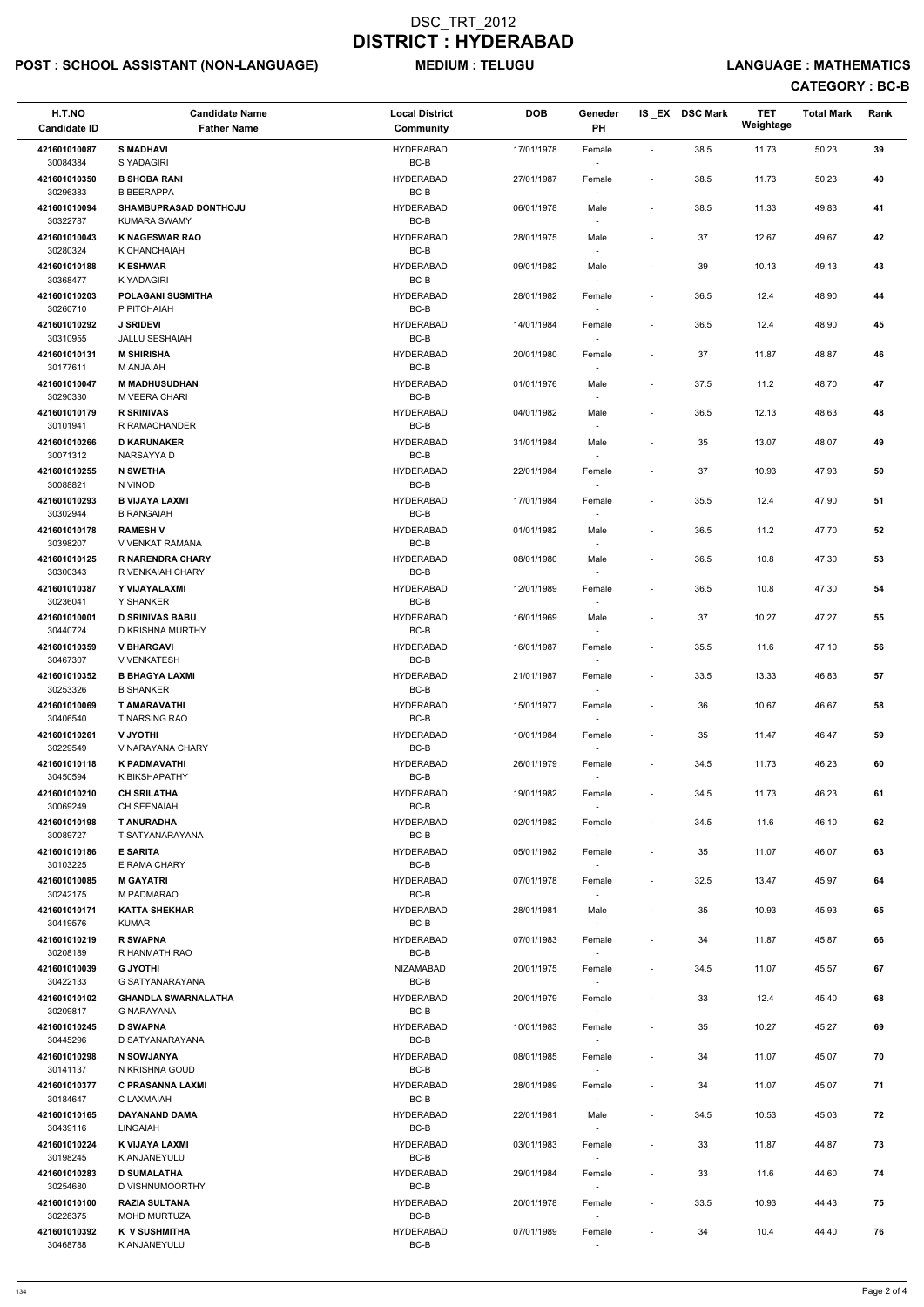# DSC_TRT_2012
# DISTRICT : HYDERABAD

**POST : SCHOOL ASSISTANT (NON-LANGUAGE)** **MEDIUM : TELUGU** **LANGUAGE : MATHEMATICS**

**CATEGORY : BC-B**

| H.T.NO<br>Candidate ID | Candidate Name<br>Father Name | Local District<br>Community | DOB | Geneder<br>PH | IS _EX | DSC Mark | TET Weightage | Total Mark | Rank |
|---|---|---|---|---|---|---|---|---|---|
| 421601010087<br>30084384 | **S MADHAVI**<br>S YADAGIRI | HYDERABAD<br>BC-B | 17/01/1978 | Female<br>- | - | 38.5 | 11.73 | 50.23 | 39 |
| 421601010350<br>30296383 | **B SHOBA RANI**<br>B BEERAPPA | HYDERABAD<br>BC-B | 27/01/1987 | Female<br>- | - | 38.5 | 11.73 | 50.23 | 40 |
| 421601010094<br>30322787 | **SHAMBUPRASAD DONTHOJU**<br>KUMARA SWAMY | HYDERABAD<br>BC-B | 06/01/1978 | Male<br>- | - | 38.5 | 11.33 | 49.83 | 41 |
| 421601010043<br>30280324 | **K NAGESWAR RAO**<br>K CHANCHAIAH | HYDERABAD<br>BC-B | 28/01/1975 | Male<br>- | - | 37 | 12.67 | 49.67 | 42 |
| 421601010188<br>30368477 | **K ESHWAR**<br>K YADAGIRI | HYDERABAD<br>BC-B | 09/01/1982 | Male<br>- | - | 39 | 10.13 | 49.13 | 43 |
| 421601010203<br>30260710 | **POLAGANI SUSMITHA**<br>P PITCHAIAH | HYDERABAD<br>BC-B | 28/01/1982 | Female<br>- | - | 36.5 | 12.4 | 48.90 | 44 |
| 421601010292<br>30310955 | **J SRIDEVI**<br>JALLU SESHAIAH | HYDERABAD<br>BC-B | 14/01/1984 | Female<br>- | - | 36.5 | 12.4 | 48.90 | 45 |
| 421601010131<br>30177611 | **M SHIRISHA**<br>M ANJAIAH | HYDERABAD<br>BC-B | 20/01/1980 | Female<br>- | - | 37 | 11.87 | 48.87 | 46 |
| 421601010047<br>30290330 | **M MADHUSUDHAN**<br>M VEERA CHARI | HYDERABAD<br>BC-B | 01/01/1976 | Male<br>- | - | 37.5 | 11.2 | 48.70 | 47 |
| 421601010179<br>30101941 | **R SRINIVAS**<br>R RAMACHANDER | HYDERABAD<br>BC-B | 04/01/1982 | Male<br>- | - | 36.5 | 12.13 | 48.63 | 48 |
| 421601010266<br>30071312 | **D KARUNAKER**<br>NARSAYYA D | HYDERABAD<br>BC-B | 31/01/1984 | Male<br>- | - | 35 | 13.07 | 48.07 | 49 |
| 421601010255<br>30088821 | **N SWETHA**<br>N VINOD | HYDERABAD<br>BC-B | 22/01/1984 | Female<br>- | - | 37 | 10.93 | 47.93 | 50 |
| 421601010293<br>30302944 | **B VIJAYA LAXMI**<br>B RANGAIAH | HYDERABAD<br>BC-B | 17/01/1984 | Female<br>- | - | 35.5 | 12.4 | 47.90 | 51 |
| 421601010178<br>30398207 | **RAMESH V**<br>V VENKAT RAMANA | HYDERABAD<br>BC-B | 01/01/1982 | Male<br>- | - | 36.5 | 11.2 | 47.70 | 52 |
| 421601010125<br>30300343 | **R NARENDRA CHARY**<br>R VENKAIAH CHARY | HYDERABAD<br>BC-B | 08/01/1980 | Male<br>- | - | 36.5 | 10.8 | 47.30 | 53 |
| 421601010387<br>30236041 | **Y VIJAYALAXMI**<br>Y SHANKER | HYDERABAD<br>BC-B | 12/01/1989 | Female<br>- | - | 36.5 | 10.8 | 47.30 | 54 |
| 421601010001<br>30440724 | **D SRINIVAS BABU**<br>D KRISHNA MURTHY | HYDERABAD<br>BC-B | 16/01/1969 | Male<br>- | - | 37 | 10.27 | 47.27 | 55 |
| 421601010359<br>30467307 | **V BHARGAVI**<br>V VENKATESH | HYDERABAD<br>BC-B | 16/01/1987 | Female<br>- | - | 35.5 | 11.6 | 47.10 | 56 |
| 421601010352<br>30253326 | **B BHAGYA LAXMI**<br>B SHANKER | HYDERABAD<br>BC-B | 21/01/1987 | Female<br>- | - | 33.5 | 13.33 | 46.83 | 57 |
| 421601010069<br>30406540 | **T AMARAVATHI**<br>T NARSING RAO | HYDERABAD<br>BC-B | 15/01/1977 | Female<br>- | - | 36 | 10.67 | 46.67 | 58 |
| 421601010261<br>30229549 | **V JYOTHI**<br>V NARAYANA CHARY | HYDERABAD<br>BC-B | 10/01/1984 | Female<br>- | - | 35 | 11.47 | 46.47 | 59 |
| 421601010118<br>30450594 | **K PADMAVATHI**<br>K BIKSHAPATHY | HYDERABAD<br>BC-B | 26/01/1979 | Female<br>- | - | 34.5 | 11.73 | 46.23 | 60 |
| 421601010210<br>30069249 | **CH SRILATHA**<br>CH SEENAIAH | HYDERABAD<br>BC-B | 19/01/1982 | Female<br>- | - | 34.5 | 11.73 | 46.23 | 61 |
| 421601010198<br>30089727 | **T ANURADHA**<br>T SATYANARAYANA | HYDERABAD<br>BC-B | 02/01/1982 | Female<br>- | - | 34.5 | 11.6 | 46.10 | 62 |
| 421601010186<br>30103225 | **E SARITA**<br>E RAMA CHARY | HYDERABAD<br>BC-B | 05/01/1982 | Female<br>- | - | 35 | 11.07 | 46.07 | 63 |
| 421601010085<br>30242175 | **M GAYATRI**<br>M PADMARAO | HYDERABAD<br>BC-B | 07/01/1978 | Female<br>- | - | 32.5 | 13.47 | 45.97 | 64 |
| 421601010171<br>30419576 | **KATTA SHEKHAR**<br>KUMAR | HYDERABAD<br>BC-B | 28/01/1981 | Male<br>- | - | 35 | 10.93 | 45.93 | 65 |
| 421601010219<br>30208189 | **R SWAPNA**<br>R HANMATH RAO | HYDERABAD<br>BC-B | 07/01/1983 | Female<br>- | - | 34 | 11.87 | 45.87 | 66 |
| 421601010039<br>30422133 | **G JYOTHI**<br>G SATYANARAYANA | NIZAMABAD<br>BC-B | 20/01/1975 | Female<br>- | - | 34.5 | 11.07 | 45.57 | 67 |
| 421601010102<br>30209817 | **GHANDLA SWARNALATHA**<br>G NARAYANA | HYDERABAD<br>BC-B | 20/01/1979 | Female<br>- | - | 33 | 12.4 | 45.40 | 68 |
| 421601010245<br>30445296 | **D SWAPNA**<br>D SATYANARAYANA | HYDERABAD<br>BC-B | 10/01/1983 | Female<br>- | - | 35 | 10.27 | 45.27 | 69 |
| 421601010298<br>30141137 | **N SOWJANYA**<br>N KRISHNA GOUD | HYDERABAD<br>BC-B | 08/01/1985 | Female<br>- | - | 34 | 11.07 | 45.07 | 70 |
| 421601010377<br>30184647 | **C PRASANNA LAXMI**<br>C LAXMAIAH | HYDERABAD<br>BC-B | 28/01/1989 | Female<br>- | - | 34 | 11.07 | 45.07 | 71 |
| 421601010165<br>30439116 | **DAYANAND DAMA**<br>LINGAIAH | HYDERABAD<br>BC-B | 22/01/1981 | Male<br>- | - | 34.5 | 10.53 | 45.03 | 72 |
| 421601010224<br>30198245 | **K VIJAYA LAXMI**<br>K ANJANEYULU | HYDERABAD<br>BC-B | 03/01/1983 | Female<br>- | - | 33 | 11.87 | 44.87 | 73 |
| 421601010283<br>30254680 | **D SUMALATHA**<br>D VISHNUMOORTHY | HYDERABAD<br>BC-B | 29/01/1984 | Female<br>- | - | 33 | 11.6 | 44.60 | 74 |
| 421601010100<br>30228375 | **RAZIA SULTANA**<br>MOHD MURTUZA | HYDERABAD<br>BC-B | 20/01/1978 | Female<br>- | - | 33.5 | 10.93 | 44.43 | 75 |
| 421601010392<br>30468788 | **K V SUSHMITHA**<br>K ANJANEYULU | HYDERABAD<br>BC-B | 07/01/1989 | Female<br>- | - | 34 | 10.4 | 44.40 | 76 |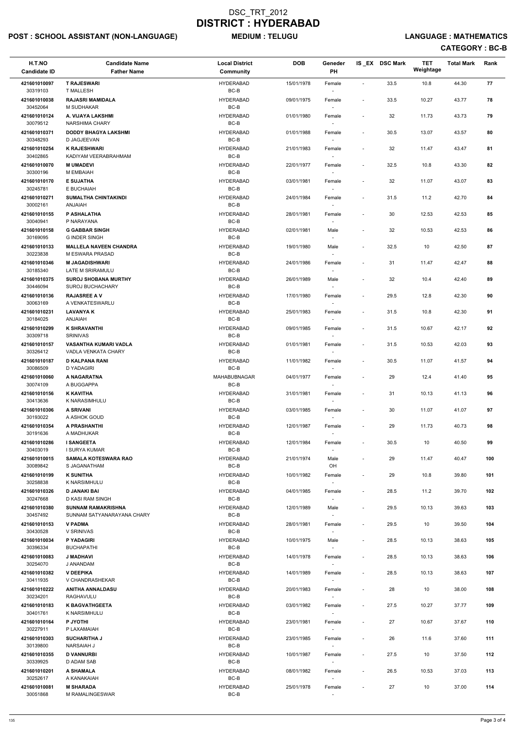# DSC_TRT_2012
# DISTRICT : HYDERABAD

**POST : SCHOOL ASSISTANT (NON-LANGUAGE)** **MEDIUM : TELUGU** **LANGUAGE : MATHEMATICS**

**CATEGORY : BC-B**

| H.T.NO<br>Candidate ID | Candidate Name<br>Father Name | Local District<br>Community | DOB | Geneder<br>PH | IS _EX | DSC Mark | TET Weightage | Total Mark | Rank |
|---|---|---|---|---|---|---|---|---|---|
| 421601010097<br>30319103 | **T RAJESWARI**<br>T MALLESH | HYDERABAD<br>BC-B | 15/01/1978 | Female<br>- | - | 33.5 | 10.8 | 44.30 | 77 |
| 421601010038<br>30452064 | **RAJASRI MAMIDALA**<br>M SUDHAKAR | HYDERABAD<br>BC-B | 09/01/1975 | Female<br>- | - | 33.5 | 10.27 | 43.77 | 78 |
| 421601010124<br>30079512 | **A. VIJAYA LAKSHMI**<br>NARSHIMA CHARY | HYDERABAD<br>BC-B | 01/01/1980 | Female<br>- | - | 32 | 11.73 | 43.73 | 79 |
| 421601010371<br>30348293 | **DODDY BHAGYA LAKSHMI**<br>D JAGJEEVAN | HYDERABAD<br>BC-B | 01/01/1988 | Female<br>- | - | 30.5 | 13.07 | 43.57 | 80 |
| 421601010254<br>30402865 | **K RAJESHWARI**<br>KADIYAM VEERABRAHMAM | HYDERABAD<br>BC-B | 21/01/1983 | Female<br>- | - | 32 | 11.47 | 43.47 | 81 |
| 421601010070<br>30300196 | **M UMADEVI**<br>M EMBAIAH | HYDERABAD<br>BC-B | 22/01/1977 | Female<br>- | - | 32.5 | 10.8 | 43.30 | 82 |
| 421601010170<br>30245781 | **E SUJATHA**<br>E BUCHAIAH | HYDERABAD<br>BC-B | 03/01/1981 | Female<br>- | - | 32 | 11.07 | 43.07 | 83 |
| 421601010271<br>30002161 | **SUMALTHA CHINTAKINDI**<br>ANJAIAH | HYDERABAD<br>BC-B | 24/01/1984 | Female<br>- | - | 31.5 | 11.2 | 42.70 | 84 |
| 421601010155<br>30040941 | **P ASHALATHA**<br>P NARAYANA | HYDERABAD<br>BC-B | 28/01/1981 | Female<br>- | - | 30 | 12.53 | 42.53 | 85 |
| 421601010158<br>30169095 | **G GABBAR SINGH**<br>G INDER SINGH | HYDERABAD<br>BC-B | 02/01/1981 | Male<br>- | - | 32 | 10.53 | 42.53 | 86 |
| 421601010133<br>30223838 | **MALLELA NAVEEN CHANDRA**<br>M ESWARA PRASAD | HYDERABAD<br>BC-B | 19/01/1980 | Male<br>- | - | 32.5 | 10 | 42.50 | 87 |
| 421601010346<br>30185340 | **M JAGADISHWARI**<br>LATE M SRIRAMULU | HYDERABAD<br>BC-B | 24/01/1986 | Female<br>- | - | 31 | 11.47 | 42.47 | 88 |
| 421601010375<br>30446094 | **SUROJ SHOBANA MURTHY**<br>SUROJ BUCHACHARY | HYDERABAD<br>BC-B | 26/01/1989 | Male<br>- | - | 32 | 10.4 | 42.40 | 89 |
| 421601010136<br>30063169 | **RAJASREE A V**<br>A VENKATESWARLU | HYDERABAD<br>BC-B | 17/01/1980 | Female<br>- | - | 29.5 | 12.8 | 42.30 | 90 |
| 421601010231<br>30184025 | **LAVANYA K**<br>ANJAIAH | HYDERABAD<br>BC-B | 25/01/1983 | Female<br>- | - | 31.5 | 10.8 | 42.30 | 91 |
| 421601010299<br>30309718 | **K SHRAVANTHI**<br>SRINIVAS | HYDERABAD<br>BC-B | 09/01/1985 | Female<br>- | - | 31.5 | 10.67 | 42.17 | 92 |
| 421601010157<br>30326412 | **VASANTHA KUMARI VADLA**<br>VADLA VENKATA CHARY | HYDERABAD<br>BC-B | 01/01/1981 | Female<br>- | - | 31.5 | 10.53 | 42.03 | 93 |
| 421601010187<br>30086509 | **D KALPANA RANI**<br>D YADAGIRI | HYDERABAD<br>BC-B | 11/01/1982 | Female<br>- | - | 30.5 | 11.07 | 41.57 | 94 |
| 421601010060<br>30074109 | **A NAGARATNA**<br>A BUGGAPPA | MAHABUBNAGAR<br>BC-B | 04/01/1977 | Female<br>- | - | 29 | 12.4 | 41.40 | 95 |
| 421601010156<br>30413636 | **K KAVITHA**<br>K NARASIMHULU | HYDERABAD<br>BC-B | 31/01/1981 | Female<br>- | - | 31 | 10.13 | 41.13 | 96 |
| 421601010306<br>30193022 | **A SRIVANI**<br>A ASHOK GOUD | HYDERABAD<br>BC-B | 03/01/1985 | Female<br>- | - | 30 | 11.07 | 41.07 | 97 |
| 421601010354<br>30191636 | **A PRASHANTHI**<br>A MADHUKAR | HYDERABAD<br>BC-B | 12/01/1987 | Female<br>- | - | 29 | 11.73 | 40.73 | 98 |
| 421601010286<br>30403019 | **I SANGEETA**<br>I SURYA KUMAR | HYDERABAD<br>BC-B | 12/01/1984 | Female<br>- | - | 30.5 | 10 | 40.50 | 99 |
| 421601010015<br>30089842 | **SAMALA KOTESWARA RAO**<br>S JAGANATHAM | HYDERABAD<br>BC-B | 21/01/1974 | Male<br>OH | - | 29 | 11.47 | 40.47 | 100 |
| 421601010199<br>30258838 | **K SUNITHA**<br>K NARSIMHULU | HYDERABAD<br>BC-B | 10/01/1982 | Female<br>- | - | 29 | 10.8 | 39.80 | 101 |
| 421601010326<br>30247668 | **D JANAKI BAI**<br>D KASI RAM SINGH | HYDERABAD<br>BC-B | 04/01/1985 | Female<br>- | - | 28.5 | 11.2 | 39.70 | 102 |
| 421601010380<br>30457492 | **SUNNAM RAMAKRISHNA**<br>SUNNAM SATYANARAYANA CHARY | HYDERABAD<br>BC-B | 12/01/1989 | Male<br>- | - | 29.5 | 10.13 | 39.63 | 103 |
| 421601010153<br>30430528 | **V PADMA**<br>V SRINIVAS | HYDERABAD<br>BC-B | 28/01/1981 | Female<br>- | - | 29.5 | 10 | 39.50 | 104 |
| 421601010034<br>30396334 | **P YADAGIRI**<br>BUCHAPATHI | HYDERABAD<br>BC-B | 10/01/1975 | Male<br>- | - | 28.5 | 10.13 | 38.63 | 105 |
| 421601010083<br>30254070 | **J MADHAVI**<br>J ANANDAM | HYDERABAD<br>BC-B | 14/01/1978 | Female<br>- | - | 28.5 | 10.13 | 38.63 | 106 |
| 421601010382<br>30411935 | **V DEEPIKA**<br>V CHANDRASHEKAR | HYDERABAD<br>BC-B | 14/01/1989 | Female<br>- | - | 28.5 | 10.13 | 38.63 | 107 |
| 421601010222<br>30234201 | **ANITHA ANNALDASU**<br>RAGHAVULU | HYDERABAD<br>BC-B | 20/01/1983 | Female<br>- | - | 28 | 10 | 38.00 | 108 |
| 421601010183<br>30401761 | **K BAGVATHGEETA**<br>K NARSIMHULU | HYDERABAD<br>BC-B | 03/01/1982 | Female<br>- | - | 27.5 | 10.27 | 37.77 | 109 |
| 421601010164<br>30227911 | **P JYOTHI**<br>P LAXAMAIAH | HYDERABAD<br>BC-B | 23/01/1981 | Female<br>- | - | 27 | 10.67 | 37.67 | 110 |
| 421601010303<br>30139800 | **SUCHARITHA J**<br>NARSAIAH J | HYDERABAD<br>BC-B | 23/01/1985 | Female<br>- | - | 26 | 11.6 | 37.60 | 111 |
| 421601010355<br>30339925 | **D VANNURBI**<br>D ADAM SAB | HYDERABAD<br>BC-B | 10/01/1987 | Female<br>- | - | 27.5 | 10 | 37.50 | 112 |
| 421601010201<br>30252617 | **A SHAMALA**<br>A KANAKAIAH | HYDERABAD<br>BC-B | 08/01/1982 | Female<br>- | - | 26.5 | 10.53 | 37.03 | 113 |
| 421601010081<br>30051868 | **M SHARADA**<br>M RAMALINGESWAR | HYDERABAD<br>BC-B | 25/01/1978 | Female<br>- | - | 27 | 10 | 37.00 | 114 |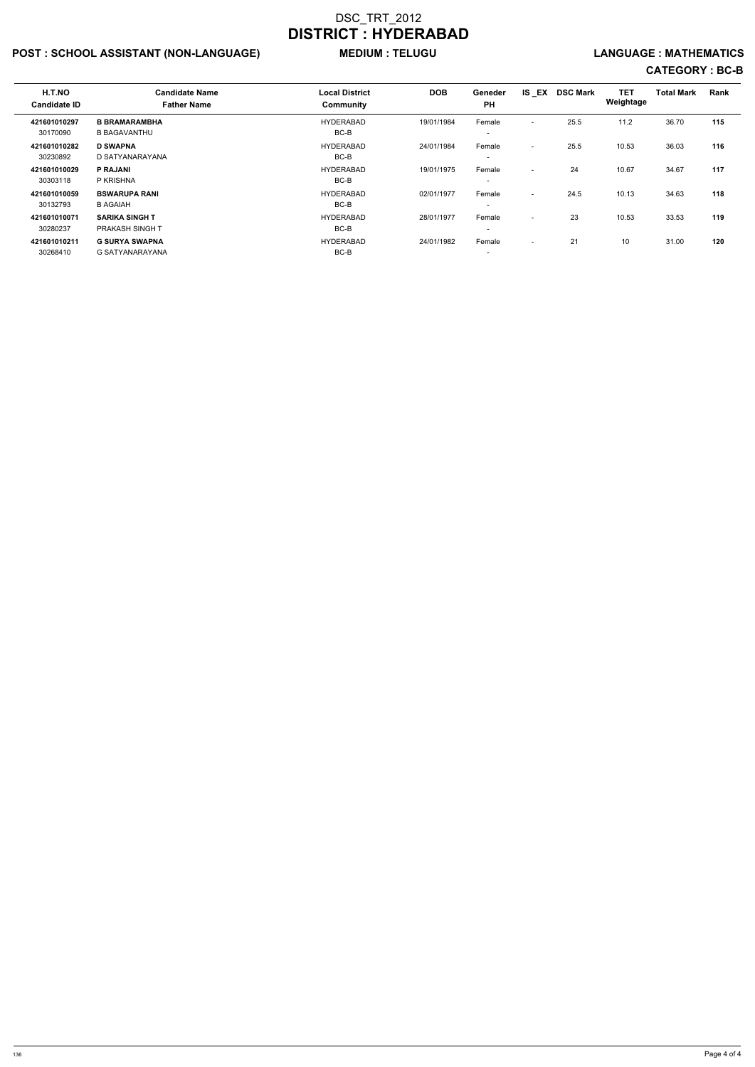# DSC_TRT_2012
# DISTRICT : HYDERABAD

**POST : SCHOOL ASSISTANT (NON-LANGUAGE)** **MEDIUM : TELUGU** **LANGUAGE : MATHEMATICS**

**CATEGORY : BC-B**

| H.T.NO<br>Candidate ID | Candidate Name<br>Father Name | Local District<br>Community | DOB | Geneder<br>PH | IS _EX | DSC Mark | TET Weightage | Total Mark | Rank |
|---|---|---|---|---|---|---|---|---|---|
| **421601010297**<br>30170090 | **B BRAMARAMBHA**<br>B BAGAVANTHU | HYDERABAD<br>BC-B | 19/01/1984 | Female<br>- | - | 25.5 | 11.2 | 36.70 | **115** |
| **421601010282**<br>30230892 | **D SWAPNA**<br>D SATYANARAYANA | HYDERABAD<br>BC-B | 24/01/1984 | Female<br>- | - | 25.5 | 10.53 | 36.03 | **116** |
| **421601010029**<br>30303118 | **P RAJANI**<br>P KRISHNA | HYDERABAD<br>BC-B | 19/01/1975 | Female<br>- | - | 24 | 10.67 | 34.67 | **117** |
| **421601010059**<br>30132793 | **BSWARUPA RANI**<br>B AGAIAH | HYDERABAD<br>BC-B | 02/01/1977 | Female<br>- | - | 24.5 | 10.13 | 34.63 | **118** |
| **421601010071**<br>30280237 | **SARIKA SINGH T**<br>PRAKASH SINGH T | HYDERABAD<br>BC-B | 28/01/1977 | Female<br>- | - | 23 | 10.53 | 33.53 | **119** |
| **421601010211**<br>30268410 | **G SURYA SWAPNA**<br>G SATYANARAYANA | HYDERABAD<br>BC-B | 24/01/1982 | Female<br>- | - | 21 | 10 | 31.00 | **120** |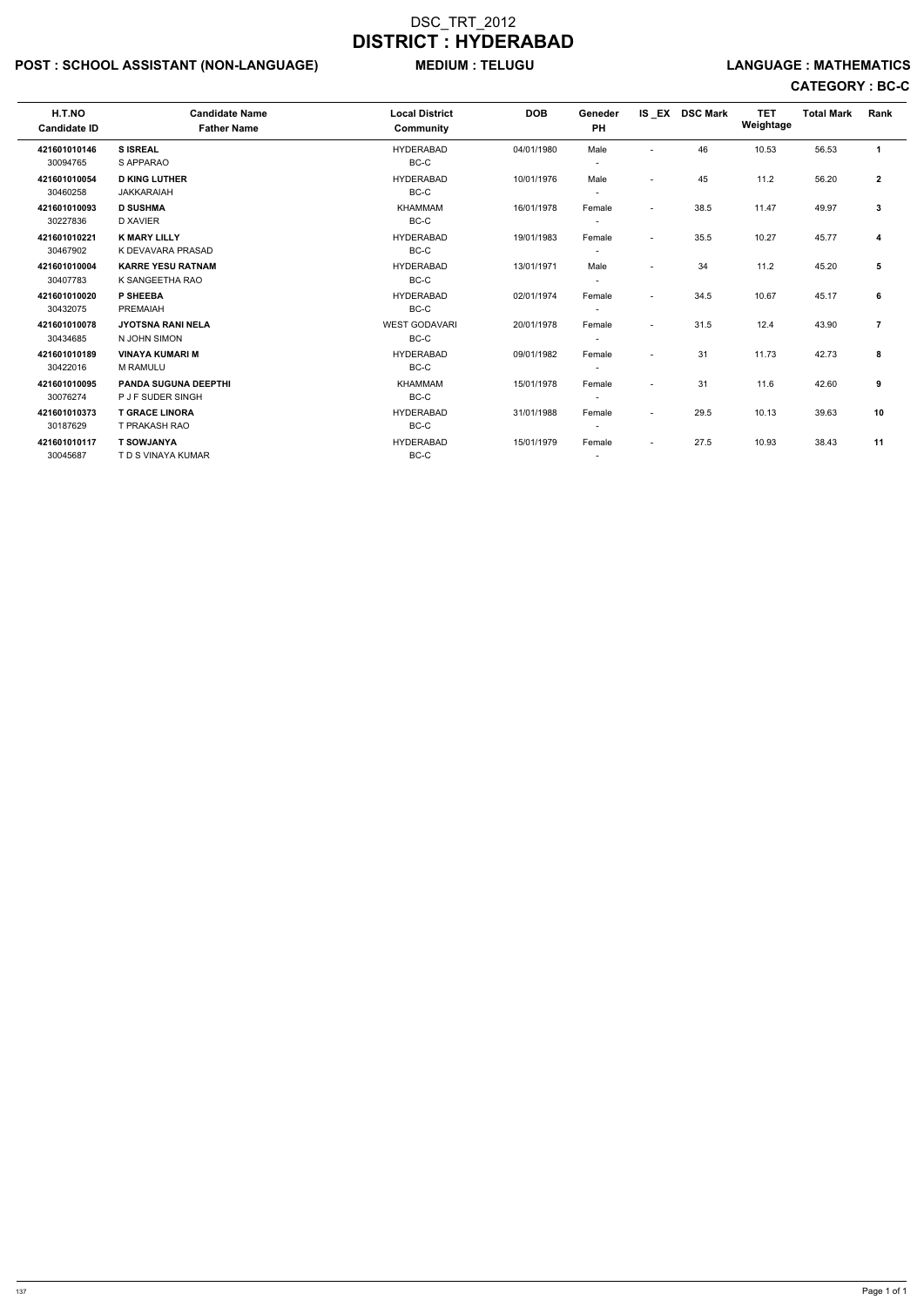# DSC_TRT_2012

# DISTRICT : HYDERABAD

**POST : SCHOOL ASSISTANT (NON-LANGUAGE)** **MEDIUM : TELUGU** **LANGUAGE : MATHEMATICS**

**CATEGORY : BC-C**

| H.T.NO<br>Candidate ID | Candidate Name<br>Father Name | Local District<br>Community | DOB | Geneder<br>PH | IS _EX | DSC Mark | TET Weightage | Total Mark | Rank |
|---|---|---|---|---|---|---|---|---|---|
| **421601010146**<br>30094765 | **S ISREAL**<br>S APPARAO | HYDERABAD<br>BC-C | 04/01/1980 | Male<br>- | - | 46 | 10.53 | 56.53 | **1** |
| **421601010054**<br>30460258 | **D KING LUTHER**<br>JAKKARAIAH | HYDERABAD<br>BC-C | 10/01/1976 | Male<br>- | - | 45 | 11.2 | 56.20 | **2** |
| **421601010093**<br>30227836 | **D SUSHMA**<br>D XAVIER | KHAMMAM<br>BC-C | 16/01/1978 | Female<br>- | - | 38.5 | 11.47 | 49.97 | **3** |
| **421601010221**<br>30467902 | **K MARY LILLY**<br>K DEVAVARA PRASAD | HYDERABAD<br>BC-C | 19/01/1983 | Female<br>- | - | 35.5 | 10.27 | 45.77 | **4** |
| **421601010004**<br>30407783 | **KARRE YESU RATNAM**<br>K SANGEETHA RAO | HYDERABAD<br>BC-C | 13/01/1971 | Male<br>- | - | 34 | 11.2 | 45.20 | **5** |
| **421601010020**<br>30432075 | **P SHEEBA**<br>PREMAIAH | HYDERABAD<br>BC-C | 02/01/1974 | Female<br>- | - | 34.5 | 10.67 | 45.17 | **6** |
| **421601010078**<br>30434685 | **JYOTSNA RANI NELA**<br>N JOHN SIMON | WEST GODAVARI<br>BC-C | 20/01/1978 | Female<br>- | - | 31.5 | 12.4 | 43.90 | **7** |
| **421601010189**<br>30422016 | **VINAYA KUMARI M**<br>M RAMULU | HYDERABAD<br>BC-C | 09/01/1982 | Female<br>- | - | 31 | 11.73 | 42.73 | **8** |
| **421601010095**<br>30076274 | **PANDA SUGUNA DEEPTHI**<br>P J F SUDER SINGH | KHAMMAM<br>BC-C | 15/01/1978 | Female<br>- | - | 31 | 11.6 | 42.60 | **9** |
| **421601010373**<br>30187629 | **T GRACE LINORA**<br>T PRAKASH RAO | HYDERABAD<br>BC-C | 31/01/1988 | Female<br>- | - | 29.5 | 10.13 | 39.63 | **10** |
| **421601010117**<br>30045687 | **T SOWJANYA**<br>T D S VINAYA KUMAR | HYDERABAD<br>BC-C | 15/01/1979 | Female<br>- | - | 27.5 | 10.93 | 38.43 | **11** |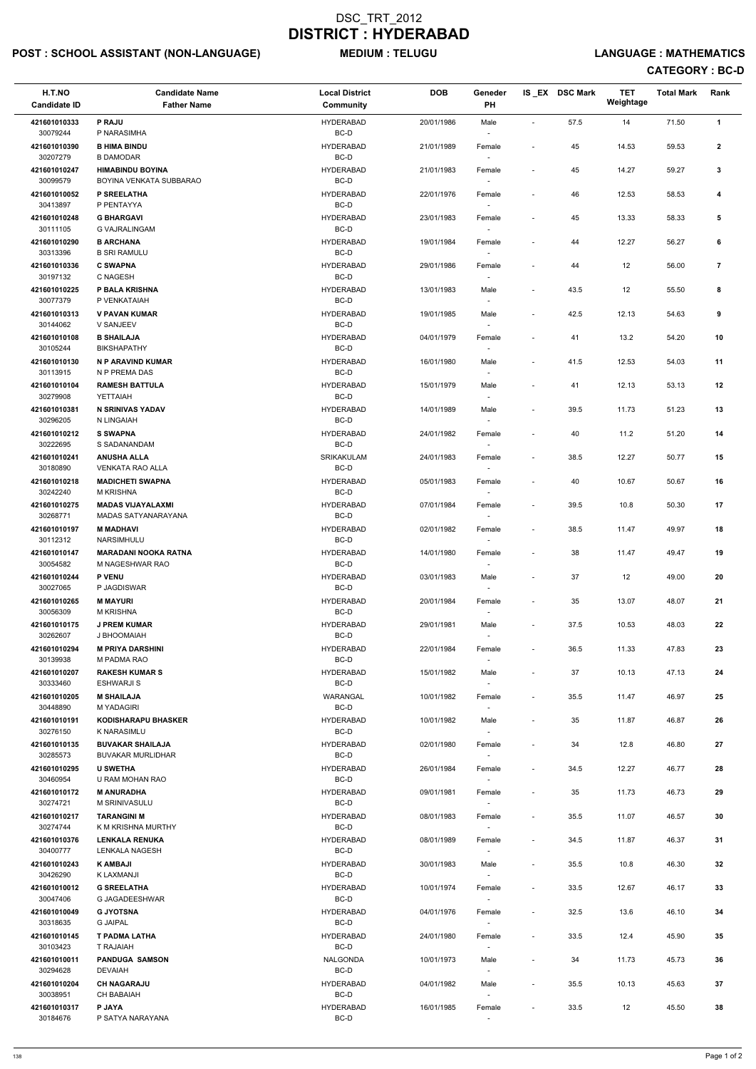# DSC_TRT_2012
# DISTRICT : HYDERABAD

**POST : SCHOOL ASSISTANT (NON-LANGUAGE)** **MEDIUM : TELUGU** **LANGUAGE : MATHEMATICS**

**CATEGORY : BC-D**

| H.T.NO<br>Candidate ID | Candidate Name<br>Father Name | Local District<br>Community | DOB | Geneder<br>PH | IS _EX | DSC Mark | TET Weightage | Total Mark | Rank |
|---|---|---|---|---|---|---|---|---|---|
| 421601010333<br>30079244 | P RAJU<br>P NARASIMHA | HYDERABAD<br>BC-D | 20/01/1986 | Male<br>- | - | 57.5 | 14 | 71.50 | 1 |
| 421601010390<br>30207279 | B HIMA BINDU<br>B DAMODAR | HYDERABAD<br>BC-D | 21/01/1989 | Female<br>- | - | 45 | 14.53 | 59.53 | 2 |
| 421601010247<br>30099579 | HIMABINDU BOYINA<br>BOYINA VENKATA SUBBARAO | HYDERABAD<br>BC-D | 21/01/1983 | Female<br>- | - | 45 | 14.27 | 59.27 | 3 |
| 421601010052<br>30413897 | P SREELATHA<br>P PENTAYYA | HYDERABAD<br>BC-D | 22/01/1976 | Female<br>- | - | 46 | 12.53 | 58.53 | 4 |
| 421601010248<br>30111105 | G BHARGAVI<br>G VAJRALINGAM | HYDERABAD<br>BC-D | 23/01/1983 | Female<br>- | - | 45 | 13.33 | 58.33 | 5 |
| 421601010290<br>30313396 | B ARCHANA<br>B SRI RAMULU | HYDERABAD<br>BC-D | 19/01/1984 | Female<br>- | - | 44 | 12.27 | 56.27 | 6 |
| 421601010336<br>30197132 | C SWAPNA<br>C NAGESH | HYDERABAD<br>BC-D | 29/01/1986 | Female<br>- | - | 44 | 12 | 56.00 | 7 |
| 421601010225<br>30077379 | P BALA KRISHNA<br>P VENKATAIAH | HYDERABAD<br>BC-D | 13/01/1983 | Male<br>- | - | 43.5 | 12 | 55.50 | 8 |
| 421601010313<br>30144062 | V PAVAN KUMAR<br>V SANJEEV | HYDERABAD<br>BC-D | 19/01/1985 | Male<br>- | - | 42.5 | 12.13 | 54.63 | 9 |
| 421601010108<br>30105244 | B SHAILAJA<br>BIKSHAPATHY | HYDERABAD<br>BC-D | 04/01/1979 | Female<br>- | - | 41 | 13.2 | 54.20 | 10 |
| 421601010130<br>30113915 | N P ARAVIND KUMAR<br>N P PREMA DAS | HYDERABAD<br>BC-D | 16/01/1980 | Male<br>- | - | 41.5 | 12.53 | 54.03 | 11 |
| 421601010104<br>30279908 | RAMESH BATTULA<br>YETTAIAH | HYDERABAD<br>BC-D | 15/01/1979 | Male<br>- | - | 41 | 12.13 | 53.13 | 12 |
| 421601010381<br>30296205 | N SRINIVAS YADAV<br>N LINGAIAH | HYDERABAD<br>BC-D | 14/01/1989 | Male<br>- | - | 39.5 | 11.73 | 51.23 | 13 |
| 421601010212<br>30222695 | S SWAPNA<br>S SADANANDAM | HYDERABAD<br>BC-D | 24/01/1982 | Female<br>- | - | 40 | 11.2 | 51.20 | 14 |
| 421601010241<br>30180890 | ANUSHA ALLA<br>VENKATA RAO ALLA | SRIKAKULAM<br>BC-D | 24/01/1983 | Female<br>- | - | 38.5 | 12.27 | 50.77 | 15 |
| 421601010218<br>30242240 | MADICHETI SWAPNA<br>M KRISHNA | HYDERABAD<br>BC-D | 05/01/1983 | Female<br>- | - | 40 | 10.67 | 50.67 | 16 |
| 421601010275<br>30268771 | MADAS VIJAYALAXMI<br>MADAS SATYANARAYANA | HYDERABAD<br>BC-D | 07/01/1984 | Female<br>- | - | 39.5 | 10.8 | 50.30 | 17 |
| 421601010197<br>30112312 | M MADHAVI<br>NARSIMHULU | HYDERABAD<br>BC-D | 02/01/1982 | Female<br>- | - | 38.5 | 11.47 | 49.97 | 18 |
| 421601010147<br>30054582 | MARADANI NOOKA RATNA<br>M NAGESHWAR RAO | HYDERABAD<br>BC-D | 14/01/1980 | Female<br>- | - | 38 | 11.47 | 49.47 | 19 |
| 421601010244<br>30027065 | P VENU<br>P JAGDISWAR | HYDERABAD<br>BC-D | 03/01/1983 | Male<br>- | - | 37 | 12 | 49.00 | 20 |
| 421601010265<br>30056309 | M MAYURI<br>M KRISHNA | HYDERABAD<br>BC-D | 20/01/1984 | Female<br>- | - | 35 | 13.07 | 48.07 | 21 |
| 421601010175<br>30262607 | J PREM KUMAR<br>J BHOOMAIAH | HYDERABAD<br>BC-D | 29/01/1981 | Male<br>- | - | 37.5 | 10.53 | 48.03 | 22 |
| 421601010294<br>30139938 | M PRIYA DARSHINI<br>M PADMA RAO | HYDERABAD<br>BC-D | 22/01/1984 | Female<br>- | - | 36.5 | 11.33 | 47.83 | 23 |
| 421601010207<br>30333460 | RAKESH KUMAR S<br>ESHWARJI S | HYDERABAD<br>BC-D | 15/01/1982 | Male<br>- | - | 37 | 10.13 | 47.13 | 24 |
| 421601010205<br>30448890 | M SHAILAJA<br>M YADAGIRI | WARANGAL<br>BC-D | 10/01/1982 | Female<br>- | - | 35.5 | 11.47 | 46.97 | 25 |
| 421601010191<br>30276150 | KODISHARAPU BHASKER<br>K NARASIMLU | HYDERABAD<br>BC-D | 10/01/1982 | Male<br>- | - | 35 | 11.87 | 46.87 | 26 |
| 421601010135<br>30285573 | BUVAKAR SHAILAJA<br>BUVAKAR MURLIDHAR | HYDERABAD<br>BC-D | 02/01/1980 | Female<br>- | - | 34 | 12.8 | 46.80 | 27 |
| 421601010295<br>30460954 | U SWETHA<br>U RAM MOHAN RAO | HYDERABAD<br>BC-D | 26/01/1984 | Female<br>- | - | 34.5 | 12.27 | 46.77 | 28 |
| 421601010172<br>30274721 | M ANURADHA<br>M SRINIVASULU | HYDERABAD<br>BC-D | 09/01/1981 | Female<br>- | - | 35 | 11.73 | 46.73 | 29 |
| 421601010217<br>30274744 | TARANGINI M<br>K M KRISHNA MURTHY | HYDERABAD<br>BC-D | 08/01/1983 | Female<br>- | - | 35.5 | 11.07 | 46.57 | 30 |
| 421601010376<br>30400777 | LENKALA RENUKA<br>LENKALA NAGESH | HYDERABAD<br>BC-D | 08/01/1989 | Female<br>- | - | 34.5 | 11.87 | 46.37 | 31 |
| 421601010243<br>30426290 | K AMBAJI<br>K LAXMANJI | HYDERABAD<br>BC-D | 30/01/1983 | Male<br>- | - | 35.5 | 10.8 | 46.30 | 32 |
| 421601010012<br>30047406 | G SREELATHA<br>G JAGADEESHWAR | HYDERABAD<br>BC-D | 10/01/1974 | Female<br>- | - | 33.5 | 12.67 | 46.17 | 33 |
| 421601010049<br>30318635 | G JYOTSNA<br>G JAIPAL | HYDERABAD<br>BC-D | 04/01/1976 | Female<br>- | - | 32.5 | 13.6 | 46.10 | 34 |
| 421601010145<br>30103423 | T PADMA LATHA<br>T RAJAIAH | HYDERABAD<br>BC-D | 24/01/1980 | Female<br>- | - | 33.5 | 12.4 | 45.90 | 35 |
| 421601010011<br>30294628 | PANDUGA SAMSON<br>DEVAIAH | NALGONDA<br>BC-D | 10/01/1973 | Male<br>- | - | 34 | 11.73 | 45.73 | 36 |
| 421601010204<br>30038951 | CH NAGARAJU<br>CH BABAIAH | HYDERABAD<br>BC-D | 04/01/1982 | Male<br>- | - | 35.5 | 10.13 | 45.63 | 37 |
| 421601010317<br>30184676 | P JAYA<br>P SATYA NARAYANA | HYDERABAD<br>BC-D | 16/01/1985 | Female<br>- | - | 33.5 | 12 | 45.50 | 38 |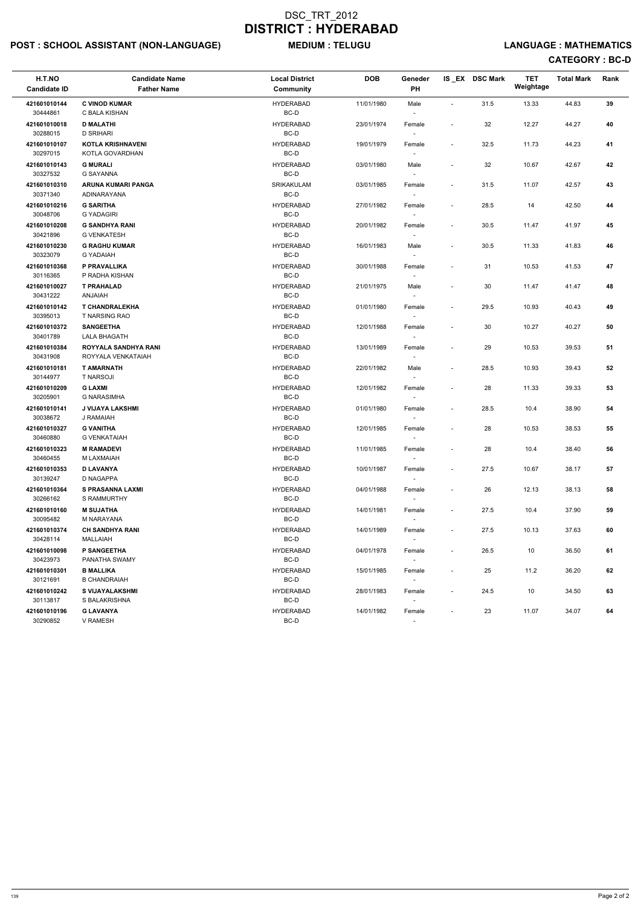# DSC_TRT_2012
# DISTRICT : HYDERABAD

**POST : SCHOOL ASSISTANT (NON-LANGUAGE)** **MEDIUM : TELUGU** **LANGUAGE : MATHEMATICS**

**CATEGORY : BC-D**

| H.T.NO<br>Candidate ID | Candidate Name<br>Father Name | Local District<br>Community | DOB | Geneder<br>PH | IS_EX | DSC Mark | TET Weightage | Total Mark | Rank |
|---|---|---|---|---|---|---|---|---|---|
| 421601010144<br>30444861 | C VINOD KUMAR<br>C BALA KISHAN | HYDERABAD<br>BC-D | 11/01/1980 | Male<br>- | - | 31.5 | 13.33 | 44.83 | 39 |
| 421601010018<br>30288015 | D MALATHI<br>D SRIHARI | HYDERABAD<br>BC-D | 23/01/1974 | Female<br>- | - | 32 | 12.27 | 44.27 | 40 |
| 421601010107<br>30297015 | KOTLA KRISHNAVENI<br>KOTLA GOVARDHAN | HYDERABAD<br>BC-D | 19/01/1979 | Female<br>- | - | 32.5 | 11.73 | 44.23 | 41 |
| 421601010143<br>30327532 | G MURALI<br>G SAYANNA | HYDERABAD<br>BC-D | 03/01/1980 | Male<br>- | - | 32 | 10.67 | 42.67 | 42 |
| 421601010310<br>30371340 | ARUNA KUMARI PANGA<br>ADINARAYANA | SRIKAKULAM<br>BC-D | 03/01/1985 | Female<br>- | - | 31.5 | 11.07 | 42.57 | 43 |
| 421601010216<br>30048706 | G SARITHA<br>G YADAGIRI | HYDERABAD<br>BC-D | 27/01/1982 | Female<br>- | - | 28.5 | 14 | 42.50 | 44 |
| 421601010208<br>30421896 | G SANDHYA RANI<br>G VENKATESH | HYDERABAD<br>BC-D | 20/01/1982 | Female<br>- | - | 30.5 | 11.47 | 41.97 | 45 |
| 421601010230<br>30323079 | G RAGHU KUMAR<br>G YADAIAH | HYDERABAD<br>BC-D | 16/01/1983 | Male<br>- | - | 30.5 | 11.33 | 41.83 | 46 |
| 421601010368<br>30116365 | P PRAVALLIKA<br>P RADHA KISHAN | HYDERABAD<br>BC-D | 30/01/1988 | Female<br>- | - | 31 | 10.53 | 41.53 | 47 |
| 421601010027<br>30431222 | T PRAHALAD<br>ANJAIAH | HYDERABAD<br>BC-D | 21/01/1975 | Male<br>- | - | 30 | 11.47 | 41.47 | 48 |
| 421601010142<br>30395013 | T CHANDRALEKHA<br>T NARSING RAO | HYDERABAD<br>BC-D | 01/01/1980 | Female<br>- | - | 29.5 | 10.93 | 40.43 | 49 |
| 421601010372<br>30401789 | SANGEETHA<br>LALA BHAGATH | HYDERABAD<br>BC-D | 12/01/1988 | Female<br>- | - | 30 | 10.27 | 40.27 | 50 |
| 421601010384<br>30431908 | ROYYALA SANDHYA RANI<br>ROYYALA VENKATAIAH | HYDERABAD<br>BC-D | 13/01/1989 | Female<br>- | - | 29 | 10.53 | 39.53 | 51 |
| 421601010181<br>30144977 | T AMARNATH<br>T NARSOJI | HYDERABAD<br>BC-D | 22/01/1982 | Male<br>- | - | 28.5 | 10.93 | 39.43 | 52 |
| 421601010209<br>30205901 | G LAXMI<br>G NARASIMHA | HYDERABAD<br>BC-D | 12/01/1982 | Female<br>- | - | 28 | 11.33 | 39.33 | 53 |
| 421601010141<br>30038672 | J VIJAYA LAKSHMI<br>J RAMAIAH | HYDERABAD<br>BC-D | 01/01/1980 | Female<br>- | - | 28.5 | 10.4 | 38.90 | 54 |
| 421601010327<br>30460880 | G VANITHA<br>G VENKATAIAH | HYDERABAD<br>BC-D | 12/01/1985 | Female<br>- | - | 28 | 10.53 | 38.53 | 55 |
| 421601010323<br>30460455 | M RAMADEVI<br>M LAXMAIAH | HYDERABAD<br>BC-D | 11/01/1985 | Female<br>- | - | 28 | 10.4 | 38.40 | 56 |
| 421601010353<br>30139247 | D LAVANYA<br>D NAGAPPA | HYDERABAD<br>BC-D | 10/01/1987 | Female<br>- | - | 27.5 | 10.67 | 38.17 | 57 |
| 421601010364<br>30266162 | S PRASANNA LAXMI<br>S RAMMURTHY | HYDERABAD<br>BC-D | 04/01/1988 | Female<br>- | - | 26 | 12.13 | 38.13 | 58 |
| 421601010160<br>30095482 | M SUJATHA<br>M NARAYANA | HYDERABAD<br>BC-D | 14/01/1981 | Female<br>- | - | 27.5 | 10.4 | 37.90 | 59 |
| 421601010374<br>30428114 | CH SANDHYA RANI<br>MALLAIAH | HYDERABAD<br>BC-D | 14/01/1989 | Female<br>- | - | 27.5 | 10.13 | 37.63 | 60 |
| 421601010098<br>30423973 | P SANGEETHA<br>PANATHA SWAMY | HYDERABAD<br>BC-D | 04/01/1978 | Female<br>- | - | 26.5 | 10 | 36.50 | 61 |
| 421601010301<br>30121691 | B MALLIKA<br>B CHANDRAIAH | HYDERABAD<br>BC-D | 15/01/1985 | Female<br>- | - | 25 | 11.2 | 36.20 | 62 |
| 421601010242<br>30113817 | S VIJAYALAKSHMI<br>S BALAKRISHNA | HYDERABAD<br>BC-D | 28/01/1983 | Female<br>- | - | 24.5 | 10 | 34.50 | 63 |
| 421601010196<br>30290852 | G LAVANYA<br>V RAMESH | HYDERABAD<br>BC-D | 14/01/1982 | Female<br>- | - | 23 | 11.07 | 34.07 | 64 |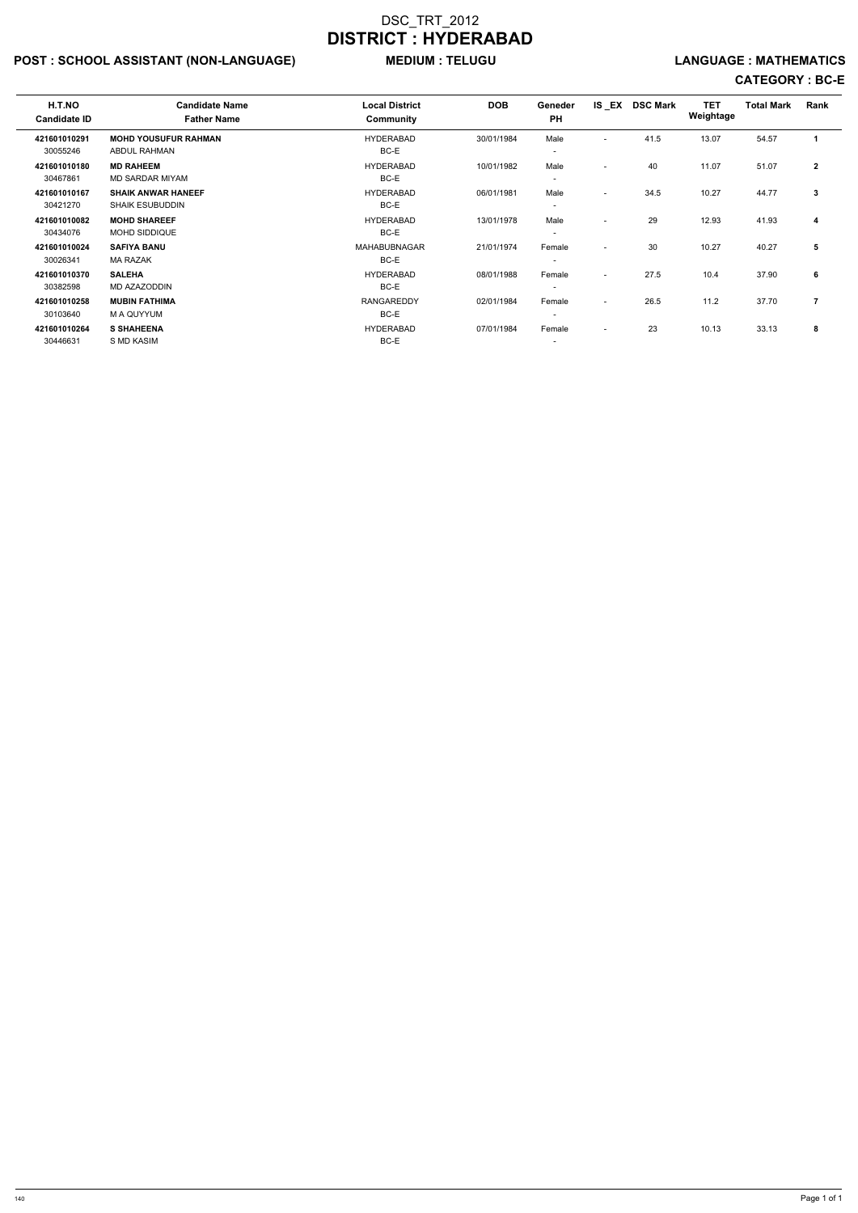# DSC_TRT_2012
# DISTRICT : HYDERABAD

**POST : SCHOOL ASSISTANT (NON-LANGUAGE)** **MEDIUM : TELUGU** **LANGUAGE : MATHEMATICS**

**CATEGORY : BC-E**

| H.T.NO<br>Candidate ID | Candidate Name<br>Father Name | Local District<br>Community | DOB | Geneder<br>PH | IS _EX | DSC Mark | TET Weightage | Total Mark | Rank |
|---|---|---|---|---|---|---|---|---|---|
| **421601010291**<br>30055246 | **MOHD YOUSUFUR RAHMAN**<br>ABDUL RAHMAN | HYDERABAD<br>BC-E | 30/01/1984 | Male<br>- | - | 41.5 | 13.07 | 54.57 | **1** |
| **421601010180**<br>30467861 | **MD RAHEEM**<br>MD SARDAR MIYAM | HYDERABAD<br>BC-E | 10/01/1982 | Male<br>- | - | 40 | 11.07 | 51.07 | **2** |
| **421601010167**<br>30421270 | **SHAIK ANWAR HANEEF**<br>SHAIK ESUBUDDIN | HYDERABAD<br>BC-E | 06/01/1981 | Male<br>- | - | 34.5 | 10.27 | 44.77 | **3** |
| **421601010082**<br>30434076 | **MOHD SHAREEF**<br>MOHD SIDDIQUE | HYDERABAD<br>BC-E | 13/01/1978 | Male<br>- | - | 29 | 12.93 | 41.93 | **4** |
| **421601010024**<br>30026341 | **SAFIYA BANU**<br>MA RAZAK | MAHABUBNAGAR<br>BC-E | 21/01/1974 | Female<br>- | - | 30 | 10.27 | 40.27 | **5** |
| **421601010370**<br>30382598 | **SALEHA**<br>MD AZAZODDIN | HYDERABAD<br>BC-E | 08/01/1988 | Female<br>- | - | 27.5 | 10.4 | 37.90 | **6** |
| **421601010258**<br>30103640 | **MUBIN FATHIMA**<br>M A QUYYUM | RANGAREDDY<br>BC-E | 02/01/1984 | Female<br>- | - | 26.5 | 11.2 | 37.70 | **7** |
| **421601010264**<br>30446631 | **S SHAHEENA**<br>S MD KASIM | HYDERABAD<br>BC-E | 07/01/1984 | Female<br>- | - | 23 | 10.13 | 33.13 | **8** |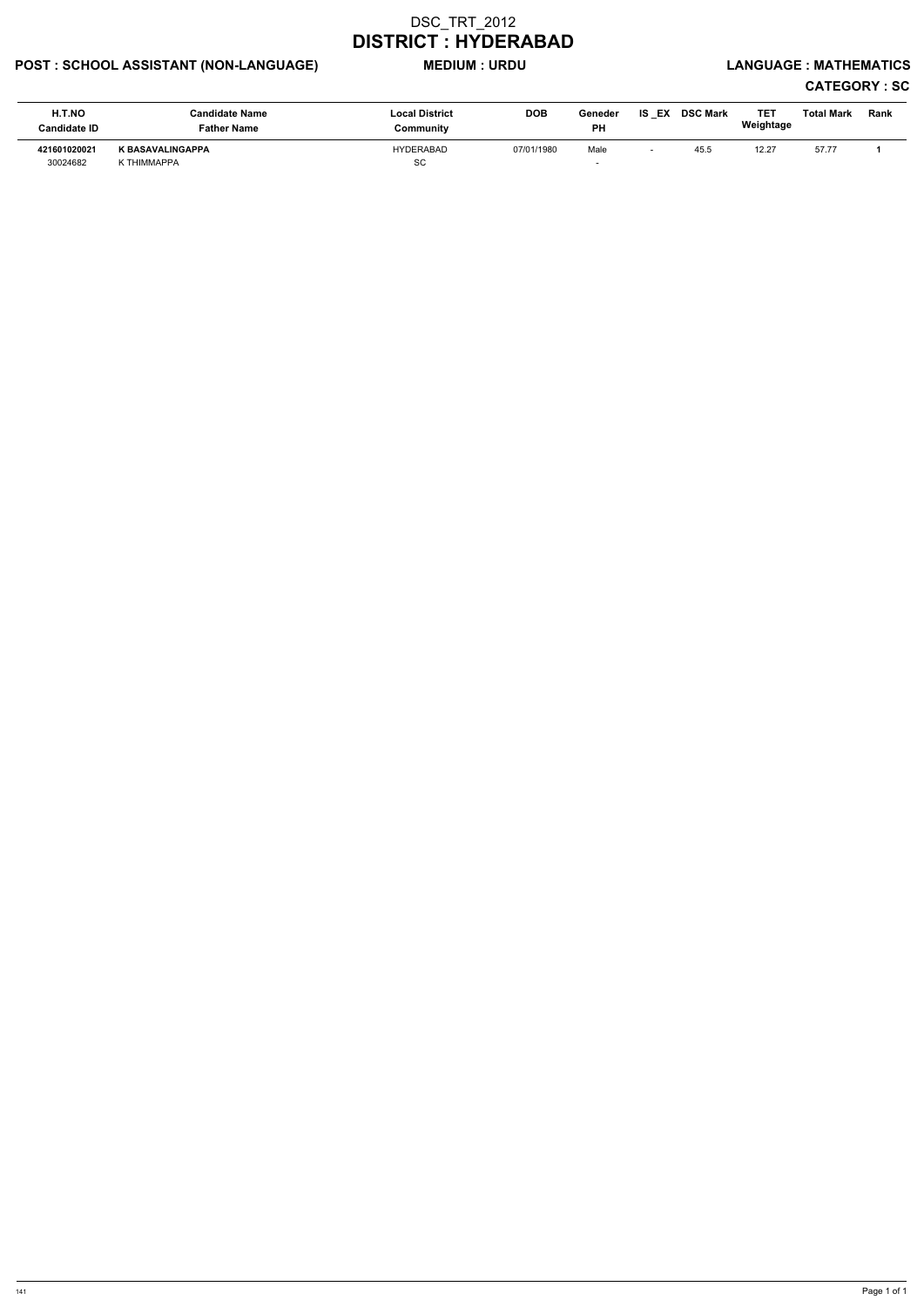# DSC_TRT_2012

## DISTRICT : HYDERABAD

**POST : SCHOOL ASSISTANT (NON-LANGUAGE)** **MEDIUM : URDU** **LANGUAGE : MATHEMATICS**

**CATEGORY : SC**

| H.T.NO<br>Candidate ID | Candidate Name<br>Father Name | Local District<br>Community | DOB | Geneder<br>PH | IS _EX | DSC Mark | TET Weightage | Total Mark | Rank |
|---|---|---|---|---|---|---|---|---|---|
| **421601020021**<br>30024682 | **K BASAVALINGAPPA**<br>K THIMMAPPA | HYDERABAD<br>SC | 07/01/1980 | Male<br>- | - | 45.5 | 12.27 | 57.77 | **1** |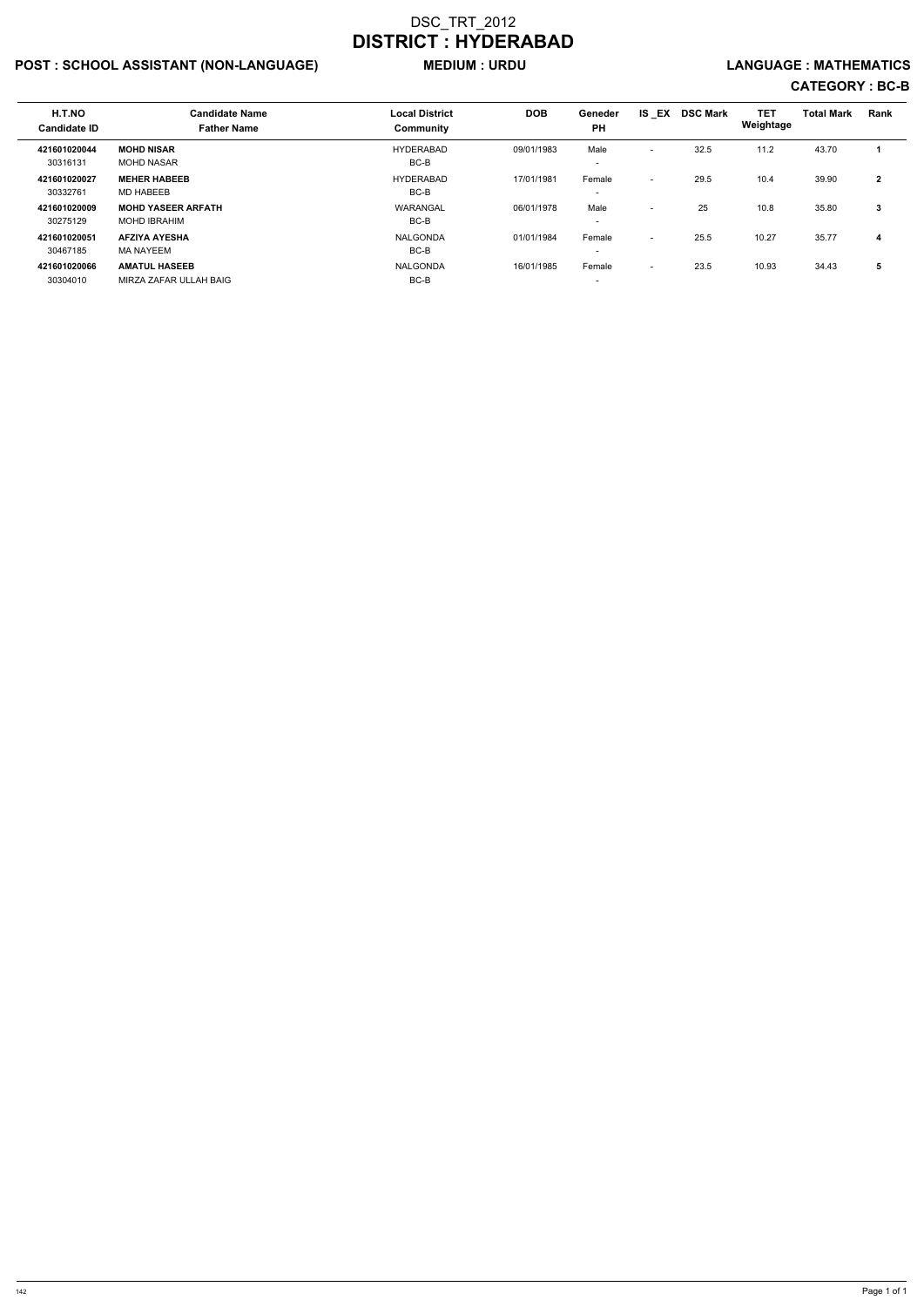# DSC_TRT_2012

# DISTRICT : HYDERABAD

**POST : SCHOOL ASSISTANT (NON-LANGUAGE)** **MEDIUM : URDU** **LANGUAGE : MATHEMATICS**

**CATEGORY : BC-B**

| H.T.NO<br>Candidate ID | Candidate Name<br>Father Name | Local District<br>Community | DOB | Geneder<br>PH | IS _EX | DSC Mark | TET Weightage | Total Mark | Rank |
|---|---|---|---|---|---|---|---|---|---|
| **421601020044**<br>30316131 | **MOHD NISAR**<br>MOHD NASAR | HYDERABAD<br>BC-B | 09/01/1983 | Male<br>- | - | 32.5 | 11.2 | 43.70 | **1** |
| **421601020027**<br>30332761 | **MEHER HABEEB**<br>MD HABEEB | HYDERABAD<br>BC-B | 17/01/1981 | Female<br>- | - | 29.5 | 10.4 | 39.90 | **2** |
| **421601020009**<br>30275129 | **MOHD YASEER ARFATH**<br>MOHD IBRAHIM | WARANGAL<br>BC-B | 06/01/1978 | Male<br>- | - | 25 | 10.8 | 35.80 | **3** |
| **421601020051**<br>30467185 | **AFZIYA AYESHA**<br>MA NAYEEM | NALGONDA<br>BC-B | 01/01/1984 | Female<br>- | - | 25.5 | 10.27 | 35.77 | **4** |
| **421601020066**<br>30304010 | **AMATUL HASEEB**<br>MIRZA ZAFAR ULLAH BAIG | NALGONDA<br>BC-B | 16/01/1985 | Female<br>- | - | 23.5 | 10.93 | 34.43 | **5** |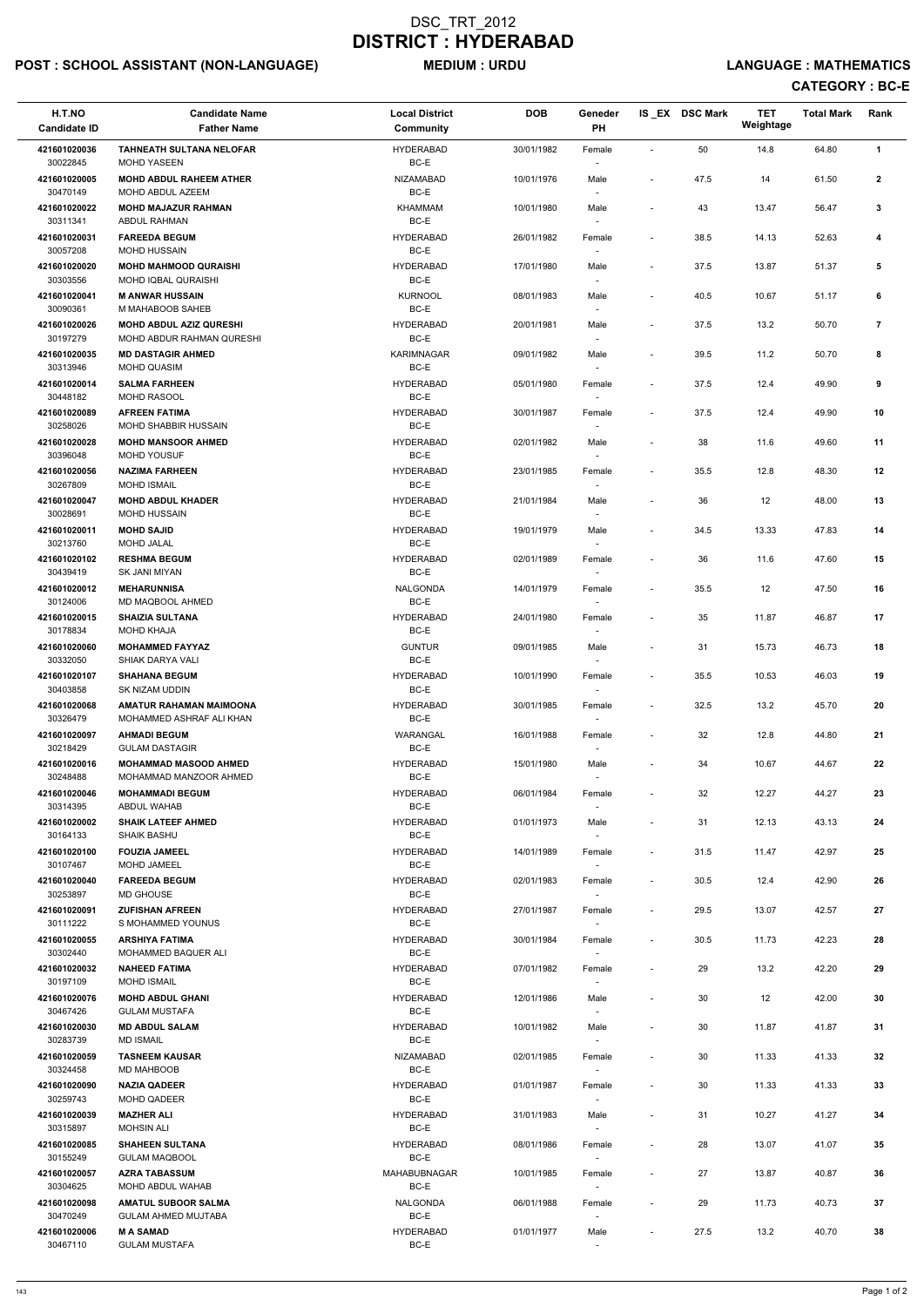# DSC_TRT_2012
# DISTRICT : HYDERABAD

**POST : SCHOOL ASSISTANT (NON-LANGUAGE)** **MEDIUM : URDU** **LANGUAGE : MATHEMATICS**

**CATEGORY : BC-E**

| H.T.NO<br>Candidate ID | Candidate Name<br>Father Name | Local District<br>Community | DOB | Geneder<br>PH | IS _EX | DSC Mark | TET Weightage | Total Mark | Rank |
|---|---|---|---|---|---|---|---|---|---|
| 421601020036<br>30022845 | **TAHNEATH SULTANA NELOFAR**<br>MOHD YASEEN | HYDERABAD<br>BC-E | 30/01/1982 | Female<br>- | - | 50 | 14.8 | 64.80 | 1 |
| 421601020005<br>30470149 | **MOHD ABDUL RAHEEM ATHER**<br>MOHD ABDUL AZEEM | NIZAMABAD<br>BC-E | 10/01/1976 | Male<br>- | - | 47.5 | 14 | 61.50 | 2 |
| 421601020022<br>30311341 | **MOHD MAJAZUR RAHMAN**<br>ABDUL RAHMAN | KHAMMAM<br>BC-E | 10/01/1980 | Male<br>- | - | 43 | 13.47 | 56.47 | 3 |
| 421601020031<br>30057208 | **FAREEDA BEGUM**<br>MOHD HUSSAIN | HYDERABAD<br>BC-E | 26/01/1982 | Female<br>- | - | 38.5 | 14.13 | 52.63 | 4 |
| 421601020020<br>30303556 | **MOHD MAHMOOD QURAISHI**<br>MOHD IQBAL QURAISHI | HYDERABAD<br>BC-E | 17/01/1980 | Male<br>- | - | 37.5 | 13.87 | 51.37 | 5 |
| 421601020041<br>30090361 | **M ANWAR HUSSAIN**<br>M MAHABOOB SAHEB | KURNOOL<br>BC-E | 08/01/1983 | Male<br>- | - | 40.5 | 10.67 | 51.17 | 6 |
| 421601020026<br>30197279 | **MOHD ABDUL AZIZ QURESHI**<br>MOHD ABDUR RAHMAN QURESHI | HYDERABAD<br>BC-E | 20/01/1981 | Male<br>- | - | 37.5 | 13.2 | 50.70 | 7 |
| 421601020035<br>30313946 | **MD DASTAGIR AHMED**<br>MOHD QUASIM | KARIMNAGAR<br>BC-E | 09/01/1982 | Male<br>- | - | 39.5 | 11.2 | 50.70 | 8 |
| 421601020014<br>30448182 | **SALMA FARHEEN**<br>MOHD RASOOL | HYDERABAD<br>BC-E | 05/01/1980 | Female<br>- | - | 37.5 | 12.4 | 49.90 | 9 |
| 421601020089<br>30258026 | **AFREEN FATIMA**<br>MOHD SHABBIR HUSSAIN | HYDERABAD<br>BC-E | 30/01/1987 | Female<br>- | - | 37.5 | 12.4 | 49.90 | 10 |
| 421601020028<br>30396048 | **MOHD MANSOOR AHMED**<br>MOHD YOUSUF | HYDERABAD<br>BC-E | 02/01/1982 | Male<br>- | - | 38 | 11.6 | 49.60 | 11 |
| 421601020056<br>30267809 | **NAZIMA FARHEEN**<br>MOHD ISMAIL | HYDERABAD<br>BC-E | 23/01/1985 | Female<br>- | - | 35.5 | 12.8 | 48.30 | 12 |
| 421601020047<br>30028691 | **MOHD ABDUL KHADER**<br>MOHD HUSSAIN | HYDERABAD<br>BC-E | 21/01/1984 | Male<br>- | - | 36 | 12 | 48.00 | 13 |
| 421601020011<br>30213760 | **MOHD SAJID**<br>MOHD JALAL | HYDERABAD<br>BC-E | 19/01/1979 | Male<br>- | - | 34.5 | 13.33 | 47.83 | 14 |
| 421601020102<br>30439419 | **RESHMA BEGUM**<br>SK JANI MIYAN | HYDERABAD<br>BC-E | 02/01/1989 | Female<br>- | - | 36 | 11.6 | 47.60 | 15 |
| 421601020012<br>30124006 | **MEHARUNNISA**<br>MD MAQBOOL AHMED | NALGONDA<br>BC-E | 14/01/1979 | Female<br>- | - | 35.5 | 12 | 47.50 | 16 |
| 421601020015<br>30178834 | **SHAIZIA SULTANA**<br>MOHD KHAJA | HYDERABAD<br>BC-E | 24/01/1980 | Female<br>- | - | 35 | 11.87 | 46.87 | 17 |
| 421601020060<br>30332050 | **MOHAMMED FAYYAZ**<br>SHAIK DARYA VALI | GUNTUR<br>BC-E | 09/01/1985 | Male<br>- | - | 31 | 15.73 | 46.73 | 18 |
| 421601020107<br>30403858 | **SHAHANA BEGUM**<br>SK NIZAM UDDIN | HYDERABAD<br>BC-E | 10/01/1990 | Female<br>- | - | 35.5 | 10.53 | 46.03 | 19 |
| 421601020068<br>30326479 | **AMATUR RAHAMAN MAIMOONA**<br>MOHAMMED ASHRAF ALI KHAN | HYDERABAD<br>BC-E | 30/01/1985 | Female<br>- | - | 32.5 | 13.2 | 45.70 | 20 |
| 421601020097<br>30218429 | **AHMADI BEGUM**<br>GULAM DASTAGIR | WARANGAL<br>BC-E | 16/01/1988 | Female<br>- | - | 32 | 12.8 | 44.80 | 21 |
| 421601020016<br>30248488 | **MOHAMMAD MASOOD AHMED**<br>MOHAMMAD MANZOOR AHMED | HYDERABAD<br>BC-E | 15/01/1980 | Male<br>- | - | 34 | 10.67 | 44.67 | 22 |
| 421601020046<br>30314395 | **MOHAMMADI BEGUM**<br>ABDUL WAHAB | HYDERABAD<br>BC-E | 06/01/1984 | Female<br>- | - | 32 | 12.27 | 44.27 | 23 |
| 421601020002<br>30164133 | **SHAIK LATEEF AHMED**<br>SHAIK BASHU | HYDERABAD<br>BC-E | 01/01/1973 | Male<br>- | - | 31 | 12.13 | 43.13 | 24 |
| 421601020100<br>30107467 | **FOUZIA JAMEEL**<br>MOHD JAMEEL | HYDERABAD<br>BC-E | 14/01/1989 | Female<br>- | - | 31.5 | 11.47 | 42.97 | 25 |
| 421601020040<br>30253897 | **FAREEDA BEGUM**<br>MD GHOUSE | HYDERABAD<br>BC-E | 02/01/1983 | Female<br>- | - | 30.5 | 12.4 | 42.90 | 26 |
| 421601020091<br>30111222 | **ZUFISHAN AFREEN**<br>S MOHAMMED YOUNUS | HYDERABAD<br>BC-E | 27/01/1987 | Female<br>- | - | 29.5 | 13.07 | 42.57 | 27 |
| 421601020055<br>30302440 | **ARSHIYA FATIMA**<br>MOHAMMED BAQUER ALI | HYDERABAD<br>BC-E | 30/01/1984 | Female<br>- | - | 30.5 | 11.73 | 42.23 | 28 |
| 421601020032<br>30197109 | **NAHEED FATIMA**<br>MOHD ISMAIL | HYDERABAD<br>BC-E | 07/01/1982 | Female<br>- | - | 29 | 13.2 | 42.20 | 29 |
| 421601020076<br>30467426 | **MOHD ABDUL GHANI**<br>GULAM MUSTAFA | HYDERABAD<br>BC-E | 12/01/1986 | Male<br>- | - | 30 | 12 | 42.00 | 30 |
| 421601020030<br>30283739 | **MD ABDUL SALAM**<br>MD ISMAIL | HYDERABAD<br>BC-E | 10/01/1982 | Male<br>- | - | 30 | 11.87 | 41.87 | 31 |
| 421601020059<br>30324458 | **TASNEEM KAUSAR**<br>MD MAHBOOB | NIZAMABAD<br>BC-E | 02/01/1985 | Female<br>- | - | 30 | 11.33 | 41.33 | 32 |
| 421601020090<br>30259743 | **NAZIA QADEER**<br>MOHD QADEER | HYDERABAD<br>BC-E | 01/01/1987 | Female<br>- | - | 30 | 11.33 | 41.33 | 33 |
| 421601020039<br>30315897 | **MAZHER ALI**<br>MOHSIN ALI | HYDERABAD<br>BC-E | 31/01/1983 | Male<br>- | - | 31 | 10.27 | 41.27 | 34 |
| 421601020085<br>30155249 | **SHAHEEN SULTANA**<br>GULAM MAQBOOL | HYDERABAD<br>BC-E | 08/01/1986 | Female<br>- | - | 28 | 13.07 | 41.07 | 35 |
| 421601020057<br>30304625 | **AZRA TABASSUM**<br>MOHD ABDUL WAHAB | MAHABUBNAGAR<br>BC-E | 10/01/1985 | Female<br>- | - | 27 | 13.87 | 40.87 | 36 |
| 421601020098<br>30470249 | **AMATUL SUBOOR SALMA**<br>GULAM AHMED MUJTABA | NALGONDA<br>BC-E | 06/01/1988 | Female<br>- | - | 29 | 11.73 | 40.73 | 37 |
| 421601020006<br>30467110 | **M A SAMAD**<br>GULAM MUSTAFA | HYDERABAD<br>BC-E | 01/01/1977 | Male<br>- | - | 27.5 | 13.2 | 40.70 | 38 |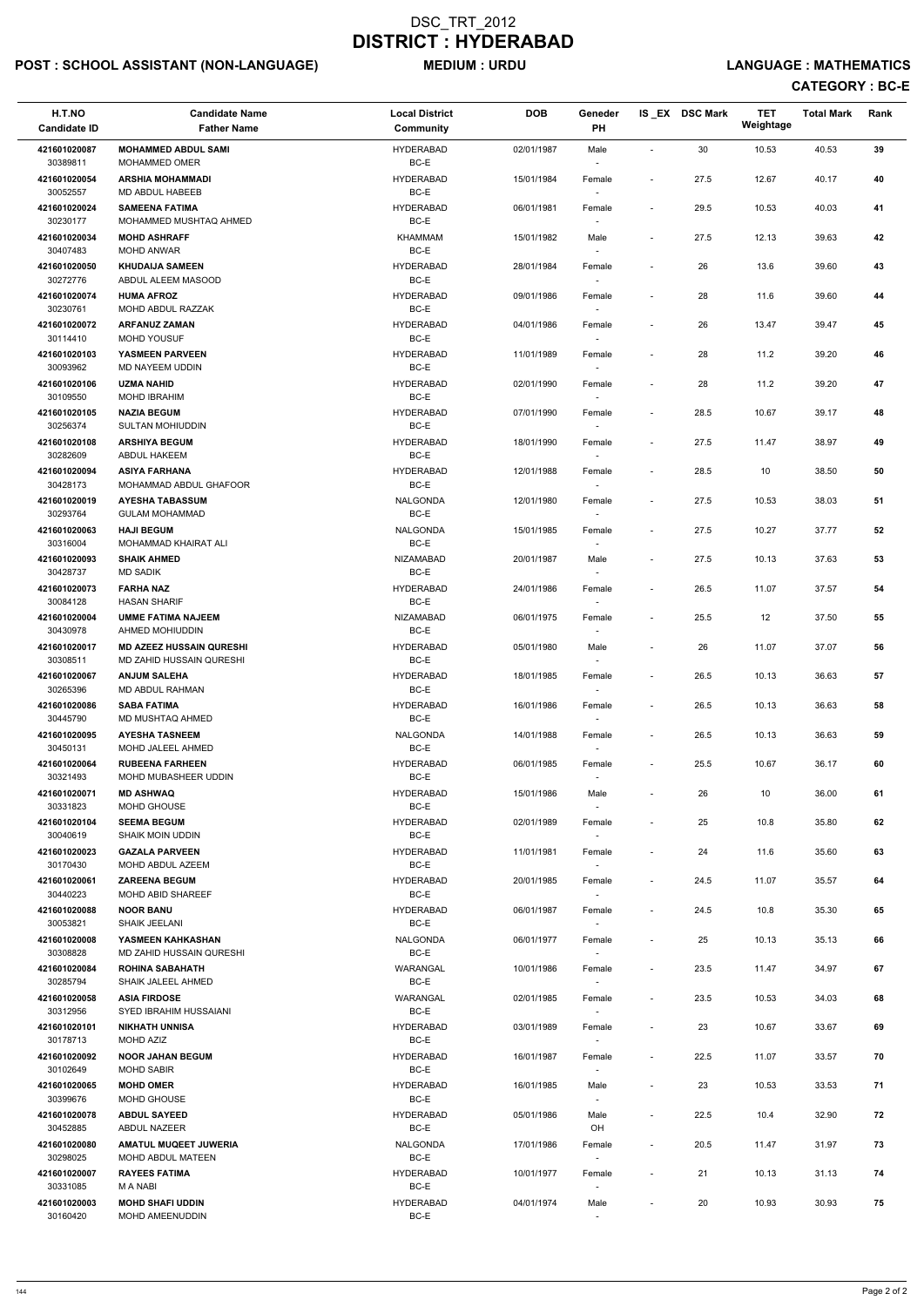# DSC_TRT_2012
# DISTRICT : HYDERABAD

**POST : SCHOOL ASSISTANT (NON-LANGUAGE)** **MEDIUM : URDU** **LANGUAGE : MATHEMATICS**

**CATEGORY : BC-E**

| H.T.NO / Candidate ID | Candidate Name / Father Name | Local District / Community | DOB | Geneder / PH | IS_EX | DSC Mark | TET Weightage | Total Mark | Rank |
|---|---|---|---|---|---|---|---|---|---|
| 421601020087 / 30389811 | **MOHAMMED ABDUL SAMI** / MOHAMMED OMER | HYDERABAD / BC-E | 02/01/1987 | Male / - | - | 30 | 10.53 | 40.53 | **39** |
| 421601020054 / 30052557 | **ARSHIA MOHAMMADI** / MD ABDUL HABEEB | HYDERABAD / BC-E | 15/01/1984 | Female / - | - | 27.5 | 12.67 | 40.17 | **40** |
| 421601020024 / 30230177 | **SAMEENA FATIMA** / MOHAMMED MUSHTAQ AHMED | HYDERABAD / BC-E | 06/01/1981 | Female / - | - | 29.5 | 10.53 | 40.03 | **41** |
| 421601020034 / 30407483 | **MOHD ASHRAFF** / MOHD ANWAR | KHAMMAM / BC-E | 15/01/1982 | Male / - | - | 27.5 | 12.13 | 39.63 | **42** |
| 421601020050 / 30272776 | **KHUDAIJA SAMEEN** / ABDUL ALEEM MASOOD | HYDERABAD / BC-E | 28/01/1984 | Female / - | - | 26 | 13.6 | 39.60 | **43** |
| 421601020074 / 30230761 | **HUMA AFROZ** / MOHD ABDUL RAZZAK | HYDERABAD / BC-E | 09/01/1986 | Female / - | - | 28 | 11.6 | 39.60 | **44** |
| 421601020072 / 30114410 | **ARFANUZ ZAMAN** / MOHD YOUSUF | HYDERABAD / BC-E | 04/01/1986 | Female / - | - | 26 | 13.47 | 39.47 | **45** |
| 421601020103 / 30093962 | **YASMEEN PARVEEN** / MD NAYEEM UDDIN | HYDERABAD / BC-E | 11/01/1989 | Female / - | - | 28 | 11.2 | 39.20 | **46** |
| 421601020106 / 30109550 | **UZMA NAHID** / MOHD IBRAHIM | HYDERABAD / BC-E | 02/01/1990 | Female / - | - | 28 | 11.2 | 39.20 | **47** |
| 421601020105 / 30256374 | **NAZIA BEGUM** / SULTAN MOHIUDDIN | HYDERABAD / BC-E | 07/01/1990 | Female / - | - | 28.5 | 10.67 | 39.17 | **48** |
| 421601020108 / 30282609 | **ARSHIYA BEGUM** / ABDUL HAKEEM | HYDERABAD / BC-E | 18/01/1990 | Female / - | - | 27.5 | 11.47 | 38.97 | **49** |
| 421601020094 / 30428173 | **ASIYA FARHANA** / MOHAMMAD ABDUL GHAFOOR | HYDERABAD / BC-E | 12/01/1988 | Female / - | - | 28.5 | 10 | 38.50 | **50** |
| 421601020019 / 30293764 | **AYESHA TABASSUM** / GULAM MOHAMMAD | NALGONDA / BC-E | 12/01/1980 | Female / - | - | 27.5 | 10.53 | 38.03 | **51** |
| 421601020063 / 30316004 | **HAJI BEGUM** / MOHAMMAD KHAIRAT ALI | NALGONDA / BC-E | 15/01/1985 | Female / - | - | 27.5 | 10.27 | 37.77 | **52** |
| 421601020093 / 30428737 | **SHAIK AHMED** / MD SADIK | NIZAMABAD / BC-E | 20/01/1987 | Male / - | - | 27.5 | 10.13 | 37.63 | **53** |
| 421601020073 / 30084128 | **FARHA NAZ** / HASAN SHARIF | HYDERABAD / BC-E | 24/01/1986 | Female / - | - | 26.5 | 11.07 | 37.57 | **54** |
| 421601020004 / 30430978 | **UMME FATIMA NAJEEM** / AHMED MOHIUDDIN | NIZAMABAD / BC-E | 06/01/1975 | Female / - | - | 25.5 | 12 | 37.50 | **55** |
| 421601020017 / 30308511 | **MD AZEEZ HUSSAIN QURESHI** / MD ZAHID HUSSAIN QURESHI | HYDERABAD / BC-E | 05/01/1980 | Male / - | - | 26 | 11.07 | 37.07 | **56** |
| 421601020067 / 30265396 | **ANJUM SALEHA** / MD ABDUL RAHMAN | HYDERABAD / BC-E | 18/01/1985 | Female / - | - | 26.5 | 10.13 | 36.63 | **57** |
| 421601020086 / 30445790 | **SABA FATIMA** / MD MUSHTAQ AHMED | HYDERABAD / BC-E | 16/01/1986 | Female / - | - | 26.5 | 10.13 | 36.63 | **58** |
| 421601020095 / 30450131 | **AYESHA TASNEEM** / MOHD JALEEL AHMED | NALGONDA / BC-E | 14/01/1988 | Female / - | - | 26.5 | 10.13 | 36.63 | **59** |
| 421601020064 / 30321493 | **RUBEENA FARHEEN** / MOHD MUBASHEER UDDIN | HYDERABAD / BC-E | 06/01/1985 | Female / - | - | 25.5 | 10.67 | 36.17 | **60** |
| 421601020071 / 30331823 | **MD ASHWAQ** / MOHD GHOUSE | HYDERABAD / BC-E | 15/01/1986 | Male / - | - | 26 | 10 | 36.00 | **61** |
| 421601020104 / 30040619 | **SEEMA BEGUM** / SHAIK MOIN UDDIN | HYDERABAD / BC-E | 02/01/1989 | Female / - | - | 25 | 10.8 | 35.80 | **62** |
| 421601020023 / 30170430 | **GAZALA PARVEEN** / MOHD ABDUL AZEEM | HYDERABAD / BC-E | 11/01/1981 | Female / - | - | 24 | 11.6 | 35.60 | **63** |
| 421601020061 / 30440223 | **ZAREENA BEGUM** / MOHD ABID SHAREEF | HYDERABAD / BC-E | 20/01/1985 | Female / - | - | 24.5 | 11.07 | 35.57 | **64** |
| 421601020088 / 30053821 | **NOOR BANU** / SHAIK JEELANI | HYDERABAD / BC-E | 06/01/1987 | Female / - | - | 24.5 | 10.8 | 35.30 | **65** |
| 421601020008 / 30308828 | **YASMEEN KAHKASHAN** / MD ZAHID HUSSAIN QURESHI | NALGONDA / BC-E | 06/01/1977 | Female / - | - | 25 | 10.13 | 35.13 | **66** |
| 421601020084 / 30285794 | **ROHINA SABAHATH** / SHAIK JALEEL AHMED | WARANGAL / BC-E | 10/01/1986 | Female / - | - | 23.5 | 11.47 | 34.97 | **67** |
| 421601020058 / 30312956 | **ASIA FIRDOSE** / SYED IBRAHIM HUSSAIANI | WARANGAL / BC-E | 02/01/1985 | Female / - | - | 23.5 | 10.53 | 34.03 | **68** |
| 421601020101 / 30178713 | **NIKHATH UNNISA** / MOHD AZIZ | HYDERABAD / BC-E | 03/01/1989 | Female / - | - | 23 | 10.67 | 33.67 | **69** |
| 421601020092 / 30102649 | **NOOR JAHAN BEGUM** / MOHD SABIR | HYDERABAD / BC-E | 16/01/1987 | Female / - | - | 22.5 | 11.07 | 33.57 | **70** |
| 421601020065 / 30399676 | **MOHD OMER** / MOHD GHOUSE | HYDERABAD / BC-E | 16/01/1985 | Male / - | - | 23 | 10.53 | 33.53 | **71** |
| 421601020078 / 30452885 | **ABDUL SAYEED** / ABDUL NAZEER | HYDERABAD / BC-E | 05/01/1986 | Male / OH | - | 22.5 | 10.4 | 32.90 | **72** |
| 421601020080 / 30298025 | **AMATUL MUQEET JUWERIA** / MOHD ABDUL MATEEN | NALGONDA / BC-E | 17/01/1986 | Female / - | - | 20.5 | 11.47 | 31.97 | **73** |
| 421601020007 / 30331085 | **RAYEES FATIMA** / M A NABI | HYDERABAD / BC-E | 10/01/1977 | Female / - | - | 21 | 10.13 | 31.13 | **74** |
| 421601020003 / 30160420 | **MOHD SHAFI UDDIN** / MOHD AMEENUDDIN | HYDERABAD / BC-E | 04/01/1974 | Male / - | - | 20 | 10.93 | 30.93 | **75** |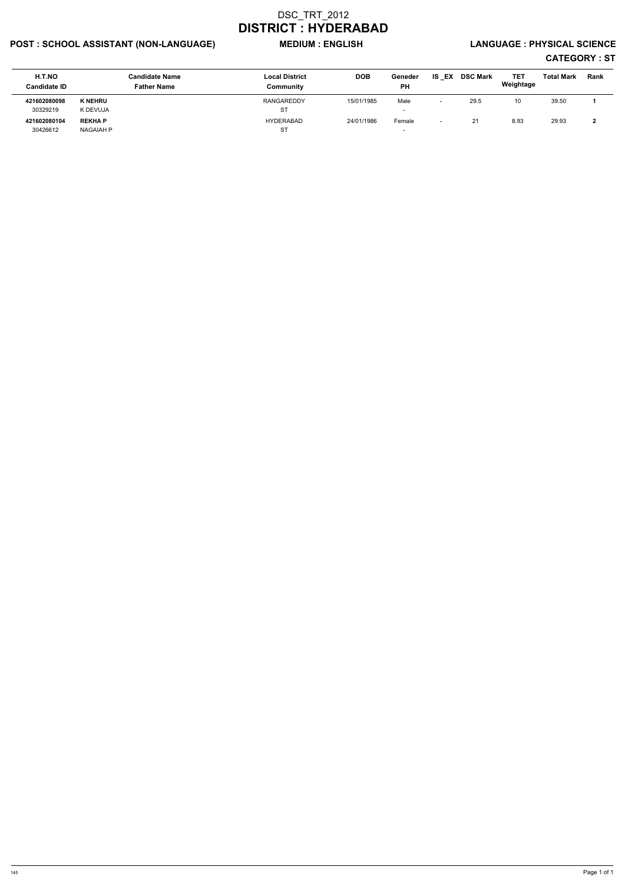# DSC_TRT_2012

# DISTRICT : HYDERABAD

**POST : SCHOOL ASSISTANT (NON-LANGUAGE)** **MEDIUM : ENGLISH** **LANGUAGE : PHYSICAL SCIENCE**

**CATEGORY : ST**

| H.T.NO<br>Candidate ID | Candidate Name<br>Father Name | Local District<br>Community | DOB | Geneder<br>PH | IS _EX | DSC Mark | TET Weightage | Total Mark | Rank |
|---|---|---|---|---|---|---|---|---|---|
| **421602080098**<br>30329219 | **K NEHRU**<br>K DEVUJA | RANGAREDDY<br>ST | 15/01/1985 | Male<br>- | - | 29.5 | 10 | 39.50 | **1** |
| **421602080104**<br>30426612 | **REKHA P**<br>NAGAIAH P | HYDERABAD<br>ST | 24/01/1986 | Female<br>- | - | 21 | 8.93 | 29.93 | **2** |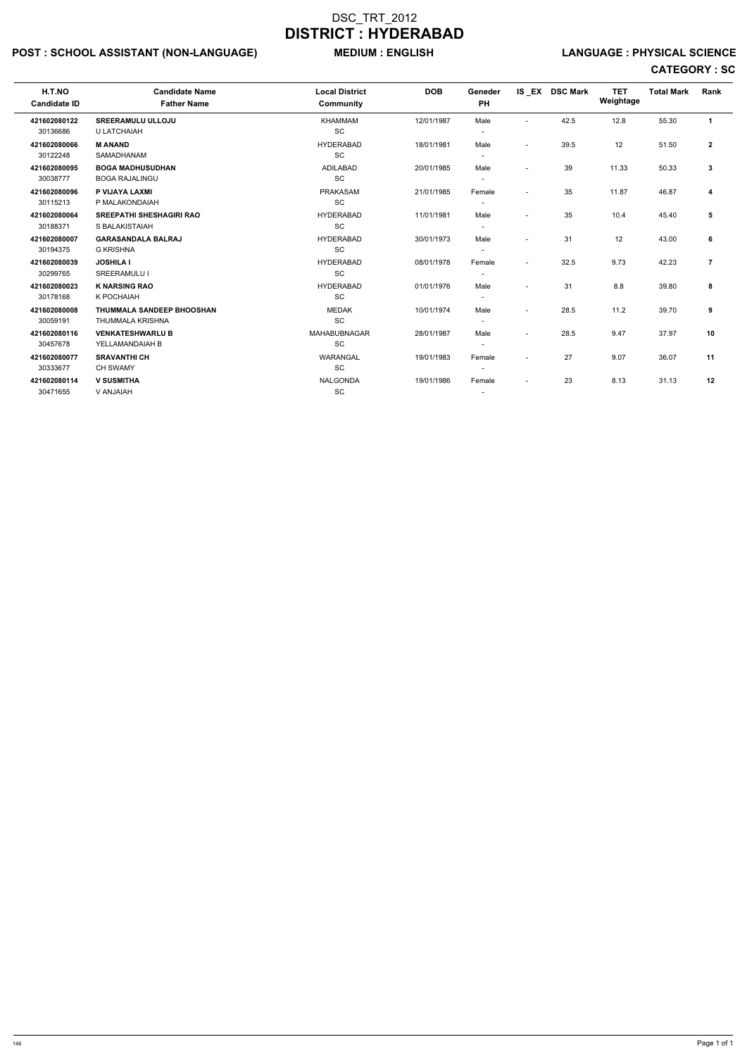# DSC_TRT_2012

# DISTRICT : HYDERABAD

**POST : SCHOOL ASSISTANT (NON-LANGUAGE)** **MEDIUM : ENGLISH** **LANGUAGE : PHYSICAL SCIENCE**

**CATEGORY : SC**

| H.T.NO / Candidate ID | Candidate Name / Father Name | Local District / Community | DOB | Geneder / PH | IS _EX | DSC Mark | TET Weightage | Total Mark | Rank |
|---|---|---|---|---|---|---|---|---|---|
| **421602080122** 30136686 | **SREERAMULU ULLOJU** U LATCHAIAH | KHAMMAM SC | 12/01/1987 | Male - | - | 42.5 | 12.8 | 55.30 | **1** |
| **421602080066** 30122248 | **M ANAND** SAMADHANAM | HYDERABAD SC | 18/01/1981 | Male - | - | 39.5 | 12 | 51.50 | **2** |
| **421602080095** 30038777 | **BOGA MADHUSUDHAN** BOGA RAJALINGU | ADILABAD SC | 20/01/1985 | Male - | - | 39 | 11.33 | 50.33 | **3** |
| **421602080096** 30115213 | **P VIJAYA LAXMI** P MALAKONDAIAH | PRAKASAM SC | 21/01/1985 | Female - | - | 35 | 11.87 | 46.87 | **4** |
| **421602080064** 30188371 | **SREEPATHI SHESHAGIRI RAO** S BALAKISTAIAH | HYDERABAD SC | 11/01/1981 | Male - | - | 35 | 10.4 | 45.40 | **5** |
| **421602080007** 30194375 | **GARASANDALA BALRAJ** G KRISHNA | HYDERABAD SC | 30/01/1973 | Male - | - | 31 | 12 | 43.00 | **6** |
| **421602080039** 30299765 | **JOSHILA I** SREERAMULU I | HYDERABAD SC | 08/01/1978 | Female - | - | 32.5 | 9.73 | 42.23 | **7** |
| **421602080023** 30178168 | **K NARSING RAO** K POCHAIAH | HYDERABAD SC | 01/01/1976 | Male - | - | 31 | 8.8 | 39.80 | **8** |
| **421602080008** 30059191 | **THUMMALA SANDEEP BHOOSHAN** THUMMALA KRISHNA | MEDAK SC | 10/01/1974 | Male - | - | 28.5 | 11.2 | 39.70 | **9** |
| **421602080116** 30457678 | **VENKATESHWARLU B** YELLAMANDAIAH B | MAHABUBNAGAR SC | 28/01/1987 | Male - | - | 28.5 | 9.47 | 37.97 | **10** |
| **421602080077** 30333677 | **SRAVANTHI CH** CH SWAMY | WARANGAL SC | 19/01/1983 | Female - | - | 27 | 9.07 | 36.07 | **11** |
| **421602080114** 30471655 | **V SUSMITHA** V ANJAIAH | NALGONDA SC | 19/01/1986 | Female - | - | 23 | 8.13 | 31.13 | **12** |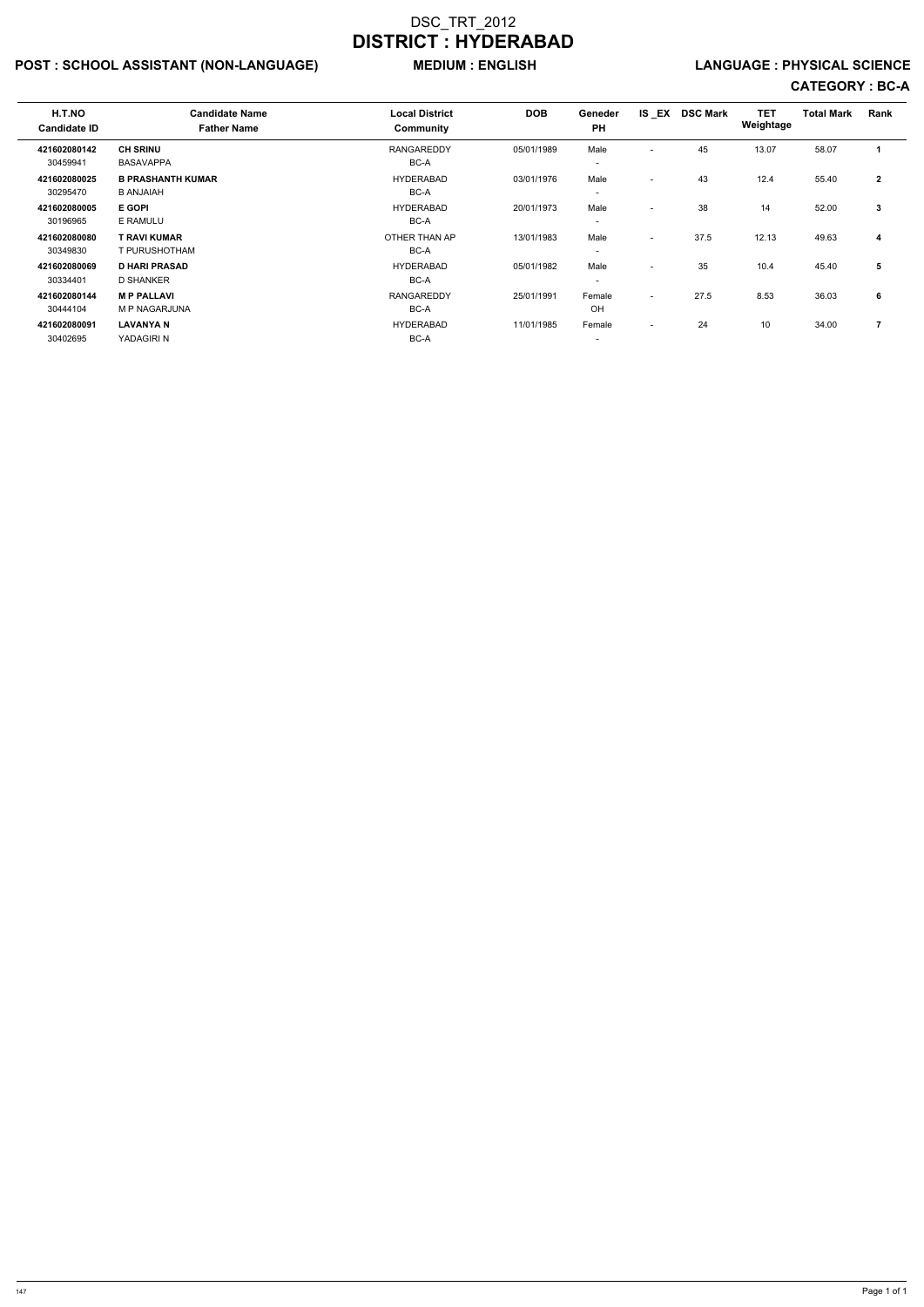# DSC_TRT_2012

# DISTRICT : HYDERABAD

**POST : SCHOOL ASSISTANT (NON-LANGUAGE)** **MEDIUM : ENGLISH** **LANGUAGE : PHYSICAL SCIENCE**

**CATEGORY : BC-A**

| H.T.NO<br>Candidate ID | Candidate Name<br>Father Name | Local District<br>Community | DOB | Geneder<br>PH | IS _EX | DSC Mark | TET Weightage | Total Mark | Rank |
|---|---|---|---|---|---|---|---|---|---|
| **421602080142**<br>30459941 | **CH SRINU**<br>BASAVAPPA | RANGAREDDY<br>BC-A | 05/01/1989 | Male<br>- | - | 45 | 13.07 | 58.07 | **1** |
| **421602080025**<br>30295470 | **B PRASHANTH KUMAR**<br>B ANJAIAH | HYDERABAD<br>BC-A | 03/01/1976 | Male<br>- | - | 43 | 12.4 | 55.40 | **2** |
| **421602080005**<br>30196965 | **E GOPI**<br>E RAMULU | HYDERABAD<br>BC-A | 20/01/1973 | Male<br>- | - | 38 | 14 | 52.00 | **3** |
| **421602080080**<br>30349830 | **T RAVI KUMAR**<br>T PURUSHOTHAM | OTHER THAN AP<br>BC-A | 13/01/1983 | Male<br>- | - | 37.5 | 12.13 | 49.63 | **4** |
| **421602080069**<br>30334401 | **D HARI PRASAD**<br>D SHANKER | HYDERABAD<br>BC-A | 05/01/1982 | Male<br>- | - | 35 | 10.4 | 45.40 | **5** |
| **421602080144**<br>30444104 | **M P PALLAVI**<br>M P NAGARJUNA | RANGAREDDY<br>BC-A | 25/01/1991 | Female<br>OH | - | 27.5 | 8.53 | 36.03 | **6** |
| **421602080091**<br>30402695 | **LAVANYA N**<br>YADAGIRI N | HYDERABAD<br>BC-A | 11/01/1985 | Female<br>- | - | 24 | 10 | 34.00 | **7** |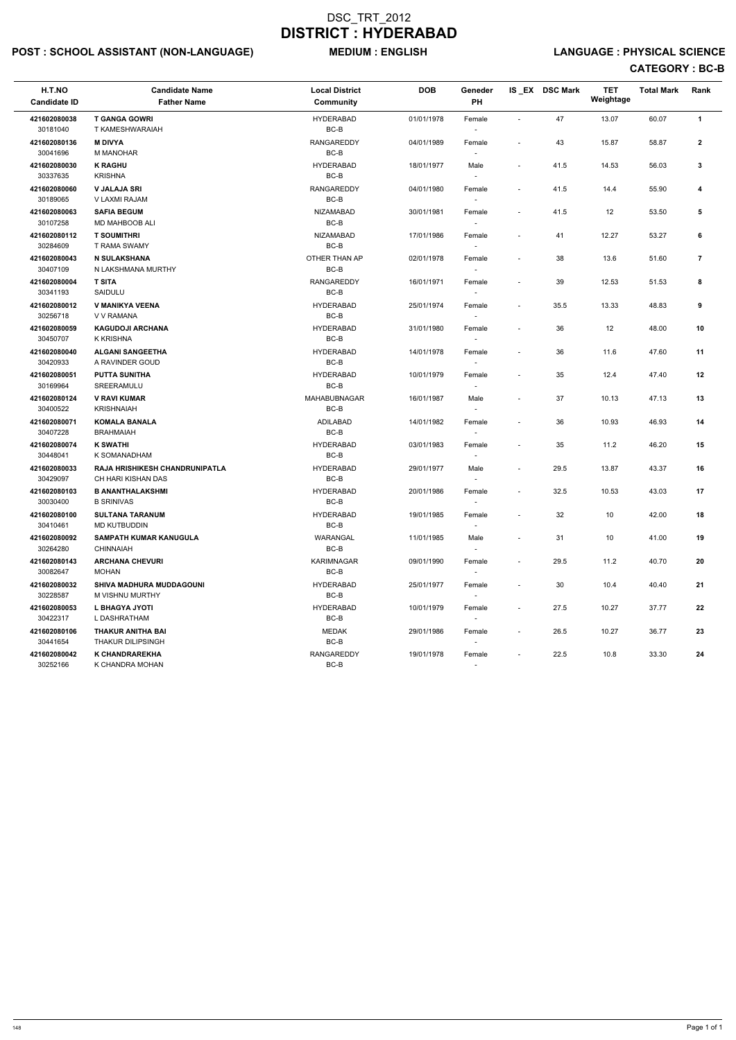# DSC_TRT_2012
# DISTRICT : HYDERABAD

**POST : SCHOOL ASSISTANT (NON-LANGUAGE)** **MEDIUM : ENGLISH** **LANGUAGE : PHYSICAL SCIENCE**

**CATEGORY : BC-B**

| H.T.NO / Candidate ID | Candidate Name / Father Name | Local District / Community | DOB | Geneder / PH | IS_EX | DSC Mark | TET Weightage | Total Mark | Rank |
|---|---|---|---|---|---|---|---|---|---|
| 421602080038 / 30181040 | **T GANGA GOWRI** / T KAMESHWARAIAH | HYDERABAD / BC-B | 01/01/1978 | Female / - | - | 47 | 13.07 | 60.07 | 1 |
| 421602080136 / 30041696 | **M DIVYA** / M MANOHAR | RANGAREDDY / BC-B | 04/01/1989 | Female / - | - | 43 | 15.87 | 58.87 | 2 |
| 421602080030 / 30337635 | **K RAGHU** / KRISHNA | HYDERABAD / BC-B | 18/01/1977 | Male / - | - | 41.5 | 14.53 | 56.03 | 3 |
| 421602080060 / 30189065 | **V JALAJA SRI** / V LAXMI RAJAM | RANGAREDDY / BC-B | 04/01/1980 | Female / - | - | 41.5 | 14.4 | 55.90 | 4 |
| 421602080063 / 30107258 | **SAFIA BEGUM** / MD MAHBOOB ALI | NIZAMABAD / BC-B | 30/01/1981 | Female / - | - | 41.5 | 12 | 53.50 | 5 |
| 421602080112 / 30284609 | **T SOUMITHRI** / T RAMA SWAMY | NIZAMABAD / BC-B | 17/01/1986 | Female / - | - | 41 | 12.27 | 53.27 | 6 |
| 421602080043 / 30407109 | **N SULAKSHANA** / N LAKSHMANA MURTHY | OTHER THAN AP / BC-B | 02/01/1978 | Female / - | - | 38 | 13.6 | 51.60 | 7 |
| 421602080004 / 30341193 | **T SITA** / SAIDULU | RANGAREDDY / BC-B | 16/01/1971 | Female / - | - | 39 | 12.53 | 51.53 | 8 |
| 421602080012 / 30256718 | **V MANIKYA VEENA** / V V RAMANA | HYDERABAD / BC-B | 25/01/1974 | Female / - | - | 35.5 | 13.33 | 48.83 | 9 |
| 421602080059 / 30450707 | **KAGUDOJI ARCHANA** / K KRISHNA | HYDERABAD / BC-B | 31/01/1980 | Female / - | - | 36 | 12 | 48.00 | 10 |
| 421602080040 / 30420933 | **ALGANI SANGEETHA** / A RAVINDER GOUD | HYDERABAD / BC-B | 14/01/1978 | Female / - | - | 36 | 11.6 | 47.60 | 11 |
| 421602080051 / 30169964 | **PUTTA SUNITHA** / SREERAMULU | HYDERABAD / BC-B | 10/01/1979 | Female / - | - | 35 | 12.4 | 47.40 | 12 |
| 421602080124 / 30400522 | **V RAVI KUMAR** / KRISHNAIAH | MAHABUBNAGAR / BC-B | 16/01/1987 | Male / - | - | 37 | 10.13 | 47.13 | 13 |
| 421602080071 / 30407228 | **KOMALA BANALA** / BRAHMAIAH | ADILABAD / BC-B | 14/01/1982 | Female / - | - | 36 | 10.93 | 46.93 | 14 |
| 421602080074 / 30448041 | **K SWATHI** / K SOMANADHAM | HYDERABAD / BC-B | 03/01/1983 | Female / - | - | 35 | 11.2 | 46.20 | 15 |
| 421602080033 / 30429097 | **RAJA HRISHIKESH CHANDRUNIPATLA** / CH HARI KISHAN DAS | HYDERABAD / BC-B | 29/01/1977 | Male / - | - | 29.5 | 13.87 | 43.37 | 16 |
| 421602080103 / 30030400 | **B ANANTHALAKSHMI** / B SRINIVAS | HYDERABAD / BC-B | 20/01/1986 | Female / - | - | 32.5 | 10.53 | 43.03 | 17 |
| 421602080100 / 30410461 | **SULTANA TARANUM** / MD KUTBUDDIN | HYDERABAD / BC-B | 19/01/1985 | Female / - | - | 32 | 10 | 42.00 | 18 |
| 421602080092 / 30264280 | **SAMPATH KUMAR KANUGULA** / CHINNAIAH | WARANGAL / BC-B | 11/01/1985 | Male / - | - | 31 | 10 | 41.00 | 19 |
| 421602080143 / 30082647 | **ARCHANA CHEVURI** / MOHAN | KARIMNAGAR / BC-B | 09/01/1990 | Female / - | - | 29.5 | 11.2 | 40.70 | 20 |
| 421602080032 / 30228587 | **SHIVA MADHURA MUDDAGOUNI** / M VISHNU MURTHY | HYDERABAD / BC-B | 25/01/1977 | Female / - | - | 30 | 10.4 | 40.40 | 21 |
| 421602080053 / 30422317 | **L BHAGYA JYOTI** / L DASHRATHAM | HYDERABAD / BC-B | 10/01/1979 | Female / - | - | 27.5 | 10.27 | 37.77 | 22 |
| 421602080106 / 30441654 | **THAKUR ANITHA BAI** / THAKUR DILIPSINGH | MEDAK / BC-B | 29/01/1986 | Female / - | - | 26.5 | 10.27 | 36.77 | 23 |
| 421602080042 / 30252166 | **K CHANDRAREKHA** / K CHANDRA MOHAN | RANGAREDDY / BC-B | 19/01/1978 | Female / - | - | 22.5 | 10.8 | 33.30 | 24 |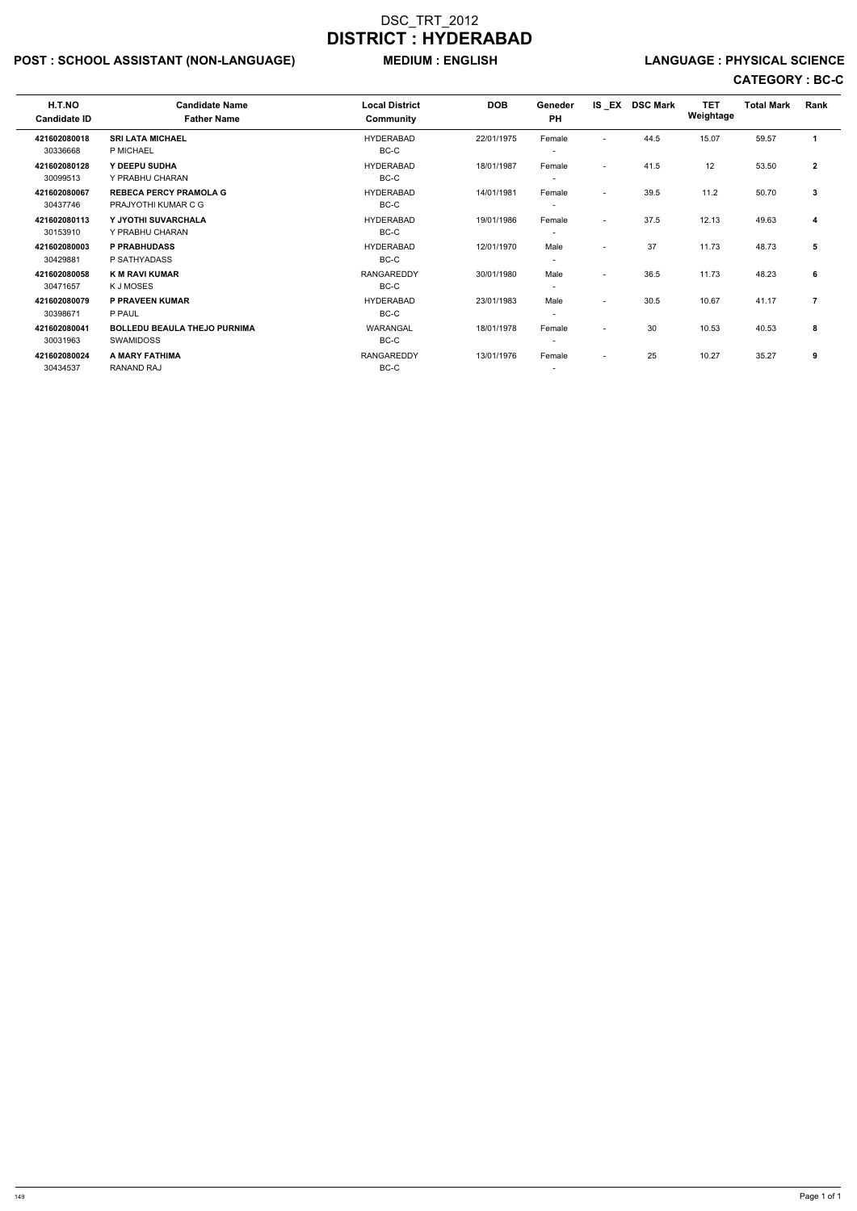# DSC_TRT_2012

# DISTRICT : HYDERABAD

**POST : SCHOOL ASSISTANT (NON-LANGUAGE)** **MEDIUM : ENGLISH** **LANGUAGE : PHYSICAL SCIENCE**

**CATEGORY : BC-C**

| H.T.NO<br>Candidate ID | Candidate Name<br>Father Name | Local District<br>Community | DOB | Geneder<br>PH | IS _EX | DSC Mark | TET Weightage | Total Mark | Rank |
|---|---|---|---|---|---|---|---|---|---|
| **421602080018**<br>30336668 | **SRI LATA MICHAEL**<br>P MICHAEL | HYDERABAD<br>BC-C | 22/01/1975 | Female<br>- | - | 44.5 | 15.07 | 59.57 | **1** |
| **421602080128**<br>30099513 | **Y DEEPU SUDHA**<br>Y PRABHU CHARAN | HYDERABAD<br>BC-C | 18/01/1987 | Female<br>- | - | 41.5 | 12 | 53.50 | **2** |
| **421602080067**<br>30437746 | **REBECA PERCY PRAMOLA G**<br>PRAJYOTHI KUMAR C G | HYDERABAD<br>BC-C | 14/01/1981 | Female<br>- | - | 39.5 | 11.2 | 50.70 | **3** |
| **421602080113**<br>30153910 | **Y JYOTHI SUVARCHALA**<br>Y PRABHU CHARAN | HYDERABAD<br>BC-C | 19/01/1986 | Female<br>- | - | 37.5 | 12.13 | 49.63 | **4** |
| **421602080003**<br>30429881 | **P PRABHUDASS**<br>P SATHYADASS | HYDERABAD<br>BC-C | 12/01/1970 | Male<br>- | - | 37 | 11.73 | 48.73 | **5** |
| **421602080058**<br>30471657 | **K M RAVI KUMAR**<br>K J MOSES | RANGAREDDY<br>BC-C | 30/01/1980 | Male<br>- | - | 36.5 | 11.73 | 48.23 | **6** |
| **421602080079**<br>30398671 | **P PRAVEEN KUMAR**<br>P PAUL | HYDERABAD<br>BC-C | 23/01/1983 | Male<br>- | - | 30.5 | 10.67 | 41.17 | **7** |
| **421602080041**<br>30031963 | **BOLLEDU BEAULA THEJO PURNIMA**<br>SWAMIDOSS | WARANGAL<br>BC-C | 18/01/1978 | Female<br>- | - | 30 | 10.53 | 40.53 | **8** |
| **421602080024**<br>30434537 | **A MARY FATHIMA**<br>RANAND RAJ | RANGAREDDY<br>BC-C | 13/01/1976 | Female<br>- | - | 25 | 10.27 | 35.27 | **9** |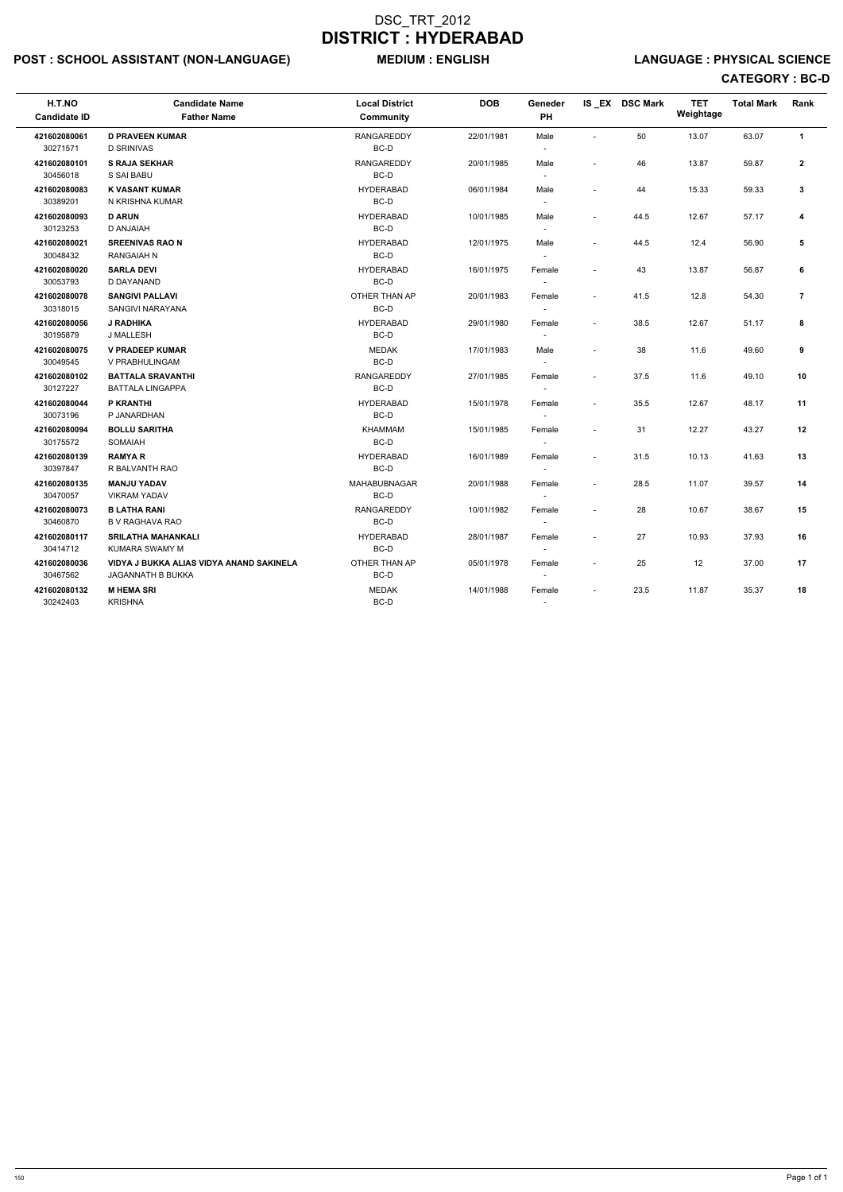# DSC_TRT_2012

# DISTRICT : HYDERABAD

**POST : SCHOOL ASSISTANT (NON-LANGUAGE)** **MEDIUM : ENGLISH** **LANGUAGE : PHYSICAL SCIENCE**

**CATEGORY : BC-D**

| H.T.NO<br>Candidate ID | Candidate Name<br>Father Name | Local District<br>Community | DOB | Geneder<br>PH | IS _EX | DSC Mark | TET Weightage | Total Mark | Rank |
|---|---|---|---|---|---|---|---|---|---|
| **421602080061**<br>30271571 | **D PRAVEEN KUMAR**<br>D SRINIVAS | RANGAREDDY<br>BC-D | 22/01/1981 | Male<br>- | - | 50 | 13.07 | 63.07 | **1** |
| **421602080101**<br>30456018 | **S RAJA SEKHAR**<br>S SAI BABU | RANGAREDDY<br>BC-D | 20/01/1985 | Male<br>- | - | 46 | 13.87 | 59.87 | **2** |
| **421602080083**<br>30389201 | **K VASANT KUMAR**<br>N KRISHNA KUMAR | HYDERABAD<br>BC-D | 06/01/1984 | Male<br>- | - | 44 | 15.33 | 59.33 | **3** |
| **421602080093**<br>30123253 | **D ARUN**<br>D ANJAIAH | HYDERABAD<br>BC-D | 10/01/1985 | Male<br>- | - | 44.5 | 12.67 | 57.17 | **4** |
| **421602080021**<br>30048432 | **SREENIVAS RAO N**<br>RANGAIAH N | HYDERABAD<br>BC-D | 12/01/1975 | Male<br>- | - | 44.5 | 12.4 | 56.90 | **5** |
| **421602080020**<br>30053793 | **SARLA DEVI**<br>D DAYANAND | HYDERABAD<br>BC-D | 16/01/1975 | Female<br>- | - | 43 | 13.87 | 56.87 | **6** |
| **421602080078**<br>30318015 | **SANGIVI PALLAVI**<br>SANGIVI NARAYANA | OTHER THAN AP<br>BC-D | 20/01/1983 | Female<br>- | - | 41.5 | 12.8 | 54.30 | **7** |
| **421602080056**<br>30195879 | **J RADHIKA**<br>J MALLESH | HYDERABAD<br>BC-D | 29/01/1980 | Female<br>- | - | 38.5 | 12.67 | 51.17 | **8** |
| **421602080075**<br>30049545 | **V PRADEEP KUMAR**<br>V PRABHULINGAM | MEDAK<br>BC-D | 17/01/1983 | Male<br>- | - | 38 | 11.6 | 49.60 | **9** |
| **421602080102**<br>30127227 | **BATTALA SRAVANTHI**<br>BATTALA LINGAPPA | RANGAREDDY<br>BC-D | 27/01/1985 | Female<br>- | - | 37.5 | 11.6 | 49.10 | **10** |
| **421602080044**<br>30073196 | **P KRANTHI**<br>P JANARDHAN | HYDERABAD<br>BC-D | 15/01/1978 | Female<br>- | - | 35.5 | 12.67 | 48.17 | **11** |
| **421602080094**<br>30175572 | **BOLLU SARITHA**<br>SOMAIAH | KHAMMAM<br>BC-D | 15/01/1985 | Female<br>- | - | 31 | 12.27 | 43.27 | **12** |
| **421602080139**<br>30397847 | **RAMYA R**<br>R BALVANTH RAO | HYDERABAD<br>BC-D | 16/01/1989 | Female<br>- | - | 31.5 | 10.13 | 41.63 | **13** |
| **421602080135**<br>30470057 | **MANJU YADAV**<br>VIKRAM YADAV | MAHABUBNAGAR<br>BC-D | 20/01/1988 | Female<br>- | - | 28.5 | 11.07 | 39.57 | **14** |
| **421602080073**<br>30460870 | **B LATHA RANI**<br>B V RAGHAVA RAO | RANGAREDDY<br>BC-D | 10/01/1982 | Female<br>- | - | 28 | 10.67 | 38.67 | **15** |
| **421602080117**<br>30414712 | **SRILATHA MAHANKALI**<br>KUMARA SWAMY M | HYDERABAD<br>BC-D | 28/01/1987 | Female<br>- | - | 27 | 10.93 | 37.93 | **16** |
| **421602080036**<br>30467562 | **VIDYA J BUKKA ALIAS VIDYA ANAND SAKINELA**<br>JAGANNATH B BUKKA | OTHER THAN AP<br>BC-D | 05/01/1978 | Female<br>- | - | 25 | 12 | 37.00 | **17** |
| **421602080132**<br>30242403 | **M HEMA SRI**<br>KRISHNA | MEDAK<br>BC-D | 14/01/1988 | Female<br>- | - | 23.5 | 11.87 | 35.37 | **18** |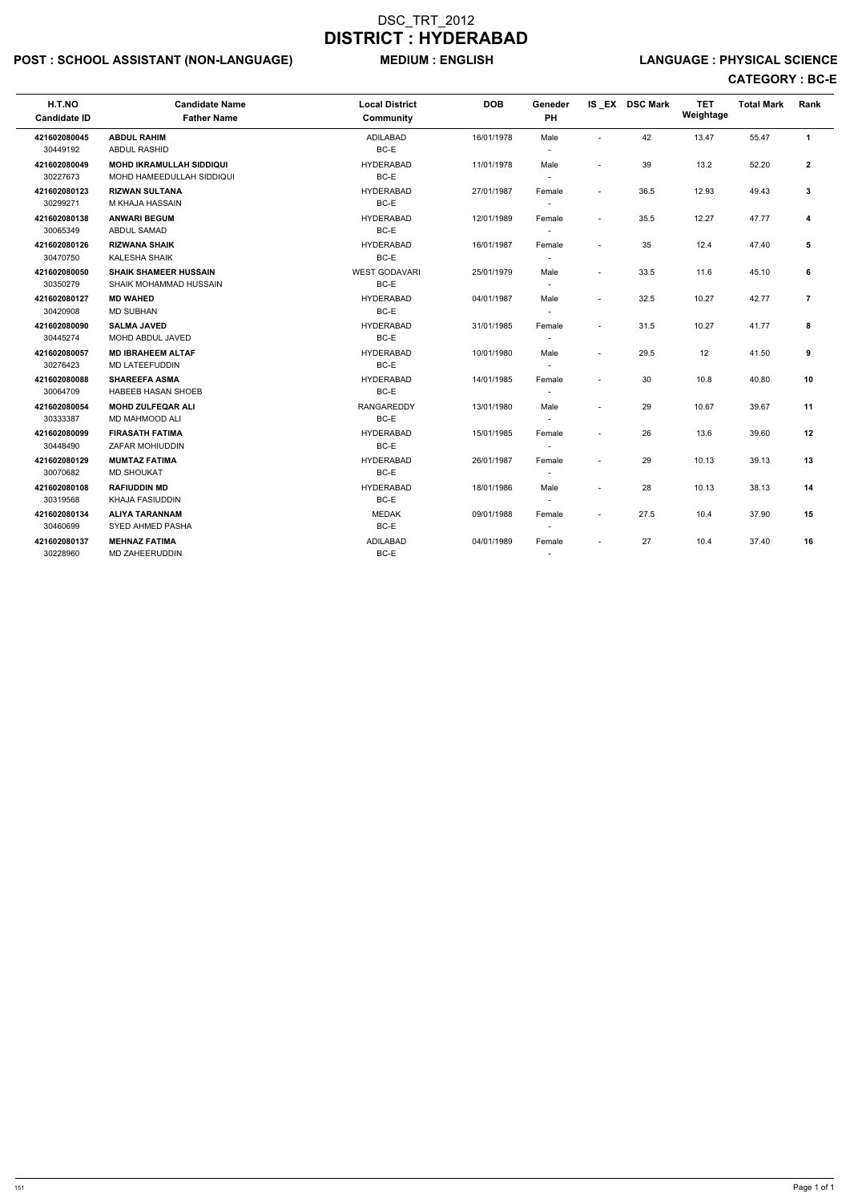# DSC_TRT_2012
# DISTRICT : HYDERABAD

**POST : SCHOOL ASSISTANT (NON-LANGUAGE)** **MEDIUM : ENGLISH** **LANGUAGE : PHYSICAL SCIENCE**

**CATEGORY : BC-E**

| H.T.NO / Candidate ID | Candidate Name / Father Name | Local District / Community | DOB | Geneder / PH | IS_EX | DSC Mark | TET Weightage | Total Mark | Rank |
|---|---|---|---|---|---|---|---|---|---|
| 421602080045 / 30449192 | **ABDUL RAHIM** / ABDUL RASHID | ADILABAD / BC-E | 16/01/1978 | Male / - | - | 42 | 13.47 | 55.47 | 1 |
| 421602080049 / 30227673 | **MOHD IKRAMULLAH SIDDIQUI** / MOHD HAMEEDULLAH SIDDIQUI | HYDERABAD / BC-E | 11/01/1978 | Male / - | - | 39 | 13.2 | 52.20 | 2 |
| 421602080123 / 30299271 | **RIZWAN SULTANA** / M KHAJA HASSAIN | HYDERABAD / BC-E | 27/01/1987 | Female / - | - | 36.5 | 12.93 | 49.43 | 3 |
| 421602080138 / 30065349 | **ANWARI BEGUM** / ABDUL SAMAD | HYDERABAD / BC-E | 12/01/1989 | Female / - | - | 35.5 | 12.27 | 47.77 | 4 |
| 421602080126 / 30470750 | **RIZWANA SHAIK** / KALESHA SHAIK | HYDERABAD / BC-E | 16/01/1987 | Female / - | - | 35 | 12.4 | 47.40 | 5 |
| 421602080050 / 30350279 | **SHAIK SHAMEER HUSSAIN** / SHAIK MOHAMMAD HUSSAIN | WEST GODAVARI / BC-E | 25/01/1979 | Male / - | - | 33.5 | 11.6 | 45.10 | 6 |
| 421602080127 / 30420908 | **MD WAHED** / MD SUBHAN | HYDERABAD / BC-E | 04/01/1987 | Male / - | - | 32.5 | 10.27 | 42.77 | 7 |
| 421602080090 / 30445274 | **SALMA JAVED** / MOHD ABDUL JAVED | HYDERABAD / BC-E | 31/01/1985 | Female / - | - | 31.5 | 10.27 | 41.77 | 8 |
| 421602080057 / 30276423 | **MD IBRAHEEM ALTAF** / MD LATEEFUDDIN | HYDERABAD / BC-E | 10/01/1980 | Male / - | - | 29.5 | 12 | 41.50 | 9 |
| 421602080088 / 30064709 | **SHAREEFA ASMA** / HABEEB HASAN SHOEB | HYDERABAD / BC-E | 14/01/1985 | Female / - | - | 30 | 10.8 | 40.80 | 10 |
| 421602080054 / 30333387 | **MOHD ZULFEQAR ALI** / MD MAHMOOD ALI | RANGAREDDY / BC-E | 13/01/1980 | Male / - | - | 29 | 10.67 | 39.67 | 11 |
| 421602080099 / 30448490 | **FIRASATH FATIMA** / ZAFAR MOHIUDDIN | HYDERABAD / BC-E | 15/01/1985 | Female / - | - | 26 | 13.6 | 39.60 | 12 |
| 421602080129 / 30070682 | **MUMTAZ FATIMA** / MD SHOUKAT | HYDERABAD / BC-E | 26/01/1987 | Female / - | - | 29 | 10.13 | 39.13 | 13 |
| 421602080108 / 30319568 | **RAFIUDDIN MD** / KHAJA FASIUDDIN | HYDERABAD / BC-E | 18/01/1986 | Male / - | - | 28 | 10.13 | 38.13 | 14 |
| 421602080134 / 30460699 | **ALIYA TARANNAM** / SYED AHMED PASHA | MEDAK / BC-E | 09/01/1988 | Female / - | - | 27.5 | 10.4 | 37.90 | 15 |
| 421602080137 / 30228960 | **MEHNAZ FATIMA** / MD ZAHEERUDDIN | ADILABAD / BC-E | 04/01/1989 | Female / - | - | 27 | 10.4 | 37.40 | 16 |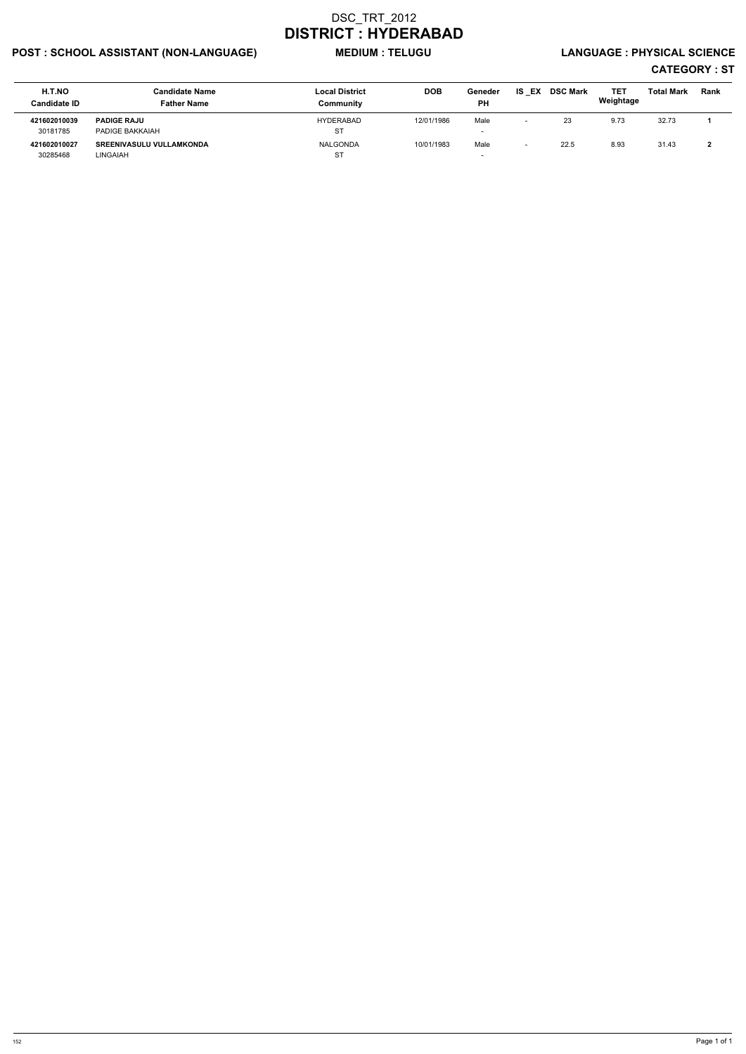# DSC_TRT_2012

# DISTRICT : HYDERABAD

**POST : SCHOOL ASSISTANT (NON-LANGUAGE)** **MEDIUM : TELUGU** **LANGUAGE : PHYSICAL SCIENCE**

**CATEGORY : ST**

| H.T.NO<br>Candidate ID | Candidate Name<br>Father Name | Local District<br>Community | DOB | Geneder<br>PH | IS _EX | DSC Mark | TET Weightage | Total Mark | Rank |
|---|---|---|---|---|---|---|---|---|---|
| **421602010039**<br>30181785 | **PADIGE RAJU**<br>PADIGE BAKKAIAH | HYDERABAD<br>ST | 12/01/1986 | Male<br>- | - | 23 | 9.73 | 32.73 | **1** |
| **421602010027**<br>30285468 | **SREENIVASULU VULLAMKONDA**<br>LINGAIAH | NALGONDA<br>ST | 10/01/1983 | Male<br>- | - | 22.5 | 8.93 | 31.43 | **2** |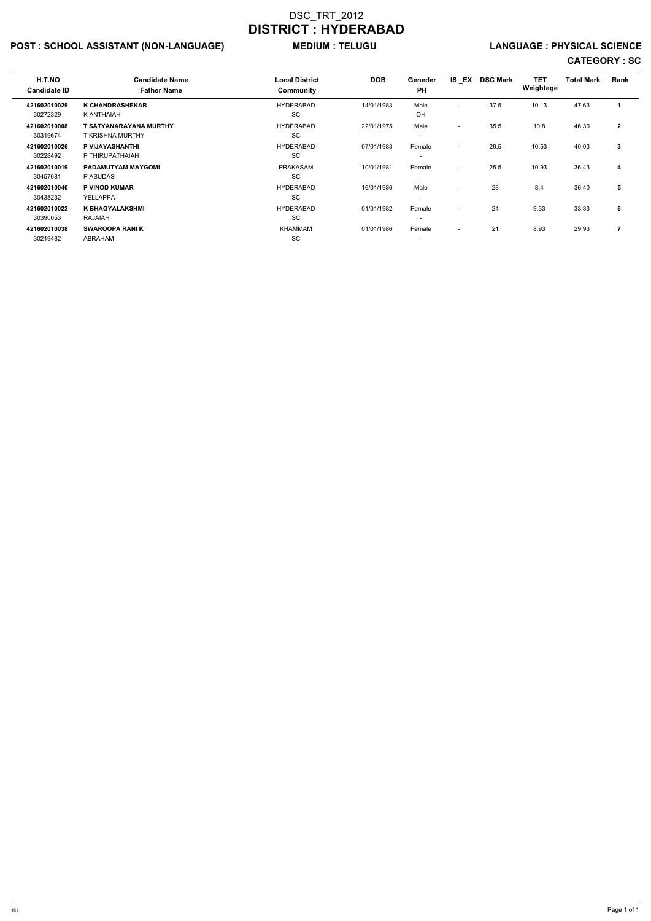# DSC_TRT_2012

# DISTRICT : HYDERABAD

**POST : SCHOOL ASSISTANT (NON-LANGUAGE)** **MEDIUM : TELUGU** **LANGUAGE : PHYSICAL SCIENCE**

**CATEGORY : SC**

| H.T.NO<br>Candidate ID | Candidate Name<br>Father Name | Local District<br>Community | DOB | Geneder<br>PH | IS _EX | DSC Mark | TET Weightage | Total Mark | Rank |
|---|---|---|---|---|---|---|---|---|---|
| **421602010029**<br>30272329 | **K CHANDRASHEKAR**<br>K ANTHAIAH | HYDERABAD<br>SC | 14/01/1983 | Male<br>OH | - | 37.5 | 10.13 | 47.63 | **1** |
| **421602010008**<br>30319674 | **T SATYANARAYANA MURTHY**<br>T KRISHNA MURTHY | HYDERABAD<br>SC | 22/01/1975 | Male<br>- | - | 35.5 | 10.8 | 46.30 | **2** |
| **421602010026**<br>30228492 | **P VIJAYASHANTHI**<br>P THIRUPATHAIAH | HYDERABAD<br>SC | 07/01/1983 | Female<br>- | - | 29.5 | 10.53 | 40.03 | **3** |
| **421602010019**<br>30457681 | **PADAMUTYAM MAYGOMI**<br>P ASUDAS | PRAKASAM<br>SC | 10/01/1981 | Female<br>- | - | 25.5 | 10.93 | 36.43 | **4** |
| **421602010040**<br>30438232 | **P VINOD KUMAR**<br>YELLAPPA | HYDERABAD<br>SC | 16/01/1986 | Male<br>- | - | 28 | 8.4 | 36.40 | **5** |
| **421602010022**<br>30390053 | **K BHAGYALAKSHMI**<br>RAJAIAH | HYDERABAD<br>SC | 01/01/1982 | Female<br>- | - | 24 | 9.33 | 33.33 | **6** |
| **421602010038**<br>30219482 | **SWAROOPA RANI K**<br>ABRAHAM | KHAMMAM<br>SC | 01/01/1986 | Female<br>- | - | 21 | 8.93 | 29.93 | **7** |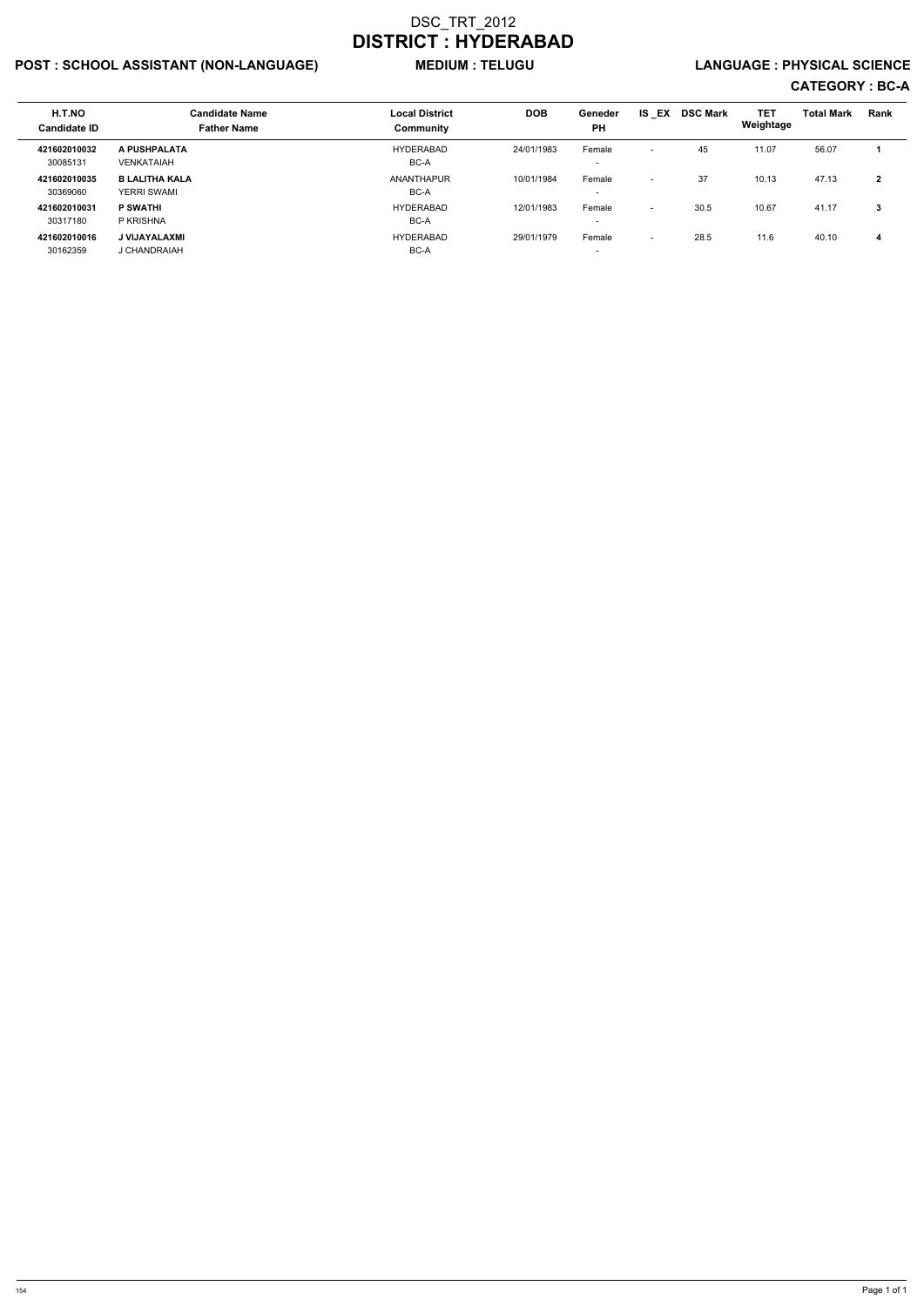# DSC_TRT_2012

# DISTRICT : HYDERABAD

**POST : SCHOOL ASSISTANT (NON-LANGUAGE)** **MEDIUM : TELUGU** **LANGUAGE : PHYSICAL SCIENCE**

**CATEGORY : BC-A**

| H.T.NO<br>Candidate ID | Candidate Name<br>Father Name | Local District<br>Community | DOB | Geneder<br>PH | IS _EX | DSC Mark | TET Weightage | Total Mark | Rank |
|---|---|---|---|---|---|---|---|---|---|
| **421602010032**<br>30085131 | **A PUSHPALATA**<br>VENKATAIAH | HYDERABAD<br>BC-A | 24/01/1983 | Female<br>- | - | 45 | 11.07 | 56.07 | **1** |
| **421602010035**<br>30369060 | **B LALITHA KALA**<br>YERRI SWAMI | ANANTHAPUR<br>BC-A | 10/01/1984 | Female<br>- | - | 37 | 10.13 | 47.13 | **2** |
| **421602010031**<br>30317180 | **P SWATHI**<br>P KRISHNA | HYDERABAD<br>BC-A | 12/01/1983 | Female<br>- | - | 30.5 | 10.67 | 41.17 | **3** |
| **421602010016**<br>30162359 | **J VIJAYALAXMI**<br>J CHANDRAIAH | HYDERABAD<br>BC-A | 29/01/1979 | Female<br>- | - | 28.5 | 11.6 | 40.10 | **4** |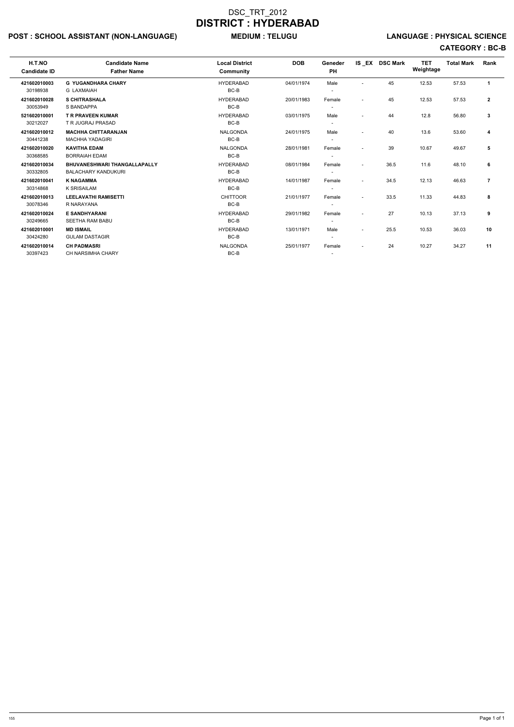# DSC_TRT_2012
# DISTRICT : HYDERABAD

**POST : SCHOOL ASSISTANT (NON-LANGUAGE)** **MEDIUM : TELUGU** **LANGUAGE : PHYSICAL SCIENCE**

**CATEGORY : BC-B**

| H.T.NO<br>Candidate ID | Candidate Name<br>Father Name | Local District<br>Community | DOB | Geneder<br>PH | IS _EX | DSC Mark | TET Weightage | Total Mark | Rank |
|---|---|---|---|---|---|---|---|---|---|
| **421602010003**<br>30198938 | **G YUGANDHARA CHARY**<br>G LAXMAIAH | HYDERABAD<br>BC-B | 04/01/1974 | Male<br>- | - | 45 | 12.53 | 57.53 | **1** |
| **421602010028**<br>30053949 | **S CHITRASHALA**<br>S BANDAPPA | HYDERABAD<br>BC-B | 20/01/1983 | Female<br>- | - | 45 | 12.53 | 57.53 | **2** |
| **521602010001**<br>30212027 | **T R PRAVEEN KUMAR**<br>T R JUGRAJ PRASAD | HYDERABAD<br>BC-B | 03/01/1975 | Male<br>- | - | 44 | 12.8 | 56.80 | **3** |
| **421602010012**<br>30441238 | **MACHHA CHITTARANJAN**<br>MACHHA YADAGIRI | NALGONDA<br>BC-B | 24/01/1975 | Male<br>- | - | 40 | 13.6 | 53.60 | **4** |
| **421602010020**<br>30368585 | **KAVITHA EDAM**<br>BORRAIAH EDAM | NALGONDA<br>BC-B | 28/01/1981 | Female<br>- | - | 39 | 10.67 | 49.67 | **5** |
| **421602010034**<br>30332805 | **BHUVANESHWARI THANGALLAPALLY**<br>BALACHARY KANDUKURI | HYDERABAD<br>BC-B | 08/01/1984 | Female<br>- | - | 36.5 | 11.6 | 48.10 | **6** |
| **421602010041**<br>30314868 | **K NAGAMMA**<br>K SRISAILAM | HYDERABAD<br>BC-B | 14/01/1987 | Female<br>- | - | 34.5 | 12.13 | 46.63 | **7** |
| **421602010013**<br>30078346 | **LEELAVATHI RAMISETTI**<br>R NARAYANA | CHITTOOR<br>BC-B | 21/01/1977 | Female<br>- | - | 33.5 | 11.33 | 44.83 | **8** |
| **421602010024**<br>30249665 | **E SANDHYARANI**<br>SEETHA RAM BABU | HYDERABAD<br>BC-B | 29/01/1982 | Female<br>- | - | 27 | 10.13 | 37.13 | **9** |
| **421602010001**<br>30424280 | **MD ISMAIL**<br>GULAM DASTAGIR | HYDERABAD<br>BC-B | 13/01/1971 | Male<br>- | - | 25.5 | 10.53 | 36.03 | **10** |
| **421602010014**<br>30397423 | **CH PADMASRI**<br>CH NARSIMHA CHARY | NALGONDA<br>BC-B | 25/01/1977 | Female<br>- | - | 24 | 10.27 | 34.27 | **11** |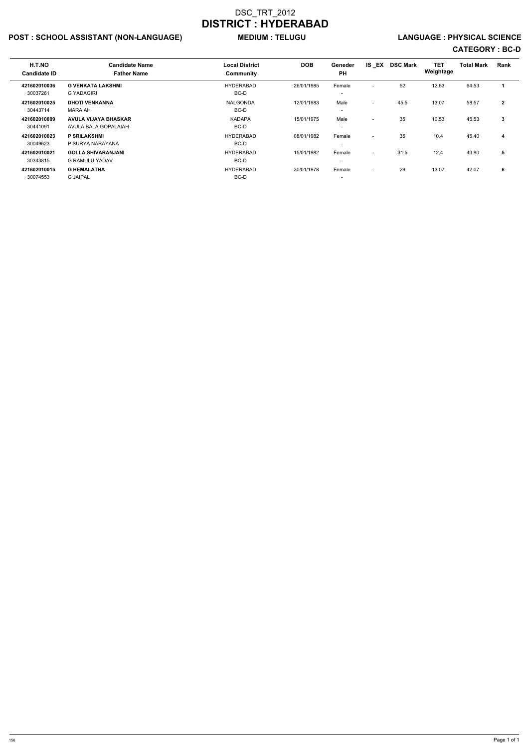# DSC_TRT_2012
# DISTRICT : HYDERABAD

**POST : SCHOOL ASSISTANT (NON-LANGUAGE)** **MEDIUM : TELUGU** **LANGUAGE : PHYSICAL SCIENCE**

**CATEGORY : BC-D**

| H.T.NO<br>Candidate ID | Candidate Name<br>Father Name | Local District<br>Community | DOB | Geneder<br>PH | IS _EX | DSC Mark | TET Weightage | Total Mark | Rank |
|---|---|---|---|---|---|---|---|---|---|
| **421602010036**<br>30037261 | **G VENKATA LAKSHMI**<br>G YADAGIRI | HYDERABAD<br>BC-D | 26/01/1985 | Female<br>- | - | 52 | 12.53 | 64.53 | **1** |
| **421602010025**<br>30443714 | **DHOTI VENKANNA**<br>MARAIAH | NALGONDA<br>BC-D | 12/01/1983 | Male<br>- | - | 45.5 | 13.07 | 58.57 | **2** |
| **421602010009**<br>30441091 | **AVULA VIJAYA BHASKAR**<br>AVULA BALA GOPALAIAH | KADAPA<br>BC-D | 15/01/1975 | Male<br>- | - | 35 | 10.53 | 45.53 | **3** |
| **421602010023**<br>30049623 | **P SRILAKSHMI**<br>P SURYA NARAYANA | HYDERABAD<br>BC-D | 08/01/1982 | Female<br>- | - | 35 | 10.4 | 45.40 | **4** |
| **421602010021**<br>30343815 | **GOLLA SHIVARANJANI**<br>G RAMULU YADAV | HYDERABAD<br>BC-D | 15/01/1982 | Female<br>- | - | 31.5 | 12.4 | 43.90 | **5** |
| **421602010015**<br>30074553 | **G HEMALATHA**<br>G JAIPAL | HYDERABAD<br>BC-D | 30/01/1978 | Female<br>- | - | 29 | 13.07 | 42.07 | **6** |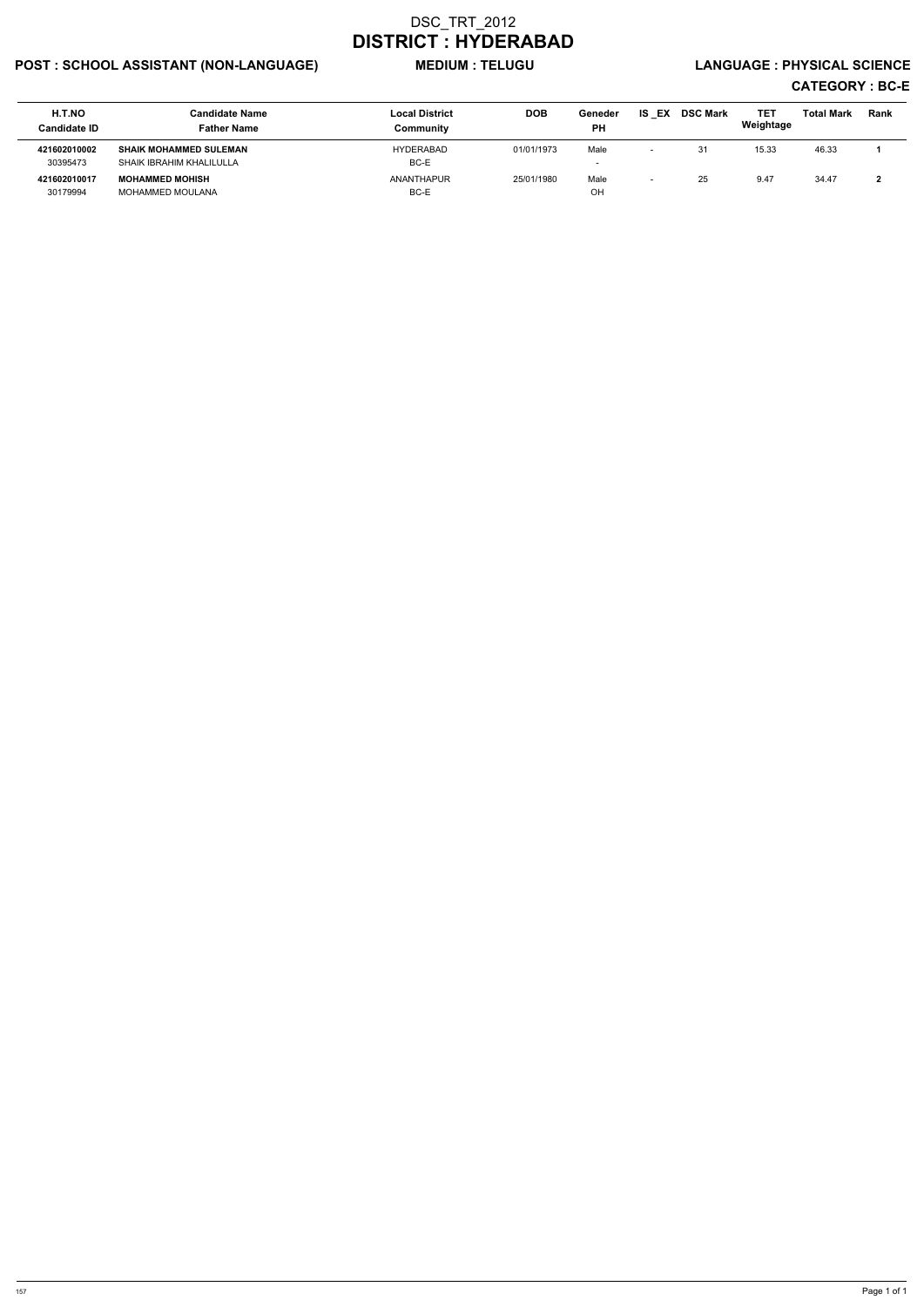# DSC_TRT_2012
# DISTRICT : HYDERABAD

**POST : SCHOOL ASSISTANT (NON-LANGUAGE)** **MEDIUM : TELUGU** **LANGUAGE : PHYSICAL SCIENCE**

**CATEGORY : BC-E**

| H.T.NO<br>Candidate ID | Candidate Name<br>Father Name | Local District<br>Community | DOB | Geneder<br>PH | IS _EX | DSC Mark | TET Weightage | Total Mark | Rank |
|---|---|---|---|---|---|---|---|---|---|
| **421602010002**<br>30395473 | **SHAIK MOHAMMED SULEMAN**<br>SHAIK IBRAHIM KHALILULLA | HYDERABAD<br>BC-E | 01/01/1973 | Male<br>- | - | 31 | 15.33 | 46.33 | **1** |
| **421602010017**<br>30179994 | **MOHAMMED MOHISH**<br>MOHAMMED MOULANA | ANANTHAPUR<br>BC-E | 25/01/1980 | Male<br>OH | - | 25 | 9.47 | 34.47 | **2** |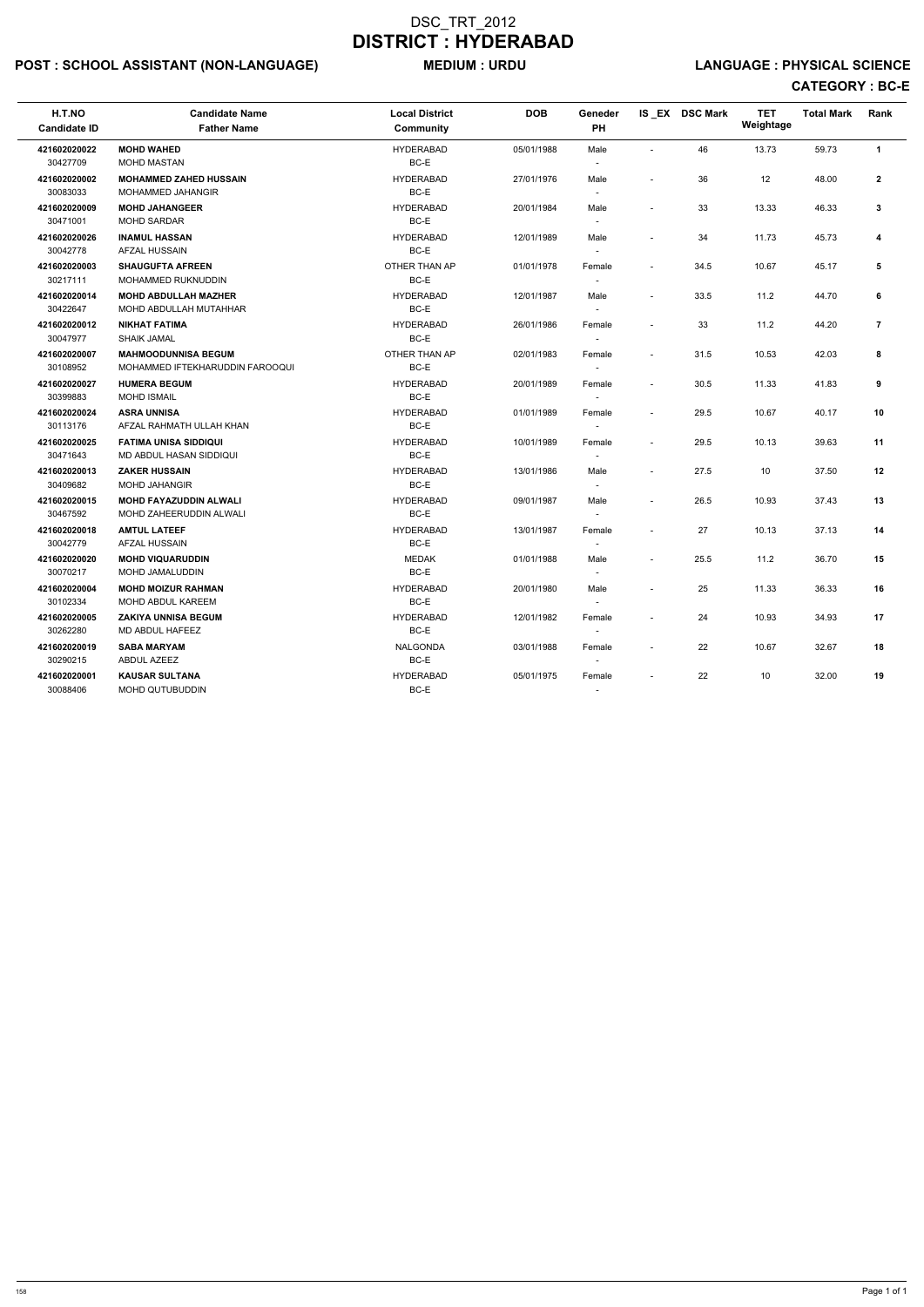# DSC_TRT_2012

# DISTRICT : HYDERABAD

**POST : SCHOOL ASSISTANT (NON-LANGUAGE)** **MEDIUM : URDU** **LANGUAGE : PHYSICAL SCIENCE**

**CATEGORY : BC-E**

| H.T.NO<br>Candidate ID | Candidate Name<br>Father Name | Local District<br>Community | DOB | Geneder<br>PH | IS _EX | DSC Mark | TET Weightage | Total Mark | Rank |
|---|---|---|---|---|---|---|---|---|---|
| 421602020022<br>30427709 | **MOHD WAHED**<br>MOHD MASTAN | HYDERABAD<br>BC-E | 05/01/1988 | Male<br>- | - | 46 | 13.73 | 59.73 | 1 |
| 421602020002<br>30083033 | **MOHAMMED ZAHED HUSSAIN**<br>MOHAMMED JAHANGIR | HYDERABAD<br>BC-E | 27/01/1976 | Male<br>- | - | 36 | 12 | 48.00 | 2 |
| 421602020009<br>30471001 | **MOHD JAHANGEER**<br>MOHD SARDAR | HYDERABAD<br>BC-E | 20/01/1984 | Male<br>- | - | 33 | 13.33 | 46.33 | 3 |
| 421602020026<br>30042778 | **INAMUL HASSAN**<br>AFZAL HUSSAIN | HYDERABAD<br>BC-E | 12/01/1989 | Male<br>- | - | 34 | 11.73 | 45.73 | 4 |
| 421602020003<br>30217111 | **SHAUGUFTA AFREEN**<br>MOHAMMED RUKNUDDIN | OTHER THAN AP<br>BC-E | 01/01/1978 | Female<br>- | - | 34.5 | 10.67 | 45.17 | 5 |
| 421602020014<br>30422647 | **MOHD ABDULLAH MAZHER**<br>MOHD ABDULLAH MUTAHHAR | HYDERABAD<br>BC-E | 12/01/1987 | Male<br>- | - | 33.5 | 11.2 | 44.70 | 6 |
| 421602020012<br>30047977 | **NIKHAT FATIMA**<br>SHAIK JAMAL | HYDERABAD<br>BC-E | 26/01/1986 | Female<br>- | - | 33 | 11.2 | 44.20 | 7 |
| 421602020007<br>30108952 | **MAHMOODUNNISA BEGUM**<br>MOHAMMED IFTEKHARUDDIN FAROOQUI | OTHER THAN AP<br>BC-E | 02/01/1983 | Female<br>- | - | 31.5 | 10.53 | 42.03 | 8 |
| 421602020027<br>30399883 | **HUMERA BEGUM**<br>MOHD ISMAIL | HYDERABAD<br>BC-E | 20/01/1989 | Female<br>- | - | 30.5 | 11.33 | 41.83 | 9 |
| 421602020024<br>30113176 | **ASRA UNNISA**<br>AFZAL RAHMATH ULLAH KHAN | HYDERABAD<br>BC-E | 01/01/1989 | Female<br>- | - | 29.5 | 10.67 | 40.17 | 10 |
| 421602020025<br>30471643 | **FATIMA UNISA SIDDIQUI**<br>MD ABDUL HASAN SIDDIQUI | HYDERABAD<br>BC-E | 10/01/1989 | Female<br>- | - | 29.5 | 10.13 | 39.63 | 11 |
| 421602020013<br>30409682 | **ZAKER HUSSAIN**<br>MOHD JAHANGIR | HYDERABAD<br>BC-E | 13/01/1986 | Male<br>- | - | 27.5 | 10 | 37.50 | 12 |
| 421602020015<br>30467592 | **MOHD FAYAZUDDIN ALWALI**<br>MOHD ZAHEERUDDIN ALWALI | HYDERABAD<br>BC-E | 09/01/1987 | Male<br>- | - | 26.5 | 10.93 | 37.43 | 13 |
| 421602020018<br>30042779 | **AMTUL LATEEF**<br>AFZAL HUSSAIN | HYDERABAD<br>BC-E | 13/01/1987 | Female<br>- | - | 27 | 10.13 | 37.13 | 14 |
| 421602020020<br>30070217 | **MOHD VIQUARUDDIN**<br>MOHD JAMALUDDIN | MEDAK<br>BC-E | 01/01/1988 | Male<br>- | - | 25.5 | 11.2 | 36.70 | 15 |
| 421602020004<br>30102334 | **MOHD MOIZUR RAHMAN**<br>MOHD ABDUL KAREEM | HYDERABAD<br>BC-E | 20/01/1980 | Male<br>- | - | 25 | 11.33 | 36.33 | 16 |
| 421602020005<br>30262280 | **ZAKIYA UNNISA BEGUM**<br>MD ABDUL HAFEEZ | HYDERABAD<br>BC-E | 12/01/1982 | Female<br>- | - | 24 | 10.93 | 34.93 | 17 |
| 421602020019<br>30290215 | **SABA MARYAM**<br>ABDUL AZEEZ | NALGONDA<br>BC-E | 03/01/1988 | Female<br>- | - | 22 | 10.67 | 32.67 | 18 |
| 421602020001<br>30088406 | **KAUSAR SULTANA**<br>MOHD QUTUBUDDIN | HYDERABAD<br>BC-E | 05/01/1975 | Female<br>- | - | 22 | 10 | 32.00 | 19 |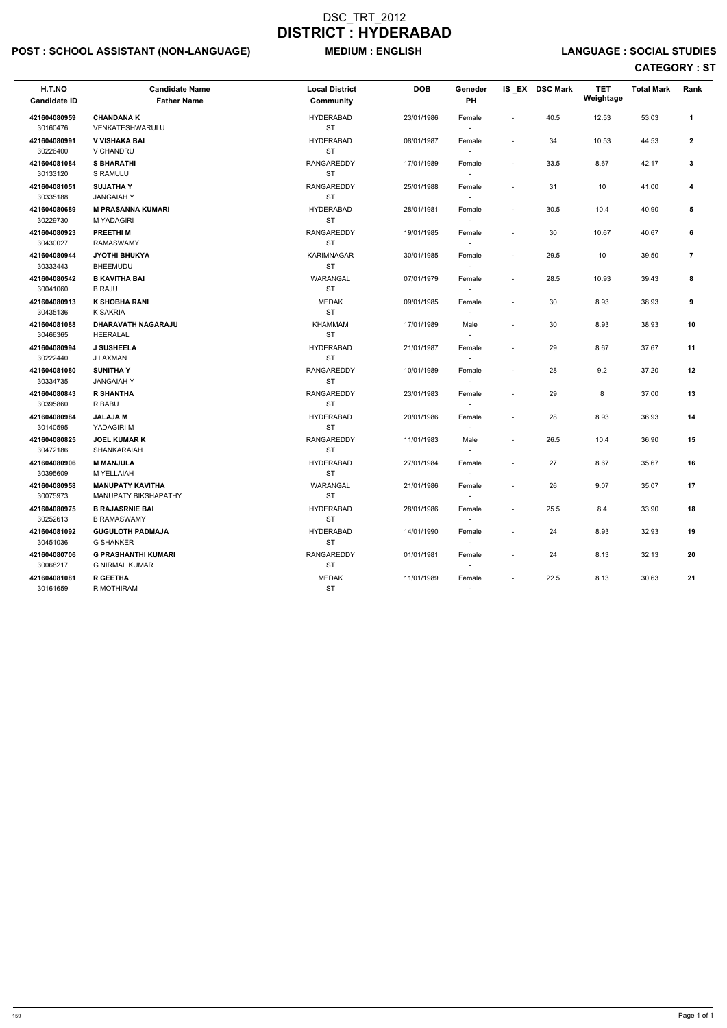# DSC_TRT_2012
# DISTRICT : HYDERABAD

**POST : SCHOOL ASSISTANT (NON-LANGUAGE)** **MEDIUM : ENGLISH** **LANGUAGE : SOCIAL STUDIES**

**CATEGORY : ST**

| H.T.NO / Candidate ID | Candidate Name / Father Name | Local District / Community | DOB | Geneder / PH | IS _EX | DSC Mark | TET Weightage | Total Mark | Rank |
|---|---|---|---|---|---|---|---|---|---|
| 421604080959 / 30160476 | CHANDANA K / VENKATESHWARULU | HYDERABAD / ST | 23/01/1986 | Female / - | - | 40.5 | 12.53 | 53.03 | 1 |
| 421604080991 / 30226400 | V VISHAKA BAI / V CHANDRU | HYDERABAD / ST | 08/01/1987 | Female / - | - | 34 | 10.53 | 44.53 | 2 |
| 421604081084 / 30133120 | S BHARATHI / S RAMULU | RANGAREDDY / ST | 17/01/1989 | Female / - | - | 33.5 | 8.67 | 42.17 | 3 |
| 421604081051 / 30335188 | SUJATHA Y / JANGAIAH Y | RANGAREDDY / ST | 25/01/1988 | Female / - | - | 31 | 10 | 41.00 | 4 |
| 421604080689 / 30229730 | M PRASANNA KUMARI / M YADAGIRI | HYDERABAD / ST | 28/01/1981 | Female / - | - | 30.5 | 10.4 | 40.90 | 5 |
| 421604080923 / 30430027 | PREETHI M / RAMASWAMY | RANGAREDDY / ST | 19/01/1985 | Female / - | - | 30 | 10.67 | 40.67 | 6 |
| 421604080944 / 30333443 | JYOTHI BHUKYA / BHEEMUDU | KARIMNAGAR / ST | 30/01/1985 | Female / - | - | 29.5 | 10 | 39.50 | 7 |
| 421604080542 / 30041060 | B KAVITHA BAI / B RAJU | WARANGAL / ST | 07/01/1979 | Female / - | - | 28.5 | 10.93 | 39.43 | 8 |
| 421604080913 / 30435136 | K SHOBHA RANI / K SAKRIA | MEDAK / ST | 09/01/1985 | Female / - | - | 30 | 8.93 | 38.93 | 9 |
| 421604081088 / 30466365 | DHARAVATH NAGARAJU / HEERALAL | KHAMMAM / ST | 17/01/1989 | Male / - | - | 30 | 8.93 | 38.93 | 10 |
| 421604080994 / 30222440 | J SUSHEELA / J LAXMAN | HYDERABAD / ST | 21/01/1987 | Female / - | - | 29 | 8.67 | 37.67 | 11 |
| 421604081080 / 30334735 | SUNITHA Y / JANGAIAH Y | RANGAREDDY / ST | 10/01/1989 | Female / - | - | 28 | 9.2 | 37.20 | 12 |
| 421604080843 / 30395860 | R SHANTHA / R BABU | RANGAREDDY / ST | 23/01/1983 | Female / - | - | 29 | 8 | 37.00 | 13 |
| 421604080984 / 30140595 | JALAJA M / YADAGIRI M | HYDERABAD / ST | 20/01/1986 | Female / - | - | 28 | 8.93 | 36.93 | 14 |
| 421604080825 / 30472186 | JOEL KUMAR K / SHANKARAIAH | RANGAREDDY / ST | 11/01/1983 | Male / - | - | 26.5 | 10.4 | 36.90 | 15 |
| 421604080906 / 30395609 | M MANJULA / M YELLAIAH | HYDERABAD / ST | 27/01/1984 | Female / - | - | 27 | 8.67 | 35.67 | 16 |
| 421604080958 / 30075973 | MANUPATY KAVITHA / MANUPATY BIKSHAPATHY | WARANGAL / ST | 21/01/1986 | Female / - | - | 26 | 9.07 | 35.07 | 17 |
| 421604080975 / 30252613 | B RAJASRNIE BAI / B RAMASWAMY | HYDERABAD / ST | 28/01/1986 | Female / - | - | 25.5 | 8.4 | 33.90 | 18 |
| 421604081092 / 30451036 | GUGULOTH PADMAJA / G SHANKER | HYDERABAD / ST | 14/01/1990 | Female / - | - | 24 | 8.93 | 32.93 | 19 |
| 421604080706 / 30068217 | G PRASHANTHI KUMARI / G NIRMAL KUMAR | RANGAREDDY / ST | 01/01/1981 | Female / - | - | 24 | 8.13 | 32.13 | 20 |
| 421604081081 / 30161659 | R GEETHA / R MOTHIRAM | MEDAK / ST | 11/01/1989 | Female / - | - | 22.5 | 8.13 | 30.63 | 21 |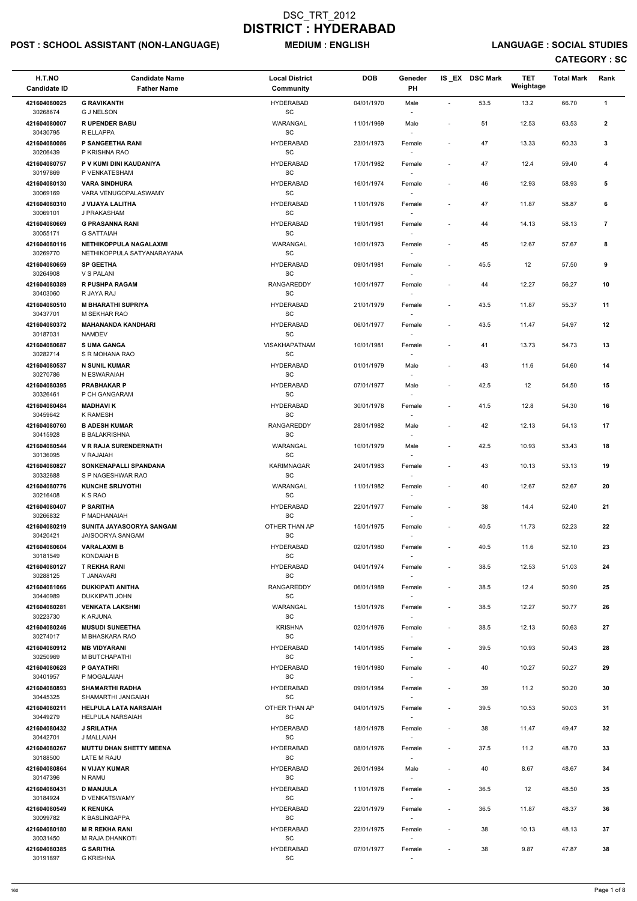# DSC_TRT_2012
# DISTRICT : HYDERABAD

**POST : SCHOOL ASSISTANT (NON-LANGUAGE)** **MEDIUM : ENGLISH** **LANGUAGE : SOCIAL STUDIES**

**CATEGORY : SC**

| H.T.NO<br>Candidate ID | Candidate Name<br>Father Name | Local District<br>Community | DOB | Geneder<br>PH | IS _EX | DSC Mark | TET Weightage | Total Mark | Rank |
|---|---|---|---|---|---|---|---|---|---|
| 421604080025<br>30268674 | **G RAVIKANTH**<br>G J NELSON | HYDERABAD<br>SC | 04/01/1970 | Male<br>- | - | 53.5 | 13.2 | 66.70 | **1** |
| 421604080007<br>30430795 | **R UPENDER BABU**<br>R ELLAPPA | WARANGAL<br>SC | 11/01/1969 | Male<br>- | - | 51 | 12.53 | 63.53 | **2** |
| 421604080086<br>30206439 | **P SANGEETHA RANI**<br>P KRISHNA RAO | HYDERABAD<br>SC | 23/01/1973 | Female<br>- | - | 47 | 13.33 | 60.33 | **3** |
| 421604080757<br>30197869 | **P V KUMI DINI KAUDANIYA**<br>P VENKATESHAM | HYDERABAD<br>SC | 17/01/1982 | Female<br>- | - | 47 | 12.4 | 59.40 | **4** |
| 421604080130<br>30069169 | **VARA SINDHURA**<br>VARA VENUGOPALASWAMY | HYDERABAD<br>SC | 16/01/1974 | Female<br>- | - | 46 | 12.93 | 58.93 | **5** |
| 421604080310<br>30069101 | **J VIJAYA LALITHA**<br>J PRAKASHAM | HYDERABAD<br>SC | 11/01/1976 | Female<br>- | - | 47 | 11.87 | 58.87 | **6** |
| 421604080669<br>30055171 | **G PRASANNA RANI**<br>G SATTAIAH | HYDERABAD<br>SC | 19/01/1981 | Female<br>- | - | 44 | 14.13 | 58.13 | **7** |
| 421604080116<br>30269770 | **NETHIKOPPULA NAGALAXMI**<br>NETHIKOPPULA SATYANARAYANA | WARANGAL<br>SC | 10/01/1973 | Female<br>- | - | 45 | 12.67 | 57.67 | **8** |
| 421604080659<br>30264908 | **SP GEETHA**<br>V S PALANI | HYDERABAD<br>SC | 09/01/1981 | Female<br>- | - | 45.5 | 12 | 57.50 | **9** |
| 421604080389<br>30403060 | **R PUSHPA RAGAM**<br>R JAYA RAJ | RANGAREDDY<br>SC | 10/01/1977 | Female<br>- | - | 44 | 12.27 | 56.27 | **10** |
| 421604080510<br>30437701 | **M BHARATHI SUPRIYA**<br>M SEKHAR RAO | HYDERABAD<br>SC | 21/01/1979 | Female<br>- | - | 43.5 | 11.87 | 55.37 | **11** |
| 421604080372<br>30187031 | **MAHANANDA KANDHARI**<br>NAMDEV | HYDERABAD<br>SC | 06/01/1977 | Female<br>- | - | 43.5 | 11.47 | 54.97 | **12** |
| 421604080687<br>30282714 | **S UMA GANGA**<br>S R MOHANA RAO | VISAKHAPATNAM<br>SC | 10/01/1981 | Female<br>- | - | 41 | 13.73 | 54.73 | **13** |
| 421604080537<br>30270786 | **N SUNIL KUMAR**<br>N ESWARAIAH | HYDERABAD<br>SC | 01/01/1979 | Male<br>- | - | 43 | 11.6 | 54.60 | **14** |
| 421604080395<br>30326461 | **PRABHAKAR P**<br>P CH GANGARAM | HYDERABAD<br>SC | 07/01/1977 | Male<br>- | - | 42.5 | 12 | 54.50 | **15** |
| 421604080484<br>30459642 | **MADHAVI K**<br>K RAMESH | HYDERABAD<br>SC | 30/01/1978 | Female<br>- | - | 41.5 | 12.8 | 54.30 | **16** |
| 421604080760<br>30415928 | **B ADESH KUMAR**<br>B BALAKRISHNA | RANGAREDDY<br>SC | 28/01/1982 | Male<br>- | - | 42 | 12.13 | 54.13 | **17** |
| 421604080544<br>30136095 | **V R RAJA SURENDERNATH**<br>V RAJAIAH | WARANGAL<br>SC | 10/01/1979 | Male<br>- | - | 42.5 | 10.93 | 53.43 | **18** |
| 421604080827<br>30332688 | **SONKENAPALLI SPANDANA**<br>S P NAGESHWAR RAO | KARIMNAGAR<br>SC | 24/01/1983 | Female<br>- | - | 43 | 10.13 | 53.13 | **19** |
| 421604080776<br>30216408 | **KUNCHE SRIJYOTHI**<br>K S RAO | WARANGAL<br>SC | 11/01/1982 | Female<br>- | - | 40 | 12.67 | 52.67 | **20** |
| 421604080407<br>30266832 | **P SARITHA**<br>P MADHANAIAH | HYDERABAD<br>SC | 22/01/1977 | Female<br>- | - | 38 | 14.4 | 52.40 | **21** |
| 421604080219<br>30420421 | **SUNITA JAYASOORYA SANGAM**<br>JAISOORYA SANGAM | OTHER THAN AP<br>SC | 15/01/1975 | Female<br>- | - | 40.5 | 11.73 | 52.23 | **22** |
| 421604080604<br>30181549 | **VARALAXMI B**<br>KONDAIAH B | HYDERABAD<br>SC | 02/01/1980 | Female<br>- | - | 40.5 | 11.6 | 52.10 | **23** |
| 421604080127<br>30288125 | **T REKHA RANI**<br>T JANAVARI | HYDERABAD<br>SC | 04/01/1974 | Female<br>- | - | 38.5 | 12.53 | 51.03 | **24** |
| 421604081066<br>30440989 | **DUKKIPATI ANITHA**<br>DUKKIPATI JOHN | RANGAREDDY<br>SC | 06/01/1989 | Female<br>- | - | 38.5 | 12.4 | 50.90 | **25** |
| 421604080281<br>30223730 | **VENKATA LAKSHMI**<br>K ARJUNA | WARANGAL<br>SC | 15/01/1976 | Female<br>- | - | 38.5 | 12.27 | 50.77 | **26** |
| 421604080246<br>30274017 | **MUSUDI SUNEETHA**<br>M BHASKARA RAO | KRISHNA<br>SC | 02/01/1976 | Female<br>- | - | 38.5 | 12.13 | 50.63 | **27** |
| 421604080912<br>30250969 | **MB VIDYARANI**<br>M BUTCHAPATHI | HYDERABAD<br>SC | 14/01/1985 | Female<br>- | - | 39.5 | 10.93 | 50.43 | **28** |
| 421604080628<br>30401957 | **P GAYATHRI**<br>P MOGALAIAH | HYDERABAD<br>SC | 19/01/1980 | Female<br>- | - | 40 | 10.27 | 50.27 | **29** |
| 421604080893<br>30445325 | **SHAMARTHI RADHA**<br>SHAMARTHI JANGAIAH | HYDERABAD<br>SC | 09/01/1984 | Female<br>- | - | 39 | 11.2 | 50.20 | **30** |
| 421604080211<br>30449279 | **HELPULA LATA NARSAIAH**<br>HELPULA NARSAIAH | OTHER THAN AP<br>SC | 04/01/1975 | Female<br>- | - | 39.5 | 10.53 | 50.03 | **31** |
| 421604080432<br>30442701 | **J SRILATHA**<br>J MALLAIAH | HYDERABAD<br>SC | 18/01/1978 | Female<br>- | - | 38 | 11.47 | 49.47 | **32** |
| 421604080267<br>30188500 | **MUTTU DHAN SHETTY MEENA**<br>LATE M RAJU | HYDERABAD<br>SC | 08/01/1976 | Female<br>- | - | 37.5 | 11.2 | 48.70 | **33** |
| 421604080864<br>30147396 | **N VIJAY KUMAR**<br>N RAMU | HYDERABAD<br>SC | 26/01/1984 | Male<br>- | - | 40 | 8.67 | 48.67 | **34** |
| 421604080431<br>30184924 | **D MANJULA**<br>D VENKATSWAMY | HYDERABAD<br>SC | 11/01/1978 | Female<br>- | - | 36.5 | 12 | 48.50 | **35** |
| 421604080549<br>30099782 | **K RENUKA**<br>K BASLINGAPPA | HYDERABAD<br>SC | 22/01/1979 | Female<br>- | - | 36.5 | 11.87 | 48.37 | **36** |
| 421604080180<br>30031450 | **M R REKHA RANI**<br>M RAJA DHANKOTI | HYDERABAD<br>SC | 22/01/1975 | Female<br>- | - | 38 | 10.13 | 48.13 | **37** |
| 421604080385<br>30191897 | **G SARITHA**<br>G KRISHNA | HYDERABAD<br>SC | 07/01/1977 | Female<br>- | - | 38 | 9.87 | 47.87 | **38** |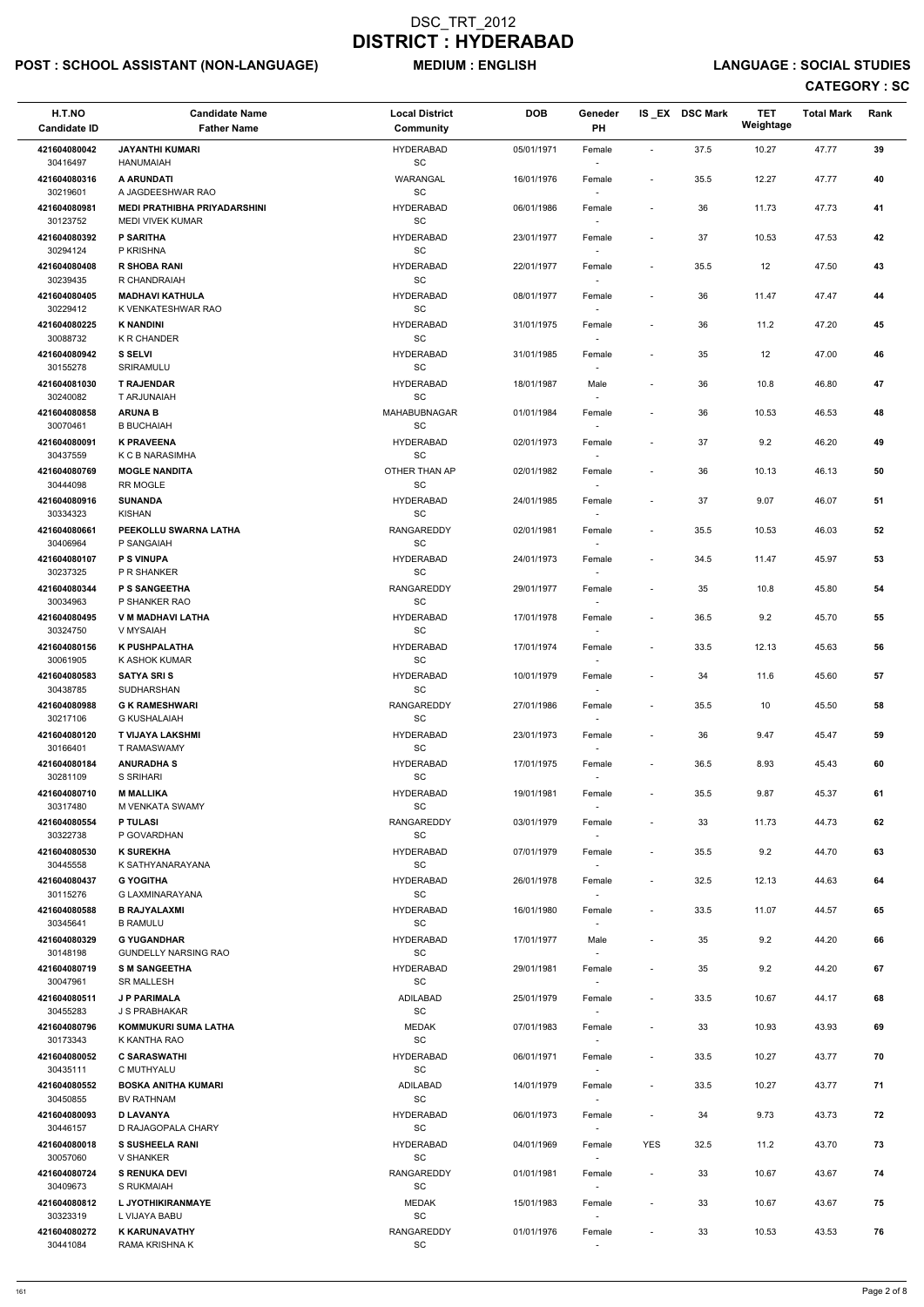# DSC_TRT_2012
# DISTRICT : HYDERABAD

**POST : SCHOOL ASSISTANT (NON-LANGUAGE)** **MEDIUM : ENGLISH** **LANGUAGE : SOCIAL STUDIES**

**CATEGORY : SC**

| H.T.NO<br>Candidate ID | Candidate Name<br>Father Name | Local District<br>Community | DOB | Geneder<br>PH | IS_EX | DSC Mark | TET Weightage | Total Mark | Rank |
|---|---|---|---|---|---|---|---|---|---|
| 421604080042<br>30416497 | JAYANTHI KUMARI<br>HANUMAIAH | HYDERABAD<br>SC | 05/01/1971 | Female<br>- | - | 37.5 | 10.27 | 47.77 | 39 |
| 421604080316<br>30219601 | A ARUNDATI<br>A JAGDEESHWAR RAO | WARANGAL<br>SC | 16/01/1976 | Female<br>- | - | 35.5 | 12.27 | 47.77 | 40 |
| 421604080981<br>30123752 | MEDI PRATHIBHA PRIYADARSHINI<br>MEDI VIVEK KUMAR | HYDERABAD<br>SC | 06/01/1986 | Female<br>- | - | 36 | 11.73 | 47.73 | 41 |
| 421604080392<br>30294124 | P SARITHA<br>P KRISHNA | HYDERABAD<br>SC | 23/01/1977 | Female<br>- | - | 37 | 10.53 | 47.53 | 42 |
| 421604080408<br>30239435 | R SHOBA RANI<br>R CHANDRAIAH | HYDERABAD<br>SC | 22/01/1977 | Female<br>- | - | 35.5 | 12 | 47.50 | 43 |
| 421604080405<br>30229412 | MADHAVI KATHULA<br>K VENKATESHWAR RAO | HYDERABAD<br>SC | 08/01/1977 | Female<br>- | - | 36 | 11.47 | 47.47 | 44 |
| 421604080225<br>30088732 | K NANDINI<br>K R CHANDER | HYDERABAD<br>SC | 31/01/1975 | Female<br>- | - | 36 | 11.2 | 47.20 | 45 |
| 421604080942<br>30155278 | S SELVI<br>SRIRAMULU | HYDERABAD<br>SC | 31/01/1985 | Female<br>- | - | 35 | 12 | 47.00 | 46 |
| 421604081030<br>30240082 | T RAJENDAR<br>T ARJUNAIAH | HYDERABAD<br>SC | 18/01/1987 | Male<br>- | - | 36 | 10.8 | 46.80 | 47 |
| 421604080858<br>30070461 | ARUNA B<br>B BUCHAIAH | MAHABUBNAGAR<br>SC | 01/01/1984 | Female<br>- | - | 36 | 10.53 | 46.53 | 48 |
| 421604080091<br>30437559 | K PRAVEENA<br>K C B NARASIMHA | HYDERABAD<br>SC | 02/01/1973 | Female<br>- | - | 37 | 9.2 | 46.20 | 49 |
| 421604080769<br>30444098 | MOGLE NANDITA<br>RR MOGLE | OTHER THAN AP<br>SC | 02/01/1982 | Female<br>- | - | 36 | 10.13 | 46.13 | 50 |
| 421604080916<br>30334323 | SUNANDA<br>KISHAN | HYDERABAD<br>SC | 24/01/1985 | Female<br>- | - | 37 | 9.07 | 46.07 | 51 |
| 421604080661<br>30406964 | PEEKOLLU SWARNA LATHA<br>P SANGAIAH | RANGAREDDY<br>SC | 02/01/1981 | Female<br>- | - | 35.5 | 10.53 | 46.03 | 52 |
| 421604080107<br>30237325 | P S VINUPA<br>P R SHANKER | HYDERABAD<br>SC | 24/01/1973 | Female<br>- | - | 34.5 | 11.47 | 45.97 | 53 |
| 421604080344<br>30034963 | P S SANGEETHA<br>P SHANKER RAO | RANGAREDDY<br>SC | 29/01/1977 | Female<br>- | - | 35 | 10.8 | 45.80 | 54 |
| 421604080495<br>30324750 | V M MADHAVI LATHA<br>V MYSAIAH | HYDERABAD<br>SC | 17/01/1978 | Female<br>- | - | 36.5 | 9.2 | 45.70 | 55 |
| 421604080156<br>30061905 | K PUSHPALATHA<br>K ASHOK KUMAR | HYDERABAD<br>SC | 17/01/1974 | Female<br>- | - | 33.5 | 12.13 | 45.63 | 56 |
| 421604080583<br>30438785 | SATYA SRI S<br>SUDHARSHAN | HYDERABAD<br>SC | 10/01/1979 | Female<br>- | - | 34 | 11.6 | 45.60 | 57 |
| 421604080988<br>30217106 | G K RAMESHWARI<br>G KUSHALAIAH | RANGAREDDY<br>SC | 27/01/1986 | Female<br>- | - | 35.5 | 10 | 45.50 | 58 |
| 421604080120<br>30166401 | T VIJAYA LAKSHMI<br>T RAMASWAMY | HYDERABAD<br>SC | 23/01/1973 | Female<br>- | - | 36 | 9.47 | 45.47 | 59 |
| 421604080184<br>30281109 | ANURADHA S<br>S SRIHARI | HYDERABAD<br>SC | 17/01/1975 | Female<br>- | - | 36.5 | 8.93 | 45.43 | 60 |
| 421604080710<br>30317480 | M MALLIKA<br>M VENKATA SWAMY | HYDERABAD<br>SC | 19/01/1981 | Female<br>- | - | 35.5 | 9.87 | 45.37 | 61 |
| 421604080554<br>30322738 | P TULASI<br>P GOVARDHAN | RANGAREDDY<br>SC | 03/01/1979 | Female<br>- | - | 33 | 11.73 | 44.73 | 62 |
| 421604080530<br>30445558 | K SUREKHA<br>K SATHYANARAYANA | HYDERABAD<br>SC | 07/01/1979 | Female<br>- | - | 35.5 | 9.2 | 44.70 | 63 |
| 421604080437<br>30115276 | G YOGITHA<br>G LAXMINARAYANA | HYDERABAD<br>SC | 26/01/1978 | Female<br>- | - | 32.5 | 12.13 | 44.63 | 64 |
| 421604080588<br>30345641 | B RAJYALAXMI<br>B RAMULU | HYDERABAD<br>SC | 16/01/1980 | Female<br>- | - | 33.5 | 11.07 | 44.57 | 65 |
| 421604080329<br>30148198 | G YUGANDHAR<br>GUNDELLY NARSING RAO | HYDERABAD<br>SC | 17/01/1977 | Male<br>- | - | 35 | 9.2 | 44.20 | 66 |
| 421604080719<br>30047961 | S M SANGEETHA<br>SR MALLESH | HYDERABAD<br>SC | 29/01/1981 | Female<br>- | - | 35 | 9.2 | 44.20 | 67 |
| 421604080511<br>30455283 | J P PARIMALA<br>J S PRABHAKAR | ADILABAD<br>SC | 25/01/1979 | Female<br>- | - | 33.5 | 10.67 | 44.17 | 68 |
| 421604080796<br>30173343 | KOMMUKURI SUMA LATHA<br>K KANTHA RAO | MEDAK<br>SC | 07/01/1983 | Female<br>- | - | 33 | 10.93 | 43.93 | 69 |
| 421604080052<br>30435111 | C SARASWATHI<br>C MUTHYALU | HYDERABAD<br>SC | 06/01/1971 | Female<br>- | - | 33.5 | 10.27 | 43.77 | 70 |
| 421604080552<br>30450855 | BOSKA ANITHA KUMARI<br>BV RATHNAM | ADILABAD<br>SC | 14/01/1979 | Female<br>- | - | 33.5 | 10.27 | 43.77 | 71 |
| 421604080093<br>30446157 | D LAVANYA<br>D RAJAGOPALA CHARY | HYDERABAD<br>SC | 06/01/1973 | Female<br>- | - | 34 | 9.73 | 43.73 | 72 |
| 421604080018<br>30057060 | S SUSHEELA RANI<br>V SHANKER | HYDERABAD<br>SC | 04/01/1969 | Female<br>- | YES | 32.5 | 11.2 | 43.70 | 73 |
| 421604080724<br>30409673 | S RENUKA DEVI<br>S RUKMAIAH | RANGAREDDY<br>SC | 01/01/1981 | Female<br>- | - | 33 | 10.67 | 43.67 | 74 |
| 421604080812<br>30323319 | L JYOTHIKIRANMAYE<br>L VIJAYA BABU | MEDAK<br>SC | 15/01/1983 | Female<br>- | - | 33 | 10.67 | 43.67 | 75 |
| 421604080272<br>30441084 | K KARUNAVATHY<br>RAMA KRISHNA K | RANGAREDDY<br>SC | 01/01/1976 | Female<br>- | - | 33 | 10.53 | 43.53 | 76 |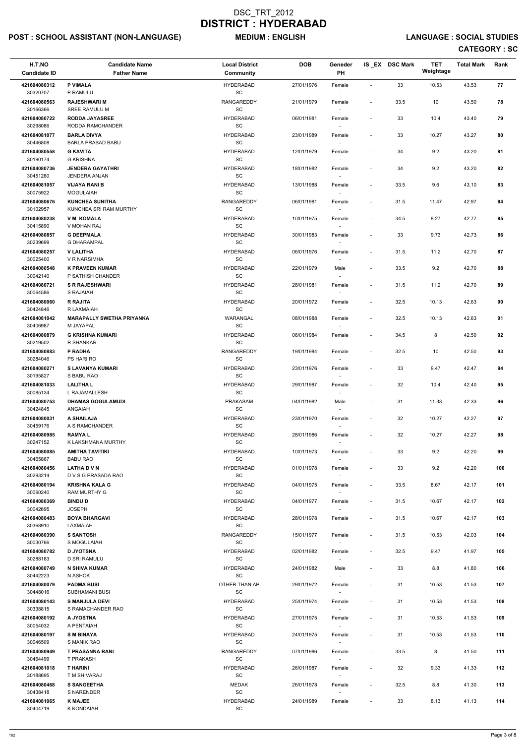# DSC_TRT_2012
# DISTRICT : HYDERABAD

**POST : SCHOOL ASSISTANT (NON-LANGUAGE)** **MEDIUM : ENGLISH** **LANGUAGE : SOCIAL STUDIES**

**CATEGORY : SC**

| H.T.NO / Candidate ID | Candidate Name / Father Name | Local District / Community | DOB | Geneder / PH | IS_EX | DSC Mark | TET Weightage | Total Mark | Rank |
|---|---|---|---|---|---|---|---|---|---|
| 421604080312 / 30320707 | **P VIMALA** / P RAMULU | HYDERABAD / SC | 27/01/1976 | Female / - | - | 33 | 10.53 | 43.53 | 77 |
| 421604080563 / 30166366 | **RAJESHWARI M** / SREE RAMULU M | RANGAREDDY / SC | 21/01/1979 | Female / - | - | 33.5 | 10 | 43.50 | 78 |
| 421604080722 / 30298086 | **RODDA JAYASREE** / RODDA RAMCHANDER | HYDERABAD / SC | 06/01/1981 | Female / - | - | 33 | 10.4 | 43.40 | 79 |
| 421604081077 / 30446808 | **BARLA DIVYA** / BARLA PRASAD BABU | HYDERABAD / SC | 23/01/1989 | Female / - | - | 33 | 10.27 | 43.27 | 80 |
| 421604080558 / 30190174 | **G KAVITA** / G KRISHNA | HYDERABAD / SC | 12/01/1979 | Female / - | - | 34 | 9.2 | 43.20 | 81 |
| 421604080736 / 30451280 | **JENDERA GAYATHRI** / JENDERA ANJAN | HYDERABAD / SC | 18/01/1982 | Female / - | - | 34 | 9.2 | 43.20 | 82 |
| 421604081057 / 30075922 | **VIJAYA RANI B** / MOGULAIAH | HYDERABAD / SC | 13/01/1988 | Female / - | - | 33.5 | 9.6 | 43.10 | 83 |
| 421604080676 / 30102957 | **KUNCHEA SUNITHA** / KUNCHEA SRI RAM MURTHY | RANGAREDDY / SC | 06/01/1981 | Female / - | - | 31.5 | 11.47 | 42.97 | 84 |
| 421604080238 / 30415890 | **V M KOMALA** / V MOHAN RAJ | HYDERABAD / SC | 10/01/1975 | Female / - | - | 34.5 | 8.27 | 42.77 | 85 |
| 421604080857 / 30239699 | **G DEEPMALA** / G DHARAMPAL | HYDERABAD / SC | 30/01/1983 | Female / - | - | 33 | 9.73 | 42.73 | 86 |
| 421604080257 / 30025400 | **V LALITHA** / V R NARSIMHA | HYDERABAD / SC | 06/01/1976 | Female / - | - | 31.5 | 11.2 | 42.70 | 87 |
| 421604080548 / 30042140 | **K PRAVEEN KUMAR** / P SATHISH CHANDER | HYDERABAD / SC | 22/01/1979 | Male / - | - | 33.5 | 9.2 | 42.70 | 88 |
| 421604080721 / 30064586 | **S R RAJESHWARI** / S RAJAIAH | HYDERABAD / SC | 28/01/1981 | Female / - | - | 31.5 | 11.2 | 42.70 | 89 |
| 421604080060 / 30424846 | **R RAJITA** / R LAXMAIAH | HYDERABAD / SC | 20/01/1972 | Female / - | - | 32.5 | 10.13 | 42.63 | 90 |
| 421604081042 / 30406987 | **MARAPALLY SWETHA PRIYANKA** / M JAYAPAL | WARANGAL / SC | 08/01/1988 | Female / - | - | 32.5 | 10.13 | 42.63 | 91 |
| 421604080879 / 30219502 | **G KRISHNA KUMARI** / R SHANKAR | HYDERABAD / SC | 06/01/1984 | Female / - | - | 34.5 | 8 | 42.50 | 92 |
| 421604080883 / 30284046 | **P RADHA** / PS HARI RO | RANGAREDDY / SC | 19/01/1984 | Female / - | - | 32.5 | 10 | 42.50 | 93 |
| 421604080271 / 30195827 | **S LAVANYA KUMARI** / S BABU RAO | HYDERABAD / SC | 23/01/1976 | Female / - | - | 33 | 9.47 | 42.47 | 94 |
| 421604081033 / 30085134 | **LALITHA L** / L RAJAMALLESH | HYDERABAD / SC | 29/01/1987 | Female / - | - | 32 | 10.4 | 42.40 | 95 |
| 421604080753 / 30424845 | **DHAMAS GOGULAMUDI** / ANGAIAH | PRAKASAM / SC | 04/01/1982 | Male / - | - | 31 | 11.33 | 42.33 | 96 |
| 421604080031 / 30459176 | **A SHAILAJA** / A S RAMCHANDER | HYDERABAD / SC | 23/01/1970 | Female / - | - | 32 | 10.27 | 42.27 | 97 |
| 421604080985 / 30247152 | **RAMYA L** / K LAKSHMANA MURTHY | HYDERABAD / SC | 28/01/1986 | Female / - | - | 32 | 10.27 | 42.27 | 98 |
| 421604080085 / 30465867 | **AMITHA TAVITIKI** / BABU RAO | HYDERABAD / SC | 10/01/1973 | Female / - | - | 33 | 9.2 | 42.20 | 99 |
| 421604080456 / 30293214 | **LATHA D V N** / D V S G PRASADA RAO | HYDERABAD / SC | 01/01/1978 | Female / - | - | 33 | 9.2 | 42.20 | 100 |
| 421604080194 / 30060240 | **KRISHNA KALA G** / RAM MURTHY G | HYDERABAD / SC | 04/01/1975 | Female / - | - | 33.5 | 8.67 | 42.17 | 101 |
| 421604080369 / 30042695 | **BINDU D** / JOSEPH | HYDERABAD / SC | 04/01/1977 | Female / - | - | 31.5 | 10.67 | 42.17 | 102 |
| 421604080483 / 30368910 | **BOYA BHARGAVI** / LAXMAIAH | HYDERABAD / SC | 28/01/1978 | Female / - | - | 31.5 | 10.67 | 42.17 | 103 |
| 421604080390 / 30030766 | **S SANTOSH** / S MOGULAIAH | RANGAREDDY / SC | 15/01/1977 | Female / - | - | 31.5 | 10.53 | 42.03 | 104 |
| 421604080782 / 30288183 | **D JYOTSNA** / D SRI RAMULU | HYDERABAD / SC | 02/01/1982 | Female / - | - | 32.5 | 9.47 | 41.97 | 105 |
| 421604080749 / 30442223 | **N SHIVA KUMAR** / N ASHOK | HYDERABAD / SC | 24/01/1982 | Male / - | - | 33 | 8.8 | 41.80 | 106 |
| 421604080079 / 30448016 | **PADMA BUSI** / SUBHAMANI BUSI | OTHER THAN AP / SC | 29/01/1972 | Female / - | - | 31 | 10.53 | 41.53 | 107 |
| 421604080143 / 30338815 | **S MANJULA DEVI** / S RAMACHANDER RAO | HYDERABAD / SC | 25/01/1974 | Female / - | - | 31 | 10.53 | 41.53 | 108 |
| 421604080192 / 30054032 | **A JYOSTNA** / A PENTAIAH | HYDERABAD / SC | 27/01/1975 | Female / - | - | 31 | 10.53 | 41.53 | 109 |
| 421604080197 / 30046509 | **S M BINAYA** / S MANIK RAO | HYDERABAD / SC | 24/01/1975 | Female / - | - | 31 | 10.53 | 41.53 | 110 |
| 421604080949 / 30464499 | **T PRASANNA RANI** / T PRAKASH | RANGAREDDY / SC | 07/01/1986 | Female / - | - | 33.5 | 8 | 41.50 | 111 |
| 421604081018 / 30188695 | **T HARINI** / T M SHIVARAJ | HYDERABAD / SC | 26/01/1987 | Female / - | - | 32 | 9.33 | 41.33 | 112 |
| 421604080468 / 30438418 | **S SANGEETHA** / S NARENDER | MEDAK / SC | 26/01/1978 | Female / - | - | 32.5 | 8.8 | 41.30 | 113 |
| 421604081065 / 30404719 | **K MAJEE** / K KONDAIAH | HYDERABAD / SC | 24/01/1989 | Female / - | - | 33 | 8.13 | 41.13 | 114 |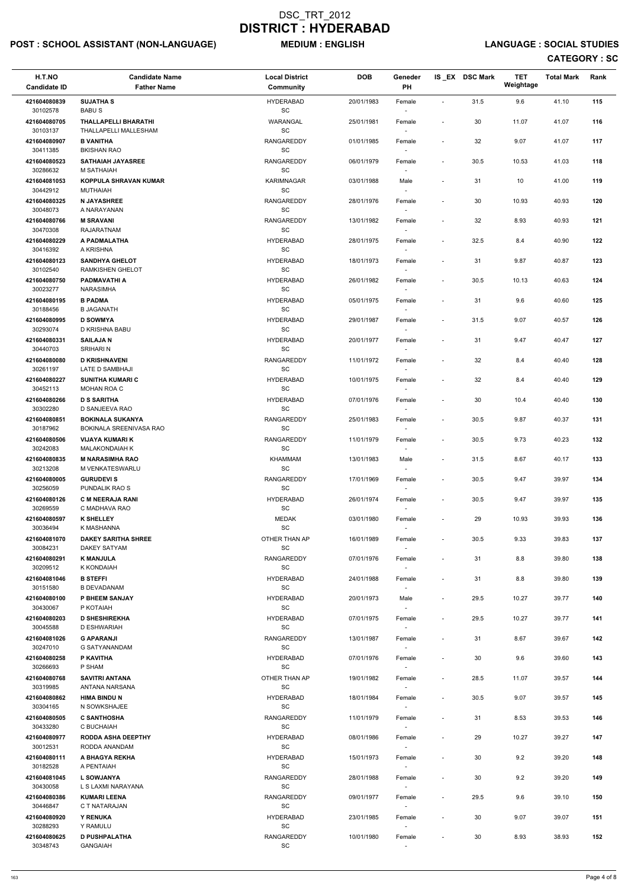# DSC_TRT_2012
# DISTRICT : HYDERABAD

**POST : SCHOOL ASSISTANT (NON-LANGUAGE)** **MEDIUM : ENGLISH** **LANGUAGE : SOCIAL STUDIES**

**CATEGORY : SC**

| H.T.NO<br>Candidate ID | Candidate Name<br>Father Name | Local District<br>Community | DOB | Geneder<br>PH | IS_EX | DSC Mark | TET Weightage | Total Mark | Rank |
|---|---|---|---|---|---|---|---|---|---|
| 421604080839<br>30102578 | **SUJATHA S**<br>BABU S | HYDERABAD<br>SC | 20/01/1983 | Female<br>- | - | 31.5 | 9.6 | 41.10 | 115 |
| 421604080705<br>30103137 | **THALLAPELLI BHARATHI**<br>THALLAPELLI MALLESHAM | WARANGAL<br>SC | 25/01/1981 | Female<br>- | - | 30 | 11.07 | 41.07 | 116 |
| 421604080907<br>30411385 | **B VANITHA**<br>BKISHAN RAO | RANGAREDDY<br>SC | 01/01/1985 | Female<br>- | - | 32 | 9.07 | 41.07 | 117 |
| 421604080523<br>30286632 | **SATHAIAH JAYASREE**<br>M SATHAIAH | RANGAREDDY<br>SC | 06/01/1979 | Female<br>- | - | 30.5 | 10.53 | 41.03 | 118 |
| 421604081053<br>30442912 | **KOPPULA SHRAVAN KUMAR**<br>MUTHAIAH | KARIMNAGAR<br>SC | 03/01/1988 | Male<br>- | - | 31 | 10 | 41.00 | 119 |
| 421604080325<br>30048073 | **N JAYASHREE**<br>A NARAYANAN | RANGAREDDY<br>SC | 28/01/1976 | Female<br>- | - | 30 | 10.93 | 40.93 | 120 |
| 421604080766<br>30470308 | **M SRAVANI**<br>RAJARATNAM | RANGAREDDY<br>SC | 13/01/1982 | Female<br>- | - | 32 | 8.93 | 40.93 | 121 |
| 421604080229<br>30416392 | **A PADMALATHA**<br>A KRISHNA | HYDERABAD<br>SC | 28/01/1975 | Female<br>- | - | 32.5 | 8.4 | 40.90 | 122 |
| 421604080123<br>30102540 | **SANDHYA GHELOT**<br>RAMKISHEN GHELOT | HYDERABAD<br>SC | 18/01/1973 | Female<br>- | - | 31 | 9.87 | 40.87 | 123 |
| 421604080750<br>30023277 | **PADMAVATHI A**<br>NARASIMHA | HYDERABAD<br>SC | 26/01/1982 | Female<br>- | - | 30.5 | 10.13 | 40.63 | 124 |
| 421604080195<br>30188456 | **B PADMA**<br>B JAGANATH | HYDERABAD<br>SC | 05/01/1975 | Female<br>- | - | 31 | 9.6 | 40.60 | 125 |
| 421604080995<br>30293074 | **D SOWMYA**<br>D KRISHNA BABU | HYDERABAD<br>SC | 29/01/1987 | Female<br>- | - | 31.5 | 9.07 | 40.57 | 126 |
| 421604080331<br>30440703 | **SAILAJA N**<br>SRIHARI N | HYDERABAD<br>SC | 20/01/1977 | Female<br>- | - | 31 | 9.47 | 40.47 | 127 |
| 421604080080<br>30261197 | **D KRISHNAVENI**<br>LATE D SAMBHAJI | RANGAREDDY<br>SC | 11/01/1972 | Female<br>- | - | 32 | 8.4 | 40.40 | 128 |
| 421604080227<br>30452113 | **SUNITHA KUMARI C**<br>MOHAN ROA C | HYDERABAD<br>SC | 10/01/1975 | Female<br>- | - | 32 | 8.4 | 40.40 | 129 |
| 421604080266<br>30302280 | **D S SARITHA**<br>D SANJEEVA RAO | HYDERABAD<br>SC | 07/01/1976 | Female<br>- | - | 30 | 10.4 | 40.40 | 130 |
| 421604080851<br>30187962 | **BOKINALA SUKANYA**<br>BOKINALA SREENIVASA RAO | RANGAREDDY<br>SC | 25/01/1983 | Female<br>- | - | 30.5 | 9.87 | 40.37 | 131 |
| 421604080506<br>30242083 | **VIJAYA KUMARI K**<br>MALAKONDAIAH K | RANGAREDDY<br>SC | 11/01/1979 | Female<br>- | - | 30.5 | 9.73 | 40.23 | 132 |
| 421604080835<br>30213208 | **M NARASIMHA RAO**<br>M VENKATESWARLU | KHAMMAM<br>SC | 13/01/1983 | Male<br>- | - | 31.5 | 8.67 | 40.17 | 133 |
| 421604080005<br>30256059 | **GURUDEVI S**<br>PUNDALIK RAO S | RANGAREDDY<br>SC | 17/01/1969 | Female<br>- | - | 30.5 | 9.47 | 39.97 | 134 |
| 421604080126<br>30269559 | **C M NEERAJA RANI**<br>C MADHAVA RAO | HYDERABAD<br>SC | 26/01/1974 | Female<br>- | - | 30.5 | 9.47 | 39.97 | 135 |
| 421604080597<br>30036494 | **K SHELLEY**<br>K MASHANNA | MEDAK<br>SC | 03/01/1980 | Female<br>- | - | 29 | 10.93 | 39.93 | 136 |
| 421604081070<br>30084231 | **DAKEY SARITHA SHREE**<br>DAKEY SATYAM | OTHER THAN AP<br>SC | 16/01/1989 | Female<br>- | - | 30.5 | 9.33 | 39.83 | 137 |
| 421604080291<br>30209512 | **K MANJULA**<br>K KONDAIAH | RANGAREDDY<br>SC | 07/01/1976 | Female<br>- | - | 31 | 8.8 | 39.80 | 138 |
| 421604081046<br>30151580 | **B STEFFI**<br>B DEVADANAM | HYDERABAD<br>SC | 24/01/1988 | Female<br>- | - | 31 | 8.8 | 39.80 | 139 |
| 421604080100<br>30430067 | **P BHEEM SANJAY**<br>P KOTAIAH | HYDERABAD<br>SC | 20/01/1973 | Male<br>- | - | 29.5 | 10.27 | 39.77 | 140 |
| 421604080203<br>30045588 | **D SHESHIREKHA**<br>D ESHWARIAH | HYDERABAD<br>SC | 07/01/1975 | Female<br>- | - | 29.5 | 10.27 | 39.77 | 141 |
| 421604081026<br>30247010 | **G APARANJI**<br>G SATYANANDAM | RANGAREDDY<br>SC | 13/01/1987 | Female<br>- | - | 31 | 8.67 | 39.67 | 142 |
| 421604080258<br>30266693 | **P KAVITHA**<br>P SHAM | HYDERABAD<br>SC | 07/01/1976 | Female<br>- | - | 30 | 9.6 | 39.60 | 143 |
| 421604080768<br>30319985 | **SAVITRI ANTANA**<br>ANTANA NARSANA | OTHER THAN AP<br>SC | 19/01/1982 | Female<br>- | - | 28.5 | 11.07 | 39.57 | 144 |
| 421604080862<br>30304165 | **HIMA BINDU N**<br>N SOWKSHAJEE | HYDERABAD<br>SC | 18/01/1984 | Female<br>- | - | 30.5 | 9.07 | 39.57 | 145 |
| 421604080505<br>30433280 | **C SANTHOSHA**<br>C BUCHAIAH | RANGAREDDY<br>SC | 11/01/1979 | Female<br>- | - | 31 | 8.53 | 39.53 | 146 |
| 421604080977<br>30012531 | **RODDA ASHA DEEPTHY**<br>RODDA ANANDAM | HYDERABAD<br>SC | 08/01/1986 | Female<br>- | - | 29 | 10.27 | 39.27 | 147 |
| 421604080111<br>30182528 | **A BHAGYA REKHA**<br>A PENTAIAH | HYDERABAD<br>SC | 15/01/1973 | Female<br>- | - | 30 | 9.2 | 39.20 | 148 |
| 421604081045<br>30430058 | **L SOWJANYA**<br>L S LAXMI NARAYANA | RANGAREDDY<br>SC | 28/01/1988 | Female<br>- | - | 30 | 9.2 | 39.20 | 149 |
| 421604080386<br>30446847 | **KUMARI LEENA**<br>C T NATARAJAN | RANGAREDDY<br>SC | 09/01/1977 | Female<br>- | - | 29.5 | 9.6 | 39.10 | 150 |
| 421604080920<br>30288293 | **Y RENUKA**<br>Y RAMULU | HYDERABAD<br>SC | 23/01/1985 | Female<br>- | - | 30 | 9.07 | 39.07 | 151 |
| 421604080625<br>30348743 | **D PUSHPALATHA**<br>GANGAIAH | RANGAREDDY<br>SC | 10/01/1980 | Female<br>- | - | 30 | 8.93 | 38.93 | 152 |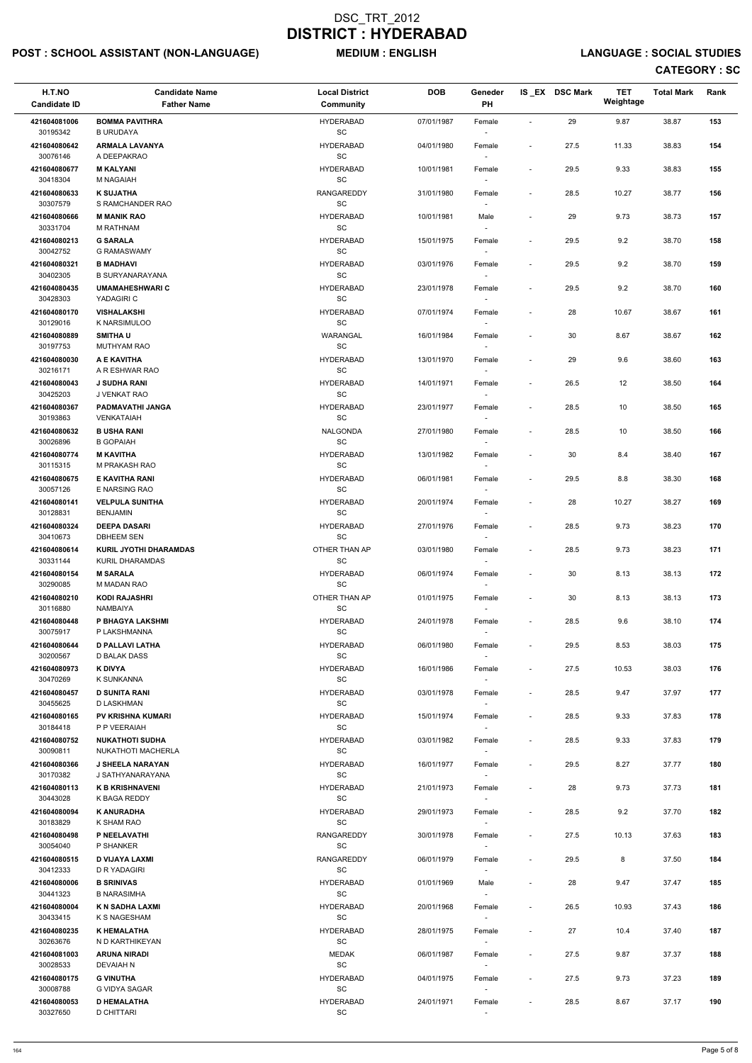# DSC_TRT_2012
# DISTRICT : HYDERABAD

**POST : SCHOOL ASSISTANT (NON-LANGUAGE)** **MEDIUM : ENGLISH** **LANGUAGE : SOCIAL STUDIES**

**CATEGORY : SC**

| H.T.NO<br>Candidate ID | Candidate Name<br>Father Name | Local District<br>Community | DOB | Geneder<br>PH | IS _EX | DSC Mark | TET Weightage | Total Mark | Rank |
|---|---|---|---|---|---|---|---|---|---|
| 421604081006<br>30195342 | **BOMMA PAVITHRA**<br>B URUDAYA | HYDERABAD<br>SC | 07/01/1987 | Female<br>- | - | 29 | 9.87 | 38.87 | 153 |
| 421604080642<br>30076146 | **ARMALA LAVANYA**<br>A DEEPAKRAO | HYDERABAD<br>SC | 04/01/1980 | Female<br>- | - | 27.5 | 11.33 | 38.83 | 154 |
| 421604080677<br>30418304 | **M KALYANI**<br>M NAGAIAH | HYDERABAD<br>SC | 10/01/1981 | Female<br>- | - | 29.5 | 9.33 | 38.83 | 155 |
| 421604080633<br>30307579 | **K SUJATHA**<br>S RAMCHANDER RAO | RANGAREDDY<br>SC | 31/01/1980 | Female<br>- | - | 28.5 | 10.27 | 38.77 | 156 |
| 421604080666<br>30331704 | **M MANIK RAO**<br>M RATHNAM | HYDERABAD<br>SC | 10/01/1981 | Male<br>- | - | 29 | 9.73 | 38.73 | 157 |
| 421604080213<br>30442752 | **G SARALA**<br>G RAMASWAMY | HYDERABAD<br>SC | 15/01/1975 | Female<br>- | - | 29.5 | 9.2 | 38.70 | 158 |
| 421604080321<br>30402305 | **B MADHAVI**<br>B SURYANARAYANA | HYDERABAD<br>SC | 03/01/1976 | Female<br>- | - | 29.5 | 9.2 | 38.70 | 159 |
| 421604080435<br>30428303 | **UMAMAHESHWARI C**<br>YADAGIRI C | HYDERABAD<br>SC | 23/01/1978 | Female<br>- | - | 29.5 | 9.2 | 38.70 | 160 |
| 421604080170<br>30129016 | **VISHALAKSHI**<br>K NARSIMULOO | HYDERABAD<br>SC | 07/01/1974 | Female<br>- | - | 28 | 10.67 | 38.67 | 161 |
| 421604080889<br>30197753 | **SMITHA U**<br>MUTHYAM RAO | WARANGAL<br>SC | 16/01/1984 | Female<br>- | - | 30 | 8.67 | 38.67 | 162 |
| 421604080030<br>30216171 | **A E KAVITHA**<br>A R ESHWAR RAO | HYDERABAD<br>SC | 13/01/1970 | Female<br>- | - | 29 | 9.6 | 38.60 | 163 |
| 421604080043<br>30425203 | **J SUDHA RANI**<br>J VENKAT RAO | HYDERABAD<br>SC | 14/01/1971 | Female<br>- | - | 26.5 | 12 | 38.50 | 164 |
| 421604080367<br>30193863 | **PADMAVATHI JANGA**<br>VENKATAIAH | HYDERABAD<br>SC | 23/01/1977 | Female<br>- | - | 28.5 | 10 | 38.50 | 165 |
| 421604080632<br>30026896 | **B USHA RANI**<br>B GOPAIAH | NALGONDA<br>SC | 27/01/1980 | Female<br>- | - | 28.5 | 10 | 38.50 | 166 |
| 421604080774<br>30115315 | **M KAVITHA**<br>M PRAKASH RAO | HYDERABAD<br>SC | 13/01/1982 | Female<br>- | - | 30 | 8.4 | 38.40 | 167 |
| 421604080675<br>30057126 | **E KAVITHA RANI**<br>E NARSING RAO | HYDERABAD<br>SC | 06/01/1981 | Female<br>- | - | 29.5 | 8.8 | 38.30 | 168 |
| 421604080141<br>30128831 | **VELPULA SUNITHA**<br>BENJAMIN | HYDERABAD<br>SC | 20/01/1974 | Female<br>- | - | 28 | 10.27 | 38.27 | 169 |
| 421604080324<br>30410673 | **DEEPA DASARI**<br>DBHEEM SEN | HYDERABAD<br>SC | 27/01/1976 | Female<br>- | - | 28.5 | 9.73 | 38.23 | 170 |
| 421604080614<br>30331144 | **KURIL JYOTHI DHARAMDAS**<br>KURIL DHARAMDAS | OTHER THAN AP<br>SC | 03/01/1980 | Female<br>- | - | 28.5 | 9.73 | 38.23 | 171 |
| 421604080154<br>30290085 | **M SARALA**<br>M MADAN RAO | HYDERABAD<br>SC | 06/01/1974 | Female<br>- | - | 30 | 8.13 | 38.13 | 172 |
| 421604080210<br>30116880 | **KODI RAJASHRI**<br>NAMBAIYA | OTHER THAN AP<br>SC | 01/01/1975 | Female<br>- | - | 30 | 8.13 | 38.13 | 173 |
| 421604080448<br>30075917 | **P BHAGYA LAKSHMI**<br>P LAKSHMANNA | HYDERABAD<br>SC | 24/01/1978 | Female<br>- | - | 28.5 | 9.6 | 38.10 | 174 |
| 421604080644<br>30200567 | **D PALLAVI LATHA**<br>D BALAK DASS | HYDERABAD<br>SC | 06/01/1980 | Female<br>- | - | 29.5 | 8.53 | 38.03 | 175 |
| 421604080973<br>30470269 | **K DIVYA**<br>K SUNKANNA | HYDERABAD<br>SC | 16/01/1986 | Female<br>- | - | 27.5 | 10.53 | 38.03 | 176 |
| 421604080457<br>30455625 | **D SUNITA RANI**<br>D LASKHMAN | HYDERABAD<br>SC | 03/01/1978 | Female<br>- | - | 28.5 | 9.47 | 37.97 | 177 |
| 421604080165<br>30184418 | **PV KRISHNA KUMARI**<br>P P VEERAIAH | HYDERABAD<br>SC | 15/01/1974 | Female<br>- | - | 28.5 | 9.33 | 37.83 | 178 |
| 421604080752<br>30090811 | **NUKATHOTI SUDHA**<br>NUKATHOTI MACHERLA | HYDERABAD<br>SC | 03/01/1982 | Female<br>- | - | 28.5 | 9.33 | 37.83 | 179 |
| 421604080366<br>30170382 | **J SHEELA NARAYAN**<br>J SATHYANARAYANA | HYDERABAD<br>SC | 16/01/1977 | Female<br>- | - | 29.5 | 8.27 | 37.77 | 180 |
| 421604080113<br>30443028 | **K B KRISHNAVENI**<br>K BAGA REDDY | HYDERABAD<br>SC | 21/01/1973 | Female<br>- | - | 28 | 9.73 | 37.73 | 181 |
| 421604080094<br>30183829 | **K ANURADHA**<br>K SHAM RAO | HYDERABAD<br>SC | 29/01/1973 | Female<br>- | - | 28.5 | 9.2 | 37.70 | 182 |
| 421604080498<br>30054040 | **P NEELAVATHI**<br>P SHANKER | RANGAREDDY<br>SC | 30/01/1978 | Female<br>- | - | 27.5 | 10.13 | 37.63 | 183 |
| 421604080515<br>30412333 | **D VIJAYA LAXMI**<br>D R YADAGIRI | RANGAREDDY<br>SC | 06/01/1979 | Female<br>- | - | 29.5 | 8 | 37.50 | 184 |
| 421604080006<br>30441323 | **B SRINIVAS**<br>B NARASIMHA | HYDERABAD<br>SC | 01/01/1969 | Male<br>- | - | 28 | 9.47 | 37.47 | 185 |
| 421604080004<br>30433415 | **K N SADHA LAXMI**<br>K S NAGESHAM | HYDERABAD<br>SC | 20/01/1968 | Female<br>- | - | 26.5 | 10.93 | 37.43 | 186 |
| 421604080235<br>30263676 | **K HEMALATHA**<br>N D KARTHIKEYAN | HYDERABAD<br>SC | 28/01/1975 | Female<br>- | - | 27 | 10.4 | 37.40 | 187 |
| 421604081003<br>30028533 | **ARUNA NIRADI**<br>DEVAIAH N | MEDAK<br>SC | 06/01/1987 | Female<br>- | - | 27.5 | 9.87 | 37.37 | 188 |
| 421604080175<br>30008788 | **G VINUTHA**<br>G VIDYA SAGAR | HYDERABAD<br>SC | 04/01/1975 | Female<br>- | - | 27.5 | 9.73 | 37.23 | 189 |
| 421604080053<br>30327650 | **D HEMALATHA**<br>D CHITTARI | HYDERABAD<br>SC | 24/01/1971 | Female<br>- | - | 28.5 | 8.67 | 37.17 | 190 |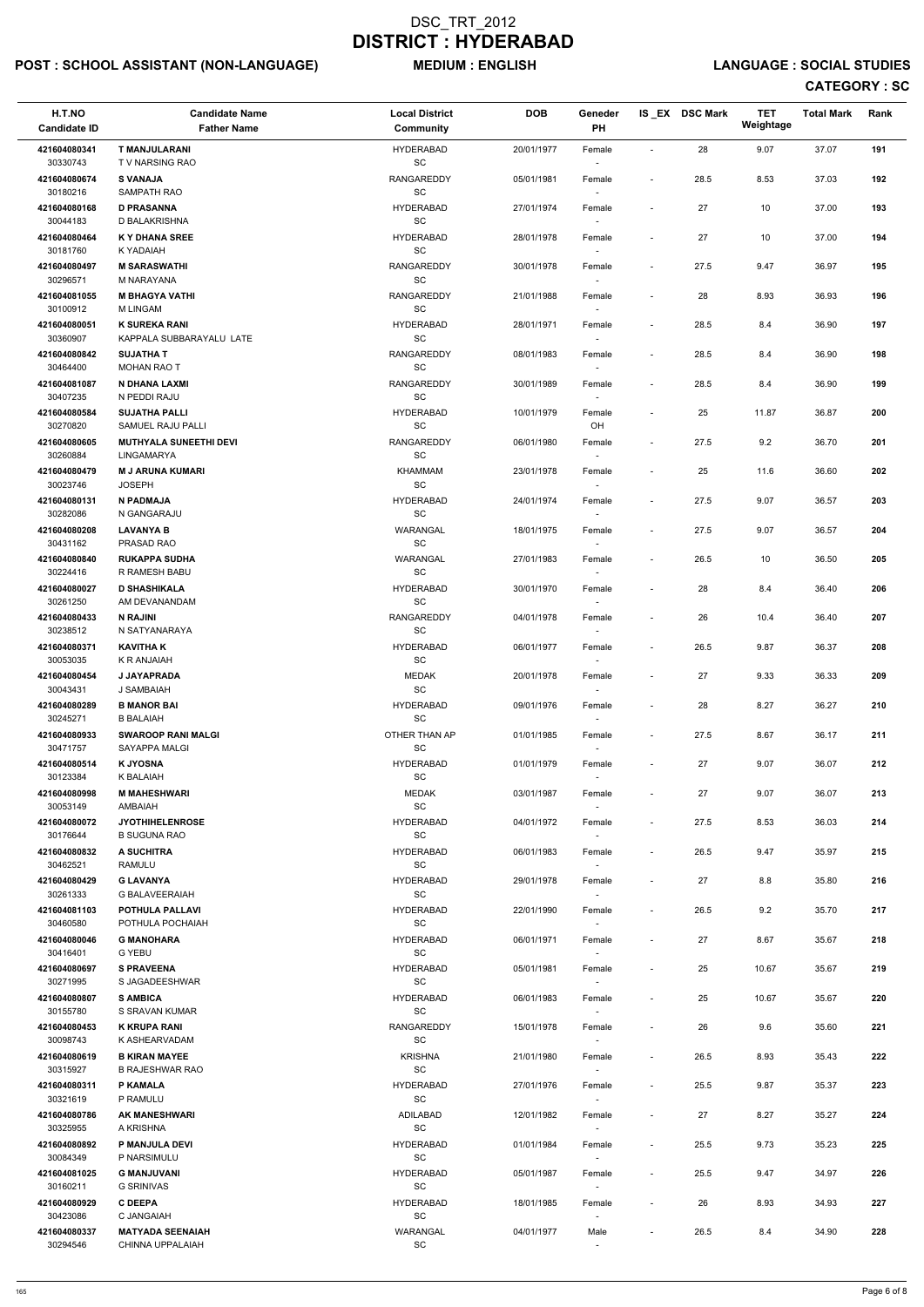# DSC_TRT_2012
# DISTRICT : HYDERABAD

**POST : SCHOOL ASSISTANT (NON-LANGUAGE)** | **MEDIUM : ENGLISH** | **LANGUAGE : SOCIAL STUDIES**

**CATEGORY : SC**

| H.T.NO<br>Candidate ID | Candidate Name<br>Father Name | Local District<br>Community | DOB | Geneder<br>PH | IS_EX | DSC Mark | TET Weightage | Total Mark | Rank |
|---|---|---|---|---|---|---|---|---|---|
| 421604080341<br>30330743 | **T MANJULARANI**<br>T V NARSING RAO | HYDERABAD<br>SC | 20/01/1977 | Female<br>- | - | 28 | 9.07 | 37.07 | **191** |
| 421604080674<br>30180216 | **S VANAJA**<br>SAMPATH RAO | RANGAREDDY<br>SC | 05/01/1981 | Female<br>- | - | 28.5 | 8.53 | 37.03 | **192** |
| 421604080168<br>30044183 | **D PRASANNA**<br>D BALAKRISHNA | HYDERABAD<br>SC | 27/01/1974 | Female<br>- | - | 27 | 10 | 37.00 | **193** |
| 421604080464<br>30181760 | **K Y DHANA SREE**<br>K YADAIAH | HYDERABAD<br>SC | 28/01/1978 | Female<br>- | - | 27 | 10 | 37.00 | **194** |
| 421604080497<br>30296571 | **M SARASWATHI**<br>M NARAYANA | RANGAREDDY<br>SC | 30/01/1978 | Female<br>- | - | 27.5 | 9.47 | 36.97 | **195** |
| 421604081055<br>30100912 | **M BHAGYA VATHI**<br>M LINGAM | RANGAREDDY<br>SC | 21/01/1988 | Female<br>- | - | 28 | 8.93 | 36.93 | **196** |
| 421604080051<br>30360907 | **K SUREKA RANI**<br>KAPPALA SUBBARAYALU LATE | HYDERABAD<br>SC | 28/01/1971 | Female<br>- | - | 28.5 | 8.4 | 36.90 | **197** |
| 421604080842<br>30464400 | **SUJATHA T**<br>MOHAN RAO T | RANGAREDDY<br>SC | 08/01/1983 | Female<br>- | - | 28.5 | 8.4 | 36.90 | **198** |
| 421604081087<br>30407235 | **N DHANA LAXMI**<br>N PEDDI RAJU | RANGAREDDY<br>SC | 30/01/1989 | Female<br>- | - | 28.5 | 8.4 | 36.90 | **199** |
| 421604080584<br>30270820 | **SUJATHA PALLI**<br>SAMUEL RAJU PALLI | HYDERABAD<br>SC | 10/01/1979 | Female<br>OH | - | 25 | 11.87 | 36.87 | **200** |
| 421604080605<br>30260884 | **MUTHYALA SUNEETHI DEVI**<br>LINGAMARYA | RANGAREDDY<br>SC | 06/01/1980 | Female<br>- | - | 27.5 | 9.2 | 36.70 | **201** |
| 421604080479<br>30023746 | **M J ARUNA KUMARI**<br>JOSEPH | KHAMMAM<br>SC | 23/01/1978 | Female<br>- | - | 25 | 11.6 | 36.60 | **202** |
| 421604080131<br>30282086 | **N PADMAJA**<br>N GANGARAJU | HYDERABAD<br>SC | 24/01/1974 | Female<br>- | - | 27.5 | 9.07 | 36.57 | **203** |
| 421604080208<br>30431162 | **LAVANYA B**<br>PRASAD RAO | WARANGAL<br>SC | 18/01/1975 | Female<br>- | - | 27.5 | 9.07 | 36.57 | **204** |
| 421604080840<br>30224416 | **RUKAPPA SUDHA**<br>R RAMESH BABU | WARANGAL<br>SC | 27/01/1983 | Female<br>- | - | 26.5 | 10 | 36.50 | **205** |
| 421604080027<br>30261250 | **D SHASHIKALA**<br>AM DEVANANDAM | HYDERABAD<br>SC | 30/01/1970 | Female<br>- | - | 28 | 8.4 | 36.40 | **206** |
| 421604080433<br>30238512 | **N RAJINI**<br>N SATYANARAYA | RANGAREDDY<br>SC | 04/01/1978 | Female<br>- | - | 26 | 10.4 | 36.40 | **207** |
| 421604080371<br>30053035 | **KAVITHA K**<br>K R ANJAIAH | HYDERABAD<br>SC | 06/01/1977 | Female<br>- | - | 26.5 | 9.87 | 36.37 | **208** |
| 421604080454<br>30043431 | **J JAYAPRADA**<br>J SAMBAIAH | MEDAK<br>SC | 20/01/1978 | Female<br>- | - | 27 | 9.33 | 36.33 | **209** |
| 421604080289<br>30245271 | **B MANOR BAI**<br>B BALAIAH | HYDERABAD<br>SC | 09/01/1976 | Female<br>- | - | 28 | 8.27 | 36.27 | **210** |
| 421604080933<br>30471757 | **SWAROOP RANI MALGI**<br>SAYAPPA MALGI | OTHER THAN AP<br>SC | 01/01/1985 | Female<br>- | - | 27.5 | 8.67 | 36.17 | **211** |
| 421604080514<br>30123384 | **K JYOSNA**<br>K BALAIAH | HYDERABAD<br>SC | 01/01/1979 | Female<br>- | - | 27 | 9.07 | 36.07 | **212** |
| 421604080998<br>30053149 | **M MAHESHWARI**<br>AMBAIAH | MEDAK<br>SC | 03/01/1987 | Female<br>- | - | 27 | 9.07 | 36.07 | **213** |
| 421604080072<br>30176644 | **JYOTHIHELENROSE**<br>B SUGUNA RAO | HYDERABAD<br>SC | 04/01/1972 | Female<br>- | - | 27.5 | 8.53 | 36.03 | **214** |
| 421604080832<br>30462521 | **A SUCHITRA**<br>RAMULU | HYDERABAD<br>SC | 06/01/1983 | Female<br>- | - | 26.5 | 9.47 | 35.97 | **215** |
| 421604080429<br>30261333 | **G LAVANYA**<br>G BALAVEERAIAH | HYDERABAD<br>SC | 29/01/1978 | Female<br>- | - | 27 | 8.8 | 35.80 | **216** |
| 421604081103<br>30460580 | **POTHULA PALLAVI**<br>POTHULA POCHAIAH | HYDERABAD<br>SC | 22/01/1990 | Female<br>- | - | 26.5 | 9.2 | 35.70 | **217** |
| 421604080046<br>30416401 | **G MANOHARA**<br>G YEBU | HYDERABAD<br>SC | 06/01/1971 | Female<br>- | - | 27 | 8.67 | 35.67 | **218** |
| 421604080697<br>30271995 | **S PRAVEENA**<br>S JAGADEESHWAR | HYDERABAD<br>SC | 05/01/1981 | Female<br>- | - | 25 | 10.67 | 35.67 | **219** |
| 421604080807<br>30155780 | **S AMBICA**<br>S SRAVAN KUMAR | HYDERABAD<br>SC | 06/01/1983 | Female<br>- | - | 25 | 10.67 | 35.67 | **220** |
| 421604080453<br>30098743 | **K KRUPA RANI**<br>K ASHEARVADAM | RANGAREDDY<br>SC | 15/01/1978 | Female<br>- | - | 26 | 9.6 | 35.60 | **221** |
| 421604080619<br>30315927 | **B KIRAN MAYEE**<br>B RAJESHWAR RAO | KRISHNA<br>SC | 21/01/1980 | Female<br>- | - | 26.5 | 8.93 | 35.43 | **222** |
| 421604080311<br>30321619 | **P KAMALA**<br>P RAMULU | HYDERABAD<br>SC | 27/01/1976 | Female<br>- | - | 25.5 | 9.87 | 35.37 | **223** |
| 421604080786<br>30325955 | **AK MANESHWARI**<br>A KRISHNA | ADILABAD<br>SC | 12/01/1982 | Female<br>- | - | 27 | 8.27 | 35.27 | **224** |
| 421604080892<br>30084349 | **P MANJULA DEVI**<br>P NARSIMULU | HYDERABAD<br>SC | 01/01/1984 | Female<br>- | - | 25.5 | 9.73 | 35.23 | **225** |
| 421604081025<br>30160211 | **G MANJUVANI**<br>G SRINIVAS | HYDERABAD<br>SC | 05/01/1987 | Female<br>- | - | 25.5 | 9.47 | 34.97 | **226** |
| 421604080929<br>30423086 | **C DEEPA**<br>C JANGAIAH | HYDERABAD<br>SC | 18/01/1985 | Female<br>- | - | 26 | 8.93 | 34.93 | **227** |
| 421604080337<br>30294546 | **MATYADA SEENAIAH**<br>CHINNA UPPALAIAH | WARANGAL<br>SC | 04/01/1977 | Male<br>- | - | 26.5 | 8.4 | 34.90 | **228** |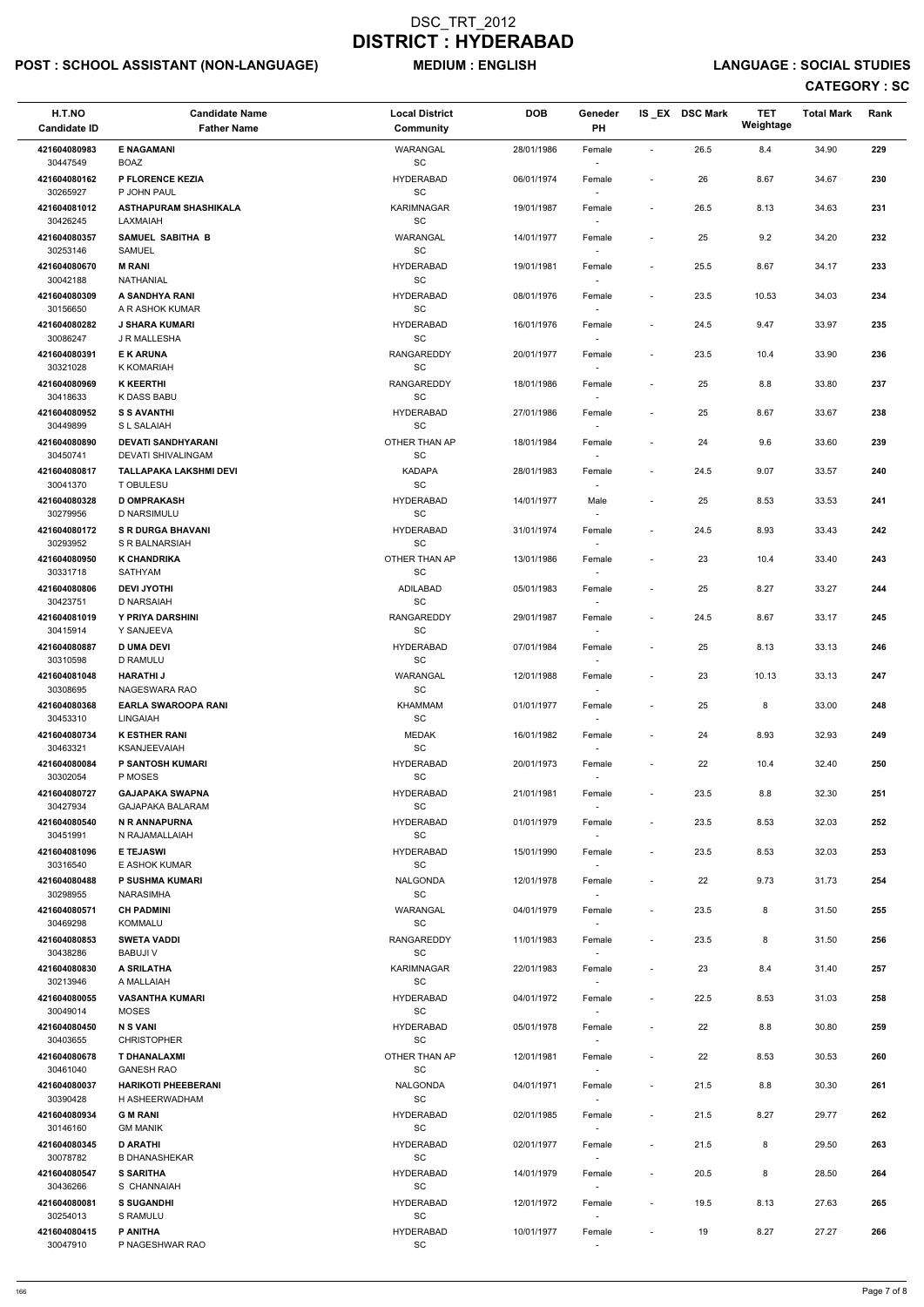# DSC_TRT_2012
# DISTRICT : HYDERABAD

**POST : SCHOOL ASSISTANT (NON-LANGUAGE)** **MEDIUM : ENGLISH** **LANGUAGE : SOCIAL STUDIES**

**CATEGORY : SC**

| H.T.NO<br>Candidate ID | Candidate Name<br>Father Name | Local District<br>Community | DOB | Geneder<br>PH | IS _EX | DSC Mark | TET Weightage | Total Mark | Rank |
|---|---|---|---|---|---|---|---|---|---|
| 421604080983<br>30447549 | E NAGAMANI<br>BOAZ | WARANGAL<br>SC | 28/01/1986 | Female<br>- | - | 26.5 | 8.4 | 34.90 | 229 |
| 421604080162<br>30265927 | P FLORENCE KEZIA<br>P JOHN PAUL | HYDERABAD<br>SC | 06/01/1974 | Female<br>- | - | 26 | 8.67 | 34.67 | 230 |
| 421604081012<br>30426245 | ASTHAPURAM SHASHIKALA<br>LAXMAIAH | KARIMNAGAR<br>SC | 19/01/1987 | Female<br>- | - | 26.5 | 8.13 | 34.63 | 231 |
| 421604080357<br>30253146 | SAMUEL SABITHA B<br>SAMUEL | WARANGAL<br>SC | 14/01/1977 | Female<br>- | - | 25 | 9.2 | 34.20 | 232 |
| 421604080670<br>30042188 | M RANI<br>NATHANIAL | HYDERABAD<br>SC | 19/01/1981 | Female<br>- | - | 25.5 | 8.67 | 34.17 | 233 |
| 421604080309<br>30156650 | A SANDHYA RANI<br>A R ASHOK KUMAR | HYDERABAD<br>SC | 08/01/1976 | Female<br>- | - | 23.5 | 10.53 | 34.03 | 234 |
| 421604080282<br>30086247 | J SHARA KUMARI<br>J R MALLESHA | HYDERABAD<br>SC | 16/01/1976 | Female<br>- | - | 24.5 | 9.47 | 33.97 | 235 |
| 421604080391<br>30321028 | E K ARUNA<br>K KOMARIAH | RANGAREDDY<br>SC | 20/01/1977 | Female<br>- | - | 23.5 | 10.4 | 33.90 | 236 |
| 421604080969<br>30418633 | K KEERTHI<br>K DASS BABU | RANGAREDDY<br>SC | 18/01/1986 | Female<br>- | - | 25 | 8.8 | 33.80 | 237 |
| 421604080952<br>30449899 | S S AVANTHI<br>S L SALAIAH | HYDERABAD<br>SC | 27/01/1986 | Female<br>- | - | 25 | 8.67 | 33.67 | 238 |
| 421604080890<br>30450741 | DEVATI SANDHYARANI<br>DEVATI SHIVALINGAM | OTHER THAN AP<br>SC | 18/01/1984 | Female<br>- | - | 24 | 9.6 | 33.60 | 239 |
| 421604080817<br>30041370 | TALLAPAKA LAKSHMI DEVI<br>T OBULESU | KADAPA<br>SC | 28/01/1983 | Female<br>- | - | 24.5 | 9.07 | 33.57 | 240 |
| 421604080328<br>30279956 | D OMPRAKASH<br>D NARSIMULU | HYDERABAD<br>SC | 14/01/1977 | Male<br>- | - | 25 | 8.53 | 33.53 | 241 |
| 421604080172<br>30293952 | S R DURGA BHAVANI<br>S R BALNARSIAH | HYDERABAD<br>SC | 31/01/1974 | Female<br>- | - | 24.5 | 8.93 | 33.43 | 242 |
| 421604080950<br>30331718 | K CHANDRIKA<br>SATHYAM | OTHER THAN AP<br>SC | 13/01/1986 | Female<br>- | - | 23 | 10.4 | 33.40 | 243 |
| 421604080806<br>30423751 | DEVI JYOTHI<br>D NARSAIAH | ADILABAD<br>SC | 05/01/1983 | Female<br>- | - | 25 | 8.27 | 33.27 | 244 |
| 421604081019<br>30415914 | Y PRIYA DARSHINI<br>Y SANJEEVA | RANGAREDDY<br>SC | 29/01/1987 | Female<br>- | - | 24.5 | 8.67 | 33.17 | 245 |
| 421604080887<br>30310598 | D UMA DEVI<br>D RAMULU | HYDERABAD<br>SC | 07/01/1984 | Female<br>- | - | 25 | 8.13 | 33.13 | 246 |
| 421604081048<br>30308695 | HARATHI J<br>NAGESWARA RAO | WARANGAL<br>SC | 12/01/1988 | Female<br>- | - | 23 | 10.13 | 33.13 | 247 |
| 421604080368<br>30453310 | EARLA SWAROOPA RANI<br>LINGAIAH | KHAMMAM<br>SC | 01/01/1977 | Female<br>- | - | 25 | 8 | 33.00 | 248 |
| 421604080734<br>30463321 | K ESTHER RANI<br>KSANJEEVAIAH | MEDAK<br>SC | 16/01/1982 | Female<br>- | - | 24 | 8.93 | 32.93 | 249 |
| 421604080084<br>30302054 | P SANTOSH KUMARI<br>P MOSES | HYDERABAD<br>SC | 20/01/1973 | Female<br>- | - | 22 | 10.4 | 32.40 | 250 |
| 421604080727<br>30427934 | GAJAPAKA SWAPNA<br>GAJAPAKA BALARAM | HYDERABAD<br>SC | 21/01/1981 | Female<br>- | - | 23.5 | 8.8 | 32.30 | 251 |
| 421604080540<br>30451991 | N R ANNAPURNA<br>N RAJAMALLAIAH | HYDERABAD<br>SC | 01/01/1979 | Female<br>- | - | 23.5 | 8.53 | 32.03 | 252 |
| 421604081096<br>30316540 | E TEJASWI<br>E ASHOK KUMAR | HYDERABAD<br>SC | 15/01/1990 | Female<br>- | - | 23.5 | 8.53 | 32.03 | 253 |
| 421604080488<br>30298955 | P SUSHMA KUMARI<br>NARASIMHA | NALGONDA<br>SC | 12/01/1978 | Female<br>- | - | 22 | 9.73 | 31.73 | 254 |
| 421604080571<br>30469298 | CH PADMINI<br>KOMMALU | WARANGAL<br>SC | 04/01/1979 | Female<br>- | - | 23.5 | 8 | 31.50 | 255 |
| 421604080853<br>30438286 | SWETA VADDI<br>BABUJI V | RANGAREDDY<br>SC | 11/01/1983 | Female<br>- | - | 23.5 | 8 | 31.50 | 256 |
| 421604080830<br>30213946 | A SRILATHA<br>A MALLAIAH | KARIMNAGAR<br>SC | 22/01/1983 | Female<br>- | - | 23 | 8.4 | 31.40 | 257 |
| 421604080055<br>30049014 | VASANTHA KUMARI<br>MOSES | HYDERABAD<br>SC | 04/01/1972 | Female<br>- | - | 22.5 | 8.53 | 31.03 | 258 |
| 421604080450<br>30403655 | N S VANI<br>CHRISTOPHER | HYDERABAD<br>SC | 05/01/1978 | Female<br>- | - | 22 | 8.8 | 30.80 | 259 |
| 421604080678<br>30461040 | T DHANALAXMI<br>GANESH RAO | OTHER THAN AP<br>SC | 12/01/1981 | Female<br>- | - | 22 | 8.53 | 30.53 | 260 |
| 421604080037<br>30390428 | HARIKOTI PHEEBERANI<br>H ASHEERWADHAM | NALGONDA<br>SC | 04/01/1971 | Female<br>- | - | 21.5 | 8.8 | 30.30 | 261 |
| 421604080934<br>30146160 | G M RANI<br>GM MANIK | HYDERABAD<br>SC | 02/01/1985 | Female<br>- | - | 21.5 | 8.27 | 29.77 | 262 |
| 421604080345<br>30078782 | D ARATHI<br>B DHANASHEKAR | HYDERABAD<br>SC | 02/01/1977 | Female<br>- | - | 21.5 | 8 | 29.50 | 263 |
| 421604080547<br>30436266 | S SARITHA<br>S CHANNAIAH | HYDERABAD<br>SC | 14/01/1979 | Female<br>- | - | 20.5 | 8 | 28.50 | 264 |
| 421604080081<br>30254013 | S SUGANDHI<br>S RAMULU | HYDERABAD<br>SC | 12/01/1972 | Female<br>- | - | 19.5 | 8.13 | 27.63 | 265 |
| 421604080415<br>30047910 | P ANITHA<br>P NAGESHWAR RAO | HYDERABAD<br>SC | 10/01/1977 | Female<br>- | - | 19 | 8.27 | 27.27 | 266 |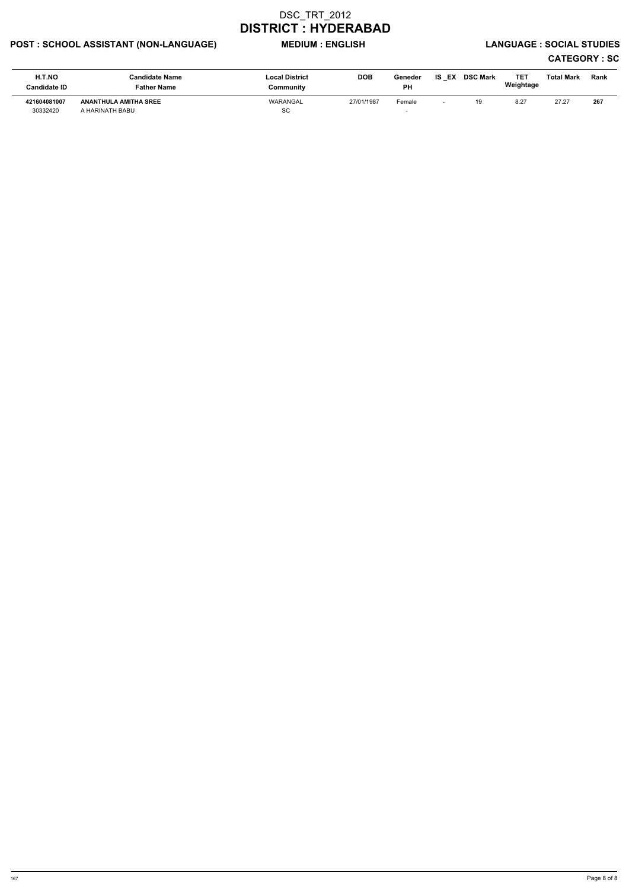# DSC_TRT_2012
# DISTRICT : HYDERABAD

**POST : SCHOOL ASSISTANT (NON-LANGUAGE)** **MEDIUM : ENGLISH** **LANGUAGE : SOCIAL STUDIES**

**CATEGORY : SC**

| H.T.NO<br>Candidate ID | Candidate Name<br>Father Name | Local District<br>Community | DOB | Geneder<br>PH | IS _EX | DSC Mark | TET Weightage | Total Mark | Rank |
|---|---|---|---|---|---|---|---|---|---|
| **421604081007**<br>30332420 | **ANANTHULA AMITHA SREE**<br>A HARINATH BABU | WARANGAL<br>SC | 27/01/1987 | Female<br>- | - | 19 | 8.27 | 27.27 | **267** |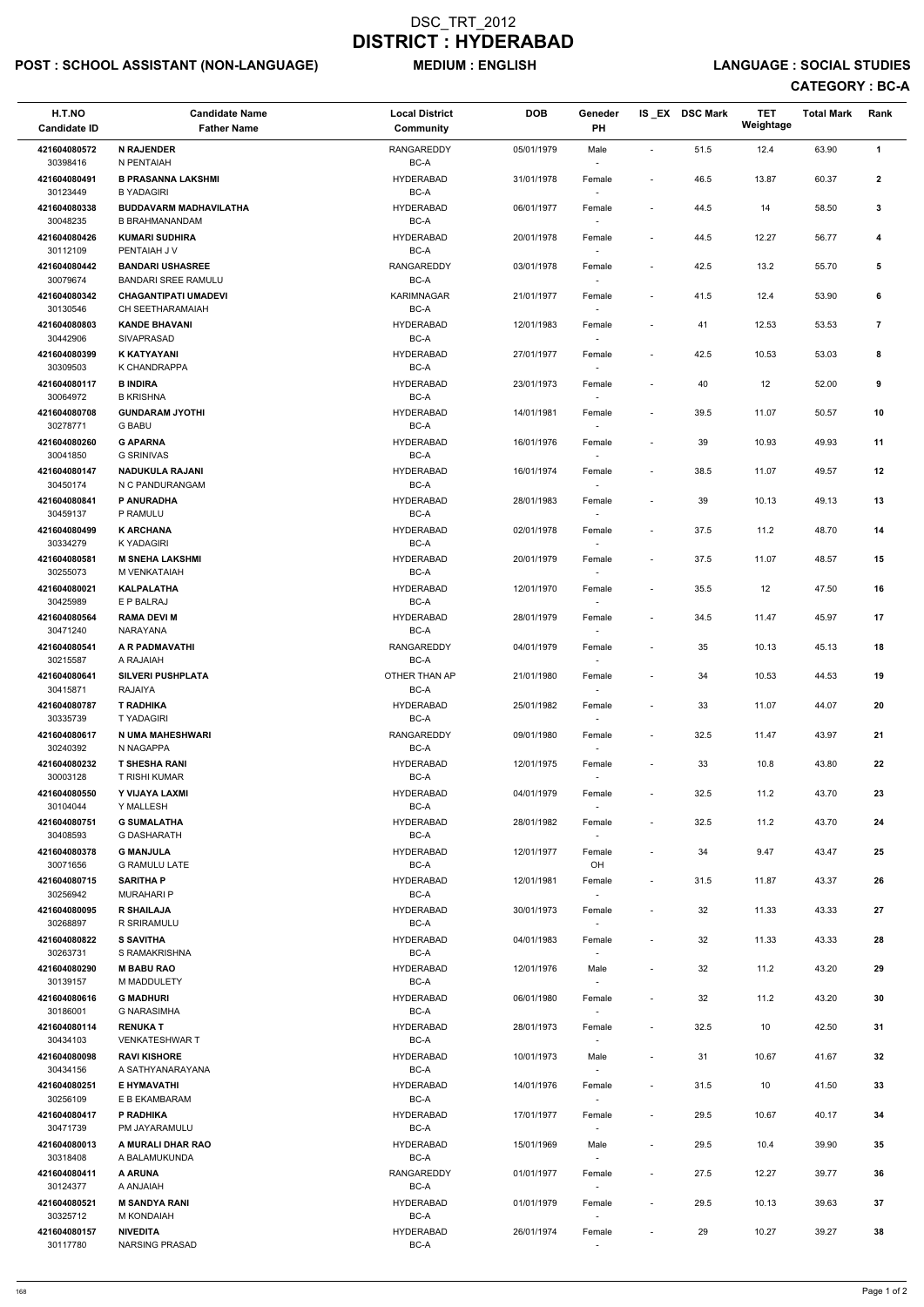# DSC_TRT_2012
# DISTRICT : HYDERABAD

**POST : SCHOOL ASSISTANT (NON-LANGUAGE)** **MEDIUM : ENGLISH** **LANGUAGE : SOCIAL STUDIES**

**CATEGORY : BC-A**

| H.T.NO / Candidate ID | Candidate Name / Father Name | Local District / Community | DOB | Geneder / PH | IS_EX | DSC Mark | TET Weightage | Total Mark | Rank |
|---|---|---|---|---|---|---|---|---|---|
| 421604080572 / 30398416 | **N RAJENDER** / N PENTAIAH | RANGAREDDY / BC-A | 05/01/1979 | Male / - | - | 51.5 | 12.4 | 63.90 | **1** |
| 421604080491 / 30123449 | **B PRASANNA LAKSHMI** / B YADAGIRI | HYDERABAD / BC-A | 31/01/1978 | Female / - | - | 46.5 | 13.87 | 60.37 | **2** |
| 421604080338 / 30048235 | **BUDDAVARM MADHAVILATHA** / B BRAHMANANDAM | HYDERABAD / BC-A | 06/01/1977 | Female / - | - | 44.5 | 14 | 58.50 | **3** |
| 421604080426 / 30112109 | **KUMARI SUDHIRA** / PENTAIAH J V | HYDERABAD / BC-A | 20/01/1978 | Female / - | - | 44.5 | 12.27 | 56.77 | **4** |
| 421604080442 / 30079674 | **BANDARI USHASREE** / BANDARI SREE RAMULU | RANGAREDDY / BC-A | 03/01/1978 | Female / - | - | 42.5 | 13.2 | 55.70 | **5** |
| 421604080342 / 30130546 | **CHAGANTIPATI UMADEVI** / CH SEETHARAMAIAH | KARIMNAGAR / BC-A | 21/01/1977 | Female / - | - | 41.5 | 12.4 | 53.90 | **6** |
| 421604080803 / 30442906 | **KANDE BHAVANI** / SIVAPRASAD | HYDERABAD / BC-A | 12/01/1983 | Female / - | - | 41 | 12.53 | 53.53 | **7** |
| 421604080399 / 30309503 | **K KATYAYANI** / K CHANDRAPPA | HYDERABAD / BC-A | 27/01/1977 | Female / - | - | 42.5 | 10.53 | 53.03 | **8** |
| 421604080117 / 30064972 | **B INDIRA** / B KRISHNA | HYDERABAD / BC-A | 23/01/1973 | Female / - | - | 40 | 12 | 52.00 | **9** |
| 421604080708 / 30278771 | **GUNDARAM JYOTHI** / G BABU | HYDERABAD / BC-A | 14/01/1981 | Female / - | - | 39.5 | 11.07 | 50.57 | **10** |
| 421604080260 / 30041850 | **G APARNA** / G SRINIVAS | HYDERABAD / BC-A | 16/01/1976 | Female / - | - | 39 | 10.93 | 49.93 | **11** |
| 421604080147 / 30450174 | **NADUKULA RAJANI** / N C PANDURANGAM | HYDERABAD / BC-A | 16/01/1974 | Female / - | - | 38.5 | 11.07 | 49.57 | **12** |
| 421604080841 / 30459137 | **P ANURADHA** / P RAMULU | HYDERABAD / BC-A | 28/01/1983 | Female / - | - | 39 | 10.13 | 49.13 | **13** |
| 421604080499 / 30334279 | **K ARCHANA** / K YADAGIRI | HYDERABAD / BC-A | 02/01/1978 | Female / - | - | 37.5 | 11.2 | 48.70 | **14** |
| 421604080581 / 30255073 | **M SNEHA LAKSHMI** / M VENKATAIAH | HYDERABAD / BC-A | 20/01/1979 | Female / - | - | 37.5 | 11.07 | 48.57 | **15** |
| 421604080021 / 30425989 | **KALPALATHA** / E P BALRAJ | HYDERABAD / BC-A | 12/01/1970 | Female / - | - | 35.5 | 12 | 47.50 | **16** |
| 421604080564 / 30471240 | **RAMA DEVI M** / NARAYANA | HYDERABAD / BC-A | 28/01/1979 | Female / - | - | 34.5 | 11.47 | 45.97 | **17** |
| 421604080541 / 30215587 | **A R PADMAVATHI** / A RAJAIAH | RANGAREDDY / BC-A | 04/01/1979 | Female / - | - | 35 | 10.13 | 45.13 | **18** |
| 421604080641 / 30415871 | **SILVERI PUSHPLATA** / RAJAIYA | OTHER THAN AP / BC-A | 21/01/1980 | Female / - | - | 34 | 10.53 | 44.53 | **19** |
| 421604080787 / 30335739 | **T RADHIKA** / T YADAGIRI | HYDERABAD / BC-A | 25/01/1982 | Female / - | - | 33 | 11.07 | 44.07 | **20** |
| 421604080617 / 30240392 | **N UMA MAHESHWARI** / N NAGAPPA | RANGAREDDY / BC-A | 09/01/1980 | Female / - | - | 32.5 | 11.47 | 43.97 | **21** |
| 421604080232 / 30003128 | **T SHESHA RANI** / T RISHI KUMAR | HYDERABAD / BC-A | 12/01/1975 | Female / - | - | 33 | 10.8 | 43.80 | **22** |
| 421604080550 / 30104044 | **Y VIJAYA LAXMI** / Y MALLESH | HYDERABAD / BC-A | 04/01/1979 | Female / - | - | 32.5 | 11.2 | 43.70 | **23** |
| 421604080751 / 30408593 | **G SUMALATHA** / G DASHARATH | HYDERABAD / BC-A | 28/01/1982 | Female / - | - | 32.5 | 11.2 | 43.70 | **24** |
| 421604080378 / 30071656 | **G MANJULA** / G RAMULU LATE | HYDERABAD / BC-A | 12/01/1977 | Female / OH | - | 34 | 9.47 | 43.47 | **25** |
| 421604080715 / 30256942 | **SARITHA P** / MURAHARI P | HYDERABAD / BC-A | 12/01/1981 | Female / - | - | 31.5 | 11.87 | 43.37 | **26** |
| 421604080095 / 30268897 | **R SHAILAJA** / R SRIRAMULU | HYDERABAD / BC-A | 30/01/1973 | Female / - | - | 32 | 11.33 | 43.33 | **27** |
| 421604080822 / 30263731 | **S SAVITHA** / S RAMAKRISHNA | HYDERABAD / BC-A | 04/01/1983 | Female / - | - | 32 | 11.33 | 43.33 | **28** |
| 421604080290 / 30139157 | **M BABU RAO** / M MADDULETY | HYDERABAD / BC-A | 12/01/1976 | Male / - | - | 32 | 11.2 | 43.20 | **29** |
| 421604080616 / 30186001 | **G MADHURI** / G NARASIMHA | HYDERABAD / BC-A | 06/01/1980 | Female / - | - | 32 | 11.2 | 43.20 | **30** |
| 421604080114 / 30434103 | **RENUKA T** / VENKATESHWAR T | HYDERABAD / BC-A | 28/01/1973 | Female / - | - | 32.5 | 10 | 42.50 | **31** |
| 421604080098 / 30434156 | **RAVI KISHORE** / A SATHYANARAYANA | HYDERABAD / BC-A | 10/01/1973 | Male / - | - | 31 | 10.67 | 41.67 | **32** |
| 421604080251 / 30256109 | **E HYMAVATHI** / E B EKAMBARAM | HYDERABAD / BC-A | 14/01/1976 | Female / - | - | 31.5 | 10 | 41.50 | **33** |
| 421604080417 / 30471739 | **P RADHIKA** / PM JAYARAMULU | HYDERABAD / BC-A | 17/01/1977 | Female / - | - | 29.5 | 10.67 | 40.17 | **34** |
| 421604080013 / 30318408 | **A MURALI DHAR RAO** / A BALAMUKUNDA | HYDERABAD / BC-A | 15/01/1969 | Male / - | - | 29.5 | 10.4 | 39.90 | **35** |
| 421604080411 / 30124377 | **A ARUNA** / A ANJAIAH | RANGAREDDY / BC-A | 01/01/1977 | Female / - | - | 27.5 | 12.27 | 39.77 | **36** |
| 421604080521 / 30325712 | **M SANDYA RANI** / M KONDAIAH | HYDERABAD / BC-A | 01/01/1979 | Female / - | - | 29.5 | 10.13 | 39.63 | **37** |
| 421604080157 / 30117780 | **NIVEDITA** / NARSING PRASAD | HYDERABAD / BC-A | 26/01/1974 | Female / - | - | 29 | 10.27 | 39.27 | **38** |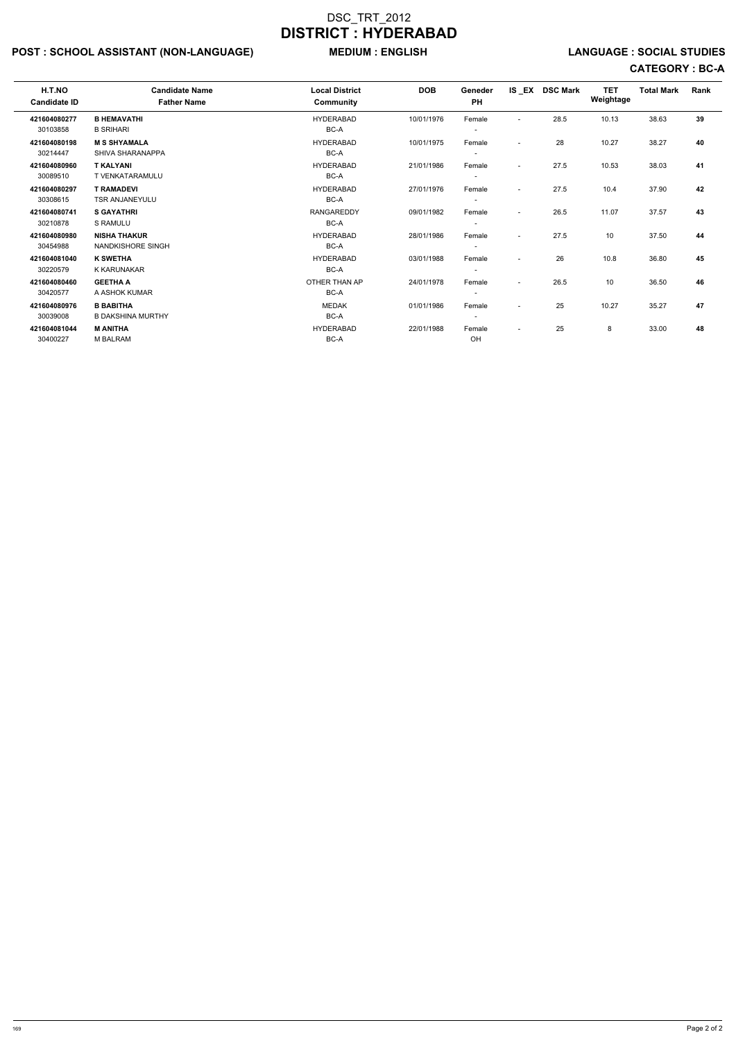# DSC_TRT_2012
# DISTRICT : HYDERABAD

**POST : SCHOOL ASSISTANT (NON-LANGUAGE)** **MEDIUM : ENGLISH** **LANGUAGE : SOCIAL STUDIES**

**CATEGORY : BC-A**

| H.T.NO / Candidate ID | Candidate Name / Father Name | Local District / Community | DOB | Geneder / PH | IS _EX | DSC Mark | TET Weightage | Total Mark | Rank |
|---|---|---|---|---|---|---|---|---|---|
| **421604080277** / 30103858 | **B HEMAVATHI** / B SRIHARI | HYDERABAD / BC-A | 10/01/1976 | Female / - | - | 28.5 | 10.13 | 38.63 | **39** |
| **421604080198** / 30214447 | **M S SHYAMALA** / SHIVA SHARANAPPA | HYDERABAD / BC-A | 10/01/1975 | Female / - | - | 28 | 10.27 | 38.27 | **40** |
| **421604080960** / 30089510 | **T KALYANI** / T VENKATARAMULU | HYDERABAD / BC-A | 21/01/1986 | Female / - | - | 27.5 | 10.53 | 38.03 | **41** |
| **421604080297** / 30308615 | **T RAMADEVI** / TSR ANJANEYULU | HYDERABAD / BC-A | 27/01/1976 | Female / - | - | 27.5 | 10.4 | 37.90 | **42** |
| **421604080741** / 30210878 | **S GAYATHRI** / S RAMULU | RANGAREDDY / BC-A | 09/01/1982 | Female / - | - | 26.5 | 11.07 | 37.57 | **43** |
| **421604080980** / 30454988 | **NISHA THAKUR** / NANDKISHORE SINGH | HYDERABAD / BC-A | 28/01/1986 | Female / - | - | 27.5 | 10 | 37.50 | **44** |
| **421604081040** / 30220579 | **K SWETHA** / K KARUNAKAR | HYDERABAD / BC-A | 03/01/1988 | Female / - | - | 26 | 10.8 | 36.80 | **45** |
| **421604080460** / 30420577 | **GEETHA A** / A ASHOK KUMAR | OTHER THAN AP / BC-A | 24/01/1978 | Female / - | - | 26.5 | 10 | 36.50 | **46** |
| **421604080976** / 30039008 | **B BABITHA** / B DAKSHINA MURTHY | MEDAK / BC-A | 01/01/1986 | Female / - | - | 25 | 10.27 | 35.27 | **47** |
| **421604081044** / 30400227 | **M ANITHA** / M BALRAM | HYDERABAD / BC-A | 22/01/1988 | Female / OH | - | 25 | 8 | 33.00 | **48** |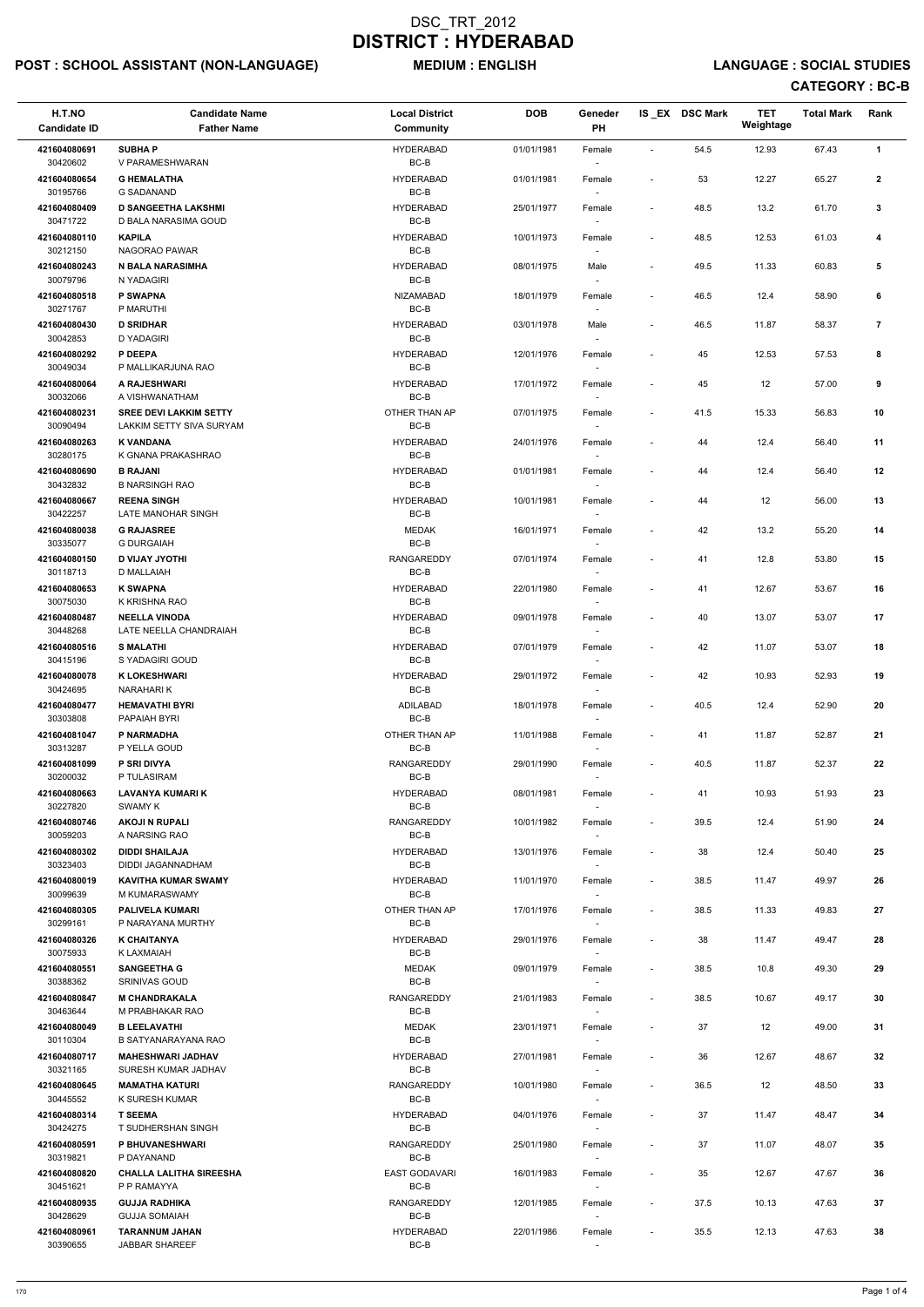# DSC_TRT_2012

# DISTRICT : HYDERABAD

**POST : SCHOOL ASSISTANT (NON-LANGUAGE)** **MEDIUM : ENGLISH** **LANGUAGE : SOCIAL STUDIES**

**CATEGORY : BC-B**

| H.T.NO<br>Candidate ID | Candidate Name<br>Father Name | Local District<br>Community | DOB | Geneder<br>PH | IS _EX | DSC Mark | TET Weightage | Total Mark | Rank |
|---|---|---|---|---|---|---|---|---|---|
| 421604080691<br>30420602 | **SUBHA P**<br>V PARAMESHWARAN | HYDERABAD<br>BC-B | 01/01/1981 | Female<br>- | - | 54.5 | 12.93 | 67.43 | **1** |
| 421604080654<br>30195766 | **G HEMALATHA**<br>G SADANAND | HYDERABAD<br>BC-B | 01/01/1981 | Female<br>- | - | 53 | 12.27 | 65.27 | **2** |
| 421604080409<br>30471722 | **D SANGEETHA LAKSHMI**<br>D BALA NARASIMA GOUD | HYDERABAD<br>BC-B | 25/01/1977 | Female<br>- | - | 48.5 | 13.2 | 61.70 | **3** |
| 421604080110<br>30212150 | **KAPILA**<br>NAGORAO PAWAR | HYDERABAD<br>BC-B | 10/01/1973 | Female<br>- | - | 48.5 | 12.53 | 61.03 | **4** |
| 421604080243<br>30079796 | **N BALA NARASIMHA**<br>N YADAGIRI | HYDERABAD<br>BC-B | 08/01/1975 | Male<br>- | - | 49.5 | 11.33 | 60.83 | **5** |
| 421604080518<br>30271767 | **P SWAPNA**<br>P MARUTHI | NIZAMABAD<br>BC-B | 18/01/1979 | Female<br>- | - | 46.5 | 12.4 | 58.90 | **6** |
| 421604080430<br>30042853 | **D SRIDHAR**<br>D YADAGIRI | HYDERABAD<br>BC-B | 03/01/1978 | Male<br>- | - | 46.5 | 11.87 | 58.37 | **7** |
| 421604080292<br>30049034 | **P DEEPA**<br>P MALLIKARJUNA RAO | HYDERABAD<br>BC-B | 12/01/1976 | Female<br>- | - | 45 | 12.53 | 57.53 | **8** |
| 421604080064<br>30032066 | **A RAJESHWARI**<br>A VISHWANATHAM | HYDERABAD<br>BC-B | 17/01/1972 | Female<br>- | - | 45 | 12 | 57.00 | **9** |
| 421604080231<br>30090494 | **SREE DEVI LAKKIM SETTY**<br>LAKKIM SETTY SIVA SURYAM | OTHER THAN AP<br>BC-B | 07/01/1975 | Female<br>- | - | 41.5 | 15.33 | 56.83 | **10** |
| 421604080263<br>30280175 | **K VANDANA**<br>K GNANA PRAKASHRAO | HYDERABAD<br>BC-B | 24/01/1976 | Female<br>- | - | 44 | 12.4 | 56.40 | **11** |
| 421604080690<br>30432832 | **B RAJANI**<br>B NARSINGH RAO | HYDERABAD<br>BC-B | 01/01/1981 | Female<br>- | - | 44 | 12.4 | 56.40 | **12** |
| 421604080667<br>30422257 | **REENA SINGH**<br>LATE MANOHAR SINGH | HYDERABAD<br>BC-B | 10/01/1981 | Female<br>- | - | 44 | 12 | 56.00 | **13** |
| 421604080038<br>30335077 | **G RAJASREE**<br>G DURGAIAH | MEDAK<br>BC-B | 16/01/1971 | Female<br>- | - | 42 | 13.2 | 55.20 | **14** |
| 421604080150<br>30118713 | **D VIJAY JYOTHI**<br>D MALLAIAH | RANGAREDDY<br>BC-B | 07/01/1974 | Female<br>- | - | 41 | 12.8 | 53.80 | **15** |
| 421604080653<br>30075030 | **K SWAPNA**<br>K KRISHNA RAO | HYDERABAD<br>BC-B | 22/01/1980 | Female<br>- | - | 41 | 12.67 | 53.67 | **16** |
| 421604080487<br>30448268 | **NEELLA VINODA**<br>LATE NEELLA CHANDRAIAH | HYDERABAD<br>BC-B | 09/01/1978 | Female<br>- | - | 40 | 13.07 | 53.07 | **17** |
| 421604080516<br>30415196 | **S MALATHI**<br>S YADAGIRI GOUD | HYDERABAD<br>BC-B | 07/01/1979 | Female<br>- | - | 42 | 11.07 | 53.07 | **18** |
| 421604080078<br>30424695 | **K LOKESHWARI**<br>NARAHARI K | HYDERABAD<br>BC-B | 29/01/1972 | Female<br>- | - | 42 | 10.93 | 52.93 | **19** |
| 421604080477<br>30303808 | **HEMAVATHI BYRI**<br>PAPAIAH BYRI | ADILABAD<br>BC-B | 18/01/1978 | Female<br>- | - | 40.5 | 12.4 | 52.90 | **20** |
| 421604081047<br>30313287 | **P NARMADHA**<br>P YELLA GOUD | OTHER THAN AP<br>BC-B | 11/01/1988 | Female<br>- | - | 41 | 11.87 | 52.87 | **21** |
| 421604081099<br>30200032 | **P SRI DIVYA**<br>P TULASIRAM | RANGAREDDY<br>BC-B | 29/01/1990 | Female<br>- | - | 40.5 | 11.87 | 52.37 | **22** |
| 421604080663<br>30227820 | **LAVANYA KUMARI K**<br>SWAMY K | HYDERABAD<br>BC-B | 08/01/1981 | Female<br>- | - | 41 | 10.93 | 51.93 | **23** |
| 421604080746<br>30059203 | **AKOJI N RUPALI**<br>A NARSING RAO | RANGAREDDY<br>BC-B | 10/01/1982 | Female<br>- | - | 39.5 | 12.4 | 51.90 | **24** |
| 421604080302<br>30323403 | **DIDDI SHAILAJA**<br>DIDDI JAGANNADHAM | HYDERABAD<br>BC-B | 13/01/1976 | Female<br>- | - | 38 | 12.4 | 50.40 | **25** |
| 421604080019<br>30099639 | **KAVITHA KUMAR SWAMY**<br>M KUMARASWAMY | HYDERABAD<br>BC-B | 11/01/1970 | Female<br>- | - | 38.5 | 11.47 | 49.97 | **26** |
| 421604080305<br>30299161 | **PALIVELA KUMARI**<br>P NARAYANA MURTHY | OTHER THAN AP<br>BC-B | 17/01/1976 | Female<br>- | - | 38.5 | 11.33 | 49.83 | **27** |
| 421604080326<br>30075933 | **K CHAITANYA**<br>K LAXMAIAH | HYDERABAD<br>BC-B | 29/01/1976 | Female<br>- | - | 38 | 11.47 | 49.47 | **28** |
| 421604080551<br>30388362 | **SANGEETHA G**<br>SRINIVAS GOUD | MEDAK<br>BC-B | 09/01/1979 | Female<br>- | - | 38.5 | 10.8 | 49.30 | **29** |
| 421604080847<br>30463644 | **M CHANDRAKALA**<br>M PRABHAKAR RAO | RANGAREDDY<br>BC-B | 21/01/1983 | Female<br>- | - | 38.5 | 10.67 | 49.17 | **30** |
| 421604080049<br>30110304 | **B LEELAVATHI**<br>B SATYANARAYANA RAO | MEDAK<br>BC-B | 23/01/1971 | Female<br>- | - | 37 | 12 | 49.00 | **31** |
| 421604080717<br>30321165 | **MAHESHWARI JADHAV**<br>SURESH KUMAR JADHAV | HYDERABAD<br>BC-B | 27/01/1981 | Female<br>- | - | 36 | 12.67 | 48.67 | **32** |
| 421604080645<br>30445552 | **MAMATHA KATURI**<br>K SURESH KUMAR | RANGAREDDY<br>BC-B | 10/01/1980 | Female<br>- | - | 36.5 | 12 | 48.50 | **33** |
| 421604080314<br>30424275 | **T SEEMA**<br>T SUDHERSHAN SINGH | HYDERABAD<br>BC-B | 04/01/1976 | Female<br>- | - | 37 | 11.47 | 48.47 | **34** |
| 421604080591<br>30319821 | **P BHUVANESHWARI**<br>P DAYANAND | RANGAREDDY<br>BC-B | 25/01/1980 | Female<br>- | - | 37 | 11.07 | 48.07 | **35** |
| 421604080820<br>30451621 | **CHALLA LALITHA SIREESHA**<br>P P RAMAYYA | EAST GODAVARI<br>BC-B | 16/01/1983 | Female<br>- | - | 35 | 12.67 | 47.67 | **36** |
| 421604080935<br>30428629 | **GUJJA RADHIKA**<br>GUJJA SOMAIAH | RANGAREDDY<br>BC-B | 12/01/1985 | Female<br>- | - | 37.5 | 10.13 | 47.63 | **37** |
| 421604080961<br>30390655 | **TARANNUM JAHAN**<br>JABBAR SHAREEF | HYDERABAD<br>BC-B | 22/01/1986 | Female<br>- | - | 35.5 | 12.13 | 47.63 | **38** |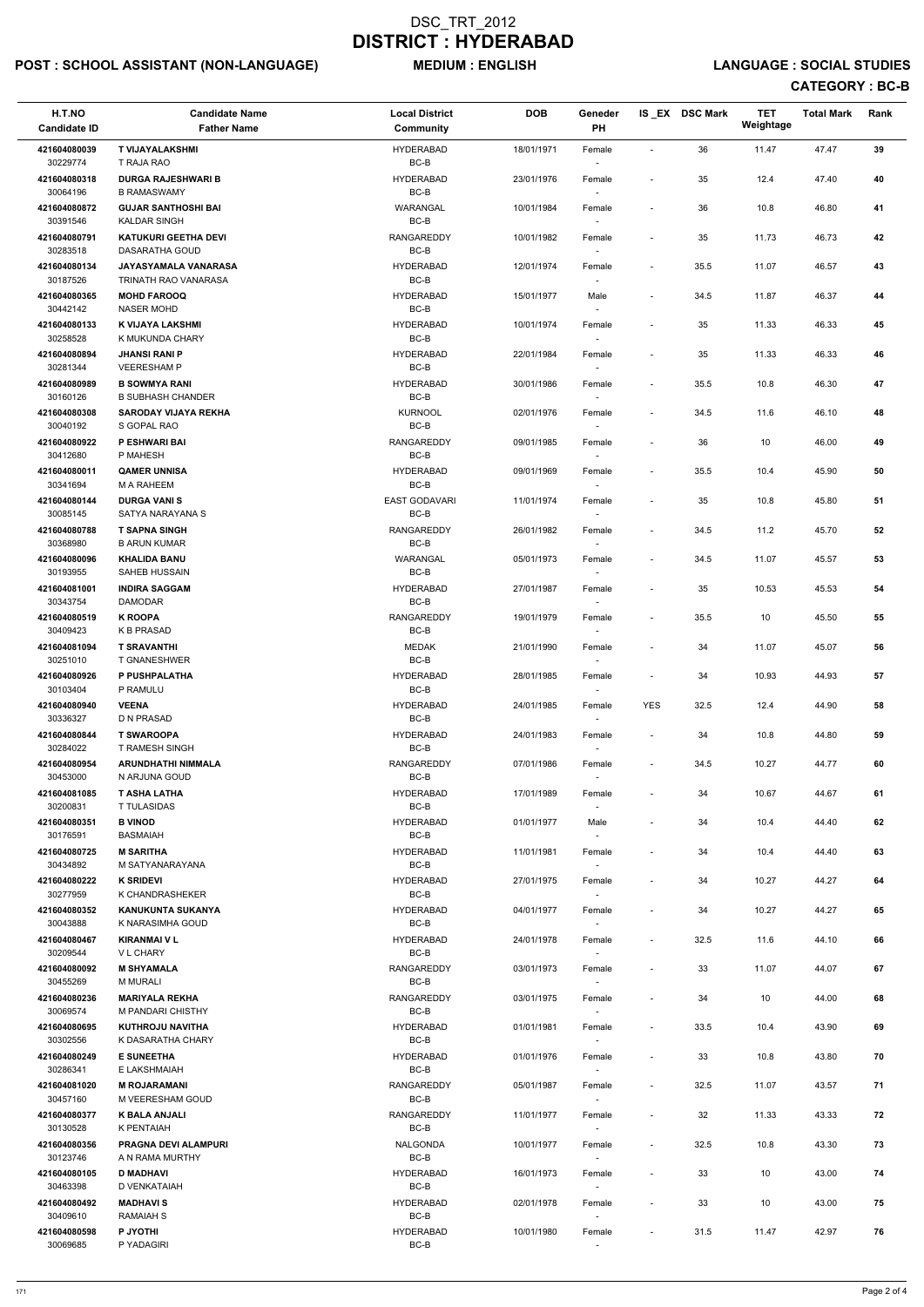# DSC_TRT_2012
# DISTRICT : HYDERABAD

**POST : SCHOOL ASSISTANT (NON-LANGUAGE)** **MEDIUM : ENGLISH** **LANGUAGE : SOCIAL STUDIES**

**CATEGORY : BC-B**

| H.T.NO / Candidate ID | Candidate Name / Father Name | Local District / Community | DOB | Geneder / PH | IS _EX | DSC Mark | TET Weightage | Total Mark | Rank |
|---|---|---|---|---|---|---|---|---|---|
| 421604080039 / 30229774 | T VIJAYALAKSHMI / T RAJA RAO | HYDERABAD / BC-B | 18/01/1971 | Female / - | - | 36 | 11.47 | 47.47 | 39 |
| 421604080318 / 30064196 | DURGA RAJESHWARI B / B RAMASWAMY | HYDERABAD / BC-B | 23/01/1976 | Female / - | - | 35 | 12.4 | 47.40 | 40 |
| 421604080872 / 30391546 | GUJAR SANTHOSHI BAI / KALDAR SINGH | WARANGAL / BC-B | 10/01/1984 | Female / - | - | 36 | 10.8 | 46.80 | 41 |
| 421604080791 / 30283518 | KATUKURI GEETHA DEVI / DASARATHA GOUD | RANGAREDDY / BC-B | 10/01/1982 | Female / - | - | 35 | 11.73 | 46.73 | 42 |
| 421604080134 / 30187526 | JAYASYAMALA VANARASA / TRINATH RAO VANARASA | HYDERABAD / BC-B | 12/01/1974 | Female / - | - | 35.5 | 11.07 | 46.57 | 43 |
| 421604080365 / 30442142 | MOHD FAROOQ / NASER MOHD | HYDERABAD / BC-B | 15/01/1977 | Male / - | - | 34.5 | 11.87 | 46.37 | 44 |
| 421604080133 / 30258528 | K VIJAYA LAKSHMI / K MUKUNDA CHARY | HYDERABAD / BC-B | 10/01/1974 | Female / - | - | 35 | 11.33 | 46.33 | 45 |
| 421604080894 / 30281344 | JHANSI RANI P / VEERESHAM P | HYDERABAD / BC-B | 22/01/1984 | Female / - | - | 35 | 11.33 | 46.33 | 46 |
| 421604080989 / 30160126 | B SOWMYA RANI / B SUBHASH CHANDER | HYDERABAD / BC-B | 30/01/1986 | Female / - | - | 35.5 | 10.8 | 46.30 | 47 |
| 421604080308 / 30040192 | SARODAY VIJAYA REKHA / S GOPAL RAO | KURNOOL / BC-B | 02/01/1976 | Female / - | - | 34.5 | 11.6 | 46.10 | 48 |
| 421604080922 / 30412680 | P ESHWARI BAI / P MAHESH | RANGAREDDY / BC-B | 09/01/1985 | Female / - | - | 36 | 10 | 46.00 | 49 |
| 421604080011 / 30341694 | QAMER UNNISA / M A RAHEEM | HYDERABAD / BC-B | 09/01/1969 | Female / - | - | 35.5 | 10.4 | 45.90 | 50 |
| 421604080144 / 30085145 | DURGA VANI S / SATYA NARAYANA S | EAST GODAVARI / BC-B | 11/01/1974 | Female / - | - | 35 | 10.8 | 45.80 | 51 |
| 421604080788 / 30368980 | T SAPNA SINGH / B ARUN KUMAR | RANGAREDDY / BC-B | 26/01/1982 | Female / - | - | 34.5 | 11.2 | 45.70 | 52 |
| 421604080096 / 30193955 | KHALIDA BANU / SAHEB HUSSAIN | WARANGAL / BC-B | 05/01/1973 | Female / - | - | 34.5 | 11.07 | 45.57 | 53 |
| 421604081001 / 30343754 | INDIRA SAGGAM / DAMODAR | HYDERABAD / BC-B | 27/01/1987 | Female / - | - | 35 | 10.53 | 45.53 | 54 |
| 421604080519 / 30409423 | K ROOPA / K B PRASAD | RANGAREDDY / BC-B | 19/01/1979 | Female / - | - | 35.5 | 10 | 45.50 | 55 |
| 421604081094 / 30251010 | T SRAVANTHI / T GNANESHWER | MEDAK / BC-B | 21/01/1990 | Female / - | - | 34 | 11.07 | 45.07 | 56 |
| 421604080926 / 30103404 | P PUSHPALATHA / P RAMULU | HYDERABAD / BC-B | 28/01/1985 | Female / - | - | 34 | 10.93 | 44.93 | 57 |
| 421604080940 / 30336327 | VEENA / D N PRASAD | HYDERABAD / BC-B | 24/01/1985 | Female / - | YES | 32.5 | 12.4 | 44.90 | 58 |
| 421604080844 / 30284022 | T SWAROOPA / T RAMESH SINGH | HYDERABAD / BC-B | 24/01/1983 | Female / - | - | 34 | 10.8 | 44.80 | 59 |
| 421604080954 / 30453000 | ARUNDHATHI NIMMALA / N ARJUNA GOUD | RANGAREDDY / BC-B | 07/01/1986 | Female / - | - | 34.5 | 10.27 | 44.77 | 60 |
| 421604081085 / 30200831 | T ASHA LATHA / T TULASIDAS | HYDERABAD / BC-B | 17/01/1989 | Female / - | - | 34 | 10.67 | 44.67 | 61 |
| 421604080351 / 30176591 | B VINOD / BASMAIAH | HYDERABAD / BC-B | 01/01/1977 | Male / - | - | 34 | 10.4 | 44.40 | 62 |
| 421604080725 / 30434892 | M SARITHA / M SATYANARAYANA | HYDERABAD / BC-B | 11/01/1981 | Female / - | - | 34 | 10.4 | 44.40 | 63 |
| 421604080222 / 30277959 | K SRIDEVI / K CHANDRASHEKER | HYDERABAD / BC-B | 27/01/1975 | Female / - | - | 34 | 10.27 | 44.27 | 64 |
| 421604080352 / 30043888 | KANUKUNTA SUKANYA / K NARASIMHA GOUD | HYDERABAD / BC-B | 04/01/1977 | Female / - | - | 34 | 10.27 | 44.27 | 65 |
| 421604080467 / 30209544 | KIRANMAI V L / V L CHARY | HYDERABAD / BC-B | 24/01/1978 | Female / - | - | 32.5 | 11.6 | 44.10 | 66 |
| 421604080092 / 30455269 | M SHYAMALA / M MURALI | RANGAREDDY / BC-B | 03/01/1973 | Female / - | - | 33 | 11.07 | 44.07 | 67 |
| 421604080236 / 30069574 | MARIYALA REKHA / M PANDARI CHISTHY | RANGAREDDY / BC-B | 03/01/1975 | Female / - | - | 34 | 10 | 44.00 | 68 |
| 421604080695 / 30302556 | KUTHROJU NAVITHA / K DASARATHA CHARY | HYDERABAD / BC-B | 01/01/1981 | Female / - | - | 33.5 | 10.4 | 43.90 | 69 |
| 421604080249 / 30286341 | E SUNEETHA / E LAKSHMAIAH | HYDERABAD / BC-B | 01/01/1976 | Female / - | - | 33 | 10.8 | 43.80 | 70 |
| 421604081020 / 30457160 | M ROJARAMANI / M VEERESHAM GOUD | RANGAREDDY / BC-B | 05/01/1987 | Female / - | - | 32.5 | 11.07 | 43.57 | 71 |
| 421604080377 / 30130528 | K BALA ANJALI / K PENTAIAH | RANGAREDDY / BC-B | 11/01/1977 | Female / - | - | 32 | 11.33 | 43.33 | 72 |
| 421604080356 / 30123746 | PRAGNA DEVI ALAMPURI / A N RAMA MURTHY | NALGONDA / BC-B | 10/01/1977 | Female / - | - | 32.5 | 10.8 | 43.30 | 73 |
| 421604080105 / 30463398 | D MADHAVI / D VENKATAIAH | HYDERABAD / BC-B | 16/01/1973 | Female / - | - | 33 | 10 | 43.00 | 74 |
| 421604080492 / 30409610 | MADHAVI S / RAMAIAH S | HYDERABAD / BC-B | 02/01/1978 | Female / - | - | 33 | 10 | 43.00 | 75 |
| 421604080598 / 30069685 | P JYOTHI / P YADAGIRI | HYDERABAD / BC-B | 10/01/1980 | Female / - | - | 31.5 | 11.47 | 42.97 | 76 |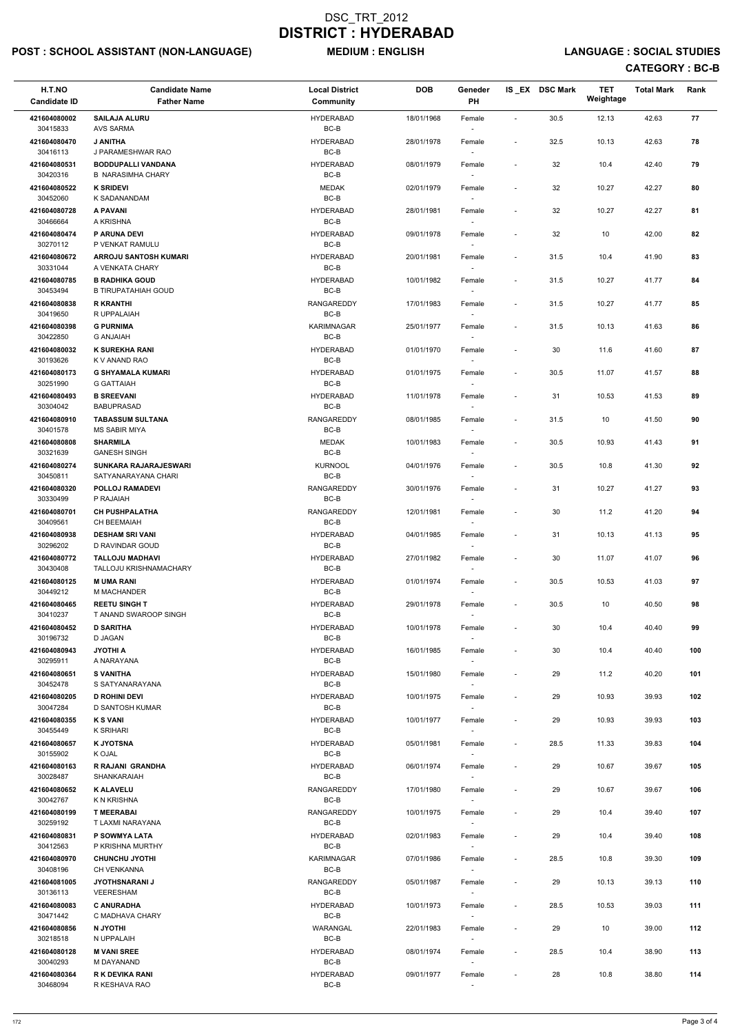# DSC_TRT_2012
# DISTRICT : HYDERABAD

**POST : SCHOOL ASSISTANT (NON-LANGUAGE)** **MEDIUM : ENGLISH** **LANGUAGE : SOCIAL STUDIES**

**CATEGORY : BC-B**

| H.T.NO / Candidate ID | Candidate Name / Father Name | Local District / Community | DOB | Geneder / PH | IS_EX | DSC Mark | TET Weightage | Total Mark | Rank |
|---|---|---|---|---|---|---|---|---|---|
| 421604080002 / 30415833 | **SAILAJA ALURU** / AVS SARMA | HYDERABAD / BC-B | 18/01/1968 | Female / - | - | 30.5 | 12.13 | 42.63 | 77 |
| 421604080470 / 30416113 | **J ANITHA** / J PARAMESHWAR RAO | HYDERABAD / BC-B | 28/01/1978 | Female / - | - | 32.5 | 10.13 | 42.63 | 78 |
| 421604080531 / 30420316 | **BODDUPALLI VANDANA** / B NARASIMHA CHARY | HYDERABAD / BC-B | 08/01/1979 | Female / - | - | 32 | 10.4 | 42.40 | 79 |
| 421604080522 / 30452060 | **K SRIDEVI** / K SADANANDAM | MEDAK / BC-B | 02/01/1979 | Female / - | - | 32 | 10.27 | 42.27 | 80 |
| 421604080728 / 30466664 | **A PAVANI** / A KRISHNA | HYDERABAD / BC-B | 28/01/1981 | Female / - | - | 32 | 10.27 | 42.27 | 81 |
| 421604080474 / 30270112 | **P ARUNA DEVI** / P VENKAT RAMULU | HYDERABAD / BC-B | 09/01/1978 | Female / - | - | 32 | 10 | 42.00 | 82 |
| 421604080672 / 30331044 | **ARROJU SANTOSH KUMARI** / A VENKATA CHARY | HYDERABAD / BC-B | 20/01/1981 | Female / - | - | 31.5 | 10.4 | 41.90 | 83 |
| 421604080785 / 30453494 | **B RADHIKA GOUD** / B TIRUPATAHIAH GOUD | HYDERABAD / BC-B | 10/01/1982 | Female / - | - | 31.5 | 10.27 | 41.77 | 84 |
| 421604080838 / 30419650 | **R KRANTHI** / R UPPALAIAH | RANGAREDDY / BC-B | 17/01/1983 | Female / - | - | 31.5 | 10.27 | 41.77 | 85 |
| 421604080398 / 30422850 | **G PURNIMA** / G ANJAIAH | KARIMNAGAR / BC-B | 25/01/1977 | Female / - | - | 31.5 | 10.13 | 41.63 | 86 |
| 421604080032 / 30193626 | **K SUREKHA RANI** / K V ANAND RAO | HYDERABAD / BC-B | 01/01/1970 | Female / - | - | 30 | 11.6 | 41.60 | 87 |
| 421604080173 / 30251990 | **G SHYAMALA KUMARI** / G GATTAIAH | HYDERABAD / BC-B | 01/01/1975 | Female / - | - | 30.5 | 11.07 | 41.57 | 88 |
| 421604080493 / 30304042 | **B SREEVANI** / BABUPRASAD | HYDERABAD / BC-B | 11/01/1978 | Female / - | - | 31 | 10.53 | 41.53 | 89 |
| 421604080910 / 30401578 | **TABASSUM SULTANA** / MS SABIR MIYA | RANGAREDDY / BC-B | 08/01/1985 | Female / - | - | 31.5 | 10 | 41.50 | 90 |
| 421604080808 / 30321639 | **SHARMILA** / GANESH SINGH | MEDAK / BC-B | 10/01/1983 | Female / - | - | 30.5 | 10.93 | 41.43 | 91 |
| 421604080274 / 30450811 | **SUNKARA RAJARAJESWARI** / SATYANARAYANA CHARI | KURNOOL / BC-B | 04/01/1976 | Female / - | - | 30.5 | 10.8 | 41.30 | 92 |
| 421604080320 / 30330499 | **POLLOJ RAMADEVI** / P RAJAIAH | RANGAREDDY / BC-B | 30/01/1976 | Female / - | - | 31 | 10.27 | 41.27 | 93 |
| 421604080701 / 30409561 | **CH PUSHPALATHA** / CH BEEMAIAH | RANGAREDDY / BC-B | 12/01/1981 | Female / - | - | 30 | 11.2 | 41.20 | 94 |
| 421604080938 / 30296202 | **DESHAM SRI VANI** / D RAVINDAR GOUD | HYDERABAD / BC-B | 04/01/1985 | Female / - | - | 31 | 10.13 | 41.13 | 95 |
| 421604080772 / 30430408 | **TALLOJU MADHAVI** / TALLOJU KRISHNAMACHARY | HYDERABAD / BC-B | 27/01/1982 | Female / - | - | 30 | 11.07 | 41.07 | 96 |
| 421604080125 / 30449212 | **M UMA RANI** / M MACHANDER | HYDERABAD / BC-B | 01/01/1974 | Female / - | - | 30.5 | 10.53 | 41.03 | 97 |
| 421604080465 / 30410237 | **REETU SINGH T** / T ANAND SWAROOP SINGH | HYDERABAD / BC-B | 29/01/1978 | Female / - | - | 30.5 | 10 | 40.50 | 98 |
| 421604080452 / 30196732 | **D SARITHA** / D JAGAN | HYDERABAD / BC-B | 10/01/1978 | Female / - | - | 30 | 10.4 | 40.40 | 99 |
| 421604080943 / 30295911 | **JYOTHI A** / A NARAYANA | HYDERABAD / BC-B | 16/01/1985 | Female / - | - | 30 | 10.4 | 40.40 | 100 |
| 421604080651 / 30452478 | **S VANITHA** / S SATYANARAYANA | HYDERABAD / BC-B | 15/01/1980 | Female / - | - | 29 | 11.2 | 40.20 | 101 |
| 421604080205 / 30047284 | **D ROHINI DEVI** / D SANTOSH KUMAR | HYDERABAD / BC-B | 10/01/1975 | Female / - | - | 29 | 10.93 | 39.93 | 102 |
| 421604080355 / 30455449 | **K S VANI** / K SRIHARI | HYDERABAD / BC-B | 10/01/1977 | Female / - | - | 29 | 10.93 | 39.93 | 103 |
| 421604080657 / 30155902 | **K JYOTSNA** / K OJAL | HYDERABAD / BC-B | 05/01/1981 | Female / - | - | 28.5 | 11.33 | 39.83 | 104 |
| 421604080163 / 30028487 | **R RAJANI GRANDHA** / SHANKARAIAH | HYDERABAD / BC-B | 06/01/1974 | Female / - | - | 29 | 10.67 | 39.67 | 105 |
| 421604080652 / 30042767 | **K ALAVELU** / K N KRISHNA | RANGAREDDY / BC-B | 17/01/1980 | Female / - | - | 29 | 10.67 | 39.67 | 106 |
| 421604080199 / 30259192 | **T MEERABAI** / T LAXMI NARAYANA | RANGAREDDY / BC-B | 10/01/1975 | Female / - | - | 29 | 10.4 | 39.40 | 107 |
| 421604080831 / 30412563 | **P SOWMYA LATA** / P KRISHNA MURTHY | HYDERABAD / BC-B | 02/01/1983 | Female / - | - | 29 | 10.4 | 39.40 | 108 |
| 421604080970 / 30408196 | **CHUNCHU JYOTHI** / CH VENKANNA | KARIMNAGAR / BC-B | 07/01/1986 | Female / - | - | 28.5 | 10.8 | 39.30 | 109 |
| 421604081005 / 30136113 | **JYOTHSNARANI J** / VEERESHAM | RANGAREDDY / BC-B | 05/01/1987 | Female / - | - | 29 | 10.13 | 39.13 | 110 |
| 421604080083 / 30471442 | **C ANURADHA** / C MADHAVA CHARY | HYDERABAD / BC-B | 10/01/1973 | Female / - | - | 28.5 | 10.53 | 39.03 | 111 |
| 421604080856 / 30218518 | **N JYOTHI** / N UPPALAIH | WARANGAL / BC-B | 22/01/1983 | Female / - | - | 29 | 10 | 39.00 | 112 |
| 421604080128 / 30040293 | **M VANI SREE** / M DAYANAND | HYDERABAD / BC-B | 08/01/1974 | Female / - | - | 28.5 | 10.4 | 38.90 | 113 |
| 421604080364 / 30468094 | **R K DEVIKA RANI** / R KESHAVA RAO | HYDERABAD / BC-B | 09/01/1977 | Female / - | - | 28 | 10.8 | 38.80 | 114 |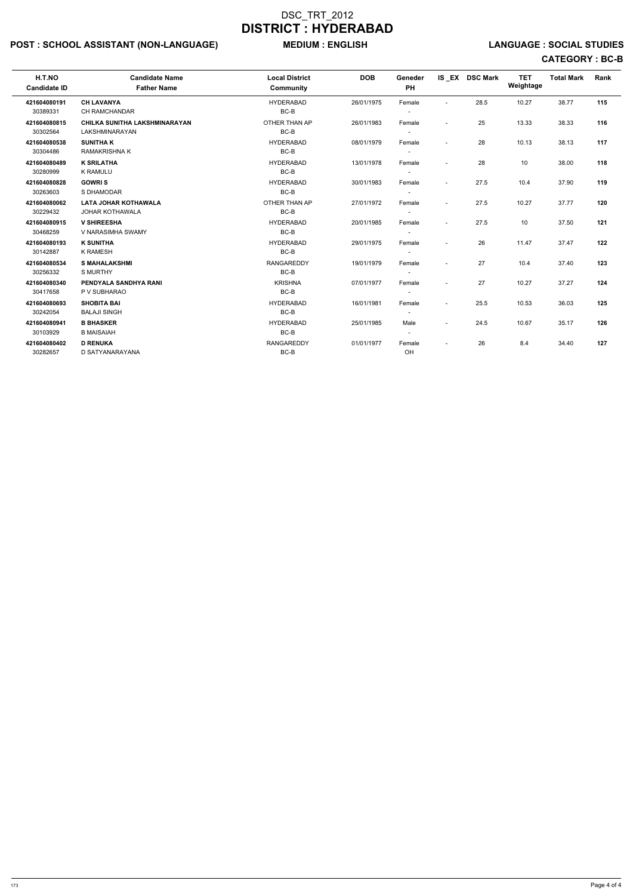# DSC_TRT_2012

# DISTRICT : HYDERABAD

**POST : SCHOOL ASSISTANT (NON-LANGUAGE)** **MEDIUM : ENGLISH** **LANGUAGE : SOCIAL STUDIES**

**CATEGORY : BC-B**

| H.T.NO<br>Candidate ID | Candidate Name<br>Father Name | Local District<br>Community | DOB | Geneder<br>PH | IS _EX | DSC Mark | TET Weightage | Total Mark | Rank |
|---|---|---|---|---|---|---|---|---|---|
| **421604080191**<br>30389331 | **CH LAVANYA**<br>CH RAMCHANDAR | HYDERABAD<br>BC-B | 26/01/1975 | Female<br>- | - | 28.5 | 10.27 | 38.77 | **115** |
| **421604080815**<br>30302564 | **CHILKA SUNITHA LAKSHMINARAYAN**<br>LAKSHMINARAYAN | OTHER THAN AP<br>BC-B | 26/01/1983 | Female<br>- | - | 25 | 13.33 | 38.33 | **116** |
| **421604080538**<br>30304486 | **SUNITHA K**<br>RAMAKRISHNA K | HYDERABAD<br>BC-B | 08/01/1979 | Female<br>- | - | 28 | 10.13 | 38.13 | **117** |
| **421604080489**<br>30280999 | **K SRILATHA**<br>K RAMULU | HYDERABAD<br>BC-B | 13/01/1978 | Female<br>- | - | 28 | 10 | 38.00 | **118** |
| **421604080828**<br>30263603 | **GOWRI S**<br>S DHAMODAR | HYDERABAD<br>BC-B | 30/01/1983 | Female<br>- | - | 27.5 | 10.4 | 37.90 | **119** |
| **421604080062**<br>30229432 | **LATA JOHAR KOTHAWALA**<br>JOHAR KOTHAWALA | OTHER THAN AP<br>BC-B | 27/01/1972 | Female<br>- | - | 27.5 | 10.27 | 37.77 | **120** |
| **421604080915**<br>30468259 | **V SHIREESHA**<br>V NARASIMHA SWAMY | HYDERABAD<br>BC-B | 20/01/1985 | Female<br>- | - | 27.5 | 10 | 37.50 | **121** |
| **421604080193**<br>30142887 | **K SUNITHA**<br>K RAMESH | HYDERABAD<br>BC-B | 29/01/1975 | Female<br>- | - | 26 | 11.47 | 37.47 | **122** |
| **421604080534**<br>30256332 | **S MAHALAKSHMI**<br>S MURTHY | RANGAREDDY<br>BC-B | 19/01/1979 | Female<br>- | - | 27 | 10.4 | 37.40 | **123** |
| **421604080340**<br>30417658 | **PENDYALA SANDHYA RANI**<br>P V SUBHARAO | KRISHNA<br>BC-B | 07/01/1977 | Female<br>- | - | 27 | 10.27 | 37.27 | **124** |
| **421604080693**<br>30242054 | **SHOBITA BAI**<br>BALAJI SINGH | HYDERABAD<br>BC-B | 16/01/1981 | Female<br>- | - | 25.5 | 10.53 | 36.03 | **125** |
| **421604080941**<br>30103929 | **B BHASKER**<br>B MAISAIAH | HYDERABAD<br>BC-B | 25/01/1985 | Male<br>- | - | 24.5 | 10.67 | 35.17 | **126** |
| **421604080402**<br>30282657 | **D RENUKA**<br>D SATYANARAYANA | RANGAREDDY<br>BC-B | 01/01/1977 | Female<br>OH | - | 26 | 8.4 | 34.40 | **127** |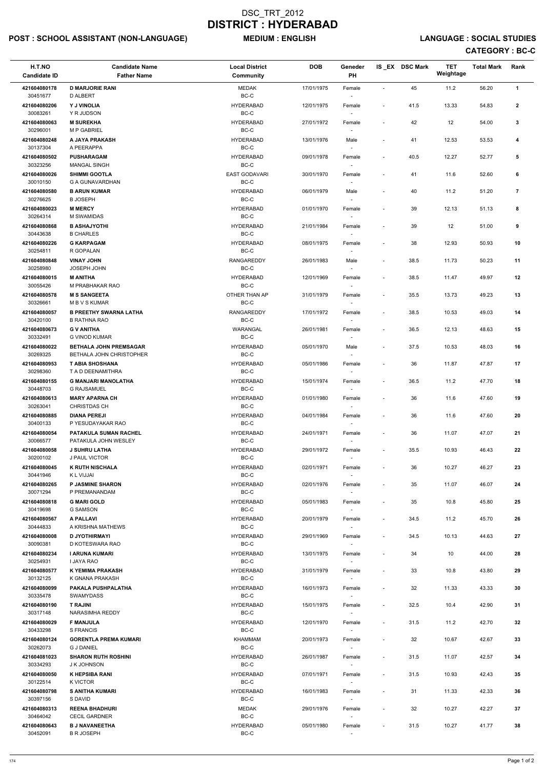# DSC_TRT_2012
# DISTRICT : HYDERABAD

**POST : SCHOOL ASSISTANT (NON-LANGUAGE)** **MEDIUM : ENGLISH** **LANGUAGE : SOCIAL STUDIES**

**CATEGORY : BC-C**

| H.T.NO<br>Candidate ID | Candidate Name<br>Father Name | Local District<br>Community | DOB | Geneder<br>PH | IS _EX | DSC Mark | TET Weightage | Total Mark | Rank |
|---|---|---|---|---|---|---|---|---|---|
| 421604080178<br>30451677 | **D MARJORIE RANI**<br>D ALBERT | MEDAK<br>BC-C | 17/01/1975 | Female<br>- | - | 45 | 11.2 | 56.20 | 1 |
| 421604080206<br>30083261 | **Y J VINOLIA**<br>Y R JUDSON | HYDERABAD<br>BC-C | 12/01/1975 | Female<br>- | - | 41.5 | 13.33 | 54.83 | 2 |
| 421604080063<br>30296001 | **M SUREKHA**<br>M P GABRIEL | HYDERABAD<br>BC-C | 27/01/1972 | Female<br>- | - | 42 | 12 | 54.00 | 3 |
| 421604080248<br>30137304 | **A JAYA PRAKASH**<br>A PEERAPPA | HYDERABAD<br>BC-C | 13/01/1976 | Male<br>- | - | 41 | 12.53 | 53.53 | 4 |
| 421604080502<br>30323256 | **PUSHARAGAM**<br>MANGAL SINGH | HYDERABAD<br>BC-C | 09/01/1978 | Female<br>- | - | 40.5 | 12.27 | 52.77 | 5 |
| 421604080026<br>30010150 | **SHIMMI GOOTLA**<br>G A GUNAVARDHAN | EAST GODAVARI<br>BC-C | 30/01/1970 | Female<br>- | - | 41 | 11.6 | 52.60 | 6 |
| 421604080580<br>30276625 | **B ARUN KUMAR**<br>B JOSEPH | HYDERABAD<br>BC-C | 06/01/1979 | Male<br>- | - | 40 | 11.2 | 51.20 | 7 |
| 421604080023<br>30264314 | **M MERCY**<br>M SWAMIDAS | HYDERABAD<br>BC-C | 01/01/1970 | Female<br>- | - | 39 | 12.13 | 51.13 | 8 |
| 421604080868<br>30443638 | **B ASHAJYOTHI**<br>B CHARLES | HYDERABAD<br>BC-C | 21/01/1984 | Female<br>- | - | 39 | 12 | 51.00 | 9 |
| 421604080226<br>30254811 | **G KARPAGAM**<br>R GOPALAN | HYDERABAD<br>BC-C | 08/01/1975 | Female<br>- | - | 38 | 12.93 | 50.93 | 10 |
| 421604080848<br>30258980 | **VINAY JOHN**<br>JOSEPH JOHN | RANGAREDDY<br>BC-C | 26/01/1983 | Male<br>- | - | 38.5 | 11.73 | 50.23 | 11 |
| 421604080015<br>30055426 | **M ANITHA**<br>M PRABHAKAR RAO | HYDERABAD<br>BC-C | 12/01/1969 | Female<br>- | - | 38.5 | 11.47 | 49.97 | 12 |
| 421604080578<br>30326661 | **M S SANGEETA**<br>M B V S KUMAR | OTHER THAN AP<br>BC-C | 31/01/1979 | Female<br>- | - | 35.5 | 13.73 | 49.23 | 13 |
| 421604080057<br>30420100 | **B PREETHY SWARNA LATHA**<br>B RATHNA RAO | RANGAREDDY<br>BC-C | 17/01/1972 | Female<br>- | - | 38.5 | 10.53 | 49.03 | 14 |
| 421604080673<br>30332491 | **G V ANITHA**<br>G VINOD KUMAR | WARANGAL<br>BC-C | 26/01/1981 | Female<br>- | - | 36.5 | 12.13 | 48.63 | 15 |
| 421604080022<br>30269325 | **BETHALA JOHN PREMSAGAR**<br>BETHALA JOHN CHRISTOPHER | HYDERABAD<br>BC-C | 05/01/1970 | Male<br>- | - | 37.5 | 10.53 | 48.03 | 16 |
| 421604080953<br>30298360 | **T ABIA SHOSHANA**<br>T A D DEENAMITHRA | HYDERABAD<br>BC-C | 05/01/1986 | Female<br>- | - | 36 | 11.87 | 47.87 | 17 |
| 421604080155<br>30448703 | **G MANJARI MANOLATHA**<br>G RAJSAMUEL | HYDERABAD<br>BC-C | 15/01/1974 | Female<br>- | - | 36.5 | 11.2 | 47.70 | 18 |
| 421604080613<br>30263041 | **MARY APARNA CH**<br>CHRISTDAS CH | HYDERABAD<br>BC-C | 01/01/1980 | Female<br>- | - | 36 | 11.6 | 47.60 | 19 |
| 421604080885<br>30400133 | **DIANA PEREJI**<br>P YESUDAYAKAR RAO | HYDERABAD<br>BC-C | 04/01/1984 | Female<br>- | - | 36 | 11.6 | 47.60 | 20 |
| 421604080054<br>30066577 | **PATAKULA SUMAN RACHEL**<br>PATAKULA JOHN WESLEY | HYDERABAD<br>BC-C | 24/01/1971 | Female<br>- | - | 36 | 11.07 | 47.07 | 21 |
| 421604080058<br>30200102 | **J SUHRU LATHA**<br>J PAUL VICTOR | HYDERABAD<br>BC-C | 29/01/1972 | Female<br>- | - | 35.5 | 10.93 | 46.43 | 22 |
| 421604080045<br>30441946 | **K RUTH NISCHALA**<br>K L VIJJAI | HYDERABAD<br>BC-C | 02/01/1971 | Female<br>- | - | 36 | 10.27 | 46.27 | 23 |
| 421604080265<br>30071294 | **P JASMINE SHARON**<br>P PREMANANDAM | HYDERABAD<br>BC-C | 02/01/1976 | Female<br>- | - | 35 | 11.07 | 46.07 | 24 |
| 421604080818<br>30419698 | **G MARI GOLD**<br>G SAMSON | HYDERABAD<br>BC-C | 05/01/1983 | Female<br>- | - | 35 | 10.8 | 45.80 | 25 |
| 421604080567<br>30444833 | **A PALLAVI**<br>A KRISHNA MATHEWS | HYDERABAD<br>BC-C | 20/01/1979 | Female<br>- | - | 34.5 | 11.2 | 45.70 | 26 |
| 421604080008<br>30090381 | **D JYOTHIRMAYI**<br>D KOTESWARA RAO | HYDERABAD<br>BC-C | 29/01/1969 | Female<br>- | - | 34.5 | 10.13 | 44.63 | 27 |
| 421604080234<br>30254931 | **I ARUNA KUMARI**<br>I JAYA RAO | HYDERABAD<br>BC-C | 13/01/1975 | Female<br>- | - | 34 | 10 | 44.00 | 28 |
| 421604080577<br>30132125 | **K YEMIMA PRAKASH**<br>K GNANA PRAKASH | HYDERABAD<br>BC-C | 31/01/1979 | Female<br>- | - | 33 | 10.8 | 43.80 | 29 |
| 421604080099<br>30335478 | **PAKALA PUSHPALATHA**<br>SWAMYDASS | HYDERABAD<br>BC-C | 16/01/1973 | Female<br>- | - | 32 | 11.33 | 43.33 | 30 |
| 421604080190<br>30317148 | **T RAJINI**<br>NARASIMHA REDDY | HYDERABAD<br>BC-C | 15/01/1975 | Female<br>- | - | 32.5 | 10.4 | 42.90 | 31 |
| 421604080029<br>30433298 | **F MANJULA**<br>S FRANCIS | HYDERABAD<br>BC-C | 12/01/1970 | Female<br>- | - | 31.5 | 11.2 | 42.70 | 32 |
| 421604080124<br>30262073 | **GORENTLA PREMA KUMARI**<br>G J DANIEL | KHAMMAM<br>BC-C | 20/01/1973 | Female<br>- | - | 32 | 10.67 | 42.67 | 33 |
| 421604081023<br>30334293 | **SHARON RUTH ROSHINI**<br>J K JOHNSON | HYDERABAD<br>BC-C | 26/01/1987 | Female<br>- | - | 31.5 | 11.07 | 42.57 | 34 |
| 421604080050<br>30122514 | **K HEPSIBA RANI**<br>K VICTOR | HYDERABAD<br>BC-C | 07/01/1971 | Female<br>- | - | 31.5 | 10.93 | 42.43 | 35 |
| 421604080798<br>30397156 | **S ANITHA KUMARI**<br>S DAVID | HYDERABAD<br>BC-C | 16/01/1983 | Female<br>- | - | 31 | 11.33 | 42.33 | 36 |
| 421604080313<br>30464042 | **REENA BHADHURI**<br>CECIL GARDNER | MEDAK<br>BC-C | 29/01/1976 | Female<br>- | - | 32 | 10.27 | 42.27 | 37 |
| 421604080643<br>30452091 | **B J NAVANEETHA**<br>B R JOSEPH | HYDERABAD<br>BC-C | 05/01/1980 | Female<br>- | - | 31.5 | 10.27 | 41.77 | 38 |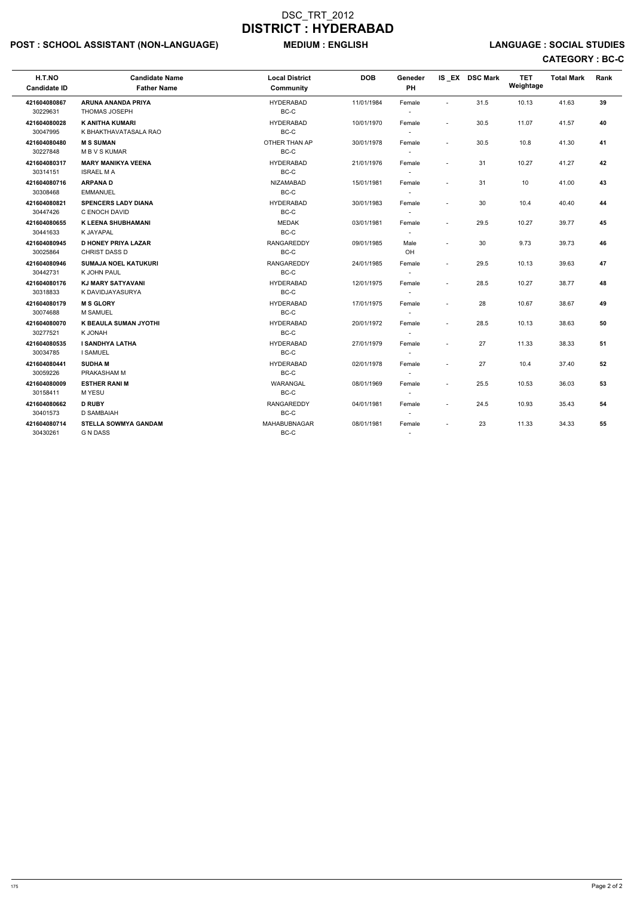# DSC_TRT_2012
# DISTRICT : HYDERABAD

**POST : SCHOOL ASSISTANT (NON-LANGUAGE)** **MEDIUM : ENGLISH** **LANGUAGE : SOCIAL STUDIES**

**CATEGORY : BC-C**

| H.T.NO<br>Candidate ID | Candidate Name<br>Father Name | Local District<br>Community | DOB | Geneder<br>PH | IS _EX | DSC Mark | TET Weightage | Total Mark | Rank |
|---|---|---|---|---|---|---|---|---|---|
| 421604080867<br>30229631 | ARUNA ANANDA PRIYA<br>THOMAS JOSEPH | HYDERABAD<br>BC-C | 11/01/1984 | Female<br>- | - | 31.5 | 10.13 | 41.63 | 39 |
| 421604080028<br>30047995 | K ANITHA KUMARI<br>K BHAKTHAVATASALA RAO | HYDERABAD<br>BC-C | 10/01/1970 | Female<br>- | - | 30.5 | 11.07 | 41.57 | 40 |
| 421604080480<br>30227848 | M S SUMAN<br>M B V S KUMAR | OTHER THAN AP<br>BC-C | 30/01/1978 | Female<br>- | - | 30.5 | 10.8 | 41.30 | 41 |
| 421604080317<br>30314151 | MARY MANIKYA VEENA<br>ISRAEL M A | HYDERABAD<br>BC-C | 21/01/1976 | Female<br>- | - | 31 | 10.27 | 41.27 | 42 |
| 421604080716<br>30308468 | ARPANA D<br>EMMANUEL | NIZAMABAD<br>BC-C | 15/01/1981 | Female<br>- | - | 31 | 10 | 41.00 | 43 |
| 421604080821<br>30447426 | SPENCERS LADY DIANA<br>C ENOCH DAVID | HYDERABAD<br>BC-C | 30/01/1983 | Female<br>- | - | 30 | 10.4 | 40.40 | 44 |
| 421604080655<br>30441633 | K LEENA SHUBHAMANI<br>K JAYAPAL | MEDAK<br>BC-C | 03/01/1981 | Female<br>- | - | 29.5 | 10.27 | 39.77 | 45 |
| 421604080945<br>30025864 | D HONEY PRIYA LAZAR<br>CHRIST DASS D | RANGAREDDY<br>BC-C | 09/01/1985 | Male<br>OH | - | 30 | 9.73 | 39.73 | 46 |
| 421604080946<br>30442731 | SUMAJA NOEL KATUKURI<br>K JOHN PAUL | RANGAREDDY<br>BC-C | 24/01/1985 | Female<br>- | - | 29.5 | 10.13 | 39.63 | 47 |
| 421604080176<br>30318833 | KJ MARY SATYAVANI<br>K DAVIDJAYASURYA | HYDERABAD<br>BC-C | 12/01/1975 | Female<br>- | - | 28.5 | 10.27 | 38.77 | 48 |
| 421604080179<br>30074688 | M S GLORY<br>M SAMUEL | HYDERABAD<br>BC-C | 17/01/1975 | Female<br>- | - | 28 | 10.67 | 38.67 | 49 |
| 421604080070<br>30277521 | K BEAULA SUMAN JYOTHI<br>K JONAH | HYDERABAD<br>BC-C | 20/01/1972 | Female<br>- | - | 28.5 | 10.13 | 38.63 | 50 |
| 421604080535<br>30034785 | I SANDHYA LATHA<br>I SAMUEL | HYDERABAD<br>BC-C | 27/01/1979 | Female<br>- | - | 27 | 11.33 | 38.33 | 51 |
| 421604080441<br>30059226 | SUDHA M<br>PRAKASHAM M | HYDERABAD<br>BC-C | 02/01/1978 | Female<br>- | - | 27 | 10.4 | 37.40 | 52 |
| 421604080009<br>30158411 | ESTHER RANI M<br>M YESU | WARANGAL<br>BC-C | 08/01/1969 | Female<br>- | - | 25.5 | 10.53 | 36.03 | 53 |
| 421604080662<br>30401573 | D RUBY<br>D SAMBAIAH | RANGAREDDY<br>BC-C | 04/01/1981 | Female<br>- | - | 24.5 | 10.93 | 35.43 | 54 |
| 421604080714<br>30430261 | STELLA SOWMYA GANDAM<br>G N DASS | MAHABUBNAGAR<br>BC-C | 08/01/1981 | Female<br>- | - | 23 | 11.33 | 34.33 | 55 |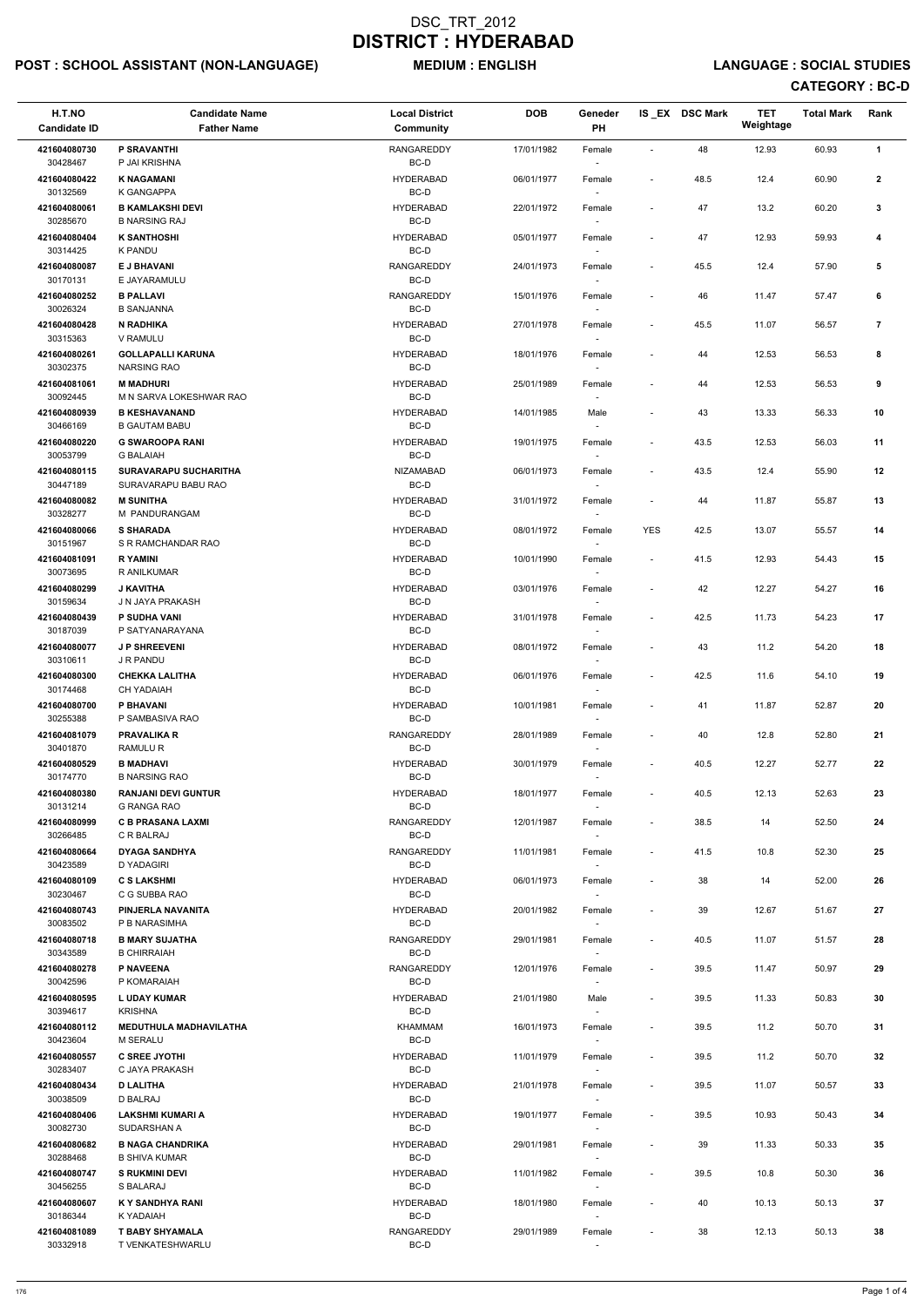# DSC_TRT_2012
# DISTRICT : HYDERABAD

**POST : SCHOOL ASSISTANT (NON-LANGUAGE)** **MEDIUM : ENGLISH** **LANGUAGE : SOCIAL STUDIES**

**CATEGORY : BC-D**

| H.T.NO<br>Candidate ID | Candidate Name<br>Father Name | Local District<br>Community | DOB | Geneder<br>PH | IS _EX | DSC Mark | TET Weightage | Total Mark | Rank |
|---|---|---|---|---|---|---|---|---|---|
| 421604080730<br>30428467 | P SRAVANTHI<br>P JAI KRISHNA | RANGAREDDY<br>BC-D | 17/01/1982 | Female<br>- | - | 48 | 12.93 | 60.93 | 1 |
| 421604080422<br>30132569 | K NAGAMANI<br>K GANGAPPA | HYDERABAD<br>BC-D | 06/01/1977 | Female<br>- | - | 48.5 | 12.4 | 60.90 | 2 |
| 421604080061<br>30285670 | B KAMLAKSHI DEVI<br>B NARSING RAJ | HYDERABAD<br>BC-D | 22/01/1972 | Female<br>- | - | 47 | 13.2 | 60.20 | 3 |
| 421604080404<br>30314425 | K SANTHOSHI<br>K PANDU | HYDERABAD<br>BC-D | 05/01/1977 | Female<br>- | - | 47 | 12.93 | 59.93 | 4 |
| 421604080087<br>30170131 | E J BHAVANI<br>E JAYARAMULU | RANGAREDDY<br>BC-D | 24/01/1973 | Female<br>- | - | 45.5 | 12.4 | 57.90 | 5 |
| 421604080252<br>30026324 | B PALLAVI<br>B SANJANNA | RANGAREDDY<br>BC-D | 15/01/1976 | Female<br>- | - | 46 | 11.47 | 57.47 | 6 |
| 421604080428<br>30315363 | N RADHIKA<br>V RAMULU | HYDERABAD<br>BC-D | 27/01/1978 | Female<br>- | - | 45.5 | 11.07 | 56.57 | 7 |
| 421604080261<br>30302375 | GOLLAPALLI KARUNA<br>NARSING RAO | HYDERABAD<br>BC-D | 18/01/1976 | Female<br>- | - | 44 | 12.53 | 56.53 | 8 |
| 421604081061<br>30092445 | M MADHURI<br>M N SARVA LOKESHWAR RAO | HYDERABAD<br>BC-D | 25/01/1989 | Female<br>- | - | 44 | 12.53 | 56.53 | 9 |
| 421604080939<br>30466169 | B KESHAVANAND<br>B GAUTAM BABU | HYDERABAD<br>BC-D | 14/01/1985 | Male<br>- | - | 43 | 13.33 | 56.33 | 10 |
| 421604080220<br>30053799 | G SWAROOPA RANI<br>G BALAIAH | HYDERABAD<br>BC-D | 19/01/1975 | Female<br>- | - | 43.5 | 12.53 | 56.03 | 11 |
| 421604080115<br>30447189 | SURAVARAPU SUCHARITHA<br>SURAVARAPU BABU RAO | NIZAMABAD<br>BC-D | 06/01/1973 | Female<br>- | - | 43.5 | 12.4 | 55.90 | 12 |
| 421604080082<br>30328277 | M SUNITHA<br>M PANDURANGAM | HYDERABAD<br>BC-D | 31/01/1972 | Female<br>- | - | 44 | 11.87 | 55.87 | 13 |
| 421604080066<br>30151967 | S SHARADA<br>S R RAMCHANDAR RAO | HYDERABAD<br>BC-D | 08/01/1972 | Female<br>- | YES | 42.5 | 13.07 | 55.57 | 14 |
| 421604081091<br>30073695 | R YAMINI<br>R ANILKUMAR | HYDERABAD<br>BC-D | 10/01/1990 | Female<br>- | - | 41.5 | 12.93 | 54.43 | 15 |
| 421604080299<br>30159634 | J KAVITHA<br>J N JAYA PRAKASH | HYDERABAD<br>BC-D | 03/01/1976 | Female<br>- | - | 42 | 12.27 | 54.27 | 16 |
| 421604080439<br>30187039 | P SUDHA VANI<br>P SATYANARAYANA | HYDERABAD<br>BC-D | 31/01/1978 | Female<br>- | - | 42.5 | 11.73 | 54.23 | 17 |
| 421604080077<br>30310611 | J P SHREEVENI<br>J R PANDU | HYDERABAD<br>BC-D | 08/01/1972 | Female<br>- | - | 43 | 11.2 | 54.20 | 18 |
| 421604080300<br>30174468 | CHEKKA LALITHA<br>CH YADAIAH | HYDERABAD<br>BC-D | 06/01/1976 | Female<br>- | - | 42.5 | 11.6 | 54.10 | 19 |
| 421604080700<br>30255388 | P BHAVANI<br>P SAMBASIVA RAO | HYDERABAD<br>BC-D | 10/01/1981 | Female<br>- | - | 41 | 11.87 | 52.87 | 20 |
| 421604081079<br>30401870 | PRAVALIKA R<br>RAMULU R | RANGAREDDY<br>BC-D | 28/01/1989 | Female<br>- | - | 40 | 12.8 | 52.80 | 21 |
| 421604080529<br>30174770 | B MADHAVI<br>B NARSING RAO | HYDERABAD<br>BC-D | 30/01/1979 | Female<br>- | - | 40.5 | 12.27 | 52.77 | 22 |
| 421604080380<br>30131214 | RANJANI DEVI GUNTUR<br>G RANGA RAO | HYDERABAD<br>BC-D | 18/01/1977 | Female<br>- | - | 40.5 | 12.13 | 52.63 | 23 |
| 421604080999<br>30266485 | C B PRASANA LAXMI<br>C R BALRAJ | RANGAREDDY<br>BC-D | 12/01/1987 | Female<br>- | - | 38.5 | 14 | 52.50 | 24 |
| 421604080664<br>30423589 | DYAGA SANDHYA<br>D YADAGIRI | RANGAREDDY<br>BC-D | 11/01/1981 | Female<br>- | - | 41.5 | 10.8 | 52.30 | 25 |
| 421604080109<br>30230467 | C S LAKSHMI<br>C G SUBBA RAO | HYDERABAD<br>BC-D | 06/01/1973 | Female<br>- | - | 38 | 14 | 52.00 | 26 |
| 421604080743<br>30083502 | PINJERLA NAVANITA<br>P B NARASIMHA | HYDERABAD<br>BC-D | 20/01/1982 | Female<br>- | - | 39 | 12.67 | 51.67 | 27 |
| 421604080718<br>30343589 | B MARY SUJATHA<br>B CHIRRAIAH | RANGAREDDY<br>BC-D | 29/01/1981 | Female<br>- | - | 40.5 | 11.07 | 51.57 | 28 |
| 421604080278<br>30042596 | P NAVEENA<br>P KOMARAIAH | RANGAREDDY<br>BC-D | 12/01/1976 | Female<br>- | - | 39.5 | 11.47 | 50.97 | 29 |
| 421604080595<br>30394617 | L UDAY KUMAR<br>KRISHNA | HYDERABAD<br>BC-D | 21/01/1980 | Male<br>- | - | 39.5 | 11.33 | 50.83 | 30 |
| 421604080112<br>30423604 | MEDUTHULA MADHAVILATHA<br>M SERALU | KHAMMAM<br>BC-D | 16/01/1973 | Female<br>- | - | 39.5 | 11.2 | 50.70 | 31 |
| 421604080557<br>30283407 | C SREE JYOTHI<br>C JAYA PRAKASH | HYDERABAD<br>BC-D | 11/01/1979 | Female<br>- | - | 39.5 | 11.2 | 50.70 | 32 |
| 421604080434<br>30038509 | D LALITHA<br>D BALRAJ | HYDERABAD<br>BC-D | 21/01/1978 | Female<br>- | - | 39.5 | 11.07 | 50.57 | 33 |
| 421604080406<br>30082730 | LAKSHMI KUMARI A<br>SUDARSHAN A | HYDERABAD<br>BC-D | 19/01/1977 | Female<br>- | - | 39.5 | 10.93 | 50.43 | 34 |
| 421604080682<br>30288468 | B NAGA CHANDRIKA<br>B SHIVA KUMAR | HYDERABAD<br>BC-D | 29/01/1981 | Female<br>- | - | 39 | 11.33 | 50.33 | 35 |
| 421604080747<br>30456255 | S RUKMINI DEVI<br>S BALARAJ | HYDERABAD<br>BC-D | 11/01/1982 | Female<br>- | - | 39.5 | 10.8 | 50.30 | 36 |
| 421604080607<br>30186344 | K Y SANDHYA RANI<br>K YADAIAH | HYDERABAD<br>BC-D | 18/01/1980 | Female<br>- | - | 40 | 10.13 | 50.13 | 37 |
| 421604081089<br>30332918 | T BABY SHYAMALA<br>T VENKATESHWARLU | RANGAREDDY<br>BC-D | 29/01/1989 | Female<br>- | - | 38 | 12.13 | 50.13 | 38 |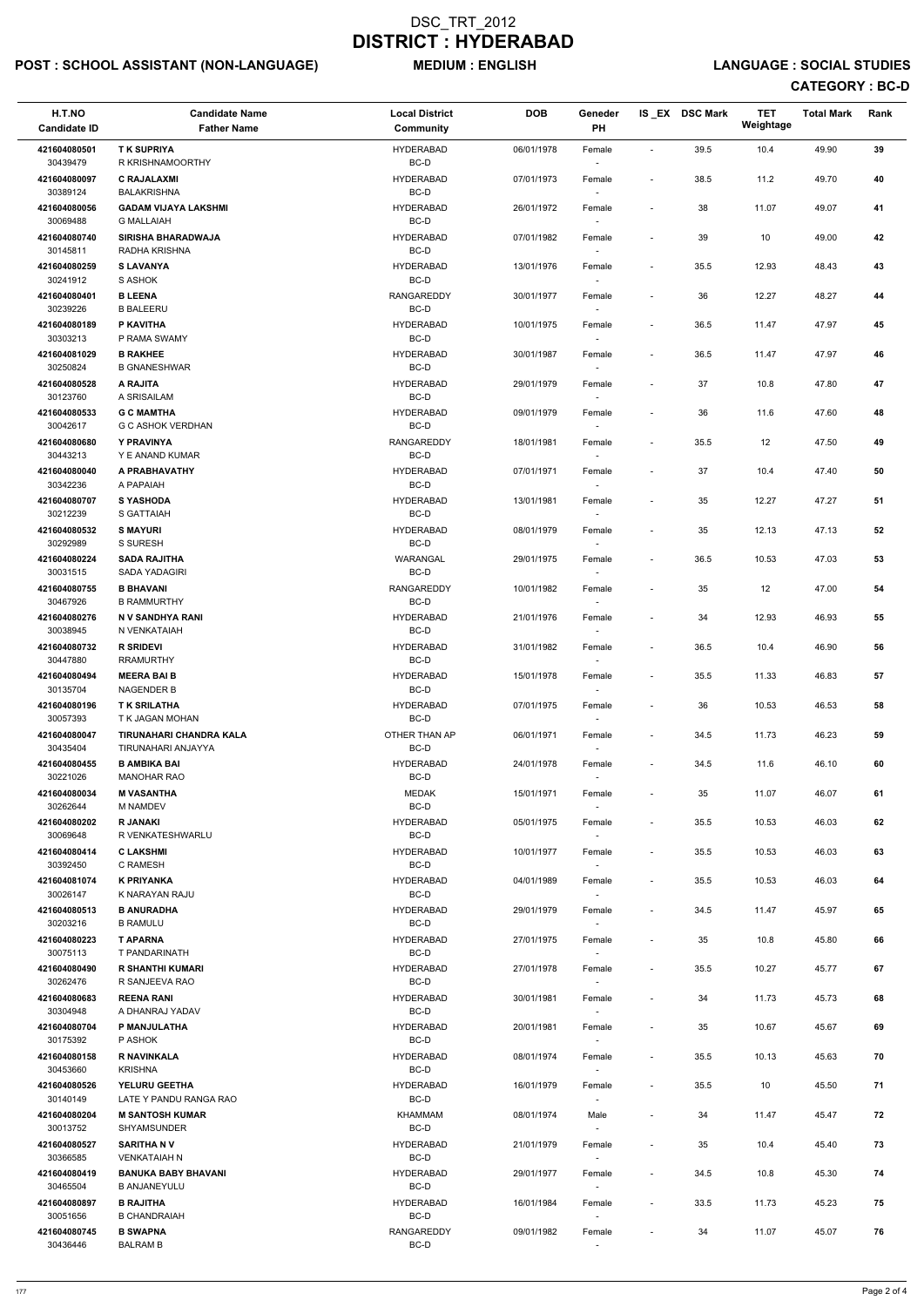# DSC_TRT_2012

# DISTRICT : HYDERABAD

**POST : SCHOOL ASSISTANT (NON-LANGUAGE)** **MEDIUM : ENGLISH** **LANGUAGE : SOCIAL STUDIES**

**CATEGORY : BC-D**

| H.T.NO<br>Candidate ID | Candidate Name<br>Father Name | Local District<br>Community | DOB | Geneder<br>PH | IS _EX | DSC Mark | TET<br>Weightage | Total Mark | Rank |
|---|---|---|---|---|---|---|---|---|---|
| 421604080501<br>30439479 | T K SUPRIYA<br>R KRISHNAMOORTHY | HYDERABAD<br>BC-D | 06/01/1978 | Female<br>- | - | 39.5 | 10.4 | 49.90 | 39 |
| 421604080097<br>30389124 | C RAJALAXMI<br>BALAKRISHNA | HYDERABAD<br>BC-D | 07/01/1973 | Female<br>- | - | 38.5 | 11.2 | 49.70 | 40 |
| 421604080056<br>30069488 | GADAM VIJAYA LAKSHMI<br>G MALLAIAH | HYDERABAD<br>BC-D | 26/01/1972 | Female<br>- | - | 38 | 11.07 | 49.07 | 41 |
| 421604080740<br>30145811 | SIRISHA BHARADWAJA<br>RADHA KRISHNA | HYDERABAD<br>BC-D | 07/01/1982 | Female<br>- | - | 39 | 10 | 49.00 | 42 |
| 421604080259<br>30241912 | S LAVANYA<br>S ASHOK | HYDERABAD<br>BC-D | 13/01/1976 | Female<br>- | - | 35.5 | 12.93 | 48.43 | 43 |
| 421604080401<br>30239226 | B LEENA<br>B BALEERU | RANGAREDDY<br>BC-D | 30/01/1977 | Female<br>- | - | 36 | 12.27 | 48.27 | 44 |
| 421604080189<br>30303213 | P KAVITHA<br>P RAMA SWAMY | HYDERABAD<br>BC-D | 10/01/1975 | Female<br>- | - | 36.5 | 11.47 | 47.97 | 45 |
| 421604081029<br>30250824 | B RAKHEE<br>B GNANESHWAR | HYDERABAD<br>BC-D | 30/01/1987 | Female<br>- | - | 36.5 | 11.47 | 47.97 | 46 |
| 421604080528<br>30123760 | A RAJITA<br>A SRISAILAM | HYDERABAD<br>BC-D | 29/01/1979 | Female<br>- | - | 37 | 10.8 | 47.80 | 47 |
| 421604080533<br>30042617 | G C MAMTHA<br>G C ASHOK VERDHAN | HYDERABAD<br>BC-D | 09/01/1979 | Female<br>- | - | 36 | 11.6 | 47.60 | 48 |
| 421604080680<br>30443213 | Y PRAVINYA<br>Y E ANAND KUMAR | RANGAREDDY<br>BC-D | 18/01/1981 | Female<br>- | - | 35.5 | 12 | 47.50 | 49 |
| 421604080040<br>30342236 | A PRABHAVATHY<br>A PAPAIAH | HYDERABAD<br>BC-D | 07/01/1971 | Female<br>- | - | 37 | 10.4 | 47.40 | 50 |
| 421604080707<br>30212239 | S YASHODA<br>S GATTAIAH | HYDERABAD<br>BC-D | 13/01/1981 | Female<br>- | - | 35 | 12.27 | 47.27 | 51 |
| 421604080532<br>30292989 | S MAYURI<br>S SURESH | HYDERABAD<br>BC-D | 08/01/1979 | Female<br>- | - | 35 | 12.13 | 47.13 | 52 |
| 421604080224<br>30031515 | SADA RAJITHA<br>SADA YADAGIRI | WARANGAL<br>BC-D | 29/01/1975 | Female<br>- | - | 36.5 | 10.53 | 47.03 | 53 |
| 421604080755<br>30467926 | B BHAVANI<br>B RAMMURTHY | RANGAREDDY<br>BC-D | 10/01/1982 | Female<br>- | - | 35 | 12 | 47.00 | 54 |
| 421604080276<br>30038945 | N V SANDHYA RANI<br>N VENKATAIAH | HYDERABAD<br>BC-D | 21/01/1976 | Female<br>- | - | 34 | 12.93 | 46.93 | 55 |
| 421604080732<br>30447880 | R SRIDEVI<br>RRAMURTHY | HYDERABAD<br>BC-D | 31/01/1982 | Female<br>- | - | 36.5 | 10.4 | 46.90 | 56 |
| 421604080494<br>30135704 | MEERA BAI B<br>NAGENDER B | HYDERABAD<br>BC-D | 15/01/1978 | Female<br>- | - | 35.5 | 11.33 | 46.83 | 57 |
| 421604080196<br>30057393 | T K SRILATHA<br>T K JAGAN MOHAN | HYDERABAD<br>BC-D | 07/01/1975 | Female<br>- | - | 36 | 10.53 | 46.53 | 58 |
| 421604080047<br>30435404 | TIRUNAHARI CHANDRA KALA<br>TIRUNAHARI ANJAYYA | OTHER THAN AP<br>BC-D | 06/01/1971 | Female<br>- | - | 34.5 | 11.73 | 46.23 | 59 |
| 421604080455<br>30221026 | B AMBIKA BAI<br>MANOHAR RAO | HYDERABAD<br>BC-D | 24/01/1978 | Female<br>- | - | 34.5 | 11.6 | 46.10 | 60 |
| 421604080034<br>30262644 | M VASANTHA<br>M NAMDEV | MEDAK<br>BC-D | 15/01/1971 | Female<br>- | - | 35 | 11.07 | 46.07 | 61 |
| 421604080202<br>30069648 | R JANAKI<br>R VENKATESHWARLU | HYDERABAD<br>BC-D | 05/01/1975 | Female<br>- | - | 35.5 | 10.53 | 46.03 | 62 |
| 421604080414<br>30392450 | C LAKSHMI<br>C RAMESH | HYDERABAD<br>BC-D | 10/01/1977 | Female<br>- | - | 35.5 | 10.53 | 46.03 | 63 |
| 421604081074<br>30026147 | K PRIYANKA<br>K NARAYAN RAJU | HYDERABAD<br>BC-D | 04/01/1989 | Female<br>- | - | 35.5 | 10.53 | 46.03 | 64 |
| 421604080513<br>30203216 | B ANURADHA<br>B RAMULU | HYDERABAD<br>BC-D | 29/01/1979 | Female<br>- | - | 34.5 | 11.47 | 45.97 | 65 |
| 421604080223<br>30075113 | T APARNA<br>T PANDARINATH | HYDERABAD<br>BC-D | 27/01/1975 | Female<br>- | - | 35 | 10.8 | 45.80 | 66 |
| 421604080490<br>30262476 | R SHANTHI KUMARI<br>R SANJEEVA RAO | HYDERABAD<br>BC-D | 27/01/1978 | Female<br>- | - | 35.5 | 10.27 | 45.77 | 67 |
| 421604080683<br>30304948 | REENA RANI<br>A DHANRAJ YADAV | HYDERABAD<br>BC-D | 30/01/1981 | Female<br>- | - | 34 | 11.73 | 45.73 | 68 |
| 421604080704<br>30175392 | P MANJULATHA<br>P ASHOK | HYDERABAD<br>BC-D | 20/01/1981 | Female<br>- | - | 35 | 10.67 | 45.67 | 69 |
| 421604080158<br>30453660 | R NAVINKALA<br>KRISHNA | HYDERABAD<br>BC-D | 08/01/1974 | Female<br>- | - | 35.5 | 10.13 | 45.63 | 70 |
| 421604080526<br>30140149 | YELURU GEETHA<br>LATE Y PANDU RANGA RAO | HYDERABAD<br>BC-D | 16/01/1979 | Female<br>- | - | 35.5 | 10 | 45.50 | 71 |
| 421604080204<br>30013752 | M SANTOSH KUMAR<br>SHYAMSUNDER | KHAMMAM<br>BC-D | 08/01/1974 | Male<br>- | - | 34 | 11.47 | 45.47 | 72 |
| 421604080527<br>30366585 | SARITHA N V<br>VENKATAIAH N | HYDERABAD<br>BC-D | 21/01/1979 | Female<br>- | - | 35 | 10.4 | 45.40 | 73 |
| 421604080419<br>30465504 | BANUKA BABY BHAVANI<br>B ANJANEYULU | HYDERABAD<br>BC-D | 29/01/1977 | Female<br>- | - | 34.5 | 10.8 | 45.30 | 74 |
| 421604080897<br>30051656 | B RAJITHA<br>B CHANDRAIAH | HYDERABAD<br>BC-D | 16/01/1984 | Female<br>- | - | 33.5 | 11.73 | 45.23 | 75 |
| 421604080745<br>30436446 | B SWAPNA<br>BALRAM B | RANGAREDDY<br>BC-D | 09/01/1982 | Female<br>- | - | 34 | 11.07 | 45.07 | 76 |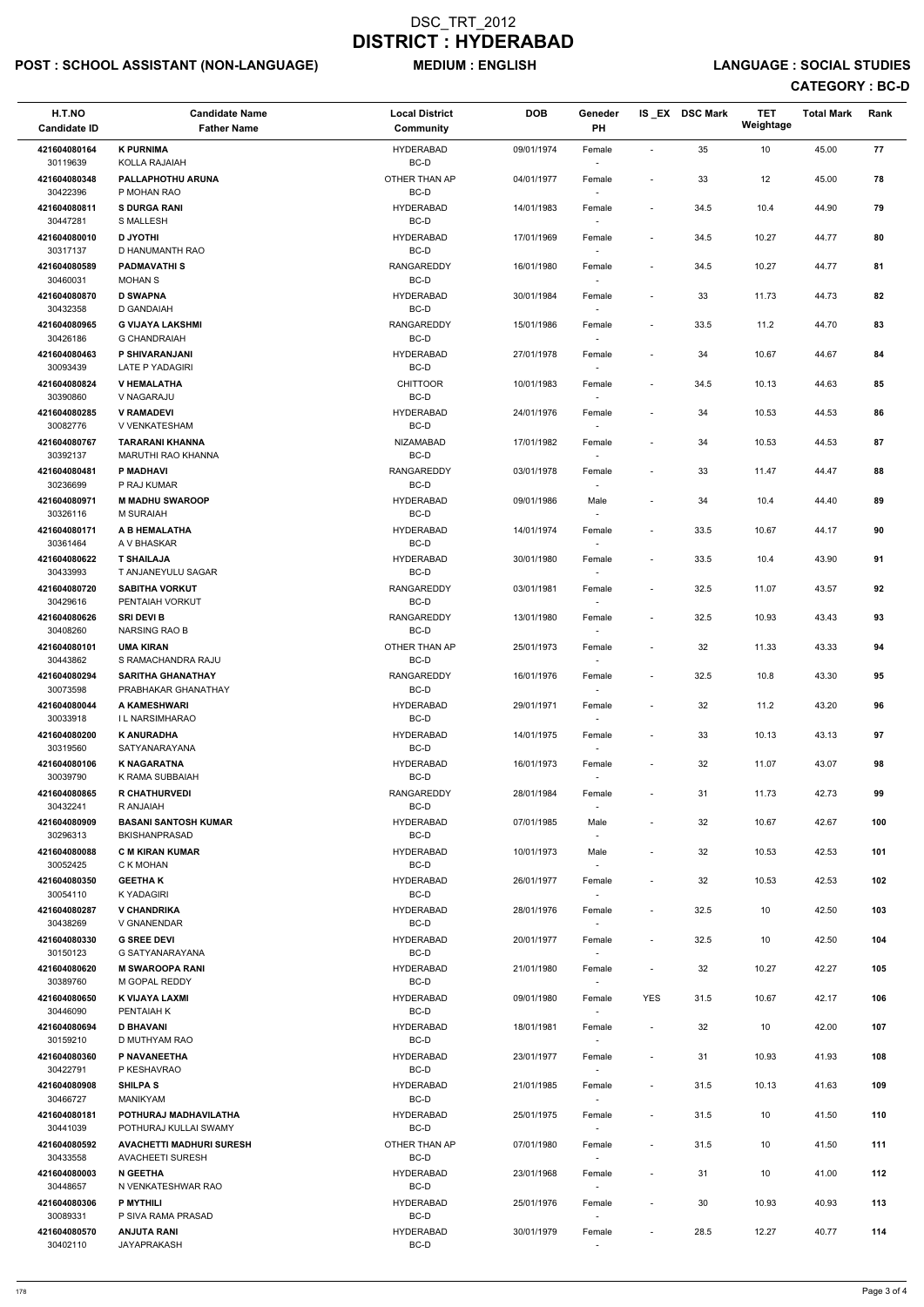# DSC_TRT_2012
# DISTRICT : HYDERABAD

**POST : SCHOOL ASSISTANT (NON-LANGUAGE)** **MEDIUM : ENGLISH** **LANGUAGE : SOCIAL STUDIES**

**CATEGORY : BC-D**

| H.T.NO<br>Candidate ID | Candidate Name<br>Father Name | Local District<br>Community | DOB | Geneder<br>PH | IS _EX | DSC Mark | TET Weightage | Total Mark | Rank |
|---|---|---|---|---|---|---|---|---|---|
| 421604080164<br>30119639 | **K PURNIMA**<br>KOLLA RAJAIAH | HYDERABAD<br>BC-D | 09/01/1974 | Female<br>- | - | 35 | 10 | 45.00 | 77 |
| 421604080348<br>30422396 | **PALLAPHOTHU ARUNA**<br>P MOHAN RAO | OTHER THAN AP<br>BC-D | 04/01/1977 | Female<br>- | - | 33 | 12 | 45.00 | 78 |
| 421604080811<br>30447281 | **S DURGA RANI**<br>S MALLESH | HYDERABAD<br>BC-D | 14/01/1983 | Female<br>- | - | 34.5 | 10.4 | 44.90 | 79 |
| 421604080010<br>30317137 | **D JYOTHI**<br>D HANUMANTH RAO | HYDERABAD<br>BC-D | 17/01/1969 | Female<br>- | - | 34.5 | 10.27 | 44.77 | 80 |
| 421604080589<br>30460031 | **PADMAVATHI S**<br>MOHAN S | RANGAREDDY<br>BC-D | 16/01/1980 | Female<br>- | - | 34.5 | 10.27 | 44.77 | 81 |
| 421604080870<br>30432358 | **D SWAPNA**<br>D GANDAIAH | HYDERABAD<br>BC-D | 30/01/1984 | Female<br>- | - | 33 | 11.73 | 44.73 | 82 |
| 421604080965<br>30426186 | **G VIJAYA LAKSHMI**<br>G CHANDRAIAH | RANGAREDDY<br>BC-D | 15/01/1986 | Female<br>- | - | 33.5 | 11.2 | 44.70 | 83 |
| 421604080463<br>30093439 | **P SHIVARANJANI**<br>LATE P YADAGIRI | HYDERABAD<br>BC-D | 27/01/1978 | Female<br>- | - | 34 | 10.67 | 44.67 | 84 |
| 421604080824<br>30390860 | **V HEMALATHA**<br>V NAGARAJU | CHITTOOR<br>BC-D | 10/01/1983 | Female<br>- | - | 34.5 | 10.13 | 44.63 | 85 |
| 421604080285<br>30082776 | **V RAMADEVI**<br>V VENKATESHAM | HYDERABAD<br>BC-D | 24/01/1976 | Female<br>- | - | 34 | 10.53 | 44.53 | 86 |
| 421604080767<br>30392137 | **TARARANI KHANNA**<br>MARUTHI RAO KHANNA | NIZAMABAD<br>BC-D | 17/01/1982 | Female<br>- | - | 34 | 10.53 | 44.53 | 87 |
| 421604080481<br>30236699 | **P MADHAVI**<br>P RAJ KUMAR | RANGAREDDY<br>BC-D | 03/01/1978 | Female<br>- | - | 33 | 11.47 | 44.47 | 88 |
| 421604080971<br>30326116 | **M MADHU SWAROOP**<br>M SURAIAH | HYDERABAD<br>BC-D | 09/01/1986 | Male<br>- | - | 34 | 10.4 | 44.40 | 89 |
| 421604080171<br>30361464 | **A B HEMALATHA**<br>A V BHASKAR | HYDERABAD<br>BC-D | 14/01/1974 | Female<br>- | - | 33.5 | 10.67 | 44.17 | 90 |
| 421604080622<br>30433993 | **T SHAILAJA**<br>T ANJANEYULU SAGAR | HYDERABAD<br>BC-D | 30/01/1980 | Female<br>- | - | 33.5 | 10.4 | 43.90 | 91 |
| 421604080720<br>30429616 | **SABITHA VORKUT**<br>PENTAIAH VORKUT | RANGAREDDY<br>BC-D | 03/01/1981 | Female<br>- | - | 32.5 | 11.07 | 43.57 | 92 |
| 421604080626<br>30408260 | **SRI DEVI B**<br>NARSING RAO B | RANGAREDDY<br>BC-D | 13/01/1980 | Female<br>- | - | 32.5 | 10.93 | 43.43 | 93 |
| 421604080101<br>30443862 | **UMA KIRAN**<br>S RAMACHANDRA RAJU | OTHER THAN AP<br>BC-D | 25/01/1973 | Female<br>- | - | 32 | 11.33 | 43.33 | 94 |
| 421604080294<br>30073598 | **SARITHA GHANATHAY**<br>PRABHAKAR GHANATHAY | RANGAREDDY<br>BC-D | 16/01/1976 | Female<br>- | - | 32.5 | 10.8 | 43.30 | 95 |
| 421604080044<br>30033918 | **A KAMESHWARI**<br>I L NARSIMHARAO | HYDERABAD<br>BC-D | 29/01/1971 | Female<br>- | - | 32 | 11.2 | 43.20 | 96 |
| 421604080200<br>30319560 | **K ANURADHA**<br>SATYANARAYANA | HYDERABAD<br>BC-D | 14/01/1975 | Female<br>- | - | 33 | 10.13 | 43.13 | 97 |
| 421604080106<br>30039790 | **K NAGARATNA**<br>K RAMA SUBBAIAH | HYDERABAD<br>BC-D | 16/01/1973 | Female<br>- | - | 32 | 11.07 | 43.07 | 98 |
| 421604080865<br>30432241 | **R CHATHURVEDI**<br>R ANJAIAH | RANGAREDDY<br>BC-D | 28/01/1984 | Female<br>- | - | 31 | 11.73 | 42.73 | 99 |
| 421604080909<br>30296313 | **BASANI SANTOSH KUMAR**<br>BKISHANPRASAD | HYDERABAD<br>BC-D | 07/01/1985 | Male<br>- | - | 32 | 10.67 | 42.67 | 100 |
| 421604080088<br>30052425 | **C M KIRAN KUMAR**<br>C K MOHAN | HYDERABAD<br>BC-D | 10/01/1973 | Male<br>- | - | 32 | 10.53 | 42.53 | 101 |
| 421604080350<br>30054110 | **GEETHA K**<br>K YADAGIRI | HYDERABAD<br>BC-D | 26/01/1977 | Female<br>- | - | 32 | 10.53 | 42.53 | 102 |
| 421604080287<br>30438269 | **V CHANDRIKA**<br>V GNANENDAR | HYDERABAD<br>BC-D | 28/01/1976 | Female<br>- | - | 32.5 | 10 | 42.50 | 103 |
| 421604080330<br>30150123 | **G SREE DEVI**<br>G SATYANARAYANA | HYDERABAD<br>BC-D | 20/01/1977 | Female<br>- | - | 32.5 | 10 | 42.50 | 104 |
| 421604080620<br>30389760 | **M SWAROOPA RANI**<br>M GOPAL REDDY | HYDERABAD<br>BC-D | 21/01/1980 | Female<br>- | - | 32 | 10.27 | 42.27 | 105 |
| 421604080650<br>30446090 | **K VIJAYA LAXMI**<br>PENTAIAH K | HYDERABAD<br>BC-D | 09/01/1980 | Female<br>- | YES | 31.5 | 10.67 | 42.17 | 106 |
| 421604080694<br>30159210 | **D BHAVANI**<br>D MUTHYAM RAO | HYDERABAD<br>BC-D | 18/01/1981 | Female<br>- | - | 32 | 10 | 42.00 | 107 |
| 421604080360<br>30422791 | **P NAVANEETHA**<br>P KESHAVRAO | HYDERABAD<br>BC-D | 23/01/1977 | Female<br>- | - | 31 | 10.93 | 41.93 | 108 |
| 421604080908<br>30466727 | **SHILPA S**<br>MANIKYAM | HYDERABAD<br>BC-D | 21/01/1985 | Female<br>- | - | 31.5 | 10.13 | 41.63 | 109 |
| 421604080181<br>30441039 | **POTHURAJ MADHAVILATHA**<br>POTHURAJ KULLAI SWAMY | HYDERABAD<br>BC-D | 25/01/1975 | Female<br>- | - | 31.5 | 10 | 41.50 | 110 |
| 421604080592<br>30433558 | **AVACHETTI MADHURI SURESH**<br>AVACHEETI SURESH | OTHER THAN AP<br>BC-D | 07/01/1980 | Female<br>- | - | 31.5 | 10 | 41.50 | 111 |
| 421604080003<br>30448657 | **N GEETHA**<br>N VENKATESHWAR RAO | HYDERABAD<br>BC-D | 23/01/1968 | Female<br>- | - | 31 | 10 | 41.00 | 112 |
| 421604080306<br>30089331 | **P MYTHILI**<br>P SIVA RAMA PRASAD | HYDERABAD<br>BC-D | 25/01/1976 | Female<br>- | - | 30 | 10.93 | 40.93 | 113 |
| 421604080570<br>30402110 | **ANJUTA RANI**<br>JAYAPRAKASH | HYDERABAD<br>BC-D | 30/01/1979 | Female<br>- | - | 28.5 | 12.27 | 40.77 | 114 |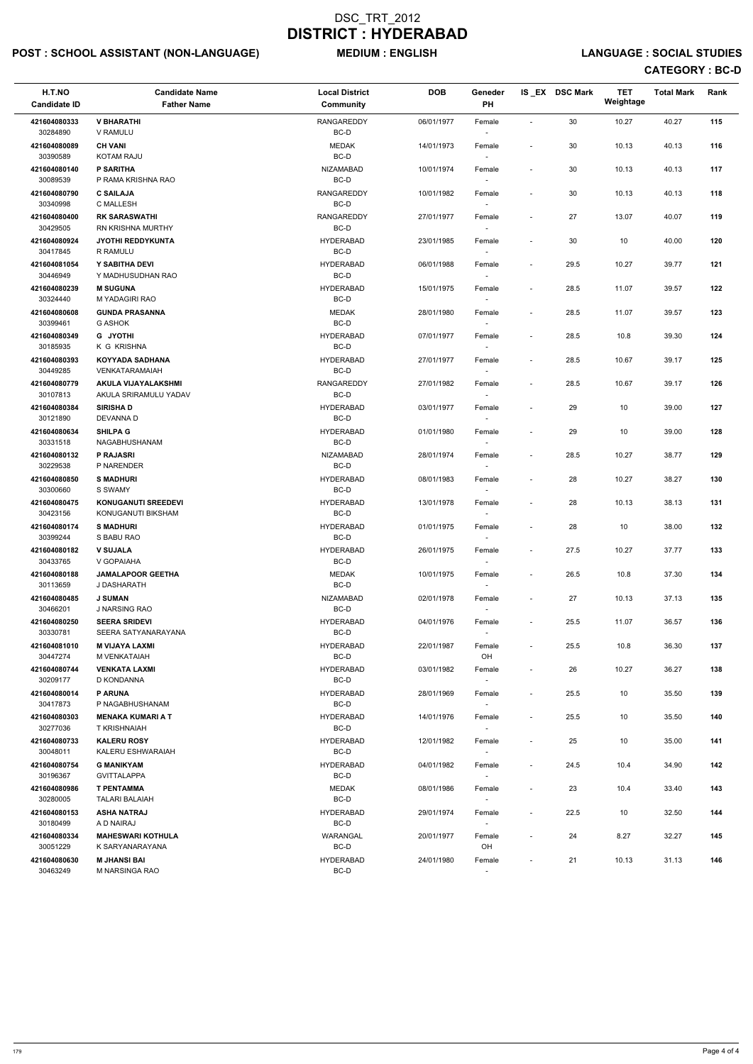# DSC_TRT_2012
# DISTRICT : HYDERABAD

**POST : SCHOOL ASSISTANT (NON-LANGUAGE)** **MEDIUM : ENGLISH** **LANGUAGE : SOCIAL STUDIES**

**CATEGORY : BC-D**

| H.T.NO / Candidate ID | Candidate Name / Father Name | Local District / Community | DOB | Geneder / PH | IS_EX | DSC Mark | TET Weightage | Total Mark | Rank |
|---|---|---|---|---|---|---|---|---|---|
| 421604080333 / 30284890 | **V BHARATHI** / V RAMULU | RANGAREDDY / BC-D | 06/01/1977 | Female / - | - | 30 | 10.27 | 40.27 | 115 |
| 421604080089 / 30390589 | **CH VANI** / KOTAM RAJU | MEDAK / BC-D | 14/01/1973 | Female / - | - | 30 | 10.13 | 40.13 | 116 |
| 421604080140 / 30089539 | **P SARITHA** / P RAMA KRISHNA RAO | NIZAMABAD / BC-D | 10/01/1974 | Female / - | - | 30 | 10.13 | 40.13 | 117 |
| 421604080790 / 30340998 | **C SAILAJA** / C MALLESH | RANGAREDDY / BC-D | 10/01/1982 | Female / - | - | 30 | 10.13 | 40.13 | 118 |
| 421604080400 / 30429505 | **RK SARASWATHI** / RN KRISHNA MURTHY | RANGAREDDY / BC-D | 27/01/1977 | Female / - | - | 27 | 13.07 | 40.07 | 119 |
| 421604080924 / 30417845 | **JYOTHI REDDYKUNTA** / R RAMULU | HYDERABAD / BC-D | 23/01/1985 | Female / - | - | 30 | 10 | 40.00 | 120 |
| 421604081054 / 30446949 | **Y SABITHA DEVI** / Y MADHUSUDHAN RAO | HYDERABAD / BC-D | 06/01/1988 | Female / - | - | 29.5 | 10.27 | 39.77 | 121 |
| 421604080239 / 30324440 | **M SUGUNA** / M YADAGIRI RAO | HYDERABAD / BC-D | 15/01/1975 | Female / - | - | 28.5 | 11.07 | 39.57 | 122 |
| 421604080608 / 30399461 | **GUNDA PRASANNA** / G ASHOK | MEDAK / BC-D | 28/01/1980 | Female / - | - | 28.5 | 11.07 | 39.57 | 123 |
| 421604080349 / 30185935 | **G JYOTHI** / K G KRISHNA | HYDERABAD / BC-D | 07/01/1977 | Female / - | - | 28.5 | 10.8 | 39.30 | 124 |
| 421604080393 / 30449285 | **KOYYADA SADHANA** / VENKATARAMAIAH | HYDERABAD / BC-D | 27/01/1977 | Female / - | - | 28.5 | 10.67 | 39.17 | 125 |
| 421604080779 / 30107813 | **AKULA VIJAYALAKSHMI** / AKULA SRIRAMULU YADAV | RANGAREDDY / BC-D | 27/01/1982 | Female / - | - | 28.5 | 10.67 | 39.17 | 126 |
| 421604080384 / 30121890 | **SIRISHA D** / DEVANNA D | HYDERABAD / BC-D | 03/01/1977 | Female / - | - | 29 | 10 | 39.00 | 127 |
| 421604080634 / 30331518 | **SHILPA G** / NAGABHUSHANAM | HYDERABAD / BC-D | 01/01/1980 | Female / - | - | 29 | 10 | 39.00 | 128 |
| 421604080132 / 30229538 | **P RAJASRI** / P NARENDER | NIZAMABAD / BC-D | 28/01/1974 | Female / - | - | 28.5 | 10.27 | 38.77 | 129 |
| 421604080850 / 30300660 | **S MADHURI** / S SWAMY | HYDERABAD / BC-D | 08/01/1983 | Female / - | - | 28 | 10.27 | 38.27 | 130 |
| 421604080475 / 30423156 | **KONUGANUTI SREEDEVI** / KONUGANUTI BIKSHAM | HYDERABAD / BC-D | 13/01/1978 | Female / - | - | 28 | 10.13 | 38.13 | 131 |
| 421604080174 / 30399244 | **S MADHURI** / S BABU RAO | HYDERABAD / BC-D | 01/01/1975 | Female / - | - | 28 | 10 | 38.00 | 132 |
| 421604080182 / 30433765 | **V SUJALA** / V GOPAIAHA | HYDERABAD / BC-D | 26/01/1975 | Female / - | - | 27.5 | 10.27 | 37.77 | 133 |
| 421604080188 / 30113659 | **JAMALAPOOR GEETHA** / J DASHARATH | MEDAK / BC-D | 10/01/1975 | Female / - | - | 26.5 | 10.8 | 37.30 | 134 |
| 421604080485 / 30466201 | **J SUMAN** / J NARSING RAO | NIZAMABAD / BC-D | 02/01/1978 | Female / - | - | 27 | 10.13 | 37.13 | 135 |
| 421604080250 / 30330781 | **SEERA SRIDEVI** / SEERA SATYANARAYANA | HYDERABAD / BC-D | 04/01/1976 | Female / - | - | 25.5 | 11.07 | 36.57 | 136 |
| 421604081010 / 30447274 | **M VIJAYA LAXMI** / M VENKATAIAH | HYDERABAD / BC-D | 22/01/1987 | Female / OH | - | 25.5 | 10.8 | 36.30 | 137 |
| 421604080744 / 30209177 | **VENKATA LAXMI** / D KONDANNA | HYDERABAD / BC-D | 03/01/1982 | Female / - | - | 26 | 10.27 | 36.27 | 138 |
| 421604080014 / 30417873 | **P ARUNA** / P NAGABHUSHANAM | HYDERABAD / BC-D | 28/01/1969 | Female / - | - | 25.5 | 10 | 35.50 | 139 |
| 421604080303 / 30277036 | **MENAKA KUMARI A T** / T KRISHNAIAH | HYDERABAD / BC-D | 14/01/1976 | Female / - | - | 25.5 | 10 | 35.50 | 140 |
| 421604080733 / 30048011 | **KALERU ROSY** / KALERU ESHWARAIAH | HYDERABAD / BC-D | 12/01/1982 | Female / - | - | 25 | 10 | 35.00 | 141 |
| 421604080754 / 30196367 | **G MANIKYAM** / GVITTALAPPA | HYDERABAD / BC-D | 04/01/1982 | Female / - | - | 24.5 | 10.4 | 34.90 | 142 |
| 421604080986 / 30280005 | **T PENTAMMA** / TALARI BALAIAH | MEDAK / BC-D | 08/01/1986 | Female / - | - | 23 | 10.4 | 33.40 | 143 |
| 421604080153 / 30180499 | **ASHA NATRAJ** / A D NAIRAJ | HYDERABAD / BC-D | 29/01/1974 | Female / - | - | 22.5 | 10 | 32.50 | 144 |
| 421604080334 / 30051229 | **MAHESWARI KOTHULA** / K SARYANARAYANA | WARANGAL / BC-D | 20/01/1977 | Female / OH | - | 24 | 8.27 | 32.27 | 145 |
| 421604080630 / 30463249 | **M JHANSI BAI** / M NARSINGA RAO | HYDERABAD / BC-D | 24/01/1980 | Female / - | - | 21 | 10.13 | 31.13 | 146 |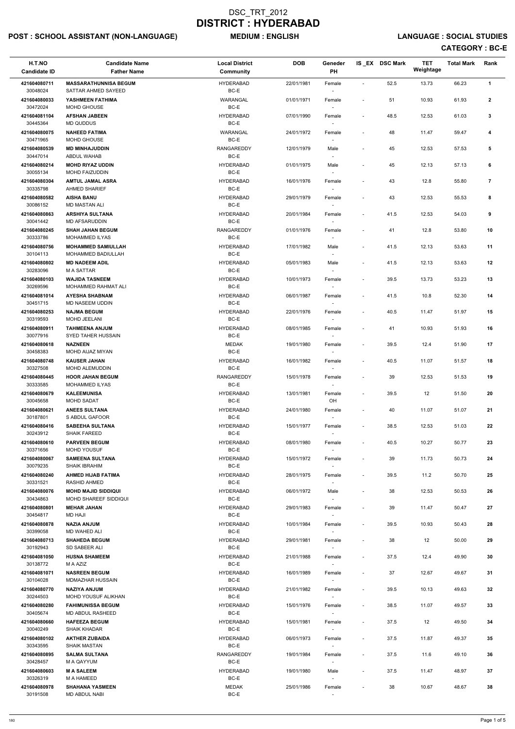# DSC_TRT_2012

# DISTRICT : HYDERABAD

**POST : SCHOOL ASSISTANT (NON-LANGUAGE)** **MEDIUM : ENGLISH** **LANGUAGE : SOCIAL STUDIES**

**CATEGORY : BC-E**

| H.T.NO<br>Candidate ID | Candidate Name<br>Father Name | Local District<br>Community | DOB | Geneder<br>PH | IS _EX | DSC Mark | TET Weightage | Total Mark | Rank |
|---|---|---|---|---|---|---|---|---|---|
| 421604080711<br>30048024 | **MASSARATHUNNISA BEGUM**<br>SATTAR AHMED SAYEED | HYDERABAD<br>BC-E | 22/01/1981 | Female<br>- | - | 52.5 | 13.73 | 66.23 | 1 |
| 421604080033<br>30472024 | **YASHMEEN FATHIMA**<br>MOHD GHOUSE | WARANGAL<br>BC-E | 01/01/1971 | Female<br>- | - | 51 | 10.93 | 61.93 | 2 |
| 421604081104<br>30445364 | **AFSHAN JABEEN**<br>MD QUDDUS | HYDERABAD<br>BC-E | 07/01/1990 | Female<br>- | - | 48.5 | 12.53 | 61.03 | 3 |
| 421604080075<br>30471965 | **NAHEED FATIMA**<br>MOHD GHOUSE | WARANGAL<br>BC-E | 24/01/1972 | Female<br>- | - | 48 | 11.47 | 59.47 | 4 |
| 421604080539<br>30447014 | **MD MINHAJUDDIN**<br>ABDUL WAHAB | RANGAREDDY<br>BC-E | 12/01/1979 | Male<br>- | - | 45 | 12.53 | 57.53 | 5 |
| 421604080214<br>30055134 | **MOHD RIYAZ UDDIN**<br>MOHD FAIZUDDIN | HYDERABAD<br>BC-E | 01/01/1975 | Male<br>- | - | 45 | 12.13 | 57.13 | 6 |
| 421604080304<br>30335798 | **AMTUL JAMAL ASRA**<br>AHMED SHARIEF | HYDERABAD<br>BC-E | 16/01/1976 | Female<br>- | - | 43 | 12.8 | 55.80 | 7 |
| 421604080582<br>30086152 | **AISHA BANU**<br>MD MASTAN ALI | HYDERABAD<br>BC-E | 29/01/1979 | Female<br>- | - | 43 | 12.53 | 55.53 | 8 |
| 421604080863<br>30041442 | **ARSHIYA SULTANA**<br>MD AFSARUDDIN | HYDERABAD<br>BC-E | 20/01/1984 | Female<br>- | - | 41.5 | 12.53 | 54.03 | 9 |
| 421604080245<br>30333786 | **SHAH JAHAN BEGUM**<br>MOHAMMED ILYAS | RANGAREDDY<br>BC-E | 01/01/1976 | Female<br>- | - | 41 | 12.8 | 53.80 | 10 |
| 421604080756<br>30104113 | **MOHAMMED SAMIULLAH**<br>MOHAMMED BADIULLAH | HYDERABAD<br>BC-E | 17/01/1982 | Male<br>- | - | 41.5 | 12.13 | 53.63 | 11 |
| 421604080802<br>30283096 | **MD NADEEM ADIL**<br>M A SATTAR | HYDERABAD<br>BC-E | 05/01/1983 | Male<br>- | - | 41.5 | 12.13 | 53.63 | 12 |
| 421604080103<br>30269596 | **WAJIDA TASNEEM**<br>MOHAMMED RAHMAT ALI | HYDERABAD<br>BC-E | 10/01/1973 | Female<br>- | - | 39.5 | 13.73 | 53.23 | 13 |
| 421604081014<br>30451715 | **AYESHA SHABNAM**<br>MD NASEEM UDDIN | HYDERABAD<br>BC-E | 06/01/1987 | Female<br>- | - | 41.5 | 10.8 | 52.30 | 14 |
| 421604080253<br>30319593 | **NAJMA BEGUM**<br>MOHD JEELANI | HYDERABAD<br>BC-E | 22/01/1976 | Female<br>- | - | 40.5 | 11.47 | 51.97 | 15 |
| 421604080911<br>30077916 | **TAHMEENA ANJUM**<br>SYED TAHER HUSSAIN | HYDERABAD<br>BC-E | 08/01/1985 | Female<br>- | - | 41 | 10.93 | 51.93 | 16 |
| 421604080618<br>30458383 | **NAZNEEN**<br>MOHD AIJAZ MIYAN | MEDAK<br>BC-E | 19/01/1980 | Female<br>- | - | 39.5 | 12.4 | 51.90 | 17 |
| 421604080748<br>30327508 | **KAUSER JAHAN**<br>MOHD ALEMUDDIN | HYDERABAD<br>BC-E | 16/01/1982 | Female<br>- | - | 40.5 | 11.07 | 51.57 | 18 |
| 421604080445<br>30333585 | **HOOR JAHAN BEGUM**<br>MOHAMMED ILYAS | RANGAREDDY<br>BC-E | 15/01/1978 | Female<br>- | - | 39 | 12.53 | 51.53 | 19 |
| 421604080679<br>30045658 | **KALEEMUNISA**<br>MOHD SADAT | HYDERABAD<br>BC-E | 13/01/1981 | Female<br>OH | - | 39.5 | 12 | 51.50 | 20 |
| 421604080621<br>30187801 | **ANEES SULTANA**<br>S ABDUL GAFOOR | HYDERABAD<br>BC-E | 24/01/1980 | Female<br>- | - | 40 | 11.07 | 51.07 | 21 |
| 421604080416<br>30243912 | **SABEEHA SULTANA**<br>SHAIK FAREED | HYDERABAD<br>BC-E | 15/01/1977 | Female<br>- | - | 38.5 | 12.53 | 51.03 | 22 |
| 421604080610<br>30371656 | **PARVEEN BEGUM**<br>MOHD YOUSUF | HYDERABAD<br>BC-E | 08/01/1980 | Female<br>- | - | 40.5 | 10.27 | 50.77 | 23 |
| 421604080067<br>30079235 | **SAMEENA SULTANA**<br>SHAIK IBRAHIM | HYDERABAD<br>BC-E | 15/01/1972 | Female<br>- | - | 39 | 11.73 | 50.73 | 24 |
| 421604080240<br>30331521 | **AHMED HIJAB FATIMA**<br>RASHID AHMED | HYDERABAD<br>BC-E | 28/01/1975 | Female<br>- | - | 39.5 | 11.2 | 50.70 | 25 |
| 421604080076<br>30434863 | **MOHD MAJID SIDDIQUI**<br>MOHD SHAREEF SIDDIQUI | HYDERABAD<br>BC-E | 06/01/1972 | Male<br>- | - | 38 | 12.53 | 50.53 | 26 |
| 421604080801<br>30454817 | **MEHAR JAHAN**<br>MD HAJI | HYDERABAD<br>BC-E | 29/01/1983 | Female<br>- | - | 39 | 11.47 | 50.47 | 27 |
| 421604080878<br>30399058 | **NAZIA ANJUM**<br>MD WAHED ALI | HYDERABAD<br>BC-E | 10/01/1984 | Female<br>- | - | 39.5 | 10.93 | 50.43 | 28 |
| 421604080713<br>30192943 | **SHAHEDA BEGUM**<br>SD SABEER ALI | HYDERABAD<br>BC-E | 29/01/1981 | Female<br>- | - | 38 | 12 | 50.00 | 29 |
| 421604081050<br>30138772 | **HUSNA SHAMEEM**<br>M A AZIZ | HYDERABAD<br>BC-E | 21/01/1988 | Female<br>- | - | 37.5 | 12.4 | 49.90 | 30 |
| 421604081071<br>30104028 | **NASREEN BEGUM**<br>MDMAZHAR HUSSAIN | HYDERABAD<br>BC-E | 16/01/1989 | Female<br>- | - | 37 | 12.67 | 49.67 | 31 |
| 421604080770<br>30244503 | **NAZIYA ANJUM**<br>MOHD YOUSUF ALIKHAN | HYDERABAD<br>BC-E | 21/01/1982 | Female<br>- | - | 39.5 | 10.13 | 49.63 | 32 |
| 421604080280<br>30405674 | **FAHIMUNISSA BEGUM**<br>MD ABDUL RASHEED | HYDERABAD<br>BC-E | 15/01/1976 | Female<br>- | - | 38.5 | 11.07 | 49.57 | 33 |
| 421604080660<br>30040249 | **HAFEEZA BEGUM**<br>SHAIK KHADAR | HYDERABAD<br>BC-E | 15/01/1981 | Female<br>- | - | 37.5 | 12 | 49.50 | 34 |
| 421604080102<br>30343595 | **AKTHER ZUBAIDA**<br>SHAIK MASTAN | HYDERABAD<br>BC-E | 06/01/1973 | Female<br>- | - | 37.5 | 11.87 | 49.37 | 35 |
| 421604080895<br>30428457 | **SALMA SULTANA**<br>M A QAYYUM | RANGAREDDY<br>BC-E | 19/01/1984 | Female<br>- | - | 37.5 | 11.6 | 49.10 | 36 |
| 421604080603<br>30326319 | **M A SALEEM**<br>M A HAMEED | HYDERABAD<br>BC-E | 19/01/1980 | Male<br>- | - | 37.5 | 11.47 | 48.97 | 37 |
| 421604080978<br>30191508 | **SHAHANA YASMEEN**<br>MD ABDUL NABI | MEDAK<br>BC-E | 25/01/1986 | Female<br>- | - | 38 | 10.67 | 48.67 | 38 |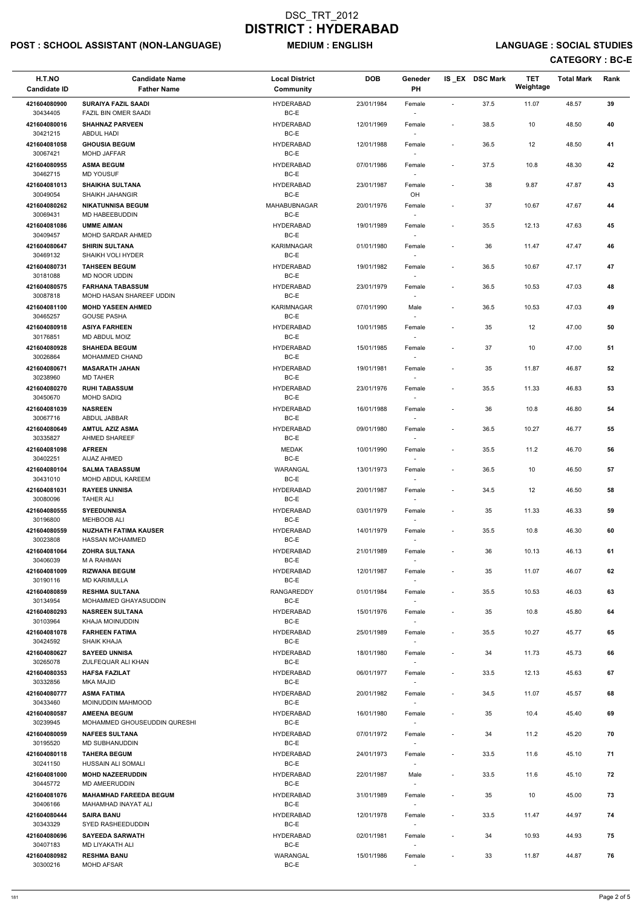# DSC_TRT_2012
# DISTRICT : HYDERABAD

**POST : SCHOOL ASSISTANT (NON-LANGUAGE)** **MEDIUM : ENGLISH** **LANGUAGE : SOCIAL STUDIES**

**CATEGORY : BC-E**

| H.T.NO / Candidate ID | Candidate Name / Father Name | Local District / Community | DOB | Geneder / PH | IS_EX | DSC Mark | TET Weightage | Total Mark | Rank |
|---|---|---|---|---|---|---|---|---|---|
| 421604080900 / 30434405 | **SURAIYA FAZIL SAADI** / FAZIL BIN OMER SAADI | HYDERABAD / BC-E | 23/01/1984 | Female / - | - | 37.5 | 11.07 | 48.57 | 39 |
| 421604080016 / 30421215 | **SHAHNAZ PARVEEN** / ABDUL HADI | HYDERABAD / BC-E | 12/01/1969 | Female / - | - | 38.5 | 10 | 48.50 | 40 |
| 421604081058 / 30067421 | **GHOUSIA BEGUM** / MOHD JAFFAR | HYDERABAD / BC-E | 12/01/1988 | Female / - | - | 36.5 | 12 | 48.50 | 41 |
| 421604080955 / 30462715 | **ASMA BEGUM** / MD YOUSUF | HYDERABAD / BC-E | 07/01/1986 | Female / - | - | 37.5 | 10.8 | 48.30 | 42 |
| 421604081013 / 30049054 | **SHAIKHA SULTANA** / SHAIKH JAHANGIR | HYDERABAD / BC-E | 23/01/1987 | Female / OH | - | 38 | 9.87 | 47.87 | 43 |
| 421604080262 / 30069431 | **NIKATUNNISA BEGUM** / MD HABEEBUDDIN | MAHABUBNAGAR / BC-E | 20/01/1976 | Female / - | - | 37 | 10.67 | 47.67 | 44 |
| 421604081086 / 30409457 | **UMME AIMAN** / MOHD SARDAR AHMED | HYDERABAD / BC-E | 19/01/1989 | Female / - | - | 35.5 | 12.13 | 47.63 | 45 |
| 421604080647 / 30469132 | **SHIRIN SULTANA** / SHAIKH VOLI HYDER | KARIMNAGAR / BC-E | 01/01/1980 | Female / - | - | 36 | 11.47 | 47.47 | 46 |
| 421604080731 / 30181088 | **TAHSEEN BEGUM** / MD NOOR UDDIN | HYDERABAD / BC-E | 19/01/1982 | Female / - | - | 36.5 | 10.67 | 47.17 | 47 |
| 421604080575 / 30087818 | **FARHANA TABASSUM** / MOHD HASAN SHAREEF UDDIN | HYDERABAD / BC-E | 23/01/1979 | Female / - | - | 36.5 | 10.53 | 47.03 | 48 |
| 421604081100 / 30465257 | **MOHD YASEEN AHMED** / GOUSE PASHA | KARIMNAGAR / BC-E | 07/01/1990 | Male / - | - | 36.5 | 10.53 | 47.03 | 49 |
| 421604080918 / 30176851 | **ASIYA FARHEEN** / MD ABDUL MOIZ | HYDERABAD / BC-E | 10/01/1985 | Female / - | - | 35 | 12 | 47.00 | 50 |
| 421604080928 / 30026864 | **SHAHEDA BEGUM** / MOHAMMED CHAND | HYDERABAD / BC-E | 15/01/1985 | Female / - | - | 37 | 10 | 47.00 | 51 |
| 421604080671 / 30238960 | **MASARATH JAHAN** / MD TAHER | HYDERABAD / BC-E | 19/01/1981 | Female / - | - | 35 | 11.87 | 46.87 | 52 |
| 421604080270 / 30450670 | **RUHI TABASSUM** / MOHD SADIQ | HYDERABAD / BC-E | 23/01/1976 | Female / - | - | 35.5 | 11.33 | 46.83 | 53 |
| 421604081039 / 30067716 | **NASREEN** / ABDUL JABBAR | HYDERABAD / BC-E | 16/01/1988 | Female / - | - | 36 | 10.8 | 46.80 | 54 |
| 421604080649 / 30335827 | **AMTUL AZIZ ASMA** / AHMED SHAREEF | HYDERABAD / BC-E | 09/01/1980 | Female / - | - | 36.5 | 10.27 | 46.77 | 55 |
| 421604081098 / 30402251 | **AFREEN** / AIJAZ AHMED | MEDAK / BC-E | 10/01/1990 | Female / - | - | 35.5 | 11.2 | 46.70 | 56 |
| 421604080104 / 30431010 | **SALMA TABASSUM** / MOHD ABDUL KAREEM | WARANGAL / BC-E | 13/01/1973 | Female / - | - | 36.5 | 10 | 46.50 | 57 |
| 421604081031 / 30080096 | **RAYEES UNNISA** / TAHER ALI | HYDERABAD / BC-E | 20/01/1987 | Female / - | - | 34.5 | 12 | 46.50 | 58 |
| 421604080555 / 30196800 | **SYEEDUNNISA** / MEHBOOB ALI | HYDERABAD / BC-E | 03/01/1979 | Female / - | - | 35 | 11.33 | 46.33 | 59 |
| 421604080559 / 30023808 | **NUZHATH FATIMA KAUSER** / HASSAN MOHAMMED | HYDERABAD / BC-E | 14/01/1979 | Female / - | - | 35.5 | 10.8 | 46.30 | 60 |
| 421604081064 / 30406039 | **ZOHRA SULTANA** / M A RAHMAN | HYDERABAD / BC-E | 21/01/1989 | Female / - | - | 36 | 10.13 | 46.13 | 61 |
| 421604081009 / 30190116 | **RIZWANA BEGUM** / MD KARIMULLA | HYDERABAD / BC-E | 12/01/1987 | Female / - | - | 35 | 11.07 | 46.07 | 62 |
| 421604080859 / 30134954 | **RESHMA SULTANA** / MOHAMMED GHAYASUDDIN | RANGAREDDY / BC-E | 01/01/1984 | Female / - | - | 35.5 | 10.53 | 46.03 | 63 |
| 421604080293 / 30103964 | **NASREEN SULTANA** / KHAJA MOINUDDIN | HYDERABAD / BC-E | 15/01/1976 | Female / - | - | 35 | 10.8 | 45.80 | 64 |
| 421604081078 / 30424592 | **FARHEEN FATIMA** / SHAIK KHAJA | HYDERABAD / BC-E | 25/01/1989 | Female / - | - | 35.5 | 10.27 | 45.77 | 65 |
| 421604080627 / 30265078 | **SAYEED UNNISA** / ZULFEQUAR ALI KHAN | HYDERABAD / BC-E | 18/01/1980 | Female / - | - | 34 | 11.73 | 45.73 | 66 |
| 421604080353 / 30332856 | **HAFSA FAZILAT** / MKA MAJID | HYDERABAD / BC-E | 06/01/1977 | Female / - | - | 33.5 | 12.13 | 45.63 | 67 |
| 421604080777 / 30433460 | **ASMA FATIMA** / MOINUDDIN MAHMOOD | HYDERABAD / BC-E | 20/01/1982 | Female / - | - | 34.5 | 11.07 | 45.57 | 68 |
| 421604080587 / 30239945 | **AMEENA BEGUM** / MOHAMMED GHOUSEUDDIN QURESHI | HYDERABAD / BC-E | 16/01/1980 | Female / - | - | 35 | 10.4 | 45.40 | 69 |
| 421604080059 / 30195520 | **NAFEES SULTANA** / MD SUBHANUDDIN | HYDERABAD / BC-E | 07/01/1972 | Female / - | - | 34 | 11.2 | 45.20 | 70 |
| 421604080118 / 30241150 | **TAHERA BEGUM** / HUSSAIN ALI SOMALI | HYDERABAD / BC-E | 24/01/1973 | Female / - | - | 33.5 | 11.6 | 45.10 | 71 |
| 421604081000 / 30445772 | **MOHD NAZEERUDDIN** / MD AMEERUDDIN | HYDERABAD / BC-E | 22/01/1987 | Male / - | - | 33.5 | 11.6 | 45.10 | 72 |
| 421604081076 / 30406166 | **MAHAMHAD FAREEDA BEGUM** / MAHAMHAD INAYAT ALI | HYDERABAD / BC-E | 31/01/1989 | Female / - | - | 35 | 10 | 45.00 | 73 |
| 421604080444 / 30343329 | **SAIRA BANU** / SYED RASHEEDUDDIN | HYDERABAD / BC-E | 12/01/1978 | Female / - | - | 33.5 | 11.47 | 44.97 | 74 |
| 421604080696 / 30407183 | **SAYEEDA SARWATH** / MD LIYAKATH ALI | HYDERABAD / BC-E | 02/01/1981 | Female / - | - | 34 | 10.93 | 44.93 | 75 |
| 421604080982 / 30300216 | **RESHMA BANU** / MOHD AFSAR | WARANGAL / BC-E | 15/01/1986 | Female / - | - | 33 | 11.87 | 44.87 | 76 |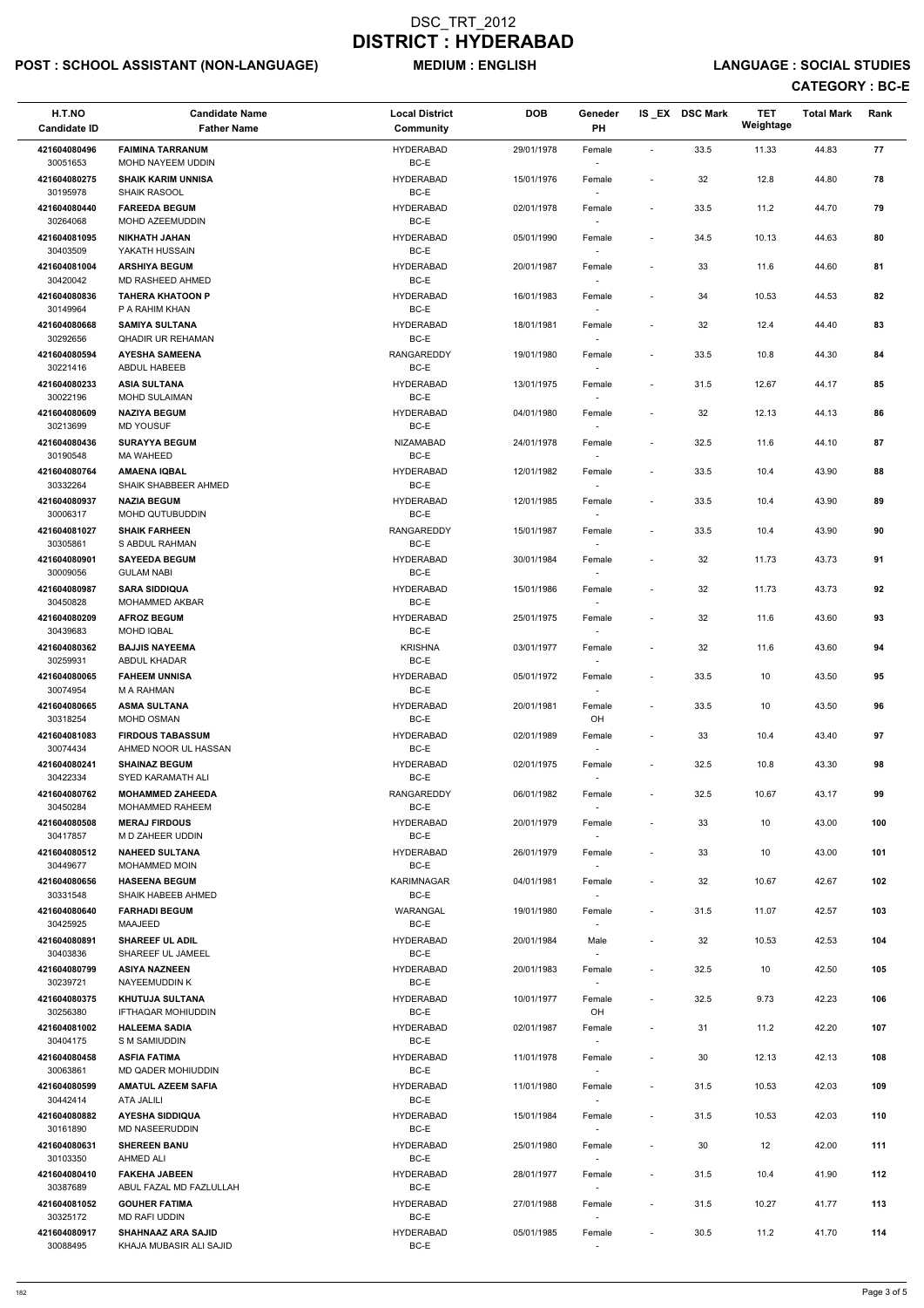# DSC_TRT_2012
# DISTRICT : HYDERABAD

**POST : SCHOOL ASSISTANT (NON-LANGUAGE)** **MEDIUM : ENGLISH** **LANGUAGE : SOCIAL STUDIES**

**CATEGORY : BC-E**

| H.T.NO<br>Candidate ID | Candidate Name<br>Father Name | Local District<br>Community | DOB | Geneder<br>PH | IS _EX | DSC Mark | TET Weightage | Total Mark | Rank |
|---|---|---|---|---|---|---|---|---|---|
| 421604080496<br>30051653 | **FAIMINA TARRANUM**<br>MOHD NAYEEM UDDIN | HYDERABAD<br>BC-E | 29/01/1978 | Female<br>- | - | 33.5 | 11.33 | 44.83 | 77 |
| 421604080275<br>30195978 | **SHAIK KARIM UNNISA**<br>SHAIK RASOOL | HYDERABAD<br>BC-E | 15/01/1976 | Female<br>- | - | 32 | 12.8 | 44.80 | 78 |
| 421604080440<br>30264068 | **FAREEDA BEGUM**<br>MOHD AZEEMUDDIN | HYDERABAD<br>BC-E | 02/01/1978 | Female<br>- | - | 33.5 | 11.2 | 44.70 | 79 |
| 421604081095<br>30403509 | **NIKHATH JAHAN**<br>YAKATH HUSSAIN | HYDERABAD<br>BC-E | 05/01/1990 | Female<br>- | - | 34.5 | 10.13 | 44.63 | 80 |
| 421604081004<br>30420042 | **ARSHIYA BEGUM**<br>MD RASHEED AHMED | HYDERABAD<br>BC-E | 20/01/1987 | Female<br>- | - | 33 | 11.6 | 44.60 | 81 |
| 421604080836<br>30149964 | **TAHERA KHATOON P**<br>P A RAHIM KHAN | HYDERABAD<br>BC-E | 16/01/1983 | Female<br>- | - | 34 | 10.53 | 44.53 | 82 |
| 421604080668<br>30292656 | **SAMIYA SULTANA**<br>QHADIR UR REHAMAN | HYDERABAD<br>BC-E | 18/01/1981 | Female<br>- | - | 32 | 12.4 | 44.40 | 83 |
| 421604080594<br>30221416 | **AYESHA SAMEENA**<br>ABDUL HABEEB | RANGAREDDY<br>BC-E | 19/01/1980 | Female<br>- | - | 33.5 | 10.8 | 44.30 | 84 |
| 421604080233<br>30022196 | **ASIA SULTANA**<br>MOHD SULAIMAN | HYDERABAD<br>BC-E | 13/01/1975 | Female<br>- | - | 31.5 | 12.67 | 44.17 | 85 |
| 421604080609<br>30213699 | **NAZIYA BEGUM**<br>MD YOUSUF | HYDERABAD<br>BC-E | 04/01/1980 | Female<br>- | - | 32 | 12.13 | 44.13 | 86 |
| 421604080436<br>30190548 | **SURAYYA BEGUM**<br>MA WAHEED | NIZAMABAD<br>BC-E | 24/01/1978 | Female<br>- | - | 32.5 | 11.6 | 44.10 | 87 |
| 421604080764<br>30332264 | **AMAENA IQBAL**<br>SHAIK SHABBEER AHMED | HYDERABAD<br>BC-E | 12/01/1982 | Female<br>- | - | 33.5 | 10.4 | 43.90 | 88 |
| 421604080937<br>30006317 | **NAZIA BEGUM**<br>MOHD QUTUBUDDIN | HYDERABAD<br>BC-E | 12/01/1985 | Female<br>- | - | 33.5 | 10.4 | 43.90 | 89 |
| 421604081027<br>30305861 | **SHAIK FARHEEN**<br>S ABDUL RAHMAN | RANGAREDDY<br>BC-E | 15/01/1987 | Female<br>- | - | 33.5 | 10.4 | 43.90 | 90 |
| 421604080901<br>30009056 | **SAYEEDA BEGUM**<br>GULAM NABI | HYDERABAD<br>BC-E | 30/01/1984 | Female<br>- | - | 32 | 11.73 | 43.73 | 91 |
| 421604080987<br>30450828 | **SARA SIDDIQUA**<br>MOHAMMED AKBAR | HYDERABAD<br>BC-E | 15/01/1986 | Female<br>- | - | 32 | 11.73 | 43.73 | 92 |
| 421604080209<br>30439683 | **AFROZ BEGUM**<br>MOHD IQBAL | HYDERABAD<br>BC-E | 25/01/1975 | Female<br>- | - | 32 | 11.6 | 43.60 | 93 |
| 421604080362<br>30259931 | **BAJJIS NAYEEMA**<br>ABDUL KHADAR | KRISHNA<br>BC-E | 03/01/1977 | Female<br>- | - | 32 | 11.6 | 43.60 | 94 |
| 421604080065<br>30074954 | **FAHEEM UNNISA**<br>M A RAHMAN | HYDERABAD<br>BC-E | 05/01/1972 | Female<br>- | - | 33.5 | 10 | 43.50 | 95 |
| 421604080665<br>30318254 | **ASMA SULTANA**<br>MOHD OSMAN | HYDERABAD<br>BC-E | 20/01/1981 | Female<br>OH | - | 33.5 | 10 | 43.50 | 96 |
| 421604081083<br>30074434 | **FIRDOUS TABASSUM**<br>AHMED NOOR UL HASSAN | HYDERABAD<br>BC-E | 02/01/1989 | Female<br>- | - | 33 | 10.4 | 43.40 | 97 |
| 421604080241<br>30422334 | **SHAINAZ BEGUM**<br>SYED KARAMATH ALI | HYDERABAD<br>BC-E | 02/01/1975 | Female<br>- | - | 32.5 | 10.8 | 43.30 | 98 |
| 421604080762<br>30450284 | **MOHAMMED ZAHEEDA**<br>MOHAMMED RAHEEM | RANGAREDDY<br>BC-E | 06/01/1982 | Female<br>- | - | 32.5 | 10.67 | 43.17 | 99 |
| 421604080508<br>30417857 | **MERAJ FIRDOUS**<br>M D ZAHEER UDDIN | HYDERABAD<br>BC-E | 20/01/1979 | Female<br>- | - | 33 | 10 | 43.00 | 100 |
| 421604080512<br>30449677 | **NAHEED SULTANA**<br>MOHAMMED MOIN | HYDERABAD<br>BC-E | 26/01/1979 | Female<br>- | - | 33 | 10 | 43.00 | 101 |
| 421604080656<br>30331548 | **HASEENA BEGUM**<br>SHAIK HABEEB AHMED | KARIMNAGAR<br>BC-E | 04/01/1981 | Female<br>- | - | 32 | 10.67 | 42.67 | 102 |
| 421604080640<br>30425925 | **FARHADI BEGUM**<br>MAAJEED | WARANGAL<br>BC-E | 19/01/1980 | Female<br>- | - | 31.5 | 11.07 | 42.57 | 103 |
| 421604080891<br>30403836 | **SHAREEF UL ADIL**<br>SHAREEF UL JAMEEL | HYDERABAD<br>BC-E | 20/01/1984 | Male<br>- | - | 32 | 10.53 | 42.53 | 104 |
| 421604080799<br>30239721 | **ASIYA NAZNEEN**<br>NAYEEMUDDIN K | HYDERABAD<br>BC-E | 20/01/1983 | Female<br>- | - | 32.5 | 10 | 42.50 | 105 |
| 421604080375<br>30256380 | **KHUTUJA SULTANA**<br>IFTHAQAR MOHIUDDIN | HYDERABAD<br>BC-E | 10/01/1977 | Female<br>OH | - | 32.5 | 9.73 | 42.23 | 106 |
| 421604081002<br>30404175 | **HALEEMA SADIA**<br>S M SAMIUDDIN | HYDERABAD<br>BC-E | 02/01/1987 | Female<br>- | - | 31 | 11.2 | 42.20 | 107 |
| 421604080458<br>30063861 | **ASFIA FATIMA**<br>MD QADER MOHIUDDIN | HYDERABAD<br>BC-E | 11/01/1978 | Female<br>- | - | 30 | 12.13 | 42.13 | 108 |
| 421604080599<br>30442414 | **AMATUL AZEEM SAFIA**<br>ATA JALILI | HYDERABAD<br>BC-E | 11/01/1980 | Female<br>- | - | 31.5 | 10.53 | 42.03 | 109 |
| 421604080882<br>30161890 | **AYESHA SIDDIQUA**<br>MD NASEERUDDIN | HYDERABAD<br>BC-E | 15/01/1984 | Female<br>- | - | 31.5 | 10.53 | 42.03 | 110 |
| 421604080631<br>30103350 | **SHEREEN BANU**<br>AHMED ALI | HYDERABAD<br>BC-E | 25/01/1980 | Female<br>- | - | 30 | 12 | 42.00 | 111 |
| 421604080410<br>30387689 | **FAKEHA JABEEN**<br>ABUL FAZAL MD FAZLULLAH | HYDERABAD<br>BC-E | 28/01/1977 | Female<br>- | - | 31.5 | 10.4 | 41.90 | 112 |
| 421604081052<br>30325172 | **GOUHER FATIMA**<br>MD RAFI UDDIN | HYDERABAD<br>BC-E | 27/01/1988 | Female<br>- | - | 31.5 | 10.27 | 41.77 | 113 |
| 421604080917<br>30088495 | **SHAHNAAZ ARA SAJID**<br>KHAJA MUBASIR ALI SAJID | HYDERABAD<br>BC-E | 05/01/1985 | Female<br>- | - | 30.5 | 11.2 | 41.70 | 114 |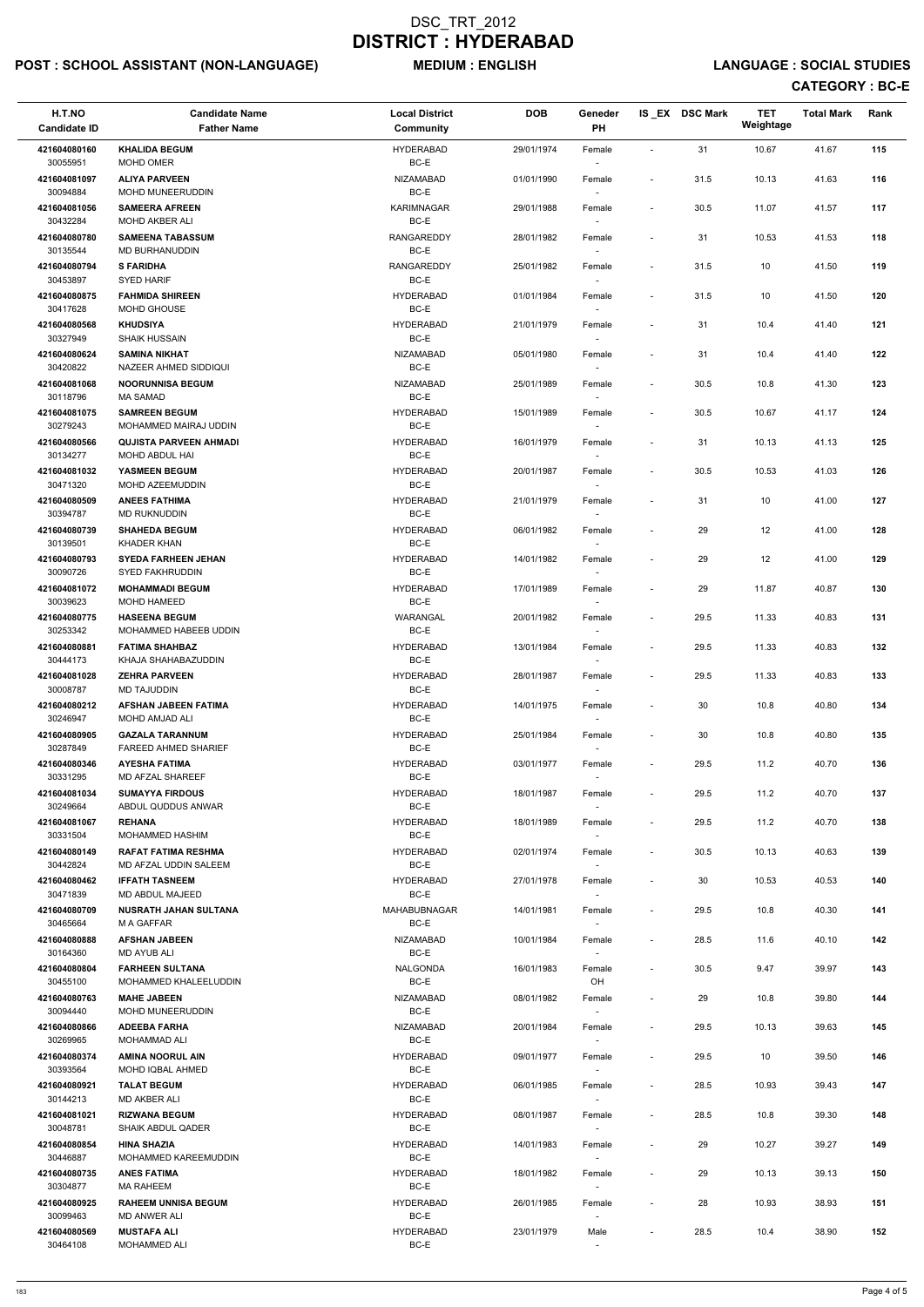# DSC_TRT_2012

# DISTRICT : HYDERABAD

**POST : SCHOOL ASSISTANT (NON-LANGUAGE)** **MEDIUM : ENGLISH** **LANGUAGE : SOCIAL STUDIES**

**CATEGORY : BC-E**

| H.T.NO / Candidate ID | Candidate Name / Father Name | Local District / Community | DOB | Geneder / PH | IS _EX | DSC Mark | TET Weightage | Total Mark | Rank |
|---|---|---|---|---|---|---|---|---|---|
| 421604080160 / 30055951 | KHALIDA BEGUM / MOHD OMER | HYDERABAD / BC-E | 29/01/1974 | Female / - | - | 31 | 10.67 | 41.67 | 115 |
| 421604081097 / 30094884 | ALIYA PARVEEN / MOHD MUNEERUDDIN | NIZAMABAD / BC-E | 01/01/1990 | Female / - | - | 31.5 | 10.13 | 41.63 | 116 |
| 421604081056 / 30432284 | SAMEERA AFREEN / MOHD AKBER ALI | KARIMNAGAR / BC-E | 29/01/1988 | Female / - | - | 30.5 | 11.07 | 41.57 | 117 |
| 421604080780 / 30135544 | SAMEENA TABASSUM / MD BURHANUDDIN | RANGAREDDY / BC-E | 28/01/1982 | Female / - | - | 31 | 10.53 | 41.53 | 118 |
| 421604080794 / 30453897 | S FARIDHA / SYED HARIF | RANGAREDDY / BC-E | 25/01/1982 | Female / - | - | 31.5 | 10 | 41.50 | 119 |
| 421604080875 / 30417628 | FAHMIDA SHIREEN / MOHD GHOUSE | HYDERABAD / BC-E | 01/01/1984 | Female / - | - | 31.5 | 10 | 41.50 | 120 |
| 421604080568 / 30327949 | KHUDSIYA / SHAIK HUSSAIN | HYDERABAD / BC-E | 21/01/1979 | Female / - | - | 31 | 10.4 | 41.40 | 121 |
| 421604080624 / 30420822 | SAMINA NIKHAT / NAZEER AHMED SIDDIQUI | NIZAMABAD / BC-E | 05/01/1980 | Female / - | - | 31 | 10.4 | 41.40 | 122 |
| 421604081068 / 30118796 | NOORUNNISA BEGUM / MA SAMAD | NIZAMABAD / BC-E | 25/01/1989 | Female / - | - | 30.5 | 10.8 | 41.30 | 123 |
| 421604081075 / 30279243 | SAMREEN BEGUM / MOHAMMED MAIRAJ UDDIN | HYDERABAD / BC-E | 15/01/1989 | Female / - | - | 30.5 | 10.67 | 41.17 | 124 |
| 421604080566 / 30134277 | QUJISTA PARVEEN AHMADI / MOHD ABDUL HAI | HYDERABAD / BC-E | 16/01/1979 | Female / - | - | 31 | 10.13 | 41.13 | 125 |
| 421604081032 / 30471320 | YASMEEN BEGUM / MOHD AZEEMUDDIN | HYDERABAD / BC-E | 20/01/1987 | Female / - | - | 30.5 | 10.53 | 41.03 | 126 |
| 421604080509 / 30394787 | ANEES FATHIMA / MD RUKNUDDIN | HYDERABAD / BC-E | 21/01/1979 | Female / - | - | 31 | 10 | 41.00 | 127 |
| 421604080739 / 30139501 | SHAHEDA BEGUM / KHADER KHAN | HYDERABAD / BC-E | 06/01/1982 | Female / - | - | 29 | 12 | 41.00 | 128 |
| 421604080793 / 30090726 | SYEDA FARHEEN JEHAN / SYED FAKHRUDDIN | HYDERABAD / BC-E | 14/01/1982 | Female / - | - | 29 | 12 | 41.00 | 129 |
| 421604081072 / 30039623 | MOHAMMADI BEGUM / MOHD HAMEED | HYDERABAD / BC-E | 17/01/1989 | Female / - | - | 29 | 11.87 | 40.87 | 130 |
| 421604080775 / 30253342 | HASEENA BEGUM / MOHAMMED HABEEB UDDIN | WARANGAL / BC-E | 20/01/1982 | Female / - | - | 29.5 | 11.33 | 40.83 | 131 |
| 421604080881 / 30444173 | FATIMA SHAHBAZ / KHAJA SHAHABAZUDDIN | HYDERABAD / BC-E | 13/01/1984 | Female / - | - | 29.5 | 11.33 | 40.83 | 132 |
| 421604081028 / 30008787 | ZEHRA PARVEEN / MD TAJUDDIN | HYDERABAD / BC-E | 28/01/1987 | Female / - | - | 29.5 | 11.33 | 40.83 | 133 |
| 421604080212 / 30246947 | AFSHAN JABEEN FATIMA / MOHD AMJAD ALI | HYDERABAD / BC-E | 14/01/1975 | Female / - | - | 30 | 10.8 | 40.80 | 134 |
| 421604080905 / 30287849 | GAZALA TARANNUM / FAREED AHMED SHARIEF | HYDERABAD / BC-E | 25/01/1984 | Female / - | - | 30 | 10.8 | 40.80 | 135 |
| 421604080346 / 30331295 | AYESHA FATIMA / MD AFZAL SHAREEF | HYDERABAD / BC-E | 03/01/1977 | Female / - | - | 29.5 | 11.2 | 40.70 | 136 |
| 421604081034 / 30249664 | SUMAYYA FIRDOUS / ABDUL QUDDUS ANWAR | HYDERABAD / BC-E | 18/01/1987 | Female / - | - | 29.5 | 11.2 | 40.70 | 137 |
| 421604081067 / 30331504 | REHANA / MOHAMMED HASHIM | HYDERABAD / BC-E | 18/01/1989 | Female / - | - | 29.5 | 11.2 | 40.70 | 138 |
| 421604080149 / 30442824 | RAFAT FATIMA RESHMA / MD AFZAL UDDIN SALEEM | HYDERABAD / BC-E | 02/01/1974 | Female / - | - | 30.5 | 10.13 | 40.63 | 139 |
| 421604080462 / 30471839 | IFFATH TASNEEM / MD ABDUL MAJEED | HYDERABAD / BC-E | 27/01/1978 | Female / - | - | 30 | 10.53 | 40.53 | 140 |
| 421604080709 / 30465664 | NUSRATH JAHAN SULTANA / M A GAFFAR | MAHABUBNAGAR / BC-E | 14/01/1981 | Female / - | - | 29.5 | 10.8 | 40.30 | 141 |
| 421604080888 / 30164360 | AFSHAN JABEEN / MD AYUB ALI | NIZAMABAD / BC-E | 10/01/1984 | Female / - | - | 28.5 | 11.6 | 40.10 | 142 |
| 421604080804 / 30455100 | FARHEEN SULTANA / MOHAMMED KHALEELUDDIN | NALGONDA / BC-E | 16/01/1983 | Female / OH | - | 30.5 | 9.47 | 39.97 | 143 |
| 421604080763 / 30094440 | MAHE JABEEN / MOHD MUNEERUDDIN | NIZAMABAD / BC-E | 08/01/1982 | Female / - | - | 29 | 10.8 | 39.80 | 144 |
| 421604080866 / 30269965 | ADEEBA FARHA / MOHAMMAD ALI | NIZAMABAD / BC-E | 20/01/1984 | Female / - | - | 29.5 | 10.13 | 39.63 | 145 |
| 421604080374 / 30393564 | AMINA NOORUL AIN / MOHD IQBAL AHMED | HYDERABAD / BC-E | 09/01/1977 | Female / - | - | 29.5 | 10 | 39.50 | 146 |
| 421604080921 / 30144213 | TALAT BEGUM / MD AKBER ALI | HYDERABAD / BC-E | 06/01/1985 | Female / - | - | 28.5 | 10.93 | 39.43 | 147 |
| 421604081021 / 30048781 | RIZWANA BEGUM / SHAIK ABDUL QADER | HYDERABAD / BC-E | 08/01/1987 | Female / - | - | 28.5 | 10.8 | 39.30 | 148 |
| 421604080854 / 30446887 | HINA SHAZIA / MOHAMMED KAREEMUDDIN | HYDERABAD / BC-E | 14/01/1983 | Female / - | - | 29 | 10.27 | 39.27 | 149 |
| 421604080735 / 30304877 | ANES FATIMA / MA RAHEEM | HYDERABAD / BC-E | 18/01/1982 | Female / - | - | 29 | 10.13 | 39.13 | 150 |
| 421604080925 / 30099463 | RAHEEM UNNISA BEGUM / MD ANWER ALI | HYDERABAD / BC-E | 26/01/1985 | Female / - | - | 28 | 10.93 | 38.93 | 151 |
| 421604080569 / 30464108 | MUSTAFA ALI / MOHAMMED ALI | HYDERABAD / BC-E | 23/01/1979 | Male / - | - | 28.5 | 10.4 | 38.90 | 152 |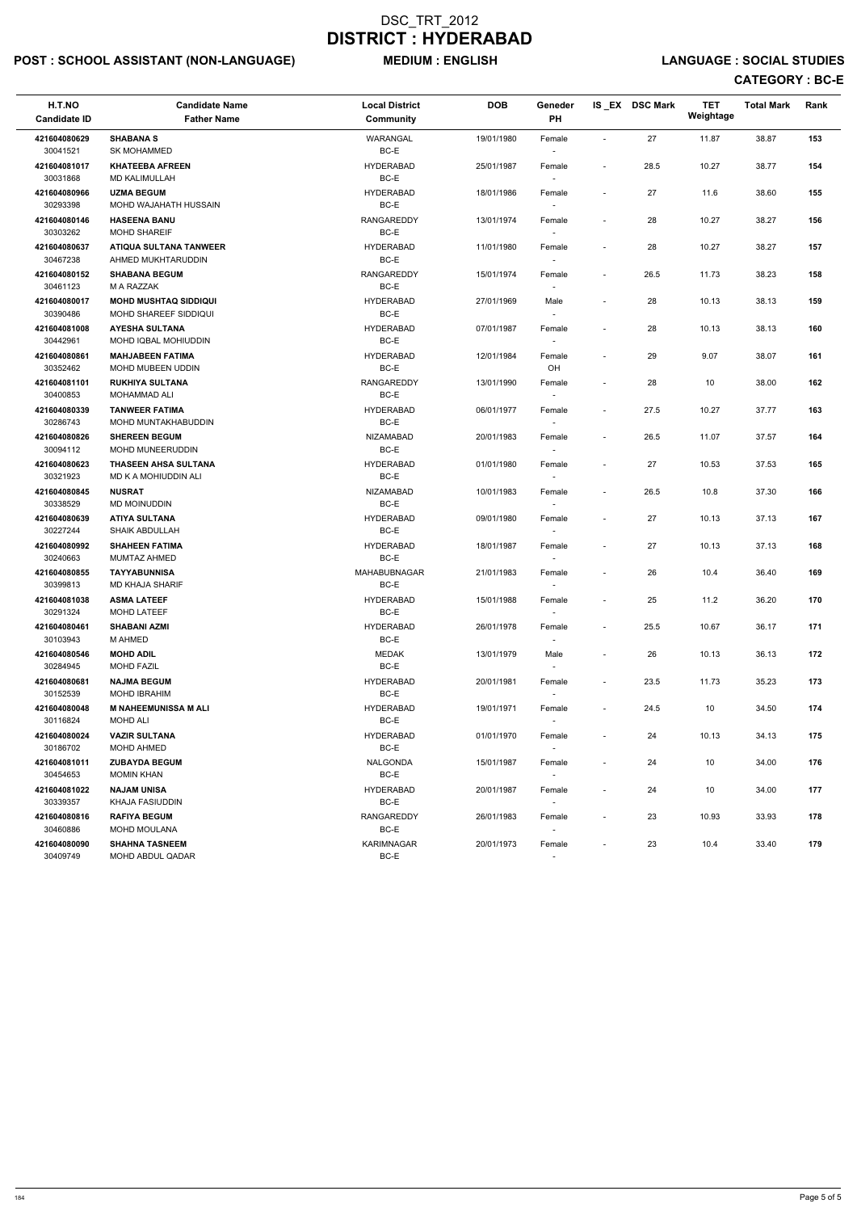# DSC_TRT_2012

# DISTRICT : HYDERABAD

**POST : SCHOOL ASSISTANT (NON-LANGUAGE)** **MEDIUM : ENGLISH** **LANGUAGE : SOCIAL STUDIES**

**CATEGORY : BC-E**

| H.T.NO<br>Candidate ID | Candidate Name<br>Father Name | Local District<br>Community | DOB | Geneder<br>PH | IS _EX | DSC Mark | TET Weightage | Total Mark | Rank |
|---|---|---|---|---|---|---|---|---|---|
| 421604080629<br>30041521 | **SHABANA S**<br>SK MOHAMMED | WARANGAL<br>BC-E | 19/01/1980 | Female<br>- | - | 27 | 11.87 | 38.87 | 153 |
| 421604081017<br>30031868 | **KHATEEBA AFREEN**<br>MD KALIMULLAH | HYDERABAD<br>BC-E | 25/01/1987 | Female<br>- | - | 28.5 | 10.27 | 38.77 | 154 |
| 421604080966<br>30293398 | **UZMA BEGUM**<br>MOHD WAJAHATH HUSSAIN | HYDERABAD<br>BC-E | 18/01/1986 | Female<br>- | - | 27 | 11.6 | 38.60 | 155 |
| 421604080146<br>30303262 | **HASEENA BANU**<br>MOHD SHAREIF | RANGAREDDY<br>BC-E | 13/01/1974 | Female<br>- | - | 28 | 10.27 | 38.27 | 156 |
| 421604080637<br>30467238 | **ATIQUA SULTANA TANWEER**<br>AHMED MUKHTARUDDIN | HYDERABAD<br>BC-E | 11/01/1980 | Female<br>- | - | 28 | 10.27 | 38.27 | 157 |
| 421604080152<br>30461123 | **SHABANA BEGUM**<br>M A RAZZAK | RANGAREDDY<br>BC-E | 15/01/1974 | Female<br>- | - | 26.5 | 11.73 | 38.23 | 158 |
| 421604080017<br>30390486 | **MOHD MUSHTAQ SIDDIQUI**<br>MOHD SHAREEF SIDDIQUI | HYDERABAD<br>BC-E | 27/01/1969 | Male<br>- | - | 28 | 10.13 | 38.13 | 159 |
| 421604081008<br>30442961 | **AYESHA SULTANA**<br>MOHD IQBAL MOHIUDDIN | HYDERABAD<br>BC-E | 07/01/1987 | Female<br>- | - | 28 | 10.13 | 38.13 | 160 |
| 421604080861<br>30352462 | **MAHJABEEN FATIMA**<br>MOHD MUBEEN UDDIN | HYDERABAD<br>BC-E | 12/01/1984 | Female<br>OH | - | 29 | 9.07 | 38.07 | 161 |
| 421604081101<br>30400853 | **RUKHIYA SULTANA**<br>MOHAMMAD ALI | RANGAREDDY<br>BC-E | 13/01/1990 | Female<br>- | - | 28 | 10 | 38.00 | 162 |
| 421604080339<br>30286743 | **TANWEER FATIMA**<br>MOHD MUNTAKHABUDDIN | HYDERABAD<br>BC-E | 06/01/1977 | Female<br>- | - | 27.5 | 10.27 | 37.77 | 163 |
| 421604080826<br>30094112 | **SHEREEN BEGUM**<br>MOHD MUNEERUDDIN | NIZAMABAD<br>BC-E | 20/01/1983 | Female<br>- | - | 26.5 | 11.07 | 37.57 | 164 |
| 421604080623<br>30321923 | **THASEEN AHSA SULTANA**<br>MD K A MOHIUDDIN ALI | HYDERABAD<br>BC-E | 01/01/1980 | Female<br>- | - | 27 | 10.53 | 37.53 | 165 |
| 421604080845<br>30338529 | **NUSRAT**<br>MD MOINUDDIN | NIZAMABAD<br>BC-E | 10/01/1983 | Female<br>- | - | 26.5 | 10.8 | 37.30 | 166 |
| 421604080639<br>30227244 | **ATIYA SULTANA**<br>SHAIK ABDULLAH | HYDERABAD<br>BC-E | 09/01/1980 | Female<br>- | - | 27 | 10.13 | 37.13 | 167 |
| 421604080992<br>30240663 | **SHAHEEN FATIMA**<br>MUMTAZ AHMED | HYDERABAD<br>BC-E | 18/01/1987 | Female<br>- | - | 27 | 10.13 | 37.13 | 168 |
| 421604080855<br>30399813 | **TAYYABUNNISA**<br>MD KHAJA SHARIF | MAHABUBNAGAR<br>BC-E | 21/01/1983 | Female<br>- | - | 26 | 10.4 | 36.40 | 169 |
| 421604081038<br>30291324 | **ASMA LATEEF**<br>MOHD LATEEF | HYDERABAD<br>BC-E | 15/01/1988 | Female<br>- | - | 25 | 11.2 | 36.20 | 170 |
| 421604080461<br>30103943 | **SHABANI AZMI**<br>M AHMED | HYDERABAD<br>BC-E | 26/01/1978 | Female<br>- | - | 25.5 | 10.67 | 36.17 | 171 |
| 421604080546<br>30284945 | **MOHD ADIL**<br>MOHD FAZIL | MEDAK<br>BC-E | 13/01/1979 | Male<br>- | - | 26 | 10.13 | 36.13 | 172 |
| 421604080681<br>30152539 | **NAJMA BEGUM**<br>MOHD IBRAHIM | HYDERABAD<br>BC-E | 20/01/1981 | Female<br>- | - | 23.5 | 11.73 | 35.23 | 173 |
| 421604080048<br>30116824 | **M NAHEEMUNISSA M ALI**<br>MOHD ALI | HYDERABAD<br>BC-E | 19/01/1971 | Female<br>- | - | 24.5 | 10 | 34.50 | 174 |
| 421604080024<br>30186702 | **VAZIR SULTANA**<br>MOHD AHMED | HYDERABAD<br>BC-E | 01/01/1970 | Female<br>- | - | 24 | 10.13 | 34.13 | 175 |
| 421604081011<br>30454653 | **ZUBAYDA BEGUM**<br>MOMIN KHAN | NALGONDA<br>BC-E | 15/01/1987 | Female<br>- | - | 24 | 10 | 34.00 | 176 |
| 421604081022<br>30339357 | **NAJAM UNISA**<br>KHAJA FASIUDDIN | HYDERABAD<br>BC-E | 20/01/1987 | Female<br>- | - | 24 | 10 | 34.00 | 177 |
| 421604080816<br>30460886 | **RAFIYA BEGUM**<br>MOHD MOULANA | RANGAREDDY<br>BC-E | 26/01/1983 | Female<br>- | - | 23 | 10.93 | 33.93 | 178 |
| 421604080090<br>30409749 | **SHAHNA TASNEEM**<br>MOHD ABDUL QADAR | KARIMNAGAR<br>BC-E | 20/01/1973 | Female<br>- | - | 23 | 10.4 | 33.40 | 179 |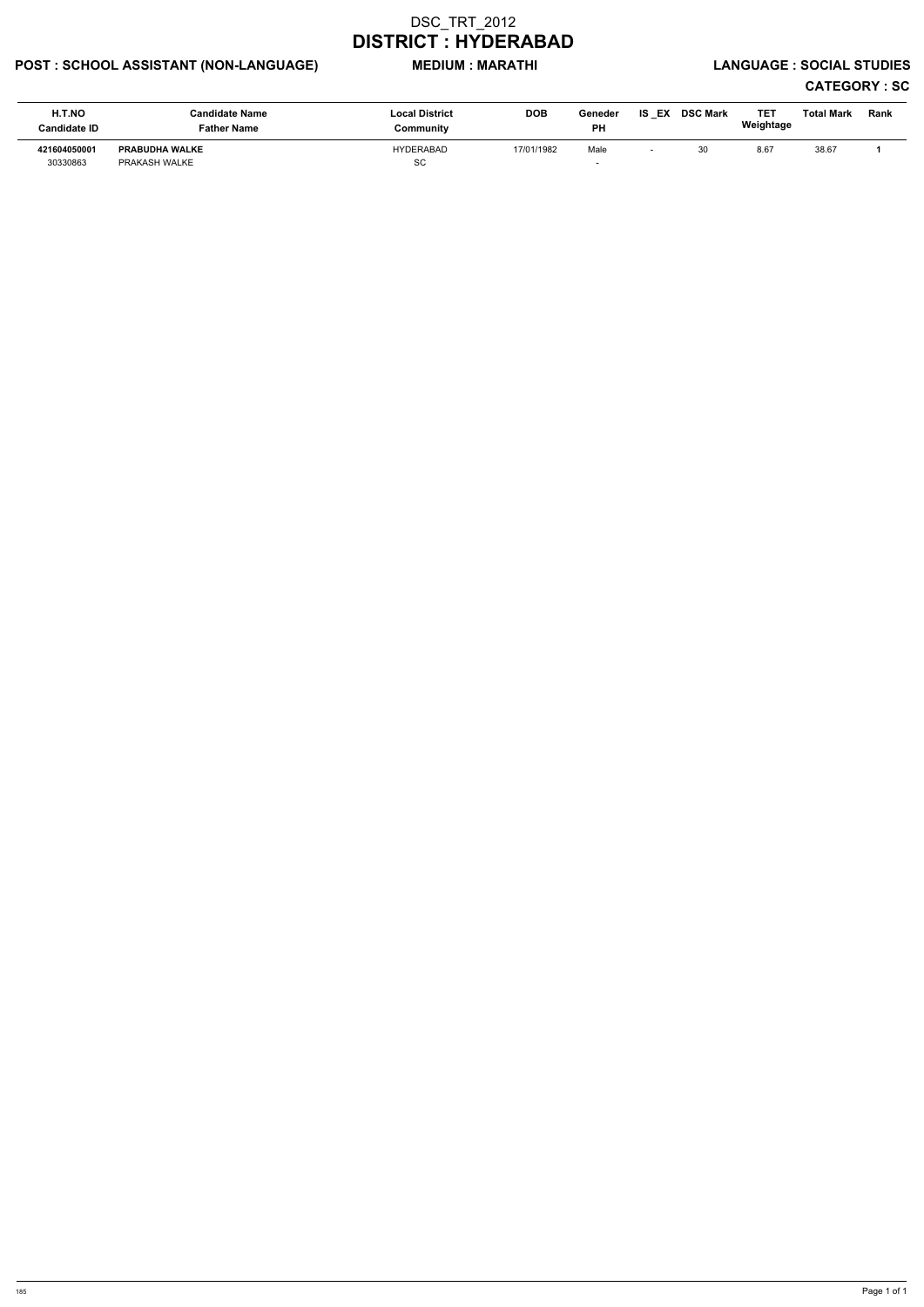# DSC_TRT_2012

# DISTRICT : HYDERABAD

**POST : SCHOOL ASSISTANT (NON-LANGUAGE)** **MEDIUM : MARATHI** **LANGUAGE : SOCIAL STUDIES**

**CATEGORY : SC**

| H.T.NO<br>Candidate ID | Candidate Name<br>Father Name | Local District<br>Community | DOB | Geneder<br>PH | IS _EX | DSC Mark | TET Weightage | Total Mark | Rank |
|---|---|---|---|---|---|---|---|---|---|
| **421604050001**<br>30330863 | **PRABUDHA WALKE**<br>PRAKASH WALKE | HYDERABAD<br>SC | 17/01/1982 | Male<br>- | - | 30 | 8.67 | 38.67 | **1** |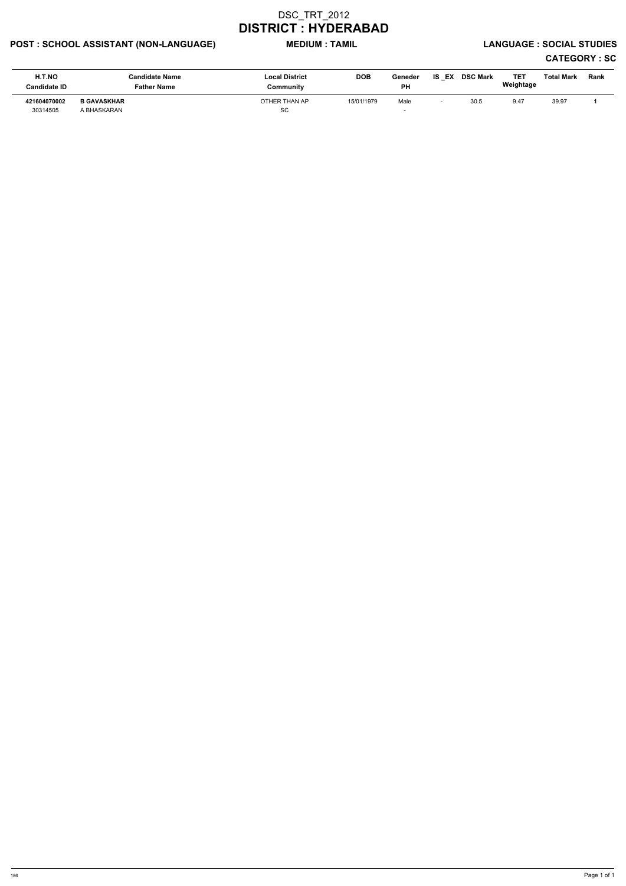# DSC_TRT_2012
# DISTRICT : HYDERABAD

**POST : SCHOOL ASSISTANT (NON-LANGUAGE)** **MEDIUM : TAMIL** **LANGUAGE : SOCIAL STUDIES**

**CATEGORY : SC**

| H.T.NO<br>Candidate ID | Candidate Name<br>Father Name | Local District<br>Community | DOB | Geneder<br>PH | IS _EX | DSC Mark | TET Weightage | Total Mark | Rank |
|---|---|---|---|---|---|---|---|---|---|
| **421604070002**<br>30314505 | **B GAVASKHAR**<br>A BHASKARAN | OTHER THAN AP<br>SC | 15/01/1979 | Male<br>- | - | 30.5 | 9.47 | 39.97 | **1** |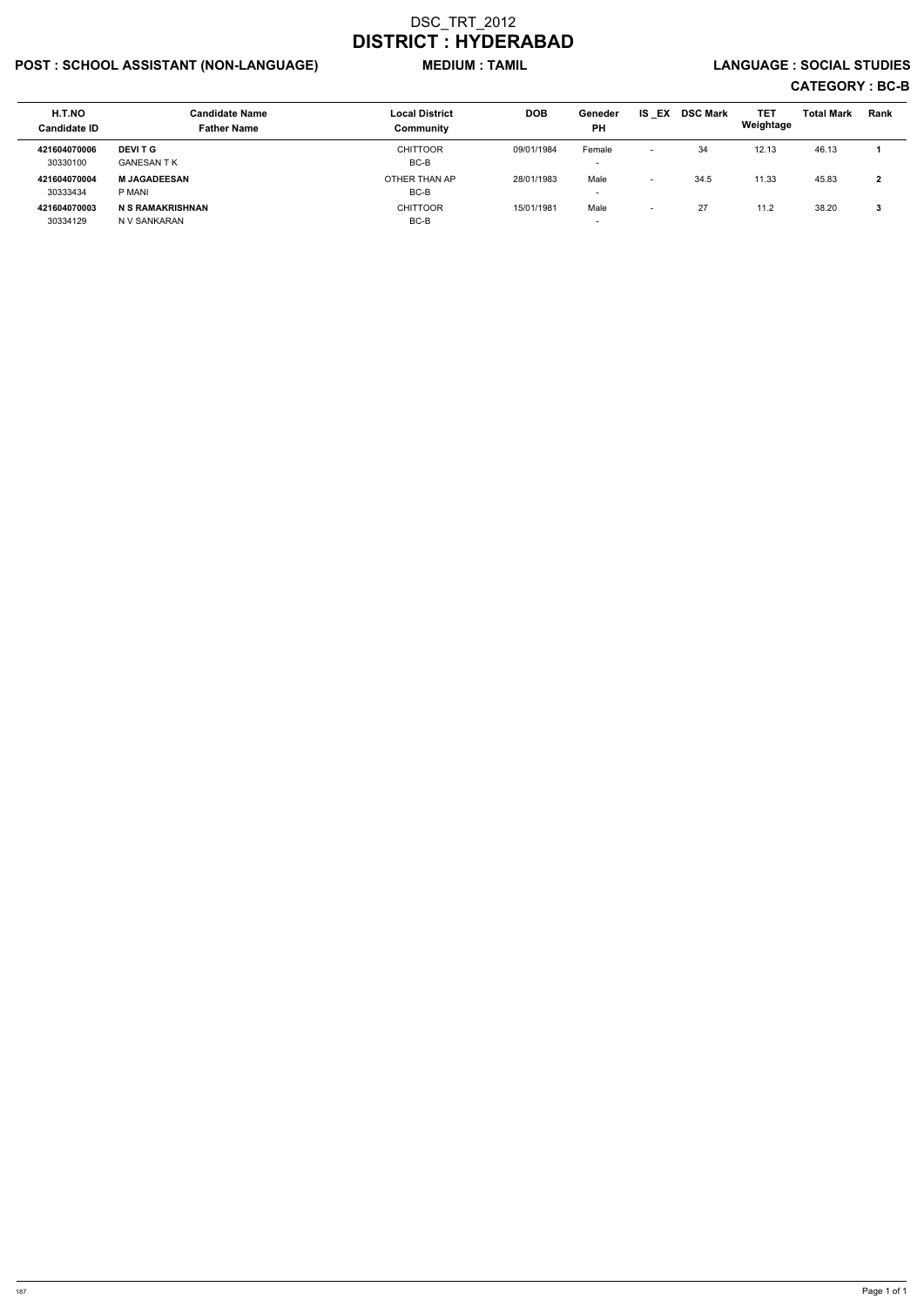# DSC_TRT_2012

# DISTRICT : HYDERABAD

**POST : SCHOOL ASSISTANT (NON-LANGUAGE)** **MEDIUM : TAMIL** **LANGUAGE : SOCIAL STUDIES**

**CATEGORY : BC-B**

| H.T.NO<br>Candidate ID | Candidate Name<br>Father Name | Local District<br>Community | DOB | Geneder<br>PH | IS _EX | DSC Mark | TET Weightage | Total Mark | Rank |
|---|---|---|---|---|---|---|---|---|---|
| **421604070006**<br>30330100 | **DEVI T G**<br>GANESAN T K | CHITTOOR<br>BC-B | 09/01/1984 | Female<br>- | - | 34 | 12.13 | 46.13 | **1** |
| **421604070004**<br>30333434 | **M JAGADEESAN**<br>P MANI | OTHER THAN AP<br>BC-B | 28/01/1983 | Male<br>- | - | 34.5 | 11.33 | 45.83 | **2** |
| **421604070003**<br>30334129 | **N S RAMAKRISHNAN**<br>N V SANKARAN | CHITTOOR<br>BC-B | 15/01/1981 | Male<br>- | - | 27 | 11.2 | 38.20 | **3** |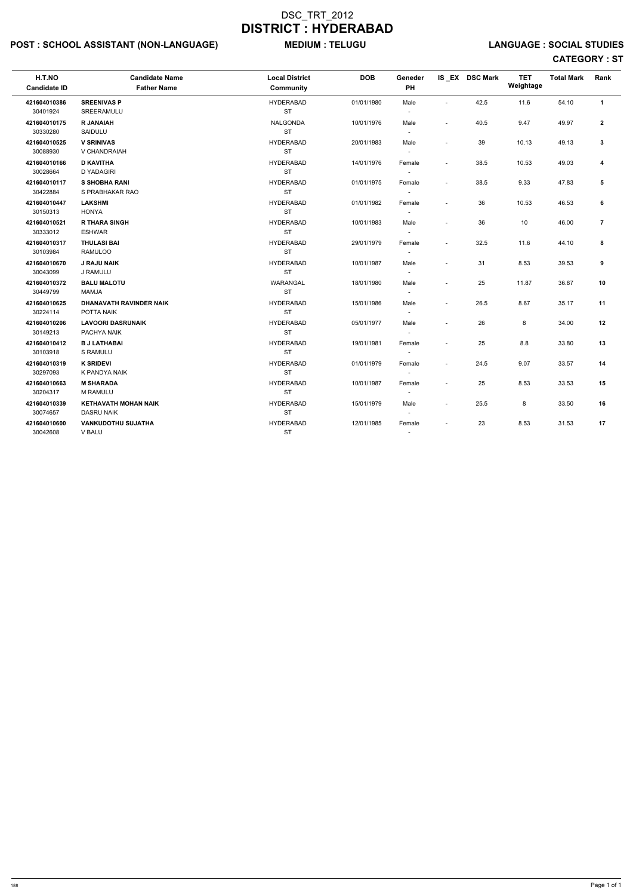# DSC_TRT_2012
# DISTRICT : HYDERABAD

**POST : SCHOOL ASSISTANT (NON-LANGUAGE)** **MEDIUM : TELUGU** **LANGUAGE : SOCIAL STUDIES**

**CATEGORY : ST**

| H.T.NO<br>Candidate ID | Candidate Name<br>Father Name | Local District<br>Community | DOB | Geneder<br>PH | IS _EX | DSC Mark | TET Weightage | Total Mark | Rank |
|---|---|---|---|---|---|---|---|---|---|
| **421604010386**<br>30401924 | **SREENIVAS P**<br>SREERAMULU | HYDERABAD<br>ST | 01/01/1980 | Male<br>- | - | 42.5 | 11.6 | 54.10 | **1** |
| **421604010175**<br>30330280 | **R JANAIAH**<br>SAIDULU | NALGONDA<br>ST | 10/01/1976 | Male<br>- | - | 40.5 | 9.47 | 49.97 | **2** |
| **421604010525**<br>30088930 | **V SRINIVAS**<br>V CHANDRAIAH | HYDERABAD<br>ST | 20/01/1983 | Male<br>- | - | 39 | 10.13 | 49.13 | **3** |
| **421604010166**<br>30028664 | **D KAVITHA**<br>D YADAGIRI | HYDERABAD<br>ST | 14/01/1976 | Female<br>- | - | 38.5 | 10.53 | 49.03 | **4** |
| **421604010117**<br>30422884 | **S SHOBHA RANI**<br>S PRABHAKAR RAO | HYDERABAD<br>ST | 01/01/1975 | Female<br>- | - | 38.5 | 9.33 | 47.83 | **5** |
| **421604010447**<br>30150313 | **LAKSHMI**<br>HONYA | HYDERABAD<br>ST | 01/01/1982 | Female<br>- | - | 36 | 10.53 | 46.53 | **6** |
| **421604010521**<br>30333012 | **R THARA SINGH**<br>ESHWAR | HYDERABAD<br>ST | 10/01/1983 | Male<br>- | - | 36 | 10 | 46.00 | **7** |
| **421604010317**<br>30103984 | **THULASI BAI**<br>RAMULOO | HYDERABAD<br>ST | 29/01/1979 | Female<br>- | - | 32.5 | 11.6 | 44.10 | **8** |
| **421604010670**<br>30043099 | **J RAJU NAIK**<br>J RAMULU | HYDERABAD<br>ST | 10/01/1987 | Male<br>- | - | 31 | 8.53 | 39.53 | **9** |
| **421604010372**<br>30449799 | **BALU MALOTU**<br>MAMJA | WARANGAL<br>ST | 18/01/1980 | Male<br>- | - | 25 | 11.87 | 36.87 | **10** |
| **421604010625**<br>30224114 | **DHANAVATH RAVINDER NAIK**<br>POTTA NAIK | HYDERABAD<br>ST | 15/01/1986 | Male<br>- | - | 26.5 | 8.67 | 35.17 | **11** |
| **421604010206**<br>30149213 | **LAVOORI DASRUNAIK**<br>PACHYA NAIK | HYDERABAD<br>ST | 05/01/1977 | Male<br>- | - | 26 | 8 | 34.00 | **12** |
| **421604010412**<br>30103918 | **B J LATHABAI**<br>S RAMULU | HYDERABAD<br>ST | 19/01/1981 | Female<br>- | - | 25 | 8.8 | 33.80 | **13** |
| **421604010319**<br>30297093 | **K SRIDEVI**<br>K PANDYA NAIK | HYDERABAD<br>ST | 01/01/1979 | Female<br>- | - | 24.5 | 9.07 | 33.57 | **14** |
| **421604010663**<br>30204317 | **M SHARADA**<br>M RAMULU | HYDERABAD<br>ST | 10/01/1987 | Female<br>- | - | 25 | 8.53 | 33.53 | **15** |
| **421604010339**<br>30074657 | **KETHAVATH MOHAN NAIK**<br>DASRU NAIK | HYDERABAD<br>ST | 15/01/1979 | Male<br>- | - | 25.5 | 8 | 33.50 | **16** |
| **421604010600**<br>30042608 | **VANKUDOTHU SUJATHA**<br>V BALU | HYDERABAD<br>ST | 12/01/1985 | Female<br>- | - | 23 | 8.53 | 31.53 | **17** |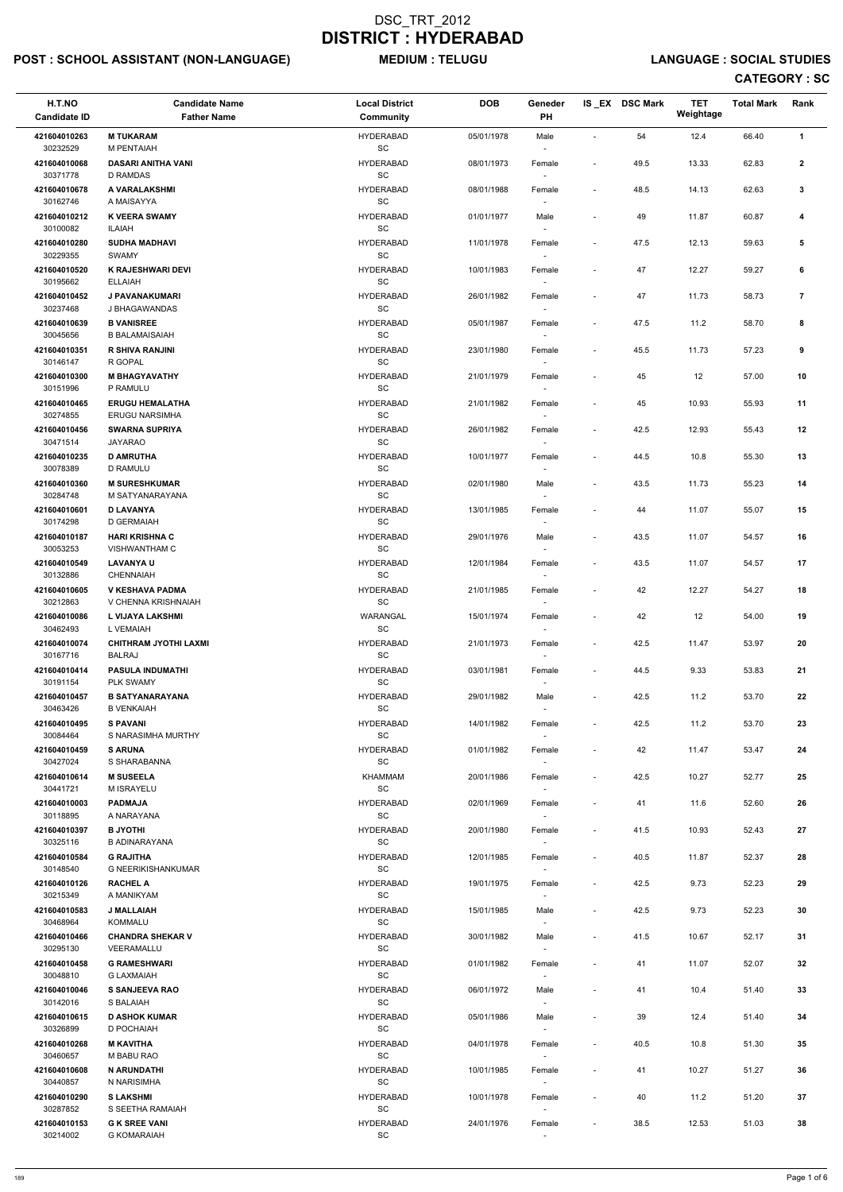# DSC_TRT_2012

# DISTRICT : HYDERABAD

**POST : SCHOOL ASSISTANT (NON-LANGUAGE)** **MEDIUM : TELUGU** **LANGUAGE : SOCIAL STUDIES**

**CATEGORY : SC**

| H.T.NO<br>Candidate ID | Candidate Name<br>Father Name | Local District<br>Community | DOB | Geneder<br>PH | IS_EX | DSC Mark | TET Weightage | Total Mark | Rank |
|---|---|---|---|---|---|---|---|---|---|
| 421604010263<br>30232529 | M TUKARAM<br>M PENTAIAH | HYDERABAD<br>SC | 05/01/1978 | Male<br>- | - | 54 | 12.4 | 66.40 | 1 |
| 421604010068<br>30371778 | DASARI ANITHA VANI<br>D RAMDAS | HYDERABAD<br>SC | 08/01/1973 | Female<br>- | - | 49.5 | 13.33 | 62.83 | 2 |
| 421604010678<br>30162746 | A VARALAKSHMI<br>A MAISAYYA | HYDERABAD<br>SC | 08/01/1988 | Female<br>- | - | 48.5 | 14.13 | 62.63 | 3 |
| 421604010212<br>30100082 | K VEERA SWAMY<br>ILAIAH | HYDERABAD<br>SC | 01/01/1977 | Male<br>- | - | 49 | 11.87 | 60.87 | 4 |
| 421604010280<br>30229355 | SUDHA MADHAVI<br>SWAMY | HYDERABAD<br>SC | 11/01/1978 | Female<br>- | - | 47.5 | 12.13 | 59.63 | 5 |
| 421604010520<br>30195662 | K RAJESHWARI DEVI<br>ELLAIAH | HYDERABAD<br>SC | 10/01/1983 | Female<br>- | - | 47 | 12.27 | 59.27 | 6 |
| 421604010452<br>30237468 | J PAVANAKUMARI<br>J BHAGAWANDAS | HYDERABAD<br>SC | 26/01/1982 | Female<br>- | - | 47 | 11.73 | 58.73 | 7 |
| 421604010639<br>30045656 | B VANISREE<br>B BALAMAISAIAH | HYDERABAD<br>SC | 05/01/1987 | Female<br>- | - | 47.5 | 11.2 | 58.70 | 8 |
| 421604010351<br>30146147 | R SHIVA RANJINI<br>R GOPAL | HYDERABAD<br>SC | 23/01/1980 | Female<br>- | - | 45.5 | 11.73 | 57.23 | 9 |
| 421604010300<br>30151996 | M BHAGYAVATHY<br>P RAMULU | HYDERABAD<br>SC | 21/01/1979 | Female<br>- | - | 45 | 12 | 57.00 | 10 |
| 421604010465<br>30274855 | ERUGU HEMALATHA<br>ERUGU NARSIMHA | HYDERABAD<br>SC | 21/01/1982 | Female<br>- | - | 45 | 10.93 | 55.93 | 11 |
| 421604010456<br>30471514 | SWARNA SUPRIYA<br>JAYARAO | HYDERABAD<br>SC | 26/01/1982 | Female<br>- | - | 42.5 | 12.93 | 55.43 | 12 |
| 421604010235<br>30078389 | D AMRUTHA<br>D RAMULU | HYDERABAD<br>SC | 10/01/1977 | Female<br>- | - | 44.5 | 10.8 | 55.30 | 13 |
| 421604010360<br>30284748 | M SURESHKUMAR<br>M SATYANARAYANA | HYDERABAD<br>SC | 02/01/1980 | Male<br>- | - | 43.5 | 11.73 | 55.23 | 14 |
| 421604010601<br>30174298 | D LAVANYA<br>D GERMAIAH | HYDERABAD<br>SC | 13/01/1985 | Female<br>- | - | 44 | 11.07 | 55.07 | 15 |
| 421604010187<br>30053253 | HARI KRISHNA C<br>VISHWANTHAM C | HYDERABAD<br>SC | 29/01/1976 | Male<br>- | - | 43.5 | 11.07 | 54.57 | 16 |
| 421604010549<br>30132886 | LAVANYA U<br>CHENNAIAH | HYDERABAD<br>SC | 12/01/1984 | Female<br>- | - | 43.5 | 11.07 | 54.57 | 17 |
| 421604010605<br>30212863 | V KESHAVA PADMA<br>V CHENNA KRISHNAIAH | HYDERABAD<br>SC | 21/01/1985 | Female<br>- | - | 42 | 12.27 | 54.27 | 18 |
| 421604010086<br>30462493 | L VIJAYA LAKSHMI<br>L VEMAIAH | WARANGAL<br>SC | 15/01/1974 | Female<br>- | - | 42 | 12 | 54.00 | 19 |
| 421604010074<br>30167716 | CHITHRAM JYOTHI LAXMI<br>BALRAJ | HYDERABAD<br>SC | 21/01/1973 | Female<br>- | - | 42.5 | 11.47 | 53.97 | 20 |
| 421604010414<br>30191154 | PASULA INDUMATHI<br>PLK SWAMY | HYDERABAD<br>SC | 03/01/1981 | Female<br>- | - | 44.5 | 9.33 | 53.83 | 21 |
| 421604010457<br>30463426 | B SATYANARAYANA<br>B VENKAIAH | HYDERABAD<br>SC | 29/01/1982 | Male<br>- | - | 42.5 | 11.2 | 53.70 | 22 |
| 421604010495<br>30084464 | S PAVANI<br>S NARASIMHA MURTHY | HYDERABAD<br>SC | 14/01/1982 | Female<br>- | - | 42.5 | 11.2 | 53.70 | 23 |
| 421604010459<br>30427024 | S ARUNA<br>S SHARABANNA | HYDERABAD<br>SC | 01/01/1982 | Female<br>- | - | 42 | 11.47 | 53.47 | 24 |
| 421604010614<br>30441721 | M SUSEELA<br>M ISRAYELU | KHAMMAM<br>SC | 20/01/1986 | Female<br>- | - | 42.5 | 10.27 | 52.77 | 25 |
| 421604010003<br>30118895 | PADMAJA<br>A NARAYANA | HYDERABAD<br>SC | 02/01/1969 | Female<br>- | - | 41 | 11.6 | 52.60 | 26 |
| 421604010397<br>30325116 | B JYOTHI<br>B ADINARAYANA | HYDERABAD<br>SC | 20/01/1980 | Female<br>- | - | 41.5 | 10.93 | 52.43 | 27 |
| 421604010584<br>30148540 | G RAJITHA<br>G NEERIKISHANKUMAR | HYDERABAD<br>SC | 12/01/1985 | Female<br>- | - | 40.5 | 11.87 | 52.37 | 28 |
| 421604010126<br>30215349 | RACHEL A<br>A MANIKYAM | HYDERABAD<br>SC | 19/01/1975 | Female<br>- | - | 42.5 | 9.73 | 52.23 | 29 |
| 421604010583<br>30468964 | J MALLAIAH<br>KOMMALU | HYDERABAD<br>SC | 15/01/1985 | Male<br>- | - | 42.5 | 9.73 | 52.23 | 30 |
| 421604010466<br>30295130 | CHANDRA SHEKAR V<br>VEERAMALLU | HYDERABAD<br>SC | 30/01/1982 | Male<br>- | - | 41.5 | 10.67 | 52.17 | 31 |
| 421604010458<br>30048810 | G RAMESHWARI<br>G LAXMAIAH | HYDERABAD<br>SC | 01/01/1982 | Female<br>- | - | 41 | 11.07 | 52.07 | 32 |
| 421604010046<br>30142016 | S SANJEEVA RAO<br>S BALAIAH | HYDERABAD<br>SC | 06/01/1972 | Male<br>- | - | 41 | 10.4 | 51.40 | 33 |
| 421604010615<br>30326899 | D ASHOK KUMAR<br>D POCHAIAH | HYDERABAD<br>SC | 05/01/1986 | Male<br>- | - | 39 | 12.4 | 51.40 | 34 |
| 421604010268<br>30460657 | M KAVITHA<br>M BABU RAO | HYDERABAD<br>SC | 04/01/1978 | Female<br>- | - | 40.5 | 10.8 | 51.30 | 35 |
| 421604010608<br>30440857 | N ARUNDATHI<br>N NARISIMHA | HYDERABAD<br>SC | 10/01/1985 | Female<br>- | - | 41 | 10.27 | 51.27 | 36 |
| 421604010290<br>30287852 | S LAKSHMI<br>S SEETHA RAMAIAH | HYDERABAD<br>SC | 10/01/1978 | Female<br>- | - | 40 | 11.2 | 51.20 | 37 |
| 421604010153<br>30214002 | G K SREE VANI<br>G KOMARAIAH | HYDERABAD<br>SC | 24/01/1976 | Female<br>- | - | 38.5 | 12.53 | 51.03 | 38 |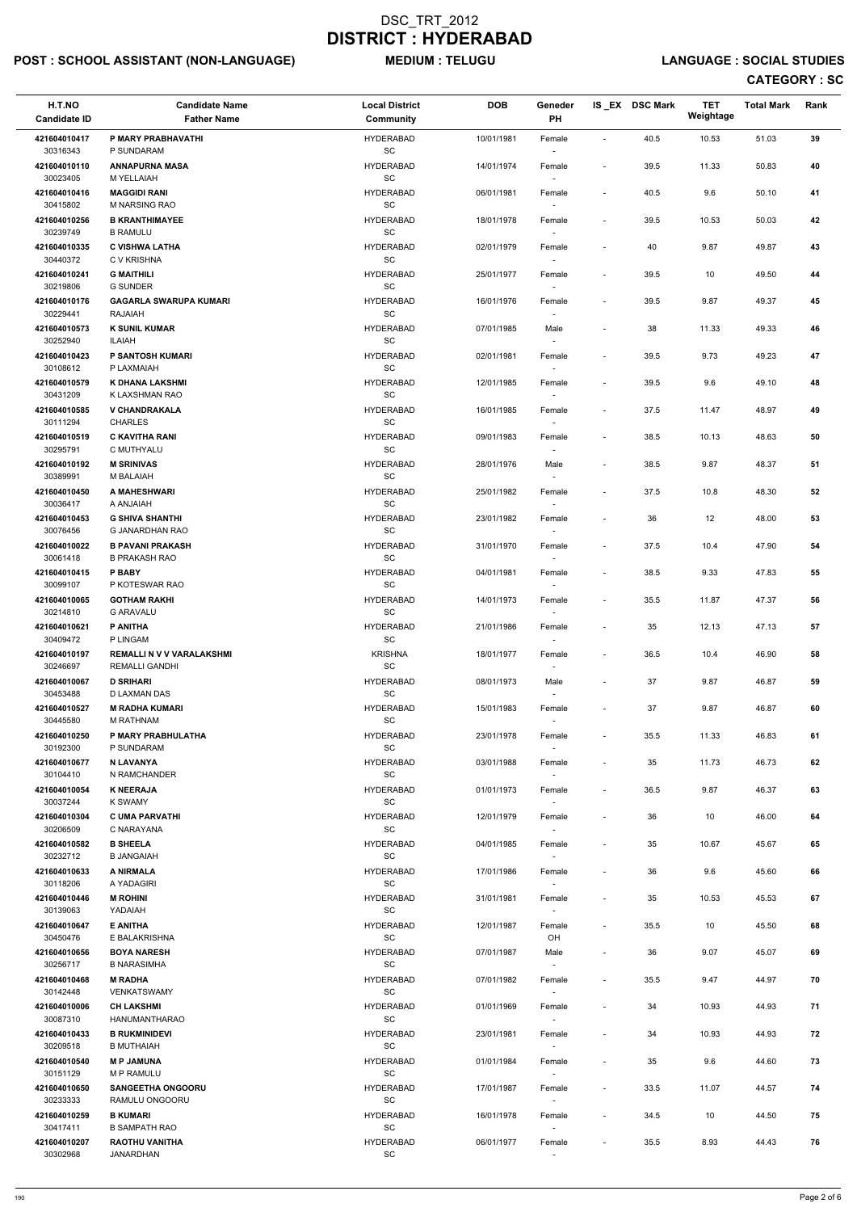# DSC_TRT_2012
# DISTRICT : HYDERABAD

**POST : SCHOOL ASSISTANT (NON-LANGUAGE)** **MEDIUM : TELUGU** **LANGUAGE : SOCIAL STUDIES**

**CATEGORY : SC**

| H.T.NO / Candidate ID | Candidate Name / Father Name | Local District / Community | DOB | Geneder / PH | IS_EX | DSC Mark | TET Weightage | Total Mark | Rank |
|---|---|---|---|---|---|---|---|---|---|
| 421604010417 / 30316343 | P MARY PRABHAVATHI / P SUNDARAM | HYDERABAD / SC | 10/01/1981 | Female / - | - | 40.5 | 10.53 | 51.03 | 39 |
| 421604010110 / 30023405 | ANNAPURNA MASA / M YELLAIAH | HYDERABAD / SC | 14/01/1974 | Female / - | - | 39.5 | 11.33 | 50.83 | 40 |
| 421604010416 / 30415802 | MAGGIDI RANI / M NARSING RAO | HYDERABAD / SC | 06/01/1981 | Female / - | - | 40.5 | 9.6 | 50.10 | 41 |
| 421604010256 / 30239749 | B KRANTHIMAYEE / B RAMULU | HYDERABAD / SC | 18/01/1978 | Female / - | - | 39.5 | 10.53 | 50.03 | 42 |
| 421604010335 / 30440372 | C VISHWA LATHA / C V KRISHNA | HYDERABAD / SC | 02/01/1979 | Female / - | - | 40 | 9.87 | 49.87 | 43 |
| 421604010241 / 30219806 | G MAITHILI / G SUNDER | HYDERABAD / SC | 25/01/1977 | Female / - | - | 39.5 | 10 | 49.50 | 44 |
| 421604010176 / 30229441 | GAGARLA SWARUPA KUMARI / RAJAIAH | HYDERABAD / SC | 16/01/1976 | Female / - | - | 39.5 | 9.87 | 49.37 | 45 |
| 421604010573 / 30252940 | K SUNIL KUMAR / ILAIAH | HYDERABAD / SC | 07/01/1985 | Male / - | - | 38 | 11.33 | 49.33 | 46 |
| 421604010423 / 30108612 | P SANTOSH KUMARI / P LAXMAIAH | HYDERABAD / SC | 02/01/1981 | Female / - | - | 39.5 | 9.73 | 49.23 | 47 |
| 421604010579 / 30431209 | K DHANA LAKSHMI / K LAXSHMAN RAO | HYDERABAD / SC | 12/01/1985 | Female / - | - | 39.5 | 9.6 | 49.10 | 48 |
| 421604010585 / 30111294 | V CHANDRAKALA / CHARLES | HYDERABAD / SC | 16/01/1985 | Female / - | - | 37.5 | 11.47 | 48.97 | 49 |
| 421604010519 / 30295791 | C KAVITHA RANI / C MUTHYALU | HYDERABAD / SC | 09/01/1983 | Female / - | - | 38.5 | 10.13 | 48.63 | 50 |
| 421604010192 / 30389991 | M SRINIVAS / M BALAIAH | HYDERABAD / SC | 28/01/1976 | Male / - | - | 38.5 | 9.87 | 48.37 | 51 |
| 421604010450 / 30036417 | A MAHESHWARI / A ANJAIAH | HYDERABAD / SC | 25/01/1982 | Female / - | - | 37.5 | 10.8 | 48.30 | 52 |
| 421604010453 / 30076456 | G SHIVA SHANTHI / G JANARDHAN RAO | HYDERABAD / SC | 23/01/1982 | Female / - | - | 36 | 12 | 48.00 | 53 |
| 421604010022 / 30061418 | B PAVANI PRAKASH / B PRAKASH RAO | HYDERABAD / SC | 31/01/1970 | Female / - | - | 37.5 | 10.4 | 47.90 | 54 |
| 421604010415 / 30099107 | P BABY / P KOTESWAR RAO | HYDERABAD / SC | 04/01/1981 | Female / - | - | 38.5 | 9.33 | 47.83 | 55 |
| 421604010065 / 30214810 | GOTHAM RAKHI / G ARAVALU | HYDERABAD / SC | 14/01/1973 | Female / - | - | 35.5 | 11.87 | 47.37 | 56 |
| 421604010621 / 30409472 | P ANITHA / P LINGAM | HYDERABAD / SC | 21/01/1986 | Female / - | - | 35 | 12.13 | 47.13 | 57 |
| 421604010197 / 30246697 | REMALLI N V V VARALAKSHMI / REMALLI GANDHI | KRISHNA / SC | 18/01/1977 | Female / - | - | 36.5 | 10.4 | 46.90 | 58 |
| 421604010067 / 30453488 | D SRIHARI / D LAXMAN DAS | HYDERABAD / SC | 08/01/1973 | Male / - | - | 37 | 9.87 | 46.87 | 59 |
| 421604010527 / 30445580 | M RADHA KUMARI / M RATHNAM | HYDERABAD / SC | 15/01/1983 | Female / - | - | 37 | 9.87 | 46.87 | 60 |
| 421604010250 / 30192300 | P MARY PRABHULATHA / P SUNDARAM | HYDERABAD / SC | 23/01/1978 | Female / - | - | 35.5 | 11.33 | 46.83 | 61 |
| 421604010677 / 30104410 | N LAVANYA / N RAMCHANDER | HYDERABAD / SC | 03/01/1988 | Female / - | - | 35 | 11.73 | 46.73 | 62 |
| 421604010054 / 30037244 | K NEERAJA / K SWAMY | HYDERABAD / SC | 01/01/1973 | Female / - | - | 36.5 | 9.87 | 46.37 | 63 |
| 421604010304 / 30206509 | C UMA PARVATHI / C NARAYANA | HYDERABAD / SC | 12/01/1979 | Female / - | - | 36 | 10 | 46.00 | 64 |
| 421604010582 / 30232712 | B SHEELA / B JANGAIAH | HYDERABAD / SC | 04/01/1985 | Female / - | - | 35 | 10.67 | 45.67 | 65 |
| 421604010633 / 30118206 | A NIRMALA / A YADAGIRI | HYDERABAD / SC | 17/01/1986 | Female / - | - | 36 | 9.6 | 45.60 | 66 |
| 421604010446 / 30139063 | M ROHINI / YADAIAH | HYDERABAD / SC | 31/01/1981 | Female / - | - | 35 | 10.53 | 45.53 | 67 |
| 421604010647 / 30450476 | E ANITHA / E BALAKRISHNA | HYDERABAD / SC | 12/01/1987 | Female / OH | - | 35.5 | 10 | 45.50 | 68 |
| 421604010656 / 30256717 | BOYA NARESH / B NARASIMHA | HYDERABAD / SC | 07/01/1987 | Male / - | - | 36 | 9.07 | 45.07 | 69 |
| 421604010468 / 30142448 | M RADHA / VENKATSWAMY | HYDERABAD / SC | 07/01/1982 | Female / - | - | 35.5 | 9.47 | 44.97 | 70 |
| 421604010006 / 30087310 | CH LAKSHMI / HANUMANTHARAO | HYDERABAD / SC | 01/01/1969 | Female / - | - | 34 | 10.93 | 44.93 | 71 |
| 421604010433 / 30209518 | B RUKMINIDEVI / B MUTHAIAH | HYDERABAD / SC | 23/01/1981 | Female / - | - | 34 | 10.93 | 44.93 | 72 |
| 421604010540 / 30151129 | M P JAMUNA / M P RAMULU | HYDERABAD / SC | 01/01/1984 | Female / - | - | 35 | 9.6 | 44.60 | 73 |
| 421604010650 / 30233333 | SANGEETHA ONGOORU / RAMULU ONGOORU | HYDERABAD / SC | 17/01/1987 | Female / - | - | 33.5 | 11.07 | 44.57 | 74 |
| 421604010259 / 30417411 | B KUMARI / B SAMPATH RAO | HYDERABAD / SC | 16/01/1978 | Female / - | - | 34.5 | 10 | 44.50 | 75 |
| 421604010207 / 30302968 | RAOTHU VANITHA / JANARDHAN | HYDERABAD / SC | 06/01/1977 | Female / - | - | 35.5 | 8.93 | 44.43 | 76 |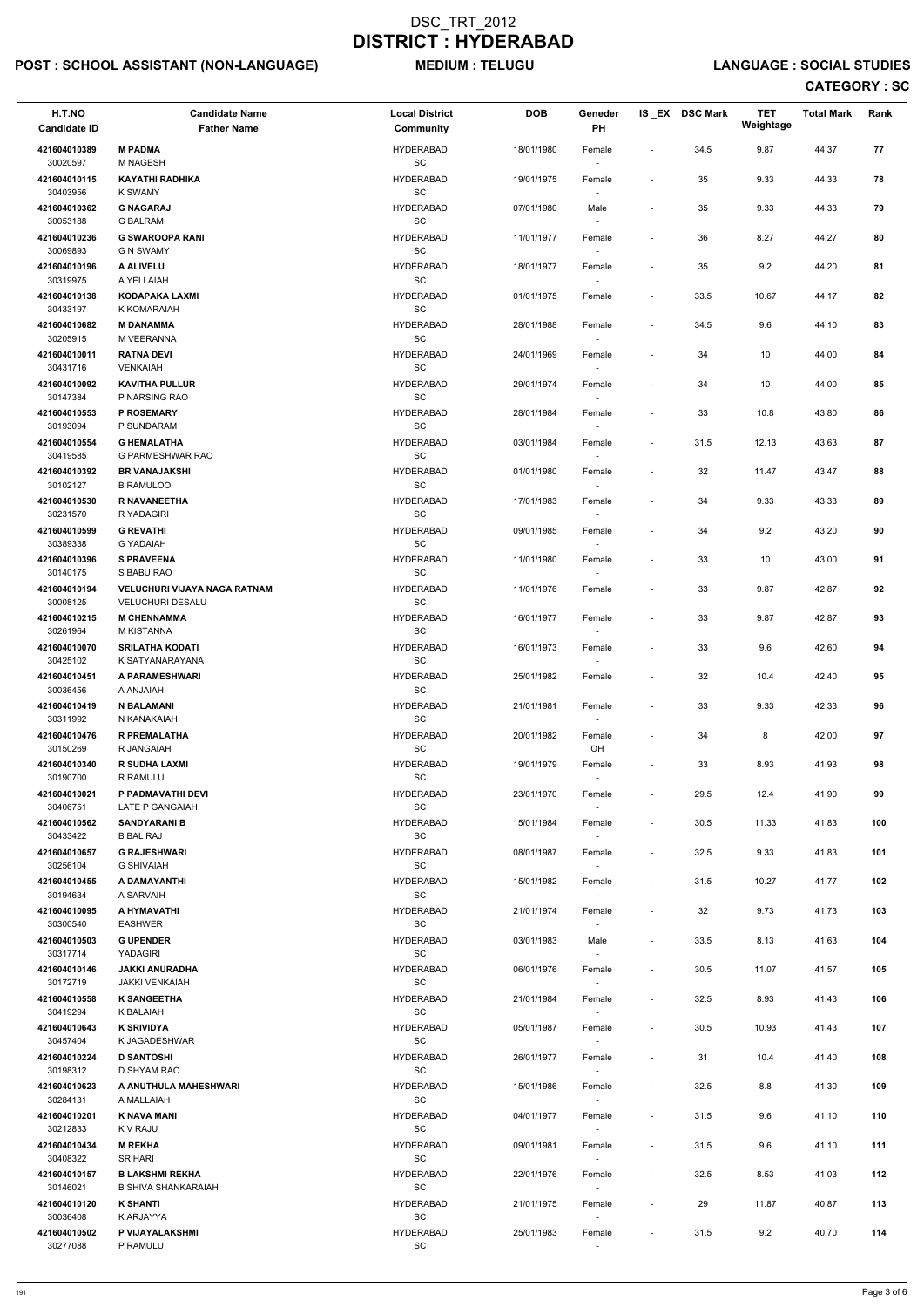# DSC_TRT_2012
# DISTRICT : HYDERABAD

**POST : SCHOOL ASSISTANT (NON-LANGUAGE)** **MEDIUM : TELUGU** **LANGUAGE : SOCIAL STUDIES**

**CATEGORY : SC**

| H.T.NO<br>Candidate ID | Candidate Name<br>Father Name | Local District<br>Community | DOB | Geneder<br>PH | IS _EX | DSC Mark | TET Weightage | Total Mark | Rank |
|---|---|---|---|---|---|---|---|---|---|
| 421604010389<br>30020597 | **M PADMA**<br>M NAGESH | HYDERABAD<br>SC | 18/01/1980 | Female<br>- | - | 34.5 | 9.87 | 44.37 | 77 |
| 421604010115<br>30403956 | **KAYATHI RADHIKA**<br>K SWAMY | HYDERABAD<br>SC | 19/01/1975 | Female<br>- | - | 35 | 9.33 | 44.33 | 78 |
| 421604010362<br>30053188 | **G NAGARAJ**<br>G BALRAM | HYDERABAD<br>SC | 07/01/1980 | Male<br>- | - | 35 | 9.33 | 44.33 | 79 |
| 421604010236<br>30069893 | **G SWAROOPA RANI**<br>G N SWAMY | HYDERABAD<br>SC | 11/01/1977 | Female<br>- | - | 36 | 8.27 | 44.27 | 80 |
| 421604010196<br>30319975 | **A ALIVELU**<br>A YELLAIAH | HYDERABAD<br>SC | 18/01/1977 | Female<br>- | - | 35 | 9.2 | 44.20 | 81 |
| 421604010138<br>30433197 | **KODAPAKA LAXMI**<br>K KOMARAIAH | HYDERABAD<br>SC | 01/01/1975 | Female<br>- | - | 33.5 | 10.67 | 44.17 | 82 |
| 421604010682<br>30205915 | **M DANAMMA**<br>M VEERANNA | HYDERABAD<br>SC | 28/01/1988 | Female<br>- | - | 34.5 | 9.6 | 44.10 | 83 |
| 421604010011<br>30431716 | **RATNA DEVI**<br>VENKAIAH | HYDERABAD<br>SC | 24/01/1969 | Female<br>- | - | 34 | 10 | 44.00 | 84 |
| 421604010092<br>30147384 | **KAVITHA PULLUR**<br>P NARSING RAO | HYDERABAD<br>SC | 29/01/1974 | Female<br>- | - | 34 | 10 | 44.00 | 85 |
| 421604010553<br>30193094 | **P ROSEMARY**<br>P SUNDARAM | HYDERABAD<br>SC | 28/01/1984 | Female<br>- | - | 33 | 10.8 | 43.80 | 86 |
| 421604010554<br>30419585 | **G HEMALATHA**<br>G PARMESHWAR RAO | HYDERABAD<br>SC | 03/01/1984 | Female<br>- | - | 31.5 | 12.13 | 43.63 | 87 |
| 421604010392<br>30102127 | **BR VANAJAKSHI**<br>B RAMULOO | HYDERABAD<br>SC | 01/01/1980 | Female<br>- | - | 32 | 11.47 | 43.47 | 88 |
| 421604010530<br>30231570 | **R NAVANEETHA**<br>R YADAGIRI | HYDERABAD<br>SC | 17/01/1983 | Female<br>- | - | 34 | 9.33 | 43.33 | 89 |
| 421604010599<br>30389338 | **G REVATHI**<br>G YADAIAH | HYDERABAD<br>SC | 09/01/1985 | Female<br>- | - | 34 | 9.2 | 43.20 | 90 |
| 421604010396<br>30140175 | **S PRAVEENA**<br>S BABU RAO | HYDERABAD<br>SC | 11/01/1980 | Female<br>- | - | 33 | 10 | 43.00 | 91 |
| 421604010194<br>30008125 | **VELUCHURI VIJAYA NAGA RATNAM**<br>VELUCHURI DESALU | HYDERABAD<br>SC | 11/01/1976 | Female<br>- | - | 33 | 9.87 | 42.87 | 92 |
| 421604010215<br>30261964 | **M CHENNAMMA**<br>M KISTANNA | HYDERABAD<br>SC | 16/01/1977 | Female<br>- | - | 33 | 9.87 | 42.87 | 93 |
| 421604010070<br>30425102 | **SRILATHA KODATI**<br>K SATYANARAYANA | HYDERABAD<br>SC | 16/01/1973 | Female<br>- | - | 33 | 9.6 | 42.60 | 94 |
| 421604010451<br>30036456 | **A PARAMESHWARI**<br>A ANJAIAH | HYDERABAD<br>SC | 25/01/1982 | Female<br>- | - | 32 | 10.4 | 42.40 | 95 |
| 421604010419<br>30311992 | **N BALAMANI**<br>N KANAKAIAH | HYDERABAD<br>SC | 21/01/1981 | Female<br>- | - | 33 | 9.33 | 42.33 | 96 |
| 421604010476<br>30150269 | **R PREMALATHA**<br>R JANGAIAH | HYDERABAD<br>SC | 20/01/1982 | Female<br>OH | - | 34 | 8 | 42.00 | 97 |
| 421604010340<br>30190700 | **R SUDHA LAXMI**<br>R RAMULU | HYDERABAD<br>SC | 19/01/1979 | Female<br>- | - | 33 | 8.93 | 41.93 | 98 |
| 421604010021<br>30406751 | **P PADMAVATHI DEVI**<br>LATE P GANGAIAH | HYDERABAD<br>SC | 23/01/1970 | Female<br>- | - | 29.5 | 12.4 | 41.90 | 99 |
| 421604010562<br>30433422 | **SANDYARANI B**<br>B BAL RAJ | HYDERABAD<br>SC | 15/01/1984 | Female<br>- | - | 30.5 | 11.33 | 41.83 | 100 |
| 421604010657<br>30256104 | **G RAJESHWARI**<br>G SHIVAIAH | HYDERABAD<br>SC | 08/01/1987 | Female<br>- | - | 32.5 | 9.33 | 41.83 | 101 |
| 421604010455<br>30194634 | **A DAMAYANTHI**<br>A SARVAIH | HYDERABAD<br>SC | 15/01/1982 | Female<br>- | - | 31.5 | 10.27 | 41.77 | 102 |
| 421604010095<br>30300540 | **A HYMAVATHI**<br>EASHWER | HYDERABAD<br>SC | 21/01/1974 | Female<br>- | - | 32 | 9.73 | 41.73 | 103 |
| 421604010503<br>30317714 | **G UPENDER**<br>YADAGIRI | HYDERABAD<br>SC | 03/01/1983 | Male<br>- | - | 33.5 | 8.13 | 41.63 | 104 |
| 421604010146<br>30172719 | **JAKKI ANURADHA**<br>JAKKI VENKAIAH | HYDERABAD<br>SC | 06/01/1976 | Female<br>- | - | 30.5 | 11.07 | 41.57 | 105 |
| 421604010558<br>30419294 | **K SANGEETHA**<br>K BALAIAH | HYDERABAD<br>SC | 21/01/1984 | Female<br>- | - | 32.5 | 8.93 | 41.43 | 106 |
| 421604010643<br>30457404 | **K SRIVIDYA**<br>K JAGADESHWAR | HYDERABAD<br>SC | 05/01/1987 | Female<br>- | - | 30.5 | 10.93 | 41.43 | 107 |
| 421604010224<br>30198312 | **D SANTOSHI**<br>D SHYAM RAO | HYDERABAD<br>SC | 26/01/1977 | Female<br>- | - | 31 | 10.4 | 41.40 | 108 |
| 421604010623<br>30284131 | **A ANUTHULA MAHESHWARI**<br>A MALLAIAH | HYDERABAD<br>SC | 15/01/1986 | Female<br>- | - | 32.5 | 8.8 | 41.30 | 109 |
| 421604010201<br>30212833 | **K NAVA MANI**<br>K V RAJU | HYDERABAD<br>SC | 04/01/1977 | Female<br>- | - | 31.5 | 9.6 | 41.10 | 110 |
| 421604010434<br>30408322 | **M REKHA**<br>SRIHARI | HYDERABAD<br>SC | 09/01/1981 | Female<br>- | - | 31.5 | 9.6 | 41.10 | 111 |
| 421604010157<br>30146021 | **B LAKSHMI REKHA**<br>B SHIVA SHANKARAIAH | HYDERABAD<br>SC | 22/01/1976 | Female<br>- | - | 32.5 | 8.53 | 41.03 | 112 |
| 421604010120<br>30036408 | **K SHANTI**<br>K ARJAYYA | HYDERABAD<br>SC | 21/01/1975 | Female<br>- | - | 29 | 11.87 | 40.87 | 113 |
| 421604010502<br>30277088 | **P VIJAYALAKSHMI**<br>P RAMULU | HYDERABAD<br>SC | 25/01/1983 | Female<br>- | - | 31.5 | 9.2 | 40.70 | 114 |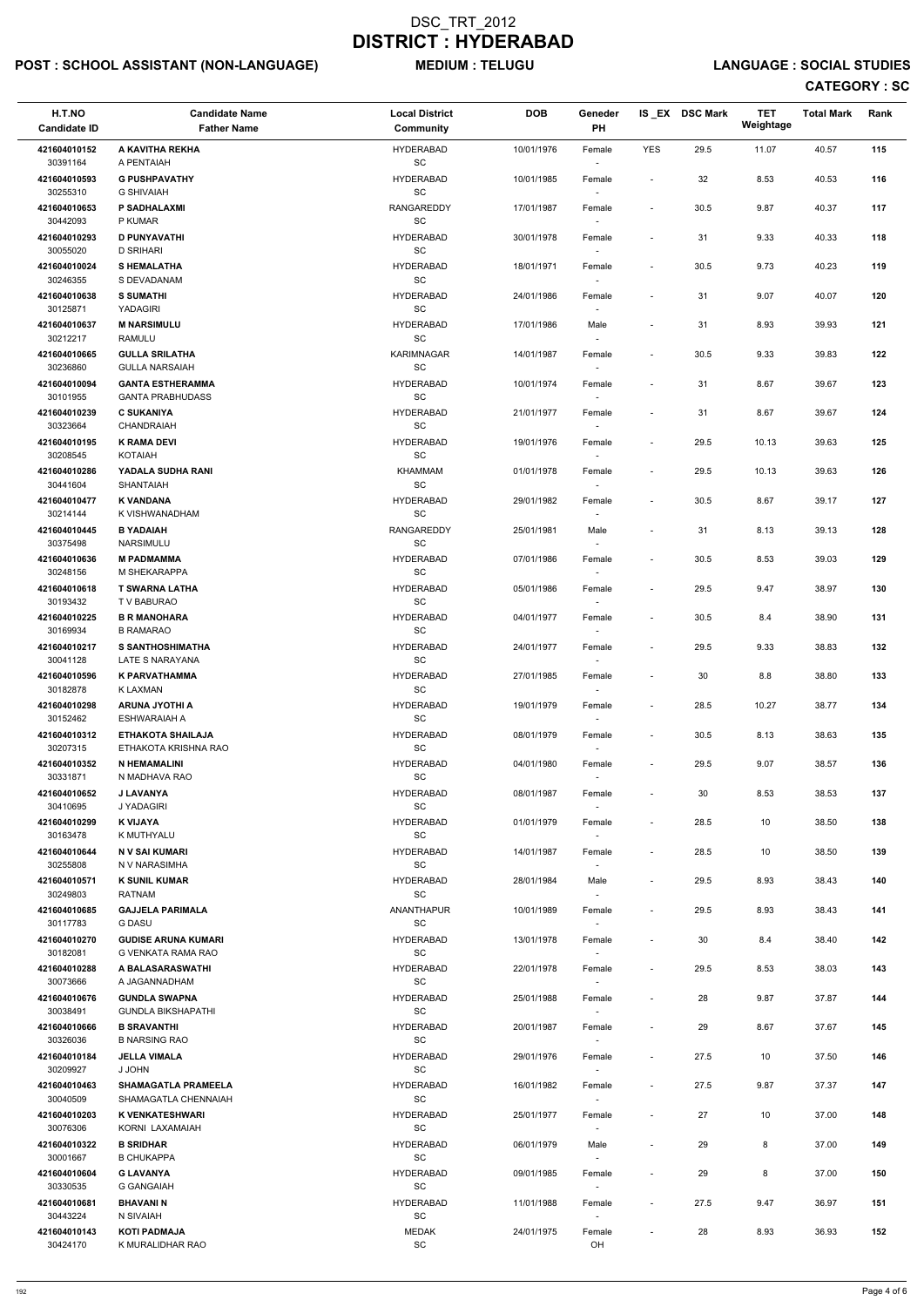# DSC_TRT_2012
# DISTRICT : HYDERABAD

**POST : SCHOOL ASSISTANT (NON-LANGUAGE)** **MEDIUM : TELUGU** **LANGUAGE : SOCIAL STUDIES**

**CATEGORY : SC**

| H.T.NO<br>Candidate ID | Candidate Name<br>Father Name | Local District<br>Community | DOB | Geneder<br>PH | IS _EX | DSC Mark | TET Weightage | Total Mark | Rank |
|---|---|---|---|---|---|---|---|---|---|
| 421604010152<br>30391164 | A KAVITHA REKHA<br>A PENTAIAH | HYDERABAD<br>SC | 10/01/1976 | Female<br>- | YES | 29.5 | 11.07 | 40.57 | 115 |
| 421604010593<br>30255310 | G PUSHPAVATHY<br>G SHIVAIAH | HYDERABAD<br>SC | 10/01/1985 | Female<br>- | - | 32 | 8.53 | 40.53 | 116 |
| 421604010653<br>30442093 | P SADHALAXMI<br>P KUMAR | RANGAREDDY<br>SC | 17/01/1987 | Female<br>- | - | 30.5 | 9.87 | 40.37 | 117 |
| 421604010293<br>30055020 | D PUNYAVATHI<br>D SRIHARI | HYDERABAD<br>SC | 30/01/1978 | Female<br>- | - | 31 | 9.33 | 40.33 | 118 |
| 421604010024<br>30246355 | S HEMALATHA<br>S DEVADANAM | HYDERABAD<br>SC | 18/01/1971 | Female<br>- | - | 30.5 | 9.73 | 40.23 | 119 |
| 421604010638<br>30125871 | S SUMATHI<br>YADAGIRI | HYDERABAD<br>SC | 24/01/1986 | Female<br>- | - | 31 | 9.07 | 40.07 | 120 |
| 421604010637<br>30212217 | M NARSIMULU<br>RAMULU | HYDERABAD<br>SC | 17/01/1986 | Male<br>- | - | 31 | 8.93 | 39.93 | 121 |
| 421604010665<br>30236860 | GULLA SRILATHA<br>GULLA NARSAIAH | KARIMNAGAR<br>SC | 14/01/1987 | Female<br>- | - | 30.5 | 9.33 | 39.83 | 122 |
| 421604010094<br>30101955 | GANTA ESTHERAMMA<br>GANTA PRABHUDASS | HYDERABAD<br>SC | 10/01/1974 | Female<br>- | - | 31 | 8.67 | 39.67 | 123 |
| 421604010239<br>30323664 | C SUKANIYA<br>CHANDRAIAH | HYDERABAD<br>SC | 21/01/1977 | Female<br>- | - | 31 | 8.67 | 39.67 | 124 |
| 421604010195<br>30208545 | K RAMA DEVI<br>KOTAIAH | HYDERABAD<br>SC | 19/01/1976 | Female<br>- | - | 29.5 | 10.13 | 39.63 | 125 |
| 421604010286<br>30441604 | YADALA SUDHA RANI<br>SHANTAIAH | KHAMMAM<br>SC | 01/01/1978 | Female<br>- | - | 29.5 | 10.13 | 39.63 | 126 |
| 421604010477<br>30214144 | K VANDANA<br>K VISHWANADHAM | HYDERABAD<br>SC | 29/01/1982 | Female<br>- | - | 30.5 | 8.67 | 39.17 | 127 |
| 421604010445<br>30375498 | B YADAIAH<br>NARSIMULU | RANGAREDDY<br>SC | 25/01/1981 | Male<br>- | - | 31 | 8.13 | 39.13 | 128 |
| 421604010636<br>30248156 | M PADMAMMA<br>M SHEKARAPPA | HYDERABAD<br>SC | 07/01/1986 | Female<br>- | - | 30.5 | 8.53 | 39.03 | 129 |
| 421604010618<br>30193432 | T SWARNA LATHA<br>T V BABURAO | HYDERABAD<br>SC | 05/01/1986 | Female<br>- | - | 29.5 | 9.47 | 38.97 | 130 |
| 421604010225<br>30169934 | B R MANOHARA<br>B RAMARAO | HYDERABAD<br>SC | 04/01/1977 | Female<br>- | - | 30.5 | 8.4 | 38.90 | 131 |
| 421604010217<br>30041128 | S SANTHOSHIMATHA<br>LATE S NARAYANA | HYDERABAD<br>SC | 24/01/1977 | Female<br>- | - | 29.5 | 9.33 | 38.83 | 132 |
| 421604010596<br>30182878 | K PARVATHAMMA<br>K LAXMAN | HYDERABAD<br>SC | 27/01/1985 | Female<br>- | - | 30 | 8.8 | 38.80 | 133 |
| 421604010298<br>30152462 | ARUNA JYOTHI A<br>ESHWARAIAH A | HYDERABAD<br>SC | 19/01/1979 | Female<br>- | - | 28.5 | 10.27 | 38.77 | 134 |
| 421604010312<br>30207315 | ETHAKOTA SHAILAJA<br>ETHAKOTA KRISHNA RAO | HYDERABAD<br>SC | 08/01/1979 | Female<br>- | - | 30.5 | 8.13 | 38.63 | 135 |
| 421604010352<br>30331871 | N HEMAMALINI<br>N MADHAVA RAO | HYDERABAD<br>SC | 04/01/1980 | Female<br>- | - | 29.5 | 9.07 | 38.57 | 136 |
| 421604010652<br>30410695 | J LAVANYA<br>J YADAGIRI | HYDERABAD<br>SC | 08/01/1987 | Female<br>- | - | 30 | 8.53 | 38.53 | 137 |
| 421604010299<br>30163478 | K VIJAYA<br>K MUTHYALU | HYDERABAD<br>SC | 01/01/1979 | Female<br>- | - | 28.5 | 10 | 38.50 | 138 |
| 421604010644<br>30255808 | N V SAI KUMARI<br>N V NARASIMHA | HYDERABAD<br>SC | 14/01/1987 | Female<br>- | - | 28.5 | 10 | 38.50 | 139 |
| 421604010571<br>30249803 | K SUNIL KUMAR<br>RATNAM | HYDERABAD<br>SC | 28/01/1984 | Male<br>- | - | 29.5 | 8.93 | 38.43 | 140 |
| 421604010685<br>30117783 | GAJJELA PARIMALA<br>G DASU | ANANTHAPUR<br>SC | 10/01/1989 | Female<br>- | - | 29.5 | 8.93 | 38.43 | 141 |
| 421604010270<br>30182081 | GUDISE ARUNA KUMARI<br>G VENKATA RAMA RAO | HYDERABAD<br>SC | 13/01/1978 | Female<br>- | - | 30 | 8.4 | 38.40 | 142 |
| 421604010288<br>30073666 | A BALASARASWATHI<br>A JAGANNADHAM | HYDERABAD<br>SC | 22/01/1978 | Female<br>- | - | 29.5 | 8.53 | 38.03 | 143 |
| 421604010676<br>30038491 | GUNDLA SWAPNA<br>GUNDLA BIKSHAPATHI | HYDERABAD<br>SC | 25/01/1988 | Female<br>- | - | 28 | 9.87 | 37.87 | 144 |
| 421604010666<br>30326036 | B SRAVANTHI<br>B NARSING RAO | HYDERABAD<br>SC | 20/01/1987 | Female<br>- | - | 29 | 8.67 | 37.67 | 145 |
| 421604010184<br>30209927 | JELLA VIMALA<br>J JOHN | HYDERABAD<br>SC | 29/01/1976 | Female<br>- | - | 27.5 | 10 | 37.50 | 146 |
| 421604010463<br>30040509 | SHAMAGATLA PRAMEELA<br>SHAMAGATLA CHENNAIAH | HYDERABAD<br>SC | 16/01/1982 | Female<br>- | - | 27.5 | 9.87 | 37.37 | 147 |
| 421604010203<br>30076306 | K VENKATESHWARI<br>KORNI LAXAMAIAH | HYDERABAD<br>SC | 25/01/1977 | Female<br>- | - | 27 | 10 | 37.00 | 148 |
| 421604010322<br>30001667 | B SRIDHAR<br>B CHUKAPPA | HYDERABAD<br>SC | 06/01/1979 | Male<br>- | - | 29 | 8 | 37.00 | 149 |
| 421604010604<br>30330535 | G LAVANYA<br>G GANGAIAH | HYDERABAD<br>SC | 09/01/1985 | Female<br>- | - | 29 | 8 | 37.00 | 150 |
| 421604010681<br>30443224 | BHAVANI N<br>N SIVAIAH | HYDERABAD<br>SC | 11/01/1988 | Female<br>- | - | 27.5 | 9.47 | 36.97 | 151 |
| 421604010143<br>30424170 | KOTI PADMAJA<br>K MURALIDHAR RAO | MEDAK<br>SC | 24/01/1975 | Female<br>OH | - | 28 | 8.93 | 36.93 | 152 |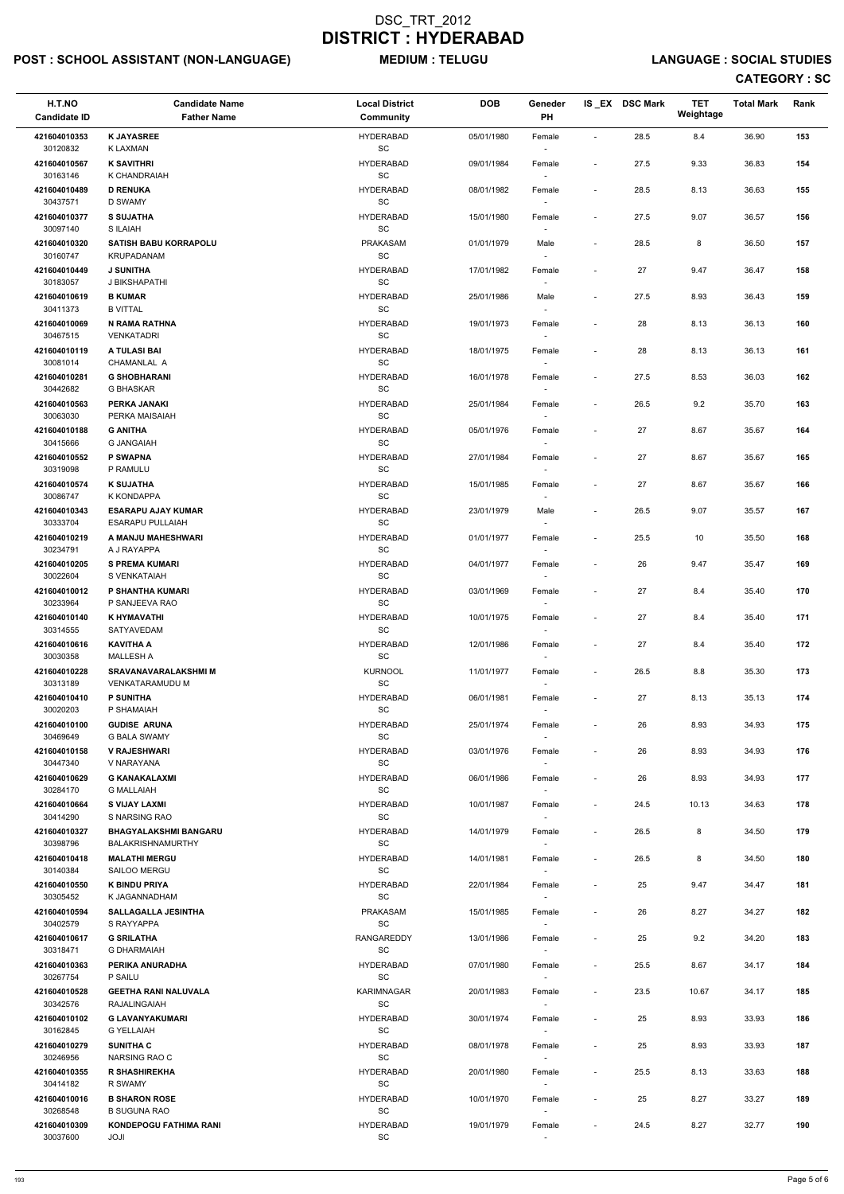# DSC_TRT_2012
# DISTRICT : HYDERABAD

**POST : SCHOOL ASSISTANT (NON-LANGUAGE)** **MEDIUM : TELUGU** **LANGUAGE : SOCIAL STUDIES**

**CATEGORY : SC**

| H.T.NO<br>Candidate ID | Candidate Name<br>Father Name | Local District<br>Community | DOB | Geneder<br>PH | IS _EX | DSC Mark | TET Weightage | Total Mark | Rank |
|---|---|---|---|---|---|---|---|---|---|
| 421604010353<br>30120832 | **K JAYASREE**<br>K LAXMAN | HYDERABAD<br>SC | 05/01/1980 | Female<br>- | - | 28.5 | 8.4 | 36.90 | 153 |
| 421604010567<br>30163146 | **K SAVITHRI**<br>K CHANDRAIAH | HYDERABAD<br>SC | 09/01/1984 | Female<br>- | - | 27.5 | 9.33 | 36.83 | 154 |
| 421604010489<br>30437571 | **D RENUKA**<br>D SWAMY | HYDERABAD<br>SC | 08/01/1982 | Female<br>- | - | 28.5 | 8.13 | 36.63 | 155 |
| 421604010377<br>30097140 | **S SUJATHA**<br>S ILAIAH | HYDERABAD<br>SC | 15/01/1980 | Female<br>- | - | 27.5 | 9.07 | 36.57 | 156 |
| 421604010320<br>30160747 | **SATISH BABU KORRAPOLU**<br>KRUPADANAM | PRAKASAM<br>SC | 01/01/1979 | Male<br>- | - | 28.5 | 8 | 36.50 | 157 |
| 421604010449<br>30183057 | **J SUNITHA**<br>J BIKSHAPATHI | HYDERABAD<br>SC | 17/01/1982 | Female<br>- | - | 27 | 9.47 | 36.47 | 158 |
| 421604010619<br>30411373 | **B KUMAR**<br>B VITTAL | HYDERABAD<br>SC | 25/01/1986 | Male<br>- | - | 27.5 | 8.93 | 36.43 | 159 |
| 421604010069<br>30467515 | **N RAMA RATHNA**<br>VENKATADRI | HYDERABAD<br>SC | 19/01/1973 | Female<br>- | - | 28 | 8.13 | 36.13 | 160 |
| 421604010119<br>30081014 | **A TULASI BAI**<br>CHAMANLAL A | HYDERABAD<br>SC | 18/01/1975 | Female<br>- | - | 28 | 8.13 | 36.13 | 161 |
| 421604010281<br>30442682 | **G SHOBHARANI**<br>G BHASKAR | HYDERABAD<br>SC | 16/01/1978 | Female<br>- | - | 27.5 | 8.53 | 36.03 | 162 |
| 421604010563<br>30063030 | **PERKA JANAKI**<br>PERKA MAISAIAH | HYDERABAD<br>SC | 25/01/1984 | Female<br>- | - | 26.5 | 9.2 | 35.70 | 163 |
| 421604010188<br>30415666 | **G ANITHA**<br>G JANGAIAH | HYDERABAD<br>SC | 05/01/1976 | Female<br>- | - | 27 | 8.67 | 35.67 | 164 |
| 421604010552<br>30319098 | **P SWAPNA**<br>P RAMULU | HYDERABAD<br>SC | 27/01/1984 | Female<br>- | - | 27 | 8.67 | 35.67 | 165 |
| 421604010574<br>30086747 | **K SUJATHA**<br>K KONDAPPA | HYDERABAD<br>SC | 15/01/1985 | Female<br>- | - | 27 | 8.67 | 35.67 | 166 |
| 421604010343<br>30333704 | **ESARAPU AJAY KUMAR**<br>ESARAPU PULLAIAH | HYDERABAD<br>SC | 23/01/1979 | Male<br>- | - | 26.5 | 9.07 | 35.57 | 167 |
| 421604010219<br>30234791 | **A MANJU MAHESHWARI**<br>A J RAYAPPA | HYDERABAD<br>SC | 01/01/1977 | Female<br>- | - | 25.5 | 10 | 35.50 | 168 |
| 421604010205<br>30022604 | **S PREMA KUMARI**<br>S VENKATAIAH | HYDERABAD<br>SC | 04/01/1977 | Female<br>- | - | 26 | 9.47 | 35.47 | 169 |
| 421604010012<br>30233964 | **P SHANTHA KUMARI**<br>P SANJEEVA RAO | HYDERABAD<br>SC | 03/01/1969 | Female<br>- | - | 27 | 8.4 | 35.40 | 170 |
| 421604010140<br>30314555 | **K HYMAVATHI**<br>SATYAVEDAM | HYDERABAD<br>SC | 10/01/1975 | Female<br>- | - | 27 | 8.4 | 35.40 | 171 |
| 421604010616<br>30030358 | **KAVITHA A**<br>MALLESH A | HYDERABAD<br>SC | 12/01/1986 | Female<br>- | - | 27 | 8.4 | 35.40 | 172 |
| 421604010228<br>30313189 | **SRAVANAVARALAKSHMI M**<br>VENKATARAMUDU M | KURNOOL<br>SC | 11/01/1977 | Female<br>- | - | 26.5 | 8.8 | 35.30 | 173 |
| 421604010410<br>30020203 | **P SUNITHA**<br>P SHAMAIAH | HYDERABAD<br>SC | 06/01/1981 | Female<br>- | - | 27 | 8.13 | 35.13 | 174 |
| 421604010100<br>30469649 | **GUDISE ARUNA**<br>G BALA SWAMY | HYDERABAD<br>SC | 25/01/1974 | Female<br>- | - | 26 | 8.93 | 34.93 | 175 |
| 421604010158<br>30447340 | **V RAJESHWARI**<br>V NARAYANA | HYDERABAD<br>SC | 03/01/1976 | Female<br>- | - | 26 | 8.93 | 34.93 | 176 |
| 421604010629<br>30284170 | **G KANAKALAXMI**<br>G MALLAIAH | HYDERABAD<br>SC | 06/01/1986 | Female<br>- | - | 26 | 8.93 | 34.93 | 177 |
| 421604010664<br>30414290 | **S VIJAY LAXMI**<br>S NARSING RAO | HYDERABAD<br>SC | 10/01/1987 | Female<br>- | - | 24.5 | 10.13 | 34.63 | 178 |
| 421604010327<br>30398796 | **BHAGYALAKSHMI BANGARU**<br>BALAKRISHNAMURTHY | HYDERABAD<br>SC | 14/01/1979 | Female<br>- | - | 26.5 | 8 | 34.50 | 179 |
| 421604010418<br>30140384 | **MALATHI MERGU**<br>SAILOO MERGU | HYDERABAD<br>SC | 14/01/1981 | Female<br>- | - | 26.5 | 8 | 34.50 | 180 |
| 421604010550<br>30305452 | **K BINDU PRIYA**<br>K JAGANNADHAM | HYDERABAD<br>SC | 22/01/1984 | Female<br>- | - | 25 | 9.47 | 34.47 | 181 |
| 421604010594<br>30402579 | **SALLAGALLA JESINTHA**<br>S RAYYAPPA | PRAKASAM<br>SC | 15/01/1985 | Female<br>- | - | 26 | 8.27 | 34.27 | 182 |
| 421604010617<br>30318471 | **G SRILATHA**<br>G DHARMAIAH | RANGAREDDY<br>SC | 13/01/1986 | Female<br>- | - | 25 | 9.2 | 34.20 | 183 |
| 421604010363<br>30267754 | **PERIKA ANURADHA**<br>P SAILU | HYDERABAD<br>SC | 07/01/1980 | Female<br>- | - | 25.5 | 8.67 | 34.17 | 184 |
| 421604010528<br>30342576 | **GEETHA RANI NALUVALA**<br>RAJALINGAIAH | KARIMNAGAR<br>SC | 20/01/1983 | Female<br>- | - | 23.5 | 10.67 | 34.17 | 185 |
| 421604010102<br>30162845 | **G LAVANYAKUMARI**<br>G YELLAIAH | HYDERABAD<br>SC | 30/01/1974 | Female<br>- | - | 25 | 8.93 | 33.93 | 186 |
| 421604010279<br>30246956 | **SUNITHA C**<br>NARSING RAO C | HYDERABAD<br>SC | 08/01/1978 | Female<br>- | - | 25 | 8.93 | 33.93 | 187 |
| 421604010355<br>30414182 | **R SHASHIREKHA**<br>R SWAMY | HYDERABAD<br>SC | 20/01/1980 | Female<br>- | - | 25.5 | 8.13 | 33.63 | 188 |
| 421604010016<br>30268548 | **B SHARON ROSE**<br>B SUGUNA RAO | HYDERABAD<br>SC | 10/01/1970 | Female<br>- | - | 25 | 8.27 | 33.27 | 189 |
| 421604010309<br>30037600 | **KONDEPOGU FATHIMA RANI**<br>JOJI | HYDERABAD<br>SC | 19/01/1979 | Female<br>- | - | 24.5 | 8.27 | 32.77 | 190 |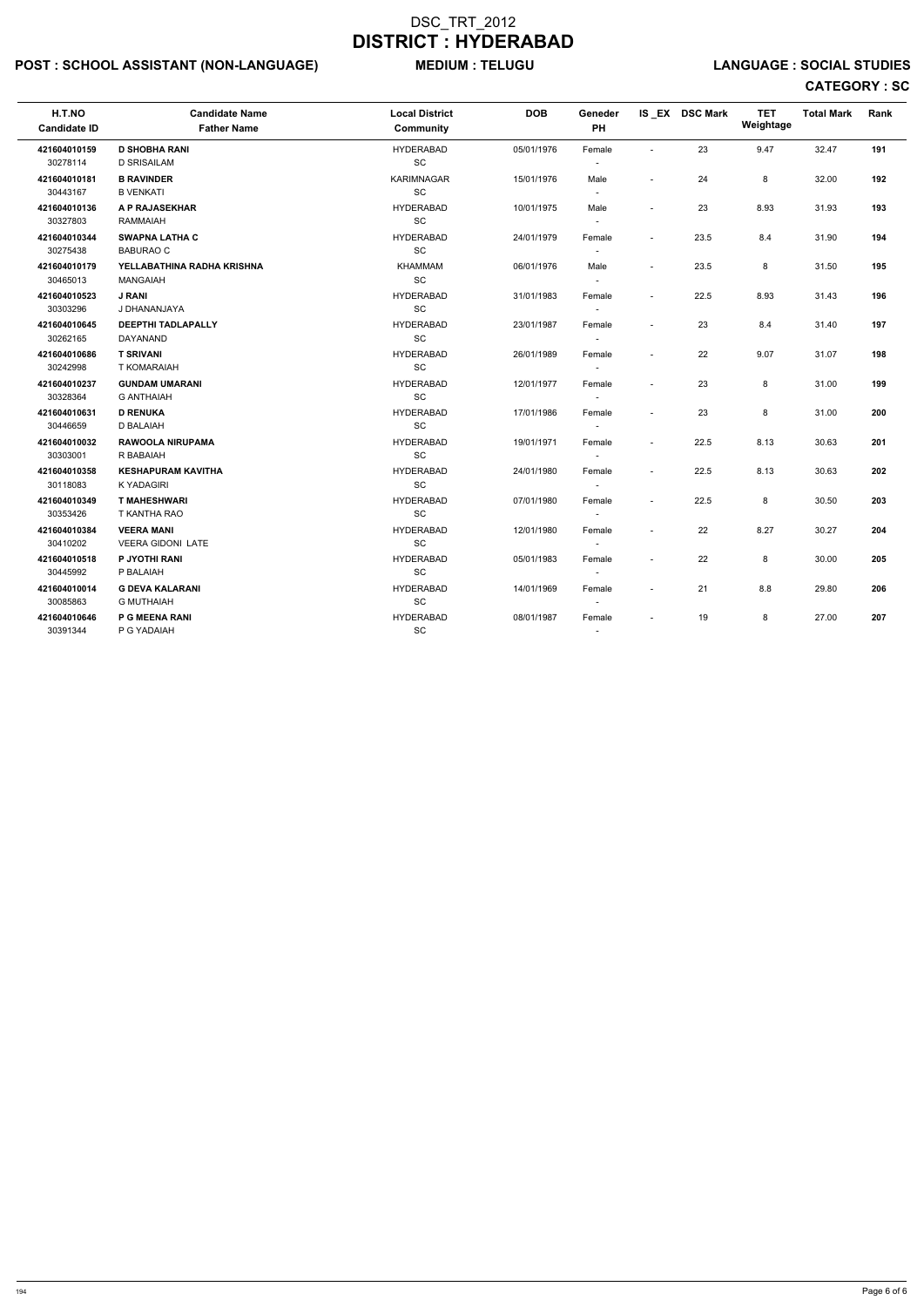# DSC_TRT_2012

# DISTRICT : HYDERABAD

**POST : SCHOOL ASSISTANT (NON-LANGUAGE)** **MEDIUM : TELUGU** **LANGUAGE : SOCIAL STUDIES**

**CATEGORY : SC**

| H.T.NO<br>Candidate ID | Candidate Name<br>Father Name | Local District<br>Community | DOB | Geneder<br>PH | IS_EX | DSC Mark | TET Weightage | Total Mark | Rank |
|---|---|---|---|---|---|---|---|---|---|
| **421604010159**<br>30278114 | **D SHOBHA RANI**<br>D SRISAILAM | HYDERABAD<br>SC | 05/01/1976 | Female<br>- | - | 23 | 9.47 | 32.47 | **191** |
| **421604010181**<br>30443167 | **B RAVINDER**<br>B VENKATI | KARIMNAGAR<br>SC | 15/01/1976 | Male<br>- | - | 24 | 8 | 32.00 | **192** |
| **421604010136**<br>30327803 | **A P RAJASEKHAR**<br>RAMMAIAH | HYDERABAD<br>SC | 10/01/1975 | Male<br>- | - | 23 | 8.93 | 31.93 | **193** |
| **421604010344**<br>30275438 | **SWAPNA LATHA C**<br>BABURAO C | HYDERABAD<br>SC | 24/01/1979 | Female<br>- | - | 23.5 | 8.4 | 31.90 | **194** |
| **421604010179**<br>30465013 | **YELLABATHINA RADHA KRISHNA**<br>MANGAIAH | KHAMMAM<br>SC | 06/01/1976 | Male<br>- | - | 23.5 | 8 | 31.50 | **195** |
| **421604010523**<br>30303296 | **J RANI**<br>J DHANANJAYA | HYDERABAD<br>SC | 31/01/1983 | Female<br>- | - | 22.5 | 8.93 | 31.43 | **196** |
| **421604010645**<br>30262165 | **DEEPTHI TADLAPALLY**<br>DAYANAND | HYDERABAD<br>SC | 23/01/1987 | Female<br>- | - | 23 | 8.4 | 31.40 | **197** |
| **421604010686**<br>30242998 | **T SRIVANI**<br>T KOMARAIAH | HYDERABAD<br>SC | 26/01/1989 | Female<br>- | - | 22 | 9.07 | 31.07 | **198** |
| **421604010237**<br>30328364 | **GUNDAM UMARANI**<br>G ANTHAIAH | HYDERABAD<br>SC | 12/01/1977 | Female<br>- | - | 23 | 8 | 31.00 | **199** |
| **421604010631**<br>30446659 | **D RENUKA**<br>D BALAIAH | HYDERABAD<br>SC | 17/01/1986 | Female<br>- | - | 23 | 8 | 31.00 | **200** |
| **421604010032**<br>30303001 | **RAWOOLA NIRUPAMA**<br>R BABAIAH | HYDERABAD<br>SC | 19/01/1971 | Female<br>- | - | 22.5 | 8.13 | 30.63 | **201** |
| **421604010358**<br>30118083 | **KESHAPURAM KAVITHA**<br>K YADAGIRI | HYDERABAD<br>SC | 24/01/1980 | Female<br>- | - | 22.5 | 8.13 | 30.63 | **202** |
| **421604010349**<br>30353426 | **T MAHESHWARI**<br>T KANTHA RAO | HYDERABAD<br>SC | 07/01/1980 | Female<br>- | - | 22.5 | 8 | 30.50 | **203** |
| **421604010384**<br>30410202 | **VEERA MANI**<br>VEERA GIDONI LATE | HYDERABAD<br>SC | 12/01/1980 | Female<br>- | - | 22 | 8.27 | 30.27 | **204** |
| **421604010518**<br>30445992 | **P JYOTHI RANI**<br>P BALAIAH | HYDERABAD<br>SC | 05/01/1983 | Female<br>- | - | 22 | 8 | 30.00 | **205** |
| **421604010014**<br>30085863 | **G DEVA KALARANI**<br>G MUTHAIAH | HYDERABAD<br>SC | 14/01/1969 | Female<br>- | - | 21 | 8.8 | 29.80 | **206** |
| **421604010646**<br>30391344 | **P G MEENA RANI**<br>P G YADAIAH | HYDERABAD<br>SC | 08/01/1987 | Female<br>- | - | 19 | 8 | 27.00 | **207** |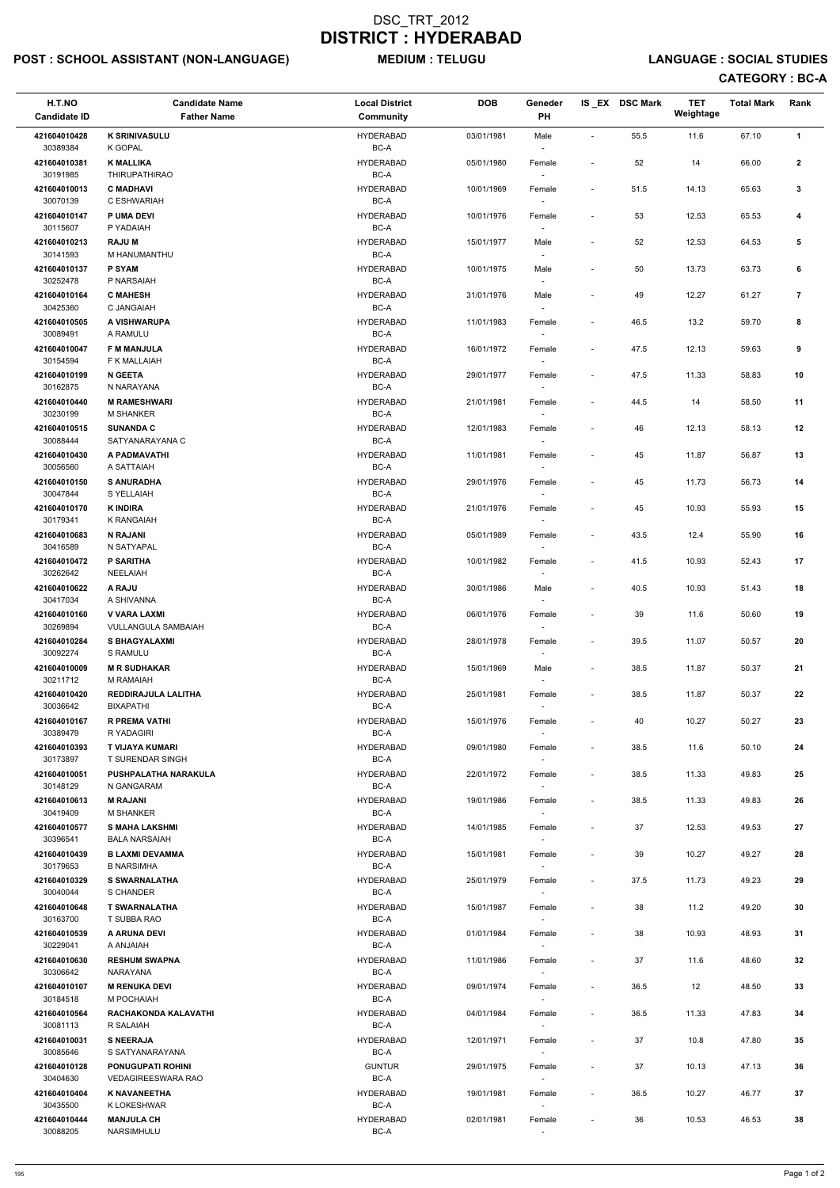# DSC_TRT_2012
# DISTRICT : HYDERABAD

**POST : SCHOOL ASSISTANT (NON-LANGUAGE)** **MEDIUM : TELUGU** **LANGUAGE : SOCIAL STUDIES**

**CATEGORY : BC-A**

| H.T.NO<br>Candidate ID | Candidate Name<br>Father Name | Local District<br>Community | DOB | Geneder<br>PH | IS_EX | DSC Mark | TET Weightage | Total Mark | Rank |
|---|---|---|---|---|---|---|---|---|---|
| 421604010428<br>30389384 | **K SRINIVASULU**<br>K GOPAL | HYDERABAD<br>BC-A | 03/01/1981 | Male<br>- | - | 55.5 | 11.6 | 67.10 | **1** |
| 421604010381<br>30191985 | **K MALLIKA**<br>THIRUPATHIRAO | HYDERABAD<br>BC-A | 05/01/1980 | Female<br>- | - | 52 | 14 | 66.00 | **2** |
| 421604010013<br>30070139 | **C MADHAVI**<br>C ESHWARIAH | HYDERABAD<br>BC-A | 10/01/1969 | Female<br>- | - | 51.5 | 14.13 | 65.63 | **3** |
| 421604010147<br>30115607 | **P UMA DEVI**<br>P YADAIAH | HYDERABAD<br>BC-A | 10/01/1976 | Female<br>- | - | 53 | 12.53 | 65.53 | **4** |
| 421604010213<br>30141593 | **RAJU M**<br>M HANUMANTHU | HYDERABAD<br>BC-A | 15/01/1977 | Male<br>- | - | 52 | 12.53 | 64.53 | **5** |
| 421604010137<br>30252478 | **P SYAM**<br>P NARSAIAH | HYDERABAD<br>BC-A | 10/01/1975 | Male<br>- | - | 50 | 13.73 | 63.73 | **6** |
| 421604010164<br>30425360 | **C MAHESH**<br>C JANGAIAH | HYDERABAD<br>BC-A | 31/01/1976 | Male<br>- | - | 49 | 12.27 | 61.27 | **7** |
| 421604010505<br>30089491 | **A VISHWARUPA**<br>A RAMULU | HYDERABAD<br>BC-A | 11/01/1983 | Female<br>- | - | 46.5 | 13.2 | 59.70 | **8** |
| 421604010047<br>30154594 | **F M MANJULA**<br>F K MALLAIAH | HYDERABAD<br>BC-A | 16/01/1972 | Female<br>- | - | 47.5 | 12.13 | 59.63 | **9** |
| 421604010199<br>30162875 | **N GEETA**<br>N NARAYANA | HYDERABAD<br>BC-A | 29/01/1977 | Female<br>- | - | 47.5 | 11.33 | 58.83 | **10** |
| 421604010440<br>30230199 | **M RAMESHWARI**<br>M SHANKER | HYDERABAD<br>BC-A | 21/01/1981 | Female<br>- | - | 44.5 | 14 | 58.50 | **11** |
| 421604010515<br>30088444 | **SUNANDA C**<br>SATYANARAYANA C | HYDERABAD<br>BC-A | 12/01/1983 | Female<br>- | - | 46 | 12.13 | 58.13 | **12** |
| 421604010430<br>30056560 | **A PADMAVATHI**<br>A SATTAIAH | HYDERABAD<br>BC-A | 11/01/1981 | Female<br>- | - | 45 | 11.87 | 56.87 | **13** |
| 421604010150<br>30047844 | **S ANURADHA**<br>S YELLAIAH | HYDERABAD<br>BC-A | 29/01/1976 | Female<br>- | - | 45 | 11.73 | 56.73 | **14** |
| 421604010170<br>30179341 | **K INDIRA**<br>K RANGAIAH | HYDERABAD<br>BC-A | 21/01/1976 | Female<br>- | - | 45 | 10.93 | 55.93 | **15** |
| 421604010683<br>30416589 | **N RAJANI**<br>N SATYAPAL | HYDERABAD<br>BC-A | 05/01/1989 | Female<br>- | - | 43.5 | 12.4 | 55.90 | **16** |
| 421604010472<br>30262642 | **P SARITHA**<br>NEELAIAH | HYDERABAD<br>BC-A | 10/01/1982 | Female<br>- | - | 41.5 | 10.93 | 52.43 | **17** |
| 421604010622<br>30417034 | **A RAJU**<br>A SHIVANNA | HYDERABAD<br>BC-A | 30/01/1986 | Male<br>- | - | 40.5 | 10.93 | 51.43 | **18** |
| 421604010160<br>30269894 | **V VARA LAXMI**<br>VULLANGULA SAMBAIAH | HYDERABAD<br>BC-A | 06/01/1976 | Female<br>- | - | 39 | 11.6 | 50.60 | **19** |
| 421604010284<br>30092274 | **S BHAGYALAXMI**<br>S RAMULU | HYDERABAD<br>BC-A | 28/01/1978 | Female<br>- | - | 39.5 | 11.07 | 50.57 | **20** |
| 421604010009<br>30211712 | **M R SUDHAKAR**<br>M RAMAIAH | HYDERABAD<br>BC-A | 15/01/1969 | Male<br>- | - | 38.5 | 11.87 | 50.37 | **21** |
| 421604010420<br>30036642 | **REDDIRAJULA LALITHA**<br>BIXAPATHI | HYDERABAD<br>BC-A | 25/01/1981 | Female<br>- | - | 38.5 | 11.87 | 50.37 | **22** |
| 421604010167<br>30389479 | **R PREMA VATHI**<br>R YADAGIRI | HYDERABAD<br>BC-A | 15/01/1976 | Female<br>- | - | 40 | 10.27 | 50.27 | **23** |
| 421604010393<br>30173897 | **T VIJAYA KUMARI**<br>T SURENDAR SINGH | HYDERABAD<br>BC-A | 09/01/1980 | Female<br>- | - | 38.5 | 11.6 | 50.10 | **24** |
| 421604010051<br>30148129 | **PUSHPALATHA NARAKULA**<br>N GANGARAM | HYDERABAD<br>BC-A | 22/01/1972 | Female<br>- | - | 38.5 | 11.33 | 49.83 | **25** |
| 421604010613<br>30419409 | **M RAJANI**<br>M SHANKER | HYDERABAD<br>BC-A | 19/01/1986 | Female<br>- | - | 38.5 | 11.33 | 49.83 | **26** |
| 421604010577<br>30396541 | **S MAHA LAKSHMI**<br>BALA NARSAIAH | HYDERABAD<br>BC-A | 14/01/1985 | Female<br>- | - | 37 | 12.53 | 49.53 | **27** |
| 421604010439<br>30179653 | **B LAXMI DEVAMMA**<br>B NARSIMHA | HYDERABAD<br>BC-A | 15/01/1981 | Female<br>- | - | 39 | 10.27 | 49.27 | **28** |
| 421604010329<br>30040044 | **S SWARNALATHA**<br>S CHANDER | HYDERABAD<br>BC-A | 25/01/1979 | Female<br>- | - | 37.5 | 11.73 | 49.23 | **29** |
| 421604010648<br>30163700 | **T SWARNALATHA**<br>T SUBBA RAO | HYDERABAD<br>BC-A | 15/01/1987 | Female<br>- | - | 38 | 11.2 | 49.20 | **30** |
| 421604010539<br>30229041 | **A ARUNA DEVI**<br>A ANJAIAH | HYDERABAD<br>BC-A | 01/01/1984 | Female<br>- | - | 38 | 10.93 | 48.93 | **31** |
| 421604010630<br>30306642 | **RESHUM SWAPNA**<br>NARAYANA | HYDERABAD<br>BC-A | 11/01/1986 | Female<br>- | - | 37 | 11.6 | 48.60 | **32** |
| 421604010107<br>30184518 | **M RENUKA DEVI**<br>M POCHAIAH | HYDERABAD<br>BC-A | 09/01/1974 | Female<br>- | - | 36.5 | 12 | 48.50 | **33** |
| 421604010564<br>30081113 | **RACHAKONDA KALAVATHI**<br>R SALAIAH | HYDERABAD<br>BC-A | 04/01/1984 | Female<br>- | - | 36.5 | 11.33 | 47.83 | **34** |
| 421604010031<br>30085646 | **S NEERAJA**<br>S SATYANARAYANA | HYDERABAD<br>BC-A | 12/01/1971 | Female<br>- | - | 37 | 10.8 | 47.80 | **35** |
| 421604010128<br>30404630 | **PONUGUPATI ROHINI**<br>VEDAGIREESWARA RAO | GUNTUR<br>BC-A | 29/01/1975 | Female<br>- | - | 37 | 10.13 | 47.13 | **36** |
| 421604010404<br>30435500 | **K NAVANEETHA**<br>K LOKESHWAR | HYDERABAD<br>BC-A | 19/01/1981 | Female<br>- | - | 36.5 | 10.27 | 46.77 | **37** |
| 421604010444<br>30088205 | **MANJULA CH**<br>NARSIMHULU | HYDERABAD<br>BC-A | 02/01/1981 | Female<br>- | - | 36 | 10.53 | 46.53 | **38** |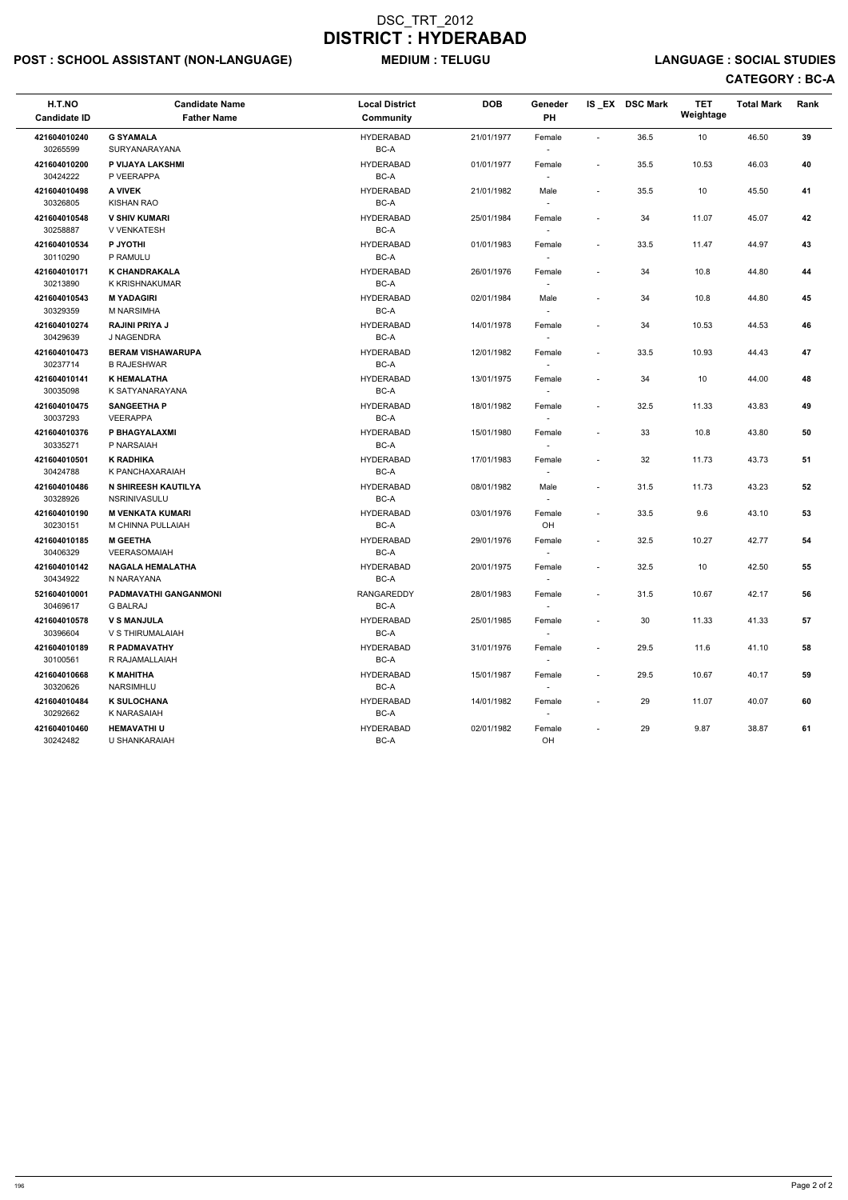# DSC_TRT_2012
# DISTRICT : HYDERABAD

**POST : SCHOOL ASSISTANT (NON-LANGUAGE)** **MEDIUM : TELUGU** **LANGUAGE : SOCIAL STUDIES**

**CATEGORY : BC-A**

| H.T.NO<br>Candidate ID | Candidate Name<br>Father Name | Local District<br>Community | DOB | Geneder<br>PH | IS _EX | DSC Mark | TET Weightage | Total Mark | Rank |
|---|---|---|---|---|---|---|---|---|---|
| 421604010240<br>30265599 | G SYAMALA<br>SURYANARAYANA | HYDERABAD<br>BC-A | 21/01/1977 | Female<br>- | - | 36.5 | 10 | 46.50 | 39 |
| 421604010200<br>30424222 | P VIJAYA LAKSHMI<br>P VEERAPPA | HYDERABAD<br>BC-A | 01/01/1977 | Female<br>- | - | 35.5 | 10.53 | 46.03 | 40 |
| 421604010498<br>30326805 | A VIVEK<br>KISHAN RAO | HYDERABAD<br>BC-A | 21/01/1982 | Male<br>- | - | 35.5 | 10 | 45.50 | 41 |
| 421604010548<br>30258887 | V SHIV KUMARI<br>V VENKATESH | HYDERABAD<br>BC-A | 25/01/1984 | Female<br>- | - | 34 | 11.07 | 45.07 | 42 |
| 421604010534<br>30110290 | P JYOTHI<br>P RAMULU | HYDERABAD<br>BC-A | 01/01/1983 | Female<br>- | - | 33.5 | 11.47 | 44.97 | 43 |
| 421604010171<br>30213890 | K CHANDRAKALA<br>K KRISHNAKUMAR | HYDERABAD<br>BC-A | 26/01/1976 | Female<br>- | - | 34 | 10.8 | 44.80 | 44 |
| 421604010543<br>30329359 | M YADAGIRI<br>M NARSIMHA | HYDERABAD<br>BC-A | 02/01/1984 | Male<br>- | - | 34 | 10.8 | 44.80 | 45 |
| 421604010274<br>30429639 | RAJINI PRIYA J<br>J NAGENDRA | HYDERABAD<br>BC-A | 14/01/1978 | Female<br>- | - | 34 | 10.53 | 44.53 | 46 |
| 421604010473<br>30237714 | BERAM VISHAWARUPA<br>B RAJESHWAR | HYDERABAD<br>BC-A | 12/01/1982 | Female<br>- | - | 33.5 | 10.93 | 44.43 | 47 |
| 421604010141<br>30035098 | K HEMALATHA<br>K SATYANARAYANA | HYDERABAD<br>BC-A | 13/01/1975 | Female<br>- | - | 34 | 10 | 44.00 | 48 |
| 421604010475<br>30037293 | SANGEETHA P<br>VEERAPPA | HYDERABAD<br>BC-A | 18/01/1982 | Female<br>- | - | 32.5 | 11.33 | 43.83 | 49 |
| 421604010376<br>30335271 | P BHAGYALAXMI<br>P NARSAIAH | HYDERABAD<br>BC-A | 15/01/1980 | Female<br>- | - | 33 | 10.8 | 43.80 | 50 |
| 421604010501<br>30424788 | K RADHIKA<br>K PANCHAXARAIAH | HYDERABAD<br>BC-A | 17/01/1983 | Female<br>- | - | 32 | 11.73 | 43.73 | 51 |
| 421604010486<br>30328926 | N SHIREESH KAUTILYA<br>NSRINIVASULU | HYDERABAD<br>BC-A | 08/01/1982 | Male<br>- | - | 31.5 | 11.73 | 43.23 | 52 |
| 421604010190<br>30230151 | M VENKATA KUMARI<br>M CHINNA PULLAIAH | HYDERABAD<br>BC-A | 03/01/1976 | Female<br>OH | - | 33.5 | 9.6 | 43.10 | 53 |
| 421604010185<br>30406329 | M GEETHA<br>VEERASOMAIAH | HYDERABAD<br>BC-A | 29/01/1976 | Female<br>- | - | 32.5 | 10.27 | 42.77 | 54 |
| 421604010142<br>30434922 | NAGALA HEMALATHA<br>N NARAYANA | HYDERABAD<br>BC-A | 20/01/1975 | Female<br>- | - | 32.5 | 10 | 42.50 | 55 |
| 521604010001<br>30469617 | PADMAVATHI GANGANMONI<br>G BALRAJ | RANGAREDDY<br>BC-A | 28/01/1983 | Female<br>- | - | 31.5 | 10.67 | 42.17 | 56 |
| 421604010578<br>30396604 | V S MANJULA<br>V S THIRUMALAIAH | HYDERABAD<br>BC-A | 25/01/1985 | Female<br>- | - | 30 | 11.33 | 41.33 | 57 |
| 421604010189<br>30100561 | R PADMAVATHY<br>R RAJAMALLAIAH | HYDERABAD<br>BC-A | 31/01/1976 | Female<br>- | - | 29.5 | 11.6 | 41.10 | 58 |
| 421604010668<br>30320626 | K MAHITHA<br>NARSIMHLU | HYDERABAD<br>BC-A | 15/01/1987 | Female<br>- | - | 29.5 | 10.67 | 40.17 | 59 |
| 421604010484<br>30292662 | K SULOCHANA<br>K NARASAIAH | HYDERABAD<br>BC-A | 14/01/1982 | Female<br>- | - | 29 | 11.07 | 40.07 | 60 |
| 421604010460<br>30242482 | HEMAVATHI U<br>U SHANKARAIAH | HYDERABAD<br>BC-A | 02/01/1982 | Female<br>OH | - | 29 | 9.87 | 38.87 | 61 |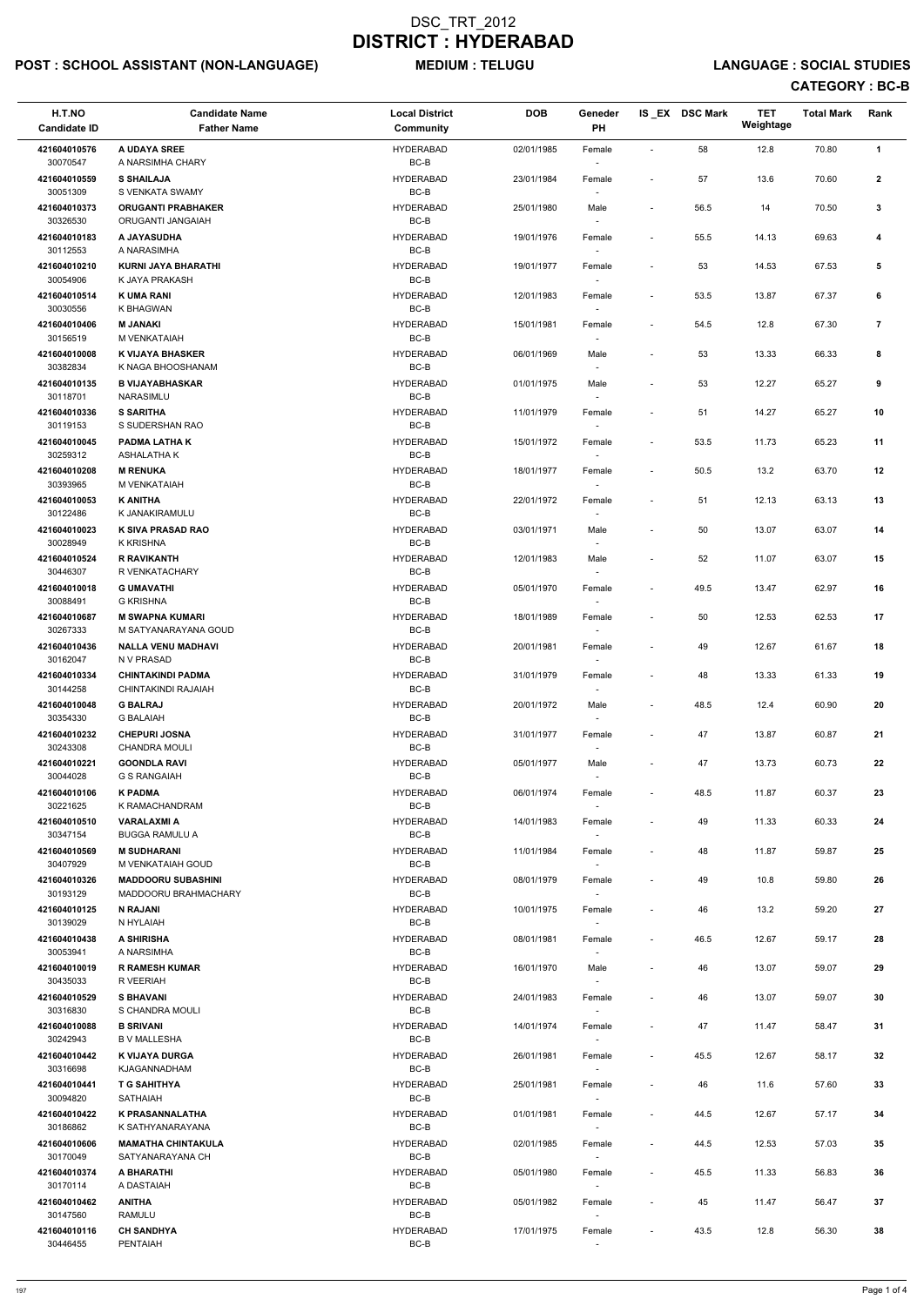# DSC_TRT_2012

# DISTRICT : HYDERABAD

**POST : SCHOOL ASSISTANT (NON-LANGUAGE)** **MEDIUM : TELUGU** **LANGUAGE : SOCIAL STUDIES**

**CATEGORY : BC-B**

| H.T.NO<br>Candidate ID | Candidate Name<br>Father Name | Local District<br>Community | DOB | Geneder<br>PH | IS _EX | DSC Mark | TET Weightage | Total Mark | Rank |
|---|---|---|---|---|---|---|---|---|---|
| 421604010576<br>30070547 | **A UDAYA SREE**<br>A NARSIMHA CHARY | HYDERABAD<br>BC-B | 02/01/1985 | Female<br>- | - | 58 | 12.8 | 70.80 | **1** |
| 421604010559<br>30051309 | **S SHAILAJA**<br>S VENKATA SWAMY | HYDERABAD<br>BC-B | 23/01/1984 | Female<br>- | - | 57 | 13.6 | 70.60 | **2** |
| 421604010373<br>30326530 | **ORUGANTI PRABHAKER**<br>ORUGANTI JANGAIAH | HYDERABAD<br>BC-B | 25/01/1980 | Male<br>- | - | 56.5 | 14 | 70.50 | **3** |
| 421604010183<br>30112553 | **A JAYASUDHA**<br>A NARASIMHA | HYDERABAD<br>BC-B | 19/01/1976 | Female<br>- | - | 55.5 | 14.13 | 69.63 | **4** |
| 421604010210<br>30054906 | **KURNI JAYA BHARATHI**<br>K JAYA PRAKASH | HYDERABAD<br>BC-B | 19/01/1977 | Female<br>- | - | 53 | 14.53 | 67.53 | **5** |
| 421604010514<br>30030556 | **K UMA RANI**<br>K BHAGWAN | HYDERABAD<br>BC-B | 12/01/1983 | Female<br>- | - | 53.5 | 13.87 | 67.37 | **6** |
| 421604010406<br>30156519 | **M JANAKI**<br>M VENKATAIAH | HYDERABAD<br>BC-B | 15/01/1981 | Female<br>- | - | 54.5 | 12.8 | 67.30 | **7** |
| 421604010008<br>30382834 | **K VIJAYA BHASKER**<br>K NAGA BHOOSHANAM | HYDERABAD<br>BC-B | 06/01/1969 | Male<br>- | - | 53 | 13.33 | 66.33 | **8** |
| 421604010135<br>30118701 | **B VIJAYABHASKAR**<br>NARASIMLU | HYDERABAD<br>BC-B | 01/01/1975 | Male<br>- | - | 53 | 12.27 | 65.27 | **9** |
| 421604010336<br>30119153 | **S SARITHA**<br>S SUDERSHAN RAO | HYDERABAD<br>BC-B | 11/01/1979 | Female<br>- | - | 51 | 14.27 | 65.27 | **10** |
| 421604010045<br>30259312 | **PADMA LATHA K**<br>ASHALATHA K | HYDERABAD<br>BC-B | 15/01/1972 | Female<br>- | - | 53.5 | 11.73 | 65.23 | **11** |
| 421604010208<br>30393965 | **M RENUKA**<br>M VENKATAIAH | HYDERABAD<br>BC-B | 18/01/1977 | Female<br>- | - | 50.5 | 13.2 | 63.70 | **12** |
| 421604010053<br>30122486 | **K ANITHA**<br>K JANAKIRAMULU | HYDERABAD<br>BC-B | 22/01/1972 | Female<br>- | - | 51 | 12.13 | 63.13 | **13** |
| 421604010023<br>30028949 | **K SIVA PRASAD RAO**<br>K KRISHNA | HYDERABAD<br>BC-B | 03/01/1971 | Male<br>- | - | 50 | 13.07 | 63.07 | **14** |
| 421604010524<br>30446307 | **R RAVIKANTH**<br>R VENKATACHARY | HYDERABAD<br>BC-B | 12/01/1983 | Male<br>- | - | 52 | 11.07 | 63.07 | **15** |
| 421604010018<br>30088491 | **G UMAVATHI**<br>G KRISHNA | HYDERABAD<br>BC-B | 05/01/1970 | Female<br>- | - | 49.5 | 13.47 | 62.97 | **16** |
| 421604010687<br>30267333 | **M SWAPNA KUMARI**<br>M SATYANARAYANA GOUD | HYDERABAD<br>BC-B | 18/01/1989 | Female<br>- | - | 50 | 12.53 | 62.53 | **17** |
| 421604010436<br>30162047 | **NALLA VENU MADHAVI**<br>N V PRASAD | HYDERABAD<br>BC-B | 20/01/1981 | Female<br>- | - | 49 | 12.67 | 61.67 | **18** |
| 421604010334<br>30144258 | **CHINTAKINDI PADMA**<br>CHINTAKINDI RAJAIAH | HYDERABAD<br>BC-B | 31/01/1979 | Female<br>- | - | 48 | 13.33 | 61.33 | **19** |
| 421604010048<br>30354330 | **G BALRAJ**<br>G BALAIAH | HYDERABAD<br>BC-B | 20/01/1972 | Male<br>- | - | 48.5 | 12.4 | 60.90 | **20** |
| 421604010232<br>30243308 | **CHEPURI JOSNA**<br>CHANDRA MOULI | HYDERABAD<br>BC-B | 31/01/1977 | Female<br>- | - | 47 | 13.87 | 60.87 | **21** |
| 421604010221<br>30044028 | **GOONDLA RAVI**<br>G S RANGAIAH | HYDERABAD<br>BC-B | 05/01/1977 | Male<br>- | - | 47 | 13.73 | 60.73 | **22** |
| 421604010106<br>30221625 | **K PADMA**<br>K RAMACHANDRAM | HYDERABAD<br>BC-B | 06/01/1974 | Female<br>- | - | 48.5 | 11.87 | 60.37 | **23** |
| 421604010510<br>30347154 | **VARALAXMI A**<br>BUGGA RAMULU A | HYDERABAD<br>BC-B | 14/01/1983 | Female<br>- | - | 49 | 11.33 | 60.33 | **24** |
| 421604010569<br>30407929 | **M SUDHARANI**<br>M VENKATAIAH GOUD | HYDERABAD<br>BC-B | 11/01/1984 | Female<br>- | - | 48 | 11.87 | 59.87 | **25** |
| 421604010326<br>30193129 | **MADDOORU SUBASHINI**<br>MADDOORU BRAHMACHARY | HYDERABAD<br>BC-B | 08/01/1979 | Female<br>- | - | 49 | 10.8 | 59.80 | **26** |
| 421604010125<br>30139029 | **N RAJANI**<br>N HYLAIAH | HYDERABAD<br>BC-B | 10/01/1975 | Female<br>- | - | 46 | 13.2 | 59.20 | **27** |
| 421604010438<br>30053941 | **A SHIRISHA**<br>A NARSIMHA | HYDERABAD<br>BC-B | 08/01/1981 | Female<br>- | - | 46.5 | 12.67 | 59.17 | **28** |
| 421604010019<br>30435033 | **R RAMESH KUMAR**<br>R VEERIAH | HYDERABAD<br>BC-B | 16/01/1970 | Male<br>- | - | 46 | 13.07 | 59.07 | **29** |
| 421604010529<br>30316830 | **S BHAVANI**<br>S CHANDRA MOULI | HYDERABAD<br>BC-B | 24/01/1983 | Female<br>- | - | 46 | 13.07 | 59.07 | **30** |
| 421604010088<br>30242943 | **B SRIVANI**<br>B V MALLESHA | HYDERABAD<br>BC-B | 14/01/1974 | Female<br>- | - | 47 | 11.47 | 58.47 | **31** |
| 421604010442<br>30316698 | **K VIJAYA DURGA**<br>KJAGANNADHAM | HYDERABAD<br>BC-B | 26/01/1981 | Female<br>- | - | 45.5 | 12.67 | 58.17 | **32** |
| 421604010441<br>30094820 | **T G SAHITHYA**<br>SATHAIAH | HYDERABAD<br>BC-B | 25/01/1981 | Female<br>- | - | 46 | 11.6 | 57.60 | **33** |
| 421604010422<br>30186862 | **K PRASANNALATHA**<br>K SATHYANARAYANA | HYDERABAD<br>BC-B | 01/01/1981 | Female<br>- | - | 44.5 | 12.67 | 57.17 | **34** |
| 421604010606<br>30170049 | **MAMATHA CHINTAKULA**<br>SATYANARAYANA CH | HYDERABAD<br>BC-B | 02/01/1985 | Female<br>- | - | 44.5 | 12.53 | 57.03 | **35** |
| 421604010374<br>30170114 | **A BHARATHI**<br>A DASTAIAH | HYDERABAD<br>BC-B | 05/01/1980 | Female<br>- | - | 45.5 | 11.33 | 56.83 | **36** |
| 421604010462<br>30147560 | **ANITHA**<br>RAMULU | HYDERABAD<br>BC-B | 05/01/1982 | Female<br>- | - | 45 | 11.47 | 56.47 | **37** |
| 421604010116<br>30446455 | **CH SANDHYA**<br>PENTAIAH | HYDERABAD<br>BC-B | 17/01/1975 | Female<br>- | - | 43.5 | 12.8 | 56.30 | **38** |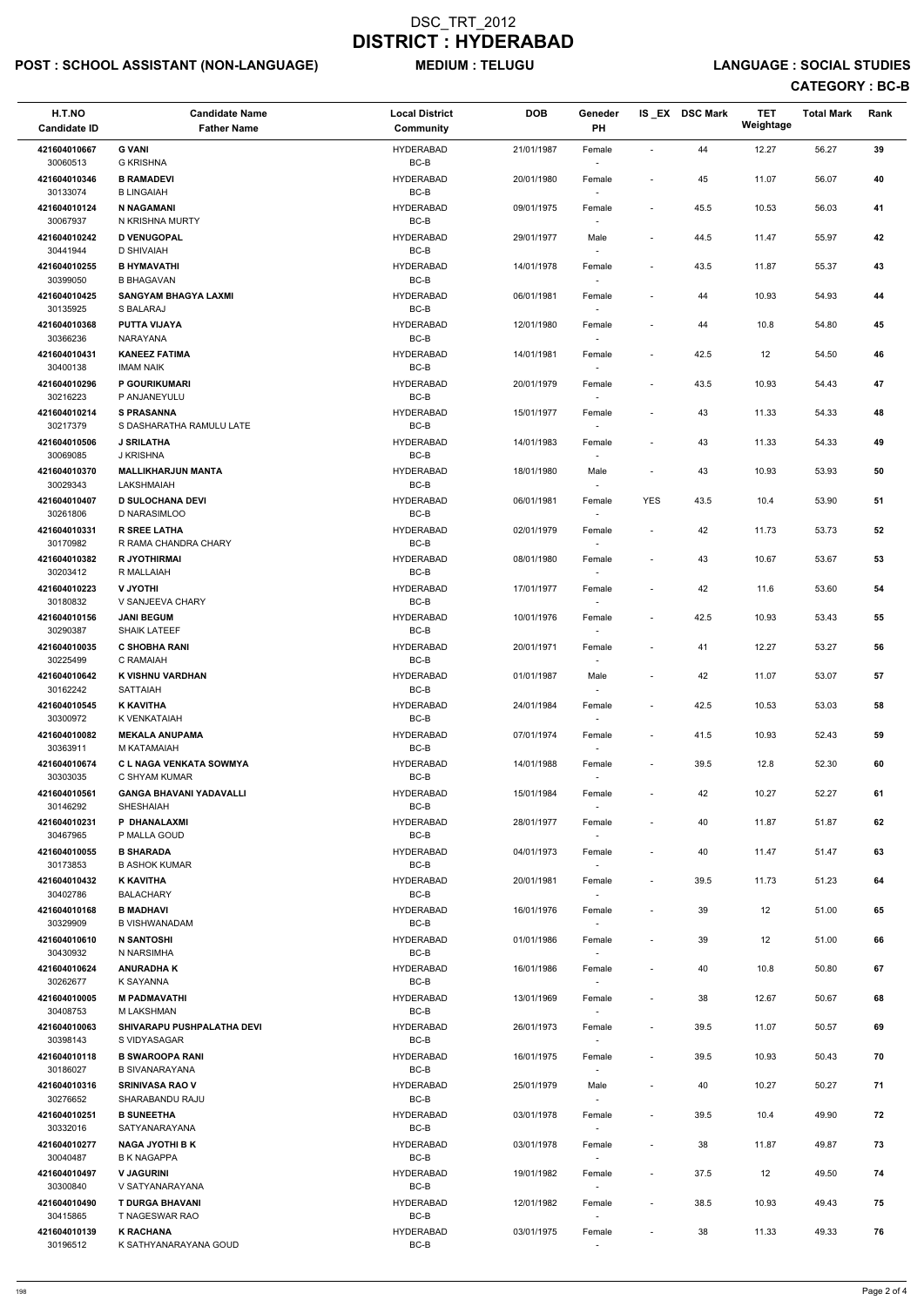# DSC_TRT_2012
# DISTRICT : HYDERABAD

**POST : SCHOOL ASSISTANT (NON-LANGUAGE)** **MEDIUM : TELUGU** **LANGUAGE : SOCIAL STUDIES**

**CATEGORY : BC-B**

| H.T.NO<br>Candidate ID | Candidate Name<br>Father Name | Local District<br>Community | DOB | Geneder<br>PH | IS _EX | DSC Mark | TET Weightage | Total Mark | Rank |
|---|---|---|---|---|---|---|---|---|---|
| 421604010667<br>30060513 | **G VANI**<br>G KRISHNA | HYDERABAD<br>BC-B | 21/01/1987 | Female<br>- | - | 44 | 12.27 | 56.27 | 39 |
| 421604010346<br>30133074 | **B RAMADEVI**<br>B LINGAIAH | HYDERABAD<br>BC-B | 20/01/1980 | Female<br>- | - | 45 | 11.07 | 56.07 | 40 |
| 421604010124<br>30067937 | **N NAGAMANI**<br>N KRISHNA MURTY | HYDERABAD<br>BC-B | 09/01/1975 | Female<br>- | - | 45.5 | 10.53 | 56.03 | 41 |
| 421604010242<br>30441944 | **D VENUGOPAL**<br>D SHIVAIAH | HYDERABAD<br>BC-B | 29/01/1977 | Male<br>- | - | 44.5 | 11.47 | 55.97 | 42 |
| 421604010255<br>30399050 | **B HYMAVATHI**<br>B BHAGAVAN | HYDERABAD<br>BC-B | 14/01/1978 | Female<br>- | - | 43.5 | 11.87 | 55.37 | 43 |
| 421604010425<br>30135925 | **SANGYAM BHAGYA LAXMI**<br>S BALARAJ | HYDERABAD<br>BC-B | 06/01/1981 | Female<br>- | - | 44 | 10.93 | 54.93 | 44 |
| 421604010368<br>30366236 | **PUTTA VIJAYA**<br>NARAYANA | HYDERABAD<br>BC-B | 12/01/1980 | Female<br>- | - | 44 | 10.8 | 54.80 | 45 |
| 421604010431<br>30400138 | **KANEEZ FATIMA**<br>IMAM NAIK | HYDERABAD<br>BC-B | 14/01/1981 | Female<br>- | - | 42.5 | 12 | 54.50 | 46 |
| 421604010296<br>30216223 | **P GOURIKUMARI**<br>P ANJANEYULU | HYDERABAD<br>BC-B | 20/01/1979 | Female<br>- | - | 43.5 | 10.93 | 54.43 | 47 |
| 421604010214<br>30217379 | **S PRASANNA**<br>S DASHARATHA RAMULU LATE | HYDERABAD<br>BC-B | 15/01/1977 | Female<br>- | - | 43 | 11.33 | 54.33 | 48 |
| 421604010506<br>30069085 | **J SRILATHA**<br>J KRISHNA | HYDERABAD<br>BC-B | 14/01/1983 | Female<br>- | - | 43 | 11.33 | 54.33 | 49 |
| 421604010370<br>30029343 | **MALLIKHARJUN MANTA**<br>LAKSHMAIAH | HYDERABAD<br>BC-B | 18/01/1980 | Male<br>- | - | 43 | 10.93 | 53.93 | 50 |
| 421604010407<br>30261806 | **D SULOCHANA DEVI**<br>D NARASIMLOO | HYDERABAD<br>BC-B | 06/01/1981 | Female<br>- | YES | 43.5 | 10.4 | 53.90 | 51 |
| 421604010331<br>30170982 | **R SREE LATHA**<br>R RAMA CHANDRA CHARY | HYDERABAD<br>BC-B | 02/01/1979 | Female<br>- | - | 42 | 11.73 | 53.73 | 52 |
| 421604010382<br>30203412 | **R JYOTHIRMAI**<br>R MALLAIAH | HYDERABAD<br>BC-B | 08/01/1980 | Female<br>- | - | 43 | 10.67 | 53.67 | 53 |
| 421604010223<br>30180832 | **V JYOTHI**<br>V SANJEEVA CHARY | HYDERABAD<br>BC-B | 17/01/1977 | Female<br>- | - | 42 | 11.6 | 53.60 | 54 |
| 421604010156<br>30290387 | **JANI BEGUM**<br>SHAIK LATEEF | HYDERABAD<br>BC-B | 10/01/1976 | Female<br>- | - | 42.5 | 10.93 | 53.43 | 55 |
| 421604010035<br>30225499 | **C SHOBHA RANI**<br>C RAMAIAH | HYDERABAD<br>BC-B | 20/01/1971 | Female<br>- | - | 41 | 12.27 | 53.27 | 56 |
| 421604010642<br>30162242 | **K VISHNU VARDHAN**<br>SATTAIAH | HYDERABAD<br>BC-B | 01/01/1987 | Male<br>- | - | 42 | 11.07 | 53.07 | 57 |
| 421604010545<br>30300972 | **K KAVITHA**<br>K VENKATAIAH | HYDERABAD<br>BC-B | 24/01/1984 | Female<br>- | - | 42.5 | 10.53 | 53.03 | 58 |
| 421604010082<br>30363911 | **MEKALA ANUPAMA**<br>M KATAMAIAH | HYDERABAD<br>BC-B | 07/01/1974 | Female<br>- | - | 41.5 | 10.93 | 52.43 | 59 |
| 421604010674<br>30303035 | **C L NAGA VENKATA SOWMYA**<br>C SHYAM KUMAR | HYDERABAD<br>BC-B | 14/01/1988 | Female<br>- | - | 39.5 | 12.8 | 52.30 | 60 |
| 421604010561<br>30146292 | **GANGA BHAVANI YADAVALLI**<br>SHESHAIAH | HYDERABAD<br>BC-B | 15/01/1984 | Female<br>- | - | 42 | 10.27 | 52.27 | 61 |
| 421604010231<br>30467965 | **P DHANALAXMI**<br>P MALLA GOUD | HYDERABAD<br>BC-B | 28/01/1977 | Female<br>- | - | 40 | 11.87 | 51.87 | 62 |
| 421604010055<br>30173853 | **B SHARADA**<br>B ASHOK KUMAR | HYDERABAD<br>BC-B | 04/01/1973 | Female<br>- | - | 40 | 11.47 | 51.47 | 63 |
| 421604010432<br>30402786 | **K KAVITHA**<br>BALACHARY | HYDERABAD<br>BC-B | 20/01/1981 | Female<br>- | - | 39.5 | 11.73 | 51.23 | 64 |
| 421604010168<br>30329909 | **B MADHAVI**<br>B VISHWANADAM | HYDERABAD<br>BC-B | 16/01/1976 | Female<br>- | - | 39 | 12 | 51.00 | 65 |
| 421604010610<br>30430932 | **N SANTOSHI**<br>N NARSIMHA | HYDERABAD<br>BC-B | 01/01/1986 | Female<br>- | - | 39 | 12 | 51.00 | 66 |
| 421604010624<br>30262677 | **ANURADHA K**<br>K SAYANNA | HYDERABAD<br>BC-B | 16/01/1986 | Female<br>- | - | 40 | 10.8 | 50.80 | 67 |
| 421604010005<br>30408753 | **M PADMAVATHI**<br>M LAKSHMAN | HYDERABAD<br>BC-B | 13/01/1969 | Female<br>- | - | 38 | 12.67 | 50.67 | 68 |
| 421604010063<br>30398143 | **SHIVARAPU PUSHPALATHA DEVI**<br>S VIDYASAGAR | HYDERABAD<br>BC-B | 26/01/1973 | Female<br>- | - | 39.5 | 11.07 | 50.57 | 69 |
| 421604010118<br>30186027 | **B SWAROOPA RANI**<br>B SIVANARAYANA | HYDERABAD<br>BC-B | 16/01/1975 | Female<br>- | - | 39.5 | 10.93 | 50.43 | 70 |
| 421604010316<br>30276652 | **SRINIVASA RAO V**<br>SHARABANDU RAJU | HYDERABAD<br>BC-B | 25/01/1979 | Male<br>- | - | 40 | 10.27 | 50.27 | 71 |
| 421604010251<br>30332016 | **B SUNEETHA**<br>SATYANARAYANA | HYDERABAD<br>BC-B | 03/01/1978 | Female<br>- | - | 39.5 | 10.4 | 49.90 | 72 |
| 421604010277<br>30040487 | **NAGA JYOTHI B K**<br>B K NAGAPPA | HYDERABAD<br>BC-B | 03/01/1978 | Female<br>- | - | 38 | 11.87 | 49.87 | 73 |
| 421604010497<br>30300840 | **V JAGURINI**<br>V SATYANARAYANA | HYDERABAD<br>BC-B | 19/01/1982 | Female<br>- | - | 37.5 | 12 | 49.50 | 74 |
| 421604010490<br>30415865 | **T DURGA BHAVANI**<br>T NAGESWAR RAO | HYDERABAD<br>BC-B | 12/01/1982 | Female<br>- | - | 38.5 | 10.93 | 49.43 | 75 |
| 421604010139<br>30196512 | **K RACHANA**<br>K SATHYANARAYANA GOUD | HYDERABAD<br>BC-B | 03/01/1975 | Female<br>- | - | 38 | 11.33 | 49.33 | 76 |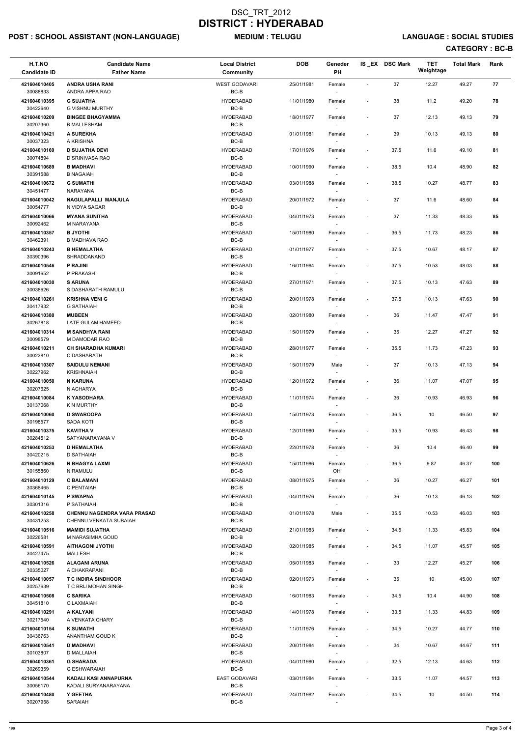# DSC_TRT_2012
# DISTRICT : HYDERABAD

**POST : SCHOOL ASSISTANT (NON-LANGUAGE)** **MEDIUM : TELUGU** **LANGUAGE : SOCIAL STUDIES**

**CATEGORY : BC-B**

| H.T.NO<br>Candidate ID | Candidate Name<br>Father Name | Local District<br>Community | DOB | Geneder<br>PH | IS_EX | DSC Mark | TET Weightage | Total Mark | Rank |
|---|---|---|---|---|---|---|---|---|---|
| 421604010405<br>30088833 | **ANDRA USHA RANI**<br>ANDRA APPA RAO | WEST GODAVARI<br>BC-B | 25/01/1981 | Female<br>- | - | 37 | 12.27 | 49.27 | 77 |
| 421604010395<br>30422640 | **G SUJATHA**<br>G VISHNU MURTHY | HYDERABAD<br>BC-B | 11/01/1980 | Female<br>- | - | 38 | 11.2 | 49.20 | 78 |
| 421604010209<br>30207360 | **BINGEE BHAGYAMMA**<br>B MALLESHAM | HYDERABAD<br>BC-B | 18/01/1977 | Female<br>- | - | 37 | 12.13 | 49.13 | 79 |
| 421604010421<br>30037323 | **A SUREKHA**<br>A KRISHNA | HYDERABAD<br>BC-B | 01/01/1981 | Female<br>- | - | 39 | 10.13 | 49.13 | 80 |
| 421604010169<br>30074894 | **D SUJATHA DEVI**<br>D SRINIVASA RAO | HYDERABAD<br>BC-B | 17/01/1976 | Female<br>- | - | 37.5 | 11.6 | 49.10 | 81 |
| 421604010689<br>30391588 | **B MADHAVI**<br>B NAGAIAH | HYDERABAD<br>BC-B | 10/01/1990 | Female<br>- | - | 38.5 | 10.4 | 48.90 | 82 |
| 421604010672<br>30451477 | **G SUMATHI**<br>NARAYANA | HYDERABAD<br>BC-B | 03/01/1988 | Female<br>- | - | 38.5 | 10.27 | 48.77 | 83 |
| 421604010042<br>30054777 | **NAGULAPALLI MANJULA**<br>N VIDYA SAGAR | HYDERABAD<br>BC-B | 20/01/1972 | Female<br>- | - | 37 | 11.6 | 48.60 | 84 |
| 421604010066<br>30092462 | **MYANA SUNITHA**<br>M NARAYANA | HYDERABAD<br>BC-B | 04/01/1973 | Female<br>- | - | 37 | 11.33 | 48.33 | 85 |
| 421604010357<br>30462391 | **B JYOTHI**<br>B MADHAVA RAO | HYDERABAD<br>BC-B | 15/01/1980 | Female<br>- | - | 36.5 | 11.73 | 48.23 | 86 |
| 421604010243<br>30390396 | **B HEMALATHA**<br>SHRADDANAND | HYDERABAD<br>BC-B | 01/01/1977 | Female<br>- | - | 37.5 | 10.67 | 48.17 | 87 |
| 421604010546<br>30091652 | **P RAJINI**<br>P PRAKASH | HYDERABAD<br>BC-B | 16/01/1984 | Female<br>- | - | 37.5 | 10.53 | 48.03 | 88 |
| 421604010030<br>30038626 | **S ARUNA**<br>S DASHARATH RAMULU | HYDERABAD<br>BC-B | 27/01/1971 | Female<br>- | - | 37.5 | 10.13 | 47.63 | 89 |
| 421604010261<br>30417932 | **KRISHNA VENI G**<br>G SATHAIAH | HYDERABAD<br>BC-B | 20/01/1978 | Female<br>- | - | 37.5 | 10.13 | 47.63 | 90 |
| 421604010380<br>30267818 | **MUBEEN**<br>LATE GULAM HAMEED | HYDERABAD<br>BC-B | 02/01/1980 | Female<br>- | - | 36 | 11.47 | 47.47 | 91 |
| 421604010314<br>30098579 | **M SANDHYA RANI**<br>M DAMODAR RAO | HYDERABAD<br>BC-B | 15/01/1979 | Female<br>- | - | 35 | 12.27 | 47.27 | 92 |
| 421604010211<br>30023810 | **CH SHARADHA KUMARI**<br>C DASHARATH | HYDERABAD<br>BC-B | 28/01/1977 | Female<br>- | - | 35.5 | 11.73 | 47.23 | 93 |
| 421604010307<br>30227962 | **SAIDULU NEMANI**<br>KRISHNAIAH | HYDERABAD<br>BC-B | 15/01/1979 | Male<br>- | - | 37 | 10.13 | 47.13 | 94 |
| 421604010050<br>30207625 | **N KARUNA**<br>N ACHARYA | HYDERABAD<br>BC-B | 12/01/1972 | Female<br>- | - | 36 | 11.07 | 47.07 | 95 |
| 421604010084<br>30137068 | **K YASODHARA**<br>K N MURTHY | HYDERABAD<br>BC-B | 11/01/1974 | Female<br>- | - | 36 | 10.93 | 46.93 | 96 |
| 421604010060<br>30198577 | **D SWAROOPA**<br>SADA KOTI | HYDERABAD<br>BC-B | 15/01/1973 | Female<br>- | - | 36.5 | 10 | 46.50 | 97 |
| 421604010375<br>30284512 | **KAVITHA V**<br>SATYANARAYANA V | HYDERABAD<br>BC-B | 12/01/1980 | Female<br>- | - | 35.5 | 10.93 | 46.43 | 98 |
| 421604010253<br>30420215 | **D HEMALATHA**<br>D SATHAIAH | HYDERABAD<br>BC-B | 22/01/1978 | Female<br>- | - | 36 | 10.4 | 46.40 | 99 |
| 421604010626<br>30155860 | **N BHAGYA LAXMI**<br>N RAMULU | HYDERABAD<br>BC-B | 15/01/1986 | Female<br>OH | - | 36.5 | 9.87 | 46.37 | 100 |
| 421604010129<br>30368465 | **C BALAMANI**<br>C PENTAIAH | HYDERABAD<br>BC-B | 08/01/1975 | Female<br>- | - | 36 | 10.27 | 46.27 | 101 |
| 421604010145<br>30301316 | **P SWAPNA**<br>P SATHAIAH | HYDERABAD<br>BC-B | 04/01/1976 | Female<br>- | - | 36 | 10.13 | 46.13 | 102 |
| 421604010258<br>30431253 | **CHENNU NAGENDRA VARA PRASAD**<br>CHENNU VENKATA SUBAIAH | HYDERABAD<br>BC-B | 01/01/1978 | Male<br>- | - | 35.5 | 10.53 | 46.03 | 103 |
| 421604010516<br>30226581 | **MAMIDI SUJATHA**<br>M NARASIMHA GOUD | HYDERABAD<br>BC-B | 21/01/1983 | Female<br>- | - | 34.5 | 11.33 | 45.83 | 104 |
| 421604010591<br>30427475 | **AITHAGONI JYOTHI**<br>MALLESH | HYDERABAD<br>BC-B | 02/01/1985 | Female<br>- | - | 34.5 | 11.07 | 45.57 | 105 |
| 421604010526<br>30335027 | **ALAGANI ARUNA**<br>A CHAKRAPANI | HYDERABAD<br>BC-B | 05/01/1983 | Female<br>- | - | 33 | 12.27 | 45.27 | 106 |
| 421604010057<br>30257639 | **T C INDIRA SINDHOOR**<br>T C BRIJ MOHAN SINGH | HYDERABAD<br>BC-B | 02/01/1973 | Female<br>- | - | 35 | 10 | 45.00 | 107 |
| 421604010508<br>30451810 | **C SARIKA**<br>C LAXMAIAH | HYDERABAD<br>BC-B | 16/01/1983 | Female<br>- | - | 34.5 | 10.4 | 44.90 | 108 |
| 421604010291<br>30217540 | **A KALYANI**<br>A VENKATA CHARY | HYDERABAD<br>BC-B | 14/01/1978 | Female<br>- | - | 33.5 | 11.33 | 44.83 | 109 |
| 421604010154<br>30436763 | **K SUMATHI**<br>ANANTHAM GOUD K | HYDERABAD<br>BC-B | 11/01/1976 | Female<br>- | - | 34.5 | 10.27 | 44.77 | 110 |
| 421604010541<br>30103807 | **D MADHAVI**<br>D MALLAIAH | HYDERABAD<br>BC-B | 20/01/1984 | Female<br>- | - | 34 | 10.67 | 44.67 | 111 |
| 421604010361<br>30269359 | **G SHARADA**<br>G ESHWARAIAH | HYDERABAD<br>BC-B | 04/01/1980 | Female<br>- | - | 32.5 | 12.13 | 44.63 | 112 |
| 421604010544<br>30056170 | **KADALI KASI ANNAPURNA**<br>KADALI SURYANARAYANA | EAST GODAVARI<br>BC-B | 03/01/1984 | Female<br>- | - | 33.5 | 11.07 | 44.57 | 113 |
| 421604010480<br>30207958 | **Y GEETHA**<br>SARAIAH | HYDERABAD<br>BC-B | 24/01/1982 | Female<br>- | - | 34.5 | 10 | 44.50 | 114 |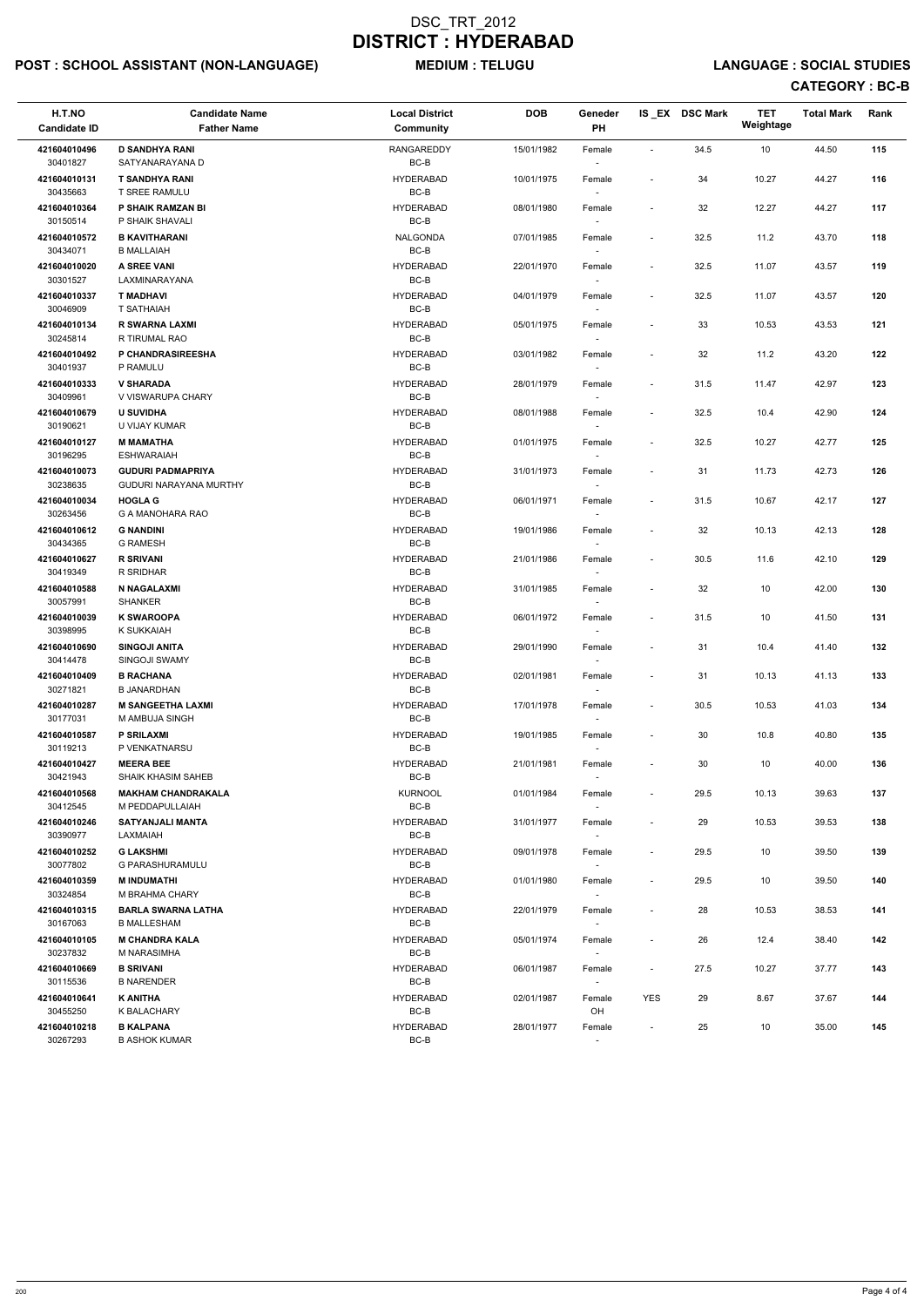# DSC_TRT_2012
# DISTRICT : HYDERABAD

**POST : SCHOOL ASSISTANT (NON-LANGUAGE)** **MEDIUM : TELUGU** **LANGUAGE : SOCIAL STUDIES**

**CATEGORY : BC-B**

| H.T.NO<br>Candidate ID | Candidate Name<br>Father Name | Local District<br>Community | DOB | Geneder<br>PH | IS _EX | DSC Mark | TET Weightage | Total Mark | Rank |
|---|---|---|---|---|---|---|---|---|---|
| 421604010496<br>30401827 | D SANDHYA RANI<br>SATYANARAYANA D | RANGAREDDY<br>BC-B | 15/01/1982 | Female<br>- | - | 34.5 | 10 | 44.50 | 115 |
| 421604010131<br>30435663 | T SANDHYA RANI<br>T SREE RAMULU | HYDERABAD<br>BC-B | 10/01/1975 | Female<br>- | - | 34 | 10.27 | 44.27 | 116 |
| 421604010364<br>30150514 | P SHAIK RAMZAN BI<br>P SHAIK SHAVALI | HYDERABAD<br>BC-B | 08/01/1980 | Female<br>- | - | 32 | 12.27 | 44.27 | 117 |
| 421604010572<br>30434071 | B KAVITHARANI<br>B MALLAIAH | NALGONDA<br>BC-B | 07/01/1985 | Female<br>- | - | 32.5 | 11.2 | 43.70 | 118 |
| 421604010020<br>30301527 | A SREE VANI<br>LAXMINARAYANA | HYDERABAD<br>BC-B | 22/01/1970 | Female<br>- | - | 32.5 | 11.07 | 43.57 | 119 |
| 421604010337<br>30046909 | T MADHAVI<br>T SATHAIAH | HYDERABAD<br>BC-B | 04/01/1979 | Female<br>- | - | 32.5 | 11.07 | 43.57 | 120 |
| 421604010134<br>30245814 | R SWARNA LAXMI<br>R TIRUMAL RAO | HYDERABAD<br>BC-B | 05/01/1975 | Female<br>- | - | 33 | 10.53 | 43.53 | 121 |
| 421604010492<br>30401937 | P CHANDRASIREESHA<br>P RAMULU | HYDERABAD<br>BC-B | 03/01/1982 | Female<br>- | - | 32 | 11.2 | 43.20 | 122 |
| 421604010333<br>30409961 | V SHARADA<br>V VISWARUPA CHARY | HYDERABAD<br>BC-B | 28/01/1979 | Female<br>- | - | 31.5 | 11.47 | 42.97 | 123 |
| 421604010679<br>30190621 | U SUVIDHA<br>U VIJAY KUMAR | HYDERABAD<br>BC-B | 08/01/1988 | Female<br>- | - | 32.5 | 10.4 | 42.90 | 124 |
| 421604010127<br>30196295 | M MAMATHA<br>ESHWARAIAH | HYDERABAD<br>BC-B | 01/01/1975 | Female<br>- | - | 32.5 | 10.27 | 42.77 | 125 |
| 421604010073<br>30238635 | GUDURI PADMAPRIYA<br>GUDURI NARAYANA MURTHY | HYDERABAD<br>BC-B | 31/01/1973 | Female<br>- | - | 31 | 11.73 | 42.73 | 126 |
| 421604010034<br>30263456 | HOGLA G<br>G A MANOHARA RAO | HYDERABAD<br>BC-B | 06/01/1971 | Female<br>- | - | 31.5 | 10.67 | 42.17 | 127 |
| 421604010612<br>30434365 | G NANDINI<br>G RAMESH | HYDERABAD<br>BC-B | 19/01/1986 | Female<br>- | - | 32 | 10.13 | 42.13 | 128 |
| 421604010627<br>30419349 | R SRIVANI<br>R SRIDHAR | HYDERABAD<br>BC-B | 21/01/1986 | Female<br>- | - | 30.5 | 11.6 | 42.10 | 129 |
| 421604010588<br>30057991 | N NAGALAXMI<br>SHANKER | HYDERABAD<br>BC-B | 31/01/1985 | Female<br>- | - | 32 | 10 | 42.00 | 130 |
| 421604010039<br>30398995 | K SWAROOPA<br>K SUKKAIAH | HYDERABAD<br>BC-B | 06/01/1972 | Female<br>- | - | 31.5 | 10 | 41.50 | 131 |
| 421604010690<br>30414478 | SINGOJI ANITA<br>SINGOJI SWAMY | HYDERABAD<br>BC-B | 29/01/1990 | Female<br>- | - | 31 | 10.4 | 41.40 | 132 |
| 421604010409<br>30271821 | B RACHANA<br>B JANARDHAN | HYDERABAD<br>BC-B | 02/01/1981 | Female<br>- | - | 31 | 10.13 | 41.13 | 133 |
| 421604010287<br>30177031 | M SANGEETHA LAXMI<br>M AMBUJA SINGH | HYDERABAD<br>BC-B | 17/01/1978 | Female<br>- | - | 30.5 | 10.53 | 41.03 | 134 |
| 421604010587<br>30119213 | P SRILAXMI<br>P VENKATNARSU | HYDERABAD<br>BC-B | 19/01/1985 | Female<br>- | - | 30 | 10.8 | 40.80 | 135 |
| 421604010427<br>30421943 | MEERA BEE<br>SHAIK KHASIM SAHEB | HYDERABAD<br>BC-B | 21/01/1981 | Female<br>- | - | 30 | 10 | 40.00 | 136 |
| 421604010568<br>30412545 | MAKHAM CHANDRAKALA<br>M PEDDAPULLAIAH | KURNOOL<br>BC-B | 01/01/1984 | Female<br>- | - | 29.5 | 10.13 | 39.63 | 137 |
| 421604010246<br>30390977 | SATYANJALI MANTA<br>LAXMAIAH | HYDERABAD<br>BC-B | 31/01/1977 | Female<br>- | - | 29 | 10.53 | 39.53 | 138 |
| 421604010252<br>30077802 | G LAKSHMI<br>G PARASHURAMULU | HYDERABAD<br>BC-B | 09/01/1978 | Female<br>- | - | 29.5 | 10 | 39.50 | 139 |
| 421604010359<br>30324854 | M INDUMATHI<br>M BRAHMA CHARY | HYDERABAD<br>BC-B | 01/01/1980 | Female<br>- | - | 29.5 | 10 | 39.50 | 140 |
| 421604010315<br>30167063 | BARLA SWARNA LATHA<br>B MALLESHAM | HYDERABAD<br>BC-B | 22/01/1979 | Female<br>- | - | 28 | 10.53 | 38.53 | 141 |
| 421604010105<br>30237832 | M CHANDRA KALA<br>M NARASIMHA | HYDERABAD<br>BC-B | 05/01/1974 | Female<br>- | - | 26 | 12.4 | 38.40 | 142 |
| 421604010669<br>30115536 | B SRIVANI<br>B NARENDER | HYDERABAD<br>BC-B | 06/01/1987 | Female<br>- | - | 27.5 | 10.27 | 37.77 | 143 |
| 421604010641<br>30455250 | K ANITHA<br>K BALACHARY | HYDERABAD<br>BC-B | 02/01/1987 | Female<br>OH | YES | 29 | 8.67 | 37.67 | 144 |
| 421604010218<br>30267293 | B KALPANA<br>B ASHOK KUMAR | HYDERABAD<br>BC-B | 28/01/1977 | Female<br>- | - | 25 | 10 | 35.00 | 145 |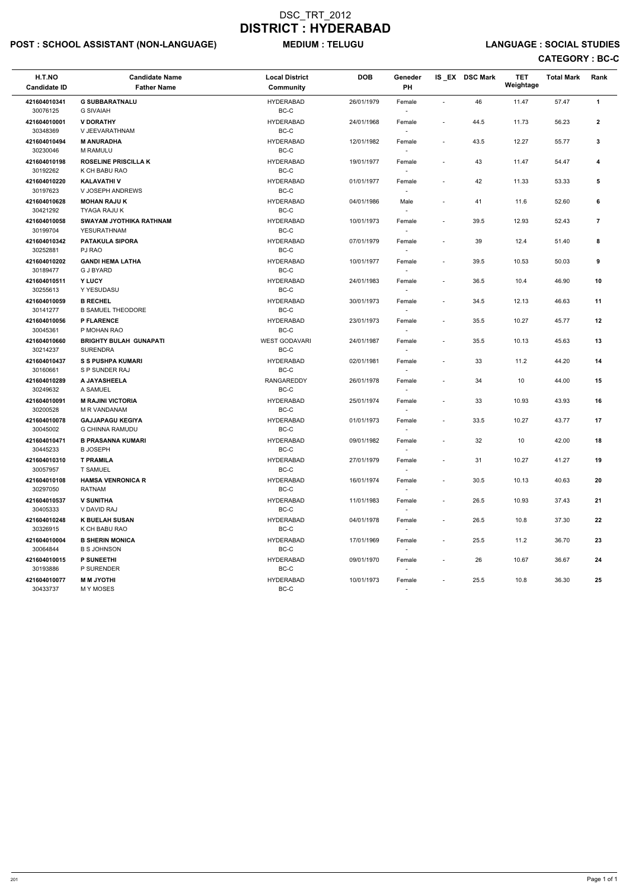# DSC_TRT_2012
# DISTRICT : HYDERABAD

**POST : SCHOOL ASSISTANT (NON-LANGUAGE)** **MEDIUM : TELUGU** **LANGUAGE : SOCIAL STUDIES**

**CATEGORY : BC-C**

| H.T.NO<br>Candidate ID | Candidate Name<br>Father Name | Local District<br>Community | DOB | Geneder<br>PH | IS _EX | DSC Mark | TET Weightage | Total Mark | Rank |
|---|---|---|---|---|---|---|---|---|---|
| **421604010341**<br>30076125 | **G SUBBARATNALU**<br>G SIVAIAH | HYDERABAD<br>BC-C | 26/01/1979 | Female<br>- | - | 46 | 11.47 | 57.47 | **1** |
| **421604010001**<br>30348369 | **V DORATHY**<br>V JEEVARATHNAM | HYDERABAD<br>BC-C | 24/01/1968 | Female<br>- | - | 44.5 | 11.73 | 56.23 | **2** |
| **421604010494**<br>30230046 | **M ANURADHA**<br>M RAMULU | HYDERABAD<br>BC-C | 12/01/1982 | Female<br>- | - | 43.5 | 12.27 | 55.77 | **3** |
| **421604010198**<br>30192262 | **ROSELINE PRISCILLA K**<br>K CH BABU RAO | HYDERABAD<br>BC-C | 19/01/1977 | Female<br>- | - | 43 | 11.47 | 54.47 | **4** |
| **421604010220**<br>30197623 | **KALAVATHI V**<br>V JOSEPH ANDREWS | HYDERABAD<br>BC-C | 01/01/1977 | Female<br>- | - | 42 | 11.33 | 53.33 | **5** |
| **421604010628**<br>30421292 | **MOHAN RAJU K**<br>TYAGA RAJU K | HYDERABAD<br>BC-C | 04/01/1986 | Male<br>- | - | 41 | 11.6 | 52.60 | **6** |
| **421604010058**<br>30199704 | **SWAYAM JYOTHIKA RATHNAM**<br>YESURATHNAM | HYDERABAD<br>BC-C | 10/01/1973 | Female<br>- | - | 39.5 | 12.93 | 52.43 | **7** |
| **421604010342**<br>30252881 | **PATAKULA SIPORA**<br>PJ RAO | HYDERABAD<br>BC-C | 07/01/1979 | Female<br>- | - | 39 | 12.4 | 51.40 | **8** |
| **421604010202**<br>30189477 | **GANDI HEMA LATHA**<br>G J BYARD | HYDERABAD<br>BC-C | 10/01/1977 | Female<br>- | - | 39.5 | 10.53 | 50.03 | **9** |
| **421604010511**<br>30255613 | **Y LUCY**<br>Y YESUDASU | HYDERABAD<br>BC-C | 24/01/1983 | Female<br>- | - | 36.5 | 10.4 | 46.90 | **10** |
| **421604010059**<br>30141277 | **B RECHEL**<br>B SAMUEL THEODORE | HYDERABAD<br>BC-C | 30/01/1973 | Female<br>- | - | 34.5 | 12.13 | 46.63 | **11** |
| **421604010056**<br>30045361 | **P FLARENCE**<br>P MOHAN RAO | HYDERABAD<br>BC-C | 23/01/1973 | Female<br>- | - | 35.5 | 10.27 | 45.77 | **12** |
| **421604010660**<br>30214237 | **BRIGHTY BULAH GUNAPATI**<br>SURENDRA | WEST GODAVARI<br>BC-C | 24/01/1987 | Female<br>- | - | 35.5 | 10.13 | 45.63 | **13** |
| **421604010437**<br>30160661 | **S S PUSHPA KUMARI**<br>S P SUNDER RAJ | HYDERABAD<br>BC-C | 02/01/1981 | Female<br>- | - | 33 | 11.2 | 44.20 | **14** |
| **421604010289**<br>30249632 | **A JAYASHEELA**<br>A SAMUEL | RANGAREDDY<br>BC-C | 26/01/1978 | Female<br>- | - | 34 | 10 | 44.00 | **15** |
| **421604010091**<br>30200528 | **M RAJINI VICTORIA**<br>M R VANDANAM | HYDERABAD<br>BC-C | 25/01/1974 | Female<br>- | - | 33 | 10.93 | 43.93 | **16** |
| **421604010078**<br>30045002 | **GAJJAPAGU KEGIYA**<br>G CHINNA RAMUDU | HYDERABAD<br>BC-C | 01/01/1973 | Female<br>- | - | 33.5 | 10.27 | 43.77 | **17** |
| **421604010471**<br>30445233 | **B PRASANNA KUMARI**<br>B JOSEPH | HYDERABAD<br>BC-C | 09/01/1982 | Female<br>- | - | 32 | 10 | 42.00 | **18** |
| **421604010310**<br>30057957 | **T PRAMILA**<br>T SAMUEL | HYDERABAD<br>BC-C | 27/01/1979 | Female<br>- | - | 31 | 10.27 | 41.27 | **19** |
| **421604010108**<br>30297050 | **HAMSA VENRONICA R**<br>RATNAM | HYDERABAD<br>BC-C | 16/01/1974 | Female<br>- | - | 30.5 | 10.13 | 40.63 | **20** |
| **421604010537**<br>30405333 | **V SUNITHA**<br>V DAVID RAJ | HYDERABAD<br>BC-C | 11/01/1983 | Female<br>- | - | 26.5 | 10.93 | 37.43 | **21** |
| **421604010248**<br>30326915 | **K BUELAH SUSAN**<br>K CH BABU RAO | HYDERABAD<br>BC-C | 04/01/1978 | Female<br>- | - | 26.5 | 10.8 | 37.30 | **22** |
| **421604010004**<br>30064844 | **B SHERIN MONICA**<br>B S JOHNSON | HYDERABAD<br>BC-C | 17/01/1969 | Female<br>- | - | 25.5 | 11.2 | 36.70 | **23** |
| **421604010015**<br>30193886 | **P SUNEETHI**<br>P SURENDER | HYDERABAD<br>BC-C | 09/01/1970 | Female<br>- | - | 26 | 10.67 | 36.67 | **24** |
| **421604010077**<br>30433737 | **M M JYOTHI**<br>M Y MOSES | HYDERABAD<br>BC-C | 10/01/1973 | Female<br>- | - | 25.5 | 10.8 | 36.30 | **25** |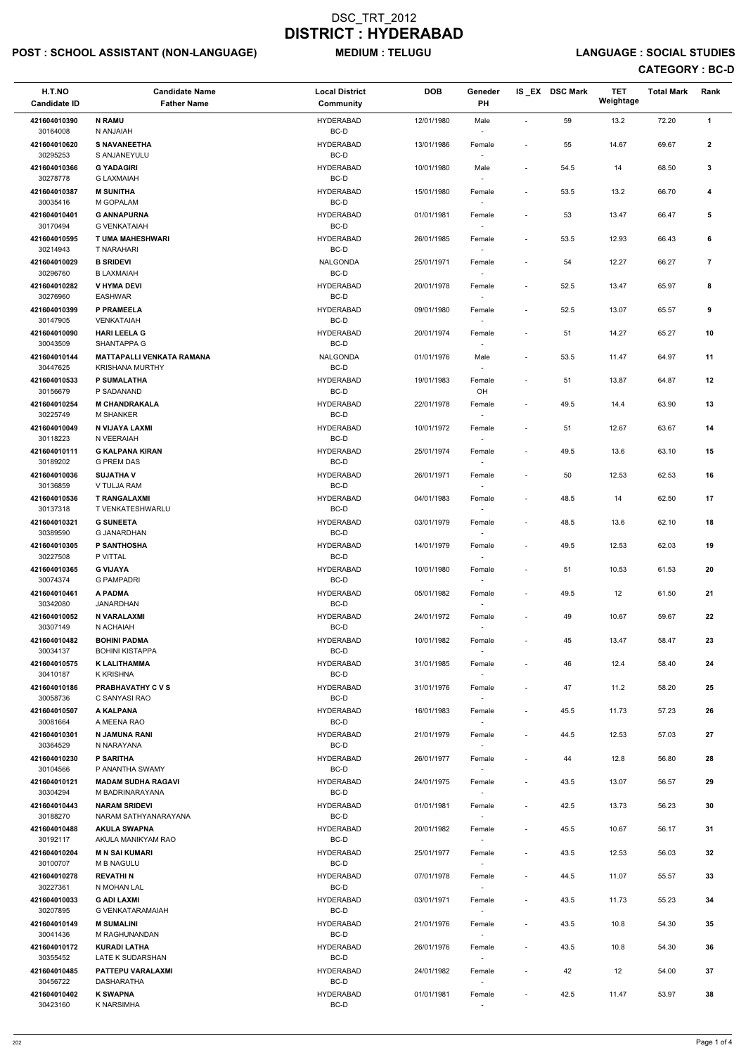# DSC_TRT_2012
# DISTRICT : HYDERABAD

**POST : SCHOOL ASSISTANT (NON-LANGUAGE)** **MEDIUM : TELUGU** **LANGUAGE : SOCIAL STUDIES**

**CATEGORY : BC-D**

| H.T.NO<br>Candidate ID | Candidate Name<br>Father Name | Local District<br>Community | DOB | Geneder<br>PH | IS _EX | DSC Mark | TET Weightage | Total Mark | Rank |
|---|---|---|---|---|---|---|---|---|---|
| 421604010390<br>30164008 | **N RAMU**<br>N ANJAIAH | HYDERABAD<br>BC-D | 12/01/1980 | Male<br>- | - | 59 | 13.2 | 72.20 | **1** |
| 421604010620<br>30295253 | **S NAVANEETHA**<br>S ANJANEYULU | HYDERABAD<br>BC-D | 13/01/1986 | Female<br>- | - | 55 | 14.67 | 69.67 | **2** |
| 421604010366<br>30278778 | **G YADAGIRI**<br>G LAXMAIAH | HYDERABAD<br>BC-D | 10/01/1980 | Male<br>- | - | 54.5 | 14 | 68.50 | **3** |
| 421604010387<br>30035416 | **M SUNITHA**<br>M GOPALAM | HYDERABAD<br>BC-D | 15/01/1980 | Female<br>- | - | 53.5 | 13.2 | 66.70 | **4** |
| 421604010401<br>30170494 | **G ANNAPURNA**<br>G VENKATAIAH | HYDERABAD<br>BC-D | 01/01/1981 | Female<br>- | - | 53 | 13.47 | 66.47 | **5** |
| 421604010595<br>30214943 | **T UMA MAHESHWARI**<br>T NARAHARI | HYDERABAD<br>BC-D | 26/01/1985 | Female<br>- | - | 53.5 | 12.93 | 66.43 | **6** |
| 421604010029<br>30296760 | **B SRIDEVI**<br>B LAXMAIAH | NALGONDA<br>BC-D | 25/01/1971 | Female<br>- | - | 54 | 12.27 | 66.27 | **7** |
| 421604010282<br>30276960 | **V HYMA DEVI**<br>EASHWAR | HYDERABAD<br>BC-D | 20/01/1978 | Female<br>- | - | 52.5 | 13.47 | 65.97 | **8** |
| 421604010399<br>30147905 | **P PRAMEELA**<br>VENKATAIAH | HYDERABAD<br>BC-D | 09/01/1980 | Female<br>- | - | 52.5 | 13.07 | 65.57 | **9** |
| 421604010090<br>30043509 | **HARI LEELA G**<br>SHANTAPPA G | HYDERABAD<br>BC-D | 20/01/1974 | Female<br>- | - | 51 | 14.27 | 65.27 | **10** |
| 421604010144<br>30447625 | **MATTAPALLI VENKATA RAMANA**<br>KRISHANA MURTHY | NALGONDA<br>BC-D | 01/01/1976 | Male<br>- | - | 53.5 | 11.47 | 64.97 | **11** |
| 421604010533<br>30156679 | **P SUMALATHA**<br>P SADANAND | HYDERABAD<br>BC-D | 19/01/1983 | Female<br>OH | - | 51 | 13.87 | 64.87 | **12** |
| 421604010254<br>30225749 | **M CHANDRAKALA**<br>M SHANKER | HYDERABAD<br>BC-D | 22/01/1978 | Female<br>- | - | 49.5 | 14.4 | 63.90 | **13** |
| 421604010049<br>30118223 | **N VIJAYA LAXMI**<br>N VEERAIAH | HYDERABAD<br>BC-D | 10/01/1972 | Female<br>- | - | 51 | 12.67 | 63.67 | **14** |
| 421604010111<br>30189202 | **G KALPANA KIRAN**<br>G PREM DAS | HYDERABAD<br>BC-D | 25/01/1974 | Female<br>- | - | 49.5 | 13.6 | 63.10 | **15** |
| 421604010036<br>30136859 | **SUJATHA V**<br>V TULJA RAM | HYDERABAD<br>BC-D | 26/01/1971 | Female<br>- | - | 50 | 12.53 | 62.53 | **16** |
| 421604010536<br>30137318 | **T RANGALAXMI**<br>T VENKATESHWARLU | HYDERABAD<br>BC-D | 04/01/1983 | Female<br>- | - | 48.5 | 14 | 62.50 | **17** |
| 421604010321<br>30389590 | **G SUNEETA**<br>G JANARDHAN | HYDERABAD<br>BC-D | 03/01/1979 | Female<br>- | - | 48.5 | 13.6 | 62.10 | **18** |
| 421604010305<br>30227508 | **P SANTHOSHA**<br>P VITTAL | HYDERABAD<br>BC-D | 14/01/1979 | Female<br>- | - | 49.5 | 12.53 | 62.03 | **19** |
| 421604010365<br>30074374 | **G VIJAYA**<br>G PAMPADRI | HYDERABAD<br>BC-D | 10/01/1980 | Female<br>- | - | 51 | 10.53 | 61.53 | **20** |
| 421604010461<br>30342080 | **A PADMA**<br>JANARDHAN | HYDERABAD<br>BC-D | 05/01/1982 | Female<br>- | - | 49.5 | 12 | 61.50 | **21** |
| 421604010052<br>30307149 | **N VARALAXMI**<br>N ACHAIAH | HYDERABAD<br>BC-D | 24/01/1972 | Female<br>- | - | 49 | 10.67 | 59.67 | **22** |
| 421604010482<br>30034137 | **BOHINI PADMA**<br>BOHINI KISTAPPA | HYDERABAD<br>BC-D | 10/01/1982 | Female<br>- | - | 45 | 13.47 | 58.47 | **23** |
| 421604010575<br>30410187 | **K LALITHAMMA**<br>K KRISHNA | HYDERABAD<br>BC-D | 31/01/1985 | Female<br>- | - | 46 | 12.4 | 58.40 | **24** |
| 421604010186<br>30058736 | **PRABHAVATHY C V S**<br>C SANYASI RAO | HYDERABAD<br>BC-D | 31/01/1976 | Female<br>- | - | 47 | 11.2 | 58.20 | **25** |
| 421604010507<br>30081664 | **A KALPANA**<br>A MEENA RAO | HYDERABAD<br>BC-D | 16/01/1983 | Female<br>- | - | 45.5 | 11.73 | 57.23 | **26** |
| 421604010301<br>30364529 | **N JAMUNA RANI**<br>N NARAYANA | HYDERABAD<br>BC-D | 21/01/1979 | Female<br>- | - | 44.5 | 12.53 | 57.03 | **27** |
| 421604010230<br>30104566 | **P SARITHA**<br>P ANANTHA SWAMY | HYDERABAD<br>BC-D | 26/01/1977 | Female<br>- | - | 44 | 12.8 | 56.80 | **28** |
| 421604010121<br>30304294 | **MADAM SUDHA RAGAVI**<br>M BADRINARAYANA | HYDERABAD<br>BC-D | 24/01/1975 | Female<br>- | - | 43.5 | 13.07 | 56.57 | **29** |
| 421604010443<br>30188270 | **NARAM SRIDEVI**<br>NARAM SATHYANARAYANA | HYDERABAD<br>BC-D | 01/01/1981 | Female<br>- | - | 42.5 | 13.73 | 56.23 | **30** |
| 421604010488<br>30192117 | **AKULA SWAPNA**<br>AKULA MANIKYAM RAO | HYDERABAD<br>BC-D | 20/01/1982 | Female<br>- | - | 45.5 | 10.67 | 56.17 | **31** |
| 421604010204<br>30100707 | **M N SAI KUMARI**<br>M B NAGULU | HYDERABAD<br>BC-D | 25/01/1977 | Female<br>- | - | 43.5 | 12.53 | 56.03 | **32** |
| 421604010278<br>30227361 | **REVATHI N**<br>N MOHAN LAL | HYDERABAD<br>BC-D | 07/01/1978 | Female<br>- | - | 44.5 | 11.07 | 55.57 | **33** |
| 421604010033<br>30207895 | **G ADI LAXMI**<br>G VENKATARAMAIAH | HYDERABAD<br>BC-D | 03/01/1971 | Female<br>- | - | 43.5 | 11.73 | 55.23 | **34** |
| 421604010149<br>30041436 | **M SUMALINI**<br>M RAGHUNANDAN | HYDERABAD<br>BC-D | 21/01/1976 | Female<br>- | - | 43.5 | 10.8 | 54.30 | **35** |
| 421604010172<br>30355452 | **KURADI LATHA**<br>LATE K SUDARSHAN | HYDERABAD<br>BC-D | 26/01/1976 | Female<br>- | - | 43.5 | 10.8 | 54.30 | **36** |
| 421604010485<br>30456722 | **PATTEPU VARALAXMI**<br>DASHARATHA | HYDERABAD<br>BC-D | 24/01/1982 | Female<br>- | - | 42 | 12 | 54.00 | **37** |
| 421604010402<br>30423160 | **K SWAPNA**<br>K NARSIMHA | HYDERABAD<br>BC-D | 01/01/1981 | Female<br>- | - | 42.5 | 11.47 | 53.97 | **38** |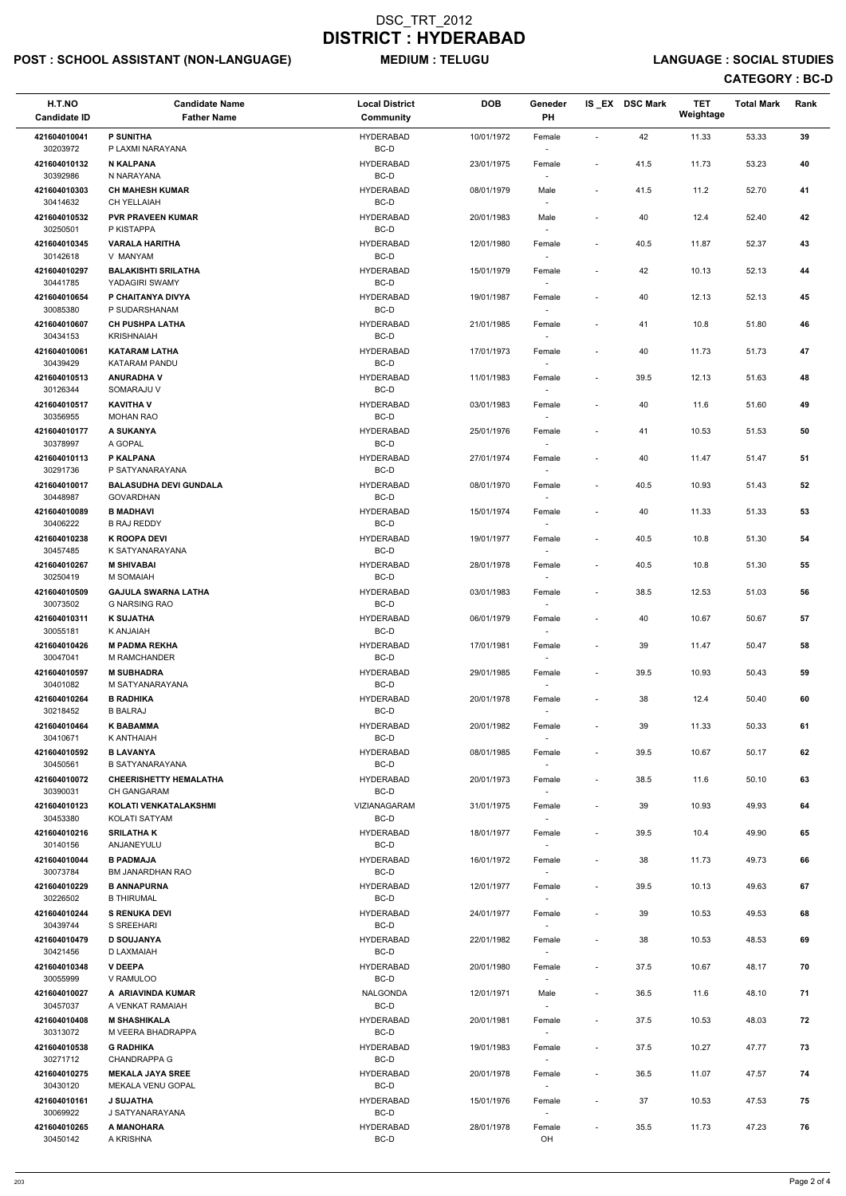# DSC_TRT_2012
# DISTRICT : HYDERABAD

**POST : SCHOOL ASSISTANT (NON-LANGUAGE)** **MEDIUM : TELUGU** **LANGUAGE : SOCIAL STUDIES**

**CATEGORY : BC-D**

| H.T.NO<br>Candidate ID | Candidate Name<br>Father Name | Local District<br>Community | DOB | Geneder<br>PH | IS _EX | DSC Mark | TET Weightage | Total Mark | Rank |
|---|---|---|---|---|---|---|---|---|---|
| 421604010041<br>30203972 | **P SUNITHA**<br>P LAXMI NARAYANA | HYDERABAD<br>BC-D | 10/01/1972 | Female<br>- | - | 42 | 11.33 | 53.33 | 39 |
| 421604010132<br>30392986 | **N KALPANA**<br>N NARAYANA | HYDERABAD<br>BC-D | 23/01/1975 | Female<br>- | - | 41.5 | 11.73 | 53.23 | 40 |
| 421604010303<br>30414632 | **CH MAHESH KUMAR**<br>CH YELLAIAH | HYDERABAD<br>BC-D | 08/01/1979 | Male<br>- | - | 41.5 | 11.2 | 52.70 | 41 |
| 421604010532<br>30250501 | **PVR PRAVEEN KUMAR**<br>P KISTAPPA | HYDERABAD<br>BC-D | 20/01/1983 | Male<br>- | - | 40 | 12.4 | 52.40 | 42 |
| 421604010345<br>30142618 | **VARALA HARITHA**<br>V MANYAM | HYDERABAD<br>BC-D | 12/01/1980 | Female<br>- | - | 40.5 | 11.87 | 52.37 | 43 |
| 421604010297<br>30441785 | **BALAKISHTI SRILATHA**<br>YADAGIRI SWAMY | HYDERABAD<br>BC-D | 15/01/1979 | Female<br>- | - | 42 | 10.13 | 52.13 | 44 |
| 421604010654<br>30085380 | **P CHAITANYA DIVYA**<br>P SUDARSHANAM | HYDERABAD<br>BC-D | 19/01/1987 | Female<br>- | - | 40 | 12.13 | 52.13 | 45 |
| 421604010607<br>30434153 | **CH PUSHPA LATHA**<br>KRISHNAIAH | HYDERABAD<br>BC-D | 21/01/1985 | Female<br>- | - | 41 | 10.8 | 51.80 | 46 |
| 421604010061<br>30439429 | **KATARAM LATHA**<br>KATARAM PANDU | HYDERABAD<br>BC-D | 17/01/1973 | Female<br>- | - | 40 | 11.73 | 51.73 | 47 |
| 421604010513<br>30126344 | **ANURADHA V**<br>SOMARAJU V | HYDERABAD<br>BC-D | 11/01/1983 | Female<br>- | - | 39.5 | 12.13 | 51.63 | 48 |
| 421604010517<br>30356955 | **KAVITHA V**<br>MOHAN RAO | HYDERABAD<br>BC-D | 03/01/1983 | Female<br>- | - | 40 | 11.6 | 51.60 | 49 |
| 421604010177<br>30378997 | **A SUKANYA**<br>A GOPAL | HYDERABAD<br>BC-D | 25/01/1976 | Female<br>- | - | 41 | 10.53 | 51.53 | 50 |
| 421604010113<br>30291736 | **P KALPANA**<br>P SATYANARAYANA | HYDERABAD<br>BC-D | 27/01/1974 | Female<br>- | - | 40 | 11.47 | 51.47 | 51 |
| 421604010017<br>30448987 | **BALASUDHA DEVI GUNDALA**<br>GOVARDHAN | HYDERABAD<br>BC-D | 08/01/1970 | Female<br>- | - | 40.5 | 10.93 | 51.43 | 52 |
| 421604010089<br>30406222 | **B MADHAVI**<br>B RAJ REDDY | HYDERABAD<br>BC-D | 15/01/1974 | Female<br>- | - | 40 | 11.33 | 51.33 | 53 |
| 421604010238<br>30457485 | **K ROOPA DEVI**<br>K SATYANARAYANA | HYDERABAD<br>BC-D | 19/01/1977 | Female<br>- | - | 40.5 | 10.8 | 51.30 | 54 |
| 421604010267<br>30250419 | **M SHIVABAI**<br>M SOMAIAH | HYDERABAD<br>BC-D | 28/01/1978 | Female<br>- | - | 40.5 | 10.8 | 51.30 | 55 |
| 421604010509<br>30073502 | **GAJULA SWARNA LATHA**<br>G NARSING RAO | HYDERABAD<br>BC-D | 03/01/1983 | Female<br>- | - | 38.5 | 12.53 | 51.03 | 56 |
| 421604010311<br>30055181 | **K SUJATHA**<br>K ANJAIAH | HYDERABAD<br>BC-D | 06/01/1979 | Female<br>- | - | 40 | 10.67 | 50.67 | 57 |
| 421604010426<br>30047041 | **M PADMA REKHA**<br>M RAMCHANDER | HYDERABAD<br>BC-D | 17/01/1981 | Female<br>- | - | 39 | 11.47 | 50.47 | 58 |
| 421604010597<br>30401082 | **M SUBHADRA**<br>M SATYANARAYANA | HYDERABAD<br>BC-D | 29/01/1985 | Female<br>- | - | 39.5 | 10.93 | 50.43 | 59 |
| 421604010264<br>30218452 | **B RADHIKA**<br>B BALRAJ | HYDERABAD<br>BC-D | 20/01/1978 | Female<br>- | - | 38 | 12.4 | 50.40 | 60 |
| 421604010464<br>30410671 | **K BABAMMA**<br>K ANTHAIAH | HYDERABAD<br>BC-D | 20/01/1982 | Female<br>- | - | 39 | 11.33 | 50.33 | 61 |
| 421604010592<br>30450561 | **B LAVANYA**<br>B SATYANARAYANA | HYDERABAD<br>BC-D | 08/01/1985 | Female<br>- | - | 39.5 | 10.67 | 50.17 | 62 |
| 421604010072<br>30390031 | **CHEERISHETTY HEMALATHA**<br>CH GANGARAM | HYDERABAD<br>BC-D | 20/01/1973 | Female<br>- | - | 38.5 | 11.6 | 50.10 | 63 |
| 421604010123<br>30453380 | **KOLATI VENKATALAKSHMI**<br>KOLATI SATYAM | VIZIANAGARAM<br>BC-D | 31/01/1975 | Female<br>- | - | 39 | 10.93 | 49.93 | 64 |
| 421604010216<br>30140156 | **SRILATHA K**<br>ANJANEYULU | HYDERABAD<br>BC-D | 18/01/1977 | Female<br>- | - | 39.5 | 10.4 | 49.90 | 65 |
| 421604010044<br>30073784 | **B PADMAJA**<br>BM JANARDHAN RAO | HYDERABAD<br>BC-D | 16/01/1972 | Female<br>- | - | 38 | 11.73 | 49.73 | 66 |
| 421604010229<br>30226502 | **B ANNAPURNA**<br>B THIRUMAL | HYDERABAD<br>BC-D | 12/01/1977 | Female<br>- | - | 39.5 | 10.13 | 49.63 | 67 |
| 421604010244<br>30439744 | **S RENUKA DEVI**<br>S SREEHARI | HYDERABAD<br>BC-D | 24/01/1977 | Female<br>- | - | 39 | 10.53 | 49.53 | 68 |
| 421604010479<br>30421456 | **D SOUJANYA**<br>D LAXMAIAH | HYDERABAD<br>BC-D | 22/01/1982 | Female<br>- | - | 38 | 10.53 | 48.53 | 69 |
| 421604010348<br>30055999 | **V DEEPA**<br>V RAMULOO | HYDERABAD<br>BC-D | 20/01/1980 | Female<br>- | - | 37.5 | 10.67 | 48.17 | 70 |
| 421604010027<br>30457037 | **A ARIAVINDA KUMAR**<br>A VENKAT RAMAIAH | NALGONDA<br>BC-D | 12/01/1971 | Male<br>- | - | 36.5 | 11.6 | 48.10 | 71 |
| 421604010408<br>30313072 | **M SHASHIKALA**<br>M VEERA BHADRAPPA | HYDERABAD<br>BC-D | 20/01/1981 | Female<br>- | - | 37.5 | 10.53 | 48.03 | 72 |
| 421604010538<br>30271712 | **G RADHIKA**<br>CHANDRAPPA G | HYDERABAD<br>BC-D | 19/01/1983 | Female<br>- | - | 37.5 | 10.27 | 47.77 | 73 |
| 421604010275<br>30430120 | **MEKALA JAYA SREE**<br>MEKALA VENU GOPAL | HYDERABAD<br>BC-D | 20/01/1978 | Female<br>- | - | 36.5 | 11.07 | 47.57 | 74 |
| 421604010161<br>30069922 | **J SUJATHA**<br>J SATYANARAYANA | HYDERABAD<br>BC-D | 15/01/1976 | Female<br>- | - | 37 | 10.53 | 47.53 | 75 |
| 421604010265<br>30450142 | **A MANOHARA**<br>A KRISHNA | HYDERABAD<br>BC-D | 28/01/1978 | Female<br>OH | - | 35.5 | 11.73 | 47.23 | 76 |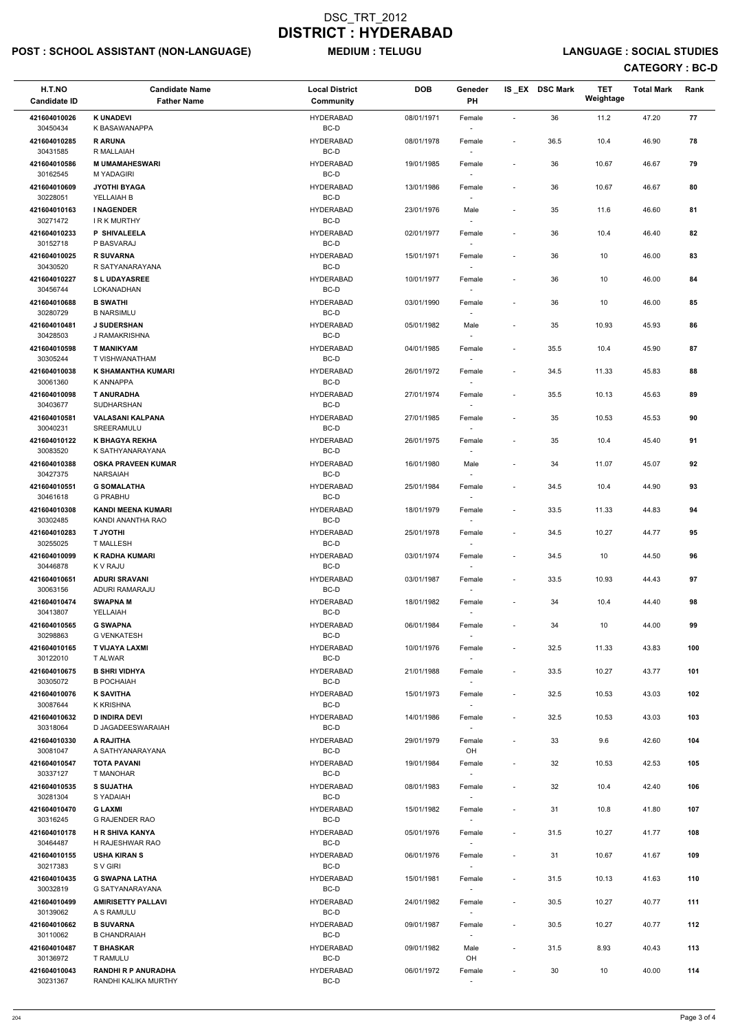# DSC_TRT_2012
# DISTRICT : HYDERABAD

**POST : SCHOOL ASSISTANT (NON-LANGUAGE)** **MEDIUM : TELUGU** **LANGUAGE : SOCIAL STUDIES**

**CATEGORY : BC-D**

| H.T.NO<br>Candidate ID | Candidate Name<br>Father Name | Local District<br>Community | DOB | Geneder<br>PH | IS_EX | DSC Mark | TET Weightage | Total Mark | Rank |
|---|---|---|---|---|---|---|---|---|---|
| 421604010026<br>30450434 | **K UNADEVI**<br>K BASAWANAPPA | HYDERABAD<br>BC-D | 08/01/1971 | Female<br>- | - | 36 | 11.2 | 47.20 | 77 |
| 421604010285<br>30431585 | **R ARUNA**<br>R MALLAIAH | HYDERABAD<br>BC-D | 08/01/1978 | Female<br>- | - | 36.5 | 10.4 | 46.90 | 78 |
| 421604010586<br>30162545 | **M UMAMAHESWARI**<br>M YADAGIRI | HYDERABAD<br>BC-D | 19/01/1985 | Female<br>- | - | 36 | 10.67 | 46.67 | 79 |
| 421604010609<br>30228051 | **JYOTHI BYAGA**<br>YELLAIAH B | HYDERABAD<br>BC-D | 13/01/1986 | Female<br>- | - | 36 | 10.67 | 46.67 | 80 |
| 421604010163<br>30271472 | **I NAGENDER**<br>I R K MURTHY | HYDERABAD<br>BC-D | 23/01/1976 | Male<br>- | - | 35 | 11.6 | 46.60 | 81 |
| 421604010233<br>30152718 | **P SHIVALEELA**<br>P BASVARAJ | HYDERABAD<br>BC-D | 02/01/1977 | Female<br>- | - | 36 | 10.4 | 46.40 | 82 |
| 421604010025<br>30430520 | **R SUVARNA**<br>R SATYANARAYANA | HYDERABAD<br>BC-D | 15/01/1971 | Female<br>- | - | 36 | 10 | 46.00 | 83 |
| 421604010227<br>30456744 | **S L UDAYASREE**<br>LOKANADHAN | HYDERABAD<br>BC-D | 10/01/1977 | Female<br>- | - | 36 | 10 | 46.00 | 84 |
| 421604010688<br>30280729 | **B SWATHI**<br>B NARSIMLU | HYDERABAD<br>BC-D | 03/01/1990 | Female<br>- | - | 36 | 10 | 46.00 | 85 |
| 421604010481<br>30428503 | **J SUDERSHAN**<br>J RAMAKRISHNA | HYDERABAD<br>BC-D | 05/01/1982 | Male<br>- | - | 35 | 10.93 | 45.93 | 86 |
| 421604010598<br>30305244 | **T MANIKYAM**<br>T VISHWANATHAM | HYDERABAD<br>BC-D | 04/01/1985 | Female<br>- | - | 35.5 | 10.4 | 45.90 | 87 |
| 421604010038<br>30061360 | **K SHAMANTHA KUMARI**<br>K ANNAPPA | HYDERABAD<br>BC-D | 26/01/1972 | Female<br>- | - | 34.5 | 11.33 | 45.83 | 88 |
| 421604010098<br>30403677 | **T ANURADHA**<br>SUDHARSHAN | HYDERABAD<br>BC-D | 27/01/1974 | Female<br>- | - | 35.5 | 10.13 | 45.63 | 89 |
| 421604010581<br>30040231 | **VALASANI KALPANA**<br>SREERAMULU | HYDERABAD<br>BC-D | 27/01/1985 | Female<br>- | - | 35 | 10.53 | 45.53 | 90 |
| 421604010122<br>30083520 | **K BHAGYA REKHA**<br>K SATHYANARAYANA | HYDERABAD<br>BC-D | 26/01/1975 | Female<br>- | - | 35 | 10.4 | 45.40 | 91 |
| 421604010388<br>30427375 | **OSKA PRAVEEN KUMAR**<br>NARSAIAH | HYDERABAD<br>BC-D | 16/01/1980 | Male<br>- | - | 34 | 11.07 | 45.07 | 92 |
| 421604010551<br>30461618 | **G SOMALATHA**<br>G PRABHU | HYDERABAD<br>BC-D | 25/01/1984 | Female<br>- | - | 34.5 | 10.4 | 44.90 | 93 |
| 421604010308<br>30302485 | **KANDI MEENA KUMARI**<br>KANDI ANANTHA RAO | HYDERABAD<br>BC-D | 18/01/1979 | Female<br>- | - | 33.5 | 11.33 | 44.83 | 94 |
| 421604010283<br>30255025 | **T JYOTHI**<br>T MALLESH | HYDERABAD<br>BC-D | 25/01/1978 | Female<br>- | - | 34.5 | 10.27 | 44.77 | 95 |
| 421604010099<br>30446878 | **K RADHA KUMARI**<br>K V RAJU | HYDERABAD<br>BC-D | 03/01/1974 | Female<br>- | - | 34.5 | 10 | 44.50 | 96 |
| 421604010651<br>30063156 | **ADURI SRAVANI**<br>ADURI RAMARAJU | HYDERABAD<br>BC-D | 03/01/1987 | Female<br>- | - | 33.5 | 10.93 | 44.43 | 97 |
| 421604010474<br>30413807 | **SWAPNA M**<br>YELLAIAH | HYDERABAD<br>BC-D | 18/01/1982 | Female<br>- | - | 34 | 10.4 | 44.40 | 98 |
| 421604010565<br>30298863 | **G SWAPNA**<br>G VENKATESH | HYDERABAD<br>BC-D | 06/01/1984 | Female<br>- | - | 34 | 10 | 44.00 | 99 |
| 421604010165<br>30122010 | **T VIJAYA LAXMI**<br>T ALWAR | HYDERABAD<br>BC-D | 10/01/1976 | Female<br>- | - | 32.5 | 11.33 | 43.83 | 100 |
| 421604010675<br>30305072 | **B SHRI VIDHYA**<br>B POCHAIAH | HYDERABAD<br>BC-D | 21/01/1988 | Female<br>- | - | 33.5 | 10.27 | 43.77 | 101 |
| 421604010076<br>30087644 | **K SAVITHA**<br>K KRISHNA | HYDERABAD<br>BC-D | 15/01/1973 | Female<br>- | - | 32.5 | 10.53 | 43.03 | 102 |
| 421604010632<br>30318064 | **D INDIRA DEVI**<br>D JAGADEESWARAIAH | HYDERABAD<br>BC-D | 14/01/1986 | Female<br>- | - | 32.5 | 10.53 | 43.03 | 103 |
| 421604010330<br>30081047 | **A RAJITHA**<br>A SATHYANARAYANA | HYDERABAD<br>BC-D | 29/01/1979 | Female<br>OH | - | 33 | 9.6 | 42.60 | 104 |
| 421604010547<br>30337127 | **TOTA PAVANI**<br>T MANOHAR | HYDERABAD<br>BC-D | 19/01/1984 | Female<br>- | - | 32 | 10.53 | 42.53 | 105 |
| 421604010535<br>30281304 | **S SUJATHA**<br>S YADAIAH | HYDERABAD<br>BC-D | 08/01/1983 | Female<br>- | - | 32 | 10.4 | 42.40 | 106 |
| 421604010470<br>30316245 | **G LAXMI**<br>G RAJENDER RAO | HYDERABAD<br>BC-D | 15/01/1982 | Female<br>- | - | 31 | 10.8 | 41.80 | 107 |
| 421604010178<br>30464487 | **H R SHIVA KANYA**<br>H RAJESHWAR RAO | HYDERABAD<br>BC-D | 05/01/1976 | Female<br>- | - | 31.5 | 10.27 | 41.77 | 108 |
| 421604010155<br>30217383 | **USHA KIRAN S**<br>S V GIRI | HYDERABAD<br>BC-D | 06/01/1976 | Female<br>- | - | 31 | 10.67 | 41.67 | 109 |
| 421604010435<br>30032819 | **G SWAPNA LATHA**<br>G SATYANARAYANA | HYDERABAD<br>BC-D | 15/01/1981 | Female<br>- | - | 31.5 | 10.13 | 41.63 | 110 |
| 421604010499<br>30139062 | **AMIRISETTY PALLAVI**<br>A S RAMULU | HYDERABAD<br>BC-D | 24/01/1982 | Female<br>- | - | 30.5 | 10.27 | 40.77 | 111 |
| 421604010662<br>30110062 | **B SUVARNA**<br>B CHANDRAIAH | HYDERABAD<br>BC-D | 09/01/1987 | Female<br>- | - | 30.5 | 10.27 | 40.77 | 112 |
| 421604010487<br>30136972 | **T BHASKAR**<br>T RAMULU | HYDERABAD<br>BC-D | 09/01/1982 | Male<br>OH | - | 31.5 | 8.93 | 40.43 | 113 |
| 421604010043<br>30231367 | **RANDHI R P ANURADHA**<br>RANDHI KALIKA MURTHY | HYDERABAD<br>BC-D | 06/01/1972 | Female<br>- | - | 30 | 10 | 40.00 | 114 |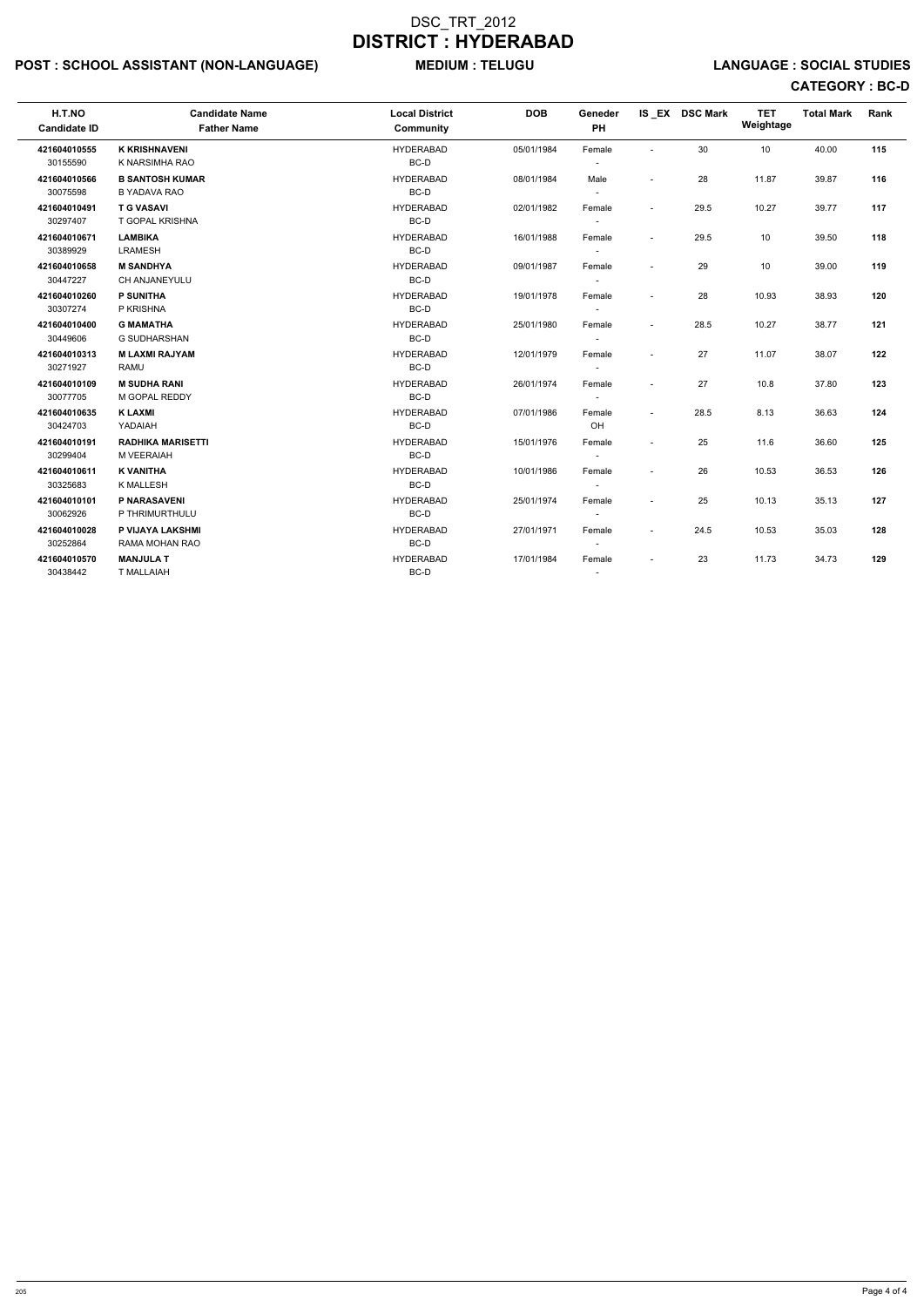# DSC_TRT_2012

# DISTRICT : HYDERABAD

**POST : SCHOOL ASSISTANT (NON-LANGUAGE)** **MEDIUM : TELUGU** **LANGUAGE : SOCIAL STUDIES**

**CATEGORY : BC-D**

| H.T.NO<br>Candidate ID | Candidate Name<br>Father Name | Local District<br>Community | DOB | Geneder<br>PH | IS _EX | DSC Mark | TET Weightage | Total Mark | Rank |
|---|---|---|---|---|---|---|---|---|---|
| **421604010555**<br>30155590 | **K KRISHNAVENI**<br>K NARSIMHA RAO | HYDERABAD<br>BC-D | 05/01/1984 | Female<br>- | - | 30 | 10 | 40.00 | **115** |
| **421604010566**<br>30075598 | **B SANTOSH KUMAR**<br>B YADAVA RAO | HYDERABAD<br>BC-D | 08/01/1984 | Male<br>- | - | 28 | 11.87 | 39.87 | **116** |
| **421604010491**<br>30297407 | **T G VASAVI**<br>T GOPAL KRISHNA | HYDERABAD<br>BC-D | 02/01/1982 | Female<br>- | - | 29.5 | 10.27 | 39.77 | **117** |
| **421604010671**<br>30389929 | **LAMBIKA**<br>LRAMESH | HYDERABAD<br>BC-D | 16/01/1988 | Female<br>- | - | 29.5 | 10 | 39.50 | **118** |
| **421604010658**<br>30447227 | **M SANDHYA**<br>CH ANJANEYULU | HYDERABAD<br>BC-D | 09/01/1987 | Female<br>- | - | 29 | 10 | 39.00 | **119** |
| **421604010260**<br>30307274 | **P SUNITHA**<br>P KRISHNA | HYDERABAD<br>BC-D | 19/01/1978 | Female<br>- | - | 28 | 10.93 | 38.93 | **120** |
| **421604010400**<br>30449606 | **G MAMATHA**<br>G SUDHARSHAN | HYDERABAD<br>BC-D | 25/01/1980 | Female<br>- | - | 28.5 | 10.27 | 38.77 | **121** |
| **421604010313**<br>30271927 | **M LAXMI RAJYAM**<br>RAMU | HYDERABAD<br>BC-D | 12/01/1979 | Female<br>- | - | 27 | 11.07 | 38.07 | **122** |
| **421604010109**<br>30077705 | **M SUDHA RANI**<br>M GOPAL REDDY | HYDERABAD<br>BC-D | 26/01/1974 | Female<br>- | - | 27 | 10.8 | 37.80 | **123** |
| **421604010635**<br>30424703 | **K LAXMI**<br>YADAIAH | HYDERABAD<br>BC-D | 07/01/1986 | Female<br>OH | - | 28.5 | 8.13 | 36.63 | **124** |
| **421604010191**<br>30299404 | **RADHIKA MARISETTI**<br>M VEERAIAH | HYDERABAD<br>BC-D | 15/01/1976 | Female<br>- | - | 25 | 11.6 | 36.60 | **125** |
| **421604010611**<br>30325683 | **K VANITHA**<br>K MALLESH | HYDERABAD<br>BC-D | 10/01/1986 | Female<br>- | - | 26 | 10.53 | 36.53 | **126** |
| **421604010101**<br>30062926 | **P NARASAVENI**<br>P THRIMURTHULU | HYDERABAD<br>BC-D | 25/01/1974 | Female<br>- | - | 25 | 10.13 | 35.13 | **127** |
| **421604010028**<br>30252864 | **P VIJAYA LAKSHMI**<br>RAMA MOHAN RAO | HYDERABAD<br>BC-D | 27/01/1971 | Female<br>- | - | 24.5 | 10.53 | 35.03 | **128** |
| **421604010570**<br>30438442 | **MANJULA T**<br>T MALLAIAH | HYDERABAD<br>BC-D | 17/01/1984 | Female<br>- | - | 23 | 11.73 | 34.73 | **129** |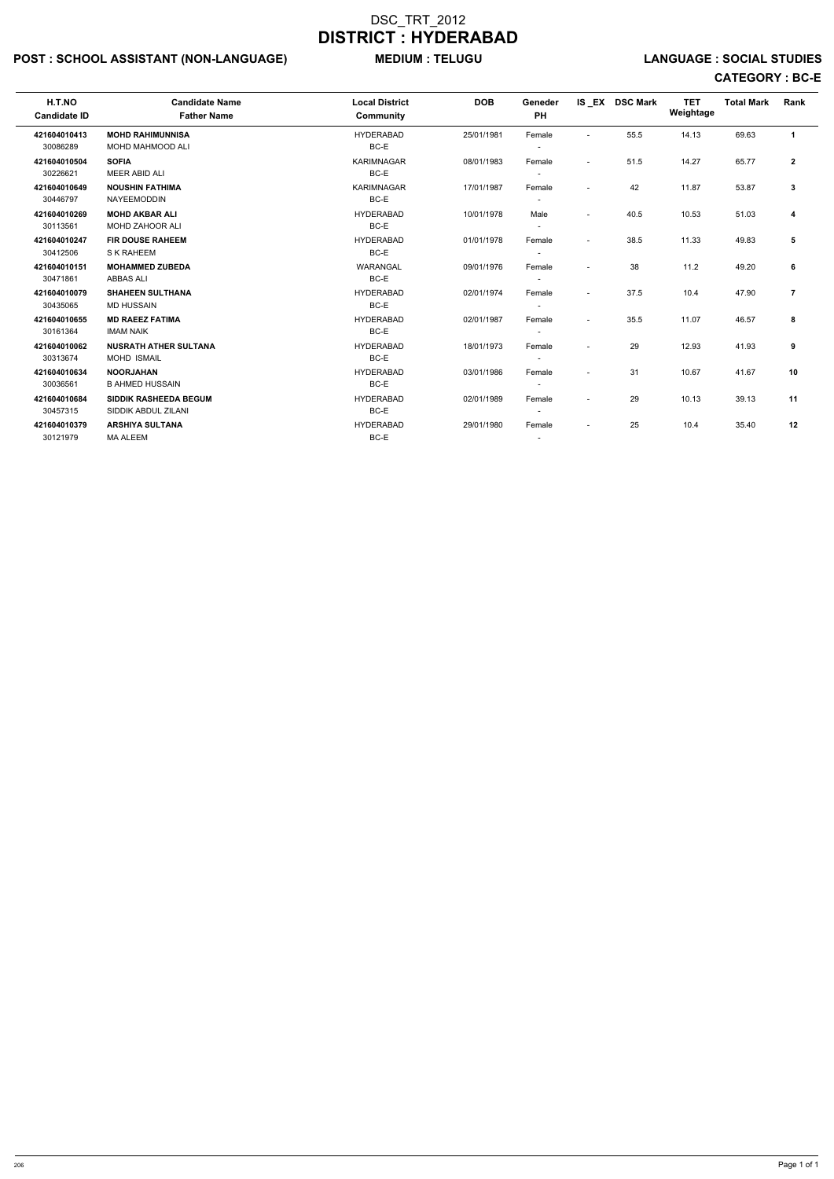# DSC_TRT_2012

# DISTRICT : HYDERABAD

**POST : SCHOOL ASSISTANT (NON-LANGUAGE)** **MEDIUM : TELUGU** **LANGUAGE : SOCIAL STUDIES**

**CATEGORY : BC-E**

| H.T.NO<br>Candidate ID | Candidate Name<br>Father Name | Local District<br>Community | DOB | Geneder<br>PH | IS _EX | DSC Mark | TET Weightage | Total Mark | Rank |
|---|---|---|---|---|---|---|---|---|---|
| **421604010413**<br>30086289 | **MOHD RAHIMUNNISA**<br>MOHD MAHMOOD ALI | HYDERABAD<br>BC-E | 25/01/1981 | Female<br>- | - | 55.5 | 14.13 | 69.63 | **1** |
| **421604010504**<br>30226621 | **SOFIA**<br>MEER ABID ALI | KARIMNAGAR<br>BC-E | 08/01/1983 | Female<br>- | - | 51.5 | 14.27 | 65.77 | **2** |
| **421604010649**<br>30446797 | **NOUSHIN FATHIMA**<br>NAYEEMODDIN | KARIMNAGAR<br>BC-E | 17/01/1987 | Female<br>- | - | 42 | 11.87 | 53.87 | **3** |
| **421604010269**<br>30113561 | **MOHD AKBAR ALI**<br>MOHD ZAHOOR ALI | HYDERABAD<br>BC-E | 10/01/1978 | Male<br>- | - | 40.5 | 10.53 | 51.03 | **4** |
| **421604010247**<br>30412506 | **FIR DOUSE RAHEEM**<br>S K RAHEEM | HYDERABAD<br>BC-E | 01/01/1978 | Female<br>- | - | 38.5 | 11.33 | 49.83 | **5** |
| **421604010151**<br>30471861 | **MOHAMMED ZUBEDA**<br>ABBAS ALI | WARANGAL<br>BC-E | 09/01/1976 | Female<br>- | - | 38 | 11.2 | 49.20 | **6** |
| **421604010079**<br>30435065 | **SHAHEEN SULTHANA**<br>MD HUSSAIN | HYDERABAD<br>BC-E | 02/01/1974 | Female<br>- | - | 37.5 | 10.4 | 47.90 | **7** |
| **421604010655**<br>30161364 | **MD RAEEZ FATIMA**<br>IMAM NAIK | HYDERABAD<br>BC-E | 02/01/1987 | Female<br>- | - | 35.5 | 11.07 | 46.57 | **8** |
| **421604010062**<br>30313674 | **NUSRATH ATHER SULTANA**<br>MOHD ISMAIL | HYDERABAD<br>BC-E | 18/01/1973 | Female<br>- | - | 29 | 12.93 | 41.93 | **9** |
| **421604010634**<br>30036561 | **NOORJAHAN**<br>B AHMED HUSSAIN | HYDERABAD<br>BC-E | 03/01/1986 | Female<br>- | - | 31 | 10.67 | 41.67 | **10** |
| **421604010684**<br>30457315 | **SIDDIK RASHEEDA BEGUM**<br>SIDDIK ABDUL ZILANI | HYDERABAD<br>BC-E | 02/01/1989 | Female<br>- | - | 29 | 10.13 | 39.13 | **11** |
| **421604010379**<br>30121979 | **ARSHIYA SULTANA**<br>MA ALEEM | HYDERABAD<br>BC-E | 29/01/1980 | Female<br>- | - | 25 | 10.4 | 35.40 | **12** |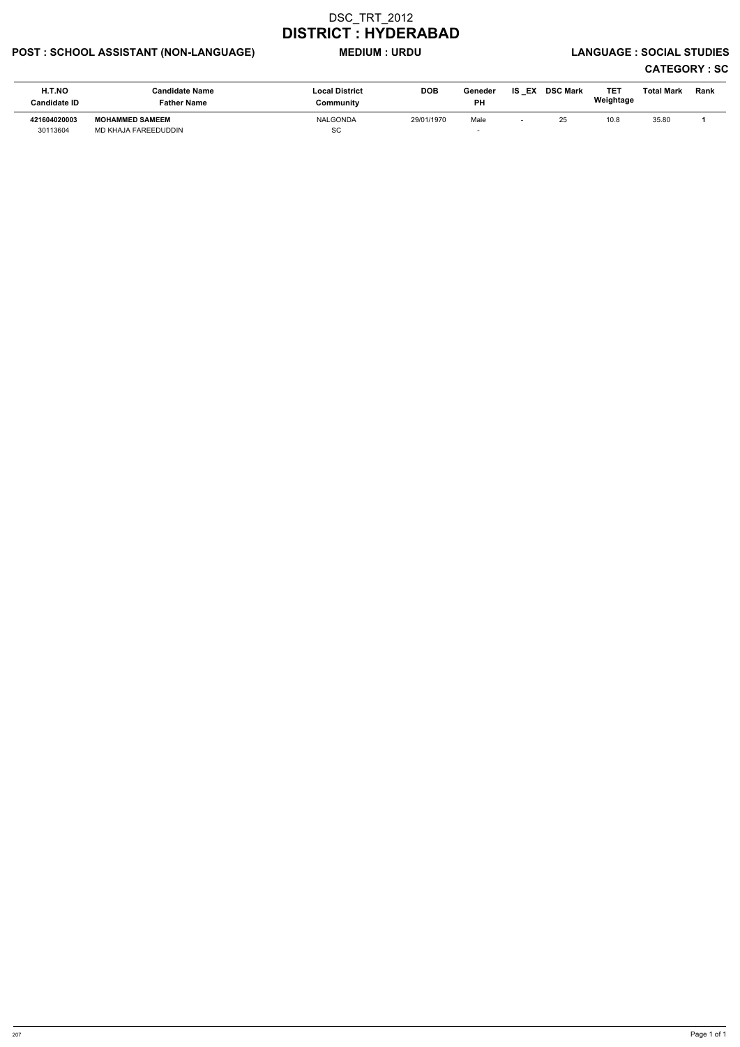# DSC_TRT_2012
# DISTRICT : HYDERABAD

**POST : SCHOOL ASSISTANT (NON-LANGUAGE)** **MEDIUM : URDU** **LANGUAGE : SOCIAL STUDIES**

**CATEGORY : SC**

| H.T.NO<br>Candidate ID | Candidate Name<br>Father Name | Local District<br>Community | DOB | Geneder<br>PH | IS _EX | DSC Mark | TET Weightage | Total Mark | Rank |
|---|---|---|---|---|---|---|---|---|---|
| **421604020003**<br>30113604 | **MOHAMMED SAMEEM**<br>MD KHAJA FAREEDUDDIN | NALGONDA<br>SC | 29/01/1970 | Male<br>- | - | 25 | 10.8 | 35.80 | **1** |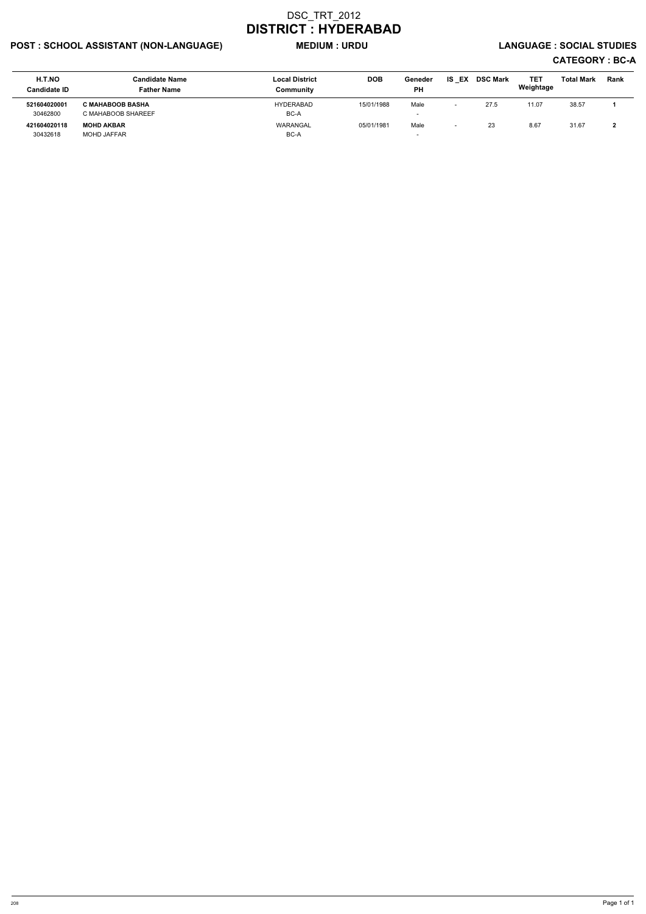# DSC_TRT_2012

# DISTRICT : HYDERABAD

**POST : SCHOOL ASSISTANT (NON-LANGUAGE)** **MEDIUM : URDU** **LANGUAGE : SOCIAL STUDIES**

**CATEGORY : BC-A**

| H.T.NO<br>Candidate ID | Candidate Name<br>Father Name | Local District<br>Community | DOB | Geneder<br>PH | IS _EX | DSC Mark | TET Weightage | Total Mark | Rank |
|---|---|---|---|---|---|---|---|---|---|
| **521604020001**<br>30462800 | **C MAHABOOB BASHA**<br>C MAHABOOB SHAREEF | HYDERABAD<br>BC-A | 15/01/1988 | Male<br>- | - | 27.5 | 11.07 | 38.57 | **1** |
| **421604020118**<br>30432618 | **MOHD AKBAR**<br>MOHD JAFFAR | WARANGAL<br>BC-A | 05/01/1981 | Male<br>- | - | 23 | 8.67 | 31.67 | **2** |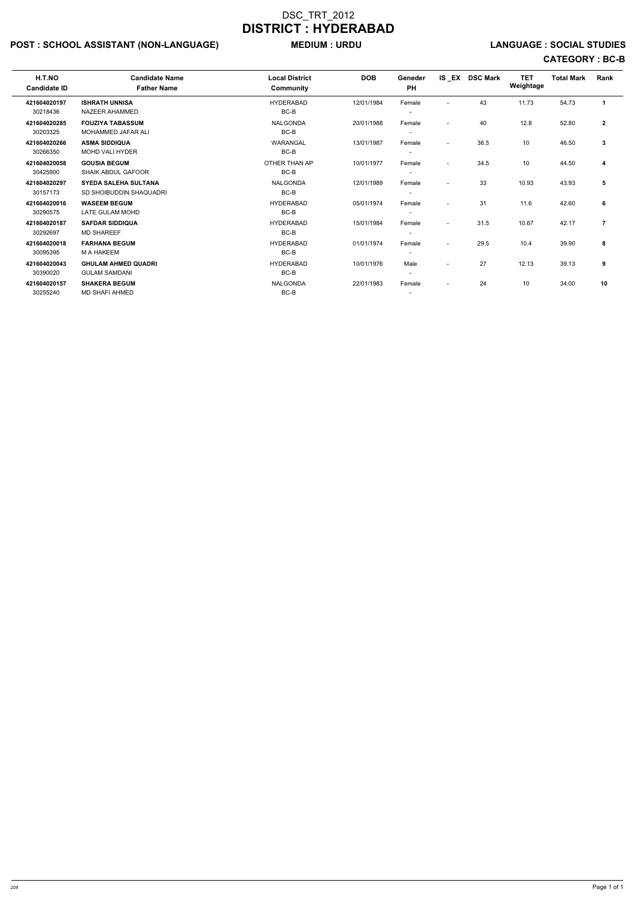# DSC_TRT_2012

# DISTRICT : HYDERABAD

**POST : SCHOOL ASSISTANT (NON-LANGUAGE)** **MEDIUM : URDU** **LANGUAGE : SOCIAL STUDIES**

**CATEGORY : BC-B**

| H.T.NO<br>Candidate ID | Candidate Name<br>Father Name | Local District<br>Community | DOB | Geneder<br>PH | IS _EX | DSC Mark | TET Weightage | Total Mark | Rank |
|---|---|---|---|---|---|---|---|---|---|
| **421604020197**<br>30218436 | **ISHRATH UNNISA**<br>NAZEER AHAMMED | HYDERABAD<br>BC-B | 12/01/1984 | Female<br>- | - | 43 | 11.73 | 54.73 | **1** |
| **421604020285**<br>30203325 | **FOUZIYA TABASSUM**<br>MOHAMMED JAFAR ALI | NALGONDA<br>BC-B | 20/01/1988 | Female<br>- | - | 40 | 12.8 | 52.80 | **2** |
| **421604020266**<br>30266350 | **ASMA SIDDIQUA**<br>MOHD VALI HYDER | WARANGAL<br>BC-B | 13/01/1987 | Female<br>- | - | 36.5 | 10 | 46.50 | **3** |
| **421604020058**<br>30425900 | **GOUSIA BEGUM**<br>SHAIK ABDUL GAFOOR | OTHER THAN AP<br>BC-B | 10/01/1977 | Female<br>- | - | 34.5 | 10 | 44.50 | **4** |
| **421604020297**<br>30157173 | **SYEDA SALEHA SULTANA**<br>SD SHOIBUDDIN SHAQUADRI | NALGONDA<br>BC-B | 12/01/1989 | Female<br>- | - | 33 | 10.93 | 43.93 | **5** |
| **421604020016**<br>30290575 | **WASEEM BEGUM**<br>LATE GULAM MOHD | HYDERABAD<br>BC-B | 05/01/1974 | Female<br>- | - | 31 | 11.6 | 42.60 | **6** |
| **421604020187**<br>30292697 | **SAFDAR SIDDIQUA**<br>MD SHAREEF | HYDERABAD<br>BC-B | 15/01/1984 | Female<br>- | - | 31.5 | 10.67 | 42.17 | **7** |
| **421604020018**<br>30095395 | **FARHANA BEGUM**<br>M A HAKEEM | HYDERABAD<br>BC-B | 01/01/1974 | Female<br>- | - | 29.5 | 10.4 | 39.90 | **8** |
| **421604020043**<br>30390020 | **GHULAM AHMED QUADRI**<br>GULAM SAMDANI | HYDERABAD<br>BC-B | 10/01/1976 | Male<br>- | - | 27 | 12.13 | 39.13 | **9** |
| **421604020157**<br>30255240 | **SHAKERA BEGUM**<br>MD SHAFI AHMED | NALGONDA<br>BC-B | 22/01/1983 | Female<br>- | - | 24 | 10 | 34.00 | **10** |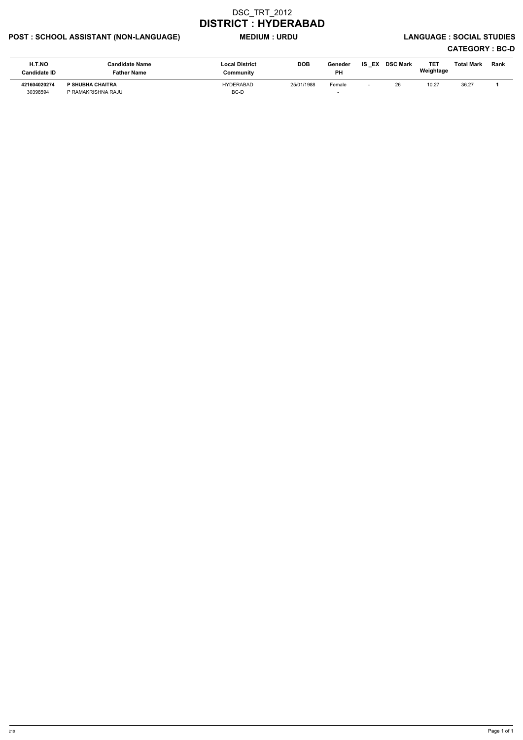# DSC_TRT_2012

# DISTRICT : HYDERABAD

**POST : SCHOOL ASSISTANT (NON-LANGUAGE)** **MEDIUM : URDU** **LANGUAGE : SOCIAL STUDIES**

**CATEGORY : BC-D**

| H.T.NO<br>Candidate ID | Candidate Name<br>Father Name | Local District<br>Community | DOB | Geneder<br>PH | IS _EX | DSC Mark | TET Weightage | Total Mark | Rank |
|---|---|---|---|---|---|---|---|---|---|
| **421604020274**<br>30398594 | **P SHUBHA CHAITRA**<br>P RAMAKRISHNA RAJU | HYDERABAD<br>BC-D | 25/01/1988 | Female<br>- | - | 26 | 10.27 | 36.27 | **1** |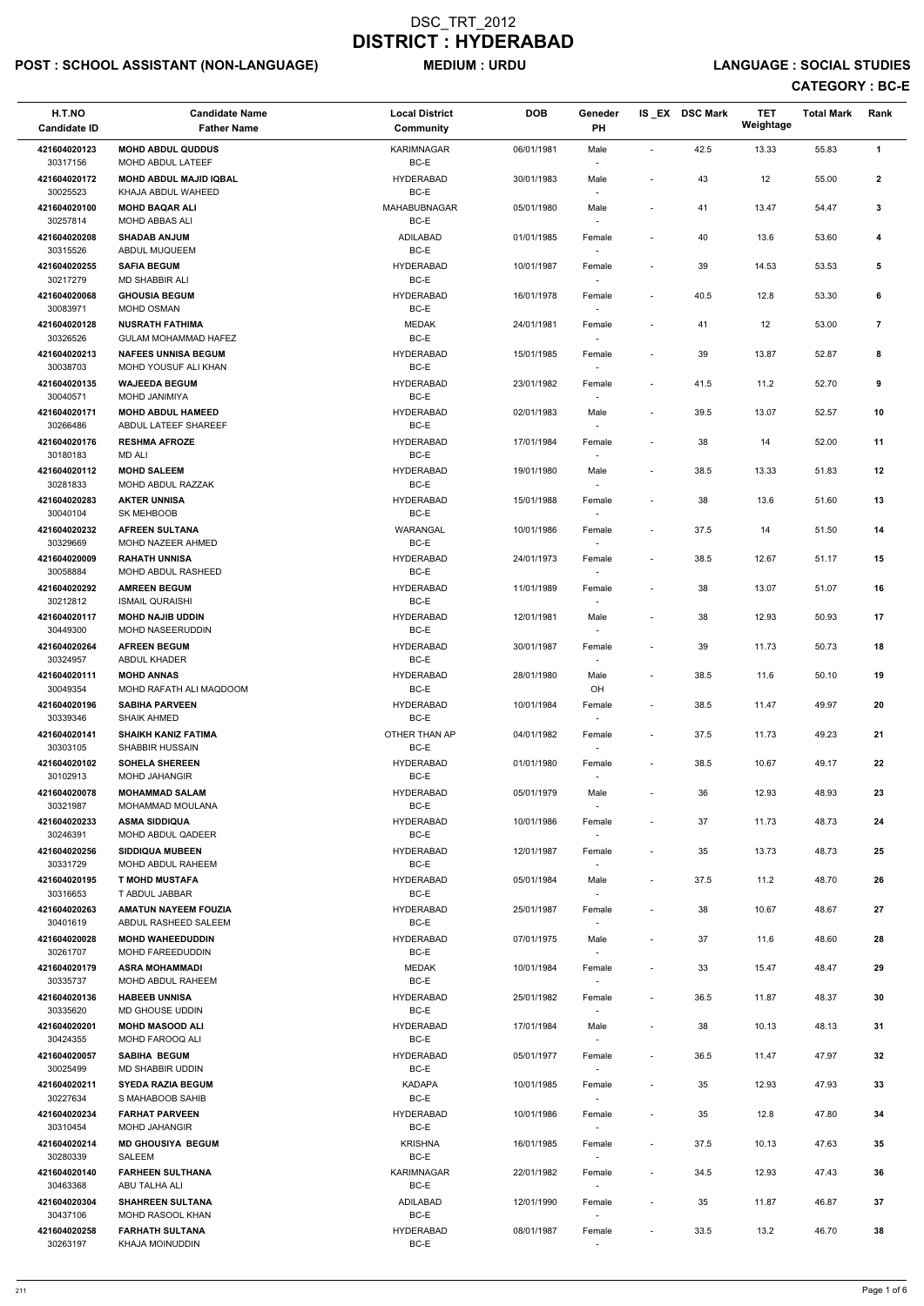# DSC_TRT_2012
# DISTRICT : HYDERABAD

**POST : SCHOOL ASSISTANT (NON-LANGUAGE)** **MEDIUM : URDU** **LANGUAGE : SOCIAL STUDIES**

**CATEGORY : BC-E**

| H.T.NO / Candidate ID | Candidate Name / Father Name | Local District / Community | DOB | Geneder / PH | IS_EX | DSC Mark | TET Weightage | Total Mark | Rank |
|---|---|---|---|---|---|---|---|---|---|
| 421604020123 / 30317156 | **MOHD ABDUL QUDDUS** / MOHD ABDUL LATEEF | KARIMNAGAR / BC-E | 06/01/1981 | Male / - | - | 42.5 | 13.33 | 55.83 | 1 |
| 421604020172 / 30025523 | **MOHD ABDUL MAJID IQBAL** / KHAJA ABDUL WAHEED | HYDERABAD / BC-E | 30/01/1983 | Male / - | - | 43 | 12 | 55.00 | 2 |
| 421604020100 / 30257814 | **MOHD BAQAR ALI** / MOHD ABBAS ALI | MAHABUBNAGAR / BC-E | 05/01/1980 | Male / - | - | 41 | 13.47 | 54.47 | 3 |
| 421604020208 / 30315526 | **SHADAB ANJUM** / ABDUL MUQUEEM | ADILABAD / BC-E | 01/01/1985 | Female / - | - | 40 | 13.6 | 53.60 | 4 |
| 421604020255 / 30217279 | **SAFIA BEGUM** / MD SHABBIR ALI | HYDERABAD / BC-E | 10/01/1987 | Female / - | - | 39 | 14.53 | 53.53 | 5 |
| 421604020068 / 30083971 | **GHOUSIA BEGUM** / MOHD OSMAN | HYDERABAD / BC-E | 16/01/1978 | Female / - | - | 40.5 | 12.8 | 53.30 | 6 |
| 421604020128 / 30326526 | **NUSRATH FATHIMA** / GULAM MOHAMMAD HAFEZ | MEDAK / BC-E | 24/01/1981 | Female / - | - | 41 | 12 | 53.00 | 7 |
| 421604020213 / 30038703 | **NAFEES UNNISA BEGUM** / MOHD YOUSUF ALI KHAN | HYDERABAD / BC-E | 15/01/1985 | Female / - | - | 39 | 13.87 | 52.87 | 8 |
| 421604020135 / 30040571 | **WAJEEDA BEGUM** / MOHD JANIMIYA | HYDERABAD / BC-E | 23/01/1982 | Female / - | - | 41.5 | 11.2 | 52.70 | 9 |
| 421604020171 / 30266486 | **MOHD ABDUL HAMEED** / ABDUL LATEEF SHAREEF | HYDERABAD / BC-E | 02/01/1983 | Male / - | - | 39.5 | 13.07 | 52.57 | 10 |
| 421604020176 / 30180183 | **RESHMA AFROZE** / MD ALI | HYDERABAD / BC-E | 17/01/1984 | Female / - | - | 38 | 14 | 52.00 | 11 |
| 421604020112 / 30281833 | **MOHD SALEEM** / MOHD ABDUL RAZZAK | HYDERABAD / BC-E | 19/01/1980 | Male / - | - | 38.5 | 13.33 | 51.83 | 12 |
| 421604020283 / 30040104 | **AKTER UNNISA** / SK MEHBOOB | HYDERABAD / BC-E | 15/01/1988 | Female / - | - | 38 | 13.6 | 51.60 | 13 |
| 421604020232 / 30329669 | **AFREEN SULTANA** / MOHD NAZEER AHMED | WARANGAL / BC-E | 10/01/1986 | Female / - | - | 37.5 | 14 | 51.50 | 14 |
| 421604020009 / 30058884 | **RAHATH UNNISA** / MOHD ABDUL RASHEED | HYDERABAD / BC-E | 24/01/1973 | Female / - | - | 38.5 | 12.67 | 51.17 | 15 |
| 421604020292 / 30212812 | **AMREEN BEGUM** / ISMAIL QURAISHI | HYDERABAD / BC-E | 11/01/1989 | Female / - | - | 38 | 13.07 | 51.07 | 16 |
| 421604020117 / 30449300 | **MOHD NAJIB UDDIN** / MOHD NASEERUDDIN | HYDERABAD / BC-E | 12/01/1981 | Male / - | - | 38 | 12.93 | 50.93 | 17 |
| 421604020264 / 30324957 | **AFREEN BEGUM** / ABDUL KHADER | HYDERABAD / BC-E | 30/01/1987 | Female / - | - | 39 | 11.73 | 50.73 | 18 |
| 421604020111 / 30049354 | **MOHD ANNAS** / MOHD RAFATH ALI MAQDOOM | HYDERABAD / BC-E | 28/01/1980 | Male / OH | - | 38.5 | 11.6 | 50.10 | 19 |
| 421604020196 / 30339346 | **SABIHA PARVEEN** / SHAIK AHMED | HYDERABAD / BC-E | 10/01/1984 | Female / - | - | 38.5 | 11.47 | 49.97 | 20 |
| 421604020141 / 30303105 | **SHAIKH KANIZ FATIMA** / SHABBIR HUSSAIN | OTHER THAN AP / BC-E | 04/01/1982 | Female / - | - | 37.5 | 11.73 | 49.23 | 21 |
| 421604020102 / 30102913 | **SOHELA SHEREEN** / MOHD JAHANGIR | HYDERABAD / BC-E | 01/01/1980 | Female / - | - | 38.5 | 10.67 | 49.17 | 22 |
| 421604020078 / 30321987 | **MOHAMMAD SALAM** / MOHAMMAD MOULANA | HYDERABAD / BC-E | 05/01/1979 | Male / - | - | 36 | 12.93 | 48.93 | 23 |
| 421604020233 / 30246391 | **ASMA SIDDIQUA** / MOHD ABDUL QADEER | HYDERABAD / BC-E | 10/01/1986 | Female / - | - | 37 | 11.73 | 48.73 | 24 |
| 421604020256 / 30331729 | **SIDDIQUA MUBEEN** / MOHD ABDUL RAHEEM | HYDERABAD / BC-E | 12/01/1987 | Female / - | - | 35 | 13.73 | 48.73 | 25 |
| 421604020195 / 30316653 | **T MOHD MUSTAFA** / T ABDUL JABBAR | HYDERABAD / BC-E | 05/01/1984 | Male / - | - | 37.5 | 11.2 | 48.70 | 26 |
| 421604020263 / 30401619 | **AMATUN NAYEEM FOUZIA** / ABDUL RASHEED SALEEM | HYDERABAD / BC-E | 25/01/1987 | Female / - | - | 38 | 10.67 | 48.67 | 27 |
| 421604020028 / 30261707 | **MOHD WAHEEDUDDIN** / MOHD FAREEDUDDIN | HYDERABAD / BC-E | 07/01/1975 | Male / - | - | 37 | 11.6 | 48.60 | 28 |
| 421604020179 / 30335737 | **ASRA MOHAMMADI** / MOHD ABDUL RAHEEM | MEDAK / BC-E | 10/01/1984 | Female / - | - | 33 | 15.47 | 48.47 | 29 |
| 421604020136 / 30335620 | **HABEEB UNNISA** / MD GHOUSE UDDIN | HYDERABAD / BC-E | 25/01/1982 | Female / - | - | 36.5 | 11.87 | 48.37 | 30 |
| 421604020201 / 30424355 | **MOHD MASOOD ALI** / MOHD FAROOQ ALI | HYDERABAD / BC-E | 17/01/1984 | Male / - | - | 38 | 10.13 | 48.13 | 31 |
| 421604020057 / 30025499 | **SABIHA BEGUM** / MD SHABBIR UDDIN | HYDERABAD / BC-E | 05/01/1977 | Female / - | - | 36.5 | 11.47 | 47.97 | 32 |
| 421604020211 / 30227634 | **SYEDA RAZIA BEGUM** / S MAHABOOB SAHIB | KADAPA / BC-E | 10/01/1985 | Female / - | - | 35 | 12.93 | 47.93 | 33 |
| 421604020234 / 30310454 | **FARHAT PARVEEN** / MOHD JAHANGIR | HYDERABAD / BC-E | 10/01/1986 | Female / - | - | 35 | 12.8 | 47.80 | 34 |
| 421604020214 / 30280339 | **MD GHOUSIYA BEGUM** / SALEEM | KRISHNA / BC-E | 16/01/1985 | Female / - | - | 37.5 | 10.13 | 47.63 | 35 |
| 421604020140 / 30463368 | **FARHEEN SULTHANA** / ABU TALHA ALI | KARIMNAGAR / BC-E | 22/01/1982 | Female / - | - | 34.5 | 12.93 | 47.43 | 36 |
| 421604020304 / 30437106 | **SHAHREEN SULTANA** / MOHD RASOOL KHAN | ADILABAD / BC-E | 12/01/1990 | Female / - | - | 35 | 11.87 | 46.87 | 37 |
| 421604020258 / 30263197 | **FARHATH SULTANA** / KHAJA MOINUDDIN | HYDERABAD / BC-E | 08/01/1987 | Female / - | - | 33.5 | 13.2 | 46.70 | 38 |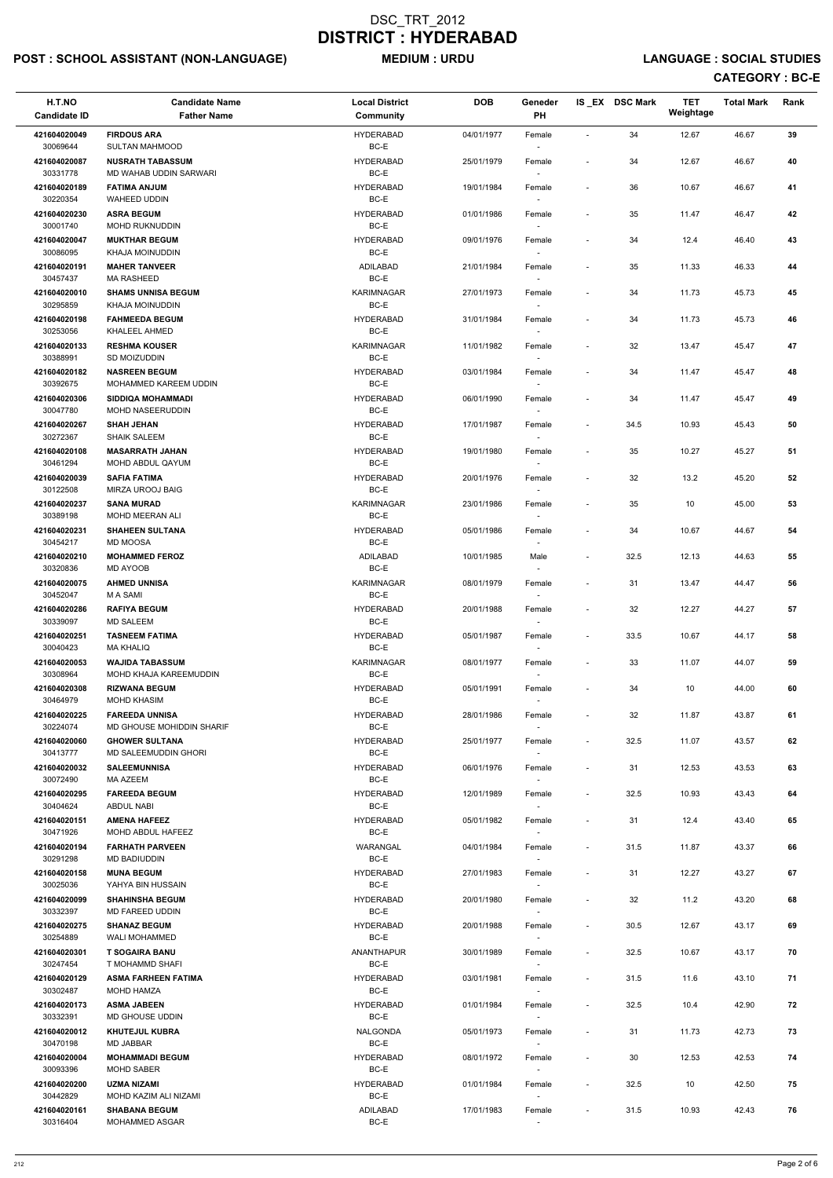# DSC_TRT_2012
# DISTRICT : HYDERABAD

**POST : SCHOOL ASSISTANT (NON-LANGUAGE)** **MEDIUM : URDU** **LANGUAGE : SOCIAL STUDIES**

**CATEGORY : BC-E**

| H.T.NO<br>Candidate ID | Candidate Name<br>Father Name | Local District<br>Community | DOB | Geneder<br>PH | IS_EX | DSC Mark | TET Weightage | Total Mark | Rank |
|---|---|---|---|---|---|---|---|---|---|
| 421604020049<br>30069644 | FIRDOUS ARA<br>SULTAN MAHMOOD | HYDERABAD<br>BC-E | 04/01/1977 | Female<br>- | - | 34 | 12.67 | 46.67 | 39 |
| 421604020087<br>30331778 | NUSRATH TABASSUM<br>MD WAHAB UDDIN SARWARI | HYDERABAD<br>BC-E | 25/01/1979 | Female<br>- | - | 34 | 12.67 | 46.67 | 40 |
| 421604020189<br>30220354 | FATIMA ANJUM<br>WAHEED UDDIN | HYDERABAD<br>BC-E | 19/01/1984 | Female<br>- | - | 36 | 10.67 | 46.67 | 41 |
| 421604020230<br>30001740 | ASRA BEGUM<br>MOHD RUKNUDDIN | HYDERABAD<br>BC-E | 01/01/1986 | Female<br>- | - | 35 | 11.47 | 46.47 | 42 |
| 421604020047<br>30086095 | MUKHTAR BEGUM<br>KHAJA MOINUDDIN | HYDERABAD<br>BC-E | 09/01/1976 | Female<br>- | - | 34 | 12.4 | 46.40 | 43 |
| 421604020191<br>30457437 | MAHER TANVEER<br>MA RASHEED | ADILABAD<br>BC-E | 21/01/1984 | Female<br>- | - | 35 | 11.33 | 46.33 | 44 |
| 421604020010<br>30295859 | SHAMS UNNISA BEGUM<br>KHAJA MOINUDDIN | KARIMNAGAR<br>BC-E | 27/01/1973 | Female<br>- | - | 34 | 11.73 | 45.73 | 45 |
| 421604020198<br>30253056 | FAHMEEDA BEGUM<br>KHALEEL AHMED | HYDERABAD<br>BC-E | 31/01/1984 | Female<br>- | - | 34 | 11.73 | 45.73 | 46 |
| 421604020133<br>30388991 | RESHMA KOUSER<br>SD MOIZUDDIN | KARIMNAGAR<br>BC-E | 11/01/1982 | Female<br>- | - | 32 | 13.47 | 45.47 | 47 |
| 421604020182<br>30392675 | NASREEN BEGUM<br>MOHAMMED KAREEM UDDIN | HYDERABAD<br>BC-E | 03/01/1984 | Female<br>- | - | 34 | 11.47 | 45.47 | 48 |
| 421604020306<br>30047780 | SIDDIQA MOHAMMADI<br>MOHD NASEERUDDIN | HYDERABAD<br>BC-E | 06/01/1990 | Female<br>- | - | 34 | 11.47 | 45.47 | 49 |
| 421604020267<br>30272367 | SHAH JEHAN<br>SHAIK SALEEM | HYDERABAD<br>BC-E | 17/01/1987 | Female<br>- | - | 34.5 | 10.93 | 45.43 | 50 |
| 421604020108<br>30461294 | MASARRATH JAHAN<br>MOHD ABDUL QAYUM | HYDERABAD<br>BC-E | 19/01/1980 | Female<br>- | - | 35 | 10.27 | 45.27 | 51 |
| 421604020039<br>30122508 | SAFIA FATIMA<br>MIRZA UROOJ BAIG | HYDERABAD<br>BC-E | 20/01/1976 | Female<br>- | - | 32 | 13.2 | 45.20 | 52 |
| 421604020237<br>30389198 | SANA MURAD<br>MOHD MEERAN ALI | KARIMNAGAR<br>BC-E | 23/01/1986 | Female<br>- | - | 35 | 10 | 45.00 | 53 |
| 421604020231<br>30454217 | SHAHEEN SULTANA<br>MD MOOSA | HYDERABAD<br>BC-E | 05/01/1986 | Female<br>- | - | 34 | 10.67 | 44.67 | 54 |
| 421604020210<br>30320836 | MOHAMMED FEROZ<br>MD AYOOB | ADILABAD<br>BC-E | 10/01/1985 | Male<br>- | - | 32.5 | 12.13 | 44.63 | 55 |
| 421604020075<br>30452047 | AHMED UNNISA<br>M A SAMI | KARIMNAGAR<br>BC-E | 08/01/1979 | Female<br>- | - | 31 | 13.47 | 44.47 | 56 |
| 421604020286<br>30339097 | RAFIYA BEGUM<br>MD SALEEM | HYDERABAD<br>BC-E | 20/01/1988 | Female<br>- | - | 32 | 12.27 | 44.27 | 57 |
| 421604020251<br>30040423 | TASNEEM FATIMA<br>MA KHALIQ | HYDERABAD<br>BC-E | 05/01/1987 | Female<br>- | - | 33.5 | 10.67 | 44.17 | 58 |
| 421604020053<br>30308964 | WAJIDA TABASSUM<br>MOHD KHAJA KAREEMUDDIN | KARIMNAGAR<br>BC-E | 08/01/1977 | Female<br>- | - | 33 | 11.07 | 44.07 | 59 |
| 421604020308<br>30464979 | RIZWANA BEGUM<br>MOHD KHASIM | HYDERABAD<br>BC-E | 05/01/1991 | Female<br>- | - | 34 | 10 | 44.00 | 60 |
| 421604020225<br>30224074 | FAREEDA UNNISA<br>MD GHOUSE MOHIDDIN SHARIF | HYDERABAD<br>BC-E | 28/01/1986 | Female<br>- | - | 32 | 11.87 | 43.87 | 61 |
| 421604020060<br>30413777 | GHOWER SULTANA<br>MD SALEEMUDDIN GHORI | HYDERABAD<br>BC-E | 25/01/1977 | Female<br>- | - | 32.5 | 11.07 | 43.57 | 62 |
| 421604020032<br>30072490 | SALEEMUNNISA<br>MA AZEEM | HYDERABAD<br>BC-E | 06/01/1976 | Female<br>- | - | 31 | 12.53 | 43.53 | 63 |
| 421604020295<br>30404624 | FAREEDA BEGUM<br>ABDUL NABI | HYDERABAD<br>BC-E | 12/01/1989 | Female<br>- | - | 32.5 | 10.93 | 43.43 | 64 |
| 421604020151<br>30471926 | AMENA HAFEEZ<br>MOHD ABDUL HAFEEZ | HYDERABAD<br>BC-E | 05/01/1982 | Female<br>- | - | 31 | 12.4 | 43.40 | 65 |
| 421604020194<br>30291298 | FARHATH PARVEEN<br>MD BADIUDDIN | WARANGAL<br>BC-E | 04/01/1984 | Female<br>- | - | 31.5 | 11.87 | 43.37 | 66 |
| 421604020158<br>30025036 | MUNA BEGUM<br>YAHYA BIN HUSSAIN | HYDERABAD<br>BC-E | 27/01/1983 | Female<br>- | - | 31 | 12.27 | 43.27 | 67 |
| 421604020099<br>30332397 | SHAHINSHA BEGUM<br>MD FAREED UDDIN | HYDERABAD<br>BC-E | 20/01/1980 | Female<br>- | - | 32 | 11.2 | 43.20 | 68 |
| 421604020275<br>30254889 | SHANAZ BEGUM<br>WALI MOHAMMED | HYDERABAD<br>BC-E | 20/01/1988 | Female<br>- | - | 30.5 | 12.67 | 43.17 | 69 |
| 421604020301<br>30247454 | T SOGAIRA BANU<br>T MOHAMMD SHAFI | ANANTHAPUR<br>BC-E | 30/01/1989 | Female<br>- | - | 32.5 | 10.67 | 43.17 | 70 |
| 421604020129<br>30302487 | ASMA FARHEEN FATIMA<br>MOHD HAMZA | HYDERABAD<br>BC-E | 03/01/1981 | Female<br>- | - | 31.5 | 11.6 | 43.10 | 71 |
| 421604020173<br>30332391 | ASMA JABEEN<br>MD GHOUSE UDDIN | HYDERABAD<br>BC-E | 01/01/1984 | Female<br>- | - | 32.5 | 10.4 | 42.90 | 72 |
| 421604020012<br>30470198 | KHUTEJUL KUBRA<br>MD JABBAR | NALGONDA<br>BC-E | 05/01/1973 | Female<br>- | - | 31 | 11.73 | 42.73 | 73 |
| 421604020004<br>30093396 | MOHAMMADI BEGUM<br>MOHD SABER | HYDERABAD<br>BC-E | 08/01/1972 | Female<br>- | - | 30 | 12.53 | 42.53 | 74 |
| 421604020200<br>30442829 | UZMA NIZAMI<br>MOHD KAZIM ALI NIZAMI | HYDERABAD<br>BC-E | 01/01/1984 | Female<br>- | - | 32.5 | 10 | 42.50 | 75 |
| 421604020161<br>30316404 | SHABANA BEGUM<br>MOHAMMED ASGAR | ADILABAD<br>BC-E | 17/01/1983 | Female<br>- | - | 31.5 | 10.93 | 42.43 | 76 |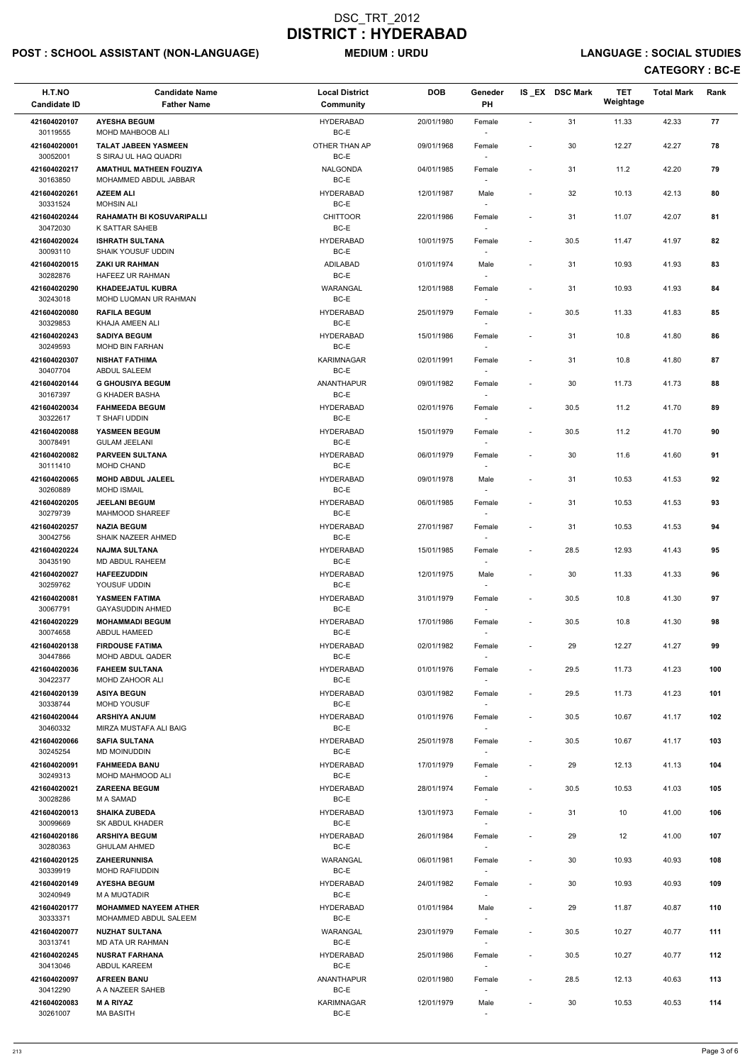# DSC_TRT_2012
# DISTRICT : HYDERABAD

**POST : SCHOOL ASSISTANT (NON-LANGUAGE)** **MEDIUM : URDU** **LANGUAGE : SOCIAL STUDIES**

**CATEGORY : BC-E**

| H.T.NO<br>Candidate ID | Candidate Name<br>Father Name | Local District<br>Community | DOB | Geneder<br>PH | IS_EX | DSC Mark | TET Weightage | Total Mark | Rank |
|---|---|---|---|---|---|---|---|---|---|
| 421604020107<br>30119555 | **AYESHA BEGUM**<br>MOHD MAHBOOB ALI | HYDERABAD<br>BC-E | 20/01/1980 | Female<br>- | - | 31 | 11.33 | 42.33 | 77 |
| 421604020001<br>30052001 | **TALAT JABEEN YASMEEN**<br>S SIRAJ UL HAQ QUADRI | OTHER THAN AP<br>BC-E | 09/01/1968 | Female<br>- | - | 30 | 12.27 | 42.27 | 78 |
| 421604020217<br>30163850 | **AMATHUL MATHEEN FOUZIYA**<br>MOHAMMED ABDUL JABBAR | NALGONDA<br>BC-E | 04/01/1985 | Female<br>- | - | 31 | 11.2 | 42.20 | 79 |
| 421604020261<br>30331524 | **AZEEM ALI**<br>MOHSIN ALI | HYDERABAD<br>BC-E | 12/01/1987 | Male<br>- | - | 32 | 10.13 | 42.13 | 80 |
| 421604020244<br>30472030 | **RAHAMATH BI KOSUVARIPALLI**<br>K SATTAR SAHEB | CHITTOOR<br>BC-E | 22/01/1986 | Female<br>- | - | 31 | 11.07 | 42.07 | 81 |
| 421604020024<br>30093110 | **ISHRATH SULTANA**<br>SHAIK YOUSUF UDDIN | HYDERABAD<br>BC-E | 10/01/1975 | Female<br>- | - | 30.5 | 11.47 | 41.97 | 82 |
| 421604020015<br>30282876 | **ZAKI UR RAHMAN**<br>HAFEEZ UR RAHMAN | ADILABAD<br>BC-E | 01/01/1974 | Male<br>- | - | 31 | 10.93 | 41.93 | 83 |
| 421604020290<br>30243018 | **KHADEEJATUL KUBRA**<br>MOHD LUQMAN UR RAHMAN | WARANGAL<br>BC-E | 12/01/1988 | Female<br>- | - | 31 | 10.93 | 41.93 | 84 |
| 421604020080<br>30329853 | **RAFILA BEGUM**<br>KHAJA AMEEN ALI | HYDERABAD<br>BC-E | 25/01/1979 | Female<br>- | - | 30.5 | 11.33 | 41.83 | 85 |
| 421604020243<br>30249593 | **SADIYA BEGUM**<br>MOHD BIN FARHAN | HYDERABAD<br>BC-E | 15/01/1986 | Female<br>- | - | 31 | 10.8 | 41.80 | 86 |
| 421604020307<br>30407704 | **NISHAT FATHIMA**<br>ABDUL SALEEM | KARIMNAGAR<br>BC-E | 02/01/1991 | Female<br>- | - | 31 | 10.8 | 41.80 | 87 |
| 421604020144<br>30167397 | **G GHOUSIYA BEGUM**<br>G KHADER BASHA | ANANTHAPUR<br>BC-E | 09/01/1982 | Female<br>- | - | 30 | 11.73 | 41.73 | 88 |
| 421604020034<br>30322617 | **FAHMEEDA BEGUM**<br>T SHAFI UDDIN | HYDERABAD<br>BC-E | 02/01/1976 | Female<br>- | - | 30.5 | 11.2 | 41.70 | 89 |
| 421604020088<br>30078491 | **YASMEEN BEGUM**<br>GULAM JEELANI | HYDERABAD<br>BC-E | 15/01/1979 | Female<br>- | - | 30.5 | 11.2 | 41.70 | 90 |
| 421604020082<br>30111410 | **PARVEEN SULTANA**<br>MOHD CHAND | HYDERABAD<br>BC-E | 06/01/1979 | Female<br>- | - | 30 | 11.6 | 41.60 | 91 |
| 421604020065<br>30260889 | **MOHD ABDUL JALEEL**<br>MOHD ISMAIL | HYDERABAD<br>BC-E | 09/01/1978 | Male<br>- | - | 31 | 10.53 | 41.53 | 92 |
| 421604020205<br>30279739 | **JEELANI BEGUM**<br>MAHMOOD SHAREEF | HYDERABAD<br>BC-E | 06/01/1985 | Female<br>- | - | 31 | 10.53 | 41.53 | 93 |
| 421604020257<br>30042756 | **NAZIA BEGUM**<br>SHAIK NAZEER AHMED | HYDERABAD<br>BC-E | 27/01/1987 | Female<br>- | - | 31 | 10.53 | 41.53 | 94 |
| 421604020224<br>30435190 | **NAJMA SULTANA**<br>MD ABDUL RAHEEM | HYDERABAD<br>BC-E | 15/01/1985 | Female<br>- | - | 28.5 | 12.93 | 41.43 | 95 |
| 421604020027<br>30259762 | **HAFEEZUDDIN**<br>YOUSUF UDDIN | HYDERABAD<br>BC-E | 12/01/1975 | Male<br>- | - | 30 | 11.33 | 41.33 | 96 |
| 421604020081<br>30067791 | **YASMEEN FATIMA**<br>GAYASUDDIN AHMED | HYDERABAD<br>BC-E | 31/01/1979 | Female<br>- | - | 30.5 | 10.8 | 41.30 | 97 |
| 421604020229<br>30074658 | **MOHAMMADI BEGUM**<br>ABDUL HAMEED | HYDERABAD<br>BC-E | 17/01/1986 | Female<br>- | - | 30.5 | 10.8 | 41.30 | 98 |
| 421604020138<br>30447866 | **FIRDOUSE FATIMA**<br>MOHD ABDUL QADER | HYDERABAD<br>BC-E | 02/01/1982 | Female<br>- | - | 29 | 12.27 | 41.27 | 99 |
| 421604020036<br>30422377 | **FAHEEM SULTANA**<br>MOHD ZAHOOR ALI | HYDERABAD<br>BC-E | 01/01/1976 | Female<br>- | - | 29.5 | 11.73 | 41.23 | 100 |
| 421604020139<br>30338744 | **ASIYA BEGUN**<br>MOHD YOUSUF | HYDERABAD<br>BC-E | 03/01/1982 | Female<br>- | - | 29.5 | 11.73 | 41.23 | 101 |
| 421604020044<br>30460332 | **ARSHIYA ANJUM**<br>MIRZA MUSTAFA ALI BAIG | HYDERABAD<br>BC-E | 01/01/1976 | Female<br>- | - | 30.5 | 10.67 | 41.17 | 102 |
| 421604020066<br>30245254 | **SAFIA SULTANA**<br>MD MOINUDDIN | HYDERABAD<br>BC-E | 25/01/1978 | Female<br>- | - | 30.5 | 10.67 | 41.17 | 103 |
| 421604020091<br>30249313 | **FAHMEEDA BANU**<br>MOHD MAHMOOD ALI | HYDERABAD<br>BC-E | 17/01/1979 | Female<br>- | - | 29 | 12.13 | 41.13 | 104 |
| 421604020021<br>30028286 | **ZAREENA BEGUM**<br>M A SAMAD | HYDERABAD<br>BC-E | 28/01/1974 | Female<br>- | - | 30.5 | 10.53 | 41.03 | 105 |
| 421604020013<br>30099669 | **SHAIKA ZUBEDA**<br>SK ABDUL KHADER | HYDERABAD<br>BC-E | 13/01/1973 | Female<br>- | - | 31 | 10 | 41.00 | 106 |
| 421604020186<br>30280363 | **ARSHIYA BEGUM**<br>GHULAM AHMED | HYDERABAD<br>BC-E | 26/01/1984 | Female<br>- | - | 29 | 12 | 41.00 | 107 |
| 421604020125<br>30339919 | **ZAHEERUNNISA**<br>MOHD RAFIUDDIN | WARANGAL<br>BC-E | 06/01/1981 | Female<br>- | - | 30 | 10.93 | 40.93 | 108 |
| 421604020149<br>30240949 | **AYESHA BEGUM**<br>M A MUQTADIR | HYDERABAD<br>BC-E | 24/01/1982 | Female<br>- | - | 30 | 10.93 | 40.93 | 109 |
| 421604020177<br>30333371 | **MOHAMMED NAYEEM ATHER**<br>MOHAMMED ABDUL SALEEM | HYDERABAD<br>BC-E | 01/01/1984 | Male<br>- | - | 29 | 11.87 | 40.87 | 110 |
| 421604020077<br>30313741 | **NUZHAT SULTANA**<br>MD ATA UR RAHMAN | WARANGAL<br>BC-E | 23/01/1979 | Female<br>- | - | 30.5 | 10.27 | 40.77 | 111 |
| 421604020245<br>30413046 | **NUSRAT FARHANA**<br>ABDUL KAREEM | HYDERABAD<br>BC-E | 25/01/1986 | Female<br>- | - | 30.5 | 10.27 | 40.77 | 112 |
| 421604020097<br>30412290 | **AFREEN BANU**<br>A A NAZEER SAHEB | ANANTHAPUR<br>BC-E | 02/01/1980 | Female<br>- | - | 28.5 | 12.13 | 40.63 | 113 |
| 421604020083<br>30261007 | **M A RIYAZ**<br>MA BASITH | KARIMNAGAR<br>BC-E | 12/01/1979 | Male<br>- | - | 30 | 10.53 | 40.53 | 114 |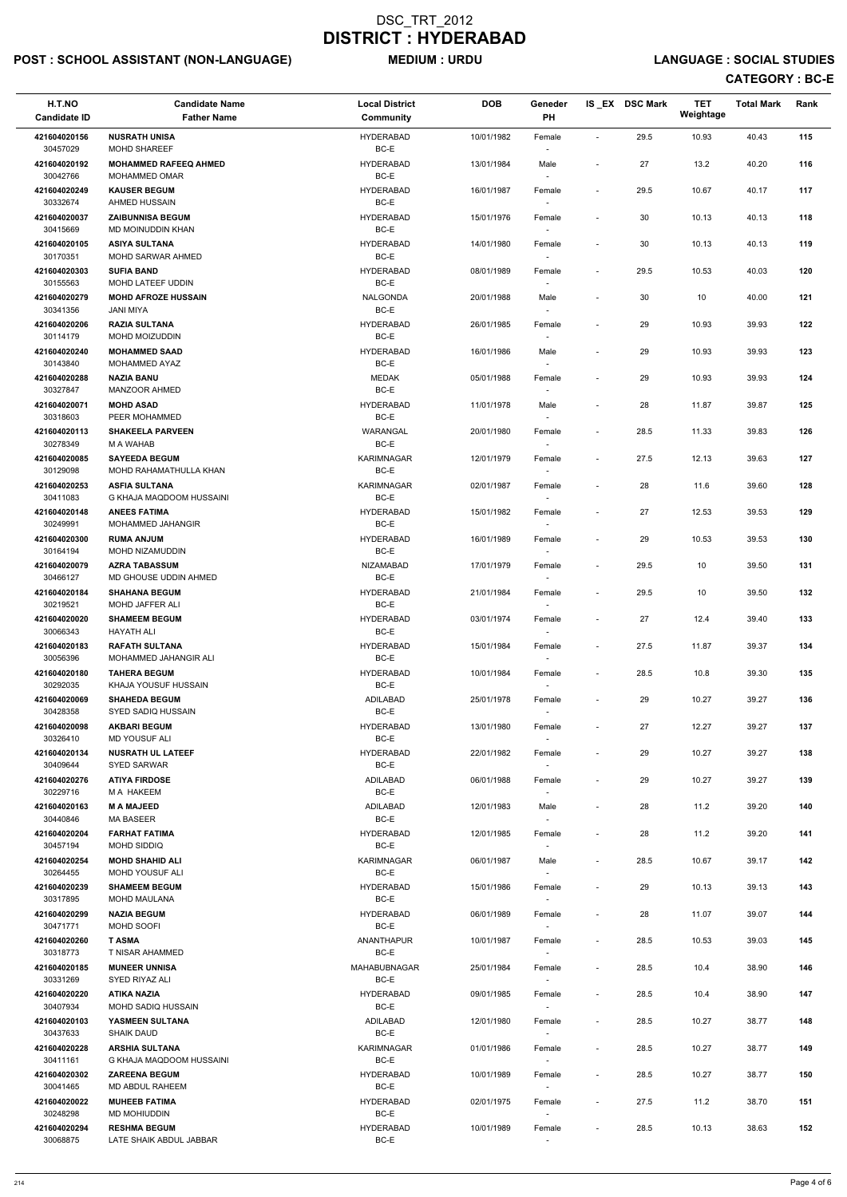# DSC_TRT_2012

# DISTRICT : HYDERABAD

**POST : SCHOOL ASSISTANT (NON-LANGUAGE)** **MEDIUM : URDU** **LANGUAGE : SOCIAL STUDIES**

**CATEGORY : BC-E**

| H.T.NO / Candidate ID | Candidate Name / Father Name | Local District / Community | DOB | Geneder / PH | IS_EX | DSC Mark | TET Weightage | Total Mark | Rank |
|---|---|---|---|---|---|---|---|---|---|
| 421604020156 / 30457029 | NUSRATH UNISA / MOHD SHAREEF | HYDERABAD / BC-E | 10/01/1982 | Female / - | - | 29.5 | 10.93 | 40.43 | 115 |
| 421604020192 / 30042766 | MOHAMMED RAFEEQ AHMED / MOHAMMED OMAR | HYDERABAD / BC-E | 13/01/1984 | Male / - | - | 27 | 13.2 | 40.20 | 116 |
| 421604020249 / 30332674 | KAUSER BEGUM / AHMED HUSSAIN | HYDERABAD / BC-E | 16/01/1987 | Female / - | - | 29.5 | 10.67 | 40.17 | 117 |
| 421604020037 / 30415669 | ZAIBUNNISA BEGUM / MD MOINUDDIN KHAN | HYDERABAD / BC-E | 15/01/1976 | Female / - | - | 30 | 10.13 | 40.13 | 118 |
| 421604020105 / 30170351 | ASIYA SULTANA / MOHD SARWAR AHMED | HYDERABAD / BC-E | 14/01/1980 | Female / - | - | 30 | 10.13 | 40.13 | 119 |
| 421604020303 / 30155563 | SUFIA BAND / MOHD LATEEF UDDIN | HYDERABAD / BC-E | 08/01/1989 | Female / - | - | 29.5 | 10.53 | 40.03 | 120 |
| 421604020279 / 30341356 | MOHD AFROZE HUSSAIN / JANI MIYA | NALGONDA / BC-E | 20/01/1988 | Male / - | - | 30 | 10 | 40.00 | 121 |
| 421604020206 / 30114179 | RAZIA SULTANA / MOHD MOIZUDDIN | HYDERABAD / BC-E | 26/01/1985 | Female / - | - | 29 | 10.93 | 39.93 | 122 |
| 421604020240 / 30143840 | MOHAMMED SAAD / MOHAMMED AYAZ | HYDERABAD / BC-E | 16/01/1986 | Male / - | - | 29 | 10.93 | 39.93 | 123 |
| 421604020288 / 30327847 | NAZIA BANU / MANZOOR AHMED | MEDAK / BC-E | 05/01/1988 | Female / - | - | 29 | 10.93 | 39.93 | 124 |
| 421604020071 / 30318603 | MOHD ASAD / PEER MOHAMMED | HYDERABAD / BC-E | 11/01/1978 | Male / - | - | 28 | 11.87 | 39.87 | 125 |
| 421604020113 / 30278349 | SHAKEELA PARVEEN / M A WAHAB | WARANGAL / BC-E | 20/01/1980 | Female / - | - | 28.5 | 11.33 | 39.83 | 126 |
| 421604020085 / 30129098 | SAYEEDA BEGUM / MOHD RAHAMATHULLA KHAN | KARIMNAGAR / BC-E | 12/01/1979 | Female / - | - | 27.5 | 12.13 | 39.63 | 127 |
| 421604020253 / 30411083 | ASFIA SULTANA / G KHAJA MAQDOOM HUSSAINI | KARIMNAGAR / BC-E | 02/01/1987 | Female / - | - | 28 | 11.6 | 39.60 | 128 |
| 421604020148 / 30249991 | ANEES FATIMA / MOHAMMED JAHANGIR | HYDERABAD / BC-E | 15/01/1982 | Female / - | - | 27 | 12.53 | 39.53 | 129 |
| 421604020300 / 30164194 | RUMA ANJUM / MOHD NIZAMUDDIN | HYDERABAD / BC-E | 16/01/1989 | Female / - | - | 29 | 10.53 | 39.53 | 130 |
| 421604020079 / 30466127 | AZRA TABASSUM / MD GHOUSE UDDIN AHMED | NIZAMABAD / BC-E | 17/01/1979 | Female / - | - | 29.5 | 10 | 39.50 | 131 |
| 421604020184 / 30219521 | SHAHANA BEGUM / MOHD JAFFER ALI | HYDERABAD / BC-E | 21/01/1984 | Female / - | - | 29.5 | 10 | 39.50 | 132 |
| 421604020020 / 30066343 | SHAMEEM BEGUM / HAYATH ALI | HYDERABAD / BC-E | 03/01/1974 | Female / - | - | 27 | 12.4 | 39.40 | 133 |
| 421604020183 / 30056396 | RAFATH SULTANA / MOHAMMED JAHANGIR ALI | HYDERABAD / BC-E | 15/01/1984 | Female / - | - | 27.5 | 11.87 | 39.37 | 134 |
| 421604020180 / 30292035 | TAHERA BEGUM / KHAJA YOUSUF HUSSAIN | HYDERABAD / BC-E | 10/01/1984 | Female / - | - | 28.5 | 10.8 | 39.30 | 135 |
| 421604020069 / 30428358 | SHAHEDA BEGUM / SYED SADIQ HUSSAIN | ADILABAD / BC-E | 25/01/1978 | Female / - | - | 29 | 10.27 | 39.27 | 136 |
| 421604020098 / 30326410 | AKBARI BEGUM / MD YOUSUF ALI | HYDERABAD / BC-E | 13/01/1980 | Female / - | - | 27 | 12.27 | 39.27 | 137 |
| 421604020134 / 30409644 | NUSRATH UL LATEEF / SYED SARWAR | HYDERABAD / BC-E | 22/01/1982 | Female / - | - | 29 | 10.27 | 39.27 | 138 |
| 421604020276 / 30229716 | ATIYA FIRDOSE / M A HAKEEM | ADILABAD / BC-E | 06/01/1988 | Female / - | - | 29 | 10.27 | 39.27 | 139 |
| 421604020163 / 30440846 | M A MAJEED / MA BASEER | ADILABAD / BC-E | 12/01/1983 | Male / - | - | 28 | 11.2 | 39.20 | 140 |
| 421604020204 / 30457194 | FARHAT FATIMA / MOHD SIDDIQ | HYDERABAD / BC-E | 12/01/1985 | Female / - | - | 28 | 11.2 | 39.20 | 141 |
| 421604020254 / 30264455 | MOHD SHAHID ALI / MOHD YOUSUF ALI | KARIMNAGAR / BC-E | 06/01/1987 | Male / - | - | 28.5 | 10.67 | 39.17 | 142 |
| 421604020239 / 30317895 | SHAMEEM BEGUM / MOHD MAULANA | HYDERABAD / BC-E | 15/01/1986 | Female / - | - | 29 | 10.13 | 39.13 | 143 |
| 421604020299 / 30471771 | NAZIA BEGUM / MOHD SOOFI | HYDERABAD / BC-E | 06/01/1989 | Female / - | - | 28 | 11.07 | 39.07 | 144 |
| 421604020260 / 30318773 | T ASMA / T NISAR AHAMMED | ANANTHAPUR / BC-E | 10/01/1987 | Female / - | - | 28.5 | 10.53 | 39.03 | 145 |
| 421604020185 / 30331269 | MUNEER UNNISA / SYED RIYAZ ALI | MAHABUBNAGAR / BC-E | 25/01/1984 | Female / - | - | 28.5 | 10.4 | 38.90 | 146 |
| 421604020220 / 30407934 | ATIKA NAZIA / MOHD SADIQ HUSSAIN | HYDERABAD / BC-E | 09/01/1985 | Female / - | - | 28.5 | 10.4 | 38.90 | 147 |
| 421604020103 / 30437633 | YASMEEN SULTANA / SHAIK DAUD | ADILABAD / BC-E | 12/01/1980 | Female / - | - | 28.5 | 10.27 | 38.77 | 148 |
| 421604020228 / 30411161 | ARSHIA SULTANA / G KHAJA MAQDOOM HUSSAINI | KARIMNAGAR / BC-E | 01/01/1986 | Female / - | - | 28.5 | 10.27 | 38.77 | 149 |
| 421604020302 / 30041465 | ZAREENA BEGUM / MD ABDUL RAHEEM | HYDERABAD / BC-E | 10/01/1989 | Female / - | - | 28.5 | 10.27 | 38.77 | 150 |
| 421604020022 / 30248298 | MUHEEB FATIMA / MD MOHIUDDIN | HYDERABAD / BC-E | 02/01/1975 | Female / - | - | 27.5 | 11.2 | 38.70 | 151 |
| 421604020294 / 30068875 | RESHMA BEGUM / LATE SHAIK ABDUL JABBAR | HYDERABAD / BC-E | 10/01/1989 | Female / - | - | 28.5 | 10.13 | 38.63 | 152 |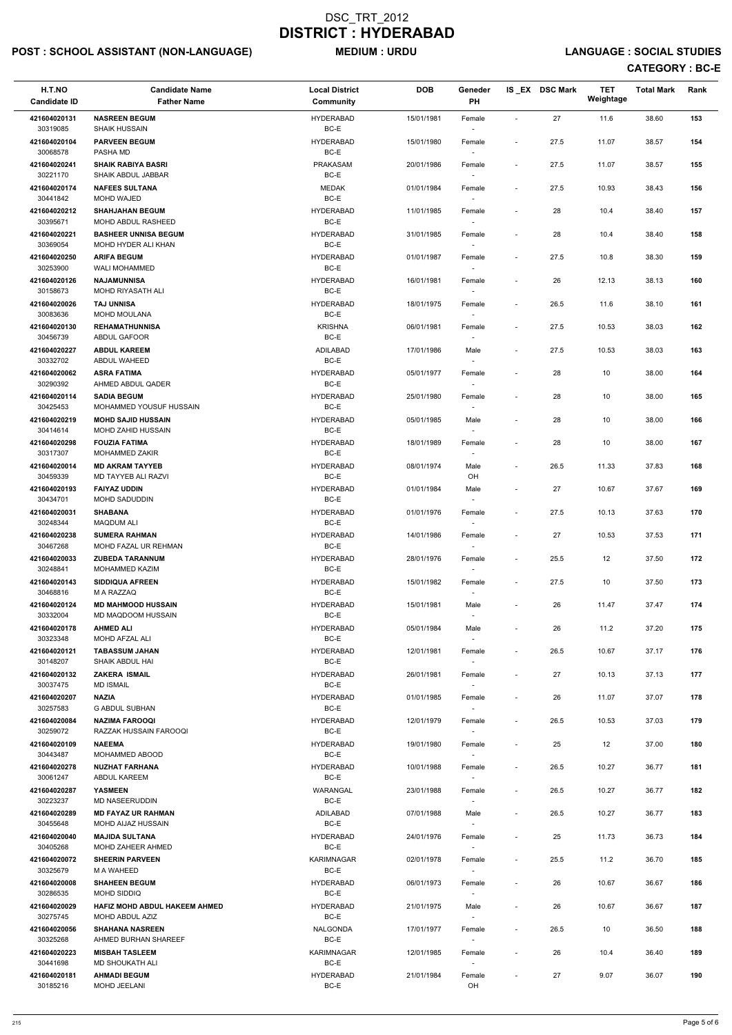# DSC_TRT_2012
# DISTRICT : HYDERABAD

**POST : SCHOOL ASSISTANT (NON-LANGUAGE)** **MEDIUM : URDU** **LANGUAGE : SOCIAL STUDIES**

**CATEGORY : BC-E**

| H.T.NO / Candidate ID | Candidate Name / Father Name | Local District / Community | DOB | Geneder / PH | IS_EX | DSC Mark | TET Weightage | Total Mark | Rank |
|---|---|---|---|---|---|---|---|---|---|
| 421604020131 / 30319085 | NASREEN BEGUM / SHAIK HUSSAIN | HYDERABAD / BC-E | 15/01/1981 | Female / - | - | 27 | 11.6 | 38.60 | 153 |
| 421604020104 / 30068578 | PARVEEN BEGUM / PASHA MD | HYDERABAD / BC-E | 15/01/1980 | Female / - | - | 27.5 | 11.07 | 38.57 | 154 |
| 421604020241 / 30221170 | SHAIK RABIYA BASRI / SHAIK ABDUL JABBAR | PRAKASAM / BC-E | 20/01/1986 | Female / - | - | 27.5 | 11.07 | 38.57 | 155 |
| 421604020174 / 30441842 | NAFEES SULTANA / MOHD WAJED | MEDAK / BC-E | 01/01/1984 | Female / - | - | 27.5 | 10.93 | 38.43 | 156 |
| 421604020212 / 30395671 | SHAHJAHAN BEGUM / MOHD ABDUL RASHEED | HYDERABAD / BC-E | 11/01/1985 | Female / - | - | 28 | 10.4 | 38.40 | 157 |
| 421604020221 / 30369054 | BASHEER UNNISA BEGUM / MOHD HYDER ALI KHAN | HYDERABAD / BC-E | 31/01/1985 | Female / - | - | 28 | 10.4 | 38.40 | 158 |
| 421604020250 / 30253900 | ARIFA BEGUM / WALI MOHAMMED | HYDERABAD / BC-E | 01/01/1987 | Female / - | - | 27.5 | 10.8 | 38.30 | 159 |
| 421604020126 / 30158673 | NAJAMUNNISA / MOHD RIYASATH ALI | HYDERABAD / BC-E | 16/01/1981 | Female / - | - | 26 | 12.13 | 38.13 | 160 |
| 421604020026 / 30083636 | TAJ UNNISA / MOHD MOULANA | HYDERABAD / BC-E | 18/01/1975 | Female / - | - | 26.5 | 11.6 | 38.10 | 161 |
| 421604020130 / 30456739 | REHAMATHUNNISA / ABDUL GAFOOR | KRISHNA / BC-E | 06/01/1981 | Female / - | - | 27.5 | 10.53 | 38.03 | 162 |
| 421604020227 / 30332702 | ABDUL KAREEM / ABDUL WAHEED | ADILABAD / BC-E | 17/01/1986 | Male / - | - | 27.5 | 10.53 | 38.03 | 163 |
| 421604020062 / 30290392 | ASRA FATIMA / AHMED ABDUL QADER | HYDERABAD / BC-E | 05/01/1977 | Female / - | - | 28 | 10 | 38.00 | 164 |
| 421604020114 / 30425453 | SADIA BEGUM / MOHAMMED YOUSUF HUSSAIN | HYDERABAD / BC-E | 25/01/1980 | Female / - | - | 28 | 10 | 38.00 | 165 |
| 421604020219 / 30414614 | MOHD SAJID HUSSAIN / MOHD ZAHID HUSSAIN | HYDERABAD / BC-E | 05/01/1985 | Male / - | - | 28 | 10 | 38.00 | 166 |
| 421604020298 / 30317307 | FOUZIA FATIMA / MOHAMMED ZAKIR | HYDERABAD / BC-E | 18/01/1989 | Female / - | - | 28 | 10 | 38.00 | 167 |
| 421604020014 / 30459339 | MD AKRAM TAYYEB / MD TAYYEB ALI RAZVI | HYDERABAD / BC-E | 08/01/1974 | Male / OH | - | 26.5 | 11.33 | 37.83 | 168 |
| 421604020193 / 30434701 | FAIYAZ UDDIN / MOHD SADUDDIN | HYDERABAD / BC-E | 01/01/1984 | Male / - | - | 27 | 10.67 | 37.67 | 169 |
| 421604020031 / 30248344 | SHABANA / MAQDUM ALI | HYDERABAD / BC-E | 01/01/1976 | Female / - | - | 27.5 | 10.13 | 37.63 | 170 |
| 421604020238 / 30467268 | SUMERA RAHMAN / MOHD FAZAL UR REHMAN | HYDERABAD / BC-E | 14/01/1986 | Female / - | - | 27 | 10.53 | 37.53 | 171 |
| 421604020033 / 30248841 | ZUBEDA TARANNUM / MOHAMMED KAZIM | HYDERABAD / BC-E | 28/01/1976 | Female / - | - | 25.5 | 12 | 37.50 | 172 |
| 421604020143 / 30468816 | SIDDIQUA AFREEN / M A RAZZAQ | HYDERABAD / BC-E | 15/01/1982 | Female / - | - | 27.5 | 10 | 37.50 | 173 |
| 421604020124 / 30332004 | MD MAHMOOD HUSSAIN / MD MAQDOOM HUSSAIN | HYDERABAD / BC-E | 15/01/1981 | Male / - | - | 26 | 11.47 | 37.47 | 174 |
| 421604020178 / 30323348 | AHMED ALI / MOHD AFZAL ALI | HYDERABAD / BC-E | 05/01/1984 | Male / - | - | 26 | 11.2 | 37.20 | 175 |
| 421604020121 / 30148207 | TABASSUM JAHAN / SHAIK ABDUL HAI | HYDERABAD / BC-E | 12/01/1981 | Female / - | - | 26.5 | 10.67 | 37.17 | 176 |
| 421604020132 / 30037475 | ZAKERA ISMAIL / MD ISMAIL | HYDERABAD / BC-E | 26/01/1981 | Female / - | - | 27 | 10.13 | 37.13 | 177 |
| 421604020207 / 30257583 | NAZIA / G ABDUL SUBHAN | HYDERABAD / BC-E | 01/01/1985 | Female / - | - | 26 | 11.07 | 37.07 | 178 |
| 421604020084 / 30259072 | NAZIMA FAROOQI / RAZZAK HUSSAIN FAROOQI | HYDERABAD / BC-E | 12/01/1979 | Female / - | - | 26.5 | 10.53 | 37.03 | 179 |
| 421604020109 / 30443487 | NAEEMA / MOHAMMED ABOOD | HYDERABAD / BC-E | 19/01/1980 | Female / - | - | 25 | 12 | 37.00 | 180 |
| 421604020278 / 30061247 | NUZHAT FARHANA / ABDUL KAREEM | HYDERABAD / BC-E | 10/01/1988 | Female / - | - | 26.5 | 10.27 | 36.77 | 181 |
| 421604020287 / 30223237 | YASMEEN / MD NASEERUDDIN | WARANGAL / BC-E | 23/01/1988 | Female / - | - | 26.5 | 10.27 | 36.77 | 182 |
| 421604020289 / 30455648 | MD FAYAZ UR RAHMAN / MOHD AIJAZ HUSSAIN | ADILABAD / BC-E | 07/01/1988 | Male / - | - | 26.5 | 10.27 | 36.77 | 183 |
| 421604020040 / 30405268 | MAJIDA SULTANA / MOHD ZAHEER AHMED | HYDERABAD / BC-E | 24/01/1976 | Female / - | - | 25 | 11.73 | 36.73 | 184 |
| 421604020072 / 30325679 | SHEERIN PARVEEN / M A WAHEED | KARIMNAGAR / BC-E | 02/01/1978 | Female / - | - | 25.5 | 11.2 | 36.70 | 185 |
| 421604020008 / 30286535 | SHAHEEN BEGUM / MOHD SIDDIQ | HYDERABAD / BC-E | 06/01/1973 | Female / - | - | 26 | 10.67 | 36.67 | 186 |
| 421604020029 / 30275745 | HAFIZ MOHD ABDUL HAKEEM AHMED / MOHD ABDUL AZIZ | HYDERABAD / BC-E | 21/01/1975 | Male / - | - | 26 | 10.67 | 36.67 | 187 |
| 421604020056 / 30325268 | SHAHANA NASREEN / AHMED BURHAN SHAREEF | NALGONDA / BC-E | 17/01/1977 | Female / - | - | 26.5 | 10 | 36.50 | 188 |
| 421604020223 / 30441698 | MISBAH TASLEEM / MD SHOUKATH ALI | KARIMNAGAR / BC-E | 12/01/1985 | Female / - | - | 26 | 10.4 | 36.40 | 189 |
| 421604020181 / 30185216 | AHMADI BEGUM / MOHD JEELANI | HYDERABAD / BC-E | 21/01/1984 | Female / OH | - | 27 | 9.07 | 36.07 | 190 |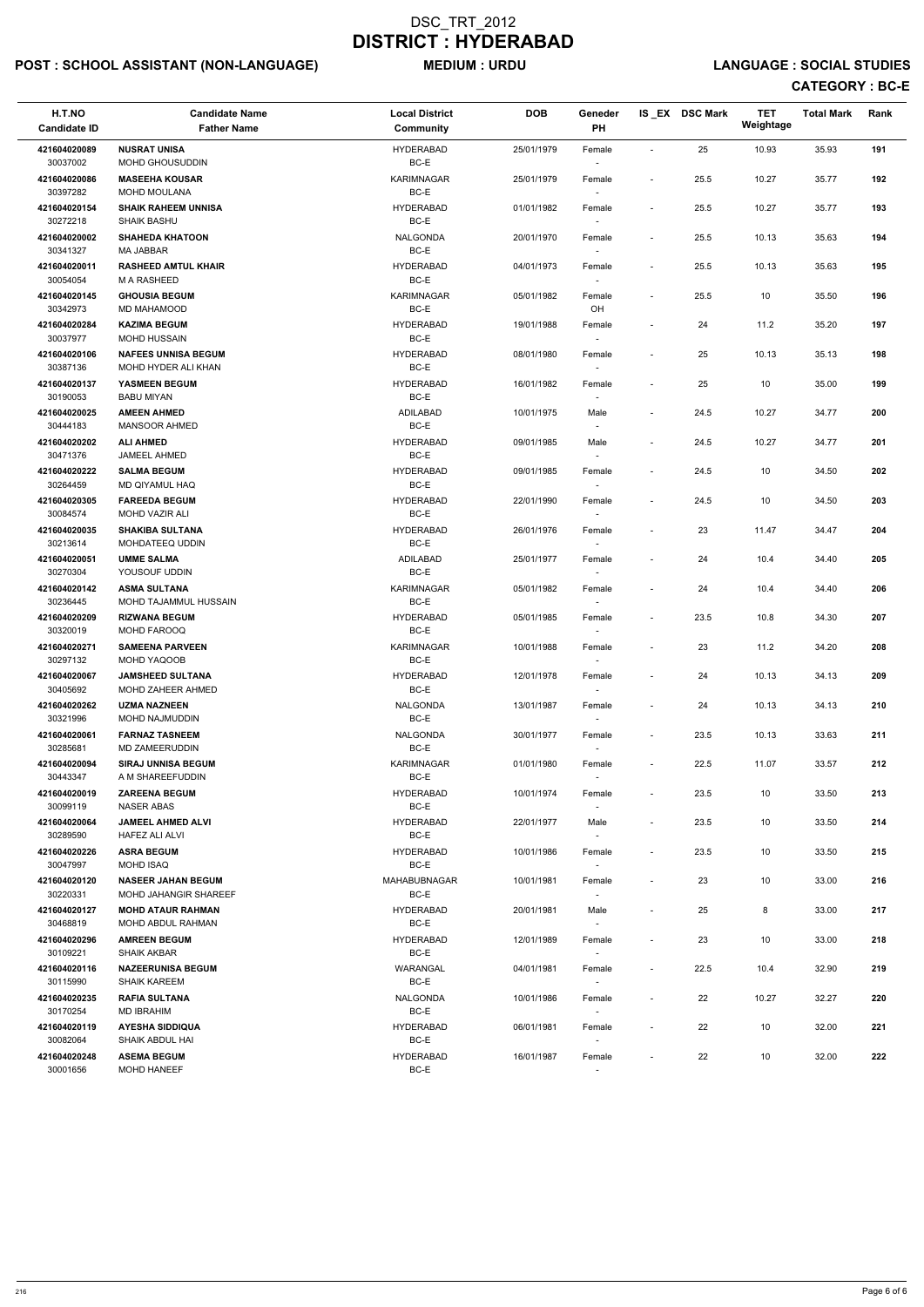# DSC_TRT_2012

# DISTRICT : HYDERABAD

**POST : SCHOOL ASSISTANT (NON-LANGUAGE)** **MEDIUM : URDU** **LANGUAGE : SOCIAL STUDIES**

**CATEGORY : BC-E**

| H.T.NO / Candidate ID | Candidate Name / Father Name | Local District / Community | DOB | Geneder / PH | IS _EX | DSC Mark | TET Weightage | Total Mark | Rank |
|---|---|---|---|---|---|---|---|---|---|
| 421604020089 / 30037002 | NUSRAT UNISA / MOHD GHOUSUDDIN | HYDERABAD / BC-E | 25/01/1979 | Female / - | - | 25 | 10.93 | 35.93 | 191 |
| 421604020086 / 30397282 | MASEEHA KOUSAR / MOHD MOULANA | KARIMNAGAR / BC-E | 25/01/1979 | Female / - | - | 25.5 | 10.27 | 35.77 | 192 |
| 421604020154 / 30272218 | SHAIK RAHEEM UNNISA / SHAIK BASHU | HYDERABAD / BC-E | 01/01/1982 | Female / - | - | 25.5 | 10.27 | 35.77 | 193 |
| 421604020002 / 30341327 | SHAHEDA KHATOON / MA JABBAR | NALGONDA / BC-E | 20/01/1970 | Female / - | - | 25.5 | 10.13 | 35.63 | 194 |
| 421604020011 / 30054054 | RASHEED AMTUL KHAIR / M A RASHEED | HYDERABAD / BC-E | 04/01/1973 | Female / - | - | 25.5 | 10.13 | 35.63 | 195 |
| 421604020145 / 30342973 | GHOUSIA BEGUM / MD MAHAMOOD | KARIMNAGAR / BC-E | 05/01/1982 | Female / OH | - | 25.5 | 10 | 35.50 | 196 |
| 421604020284 / 30037977 | KAZIMA BEGUM / MOHD HUSSAIN | HYDERABAD / BC-E | 19/01/1988 | Female / - | - | 24 | 11.2 | 35.20 | 197 |
| 421604020106 / 30387136 | NAFEES UNNISA BEGUM / MOHD HYDER ALI KHAN | HYDERABAD / BC-E | 08/01/1980 | Female / - | - | 25 | 10.13 | 35.13 | 198 |
| 421604020137 / 30190053 | YASMEEN BEGUM / BABU MIYAN | HYDERABAD / BC-E | 16/01/1982 | Female / - | - | 25 | 10 | 35.00 | 199 |
| 421604020025 / 30444183 | AMEEN AHMED / MANSOOR AHMED | ADILABAD / BC-E | 10/01/1975 | Male / - | - | 24.5 | 10.27 | 34.77 | 200 |
| 421604020202 / 30471376 | ALI AHMED / JAMEEL AHMED | HYDERABAD / BC-E | 09/01/1985 | Male / - | - | 24.5 | 10.27 | 34.77 | 201 |
| 421604020222 / 30264459 | SALMA BEGUM / MD QIYAMUL HAQ | HYDERABAD / BC-E | 09/01/1985 | Female / - | - | 24.5 | 10 | 34.50 | 202 |
| 421604020305 / 30084574 | FAREEDA BEGUM / MOHD VAZIR ALI | HYDERABAD / BC-E | 22/01/1990 | Female / - | - | 24.5 | 10 | 34.50 | 203 |
| 421604020035 / 30213614 | SHAKIBA SULTANA / MOHDATEEQ UDDIN | HYDERABAD / BC-E | 26/01/1976 | Female / - | - | 23 | 11.47 | 34.47 | 204 |
| 421604020051 / 30270304 | UMME SALMA / YOUSOUF UDDIN | ADILABAD / BC-E | 25/01/1977 | Female / - | - | 24 | 10.4 | 34.40 | 205 |
| 421604020142 / 30236445 | ASMA SULTANA / MOHD TAJAMMUL HUSSAIN | KARIMNAGAR / BC-E | 05/01/1982 | Female / - | - | 24 | 10.4 | 34.40 | 206 |
| 421604020209 / 30320019 | RIZWANA BEGUM / MOHD FAROOQ | HYDERABAD / BC-E | 05/01/1985 | Female / - | - | 23.5 | 10.8 | 34.30 | 207 |
| 421604020271 / 30297132 | SAMEENA PARVEEN / MOHD YAQOOB | KARIMNAGAR / BC-E | 10/01/1988 | Female / - | - | 23 | 11.2 | 34.20 | 208 |
| 421604020067 / 30405692 | JAMSHEED SULTANA / MOHD ZAHEER AHMED | HYDERABAD / BC-E | 12/01/1978 | Female / - | - | 24 | 10.13 | 34.13 | 209 |
| 421604020262 / 30321996 | UZMA NAZNEEN / MOHD NAJMUDDIN | NALGONDA / BC-E | 13/01/1987 | Female / - | - | 24 | 10.13 | 34.13 | 210 |
| 421604020061 / 30285681 | FARNAZ TASNEEM / MD ZAMEERUDDIN | NALGONDA / BC-E | 30/01/1977 | Female / - | - | 23.5 | 10.13 | 33.63 | 211 |
| 421604020094 / 30443347 | SIRAJ UNNISA BEGUM / A M SHAREEFUDDIN | KARIMNAGAR / BC-E | 01/01/1980 | Female / - | - | 22.5 | 11.07 | 33.57 | 212 |
| 421604020019 / 30099119 | ZAREENA BEGUM / NASER ABAS | HYDERABAD / BC-E | 10/01/1974 | Female / - | - | 23.5 | 10 | 33.50 | 213 |
| 421604020064 / 30289590 | JAMEEL AHMED ALVI / HAFEZ ALI ALVI | HYDERABAD / BC-E | 22/01/1977 | Male / - | - | 23.5 | 10 | 33.50 | 214 |
| 421604020226 / 30047997 | ASRA BEGUM / MOHD ISAQ | HYDERABAD / BC-E | 10/01/1986 | Female / - | - | 23.5 | 10 | 33.50 | 215 |
| 421604020120 / 30220331 | NASEER JAHAN BEGUM / MOHD JAHANGIR SHAREEF | MAHABUBNAGAR / BC-E | 10/01/1981 | Female / - | - | 23 | 10 | 33.00 | 216 |
| 421604020127 / 30468819 | MOHD ATAUR RAHMAN / MOHD ABDUL RAHMAN | HYDERABAD / BC-E | 20/01/1981 | Male / - | - | 25 | 8 | 33.00 | 217 |
| 421604020296 / 30109221 | AMREEN BEGUM / SHAIK AKBAR | HYDERABAD / BC-E | 12/01/1989 | Female / - | - | 23 | 10 | 33.00 | 218 |
| 421604020116 / 30115990 | NAZEERUNISA BEGUM / SHAIK KAREEM | WARANGAL / BC-E | 04/01/1981 | Female / - | - | 22.5 | 10.4 | 32.90 | 219 |
| 421604020235 / 30170254 | RAFIA SULTANA / MD IBRAHIM | NALGONDA / BC-E | 10/01/1986 | Female / - | - | 22 | 10.27 | 32.27 | 220 |
| 421604020119 / 30082064 | AYESHA SIDDIQUA / SHAIK ABDUL HAI | HYDERABAD / BC-E | 06/01/1981 | Female / - | - | 22 | 10 | 32.00 | 221 |
| 421604020248 / 30001656 | ASEMA BEGUM / MOHD HANEEF | HYDERABAD / BC-E | 16/01/1987 | Female / - | - | 22 | 10 | 32.00 | 222 |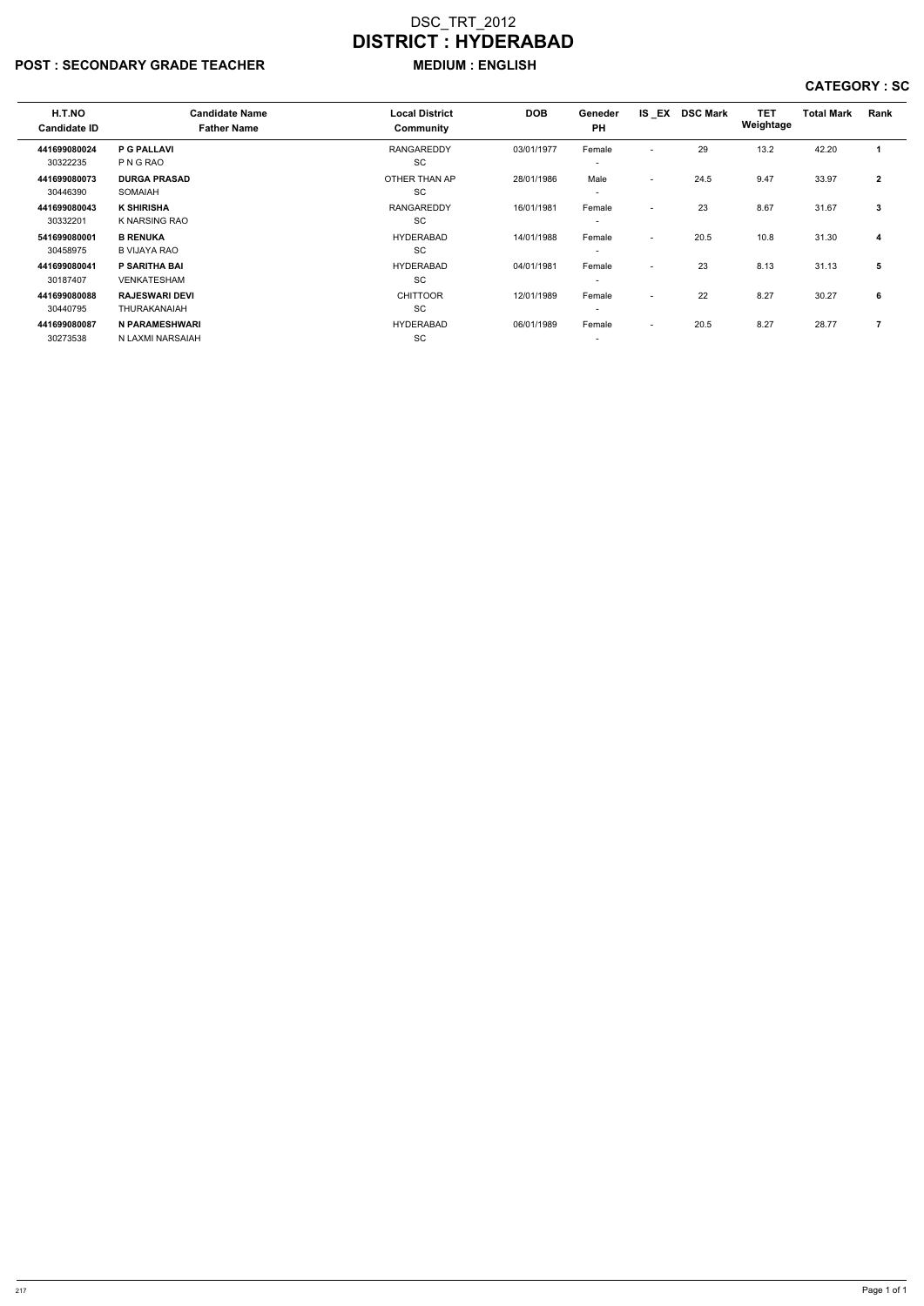# DSC_TRT_2012

# DISTRICT : HYDERABAD

**POST : SECONDARY GRADE TEACHER** **MEDIUM : ENGLISH**

**CATEGORY : SC**

| H.T.NO<br>Candidate ID | Candidate Name<br>Father Name | Local District<br>Community | DOB | Geneder<br>PH | IS _EX | DSC Mark | TET Weightage | Total Mark | Rank |
|---|---|---|---|---|---|---|---|---|---|
| **441699080024**<br>30322235 | **P G PALLAVI**<br>P N G RAO | RANGAREDDY<br>SC | 03/01/1977 | Female<br>- | - | 29 | 13.2 | 42.20 | **1** |
| **441699080073**<br>30446390 | **DURGA PRASAD**<br>SOMAIAH | OTHER THAN AP<br>SC | 28/01/1986 | Male<br>- | - | 24.5 | 9.47 | 33.97 | **2** |
| **441699080043**<br>30332201 | **K SHIRISHA**<br>K NARSING RAO | RANGAREDDY<br>SC | 16/01/1981 | Female<br>- | - | 23 | 8.67 | 31.67 | **3** |
| **541699080001**<br>30458975 | **B RENUKA**<br>B VIJAYA RAO | HYDERABAD<br>SC | 14/01/1988 | Female<br>- | - | 20.5 | 10.8 | 31.30 | **4** |
| **441699080041**<br>30187407 | **P SARITHA BAI**<br>VENKATESHAM | HYDERABAD<br>SC | 04/01/1981 | Female<br>- | - | 23 | 8.13 | 31.13 | **5** |
| **441699080088**<br>30440795 | **RAJESWARI DEVI**<br>THURAKANAIAH | CHITTOOR<br>SC | 12/01/1989 | Female<br>- | - | 22 | 8.27 | 30.27 | **6** |
| **441699080087**<br>30273538 | **N PARAMESHWARI**<br>N LAXMI NARSAIAH | HYDERABAD<br>SC | 06/01/1989 | Female<br>- | - | 20.5 | 8.27 | 28.77 | **7** |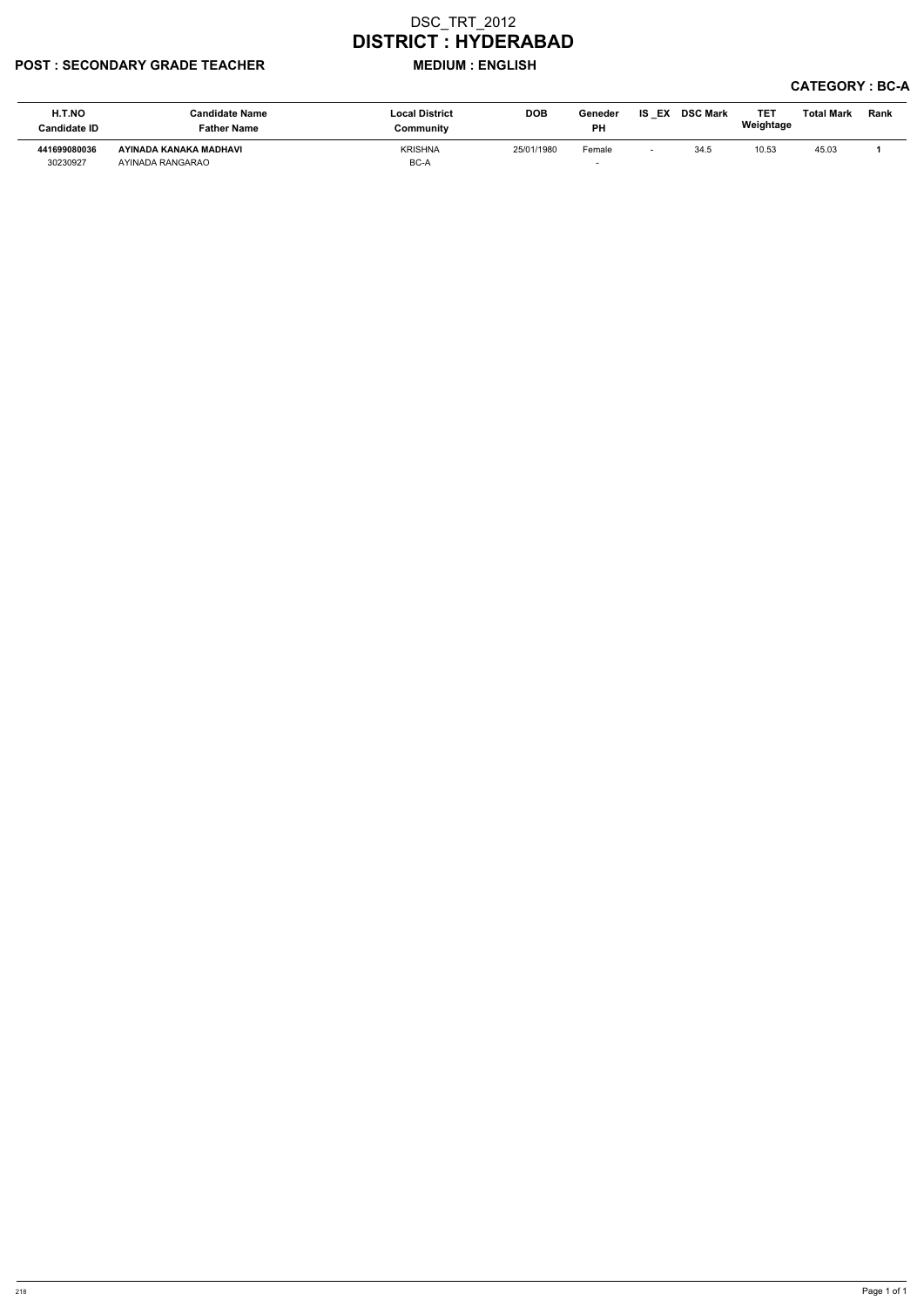# DSC_TRT_2012

# DISTRICT : HYDERABAD

**POST : SECONDARY GRADE TEACHER** **MEDIUM : ENGLISH**

**CATEGORY : BC-A**

| H.T.NO<br>Candidate ID | Candidate Name<br>Father Name | Local District<br>Community | DOB | Geneder<br>PH | IS _EX | DSC Mark | TET Weightage | Total Mark | Rank |
|---|---|---|---|---|---|---|---|---|---|
| **441699080036**<br>30230927 | **AYINADA KANAKA MADHAVI**<br>AYINADA RANGARAO | KRISHNA<br>BC-A | 25/01/1980 | Female<br>- | - | 34.5 | 10.53 | 45.03 | **1** |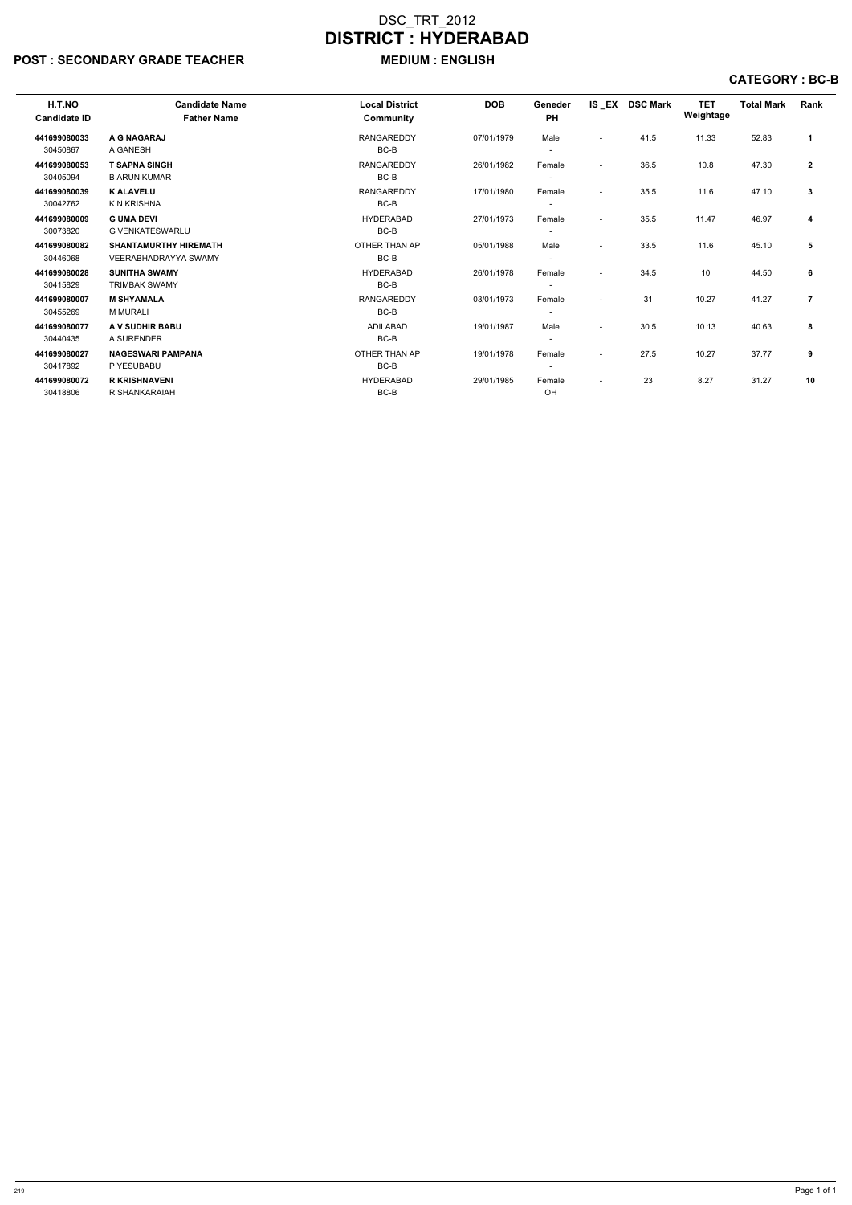# DSC_TRT_2012
# DISTRICT : HYDERABAD

**POST : SECONDARY GRADE TEACHER** **MEDIUM : ENGLISH**

**CATEGORY : BC-B**

| H.T.NO<br>Candidate ID | Candidate Name<br>Father Name | Local District<br>Community | DOB | Geneder<br>PH | IS _EX | DSC Mark | TET Weightage | Total Mark | Rank |
|---|---|---|---|---|---|---|---|---|---|
| **441699080033**<br>30450867 | **A G NAGARAJ**<br>A GANESH | RANGAREDDY<br>BC-B | 07/01/1979 | Male<br>- | - | 41.5 | 11.33 | 52.83 | **1** |
| **441699080053**<br>30405094 | **T SAPNA SINGH**<br>B ARUN KUMAR | RANGAREDDY<br>BC-B | 26/01/1982 | Female<br>- | - | 36.5 | 10.8 | 47.30 | **2** |
| **441699080039**<br>30042762 | **K ALAVELU**<br>K N KRISHNA | RANGAREDDY<br>BC-B | 17/01/1980 | Female<br>- | - | 35.5 | 11.6 | 47.10 | **3** |
| **441699080009**<br>30073820 | **G UMA DEVI**<br>G VENKATESWARLU | HYDERABAD<br>BC-B | 27/01/1973 | Female<br>- | - | 35.5 | 11.47 | 46.97 | **4** |
| **441699080082**<br>30446068 | **SHANTAMURTHY HIREMATH**<br>VEERABHADRAYYA SWAMY | OTHER THAN AP<br>BC-B | 05/01/1988 | Male<br>- | - | 33.5 | 11.6 | 45.10 | **5** |
| **441699080028**<br>30415829 | **SUNITHA SWAMY**<br>TRIMBAK SWAMY | HYDERABAD<br>BC-B | 26/01/1978 | Female<br>- | - | 34.5 | 10 | 44.50 | **6** |
| **441699080007**<br>30455269 | **M SHYAMALA**<br>M MURALI | RANGAREDDY<br>BC-B | 03/01/1973 | Female<br>- | - | 31 | 10.27 | 41.27 | **7** |
| **441699080077**<br>30440435 | **A V SUDHIR BABU**<br>A SURENDER | ADILABAD<br>BC-B | 19/01/1987 | Male<br>- | - | 30.5 | 10.13 | 40.63 | **8** |
| **441699080027**<br>30417892 | **NAGESWARI PAMPANA**<br>P YESUBABU | OTHER THAN AP<br>BC-B | 19/01/1978 | Female<br>- | - | 27.5 | 10.27 | 37.77 | **9** |
| **441699080072**<br>30418806 | **R KRISHNAVENI**<br>R SHANKARAIAH | HYDERABAD<br>BC-B | 29/01/1985 | Female<br>OH | - | 23 | 8.27 | 31.27 | **10** |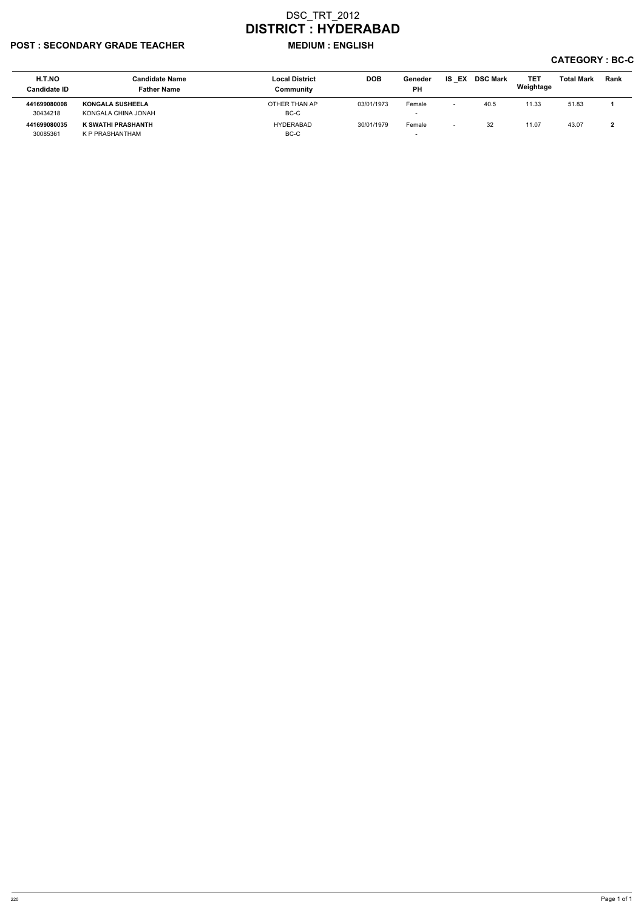# DSC_TRT_2012
# DISTRICT : HYDERABAD

**POST : SECONDARY GRADE TEACHER** **MEDIUM : ENGLISH**

**CATEGORY : BC-C**

| H.T.NO<br>Candidate ID | Candidate Name<br>Father Name | Local District<br>Community | DOB | Geneder<br>PH | IS _EX | DSC Mark | TET Weightage | Total Mark | Rank |
|---|---|---|---|---|---|---|---|---|---|
| **441699080008**<br>30434218 | **KONGALA SUSHEELA**<br>KONGALA CHINA JONAH | OTHER THAN AP<br>BC-C | 03/01/1973 | Female<br>- | - | 40.5 | 11.33 | 51.83 | **1** |
| **441699080035**<br>30085361 | **K SWATHI PRASHANTH**<br>K P PRASHANTHAM | HYDERABAD<br>BC-C | 30/01/1979 | Female<br>- | - | 32 | 11.07 | 43.07 | **2** |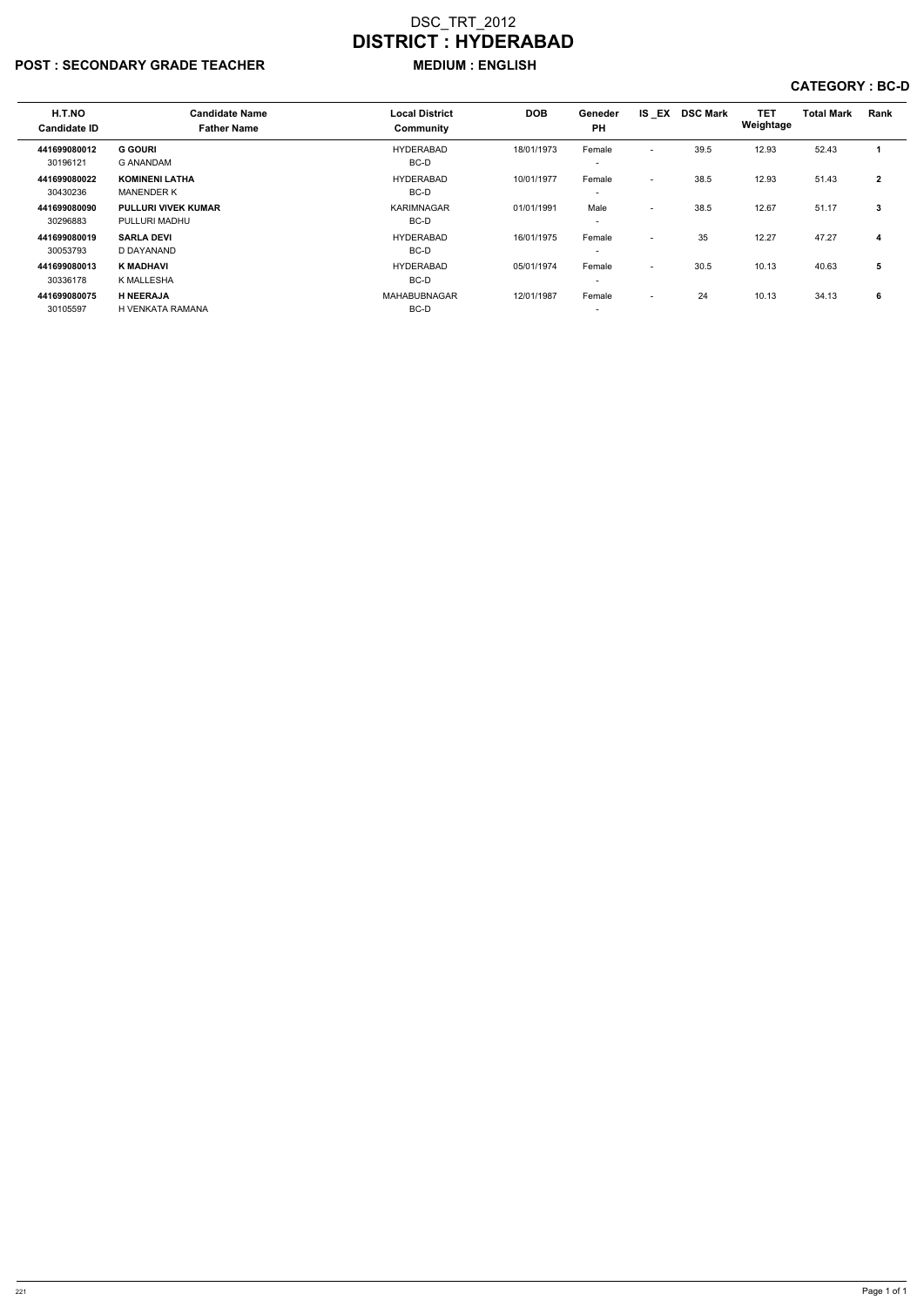# DSC_TRT_2012

# DISTRICT : HYDERABAD

**POST : SECONDARY GRADE TEACHER** **MEDIUM : ENGLISH**

**CATEGORY : BC-D**

| H.T.NO<br>Candidate ID | Candidate Name<br>Father Name | Local District<br>Community | DOB | Geneder<br>PH | IS _EX | DSC Mark | TET Weightage | Total Mark | Rank |
|---|---|---|---|---|---|---|---|---|---|
| **441699080012**<br>30196121 | **G GOURI**<br>G ANANDAM | HYDERABAD<br>BC-D | 18/01/1973 | Female<br>- | - | 39.5 | 12.93 | 52.43 | **1** |
| **441699080022**<br>30430236 | **KOMINENI LATHA**<br>MANENDER K | HYDERABAD<br>BC-D | 10/01/1977 | Female<br>- | - | 38.5 | 12.93 | 51.43 | **2** |
| **441699080090**<br>30296883 | **PULLURI VIVEK KUMAR**<br>PULLURI MADHU | KARIMNAGAR<br>BC-D | 01/01/1991 | Male<br>- | - | 38.5 | 12.67 | 51.17 | **3** |
| **441699080019**<br>30053793 | **SARLA DEVI**<br>D DAYANAND | HYDERABAD<br>BC-D | 16/01/1975 | Female<br>- | - | 35 | 12.27 | 47.27 | **4** |
| **441699080013**<br>30336178 | **K MADHAVI**<br>K MALLESHA | HYDERABAD<br>BC-D | 05/01/1974 | Female<br>- | - | 30.5 | 10.13 | 40.63 | **5** |
| **441699080075**<br>30105597 | **H NEERAJA**<br>H VENKATA RAMANA | MAHABUBNAGAR<br>BC-D | 12/01/1987 | Female<br>- | - | 24 | 10.13 | 34.13 | **6** |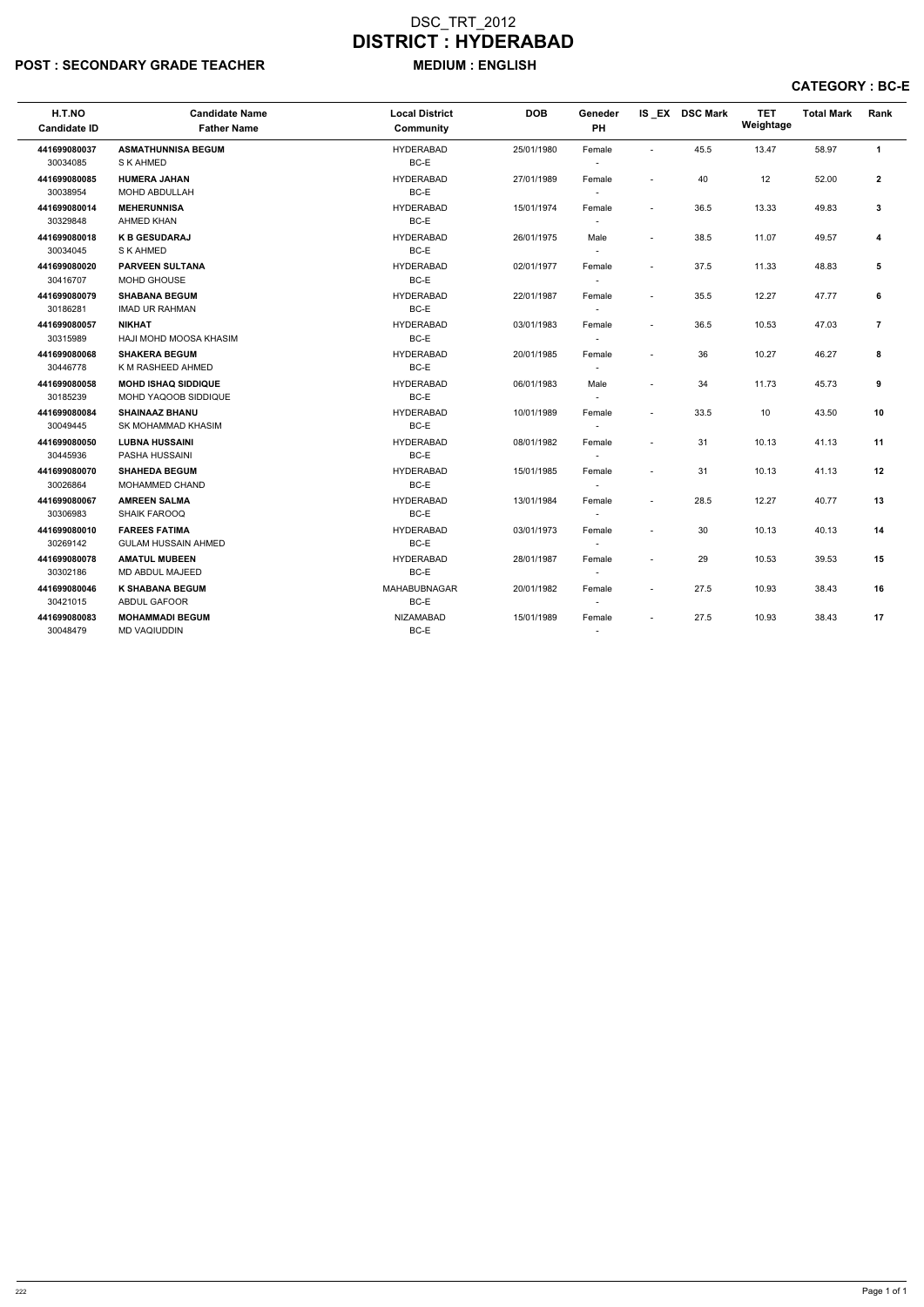# DSC_TRT_2012
# DISTRICT : HYDERABAD

**POST : SECONDARY GRADE TEACHER** **MEDIUM : ENGLISH**

**CATEGORY : BC-E**

| H.T.NO<br>Candidate ID | Candidate Name<br>Father Name | Local District<br>Community | DOB | Geneder<br>PH | IS_EX | DSC Mark | TET Weightage | Total Mark | Rank |
|---|---|---|---|---|---|---|---|---|---|
| **441699080037**<br>30034085 | **ASMATHUNNISA BEGUM**<br>S K AHMED | HYDERABAD<br>BC-E | 25/01/1980 | Female<br>- | - | 45.5 | 13.47 | 58.97 | **1** |
| **441699080085**<br>30038954 | **HUMERA JAHAN**<br>MOHD ABDULLAH | HYDERABAD<br>BC-E | 27/01/1989 | Female<br>- | - | 40 | 12 | 52.00 | **2** |
| **441699080014**<br>30329848 | **MEHERUNNISA**<br>AHMED KHAN | HYDERABAD<br>BC-E | 15/01/1974 | Female<br>- | - | 36.5 | 13.33 | 49.83 | **3** |
| **441699080018**<br>30034045 | **K B GESUDARAJ**<br>S K AHMED | HYDERABAD<br>BC-E | 26/01/1975 | Male<br>- | - | 38.5 | 11.07 | 49.57 | **4** |
| **441699080020**<br>30416707 | **PARVEEN SULTANA**<br>MOHD GHOUSE | HYDERABAD<br>BC-E | 02/01/1977 | Female<br>- | - | 37.5 | 11.33 | 48.83 | **5** |
| **441699080079**<br>30186281 | **SHABANA BEGUM**<br>IMAD UR RAHMAN | HYDERABAD<br>BC-E | 22/01/1987 | Female<br>- | - | 35.5 | 12.27 | 47.77 | **6** |
| **441699080057**<br>30315989 | **NIKHAT**<br>HAJI MOHD MOOSA KHASIM | HYDERABAD<br>BC-E | 03/01/1983 | Female<br>- | - | 36.5 | 10.53 | 47.03 | **7** |
| **441699080068**<br>30446778 | **SHAKERA BEGUM**<br>K M RASHEED AHMED | HYDERABAD<br>BC-E | 20/01/1985 | Female<br>- | - | 36 | 10.27 | 46.27 | **8** |
| **441699080058**<br>30185239 | **MOHD ISHAQ SIDDIQUE**<br>MOHD YAQOOB SIDDIQUE | HYDERABAD<br>BC-E | 06/01/1983 | Male<br>- | - | 34 | 11.73 | 45.73 | **9** |
| **441699080084**<br>30049445 | **SHAINAAZ BHANU**<br>SK MOHAMMAD KHASIM | HYDERABAD<br>BC-E | 10/01/1989 | Female<br>- | - | 33.5 | 10 | 43.50 | **10** |
| **441699080050**<br>30445936 | **LUBNA HUSSAINI**<br>PASHA HUSSAINI | HYDERABAD<br>BC-E | 08/01/1982 | Female<br>- | - | 31 | 10.13 | 41.13 | **11** |
| **441699080070**<br>30026864 | **SHAHEDA BEGUM**<br>MOHAMMED CHAND | HYDERABAD<br>BC-E | 15/01/1985 | Female<br>- | - | 31 | 10.13 | 41.13 | **12** |
| **441699080067**<br>30306983 | **AMREEN SALMA**<br>SHAIK FAROOQ | HYDERABAD<br>BC-E | 13/01/1984 | Female<br>- | - | 28.5 | 12.27 | 40.77 | **13** |
| **441699080010**<br>30269142 | **FAREES FATIMA**<br>GULAM HUSSAIN AHMED | HYDERABAD<br>BC-E | 03/01/1973 | Female<br>- | - | 30 | 10.13 | 40.13 | **14** |
| **441699080078**<br>30302186 | **AMATUL MUBEEN**<br>MD ABDUL MAJEED | HYDERABAD<br>BC-E | 28/01/1987 | Female<br>- | - | 29 | 10.53 | 39.53 | **15** |
| **441699080046**<br>30421015 | **K SHABANA BEGUM**<br>ABDUL GAFOOR | MAHABUBNAGAR<br>BC-E | 20/01/1982 | Female<br>- | - | 27.5 | 10.93 | 38.43 | **16** |
| **441699080083**<br>30048479 | **MOHAMMADI BEGUM**<br>MD VAQIUDDIN | NIZAMABAD<br>BC-E | 15/01/1989 | Female<br>- | - | 27.5 | 10.93 | 38.43 | **17** |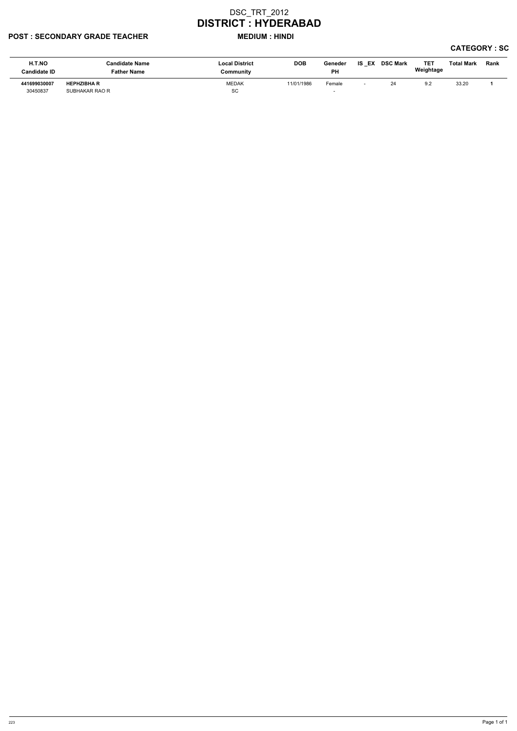# DSC_TRT_2012
# DISTRICT : HYDERABAD

**POST : SECONDARY GRADE TEACHER** **MEDIUM : HINDI**

**CATEGORY : SC**

| H.T.NO<br>Candidate ID | Candidate Name<br>Father Name | Local District<br>Community | DOB | Geneder<br>PH | IS _EX | DSC Mark | TET Weightage | Total Mark | Rank |
|---|---|---|---|---|---|---|---|---|---|
| **441699030007**<br>30450837 | **HEPHZIBHA R**<br>SUBHAKAR RAO R | MEDAK<br>SC | 11/01/1986 | Female<br>- | - | 24 | 9.2 | 33.20 | **1** |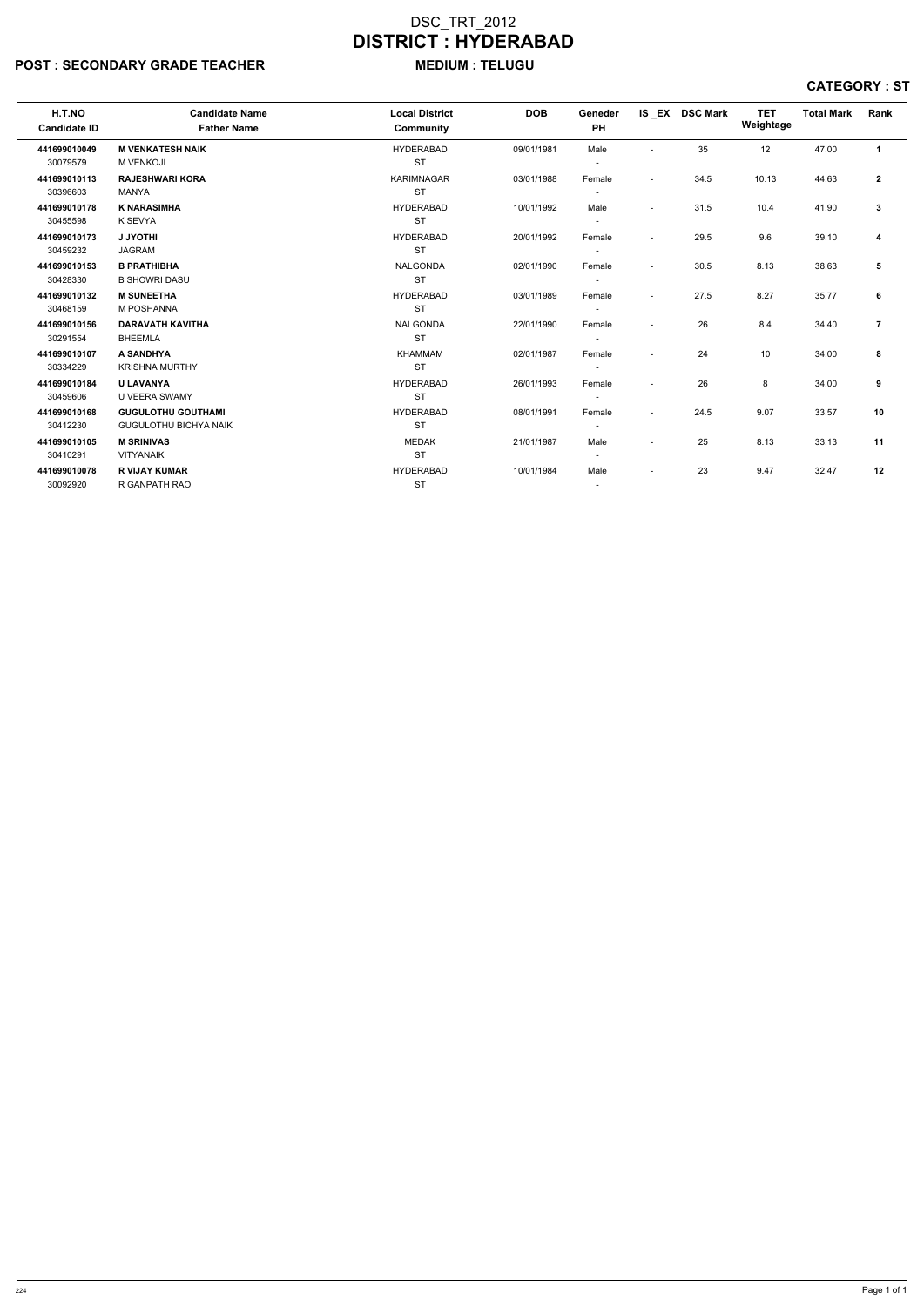# DSC_TRT_2012

# DISTRICT : HYDERABAD

**POST : SECONDARY GRADE TEACHER** **MEDIUM : TELUGU**

**CATEGORY : ST**

| H.T.NO<br>Candidate ID | Candidate Name<br>Father Name | Local District<br>Community | DOB | Geneder<br>PH | IS _EX | DSC Mark | TET Weightage | Total Mark | Rank |
|---|---|---|---|---|---|---|---|---|---|
| **441699010049**<br>30079579 | **M VENKATESH NAIK**<br>M VENKOJI | HYDERABAD<br>ST | 09/01/1981 | Male<br>- | - | 35 | 12 | 47.00 | **1** |
| **441699010113**<br>30396603 | **RAJESHWARI KORA**<br>MANYA | KARIMNAGAR<br>ST | 03/01/1988 | Female<br>- | - | 34.5 | 10.13 | 44.63 | **2** |
| **441699010178**<br>30455598 | **K NARASIMHA**<br>K SEVYA | HYDERABAD<br>ST | 10/01/1992 | Male<br>- | - | 31.5 | 10.4 | 41.90 | **3** |
| **441699010173**<br>30459232 | **J JYOTHI**<br>JAGRAM | HYDERABAD<br>ST | 20/01/1992 | Female<br>- | - | 29.5 | 9.6 | 39.10 | **4** |
| **441699010153**<br>30428330 | **B PRATHIBHA**<br>B SHOWRI DASU | NALGONDA<br>ST | 02/01/1990 | Female<br>- | - | 30.5 | 8.13 | 38.63 | **5** |
| **441699010132**<br>30468159 | **M SUNEETHA**<br>M POSHANNA | HYDERABAD<br>ST | 03/01/1989 | Female<br>- | - | 27.5 | 8.27 | 35.77 | **6** |
| **441699010156**<br>30291554 | **DARAVATH KAVITHA**<br>BHEEMLA | NALGONDA<br>ST | 22/01/1990 | Female<br>- | - | 26 | 8.4 | 34.40 | **7** |
| **441699010107**<br>30334229 | **A SANDHYA**<br>KRISHNA MURTHY | KHAMMAM<br>ST | 02/01/1987 | Female<br>- | - | 24 | 10 | 34.00 | **8** |
| **441699010184**<br>30459606 | **U LAVANYA**<br>U VEERA SWAMY | HYDERABAD<br>ST | 26/01/1993 | Female<br>- | - | 26 | 8 | 34.00 | **9** |
| **441699010168**<br>30412230 | **GUGULOTHU GOUTHAMI**<br>GUGULOTHU BICHYA NAIK | HYDERABAD<br>ST | 08/01/1991 | Female<br>- | - | 24.5 | 9.07 | 33.57 | **10** |
| **441699010105**<br>30410291 | **M SRINIVAS**<br>VITYANAIK | MEDAK<br>ST | 21/01/1987 | Male<br>- | - | 25 | 8.13 | 33.13 | **11** |
| **441699010078**<br>30092920 | **R VIJAY KUMAR**<br>R GANPATH RAO | HYDERABAD<br>ST | 10/01/1984 | Male<br>- | - | 23 | 9.47 | 32.47 | **12** |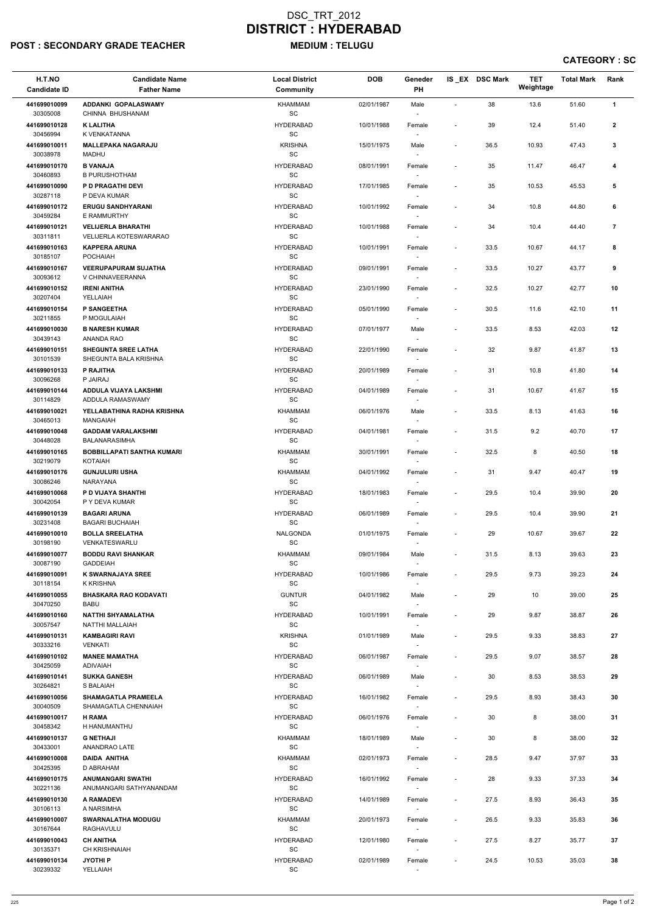# DSC_TRT_2012
# DISTRICT : HYDERABAD

**POST : SECONDARY GRADE TEACHER** **MEDIUM : TELUGU**

**CATEGORY : SC**

| H.T.NO<br>Candidate ID | Candidate Name<br>Father Name | Local District<br>Community | DOB | Geneder<br>PH | IS_EX | DSC Mark | TET Weightage | Total Mark | Rank |
|---|---|---|---|---|---|---|---|---|---|
| 441699010099<br>30305008 | ADDANKI GOPALASWAMY<br>CHINNA BHUSHANAM | KHAMMAM<br>SC | 02/01/1987 | Male<br>- | - | 38 | 13.6 | 51.60 | 1 |
| 441699010128<br>30456994 | K LALITHA<br>K VENKATANNA | HYDERABAD<br>SC | 10/01/1988 | Female<br>- | - | 39 | 12.4 | 51.40 | 2 |
| 441699010011<br>30038978 | MALLEPAKA NAGARAJU<br>MADHU | KRISHNA<br>SC | 15/01/1975 | Male<br>- | - | 36.5 | 10.93 | 47.43 | 3 |
| 441699010170<br>30460893 | B VANAJA<br>B PURUSHOTHAM | HYDERABAD<br>SC | 08/01/1991 | Female<br>- | - | 35 | 11.47 | 46.47 | 4 |
| 441699010090<br>30287118 | P D PRAGATHI DEVI<br>P DEVA KUMAR | HYDERABAD<br>SC | 17/01/1985 | Female<br>- | - | 35 | 10.53 | 45.53 | 5 |
| 441699010172<br>30459284 | ERUGU SANDHYARANI<br>E RAMMURTHY | HYDERABAD<br>SC | 10/01/1992 | Female<br>- | - | 34 | 10.8 | 44.80 | 6 |
| 441699010121<br>30311811 | VELIJERLA BHARATHI<br>VELIJERLA KOTESWARARAO | HYDERABAD<br>SC | 10/01/1988 | Female<br>- | - | 34 | 10.4 | 44.40 | 7 |
| 441699010163<br>30185107 | KAPPERA ARUNA<br>POCHAIAH | HYDERABAD<br>SC | 10/01/1991 | Female<br>- | - | 33.5 | 10.67 | 44.17 | 8 |
| 441699010167<br>30093612 | VEERUPAPURAM SUJATHA<br>V CHINNAVEERANNA | HYDERABAD<br>SC | 09/01/1991 | Female<br>- | - | 33.5 | 10.27 | 43.77 | 9 |
| 441699010152<br>30207404 | IRENI ANITHA<br>YELLAIAH | HYDERABAD<br>SC | 23/01/1990 | Female<br>- | - | 32.5 | 10.27 | 42.77 | 10 |
| 441699010154<br>30211855 | P SANGEETHA<br>P MOGULAIAH | HYDERABAD<br>SC | 05/01/1990 | Female<br>- | - | 30.5 | 11.6 | 42.10 | 11 |
| 441699010030<br>30439143 | B NARESH KUMAR<br>ANANDA RAO | HYDERABAD<br>SC | 07/01/1977 | Male<br>- | - | 33.5 | 8.53 | 42.03 | 12 |
| 441699010151<br>30101539 | SHEGUNTA SREE LATHA<br>SHEGUNTA BALA KRISHNA | HYDERABAD<br>SC | 22/01/1990 | Female<br>- | - | 32 | 9.87 | 41.87 | 13 |
| 441699010133<br>30096268 | P RAJITHA<br>P JAIRAJ | HYDERABAD<br>SC | 20/01/1989 | Female<br>- | - | 31 | 10.8 | 41.80 | 14 |
| 441699010144<br>30114829 | ADDULA VIJAYA LAKSHMI<br>ADDULA RAMASWAMY | HYDERABAD<br>SC | 04/01/1989 | Female<br>- | - | 31 | 10.67 | 41.67 | 15 |
| 441699010021<br>30465013 | YELLABATHINA RADHA KRISHNA<br>MANGAIAH | KHAMMAM<br>SC | 06/01/1976 | Male<br>- | - | 33.5 | 8.13 | 41.63 | 16 |
| 441699010048<br>30448028 | GADDAM VARALAKSHMI<br>BALANARASIMHA | HYDERABAD<br>SC | 04/01/1981 | Female<br>- | - | 31.5 | 9.2 | 40.70 | 17 |
| 441699010165<br>30219079 | BOBBILLAPATI SANTHA KUMARI<br>KOTAIAH | KHAMMAM<br>SC | 30/01/1991 | Female<br>- | - | 32.5 | 8 | 40.50 | 18 |
| 441699010176<br>30086246 | GUNJULURI USHA<br>NARAYANA | KHAMMAM<br>SC | 04/01/1992 | Female<br>- | - | 31 | 9.47 | 40.47 | 19 |
| 441699010068<br>30042054 | P D VIJAYA SHANTHI<br>P Y DEVA KUMAR | HYDERABAD<br>SC | 18/01/1983 | Female<br>- | - | 29.5 | 10.4 | 39.90 | 20 |
| 441699010139<br>30231408 | BAGARI ARUNA<br>BAGARI BUCHAIAH | HYDERABAD<br>SC | 06/01/1989 | Female<br>- | - | 29.5 | 10.4 | 39.90 | 21 |
| 441699010010<br>30198190 | BOLLA SREELATHA<br>VENKATESWARLU | NALGONDA<br>SC | 01/01/1975 | Female<br>- | - | 29 | 10.67 | 39.67 | 22 |
| 441699010077<br>30087190 | BODDU RAVI SHANKAR<br>GADDEIAH | KHAMMAM<br>SC | 09/01/1984 | Male<br>- | - | 31.5 | 8.13 | 39.63 | 23 |
| 441699010091<br>30118154 | K SWARNAJAYA SREE<br>K KRISHNA | HYDERABAD<br>SC | 10/01/1986 | Female<br>- | - | 29.5 | 9.73 | 39.23 | 24 |
| 441699010055<br>30470250 | BHASKARA RAO KODAVATI<br>BABU | GUNTUR<br>SC | 04/01/1982 | Male<br>- | - | 29 | 10 | 39.00 | 25 |
| 441699010160<br>30057547 | NATTHI SHYAMALATHA<br>NATTHI MALLAIAH | HYDERABAD<br>SC | 10/01/1991 | Female<br>- | - | 29 | 9.87 | 38.87 | 26 |
| 441699010131<br>30333216 | KAMBAGIRI RAVI<br>VENKATI | KRISHNA<br>SC | 01/01/1989 | Male<br>- | - | 29.5 | 9.33 | 38.83 | 27 |
| 441699010102<br>30425059 | MANEE MAMATHA<br>ADIVAIAH | HYDERABAD<br>SC | 06/01/1987 | Female<br>- | - | 29.5 | 9.07 | 38.57 | 28 |
| 441699010141<br>30264821 | SUKKA GANESH<br>S BALAIAH | HYDERABAD<br>SC | 06/01/1989 | Male<br>- | - | 30 | 8.53 | 38.53 | 29 |
| 441699010056<br>30040509 | SHAMAGATLA PRAMEELA<br>SHAMAGATLA CHENNAIAH | HYDERABAD<br>SC | 16/01/1982 | Female<br>- | - | 29.5 | 8.93 | 38.43 | 30 |
| 441699010017<br>30458342 | H RAMA<br>H HANUMANTHU | HYDERABAD<br>SC | 06/01/1976 | Female<br>- | - | 30 | 8 | 38.00 | 31 |
| 441699010137<br>30433001 | G NETHAJI<br>ANANDRAO LATE | KHAMMAM<br>SC | 18/01/1989 | Male<br>- | - | 30 | 8 | 38.00 | 32 |
| 441699010008<br>30425395 | DAIDA ANITHA<br>D ABRAHAM | KHAMMAM<br>SC | 02/01/1973 | Female<br>- | - | 28.5 | 9.47 | 37.97 | 33 |
| 441699010175<br>30221136 | ANUMANGARI SWATHI<br>ANUMANGARI SATHYANANDAM | HYDERABAD<br>SC | 16/01/1992 | Female<br>- | - | 28 | 9.33 | 37.33 | 34 |
| 441699010130<br>30106113 | A RAMADEVI<br>A NARSIMHA | HYDERABAD<br>SC | 14/01/1989 | Female<br>- | - | 27.5 | 8.93 | 36.43 | 35 |
| 441699010007<br>30167644 | SWARNALATHA MODUGU<br>RAGHAVULU | KHAMMAM<br>SC | 20/01/1973 | Female<br>- | - | 26.5 | 9.33 | 35.83 | 36 |
| 441699010043<br>30135371 | CH ANITHA<br>CH KRISHNAIAH | HYDERABAD<br>SC | 12/01/1980 | Female<br>- | - | 27.5 | 8.27 | 35.77 | 37 |
| 441699010134<br>30239332 | JYOTHI P<br>YELLAIAH | HYDERABAD<br>SC | 02/01/1989 | Female<br>- | - | 24.5 | 10.53 | 35.03 | 38 |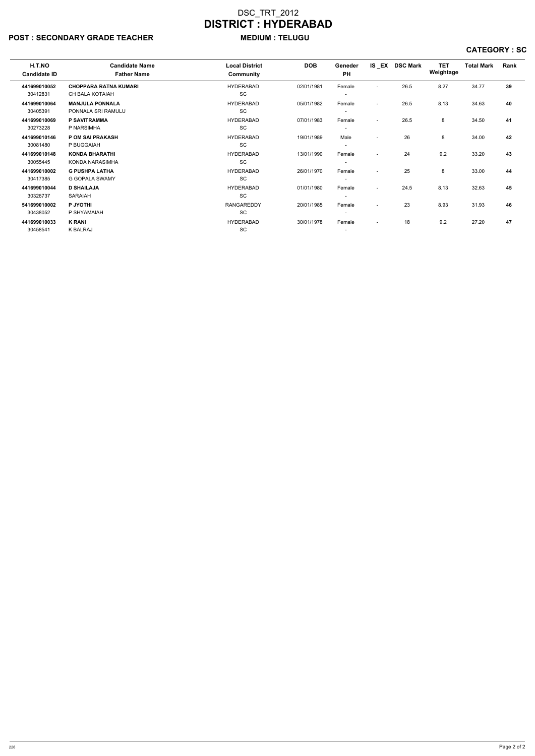# DSC_TRT_2012

# DISTRICT : HYDERABAD

**POST : SECONDARY GRADE TEACHER** **MEDIUM : TELUGU**

**CATEGORY : SC**

| H.T.NO<br>Candidate ID | Candidate Name<br>Father Name | Local District<br>Community | DOB | Geneder<br>PH | IS _EX | DSC Mark | TET Weightage | Total Mark | Rank |
|---|---|---|---|---|---|---|---|---|---|
| **441699010052**<br>30412831 | **CHOPPARA RATNA KUMARI**<br>CH BALA KOTAIAH | HYDERABAD<br>SC | 02/01/1981 | Female<br>- | - | 26.5 | 8.27 | 34.77 | **39** |
| **441699010064**<br>30405391 | **MANJULA PONNALA**<br>PONNALA SRI RAMULU | HYDERABAD<br>SC | 05/01/1982 | Female<br>- | - | 26.5 | 8.13 | 34.63 | **40** |
| **441699010069**<br>30273228 | **P SAVITRAMMA**<br>P NARSIMHA | HYDERABAD<br>SC | 07/01/1983 | Female<br>- | - | 26.5 | 8 | 34.50 | **41** |
| **441699010146**<br>30081480 | **P OM SAI PRAKASH**<br>P BUGGAIAH | HYDERABAD<br>SC | 19/01/1989 | Male<br>- | - | 26 | 8 | 34.00 | **42** |
| **441699010148**<br>30055445 | **KONDA BHARATHI**<br>KONDA NARASIMHA | HYDERABAD<br>SC | 13/01/1990 | Female<br>- | - | 24 | 9.2 | 33.20 | **43** |
| **441699010002**<br>30417385 | **G PUSHPA LATHA**<br>G GOPALA SWAMY | HYDERABAD<br>SC | 26/01/1970 | Female<br>- | - | 25 | 8 | 33.00 | **44** |
| **441699010044**<br>30326737 | **D SHAILAJA**<br>SARAIAH | HYDERABAD<br>SC | 01/01/1980 | Female<br>- | - | 24.5 | 8.13 | 32.63 | **45** |
| **541699010002**<br>30438052 | **P JYOTHI**<br>P SHYAMAIAH | RANGAREDDY<br>SC | 20/01/1985 | Female<br>- | - | 23 | 8.93 | 31.93 | **46** |
| **441699010033**<br>30458541 | **K RANI**<br>K BALRAJ | HYDERABAD<br>SC | 30/01/1978 | Female<br>- | - | 18 | 9.2 | 27.20 | **47** |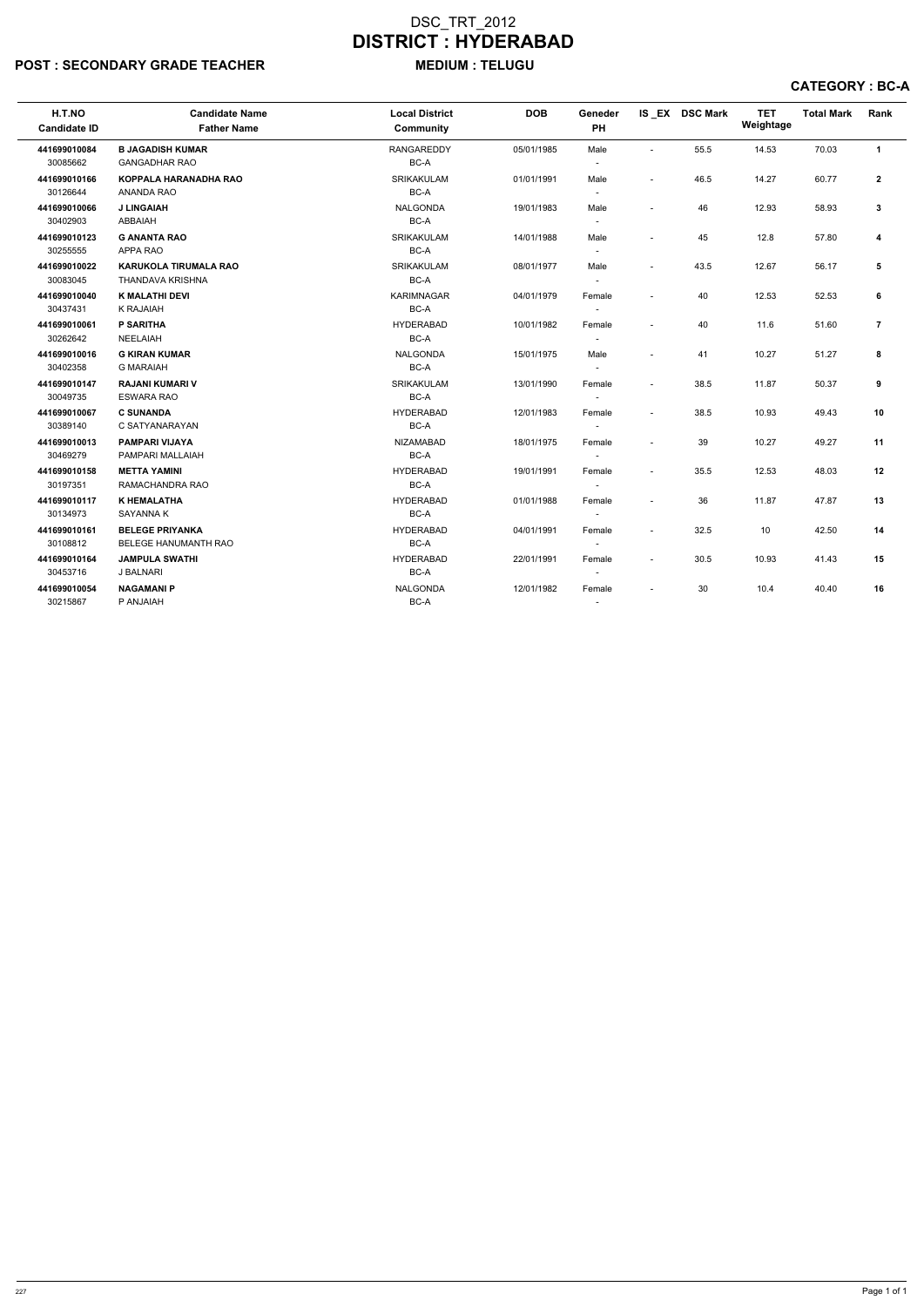# DSC_TRT_2012
# DISTRICT : HYDERABAD

**POST : SECONDARY GRADE TEACHER** **MEDIUM : TELUGU**

**CATEGORY : BC-A**

| H.T.NO<br>Candidate ID | Candidate Name<br>Father Name | Local District<br>Community | DOB | Geneder<br>PH | IS _EX | DSC Mark | TET Weightage | Total Mark | Rank |
|---|---|---|---|---|---|---|---|---|---|
| **441699010084**<br>30085662 | **B JAGADISH KUMAR**<br>GANGADHAR RAO | RANGAREDDY<br>BC-A | 05/01/1985 | Male<br>- | - | 55.5 | 14.53 | 70.03 | **1** |
| **441699010166**<br>30126644 | **KOPPALA HARANADHA RAO**<br>ANANDA RAO | SRIKAKULAM<br>BC-A | 01/01/1991 | Male<br>- | - | 46.5 | 14.27 | 60.77 | **2** |
| **441699010066**<br>30402903 | **J LINGAIAH**<br>ABBAIAH | NALGONDA<br>BC-A | 19/01/1983 | Male<br>- | - | 46 | 12.93 | 58.93 | **3** |
| **441699010123**<br>30255555 | **G ANANTA RAO**<br>APPA RAO | SRIKAKULAM<br>BC-A | 14/01/1988 | Male<br>- | - | 45 | 12.8 | 57.80 | **4** |
| **441699010022**<br>30083045 | **KARUKOLA TIRUMALA RAO**<br>THANDAVA KRISHNA | SRIKAKULAM<br>BC-A | 08/01/1977 | Male<br>- | - | 43.5 | 12.67 | 56.17 | **5** |
| **441699010040**<br>30437431 | **K MALATHI DEVI**<br>K RAJAIAH | KARIMNAGAR<br>BC-A | 04/01/1979 | Female<br>- | - | 40 | 12.53 | 52.53 | **6** |
| **441699010061**<br>30262642 | **P SARITHA**<br>NEELAIAH | HYDERABAD<br>BC-A | 10/01/1982 | Female<br>- | - | 40 | 11.6 | 51.60 | **7** |
| **441699010016**<br>30402358 | **G KIRAN KUMAR**<br>G MARAIAH | NALGONDA<br>BC-A | 15/01/1975 | Male<br>- | - | 41 | 10.27 | 51.27 | **8** |
| **441699010147**<br>30049735 | **RAJANI KUMARI V**<br>ESWARA RAO | SRIKAKULAM<br>BC-A | 13/01/1990 | Female<br>- | - | 38.5 | 11.87 | 50.37 | **9** |
| **441699010067**<br>30389140 | **C SUNANDA**<br>C SATYANARAYAN | HYDERABAD<br>BC-A | 12/01/1983 | Female<br>- | - | 38.5 | 10.93 | 49.43 | **10** |
| **441699010013**<br>30469279 | **PAMPARI VIJAYA**<br>PAMPARI MALLAIAH | NIZAMABAD<br>BC-A | 18/01/1975 | Female<br>- | - | 39 | 10.27 | 49.27 | **11** |
| **441699010158**<br>30197351 | **METTA YAMINI**<br>RAMACHANDRA RAO | HYDERABAD<br>BC-A | 19/01/1991 | Female<br>- | - | 35.5 | 12.53 | 48.03 | **12** |
| **441699010117**<br>30134973 | **K HEMALATHA**<br>SAYANNA K | HYDERABAD<br>BC-A | 01/01/1988 | Female<br>- | - | 36 | 11.87 | 47.87 | **13** |
| **441699010161**<br>30108812 | **BELEGE PRIYANKA**<br>BELEGE HANUMANTH RAO | HYDERABAD<br>BC-A | 04/01/1991 | Female<br>- | - | 32.5 | 10 | 42.50 | **14** |
| **441699010164**<br>30453716 | **JAMPULA SWATHI**<br>J BALNARI | HYDERABAD<br>BC-A | 22/01/1991 | Female<br>- | - | 30.5 | 10.93 | 41.43 | **15** |
| **441699010054**<br>30215867 | **NAGAMANI P**<br>P ANJAIAH | NALGONDA<br>BC-A | 12/01/1982 | Female<br>- | - | 30 | 10.4 | 40.40 | **16** |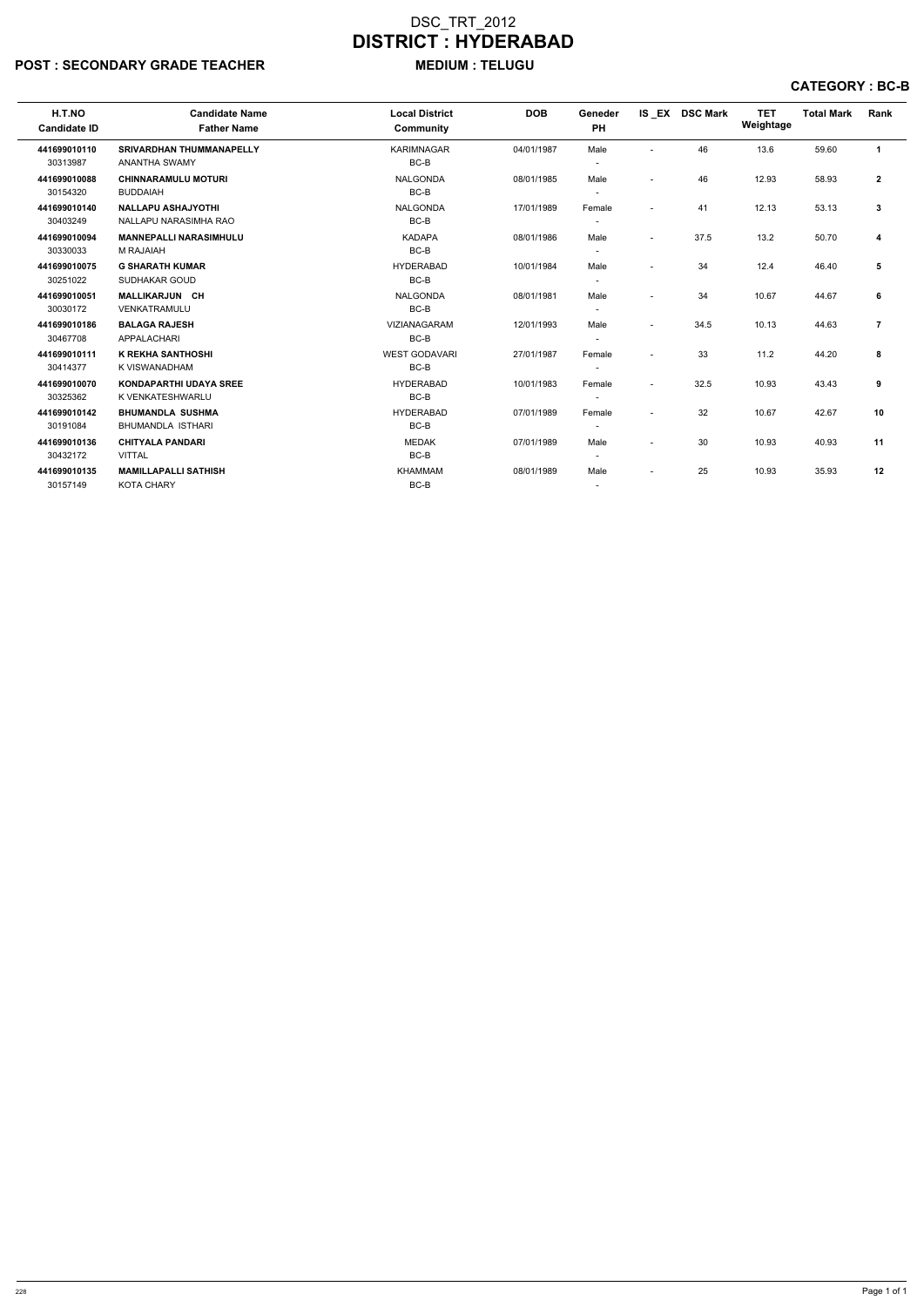# DSC_TRT_2012

# DISTRICT : HYDERABAD

**POST : SECONDARY GRADE TEACHER** **MEDIUM : TELUGU**

**CATEGORY : BC-B**

| H.T.NO<br>Candidate ID | Candidate Name<br>Father Name | Local District<br>Community | DOB | Geneder<br>PH | IS _EX | DSC Mark | TET Weightage | Total Mark | Rank |
|---|---|---|---|---|---|---|---|---|---|
| **441699010110**<br>30313987 | **SRIVARDHAN THUMMANAPELLY**<br>ANANTHA SWAMY | KARIMNAGAR<br>BC-B | 04/01/1987 | Male<br>- | - | 46 | 13.6 | 59.60 | **1** |
| **441699010088**<br>30154320 | **CHINNARAMULU MOTURI**<br>BUDDAIAH | NALGONDA<br>BC-B | 08/01/1985 | Male<br>- | - | 46 | 12.93 | 58.93 | **2** |
| **441699010140**<br>30403249 | **NALLAPU ASHAJYOTHI**<br>NALLAPU NARASIMHA RAO | NALGONDA<br>BC-B | 17/01/1989 | Female<br>- | - | 41 | 12.13 | 53.13 | **3** |
| **441699010094**<br>30330033 | **MANNEPALLI NARASIMHULU**<br>M RAJAIAH | KADAPA<br>BC-B | 08/01/1986 | Male<br>- | - | 37.5 | 13.2 | 50.70 | **4** |
| **441699010075**<br>30251022 | **G SHARATH KUMAR**<br>SUDHAKAR GOUD | HYDERABAD<br>BC-B | 10/01/1984 | Male<br>- | - | 34 | 12.4 | 46.40 | **5** |
| **441699010051**<br>30030172 | **MALLIKARJUN CH**<br>VENKATRAMULU | NALGONDA<br>BC-B | 08/01/1981 | Male<br>- | - | 34 | 10.67 | 44.67 | **6** |
| **441699010186**<br>30467708 | **BALAGA RAJESH**<br>APPALACHARI | VIZIANAGARAM<br>BC-B | 12/01/1993 | Male<br>- | - | 34.5 | 10.13 | 44.63 | **7** |
| **441699010111**<br>30414377 | **K REKHA SANTHOSHI**<br>K VISWANADHAM | WEST GODAVARI<br>BC-B | 27/01/1987 | Female<br>- | - | 33 | 11.2 | 44.20 | **8** |
| **441699010070**<br>30325362 | **KONDAPARTHI UDAYA SREE**<br>K VENKATESHWARLU | HYDERABAD<br>BC-B | 10/01/1983 | Female<br>- | - | 32.5 | 10.93 | 43.43 | **9** |
| **441699010142**<br>30191084 | **BHUMANDLA SUSHMA**<br>BHUMANDLA ISTHARI | HYDERABAD<br>BC-B | 07/01/1989 | Female<br>- | - | 32 | 10.67 | 42.67 | **10** |
| **441699010136**<br>30432172 | **CHITYALA PANDARI**<br>VITTAL | MEDAK<br>BC-B | 07/01/1989 | Male<br>- | - | 30 | 10.93 | 40.93 | **11** |
| **441699010135**<br>30157149 | **MAMILLAPALLI SATHISH**<br>KOTA CHARY | KHAMMAM<br>BC-B | 08/01/1989 | Male<br>- | - | 25 | 10.93 | 35.93 | **12** |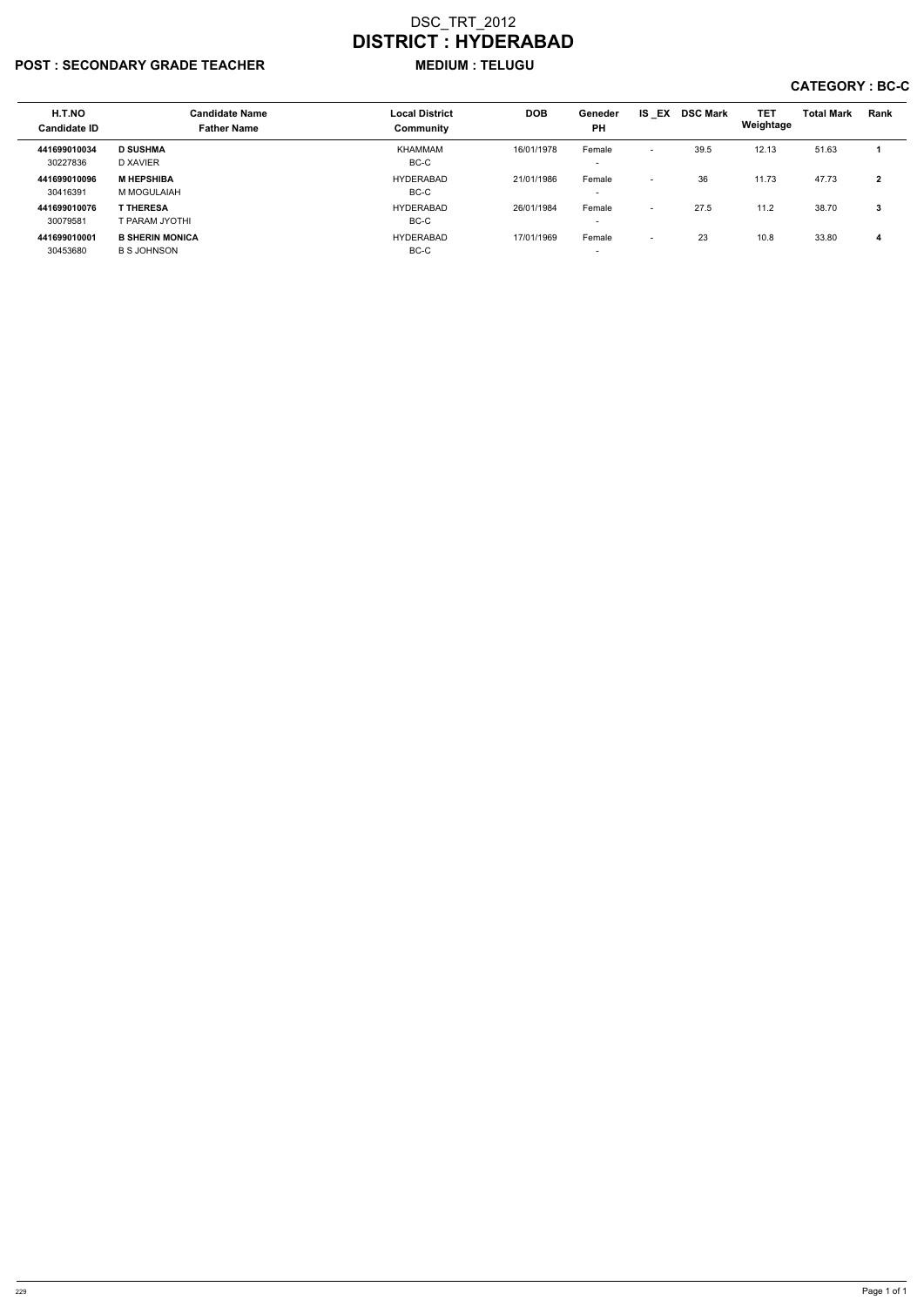# DSC_TRT_2012
# DISTRICT : HYDERABAD

**POST : SECONDARY GRADE TEACHER** **MEDIUM : TELUGU**

**CATEGORY : BC-C**

| H.T.NO<br>Candidate ID | Candidate Name<br>Father Name | Local District<br>Community | DOB | Geneder<br>PH | IS _EX | DSC Mark | TET Weightage | Total Mark | Rank |
|---|---|---|---|---|---|---|---|---|---|
| **441699010034**<br>30227836 | **D SUSHMA**<br>D XAVIER | KHAMMAM<br>BC-C | 16/01/1978 | Female<br>- | - | 39.5 | 12.13 | 51.63 | **1** |
| **441699010096**<br>30416391 | **M HEPSHIBA**<br>M MOGULAIAH | HYDERABAD<br>BC-C | 21/01/1986 | Female<br>- | - | 36 | 11.73 | 47.73 | **2** |
| **441699010076**<br>30079581 | **T THERESA**<br>T PARAM JYOTHI | HYDERABAD<br>BC-C | 26/01/1984 | Female<br>- | - | 27.5 | 11.2 | 38.70 | **3** |
| **441699010001**<br>30453680 | **B SHERIN MONICA**<br>B S JOHNSON | HYDERABAD<br>BC-C | 17/01/1969 | Female<br>- | - | 23 | 10.8 | 33.80 | **4** |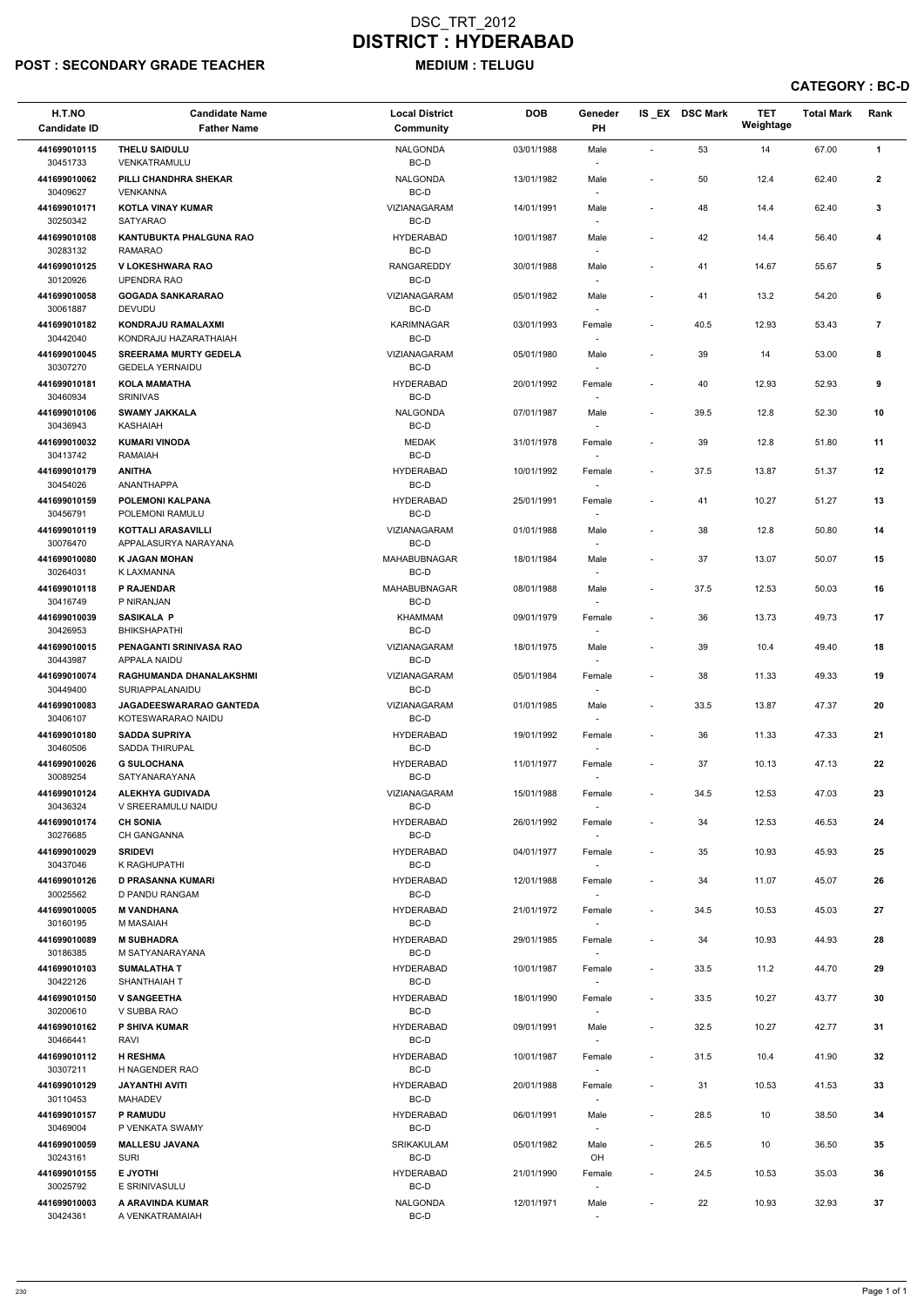# DSC_TRT_2012
# DISTRICT : HYDERABAD

**POST : SECONDARY GRADE TEACHER** **MEDIUM : TELUGU**

**CATEGORY : BC-D**

| H.T.NO<br>Candidate ID | Candidate Name<br>Father Name | Local District<br>Community | DOB | Geneder<br>PH | IS _EX | DSC Mark | TET Weightage | Total Mark | Rank |
|---|---|---|---|---|---|---|---|---|---|
| 441699010115<br>30451733 | THELU SAIDULU<br>VENKATRAMULU | NALGONDA<br>BC-D | 03/01/1988 | Male<br>- | - | 53 | 14 | 67.00 | 1 |
| 441699010062<br>30409627 | PILLI CHANDHRA SHEKAR<br>VENKANNA | NALGONDA<br>BC-D | 13/01/1982 | Male<br>- | - | 50 | 12.4 | 62.40 | 2 |
| 441699010171<br>30250342 | KOTLA VINAY KUMAR<br>SATYARAO | VIZIANAGARAM<br>BC-D | 14/01/1991 | Male<br>- | - | 48 | 14.4 | 62.40 | 3 |
| 441699010108<br>30283132 | KANTUBUKTA PHALGUNA RAO<br>RAMARAO | HYDERABAD<br>BC-D | 10/01/1987 | Male<br>- | - | 42 | 14.4 | 56.40 | 4 |
| 441699010125<br>30120926 | V LOKESHWARA RAO<br>UPENDRA RAO | RANGAREDDY<br>BC-D | 30/01/1988 | Male<br>- | - | 41 | 14.67 | 55.67 | 5 |
| 441699010058<br>30061887 | GOGADA SANKARARAO<br>DEVUDU | VIZIANAGARAM<br>BC-D | 05/01/1982 | Male<br>- | - | 41 | 13.2 | 54.20 | 6 |
| 441699010182<br>30442040 | KONDRAJU RAMALAXMI<br>KONDRAJU HAZARATHAIAH | KARIMNAGAR<br>BC-D | 03/01/1993 | Female<br>- | - | 40.5 | 12.93 | 53.43 | 7 |
| 441699010045<br>30307270 | SREERAMA MURTY GEDELA<br>GEDELA YERNAIDU | VIZIANAGARAM<br>BC-D | 05/01/1980 | Male<br>- | - | 39 | 14 | 53.00 | 8 |
| 441699010181<br>30460934 | KOLA MAMATHA<br>SRINIVAS | HYDERABAD<br>BC-D | 20/01/1992 | Female<br>- | - | 40 | 12.93 | 52.93 | 9 |
| 441699010106<br>30436943 | SWAMY JAKKALA<br>KASHAIAH | NALGONDA<br>BC-D | 07/01/1987 | Male<br>- | - | 39.5 | 12.8 | 52.30 | 10 |
| 441699010032<br>30413742 | KUMARI VINODA<br>RAMAIAH | MEDAK<br>BC-D | 31/01/1978 | Female<br>- | - | 39 | 12.8 | 51.80 | 11 |
| 441699010179<br>30454026 | ANITHA<br>ANANTHAPPA | HYDERABAD<br>BC-D | 10/01/1992 | Female<br>- | - | 37.5 | 13.87 | 51.37 | 12 |
| 441699010159<br>30456791 | POLEMONI KALPANA<br>POLEMONI RAMULU | HYDERABAD<br>BC-D | 25/01/1991 | Female<br>- | - | 41 | 10.27 | 51.27 | 13 |
| 441699010119<br>30076470 | KOTTALI ARASAVILLI<br>APPALASURYA NARAYANA | VIZIANAGARAM<br>BC-D | 01/01/1988 | Male<br>- | - | 38 | 12.8 | 50.80 | 14 |
| 441699010080<br>30264031 | K JAGAN MOHAN<br>K LAXMANNA | MAHABUBNAGAR<br>BC-D | 18/01/1984 | Male<br>- | - | 37 | 13.07 | 50.07 | 15 |
| 441699010118<br>30416749 | P RAJENDAR<br>P NIRANJAN | MAHABUBNAGAR<br>BC-D | 08/01/1988 | Male<br>- | - | 37.5 | 12.53 | 50.03 | 16 |
| 441699010039<br>30426953 | SASIKALA P<br>BHIKSHAPATHI | KHAMMAM<br>BC-D | 09/01/1979 | Female<br>- | - | 36 | 13.73 | 49.73 | 17 |
| 441699010015<br>30443987 | PENAGANTI SRINIVASA RAO<br>APPALA NAIDU | VIZIANAGARAM<br>BC-D | 18/01/1975 | Male<br>- | - | 39 | 10.4 | 49.40 | 18 |
| 441699010074<br>30449400 | RAGHUMANDA DHANALAKSHMI<br>SURIAPPALANAIDU | VIZIANAGARAM<br>BC-D | 05/01/1984 | Female<br>- | - | 38 | 11.33 | 49.33 | 19 |
| 441699010083<br>30406107 | JAGADEESWARARAO GANTEDA<br>KOTESWARARAO NAIDU | VIZIANAGARAM<br>BC-D | 01/01/1985 | Male<br>- | - | 33.5 | 13.87 | 47.37 | 20 |
| 441699010180<br>30460506 | SADDA SUPRIYA<br>SADDA THIRUPAL | HYDERABAD<br>BC-D | 19/01/1992 | Female<br>- | - | 36 | 11.33 | 47.33 | 21 |
| 441699010026<br>30089254 | G SULOCHANA<br>SATYANARAYANA | HYDERABAD<br>BC-D | 11/01/1977 | Female<br>- | - | 37 | 10.13 | 47.13 | 22 |
| 441699010124<br>30436324 | ALEKHYA GUDIVADA<br>V SREERAMULU NAIDU | VIZIANAGARAM<br>BC-D | 15/01/1988 | Female<br>- | - | 34.5 | 12.53 | 47.03 | 23 |
| 441699010174<br>30276685 | CH SONIA<br>CH GANGANNA | HYDERABAD<br>BC-D | 26/01/1992 | Female<br>- | - | 34 | 12.53 | 46.53 | 24 |
| 441699010029<br>30437046 | SRIDEVI<br>K RAGHUPATHI | HYDERABAD<br>BC-D | 04/01/1977 | Female<br>- | - | 35 | 10.93 | 45.93 | 25 |
| 441699010126<br>30025562 | D PRASANNA KUMARI<br>D PANDU RANGAM | HYDERABAD<br>BC-D | 12/01/1988 | Female<br>- | - | 34 | 11.07 | 45.07 | 26 |
| 441699010005<br>30160195 | M VANDHANA<br>M MASAIAH | HYDERABAD<br>BC-D | 21/01/1972 | Female<br>- | - | 34.5 | 10.53 | 45.03 | 27 |
| 441699010089<br>30186385 | M SUBHADRA<br>M SATYANARAYANA | HYDERABAD<br>BC-D | 29/01/1985 | Female<br>- | - | 34 | 10.93 | 44.93 | 28 |
| 441699010103<br>30422126 | SUMALATHA T<br>SHANTHAIAH T | HYDERABAD<br>BC-D | 10/01/1987 | Female<br>- | - | 33.5 | 11.2 | 44.70 | 29 |
| 441699010150<br>30200610 | V SANGEETHA<br>V SUBBA RAO | HYDERABAD<br>BC-D | 18/01/1990 | Female<br>- | - | 33.5 | 10.27 | 43.77 | 30 |
| 441699010162<br>30466441 | P SHIVA KUMAR<br>RAVI | HYDERABAD<br>BC-D | 09/01/1991 | Male<br>- | - | 32.5 | 10.27 | 42.77 | 31 |
| 441699010112<br>30307211 | H RESHMA<br>H NAGENDER RAO | HYDERABAD<br>BC-D | 10/01/1987 | Female<br>- | - | 31.5 | 10.4 | 41.90 | 32 |
| 441699010129<br>30110453 | JAYANTHI AVITI<br>MAHADEV | HYDERABAD<br>BC-D | 20/01/1988 | Female<br>- | - | 31 | 10.53 | 41.53 | 33 |
| 441699010157<br>30469004 | P RAMUDU<br>P VENKATA SWAMY | HYDERABAD<br>BC-D | 06/01/1991 | Male<br>- | - | 28.5 | 10 | 38.50 | 34 |
| 441699010059<br>30243161 | MALLESU JAVANA<br>SURI | SRIKAKULAM<br>BC-D | 05/01/1982 | Male<br>OH | - | 26.5 | 10 | 36.50 | 35 |
| 441699010155<br>30025792 | E JYOTHI<br>E SRINIVASULU | HYDERABAD<br>BC-D | 21/01/1990 | Female<br>- | - | 24.5 | 10.53 | 35.03 | 36 |
| 441699010003<br>30424361 | A ARAVINDA KUMAR<br>A VENKATRAMAIAH | NALGONDA<br>BC-D | 12/01/1971 | Male<br>- | - | 22 | 10.93 | 32.93 | 37 |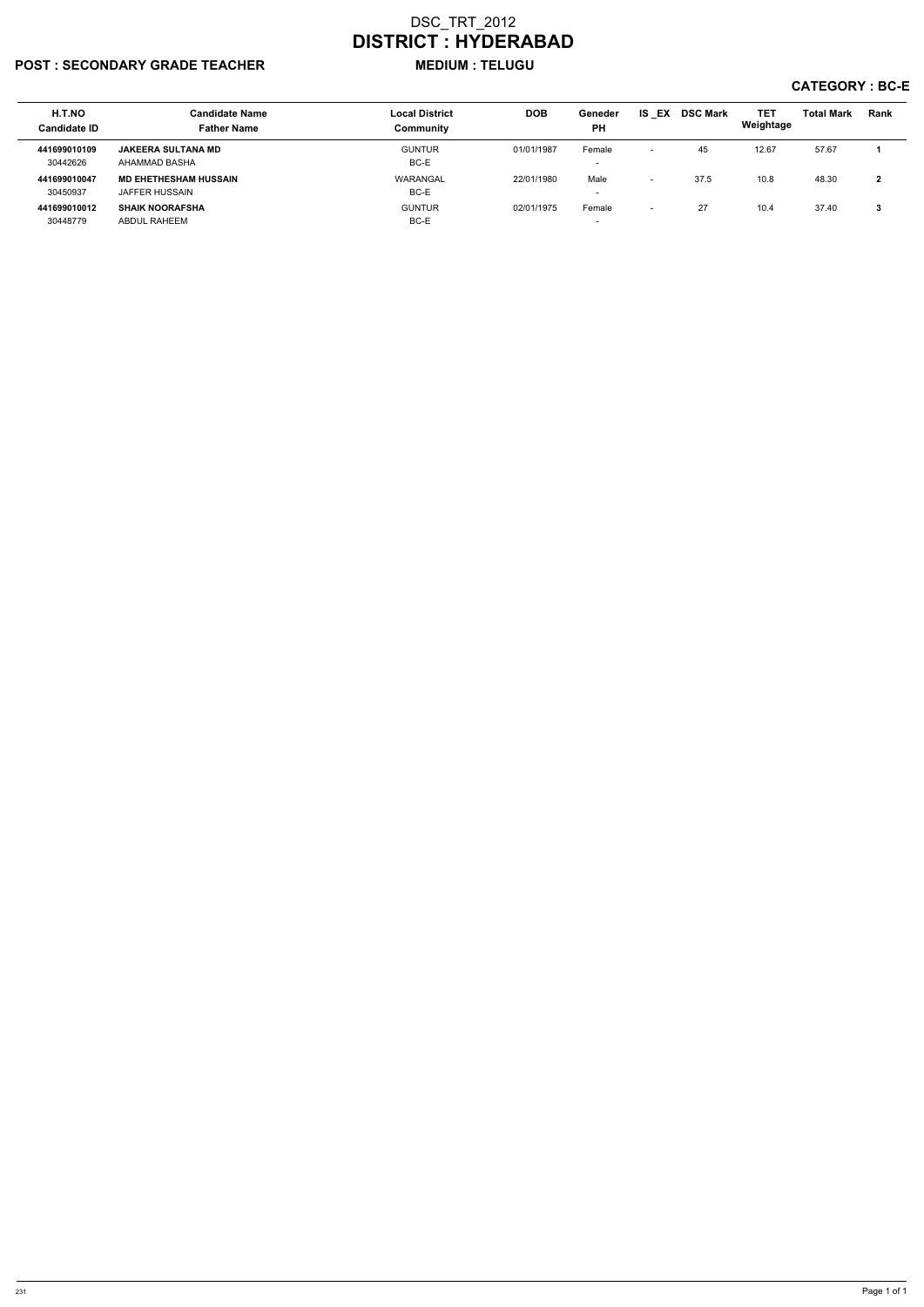# DSC_TRT_2012
# DISTRICT : HYDERABAD

**POST : SECONDARY GRADE TEACHER** **MEDIUM : TELUGU**

**CATEGORY : BC-E**

| H.T.NO<br>Candidate ID | Candidate Name<br>Father Name | Local District<br>Community | DOB | Geneder<br>PH | IS _EX | DSC Mark | TET Weightage | Total Mark | Rank |
|---|---|---|---|---|---|---|---|---|---|
| **441699010109**<br>30442626 | **JAKEERA SULTANA MD**<br>AHAMMAD BASHA | GUNTUR<br>BC-E | 01/01/1987 | Female<br>- | - | 45 | 12.67 | 57.67 | **1** |
| **441699010047**<br>30450937 | **MD EHETHESHAM HUSSAIN**<br>JAFFER HUSSAIN | WARANGAL<br>BC-E | 22/01/1980 | Male<br>- | - | 37.5 | 10.8 | 48.30 | **2** |
| **441699010012**<br>30448779 | **SHAIK NOORAFSHA**<br>ABDUL RAHEEM | GUNTUR<br>BC-E | 02/01/1975 | Female<br>- | - | 27 | 10.4 | 37.40 | **3** |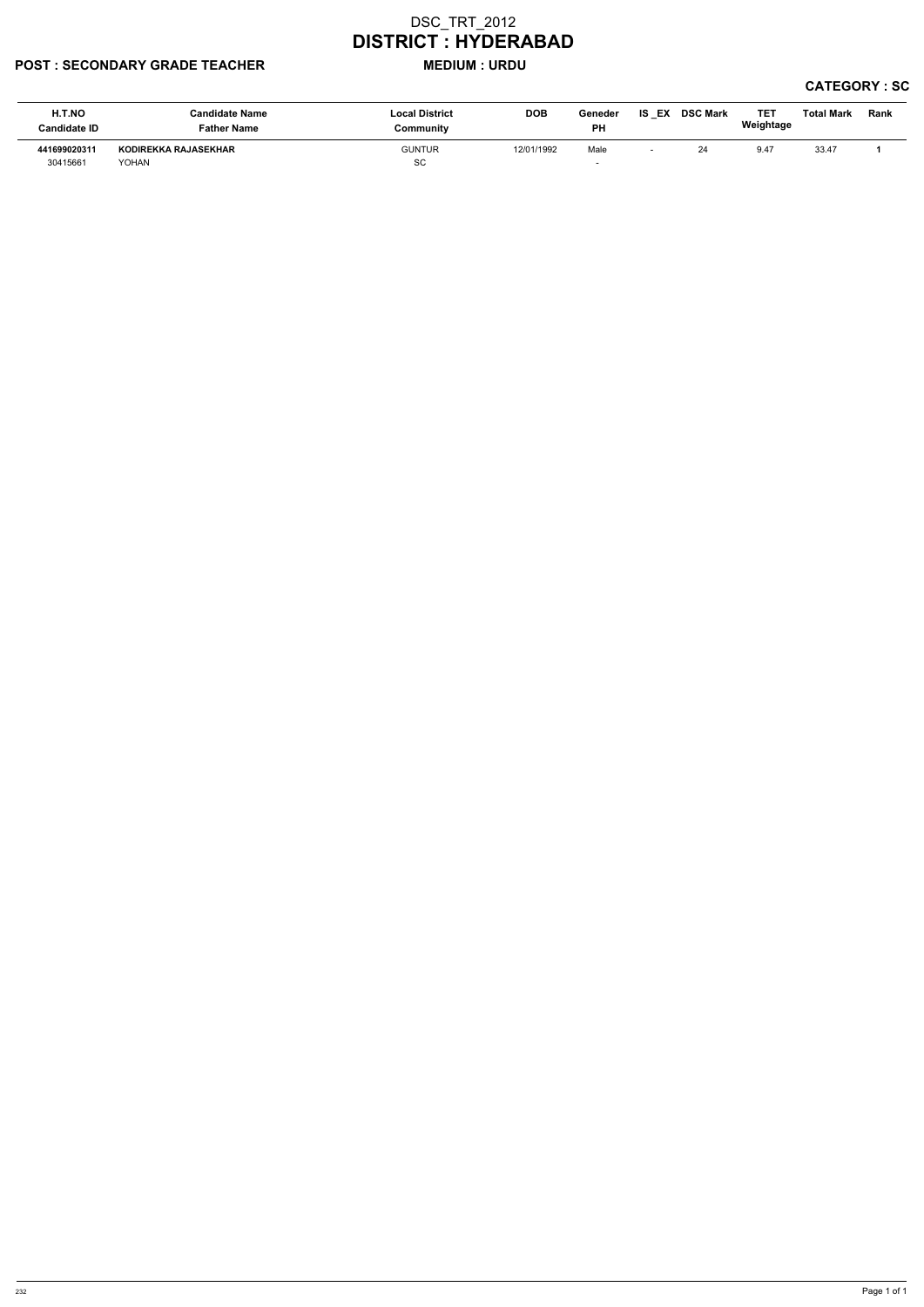# DSC_TRT_2012
# DISTRICT : HYDERABAD

**POST : SECONDARY GRADE TEACHER** **MEDIUM : URDU**

**CATEGORY : SC**

| H.T.NO<br>Candidate ID | Candidate Name<br>Father Name | Local District<br>Community | DOB | Geneder<br>PH | IS _EX | DSC Mark | TET Weightage | Total Mark | Rank |
|---|---|---|---|---|---|---|---|---|---|
| **441699020311**<br>30415661 | **KODIREKKA RAJASEKHAR**<br>YOHAN | GUNTUR<br>SC | 12/01/1992 | Male<br>- | - | 24 | 9.47 | 33.47 | **1** |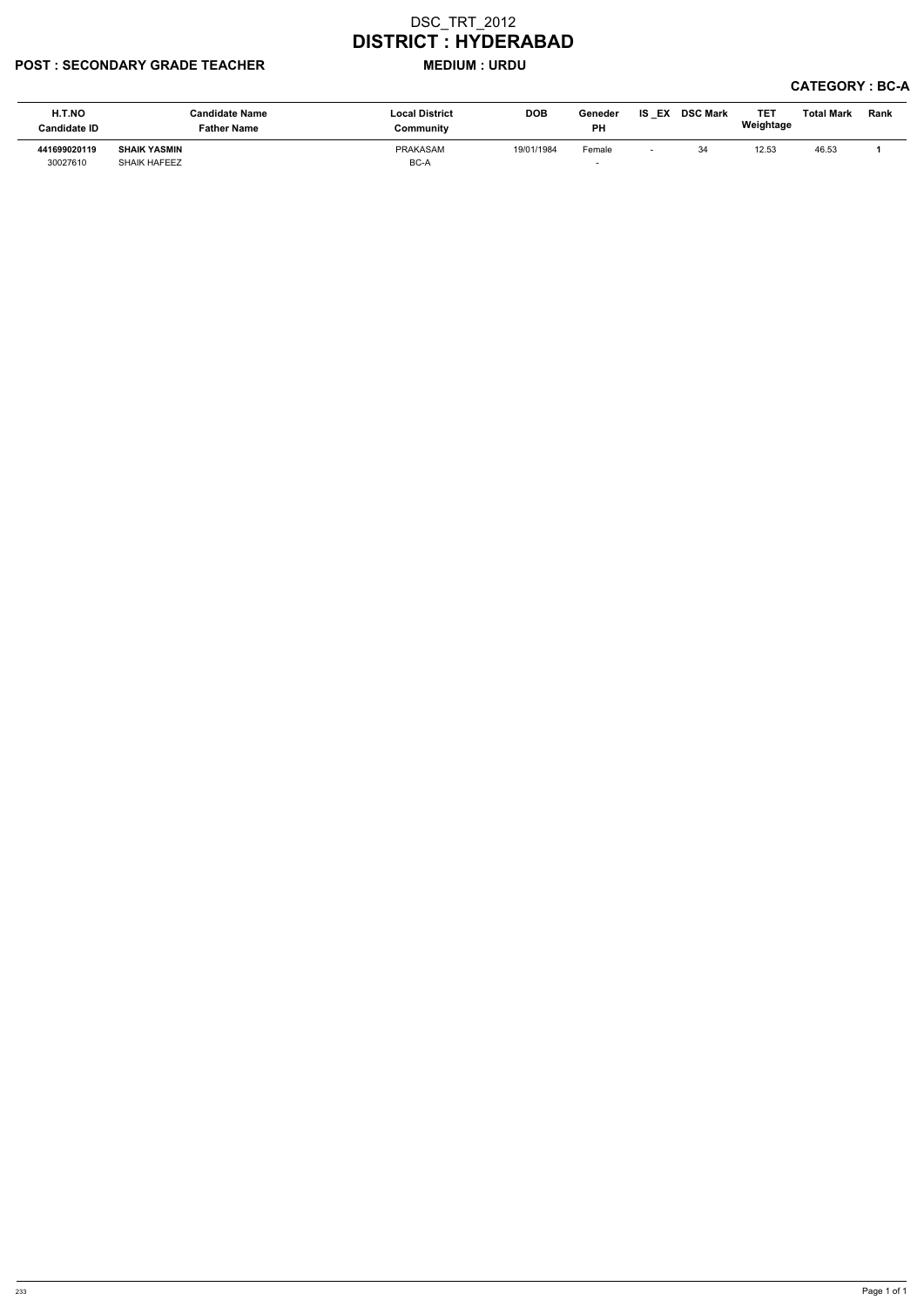# DSC_TRT_2012

# DISTRICT : HYDERABAD

**POST : SECONDARY GRADE TEACHER** **MEDIUM : URDU**

**CATEGORY : BC-A**

| H.T.NO<br>Candidate ID | Candidate Name<br>Father Name | Local District<br>Community | DOB | Geneder<br>PH | IS _EX | DSC Mark | TET Weightage | Total Mark | Rank |
|---|---|---|---|---|---|---|---|---|---|
| **441699020119**<br>30027610 | **SHAIK YASMIN**<br>SHAIK HAFEEZ | PRAKASAM<br>BC-A | 19/01/1984 | Female<br>- | - | 34 | 12.53 | 46.53 | **1** |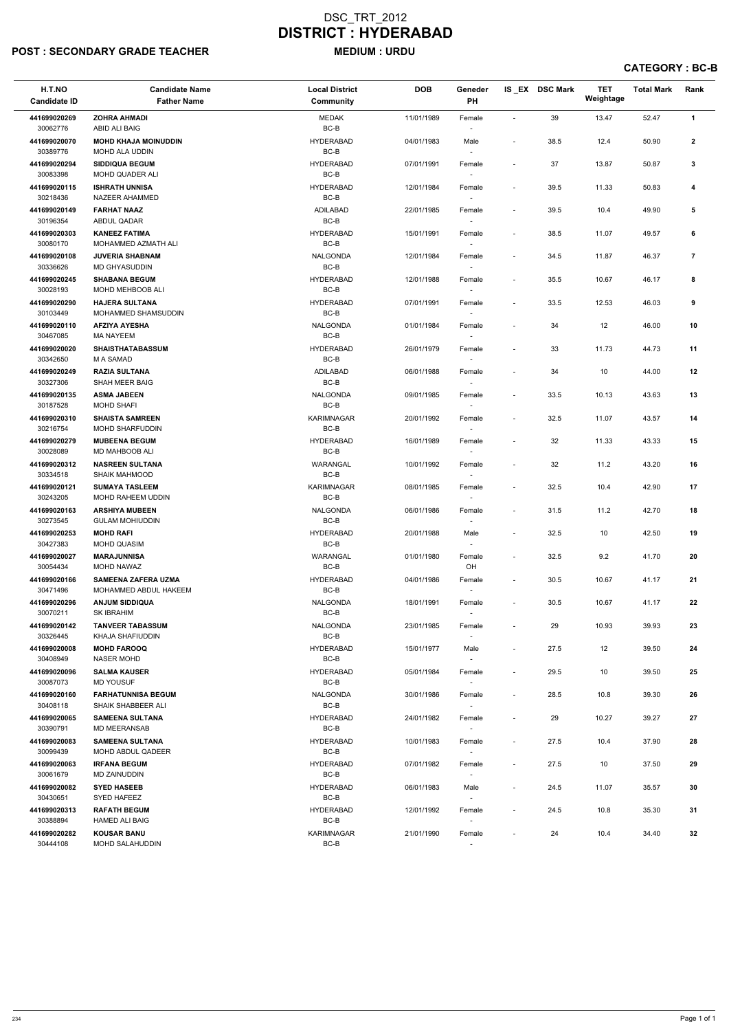# DSC_TRT_2012
# DISTRICT : HYDERABAD

**POST : SECONDARY GRADE TEACHER** **MEDIUM : URDU**

**CATEGORY : BC-B**

| H.T.NO<br>Candidate ID | Candidate Name<br>Father Name | Local District<br>Community | DOB | Geneder<br>PH | IS _EX | DSC Mark | TET Weightage | Total Mark | Rank |
|---|---|---|---|---|---|---|---|---|---|
| 441699020269<br>30062776 | ZOHRA AHMADI<br>ABID ALI BAIG | MEDAK<br>BC-B | 11/01/1989 | Female<br>- | - | 39 | 13.47 | 52.47 | 1 |
| 441699020070<br>30389776 | MOHD KHAJA MOINUDDIN<br>MOHD ALA UDDIN | HYDERABAD<br>BC-B | 04/01/1983 | Male<br>- | - | 38.5 | 12.4 | 50.90 | 2 |
| 441699020294<br>30083398 | SIDDIQUA BEGUM<br>MOHD QUADER ALI | HYDERABAD<br>BC-B | 07/01/1991 | Female<br>- | - | 37 | 13.87 | 50.87 | 3 |
| 441699020115<br>30218436 | ISHRATH UNNISA<br>NAZEER AHAMMED | HYDERABAD<br>BC-B | 12/01/1984 | Female<br>- | - | 39.5 | 11.33 | 50.83 | 4 |
| 441699020149<br>30196354 | FARHAT NAAZ<br>ABDUL QADAR | ADILABAD<br>BC-B | 22/01/1985 | Female<br>- | - | 39.5 | 10.4 | 49.90 | 5 |
| 441699020303<br>30080170 | KANEEZ FATIMA<br>MOHAMMED AZMATH ALI | HYDERABAD<br>BC-B | 15/01/1991 | Female<br>- | - | 38.5 | 11.07 | 49.57 | 6 |
| 441699020108<br>30336626 | JUVERIA SHABNAM<br>MD GHYASUDDIN | NALGONDA<br>BC-B | 12/01/1984 | Female<br>- | - | 34.5 | 11.87 | 46.37 | 7 |
| 441699020245<br>30028193 | SHABANA BEGUM<br>MOHD MEHBOOB ALI | HYDERABAD<br>BC-B | 12/01/1988 | Female<br>- | - | 35.5 | 10.67 | 46.17 | 8 |
| 441699020290<br>30103449 | HAJERA SULTANA<br>MOHAMMED SHAMSUDDIN | HYDERABAD<br>BC-B | 07/01/1991 | Female<br>- | - | 33.5 | 12.53 | 46.03 | 9 |
| 441699020110<br>30467085 | AFZIYA AYESHA<br>MA NAYEEM | NALGONDA<br>BC-B | 01/01/1984 | Female<br>- | - | 34 | 12 | 46.00 | 10 |
| 441699020020<br>30342650 | SHAISTHATABASSUM<br>M A SAMAD | HYDERABAD<br>BC-B | 26/01/1979 | Female<br>- | - | 33 | 11.73 | 44.73 | 11 |
| 441699020249<br>30327306 | RAZIA SULTANA<br>SHAH MEER BAIG | ADILABAD<br>BC-B | 06/01/1988 | Female<br>- | - | 34 | 10 | 44.00 | 12 |
| 441699020135<br>30187528 | ASMA JABEEN<br>MOHD SHAFI | NALGONDA<br>BC-B | 09/01/1985 | Female<br>- | - | 33.5 | 10.13 | 43.63 | 13 |
| 441699020310<br>30216754 | SHAISTA SAMREEN<br>MOHD SHARFUDDIN | KARIMNAGAR<br>BC-B | 20/01/1992 | Female<br>- | - | 32.5 | 11.07 | 43.57 | 14 |
| 441699020279<br>30028089 | MUBEENA BEGUM<br>MD MAHBOOB ALI | HYDERABAD<br>BC-B | 16/01/1989 | Female<br>- | - | 32 | 11.33 | 43.33 | 15 |
| 441699020312<br>30334518 | NASREEN SULTANA<br>SHAIK MAHMOOD | WARANGAL<br>BC-B | 10/01/1992 | Female<br>- | - | 32 | 11.2 | 43.20 | 16 |
| 441699020121<br>30243205 | SUMAYA TASLEEM<br>MOHD RAHEEM UDDIN | KARIMNAGAR<br>BC-B | 08/01/1985 | Female<br>- | - | 32.5 | 10.4 | 42.90 | 17 |
| 441699020163<br>30273545 | ARSHIYA MUBEEN<br>GULAM MOHIUDDIN | NALGONDA<br>BC-B | 06/01/1986 | Female<br>- | - | 31.5 | 11.2 | 42.70 | 18 |
| 441699020253<br>30427383 | MOHD RAFI<br>MOHD QUASIM | HYDERABAD<br>BC-B | 20/01/1988 | Male<br>- | - | 32.5 | 10 | 42.50 | 19 |
| 441699020027<br>30054434 | MARAJUNNISA<br>MOHD NAWAZ | WARANGAL<br>BC-B | 01/01/1980 | Female<br>OH | - | 32.5 | 9.2 | 41.70 | 20 |
| 441699020166<br>30471496 | SAMEENA ZAFERA UZMA<br>MOHAMMED ABDUL HAKEEM | HYDERABAD<br>BC-B | 04/01/1986 | Female<br>- | - | 30.5 | 10.67 | 41.17 | 21 |
| 441699020296<br>30070211 | ANJUM SIDDIQUA<br>SK IBRAHIM | NALGONDA<br>BC-B | 18/01/1991 | Female<br>- | - | 30.5 | 10.67 | 41.17 | 22 |
| 441699020142<br>30326445 | TANVEER TABASSUM<br>KHAJA SHAFIUDDIN | NALGONDA<br>BC-B | 23/01/1985 | Female<br>- | - | 29 | 10.93 | 39.93 | 23 |
| 441699020008<br>30408949 | MOHD FAROOQ<br>NASER MOHD | HYDERABAD<br>BC-B | 15/01/1977 | Male<br>- | - | 27.5 | 12 | 39.50 | 24 |
| 441699020096<br>30087073 | SALMA KAUSER<br>MD YOUSUF | HYDERABAD<br>BC-B | 05/01/1984 | Female<br>- | - | 29.5 | 10 | 39.50 | 25 |
| 441699020160<br>30408118 | FARHATUNNISA BEGUM<br>SHAIK SHABBEER ALI | NALGONDA<br>BC-B | 30/01/1986 | Female<br>- | - | 28.5 | 10.8 | 39.30 | 26 |
| 441699020065<br>30390791 | SAMEENA SULTANA<br>MD MEERANSAB | HYDERABAD<br>BC-B | 24/01/1982 | Female<br>- | - | 29 | 10.27 | 39.27 | 27 |
| 441699020083<br>30099439 | SAMEENA SULTANA<br>MOHD ABDUL QADEER | HYDERABAD<br>BC-B | 10/01/1983 | Female<br>- | - | 27.5 | 10.4 | 37.90 | 28 |
| 441699020063<br>30061679 | IRFANA BEGUM<br>MD ZAINUDDIN | HYDERABAD<br>BC-B | 07/01/1982 | Female<br>- | - | 27.5 | 10 | 37.50 | 29 |
| 441699020082<br>30430651 | SYED HASEEB<br>SYED HAFEEZ | HYDERABAD<br>BC-B | 06/01/1983 | Male<br>- | - | 24.5 | 11.07 | 35.57 | 30 |
| 441699020313<br>30388894 | RAFATH BEGUM<br>HAMED ALI BAIG | HYDERABAD<br>BC-B | 12/01/1992 | Female<br>- | - | 24.5 | 10.8 | 35.30 | 31 |
| 441699020282<br>30444108 | KOUSAR BANU<br>MOHD SALAHUDDIN | KARIMNAGAR<br>BC-B | 21/01/1990 | Female<br>- | - | 24 | 10.4 | 34.40 | 32 |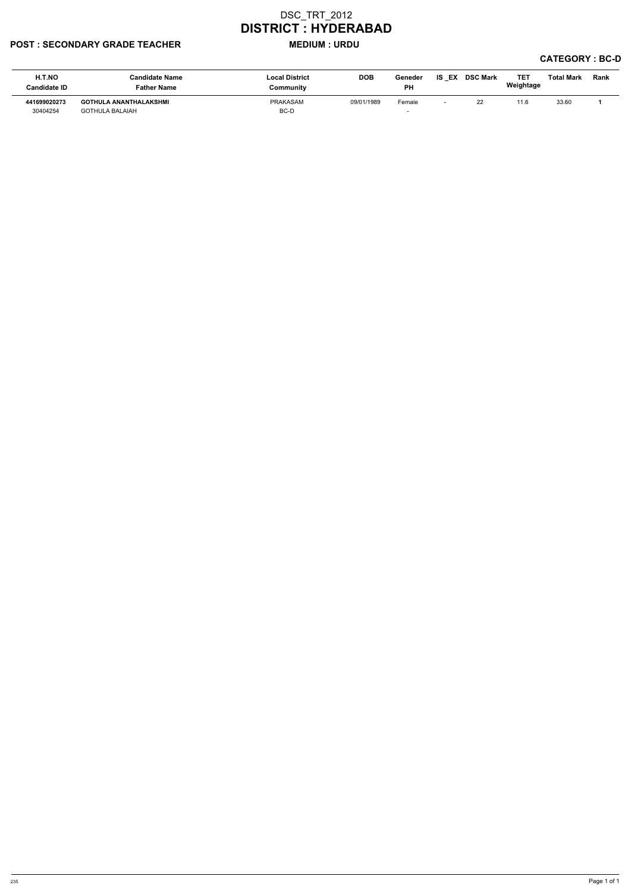# DSC_TRT_2012

# DISTRICT : HYDERABAD

**POST : SECONDARY GRADE TEACHER** **MEDIUM : URDU**

**CATEGORY : BC-D**

| H.T.NO<br>Candidate ID | Candidate Name<br>Father Name | Local District<br>Community | DOB | Geneder<br>PH | IS _EX | DSC Mark | TET Weightage | Total Mark | Rank |
|---|---|---|---|---|---|---|---|---|---|
| **441699020273**<br>30404254 | **GOTHULA ANANTHALAKSHMI**<br>GOTHULA BALAIAH | PRAKASAM<br>BC-D | 09/01/1989 | Female<br>- | - | 22 | 11.6 | 33.60 | **1** |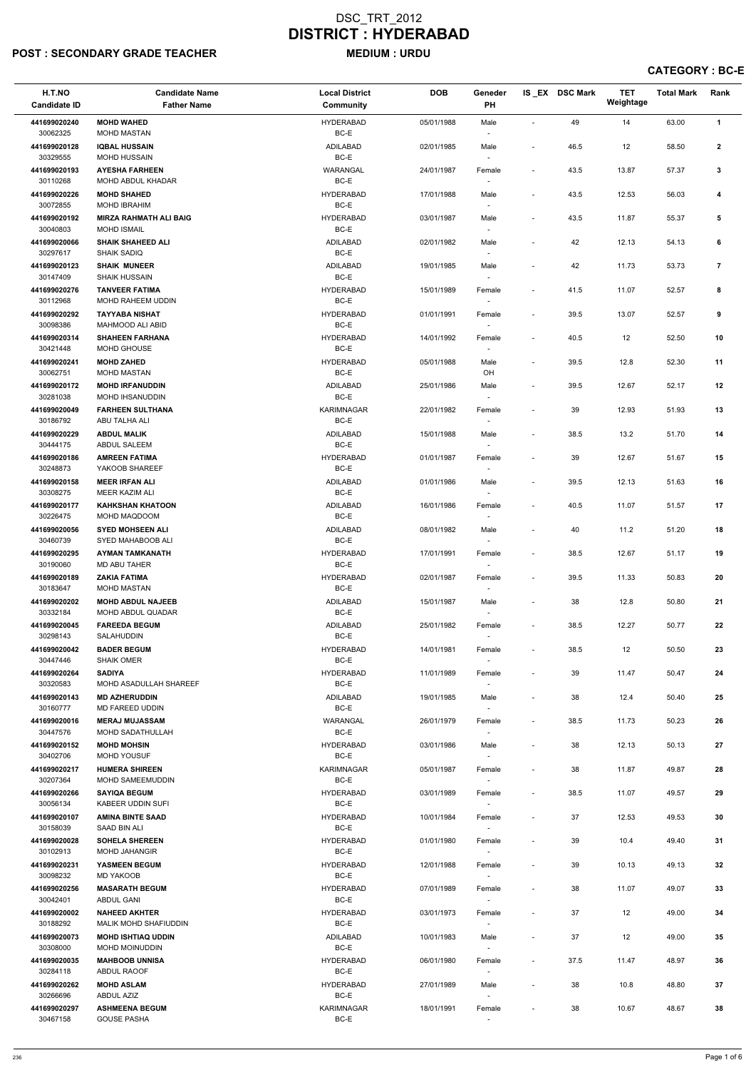# DSC_TRT_2012

# DISTRICT : HYDERABAD

**POST : SECONDARY GRADE TEACHER** **MEDIUM : URDU**

**CATEGORY : BC-E**

| H.T.NO<br>Candidate ID | Candidate Name<br>Father Name | Local District<br>Community | DOB | Geneder<br>PH | IS _EX | DSC Mark | TET Weightage | Total Mark | Rank |
|---|---|---|---|---|---|---|---|---|---|
| 441699020240<br>30062325 | MOHD WAHED<br>MOHD MASTAN | HYDERABAD<br>BC-E | 05/01/1988 | Male<br>- | - | 49 | 14 | 63.00 | 1 |
| 441699020128<br>30329555 | IQBAL HUSSAIN<br>MOHD HUSSAIN | ADILABAD<br>BC-E | 02/01/1985 | Male<br>- | - | 46.5 | 12 | 58.50 | 2 |
| 441699020193<br>30110268 | AYESHA FARHEEN<br>MOHD ABDUL KHADAR | WARANGAL<br>BC-E | 24/01/1987 | Female<br>- | - | 43.5 | 13.87 | 57.37 | 3 |
| 441699020226<br>30072855 | MOHD SHAHED<br>MOHD IBRAHIM | HYDERABAD<br>BC-E | 17/01/1988 | Male<br>- | - | 43.5 | 12.53 | 56.03 | 4 |
| 441699020192<br>30040803 | MIRZA RAHMATH ALI BAIG<br>MOHD ISMAIL | HYDERABAD<br>BC-E | 03/01/1987 | Male<br>- | - | 43.5 | 11.87 | 55.37 | 5 |
| 441699020066<br>30297617 | SHAIK SHAHEED ALI<br>SHAIK SADIQ | ADILABAD<br>BC-E | 02/01/1982 | Male<br>- | - | 42 | 12.13 | 54.13 | 6 |
| 441699020123<br>30147409 | SHAIK MUNEER<br>SHAIK HUSSAIN | ADILABAD<br>BC-E | 19/01/1985 | Male<br>- | - | 42 | 11.73 | 53.73 | 7 |
| 441699020276<br>30112968 | TANVEER FATIMA<br>MOHD RAHEEM UDDIN | HYDERABAD<br>BC-E | 15/01/1989 | Female<br>- | - | 41.5 | 11.07 | 52.57 | 8 |
| 441699020292<br>30098386 | TAYYABA NISHAT<br>MAHMOOD ALI ABID | HYDERABAD<br>BC-E | 01/01/1991 | Female<br>- | - | 39.5 | 13.07 | 52.57 | 9 |
| 441699020314<br>30421448 | SHAHEEN FARHANA<br>MOHD GHOUSE | HYDERABAD<br>BC-E | 14/01/1992 | Female<br>- | - | 40.5 | 12 | 52.50 | 10 |
| 441699020241<br>30062751 | MOHD ZAHED<br>MOHD MASTAN | HYDERABAD<br>BC-E | 05/01/1988 | Male<br>OH | - | 39.5 | 12.8 | 52.30 | 11 |
| 441699020172<br>30281038 | MOHD IRFANUDDIN<br>MOHD IHSANUDDIN | ADILABAD<br>BC-E | 25/01/1986 | Male<br>- | - | 39.5 | 12.67 | 52.17 | 12 |
| 441699020049<br>30186792 | FARHEEN SULTHANA<br>ABU TALHA ALI | KARIMNAGAR<br>BC-E | 22/01/1982 | Female<br>- | - | 39 | 12.93 | 51.93 | 13 |
| 441699020229<br>30444175 | ABDUL MALIK<br>ABDUL SALEEM | ADILABAD<br>BC-E | 15/01/1988 | Male<br>- | - | 38.5 | 13.2 | 51.70 | 14 |
| 441699020186<br>30248873 | AMREEN FATIMA<br>YAKOOB SHAREEF | HYDERABAD<br>BC-E | 01/01/1987 | Female<br>- | - | 39 | 12.67 | 51.67 | 15 |
| 441699020158<br>30308275 | MEER IRFAN ALI<br>MEER KAZIM ALI | ADILABAD<br>BC-E | 01/01/1986 | Male<br>- | - | 39.5 | 12.13 | 51.63 | 16 |
| 441699020177<br>30226475 | KAHKSHAN KHATOON<br>MOHD MAQDOOM | ADILABAD<br>BC-E | 16/01/1986 | Female<br>- | - | 40.5 | 11.07 | 51.57 | 17 |
| 441699020056<br>30460739 | SYED MOHSEEN ALI<br>SYED MAHABOOB ALI | ADILABAD<br>BC-E | 08/01/1982 | Male<br>- | - | 40 | 11.2 | 51.20 | 18 |
| 441699020295<br>30190060 | AYMAN TAMKANATH<br>MD ABU TAHER | HYDERABAD<br>BC-E | 17/01/1991 | Female<br>- | - | 38.5 | 12.67 | 51.17 | 19 |
| 441699020189<br>30183647 | ZAKIA FATIMA<br>MOHD MASTAN | HYDERABAD<br>BC-E | 02/01/1987 | Female<br>- | - | 39.5 | 11.33 | 50.83 | 20 |
| 441699020202<br>30332184 | MOHD ABDUL NAJEEB<br>MOHD ABDUL QUADAR | ADILABAD<br>BC-E | 15/01/1987 | Male<br>- | - | 38 | 12.8 | 50.80 | 21 |
| 441699020045<br>30298143 | FAREEDA BEGUM<br>SALAHUDDIN | ADILABAD<br>BC-E | 25/01/1982 | Female<br>- | - | 38.5 | 12.27 | 50.77 | 22 |
| 441699020042<br>30447446 | BADER BEGUM<br>SHAIK OMER | HYDERABAD<br>BC-E | 14/01/1981 | Female<br>- | - | 38.5 | 12 | 50.50 | 23 |
| 441699020264<br>30320583 | SADIYA<br>MOHD ASADULLAH SHAREEF | HYDERABAD<br>BC-E | 11/01/1989 | Female<br>- | - | 39 | 11.47 | 50.47 | 24 |
| 441699020143<br>30160777 | MD AZHERUDDIN<br>MD FAREED UDDIN | ADILABAD<br>BC-E | 19/01/1985 | Male<br>- | - | 38 | 12.4 | 50.40 | 25 |
| 441699020016<br>30447576 | MERAJ MUJASSAM<br>MOHD SADATHULLAH | WARANGAL<br>BC-E | 26/01/1979 | Female<br>- | - | 38.5 | 11.73 | 50.23 | 26 |
| 441699020152<br>30402706 | MOHD MOHSIN<br>MOHD YOUSUF | HYDERABAD<br>BC-E | 03/01/1986 | Male<br>- | - | 38 | 12.13 | 50.13 | 27 |
| 441699020217<br>30207364 | HUMERA SHIREEN<br>MOHD SAMEEMUDDIN | KARIMNAGAR<br>BC-E | 05/01/1987 | Female<br>- | - | 38 | 11.87 | 49.87 | 28 |
| 441699020266<br>30056134 | SAYIQA BEGUM<br>KABEER UDDIN SUFI | HYDERABAD<br>BC-E | 03/01/1989 | Female<br>- | - | 38.5 | 11.07 | 49.57 | 29 |
| 441699020107<br>30158039 | AMINA BINTE SAAD<br>SAAD BIN ALI | HYDERABAD<br>BC-E | 10/01/1984 | Female<br>- | - | 37 | 12.53 | 49.53 | 30 |
| 441699020028<br>30102913 | SOHELA SHEREEN<br>MOHD JAHANGIR | HYDERABAD<br>BC-E | 01/01/1980 | Female<br>- | - | 39 | 10.4 | 49.40 | 31 |
| 441699020231<br>30098232 | YASMEEN BEGUM<br>MD YAKOOB | HYDERABAD<br>BC-E | 12/01/1988 | Female<br>- | - | 39 | 10.13 | 49.13 | 32 |
| 441699020256<br>30042401 | MASARATH BEGUM<br>ABDUL GANI | HYDERABAD<br>BC-E | 07/01/1989 | Female<br>- | - | 38 | 11.07 | 49.07 | 33 |
| 441699020002<br>30188292 | NAHEED AKHTER<br>MALIK MOHD SHAFIUDDIN | HYDERABAD<br>BC-E | 03/01/1973 | Female<br>- | - | 37 | 12 | 49.00 | 34 |
| 441699020073<br>30308000 | MOHD ISHTIAQ UDDIN<br>MOHD MOINUDDIN | ADILABAD<br>BC-E | 10/01/1983 | Male<br>- | - | 37 | 12 | 49.00 | 35 |
| 441699020035<br>30284118 | MAHBOOB UNNISA<br>ABDUL RAOOF | HYDERABAD<br>BC-E | 06/01/1980 | Female<br>- | - | 37.5 | 11.47 | 48.97 | 36 |
| 441699020262<br>30266696 | MOHD ASLAM<br>ABDUL AZIZ | HYDERABAD<br>BC-E | 27/01/1989 | Male<br>- | - | 38 | 10.8 | 48.80 | 37 |
| 441699020297<br>30467158 | ASHMEENA BEGUM<br>GOUSE PASHA | KARIMNAGAR<br>BC-E | 18/01/1991 | Female<br>- | - | 38 | 10.67 | 48.67 | 38 |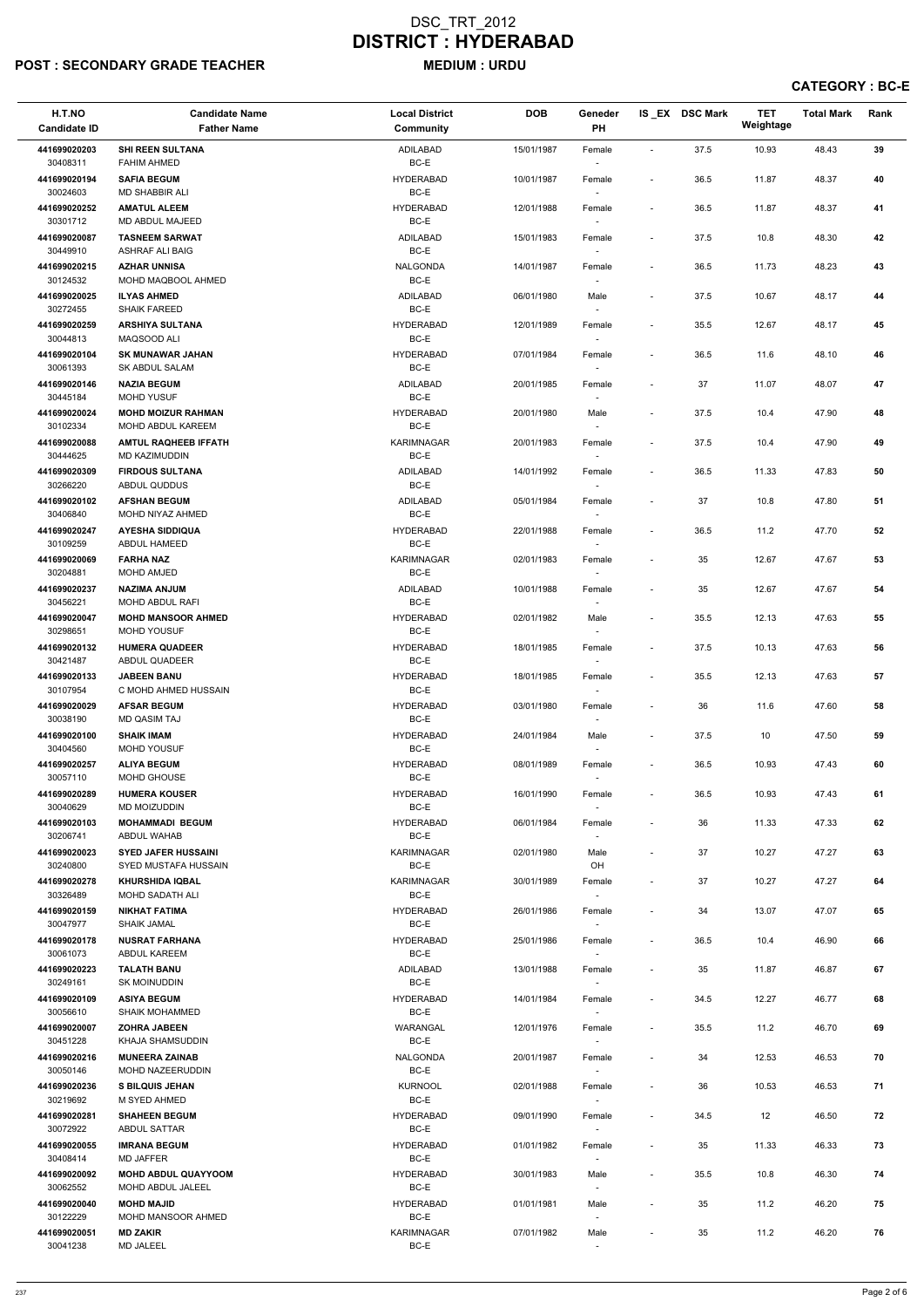# DSC_TRT_2012
# DISTRICT : HYDERABAD

**POST : SECONDARY GRADE TEACHER** **MEDIUM : URDU**

**CATEGORY : BC-E**

| H.T.NO<br>Candidate ID | Candidate Name<br>Father Name | Local District<br>Community | DOB | Geneder<br>PH | IS_EX | DSC Mark | TET Weightage | Total Mark | Rank |
|---|---|---|---|---|---|---|---|---|---|
| 441699020203<br>30408311 | SHI REEN SULTANA<br>FAHIM AHMED | ADILABAD<br>BC-E | 15/01/1987 | Female<br>- | - | 37.5 | 10.93 | 48.43 | 39 |
| 441699020194<br>30024603 | SAFIA BEGUM<br>MD SHABBIR ALI | HYDERABAD<br>BC-E | 10/01/1987 | Female<br>- | - | 36.5 | 11.87 | 48.37 | 40 |
| 441699020252<br>30301712 | AMATUL ALEEM<br>MD ABDUL MAJEED | HYDERABAD<br>BC-E | 12/01/1988 | Female<br>- | - | 36.5 | 11.87 | 48.37 | 41 |
| 441699020087<br>30449910 | TASNEEM SARWAT<br>ASHRAF ALI BAIG | ADILABAD<br>BC-E | 15/01/1983 | Female<br>- | - | 37.5 | 10.8 | 48.30 | 42 |
| 441699020215<br>30124532 | AZHAR UNNISA<br>MOHD MAQBOOL AHMED | NALGONDA<br>BC-E | 14/01/1987 | Female<br>- | - | 36.5 | 11.73 | 48.23 | 43 |
| 441699020025<br>30272455 | ILYAS AHMED<br>SHAIK FAREED | ADILABAD<br>BC-E | 06/01/1980 | Male<br>- | - | 37.5 | 10.67 | 48.17 | 44 |
| 441699020259<br>30044813 | ARSHIYA SULTANA<br>MAQSOOD ALI | HYDERABAD<br>BC-E | 12/01/1989 | Female<br>- | - | 35.5 | 12.67 | 48.17 | 45 |
| 441699020104<br>30061393 | SK MUNAWAR JAHAN<br>SK ABDUL SALAM | HYDERABAD<br>BC-E | 07/01/1984 | Female<br>- | - | 36.5 | 11.6 | 48.10 | 46 |
| 441699020146<br>30445184 | NAZIA BEGUM<br>MOHD YUSUF | ADILABAD<br>BC-E | 20/01/1985 | Female<br>- | - | 37 | 11.07 | 48.07 | 47 |
| 441699020024<br>30102334 | MOHD MOIZUR RAHMAN<br>MOHD ABDUL KAREEM | HYDERABAD<br>BC-E | 20/01/1980 | Male<br>- | - | 37.5 | 10.4 | 47.90 | 48 |
| 441699020088<br>30444625 | AMTUL RAQHEEB IFFATH<br>MD KAZIMUDDIN | KARIMNAGAR<br>BC-E | 20/01/1983 | Female<br>- | - | 37.5 | 10.4 | 47.90 | 49 |
| 441699020309<br>30266220 | FIRDOUS SULTANA<br>ABDUL QUDDUS | ADILABAD<br>BC-E | 14/01/1992 | Female<br>- | - | 36.5 | 11.33 | 47.83 | 50 |
| 441699020102<br>30406840 | AFSHAN BEGUM<br>MOHD NIYAZ AHMED | ADILABAD<br>BC-E | 05/01/1984 | Female<br>- | - | 37 | 10.8 | 47.80 | 51 |
| 441699020247<br>30109259 | AYESHA SIDDIQUA<br>ABDUL HAMEED | HYDERABAD<br>BC-E | 22/01/1988 | Female<br>- | - | 36.5 | 11.2 | 47.70 | 52 |
| 441699020069<br>30204881 | FARHA NAZ<br>MOHD AMJED | KARIMNAGAR<br>BC-E | 02/01/1983 | Female<br>- | - | 35 | 12.67 | 47.67 | 53 |
| 441699020237<br>30456221 | NAZIMA ANJUM<br>MOHD ABDUL RAFI | ADILABAD<br>BC-E | 10/01/1988 | Female<br>- | - | 35 | 12.67 | 47.67 | 54 |
| 441699020047<br>30298651 | MOHD MANSOOR AHMED<br>MOHD YOUSUF | HYDERABAD<br>BC-E | 02/01/1982 | Male<br>- | - | 35.5 | 12.13 | 47.63 | 55 |
| 441699020132<br>30421487 | HUMERA QUADEER<br>ABDUL QUADEER | HYDERABAD<br>BC-E | 18/01/1985 | Female<br>- | - | 37.5 | 10.13 | 47.63 | 56 |
| 441699020133<br>30107954 | JABEEN BANU<br>C MOHD AHMED HUSSAIN | HYDERABAD<br>BC-E | 18/01/1985 | Female<br>- | - | 35.5 | 12.13 | 47.63 | 57 |
| 441699020029<br>30038190 | AFSAR BEGUM<br>MD QASIM TAJ | HYDERABAD<br>BC-E | 03/01/1980 | Female<br>- | - | 36 | 11.6 | 47.60 | 58 |
| 441699020100<br>30404560 | SHAIK IMAM<br>MOHD YOUSUF | HYDERABAD<br>BC-E | 24/01/1984 | Male<br>- | - | 37.5 | 10 | 47.50 | 59 |
| 441699020257<br>30057110 | ALIYA BEGUM<br>MOHD GHOUSE | HYDERABAD<br>BC-E | 08/01/1989 | Female<br>- | - | 36.5 | 10.93 | 47.43 | 60 |
| 441699020289<br>30040629 | HUMERA KOUSER<br>MD MOIZUDDIN | HYDERABAD<br>BC-E | 16/01/1990 | Female<br>- | - | 36.5 | 10.93 | 47.43 | 61 |
| 441699020103<br>30206741 | MOHAMMADI BEGUM<br>ABDUL WAHAB | HYDERABAD<br>BC-E | 06/01/1984 | Female<br>- | - | 36 | 11.33 | 47.33 | 62 |
| 441699020023<br>30240800 | SYED JAFER HUSSAINI<br>SYED MUSTAFA HUSSAIN | KARIMNAGAR<br>BC-E | 02/01/1980 | Male<br>OH | - | 37 | 10.27 | 47.27 | 63 |
| 441699020278<br>30326489 | KHURSHIDA IQBAL<br>MOHD SADATH ALI | KARIMNAGAR<br>BC-E | 30/01/1989 | Female<br>- | - | 37 | 10.27 | 47.27 | 64 |
| 441699020159<br>30047977 | NIKHAT FATIMA<br>SHAIK JAMAL | HYDERABAD<br>BC-E | 26/01/1986 | Female<br>- | - | 34 | 13.07 | 47.07 | 65 |
| 441699020178<br>30061073 | NUSRAT FARHANA<br>ABDUL KAREEM | HYDERABAD<br>BC-E | 25/01/1986 | Female<br>- | - | 36.5 | 10.4 | 46.90 | 66 |
| 441699020223<br>30249161 | TALATH BANU<br>SK MOINUDDIN | ADILABAD<br>BC-E | 13/01/1988 | Female<br>- | - | 35 | 11.87 | 46.87 | 67 |
| 441699020109<br>30056610 | ASIYA BEGUM<br>SHAIK MOHAMMED | HYDERABAD<br>BC-E | 14/01/1984 | Female<br>- | - | 34.5 | 12.27 | 46.77 | 68 |
| 441699020007<br>30451228 | ZOHRA JABEEN<br>KHAJA SHAMSUDDIN | WARANGAL<br>BC-E | 12/01/1976 | Female<br>- | - | 35.5 | 11.2 | 46.70 | 69 |
| 441699020216<br>30050146 | MUNEERA ZAINAB<br>MOHD NAZEERUDDIN | NALGONDA<br>BC-E | 20/01/1987 | Female<br>- | - | 34 | 12.53 | 46.53 | 70 |
| 441699020236<br>30219692 | S BILQUIS JEHAN<br>M SYED AHMED | KURNOOL<br>BC-E | 02/01/1988 | Female<br>- | - | 36 | 10.53 | 46.53 | 71 |
| 441699020281<br>30072922 | SHAHEEN BEGUM<br>ABDUL SATTAR | HYDERABAD<br>BC-E | 09/01/1990 | Female<br>- | - | 34.5 | 12 | 46.50 | 72 |
| 441699020055<br>30408414 | IMRANA BEGUM<br>MD JAFFER | HYDERABAD<br>BC-E | 01/01/1982 | Female<br>- | - | 35 | 11.33 | 46.33 | 73 |
| 441699020092<br>30062552 | MOHD ABDUL QUAYYOOM<br>MOHD ABDUL JALEEL | HYDERABAD<br>BC-E | 30/01/1983 | Male<br>- | - | 35.5 | 10.8 | 46.30 | 74 |
| 441699020040<br>30122229 | MOHD MAJID<br>MOHD MANSOOR AHMED | HYDERABAD<br>BC-E | 01/01/1981 | Male<br>- | - | 35 | 11.2 | 46.20 | 75 |
| 441699020051<br>30041238 | MD ZAKIR<br>MD JALEEL | KARIMNAGAR<br>BC-E | 07/01/1982 | Male<br>- | - | 35 | 11.2 | 46.20 | 76 |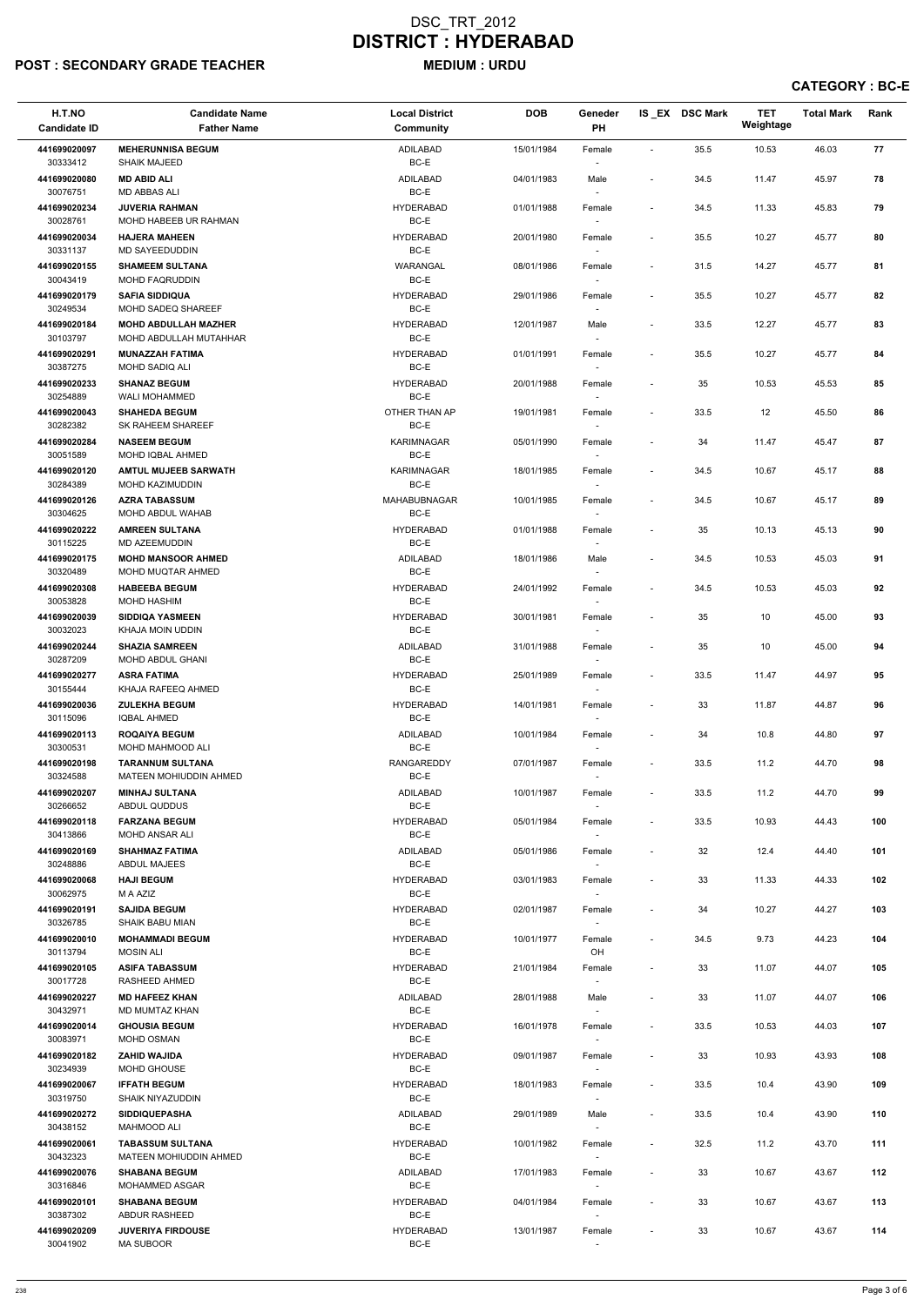# DSC_TRT_2012
# DISTRICT : HYDERABAD

**POST : SECONDARY GRADE TEACHER** **MEDIUM : URDU**

**CATEGORY : BC-E**

| H.T.NO<br>Candidate ID | Candidate Name<br>Father Name | Local District<br>Community | DOB | Geneder<br>PH | IS_EX | DSC Mark | TET Weightage | Total Mark | Rank |
|---|---|---|---|---|---|---|---|---|---|
| 441699020097<br>30333412 | MEHERUNNISA BEGUM<br>SHAIK MAJEED | ADILABAD<br>BC-E | 15/01/1984 | Female<br>- | - | 35.5 | 10.53 | 46.03 | 77 |
| 441699020080<br>30076751 | MD ABID ALI<br>MD ABBAS ALI | ADILABAD<br>BC-E | 04/01/1983 | Male<br>- | - | 34.5 | 11.47 | 45.97 | 78 |
| 441699020234<br>30028761 | JUVERIA RAHMAN<br>MOHD HABEEB UR RAHMAN | HYDERABAD<br>BC-E | 01/01/1988 | Female<br>- | - | 34.5 | 11.33 | 45.83 | 79 |
| 441699020034<br>30331137 | HAJERA MAHEEN<br>MD SAYEEDUDDIN | HYDERABAD<br>BC-E | 20/01/1980 | Female<br>- | - | 35.5 | 10.27 | 45.77 | 80 |
| 441699020155<br>30043419 | SHAMEEM SULTANA<br>MOHD FAQRUDDIN | WARANGAL<br>BC-E | 08/01/1986 | Female<br>- | - | 31.5 | 14.27 | 45.77 | 81 |
| 441699020179<br>30249534 | SAFIA SIDDIQUA<br>MOHD SADEQ SHAREEF | HYDERABAD<br>BC-E | 29/01/1986 | Female<br>- | - | 35.5 | 10.27 | 45.77 | 82 |
| 441699020184<br>30103797 | MOHD ABDULLAH MAZHER<br>MOHD ABDULLAH MUTAHHAR | HYDERABAD<br>BC-E | 12/01/1987 | Male<br>- | - | 33.5 | 12.27 | 45.77 | 83 |
| 441699020291<br>30387275 | MUNAZZAH FATIMA<br>MOHD SADIQ ALI | HYDERABAD<br>BC-E | 01/01/1991 | Female<br>- | - | 35.5 | 10.27 | 45.77 | 84 |
| 441699020233<br>30254889 | SHANAZ BEGUM<br>WALI MOHAMMED | HYDERABAD<br>BC-E | 20/01/1988 | Female<br>- | - | 35 | 10.53 | 45.53 | 85 |
| 441699020043<br>30282382 | SHAHEDA BEGUM<br>SK RAHEEM SHAREEF | OTHER THAN AP<br>BC-E | 19/01/1981 | Female<br>- | - | 33.5 | 12 | 45.50 | 86 |
| 441699020284<br>30051589 | NASEEM BEGUM<br>MOHD IQBAL AHMED | KARIMNAGAR<br>BC-E | 05/01/1990 | Female<br>- | - | 34 | 11.47 | 45.47 | 87 |
| 441699020120<br>30284389 | AMTUL MUJEEB SARWATH<br>MOHD KAZIMUDDIN | KARIMNAGAR<br>BC-E | 18/01/1985 | Female<br>- | - | 34.5 | 10.67 | 45.17 | 88 |
| 441699020126<br>30304625 | AZRA TABASSUM<br>MOHD ABDUL WAHAB | MAHABUBNAGAR<br>BC-E | 10/01/1985 | Female<br>- | - | 34.5 | 10.67 | 45.17 | 89 |
| 441699020222<br>30115225 | AMREEN SULTANA<br>MD AZEEMUDDIN | HYDERABAD<br>BC-E | 01/01/1988 | Female<br>- | - | 35 | 10.13 | 45.13 | 90 |
| 441699020175<br>30320489 | MOHD MANSOOR AHMED<br>MOHD MUQTAR AHMED | ADILABAD<br>BC-E | 18/01/1986 | Male<br>- | - | 34.5 | 10.53 | 45.03 | 91 |
| 441699020308<br>30053828 | HABEEBA BEGUM<br>MOHD HASHIM | HYDERABAD<br>BC-E | 24/01/1992 | Female<br>- | - | 34.5 | 10.53 | 45.03 | 92 |
| 441699020039<br>30032023 | SIDDIQA YASMEEN<br>KHAJA MOIN UDDIN | HYDERABAD<br>BC-E | 30/01/1981 | Female<br>- | - | 35 | 10 | 45.00 | 93 |
| 441699020244<br>30287209 | SHAZIA SAMREEN<br>MOHD ABDUL GHANI | ADILABAD<br>BC-E | 31/01/1988 | Female<br>- | - | 35 | 10 | 45.00 | 94 |
| 441699020277<br>30155444 | ASRA FATIMA<br>KHAJA RAFEEQ AHMED | HYDERABAD<br>BC-E | 25/01/1989 | Female<br>- | - | 33.5 | 11.47 | 44.97 | 95 |
| 441699020036<br>30115096 | ZULEKHA BEGUM<br>IQBAL AHMED | HYDERABAD<br>BC-E | 14/01/1981 | Female<br>- | - | 33 | 11.87 | 44.87 | 96 |
| 441699020113<br>30300531 | ROQAIYA BEGUM<br>MOHD MAHMOOD ALI | ADILABAD<br>BC-E | 10/01/1984 | Female<br>- | - | 34 | 10.8 | 44.80 | 97 |
| 441699020198<br>30324588 | TARANNUM SULTANA<br>MATEEN MOHIUDDIN AHMED | RANGAREDDY<br>BC-E | 07/01/1987 | Female<br>- | - | 33.5 | 11.2 | 44.70 | 98 |
| 441699020207<br>30266652 | MINHAJ SULTANA<br>ABDUL QUDDUS | ADILABAD<br>BC-E | 10/01/1987 | Female<br>- | - | 33.5 | 11.2 | 44.70 | 99 |
| 441699020118<br>30413866 | FARZANA BEGUM<br>MOHD ANSAR ALI | HYDERABAD<br>BC-E | 05/01/1984 | Female<br>- | - | 33.5 | 10.93 | 44.43 | 100 |
| 441699020169<br>30248886 | SHAHMAZ FATIMA<br>ABDUL MAJEES | ADILABAD<br>BC-E | 05/01/1986 | Female<br>- | - | 32 | 12.4 | 44.40 | 101 |
| 441699020068<br>30062975 | HAJI BEGUM<br>M A AZIZ | HYDERABAD<br>BC-E | 03/01/1983 | Female<br>- | - | 33 | 11.33 | 44.33 | 102 |
| 441699020191<br>30326785 | SAJIDA BEGUM<br>SHAIK BABU MIAN | HYDERABAD<br>BC-E | 02/01/1987 | Female<br>- | - | 34 | 10.27 | 44.27 | 103 |
| 441699020010<br>30113794 | MOHAMMADI BEGUM<br>MOSIN ALI | HYDERABAD<br>BC-E | 10/01/1977 | Female<br>OH | - | 34.5 | 9.73 | 44.23 | 104 |
| 441699020105<br>30017728 | ASIFA TABASSUM<br>RASHEED AHMED | HYDERABAD<br>BC-E | 21/01/1984 | Female<br>- | - | 33 | 11.07 | 44.07 | 105 |
| 441699020227<br>30432971 | MD HAFEEZ KHAN<br>MD MUMTAZ KHAN | ADILABAD<br>BC-E | 28/01/1988 | Male<br>- | - | 33 | 11.07 | 44.07 | 106 |
| 441699020014<br>30083971 | GHOUSIA BEGUM<br>MOHD OSMAN | HYDERABAD<br>BC-E | 16/01/1978 | Female<br>- | - | 33.5 | 10.53 | 44.03 | 107 |
| 441699020182<br>30234939 | ZAHID WAJIDA<br>MOHD GHOUSE | HYDERABAD<br>BC-E | 09/01/1987 | Female<br>- | - | 33 | 10.93 | 43.93 | 108 |
| 441699020067<br>30319750 | IFFATH BEGUM<br>SHAIK NIYAZUDDIN | HYDERABAD<br>BC-E | 18/01/1983 | Female<br>- | - | 33.5 | 10.4 | 43.90 | 109 |
| 441699020272<br>30438152 | SIDDIQUEPASHA<br>MAHMOOD ALI | ADILABAD<br>BC-E | 29/01/1989 | Male<br>- | - | 33.5 | 10.4 | 43.90 | 110 |
| 441699020061<br>30432323 | TABASSUM SULTANA<br>MATEEN MOHIUDDIN AHMED | HYDERABAD<br>BC-E | 10/01/1982 | Female<br>- | - | 32.5 | 11.2 | 43.70 | 111 |
| 441699020076<br>30316846 | SHABANA BEGUM<br>MOHAMMED ASGAR | ADILABAD<br>BC-E | 17/01/1983 | Female<br>- | - | 33 | 10.67 | 43.67 | 112 |
| 441699020101<br>30387302 | SHABANA BEGUM<br>ABDUR RASHEED | HYDERABAD<br>BC-E | 04/01/1984 | Female<br>- | - | 33 | 10.67 | 43.67 | 113 |
| 441699020209<br>30041902 | JUVERIYA FIRDOUSE<br>MA SUBOOR | HYDERABAD<br>BC-E | 13/01/1987 | Female<br>- | - | 33 | 10.67 | 43.67 | 114 |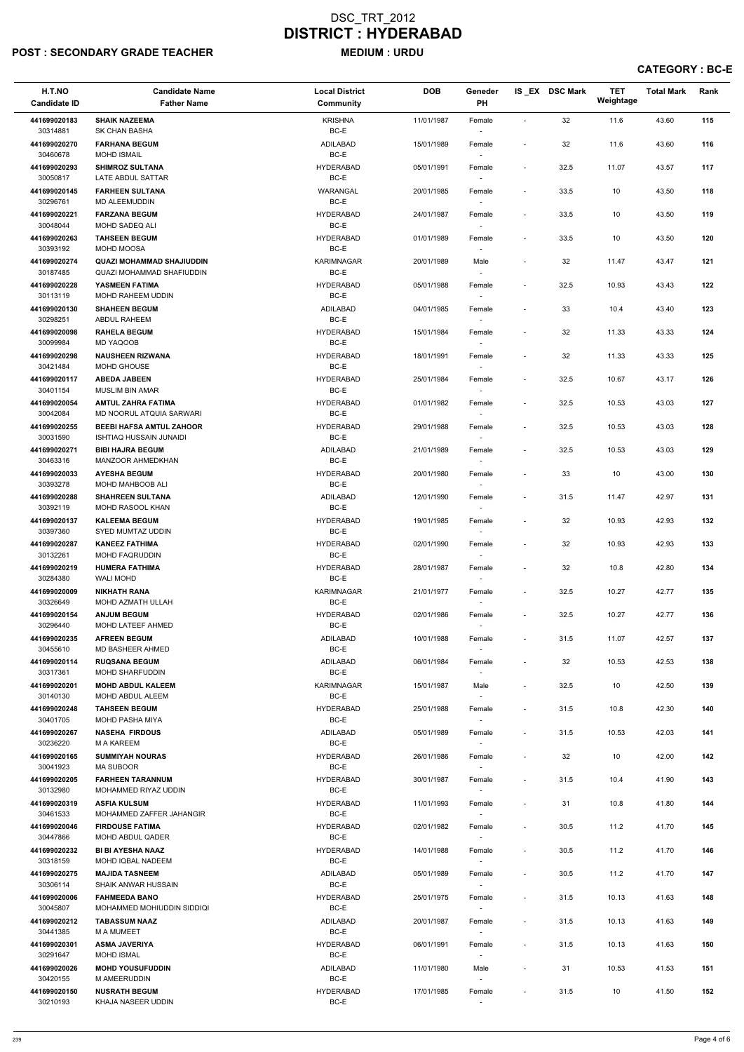# DSC_TRT_2012
# DISTRICT : HYDERABAD

**POST : SECONDARY GRADE TEACHER** **MEDIUM : URDU**

**CATEGORY : BC-E**

| H.T.NO<br>Candidate ID | Candidate Name<br>Father Name | Local District<br>Community | DOB | Geneder<br>PH | IS _EX | DSC Mark | TET Weightage | Total Mark | Rank |
|---|---|---|---|---|---|---|---|---|---|
| 441699020183<br>30314881 | SHAIK NAZEEMA<br>SK CHAN BASHA | KRISHNA<br>BC-E | 11/01/1987 | Female<br>- | - | 32 | 11.6 | 43.60 | 115 |
| 441699020270<br>30460678 | FARHANA BEGUM<br>MOHD ISMAIL | ADILABAD<br>BC-E | 15/01/1989 | Female<br>- | - | 32 | 11.6 | 43.60 | 116 |
| 441699020293<br>30050817 | SHIMROZ SULTANA<br>LATE ABDUL SATTAR | HYDERABAD<br>BC-E | 05/01/1991 | Female<br>- | - | 32.5 | 11.07 | 43.57 | 117 |
| 441699020145<br>30296761 | FARHEEN SULTANA<br>MD ALEEMUDDIN | WARANGAL<br>BC-E | 20/01/1985 | Female<br>- | - | 33.5 | 10 | 43.50 | 118 |
| 441699020221<br>30048044 | FARZANA BEGUM<br>MOHD SADEQ ALI | HYDERABAD<br>BC-E | 24/01/1987 | Female<br>- | - | 33.5 | 10 | 43.50 | 119 |
| 441699020263<br>30393192 | TAHSEEN BEGUM<br>MOHD MOOSA | HYDERABAD<br>BC-E | 01/01/1989 | Female<br>- | - | 33.5 | 10 | 43.50 | 120 |
| 441699020274<br>30187485 | QUAZI MOHAMMAD SHAJIUDDIN<br>QUAZI MOHAMMAD SHAFIUDDIN | KARIMNAGAR<br>BC-E | 20/01/1989 | Male<br>- | - | 32 | 11.47 | 43.47 | 121 |
| 441699020228<br>30113119 | YASMEEN FATIMA<br>MOHD RAHEEM UDDIN | HYDERABAD<br>BC-E | 05/01/1988 | Female<br>- | - | 32.5 | 10.93 | 43.43 | 122 |
| 441699020130<br>30298251 | SHAHEEN BEGUM<br>ABDUL RAHEEM | ADILABAD<br>BC-E | 04/01/1985 | Female<br>- | - | 33 | 10.4 | 43.40 | 123 |
| 441699020098<br>30099984 | RAHELA BEGUM<br>MD YAQOOB | HYDERABAD<br>BC-E | 15/01/1984 | Female<br>- | - | 32 | 11.33 | 43.33 | 124 |
| 441699020298<br>30421484 | NAUSHEEN RIZWANA<br>MOHD GHOUSE | HYDERABAD<br>BC-E | 18/01/1991 | Female<br>- | - | 32 | 11.33 | 43.33 | 125 |
| 441699020117<br>30401154 | ABEDA JABEEN<br>MUSLIM BIN AMAR | HYDERABAD<br>BC-E | 25/01/1984 | Female<br>- | - | 32.5 | 10.67 | 43.17 | 126 |
| 441699020054<br>30042084 | AMTUL ZAHRA FATIMA<br>MD NOORUL ATQUIA SARWARI | HYDERABAD<br>BC-E | 01/01/1982 | Female<br>- | - | 32.5 | 10.53 | 43.03 | 127 |
| 441699020255<br>30031590 | BEEBI HAFSA AMTUL ZAHOOR<br>ISHTIAQ HUSSAIN JUNAIDI | HYDERABAD<br>BC-E | 29/01/1988 | Female<br>- | - | 32.5 | 10.53 | 43.03 | 128 |
| 441699020271<br>30463316 | BIBI HAJRA BEGUM<br>MANZOOR AHMEDKHAN | ADILABAD<br>BC-E | 21/01/1989 | Female<br>- | - | 32.5 | 10.53 | 43.03 | 129 |
| 441699020033<br>30393278 | AYESHA BEGUM<br>MOHD MAHBOOB ALI | HYDERABAD<br>BC-E | 20/01/1980 | Female<br>- | - | 33 | 10 | 43.00 | 130 |
| 441699020288<br>30392119 | SHAHREEN SULTANA<br>MOHD RASOOL KHAN | ADILABAD<br>BC-E | 12/01/1990 | Female<br>- | - | 31.5 | 11.47 | 42.97 | 131 |
| 441699020137<br>30397360 | KALEEMA BEGUM<br>SYED MUMTAZ UDDIN | HYDERABAD<br>BC-E | 19/01/1985 | Female<br>- | - | 32 | 10.93 | 42.93 | 132 |
| 441699020287<br>30132261 | KANEEZ FATHIMA<br>MOHD FAQRUDDIN | HYDERABAD<br>BC-E | 02/01/1990 | Female<br>- | - | 32 | 10.93 | 42.93 | 133 |
| 441699020219<br>30284380 | HUMERA FATHIMA<br>WALI MOHD | HYDERABAD<br>BC-E | 28/01/1987 | Female<br>- | - | 32 | 10.8 | 42.80 | 134 |
| 441699020009<br>30326649 | NIKHATH RANA<br>MOHD AZMATH ULLAH | KARIMNAGAR<br>BC-E | 21/01/1977 | Female<br>- | - | 32.5 | 10.27 | 42.77 | 135 |
| 441699020154<br>30296440 | ANJUM BEGUM<br>MOHD LATEEF AHMED | HYDERABAD<br>BC-E | 02/01/1986 | Female<br>- | - | 32.5 | 10.27 | 42.77 | 136 |
| 441699020235<br>30455610 | AFREEN BEGUM<br>MD BASHEER AHMED | ADILABAD<br>BC-E | 10/01/1988 | Female<br>- | - | 31.5 | 11.07 | 42.57 | 137 |
| 441699020114<br>30317361 | RUQSANA BEGUM<br>MOHD SHARFUDDIN | ADILABAD<br>BC-E | 06/01/1984 | Female<br>- | - | 32 | 10.53 | 42.53 | 138 |
| 441699020201<br>30140130 | MOHD ABDUL KALEEM<br>MOHD ABDUL ALEEM | KARIMNAGAR<br>BC-E | 15/01/1987 | Male<br>- | - | 32.5 | 10 | 42.50 | 139 |
| 441699020248<br>30401705 | TAHSEEN BEGUM<br>MOHD PASHA MIYA | HYDERABAD<br>BC-E | 25/01/1988 | Female<br>- | - | 31.5 | 10.8 | 42.30 | 140 |
| 441699020267<br>30236220 | NASEHA FIRDOUS<br>M A KAREEM | ADILABAD<br>BC-E | 05/01/1989 | Female<br>- | - | 31.5 | 10.53 | 42.03 | 141 |
| 441699020165<br>30041923 | SUMMIYAH NOURAS<br>MA SUBOOR | HYDERABAD<br>BC-E | 26/01/1986 | Female<br>- | - | 32 | 10 | 42.00 | 142 |
| 441699020205<br>30132980 | FARHEEN TARANNUM<br>MOHAMMED RIYAZ UDDIN | HYDERABAD<br>BC-E | 30/01/1987 | Female<br>- | - | 31.5 | 10.4 | 41.90 | 143 |
| 441699020319<br>30461533 | ASFIA KULSUM<br>MOHAMMED ZAFFER JAHANGIR | HYDERABAD<br>BC-E | 11/01/1993 | Female<br>- | - | 31 | 10.8 | 41.80 | 144 |
| 441699020046<br>30447866 | FIRDOUSE FATIMA<br>MOHD ABDUL QADER | HYDERABAD<br>BC-E | 02/01/1982 | Female<br>- | - | 30.5 | 11.2 | 41.70 | 145 |
| 441699020232<br>30318159 | BI BI AYESHA NAAZ<br>MOHD IQBAL NADEEM | HYDERABAD<br>BC-E | 14/01/1988 | Female<br>- | - | 30.5 | 11.2 | 41.70 | 146 |
| 441699020275<br>30306114 | MAJIDA TASNEEM<br>SHAIK ANWAR HUSSAIN | ADILABAD<br>BC-E | 05/01/1989 | Female<br>- | - | 30.5 | 11.2 | 41.70 | 147 |
| 441699020006<br>30045807 | FAHMEEDA BANO<br>MOHAMMED MOHIUDDIN SIDDIQI | HYDERABAD<br>BC-E | 25/01/1975 | Female<br>- | - | 31.5 | 10.13 | 41.63 | 148 |
| 441699020212<br>30441385 | TABASSUM NAAZ<br>M A MUMEET | ADILABAD<br>BC-E | 20/01/1987 | Female<br>- | - | 31.5 | 10.13 | 41.63 | 149 |
| 441699020301<br>30291647 | ASMA JAVERIYA<br>MOHD ISMAL | HYDERABAD<br>BC-E | 06/01/1991 | Female<br>- | - | 31.5 | 10.13 | 41.63 | 150 |
| 441699020026<br>30420155 | MOHD YOUSUFUDDIN<br>M AMEERUDDIN | ADILABAD<br>BC-E | 11/01/1980 | Male<br>- | - | 31 | 10.53 | 41.53 | 151 |
| 441699020150<br>30210193 | NUSRATH BEGUM<br>KHAJA NASEER UDDIN | HYDERABAD<br>BC-E | 17/01/1985 | Female<br>- | - | 31.5 | 10 | 41.50 | 152 |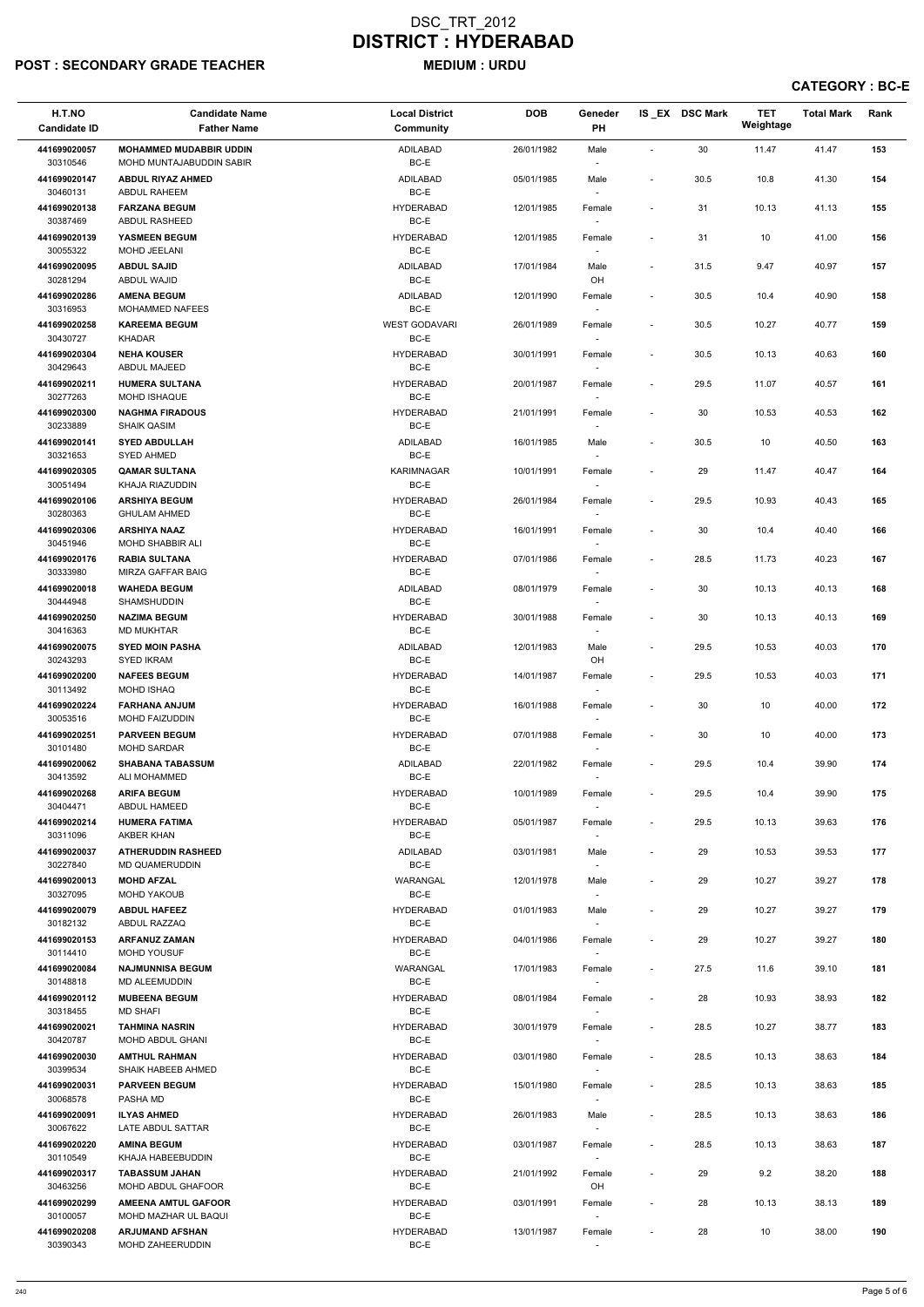# DSC_TRT_2012
# DISTRICT : HYDERABAD

**POST : SECONDARY GRADE TEACHER** **MEDIUM : URDU**

**CATEGORY : BC-E**

| H.T.NO / Candidate ID | Candidate Name / Father Name | Local District / Community | DOB | Geneder / PH | IS_EX | DSC Mark | TET Weightage | Total Mark | Rank |
|---|---|---|---|---|---|---|---|---|---|
| 441699020057 / 30310546 | MOHAMMED MUDABBIR UDDIN / MOHD MUNTAJABUDDIN SABIR | ADILABAD / BC-E | 26/01/1982 | Male / - | - | 30 | 11.47 | 41.47 | 153 |
| 441699020147 / 30460131 | ABDUL RIYAZ AHMED / ABDUL RAHEEM | ADILABAD / BC-E | 05/01/1985 | Male / - | - | 30.5 | 10.8 | 41.30 | 154 |
| 441699020138 / 30387469 | FARZANA BEGUM / ABDUL RASHEED | HYDERABAD / BC-E | 12/01/1985 | Female / - | - | 31 | 10.13 | 41.13 | 155 |
| 441699020139 / 30055322 | YASMEEN BEGUM / MOHD JEELANI | HYDERABAD / BC-E | 12/01/1985 | Female / - | - | 31 | 10 | 41.00 | 156 |
| 441699020095 / 30281294 | ABDUL SAJID / ABDUL WAJID | ADILABAD / BC-E | 17/01/1984 | Male / OH | - | 31.5 | 9.47 | 40.97 | 157 |
| 441699020286 / 30316953 | AMENA BEGUM / MOHAMMED NAFEES | ADILABAD / BC-E | 12/01/1990 | Female / - | - | 30.5 | 10.4 | 40.90 | 158 |
| 441699020258 / 30430727 | KAREEMA BEGUM / KHADAR | WEST GODAVARI / BC-E | 26/01/1989 | Female / - | - | 30.5 | 10.27 | 40.77 | 159 |
| 441699020304 / 30429643 | NEHA KOUSER / ABDUL MAJEED | HYDERABAD / BC-E | 30/01/1991 | Female / - | - | 30.5 | 10.13 | 40.63 | 160 |
| 441699020211 / 30277263 | HUMERA SULTANA / MOHD ISHAQUE | HYDERABAD / BC-E | 20/01/1987 | Female / - | - | 29.5 | 11.07 | 40.57 | 161 |
| 441699020300 / 30233889 | NAGHMA FIRADOUS / SHAIK QASIM | HYDERABAD / BC-E | 21/01/1991 | Female / - | - | 30 | 10.53 | 40.53 | 162 |
| 441699020141 / 30321653 | SYED ABDULLAH / SYED AHMED | ADILABAD / BC-E | 16/01/1985 | Male / - | - | 30.5 | 10 | 40.50 | 163 |
| 441699020305 / 30051494 | QAMAR SULTANA / KHAJA RIAZUDDIN | KARIMNAGAR / BC-E | 10/01/1991 | Female / - | - | 29 | 11.47 | 40.47 | 164 |
| 441699020106 / 30280363 | ARSHIYA BEGUM / GHULAM AHMED | HYDERABAD / BC-E | 26/01/1984 | Female / - | - | 29.5 | 10.93 | 40.43 | 165 |
| 441699020306 / 30451946 | ARSHIYA NAAZ / MOHD SHABBIR ALI | HYDERABAD / BC-E | 16/01/1991 | Female / - | - | 30 | 10.4 | 40.40 | 166 |
| 441699020176 / 30333980 | RABIA SULTANA / MIRZA GAFFAR BAIG | HYDERABAD / BC-E | 07/01/1986 | Female / - | - | 28.5 | 11.73 | 40.23 | 167 |
| 441699020018 / 30444948 | WAHEDA BEGUM / SHAMSHUDDIN | ADILABAD / BC-E | 08/01/1979 | Female / - | - | 30 | 10.13 | 40.13 | 168 |
| 441699020250 / 30416363 | NAZIMA BEGUM / MD MUKHTAR | HYDERABAD / BC-E | 30/01/1988 | Female / - | - | 30 | 10.13 | 40.13 | 169 |
| 441699020075 / 30243293 | SYED MOIN PASHA / SYED IKRAM | ADILABAD / BC-E | 12/01/1983 | Male / OH | - | 29.5 | 10.53 | 40.03 | 170 |
| 441699020200 / 30113492 | NAFEES BEGUM / MOHD ISHAQ | HYDERABAD / BC-E | 14/01/1987 | Female / - | - | 29.5 | 10.53 | 40.03 | 171 |
| 441699020224 / 30053516 | FARHANA ANJUM / MOHD FAIZUDDIN | HYDERABAD / BC-E | 16/01/1988 | Female / - | - | 30 | 10 | 40.00 | 172 |
| 441699020251 / 30101480 | PARVEEN BEGUM / MOHD SARDAR | HYDERABAD / BC-E | 07/01/1988 | Female / - | - | 30 | 10 | 40.00 | 173 |
| 441699020062 / 30413592 | SHABANA TABASSUM / ALI MOHAMMED | ADILABAD / BC-E | 22/01/1982 | Female / - | - | 29.5 | 10.4 | 39.90 | 174 |
| 441699020268 / 30404471 | ARIFA BEGUM / ABDUL HAMEED | HYDERABAD / BC-E | 10/01/1989 | Female / - | - | 29.5 | 10.4 | 39.90 | 175 |
| 441699020214 / 30311096 | HUMERA FATIMA / AKBER KHAN | HYDERABAD / BC-E | 05/01/1987 | Female / - | - | 29.5 | 10.13 | 39.63 | 176 |
| 441699020037 / 30227840 | ATHERUDDIN RASHEED / MD QUAMERUDDIN | ADILABAD / BC-E | 03/01/1981 | Male / - | - | 29 | 10.53 | 39.53 | 177 |
| 441699020013 / 30327095 | MOHD AFZAL / MOHD YAKOUB | WARANGAL / BC-E | 12/01/1978 | Male / - | - | 29 | 10.27 | 39.27 | 178 |
| 441699020079 / 30182132 | ABDUL HAFEEZ / ABDUL RAZZAQ | HYDERABAD / BC-E | 01/01/1983 | Male / - | - | 29 | 10.27 | 39.27 | 179 |
| 441699020153 / 30114410 | ARFANUZ ZAMAN / MOHD YOUSUF | HYDERABAD / BC-E | 04/01/1986 | Female / - | - | 29 | 10.27 | 39.27 | 180 |
| 441699020084 / 30148818 | NAJMUNNISA BEGUM / MD ALEEMUDDIN | WARANGAL / BC-E | 17/01/1983 | Female / - | - | 27.5 | 11.6 | 39.10 | 181 |
| 441699020112 / 30318455 | MUBEENA BEGUM / MD SHAFI | HYDERABAD / BC-E | 08/01/1984 | Female / - | - | 28 | 10.93 | 38.93 | 182 |
| 441699020021 / 30420787 | TAHMINA NASRIN / MOHD ABDUL GHANI | HYDERABAD / BC-E | 30/01/1979 | Female / - | - | 28.5 | 10.27 | 38.77 | 183 |
| 441699020030 / 30399534 | AMTHUL RAHMAN / SHAIK HABEEB AHMED | HYDERABAD / BC-E | 03/01/1980 | Female / - | - | 28.5 | 10.13 | 38.63 | 184 |
| 441699020031 / 30068578 | PARVEEN BEGUM / PASHA MD | HYDERABAD / BC-E | 15/01/1980 | Female / - | - | 28.5 | 10.13 | 38.63 | 185 |
| 441699020091 / 30067622 | ILYAS AHMED / LATE ABDUL SATTAR | HYDERABAD / BC-E | 26/01/1983 | Male / - | - | 28.5 | 10.13 | 38.63 | 186 |
| 441699020220 / 30110549 | AMINA BEGUM / KHAJA HABEEBUDDIN | HYDERABAD / BC-E | 03/01/1987 | Female / - | - | 28.5 | 10.13 | 38.63 | 187 |
| 441699020317 / 30463256 | TABASSUM JAHAN / MOHD ABDUL GHAFOOR | HYDERABAD / BC-E | 21/01/1992 | Female / OH | - | 29 | 9.2 | 38.20 | 188 |
| 441699020299 / 30100057 | AMEENA AMTUL GAFOOR / MOHD MAZHAR UL BAQUI | HYDERABAD / BC-E | 03/01/1991 | Female / - | - | 28 | 10.13 | 38.13 | 189 |
| 441699020208 / 30390343 | ARJUMAND AFSHAN / MOHD ZAHEERUDDIN | HYDERABAD / BC-E | 13/01/1987 | Female / - | - | 28 | 10 | 38.00 | 190 |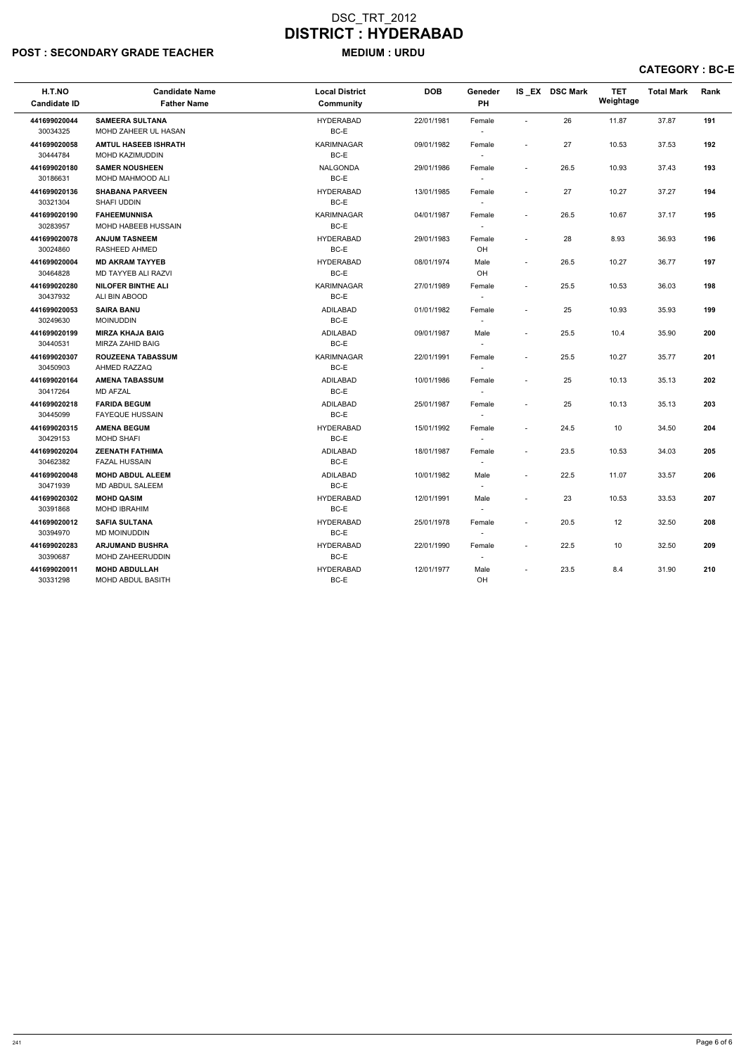# DSC_TRT_2012

# DISTRICT : HYDERABAD

**POST : SECONDARY GRADE TEACHER** **MEDIUM : URDU**

**CATEGORY : BC-E**

| H.T.NO<br>Candidate ID | Candidate Name<br>Father Name | Local District<br>Community | DOB | Geneder<br>PH | IS _EX | DSC Mark | TET Weightage | Total Mark | Rank |
|---|---|---|---|---|---|---|---|---|---|
| **441699020044**<br>30034325 | **SAMEERA SULTANA**<br>MOHD ZAHEER UL HASAN | HYDERABAD<br>BC-E | 22/01/1981 | Female<br>- | - | 26 | 11.87 | 37.87 | **191** |
| **441699020058**<br>30444784 | **AMTUL HASEEB ISHRATH**<br>MOHD KAZIMUDDIN | KARIMNAGAR<br>BC-E | 09/01/1982 | Female<br>- | - | 27 | 10.53 | 37.53 | **192** |
| **441699020180**<br>30186631 | **SAMER NOUSHEEN**<br>MOHD MAHMOOD ALI | NALGONDA<br>BC-E | 29/01/1986 | Female<br>- | - | 26.5 | 10.93 | 37.43 | **193** |
| **441699020136**<br>30321304 | **SHABANA PARVEEN**<br>SHAFI UDDIN | HYDERABAD<br>BC-E | 13/01/1985 | Female<br>- | - | 27 | 10.27 | 37.27 | **194** |
| **441699020190**<br>30283957 | **FAHEEMUNNISA**<br>MOHD HABEEB HUSSAIN | KARIMNAGAR<br>BC-E | 04/01/1987 | Female<br>- | - | 26.5 | 10.67 | 37.17 | **195** |
| **441699020078**<br>30024860 | **ANJUM TASNEEM**<br>RASHEED AHMED | HYDERABAD<br>BC-E | 29/01/1983 | Female<br>OH | - | 28 | 8.93 | 36.93 | **196** |
| **441699020004**<br>30464828 | **MD AKRAM TAYYEB**<br>MD TAYYEB ALI RAZVI | HYDERABAD<br>BC-E | 08/01/1974 | Male<br>OH | - | 26.5 | 10.27 | 36.77 | **197** |
| **441699020280**<br>30437932 | **NILOFER BINTHE ALI**<br>ALI BIN ABOOD | KARIMNAGAR<br>BC-E | 27/01/1989 | Female<br>- | - | 25.5 | 10.53 | 36.03 | **198** |
| **441699020053**<br>30249630 | **SAIRA BANU**<br>MOINUDDIN | ADILABAD<br>BC-E | 01/01/1982 | Female<br>- | - | 25 | 10.93 | 35.93 | **199** |
| **441699020199**<br>30440531 | **MIRZA KHAJA BAIG**<br>MIRZA ZAHID BAIG | ADILABAD<br>BC-E | 09/01/1987 | Male<br>- | - | 25.5 | 10.4 | 35.90 | **200** |
| **441699020307**<br>30450903 | **ROUZEENA TABASSUM**<br>AHMED RAZZAQ | KARIMNAGAR<br>BC-E | 22/01/1991 | Female<br>- | - | 25.5 | 10.27 | 35.77 | **201** |
| **441699020164**<br>30417264 | **AMENA TABASSUM**<br>MD AFZAL | ADILABAD<br>BC-E | 10/01/1986 | Female<br>- | - | 25 | 10.13 | 35.13 | **202** |
| **441699020218**<br>30445099 | **FARIDA BEGUM**<br>FAYEQUE HUSSAIN | ADILABAD<br>BC-E | 25/01/1987 | Female<br>- | - | 25 | 10.13 | 35.13 | **203** |
| **441699020315**<br>30429153 | **AMENA BEGUM**<br>MOHD SHAFI | HYDERABAD<br>BC-E | 15/01/1992 | Female<br>- | - | 24.5 | 10 | 34.50 | **204** |
| **441699020204**<br>30462382 | **ZEENATH FATHIMA**<br>FAZAL HUSSAIN | ADILABAD<br>BC-E | 18/01/1987 | Female<br>- | - | 23.5 | 10.53 | 34.03 | **205** |
| **441699020048**<br>30471939 | **MOHD ABDUL ALEEM**<br>MD ABDUL SALEEM | ADILABAD<br>BC-E | 10/01/1982 | Male<br>- | - | 22.5 | 11.07 | 33.57 | **206** |
| **441699020302**<br>30391868 | **MOHD QASIM**<br>MOHD IBRAHIM | HYDERABAD<br>BC-E | 12/01/1991 | Male<br>- | - | 23 | 10.53 | 33.53 | **207** |
| **441699020012**<br>30394970 | **SAFIA SULTANA**<br>MD MOINUDDIN | HYDERABAD<br>BC-E | 25/01/1978 | Female<br>- | - | 20.5 | 12 | 32.50 | **208** |
| **441699020283**<br>30390687 | **ARJUMAND BUSHRA**<br>MOHD ZAHEERUDDIN | HYDERABAD<br>BC-E | 22/01/1990 | Female<br>- | - | 22.5 | 10 | 32.50 | **209** |
| **441699020011**<br>30331298 | **MOHD ABDULLAH**<br>MOHD ABDUL BASITH | HYDERABAD<br>BC-E | 12/01/1977 | Male<br>OH | - | 23.5 | 8.4 | 31.90 | **210** |